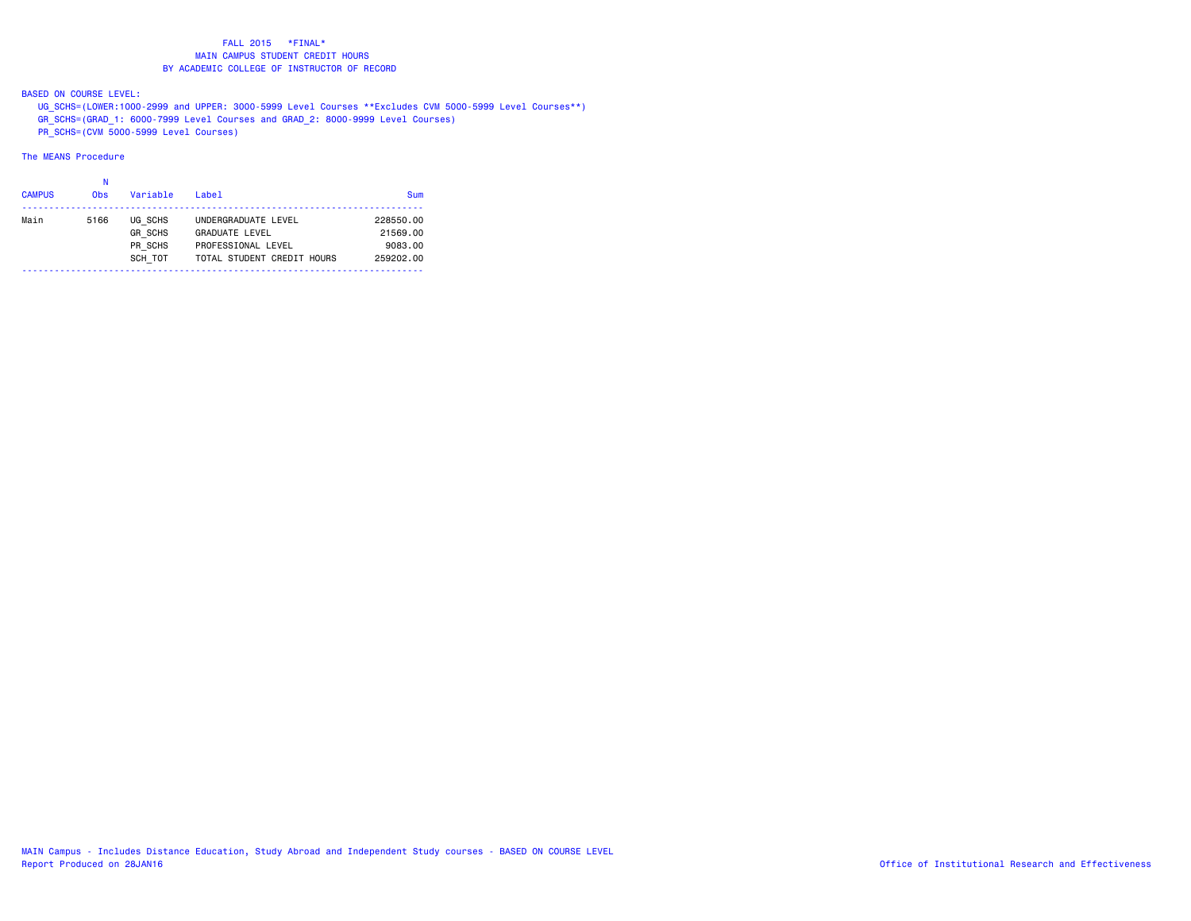# FALL 2015 *FINAL*

## MAIN CAMPUS STUDENT CREDIT HOURS

## BY ACADEMIC COLLEGE OF INSTRUCTOR OF RECORD

BASED ON COURSE LEVEL:

UG_SCHS=(LOWER:1000-2999 and UPPER: 3000-5999 Level Courses **Excludes CVM 5000-5999 Level Courses**)

GR_SCHS=(GRAD_1: 6000-7999 Level Courses and GRAD_2: 8000-9999 Level Courses)

PR_SCHS=(CVM 5000-5999 Level Courses)

The MEANS Procedure

| CAMPUS | N Obs | Variable | Label | Sum |
|---|---|---|---|---|
| Main | 5166 | UG_SCHS | UNDERGRADUATE LEVEL | 228550.00 |
| | | GR_SCHS | GRADUATE LEVEL | 21569.00 |
| | | PR_SCHS | PROFESSIONAL LEVEL | 9083.00 |
| | | SCH_TOT | TOTAL STUDENT CREDIT HOURS | 259202.00 |

MAIN Campus - Includes Distance Education, Study Abroad and Independent Study courses - BASED ON COURSE LEVEL

Report Produced on 28JAN16

Office of Institutional Research and Effectiveness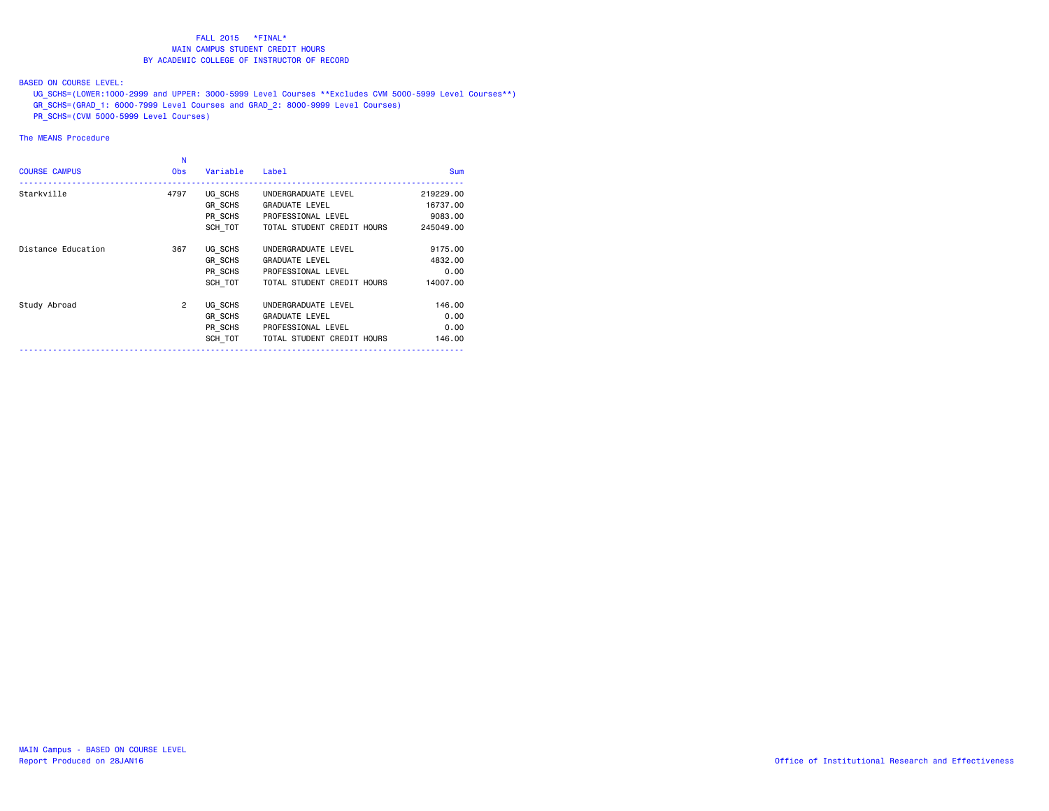# FALL 2015 *FINAL*
## MAIN CAMPUS STUDENT CREDIT HOURS
## BY ACADEMIC COLLEGE OF INSTRUCTOR OF RECORD

BASED ON COURSE LEVEL:

UG_SCHS=(LOWER:1000-2999 and UPPER: 3000-5999 Level Courses **Excludes CVM 5000-5999 Level Courses**)

GR_SCHS=(GRAD_1: 6000-7999 Level Courses and GRAD_2: 8000-9999 Level Courses)

PR_SCHS=(CVM 5000-5999 Level Courses)

The MEANS Procedure

| COURSE CAMPUS | N Obs | Variable | Label | Sum |
|---|---|---|---|---|
| Starkville | 4797 | UG_SCHS | UNDERGRADUATE LEVEL | 219229.00 |
| | | GR_SCHS | GRADUATE LEVEL | 16737.00 |
| | | PR_SCHS | PROFESSIONAL LEVEL | 9083.00 |
| | | SCH_TOT | TOTAL STUDENT CREDIT HOURS | 245049.00 |
| Distance Education | 367 | UG_SCHS | UNDERGRADUATE LEVEL | 9175.00 |
| | | GR_SCHS | GRADUATE LEVEL | 4832.00 |
| | | PR_SCHS | PROFESSIONAL LEVEL | 0.00 |
| | | SCH_TOT | TOTAL STUDENT CREDIT HOURS | 14007.00 |
| Study Abroad | 2 | UG_SCHS | UNDERGRADUATE LEVEL | 146.00 |
| | | GR_SCHS | GRADUATE LEVEL | 0.00 |
| | | PR_SCHS | PROFESSIONAL LEVEL | 0.00 |
| | | SCH_TOT | TOTAL STUDENT CREDIT HOURS | 146.00 |

MAIN Campus - BASED ON COURSE LEVEL
Report Produced on 28JAN16

Office of Institutional Research and Effectiveness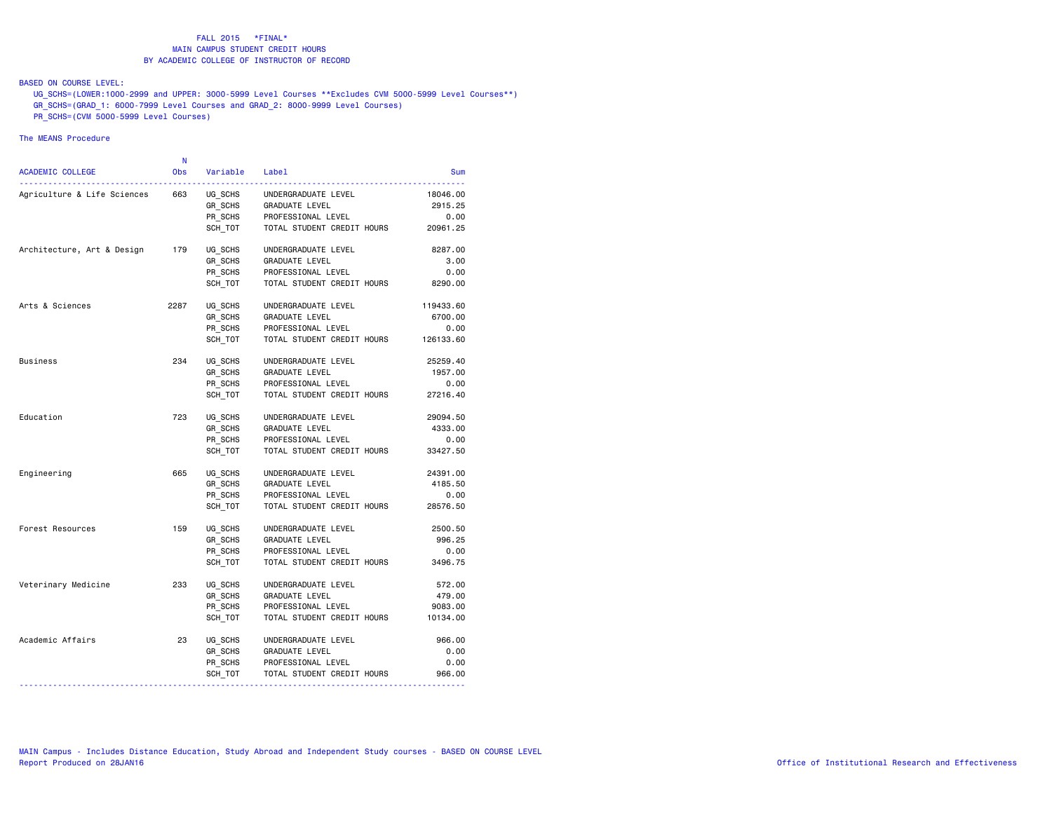FALL 2015 \*FINAL\*
MAIN CAMPUS STUDENT CREDIT HOURS
BY ACADEMIC COLLEGE OF INSTRUCTOR OF RECORD

BASED ON COURSE LEVEL:

UG_SCHS=(LOWER:1000-2999 and UPPER: 3000-5999 Level Courses **Excludes CVM 5000-5999 Level Courses**)
GR_SCHS=(GRAD_1: 6000-7999 Level Courses and GRAD_2: 8000-9999 Level Courses)
PR_SCHS=(CVM 5000-5999 Level Courses)

The MEANS Procedure

| ACADEMIC COLLEGE | N Obs | Variable | Label | Sum |
|---|---|---|---|---|
| Agriculture & Life Sciences | 663 | UG_SCHS | UNDERGRADUATE LEVEL | 18046.00 |
| | | GR_SCHS | GRADUATE LEVEL | 2915.25 |
| | | PR_SCHS | PROFESSIONAL LEVEL | 0.00 |
| | | SCH_TOT | TOTAL STUDENT CREDIT HOURS | 20961.25 |
| Architecture, Art & Design | 179 | UG_SCHS | UNDERGRADUATE LEVEL | 8287.00 |
| | | GR_SCHS | GRADUATE LEVEL | 3.00 |
| | | PR_SCHS | PROFESSIONAL LEVEL | 0.00 |
| | | SCH_TOT | TOTAL STUDENT CREDIT HOURS | 8290.00 |
| Arts & Sciences | 2287 | UG_SCHS | UNDERGRADUATE LEVEL | 119433.60 |
| | | GR_SCHS | GRADUATE LEVEL | 6700.00 |
| | | PR_SCHS | PROFESSIONAL LEVEL | 0.00 |
| | | SCH_TOT | TOTAL STUDENT CREDIT HOURS | 126133.60 |
| Business | 234 | UG_SCHS | UNDERGRADUATE LEVEL | 25259.40 |
| | | GR_SCHS | GRADUATE LEVEL | 1957.00 |
| | | PR_SCHS | PROFESSIONAL LEVEL | 0.00 |
| | | SCH_TOT | TOTAL STUDENT CREDIT HOURS | 27216.40 |
| Education | 723 | UG_SCHS | UNDERGRADUATE LEVEL | 29094.50 |
| | | GR_SCHS | GRADUATE LEVEL | 4333.00 |
| | | PR_SCHS | PROFESSIONAL LEVEL | 0.00 |
| | | SCH_TOT | TOTAL STUDENT CREDIT HOURS | 33427.50 |
| Engineering | 665 | UG_SCHS | UNDERGRADUATE LEVEL | 24391.00 |
| | | GR_SCHS | GRADUATE LEVEL | 4185.50 |
| | | PR_SCHS | PROFESSIONAL LEVEL | 0.00 |
| | | SCH_TOT | TOTAL STUDENT CREDIT HOURS | 28576.50 |
| Forest Resources | 159 | UG_SCHS | UNDERGRADUATE LEVEL | 2500.50 |
| | | GR_SCHS | GRADUATE LEVEL | 996.25 |
| | | PR_SCHS | PROFESSIONAL LEVEL | 0.00 |
| | | SCH_TOT | TOTAL STUDENT CREDIT HOURS | 3496.75 |
| Veterinary Medicine | 233 | UG_SCHS | UNDERGRADUATE LEVEL | 572.00 |
| | | GR_SCHS | GRADUATE LEVEL | 479.00 |
| | | PR_SCHS | PROFESSIONAL LEVEL | 9083.00 |
| | | SCH_TOT | TOTAL STUDENT CREDIT HOURS | 10134.00 |
| Academic Affairs | 23 | UG_SCHS | UNDERGRADUATE LEVEL | 966.00 |
| | | GR_SCHS | GRADUATE LEVEL | 0.00 |
| | | PR_SCHS | PROFESSIONAL LEVEL | 0.00 |
| | | SCH_TOT | TOTAL STUDENT CREDIT HOURS | 966.00 |

MAIN Campus - Includes Distance Education, Study Abroad and Independent Study courses - BASED ON COURSE LEVEL
Report Produced on 28JAN16

Office of Institutional Research and Effectiveness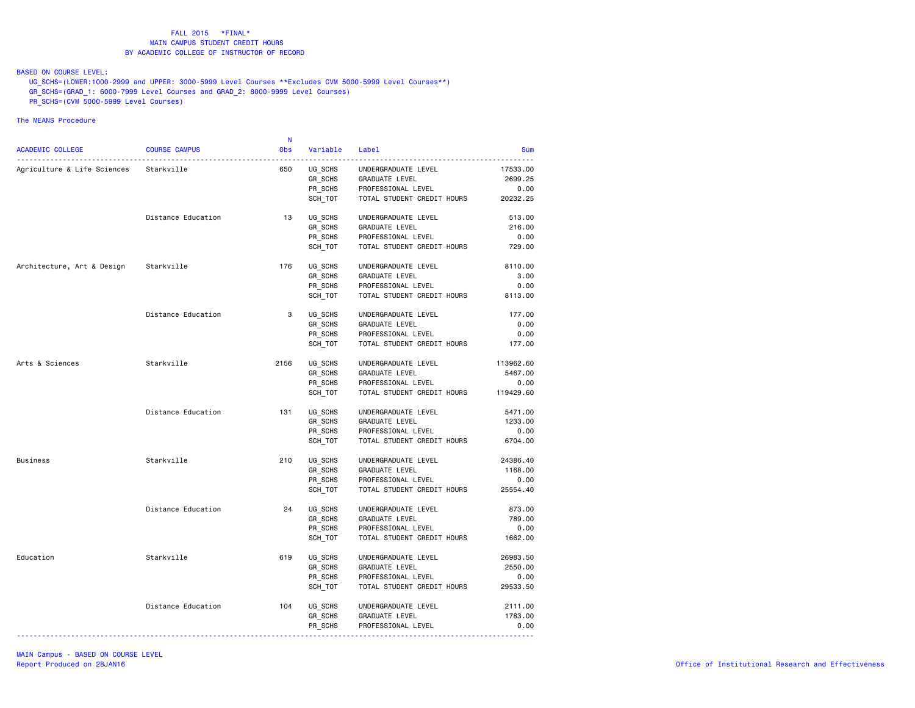FALL 2015 *FINAL*
MAIN CAMPUS STUDENT CREDIT HOURS
BY ACADEMIC COLLEGE OF INSTRUCTOR OF RECORD

BASED ON COURSE LEVEL:
UG_SCHS=(LOWER:1000-2999 and UPPER: 3000-5999 Level Courses **Excludes CVM 5000-5999 Level Courses**)
GR_SCHS=(GRAD_1: 6000-7999 Level Courses and GRAD_2: 8000-9999 Level Courses)
PR_SCHS=(CVM 5000-5999 Level Courses)

The MEANS Procedure

| ACADEMIC COLLEGE | COURSE CAMPUS | N Obs | Variable | Label | Sum |
|---|---|---|---|---|---|
| Agriculture & Life Sciences | Starkville | 650 | UG_SCHS | UNDERGRADUATE LEVEL | 17533.00 |
| | | | GR_SCHS | GRADUATE LEVEL | 2699.25 |
| | | | PR_SCHS | PROFESSIONAL LEVEL | 0.00 |
| | | | SCH_TOT | TOTAL STUDENT CREDIT HOURS | 20232.25 |
| | Distance Education | 13 | UG_SCHS | UNDERGRADUATE LEVEL | 513.00 |
| | | | GR_SCHS | GRADUATE LEVEL | 216.00 |
| | | | PR_SCHS | PROFESSIONAL LEVEL | 0.00 |
| | | | SCH_TOT | TOTAL STUDENT CREDIT HOURS | 729.00 |
| Architecture, Art & Design | Starkville | 176 | UG_SCHS | UNDERGRADUATE LEVEL | 8110.00 |
| | | | GR_SCHS | GRADUATE LEVEL | 3.00 |
| | | | PR_SCHS | PROFESSIONAL LEVEL | 0.00 |
| | | | SCH_TOT | TOTAL STUDENT CREDIT HOURS | 8113.00 |
| | Distance Education | 3 | UG_SCHS | UNDERGRADUATE LEVEL | 177.00 |
| | | | GR_SCHS | GRADUATE LEVEL | 0.00 |
| | | | PR_SCHS | PROFESSIONAL LEVEL | 0.00 |
| | | | SCH_TOT | TOTAL STUDENT CREDIT HOURS | 177.00 |
| Arts & Sciences | Starkville | 2156 | UG_SCHS | UNDERGRADUATE LEVEL | 113962.60 |
| | | | GR_SCHS | GRADUATE LEVEL | 5467.00 |
| | | | PR_SCHS | PROFESSIONAL LEVEL | 0.00 |
| | | | SCH_TOT | TOTAL STUDENT CREDIT HOURS | 119429.60 |
| | Distance Education | 131 | UG_SCHS | UNDERGRADUATE LEVEL | 5471.00 |
| | | | GR_SCHS | GRADUATE LEVEL | 1233.00 |
| | | | PR_SCHS | PROFESSIONAL LEVEL | 0.00 |
| | | | SCH_TOT | TOTAL STUDENT CREDIT HOURS | 6704.00 |
| Business | Starkville | 210 | UG_SCHS | UNDERGRADUATE LEVEL | 24386.40 |
| | | | GR_SCHS | GRADUATE LEVEL | 1168.00 |
| | | | PR_SCHS | PROFESSIONAL LEVEL | 0.00 |
| | | | SCH_TOT | TOTAL STUDENT CREDIT HOURS | 25554.40 |
| | Distance Education | 24 | UG_SCHS | UNDERGRADUATE LEVEL | 873.00 |
| | | | GR_SCHS | GRADUATE LEVEL | 789.00 |
| | | | PR_SCHS | PROFESSIONAL LEVEL | 0.00 |
| | | | SCH_TOT | TOTAL STUDENT CREDIT HOURS | 1662.00 |
| Education | Starkville | 619 | UG_SCHS | UNDERGRADUATE LEVEL | 26983.50 |
| | | | GR_SCHS | GRADUATE LEVEL | 2550.00 |
| | | | PR_SCHS | PROFESSIONAL LEVEL | 0.00 |
| | | | SCH_TOT | TOTAL STUDENT CREDIT HOURS | 29533.50 |
| | Distance Education | 104 | UG_SCHS | UNDERGRADUATE LEVEL | 2111.00 |
| | | | GR_SCHS | GRADUATE LEVEL | 1783.00 |
| | | | PR_SCHS | PROFESSIONAL LEVEL | 0.00 |

MAIN Campus - BASED ON COURSE LEVEL
Report Produced on 28JAN16

Office of Institutional Research and Effectiveness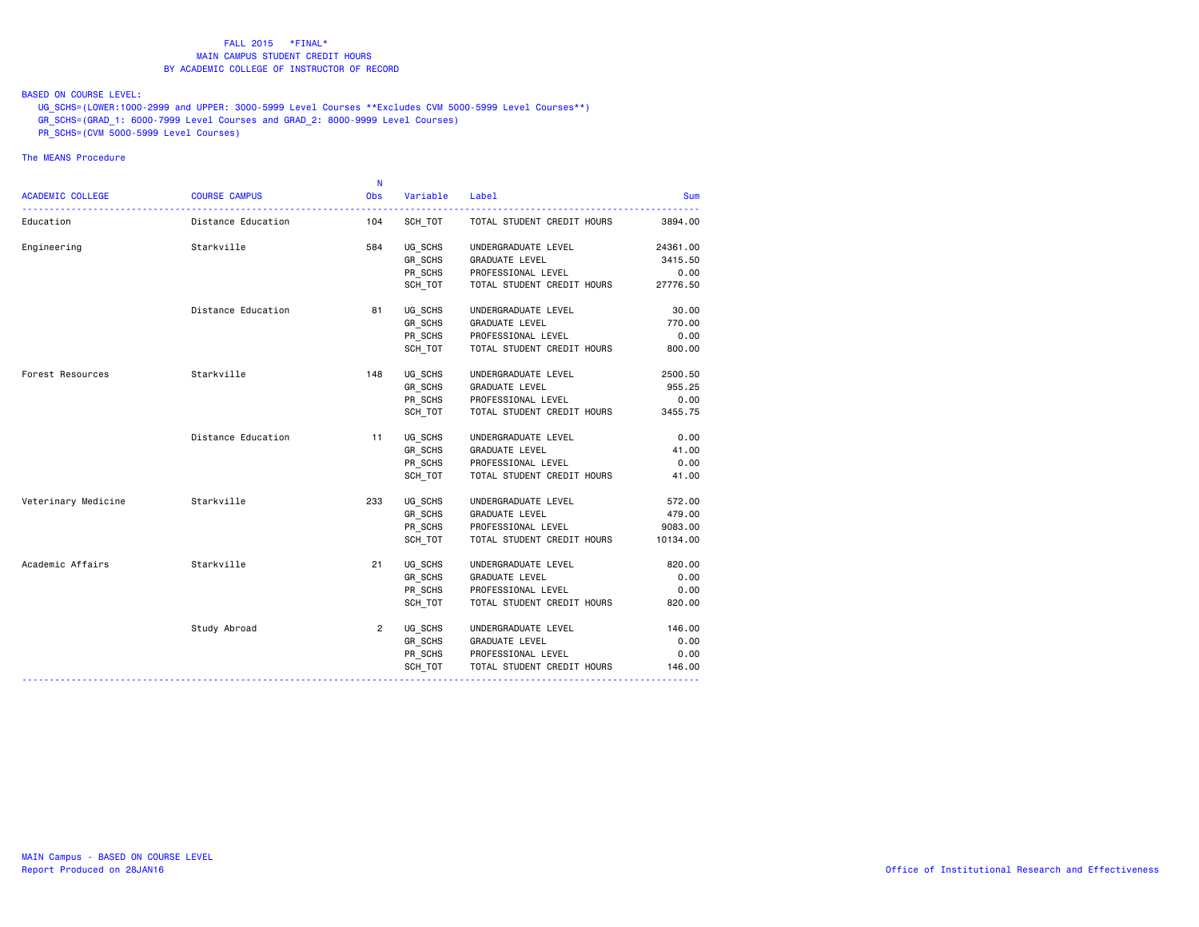FALL 2015 *FINAL*
MAIN CAMPUS STUDENT CREDIT HOURS
BY ACADEMIC COLLEGE OF INSTRUCTOR OF RECORD

BASED ON COURSE LEVEL:
UG_SCHS=(LOWER:1000-2999 and UPPER: 3000-5999 Level Courses **Excludes CVM 5000-5999 Level Courses**)
GR_SCHS=(GRAD_1: 6000-7999 Level Courses and GRAD_2: 8000-9999 Level Courses)
PR_SCHS=(CVM 5000-5999 Level Courses)

The MEANS Procedure

| ACADEMIC COLLEGE | COURSE CAMPUS | N Obs | Variable | Label | Sum |
|---|---|---|---|---|---|
| Education | Distance Education | 104 | SCH_TOT | TOTAL STUDENT CREDIT HOURS | 3894.00 |
| Engineering | Starkville | 584 | UG_SCHS | UNDERGRADUATE LEVEL | 24361.00 |
| | | | GR_SCHS | GRADUATE LEVEL | 3415.50 |
| | | | PR_SCHS | PROFESSIONAL LEVEL | 0.00 |
| | | | SCH_TOT | TOTAL STUDENT CREDIT HOURS | 27776.50 |
| | Distance Education | 81 | UG_SCHS | UNDERGRADUATE LEVEL | 30.00 |
| | | | GR_SCHS | GRADUATE LEVEL | 770.00 |
| | | | PR_SCHS | PROFESSIONAL LEVEL | 0.00 |
| | | | SCH_TOT | TOTAL STUDENT CREDIT HOURS | 800.00 |
| Forest Resources | Starkville | 148 | UG_SCHS | UNDERGRADUATE LEVEL | 2500.50 |
| | | | GR_SCHS | GRADUATE LEVEL | 955.25 |
| | | | PR_SCHS | PROFESSIONAL LEVEL | 0.00 |
| | | | SCH_TOT | TOTAL STUDENT CREDIT HOURS | 3455.75 |
| | Distance Education | 11 | UG_SCHS | UNDERGRADUATE LEVEL | 0.00 |
| | | | GR_SCHS | GRADUATE LEVEL | 41.00 |
| | | | PR_SCHS | PROFESSIONAL LEVEL | 0.00 |
| | | | SCH_TOT | TOTAL STUDENT CREDIT HOURS | 41.00 |
| Veterinary Medicine | Starkville | 233 | UG_SCHS | UNDERGRADUATE LEVEL | 572.00 |
| | | | GR_SCHS | GRADUATE LEVEL | 479.00 |
| | | | PR_SCHS | PROFESSIONAL LEVEL | 9083.00 |
| | | | SCH_TOT | TOTAL STUDENT CREDIT HOURS | 10134.00 |
| Academic Affairs | Starkville | 21 | UG_SCHS | UNDERGRADUATE LEVEL | 820.00 |
| | | | GR_SCHS | GRADUATE LEVEL | 0.00 |
| | | | PR_SCHS | PROFESSIONAL LEVEL | 0.00 |
| | | | SCH_TOT | TOTAL STUDENT CREDIT HOURS | 820.00 |
| | Study Abroad | 2 | UG_SCHS | UNDERGRADUATE LEVEL | 146.00 |
| | | | GR_SCHS | GRADUATE LEVEL | 0.00 |
| | | | PR_SCHS | PROFESSIONAL LEVEL | 0.00 |
| | | | SCH_TOT | TOTAL STUDENT CREDIT HOURS | 146.00 |

MAIN Campus - BASED ON COURSE LEVEL
Report Produced on 28JAN16

Office of Institutional Research and Effectiveness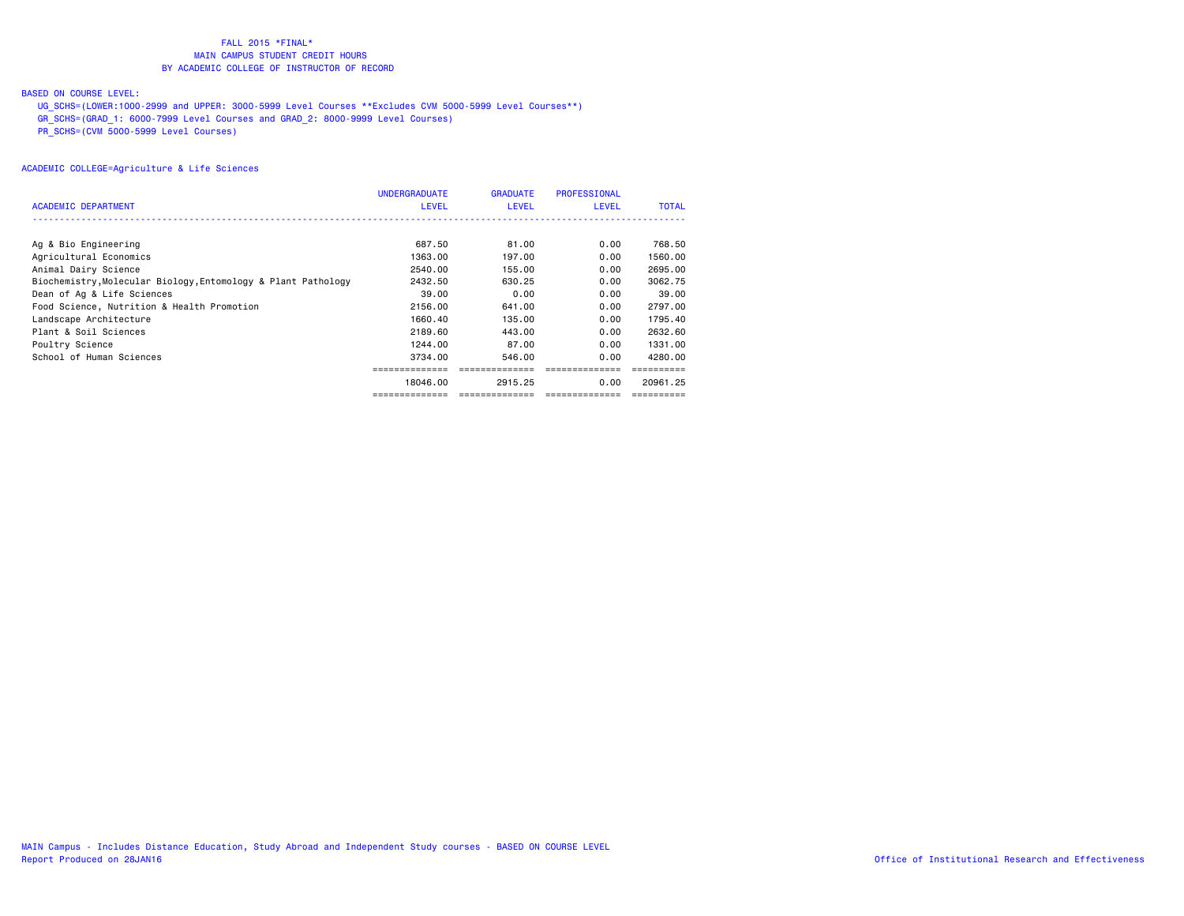# FALL 2015 *FINAL*
## MAIN CAMPUS STUDENT CREDIT HOURS
## BY ACADEMIC COLLEGE OF INSTRUCTOR OF RECORD

BASED ON COURSE LEVEL:

UG_SCHS=(LOWER:1000-2999 and UPPER: 3000-5999 Level Courses **Excludes CVM 5000-5999 Level Courses**)
GR_SCHS=(GRAD_1: 6000-7999 Level Courses and GRAD_2: 8000-9999 Level Courses)
PR_SCHS=(CVM 5000-5999 Level Courses)

ACADEMIC COLLEGE=Agriculture & Life Sciences

| ACADEMIC DEPARTMENT | UNDERGRADUATE LEVEL | GRADUATE LEVEL | PROFESSIONAL LEVEL | TOTAL |
|---|---|---|---|---|
| Ag & Bio Engineering | 687.50 | 81.00 | 0.00 | 768.50 |
| Agricultural Economics | 1363.00 | 197.00 | 0.00 | 1560.00 |
| Animal Dairy Science | 2540.00 | 155.00 | 0.00 | 2695.00 |
| Biochemistry,Molecular Biology,Entomology & Plant Pathology | 2432.50 | 630.25 | 0.00 | 3062.75 |
| Dean of Ag & Life Sciences | 39.00 | 0.00 | 0.00 | 39.00 |
| Food Science, Nutrition & Health Promotion | 2156.00 | 641.00 | 0.00 | 2797.00 |
| Landscape Architecture | 1660.40 | 135.00 | 0.00 | 1795.40 |
| Plant & Soil Sciences | 2189.60 | 443.00 | 0.00 | 2632.60 |
| Poultry Science | 1244.00 | 87.00 | 0.00 | 1331.00 |
| School of Human Sciences | 3734.00 | 546.00 | 0.00 | 4280.00 |
| | 18046.00 | 2915.25 | 0.00 | 20961.25 |

MAIN Campus - Includes Distance Education, Study Abroad and Independent Study courses - BASED ON COURSE LEVEL
Report Produced on 28JAN16

Office of Institutional Research and Effectiveness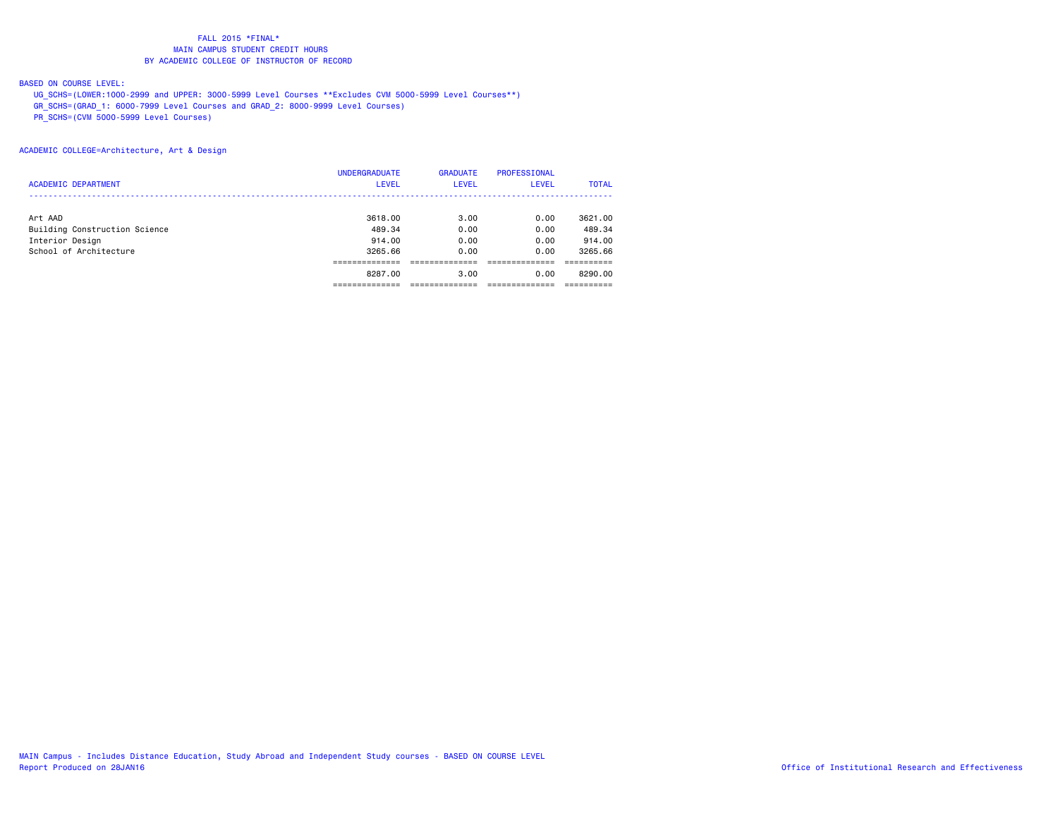FALL 2015 *FINAL*
MAIN CAMPUS STUDENT CREDIT HOURS
BY ACADEMIC COLLEGE OF INSTRUCTOR OF RECORD

BASED ON COURSE LEVEL:
UG_SCHS=(LOWER:1000-2999 and UPPER: 3000-5999 Level Courses **Excludes CVM 5000-5999 Level Courses**)
GR_SCHS=(GRAD_1: 6000-7999 Level Courses and GRAD_2: 8000-9999 Level Courses)
PR_SCHS=(CVM 5000-5999 Level Courses)

ACADEMIC COLLEGE=Architecture, Art & Design

| ACADEMIC DEPARTMENT | UNDERGRADUATE LEVEL | GRADUATE LEVEL | PROFESSIONAL LEVEL | TOTAL |
|---|---|---|---|---|
| Art AAD | 3618.00 | 3.00 | 0.00 | 3621.00 |
| Building Construction Science | 489.34 | 0.00 | 0.00 | 489.34 |
| Interior Design | 914.00 | 0.00 | 0.00 | 914.00 |
| School of Architecture | 3265.66 | 0.00 | 0.00 | 3265.66 |
| | 8287.00 | 3.00 | 0.00 | 8290.00 |

MAIN Campus - Includes Distance Education, Study Abroad and Independent Study courses - BASED ON COURSE LEVEL
Report Produced on 28JAN16
Office of Institutional Research and Effectiveness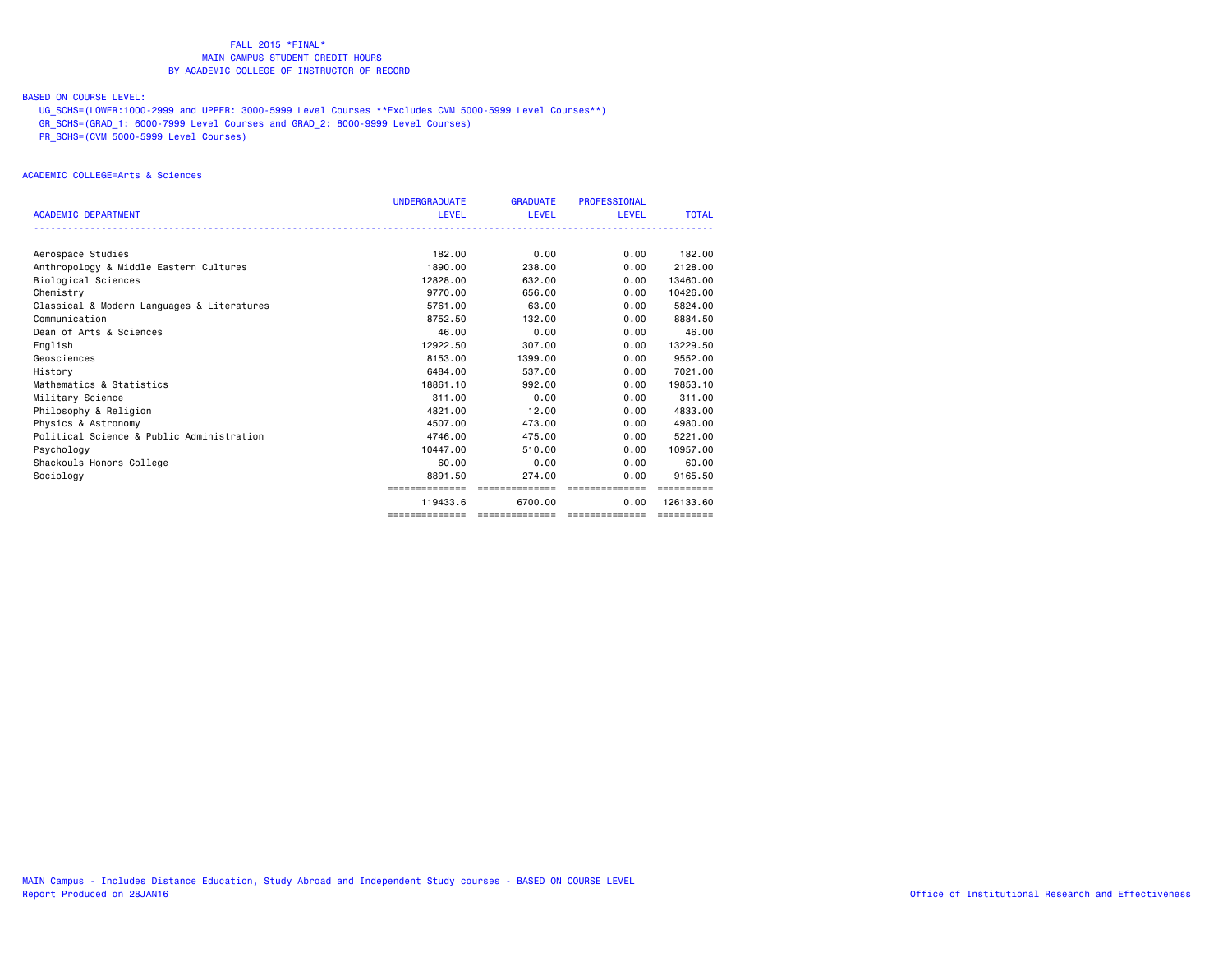# FALL 2015 *FINAL*
## MAIN CAMPUS STUDENT CREDIT HOURS
## BY ACADEMIC COLLEGE OF INSTRUCTOR OF RECORD

BASED ON COURSE LEVEL:

UG_SCHS=(LOWER:1000-2999 and UPPER: 3000-5999 Level Courses **Excludes CVM 5000-5999 Level Courses**)

GR_SCHS=(GRAD_1: 6000-7999 Level Courses and GRAD_2: 8000-9999 Level Courses)

PR_SCHS=(CVM 5000-5999 Level Courses)

ACADEMIC COLLEGE=Arts & Sciences

| ACADEMIC DEPARTMENT | UNDERGRADUATE LEVEL | GRADUATE LEVEL | PROFESSIONAL LEVEL | TOTAL |
|---|---|---|---|---|
| Aerospace Studies | 182.00 | 0.00 | 0.00 | 182.00 |
| Anthropology & Middle Eastern Cultures | 1890.00 | 238.00 | 0.00 | 2128.00 |
| Biological Sciences | 12828.00 | 632.00 | 0.00 | 13460.00 |
| Chemistry | 9770.00 | 656.00 | 0.00 | 10426.00 |
| Classical & Modern Languages & Literatures | 5761.00 | 63.00 | 0.00 | 5824.00 |
| Communication | 8752.50 | 132.00 | 0.00 | 8884.50 |
| Dean of Arts & Sciences | 46.00 | 0.00 | 0.00 | 46.00 |
| English | 12922.50 | 307.00 | 0.00 | 13229.50 |
| Geosciences | 8153.00 | 1399.00 | 0.00 | 9552.00 |
| History | 6484.00 | 537.00 | 0.00 | 7021.00 |
| Mathematics & Statistics | 18861.10 | 992.00 | 0.00 | 19853.10 |
| Military Science | 311.00 | 0.00 | 0.00 | 311.00 |
| Philosophy & Religion | 4821.00 | 12.00 | 0.00 | 4833.00 |
| Physics & Astronomy | 4507.00 | 473.00 | 0.00 | 4980.00 |
| Political Science & Public Administration | 4746.00 | 475.00 | 0.00 | 5221.00 |
| Psychology | 10447.00 | 510.00 | 0.00 | 10957.00 |
| Shackouls Honors College | 60.00 | 0.00 | 0.00 | 60.00 |
| Sociology | 8891.50 | 274.00 | 0.00 | 9165.50 |
| | 119433.6 | 6700.00 | 0.00 | 126133.60 |

MAIN Campus - Includes Distance Education, Study Abroad and Independent Study courses - BASED ON COURSE LEVEL

Report Produced on 28JAN16

Office of Institutional Research and Effectiveness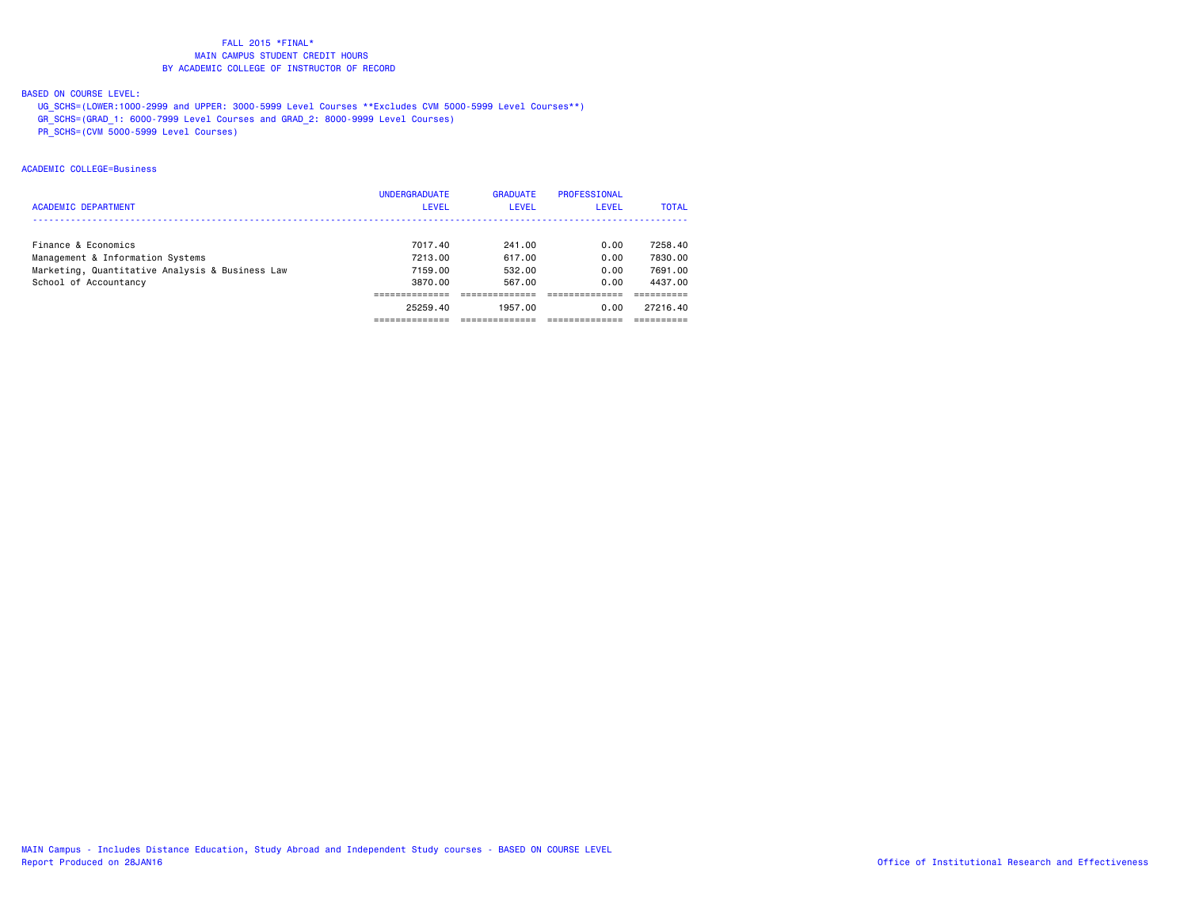FALL 2015 *FINAL*
MAIN CAMPUS STUDENT CREDIT HOURS
BY ACADEMIC COLLEGE OF INSTRUCTOR OF RECORD

BASED ON COURSE LEVEL:

UG_SCHS=(LOWER:1000-2999 and UPPER: 3000-5999 Level Courses **Excludes CVM 5000-5999 Level Courses**)
GR_SCHS=(GRAD_1: 6000-7999 Level Courses and GRAD_2: 8000-9999 Level Courses)
PR_SCHS=(CVM 5000-5999 Level Courses)

ACADEMIC COLLEGE=Business

| ACADEMIC DEPARTMENT | UNDERGRADUATE LEVEL | GRADUATE LEVEL | PROFESSIONAL LEVEL | TOTAL |
|---|---|---|---|---|
| Finance & Economics | 7017.40 | 241.00 | 0.00 | 7258.40 |
| Management & Information Systems | 7213.00 | 617.00 | 0.00 | 7830.00 |
| Marketing, Quantitative Analysis & Business Law | 7159.00 | 532.00 | 0.00 | 7691.00 |
| School of Accountancy | 3870.00 | 567.00 | 0.00 | 4437.00 |
| | 25259.40 | 1957.00 | 0.00 | 27216.40 |

MAIN Campus - Includes Distance Education, Study Abroad and Independent Study courses - BASED ON COURSE LEVEL
Report Produced on 28JAN16
Office of Institutional Research and Effectiveness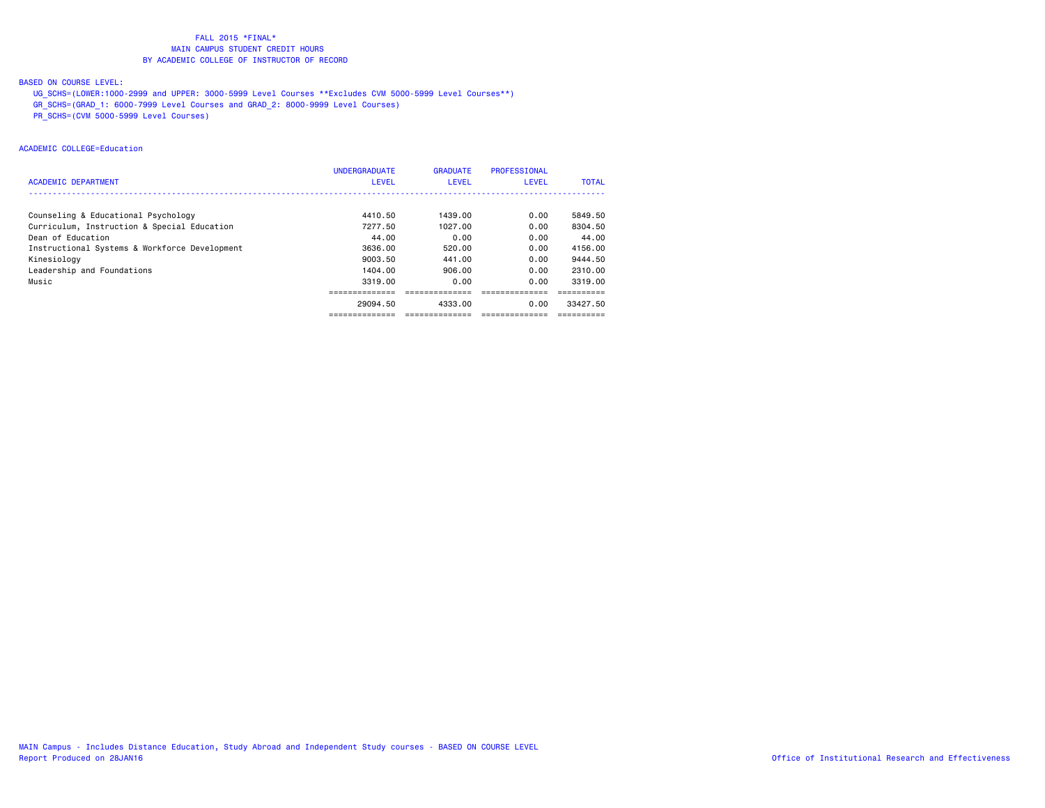FALL 2015 *FINAL*
MAIN CAMPUS STUDENT CREDIT HOURS
BY ACADEMIC COLLEGE OF INSTRUCTOR OF RECORD

BASED ON COURSE LEVEL:
UG_SCHS=(LOWER:1000-2999 and UPPER: 3000-5999 Level Courses **Excludes CVM 5000-5999 Level Courses**)
GR_SCHS=(GRAD_1: 6000-7999 Level Courses and GRAD_2: 8000-9999 Level Courses)
PR_SCHS=(CVM 5000-5999 Level Courses)

ACADEMIC COLLEGE=Education

| ACADEMIC DEPARTMENT | UNDERGRADUATE LEVEL | GRADUATE LEVEL | PROFESSIONAL LEVEL | TOTAL |
|---|---|---|---|---|
| Counseling & Educational Psychology | 4410.50 | 1439.00 | 0.00 | 5849.50 |
| Curriculum, Instruction & Special Education | 7277.50 | 1027.00 | 0.00 | 8304.50 |
| Dean of Education | 44.00 | 0.00 | 0.00 | 44.00 |
| Instructional Systems & Workforce Development | 3636.00 | 520.00 | 0.00 | 4156.00 |
| Kinesiology | 9003.50 | 441.00 | 0.00 | 9444.50 |
| Leadership and Foundations | 1404.00 | 906.00 | 0.00 | 2310.00 |
| Music | 3319.00 | 0.00 | 0.00 | 3319.00 |
| | 29094.50 | 4333.00 | 0.00 | 33427.50 |

MAIN Campus - Includes Distance Education, Study Abroad and Independent Study courses - BASED ON COURSE LEVEL
Report Produced on 28JAN16

Office of Institutional Research and Effectiveness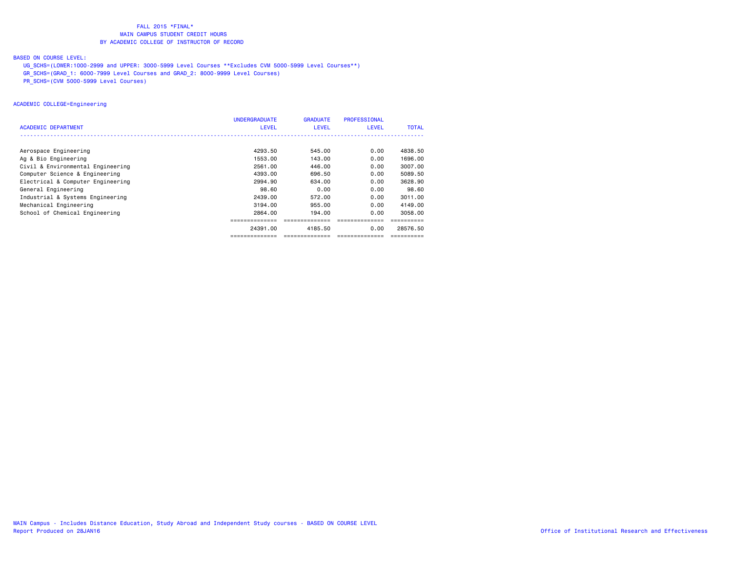FALL 2015 *FINAL*
MAIN CAMPUS STUDENT CREDIT HOURS
BY ACADEMIC COLLEGE OF INSTRUCTOR OF RECORD

BASED ON COURSE LEVEL:
UG_SCHS=(LOWER:1000-2999 and UPPER: 3000-5999 Level Courses **Excludes CVM 5000-5999 Level Courses**)
GR_SCHS=(GRAD_1: 6000-7999 Level Courses and GRAD_2: 8000-9999 Level Courses)
PR_SCHS=(CVM 5000-5999 Level Courses)

ACADEMIC COLLEGE=Engineering

| ACADEMIC DEPARTMENT | UNDERGRADUATE LEVEL | GRADUATE LEVEL | PROFESSIONAL LEVEL | TOTAL |
|---|---|---|---|---|
| Aerospace Engineering | 4293.50 | 545.00 | 0.00 | 4838.50 |
| Ag & Bio Engineering | 1553.00 | 143.00 | 0.00 | 1696.00 |
| Civil & Environmental Engineering | 2561.00 | 446.00 | 0.00 | 3007.00 |
| Computer Science & Engineering | 4393.00 | 696.50 | 0.00 | 5089.50 |
| Electrical & Computer Engineering | 2994.90 | 634.00 | 0.00 | 3628.90 |
| General Engineering | 98.60 | 0.00 | 0.00 | 98.60 |
| Industrial & Systems Engineering | 2439.00 | 572.00 | 0.00 | 3011.00 |
| Mechanical Engineering | 3194.00 | 955.00 | 0.00 | 4149.00 |
| School of Chemical Engineering | 2864.00 | 194.00 | 0.00 | 3058.00 |
| | 24391.00 | 4185.50 | 0.00 | 28576.50 |

MAIN Campus - Includes Distance Education, Study Abroad and Independent Study courses - BASED ON COURSE LEVEL
Report Produced on 28JAN16

Office of Institutional Research and Effectiveness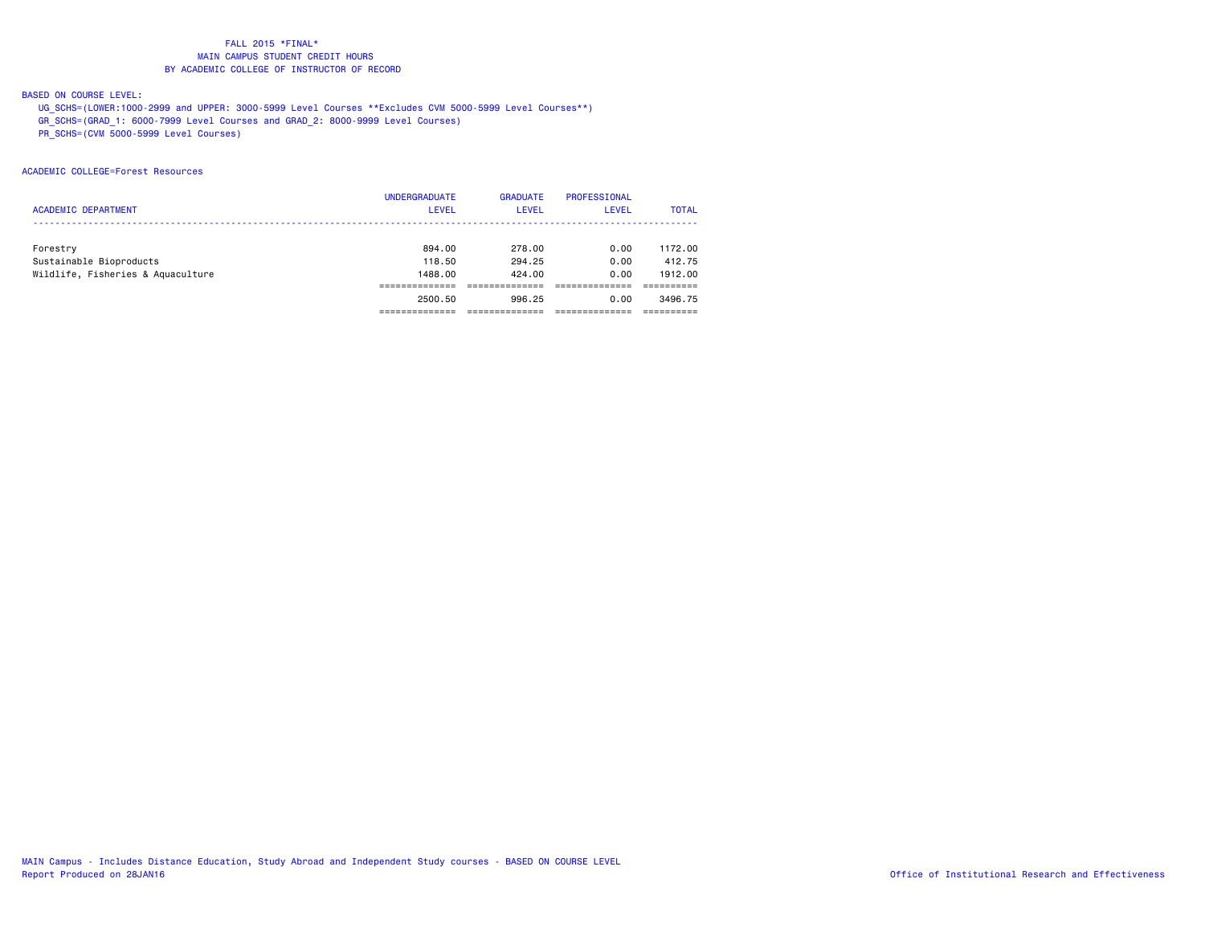FALL 2015 *FINAL*
MAIN CAMPUS STUDENT CREDIT HOURS
BY ACADEMIC COLLEGE OF INSTRUCTOR OF RECORD

BASED ON COURSE LEVEL:
UG_SCHS=(LOWER:1000-2999 and UPPER: 3000-5999 Level Courses **Excludes CVM 5000-5999 Level Courses**)
GR_SCHS=(GRAD_1: 6000-7999 Level Courses and GRAD_2: 8000-9999 Level Courses)
PR_SCHS=(CVM 5000-5999 Level Courses)

ACADEMIC COLLEGE=Forest Resources

| ACADEMIC DEPARTMENT | UNDERGRADUATE LEVEL | GRADUATE LEVEL | PROFESSIONAL LEVEL | TOTAL |
|---|---|---|---|---|
| Forestry | 894.00 | 278.00 | 0.00 | 1172.00 |
| Sustainable Bioproducts | 118.50 | 294.25 | 0.00 | 412.75 |
| Wildlife, Fisheries & Aquaculture | 1488.00 | 424.00 | 0.00 | 1912.00 |
| | 2500.50 | 996.25 | 0.00 | 3496.75 |

MAIN Campus - Includes Distance Education, Study Abroad and Independent Study courses - BASED ON COURSE LEVEL
Report Produced on 28JAN16

Office of Institutional Research and Effectiveness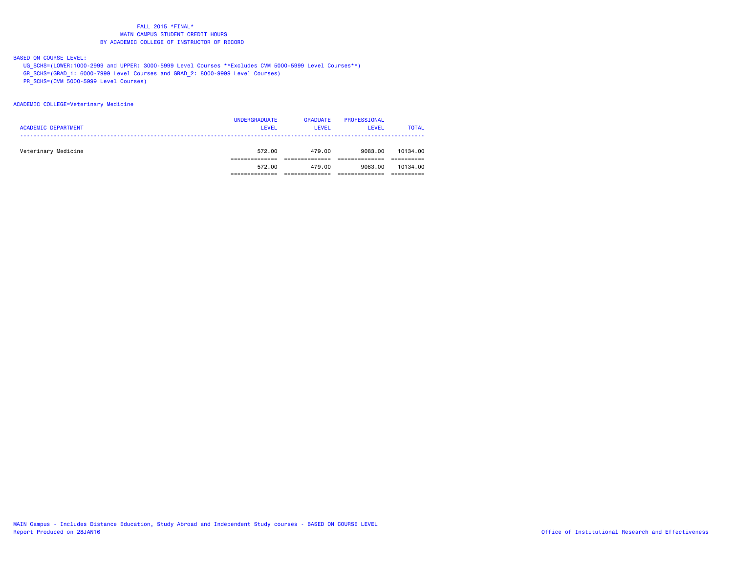FALL 2015 *FINAL*
MAIN CAMPUS STUDENT CREDIT HOURS
BY ACADEMIC COLLEGE OF INSTRUCTOR OF RECORD

BASED ON COURSE LEVEL:
UG_SCHS=(LOWER:1000-2999 and UPPER: 3000-5999 Level Courses **Excludes CVM 5000-5999 Level Courses**)
GR_SCHS=(GRAD_1: 6000-7999 Level Courses and GRAD_2: 8000-9999 Level Courses)
PR_SCHS=(CVM 5000-5999 Level Courses)

ACADEMIC COLLEGE=Veterinary Medicine

| ACADEMIC DEPARTMENT | UNDERGRADUATE LEVEL | GRADUATE LEVEL | PROFESSIONAL LEVEL | TOTAL |
|---|---|---|---|---|
| Veterinary Medicine | 572.00 | 479.00 | 9083.00 | 10134.00 |
| | 572.00 | 479.00 | 9083.00 | 10134.00 |

MAIN Campus - Includes Distance Education, Study Abroad and Independent Study courses - BASED ON COURSE LEVEL
Report Produced on 28JAN16

Office of Institutional Research and Effectiveness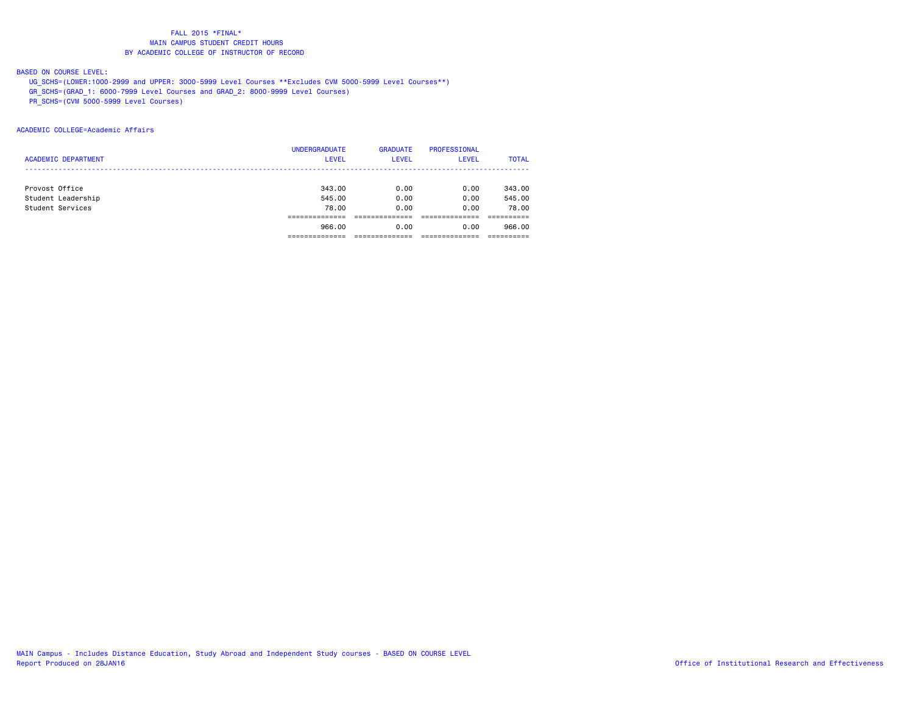# FALL 2015 *FINAL*
## MAIN CAMPUS STUDENT CREDIT HOURS
## BY ACADEMIC COLLEGE OF INSTRUCTOR OF RECORD

BASED ON COURSE LEVEL:

UG_SCHS=(LOWER:1000-2999 and UPPER: 3000-5999 Level Courses **Excludes CVM 5000-5999 Level Courses**)

GR_SCHS=(GRAD_1: 6000-7999 Level Courses and GRAD_2: 8000-9999 Level Courses)

PR_SCHS=(CVM 5000-5999 Level Courses)

ACADEMIC COLLEGE=Academic Affairs

| ACADEMIC DEPARTMENT | UNDERGRADUATE LEVEL | GRADUATE LEVEL | PROFESSIONAL LEVEL | TOTAL |
|---|---|---|---|---|
| Provost Office | 343.00 | 0.00 | 0.00 | 343.00 |
| Student Leadership | 545.00 | 0.00 | 0.00 | 545.00 |
| Student Services | 78.00 | 0.00 | 0.00 | 78.00 |
| | 966.00 | 0.00 | 0.00 | 966.00 |

MAIN Campus - Includes Distance Education, Study Abroad and Independent Study courses - BASED ON COURSE LEVEL

Report Produced on 28JAN16

Office of Institutional Research and Effectiveness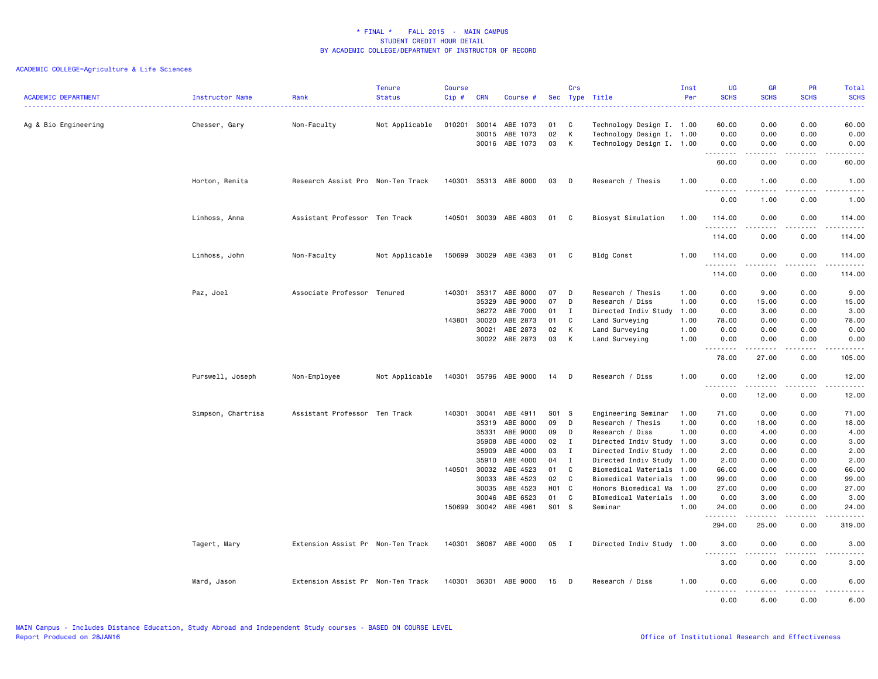# * FINAL * FALL 2015 - MAIN CAMPUS
## STUDENT CREDIT HOUR DETAIL
## BY ACADEMIC COLLEGE/DEPARTMENT OF INSTRUCTOR OF RECORD

ACADEMIC COLLEGE=Agriculture & Life Sciences

| ACADEMIC DEPARTMENT | Instructor Name | Rank | Tenure Status | Course Cip # | CRN | Course # | Sec | Crs Type | Title | Inst Per | UG SCHS | GR SCHS | PR SCHS | Total SCHS |
|---|---|---|---|---|---|---|---|---|---|---|---|---|---|---|
| Ag & Bio Engineering | Chesser, Gary | Non-Faculty | Not Applicable | 010201 | 30014 | ABE 1073 | 01 | C | Technology Design I. | 1.00 | 60.00 | 0.00 | 0.00 | 60.00 |
| | | | | | 30015 | ABE 1073 | 02 | K | Technology Design I. | 1.00 | 0.00 | 0.00 | 0.00 | 0.00 |
| | | | | | 30016 | ABE 1073 | 03 | K | Technology Design I. | 1.00 | 0.00 | 0.00 | 0.00 | 0.00 |
| | | | | | | | | | | | 60.00 | 0.00 | 0.00 | 60.00 |
| | Horton, Renita | Research Assist Pro | Non-Ten Track | 140301 | 35313 | ABE 8000 | 03 | D | Research / Thesis | 1.00 | 0.00 | 1.00 | 0.00 | 1.00 |
| | | | | | | | | | | | 0.00 | 1.00 | 0.00 | 1.00 |
| | Linhoss, Anna | Assistant Professor | Ten Track | 140501 | 30039 | ABE 4803 | 01 | C | Biosyst Simulation | 1.00 | 114.00 | 0.00 | 0.00 | 114.00 |
| | | | | | | | | | | | 114.00 | 0.00 | 0.00 | 114.00 |
| | Linhoss, John | Non-Faculty | Not Applicable | 150699 | 30029 | ABE 4383 | 01 | C | Bldg Const | 1.00 | 114.00 | 0.00 | 0.00 | 114.00 |
| | | | | | | | | | | | 114.00 | 0.00 | 0.00 | 114.00 |
| | Paz, Joel | Associate Professor | Tenured | 140301 | 35317 | ABE 8000 | 07 | D | Research / Thesis | 1.00 | 0.00 | 9.00 | 0.00 | 9.00 |
| | | | | | 35329 | ABE 9000 | 07 | D | Research / Diss | 1.00 | 0.00 | 15.00 | 0.00 | 15.00 |
| | | | | | 36272 | ABE 7000 | 01 | I | Directed Indiv Study | 1.00 | 0.00 | 3.00 | 0.00 | 3.00 |
| | | | | 143801 | 30020 | ABE 2873 | 01 | C | Land Surveying | 1.00 | 78.00 | 0.00 | 0.00 | 78.00 |
| | | | | | 30021 | ABE 2873 | 02 | K | Land Surveying | 1.00 | 0.00 | 0.00 | 0.00 | 0.00 |
| | | | | | 30022 | ABE 2873 | 03 | K | Land Surveying | 1.00 | 0.00 | 0.00 | 0.00 | 0.00 |
| | | | | | | | | | | | 78.00 | 27.00 | 0.00 | 105.00 |
| | Purswell, Joseph | Non-Employee | Not Applicable | 140301 | 35796 | ABE 9000 | 14 | D | Research / Diss | 1.00 | 0.00 | 12.00 | 0.00 | 12.00 |
| | | | | | | | | | | | 0.00 | 12.00 | 0.00 | 12.00 |
| | Simpson, Chartrisa | Assistant Professor | Ten Track | 140301 | 30041 | ABE 4911 | S01 | S | Engineering Seminar | 1.00 | 71.00 | 0.00 | 0.00 | 71.00 |
| | | | | | 35319 | ABE 8000 | 09 | D | Research / Thesis | 1.00 | 0.00 | 18.00 | 0.00 | 18.00 |
| | | | | | 35331 | ABE 9000 | 09 | D | Research / Diss | 1.00 | 0.00 | 4.00 | 0.00 | 4.00 |
| | | | | | 35908 | ABE 4000 | 02 | I | Directed Indiv Study | 1.00 | 3.00 | 0.00 | 0.00 | 3.00 |
| | | | | | 35909 | ABE 4000 | 03 | I | Directed Indiv Study | 1.00 | 2.00 | 0.00 | 0.00 | 2.00 |
| | | | | | 35910 | ABE 4000 | 04 | I | Directed Indiv Study | 1.00 | 2.00 | 0.00 | 0.00 | 2.00 |
| | | | | 140501 | 30032 | ABE 4523 | 01 | C | Biomedical Materials | 1.00 | 66.00 | 0.00 | 0.00 | 66.00 |
| | | | | | 30033 | ABE 4523 | 02 | C | Biomedical Materials | 1.00 | 99.00 | 0.00 | 0.00 | 99.00 |
| | | | | | 30035 | ABE 4523 | H01 | C | Honors Biomedical Ma | 1.00 | 27.00 | 0.00 | 0.00 | 27.00 |
| | | | | | 30046 | ABE 6523 | 01 | C | BIomedical Materials | 1.00 | 0.00 | 3.00 | 0.00 | 3.00 |
| | | | | 150699 | 30042 | ABE 4961 | S01 | S | Seminar | 1.00 | 24.00 | 0.00 | 0.00 | 24.00 |
| | | | | | | | | | | | 294.00 | 25.00 | 0.00 | 319.00 |
| | Tagert, Mary | Extension Assist Pr | Non-Ten Track | 140301 | 36067 | ABE 4000 | 05 | I | Directed Indiv Study | 1.00 | 3.00 | 0.00 | 0.00 | 3.00 |
| | | | | | | | | | | | 3.00 | 0.00 | 0.00 | 3.00 |
| | Ward, Jason | Extension Assist Pr | Non-Ten Track | 140301 | 36301 | ABE 9000 | 15 | D | Research / Diss | 1.00 | 0.00 | 6.00 | 0.00 | 6.00 |
| | | | | | | | | | | | 0.00 | 6.00 | 0.00 | 6.00 |

MAIN Campus - Includes Distance Education, Study Abroad and Independent Study courses - BASED ON COURSE LEVEL
Report Produced on 28JAN16

Office of Institutional Research and Effectiveness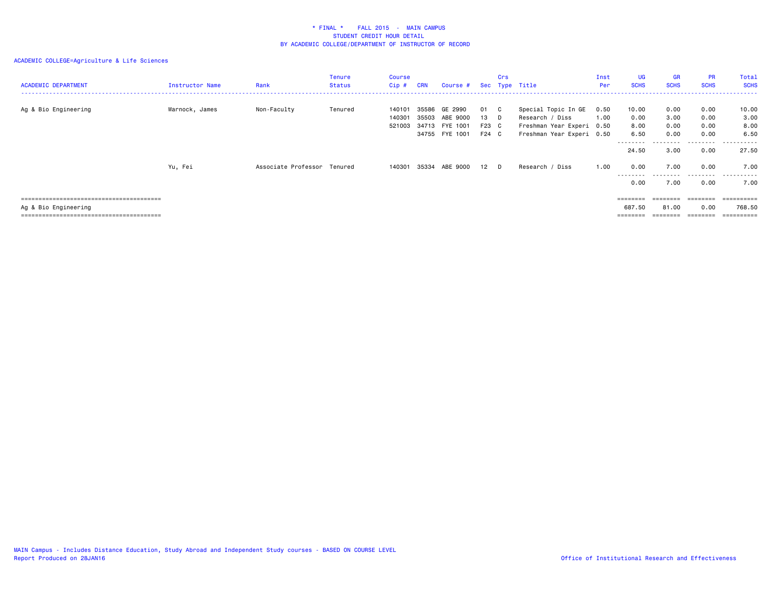# * FINAL * FALL 2015 - MAIN CAMPUS
## STUDENT CREDIT HOUR DETAIL
## BY ACADEMIC COLLEGE/DEPARTMENT OF INSTRUCTOR OF RECORD

ACADEMIC COLLEGE=Agriculture & Life Sciences

| ACADEMIC DEPARTMENT | Instructor Name | Rank | Tenure Status | Course Cip # | CRN | Course # | Sec | Crs Type | Title | Inst Per | UG SCHS | GR SCHS | PR SCHS | Total SCHS |
|---|---|---|---|---|---|---|---|---|---|---|---|---|---|---|
| Ag & Bio Engineering | Warnock, James | Non-Faculty | Tenured | 140101 | 35586 | GE 2990 | 01 | C | Special Topic In GE | 0.50 | 10.00 | 0.00 | 0.00 | 10.00 |
| | | | | 140301 | 35503 | ABE 9000 | 13 | D | Research / Diss | 1.00 | 0.00 | 3.00 | 0.00 | 3.00 |
| | | | | 521003 | 34713 | FYE 1001 | F23 | C | Freshman Year Experi | 0.50 | 8.00 | 0.00 | 0.00 | 8.00 |
| | | | | | 34755 | FYE 1001 | F24 | C | Freshman Year Experi | 0.50 | 6.50 | 0.00 | 0.00 | 6.50 |
| | | | | | | | | | | | 24.50 | 3.00 | 0.00 | 27.50 |
| | Yu, Fei | Associate Professor | Tenured | 140301 | 35334 | ABE 9000 | 12 | D | Research / Diss | 1.00 | 0.00 | 7.00 | 0.00 | 7.00 |
| | | | | | | | | | | | 0.00 | 7.00 | 0.00 | 7.00 |
| Ag & Bio Engineering | | | | | | | | | | | 687.50 | 81.00 | 0.00 | 768.50 |

MAIN Campus - Includes Distance Education, Study Abroad and Independent Study courses - BASED ON COURSE LEVEL
Report Produced on 28JAN16

Office of Institutional Research and Effectiveness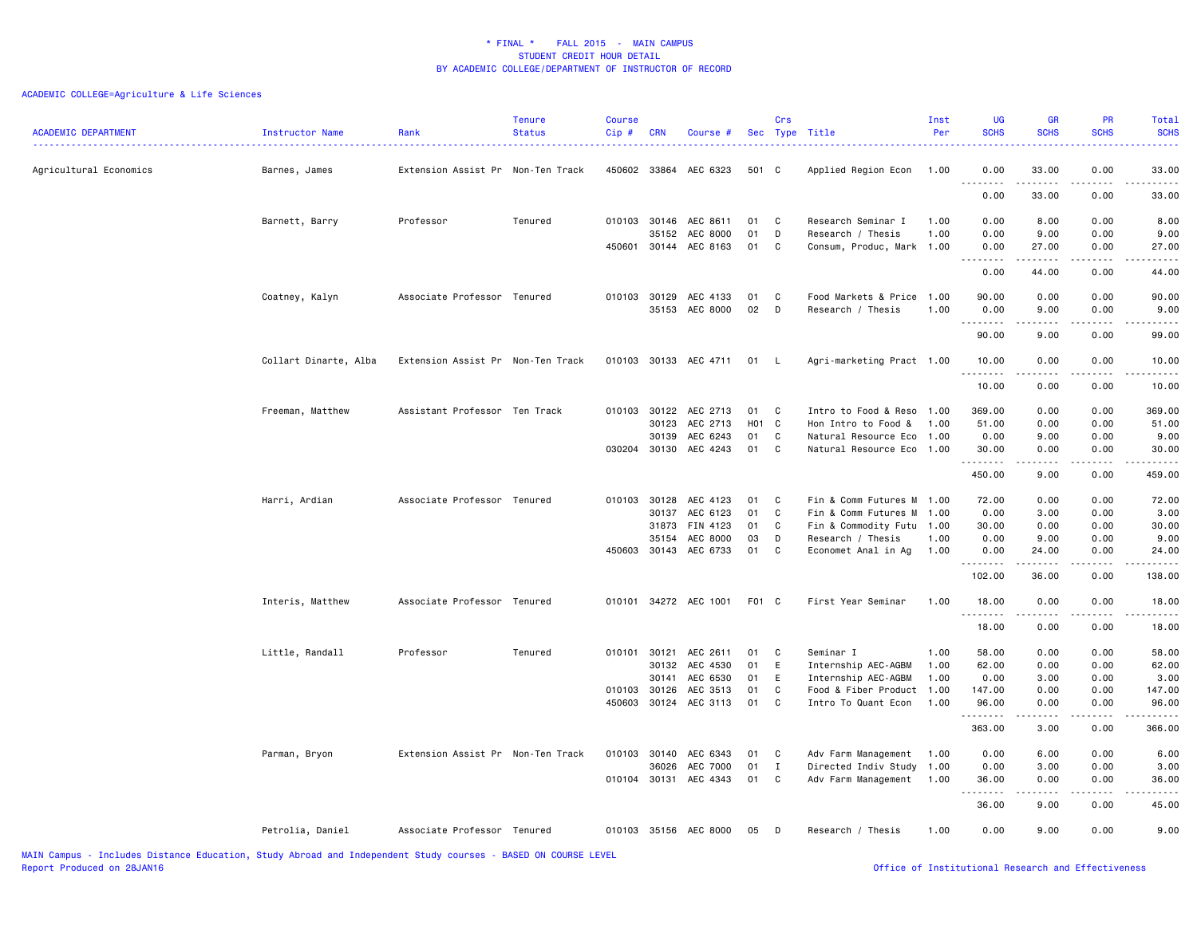# * FINAL * FALL 2015 - MAIN CAMPUS
## STUDENT CREDIT HOUR DETAIL
## BY ACADEMIC COLLEGE/DEPARTMENT OF INSTRUCTOR OF RECORD

ACADEMIC COLLEGE=Agriculture & Life Sciences

| ACADEMIC DEPARTMENT | Instructor Name | Rank | Tenure Status | Course Cip # | CRN | Course # | Sec | Crs Type | Title | Inst Per | UG SCHS | GR SCHS | PR SCHS | Total SCHS |
|---|---|---|---|---|---|---|---|---|---|---|---|---|---|---|
| Agricultural Economics | Barnes, James | Extension Assist Pr | Non-Ten Track | 450602 | 33864 | AEC 6323 | 501 | C | Applied Region Econ | 1.00 | 0.00 | 33.00 | 0.00 | 33.00 |
| | | | | | | | | | | | 0.00 | 33.00 | 0.00 | 33.00 |
| | Barnett, Barry | Professor | Tenured | 010103 | 30146 | AEC 8611 | 01 | C | Research Seminar I | 1.00 | 0.00 | 8.00 | 0.00 | 8.00 |
| | | | | | 35152 | AEC 8000 | 01 | D | Research / Thesis | 1.00 | 0.00 | 9.00 | 0.00 | 9.00 |
| | | | | 450601 | 30144 | AEC 8163 | 01 | C | Consum, Produc, Mark | 1.00 | 0.00 | 27.00 | 0.00 | 27.00 |
| | | | | | | | | | | | 0.00 | 44.00 | 0.00 | 44.00 |
| | Coatney, Kalyn | Associate Professor | Tenured | 010103 | 30129 | AEC 4133 | 01 | C | Food Markets & Price | 1.00 | 90.00 | 0.00 | 0.00 | 90.00 |
| | | | | | 35153 | AEC 8000 | 02 | D | Research / Thesis | 1.00 | 0.00 | 9.00 | 0.00 | 9.00 |
| | | | | | | | | | | | 90.00 | 9.00 | 0.00 | 99.00 |
| | Collart Dinarte, Alba | Extension Assist Pr | Non-Ten Track | 010103 | 30133 | AEC 4711 | 01 | L | Agri-marketing Pract | 1.00 | 10.00 | 0.00 | 0.00 | 10.00 |
| | | | | | | | | | | | 10.00 | 0.00 | 0.00 | 10.00 |
| | Freeman, Matthew | Assistant Professor | Ten Track | 010103 | 30122 | AEC 2713 | 01 | C | Intro to Food & Reso | 1.00 | 369.00 | 0.00 | 0.00 | 369.00 |
| | | | | | 30123 | AEC 2713 | H01 | C | Hon Intro to Food & | 1.00 | 51.00 | 0.00 | 0.00 | 51.00 |
| | | | | | 30139 | AEC 6243 | 01 | C | Natural Resource Eco | 1.00 | 0.00 | 9.00 | 0.00 | 9.00 |
| | | | | 030204 | 30130 | AEC 4243 | 01 | C | Natural Resource Eco | 1.00 | 30.00 | 0.00 | 0.00 | 30.00 |
| | | | | | | | | | | | 450.00 | 9.00 | 0.00 | 459.00 |
| | Harri, Ardian | Associate Professor | Tenured | 010103 | 30128 | AEC 4123 | 01 | C | Fin & Comm Futures M | 1.00 | 72.00 | 0.00 | 0.00 | 72.00 |
| | | | | | 30137 | AEC 6123 | 01 | C | Fin & Comm Futures M | 1.00 | 0.00 | 3.00 | 0.00 | 3.00 |
| | | | | | 31873 | FIN 4123 | 01 | C | Fin & Commodity Futu | 1.00 | 30.00 | 0.00 | 0.00 | 30.00 |
| | | | | | 35154 | AEC 8000 | 03 | D | Research / Thesis | 1.00 | 0.00 | 9.00 | 0.00 | 9.00 |
| | | | | 450603 | 30143 | AEC 6733 | 01 | C | Economet Anal in Ag | 1.00 | 0.00 | 24.00 | 0.00 | 24.00 |
| | | | | | | | | | | | 102.00 | 36.00 | 0.00 | 138.00 |
| | Interis, Matthew | Associate Professor | Tenured | 010101 | 34272 | AEC 1001 | F01 | C | First Year Seminar | 1.00 | 18.00 | 0.00 | 0.00 | 18.00 |
| | | | | | | | | | | | 18.00 | 0.00 | 0.00 | 18.00 |
| | Little, Randall | Professor | Tenured | 010101 | 30121 | AEC 2611 | 01 | C | Seminar I | 1.00 | 58.00 | 0.00 | 0.00 | 58.00 |
| | | | | | 30132 | AEC 4530 | 01 | E | Internship AEC-AGBM | 1.00 | 62.00 | 0.00 | 0.00 | 62.00 |
| | | | | | 30141 | AEC 6530 | 01 | E | Internship AEC-AGBM | 1.00 | 0.00 | 3.00 | 0.00 | 3.00 |
| | | | | 010103 | 30126 | AEC 3513 | 01 | C | Food & Fiber Product | 1.00 | 147.00 | 0.00 | 0.00 | 147.00 |
| | | | | 450603 | 30124 | AEC 3113 | 01 | C | Intro To Quant Econ | 1.00 | 96.00 | 0.00 | 0.00 | 96.00 |
| | | | | | | | | | | | 363.00 | 3.00 | 0.00 | 366.00 |
| | Parman, Bryon | Extension Assist Pr | Non-Ten Track | 010103 | 30140 | AEC 6343 | 01 | C | Adv Farm Management | 1.00 | 0.00 | 6.00 | 0.00 | 6.00 |
| | | | | | 36026 | AEC 7000 | 01 | I | Directed Indiv Study | 1.00 | 0.00 | 3.00 | 0.00 | 3.00 |
| | | | | 010104 | 30131 | AEC 4343 | 01 | C | Adv Farm Management | 1.00 | 36.00 | 0.00 | 0.00 | 36.00 |
| | | | | | | | | | | | 36.00 | 9.00 | 0.00 | 45.00 |
| | Petrolia, Daniel | Associate Professor | Tenured | 010103 | 35156 | AEC 8000 | 05 | D | Research / Thesis | 1.00 | 0.00 | 9.00 | 0.00 | 9.00 |

MAIN Campus - Includes Distance Education, Study Abroad and Independent Study courses - BASED ON COURSE LEVEL
Report Produced on 28JAN16

Office of Institutional Research and Effectiveness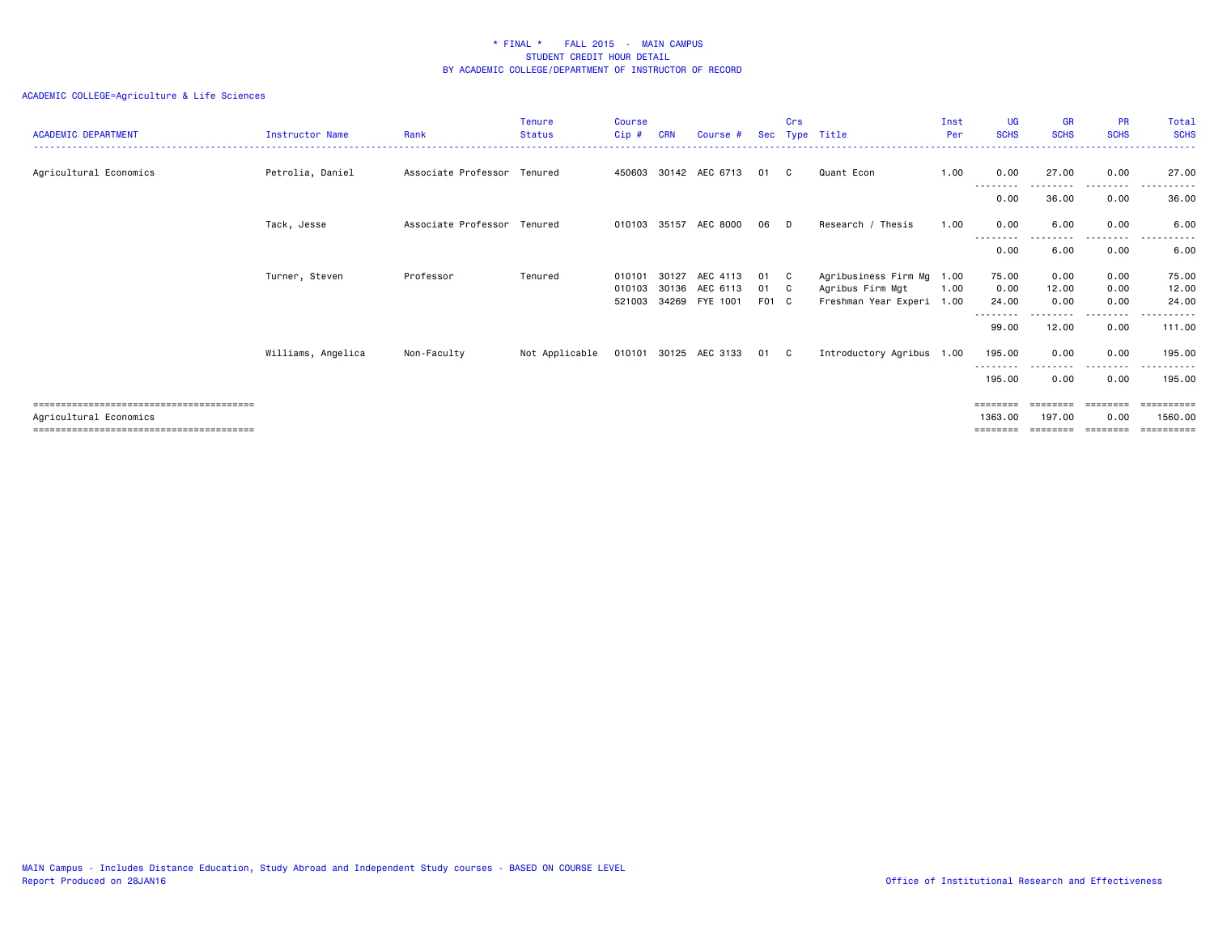**\* FINAL \* FALL 2015 - MAIN CAMPUS**
**STUDENT CREDIT HOUR DETAIL**
**BY ACADEMIC COLLEGE/DEPARTMENT OF INSTRUCTOR OF RECORD**

ACADEMIC COLLEGE=Agriculture & Life Sciences

| ACADEMIC DEPARTMENT | Instructor Name | Rank | Tenure Status | Course Cip # | CRN | Course # | Sec | Crs Type | Title | Inst Per | UG SCHS | GR SCHS | PR SCHS | Total SCHS |
|---|---|---|---|---|---|---|---|---|---|---|---|---|---|---|
| Agricultural Economics | Petrolia, Daniel | Associate Professor | Tenured | 450603 | 30142 | AEC 6713 | 01 | C | Quant Econ | 1.00 | 0.00 | 27.00 | 0.00 | 27.00 |
| | | | | | | | | | | | 0.00 | 36.00 | 0.00 | 36.00 |
| | Tack, Jesse | Associate Professor | Tenured | 010103 | 35157 | AEC 8000 | 06 | D | Research / Thesis | 1.00 | 0.00 | 6.00 | 0.00 | 6.00 |
| | | | | | | | | | | | 0.00 | 6.00 | 0.00 | 6.00 |
| | Turner, Steven | Professor | Tenured | 010101 | 30127 | AEC 4113 | 01 | C | Agribusiness Firm Mg | 1.00 | 75.00 | 0.00 | 0.00 | 75.00 |
| | | | | 010103 | 30136 | AEC 6113 | 01 | C | Agribus Firm Mgt | 1.00 | 0.00 | 12.00 | 0.00 | 12.00 |
| | | | | 521003 | 34269 | FYE 1001 | F01 | C | Freshman Year Experi | 1.00 | 24.00 | 0.00 | 0.00 | 24.00 |
| | | | | | | | | | | | 99.00 | 12.00 | 0.00 | 111.00 |
| | Williams, Angelica | Non-Faculty | Not Applicable | 010101 | 30125 | AEC 3133 | 01 | C | Introductory Agribus | 1.00 | 195.00 | 0.00 | 0.00 | 195.00 |
| | | | | | | | | | | | 195.00 | 0.00 | 0.00 | 195.00 |
| Agricultural Economics | | | | | | | | | | | 1363.00 | 197.00 | 0.00 | 1560.00 |

MAIN Campus - Includes Distance Education, Study Abroad and Independent Study courses - BASED ON COURSE LEVEL
Report Produced on 28JAN16

Office of Institutional Research and Effectiveness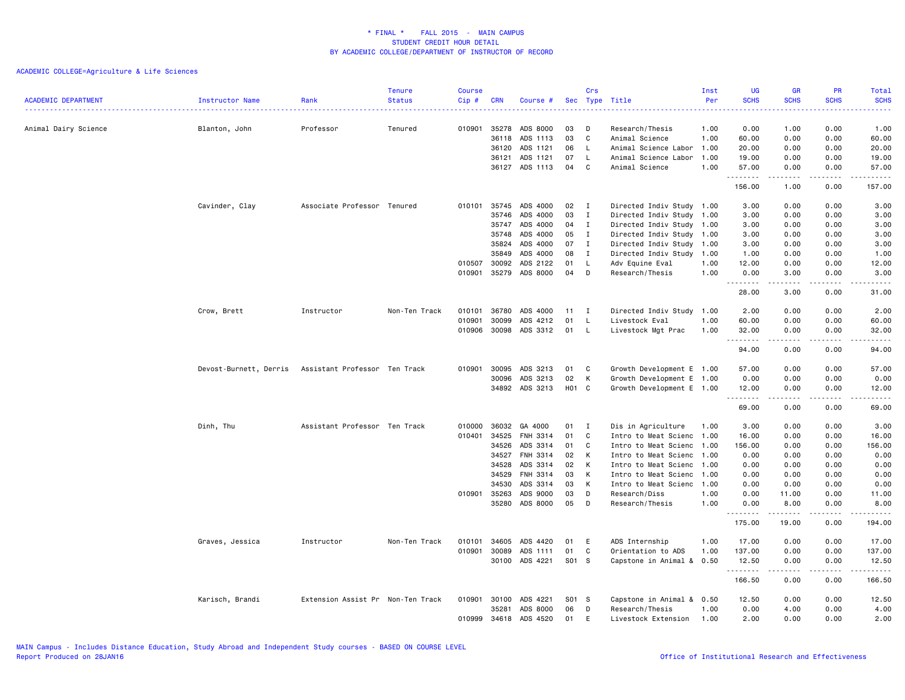# * FINAL * FALL 2015 - MAIN CAMPUS
## STUDENT CREDIT HOUR DETAIL
## BY ACADEMIC COLLEGE/DEPARTMENT OF INSTRUCTOR OF RECORD

ACADEMIC COLLEGE=Agriculture & Life Sciences

| ACADEMIC DEPARTMENT | Instructor Name | Rank | Tenure Status | Course Cip # | CRN | Course # | Sec | Crs Type | Title | Inst Per | UG SCHS | GR SCHS | PR SCHS | Total SCHS |
|---|---|---|---|---|---|---|---|---|---|---|---|---|---|---|
| Animal Dairy Science | Blanton, John | Professor | Tenured | 010901 | 35278 | ADS 8000 | 03 | D | Research/Thesis | 1.00 | 0.00 | 1.00 | 0.00 | 1.00 |
| | | | | | 36118 | ADS 1113 | 03 | C | Animal Science | 1.00 | 60.00 | 0.00 | 0.00 | 60.00 |
| | | | | | 36120 | ADS 1121 | 06 | L | Animal Science Labor | 1.00 | 20.00 | 0.00 | 0.00 | 20.00 |
| | | | | | 36121 | ADS 1121 | 07 | L | Animal Science Labor | 1.00 | 19.00 | 0.00 | 0.00 | 19.00 |
| | | | | | 36127 | ADS 1113 | 04 | C | Animal Science | 1.00 | 57.00 | 0.00 | 0.00 | 57.00 |
| | | | | | | | | | | | 156.00 | 1.00 | 0.00 | 157.00 |
| | Cavinder, Clay | Associate Professor | Tenured | 010101 | 35745 | ADS 4000 | 02 | I | Directed Indiv Study | 1.00 | 3.00 | 0.00 | 0.00 | 3.00 |
| | | | | | 35746 | ADS 4000 | 03 | I | Directed Indiv Study | 1.00 | 3.00 | 0.00 | 0.00 | 3.00 |
| | | | | | 35747 | ADS 4000 | 04 | I | Directed Indiv Study | 1.00 | 3.00 | 0.00 | 0.00 | 3.00 |
| | | | | | 35748 | ADS 4000 | 05 | I | Directed Indiv Study | 1.00 | 3.00 | 0.00 | 0.00 | 3.00 |
| | | | | | 35824 | ADS 4000 | 07 | I | Directed Indiv Study | 1.00 | 3.00 | 0.00 | 0.00 | 3.00 |
| | | | | | 35849 | ADS 4000 | 08 | I | Directed Indiv Study | 1.00 | 1.00 | 0.00 | 0.00 | 1.00 |
| | | | | 010507 | 30092 | ADS 2122 | 01 | L | Adv Equine Eval | 1.00 | 12.00 | 0.00 | 0.00 | 12.00 |
| | | | | 010901 | 35279 | ADS 8000 | 04 | D | Research/Thesis | 1.00 | 0.00 | 3.00 | 0.00 | 3.00 |
| | | | | | | | | | | | 28.00 | 3.00 | 0.00 | 31.00 |
| | Crow, Brett | Instructor | Non-Ten Track | 010101 | 36780 | ADS 4000 | 11 | I | Directed Indiv Study | 1.00 | 2.00 | 0.00 | 0.00 | 2.00 |
| | | | | 010901 | 30099 | ADS 4212 | 01 | L | Livestock Eval | 1.00 | 60.00 | 0.00 | 0.00 | 60.00 |
| | | | | 010906 | 30098 | ADS 3312 | 01 | L | Livestock Mgt Prac | 1.00 | 32.00 | 0.00 | 0.00 | 32.00 |
| | | | | | | | | | | | 94.00 | 0.00 | 0.00 | 94.00 |
| | Devost-Burnett, Derris | Assistant Professor | Ten Track | 010901 | 30095 | ADS 3213 | 01 | C | Growth Development E | 1.00 | 57.00 | 0.00 | 0.00 | 57.00 |
| | | | | | 30096 | ADS 3213 | 02 | K | Growth Development E | 1.00 | 0.00 | 0.00 | 0.00 | 0.00 |
| | | | | | 34892 | ADS 3213 | H01 | C | Growth Development E | 1.00 | 12.00 | 0.00 | 0.00 | 12.00 |
| | | | | | | | | | | | 69.00 | 0.00 | 0.00 | 69.00 |
| | Dinh, Thu | Assistant Professor | Ten Track | 010000 | 36032 | GA 4000 | 01 | I | Dis in Agriculture | 1.00 | 3.00 | 0.00 | 0.00 | 3.00 |
| | | | | 010401 | 34525 | FNH 3314 | 01 | C | Intro to Meat Scienc | 1.00 | 16.00 | 0.00 | 0.00 | 16.00 |
| | | | | | 34526 | ADS 3314 | 01 | C | Intro to Meat Scienc | 1.00 | 156.00 | 0.00 | 0.00 | 156.00 |
| | | | | | 34527 | FNH 3314 | 02 | K | Intro to Meat Scienc | 1.00 | 0.00 | 0.00 | 0.00 | 0.00 |
| | | | | | 34528 | ADS 3314 | 02 | K | Intro to Meat Scienc | 1.00 | 0.00 | 0.00 | 0.00 | 0.00 |
| | | | | | 34529 | FNH 3314 | 03 | K | Intro to Meat Scienc | 1.00 | 0.00 | 0.00 | 0.00 | 0.00 |
| | | | | | 34530 | ADS 3314 | 03 | K | Intro to Meat Scienc | 1.00 | 0.00 | 0.00 | 0.00 | 0.00 |
| | | | | 010901 | 35263 | ADS 9000 | 03 | D | Research/Diss | 1.00 | 0.00 | 11.00 | 0.00 | 11.00 |
| | | | | | 35280 | ADS 8000 | 05 | D | Research/Thesis | 1.00 | 0.00 | 8.00 | 0.00 | 8.00 |
| | | | | | | | | | | | 175.00 | 19.00 | 0.00 | 194.00 |
| | Graves, Jessica | Instructor | Non-Ten Track | 010101 | 34605 | ADS 4420 | 01 | E | ADS Internship | 1.00 | 17.00 | 0.00 | 0.00 | 17.00 |
| | | | | 010901 | 30089 | ADS 1111 | 01 | C | Orientation to ADS | 1.00 | 137.00 | 0.00 | 0.00 | 137.00 |
| | | | | | 30100 | ADS 4221 | S01 | S | Capstone in Animal & | 0.50 | 12.50 | 0.00 | 0.00 | 12.50 |
| | | | | | | | | | | | 166.50 | 0.00 | 0.00 | 166.50 |
| | Karisch, Brandi | Extension Assist Pr | Non-Ten Track | 010901 | 30100 | ADS 4221 | S01 | S | Capstone in Animal & | 0.50 | 12.50 | 0.00 | 0.00 | 12.50 |
| | | | | | 35281 | ADS 8000 | 06 | D | Research/Thesis | 1.00 | 0.00 | 4.00 | 0.00 | 4.00 |
| | | | | 010999 | 34618 | ADS 4520 | 01 | E | Livestock Extension | 1.00 | 2.00 | 0.00 | 0.00 | 2.00 |

MAIN Campus - Includes Distance Education, Study Abroad and Independent Study courses - BASED ON COURSE LEVEL
Report Produced on 28JAN16

Office of Institutional Research and Effectiveness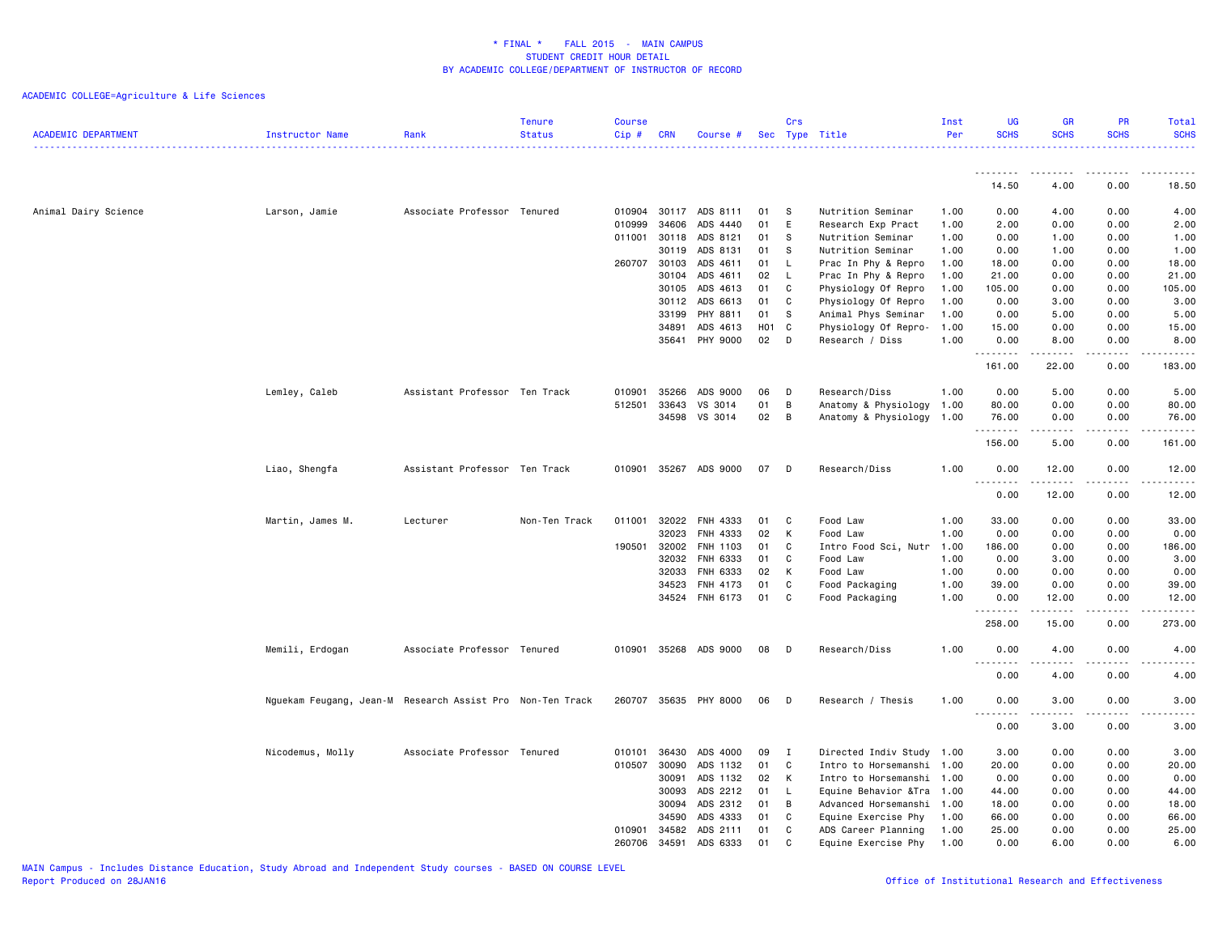\* FINAL \*    FALL 2015  -  MAIN CAMPUS
STUDENT CREDIT HOUR DETAIL
BY ACADEMIC COLLEGE/DEPARTMENT OF INSTRUCTOR OF RECORD

ACADEMIC COLLEGE=Agriculture & Life Sciences

| ACADEMIC DEPARTMENT | Instructor Name | Rank | Tenure Status | Course Cip # | CRN | Course # | Sec | Crs Type | Title | Inst Per | UG SCHS | GR SCHS | PR SCHS | Total SCHS |
|---|---|---|---|---|---|---|---|---|---|---|---|---|---|---|
| | | | | | | | | | | | 14.50 | 4.00 | 0.00 | 18.50 |
| Animal Dairy Science | Larson, Jamie | Associate Professor | Tenured | 010904 | 30117 | ADS 8111 | 01 | S | Nutrition Seminar | 1.00 | 0.00 | 4.00 | 0.00 | 4.00 |
| | | | | 010999 | 34606 | ADS 4440 | 01 | E | Research Exp Pract | 1.00 | 2.00 | 0.00 | 0.00 | 2.00 |
| | | | | 011001 | 30118 | ADS 8121 | 01 | S | Nutrition Seminar | 1.00 | 0.00 | 1.00 | 0.00 | 1.00 |
| | | | | | 30119 | ADS 8131 | 01 | S | Nutrition Seminar | 1.00 | 0.00 | 1.00 | 0.00 | 1.00 |
| | | | | 260707 | 30103 | ADS 4611 | 01 | L | Prac In Phy & Repro | 1.00 | 18.00 | 0.00 | 0.00 | 18.00 |
| | | | | | 30104 | ADS 4611 | 02 | L | Prac In Phy & Repro | 1.00 | 21.00 | 0.00 | 0.00 | 21.00 |
| | | | | | 30105 | ADS 4613 | 01 | C | Physiology Of Repro | 1.00 | 105.00 | 0.00 | 0.00 | 105.00 |
| | | | | | 30112 | ADS 6613 | 01 | C | Physiology Of Repro | 1.00 | 0.00 | 3.00 | 0.00 | 3.00 |
| | | | | | 33199 | PHY 8811 | 01 | S | Animal Phys Seminar | 1.00 | 0.00 | 5.00 | 0.00 | 5.00 |
| | | | | | 34891 | ADS 4613 | H01 | C | Physiology Of Repro- | 1.00 | 15.00 | 0.00 | 0.00 | 15.00 |
| | | | | | 35641 | PHY 9000 | 02 | D | Research / Diss | 1.00 | 0.00 | 8.00 | 0.00 | 8.00 |
| | | | | | | | | | | | 161.00 | 22.00 | 0.00 | 183.00 |
| | Lemley, Caleb | Assistant Professor | Ten Track | 010901 | 35266 | ADS 9000 | 06 | D | Research/Diss | 1.00 | 0.00 | 5.00 | 0.00 | 5.00 |
| | | | | 512501 | 33643 | VS 3014 | 01 | B | Anatomy & Physiology | 1.00 | 80.00 | 0.00 | 0.00 | 80.00 |
| | | | | | 34598 | VS 3014 | 02 | B | Anatomy & Physiology | 1.00 | 76.00 | 0.00 | 0.00 | 76.00 |
| | | | | | | | | | | | 156.00 | 5.00 | 0.00 | 161.00 |
| | Liao, Shengfa | Assistant Professor | Ten Track | 010901 | 35267 | ADS 9000 | 07 | D | Research/Diss | 1.00 | 0.00 | 12.00 | 0.00 | 12.00 |
| | | | | | | | | | | | 0.00 | 12.00 | 0.00 | 12.00 |
| | Martin, James M. | Lecturer | Non-Ten Track | 011001 | 32022 | FNH 4333 | 01 | C | Food Law | 1.00 | 33.00 | 0.00 | 0.00 | 33.00 |
| | | | | | 32023 | FNH 4333 | 02 | K | Food Law | 1.00 | 0.00 | 0.00 | 0.00 | 0.00 |
| | | | | 190501 | 32002 | FNH 1103 | 01 | C | Intro Food Sci, Nutr | 1.00 | 186.00 | 0.00 | 0.00 | 186.00 |
| | | | | | 32032 | FNH 6333 | 01 | C | Food Law | 1.00 | 0.00 | 3.00 | 0.00 | 3.00 |
| | | | | | 32033 | FNH 6333 | 02 | K | Food Law | 1.00 | 0.00 | 0.00 | 0.00 | 0.00 |
| | | | | | 34523 | FNH 4173 | 01 | C | Food Packaging | 1.00 | 39.00 | 0.00 | 0.00 | 39.00 |
| | | | | | 34524 | FNH 6173 | 01 | C | Food Packaging | 1.00 | 0.00 | 12.00 | 0.00 | 12.00 |
| | | | | | | | | | | | 258.00 | 15.00 | 0.00 | 273.00 |
| | Memili, Erdogan | Associate Professor | Tenured | 010901 | 35268 | ADS 9000 | 08 | D | Research/Diss | 1.00 | 0.00 | 4.00 | 0.00 | 4.00 |
| | | | | | | | | | | | 0.00 | 4.00 | 0.00 | 4.00 |
| | Nguekam Feugang, Jean-M | Research Assist Pro | Non-Ten Track | 260707 | 35635 | PHY 8000 | 06 | D | Research / Thesis | 1.00 | 0.00 | 3.00 | 0.00 | 3.00 |
| | | | | | | | | | | | 0.00 | 3.00 | 0.00 | 3.00 |
| | Nicodemus, Molly | Associate Professor | Tenured | 010101 | 36430 | ADS 4000 | 09 | I | Directed Indiv Study | 1.00 | 3.00 | 0.00 | 0.00 | 3.00 |
| | | | | 010507 | 30090 | ADS 1132 | 01 | C | Intro to Horsemanshi | 1.00 | 20.00 | 0.00 | 0.00 | 20.00 |
| | | | | | 30091 | ADS 1132 | 02 | K | Intro to Horsemanshi | 1.00 | 0.00 | 0.00 | 0.00 | 0.00 |
| | | | | | 30093 | ADS 2212 | 01 | L | Equine Behavior &Tra | 1.00 | 44.00 | 0.00 | 0.00 | 44.00 |
| | | | | | 30094 | ADS 2312 | 01 | B | Advanced Horsemanshi | 1.00 | 18.00 | 0.00 | 0.00 | 18.00 |
| | | | | | 34590 | ADS 4333 | 01 | C | Equine Exercise Phy | 1.00 | 66.00 | 0.00 | 0.00 | 66.00 |
| | | | | 010901 | 34582 | ADS 2111 | 01 | C | ADS Career Planning | 1.00 | 25.00 | 0.00 | 0.00 | 25.00 |
| | | | | 260706 | 34591 | ADS 6333 | 01 | C | Equine Exercise Phy | 1.00 | 0.00 | 6.00 | 0.00 | 6.00 |

MAIN Campus - Includes Distance Education, Study Abroad and Independent Study courses - BASED ON COURSE LEVEL
Report Produced on 28JAN16
Office of Institutional Research and Effectiveness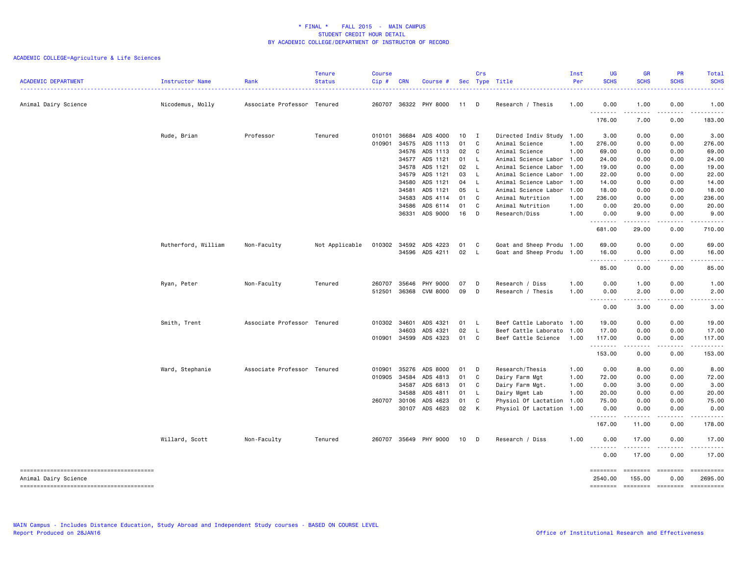\* FINAL \*    FALL 2015  -  MAIN CAMPUS
STUDENT CREDIT HOUR DETAIL
BY ACADEMIC COLLEGE/DEPARTMENT OF INSTRUCTOR OF RECORD

ACADEMIC COLLEGE=Agriculture & Life Sciences

| ACADEMIC DEPARTMENT | Instructor Name | Rank | Tenure Status | Course Cip # | CRN | Course # | Sec | Crs Type | Title | Inst Per | UG SCHS | GR SCHS | PR SCHS | Total SCHS |
|---|---|---|---|---|---|---|---|---|---|---|---|---|---|---|
| Animal Dairy Science | Nicodemus, Molly | Associate Professor | Tenured | 260707 | 36322 | PHY 8000 | 11 | D | Research / Thesis | 1.00 | 0.00 | 1.00 | 0.00 | 1.00 |
| | | | | | | | | | | | 176.00 | 7.00 | 0.00 | 183.00 |
| | Rude, Brian | Professor | Tenured | 010101 | 36684 | ADS 4000 | 10 | I | Directed Indiv Study | 1.00 | 3.00 | 0.00 | 0.00 | 3.00 |
| | | | | 010901 | 34575 | ADS 1113 | 01 | C | Animal Science | 1.00 | 276.00 | 0.00 | 0.00 | 276.00 |
| | | | | | 34576 | ADS 1113 | 02 | C | Animal Science | 1.00 | 69.00 | 0.00 | 0.00 | 69.00 |
| | | | | | 34577 | ADS 1121 | 01 | L | Animal Science Labor | 1.00 | 24.00 | 0.00 | 0.00 | 24.00 |
| | | | | | 34578 | ADS 1121 | 02 | L | Animal Science Labor | 1.00 | 19.00 | 0.00 | 0.00 | 19.00 |
| | | | | | 34579 | ADS 1121 | 03 | L | Animal Science Labor | 1.00 | 22.00 | 0.00 | 0.00 | 22.00 |
| | | | | | 34580 | ADS 1121 | 04 | L | Animal Science Labor | 1.00 | 14.00 | 0.00 | 0.00 | 14.00 |
| | | | | | 34581 | ADS 1121 | 05 | L | Animal Science Labor | 1.00 | 18.00 | 0.00 | 0.00 | 18.00 |
| | | | | | 34583 | ADS 4114 | 01 | C | Animal Nutrition | 1.00 | 236.00 | 0.00 | 0.00 | 236.00 |
| | | | | | 34586 | ADS 6114 | 01 | C | Animal Nutrition | 1.00 | 0.00 | 20.00 | 0.00 | 20.00 |
| | | | | | 36331 | ADS 9000 | 16 | D | Research/Diss | 1.00 | 0.00 | 9.00 | 0.00 | 9.00 |
| | | | | | | | | | | | 681.00 | 29.00 | 0.00 | 710.00 |
| | Rutherford, William | Non-Faculty | Not Applicable | 010302 | 34592 | ADS 4223 | 01 | C | Goat and Sheep Produ | 1.00 | 69.00 | 0.00 | 0.00 | 69.00 |
| | | | | | 34596 | ADS 4211 | 02 | L | Goat and Sheep Produ | 1.00 | 16.00 | 0.00 | 0.00 | 16.00 |
| | | | | | | | | | | | 85.00 | 0.00 | 0.00 | 85.00 |
| | Ryan, Peter | Non-Faculty | Tenured | 260707 | 35646 | PHY 9000 | 07 | D | Research / Diss | 1.00 | 0.00 | 1.00 | 0.00 | 1.00 |
| | | | | 512501 | 36368 | CVM 8000 | 09 | D | Research / Thesis | 1.00 | 0.00 | 2.00 | 0.00 | 2.00 |
| | | | | | | | | | | | 0.00 | 3.00 | 0.00 | 3.00 |
| | Smith, Trent | Associate Professor | Tenured | 010302 | 34601 | ADS 4321 | 01 | L | Beef Cattle Laborato | 1.00 | 19.00 | 0.00 | 0.00 | 19.00 |
| | | | | | 34603 | ADS 4321 | 02 | L | Beef Cattle Laborato | 1.00 | 17.00 | 0.00 | 0.00 | 17.00 |
| | | | | 010901 | 34599 | ADS 4323 | 01 | C | Beef Cattle Science | 1.00 | 117.00 | 0.00 | 0.00 | 117.00 |
| | | | | | | | | | | | 153.00 | 0.00 | 0.00 | 153.00 |
| | Ward, Stephanie | Associate Professor | Tenured | 010901 | 35276 | ADS 8000 | 01 | D | Research/Thesis | 1.00 | 0.00 | 8.00 | 0.00 | 8.00 |
| | | | | 010905 | 34584 | ADS 4813 | 01 | C | Dairy Farm Mgt | 1.00 | 72.00 | 0.00 | 0.00 | 72.00 |
| | | | | | 34587 | ADS 6813 | 01 | C | Dairy Farm Mgt. | 1.00 | 0.00 | 3.00 | 0.00 | 3.00 |
| | | | | | 34588 | ADS 4811 | 01 | L | Dairy Mgmt Lab | 1.00 | 20.00 | 0.00 | 0.00 | 20.00 |
| | | | | 260707 | 30106 | ADS 4623 | 01 | C | Physiol Of Lactation | 1.00 | 75.00 | 0.00 | 0.00 | 75.00 |
| | | | | | 30107 | ADS 4623 | 02 | K | Physiol Of Lactation | 1.00 | 0.00 | 0.00 | 0.00 | 0.00 |
| | | | | | | | | | | | 167.00 | 11.00 | 0.00 | 178.00 |
| | Willard, Scott | Non-Faculty | Tenured | 260707 | 35649 | PHY 9000 | 10 | D | Research / Diss | 1.00 | 0.00 | 17.00 | 0.00 | 17.00 |
| | | | | | | | | | | | 0.00 | 17.00 | 0.00 | 17.00 |
| Animal Dairy Science | | | | | | | | | | | 2540.00 | 155.00 | 0.00 | 2695.00 |

MAIN Campus - Includes Distance Education, Study Abroad and Independent Study courses - BASED ON COURSE LEVEL
Report Produced on 28JAN16

Office of Institutional Research and Effectiveness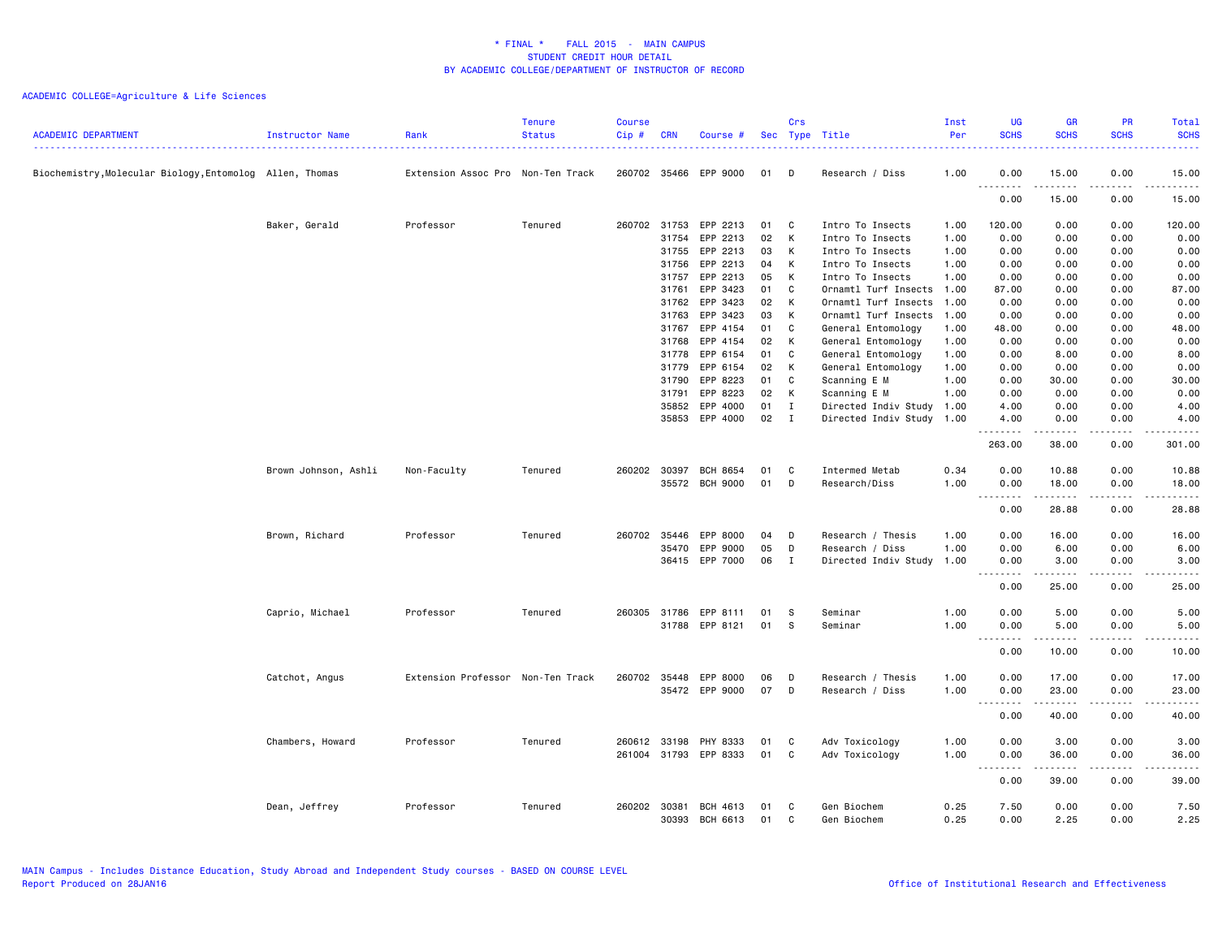# * FINAL * FALL 2015 - MAIN CAMPUS
## STUDENT CREDIT HOUR DETAIL
### BY ACADEMIC COLLEGE/DEPARTMENT OF INSTRUCTOR OF RECORD

ACADEMIC COLLEGE=Agriculture & Life Sciences

| ACADEMIC DEPARTMENT | Instructor Name | Rank | Tenure Status | Course Cip # | CRN | Course # | Sec | Crs Type | Title | Inst Per | UG SCHS | GR SCHS | PR SCHS | Total SCHS |
|---|---|---|---|---|---|---|---|---|---|---|---|---|---|---|
| Biochemistry,Molecular Biology,Entomolog | Allen, Thomas | Extension Assoc Pro | Non-Ten Track | 260702 | 35466 | EPP 9000 | 01 | D | Research / Diss | 1.00 | 0.00 | 15.00 | 0.00 | 15.00 |
| | | | | | | | | | | | 0.00 | 15.00 | 0.00 | 15.00 |
| | Baker, Gerald | Professor | Tenured | 260702 | 31753 | EPP 2213 | 01 | C | Intro To Insects | 1.00 | 120.00 | 0.00 | 0.00 | 120.00 |
| | | | | | 31754 | EPP 2213 | 02 | K | Intro To Insects | 1.00 | 0.00 | 0.00 | 0.00 | 0.00 |
| | | | | | 31755 | EPP 2213 | 03 | K | Intro To Insects | 1.00 | 0.00 | 0.00 | 0.00 | 0.00 |
| | | | | | 31756 | EPP 2213 | 04 | K | Intro To Insects | 1.00 | 0.00 | 0.00 | 0.00 | 0.00 |
| | | | | | 31757 | EPP 2213 | 05 | K | Intro To Insects | 1.00 | 0.00 | 0.00 | 0.00 | 0.00 |
| | | | | | 31761 | EPP 3423 | 01 | C | Ornamtl Turf Insects | 1.00 | 87.00 | 0.00 | 0.00 | 87.00 |
| | | | | | 31762 | EPP 3423 | 02 | K | Ornamtl Turf Insects | 1.00 | 0.00 | 0.00 | 0.00 | 0.00 |
| | | | | | 31763 | EPP 3423 | 03 | K | Ornamtl Turf Insects | 1.00 | 0.00 | 0.00 | 0.00 | 0.00 |
| | | | | | 31767 | EPP 4154 | 01 | C | General Entomology | 1.00 | 48.00 | 0.00 | 0.00 | 48.00 |
| | | | | | 31768 | EPP 4154 | 02 | K | General Entomology | 1.00 | 0.00 | 0.00 | 0.00 | 0.00 |
| | | | | | 31778 | EPP 6154 | 01 | C | General Entomology | 1.00 | 0.00 | 8.00 | 0.00 | 8.00 |
| | | | | | 31779 | EPP 6154 | 02 | K | General Entomology | 1.00 | 0.00 | 0.00 | 0.00 | 0.00 |
| | | | | | 31790 | EPP 8223 | 01 | C | Scanning E M | 1.00 | 0.00 | 30.00 | 0.00 | 30.00 |
| | | | | | 31791 | EPP 8223 | 02 | K | Scanning E M | 1.00 | 0.00 | 0.00 | 0.00 | 0.00 |
| | | | | | 35852 | EPP 4000 | 01 | I | Directed Indiv Study | 1.00 | 4.00 | 0.00 | 0.00 | 4.00 |
| | | | | | 35853 | EPP 4000 | 02 | I | Directed Indiv Study | 1.00 | 4.00 | 0.00 | 0.00 | 4.00 |
| | | | | | | | | | | | 263.00 | 38.00 | 0.00 | 301.00 |
| | Brown Johnson, Ashli | Non-Faculty | Tenured | 260202 | 30397 | BCH 8654 | 01 | C | Intermed Metab | 0.34 | 0.00 | 10.88 | 0.00 | 10.88 |
| | | | | | 35572 | BCH 9000 | 01 | D | Research/Diss | 1.00 | 0.00 | 18.00 | 0.00 | 18.00 |
| | | | | | | | | | | | 0.00 | 28.88 | 0.00 | 28.88 |
| | Brown, Richard | Professor | Tenured | 260702 | 35446 | EPP 8000 | 04 | D | Research / Thesis | 1.00 | 0.00 | 16.00 | 0.00 | 16.00 |
| | | | | | 35470 | EPP 9000 | 05 | D | Research / Diss | 1.00 | 0.00 | 6.00 | 0.00 | 6.00 |
| | | | | | 36415 | EPP 7000 | 06 | I | Directed Indiv Study | 1.00 | 0.00 | 3.00 | 0.00 | 3.00 |
| | | | | | | | | | | | 0.00 | 25.00 | 0.00 | 25.00 |
| | Caprio, Michael | Professor | Tenured | 260305 | 31786 | EPP 8111 | 01 | S | Seminar | 1.00 | 0.00 | 5.00 | 0.00 | 5.00 |
| | | | | | 31788 | EPP 8121 | 01 | S | Seminar | 1.00 | 0.00 | 5.00 | 0.00 | 5.00 |
| | | | | | | | | | | | 0.00 | 10.00 | 0.00 | 10.00 |
| | Catchot, Angus | Extension Professor | Non-Ten Track | 260702 | 35448 | EPP 8000 | 06 | D | Research / Thesis | 1.00 | 0.00 | 17.00 | 0.00 | 17.00 |
| | | | | | 35472 | EPP 9000 | 07 | D | Research / Diss | 1.00 | 0.00 | 23.00 | 0.00 | 23.00 |
| | | | | | | | | | | | 0.00 | 40.00 | 0.00 | 40.00 |
| | Chambers, Howard | Professor | Tenured | 260612 | 33198 | PHY 8333 | 01 | C | Adv Toxicology | 1.00 | 0.00 | 3.00 | 0.00 | 3.00 |
| | | | | 261004 | 31793 | EPP 8333 | 01 | C | Adv Toxicology | 1.00 | 0.00 | 36.00 | 0.00 | 36.00 |
| | | | | | | | | | | | 0.00 | 39.00 | 0.00 | 39.00 |
| | Dean, Jeffrey | Professor | Tenured | 260202 | 30381 | BCH 4613 | 01 | C | Gen Biochem | 0.25 | 7.50 | 0.00 | 0.00 | 7.50 |
| | | | | | 30393 | BCH 6613 | 01 | C | Gen Biochem | 0.25 | 0.00 | 2.25 | 0.00 | 2.25 |

MAIN Campus - Includes Distance Education, Study Abroad and Independent Study courses - BASED ON COURSE LEVEL
Report Produced on 28JAN16

Office of Institutional Research and Effectiveness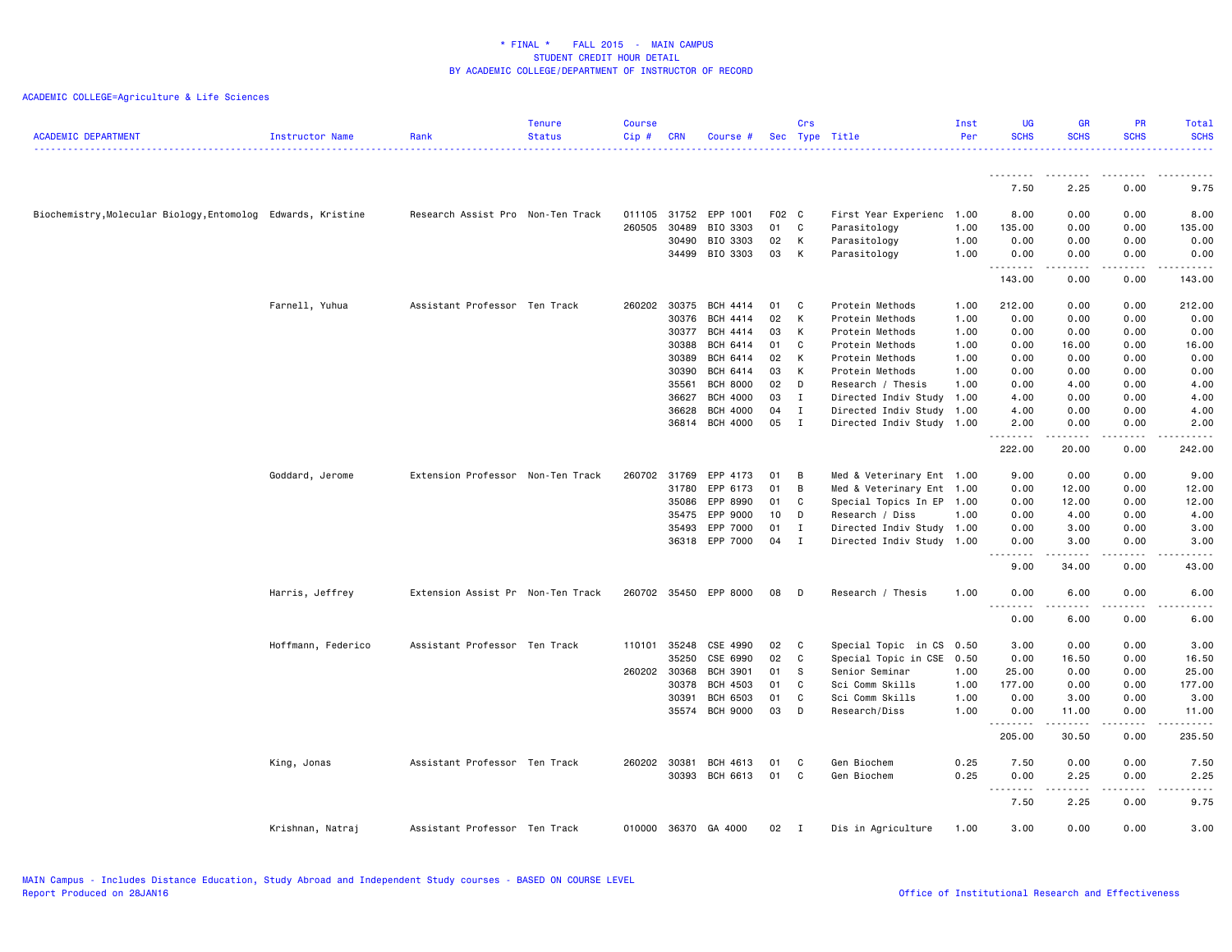\* FINAL \*    FALL 2015  -  MAIN CAMPUS
STUDENT CREDIT HOUR DETAIL
BY ACADEMIC COLLEGE/DEPARTMENT OF INSTRUCTOR OF RECORD

ACADEMIC COLLEGE=Agriculture & Life Sciences

| ACADEMIC DEPARTMENT | Instructor Name | Rank | Tenure Status | Course Cip # | CRN | Course # | Sec | Crs Type | Title | Inst Per | UG SCHS | GR SCHS | PR SCHS | Total SCHS |
|---|---|---|---|---|---|---|---|---|---|---|---|---|---|---|
| | | | | | | | | | | | 7.50 | 2.25 | 0.00 | 9.75 |
| Biochemistry,Molecular Biology,Entomolog | Edwards, Kristine | Research Assist Pro | Non-Ten Track | 011105 | 31752 | EPP 1001 | F02 | C | First Year Experienc | 1.00 | 8.00 | 0.00 | 0.00 | 8.00 |
| | | | | 260505 | 30489 | BIO 3303 | 01 | C | Parasitology | 1.00 | 135.00 | 0.00 | 0.00 | 135.00 |
| | | | | | 30490 | BIO 3303 | 02 | K | Parasitology | 1.00 | 0.00 | 0.00 | 0.00 | 0.00 |
| | | | | | 34499 | BIO 3303 | 03 | K | Parasitology | 1.00 | 0.00 | 0.00 | 0.00 | 0.00 |
| | | | | | | | | | | | 143.00 | 0.00 | 0.00 | 143.00 |
| | Farnell, Yuhua | Assistant Professor | Ten Track | 260202 | 30375 | BCH 4414 | 01 | C | Protein Methods | 1.00 | 212.00 | 0.00 | 0.00 | 212.00 |
| | | | | | 30376 | BCH 4414 | 02 | K | Protein Methods | 1.00 | 0.00 | 0.00 | 0.00 | 0.00 |
| | | | | | 30377 | BCH 4414 | 03 | K | Protein Methods | 1.00 | 0.00 | 0.00 | 0.00 | 0.00 |
| | | | | | 30388 | BCH 6414 | 01 | C | Protein Methods | 1.00 | 0.00 | 16.00 | 0.00 | 16.00 |
| | | | | | 30389 | BCH 6414 | 02 | K | Protein Methods | 1.00 | 0.00 | 0.00 | 0.00 | 0.00 |
| | | | | | 30390 | BCH 6414 | 03 | K | Protein Methods | 1.00 | 0.00 | 0.00 | 0.00 | 0.00 |
| | | | | | 35561 | BCH 8000 | 02 | D | Research / Thesis | 1.00 | 0.00 | 4.00 | 0.00 | 4.00 |
| | | | | | 36627 | BCH 4000 | 03 | I | Directed Indiv Study | 1.00 | 4.00 | 0.00 | 0.00 | 4.00 |
| | | | | | 36628 | BCH 4000 | 04 | I | Directed Indiv Study | 1.00 | 4.00 | 0.00 | 0.00 | 4.00 |
| | | | | | 36814 | BCH 4000 | 05 | I | Directed Indiv Study | 1.00 | 2.00 | 0.00 | 0.00 | 2.00 |
| | | | | | | | | | | | 222.00 | 20.00 | 0.00 | 242.00 |
| | Goddard, Jerome | Extension Professor | Non-Ten Track | 260702 | 31769 | EPP 4173 | 01 | B | Med & Veterinary Ent | 1.00 | 9.00 | 0.00 | 0.00 | 9.00 |
| | | | | | 31780 | EPP 6173 | 01 | B | Med & Veterinary Ent | 1.00 | 0.00 | 12.00 | 0.00 | 12.00 |
| | | | | | 35086 | EPP 8990 | 01 | C | Special Topics In EP | 1.00 | 0.00 | 12.00 | 0.00 | 12.00 |
| | | | | | 35475 | EPP 9000 | 10 | D | Research / Diss | 1.00 | 0.00 | 4.00 | 0.00 | 4.00 |
| | | | | | 35493 | EPP 7000 | 01 | I | Directed Indiv Study | 1.00 | 0.00 | 3.00 | 0.00 | 3.00 |
| | | | | | 36318 | EPP 7000 | 04 | I | Directed Indiv Study | 1.00 | 0.00 | 3.00 | 0.00 | 3.00 |
| | | | | | | | | | | | 9.00 | 34.00 | 0.00 | 43.00 |
| | Harris, Jeffrey | Extension Assist Pr | Non-Ten Track | 260702 | 35450 | EPP 8000 | 08 | D | Research / Thesis | 1.00 | 0.00 | 6.00 | 0.00 | 6.00 |
| | | | | | | | | | | | 0.00 | 6.00 | 0.00 | 6.00 |
| | Hoffmann, Federico | Assistant Professor | Ten Track | 110101 | 35248 | CSE 4990 | 02 | C | Special Topic  in CS | 0.50 | 3.00 | 0.00 | 0.00 | 3.00 |
| | | | | | 35250 | CSE 6990 | 02 | C | Special Topic in CSE | 0.50 | 0.00 | 16.50 | 0.00 | 16.50 |
| | | | | 260202 | 30368 | BCH 3901 | 01 | S | Senior Seminar | 1.00 | 25.00 | 0.00 | 0.00 | 25.00 |
| | | | | | 30378 | BCH 4503 | 01 | C | Sci Comm Skills | 1.00 | 177.00 | 0.00 | 0.00 | 177.00 |
| | | | | | 30391 | BCH 6503 | 01 | C | Sci Comm Skills | 1.00 | 0.00 | 3.00 | 0.00 | 3.00 |
| | | | | | 35574 | BCH 9000 | 03 | D | Research/Diss | 1.00 | 0.00 | 11.00 | 0.00 | 11.00 |
| | | | | | | | | | | | 205.00 | 30.50 | 0.00 | 235.50 |
| | King, Jonas | Assistant Professor | Ten Track | 260202 | 30381 | BCH 4613 | 01 | C | Gen Biochem | 0.25 | 7.50 | 0.00 | 0.00 | 7.50 |
| | | | | | 30393 | BCH 6613 | 01 | C | Gen Biochem | 0.25 | 0.00 | 2.25 | 0.00 | 2.25 |
| | | | | | | | | | | | 7.50 | 2.25 | 0.00 | 9.75 |
| | Krishnan, Natraj | Assistant Professor | Ten Track | 010000 | 36370 | GA 4000 | 02 | I | Dis in Agriculture | 1.00 | 3.00 | 0.00 | 0.00 | 3.00 |

MAIN Campus - Includes Distance Education, Study Abroad and Independent Study courses - BASED ON COURSE LEVEL
Report Produced on 28JAN16

Office of Institutional Research and Effectiveness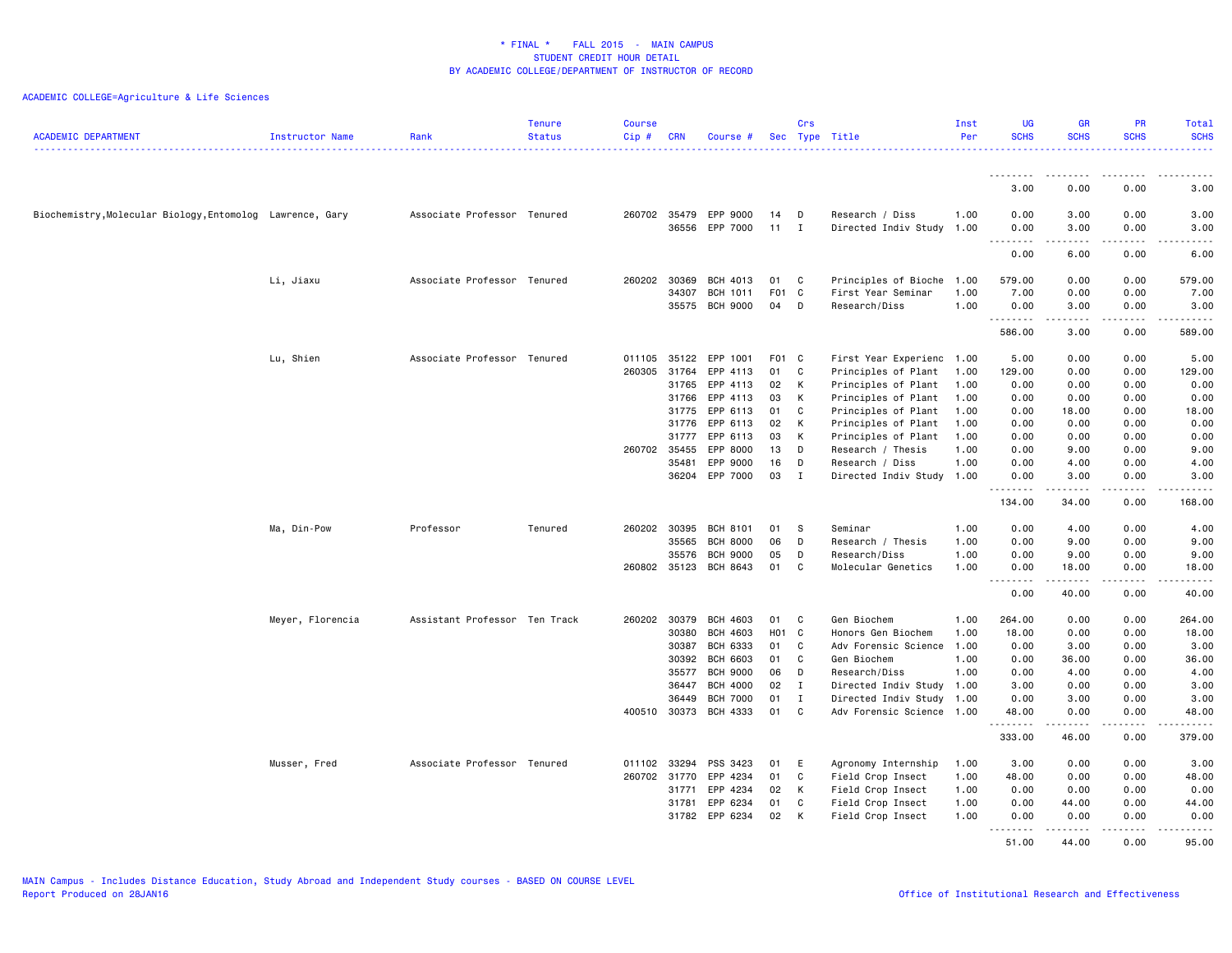\* FINAL \*    FALL 2015  -  MAIN CAMPUS
STUDENT CREDIT HOUR DETAIL
BY ACADEMIC COLLEGE/DEPARTMENT OF INSTRUCTOR OF RECORD

ACADEMIC COLLEGE=Agriculture & Life Sciences

| ACADEMIC DEPARTMENT | Instructor Name | Rank | Tenure Status | Course Cip # | CRN | Course # | Sec | Crs Type | Title | Inst Per | UG SCHS | GR SCHS | PR SCHS | Total SCHS |
|---|---|---|---|---|---|---|---|---|---|---|---|---|---|---|
| | | | | | | | | | | | 3.00 | 0.00 | 0.00 | 3.00 |
| Biochemistry,Molecular Biology,Entomolog | Lawrence, Gary | Associate Professor | Tenured | 260702 | 35479 | EPP 9000 | 14 | D | Research / Diss | 1.00 | 0.00 | 3.00 | 0.00 | 3.00 |
| | | | | | 36556 | EPP 7000 | 11 | I | Directed Indiv Study | 1.00 | 0.00 | 3.00 | 0.00 | 3.00 |
| | | | | | | | | | | | 0.00 | 6.00 | 0.00 | 6.00 |
| | Li, Jiaxu | Associate Professor | Tenured | 260202 | 30369 | BCH 4013 | 01 | C | Principles of Bioche | 1.00 | 579.00 | 0.00 | 0.00 | 579.00 |
| | | | | | 34307 | BCH 1011 | F01 | C | First Year Seminar | 1.00 | 7.00 | 0.00 | 0.00 | 7.00 |
| | | | | | 35575 | BCH 9000 | 04 | D | Research/Diss | 1.00 | 0.00 | 3.00 | 0.00 | 3.00 |
| | | | | | | | | | | | 586.00 | 3.00 | 0.00 | 589.00 |
| | Lu, Shien | Associate Professor | Tenured | 011105 | 35122 | EPP 1001 | F01 | C | First Year Experienc | 1.00 | 5.00 | 0.00 | 0.00 | 5.00 |
| | | | | 260305 | 31764 | EPP 4113 | 01 | C | Principles of Plant | 1.00 | 129.00 | 0.00 | 0.00 | 129.00 |
| | | | | | 31765 | EPP 4113 | 02 | K | Principles of Plant | 1.00 | 0.00 | 0.00 | 0.00 | 0.00 |
| | | | | | 31766 | EPP 4113 | 03 | K | Principles of Plant | 1.00 | 0.00 | 0.00 | 0.00 | 0.00 |
| | | | | | 31775 | EPP 6113 | 01 | C | Principles of Plant | 1.00 | 0.00 | 18.00 | 0.00 | 18.00 |
| | | | | | 31776 | EPP 6113 | 02 | K | Principles of Plant | 1.00 | 0.00 | 0.00 | 0.00 | 0.00 |
| | | | | | 31777 | EPP 6113 | 03 | K | Principles of Plant | 1.00 | 0.00 | 0.00 | 0.00 | 0.00 |
| | | | | 260702 | 35455 | EPP 8000 | 13 | D | Research / Thesis | 1.00 | 0.00 | 9.00 | 0.00 | 9.00 |
| | | | | | 35481 | EPP 9000 | 16 | D | Research / Diss | 1.00 | 0.00 | 4.00 | 0.00 | 4.00 |
| | | | | | 36204 | EPP 7000 | 03 | I | Directed Indiv Study | 1.00 | 0.00 | 3.00 | 0.00 | 3.00 |
| | | | | | | | | | | | 134.00 | 34.00 | 0.00 | 168.00 |
| | Ma, Din-Pow | Professor | Tenured | 260202 | 30395 | BCH 8101 | 01 | S | Seminar | 1.00 | 0.00 | 4.00 | 0.00 | 4.00 |
| | | | | | 35565 | BCH 8000 | 06 | D | Research / Thesis | 1.00 | 0.00 | 9.00 | 0.00 | 9.00 |
| | | | | | 35576 | BCH 9000 | 05 | D | Research/Diss | 1.00 | 0.00 | 9.00 | 0.00 | 9.00 |
| | | | | 260802 | 35123 | BCH 8643 | 01 | C | Molecular Genetics | 1.00 | 0.00 | 18.00 | 0.00 | 18.00 |
| | | | | | | | | | | | 0.00 | 40.00 | 0.00 | 40.00 |
| | Meyer, Florencia | Assistant Professor | Ten Track | 260202 | 30379 | BCH 4603 | 01 | C | Gen Biochem | 1.00 | 264.00 | 0.00 | 0.00 | 264.00 |
| | | | | | 30380 | BCH 4603 | H01 | C | Honors Gen Biochem | 1.00 | 18.00 | 0.00 | 0.00 | 18.00 |
| | | | | | 30387 | BCH 6333 | 01 | C | Adv Forensic Science | 1.00 | 0.00 | 3.00 | 0.00 | 3.00 |
| | | | | | 30392 | BCH 6603 | 01 | C | Gen Biochem | 1.00 | 0.00 | 36.00 | 0.00 | 36.00 |
| | | | | | 35577 | BCH 9000 | 06 | D | Research/Diss | 1.00 | 0.00 | 4.00 | 0.00 | 4.00 |
| | | | | | 36447 | BCH 4000 | 02 | I | Directed Indiv Study | 1.00 | 3.00 | 0.00 | 0.00 | 3.00 |
| | | | | | 36449 | BCH 7000 | 01 | I | Directed Indiv Study | 1.00 | 0.00 | 3.00 | 0.00 | 3.00 |
| | | | | 400510 | 30373 | BCH 4333 | 01 | C | Adv Forensic Science | 1.00 | 48.00 | 0.00 | 0.00 | 48.00 |
| | | | | | | | | | | | 333.00 | 46.00 | 0.00 | 379.00 |
| | Musser, Fred | Associate Professor | Tenured | 011102 | 33294 | PSS 3423 | 01 | E | Agronomy Internship | 1.00 | 3.00 | 0.00 | 0.00 | 3.00 |
| | | | | 260702 | 31770 | EPP 4234 | 01 | C | Field Crop Insect | 1.00 | 48.00 | 0.00 | 0.00 | 48.00 |
| | | | | | 31771 | EPP 4234 | 02 | K | Field Crop Insect | 1.00 | 0.00 | 0.00 | 0.00 | 0.00 |
| | | | | | 31781 | EPP 6234 | 01 | C | Field Crop Insect | 1.00 | 0.00 | 44.00 | 0.00 | 44.00 |
| | | | | | 31782 | EPP 6234 | 02 | K | Field Crop Insect | 1.00 | 0.00 | 0.00 | 0.00 | 0.00 |
| | | | | | | | | | | | 51.00 | 44.00 | 0.00 | 95.00 |

MAIN Campus - Includes Distance Education, Study Abroad and Independent Study courses - BASED ON COURSE LEVEL
Report Produced on 28JAN16

Office of Institutional Research and Effectiveness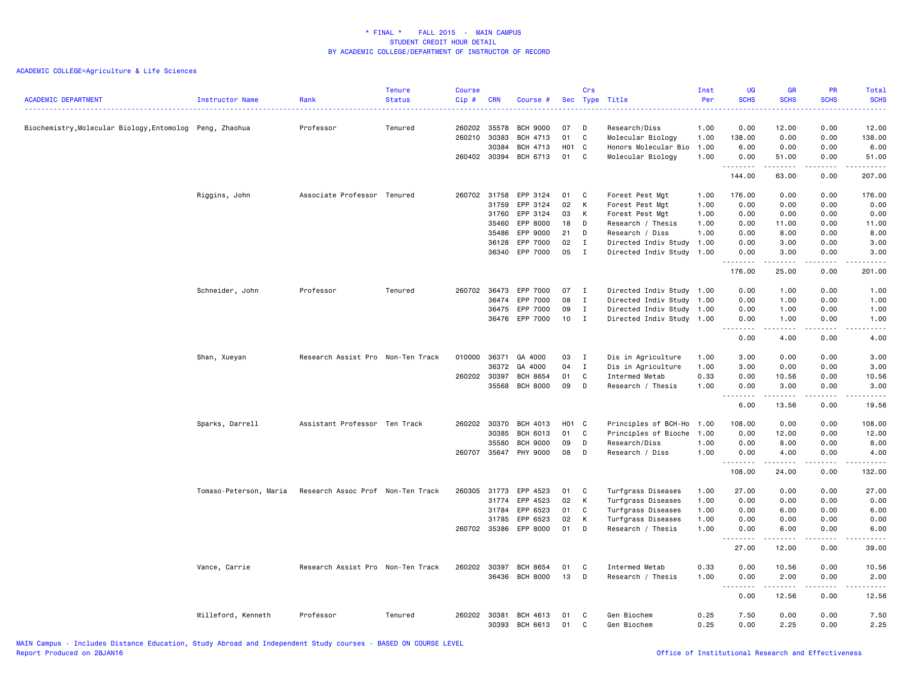* FINAL * FALL 2015 - MAIN CAMPUS
STUDENT CREDIT HOUR DETAIL
BY ACADEMIC COLLEGE/DEPARTMENT OF INSTRUCTOR OF RECORD

ACADEMIC COLLEGE=Agriculture & Life Sciences

| ACADEMIC DEPARTMENT | Instructor Name | Rank | Tenure Status | Course Cip # | CRN | Course # | Sec | Crs Type | Title | Inst Per | UG SCHS | GR SCHS | PR SCHS | Total SCHS |
|---|---|---|---|---|---|---|---|---|---|---|---|---|---|---|
| Biochemistry,Molecular Biology,Entomolog | Peng, Zhaohua | Professor | Tenured | 260202 | 35578 | BCH 9000 | 07 | D | Research/Diss | 1.00 | 0.00 | 12.00 | 0.00 | 12.00 |
| | | | | 260210 | 30383 | BCH 4713 | 01 | C | Molecular Biology | 1.00 | 138.00 | 0.00 | 0.00 | 138.00 |
| | | | | | 30384 | BCH 4713 | H01 | C | Honors Molecular Bio | 1.00 | 6.00 | 0.00 | 0.00 | 6.00 |
| | | | | 260402 | 30394 | BCH 6713 | 01 | C | Molecular Biology | 1.00 | 0.00 | 51.00 | 0.00 | 51.00 |
| | | | | | | | | | | | 144.00 | 63.00 | 0.00 | 207.00 |
| | Riggins, John | Associate Professor | Tenured | 260702 | 31758 | EPP 3124 | 01 | C | Forest Pest Mgt | 1.00 | 176.00 | 0.00 | 0.00 | 176.00 |
| | | | | | 31759 | EPP 3124 | 02 | K | Forest Pest Mgt | 1.00 | 0.00 | 0.00 | 0.00 | 0.00 |
| | | | | | 31760 | EPP 3124 | 03 | K | Forest Pest Mgt | 1.00 | 0.00 | 0.00 | 0.00 | 0.00 |
| | | | | | 35460 | EPP 8000 | 18 | D | Research / Thesis | 1.00 | 0.00 | 11.00 | 0.00 | 11.00 |
| | | | | | 35486 | EPP 9000 | 21 | D | Research / Diss | 1.00 | 0.00 | 8.00 | 0.00 | 8.00 |
| | | | | | 36128 | EPP 7000 | 02 | I | Directed Indiv Study | 1.00 | 0.00 | 3.00 | 0.00 | 3.00 |
| | | | | | 36340 | EPP 7000 | 05 | I | Directed Indiv Study | 1.00 | 0.00 | 3.00 | 0.00 | 3.00 |
| | | | | | | | | | | | 176.00 | 25.00 | 0.00 | 201.00 |
| | Schneider, John | Professor | Tenured | 260702 | 36473 | EPP 7000 | 07 | I | Directed Indiv Study | 1.00 | 0.00 | 1.00 | 0.00 | 1.00 |
| | | | | | 36474 | EPP 7000 | 08 | I | Directed Indiv Study | 1.00 | 0.00 | 1.00 | 0.00 | 1.00 |
| | | | | | 36475 | EPP 7000 | 09 | I | Directed Indiv Study | 1.00 | 0.00 | 1.00 | 0.00 | 1.00 |
| | | | | | 36476 | EPP 7000 | 10 | I | Directed Indiv Study | 1.00 | 0.00 | 1.00 | 0.00 | 1.00 |
| | | | | | | | | | | | 0.00 | 4.00 | 0.00 | 4.00 |
| | Shan, Xueyan | Research Assist Pro | Non-Ten Track | 010000 | 36371 | GA 4000 | 03 | I | Dis in Agriculture | 1.00 | 3.00 | 0.00 | 0.00 | 3.00 |
| | | | | | 36372 | GA 4000 | 04 | I | Dis in Agriculture | 1.00 | 3.00 | 0.00 | 0.00 | 3.00 |
| | | | | 260202 | 30397 | BCH 8654 | 01 | C | Intermed Metab | 0.33 | 0.00 | 10.56 | 0.00 | 10.56 |
| | | | | | 35568 | BCH 8000 | 09 | D | Research / Thesis | 1.00 | 0.00 | 3.00 | 0.00 | 3.00 |
| | | | | | | | | | | | 6.00 | 13.56 | 0.00 | 19.56 |
| | Sparks, Darrell | Assistant Professor | Ten Track | 260202 | 30370 | BCH 4013 | H01 | C | Principles of BCH-Ho | 1.00 | 108.00 | 0.00 | 0.00 | 108.00 |
| | | | | | 30385 | BCH 6013 | 01 | C | Principles of Bioche | 1.00 | 0.00 | 12.00 | 0.00 | 12.00 |
| | | | | | 35580 | BCH 9000 | 09 | D | Research/Diss | 1.00 | 0.00 | 8.00 | 0.00 | 8.00 |
| | | | | 260707 | 35647 | PHY 9000 | 08 | D | Research / Diss | 1.00 | 0.00 | 4.00 | 0.00 | 4.00 |
| | | | | | | | | | | | 108.00 | 24.00 | 0.00 | 132.00 |
| | Tomaso-Peterson, Maria | Research Assoc Prof | Non-Ten Track | 260305 | 31773 | EPP 4523 | 01 | C | Turfgrass Diseases | 1.00 | 27.00 | 0.00 | 0.00 | 27.00 |
| | | | | | 31774 | EPP 4523 | 02 | K | Turfgrass Diseases | 1.00 | 0.00 | 0.00 | 0.00 | 0.00 |
| | | | | | 31784 | EPP 6523 | 01 | C | Turfgrass Diseases | 1.00 | 0.00 | 6.00 | 0.00 | 6.00 |
| | | | | | 31785 | EPP 6523 | 02 | K | Turfgrass Diseases | 1.00 | 0.00 | 0.00 | 0.00 | 0.00 |
| | | | | 260702 | 35386 | EPP 8000 | 01 | D | Research / Thesis | 1.00 | 0.00 | 6.00 | 0.00 | 6.00 |
| | | | | | | | | | | | 27.00 | 12.00 | 0.00 | 39.00 |
| | Vance, Carrie | Research Assist Pro | Non-Ten Track | 260202 | 30397 | BCH 8654 | 01 | C | Intermed Metab | 0.33 | 0.00 | 10.56 | 0.00 | 10.56 |
| | | | | | 36436 | BCH 8000 | 13 | D | Research / Thesis | 1.00 | 0.00 | 2.00 | 0.00 | 2.00 |
| | | | | | | | | | | | 0.00 | 12.56 | 0.00 | 12.56 |
| | Willeford, Kenneth | Professor | Tenured | 260202 | 30381 | BCH 4613 | 01 | C | Gen Biochem | 0.25 | 7.50 | 0.00 | 0.00 | 7.50 |
| | | | | | 30393 | BCH 6613 | 01 | C | Gen Biochem | 0.25 | 0.00 | 2.25 | 0.00 | 2.25 |

MAIN Campus - Includes Distance Education, Study Abroad and Independent Study courses - BASED ON COURSE LEVEL
Report Produced on 28JAN16
Office of Institutional Research and Effectiveness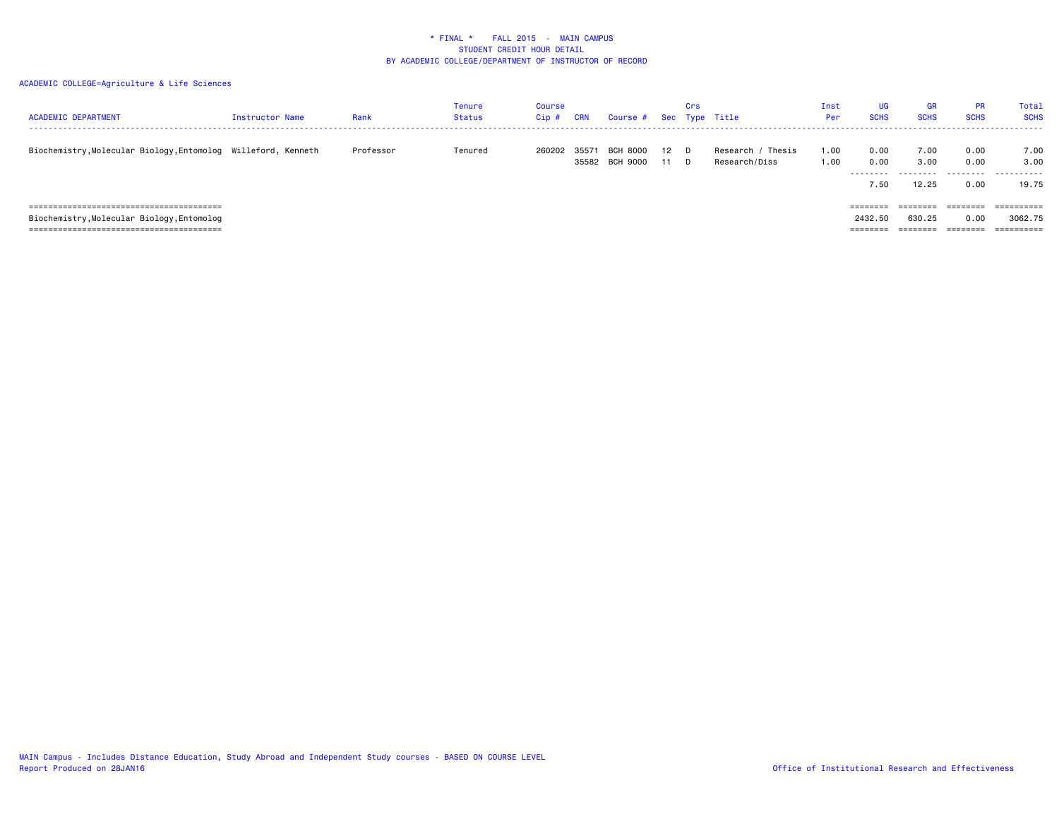\* FINAL \*    FALL 2015  -  MAIN CAMPUS
STUDENT CREDIT HOUR DETAIL
BY ACADEMIC COLLEGE/DEPARTMENT OF INSTRUCTOR OF RECORD

ACADEMIC COLLEGE=Agriculture & Life Sciences

| ACADEMIC DEPARTMENT | Instructor Name | Rank | Tenure Status | Course Cip # | CRN | Course # | Sec | Crs Type | Title | Inst Per | UG SCHS | GR SCHS | PR SCHS | Total SCHS |
|---|---|---|---|---|---|---|---|---|---|---|---|---|---|---|
| Biochemistry,Molecular Biology,Entomolog | Willeford, Kenneth | Professor | Tenured | 260202 | 35571 | BCH 8000 | 12 | D | Research / Thesis | 1.00 | 0.00 | 7.00 | 0.00 | 7.00 |
| | | | | | 35582 | BCH 9000 | 11 | D | Research/Diss | 1.00 | 0.00 | 3.00 | 0.00 | 3.00 |
| | | | | | | | | | | | 7.50 | 12.25 | 0.00 | 19.75 |
| Biochemistry,Molecular Biology,Entomolog | | | | | | | | | | | 2432.50 | 630.25 | 0.00 | 3062.75 |

MAIN Campus - Includes Distance Education, Study Abroad and Independent Study courses - BASED ON COURSE LEVEL
Report Produced on 28JAN16

Office of Institutional Research and Effectiveness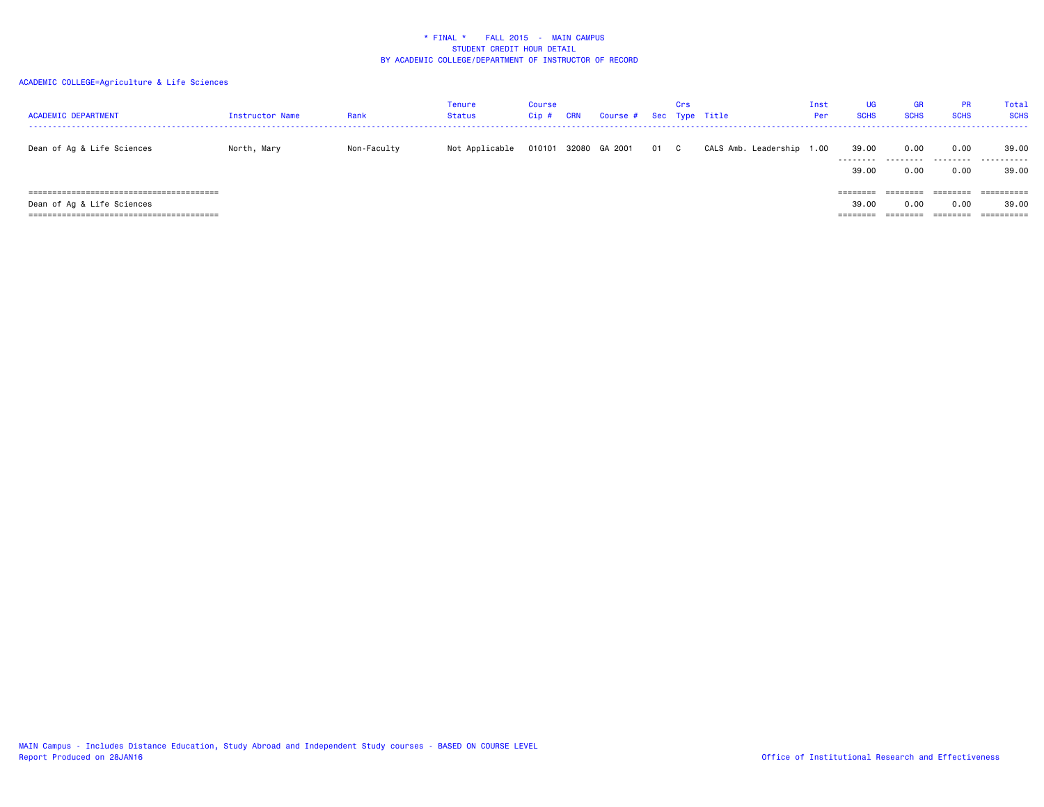\* FINAL \* FALL 2015 - MAIN CAMPUS
STUDENT CREDIT HOUR DETAIL
BY ACADEMIC COLLEGE/DEPARTMENT OF INSTRUCTOR OF RECORD

ACADEMIC COLLEGE=Agriculture & Life Sciences

| ACADEMIC DEPARTMENT | Instructor Name | Rank | Tenure Status | Course Cip # | CRN | Course # | Sec | Crs Type | Title | Inst Per | UG SCHS | GR SCHS | PR SCHS | Total SCHS |
|---|---|---|---|---|---|---|---|---|---|---|---|---|---|---|
| Dean of Ag & Life Sciences | North, Mary | Non-Faculty | Not Applicable | 010101 | 32080 | GA 2001 | 01 | C | CALS Amb. Leadership | 1.00 | 39.00 | 0.00 | 0.00 | 39.00 |
| | | | | | | | | | | | 39.00 | 0.00 | 0.00 | 39.00 |
| Dean of Ag & Life Sciences | | | | | | | | | | | 39.00 | 0.00 | 0.00 | 39.00 |

MAIN Campus - Includes Distance Education, Study Abroad and Independent Study courses - BASED ON COURSE LEVEL
Report Produced on 28JAN16

Office of Institutional Research and Effectiveness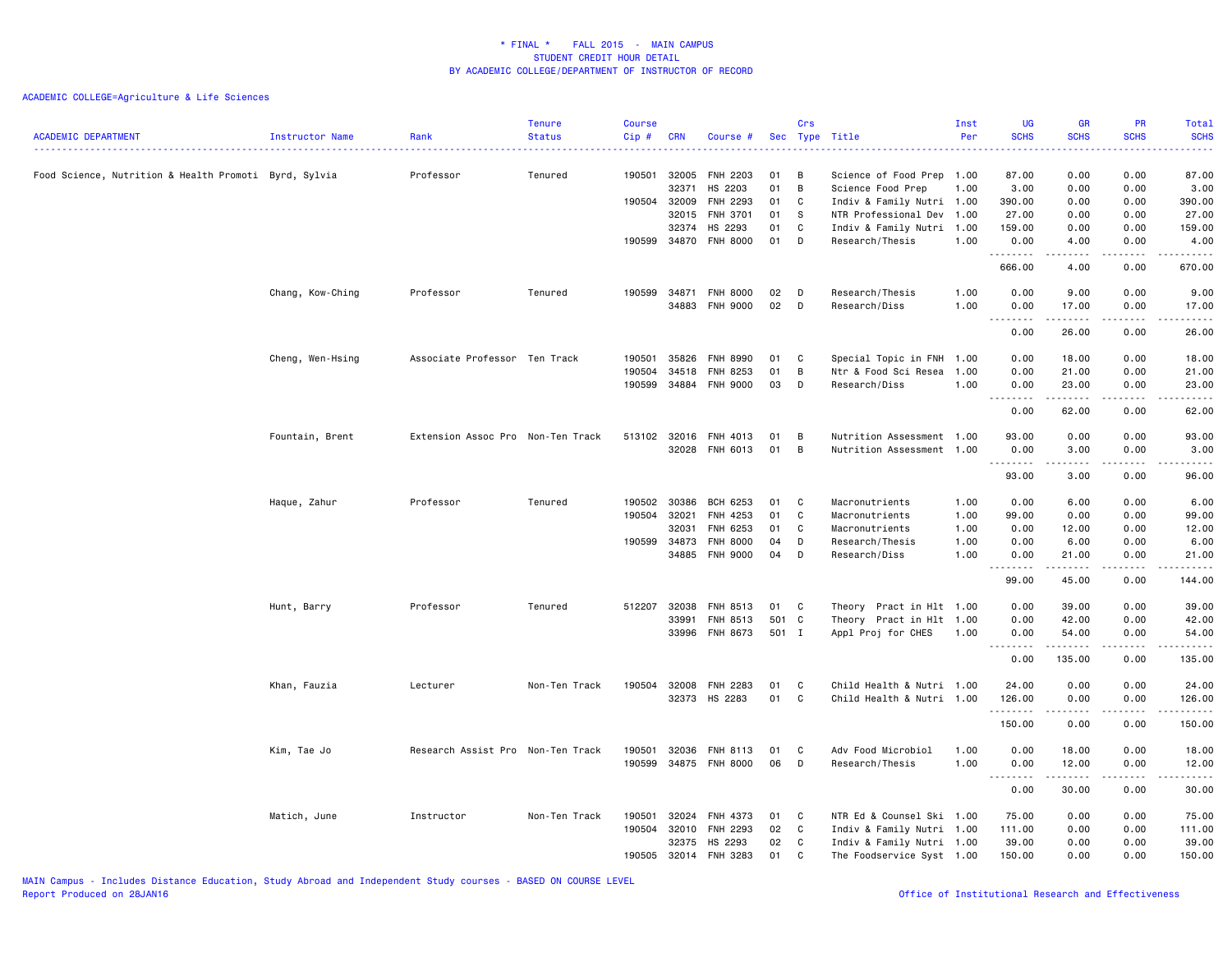# * FINAL * FALL 2015 - MAIN CAMPUS
## STUDENT CREDIT HOUR DETAIL
## BY ACADEMIC COLLEGE/DEPARTMENT OF INSTRUCTOR OF RECORD

ACADEMIC COLLEGE=Agriculture & Life Sciences

| ACADEMIC DEPARTMENT | Instructor Name | Rank | Tenure Status | Course Cip # | CRN | Course # | Sec | Crs Type | Title | Inst Per | UG SCHS | GR SCHS | PR SCHS | Total SCHS |
|---|---|---|---|---|---|---|---|---|---|---|---|---|---|---|
| Food Science, Nutrition & Health Promoti | Byrd, Sylvia | Professor | Tenured | 190501 | 32005 | FNH 2203 | 01 | B | Science of Food Prep | 1.00 | 87.00 | 0.00 | 0.00 | 87.00 |
| | | | | | 32371 | HS 2203 | 01 | B | Science Food Prep | 1.00 | 3.00 | 0.00 | 0.00 | 3.00 |
| | | | | 190504 | 32009 | FNH 2293 | 01 | C | Indiv & Family Nutri | 1.00 | 390.00 | 0.00 | 0.00 | 390.00 |
| | | | | | 32015 | FNH 3701 | 01 | S | NTR Professional Dev | 1.00 | 27.00 | 0.00 | 0.00 | 27.00 |
| | | | | | 32374 | HS 2293 | 01 | C | Indiv & Family Nutri | 1.00 | 159.00 | 0.00 | 0.00 | 159.00 |
| | | | | 190599 | 34870 | FNH 8000 | 01 | D | Research/Thesis | 1.00 | 0.00 | 4.00 | 0.00 | 4.00 |
| | | | | | | | | | | | 666.00 | 4.00 | 0.00 | 670.00 |
| | Chang, Kow-Ching | Professor | Tenured | 190599 | 34871 | FNH 8000 | 02 | D | Research/Thesis | 1.00 | 0.00 | 9.00 | 0.00 | 9.00 |
| | | | | | 34883 | FNH 9000 | 02 | D | Research/Diss | 1.00 | 0.00 | 17.00 | 0.00 | 17.00 |
| | | | | | | | | | | | 0.00 | 26.00 | 0.00 | 26.00 |
| | Cheng, Wen-Hsing | Associate Professor | Ten Track | 190501 | 35826 | FNH 8990 | 01 | C | Special Topic in FNH | 1.00 | 0.00 | 18.00 | 0.00 | 18.00 |
| | | | | 190504 | 34518 | FNH 8253 | 01 | B | Ntr & Food Sci Resea | 1.00 | 0.00 | 21.00 | 0.00 | 21.00 |
| | | | | 190599 | 34884 | FNH 9000 | 03 | D | Research/Diss | 1.00 | 0.00 | 23.00 | 0.00 | 23.00 |
| | | | | | | | | | | | 0.00 | 62.00 | 0.00 | 62.00 |
| | Fountain, Brent | Extension Assoc Pro | Non-Ten Track | 513102 | 32016 | FNH 4013 | 01 | B | Nutrition Assessment | 1.00 | 93.00 | 0.00 | 0.00 | 93.00 |
| | | | | | 32028 | FNH 6013 | 01 | B | Nutrition Assessment | 1.00 | 0.00 | 3.00 | 0.00 | 3.00 |
| | | | | | | | | | | | 93.00 | 3.00 | 0.00 | 96.00 |
| | Haque, Zahur | Professor | Tenured | 190502 | 30386 | BCH 6253 | 01 | C | Macronutrients | 1.00 | 0.00 | 6.00 | 0.00 | 6.00 |
| | | | | 190504 | 32021 | FNH 4253 | 01 | C | Macronutrients | 1.00 | 99.00 | 0.00 | 0.00 | 99.00 |
| | | | | | 32031 | FNH 6253 | 01 | C | Macronutrients | 1.00 | 0.00 | 12.00 | 0.00 | 12.00 |
| | | | | 190599 | 34873 | FNH 8000 | 04 | D | Research/Thesis | 1.00 | 0.00 | 6.00 | 0.00 | 6.00 |
| | | | | | 34885 | FNH 9000 | 04 | D | Research/Diss | 1.00 | 0.00 | 21.00 | 0.00 | 21.00 |
| | | | | | | | | | | | 99.00 | 45.00 | 0.00 | 144.00 |
| | Hunt, Barry | Professor | Tenured | 512207 | 32038 | FNH 8513 | 01 | C | Theory Pract in Hlt | 1.00 | 0.00 | 39.00 | 0.00 | 39.00 |
| | | | | | 33991 | FNH 8513 | 501 | C | Theory Pract in Hlt | 1.00 | 0.00 | 42.00 | 0.00 | 42.00 |
| | | | | | 33996 | FNH 8673 | 501 | I | Appl Proj for CHES | 1.00 | 0.00 | 54.00 | 0.00 | 54.00 |
| | | | | | | | | | | | 0.00 | 135.00 | 0.00 | 135.00 |
| | Khan, Fauzia | Lecturer | Non-Ten Track | 190504 | 32008 | FNH 2283 | 01 | C | Child Health & Nutri | 1.00 | 24.00 | 0.00 | 0.00 | 24.00 |
| | | | | | 32373 | HS 2283 | 01 | C | Child Health & Nutri | 1.00 | 126.00 | 0.00 | 0.00 | 126.00 |
| | | | | | | | | | | | 150.00 | 0.00 | 0.00 | 150.00 |
| | Kim, Tae Jo | Research Assist Pro | Non-Ten Track | 190501 | 32036 | FNH 8113 | 01 | C | Adv Food Microbiol | 1.00 | 0.00 | 18.00 | 0.00 | 18.00 |
| | | | | 190599 | 34875 | FNH 8000 | 06 | D | Research/Thesis | 1.00 | 0.00 | 12.00 | 0.00 | 12.00 |
| | | | | | | | | | | | 0.00 | 30.00 | 0.00 | 30.00 |
| | Matich, June | Instructor | Non-Ten Track | 190501 | 32024 | FNH 4373 | 01 | C | NTR Ed & Counsel Ski | 1.00 | 75.00 | 0.00 | 0.00 | 75.00 |
| | | | | 190504 | 32010 | FNH 2293 | 02 | C | Indiv & Family Nutri | 1.00 | 111.00 | 0.00 | 0.00 | 111.00 |
| | | | | | 32375 | HS 2293 | 02 | C | Indiv & Family Nutri | 1.00 | 39.00 | 0.00 | 0.00 | 39.00 |
| | | | | 190505 | 32014 | FNH 3283 | 01 | C | The Foodservice Syst | 1.00 | 150.00 | 0.00 | 0.00 | 150.00 |

MAIN Campus - Includes Distance Education, Study Abroad and Independent Study courses - BASED ON COURSE LEVEL
Report Produced on 28JAN16

Office of Institutional Research and Effectiveness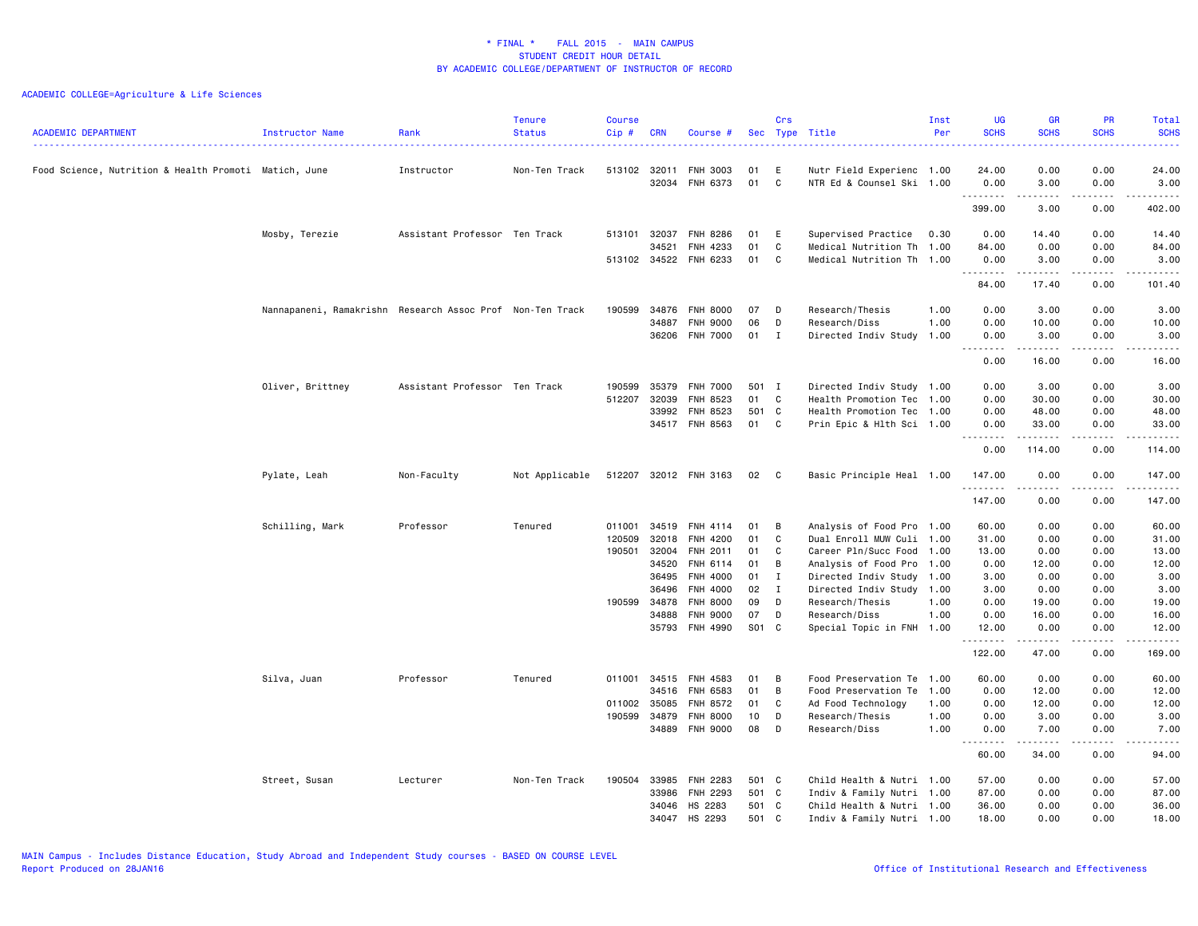\* FINAL \* FALL 2015 - MAIN CAMPUS
STUDENT CREDIT HOUR DETAIL
BY ACADEMIC COLLEGE/DEPARTMENT OF INSTRUCTOR OF RECORD

ACADEMIC COLLEGE=Agriculture & Life Sciences

| ACADEMIC DEPARTMENT | Instructor Name | Rank | Tenure Status | Course Cip # | CRN | Course # | Sec | Crs Type | Title | Inst Per | UG SCHS | GR SCHS | PR SCHS | Total SCHS |
|---|---|---|---|---|---|---|---|---|---|---|---|---|---|---|
| Food Science, Nutrition & Health Promoti | Matich, June | Instructor | Non-Ten Track | 513102 | 32011 | FNH 3003 | 01 | E | Nutr Field Experienc | 1.00 | 24.00 | 0.00 | 0.00 | 24.00 |
| | | | | | 32034 | FNH 6373 | 01 | C | NTR Ed & Counsel Ski | 1.00 | 0.00 | 3.00 | 0.00 | 3.00 |
| | | | | | | | | | | | 399.00 | 3.00 | 0.00 | 402.00 |
| | Mosby, Terezie | Assistant Professor | Ten Track | 513101 | 32037 | FNH 8286 | 01 | E | Supervised Practice | 0.30 | 0.00 | 14.40 | 0.00 | 14.40 |
| | | | | | 34521 | FNH 4233 | 01 | C | Medical Nutrition Th | 1.00 | 84.00 | 0.00 | 0.00 | 84.00 |
| | | | | 513102 | 34522 | FNH 6233 | 01 | C | Medical Nutrition Th | 1.00 | 0.00 | 3.00 | 0.00 | 3.00 |
| | | | | | | | | | | | 84.00 | 17.40 | 0.00 | 101.40 |
| | Nannapaneni, Ramakrishn | Research Assoc Prof | Non-Ten Track | 190599 | 34876 | FNH 8000 | 07 | D | Research/Thesis | 1.00 | 0.00 | 3.00 | 0.00 | 3.00 |
| | | | | | 34887 | FNH 9000 | 06 | D | Research/Diss | 1.00 | 0.00 | 10.00 | 0.00 | 10.00 |
| | | | | | 36206 | FNH 7000 | 01 | I | Directed Indiv Study | 1.00 | 0.00 | 3.00 | 0.00 | 3.00 |
| | | | | | | | | | | | 0.00 | 16.00 | 0.00 | 16.00 |
| | Oliver, Brittney | Assistant Professor | Ten Track | 190599 | 35379 | FNH 7000 | 501 | I | Directed Indiv Study | 1.00 | 0.00 | 3.00 | 0.00 | 3.00 |
| | | | | 512207 | 32039 | FNH 8523 | 01 | C | Health Promotion Tec | 1.00 | 0.00 | 30.00 | 0.00 | 30.00 |
| | | | | | 33992 | FNH 8523 | 501 | C | Health Promotion Tec | 1.00 | 0.00 | 48.00 | 0.00 | 48.00 |
| | | | | | 34517 | FNH 8563 | 01 | C | Prin Epic & Hlth Sci | 1.00 | 0.00 | 33.00 | 0.00 | 33.00 |
| | | | | | | | | | | | 0.00 | 114.00 | 0.00 | 114.00 |
| | Pylate, Leah | Non-Faculty | Not Applicable | 512207 | 32012 | FNH 3163 | 02 | C | Basic Principle Heal | 1.00 | 147.00 | 0.00 | 0.00 | 147.00 |
| | | | | | | | | | | | 147.00 | 0.00 | 0.00 | 147.00 |
| | Schilling, Mark | Professor | Tenured | 011001 | 34519 | FNH 4114 | 01 | B | Analysis of Food Pro | 1.00 | 60.00 | 0.00 | 0.00 | 60.00 |
| | | | | 120509 | 32018 | FNH 4200 | 01 | C | Dual Enroll MUW Culi | 1.00 | 31.00 | 0.00 | 0.00 | 31.00 |
| | | | | 190501 | 32004 | FNH 2011 | 01 | C | Career Pln/Succ Food | 1.00 | 13.00 | 0.00 | 0.00 | 13.00 |
| | | | | | 34520 | FNH 6114 | 01 | B | Analysis of Food Pro | 1.00 | 0.00 | 12.00 | 0.00 | 12.00 |
| | | | | | 36495 | FNH 4000 | 01 | I | Directed Indiv Study | 1.00 | 3.00 | 0.00 | 0.00 | 3.00 |
| | | | | | 36496 | FNH 4000 | 02 | I | Directed Indiv Study | 1.00 | 3.00 | 0.00 | 0.00 | 3.00 |
| | | | | 190599 | 34878 | FNH 8000 | 09 | D | Research/Thesis | 1.00 | 0.00 | 19.00 | 0.00 | 19.00 |
| | | | | | 34888 | FNH 9000 | 07 | D | Research/Diss | 1.00 | 0.00 | 16.00 | 0.00 | 16.00 |
| | | | | | 35793 | FNH 4990 | S01 | C | Special Topic in FNH | 1.00 | 12.00 | 0.00 | 0.00 | 12.00 |
| | | | | | | | | | | | 122.00 | 47.00 | 0.00 | 169.00 |
| | Silva, Juan | Professor | Tenured | 011001 | 34515 | FNH 4583 | 01 | B | Food Preservation Te | 1.00 | 60.00 | 0.00 | 0.00 | 60.00 |
| | | | | | 34516 | FNH 6583 | 01 | B | Food Preservation Te | 1.00 | 0.00 | 12.00 | 0.00 | 12.00 |
| | | | | 011002 | 35085 | FNH 8572 | 01 | C | Ad Food Technology | 1.00 | 0.00 | 12.00 | 0.00 | 12.00 |
| | | | | 190599 | 34879 | FNH 8000 | 10 | D | Research/Thesis | 1.00 | 0.00 | 3.00 | 0.00 | 3.00 |
| | | | | | 34889 | FNH 9000 | 08 | D | Research/Diss | 1.00 | 0.00 | 7.00 | 0.00 | 7.00 |
| | | | | | | | | | | | 60.00 | 34.00 | 0.00 | 94.00 |
| | Street, Susan | Lecturer | Non-Ten Track | 190504 | 33985 | FNH 2283 | 501 | C | Child Health & Nutri | 1.00 | 57.00 | 0.00 | 0.00 | 57.00 |
| | | | | | 33986 | FNH 2293 | 501 | C | Indiv & Family Nutri | 1.00 | 87.00 | 0.00 | 0.00 | 87.00 |
| | | | | | 34046 | HS 2283 | 501 | C | Child Health & Nutri | 1.00 | 36.00 | 0.00 | 0.00 | 36.00 |
| | | | | | 34047 | HS 2293 | 501 | C | Indiv & Family Nutri | 1.00 | 18.00 | 0.00 | 0.00 | 18.00 |

MAIN Campus - Includes Distance Education, Study Abroad and Independent Study courses - BASED ON COURSE LEVEL
Report Produced on 28JAN16 Office of Institutional Research and Effectiveness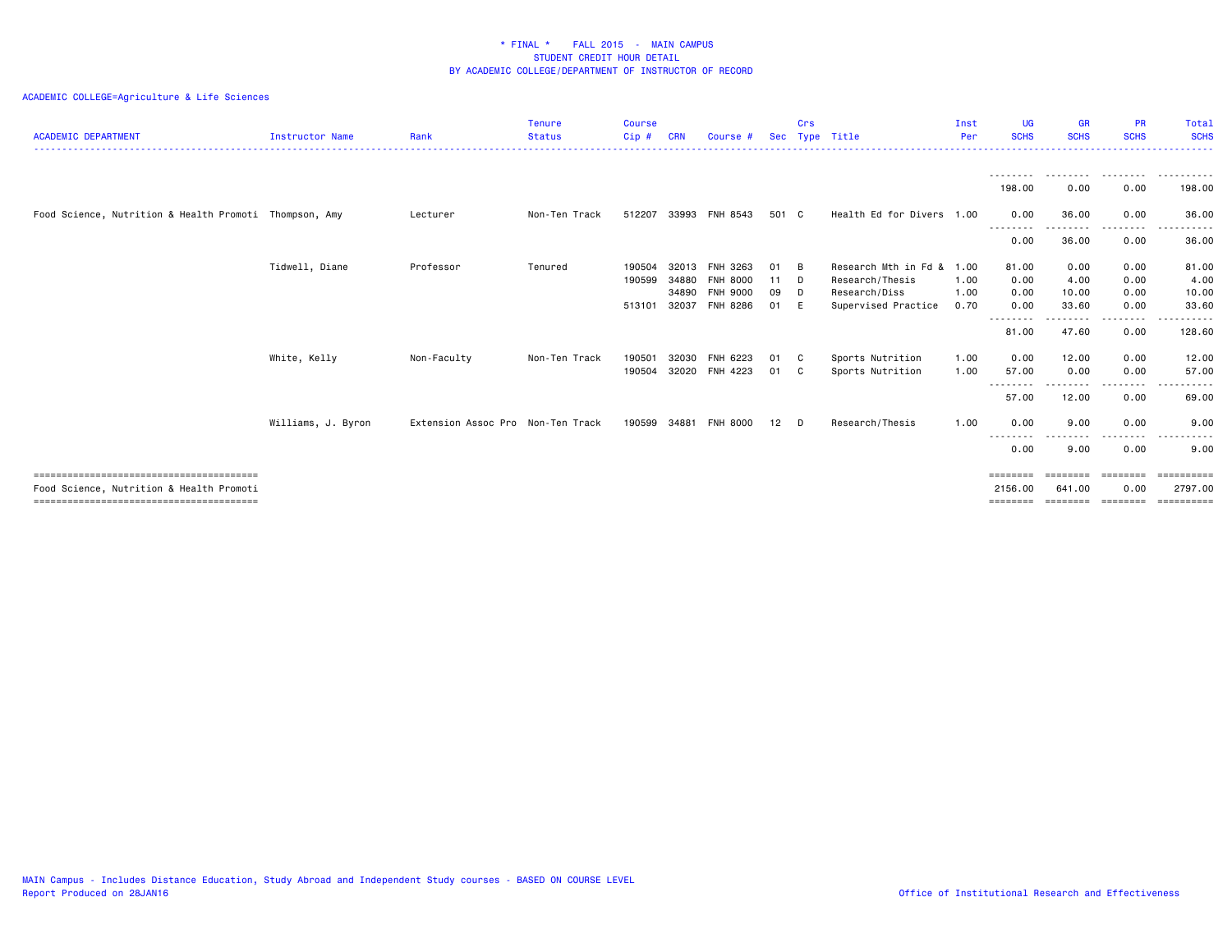# * FINAL * FALL 2015 - MAIN CAMPUS
## STUDENT CREDIT HOUR DETAIL
## BY ACADEMIC COLLEGE/DEPARTMENT OF INSTRUCTOR OF RECORD

ACADEMIC COLLEGE=Agriculture & Life Sciences

| ACADEMIC DEPARTMENT | Instructor Name | Rank | Tenure Status | Course Cip # | CRN | Course # | Sec | Crs Type | Title | Inst Per | UG SCHS | GR SCHS | PR SCHS | Total SCHS |
|---|---|---|---|---|---|---|---|---|---|---|---|---|---|---|
| | | | | | | | | | | | 198.00 | 0.00 | 0.00 | 198.00 |
| Food Science, Nutrition & Health Promoti | Thompson, Amy | Lecturer | Non-Ten Track | 512207 | 33993 | FNH 8543 | 501 | C | Health Ed for Divers | 1.00 | 0.00 | 36.00 | 0.00 | 36.00 |
| | | | | | | | | | | | 0.00 | 36.00 | 0.00 | 36.00 |
| | Tidwell, Diane | Professor | Tenured | 190504 | 32013 | FNH 3263 | 01 | B | Research Mth in Fd & | 1.00 | 81.00 | 0.00 | 0.00 | 81.00 |
| | | | | 190599 | 34880 | FNH 8000 | 11 | D | Research/Thesis | 1.00 | 0.00 | 4.00 | 0.00 | 4.00 |
| | | | | | 34890 | FNH 9000 | 09 | D | Research/Diss | 1.00 | 0.00 | 10.00 | 0.00 | 10.00 |
| | | | | 513101 | 32037 | FNH 8286 | 01 | E | Supervised Practice | 0.70 | 0.00 | 33.60 | 0.00 | 33.60 |
| | | | | | | | | | | | 81.00 | 47.60 | 0.00 | 128.60 |
| | White, Kelly | Non-Faculty | Non-Ten Track | 190501 | 32030 | FNH 6223 | 01 | C | Sports Nutrition | 1.00 | 0.00 | 12.00 | 0.00 | 12.00 |
| | | | | 190504 | 32020 | FNH 4223 | 01 | C | Sports Nutrition | 1.00 | 57.00 | 0.00 | 0.00 | 57.00 |
| | | | | | | | | | | | 57.00 | 12.00 | 0.00 | 69.00 |
| | Williams, J. Byron | Extension Assoc Pro | Non-Ten Track | 190599 | 34881 | FNH 8000 | 12 | D | Research/Thesis | 1.00 | 0.00 | 9.00 | 0.00 | 9.00 |
| | | | | | | | | | | | 0.00 | 9.00 | 0.00 | 9.00 |
| Food Science, Nutrition & Health Promoti | | | | | | | | | | | 2156.00 | 641.00 | 0.00 | 2797.00 |

MAIN Campus - Includes Distance Education, Study Abroad and Independent Study courses - BASED ON COURSE LEVEL
Report Produced on 28JAN16

Office of Institutional Research and Effectiveness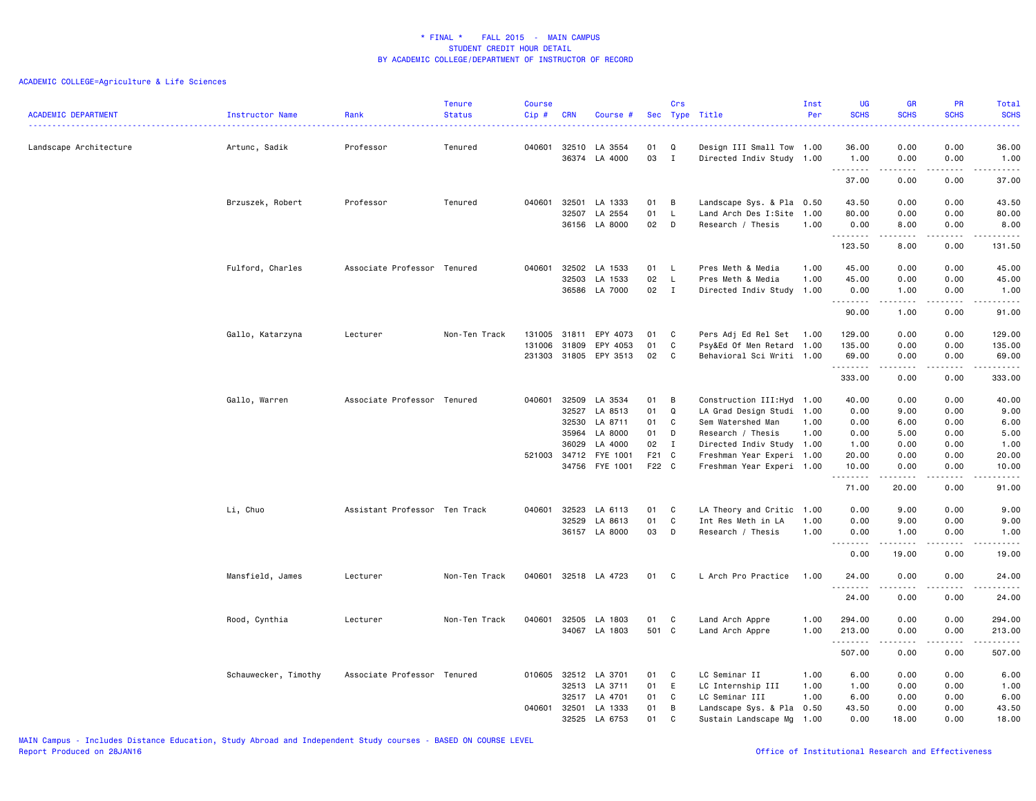# * FINAL * FALL 2015 - MAIN CAMPUS
## STUDENT CREDIT HOUR DETAIL
## BY ACADEMIC COLLEGE/DEPARTMENT OF INSTRUCTOR OF RECORD

ACADEMIC COLLEGE=Agriculture & Life Sciences

| ACADEMIC DEPARTMENT | Instructor Name | Rank | Tenure Status | Course Cip # | CRN | Course # | Sec | Crs Type | Title | Inst Per | UG SCHS | GR SCHS | PR SCHS | Total SCHS |
|---|---|---|---|---|---|---|---|---|---|---|---|---|---|---|
| Landscape Architecture | Artunc, Sadik | Professor | Tenured | 040601 | 32510 | LA 3554 | 01 | Q | Design III Small Tow | 1.00 | 36.00 | 0.00 | 0.00 | 36.00 |
| | | | | | 36374 | LA 4000 | 03 | I | Directed Indiv Study | 1.00 | 1.00 | 0.00 | 0.00 | 1.00 |
| | | | | | | | | | | | 37.00 | 0.00 | 0.00 | 37.00 |
| | Brzuszek, Robert | Professor | Tenured | 040601 | 32501 | LA 1333 | 01 | B | Landscape Sys. & Pla | 0.50 | 43.50 | 0.00 | 0.00 | 43.50 |
| | | | | | 32507 | LA 2554 | 01 | L | Land Arch Des I:Site | 1.00 | 80.00 | 0.00 | 0.00 | 80.00 |
| | | | | | 36156 | LA 8000 | 02 | D | Research / Thesis | 1.00 | 0.00 | 8.00 | 0.00 | 8.00 |
| | | | | | | | | | | | 123.50 | 8.00 | 0.00 | 131.50 |
| | Fulford, Charles | Associate Professor | Tenured | 040601 | 32502 | LA 1533 | 01 | L | Pres Meth & Media | 1.00 | 45.00 | 0.00 | 0.00 | 45.00 |
| | | | | | 32503 | LA 1533 | 02 | L | Pres Meth & Media | 1.00 | 45.00 | 0.00 | 0.00 | 45.00 |
| | | | | | 36586 | LA 7000 | 02 | I | Directed Indiv Study | 1.00 | 0.00 | 1.00 | 0.00 | 1.00 |
| | | | | | | | | | | | 90.00 | 1.00 | 0.00 | 91.00 |
| | Gallo, Katarzyna | Lecturer | Non-Ten Track | 131005 | 31811 | EPY 4073 | 01 | C | Pers Adj Ed Rel Set | 1.00 | 129.00 | 0.00 | 0.00 | 129.00 |
| | | | | 131006 | 31809 | EPY 4053 | 01 | C | Psy&Ed Of Men Retard | 1.00 | 135.00 | 0.00 | 0.00 | 135.00 |
| | | | | 231303 | 31805 | EPY 3513 | 02 | C | Behavioral Sci Writi | 1.00 | 69.00 | 0.00 | 0.00 | 69.00 |
| | | | | | | | | | | | 333.00 | 0.00 | 0.00 | 333.00 |
| | Gallo, Warren | Associate Professor | Tenured | 040601 | 32509 | LA 3534 | 01 | B | Construction III:Hyd | 1.00 | 40.00 | 0.00 | 0.00 | 40.00 |
| | | | | | 32527 | LA 8513 | 01 | Q | LA Grad Design Studi | 1.00 | 0.00 | 9.00 | 0.00 | 9.00 |
| | | | | | 32530 | LA 8711 | 01 | C | Sem Watershed Man | 1.00 | 0.00 | 6.00 | 0.00 | 6.00 |
| | | | | | 35964 | LA 8000 | 01 | D | Research / Thesis | 1.00 | 0.00 | 5.00 | 0.00 | 5.00 |
| | | | | | 36029 | LA 4000 | 02 | I | Directed Indiv Study | 1.00 | 1.00 | 0.00 | 0.00 | 1.00 |
| | | | | 521003 | 34712 | FYE 1001 | F21 | C | Freshman Year Experi | 1.00 | 20.00 | 0.00 | 0.00 | 20.00 |
| | | | | | 34756 | FYE 1001 | F22 | C | Freshman Year Experi | 1.00 | 10.00 | 0.00 | 0.00 | 10.00 |
| | | | | | | | | | | | 71.00 | 20.00 | 0.00 | 91.00 |
| | Li, Chuo | Assistant Professor | Ten Track | 040601 | 32523 | LA 6113 | 01 | C | LA Theory and Critic | 1.00 | 0.00 | 9.00 | 0.00 | 9.00 |
| | | | | | 32529 | LA 8613 | 01 | C | Int Res Meth in LA | 1.00 | 0.00 | 9.00 | 0.00 | 9.00 |
| | | | | | 36157 | LA 8000 | 03 | D | Research / Thesis | 1.00 | 0.00 | 1.00 | 0.00 | 1.00 |
| | | | | | | | | | | | 0.00 | 19.00 | 0.00 | 19.00 |
| | Mansfield, James | Lecturer | Non-Ten Track | 040601 | 32518 | LA 4723 | 01 | C | L Arch Pro Practice | 1.00 | 24.00 | 0.00 | 0.00 | 24.00 |
| | | | | | | | | | | | 24.00 | 0.00 | 0.00 | 24.00 |
| | Rood, Cynthia | Lecturer | Non-Ten Track | 040601 | 32505 | LA 1803 | 01 | C | Land Arch Appre | 1.00 | 294.00 | 0.00 | 0.00 | 294.00 |
| | | | | | 34067 | LA 1803 | 501 | C | Land Arch Appre | 1.00 | 213.00 | 0.00 | 0.00 | 213.00 |
| | | | | | | | | | | | 507.00 | 0.00 | 0.00 | 507.00 |
| | Schauwecker, Timothy | Associate Professor | Tenured | 010605 | 32512 | LA 3701 | 01 | C | LC Seminar II | 1.00 | 6.00 | 0.00 | 0.00 | 6.00 |
| | | | | | 32513 | LA 3711 | 01 | E | LC Internship III | 1.00 | 1.00 | 0.00 | 0.00 | 1.00 |
| | | | | | 32517 | LA 4701 | 01 | C | LC Seminar III | 1.00 | 6.00 | 0.00 | 0.00 | 6.00 |
| | | | | 040601 | 32501 | LA 1333 | 01 | B | Landscape Sys. & Pla | 0.50 | 43.50 | 0.00 | 0.00 | 43.50 |
| | | | | | 32525 | LA 6753 | 01 | C | Sustain Landscape Mg | 1.00 | 0.00 | 18.00 | 0.00 | 18.00 |

MAIN Campus - Includes Distance Education, Study Abroad and Independent Study courses - BASED ON COURSE LEVEL
Report Produced on 28JAN16

Office of Institutional Research and Effectiveness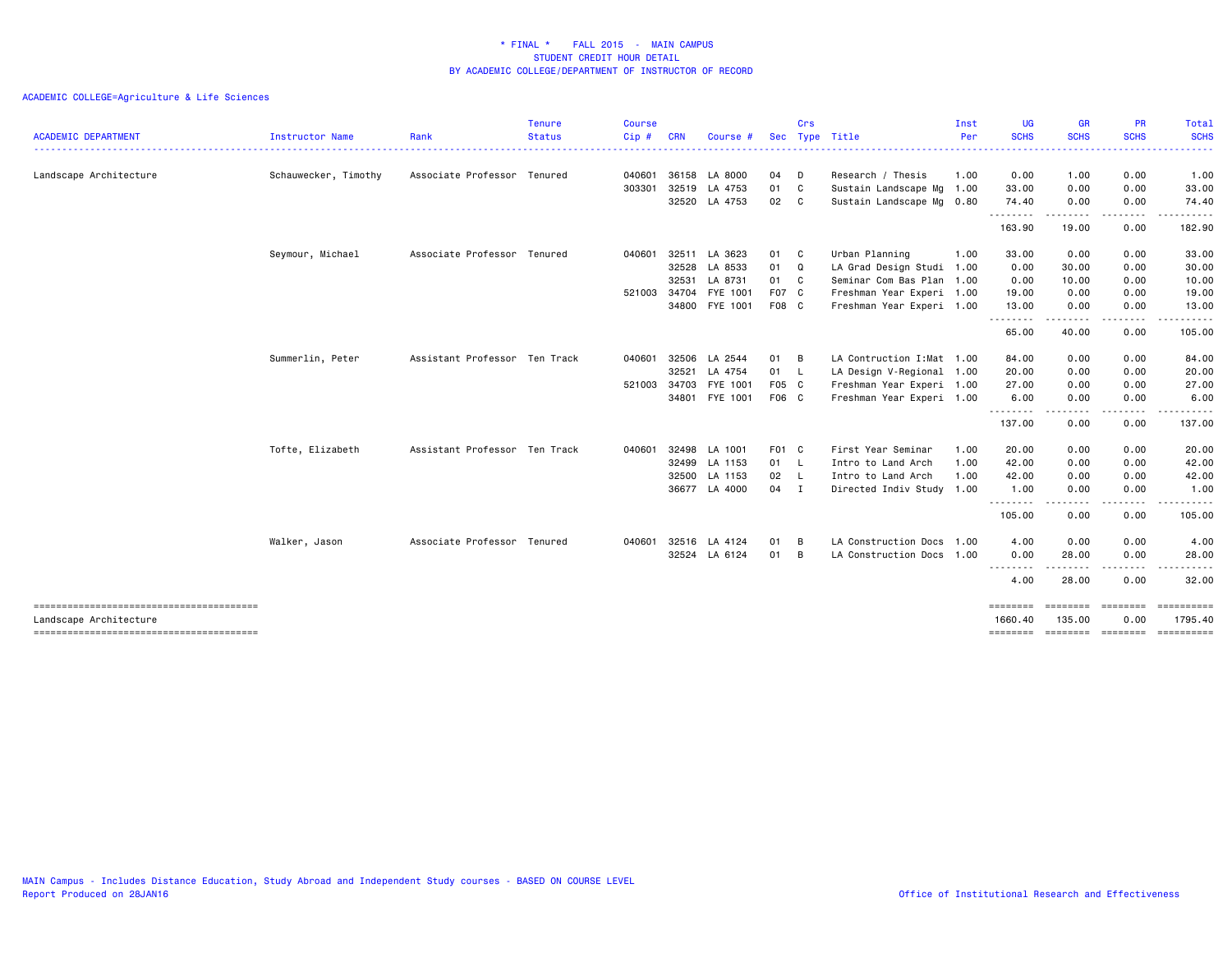# * FINAL * FALL 2015 - MAIN CAMPUS
## STUDENT CREDIT HOUR DETAIL
## BY ACADEMIC COLLEGE/DEPARTMENT OF INSTRUCTOR OF RECORD

ACADEMIC COLLEGE=Agriculture & Life Sciences

| ACADEMIC DEPARTMENT | Instructor Name | Rank | Tenure Status | Course Cip # | CRN | Course # | Sec | Crs Type | Title | Inst Per | UG SCHS | GR SCHS | PR SCHS | Total SCHS |
|---|---|---|---|---|---|---|---|---|---|---|---|---|---|---|
| Landscape Architecture | Schauwecker, Timothy | Associate Professor | Tenured | 040601 | 36158 | LA 8000 | 04 | D | Research / Thesis | 1.00 | 0.00 | 1.00 | 0.00 | 1.00 |
| | | | | 303301 | 32519 | LA 4753 | 01 | C | Sustain Landscape Mg | 1.00 | 33.00 | 0.00 | 0.00 | 33.00 |
| | | | | | 32520 | LA 4753 | 02 | C | Sustain Landscape Mg | 0.80 | 74.40 | 0.00 | 0.00 | 74.40 |
| | | | | | | | | | | | 163.90 | 19.00 | 0.00 | 182.90 |
| | Seymour, Michael | Associate Professor | Tenured | 040601 | 32511 | LA 3623 | 01 | C | Urban Planning | 1.00 | 33.00 | 0.00 | 0.00 | 33.00 |
| | | | | | 32528 | LA 8533 | 01 | Q | LA Grad Design Studi | 1.00 | 0.00 | 30.00 | 0.00 | 30.00 |
| | | | | | 32531 | LA 8731 | 01 | C | Seminar Com Bas Plan | 1.00 | 0.00 | 10.00 | 0.00 | 10.00 |
| | | | | 521003 | 34704 | FYE 1001 | F07 | C | Freshman Year Experi | 1.00 | 19.00 | 0.00 | 0.00 | 19.00 |
| | | | | | 34800 | FYE 1001 | F08 | C | Freshman Year Experi | 1.00 | 13.00 | 0.00 | 0.00 | 13.00 |
| | | | | | | | | | | | 65.00 | 40.00 | 0.00 | 105.00 |
| | Summerlin, Peter | Assistant Professor | Ten Track | 040601 | 32506 | LA 2544 | 01 | B | LA Contruction I:Mat | 1.00 | 84.00 | 0.00 | 0.00 | 84.00 |
| | | | | | 32521 | LA 4754 | 01 | L | LA Design V-Regional | 1.00 | 20.00 | 0.00 | 0.00 | 20.00 |
| | | | | 521003 | 34703 | FYE 1001 | F05 | C | Freshman Year Experi | 1.00 | 27.00 | 0.00 | 0.00 | 27.00 |
| | | | | | 34801 | FYE 1001 | F06 | C | Freshman Year Experi | 1.00 | 6.00 | 0.00 | 0.00 | 6.00 |
| | | | | | | | | | | | 137.00 | 0.00 | 0.00 | 137.00 |
| | Tofte, Elizabeth | Assistant Professor | Ten Track | 040601 | 32498 | LA 1001 | F01 | C | First Year Seminar | 1.00 | 20.00 | 0.00 | 0.00 | 20.00 |
| | | | | | 32499 | LA 1153 | 01 | L | Intro to Land Arch | 1.00 | 42.00 | 0.00 | 0.00 | 42.00 |
| | | | | | 32500 | LA 1153 | 02 | L | Intro to Land Arch | 1.00 | 42.00 | 0.00 | 0.00 | 42.00 |
| | | | | | 36677 | LA 4000 | 04 | I | Directed Indiv Study | 1.00 | 1.00 | 0.00 | 0.00 | 1.00 |
| | | | | | | | | | | | 105.00 | 0.00 | 0.00 | 105.00 |
| | Walker, Jason | Associate Professor | Tenured | 040601 | 32516 | LA 4124 | 01 | B | LA Construction Docs | 1.00 | 4.00 | 0.00 | 0.00 | 4.00 |
| | | | | | 32524 | LA 6124 | 01 | B | LA Construction Docs | 1.00 | 0.00 | 28.00 | 0.00 | 28.00 |
| | | | | | | | | | | | 4.00 | 28.00 | 0.00 | 32.00 |
| Landscape Architecture | | | | | | | | | | | 1660.40 | 135.00 | 0.00 | 1795.40 |

MAIN Campus - Includes Distance Education, Study Abroad and Independent Study courses - BASED ON COURSE LEVEL
Report Produced on 28JAN16

Office of Institutional Research and Effectiveness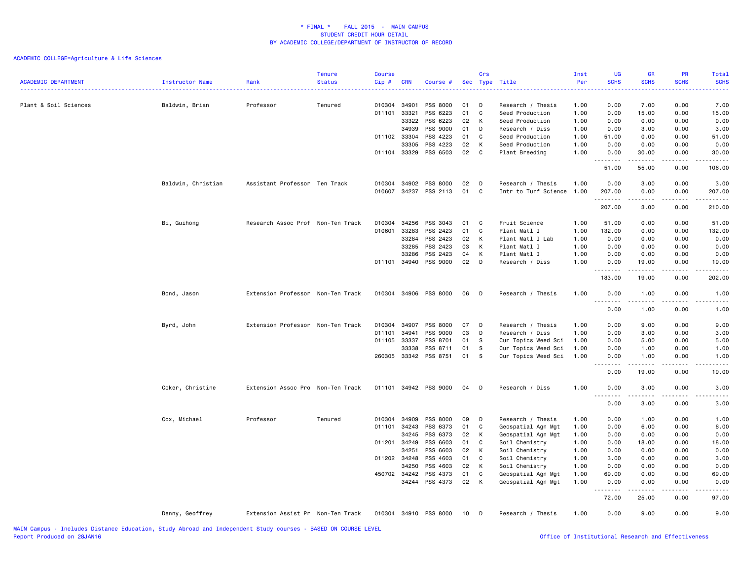\* FINAL \*    FALL 2015  -  MAIN CAMPUS
STUDENT CREDIT HOUR DETAIL
BY ACADEMIC COLLEGE/DEPARTMENT OF INSTRUCTOR OF RECORD

ACADEMIC COLLEGE=Agriculture & Life Sciences

| ACADEMIC DEPARTMENT | Instructor Name | Rank | Tenure Status | Course Cip # | CRN | Course # | Sec | Crs Type | Title | Inst Per | UG SCHS | GR SCHS | PR SCHS | Total SCHS |
|---|---|---|---|---|---|---|---|---|---|---|---|---|---|---|
| Plant & Soil Sciences | Baldwin, Brian | Professor | Tenured | 010304 | 34901 | PSS 8000 | 01 | D | Research / Thesis | 1.00 | 0.00 | 7.00 | 0.00 | 7.00 |
| | | | | 011101 | 33321 | PSS 6223 | 01 | C | Seed Production | 1.00 | 0.00 | 15.00 | 0.00 | 15.00 |
| | | | | | 33322 | PSS 6223 | 02 | K | Seed Production | 1.00 | 0.00 | 0.00 | 0.00 | 0.00 |
| | | | | | 34939 | PSS 9000 | 01 | D | Research / Diss | 1.00 | 0.00 | 3.00 | 0.00 | 3.00 |
| | | | | 011102 | 33304 | PSS 4223 | 01 | C | Seed Production | 1.00 | 51.00 | 0.00 | 0.00 | 51.00 |
| | | | | | 33305 | PSS 4223 | 02 | K | Seed Production | 1.00 | 0.00 | 0.00 | 0.00 | 0.00 |
| | | | | 011104 | 33329 | PSS 6503 | 02 | C | Plant Breeding | 1.00 | 0.00 | 30.00 | 0.00 | 30.00 |
| | | | | | | | | | | | 51.00 | 55.00 | 0.00 | 106.00 |
| | Baldwin, Christian | Assistant Professor | Ten Track | 010304 | 34902 | PSS 8000 | 02 | D | Research / Thesis | 1.00 | 0.00 | 3.00 | 0.00 | 3.00 |
| | | | | 010607 | 34237 | PSS 2113 | 01 | C | Intr to Turf Science | 1.00 | 207.00 | 0.00 | 0.00 | 207.00 |
| | | | | | | | | | | | 207.00 | 3.00 | 0.00 | 210.00 |
| | Bi, Guihong | Research Assoc Prof | Non-Ten Track | 010304 | 34256 | PSS 3043 | 01 | C | Fruit Science | 1.00 | 51.00 | 0.00 | 0.00 | 51.00 |
| | | | | 010601 | 33283 | PSS 2423 | 01 | C | Plant Matl I | 1.00 | 132.00 | 0.00 | 0.00 | 132.00 |
| | | | | | 33284 | PSS 2423 | 02 | K | Plant Matl I Lab | 1.00 | 0.00 | 0.00 | 0.00 | 0.00 |
| | | | | | 33285 | PSS 2423 | 03 | K | Plant Matl I | 1.00 | 0.00 | 0.00 | 0.00 | 0.00 |
| | | | | | 33286 | PSS 2423 | 04 | K | Plant Matl I | 1.00 | 0.00 | 0.00 | 0.00 | 0.00 |
| | | | | 011101 | 34940 | PSS 9000 | 02 | D | Research / Diss | 1.00 | 0.00 | 19.00 | 0.00 | 19.00 |
| | | | | | | | | | | | 183.00 | 19.00 | 0.00 | 202.00 |
| | Bond, Jason | Extension Professor | Non-Ten Track | 010304 | 34906 | PSS 8000 | 06 | D | Research / Thesis | 1.00 | 0.00 | 1.00 | 0.00 | 1.00 |
| | | | | | | | | | | | 0.00 | 1.00 | 0.00 | 1.00 |
| | Byrd, John | Extension Professor | Non-Ten Track | 010304 | 34907 | PSS 8000 | 07 | D | Research / Thesis | 1.00 | 0.00 | 9.00 | 0.00 | 9.00 |
| | | | | 011101 | 34941 | PSS 9000 | 03 | D | Research / Diss | 1.00 | 0.00 | 3.00 | 0.00 | 3.00 |
| | | | | 011105 | 33337 | PSS 8701 | 01 | S | Cur Topics Weed Sci | 1.00 | 0.00 | 5.00 | 0.00 | 5.00 |
| | | | | | 33338 | PSS 8711 | 01 | S | Cur Topics Weed Sci | 1.00 | 0.00 | 1.00 | 0.00 | 1.00 |
| | | | | 260305 | 33342 | PSS 8751 | 01 | S | Cur Topics Weed Sci | 1.00 | 0.00 | 1.00 | 0.00 | 1.00 |
| | | | | | | | | | | | 0.00 | 19.00 | 0.00 | 19.00 |
| | Coker, Christine | Extension Assoc Pro | Non-Ten Track | 011101 | 34942 | PSS 9000 | 04 | D | Research / Diss | 1.00 | 0.00 | 3.00 | 0.00 | 3.00 |
| | | | | | | | | | | | 0.00 | 3.00 | 0.00 | 3.00 |
| | Cox, Michael | Professor | Tenured | 010304 | 34909 | PSS 8000 | 09 | D | Research / Thesis | 1.00 | 0.00 | 1.00 | 0.00 | 1.00 |
| | | | | 011101 | 34243 | PSS 6373 | 01 | C | Geospatial Agn Mgt | 1.00 | 0.00 | 6.00 | 0.00 | 6.00 |
| | | | | | 34245 | PSS 6373 | 02 | K | Geospatial Agn Mgt | 1.00 | 0.00 | 0.00 | 0.00 | 0.00 |
| | | | | 011201 | 34249 | PSS 6603 | 01 | C | Soil Chemistry | 1.00 | 0.00 | 18.00 | 0.00 | 18.00 |
| | | | | | 34251 | PSS 6603 | 02 | K | Soil Chemistry | 1.00 | 0.00 | 0.00 | 0.00 | 0.00 |
| | | | | 011202 | 34248 | PSS 4603 | 01 | C | Soil Chemistry | 1.00 | 3.00 | 0.00 | 0.00 | 3.00 |
| | | | | | 34250 | PSS 4603 | 02 | K | Soil Chemistry | 1.00 | 0.00 | 0.00 | 0.00 | 0.00 |
| | | | | 450702 | 34242 | PSS 4373 | 01 | C | Geospatial Agn Mgt | 1.00 | 69.00 | 0.00 | 0.00 | 69.00 |
| | | | | | 34244 | PSS 4373 | 02 | K | Geospatial Agn Mgt | 1.00 | 0.00 | 0.00 | 0.00 | 0.00 |
| | | | | | | | | | | | 72.00 | 25.00 | 0.00 | 97.00 |
| | Denny, Geoffrey | Extension Assist Pr | Non-Ten Track | 010304 | 34910 | PSS 8000 | 10 | D | Research / Thesis | 1.00 | 0.00 | 9.00 | 0.00 | 9.00 |

MAIN Campus - Includes Distance Education, Study Abroad and Independent Study courses - BASED ON COURSE LEVEL
Report Produced on 28JAN16

Office of Institutional Research and Effectiveness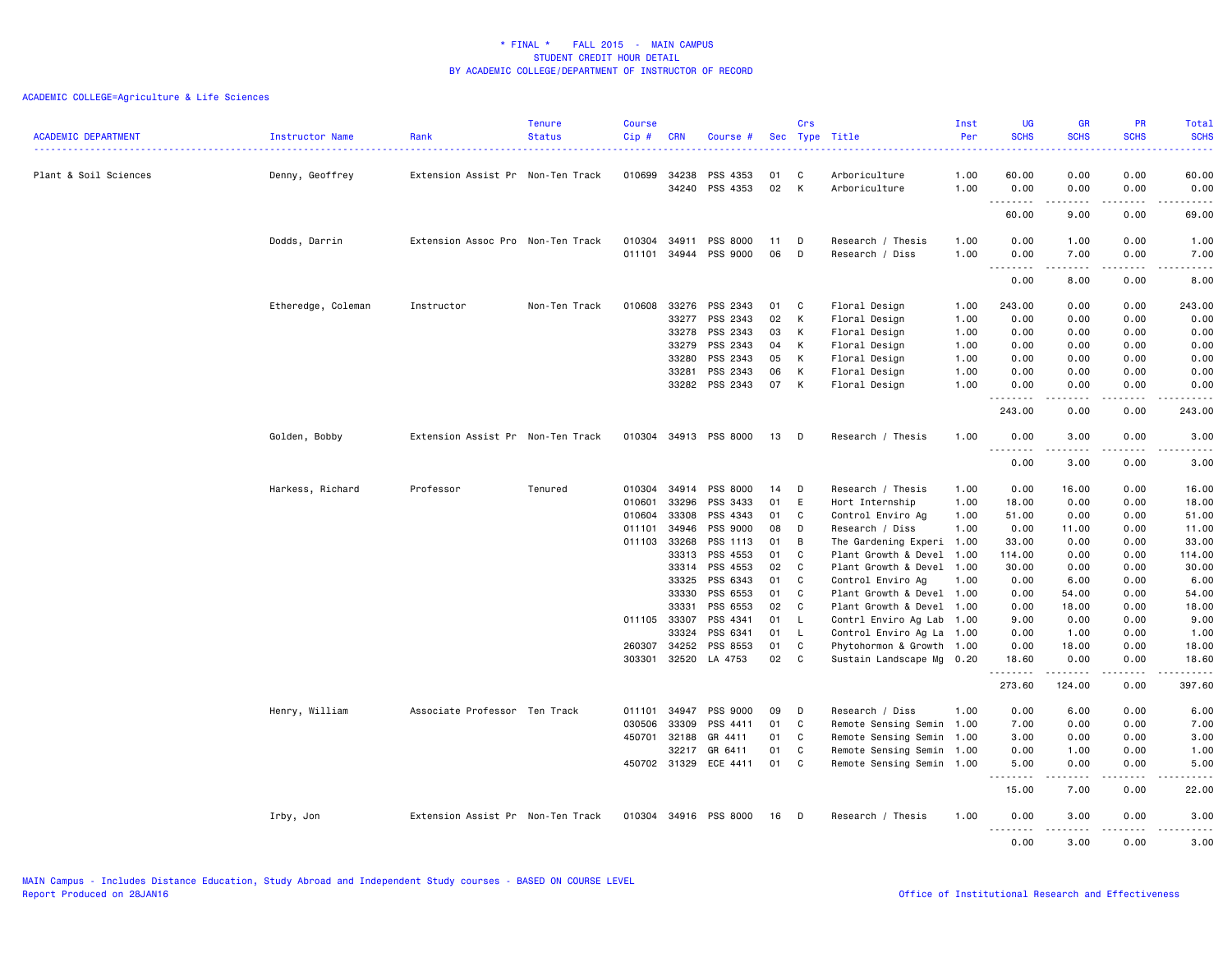\* FINAL \* FALL 2015 - MAIN CAMPUS
STUDENT CREDIT HOUR DETAIL
BY ACADEMIC COLLEGE/DEPARTMENT OF INSTRUCTOR OF RECORD

ACADEMIC COLLEGE=Agriculture & Life Sciences

| ACADEMIC DEPARTMENT | Instructor Name | Rank | Tenure Status | Course Cip # | CRN | Course # | Sec | Crs Type | Title | Inst Per | UG SCHS | GR SCHS | PR SCHS | Total SCHS |
|---|---|---|---|---|---|---|---|---|---|---|---|---|---|---|
| Plant & Soil Sciences | Denny, Geoffrey | Extension Assist Pr | Non-Ten Track | 010699 | 34238 | PSS 4353 | 01 | C | Arboriculture | 1.00 | 60.00 | 0.00 | 0.00 | 60.00 |
| | | | | | 34240 | PSS 4353 | 02 | K | Arboriculture | 1.00 | 0.00 | 0.00 | 0.00 | 0.00 |
| | | | | | | | | | | | 60.00 | 9.00 | 0.00 | 69.00 |
| | Dodds, Darrin | Extension Assoc Pro | Non-Ten Track | 010304 | 34911 | PSS 8000 | 11 | D | Research / Thesis | 1.00 | 0.00 | 1.00 | 0.00 | 1.00 |
| | | | | 011101 | 34944 | PSS 9000 | 06 | D | Research / Diss | 1.00 | 0.00 | 7.00 | 0.00 | 7.00 |
| | | | | | | | | | | | 0.00 | 8.00 | 0.00 | 8.00 |
| | Etheredge, Coleman | Instructor | Non-Ten Track | 010608 | 33276 | PSS 2343 | 01 | C | Floral Design | 1.00 | 243.00 | 0.00 | 0.00 | 243.00 |
| | | | | | 33277 | PSS 2343 | 02 | K | Floral Design | 1.00 | 0.00 | 0.00 | 0.00 | 0.00 |
| | | | | | 33278 | PSS 2343 | 03 | K | Floral Design | 1.00 | 0.00 | 0.00 | 0.00 | 0.00 |
| | | | | | 33279 | PSS 2343 | 04 | K | Floral Design | 1.00 | 0.00 | 0.00 | 0.00 | 0.00 |
| | | | | | 33280 | PSS 2343 | 05 | K | Floral Design | 1.00 | 0.00 | 0.00 | 0.00 | 0.00 |
| | | | | | 33281 | PSS 2343 | 06 | K | Floral Design | 1.00 | 0.00 | 0.00 | 0.00 | 0.00 |
| | | | | | 33282 | PSS 2343 | 07 | K | Floral Design | 1.00 | 0.00 | 0.00 | 0.00 | 0.00 |
| | | | | | | | | | | | 243.00 | 0.00 | 0.00 | 243.00 |
| | Golden, Bobby | Extension Assist Pr | Non-Ten Track | 010304 | 34913 | PSS 8000 | 13 | D | Research / Thesis | 1.00 | 0.00 | 3.00 | 0.00 | 3.00 |
| | | | | | | | | | | | 0.00 | 3.00 | 0.00 | 3.00 |
| | Harkess, Richard | Professor | Tenured | 010304 | 34914 | PSS 8000 | 14 | D | Research / Thesis | 1.00 | 0.00 | 16.00 | 0.00 | 16.00 |
| | | | | 010601 | 33296 | PSS 3433 | 01 | E | Hort Internship | 1.00 | 18.00 | 0.00 | 0.00 | 18.00 |
| | | | | 010604 | 33308 | PSS 4343 | 01 | C | Control Enviro Ag | 1.00 | 51.00 | 0.00 | 0.00 | 51.00 |
| | | | | 011101 | 34946 | PSS 9000 | 08 | D | Research / Diss | 1.00 | 0.00 | 11.00 | 0.00 | 11.00 |
| | | | | 011103 | 33268 | PSS 1113 | 01 | B | The Gardening Experi | 1.00 | 33.00 | 0.00 | 0.00 | 33.00 |
| | | | | | 33313 | PSS 4553 | 01 | C | Plant Growth & Devel | 1.00 | 114.00 | 0.00 | 0.00 | 114.00 |
| | | | | | 33314 | PSS 4553 | 02 | C | Plant Growth & Devel | 1.00 | 30.00 | 0.00 | 0.00 | 30.00 |
| | | | | | 33325 | PSS 6343 | 01 | C | Control Enviro Ag | 1.00 | 0.00 | 6.00 | 0.00 | 6.00 |
| | | | | | 33330 | PSS 6553 | 01 | C | Plant Growth & Devel | 1.00 | 0.00 | 54.00 | 0.00 | 54.00 |
| | | | | | 33331 | PSS 6553 | 02 | C | Plant Growth & Devel | 1.00 | 0.00 | 18.00 | 0.00 | 18.00 |
| | | | | 011105 | 33307 | PSS 4341 | 01 | L | Contrl Enviro Ag Lab | 1.00 | 9.00 | 0.00 | 0.00 | 9.00 |
| | | | | | 33324 | PSS 6341 | 01 | L | Control Enviro Ag La | 1.00 | 0.00 | 1.00 | 0.00 | 1.00 |
| | | | | 260307 | 34252 | PSS 8553 | 01 | C | Phytohormon & Growth | 1.00 | 0.00 | 18.00 | 0.00 | 18.00 |
| | | | | 303301 | 32520 | LA 4753 | 02 | C | Sustain Landscape Mg | 0.20 | 18.60 | 0.00 | 0.00 | 18.60 |
| | | | | | | | | | | | 273.60 | 124.00 | 0.00 | 397.60 |
| | Henry, William | Associate Professor | Ten Track | 011101 | 34947 | PSS 9000 | 09 | D | Research / Diss | 1.00 | 0.00 | 6.00 | 0.00 | 6.00 |
| | | | | 030506 | 33309 | PSS 4411 | 01 | C | Remote Sensing Semin | 1.00 | 7.00 | 0.00 | 0.00 | 7.00 |
| | | | | 450701 | 32188 | GR 4411 | 01 | C | Remote Sensing Semin | 1.00 | 3.00 | 0.00 | 0.00 | 3.00 |
| | | | | | 32217 | GR 6411 | 01 | C | Remote Sensing Semin | 1.00 | 0.00 | 1.00 | 0.00 | 1.00 |
| | | | | 450702 | 31329 | ECE 4411 | 01 | C | Remote Sensing Semin | 1.00 | 5.00 | 0.00 | 0.00 | 5.00 |
| | | | | | | | | | | | 15.00 | 7.00 | 0.00 | 22.00 |
| | Irby, Jon | Extension Assist Pr | Non-Ten Track | 010304 | 34916 | PSS 8000 | 16 | D | Research / Thesis | 1.00 | 0.00 | 3.00 | 0.00 | 3.00 |
| | | | | | | | | | | | 0.00 | 3.00 | 0.00 | 3.00 |

MAIN Campus - Includes Distance Education, Study Abroad and Independent Study courses - BASED ON COURSE LEVEL
Report Produced on 28JAN16

Office of Institutional Research and Effectiveness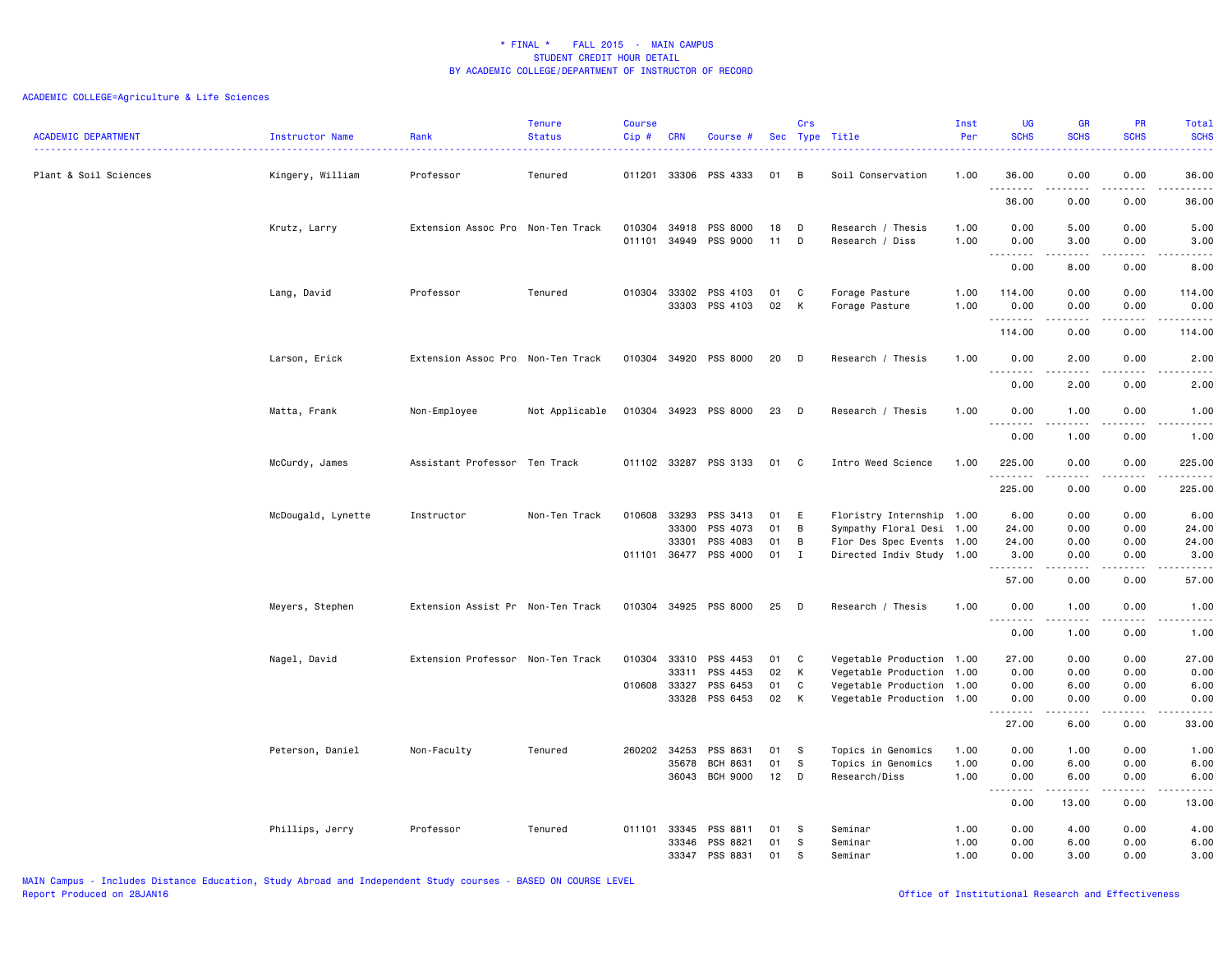\* FINAL \* FALL 2015 - MAIN CAMPUS
STUDENT CREDIT HOUR DETAIL
BY ACADEMIC COLLEGE/DEPARTMENT OF INSTRUCTOR OF RECORD

ACADEMIC COLLEGE=Agriculture & Life Sciences

| ACADEMIC DEPARTMENT | Instructor Name | Rank | Tenure Status | Course Cip # | CRN | Course # | Sec | Crs Type | Title | Inst Per | UG SCHS | GR SCHS | PR SCHS | Total SCHS |
|---|---|---|---|---|---|---|---|---|---|---|---|---|---|---|
| Plant & Soil Sciences | Kingery, William | Professor | Tenured | 011201 | 33306 | PSS 4333 | 01 | B | Soil Conservation | 1.00 | 36.00 | 0.00 | 0.00 | 36.00 |
| | | | | | | | | | | | 36.00 | 0.00 | 0.00 | 36.00 |
| | Krutz, Larry | Extension Assoc Pro | Non-Ten Track | 010304 | 34918 | PSS 8000 | 18 | D | Research / Thesis | 1.00 | 0.00 | 5.00 | 0.00 | 5.00 |
| | | | | 011101 | 34949 | PSS 9000 | 11 | D | Research / Diss | 1.00 | 0.00 | 3.00 | 0.00 | 3.00 |
| | | | | | | | | | | | 0.00 | 8.00 | 0.00 | 8.00 |
| | Lang, David | Professor | Tenured | 010304 | 33302 | PSS 4103 | 01 | C | Forage Pasture | 1.00 | 114.00 | 0.00 | 0.00 | 114.00 |
| | | | | | 33303 | PSS 4103 | 02 | K | Forage Pasture | 1.00 | 0.00 | 0.00 | 0.00 | 0.00 |
| | | | | | | | | | | | 114.00 | 0.00 | 0.00 | 114.00 |
| | Larson, Erick | Extension Assoc Pro | Non-Ten Track | 010304 | 34920 | PSS 8000 | 20 | D | Research / Thesis | 1.00 | 0.00 | 2.00 | 0.00 | 2.00 |
| | | | | | | | | | | | 0.00 | 2.00 | 0.00 | 2.00 |
| | Matta, Frank | Non-Employee | Not Applicable | 010304 | 34923 | PSS 8000 | 23 | D | Research / Thesis | 1.00 | 0.00 | 1.00 | 0.00 | 1.00 |
| | | | | | | | | | | | 0.00 | 1.00 | 0.00 | 1.00 |
| | McCurdy, James | Assistant Professor | Ten Track | 011102 | 33287 | PSS 3133 | 01 | C | Intro Weed Science | 1.00 | 225.00 | 0.00 | 0.00 | 225.00 |
| | | | | | | | | | | | 225.00 | 0.00 | 0.00 | 225.00 |
| | McDougald, Lynette | Instructor | Non-Ten Track | 010608 | 33293 | PSS 3413 | 01 | E | Floristry Internship | 1.00 | 6.00 | 0.00 | 0.00 | 6.00 |
| | | | | | 33300 | PSS 4073 | 01 | B | Sympathy Floral Desi | 1.00 | 24.00 | 0.00 | 0.00 | 24.00 |
| | | | | | 33301 | PSS 4083 | 01 | B | Flor Des Spec Events | 1.00 | 24.00 | 0.00 | 0.00 | 24.00 |
| | | | | 011101 | 36477 | PSS 4000 | 01 | I | Directed Indiv Study | 1.00 | 3.00 | 0.00 | 0.00 | 3.00 |
| | | | | | | | | | | | 57.00 | 0.00 | 0.00 | 57.00 |
| | Meyers, Stephen | Extension Assist Pr | Non-Ten Track | 010304 | 34925 | PSS 8000 | 25 | D | Research / Thesis | 1.00 | 0.00 | 1.00 | 0.00 | 1.00 |
| | | | | | | | | | | | 0.00 | 1.00 | 0.00 | 1.00 |
| | Nagel, David | Extension Professor | Non-Ten Track | 010304 | 33310 | PSS 4453 | 01 | C | Vegetable Production | 1.00 | 27.00 | 0.00 | 0.00 | 27.00 |
| | | | | | 33311 | PSS 4453 | 02 | K | Vegetable Production | 1.00 | 0.00 | 0.00 | 0.00 | 0.00 |
| | | | | 010608 | 33327 | PSS 6453 | 01 | C | Vegetable Production | 1.00 | 0.00 | 6.00 | 0.00 | 6.00 |
| | | | | | 33328 | PSS 6453 | 02 | K | Vegetable Production | 1.00 | 0.00 | 0.00 | 0.00 | 0.00 |
| | | | | | | | | | | | 27.00 | 6.00 | 0.00 | 33.00 |
| | Peterson, Daniel | Non-Faculty | Tenured | 260202 | 34253 | PSS 8631 | 01 | S | Topics in Genomics | 1.00 | 0.00 | 1.00 | 0.00 | 1.00 |
| | | | | | 35678 | BCH 8631 | 01 | S | Topics in Genomics | 1.00 | 0.00 | 6.00 | 0.00 | 6.00 |
| | | | | | 36043 | BCH 9000 | 12 | D | Research/Diss | 1.00 | 0.00 | 6.00 | 0.00 | 6.00 |
| | | | | | | | | | | | 0.00 | 13.00 | 0.00 | 13.00 |
| | Phillips, Jerry | Professor | Tenured | 011101 | 33345 | PSS 8811 | 01 | S | Seminar | 1.00 | 0.00 | 4.00 | 0.00 | 4.00 |
| | | | | | 33346 | PSS 8821 | 01 | S | Seminar | 1.00 | 0.00 | 6.00 | 0.00 | 6.00 |
| | | | | | 33347 | PSS 8831 | 01 | S | Seminar | 1.00 | 0.00 | 3.00 | 0.00 | 3.00 |

MAIN Campus - Includes Distance Education, Study Abroad and Independent Study courses - BASED ON COURSE LEVEL
Report Produced on 28JAN16

Office of Institutional Research and Effectiveness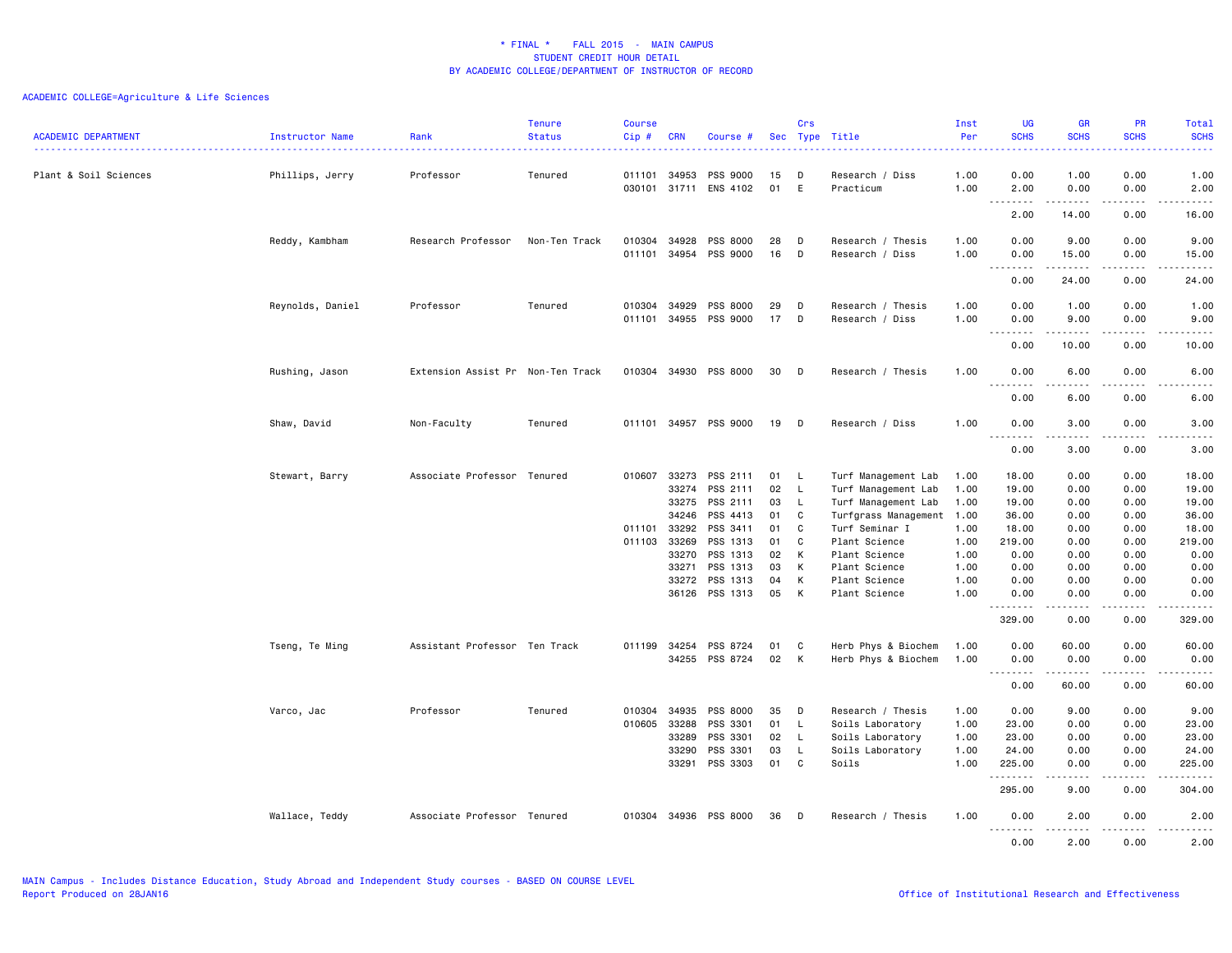\* FINAL \*    FALL 2015  -  MAIN CAMPUS
STUDENT CREDIT HOUR DETAIL
BY ACADEMIC COLLEGE/DEPARTMENT OF INSTRUCTOR OF RECORD

ACADEMIC COLLEGE=Agriculture & Life Sciences

| ACADEMIC DEPARTMENT | Instructor Name | Rank | Tenure Status | Course Cip # | CRN | Course # | Sec | Crs Type | Title | Inst Per | UG SCHS | GR SCHS | PR SCHS | Total SCHS |
|---|---|---|---|---|---|---|---|---|---|---|---|---|---|---|
| Plant & Soil Sciences | Phillips, Jerry | Professor | Tenured | 011101 | 34953 | PSS 9000 | 15 | D | Research / Diss | 1.00 | 0.00 | 1.00 | 0.00 | 1.00 |
| | | | | 030101 | 31711 | ENS 4102 | 01 | E | Practicum | 1.00 | 2.00 | 0.00 | 0.00 | 2.00 |
| | | | | | | | | | | | 2.00 | 14.00 | 0.00 | 16.00 |
| | Reddy, Kambham | Research Professor | Non-Ten Track | 010304 | 34928 | PSS 8000 | 28 | D | Research / Thesis | 1.00 | 0.00 | 9.00 | 0.00 | 9.00 |
| | | | | 011101 | 34954 | PSS 9000 | 16 | D | Research / Diss | 1.00 | 0.00 | 15.00 | 0.00 | 15.00 |
| | | | | | | | | | | | 0.00 | 24.00 | 0.00 | 24.00 |
| | Reynolds, Daniel | Professor | Tenured | 010304 | 34929 | PSS 8000 | 29 | D | Research / Thesis | 1.00 | 0.00 | 1.00 | 0.00 | 1.00 |
| | | | | 011101 | 34955 | PSS 9000 | 17 | D | Research / Diss | 1.00 | 0.00 | 9.00 | 0.00 | 9.00 |
| | | | | | | | | | | | 0.00 | 10.00 | 0.00 | 10.00 |
| | Rushing, Jason | Extension Assist Pr | Non-Ten Track | 010304 | 34930 | PSS 8000 | 30 | D | Research / Thesis | 1.00 | 0.00 | 6.00 | 0.00 | 6.00 |
| | | | | | | | | | | | 0.00 | 6.00 | 0.00 | 6.00 |
| | Shaw, David | Non-Faculty | Tenured | 011101 | 34957 | PSS 9000 | 19 | D | Research / Diss | 1.00 | 0.00 | 3.00 | 0.00 | 3.00 |
| | | | | | | | | | | | 0.00 | 3.00 | 0.00 | 3.00 |
| | Stewart, Barry | Associate Professor | Tenured | 010607 | 33273 | PSS 2111 | 01 | L | Turf Management Lab | 1.00 | 18.00 | 0.00 | 0.00 | 18.00 |
| | | | | | 33274 | PSS 2111 | 02 | L | Turf Management Lab | 1.00 | 19.00 | 0.00 | 0.00 | 19.00 |
| | | | | | 33275 | PSS 2111 | 03 | L | Turf Management Lab | 1.00 | 19.00 | 0.00 | 0.00 | 19.00 |
| | | | | | 34246 | PSS 4413 | 01 | C | Turfgrass Management | 1.00 | 36.00 | 0.00 | 0.00 | 36.00 |
| | | | | 011101 | 33292 | PSS 3411 | 01 | C | Turf Seminar I | 1.00 | 18.00 | 0.00 | 0.00 | 18.00 |
| | | | | 011103 | 33269 | PSS 1313 | 01 | C | Plant Science | 1.00 | 219.00 | 0.00 | 0.00 | 219.00 |
| | | | | | 33270 | PSS 1313 | 02 | K | Plant Science | 1.00 | 0.00 | 0.00 | 0.00 | 0.00 |
| | | | | | 33271 | PSS 1313 | 03 | K | Plant Science | 1.00 | 0.00 | 0.00 | 0.00 | 0.00 |
| | | | | | 33272 | PSS 1313 | 04 | K | Plant Science | 1.00 | 0.00 | 0.00 | 0.00 | 0.00 |
| | | | | | 36126 | PSS 1313 | 05 | K | Plant Science | 1.00 | 0.00 | 0.00 | 0.00 | 0.00 |
| | | | | | | | | | | | 329.00 | 0.00 | 0.00 | 329.00 |
| | Tseng, Te Ming | Assistant Professor | Ten Track | 011199 | 34254 | PSS 8724 | 01 | C | Herb Phys & Biochem | 1.00 | 0.00 | 60.00 | 0.00 | 60.00 |
| | | | | | 34255 | PSS 8724 | 02 | K | Herb Phys & Biochem | 1.00 | 0.00 | 0.00 | 0.00 | 0.00 |
| | | | | | | | | | | | 0.00 | 60.00 | 0.00 | 60.00 |
| | Varco, Jac | Professor | Tenured | 010304 | 34935 | PSS 8000 | 35 | D | Research / Thesis | 1.00 | 0.00 | 9.00 | 0.00 | 9.00 |
| | | | | 010605 | 33288 | PSS 3301 | 01 | L | Soils Laboratory | 1.00 | 23.00 | 0.00 | 0.00 | 23.00 |
| | | | | | 33289 | PSS 3301 | 02 | L | Soils Laboratory | 1.00 | 23.00 | 0.00 | 0.00 | 23.00 |
| | | | | | 33290 | PSS 3301 | 03 | L | Soils Laboratory | 1.00 | 24.00 | 0.00 | 0.00 | 24.00 |
| | | | | | 33291 | PSS 3303 | 01 | C | Soils | 1.00 | 225.00 | 0.00 | 0.00 | 225.00 |
| | | | | | | | | | | | 295.00 | 9.00 | 0.00 | 304.00 |
| | Wallace, Teddy | Associate Professor | Tenured | 010304 | 34936 | PSS 8000 | 36 | D | Research / Thesis | 1.00 | 0.00 | 2.00 | 0.00 | 2.00 |
| | | | | | | | | | | | 0.00 | 2.00 | 0.00 | 2.00 |

MAIN Campus - Includes Distance Education, Study Abroad and Independent Study courses - BASED ON COURSE LEVEL
Report Produced on 28JAN16

Office of Institutional Research and Effectiveness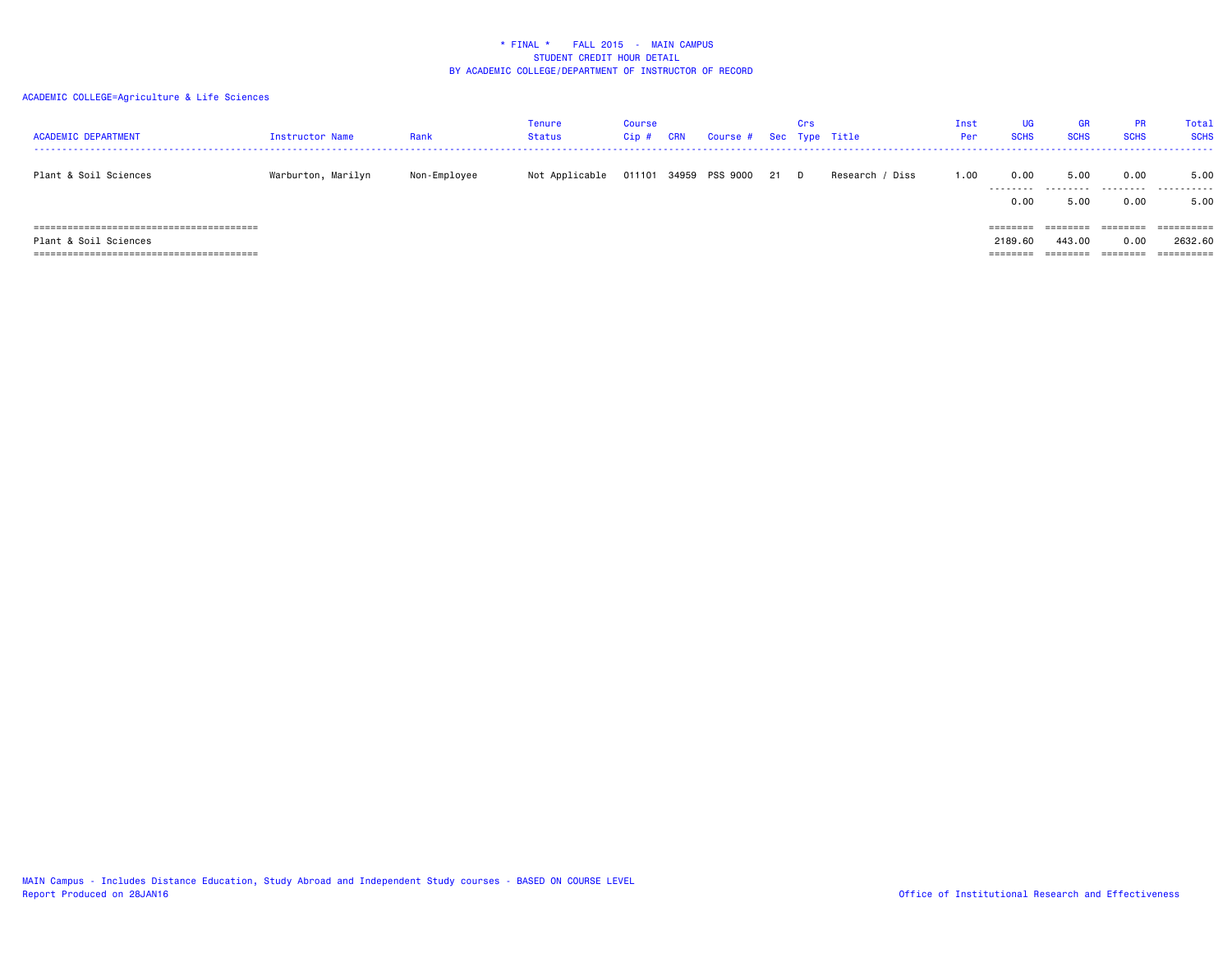\* FINAL \*    FALL 2015  -  MAIN CAMPUS
STUDENT CREDIT HOUR DETAIL
BY ACADEMIC COLLEGE/DEPARTMENT OF INSTRUCTOR OF RECORD

ACADEMIC COLLEGE=Agriculture & Life Sciences

| ACADEMIC DEPARTMENT | Instructor Name | Rank | Tenure Status | Course Cip # | CRN | Course # | Sec | Crs Type | Title | Inst Per | UG SCHS | GR SCHS | PR SCHS | Total SCHS |
|---|---|---|---|---|---|---|---|---|---|---|---|---|---|---|
| Plant & Soil Sciences | Warburton, Marilyn | Non-Employee | Not Applicable | 011101 | 34959 | PSS 9000 | 21 | D | Research / Diss | 1.00 | 0.00 | 5.00 | 0.00 | 5.00 |
| | | | | | | | | | | | 0.00 | 5.00 | 0.00 | 5.00 |
| Plant & Soil Sciences | | | | | | | | | | | 2189.60 | 443.00 | 0.00 | 2632.60 |

MAIN Campus - Includes Distance Education, Study Abroad and Independent Study courses - BASED ON COURSE LEVEL
Report Produced on 28JAN16

Office of Institutional Research and Effectiveness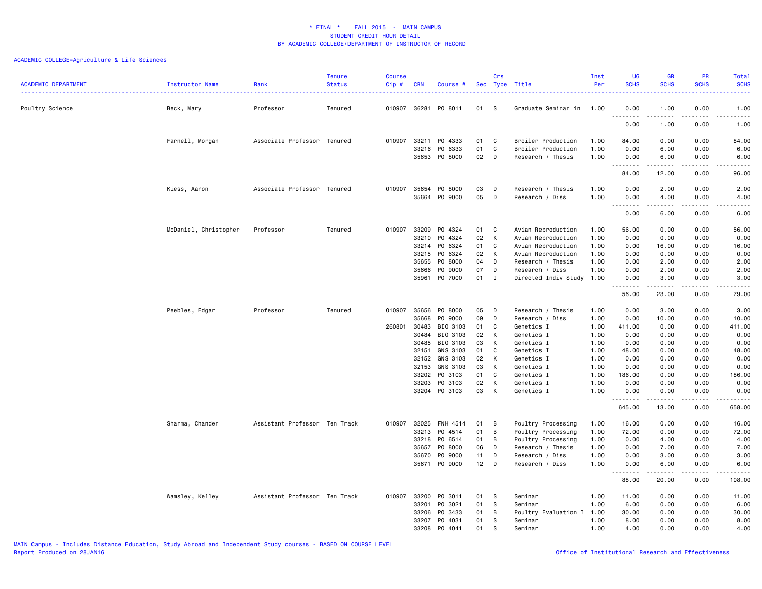\* FINAL \*    FALL 2015  -  MAIN CAMPUS
STUDENT CREDIT HOUR DETAIL
BY ACADEMIC COLLEGE/DEPARTMENT OF INSTRUCTOR OF RECORD

ACADEMIC COLLEGE=Agriculture & Life Sciences

| ACADEMIC DEPARTMENT | Instructor Name | Rank | Tenure Status | Course Cip # | CRN | Course # | Sec | Crs Type | Title | Inst Per | UG SCHS | GR SCHS | PR SCHS | Total SCHS |
|---|---|---|---|---|---|---|---|---|---|---|---|---|---|---|
| Poultry Science | Beck, Mary | Professor | Tenured | 010907 | 36281 | PO 8011 | 01 | S | Graduate Seminar in | 1.00 | 0.00 | 1.00 | 0.00 | 1.00 |
| | | | | | | | | | | | 0.00 | 1.00 | 0.00 | 1.00 |
| | Farnell, Morgan | Associate Professor | Tenured | 010907 | 33211 | PO 4333 | 01 | C | Broiler Production | 1.00 | 84.00 | 0.00 | 0.00 | 84.00 |
| | | | | | 33216 | PO 6333 | 01 | C | Broiler Production | 1.00 | 0.00 | 6.00 | 0.00 | 6.00 |
| | | | | | 35653 | PO 8000 | 02 | D | Research / Thesis | 1.00 | 0.00 | 6.00 | 0.00 | 6.00 |
| | | | | | | | | | | | 84.00 | 12.00 | 0.00 | 96.00 |
| | Kiess, Aaron | Associate Professor | Tenured | 010907 | 35654 | PO 8000 | 03 | D | Research / Thesis | 1.00 | 0.00 | 2.00 | 0.00 | 2.00 |
| | | | | | 35664 | PO 9000 | 05 | D | Research / Diss | 1.00 | 0.00 | 4.00 | 0.00 | 4.00 |
| | | | | | | | | | | | 0.00 | 6.00 | 0.00 | 6.00 |
| | McDaniel, Christopher | Professor | Tenured | 010907 | 33209 | PO 4324 | 01 | C | Avian Reproduction | 1.00 | 56.00 | 0.00 | 0.00 | 56.00 |
| | | | | | 33210 | PO 4324 | 02 | K | Avian Reproduction | 1.00 | 0.00 | 0.00 | 0.00 | 0.00 |
| | | | | | 33214 | PO 6324 | 01 | C | Avian Reproduction | 1.00 | 0.00 | 16.00 | 0.00 | 16.00 |
| | | | | | 33215 | PO 6324 | 02 | K | Avian Reproduction | 1.00 | 0.00 | 0.00 | 0.00 | 0.00 |
| | | | | | 35655 | PO 8000 | 04 | D | Research / Thesis | 1.00 | 0.00 | 2.00 | 0.00 | 2.00 |
| | | | | | 35666 | PO 9000 | 07 | D | Research / Diss | 1.00 | 0.00 | 2.00 | 0.00 | 2.00 |
| | | | | | 35961 | PO 7000 | 01 | I | Directed Indiv Study | 1.00 | 0.00 | 3.00 | 0.00 | 3.00 |
| | | | | | | | | | | | 56.00 | 23.00 | 0.00 | 79.00 |
| | Peebles, Edgar | Professor | Tenured | 010907 | 35656 | PO 8000 | 05 | D | Research / Thesis | 1.00 | 0.00 | 3.00 | 0.00 | 3.00 |
| | | | | | 35668 | PO 9000 | 09 | D | Research / Diss | 1.00 | 0.00 | 10.00 | 0.00 | 10.00 |
| | | | | 260801 | 30483 | BIO 3103 | 01 | C | Genetics I | 1.00 | 411.00 | 0.00 | 0.00 | 411.00 |
| | | | | | 30484 | BIO 3103 | 02 | K | Genetics I | 1.00 | 0.00 | 0.00 | 0.00 | 0.00 |
| | | | | | 30485 | BIO 3103 | 03 | K | Genetics I | 1.00 | 0.00 | 0.00 | 0.00 | 0.00 |
| | | | | | 32151 | GNS 3103 | 01 | C | Genetics I | 1.00 | 48.00 | 0.00 | 0.00 | 48.00 |
| | | | | | 32152 | GNS 3103 | 02 | K | Genetics I | 1.00 | 0.00 | 0.00 | 0.00 | 0.00 |
| | | | | | 32153 | GNS 3103 | 03 | K | Genetics I | 1.00 | 0.00 | 0.00 | 0.00 | 0.00 |
| | | | | | 33202 | PO 3103 | 01 | C | Genetics I | 1.00 | 186.00 | 0.00 | 0.00 | 186.00 |
| | | | | | 33203 | PO 3103 | 02 | K | Genetics I | 1.00 | 0.00 | 0.00 | 0.00 | 0.00 |
| | | | | | 33204 | PO 3103 | 03 | K | Genetics I | 1.00 | 0.00 | 0.00 | 0.00 | 0.00 |
| | | | | | | | | | | | 645.00 | 13.00 | 0.00 | 658.00 |
| | Sharma, Chander | Assistant Professor | Ten Track | 010907 | 32025 | FNH 4514 | 01 | B | Poultry Processing | 1.00 | 16.00 | 0.00 | 0.00 | 16.00 |
| | | | | | 33213 | PO 4514 | 01 | B | Poultry Processing | 1.00 | 72.00 | 0.00 | 0.00 | 72.00 |
| | | | | | 33218 | PO 6514 | 01 | B | Poultry Processing | 1.00 | 0.00 | 4.00 | 0.00 | 4.00 |
| | | | | | 35657 | PO 8000 | 06 | D | Research / Thesis | 1.00 | 0.00 | 7.00 | 0.00 | 7.00 |
| | | | | | 35670 | PO 9000 | 11 | D | Research / Diss | 1.00 | 0.00 | 3.00 | 0.00 | 3.00 |
| | | | | | 35671 | PO 9000 | 12 | D | Research / Diss | 1.00 | 0.00 | 6.00 | 0.00 | 6.00 |
| | | | | | | | | | | | 88.00 | 20.00 | 0.00 | 108.00 |
| | Wamsley, Kelley | Assistant Professor | Ten Track | 010907 | 33200 | PO 3011 | 01 | S | Seminar | 1.00 | 11.00 | 0.00 | 0.00 | 11.00 |
| | | | | | 33201 | PO 3021 | 01 | S | Seminar | 1.00 | 6.00 | 0.00 | 0.00 | 6.00 |
| | | | | | 33206 | PO 3433 | 01 | B | Poultry Evaluation I | 1.00 | 30.00 | 0.00 | 0.00 | 30.00 |
| | | | | | 33207 | PO 4031 | 01 | S | Seminar | 1.00 | 8.00 | 0.00 | 0.00 | 8.00 |
| | | | | | 33208 | PO 4041 | 01 | S | Seminar | 1.00 | 4.00 | 0.00 | 0.00 | 4.00 |

MAIN Campus - Includes Distance Education, Study Abroad and Independent Study courses - BASED ON COURSE LEVEL
Report Produced on 28JAN16

Office of Institutional Research and Effectiveness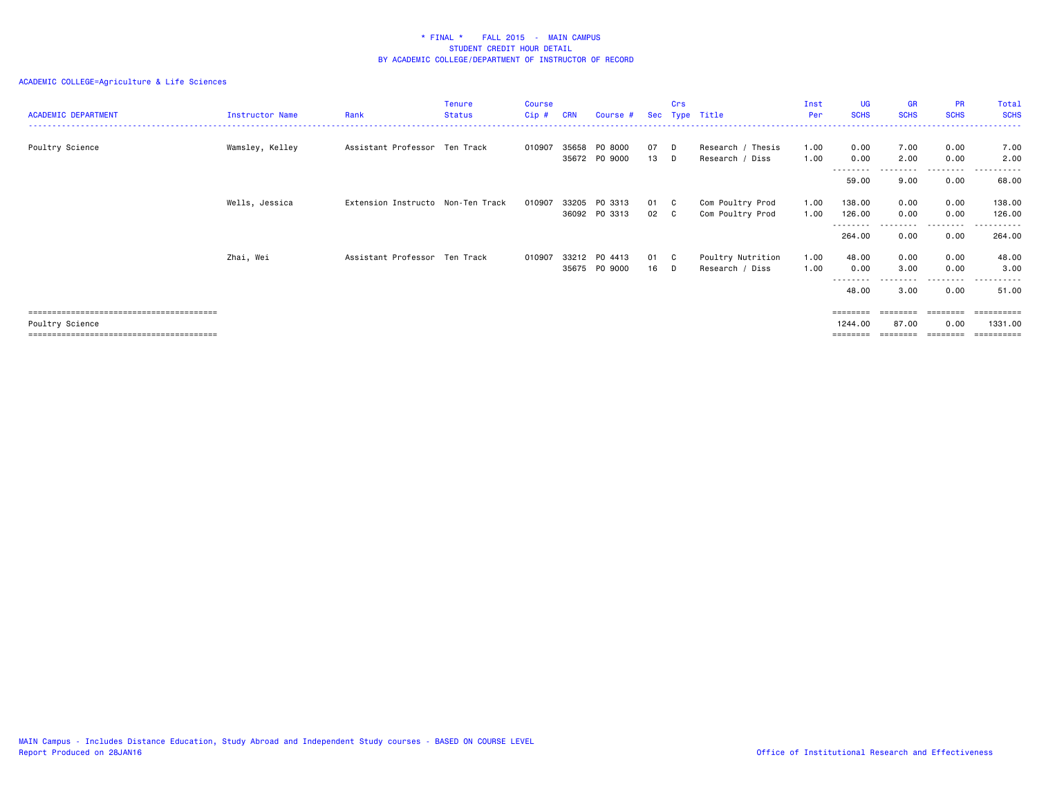# * FINAL * FALL 2015 - MAIN CAMPUS
## STUDENT CREDIT HOUR DETAIL
## BY ACADEMIC COLLEGE/DEPARTMENT OF INSTRUCTOR OF RECORD

ACADEMIC COLLEGE=Agriculture & Life Sciences

| ACADEMIC DEPARTMENT | Instructor Name | Rank | Tenure Status | Course Cip # | CRN | Course # | Sec | Crs Type | Title | Inst Per | UG SCHS | GR SCHS | PR SCHS | Total SCHS |
|---|---|---|---|---|---|---|---|---|---|---|---|---|---|---|
| Poultry Science | Wamsley, Kelley | Assistant Professor | Ten Track | 010907 | 35658 | PO 8000 | 07 | D | Research / Thesis | 1.00 | 0.00 | 7.00 | 0.00 | 7.00 |
| | | | | | 35672 | PO 9000 | 13 | D | Research / Diss | 1.00 | 0.00 | 2.00 | 0.00 | 2.00 |
| | | | | | | | | | | | 59.00 | 9.00 | 0.00 | 68.00 |
| | Wells, Jessica | Extension Instructo | Non-Ten Track | 010907 | 33205 | PO 3313 | 01 | C | Com Poultry Prod | 1.00 | 138.00 | 0.00 | 0.00 | 138.00 |
| | | | | | 36092 | PO 3313 | 02 | C | Com Poultry Prod | 1.00 | 126.00 | 0.00 | 0.00 | 126.00 |
| | | | | | | | | | | | 264.00 | 0.00 | 0.00 | 264.00 |
| | Zhai, Wei | Assistant Professor | Ten Track | 010907 | 33212 | PO 4413 | 01 | C | Poultry Nutrition | 1.00 | 48.00 | 0.00 | 0.00 | 48.00 |
| | | | | | 35675 | PO 9000 | 16 | D | Research / Diss | 1.00 | 0.00 | 3.00 | 0.00 | 3.00 |
| | | | | | | | | | | | 48.00 | 3.00 | 0.00 | 51.00 |
| Poultry Science | | | | | | | | | | | 1244.00 | 87.00 | 0.00 | 1331.00 |

MAIN Campus - Includes Distance Education, Study Abroad and Independent Study courses - BASED ON COURSE LEVEL
Report Produced on 28JAN16

Office of Institutional Research and Effectiveness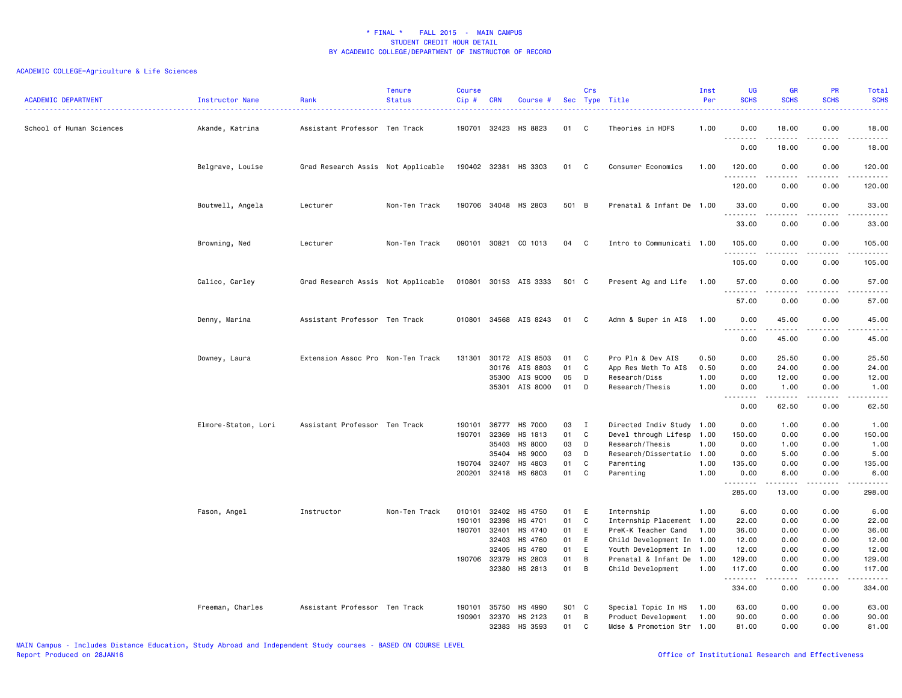\* FINAL \*    FALL 2015  -  MAIN CAMPUS
STUDENT CREDIT HOUR DETAIL
BY ACADEMIC COLLEGE/DEPARTMENT OF INSTRUCTOR OF RECORD

ACADEMIC COLLEGE=Agriculture & Life Sciences

| ACADEMIC DEPARTMENT | Instructor Name | Rank | Tenure Status | Course Cip # | CRN | Course # | Sec | Crs Type | Title | Inst Per | UG SCHS | GR SCHS | PR SCHS | Total SCHS |
|---|---|---|---|---|---|---|---|---|---|---|---|---|---|---|
| School of Human Sciences | Akande, Katrina | Assistant Professor | Ten Track | 190701 | 32423 | HS 8823 | 01 | C | Theories in HDFS | 1.00 | 0.00 | 18.00 | 0.00 | 18.00 |
| | | | | | | | | | | | 0.00 | 18.00 | 0.00 | 18.00 |
| | Belgrave, Louise | Grad Research Assis | Not Applicable | 190402 | 32381 | HS 3303 | 01 | C | Consumer Economics | 1.00 | 120.00 | 0.00 | 0.00 | 120.00 |
| | | | | | | | | | | | 120.00 | 0.00 | 0.00 | 120.00 |
| | Boutwell, Angela | Lecturer | Non-Ten Track | 190706 | 34048 | HS 2803 | 501 | B | Prenatal & Infant De | 1.00 | 33.00 | 0.00 | 0.00 | 33.00 |
| | | | | | | | | | | | 33.00 | 0.00 | 0.00 | 33.00 |
| | Browning, Ned | Lecturer | Non-Ten Track | 090101 | 30821 | CO 1013 | 04 | C | Intro to Communicati | 1.00 | 105.00 | 0.00 | 0.00 | 105.00 |
| | | | | | | | | | | | 105.00 | 0.00 | 0.00 | 105.00 |
| | Calico, Carley | Grad Research Assis | Not Applicable | 010801 | 30153 | AIS 3333 | S01 | C | Present Ag and Life | 1.00 | 57.00 | 0.00 | 0.00 | 57.00 |
| | | | | | | | | | | | 57.00 | 0.00 | 0.00 | 57.00 |
| | Denny, Marina | Assistant Professor | Ten Track | 010801 | 34568 | AIS 8243 | 01 | C | Admn & Super in AIS | 1.00 | 0.00 | 45.00 | 0.00 | 45.00 |
| | | | | | | | | | | | 0.00 | 45.00 | 0.00 | 45.00 |
| | Downey, Laura | Extension Assoc Pro | Non-Ten Track | 131301 | 30172 | AIS 8503 | 01 | C | Pro Pln & Dev AIS | 0.50 | 0.00 | 25.50 | 0.00 | 25.50 |
| | | | | | 30176 | AIS 8803 | 01 | C | App Res Meth To AIS | 0.50 | 0.00 | 24.00 | 0.00 | 24.00 |
| | | | | | 35300 | AIS 9000 | 05 | D | Research/Diss | 1.00 | 0.00 | 12.00 | 0.00 | 12.00 |
| | | | | | 35301 | AIS 8000 | 01 | D | Research/Thesis | 1.00 | 0.00 | 1.00 | 0.00 | 1.00 |
| | | | | | | | | | | | 0.00 | 62.50 | 0.00 | 62.50 |
| | Elmore-Staton, Lori | Assistant Professor | Ten Track | 190101 | 36777 | HS 7000 | 03 | I | Directed Indiv Study | 1.00 | 0.00 | 1.00 | 0.00 | 1.00 |
| | | | | 190701 | 32369 | HS 1813 | 01 | C | Devel through Lifesp | 1.00 | 150.00 | 0.00 | 0.00 | 150.00 |
| | | | | | 35403 | HS 8000 | 03 | D | Research/Thesis | 1.00 | 0.00 | 1.00 | 0.00 | 1.00 |
| | | | | | 35404 | HS 9000 | 03 | D | Research/Dissertatio | 1.00 | 0.00 | 5.00 | 0.00 | 5.00 |
| | | | | 190704 | 32407 | HS 4803 | 01 | C | Parenting | 1.00 | 135.00 | 0.00 | 0.00 | 135.00 |
| | | | | 200201 | 32418 | HS 6803 | 01 | C | Parenting | 1.00 | 0.00 | 6.00 | 0.00 | 6.00 |
| | | | | | | | | | | | 285.00 | 13.00 | 0.00 | 298.00 |
| | Fason, Angel | Instructor | Non-Ten Track | 010101 | 32402 | HS 4750 | 01 | E | Internship | 1.00 | 6.00 | 0.00 | 0.00 | 6.00 |
| | | | | 190101 | 32398 | HS 4701 | 01 | C | Internship Placement | 1.00 | 22.00 | 0.00 | 0.00 | 22.00 |
| | | | | 190701 | 32401 | HS 4740 | 01 | E | PreK-K Teacher Cand | 1.00 | 36.00 | 0.00 | 0.00 | 36.00 |
| | | | | | 32403 | HS 4760 | 01 | E | Child Development In | 1.00 | 12.00 | 0.00 | 0.00 | 12.00 |
| | | | | | 32405 | HS 4780 | 01 | E | Youth Development In | 1.00 | 12.00 | 0.00 | 0.00 | 12.00 |
| | | | | 190706 | 32379 | HS 2803 | 01 | B | Prenatal & Infant De | 1.00 | 129.00 | 0.00 | 0.00 | 129.00 |
| | | | | | 32380 | HS 2813 | 01 | B | Child Development | 1.00 | 117.00 | 0.00 | 0.00 | 117.00 |
| | | | | | | | | | | | 334.00 | 0.00 | 0.00 | 334.00 |
| | Freeman, Charles | Assistant Professor | Ten Track | 190101 | 35750 | HS 4990 | S01 | C | Special Topic In HS | 1.00 | 63.00 | 0.00 | 0.00 | 63.00 |
| | | | | 190901 | 32370 | HS 2123 | 01 | B | Product Development | 1.00 | 90.00 | 0.00 | 0.00 | 90.00 |
| | | | | | 32383 | HS 3593 | 01 | C | Mdse & Promotion Str | 1.00 | 81.00 | 0.00 | 0.00 | 81.00 |

MAIN Campus - Includes Distance Education, Study Abroad and Independent Study courses - BASED ON COURSE LEVEL
Report Produced on 28JAN16    Office of Institutional Research and Effectiveness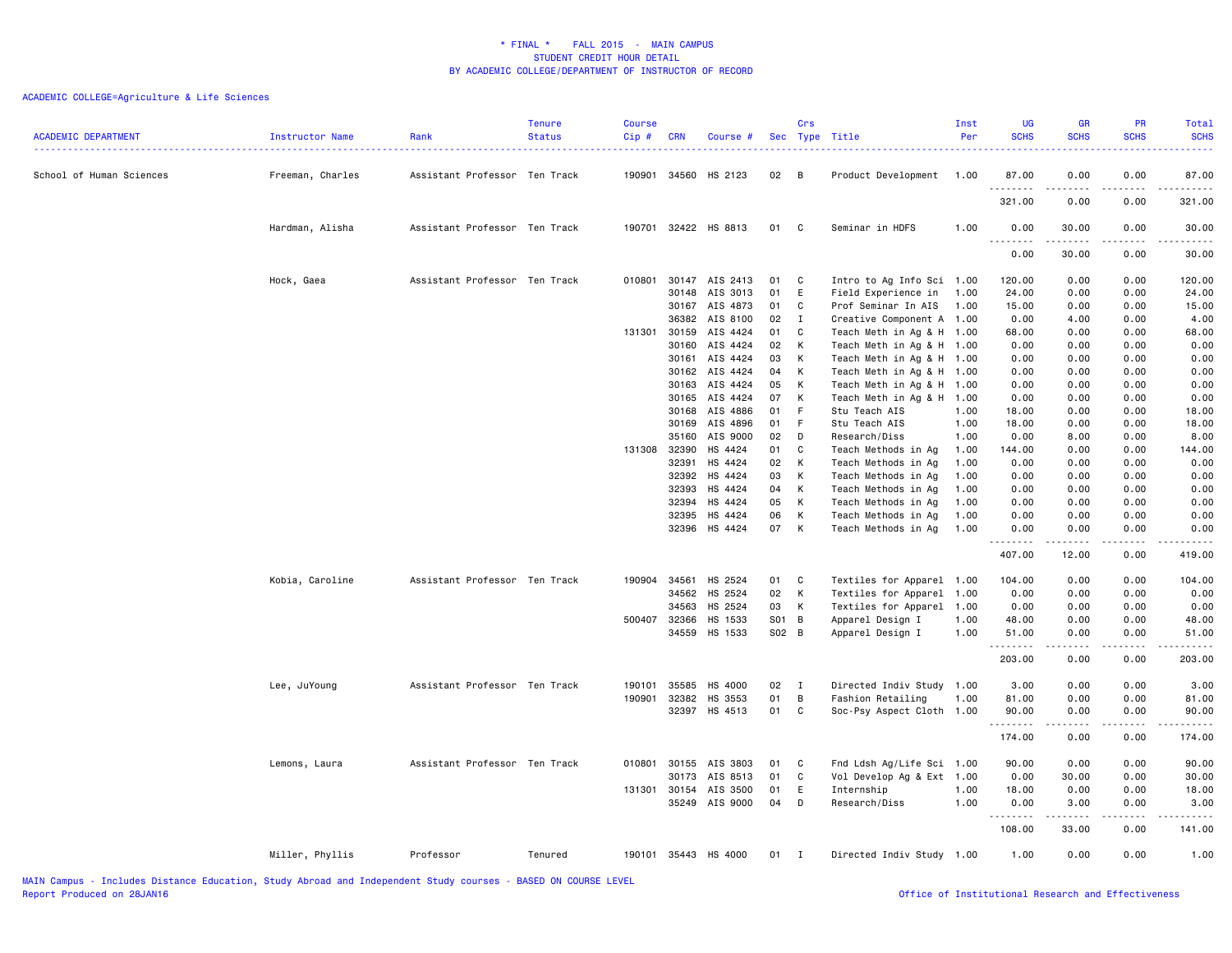\* FINAL \* FALL 2015 - MAIN CAMPUS
STUDENT CREDIT HOUR DETAIL
BY ACADEMIC COLLEGE/DEPARTMENT OF INSTRUCTOR OF RECORD

ACADEMIC COLLEGE=Agriculture & Life Sciences

| ACADEMIC DEPARTMENT | Instructor Name | Rank | Tenure Status | Course Cip # | CRN | Course # | Sec | Crs Type | Title | Inst Per | UG SCHS | GR SCHS | PR SCHS | Total SCHS |
|---|---|---|---|---|---|---|---|---|---|---|---|---|---|---|
| School of Human Sciences | Freeman, Charles | Assistant Professor | Ten Track | 190901 | 34560 | HS 2123 | 02 | B | Product Development | 1.00 | 87.00 | 0.00 | 0.00 | 87.00 |
| | | | | | | | | | | | 321.00 | 0.00 | 0.00 | 321.00 |
| | Hardman, Alisha | Assistant Professor | Ten Track | 190701 | 32422 | HS 8813 | 01 | C | Seminar in HDFS | 1.00 | 0.00 | 30.00 | 0.00 | 30.00 |
| | | | | | | | | | | | 0.00 | 30.00 | 0.00 | 30.00 |
| | Hock, Gaea | Assistant Professor | Ten Track | 010801 | 30147 | AIS 2413 | 01 | C | Intro to Ag Info Sci | 1.00 | 120.00 | 0.00 | 0.00 | 120.00 |
| | | | | | 30148 | AIS 3013 | 01 | E | Field Experience in | 1.00 | 24.00 | 0.00 | 0.00 | 24.00 |
| | | | | | 30167 | AIS 4873 | 01 | C | Prof Seminar In AIS | 1.00 | 15.00 | 0.00 | 0.00 | 15.00 |
| | | | | | 36382 | AIS 8100 | 02 | I | Creative Component A | 1.00 | 0.00 | 4.00 | 0.00 | 4.00 |
| | | | | 131301 | 30159 | AIS 4424 | 01 | C | Teach Meth in Ag & H | 1.00 | 68.00 | 0.00 | 0.00 | 68.00 |
| | | | | | 30160 | AIS 4424 | 02 | K | Teach Meth in Ag & H | 1.00 | 0.00 | 0.00 | 0.00 | 0.00 |
| | | | | | 30161 | AIS 4424 | 03 | K | Teach Meth in Ag & H | 1.00 | 0.00 | 0.00 | 0.00 | 0.00 |
| | | | | | 30162 | AIS 4424 | 04 | K | Teach Meth in Ag & H | 1.00 | 0.00 | 0.00 | 0.00 | 0.00 |
| | | | | | 30163 | AIS 4424 | 05 | K | Teach Meth in Ag & H | 1.00 | 0.00 | 0.00 | 0.00 | 0.00 |
| | | | | | 30165 | AIS 4424 | 07 | K | Teach Meth in Ag & H | 1.00 | 0.00 | 0.00 | 0.00 | 0.00 |
| | | | | | 30168 | AIS 4886 | 01 | F | Stu Teach AIS | 1.00 | 18.00 | 0.00 | 0.00 | 18.00 |
| | | | | | 30169 | AIS 4896 | 01 | F | Stu Teach AIS | 1.00 | 18.00 | 0.00 | 0.00 | 18.00 |
| | | | | | 35160 | AIS 9000 | 02 | D | Research/Diss | 1.00 | 0.00 | 8.00 | 0.00 | 8.00 |
| | | | | 131308 | 32390 | HS 4424 | 01 | C | Teach Methods in Ag | 1.00 | 144.00 | 0.00 | 0.00 | 144.00 |
| | | | | | 32391 | HS 4424 | 02 | K | Teach Methods in Ag | 1.00 | 0.00 | 0.00 | 0.00 | 0.00 |
| | | | | | 32392 | HS 4424 | 03 | K | Teach Methods in Ag | 1.00 | 0.00 | 0.00 | 0.00 | 0.00 |
| | | | | | 32393 | HS 4424 | 04 | K | Teach Methods in Ag | 1.00 | 0.00 | 0.00 | 0.00 | 0.00 |
| | | | | | 32394 | HS 4424 | 05 | K | Teach Methods in Ag | 1.00 | 0.00 | 0.00 | 0.00 | 0.00 |
| | | | | | 32395 | HS 4424 | 06 | K | Teach Methods in Ag | 1.00 | 0.00 | 0.00 | 0.00 | 0.00 |
| | | | | | 32396 | HS 4424 | 07 | K | Teach Methods in Ag | 1.00 | 0.00 | 0.00 | 0.00 | 0.00 |
| | | | | | | | | | | | 407.00 | 12.00 | 0.00 | 419.00 |
| | Kobia, Caroline | Assistant Professor | Ten Track | 190904 | 34561 | HS 2524 | 01 | C | Textiles for Apparel | 1.00 | 104.00 | 0.00 | 0.00 | 104.00 |
| | | | | | 34562 | HS 2524 | 02 | K | Textiles for Apparel | 1.00 | 0.00 | 0.00 | 0.00 | 0.00 |
| | | | | | 34563 | HS 2524 | 03 | K | Textiles for Apparel | 1.00 | 0.00 | 0.00 | 0.00 | 0.00 |
| | | | | 500407 | 32366 | HS 1533 | S01 | B | Apparel Design I | 1.00 | 48.00 | 0.00 | 0.00 | 48.00 |
| | | | | | 34559 | HS 1533 | S02 | B | Apparel Design I | 1.00 | 51.00 | 0.00 | 0.00 | 51.00 |
| | | | | | | | | | | | 203.00 | 0.00 | 0.00 | 203.00 |
| | Lee, JuYoung | Assistant Professor | Ten Track | 190101 | 35585 | HS 4000 | 02 | I | Directed Indiv Study | 1.00 | 3.00 | 0.00 | 0.00 | 3.00 |
| | | | | 190901 | 32382 | HS 3553 | 01 | B | Fashion Retailing | 1.00 | 81.00 | 0.00 | 0.00 | 81.00 |
| | | | | | 32397 | HS 4513 | 01 | C | Soc-Psy Aspect Cloth | 1.00 | 90.00 | 0.00 | 0.00 | 90.00 |
| | | | | | | | | | | | 174.00 | 0.00 | 0.00 | 174.00 |
| | Lemons, Laura | Assistant Professor | Ten Track | 010801 | 30155 | AIS 3803 | 01 | C | Fnd Ldsh Ag/Life Sci | 1.00 | 90.00 | 0.00 | 0.00 | 90.00 |
| | | | | | 30173 | AIS 8513 | 01 | C | Vol Develop Ag & Ext | 1.00 | 0.00 | 30.00 | 0.00 | 30.00 |
| | | | | 131301 | 30154 | AIS 3500 | 01 | E | Internship | 1.00 | 18.00 | 0.00 | 0.00 | 18.00 |
| | | | | | 35249 | AIS 9000 | 04 | D | Research/Diss | 1.00 | 0.00 | 3.00 | 0.00 | 3.00 |
| | | | | | | | | | | | 108.00 | 33.00 | 0.00 | 141.00 |
| | Miller, Phyllis | Professor | Tenured | 190101 | 35443 | HS 4000 | 01 | I | Directed Indiv Study | 1.00 | 1.00 | 0.00 | 0.00 | 1.00 |

MAIN Campus - Includes Distance Education, Study Abroad and Independent Study courses - BASED ON COURSE LEVEL
Report Produced on 28JAN16

Office of Institutional Research and Effectiveness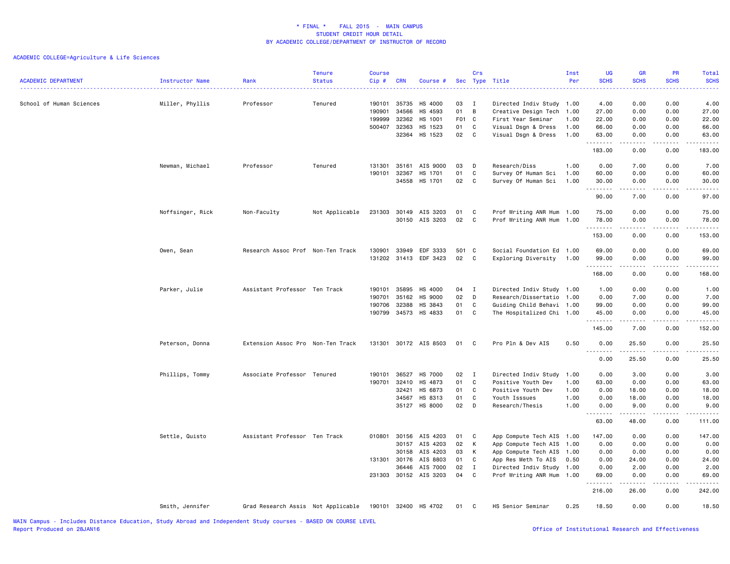# * FINAL * FALL 2015 - MAIN CAMPUS
## STUDENT CREDIT HOUR DETAIL
## BY ACADEMIC COLLEGE/DEPARTMENT OF INSTRUCTOR OF RECORD

ACADEMIC COLLEGE=Agriculture & Life Sciences

| ACADEMIC DEPARTMENT | Instructor Name | Rank | Tenure Status | Course Cip # | CRN | Course # | Sec | Crs Type | Title | Inst Per | UG SCHS | GR SCHS | PR SCHS | Total SCHS |
|---|---|---|---|---|---|---|---|---|---|---|---|---|---|---|
| School of Human Sciences | Miller, Phyllis | Professor | Tenured | 190101 | 35735 | HS 4000 | 03 | I | Directed Indiv Study | 1.00 | 4.00 | 0.00 | 0.00 | 4.00 |
| | | | | 190901 | 34566 | HS 4593 | 01 | B | Creative Design Tech | 1.00 | 27.00 | 0.00 | 0.00 | 27.00 |
| | | | | 199999 | 32362 | HS 1001 | F01 | C | First Year Seminar | 1.00 | 22.00 | 0.00 | 0.00 | 22.00 |
| | | | | 500407 | 32363 | HS 1523 | 01 | C | Visual Dsgn & Dress | 1.00 | 66.00 | 0.00 | 0.00 | 66.00 |
| | | | | | 32364 | HS 1523 | 02 | C | Visual Dsgn & Dress | 1.00 | 63.00 | 0.00 | 0.00 | 63.00 |
| | | | | | | | | | | | 183.00 | 0.00 | 0.00 | 183.00 |
| | Newman, Michael | Professor | Tenured | 131301 | 35161 | AIS 9000 | 03 | D | Research/Diss | 1.00 | 0.00 | 7.00 | 0.00 | 7.00 |
| | | | | 190101 | 32367 | HS 1701 | 01 | C | Survey Of Human Sci | 1.00 | 60.00 | 0.00 | 0.00 | 60.00 |
| | | | | | 34558 | HS 1701 | 02 | C | Survey Of Human Sci | 1.00 | 30.00 | 0.00 | 0.00 | 30.00 |
| | | | | | | | | | | | 90.00 | 7.00 | 0.00 | 97.00 |
| | Noffsinger, Rick | Non-Faculty | Not Applicable | 231303 | 30149 | AIS 3203 | 01 | C | Prof Writing ANR Hum | 1.00 | 75.00 | 0.00 | 0.00 | 75.00 |
| | | | | | 30150 | AIS 3203 | 02 | C | Prof Writing ANR Hum | 1.00 | 78.00 | 0.00 | 0.00 | 78.00 |
| | | | | | | | | | | | 153.00 | 0.00 | 0.00 | 153.00 |
| | Owen, Sean | Research Assoc Prof | Non-Ten Track | 130901 | 33949 | EDF 3333 | 501 | C | Social Foundation Ed | 1.00 | 69.00 | 0.00 | 0.00 | 69.00 |
| | | | | 131202 | 31413 | EDF 3423 | 02 | C | Exploring Diversity | 1.00 | 99.00 | 0.00 | 0.00 | 99.00 |
| | | | | | | | | | | | 168.00 | 0.00 | 0.00 | 168.00 |
| | Parker, Julie | Assistant Professor | Ten Track | 190101 | 35895 | HS 4000 | 04 | I | Directed Indiv Study | 1.00 | 1.00 | 0.00 | 0.00 | 1.00 |
| | | | | 190701 | 35162 | HS 9000 | 02 | D | Research/Dissertatio | 1.00 | 0.00 | 7.00 | 0.00 | 7.00 |
| | | | | 190706 | 32388 | HS 3843 | 01 | C | Guiding Child Behavi | 1.00 | 99.00 | 0.00 | 0.00 | 99.00 |
| | | | | 190799 | 34573 | HS 4833 | 01 | C | The Hospitalized Chi | 1.00 | 45.00 | 0.00 | 0.00 | 45.00 |
| | | | | | | | | | | | 145.00 | 7.00 | 0.00 | 152.00 |
| | Peterson, Donna | Extension Assoc Pro | Non-Ten Track | 131301 | 30172 | AIS 8503 | 01 | C | Pro Pln & Dev AIS | 0.50 | 0.00 | 25.50 | 0.00 | 25.50 |
| | | | | | | | | | | | 0.00 | 25.50 | 0.00 | 25.50 |
| | Phillips, Tommy | Associate Professor | Tenured | 190101 | 36527 | HS 7000 | 02 | I | Directed Indiv Study | 1.00 | 0.00 | 3.00 | 0.00 | 3.00 |
| | | | | 190701 | 32410 | HS 4873 | 01 | C | Positive Youth Dev | 1.00 | 63.00 | 0.00 | 0.00 | 63.00 |
| | | | | | 32421 | HS 6873 | 01 | C | Positive Youth Dev | 1.00 | 0.00 | 18.00 | 0.00 | 18.00 |
| | | | | | 34567 | HS 8313 | 01 | C | Youth Isssues | 1.00 | 0.00 | 18.00 | 0.00 | 18.00 |
| | | | | | 35127 | HS 8000 | 02 | D | Research/Thesis | 1.00 | 0.00 | 9.00 | 0.00 | 9.00 |
| | | | | | | | | | | | 63.00 | 48.00 | 0.00 | 111.00 |
| | Settle, Quisto | Assistant Professor | Ten Track | 010801 | 30156 | AIS 4203 | 01 | C | App Compute Tech AIS | 1.00 | 147.00 | 0.00 | 0.00 | 147.00 |
| | | | | | 30157 | AIS 4203 | 02 | K | App Compute Tech AIS | 1.00 | 0.00 | 0.00 | 0.00 | 0.00 |
| | | | | | 30158 | AIS 4203 | 03 | K | App Compute Tech AIS | 1.00 | 0.00 | 0.00 | 0.00 | 0.00 |
| | | | | 131301 | 30176 | AIS 8803 | 01 | C | App Res Meth To AIS | 0.50 | 0.00 | 24.00 | 0.00 | 24.00 |
| | | | | | 36446 | AIS 7000 | 02 | I | Directed Indiv Study | 1.00 | 0.00 | 2.00 | 0.00 | 2.00 |
| | | | | 231303 | 30152 | AIS 3203 | 04 | C | Prof Writing ANR Hum | 1.00 | 69.00 | 0.00 | 0.00 | 69.00 |
| | | | | | | | | | | | 216.00 | 26.00 | 0.00 | 242.00 |
| | Smith, Jennifer | Grad Research Assis | Not Applicable | 190101 | 32400 | HS 4702 | 01 | C | HS Senior Seminar | 0.25 | 18.50 | 0.00 | 0.00 | 18.50 |

MAIN Campus - Includes Distance Education, Study Abroad and Independent Study courses - BASED ON COURSE LEVEL
Report Produced on 28JAN16

Office of Institutional Research and Effectiveness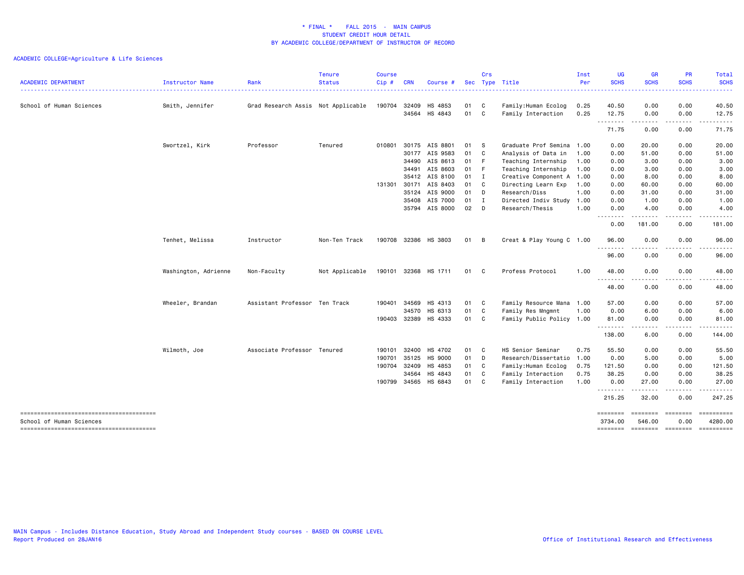* FINAL * FALL 2015 - MAIN CAMPUS
STUDENT CREDIT HOUR DETAIL
BY ACADEMIC COLLEGE/DEPARTMENT OF INSTRUCTOR OF RECORD

ACADEMIC COLLEGE=Agriculture & Life Sciences

| ACADEMIC DEPARTMENT | Instructor Name | Rank | Tenure Status | Course Cip # | CRN | Course # | Sec | Crs Type | Title | Inst Per | UG SCHS | GR SCHS | PR SCHS | Total SCHS |
|---|---|---|---|---|---|---|---|---|---|---|---|---|---|---|
| School of Human Sciences | Smith, Jennifer | Grad Research Assis | Not Applicable | 190704 | 32409 | HS 4853 | 01 | C | Family:Human Ecolog | 0.25 | 40.50 | 0.00 | 0.00 | 40.50 |
| | | | | | 34564 | HS 4843 | 01 | C | Family Interaction | 0.25 | 12.75 | 0.00 | 0.00 | 12.75 |
| | | | | | | | | | | | 71.75 | 0.00 | 0.00 | 71.75 |
| | Swortzel, Kirk | Professor | Tenured | 010801 | 30175 | AIS 8801 | 01 | S | Graduate Prof Semina | 1.00 | 0.00 | 20.00 | 0.00 | 20.00 |
| | | | | | 30177 | AIS 9583 | 01 | C | Analysis of Data in | 1.00 | 0.00 | 51.00 | 0.00 | 51.00 |
| | | | | | 34490 | AIS 8613 | 01 | F | Teaching Internship | 1.00 | 0.00 | 3.00 | 0.00 | 3.00 |
| | | | | | 34491 | AIS 8603 | 01 | F | Teaching Internship | 1.00 | 0.00 | 3.00 | 0.00 | 3.00 |
| | | | | | 35412 | AIS 8100 | 01 | I | Creative Component A | 1.00 | 0.00 | 8.00 | 0.00 | 8.00 |
| | | | | 131301 | 30171 | AIS 8403 | 01 | C | Directing Learn Exp | 1.00 | 0.00 | 60.00 | 0.00 | 60.00 |
| | | | | | 35124 | AIS 9000 | 01 | D | Research/Diss | 1.00 | 0.00 | 31.00 | 0.00 | 31.00 |
| | | | | | 35408 | AIS 7000 | 01 | I | Directed Indiv Study | 1.00 | 0.00 | 1.00 | 0.00 | 1.00 |
| | | | | | 35794 | AIS 8000 | 02 | D | Research/Thesis | 1.00 | 0.00 | 4.00 | 0.00 | 4.00 |
| | | | | | | | | | | | 0.00 | 181.00 | 0.00 | 181.00 |
| | Tenhet, Melissa | Instructor | Non-Ten Track | 190708 | 32386 | HS 3803 | 01 | B | Creat & Play Young C | 1.00 | 96.00 | 0.00 | 0.00 | 96.00 |
| | | | | | | | | | | | 96.00 | 0.00 | 0.00 | 96.00 |
| | Washington, Adrienne | Non-Faculty | Not Applicable | 190101 | 32368 | HS 1711 | 01 | C | Profess Protocol | 1.00 | 48.00 | 0.00 | 0.00 | 48.00 |
| | | | | | | | | | | | 48.00 | 0.00 | 0.00 | 48.00 |
| | Wheeler, Brandan | Assistant Professor | Ten Track | 190401 | 34569 | HS 4313 | 01 | C | Family Resource Mana | 1.00 | 57.00 | 0.00 | 0.00 | 57.00 |
| | | | | | 34570 | HS 6313 | 01 | C | Family Res Mngmnt | 1.00 | 0.00 | 6.00 | 0.00 | 6.00 |
| | | | | 190403 | 32389 | HS 4333 | 01 | C | Family Public Policy | 1.00 | 81.00 | 0.00 | 0.00 | 81.00 |
| | | | | | | | | | | | 138.00 | 6.00 | 0.00 | 144.00 |
| | Wilmoth, Joe | Associate Professor | Tenured | 190101 | 32400 | HS 4702 | 01 | C | HS Senior Seminar | 0.75 | 55.50 | 0.00 | 0.00 | 55.50 |
| | | | | 190701 | 35125 | HS 9000 | 01 | D | Research/Dissertatio | 1.00 | 0.00 | 5.00 | 0.00 | 5.00 |
| | | | | 190704 | 32409 | HS 4853 | 01 | C | Family:Human Ecolog | 0.75 | 121.50 | 0.00 | 0.00 | 121.50 |
| | | | | | 34564 | HS 4843 | 01 | C | Family Interaction | 0.75 | 38.25 | 0.00 | 0.00 | 38.25 |
| | | | | 190799 | 34565 | HS 6843 | 01 | C | Family Interaction | 1.00 | 0.00 | 27.00 | 0.00 | 27.00 |
| | | | | | | | | | | | 215.25 | 32.00 | 0.00 | 247.25 |
| School of Human Sciences | | | | | | | | | | | 3734.00 | 546.00 | 0.00 | 4280.00 |

MAIN Campus - Includes Distance Education, Study Abroad and Independent Study courses - BASED ON COURSE LEVEL
Report Produced on 28JAN16

Office of Institutional Research and Effectiveness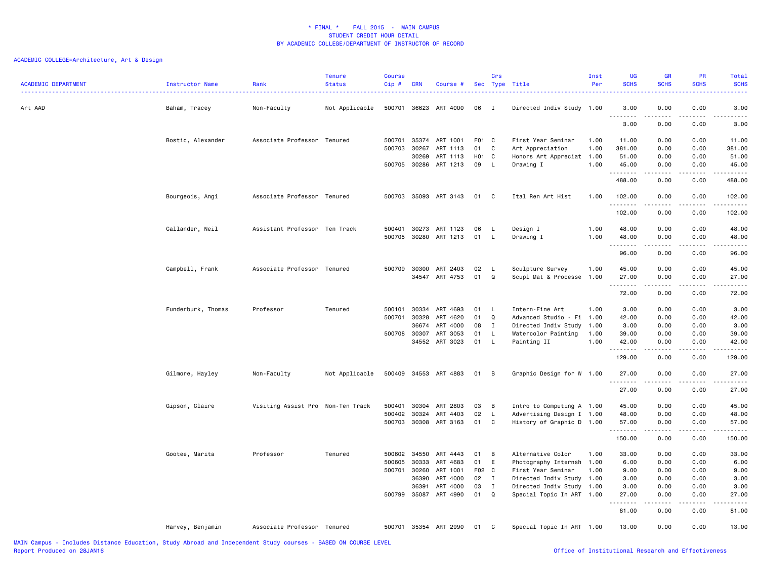\* FINAL \* FALL 2015 - MAIN CAMPUS
STUDENT CREDIT HOUR DETAIL
BY ACADEMIC COLLEGE/DEPARTMENT OF INSTRUCTOR OF RECORD

ACADEMIC COLLEGE=Architecture, Art & Design

| ACADEMIC DEPARTMENT | Instructor Name | Rank | Tenure Status | Course Cip # | CRN | Course # | Sec | Crs Type | Title | Inst Per | UG SCHS | GR SCHS | PR SCHS | Total SCHS |
|---|---|---|---|---|---|---|---|---|---|---|---|---|---|---|
| Art AAD | Baham, Tracey | Non-Faculty | Not Applicable | 500701 | 36623 | ART 4000 | 06 | I | Directed Indiv Study | 1.00 | 3.00 | 0.00 | 0.00 | 3.00 |
| | | | | | | | | | | | 3.00 | 0.00 | 0.00 | 3.00 |
| | Bostic, Alexander | Associate Professor | Tenured | 500701 | 35374 | ART 1001 | F01 | C | First Year Seminar | 1.00 | 11.00 | 0.00 | 0.00 | 11.00 |
| | | | | 500703 | 30267 | ART 1113 | 01 | C | Art Appreciation | 1.00 | 381.00 | 0.00 | 0.00 | 381.00 |
| | | | | | 30269 | ART 1113 | H01 | C | Honors Art Appreciat | 1.00 | 51.00 | 0.00 | 0.00 | 51.00 |
| | | | | 500705 | 30286 | ART 1213 | 09 | L | Drawing I | 1.00 | 45.00 | 0.00 | 0.00 | 45.00 |
| | | | | | | | | | | | 488.00 | 0.00 | 0.00 | 488.00 |
| | Bourgeois, Angi | Associate Professor | Tenured | 500703 | 35093 | ART 3143 | 01 | C | Ital Ren Art Hist | 1.00 | 102.00 | 0.00 | 0.00 | 102.00 |
| | | | | | | | | | | | 102.00 | 0.00 | 0.00 | 102.00 |
| | Callander, Neil | Assistant Professor | Ten Track | 500401 | 30273 | ART 1123 | 06 | L | Design I | 1.00 | 48.00 | 0.00 | 0.00 | 48.00 |
| | | | | 500705 | 30280 | ART 1213 | 01 | L | Drawing I | 1.00 | 48.00 | 0.00 | 0.00 | 48.00 |
| | | | | | | | | | | | 96.00 | 0.00 | 0.00 | 96.00 |
| | Campbell, Frank | Associate Professor | Tenured | 500709 | 30300 | ART 2403 | 02 | L | Sculpture Survey | 1.00 | 45.00 | 0.00 | 0.00 | 45.00 |
| | | | | | 34547 | ART 4753 | 01 | Q | Scupl Mat & Processe | 1.00 | 27.00 | 0.00 | 0.00 | 27.00 |
| | | | | | | | | | | | 72.00 | 0.00 | 0.00 | 72.00 |
| | Funderburk, Thomas | Professor | Tenured | 500101 | 30334 | ART 4693 | 01 | L | Intern-Fine Art | 1.00 | 3.00 | 0.00 | 0.00 | 3.00 |
| | | | | 500701 | 30328 | ART 4620 | 01 | Q | Advanced Studio - Fi | 1.00 | 42.00 | 0.00 | 0.00 | 42.00 |
| | | | | | 36674 | ART 4000 | 08 | I | Directed Indiv Study | 1.00 | 3.00 | 0.00 | 0.00 | 3.00 |
| | | | | 500708 | 30307 | ART 3053 | 01 | L | Watercolor Painting | 1.00 | 39.00 | 0.00 | 0.00 | 39.00 |
| | | | | | 34552 | ART 3023 | 01 | L | Painting II | 1.00 | 42.00 | 0.00 | 0.00 | 42.00 |
| | | | | | | | | | | | 129.00 | 0.00 | 0.00 | 129.00 |
| | Gilmore, Hayley | Non-Faculty | Not Applicable | 500409 | 34553 | ART 4883 | 01 | B | Graphic Design for W | 1.00 | 27.00 | 0.00 | 0.00 | 27.00 |
| | | | | | | | | | | | 27.00 | 0.00 | 0.00 | 27.00 |
| | Gipson, Claire | Visiting Assist Pro | Non-Ten Track | 500401 | 30304 | ART 2803 | 03 | B | Intro to Computing A | 1.00 | 45.00 | 0.00 | 0.00 | 45.00 |
| | | | | 500402 | 30324 | ART 4403 | 02 | L | Advertising Design I | 1.00 | 48.00 | 0.00 | 0.00 | 48.00 |
| | | | | 500703 | 30308 | ART 3163 | 01 | C | History of Graphic D | 1.00 | 57.00 | 0.00 | 0.00 | 57.00 |
| | | | | | | | | | | | 150.00 | 0.00 | 0.00 | 150.00 |
| | Gootee, Marita | Professor | Tenured | 500602 | 34550 | ART 4443 | 01 | B | Alternative Color | 1.00 | 33.00 | 0.00 | 0.00 | 33.00 |
| | | | | 500605 | 30333 | ART 4683 | 01 | E | Photography Internsh | 1.00 | 6.00 | 0.00 | 0.00 | 6.00 |
| | | | | 500701 | 30260 | ART 1001 | F02 | C | First Year Seminar | 1.00 | 9.00 | 0.00 | 0.00 | 9.00 |
| | | | | | 36390 | ART 4000 | 02 | I | Directed Indiv Study | 1.00 | 3.00 | 0.00 | 0.00 | 3.00 |
| | | | | | 36391 | ART 4000 | 03 | I | Directed Indiv Study | 1.00 | 3.00 | 0.00 | 0.00 | 3.00 |
| | | | | 500799 | 35087 | ART 4990 | 01 | Q | Special Topic In ART | 1.00 | 27.00 | 0.00 | 0.00 | 27.00 |
| | | | | | | | | | | | 81.00 | 0.00 | 0.00 | 81.00 |
| | Harvey, Benjamin | Associate Professor | Tenured | 500701 | 35354 | ART 2990 | 01 | C | Special Topic In ART | 1.00 | 13.00 | 0.00 | 0.00 | 13.00 |

MAIN Campus - Includes Distance Education, Study Abroad and Independent Study courses - BASED ON COURSE LEVEL
Report Produced on 28JAN16

Office of Institutional Research and Effectiveness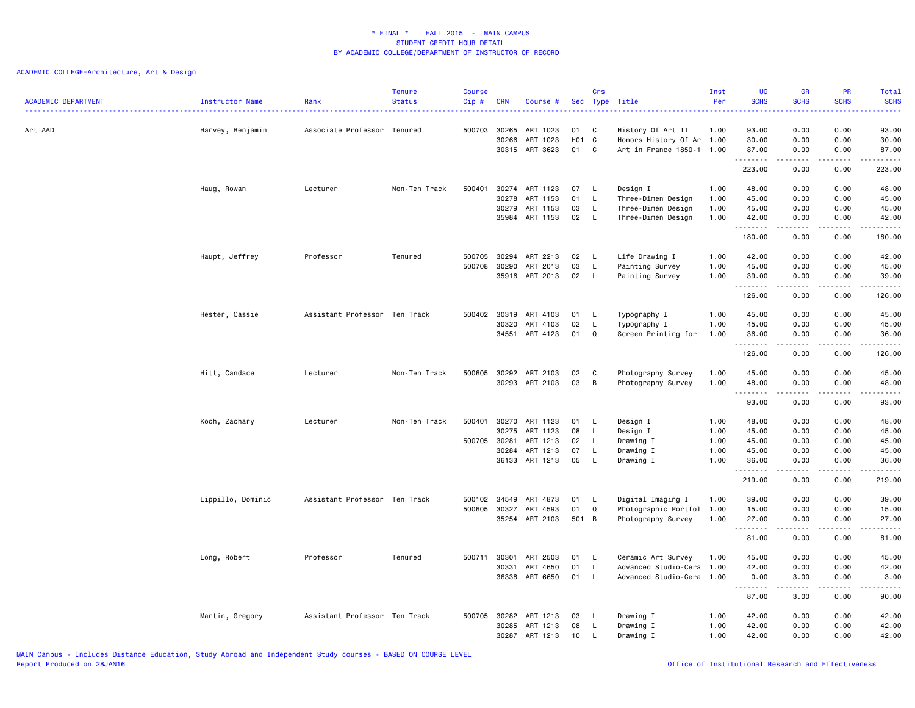\* FINAL \*    FALL 2015  -  MAIN CAMPUS
STUDENT CREDIT HOUR DETAIL
BY ACADEMIC COLLEGE/DEPARTMENT OF INSTRUCTOR OF RECORD

ACADEMIC COLLEGE=Architecture, Art & Design

| ACADEMIC DEPARTMENT | Instructor Name | Rank | Tenure Status | Course Cip # | CRN | Course # | Sec | Crs Type | Title | Inst Per | UG SCHS | GR SCHS | PR SCHS | Total SCHS |
|---|---|---|---|---|---|---|---|---|---|---|---|---|---|---|
| Art AAD | Harvey, Benjamin | Associate Professor | Tenured | 500703 | 30265 | ART 1023 | 01 | C | History Of Art II | 1.00 | 93.00 | 0.00 | 0.00 | 93.00 |
| | | | | | 30266 | ART 1023 | H01 | C | Honors History Of Ar | 1.00 | 30.00 | 0.00 | 0.00 | 30.00 |
| | | | | | 30315 | ART 3623 | 01 | C | Art in France 1850-1 | 1.00 | 87.00 | 0.00 | 0.00 | 87.00 |
| | | | | | | | | | | | 223.00 | 0.00 | 0.00 | 223.00 |
| | Haug, Rowan | Lecturer | Non-Ten Track | 500401 | 30274 | ART 1123 | 07 | L | Design I | 1.00 | 48.00 | 0.00 | 0.00 | 48.00 |
| | | | | | 30278 | ART 1153 | 01 | L | Three-Dimen Design | 1.00 | 45.00 | 0.00 | 0.00 | 45.00 |
| | | | | | 30279 | ART 1153 | 03 | L | Three-Dimen Design | 1.00 | 45.00 | 0.00 | 0.00 | 45.00 |
| | | | | | 35984 | ART 1153 | 02 | L | Three-Dimen Design | 1.00 | 42.00 | 0.00 | 0.00 | 42.00 |
| | | | | | | | | | | | 180.00 | 0.00 | 0.00 | 180.00 |
| | Haupt, Jeffrey | Professor | Tenured | 500705 | 30294 | ART 2213 | 02 | L | Life Drawing I | 1.00 | 42.00 | 0.00 | 0.00 | 42.00 |
| | | | | 500708 | 30290 | ART 2013 | 03 | L | Painting Survey | 1.00 | 45.00 | 0.00 | 0.00 | 45.00 |
| | | | | | 35916 | ART 2013 | 02 | L | Painting Survey | 1.00 | 39.00 | 0.00 | 0.00 | 39.00 |
| | | | | | | | | | | | 126.00 | 0.00 | 0.00 | 126.00 |
| | Hester, Cassie | Assistant Professor | Ten Track | 500402 | 30319 | ART 4103 | 01 | L | Typography I | 1.00 | 45.00 | 0.00 | 0.00 | 45.00 |
| | | | | | 30320 | ART 4103 | 02 | L | Typography I | 1.00 | 45.00 | 0.00 | 0.00 | 45.00 |
| | | | | | 34551 | ART 4123 | 01 | Q | Screen Printing for | 1.00 | 36.00 | 0.00 | 0.00 | 36.00 |
| | | | | | | | | | | | 126.00 | 0.00 | 0.00 | 126.00 |
| | Hitt, Candace | Lecturer | Non-Ten Track | 500605 | 30292 | ART 2103 | 02 | C | Photography Survey | 1.00 | 45.00 | 0.00 | 0.00 | 45.00 |
| | | | | | 30293 | ART 2103 | 03 | B | Photography Survey | 1.00 | 48.00 | 0.00 | 0.00 | 48.00 |
| | | | | | | | | | | | 93.00 | 0.00 | 0.00 | 93.00 |
| | Koch, Zachary | Lecturer | Non-Ten Track | 500401 | 30270 | ART 1123 | 01 | L | Design I | 1.00 | 48.00 | 0.00 | 0.00 | 48.00 |
| | | | | | 30275 | ART 1123 | 08 | L | Design I | 1.00 | 45.00 | 0.00 | 0.00 | 45.00 |
| | | | | 500705 | 30281 | ART 1213 | 02 | L | Drawing I | 1.00 | 45.00 | 0.00 | 0.00 | 45.00 |
| | | | | | 30284 | ART 1213 | 07 | L | Drawing I | 1.00 | 45.00 | 0.00 | 0.00 | 45.00 |
| | | | | | 36133 | ART 1213 | 05 | L | Drawing I | 1.00 | 36.00 | 0.00 | 0.00 | 36.00 |
| | | | | | | | | | | | 219.00 | 0.00 | 0.00 | 219.00 |
| | Lippillo, Dominic | Assistant Professor | Ten Track | 500102 | 34549 | ART 4873 | 01 | L | Digital Imaging I | 1.00 | 39.00 | 0.00 | 0.00 | 39.00 |
| | | | | 500605 | 30327 | ART 4593 | 01 | Q | Photographic Portfol | 1.00 | 15.00 | 0.00 | 0.00 | 15.00 |
| | | | | | 35254 | ART 2103 | 501 | B | Photography Survey | 1.00 | 27.00 | 0.00 | 0.00 | 27.00 |
| | | | | | | | | | | | 81.00 | 0.00 | 0.00 | 81.00 |
| | Long, Robert | Professor | Tenured | 500711 | 30301 | ART 2503 | 01 | L | Ceramic Art Survey | 1.00 | 45.00 | 0.00 | 0.00 | 45.00 |
| | | | | | 30331 | ART 4650 | 01 | L | Advanced Studio-Cera | 1.00 | 42.00 | 0.00 | 0.00 | 42.00 |
| | | | | | 36338 | ART 6650 | 01 | L | Advanced Studio-Cera | 1.00 | 0.00 | 3.00 | 0.00 | 3.00 |
| | | | | | | | | | | | 87.00 | 3.00 | 0.00 | 90.00 |
| | Martin, Gregory | Assistant Professor | Ten Track | 500705 | 30282 | ART 1213 | 03 | L | Drawing I | 1.00 | 42.00 | 0.00 | 0.00 | 42.00 |
| | | | | | 30285 | ART 1213 | 08 | L | Drawing I | 1.00 | 42.00 | 0.00 | 0.00 | 42.00 |
| | | | | | 30287 | ART 1213 | 10 | L | Drawing I | 1.00 | 42.00 | 0.00 | 0.00 | 42.00 |

MAIN Campus - Includes Distance Education, Study Abroad and Independent Study courses - BASED ON COURSE LEVEL
Report Produced on 28JAN16

Office of Institutional Research and Effectiveness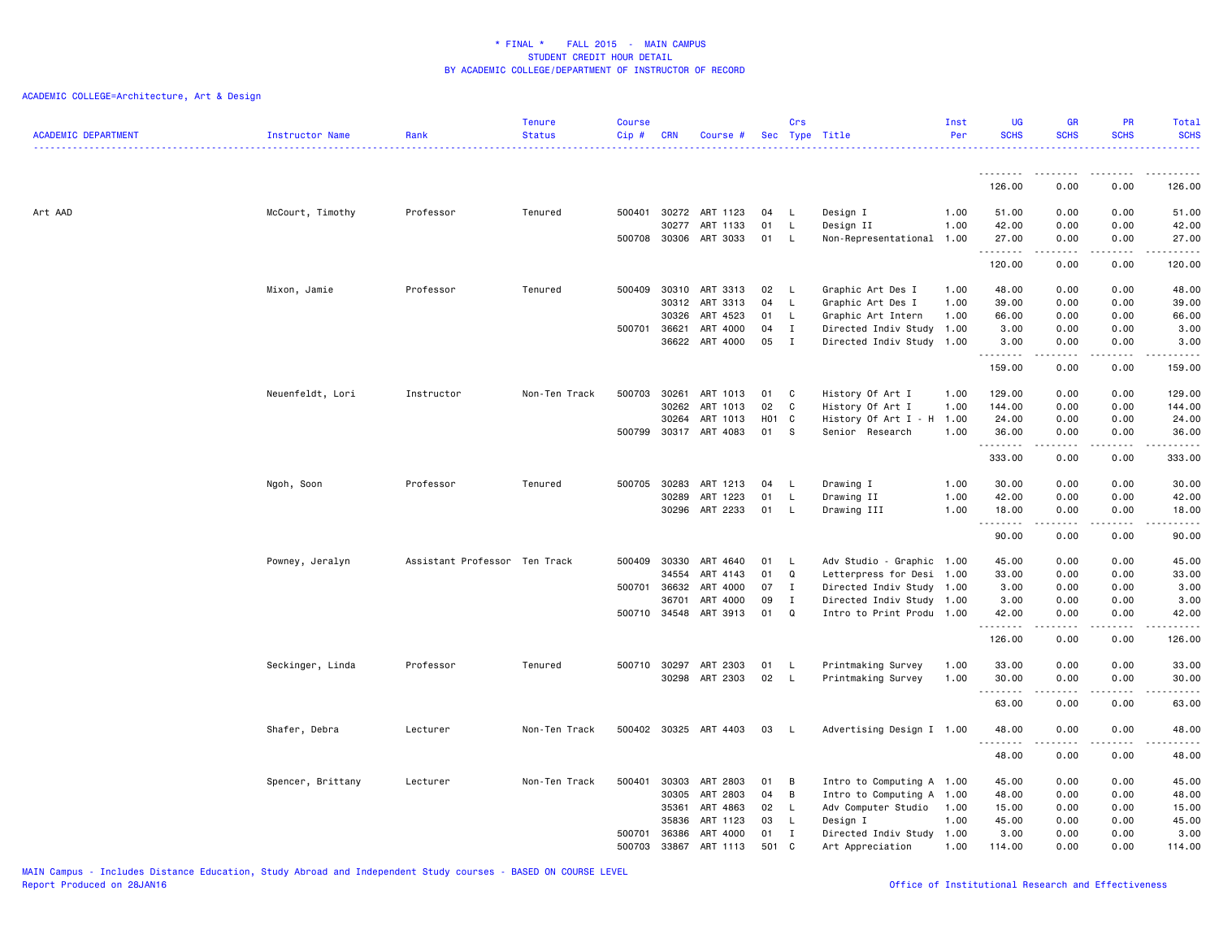\* FINAL \*    FALL 2015  -  MAIN CAMPUS
STUDENT CREDIT HOUR DETAIL
BY ACADEMIC COLLEGE/DEPARTMENT OF INSTRUCTOR OF RECORD

ACADEMIC COLLEGE=Architecture, Art & Design

| ACADEMIC DEPARTMENT | Instructor Name | Rank | Tenure Status | Course Cip # | CRN | Course # | Sec | Crs Type | Title | Inst Per | UG SCHS | GR SCHS | PR SCHS | Total SCHS |
|---|---|---|---|---|---|---|---|---|---|---|---|---|---|---|
| | | | | | | | | | | | 126.00 | 0.00 | 0.00 | 126.00 |
| Art AAD | McCourt, Timothy | Professor | Tenured | 500401 | 30272 | ART 1123 | 04 | L | Design I | 1.00 | 51.00 | 0.00 | 0.00 | 51.00 |
| | | | | | 30277 | ART 1133 | 01 | L | Design II | 1.00 | 42.00 | 0.00 | 0.00 | 42.00 |
| | | | | 500708 | 30306 | ART 3033 | 01 | L | Non-Representational | 1.00 | 27.00 | 0.00 | 0.00 | 27.00 |
| | | | | | | | | | | | 120.00 | 0.00 | 0.00 | 120.00 |
| | Mixon, Jamie | Professor | Tenured | 500409 | 30310 | ART 3313 | 02 | L | Graphic Art Des I | 1.00 | 48.00 | 0.00 | 0.00 | 48.00 |
| | | | | | 30312 | ART 3313 | 04 | L | Graphic Art Des I | 1.00 | 39.00 | 0.00 | 0.00 | 39.00 |
| | | | | | 30326 | ART 4523 | 01 | L | Graphic Art Intern | 1.00 | 66.00 | 0.00 | 0.00 | 66.00 |
| | | | | 500701 | 36621 | ART 4000 | 04 | I | Directed Indiv Study | 1.00 | 3.00 | 0.00 | 0.00 | 3.00 |
| | | | | | 36622 | ART 4000 | 05 | I | Directed Indiv Study | 1.00 | 3.00 | 0.00 | 0.00 | 3.00 |
| | | | | | | | | | | | 159.00 | 0.00 | 0.00 | 159.00 |
| | Neuenfeldt, Lori | Instructor | Non-Ten Track | 500703 | 30261 | ART 1013 | 01 | C | History Of Art I | 1.00 | 129.00 | 0.00 | 0.00 | 129.00 |
| | | | | | 30262 | ART 1013 | 02 | C | History Of Art I | 1.00 | 144.00 | 0.00 | 0.00 | 144.00 |
| | | | | | 30264 | ART 1013 | H01 | C | History Of Art I - H | 1.00 | 24.00 | 0.00 | 0.00 | 24.00 |
| | | | | 500799 | 30317 | ART 4083 | 01 | S | Senior Research | 1.00 | 36.00 | 0.00 | 0.00 | 36.00 |
| | | | | | | | | | | | 333.00 | 0.00 | 0.00 | 333.00 |
| | Ngoh, Soon | Professor | Tenured | 500705 | 30283 | ART 1213 | 04 | L | Drawing I | 1.00 | 30.00 | 0.00 | 0.00 | 30.00 |
| | | | | | 30289 | ART 1223 | 01 | L | Drawing II | 1.00 | 42.00 | 0.00 | 0.00 | 42.00 |
| | | | | | 30296 | ART 2233 | 01 | L | Drawing III | 1.00 | 18.00 | 0.00 | 0.00 | 18.00 |
| | | | | | | | | | | | 90.00 | 0.00 | 0.00 | 90.00 |
| | Powney, Jeralyn | Assistant Professor | Ten Track | 500409 | 30330 | ART 4640 | 01 | L | Adv Studio - Graphic | 1.00 | 45.00 | 0.00 | 0.00 | 45.00 |
| | | | | | 34554 | ART 4143 | 01 | Q | Letterpress for Desi | 1.00 | 33.00 | 0.00 | 0.00 | 33.00 |
| | | | | 500701 | 36632 | ART 4000 | 07 | I | Directed Indiv Study | 1.00 | 3.00 | 0.00 | 0.00 | 3.00 |
| | | | | | 36701 | ART 4000 | 09 | I | Directed Indiv Study | 1.00 | 3.00 | 0.00 | 0.00 | 3.00 |
| | | | | 500710 | 34548 | ART 3913 | 01 | Q | Intro to Print Produ | 1.00 | 42.00 | 0.00 | 0.00 | 42.00 |
| | | | | | | | | | | | 126.00 | 0.00 | 0.00 | 126.00 |
| | Seckinger, Linda | Professor | Tenured | 500710 | 30297 | ART 2303 | 01 | L | Printmaking Survey | 1.00 | 33.00 | 0.00 | 0.00 | 33.00 |
| | | | | | 30298 | ART 2303 | 02 | L | Printmaking Survey | 1.00 | 30.00 | 0.00 | 0.00 | 30.00 |
| | | | | | | | | | | | 63.00 | 0.00 | 0.00 | 63.00 |
| | Shafer, Debra | Lecturer | Non-Ten Track | 500402 | 30325 | ART 4403 | 03 | L | Advertising Design I | 1.00 | 48.00 | 0.00 | 0.00 | 48.00 |
| | | | | | | | | | | | 48.00 | 0.00 | 0.00 | 48.00 |
| | Spencer, Brittany | Lecturer | Non-Ten Track | 500401 | 30303 | ART 2803 | 01 | B | Intro to Computing A | 1.00 | 45.00 | 0.00 | 0.00 | 45.00 |
| | | | | | 30305 | ART 2803 | 04 | B | Intro to Computing A | 1.00 | 48.00 | 0.00 | 0.00 | 48.00 |
| | | | | | 35361 | ART 4863 | 02 | L | Adv Computer Studio | 1.00 | 15.00 | 0.00 | 0.00 | 15.00 |
| | | | | | 35836 | ART 1123 | 03 | L | Design I | 1.00 | 45.00 | 0.00 | 0.00 | 45.00 |
| | | | | 500701 | 36386 | ART 4000 | 01 | I | Directed Indiv Study | 1.00 | 3.00 | 0.00 | 0.00 | 3.00 |
| | | | | 500703 | 33867 | ART 1113 | 501 | C | Art Appreciation | 1.00 | 114.00 | 0.00 | 0.00 | 114.00 |

MAIN Campus - Includes Distance Education, Study Abroad and Independent Study courses - BASED ON COURSE LEVEL
Report Produced on 28JAN16

Office of Institutional Research and Effectiveness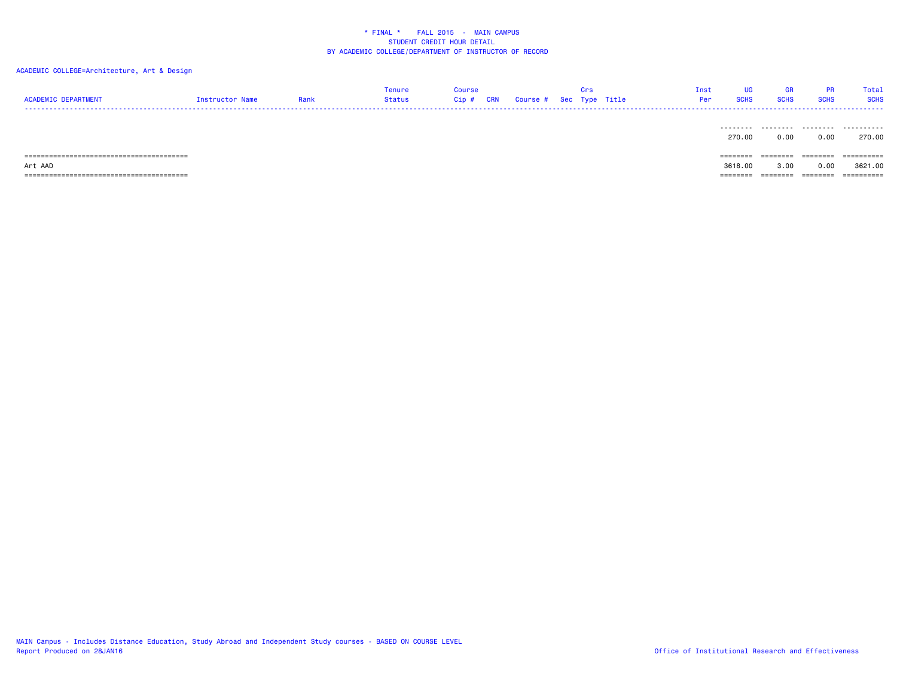* FINAL * FALL 2015 - MAIN CAMPUS
STUDENT CREDIT HOUR DETAIL
BY ACADEMIC COLLEGE/DEPARTMENT OF INSTRUCTOR OF RECORD

ACADEMIC COLLEGE=Architecture, Art & Design

| ACADEMIC DEPARTMENT | Instructor Name | Rank | Tenure Status | Course Cip # | CRN | Course # | Sec | Crs Type | Title | Inst Per | UG SCHS | GR SCHS | PR SCHS | Total SCHS |
|---|---|---|---|---|---|---|---|---|---|---|---|---|---|---|
| | | | | | | | | | | | 270.00 | 0.00 | 0.00 | 270.00 |
| Art AAD | | | | | | | | | | | 3618.00 | 3.00 | 0.00 | 3621.00 |

MAIN Campus - Includes Distance Education, Study Abroad and Independent Study courses - BASED ON COURSE LEVEL
Report Produced on 28JAN16

Office of Institutional Research and Effectiveness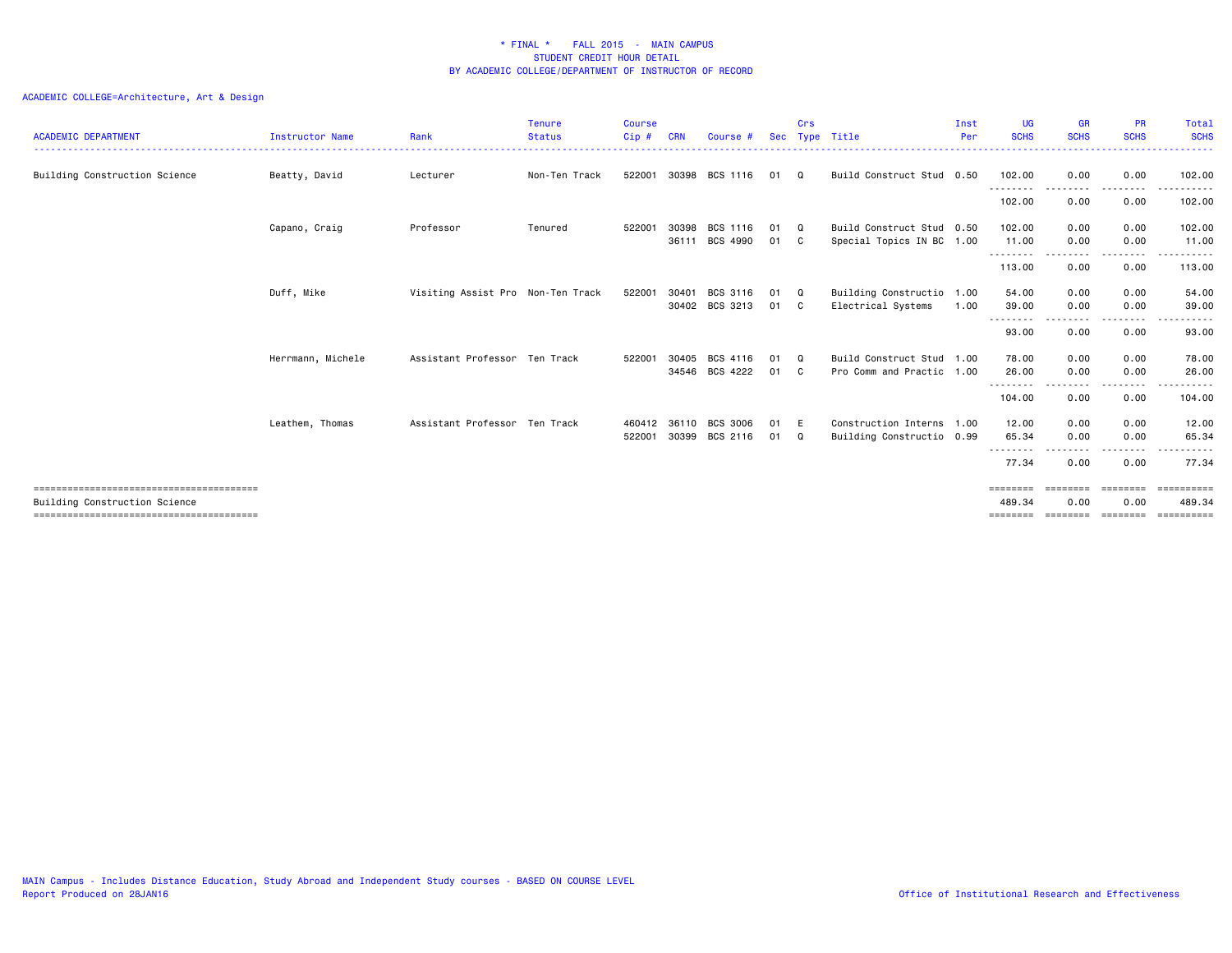# * FINAL * FALL 2015 - MAIN CAMPUS
## STUDENT CREDIT HOUR DETAIL
## BY ACADEMIC COLLEGE/DEPARTMENT OF INSTRUCTOR OF RECORD

ACADEMIC COLLEGE=Architecture, Art & Design

| ACADEMIC DEPARTMENT | Instructor Name | Rank | Tenure Status | Course Cip # | CRN | Course # | Sec | Crs Type | Title | Inst Per | UG SCHS | GR SCHS | PR SCHS | Total SCHS |
|---|---|---|---|---|---|---|---|---|---|---|---|---|---|---|
| Building Construction Science | Beatty, David | Lecturer | Non-Ten Track | 522001 | 30398 | BCS 1116 | 01 | Q | Build Construct Stud | 0.50 | 102.00 | 0.00 | 0.00 | 102.00 |
| | | | | | | | | | | | 102.00 | 0.00 | 0.00 | 102.00 |
| | Capano, Craig | Professor | Tenured | 522001 | 30398 | BCS 1116 | 01 | Q | Build Construct Stud | 0.50 | 102.00 | 0.00 | 0.00 | 102.00 |
| | | | | | 36111 | BCS 4990 | 01 | C | Special Topics IN BC | 1.00 | 11.00 | 0.00 | 0.00 | 11.00 |
| | | | | | | | | | | | 113.00 | 0.00 | 0.00 | 113.00 |
| | Duff, Mike | Visiting Assist Pro | Non-Ten Track | 522001 | 30401 | BCS 3116 | 01 | Q | Building Constructio | 1.00 | 54.00 | 0.00 | 0.00 | 54.00 |
| | | | | | 30402 | BCS 3213 | 01 | C | Electrical Systems | 1.00 | 39.00 | 0.00 | 0.00 | 39.00 |
| | | | | | | | | | | | 93.00 | 0.00 | 0.00 | 93.00 |
| | Herrmann, Michele | Assistant Professor | Ten Track | 522001 | 30405 | BCS 4116 | 01 | Q | Build Construct Stud | 1.00 | 78.00 | 0.00 | 0.00 | 78.00 |
| | | | | | 34546 | BCS 4222 | 01 | C | Pro Comm and Practic | 1.00 | 26.00 | 0.00 | 0.00 | 26.00 |
| | | | | | | | | | | | 104.00 | 0.00 | 0.00 | 104.00 |
| | Leathem, Thomas | Assistant Professor | Ten Track | 460412 | 36110 | BCS 3006 | 01 | E | Construction Interns | 1.00 | 12.00 | 0.00 | 0.00 | 12.00 |
| | | | | 522001 | 30399 | BCS 2116 | 01 | Q | Building Constructio | 0.99 | 65.34 | 0.00 | 0.00 | 65.34 |
| | | | | | | | | | | | 77.34 | 0.00 | 0.00 | 77.34 |
| Building Construction Science | | | | | | | | | | | 489.34 | 0.00 | 0.00 | 489.34 |

MAIN Campus - Includes Distance Education, Study Abroad and Independent Study courses - BASED ON COURSE LEVEL
Report Produced on 28JAN16

Office of Institutional Research and Effectiveness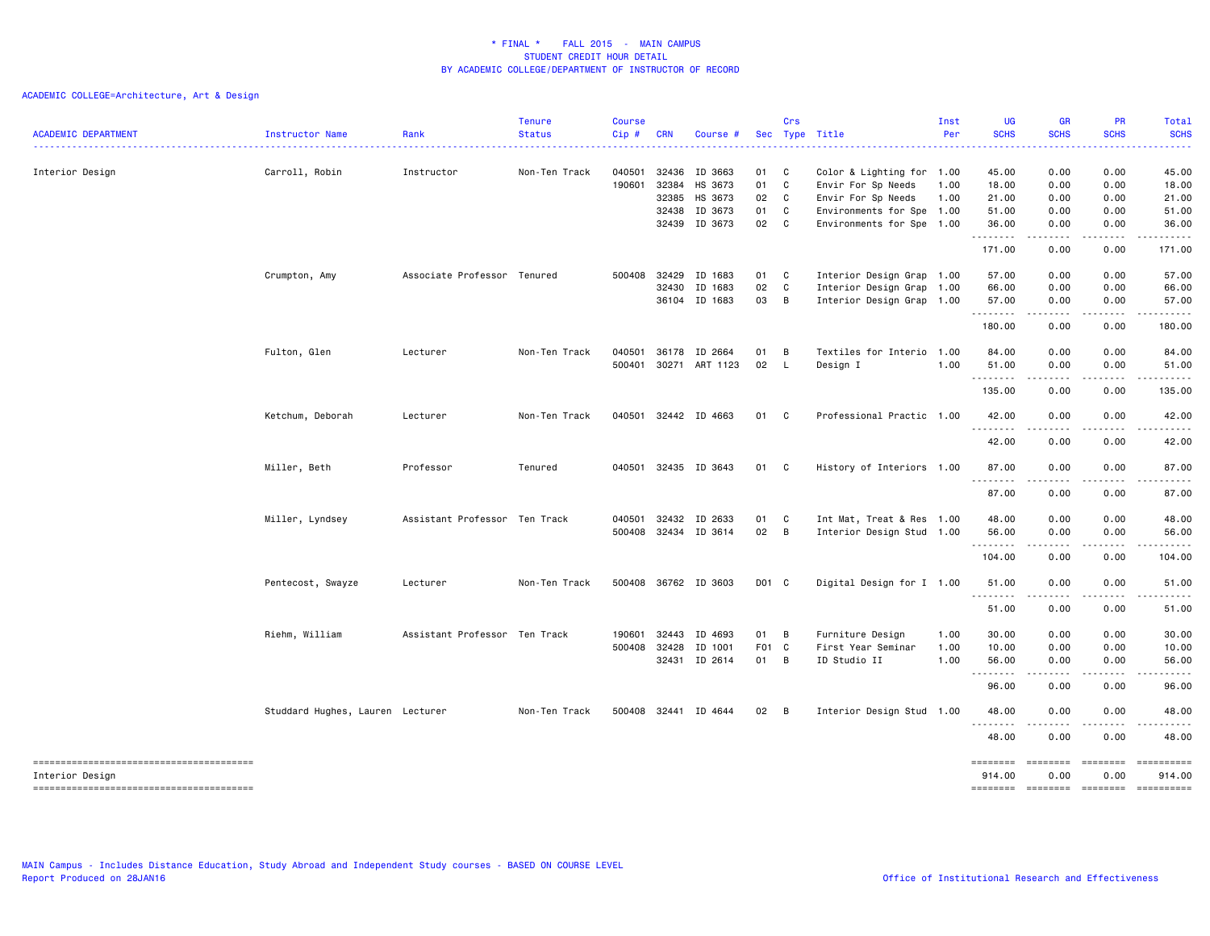# * FINAL * FALL 2015 - MAIN CAMPUS
## STUDENT CREDIT HOUR DETAIL
## BY ACADEMIC COLLEGE/DEPARTMENT OF INSTRUCTOR OF RECORD

ACADEMIC COLLEGE=Architecture, Art & Design

| ACADEMIC DEPARTMENT | Instructor Name | Rank | Tenure Status | Course Cip # | CRN | Course # | Sec | Crs Type | Title | Inst Per | UG SCHS | GR SCHS | PR SCHS | Total SCHS |
|---|---|---|---|---|---|---|---|---|---|---|---|---|---|---|
| Interior Design | Carroll, Robin | Instructor | Non-Ten Track | 040501 | 32436 | ID 3663 | 01 | C | Color & Lighting for | 1.00 | 45.00 | 0.00 | 0.00 | 45.00 |
| | | | | 190601 | 32384 | HS 3673 | 01 | C | Envir For Sp Needs | 1.00 | 18.00 | 0.00 | 0.00 | 18.00 |
| | | | | | 32385 | HS 3673 | 02 | C | Envir For Sp Needs | 1.00 | 21.00 | 0.00 | 0.00 | 21.00 |
| | | | | | 32438 | ID 3673 | 01 | C | Environments for Spe | 1.00 | 51.00 | 0.00 | 0.00 | 51.00 |
| | | | | | 32439 | ID 3673 | 02 | C | Environments for Spe | 1.00 | 36.00 | 0.00 | 0.00 | 36.00 |
| | | | | | | | | | | | 171.00 | 0.00 | 0.00 | 171.00 |
| | Crumpton, Amy | Associate Professor | Tenured | 500408 | 32429 | ID 1683 | 01 | C | Interior Design Grap | 1.00 | 57.00 | 0.00 | 0.00 | 57.00 |
| | | | | | 32430 | ID 1683 | 02 | C | Interior Design Grap | 1.00 | 66.00 | 0.00 | 0.00 | 66.00 |
| | | | | | 36104 | ID 1683 | 03 | B | Interior Design Grap | 1.00 | 57.00 | 0.00 | 0.00 | 57.00 |
| | | | | | | | | | | | 180.00 | 0.00 | 0.00 | 180.00 |
| | Fulton, Glen | Lecturer | Non-Ten Track | 040501 | 36178 | ID 2664 | 01 | B | Textiles for Interio | 1.00 | 84.00 | 0.00 | 0.00 | 84.00 |
| | | | | 500401 | 30271 | ART 1123 | 02 | L | Design I | 1.00 | 51.00 | 0.00 | 0.00 | 51.00 |
| | | | | | | | | | | | 135.00 | 0.00 | 0.00 | 135.00 |
| | Ketchum, Deborah | Lecturer | Non-Ten Track | 040501 | 32442 | ID 4663 | 01 | C | Professional Practic | 1.00 | 42.00 | 0.00 | 0.00 | 42.00 |
| | | | | | | | | | | | 42.00 | 0.00 | 0.00 | 42.00 |
| | Miller, Beth | Professor | Tenured | 040501 | 32435 | ID 3643 | 01 | C | History of Interiors | 1.00 | 87.00 | 0.00 | 0.00 | 87.00 |
| | | | | | | | | | | | 87.00 | 0.00 | 0.00 | 87.00 |
| | Miller, Lyndsey | Assistant Professor | Ten Track | 040501 | 32432 | ID 2633 | 01 | C | Int Mat, Treat & Res | 1.00 | 48.00 | 0.00 | 0.00 | 48.00 |
| | | | | 500408 | 32434 | ID 3614 | 02 | B | Interior Design Stud | 1.00 | 56.00 | 0.00 | 0.00 | 56.00 |
| | | | | | | | | | | | 104.00 | 0.00 | 0.00 | 104.00 |
| | Pentecost, Swayze | Lecturer | Non-Ten Track | 500408 | 36762 | ID 3603 | D01 | C | Digital Design for I | 1.00 | 51.00 | 0.00 | 0.00 | 51.00 |
| | | | | | | | | | | | 51.00 | 0.00 | 0.00 | 51.00 |
| | Riehm, William | Assistant Professor | Ten Track | 190601 | 32443 | ID 4693 | 01 | B | Furniture Design | 1.00 | 30.00 | 0.00 | 0.00 | 30.00 |
| | | | | 500408 | 32428 | ID 1001 | F01 | C | First Year Seminar | 1.00 | 10.00 | 0.00 | 0.00 | 10.00 |
| | | | | | 32431 | ID 2614 | 01 | B | ID Studio II | 1.00 | 56.00 | 0.00 | 0.00 | 56.00 |
| | | | | | | | | | | | 96.00 | 0.00 | 0.00 | 96.00 |
| | Studdard Hughes, Lauren | Lecturer | Non-Ten Track | 500408 | 32441 | ID 4644 | 02 | B | Interior Design Stud | 1.00 | 48.00 | 0.00 | 0.00 | 48.00 |
| | | | | | | | | | | | 48.00 | 0.00 | 0.00 | 48.00 |
| Interior Design | | | | | | | | | | | 914.00 | 0.00 | 0.00 | 914.00 |

MAIN Campus - Includes Distance Education, Study Abroad and Independent Study courses - BASED ON COURSE LEVEL
Report Produced on 28JAN16

Office of Institutional Research and Effectiveness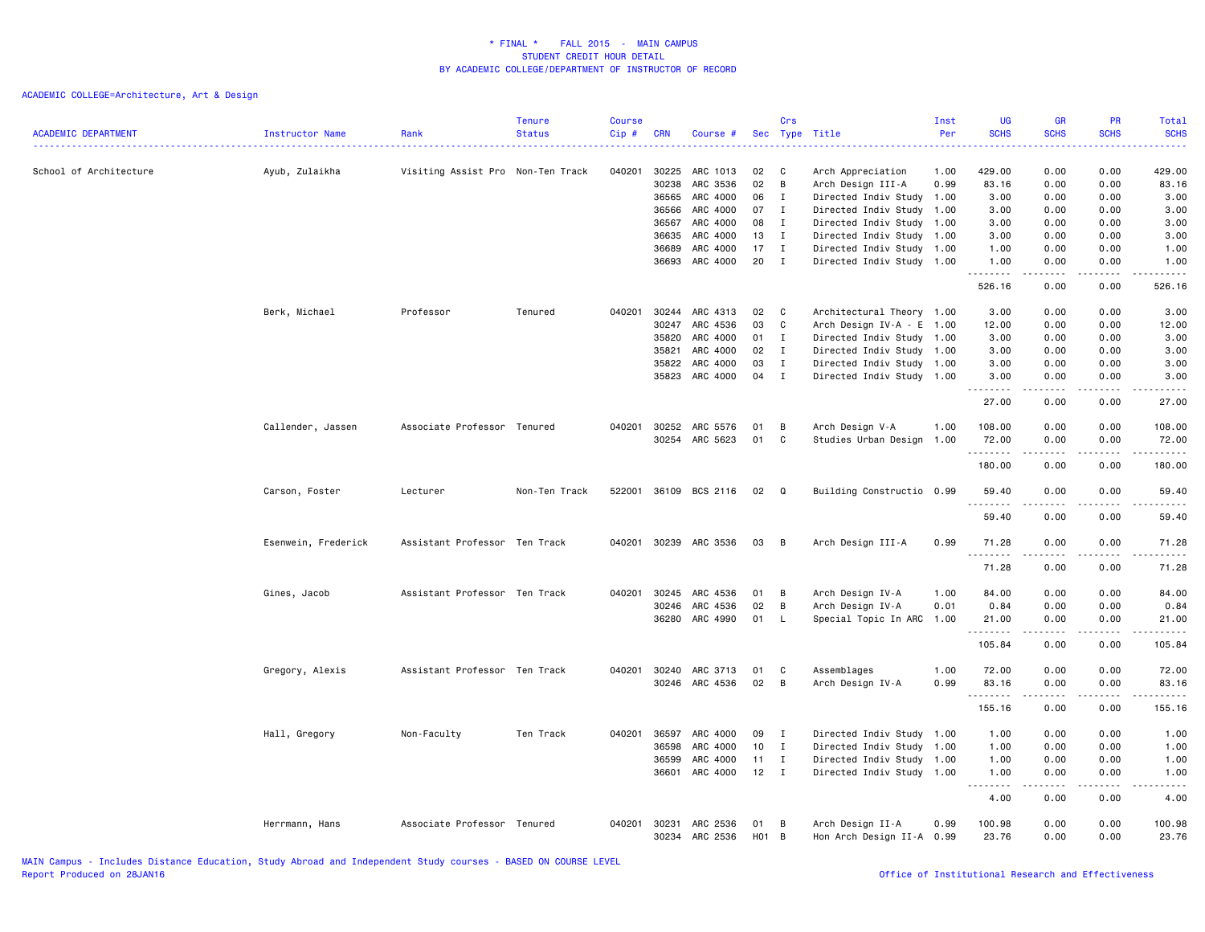\* FINAL \*    FALL 2015  -  MAIN CAMPUS
STUDENT CREDIT HOUR DETAIL
BY ACADEMIC COLLEGE/DEPARTMENT OF INSTRUCTOR OF RECORD

ACADEMIC COLLEGE=Architecture, Art & Design

| ACADEMIC DEPARTMENT | Instructor Name | Rank | Tenure Status | Course Cip # | CRN | Course # | Sec | Crs Type | Title | Inst Per | UG SCHS | GR SCHS | PR SCHS | Total SCHS |
|---|---|---|---|---|---|---|---|---|---|---|---|---|---|---|
| School of Architecture | Ayub, Zulaikha | Visiting Assist Pro | Non-Ten Track | 040201 | 30225 | ARC 1013 | 02 | C | Arch Appreciation | 1.00 | 429.00 | 0.00 | 0.00 | 429.00 |
| | | | | | 30238 | ARC 3536 | 02 | B | Arch Design III-A | 0.99 | 83.16 | 0.00 | 0.00 | 83.16 |
| | | | | | 36565 | ARC 4000 | 06 | I | Directed Indiv Study | 1.00 | 3.00 | 0.00 | 0.00 | 3.00 |
| | | | | | 36566 | ARC 4000 | 07 | I | Directed Indiv Study | 1.00 | 3.00 | 0.00 | 0.00 | 3.00 |
| | | | | | 36567 | ARC 4000 | 08 | I | Directed Indiv Study | 1.00 | 3.00 | 0.00 | 0.00 | 3.00 |
| | | | | | 36635 | ARC 4000 | 13 | I | Directed Indiv Study | 1.00 | 3.00 | 0.00 | 0.00 | 3.00 |
| | | | | | 36689 | ARC 4000 | 17 | I | Directed Indiv Study | 1.00 | 1.00 | 0.00 | 0.00 | 1.00 |
| | | | | | 36693 | ARC 4000 | 20 | I | Directed Indiv Study | 1.00 | 1.00 | 0.00 | 0.00 | 1.00 |
| | | | | | | | | | | | 526.16 | 0.00 | 0.00 | 526.16 |
| | Berk, Michael | Professor | Tenured | 040201 | 30244 | ARC 4313 | 02 | C | Architectural Theory | 1.00 | 3.00 | 0.00 | 0.00 | 3.00 |
| | | | | | 30247 | ARC 4536 | 03 | C | Arch Design IV-A - E | 1.00 | 12.00 | 0.00 | 0.00 | 12.00 |
| | | | | | 35820 | ARC 4000 | 01 | I | Directed Indiv Study | 1.00 | 3.00 | 0.00 | 0.00 | 3.00 |
| | | | | | 35821 | ARC 4000 | 02 | I | Directed Indiv Study | 1.00 | 3.00 | 0.00 | 0.00 | 3.00 |
| | | | | | 35822 | ARC 4000 | 03 | I | Directed Indiv Study | 1.00 | 3.00 | 0.00 | 0.00 | 3.00 |
| | | | | | 35823 | ARC 4000 | 04 | I | Directed Indiv Study | 1.00 | 3.00 | 0.00 | 0.00 | 3.00 |
| | | | | | | | | | | | 27.00 | 0.00 | 0.00 | 27.00 |
| | Callender, Jassen | Associate Professor | Tenured | 040201 | 30252 | ARC 5576 | 01 | B | Arch Design V-A | 1.00 | 108.00 | 0.00 | 0.00 | 108.00 |
| | | | | | 30254 | ARC 5623 | 01 | C | Studies Urban Design | 1.00 | 72.00 | 0.00 | 0.00 | 72.00 |
| | | | | | | | | | | | 180.00 | 0.00 | 0.00 | 180.00 |
| | Carson, Foster | Lecturer | Non-Ten Track | 522001 | 36109 | BCS 2116 | 02 | Q | Building Constructio | 0.99 | 59.40 | 0.00 | 0.00 | 59.40 |
| | | | | | | | | | | | 59.40 | 0.00 | 0.00 | 59.40 |
| | Esenwein, Frederick | Assistant Professor | Ten Track | 040201 | 30239 | ARC 3536 | 03 | B | Arch Design III-A | 0.99 | 71.28 | 0.00 | 0.00 | 71.28 |
| | | | | | | | | | | | 71.28 | 0.00 | 0.00 | 71.28 |
| | Gines, Jacob | Assistant Professor | Ten Track | 040201 | 30245 | ARC 4536 | 01 | B | Arch Design IV-A | 1.00 | 84.00 | 0.00 | 0.00 | 84.00 |
| | | | | | 30246 | ARC 4536 | 02 | B | Arch Design IV-A | 0.01 | 0.84 | 0.00 | 0.00 | 0.84 |
| | | | | | 36280 | ARC 4990 | 01 | L | Special Topic In ARC | 1.00 | 21.00 | 0.00 | 0.00 | 21.00 |
| | | | | | | | | | | | 105.84 | 0.00 | 0.00 | 105.84 |
| | Gregory, Alexis | Assistant Professor | Ten Track | 040201 | 30240 | ARC 3713 | 01 | C | Assemblages | 1.00 | 72.00 | 0.00 | 0.00 | 72.00 |
| | | | | | 30246 | ARC 4536 | 02 | B | Arch Design IV-A | 0.99 | 83.16 | 0.00 | 0.00 | 83.16 |
| | | | | | | | | | | | 155.16 | 0.00 | 0.00 | 155.16 |
| | Hall, Gregory | Non-Faculty | Ten Track | 040201 | 36597 | ARC 4000 | 09 | I | Directed Indiv Study | 1.00 | 1.00 | 0.00 | 0.00 | 1.00 |
| | | | | | 36598 | ARC 4000 | 10 | I | Directed Indiv Study | 1.00 | 1.00 | 0.00 | 0.00 | 1.00 |
| | | | | | 36599 | ARC 4000 | 11 | I | Directed Indiv Study | 1.00 | 1.00 | 0.00 | 0.00 | 1.00 |
| | | | | | 36601 | ARC 4000 | 12 | I | Directed Indiv Study | 1.00 | 1.00 | 0.00 | 0.00 | 1.00 |
| | | | | | | | | | | | 4.00 | 0.00 | 0.00 | 4.00 |
| | Herrmann, Hans | Associate Professor | Tenured | 040201 | 30231 | ARC 2536 | 01 | B | Arch Design II-A | 0.99 | 100.98 | 0.00 | 0.00 | 100.98 |
| | | | | | 30234 | ARC 2536 | H01 | B | Hon Arch Design II-A | 0.99 | 23.76 | 0.00 | 0.00 | 23.76 |

MAIN Campus - Includes Distance Education, Study Abroad and Independent Study courses - BASED ON COURSE LEVEL
Report Produced on 28JAN16

Office of Institutional Research and Effectiveness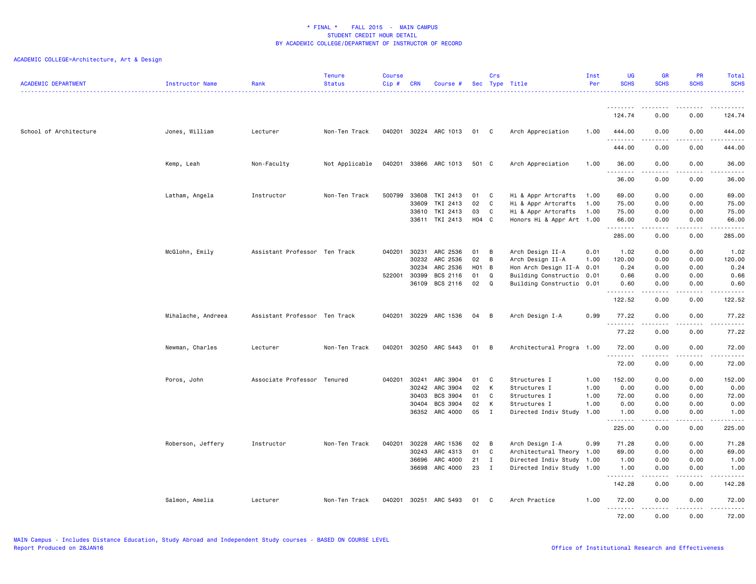# * FINAL * FALL 2015 - MAIN CAMPUS
## STUDENT CREDIT HOUR DETAIL
## BY ACADEMIC COLLEGE/DEPARTMENT OF INSTRUCTOR OF RECORD

ACADEMIC COLLEGE=Architecture, Art & Design

| ACADEMIC DEPARTMENT | Instructor Name | Rank | Tenure Status | Course Cip # | CRN | Course # | Sec | Crs Type | Title | Inst Per | UG SCHS | GR SCHS | PR SCHS | Total SCHS |
|---|---|---|---|---|---|---|---|---|---|---|---|---|---|---|
| | | | | | | | | | | | 124.74 | 0.00 | 0.00 | 124.74 |
| School of Architecture | Jones, William | Lecturer | Non-Ten Track | 040201 | 30224 | ARC 1013 | 01 | C | Arch Appreciation | 1.00 | 444.00 | 0.00 | 0.00 | 444.00 |
| | | | | | | | | | | | 444.00 | 0.00 | 0.00 | 444.00 |
| | Kemp, Leah | Non-Faculty | Not Applicable | 040201 | 33866 | ARC 1013 | 501 | C | Arch Appreciation | 1.00 | 36.00 | 0.00 | 0.00 | 36.00 |
| | | | | | | | | | | | 36.00 | 0.00 | 0.00 | 36.00 |
| | Latham, Angela | Instructor | Non-Ten Track | 500799 | 33608 | TKI 2413 | 01 | C | Hi & Appr Artcrafts | 1.00 | 69.00 | 0.00 | 0.00 | 69.00 |
| | | | | | 33609 | TKI 2413 | 02 | C | Hi & Appr Artcrafts | 1.00 | 75.00 | 0.00 | 0.00 | 75.00 |
| | | | | | 33610 | TKI 2413 | 03 | C | Hi & Appr Artcrafts | 1.00 | 75.00 | 0.00 | 0.00 | 75.00 |
| | | | | | 33611 | TKI 2413 | H04 | C | Honors Hi & Appr Art | 1.00 | 66.00 | 0.00 | 0.00 | 66.00 |
| | | | | | | | | | | | 285.00 | 0.00 | 0.00 | 285.00 |
| | McGlohn, Emily | Assistant Professor | Ten Track | 040201 | 30231 | ARC 2536 | 01 | B | Arch Design II-A | 0.01 | 1.02 | 0.00 | 0.00 | 1.02 |
| | | | | | 30232 | ARC 2536 | 02 | B | Arch Design II-A | 1.00 | 120.00 | 0.00 | 0.00 | 120.00 |
| | | | | | 30234 | ARC 2536 | H01 | B | Hon Arch Design II-A | 0.01 | 0.24 | 0.00 | 0.00 | 0.24 |
| | | | | 522001 | 30399 | BCS 2116 | 01 | Q | Building Constructio | 0.01 | 0.66 | 0.00 | 0.00 | 0.66 |
| | | | | | 36109 | BCS 2116 | 02 | Q | Building Constructio | 0.01 | 0.60 | 0.00 | 0.00 | 0.60 |
| | | | | | | | | | | | 122.52 | 0.00 | 0.00 | 122.52 |
| | Mihalache, Andreea | Assistant Professor | Ten Track | 040201 | 30229 | ARC 1536 | 04 | B | Arch Design I-A | 0.99 | 77.22 | 0.00 | 0.00 | 77.22 |
| | | | | | | | | | | | 77.22 | 0.00 | 0.00 | 77.22 |
| | Newman, Charles | Lecturer | Non-Ten Track | 040201 | 30250 | ARC 5443 | 01 | B | Architectural Progra | 1.00 | 72.00 | 0.00 | 0.00 | 72.00 |
| | | | | | | | | | | | 72.00 | 0.00 | 0.00 | 72.00 |
| | Poros, John | Associate Professor | Tenured | 040201 | 30241 | ARC 3904 | 01 | C | Structures I | 1.00 | 152.00 | 0.00 | 0.00 | 152.00 |
| | | | | | 30242 | ARC 3904 | 02 | K | Structures I | 1.00 | 0.00 | 0.00 | 0.00 | 0.00 |
| | | | | | 30403 | BCS 3904 | 01 | C | Structures I | 1.00 | 72.00 | 0.00 | 0.00 | 72.00 |
| | | | | | 30404 | BCS 3904 | 02 | K | Structures I | 1.00 | 0.00 | 0.00 | 0.00 | 0.00 |
| | | | | | 36352 | ARC 4000 | 05 | I | Directed Indiv Study | 1.00 | 1.00 | 0.00 | 0.00 | 1.00 |
| | | | | | | | | | | | 225.00 | 0.00 | 0.00 | 225.00 |
| | Roberson, Jeffery | Instructor | Non-Ten Track | 040201 | 30228 | ARC 1536 | 02 | B | Arch Design I-A | 0.99 | 71.28 | 0.00 | 0.00 | 71.28 |
| | | | | | 30243 | ARC 4313 | 01 | C | Architectural Theory | 1.00 | 69.00 | 0.00 | 0.00 | 69.00 |
| | | | | | 36696 | ARC 4000 | 21 | I | Directed Indiv Study | 1.00 | 1.00 | 0.00 | 0.00 | 1.00 |
| | | | | | 36698 | ARC 4000 | 23 | I | Directed Indiv Study | 1.00 | 1.00 | 0.00 | 0.00 | 1.00 |
| | | | | | | | | | | | 142.28 | 0.00 | 0.00 | 142.28 |
| | Salmon, Amelia | Lecturer | Non-Ten Track | 040201 | 30251 | ARC 5493 | 01 | C | Arch Practice | 1.00 | 72.00 | 0.00 | 0.00 | 72.00 |
| | | | | | | | | | | | 72.00 | 0.00 | 0.00 | 72.00 |

MAIN Campus - Includes Distance Education, Study Abroad and Independent Study courses - BASED ON COURSE LEVEL
Report Produced on 28JAN16

Office of Institutional Research and Effectiveness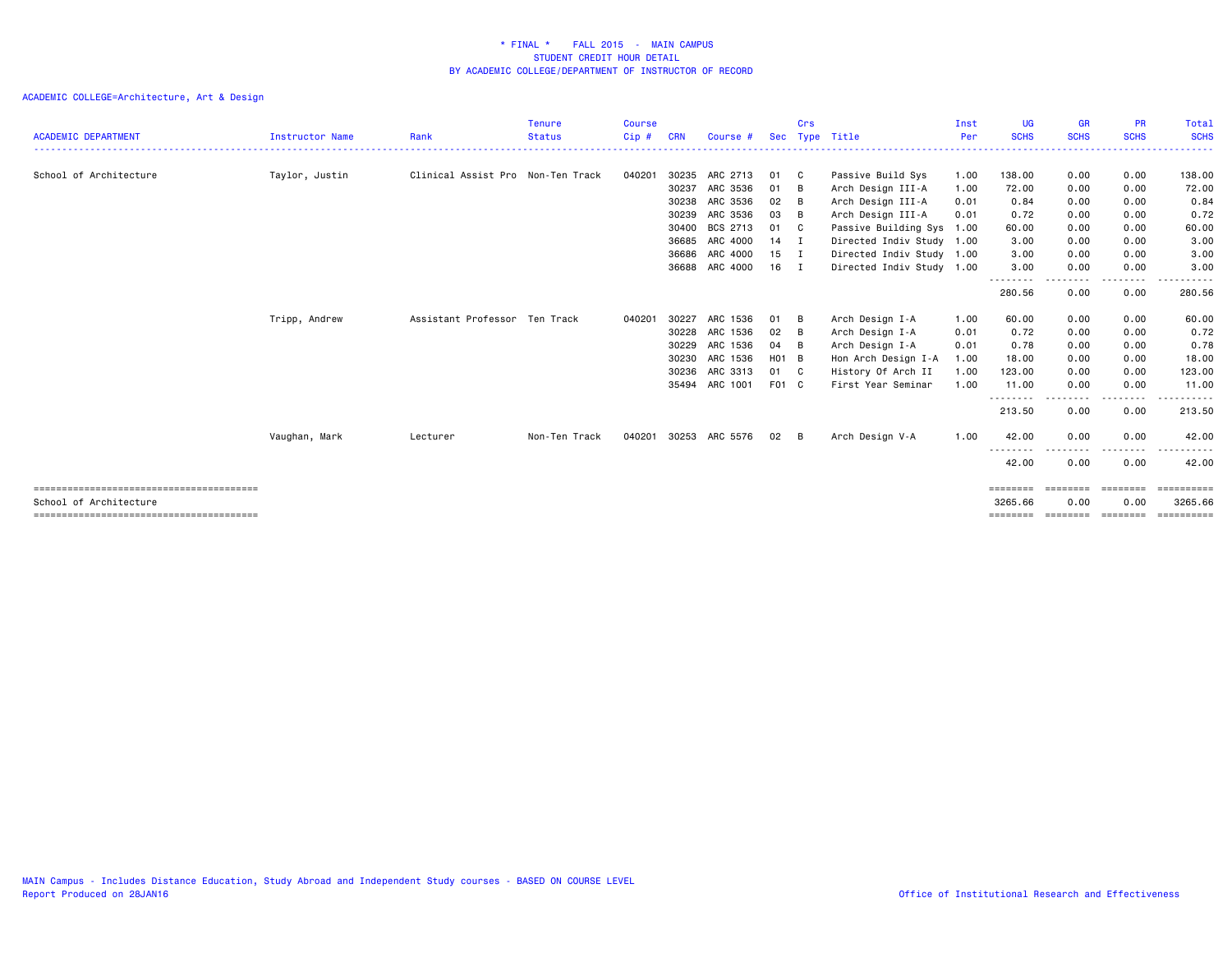# * FINAL * FALL 2015 - MAIN CAMPUS
## STUDENT CREDIT HOUR DETAIL
## BY ACADEMIC COLLEGE/DEPARTMENT OF INSTRUCTOR OF RECORD

ACADEMIC COLLEGE=Architecture, Art & Design

| ACADEMIC DEPARTMENT | Instructor Name | Rank | Tenure Status | Course Cip # | CRN | Course # | Sec | Crs Type | Title | Inst Per | UG SCHS | GR SCHS | PR SCHS | Total SCHS |
|---|---|---|---|---|---|---|---|---|---|---|---|---|---|---|
| School of Architecture | Taylor, Justin | Clinical Assist Pro | Non-Ten Track | 040201 | 30235 | ARC 2713 | 01 | C | Passive Build Sys | 1.00 | 138.00 | 0.00 | 0.00 | 138.00 |
| | | | | | 30237 | ARC 3536 | 01 | B | Arch Design III-A | 1.00 | 72.00 | 0.00 | 0.00 | 72.00 |
| | | | | | 30238 | ARC 3536 | 02 | B | Arch Design III-A | 0.01 | 0.84 | 0.00 | 0.00 | 0.84 |
| | | | | | 30239 | ARC 3536 | 03 | B | Arch Design III-A | 0.01 | 0.72 | 0.00 | 0.00 | 0.72 |
| | | | | | 30400 | BCS 2713 | 01 | C | Passive Building Sys | 1.00 | 60.00 | 0.00 | 0.00 | 60.00 |
| | | | | | 36685 | ARC 4000 | 14 | I | Directed Indiv Study | 1.00 | 3.00 | 0.00 | 0.00 | 3.00 |
| | | | | | 36686 | ARC 4000 | 15 | I | Directed Indiv Study | 1.00 | 3.00 | 0.00 | 0.00 | 3.00 |
| | | | | | 36688 | ARC 4000 | 16 | I | Directed Indiv Study | 1.00 | 3.00 | 0.00 | 0.00 | 3.00 |
| | | | | | | | | | | | 280.56 | 0.00 | 0.00 | 280.56 |
| | Tripp, Andrew | Assistant Professor | Ten Track | 040201 | 30227 | ARC 1536 | 01 | B | Arch Design I-A | 1.00 | 60.00 | 0.00 | 0.00 | 60.00 |
| | | | | | 30228 | ARC 1536 | 02 | B | Arch Design I-A | 0.01 | 0.72 | 0.00 | 0.00 | 0.72 |
| | | | | | 30229 | ARC 1536 | 04 | B | Arch Design I-A | 0.01 | 0.78 | 0.00 | 0.00 | 0.78 |
| | | | | | 30230 | ARC 1536 | H01 | B | Hon Arch Design I-A | 1.00 | 18.00 | 0.00 | 0.00 | 18.00 |
| | | | | | 30236 | ARC 3313 | 01 | C | History Of Arch II | 1.00 | 123.00 | 0.00 | 0.00 | 123.00 |
| | | | | | 35494 | ARC 1001 | F01 | C | First Year Seminar | 1.00 | 11.00 | 0.00 | 0.00 | 11.00 |
| | | | | | | | | | | | 213.50 | 0.00 | 0.00 | 213.50 |
| | Vaughan, Mark | Lecturer | Non-Ten Track | 040201 | 30253 | ARC 5576 | 02 | B | Arch Design V-A | 1.00 | 42.00 | 0.00 | 0.00 | 42.00 |
| | | | | | | | | | | | 42.00 | 0.00 | 0.00 | 42.00 |
| School of Architecture | | | | | | | | | | | 3265.66 | 0.00 | 0.00 | 3265.66 |

MAIN Campus - Includes Distance Education, Study Abroad and Independent Study courses - BASED ON COURSE LEVEL
Report Produced on 28JAN16

Office of Institutional Research and Effectiveness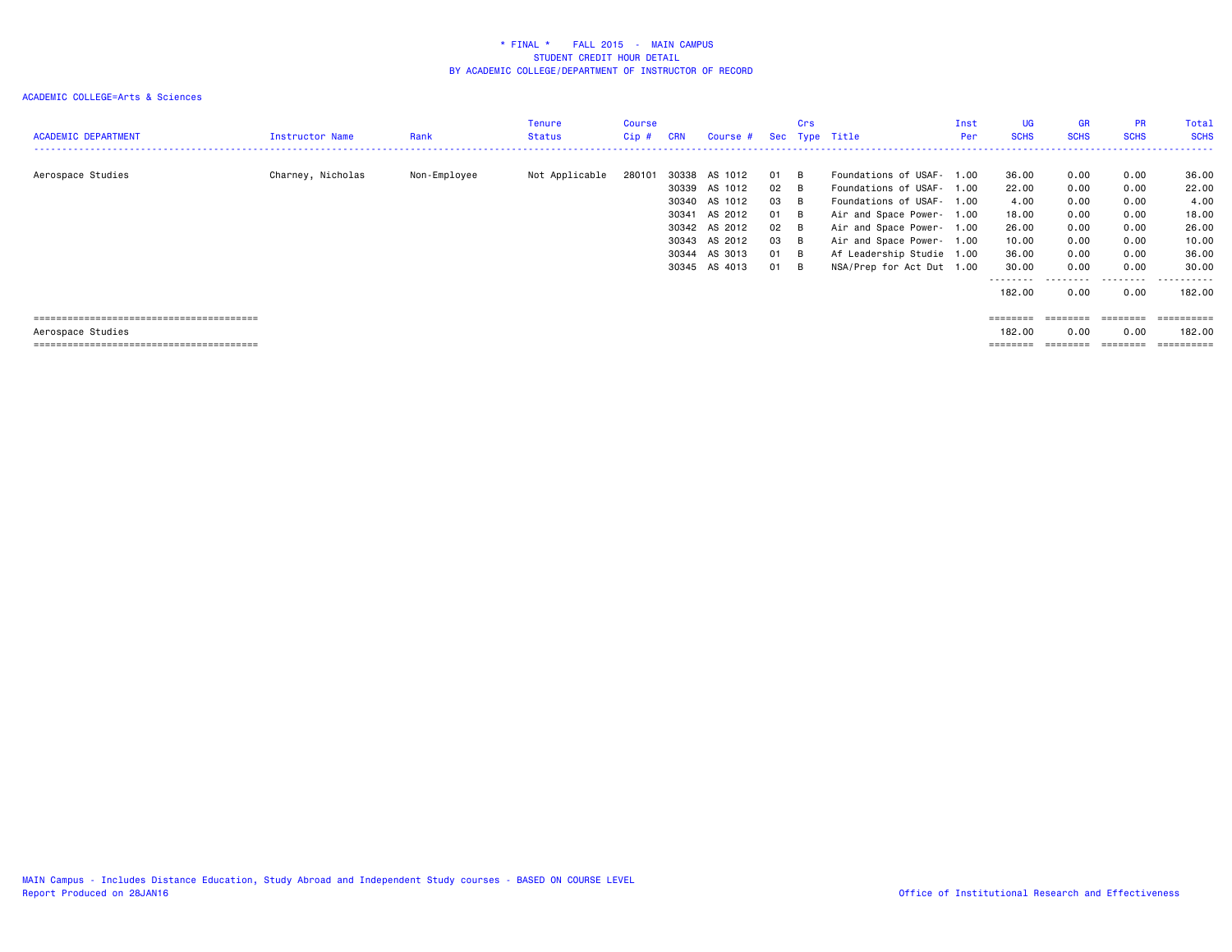# * FINAL * FALL 2015 - MAIN CAMPUS
## STUDENT CREDIT HOUR DETAIL
## BY ACADEMIC COLLEGE/DEPARTMENT OF INSTRUCTOR OF RECORD

ACADEMIC COLLEGE=Arts & Sciences

| ACADEMIC DEPARTMENT | Instructor Name | Rank | Tenure Status | Course Cip # | CRN | Course # | Sec | Crs Type | Title | Inst Per | UG SCHS | GR SCHS | PR SCHS | Total SCHS |
|---|---|---|---|---|---|---|---|---|---|---|---|---|---|---|
| Aerospace Studies | Charney, Nicholas | Non-Employee | Not Applicable | 280101 | 30338 | AS 1012 | 01 | B | Foundations of USAF- | 1.00 | 36.00 | 0.00 | 0.00 | 36.00 |
| | | | | | 30339 | AS 1012 | 02 | B | Foundations of USAF- | 1.00 | 22.00 | 0.00 | 0.00 | 22.00 |
| | | | | | 30340 | AS 1012 | 03 | B | Foundations of USAF- | 1.00 | 4.00 | 0.00 | 0.00 | 4.00 |
| | | | | | 30341 | AS 2012 | 01 | B | Air and Space Power- | 1.00 | 18.00 | 0.00 | 0.00 | 18.00 |
| | | | | | 30342 | AS 2012 | 02 | B | Air and Space Power- | 1.00 | 26.00 | 0.00 | 0.00 | 26.00 |
| | | | | | 30343 | AS 2012 | 03 | B | Air and Space Power- | 1.00 | 10.00 | 0.00 | 0.00 | 10.00 |
| | | | | | 30344 | AS 3013 | 01 | B | Af Leadership Studie | 1.00 | 36.00 | 0.00 | 0.00 | 36.00 |
| | | | | | 30345 | AS 4013 | 01 | B | NSA/Prep for Act Dut | 1.00 | 30.00 | 0.00 | 0.00 | 30.00 |
| | | | | | | | | | | | 182.00 | 0.00 | 0.00 | 182.00 |
| Aerospace Studies | | | | | | | | | | | 182.00 | 0.00 | 0.00 | 182.00 |

MAIN Campus - Includes Distance Education, Study Abroad and Independent Study courses - BASED ON COURSE LEVEL
Report Produced on 28JAN16

Office of Institutional Research and Effectiveness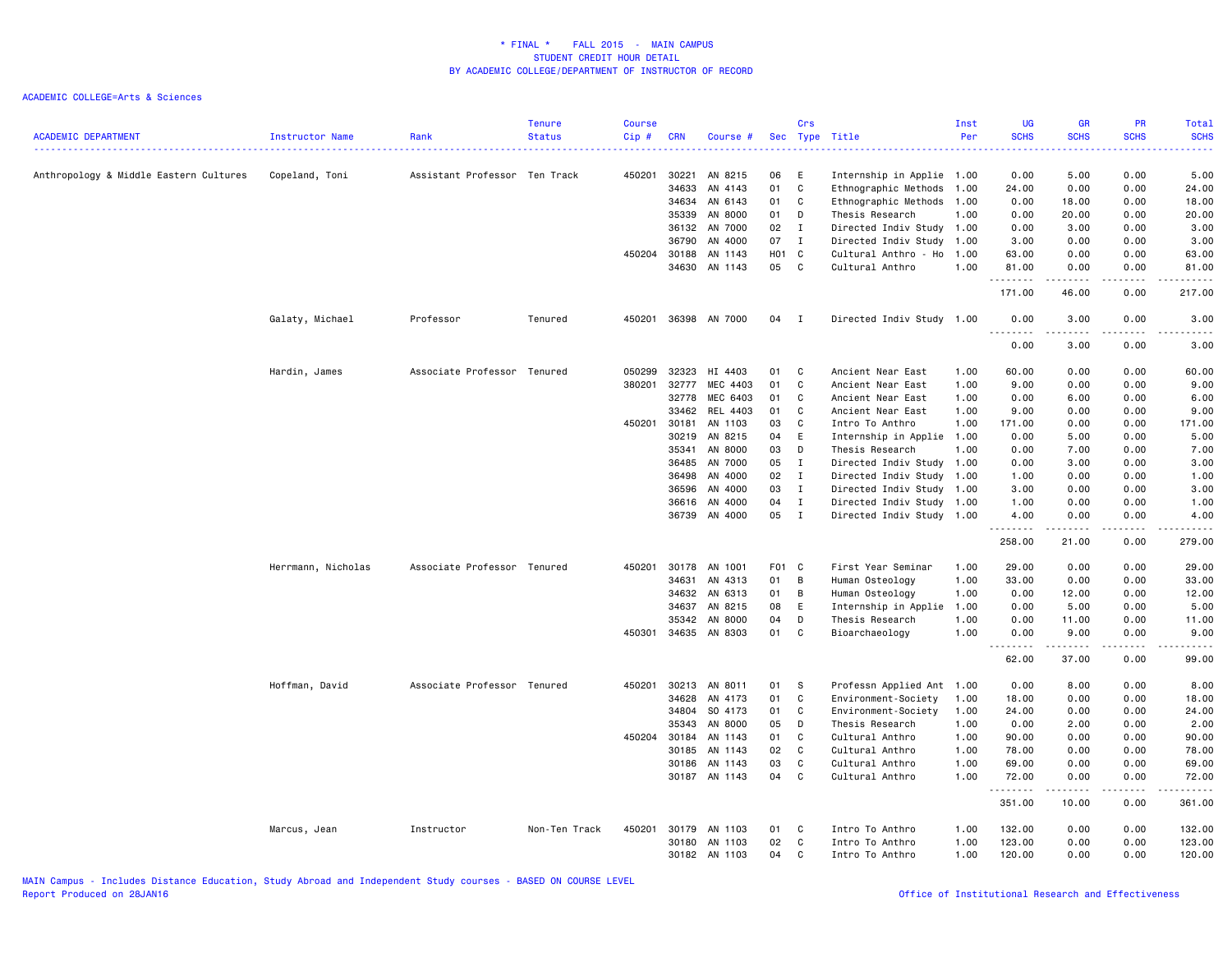\* FINAL \* FALL 2015 - MAIN CAMPUS
STUDENT CREDIT HOUR DETAIL
BY ACADEMIC COLLEGE/DEPARTMENT OF INSTRUCTOR OF RECORD

ACADEMIC COLLEGE=Arts & Sciences

| ACADEMIC DEPARTMENT | Instructor Name | Rank | Tenure Status | Course Cip # | CRN | Course # | Sec | Crs Type | Title | Inst Per | UG SCHS | GR SCHS | PR SCHS | Total SCHS |
|---|---|---|---|---|---|---|---|---|---|---|---|---|---|---|
| Anthropology & Middle Eastern Cultures | Copeland, Toni | Assistant Professor | Ten Track | 450201 | 30221 | AN 8215 | 06 | E | Internship in Applie | 1.00 | 0.00 | 5.00 | 0.00 | 5.00 |
| | | | | | 34633 | AN 4143 | 01 | C | Ethnographic Methods | 1.00 | 24.00 | 0.00 | 0.00 | 24.00 |
| | | | | | 34634 | AN 6143 | 01 | C | Ethnographic Methods | 1.00 | 0.00 | 18.00 | 0.00 | 18.00 |
| | | | | | 35339 | AN 8000 | 01 | D | Thesis Research | 1.00 | 0.00 | 20.00 | 0.00 | 20.00 |
| | | | | | 36132 | AN 7000 | 02 | I | Directed Indiv Study | 1.00 | 0.00 | 3.00 | 0.00 | 3.00 |
| | | | | | 36790 | AN 4000 | 07 | I | Directed Indiv Study | 1.00 | 3.00 | 0.00 | 0.00 | 3.00 |
| | | | | 450204 | 30188 | AN 1143 | H01 | C | Cultural Anthro - Ho | 1.00 | 63.00 | 0.00 | 0.00 | 63.00 |
| | | | | | 34630 | AN 1143 | 05 | C | Cultural Anthro | 1.00 | 81.00 | 0.00 | 0.00 | 81.00 |
| | | | | | | | | | | | 171.00 | 46.00 | 0.00 | 217.00 |
| | Galaty, Michael | Professor | Tenured | 450201 | 36398 | AN 7000 | 04 | I | Directed Indiv Study | 1.00 | 0.00 | 3.00 | 0.00 | 3.00 |
| | | | | | | | | | | | 0.00 | 3.00 | 0.00 | 3.00 |
| | Hardin, James | Associate Professor | Tenured | 050299 | 32323 | HI 4403 | 01 | C | Ancient Near East | 1.00 | 60.00 | 0.00 | 0.00 | 60.00 |
| | | | | 380201 | 32777 | MEC 4403 | 01 | C | Ancient Near East | 1.00 | 9.00 | 0.00 | 0.00 | 9.00 |
| | | | | | 32778 | MEC 6403 | 01 | C | Ancient Near East | 1.00 | 0.00 | 6.00 | 0.00 | 6.00 |
| | | | | | 33462 | REL 4403 | 01 | C | Ancient Near East | 1.00 | 9.00 | 0.00 | 0.00 | 9.00 |
| | | | | 450201 | 30181 | AN 1103 | 03 | C | Intro To Anthro | 1.00 | 171.00 | 0.00 | 0.00 | 171.00 |
| | | | | | 30219 | AN 8215 | 04 | E | Internship in Applie | 1.00 | 0.00 | 5.00 | 0.00 | 5.00 |
| | | | | | 35341 | AN 8000 | 03 | D | Thesis Research | 1.00 | 0.00 | 7.00 | 0.00 | 7.00 |
| | | | | | 36485 | AN 7000 | 05 | I | Directed Indiv Study | 1.00 | 0.00 | 3.00 | 0.00 | 3.00 |
| | | | | | 36498 | AN 4000 | 02 | I | Directed Indiv Study | 1.00 | 1.00 | 0.00 | 0.00 | 1.00 |
| | | | | | 36596 | AN 4000 | 03 | I | Directed Indiv Study | 1.00 | 3.00 | 0.00 | 0.00 | 3.00 |
| | | | | | 36616 | AN 4000 | 04 | I | Directed Indiv Study | 1.00 | 1.00 | 0.00 | 0.00 | 1.00 |
| | | | | | 36739 | AN 4000 | 05 | I | Directed Indiv Study | 1.00 | 4.00 | 0.00 | 0.00 | 4.00 |
| | | | | | | | | | | | 258.00 | 21.00 | 0.00 | 279.00 |
| | Herrmann, Nicholas | Associate Professor | Tenured | 450201 | 30178 | AN 1001 | F01 | C | First Year Seminar | 1.00 | 29.00 | 0.00 | 0.00 | 29.00 |
| | | | | | 34631 | AN 4313 | 01 | B | Human Osteology | 1.00 | 33.00 | 0.00 | 0.00 | 33.00 |
| | | | | | 34632 | AN 6313 | 01 | B | Human Osteology | 1.00 | 0.00 | 12.00 | 0.00 | 12.00 |
| | | | | | 34637 | AN 8215 | 08 | E | Internship in Applie | 1.00 | 0.00 | 5.00 | 0.00 | 5.00 |
| | | | | | 35342 | AN 8000 | 04 | D | Thesis Research | 1.00 | 0.00 | 11.00 | 0.00 | 11.00 |
| | | | | 450301 | 34635 | AN 8303 | 01 | C | Bioarchaeology | 1.00 | 0.00 | 9.00 | 0.00 | 9.00 |
| | | | | | | | | | | | 62.00 | 37.00 | 0.00 | 99.00 |
| | Hoffman, David | Associate Professor | Tenured | 450201 | 30213 | AN 8011 | 01 | S | Professn Applied Ant | 1.00 | 0.00 | 8.00 | 0.00 | 8.00 |
| | | | | | 34628 | AN 4173 | 01 | C | Environment-Society | 1.00 | 18.00 | 0.00 | 0.00 | 18.00 |
| | | | | | 34804 | SO 4173 | 01 | C | Environment-Society | 1.00 | 24.00 | 0.00 | 0.00 | 24.00 |
| | | | | | 35343 | AN 8000 | 05 | D | Thesis Research | 1.00 | 0.00 | 2.00 | 0.00 | 2.00 |
| | | | | 450204 | 30184 | AN 1143 | 01 | C | Cultural Anthro | 1.00 | 90.00 | 0.00 | 0.00 | 90.00 |
| | | | | | 30185 | AN 1143 | 02 | C | Cultural Anthro | 1.00 | 78.00 | 0.00 | 0.00 | 78.00 |
| | | | | | 30186 | AN 1143 | 03 | C | Cultural Anthro | 1.00 | 69.00 | 0.00 | 0.00 | 69.00 |
| | | | | | 30187 | AN 1143 | 04 | C | Cultural Anthro | 1.00 | 72.00 | 0.00 | 0.00 | 72.00 |
| | | | | | | | | | | | 351.00 | 10.00 | 0.00 | 361.00 |
| | Marcus, Jean | Instructor | Non-Ten Track | 450201 | 30179 | AN 1103 | 01 | C | Intro To Anthro | 1.00 | 132.00 | 0.00 | 0.00 | 132.00 |
| | | | | | 30180 | AN 1103 | 02 | C | Intro To Anthro | 1.00 | 123.00 | 0.00 | 0.00 | 123.00 |
| | | | | | 30182 | AN 1103 | 04 | C | Intro To Anthro | 1.00 | 120.00 | 0.00 | 0.00 | 120.00 |

MAIN Campus - Includes Distance Education, Study Abroad and Independent Study courses - BASED ON COURSE LEVEL
Report Produced on 28JAN16

Office of Institutional Research and Effectiveness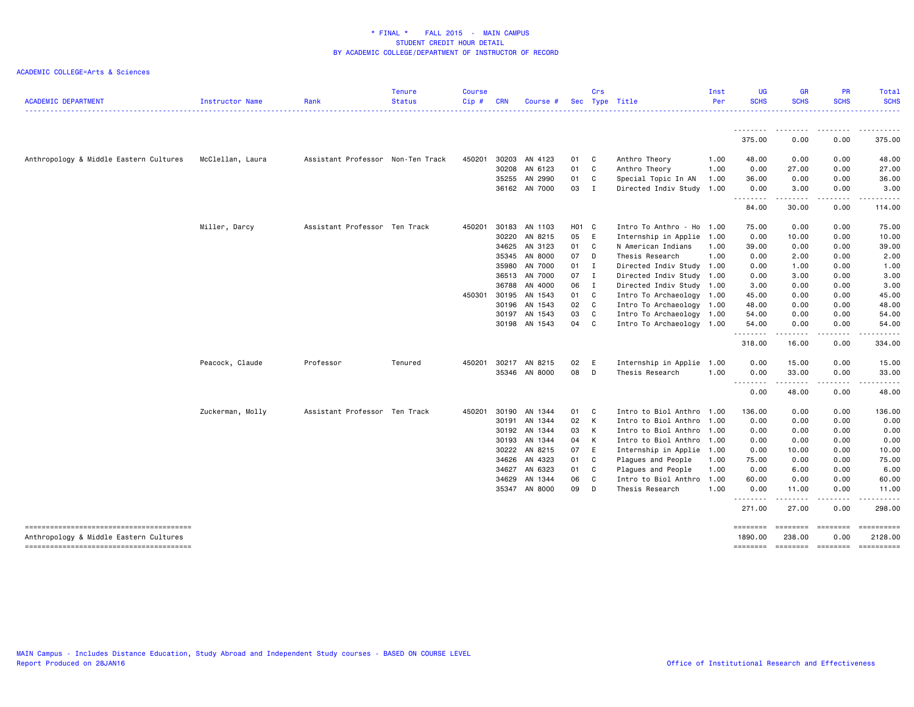# * FINAL * FALL 2015 - MAIN CAMPUS
## STUDENT CREDIT HOUR DETAIL
## BY ACADEMIC COLLEGE/DEPARTMENT OF INSTRUCTOR OF RECORD

ACADEMIC COLLEGE=Arts & Sciences

| ACADEMIC DEPARTMENT | Instructor Name | Rank | Tenure Status | Course Cip # | CRN | Course # | Sec | Crs Type | Title | Inst Per | UG SCHS | GR SCHS | PR SCHS | Total SCHS |
|---|---|---|---|---|---|---|---|---|---|---|---|---|---|---|
| | | | | | | | | | | | 375.00 | 0.00 | 0.00 | 375.00 |
| Anthropology & Middle Eastern Cultures | McClellan, Laura | Assistant Professor | Non-Ten Track | 450201 | 30203 | AN 4123 | 01 | C | Anthro Theory | 1.00 | 48.00 | 0.00 | 0.00 | 48.00 |
| | | | | | 30208 | AN 6123 | 01 | C | Anthro Theory | 1.00 | 0.00 | 27.00 | 0.00 | 27.00 |
| | | | | | 35255 | AN 2990 | 01 | C | Special Topic In AN | 1.00 | 36.00 | 0.00 | 0.00 | 36.00 |
| | | | | | 36162 | AN 7000 | 03 | I | Directed Indiv Study | 1.00 | 0.00 | 3.00 | 0.00 | 3.00 |
| | | | | | | | | | | | 84.00 | 30.00 | 0.00 | 114.00 |
| | Miller, Darcy | Assistant Professor | Ten Track | 450201 | 30183 | AN 1103 | H01 | C | Intro To Anthro - Ho | 1.00 | 75.00 | 0.00 | 0.00 | 75.00 |
| | | | | | 30220 | AN 8215 | 05 | E | Internship in Applie | 1.00 | 0.00 | 10.00 | 0.00 | 10.00 |
| | | | | | 34625 | AN 3123 | 01 | C | N American Indians | 1.00 | 39.00 | 0.00 | 0.00 | 39.00 |
| | | | | | 35345 | AN 8000 | 07 | D | Thesis Research | 1.00 | 0.00 | 2.00 | 0.00 | 2.00 |
| | | | | | 35980 | AN 7000 | 01 | I | Directed Indiv Study | 1.00 | 0.00 | 1.00 | 0.00 | 1.00 |
| | | | | | 36513 | AN 7000 | 07 | I | Directed Indiv Study | 1.00 | 0.00 | 3.00 | 0.00 | 3.00 |
| | | | | | 36788 | AN 4000 | 06 | I | Directed Indiv Study | 1.00 | 3.00 | 0.00 | 0.00 | 3.00 |
| | | | | 450301 | 30195 | AN 1543 | 01 | C | Intro To Archaeology | 1.00 | 45.00 | 0.00 | 0.00 | 45.00 |
| | | | | | 30196 | AN 1543 | 02 | C | Intro To Archaeology | 1.00 | 48.00 | 0.00 | 0.00 | 48.00 |
| | | | | | 30197 | AN 1543 | 03 | C | Intro To Archaeology | 1.00 | 54.00 | 0.00 | 0.00 | 54.00 |
| | | | | | 30198 | AN 1543 | 04 | C | Intro To Archaeology | 1.00 | 54.00 | 0.00 | 0.00 | 54.00 |
| | | | | | | | | | | | 318.00 | 16.00 | 0.00 | 334.00 |
| | Peacock, Claude | Professor | Tenured | 450201 | 30217 | AN 8215 | 02 | E | Internship in Applie | 1.00 | 0.00 | 15.00 | 0.00 | 15.00 |
| | | | | | 35346 | AN 8000 | 08 | D | Thesis Research | 1.00 | 0.00 | 33.00 | 0.00 | 33.00 |
| | | | | | | | | | | | 0.00 | 48.00 | 0.00 | 48.00 |
| | Zuckerman, Molly | Assistant Professor | Ten Track | 450201 | 30190 | AN 1344 | 01 | C | Intro to Biol Anthro | 1.00 | 136.00 | 0.00 | 0.00 | 136.00 |
| | | | | | 30191 | AN 1344 | 02 | K | Intro to Biol Anthro | 1.00 | 0.00 | 0.00 | 0.00 | 0.00 |
| | | | | | 30192 | AN 1344 | 03 | K | Intro to Biol Anthro | 1.00 | 0.00 | 0.00 | 0.00 | 0.00 |
| | | | | | 30193 | AN 1344 | 04 | K | Intro to Biol Anthro | 1.00 | 0.00 | 0.00 | 0.00 | 0.00 |
| | | | | | 30222 | AN 8215 | 07 | E | Internship in Applie | 1.00 | 0.00 | 10.00 | 0.00 | 10.00 |
| | | | | | 34626 | AN 4323 | 01 | C | Plagues and People | 1.00 | 75.00 | 0.00 | 0.00 | 75.00 |
| | | | | | 34627 | AN 6323 | 01 | C | Plagues and People | 1.00 | 0.00 | 6.00 | 0.00 | 6.00 |
| | | | | | 34629 | AN 1344 | 06 | C | Intro to Biol Anthro | 1.00 | 60.00 | 0.00 | 0.00 | 60.00 |
| | | | | | 35347 | AN 8000 | 09 | D | Thesis Research | 1.00 | 0.00 | 11.00 | 0.00 | 11.00 |
| | | | | | | | | | | | 271.00 | 27.00 | 0.00 | 298.00 |
| Anthropology & Middle Eastern Cultures | | | | | | | | | | | 1890.00 | 238.00 | 0.00 | 2128.00 |

MAIN Campus - Includes Distance Education, Study Abroad and Independent Study courses - BASED ON COURSE LEVEL
Report Produced on 28JAN16

Office of Institutional Research and Effectiveness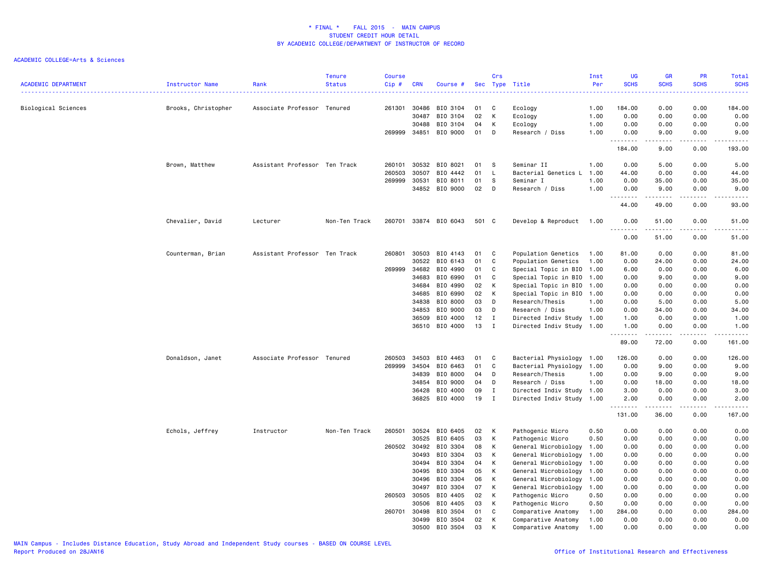# * FINAL * FALL 2015 - MAIN CAMPUS
## STUDENT CREDIT HOUR DETAIL
## BY ACADEMIC COLLEGE/DEPARTMENT OF INSTRUCTOR OF RECORD

ACADEMIC COLLEGE=Arts & Sciences

| ACADEMIC DEPARTMENT | Instructor Name | Rank | Tenure Status | Course Cip # | CRN | Course # | Sec | Crs Type | Title | Inst Per | UG SCHS | GR SCHS | PR SCHS | Total SCHS |
|---|---|---|---|---|---|---|---|---|---|---|---|---|---|---|
| Biological Sciences | Brooks, Christopher | Associate Professor | Tenured | 261301 | 30486 | BIO 3104 | 01 | C | Ecology | 1.00 | 184.00 | 0.00 | 0.00 | 184.00 |
| | | | | | 30487 | BIO 3104 | 02 | K | Ecology | 1.00 | 0.00 | 0.00 | 0.00 | 0.00 |
| | | | | | 30488 | BIO 3104 | 04 | K | Ecology | 1.00 | 0.00 | 0.00 | 0.00 | 0.00 |
| | | | | 269999 | 34851 | BIO 9000 | 01 | D | Research / Diss | 1.00 | 0.00 | 9.00 | 0.00 | 9.00 |
| | | | | | | | | | | | 184.00 | 9.00 | 0.00 | 193.00 |
| | Brown, Matthew | Assistant Professor | Ten Track | 260101 | 30532 | BIO 8021 | 01 | S | Seminar II | 1.00 | 0.00 | 5.00 | 0.00 | 5.00 |
| | | | | 260503 | 30507 | BIO 4442 | 01 | L | Bacterial Genetics L | 1.00 | 44.00 | 0.00 | 0.00 | 44.00 |
| | | | | 269999 | 30531 | BIO 8011 | 01 | S | Seminar I | 1.00 | 0.00 | 35.00 | 0.00 | 35.00 |
| | | | | | 34852 | BIO 9000 | 02 | D | Research / Diss | 1.00 | 0.00 | 9.00 | 0.00 | 9.00 |
| | | | | | | | | | | | 44.00 | 49.00 | 0.00 | 93.00 |
| | Chevalier, David | Lecturer | Non-Ten Track | 260701 | 33874 | BIO 6043 | 501 | C | Develop & Reproduct | 1.00 | 0.00 | 51.00 | 0.00 | 51.00 |
| | | | | | | | | | | | 0.00 | 51.00 | 0.00 | 51.00 |
| | Counterman, Brian | Assistant Professor | Ten Track | 260801 | 30503 | BIO 4143 | 01 | C | Population Genetics | 1.00 | 81.00 | 0.00 | 0.00 | 81.00 |
| | | | | | 30522 | BIO 6143 | 01 | C | Population Genetics | 1.00 | 0.00 | 24.00 | 0.00 | 24.00 |
| | | | | 269999 | 34682 | BIO 4990 | 01 | C | Special Topic in BIO | 1.00 | 6.00 | 0.00 | 0.00 | 6.00 |
| | | | | | 34683 | BIO 6990 | 01 | C | Special Topic in BIO | 1.00 | 0.00 | 9.00 | 0.00 | 9.00 |
| | | | | | 34684 | BIO 4990 | 02 | K | Special Topic in BIO | 1.00 | 0.00 | 0.00 | 0.00 | 0.00 |
| | | | | | 34685 | BIO 6990 | 02 | K | Special Topic in BIO | 1.00 | 0.00 | 0.00 | 0.00 | 0.00 |
| | | | | | 34838 | BIO 8000 | 03 | D | Research/Thesis | 1.00 | 0.00 | 5.00 | 0.00 | 5.00 |
| | | | | | 34853 | BIO 9000 | 03 | D | Research / Diss | 1.00 | 0.00 | 34.00 | 0.00 | 34.00 |
| | | | | | 36509 | BIO 4000 | 12 | I | Directed Indiv Study | 1.00 | 1.00 | 0.00 | 0.00 | 1.00 |
| | | | | | 36510 | BIO 4000 | 13 | I | Directed Indiv Study | 1.00 | 1.00 | 0.00 | 0.00 | 1.00 |
| | | | | | | | | | | | 89.00 | 72.00 | 0.00 | 161.00 |
| | Donaldson, Janet | Associate Professor | Tenured | 260503 | 34503 | BIO 4463 | 01 | C | Bacterial Physiology | 1.00 | 126.00 | 0.00 | 0.00 | 126.00 |
| | | | | 269999 | 34504 | BIO 6463 | 01 | C | Bacterial Physiology | 1.00 | 0.00 | 9.00 | 0.00 | 9.00 |
| | | | | | 34839 | BIO 8000 | 04 | D | Research/Thesis | 1.00 | 0.00 | 9.00 | 0.00 | 9.00 |
| | | | | | 34854 | BIO 9000 | 04 | D | Research / Diss | 1.00 | 0.00 | 18.00 | 0.00 | 18.00 |
| | | | | | 36428 | BIO 4000 | 09 | I | Directed Indiv Study | 1.00 | 3.00 | 0.00 | 0.00 | 3.00 |
| | | | | | 36825 | BIO 4000 | 19 | I | Directed Indiv Study | 1.00 | 2.00 | 0.00 | 0.00 | 2.00 |
| | | | | | | | | | | | 131.00 | 36.00 | 0.00 | 167.00 |
| | Echols, Jeffrey | Instructor | Non-Ten Track | 260501 | 30524 | BIO 6405 | 02 | K | Pathogenic Micro | 0.50 | 0.00 | 0.00 | 0.00 | 0.00 |
| | | | | | 30525 | BIO 6405 | 03 | K | Pathogenic Micro | 0.50 | 0.00 | 0.00 | 0.00 | 0.00 |
| | | | | 260502 | 30492 | BIO 3304 | 08 | K | General Microbiology | 1.00 | 0.00 | 0.00 | 0.00 | 0.00 |
| | | | | | 30493 | BIO 3304 | 03 | K | General Microbiology | 1.00 | 0.00 | 0.00 | 0.00 | 0.00 |
| | | | | | 30494 | BIO 3304 | 04 | K | General Microbiology | 1.00 | 0.00 | 0.00 | 0.00 | 0.00 |
| | | | | | 30495 | BIO 3304 | 05 | K | General Microbiology | 1.00 | 0.00 | 0.00 | 0.00 | 0.00 |
| | | | | | 30496 | BIO 3304 | 06 | K | General Microbiology | 1.00 | 0.00 | 0.00 | 0.00 | 0.00 |
| | | | | | 30497 | BIO 3304 | 07 | K | General Microbiology | 1.00 | 0.00 | 0.00 | 0.00 | 0.00 |
| | | | | 260503 | 30505 | BIO 4405 | 02 | K | Pathogenic Micro | 0.50 | 0.00 | 0.00 | 0.00 | 0.00 |
| | | | | | 30506 | BIO 4405 | 03 | K | Pathogenic Micro | 0.50 | 0.00 | 0.00 | 0.00 | 0.00 |
| | | | | 260701 | 30498 | BIO 3504 | 01 | C | Comparative Anatomy | 1.00 | 284.00 | 0.00 | 0.00 | 284.00 |
| | | | | | 30499 | BIO 3504 | 02 | K | Comparative Anatomy | 1.00 | 0.00 | 0.00 | 0.00 | 0.00 |
| | | | | | 30500 | BIO 3504 | 03 | K | Comparative Anatomy | 1.00 | 0.00 | 0.00 | 0.00 | 0.00 |

MAIN Campus - Includes Distance Education, Study Abroad and Independent Study courses - BASED ON COURSE LEVEL
Report Produced on 28JAN16

Office of Institutional Research and Effectiveness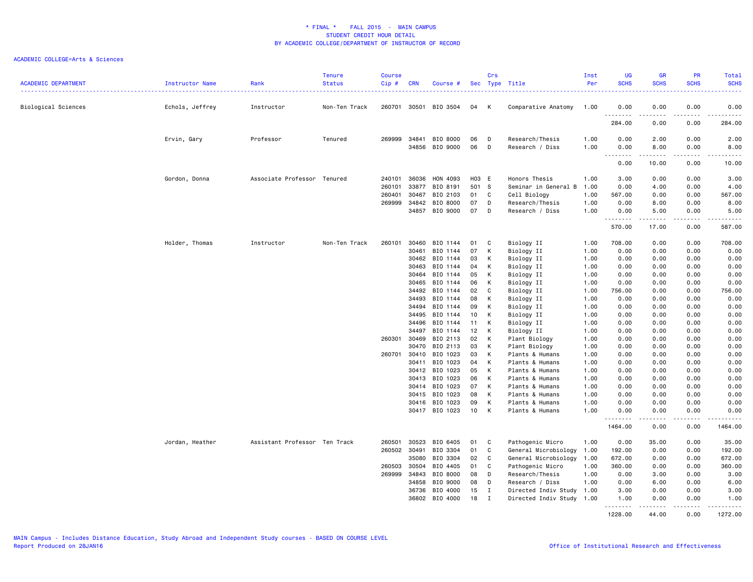# * FINAL * FALL 2015 - MAIN CAMPUS
## STUDENT CREDIT HOUR DETAIL
### BY ACADEMIC COLLEGE/DEPARTMENT OF INSTRUCTOR OF RECORD

ACADEMIC COLLEGE=Arts & Sciences

| ACADEMIC DEPARTMENT | Instructor Name | Rank | Tenure Status | Course Cip # | CRN | Course # | Sec | Crs Type | Title | Inst Per | UG SCHS | GR SCHS | PR SCHS | Total SCHS |
|---|---|---|---|---|---|---|---|---|---|---|---|---|---|---|
| Biological Sciences | Echols, Jeffrey | Instructor | Non-Ten Track | 260701 | 30501 | BIO 3504 | 04 | K | Comparative Anatomy | 1.00 | 0.00 | 0.00 | 0.00 | 0.00 |
| | | | | | | | | | | | 284.00 | 0.00 | 0.00 | 284.00 |
| | Ervin, Gary | Professor | Tenured | 269999 | 34841 | BIO 8000 | 06 | D | Research/Thesis | 1.00 | 0.00 | 2.00 | 0.00 | 2.00 |
| | | | | | 34856 | BIO 9000 | 06 | D | Research / Diss | 1.00 | 0.00 | 8.00 | 0.00 | 8.00 |
| | | | | | | | | | | | 0.00 | 10.00 | 0.00 | 10.00 |
| | Gordon, Donna | Associate Professor | Tenured | 240101 | 36036 | HON 4093 | H03 | E | Honors Thesis | 1.00 | 3.00 | 0.00 | 0.00 | 3.00 |
| | | | | 260101 | 33877 | BIO 8191 | 501 | S | Seminar in General B | 1.00 | 0.00 | 4.00 | 0.00 | 4.00 |
| | | | | 260401 | 30467 | BIO 2103 | 01 | C | Cell Biology | 1.00 | 567.00 | 0.00 | 0.00 | 567.00 |
| | | | | 269999 | 34842 | BIO 8000 | 07 | D | Research/Thesis | 1.00 | 0.00 | 8.00 | 0.00 | 8.00 |
| | | | | | 34857 | BIO 9000 | 07 | D | Research / Diss | 1.00 | 0.00 | 5.00 | 0.00 | 5.00 |
| | | | | | | | | | | | 570.00 | 17.00 | 0.00 | 587.00 |
| | Holder, Thomas | Instructor | Non-Ten Track | 260101 | 30460 | BIO 1144 | 01 | C | Biology II | 1.00 | 708.00 | 0.00 | 0.00 | 708.00 |
| | | | | | 30461 | BIO 1144 | 07 | K | Biology II | 1.00 | 0.00 | 0.00 | 0.00 | 0.00 |
| | | | | | 30462 | BIO 1144 | 03 | K | Biology II | 1.00 | 0.00 | 0.00 | 0.00 | 0.00 |
| | | | | | 30463 | BIO 1144 | 04 | K | Biology II | 1.00 | 0.00 | 0.00 | 0.00 | 0.00 |
| | | | | | 30464 | BIO 1144 | 05 | K | Biology II | 1.00 | 0.00 | 0.00 | 0.00 | 0.00 |
| | | | | | 30465 | BIO 1144 | 06 | K | Biology II | 1.00 | 0.00 | 0.00 | 0.00 | 0.00 |
| | | | | | 34492 | BIO 1144 | 02 | C | Biology II | 1.00 | 756.00 | 0.00 | 0.00 | 756.00 |
| | | | | | 34493 | BIO 1144 | 08 | K | Biology II | 1.00 | 0.00 | 0.00 | 0.00 | 0.00 |
| | | | | | 34494 | BIO 1144 | 09 | K | Biology II | 1.00 | 0.00 | 0.00 | 0.00 | 0.00 |
| | | | | | 34495 | BIO 1144 | 10 | K | Biology II | 1.00 | 0.00 | 0.00 | 0.00 | 0.00 |
| | | | | | 34496 | BIO 1144 | 11 | K | Biology II | 1.00 | 0.00 | 0.00 | 0.00 | 0.00 |
| | | | | | 34497 | BIO 1144 | 12 | K | Biology II | 1.00 | 0.00 | 0.00 | 0.00 | 0.00 |
| | | | | 260301 | 30469 | BIO 2113 | 02 | K | Plant Biology | 1.00 | 0.00 | 0.00 | 0.00 | 0.00 |
| | | | | | 30470 | BIO 2113 | 03 | K | Plant Biology | 1.00 | 0.00 | 0.00 | 0.00 | 0.00 |
| | | | | 260701 | 30410 | BIO 1023 | 03 | K | Plants & Humans | 1.00 | 0.00 | 0.00 | 0.00 | 0.00 |
| | | | | | 30411 | BIO 1023 | 04 | K | Plants & Humans | 1.00 | 0.00 | 0.00 | 0.00 | 0.00 |
| | | | | | 30412 | BIO 1023 | 05 | K | Plants & Humans | 1.00 | 0.00 | 0.00 | 0.00 | 0.00 |
| | | | | | 30413 | BIO 1023 | 06 | K | Plants & Humans | 1.00 | 0.00 | 0.00 | 0.00 | 0.00 |
| | | | | | 30414 | BIO 1023 | 07 | K | Plants & Humans | 1.00 | 0.00 | 0.00 | 0.00 | 0.00 |
| | | | | | 30415 | BIO 1023 | 08 | K | Plants & Humans | 1.00 | 0.00 | 0.00 | 0.00 | 0.00 |
| | | | | | 30416 | BIO 1023 | 09 | K | Plants & Humans | 1.00 | 0.00 | 0.00 | 0.00 | 0.00 |
| | | | | | 30417 | BIO 1023 | 10 | K | Plants & Humans | 1.00 | 0.00 | 0.00 | 0.00 | 0.00 |
| | | | | | | | | | | | 1464.00 | 0.00 | 0.00 | 1464.00 |
| | Jordan, Heather | Assistant Professor | Ten Track | 260501 | 30523 | BIO 6405 | 01 | C | Pathogenic Micro | 1.00 | 0.00 | 35.00 | 0.00 | 35.00 |
| | | | | 260502 | 30491 | BIO 3304 | 01 | C | General Microbiology | 1.00 | 192.00 | 0.00 | 0.00 | 192.00 |
| | | | | | 35080 | BIO 3304 | 02 | C | General Microbiology | 1.00 | 672.00 | 0.00 | 0.00 | 672.00 |
| | | | | 260503 | 30504 | BIO 4405 | 01 | C | Pathogenic Micro | 1.00 | 360.00 | 0.00 | 0.00 | 360.00 |
| | | | | 269999 | 34843 | BIO 8000 | 08 | D | Research/Thesis | 1.00 | 0.00 | 3.00 | 0.00 | 3.00 |
| | | | | | 34858 | BIO 9000 | 08 | D | Research / Diss | 1.00 | 0.00 | 6.00 | 0.00 | 6.00 |
| | | | | | 36736 | BIO 4000 | 15 | I | Directed Indiv Study | 1.00 | 3.00 | 0.00 | 0.00 | 3.00 |
| | | | | | 36802 | BIO 4000 | 18 | I | Directed Indiv Study | 1.00 | 1.00 | 0.00 | 0.00 | 1.00 |
| | | | | | | | | | | | 1228.00 | 44.00 | 0.00 | 1272.00 |

MAIN Campus - Includes Distance Education, Study Abroad and Independent Study courses - BASED ON COURSE LEVEL
Report Produced on 28JAN16

Office of Institutional Research and Effectiveness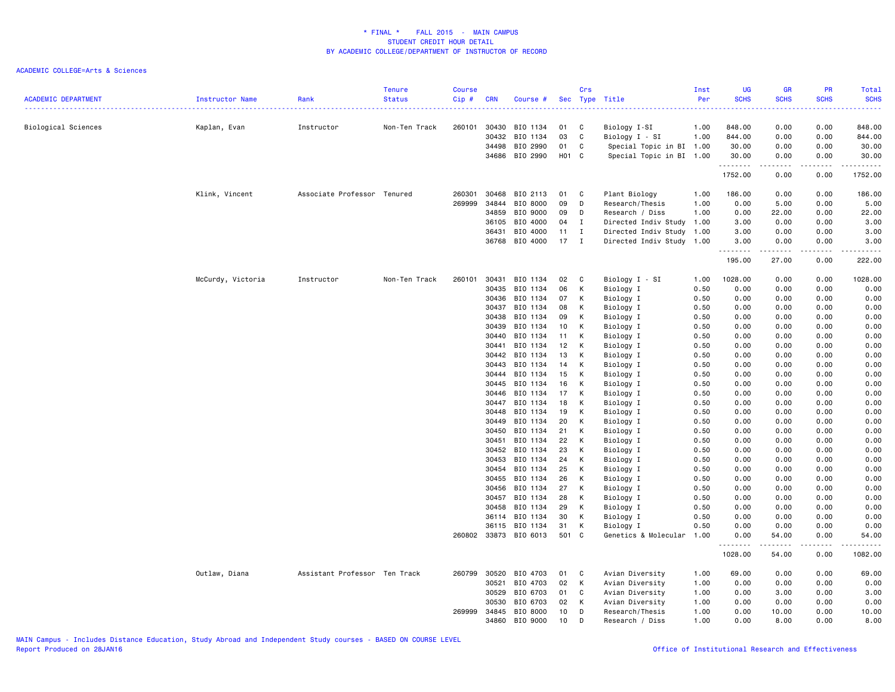# * FINAL * FALL 2015 - MAIN CAMPUS
## STUDENT CREDIT HOUR DETAIL
## BY ACADEMIC COLLEGE/DEPARTMENT OF INSTRUCTOR OF RECORD

ACADEMIC COLLEGE=Arts & Sciences

| ACADEMIC DEPARTMENT | Instructor Name | Rank | Tenure Status | Course Cip # | CRN | Course # | Sec | Crs Type | Title | Inst Per | UG SCHS | GR SCHS | PR SCHS | Total SCHS |
|---|---|---|---|---|---|---|---|---|---|---|---|---|---|---|
| Biological Sciences | Kaplan, Evan | Instructor | Non-Ten Track | 260101 | 30430 | BIO 1134 | 01 | C | Biology I-SI | 1.00 | 848.00 | 0.00 | 0.00 | 848.00 |
| | | | | | 30432 | BIO 1134 | 03 | C | Biology I - SI | 1.00 | 844.00 | 0.00 | 0.00 | 844.00 |
| | | | | | 34498 | BIO 2990 | 01 | C | Special Topic in BI | 1.00 | 30.00 | 0.00 | 0.00 | 30.00 |
| | | | | | 34686 | BIO 2990 | H01 | C | Special Topic in BI | 1.00 | 30.00 | 0.00 | 0.00 | 30.00 |
| | | | | | | | | | | | 1752.00 | 0.00 | 0.00 | 1752.00 |
| | Klink, Vincent | Associate Professor | Tenured | 260301 | 30468 | BIO 2113 | 01 | C | Plant Biology | 1.00 | 186.00 | 0.00 | 0.00 | 186.00 |
| | | | | 269999 | 34844 | BIO 8000 | 09 | D | Research/Thesis | 1.00 | 0.00 | 5.00 | 0.00 | 5.00 |
| | | | | | 34859 | BIO 9000 | 09 | D | Research / Diss | 1.00 | 0.00 | 22.00 | 0.00 | 22.00 |
| | | | | | 36105 | BIO 4000 | 04 | I | Directed Indiv Study | 1.00 | 3.00 | 0.00 | 0.00 | 3.00 |
| | | | | | 36431 | BIO 4000 | 11 | I | Directed Indiv Study | 1.00 | 3.00 | 0.00 | 0.00 | 3.00 |
| | | | | | 36768 | BIO 4000 | 17 | I | Directed Indiv Study | 1.00 | 3.00 | 0.00 | 0.00 | 3.00 |
| | | | | | | | | | | | 195.00 | 27.00 | 0.00 | 222.00 |
| | McCurdy, Victoria | Instructor | Non-Ten Track | 260101 | 30431 | BIO 1134 | 02 | C | Biology I - SI | 1.00 | 1028.00 | 0.00 | 0.00 | 1028.00 |
| | | | | | 30435 | BIO 1134 | 06 | K | Biology I | 0.50 | 0.00 | 0.00 | 0.00 | 0.00 |
| | | | | | 30436 | BIO 1134 | 07 | K | Biology I | 0.50 | 0.00 | 0.00 | 0.00 | 0.00 |
| | | | | | 30437 | BIO 1134 | 08 | K | Biology I | 0.50 | 0.00 | 0.00 | 0.00 | 0.00 |
| | | | | | 30438 | BIO 1134 | 09 | K | Biology I | 0.50 | 0.00 | 0.00 | 0.00 | 0.00 |
| | | | | | 30439 | BIO 1134 | 10 | K | Biology I | 0.50 | 0.00 | 0.00 | 0.00 | 0.00 |
| | | | | | 30440 | BIO 1134 | 11 | K | Biology I | 0.50 | 0.00 | 0.00 | 0.00 | 0.00 |
| | | | | | 30441 | BIO 1134 | 12 | K | Biology I | 0.50 | 0.00 | 0.00 | 0.00 | 0.00 |
| | | | | | 30442 | BIO 1134 | 13 | K | Biology I | 0.50 | 0.00 | 0.00 | 0.00 | 0.00 |
| | | | | | 30443 | BIO 1134 | 14 | K | Biology I | 0.50 | 0.00 | 0.00 | 0.00 | 0.00 |
| | | | | | 30444 | BIO 1134 | 15 | K | Biology I | 0.50 | 0.00 | 0.00 | 0.00 | 0.00 |
| | | | | | 30445 | BIO 1134 | 16 | K | Biology I | 0.50 | 0.00 | 0.00 | 0.00 | 0.00 |
| | | | | | 30446 | BIO 1134 | 17 | K | Biology I | 0.50 | 0.00 | 0.00 | 0.00 | 0.00 |
| | | | | | 30447 | BIO 1134 | 18 | K | Biology I | 0.50 | 0.00 | 0.00 | 0.00 | 0.00 |
| | | | | | 30448 | BIO 1134 | 19 | K | Biology I | 0.50 | 0.00 | 0.00 | 0.00 | 0.00 |
| | | | | | 30449 | BIO 1134 | 20 | K | Biology I | 0.50 | 0.00 | 0.00 | 0.00 | 0.00 |
| | | | | | 30450 | BIO 1134 | 21 | K | Biology I | 0.50 | 0.00 | 0.00 | 0.00 | 0.00 |
| | | | | | 30451 | BIO 1134 | 22 | K | Biology I | 0.50 | 0.00 | 0.00 | 0.00 | 0.00 |
| | | | | | 30452 | BIO 1134 | 23 | K | Biology I | 0.50 | 0.00 | 0.00 | 0.00 | 0.00 |
| | | | | | 30453 | BIO 1134 | 24 | K | Biology I | 0.50 | 0.00 | 0.00 | 0.00 | 0.00 |
| | | | | | 30454 | BIO 1134 | 25 | K | Biology I | 0.50 | 0.00 | 0.00 | 0.00 | 0.00 |
| | | | | | 30455 | BIO 1134 | 26 | K | Biology I | 0.50 | 0.00 | 0.00 | 0.00 | 0.00 |
| | | | | | 30456 | BIO 1134 | 27 | K | Biology I | 0.50 | 0.00 | 0.00 | 0.00 | 0.00 |
| | | | | | 30457 | BIO 1134 | 28 | K | Biology I | 0.50 | 0.00 | 0.00 | 0.00 | 0.00 |
| | | | | | 30458 | BIO 1134 | 29 | K | Biology I | 0.50 | 0.00 | 0.00 | 0.00 | 0.00 |
| | | | | | 36114 | BIO 1134 | 30 | K | Biology I | 0.50 | 0.00 | 0.00 | 0.00 | 0.00 |
| | | | | | 36115 | BIO 1134 | 31 | K | Biology I | 0.50 | 0.00 | 0.00 | 0.00 | 0.00 |
| | | | | 260802 | 33873 | BIO 6013 | 501 | C | Genetics & Molecular | 1.00 | 0.00 | 54.00 | 0.00 | 54.00 |
| | | | | | | | | | | | 1028.00 | 54.00 | 0.00 | 1082.00 |
| | Outlaw, Diana | Assistant Professor | Ten Track | 260799 | 30520 | BIO 4703 | 01 | C | Avian Diversity | 1.00 | 69.00 | 0.00 | 0.00 | 69.00 |
| | | | | | 30521 | BIO 4703 | 02 | K | Avian Diversity | 1.00 | 0.00 | 0.00 | 0.00 | 0.00 |
| | | | | | 30529 | BIO 6703 | 01 | C | Avian Diversity | 1.00 | 0.00 | 3.00 | 0.00 | 3.00 |
| | | | | | 30530 | BIO 6703 | 02 | K | Avian Diversity | 1.00 | 0.00 | 0.00 | 0.00 | 0.00 |
| | | | | 269999 | 34845 | BIO 8000 | 10 | D | Research/Thesis | 1.00 | 0.00 | 10.00 | 0.00 | 10.00 |
| | | | | | 34860 | BIO 9000 | 10 | D | Research / Diss | 1.00 | 0.00 | 8.00 | 0.00 | 8.00 |

MAIN Campus - Includes Distance Education, Study Abroad and Independent Study courses - BASED ON COURSE LEVEL
Report Produced on 28JAN16

Office of Institutional Research and Effectiveness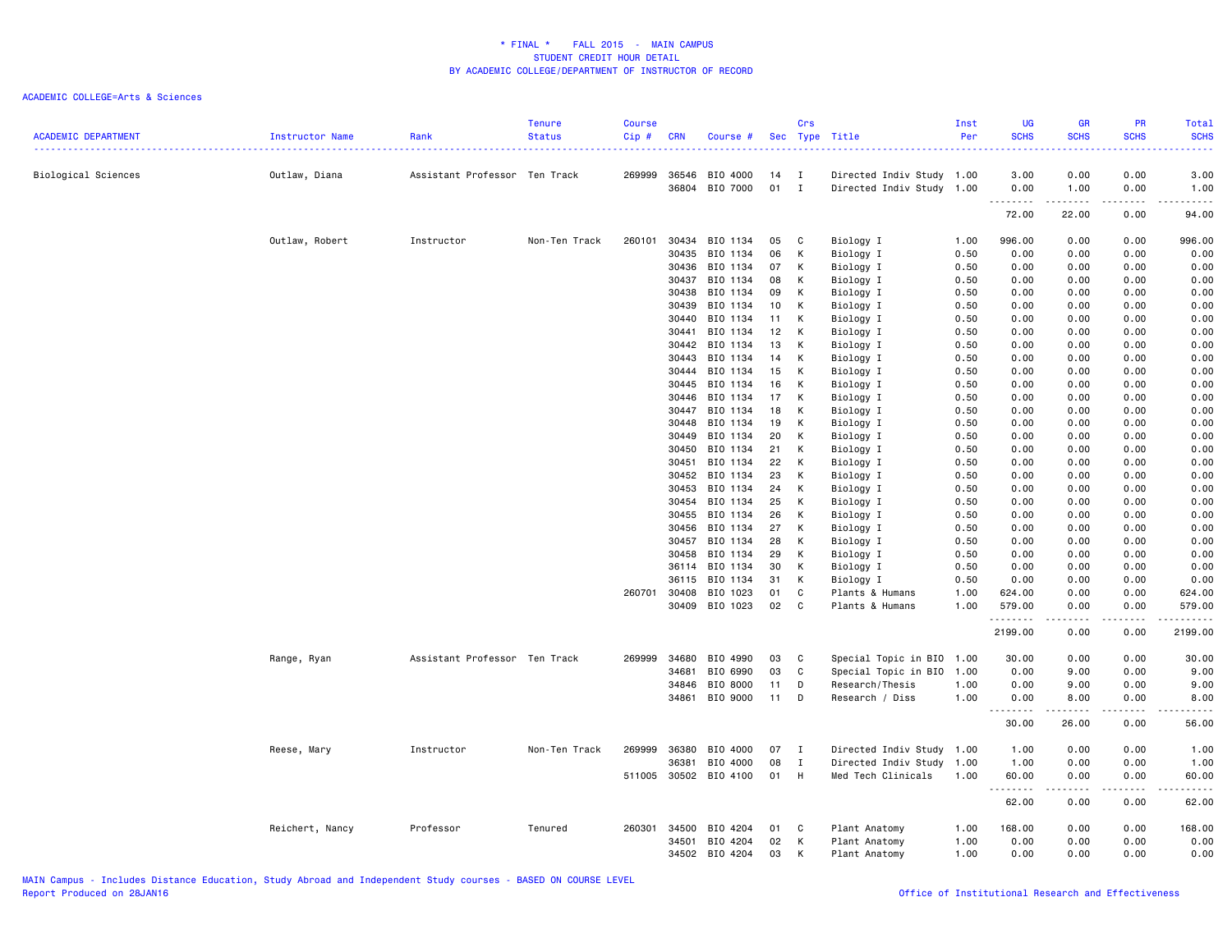* FINAL * FALL 2015 - MAIN CAMPUS
STUDENT CREDIT HOUR DETAIL
BY ACADEMIC COLLEGE/DEPARTMENT OF INSTRUCTOR OF RECORD

ACADEMIC COLLEGE=Arts & Sciences

| ACADEMIC DEPARTMENT | Instructor Name | Rank | Tenure Status | Course Cip # | CRN | Course # | Sec | Crs Type | Title | Inst Per | UG SCHS | GR SCHS | PR SCHS | Total SCHS |
|---|---|---|---|---|---|---|---|---|---|---|---|---|---|---|
| Biological Sciences | Outlaw, Diana | Assistant Professor | Ten Track | 269999 | 36546 | BIO 4000 | 14 | I | Directed Indiv Study | 1.00 | 3.00 | 0.00 | 0.00 | 3.00 |
| | | | | | 36804 | BIO 7000 | 01 | I | Directed Indiv Study | 1.00 | 0.00 | 1.00 | 0.00 | 1.00 |
| | | | | | | | | | | | 72.00 | 22.00 | 0.00 | 94.00 |
| | Outlaw, Robert | Instructor | Non-Ten Track | 260101 | 30434 | BIO 1134 | 05 | C | Biology I | 1.00 | 996.00 | 0.00 | 0.00 | 996.00 |
| | | | | | 30435 | BIO 1134 | 06 | K | Biology I | 0.50 | 0.00 | 0.00 | 0.00 | 0.00 |
| | | | | | 30436 | BIO 1134 | 07 | K | Biology I | 0.50 | 0.00 | 0.00 | 0.00 | 0.00 |
| | | | | | 30437 | BIO 1134 | 08 | K | Biology I | 0.50 | 0.00 | 0.00 | 0.00 | 0.00 |
| | | | | | 30438 | BIO 1134 | 09 | K | Biology I | 0.50 | 0.00 | 0.00 | 0.00 | 0.00 |
| | | | | | 30439 | BIO 1134 | 10 | K | Biology I | 0.50 | 0.00 | 0.00 | 0.00 | 0.00 |
| | | | | | 30440 | BIO 1134 | 11 | K | Biology I | 0.50 | 0.00 | 0.00 | 0.00 | 0.00 |
| | | | | | 30441 | BIO 1134 | 12 | K | Biology I | 0.50 | 0.00 | 0.00 | 0.00 | 0.00 |
| | | | | | 30442 | BIO 1134 | 13 | K | Biology I | 0.50 | 0.00 | 0.00 | 0.00 | 0.00 |
| | | | | | 30443 | BIO 1134 | 14 | K | Biology I | 0.50 | 0.00 | 0.00 | 0.00 | 0.00 |
| | | | | | 30444 | BIO 1134 | 15 | K | Biology I | 0.50 | 0.00 | 0.00 | 0.00 | 0.00 |
| | | | | | 30445 | BIO 1134 | 16 | K | Biology I | 0.50 | 0.00 | 0.00 | 0.00 | 0.00 |
| | | | | | 30446 | BIO 1134 | 17 | K | Biology I | 0.50 | 0.00 | 0.00 | 0.00 | 0.00 |
| | | | | | 30447 | BIO 1134 | 18 | K | Biology I | 0.50 | 0.00 | 0.00 | 0.00 | 0.00 |
| | | | | | 30448 | BIO 1134 | 19 | K | Biology I | 0.50 | 0.00 | 0.00 | 0.00 | 0.00 |
| | | | | | 30449 | BIO 1134 | 20 | K | Biology I | 0.50 | 0.00 | 0.00 | 0.00 | 0.00 |
| | | | | | 30450 | BIO 1134 | 21 | K | Biology I | 0.50 | 0.00 | 0.00 | 0.00 | 0.00 |
| | | | | | 30451 | BIO 1134 | 22 | K | Biology I | 0.50 | 0.00 | 0.00 | 0.00 | 0.00 |
| | | | | | 30452 | BIO 1134 | 23 | K | Biology I | 0.50 | 0.00 | 0.00 | 0.00 | 0.00 |
| | | | | | 30453 | BIO 1134 | 24 | K | Biology I | 0.50 | 0.00 | 0.00 | 0.00 | 0.00 |
| | | | | | 30454 | BIO 1134 | 25 | K | Biology I | 0.50 | 0.00 | 0.00 | 0.00 | 0.00 |
| | | | | | 30455 | BIO 1134 | 26 | K | Biology I | 0.50 | 0.00 | 0.00 | 0.00 | 0.00 |
| | | | | | 30456 | BIO 1134 | 27 | K | Biology I | 0.50 | 0.00 | 0.00 | 0.00 | 0.00 |
| | | | | | 30457 | BIO 1134 | 28 | K | Biology I | 0.50 | 0.00 | 0.00 | 0.00 | 0.00 |
| | | | | | 30458 | BIO 1134 | 29 | K | Biology I | 0.50 | 0.00 | 0.00 | 0.00 | 0.00 |
| | | | | | 36114 | BIO 1134 | 30 | K | Biology I | 0.50 | 0.00 | 0.00 | 0.00 | 0.00 |
| | | | | | 36115 | BIO 1134 | 31 | K | Biology I | 0.50 | 0.00 | 0.00 | 0.00 | 0.00 |
| | | | | 260701 | 30408 | BIO 1023 | 01 | C | Plants & Humans | 1.00 | 624.00 | 0.00 | 0.00 | 624.00 |
| | | | | | 30409 | BIO 1023 | 02 | C | Plants & Humans | 1.00 | 579.00 | 0.00 | 0.00 | 579.00 |
| | | | | | | | | | | | 2199.00 | 0.00 | 0.00 | 2199.00 |
| | Range, Ryan | Assistant Professor | Ten Track | 269999 | 34680 | BIO 4990 | 03 | C | Special Topic in BIO | 1.00 | 30.00 | 0.00 | 0.00 | 30.00 |
| | | | | | 34681 | BIO 6990 | 03 | C | Special Topic in BIO | 1.00 | 0.00 | 9.00 | 0.00 | 9.00 |
| | | | | | 34846 | BIO 8000 | 11 | D | Research/Thesis | 1.00 | 0.00 | 9.00 | 0.00 | 9.00 |
| | | | | | 34861 | BIO 9000 | 11 | D | Research / Diss | 1.00 | 0.00 | 8.00 | 0.00 | 8.00 |
| | | | | | | | | | | | 30.00 | 26.00 | 0.00 | 56.00 |
| | Reese, Mary | Instructor | Non-Ten Track | 269999 | 36380 | BIO 4000 | 07 | I | Directed Indiv Study | 1.00 | 1.00 | 0.00 | 0.00 | 1.00 |
| | | | | | 36381 | BIO 4000 | 08 | I | Directed Indiv Study | 1.00 | 1.00 | 0.00 | 0.00 | 1.00 |
| | | | | 511005 | 30502 | BIO 4100 | 01 | H | Med Tech Clinicals | 1.00 | 60.00 | 0.00 | 0.00 | 60.00 |
| | | | | | | | | | | | 62.00 | 0.00 | 0.00 | 62.00 |
| | Reichert, Nancy | Professor | Tenured | 260301 | 34500 | BIO 4204 | 01 | C | Plant Anatomy | 1.00 | 168.00 | 0.00 | 0.00 | 168.00 |
| | | | | | 34501 | BIO 4204 | 02 | K | Plant Anatomy | 1.00 | 0.00 | 0.00 | 0.00 | 0.00 |
| | | | | | 34502 | BIO 4204 | 03 | K | Plant Anatomy | 1.00 | 0.00 | 0.00 | 0.00 | 0.00 |

MAIN Campus - Includes Distance Education, Study Abroad and Independent Study courses - BASED ON COURSE LEVEL
Report Produced on 28JAN16

Office of Institutional Research and Effectiveness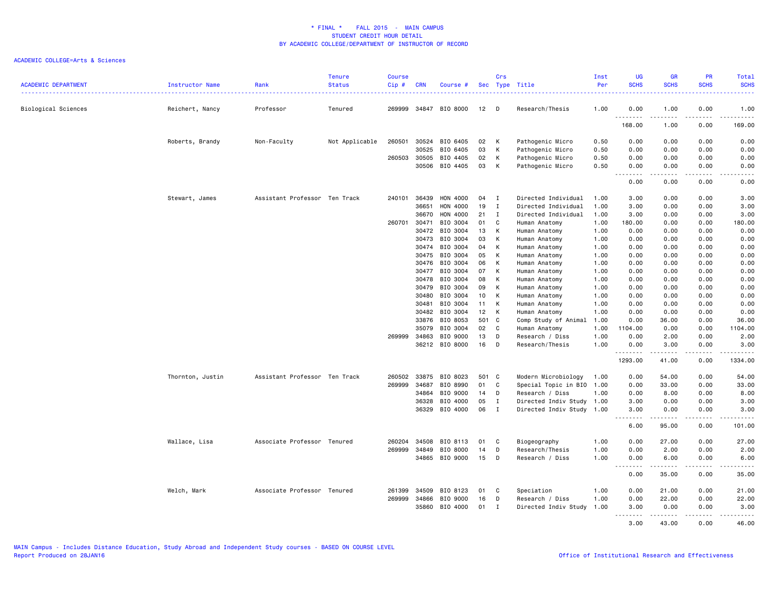* FINAL * FALL 2015 - MAIN CAMPUS
STUDENT CREDIT HOUR DETAIL
BY ACADEMIC COLLEGE/DEPARTMENT OF INSTRUCTOR OF RECORD

ACADEMIC COLLEGE=Arts & Sciences

| ACADEMIC DEPARTMENT | Instructor Name | Rank | Tenure Status | Course Cip # | CRN | Course # | Sec | Crs Type | Title | Inst Per | UG SCHS | GR SCHS | PR SCHS | Total SCHS |
|---|---|---|---|---|---|---|---|---|---|---|---|---|---|---|
| Biological Sciences | Reichert, Nancy | Professor | Tenured | 269999 | 34847 | BIO 8000 | 12 | D | Research/Thesis | 1.00 | 0.00 | 1.00 | 0.00 | 1.00 |
| | | | | | | | | | | | 168.00 | 1.00 | 0.00 | 169.00 |
| | Roberts, Brandy | Non-Faculty | Not Applicable | 260501 | 30524 | BIO 6405 | 02 | K | Pathogenic Micro | 0.50 | 0.00 | 0.00 | 0.00 | 0.00 |
| | | | | | 30525 | BIO 6405 | 03 | K | Pathogenic Micro | 0.50 | 0.00 | 0.00 | 0.00 | 0.00 |
| | | | | 260503 | 30505 | BIO 4405 | 02 | K | Pathogenic Micro | 0.50 | 0.00 | 0.00 | 0.00 | 0.00 |
| | | | | | 30506 | BIO 4405 | 03 | K | Pathogenic Micro | 0.50 | 0.00 | 0.00 | 0.00 | 0.00 |
| | | | | | | | | | | | 0.00 | 0.00 | 0.00 | 0.00 |
| | Stewart, James | Assistant Professor | Ten Track | 240101 | 36439 | HON 4000 | 04 | I | Directed Individual | 1.00 | 3.00 | 0.00 | 0.00 | 3.00 |
| | | | | | 36651 | HON 4000 | 19 | I | Directed Individual | 1.00 | 3.00 | 0.00 | 0.00 | 3.00 |
| | | | | | 36670 | HON 4000 | 21 | I | Directed Individual | 1.00 | 3.00 | 0.00 | 0.00 | 3.00 |
| | | | | 260701 | 30471 | BIO 3004 | 01 | C | Human Anatomy | 1.00 | 180.00 | 0.00 | 0.00 | 180.00 |
| | | | | | 30472 | BIO 3004 | 13 | K | Human Anatomy | 1.00 | 0.00 | 0.00 | 0.00 | 0.00 |
| | | | | | 30473 | BIO 3004 | 03 | K | Human Anatomy | 1.00 | 0.00 | 0.00 | 0.00 | 0.00 |
| | | | | | 30474 | BIO 3004 | 04 | K | Human Anatomy | 1.00 | 0.00 | 0.00 | 0.00 | 0.00 |
| | | | | | 30475 | BIO 3004 | 05 | K | Human Anatomy | 1.00 | 0.00 | 0.00 | 0.00 | 0.00 |
| | | | | | 30476 | BIO 3004 | 06 | K | Human Anatomy | 1.00 | 0.00 | 0.00 | 0.00 | 0.00 |
| | | | | | 30477 | BIO 3004 | 07 | K | Human Anatomy | 1.00 | 0.00 | 0.00 | 0.00 | 0.00 |
| | | | | | 30478 | BIO 3004 | 08 | K | Human Anatomy | 1.00 | 0.00 | 0.00 | 0.00 | 0.00 |
| | | | | | 30479 | BIO 3004 | 09 | K | Human Anatomy | 1.00 | 0.00 | 0.00 | 0.00 | 0.00 |
| | | | | | 30480 | BIO 3004 | 10 | K | Human Anatomy | 1.00 | 0.00 | 0.00 | 0.00 | 0.00 |
| | | | | | 30481 | BIO 3004 | 11 | K | Human Anatomy | 1.00 | 0.00 | 0.00 | 0.00 | 0.00 |
| | | | | | 30482 | BIO 3004 | 12 | K | Human Anatomy | 1.00 | 0.00 | 0.00 | 0.00 | 0.00 |
| | | | | | 33876 | BIO 8053 | 501 | C | Comp Study of Animal | 1.00 | 0.00 | 36.00 | 0.00 | 36.00 |
| | | | | | 35079 | BIO 3004 | 02 | C | Human Anatomy | 1.00 | 1104.00 | 0.00 | 0.00 | 1104.00 |
| | | | | 269999 | 34863 | BIO 9000 | 13 | D | Research / Diss | 1.00 | 0.00 | 2.00 | 0.00 | 2.00 |
| | | | | | 36212 | BIO 8000 | 16 | D | Research/Thesis | 1.00 | 0.00 | 3.00 | 0.00 | 3.00 |
| | | | | | | | | | | | 1293.00 | 41.00 | 0.00 | 1334.00 |
| | Thornton, Justin | Assistant Professor | Ten Track | 260502 | 33875 | BIO 8023 | 501 | C | Modern Microbiology | 1.00 | 0.00 | 54.00 | 0.00 | 54.00 |
| | | | | 269999 | 34687 | BIO 8990 | 01 | C | Special Topic in BIO | 1.00 | 0.00 | 33.00 | 0.00 | 33.00 |
| | | | | | 34864 | BIO 9000 | 14 | D | Research / Diss | 1.00 | 0.00 | 8.00 | 0.00 | 8.00 |
| | | | | | 36328 | BIO 4000 | 05 | I | Directed Indiv Study | 1.00 | 3.00 | 0.00 | 0.00 | 3.00 |
| | | | | | 36329 | BIO 4000 | 06 | I | Directed Indiv Study | 1.00 | 3.00 | 0.00 | 0.00 | 3.00 |
| | | | | | | | | | | | 6.00 | 95.00 | 0.00 | 101.00 |
| | Wallace, Lisa | Associate Professor | Tenured | 260204 | 34508 | BIO 8113 | 01 | C | Biogeography | 1.00 | 0.00 | 27.00 | 0.00 | 27.00 |
| | | | | 269999 | 34849 | BIO 8000 | 14 | D | Research/Thesis | 1.00 | 0.00 | 2.00 | 0.00 | 2.00 |
| | | | | | 34865 | BIO 9000 | 15 | D | Research / Diss | 1.00 | 0.00 | 6.00 | 0.00 | 6.00 |
| | | | | | | | | | | | 0.00 | 35.00 | 0.00 | 35.00 |
| | Welch, Mark | Associate Professor | Tenured | 261399 | 34509 | BIO 8123 | 01 | C | Speciation | 1.00 | 0.00 | 21.00 | 0.00 | 21.00 |
| | | | | 269999 | 34866 | BIO 9000 | 16 | D | Research / Diss | 1.00 | 0.00 | 22.00 | 0.00 | 22.00 |
| | | | | | 35860 | BIO 4000 | 01 | I | Directed Indiv Study | 1.00 | 3.00 | 0.00 | 0.00 | 3.00 |
| | | | | | | | | | | | 3.00 | 43.00 | 0.00 | 46.00 |

MAIN Campus - Includes Distance Education, Study Abroad and Independent Study courses - BASED ON COURSE LEVEL
Report Produced on 28JAN16

Office of Institutional Research and Effectiveness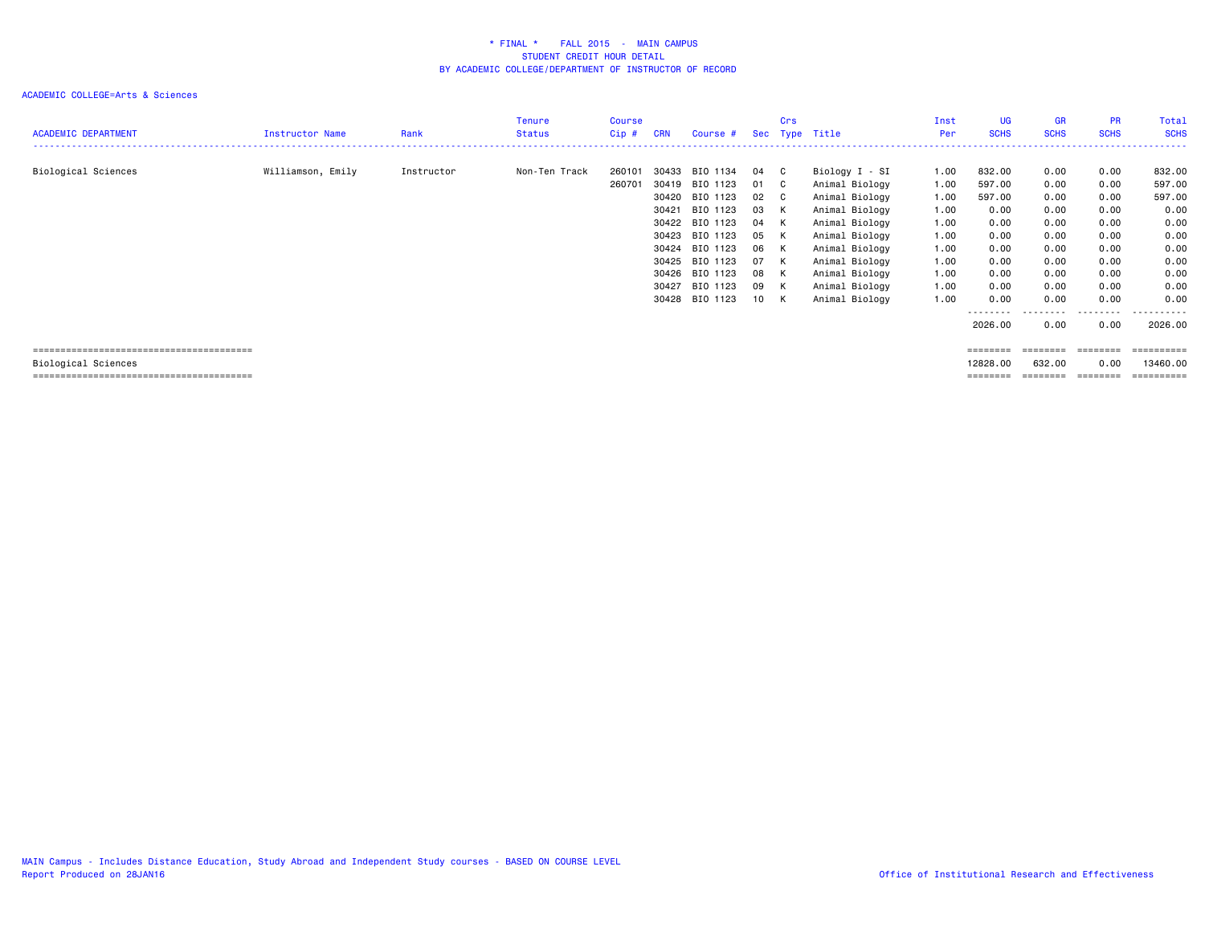# * FINAL * FALL 2015 - MAIN CAMPUS
## STUDENT CREDIT HOUR DETAIL
## BY ACADEMIC COLLEGE/DEPARTMENT OF INSTRUCTOR OF RECORD

ACADEMIC COLLEGE=Arts & Sciences

| ACADEMIC DEPARTMENT | Instructor Name | Rank | Tenure Status | Course Cip # | CRN | Course # | Sec | Crs Type | Title | Inst Per | UG SCHS | GR SCHS | PR SCHS | Total SCHS |
|---|---|---|---|---|---|---|---|---|---|---|---|---|---|---|
| Biological Sciences | Williamson, Emily | Instructor | Non-Ten Track | 260101 | 30433 | BIO 1134 | 04 | C | Biology I - SI | 1.00 | 832.00 | 0.00 | 0.00 | 832.00 |
| | | | | 260701 | 30419 | BIO 1123 | 01 | C | Animal Biology | 1.00 | 597.00 | 0.00 | 0.00 | 597.00 |
| | | | | | 30420 | BIO 1123 | 02 | C | Animal Biology | 1.00 | 597.00 | 0.00 | 0.00 | 597.00 |
| | | | | | 30421 | BIO 1123 | 03 | K | Animal Biology | 1.00 | 0.00 | 0.00 | 0.00 | 0.00 |
| | | | | | 30422 | BIO 1123 | 04 | K | Animal Biology | 1.00 | 0.00 | 0.00 | 0.00 | 0.00 |
| | | | | | 30423 | BIO 1123 | 05 | K | Animal Biology | 1.00 | 0.00 | 0.00 | 0.00 | 0.00 |
| | | | | | 30424 | BIO 1123 | 06 | K | Animal Biology | 1.00 | 0.00 | 0.00 | 0.00 | 0.00 |
| | | | | | 30425 | BIO 1123 | 07 | K | Animal Biology | 1.00 | 0.00 | 0.00 | 0.00 | 0.00 |
| | | | | | 30426 | BIO 1123 | 08 | K | Animal Biology | 1.00 | 0.00 | 0.00 | 0.00 | 0.00 |
| | | | | | 30427 | BIO 1123 | 09 | K | Animal Biology | 1.00 | 0.00 | 0.00 | 0.00 | 0.00 |
| | | | | | 30428 | BIO 1123 | 10 | K | Animal Biology | 1.00 | 0.00 | 0.00 | 0.00 | 0.00 |
| | | | | | | | | | | | 2026.00 | 0.00 | 0.00 | 2026.00 |
| Biological Sciences | | | | | | | | | | | 12828.00 | 632.00 | 0.00 | 13460.00 |

MAIN Campus - Includes Distance Education, Study Abroad and Independent Study courses - BASED ON COURSE LEVEL
Report Produced on 28JAN16

Office of Institutional Research and Effectiveness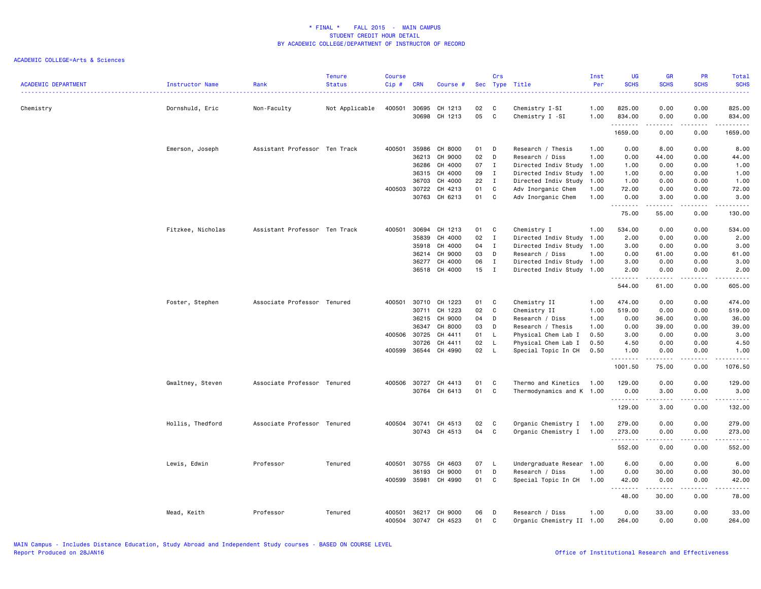# * FINAL * FALL 2015 - MAIN CAMPUS
## STUDENT CREDIT HOUR DETAIL
## BY ACADEMIC COLLEGE/DEPARTMENT OF INSTRUCTOR OF RECORD

ACADEMIC COLLEGE=Arts & Sciences

| ACADEMIC DEPARTMENT | Instructor Name | Rank | Tenure Status | Course Cip # | CRN | Course # | Sec | Crs Type | Title | Inst Per | UG SCHS | GR SCHS | PR SCHS | Total SCHS |
|---|---|---|---|---|---|---|---|---|---|---|---|---|---|---|
| Chemistry | Dornshuld, Eric | Non-Faculty | Not Applicable | 400501 | 30695 | CH 1213 | 02 | C | Chemistry I-SI | 1.00 | 825.00 | 0.00 | 0.00 | 825.00 |
| | | | | | 30698 | CH 1213 | 05 | C | Chemistry I -SI | 1.00 | 834.00 | 0.00 | 0.00 | 834.00 |
| | | | | | | | | | | | 1659.00 | 0.00 | 0.00 | 1659.00 |
| | Emerson, Joseph | Assistant Professor | Ten Track | 400501 | 35986 | CH 8000 | 01 | D | Research / Thesis | 1.00 | 0.00 | 8.00 | 0.00 | 8.00 |
| | | | | | 36213 | CH 9000 | 02 | D | Research / Diss | 1.00 | 0.00 | 44.00 | 0.00 | 44.00 |
| | | | | | 36286 | CH 4000 | 07 | I | Directed Indiv Study | 1.00 | 1.00 | 0.00 | 0.00 | 1.00 |
| | | | | | 36315 | CH 4000 | 09 | I | Directed Indiv Study | 1.00 | 1.00 | 0.00 | 0.00 | 1.00 |
| | | | | | 36703 | CH 4000 | 22 | I | Directed Indiv Study | 1.00 | 1.00 | 0.00 | 0.00 | 1.00 |
| | | | | 400503 | 30722 | CH 4213 | 01 | C | Adv Inorganic Chem | 1.00 | 72.00 | 0.00 | 0.00 | 72.00 |
| | | | | | 30763 | CH 6213 | 01 | C | Adv Inorganic Chem | 1.00 | 0.00 | 3.00 | 0.00 | 3.00 |
| | | | | | | | | | | | 75.00 | 55.00 | 0.00 | 130.00 |
| | Fitzkee, Nicholas | Assistant Professor | Ten Track | 400501 | 30694 | CH 1213 | 01 | C | Chemistry I | 1.00 | 534.00 | 0.00 | 0.00 | 534.00 |
| | | | | | 35839 | CH 4000 | 02 | I | Directed Indiv Study | 1.00 | 2.00 | 0.00 | 0.00 | 2.00 |
| | | | | | 35918 | CH 4000 | 04 | I | Directed Indiv Study | 1.00 | 3.00 | 0.00 | 0.00 | 3.00 |
| | | | | | 36214 | CH 9000 | 03 | D | Research / Diss | 1.00 | 0.00 | 61.00 | 0.00 | 61.00 |
| | | | | | 36277 | CH 4000 | 06 | I | Directed Indiv Study | 1.00 | 3.00 | 0.00 | 0.00 | 3.00 |
| | | | | | 36518 | CH 4000 | 15 | I | Directed Indiv Study | 1.00 | 2.00 | 0.00 | 0.00 | 2.00 |
| | | | | | | | | | | | 544.00 | 61.00 | 0.00 | 605.00 |
| | Foster, Stephen | Associate Professor | Tenured | 400501 | 30710 | CH 1223 | 01 | C | Chemistry II | 1.00 | 474.00 | 0.00 | 0.00 | 474.00 |
| | | | | | 30711 | CH 1223 | 02 | C | Chemistry II | 1.00 | 519.00 | 0.00 | 0.00 | 519.00 |
| | | | | | 36215 | CH 9000 | 04 | D | Research / Diss | 1.00 | 0.00 | 36.00 | 0.00 | 36.00 |
| | | | | | 36347 | CH 8000 | 03 | D | Research / Thesis | 1.00 | 0.00 | 39.00 | 0.00 | 39.00 |
| | | | | 400506 | 30725 | CH 4411 | 01 | L | Physical Chem Lab I | 0.50 | 3.00 | 0.00 | 0.00 | 3.00 |
| | | | | | 30726 | CH 4411 | 02 | L | Physical Chem Lab I | 0.50 | 4.50 | 0.00 | 0.00 | 4.50 |
| | | | | 400599 | 36544 | CH 4990 | 02 | L | Special Topic In CH | 0.50 | 1.00 | 0.00 | 0.00 | 1.00 |
| | | | | | | | | | | | 1001.50 | 75.00 | 0.00 | 1076.50 |
| | Gwaltney, Steven | Associate Professor | Tenured | 400506 | 30727 | CH 4413 | 01 | C | Thermo and Kinetics | 1.00 | 129.00 | 0.00 | 0.00 | 129.00 |
| | | | | | 30764 | CH 6413 | 01 | C | Thermodynamics and K | 1.00 | 0.00 | 3.00 | 0.00 | 3.00 |
| | | | | | | | | | | | 129.00 | 3.00 | 0.00 | 132.00 |
| | Hollis, Thedford | Associate Professor | Tenured | 400504 | 30741 | CH 4513 | 02 | C | Organic Chemistry I | 1.00 | 279.00 | 0.00 | 0.00 | 279.00 |
| | | | | | 30743 | CH 4513 | 04 | C | Organic Chemistry I | 1.00 | 273.00 | 0.00 | 0.00 | 273.00 |
| | | | | | | | | | | | 552.00 | 0.00 | 0.00 | 552.00 |
| | Lewis, Edwin | Professor | Tenured | 400501 | 30755 | CH 4603 | 07 | L | Undergraduate Resear | 1.00 | 6.00 | 0.00 | 0.00 | 6.00 |
| | | | | | 36193 | CH 9000 | 01 | D | Research / Diss | 1.00 | 0.00 | 30.00 | 0.00 | 30.00 |
| | | | | 400599 | 35981 | CH 4990 | 01 | C | Special Topic In CH | 1.00 | 42.00 | 0.00 | 0.00 | 42.00 |
| | | | | | | | | | | | 48.00 | 30.00 | 0.00 | 78.00 |
| | Mead, Keith | Professor | Tenured | 400501 | 36217 | CH 9000 | 06 | D | Research / Diss | 1.00 | 0.00 | 33.00 | 0.00 | 33.00 |
| | | | | 400504 | 30747 | CH 4523 | 01 | C | Organic Chemistry II | 1.00 | 264.00 | 0.00 | 0.00 | 264.00 |

MAIN Campus - Includes Distance Education, Study Abroad and Independent Study courses - BASED ON COURSE LEVEL
Report Produced on 28JAN16

Office of Institutional Research and Effectiveness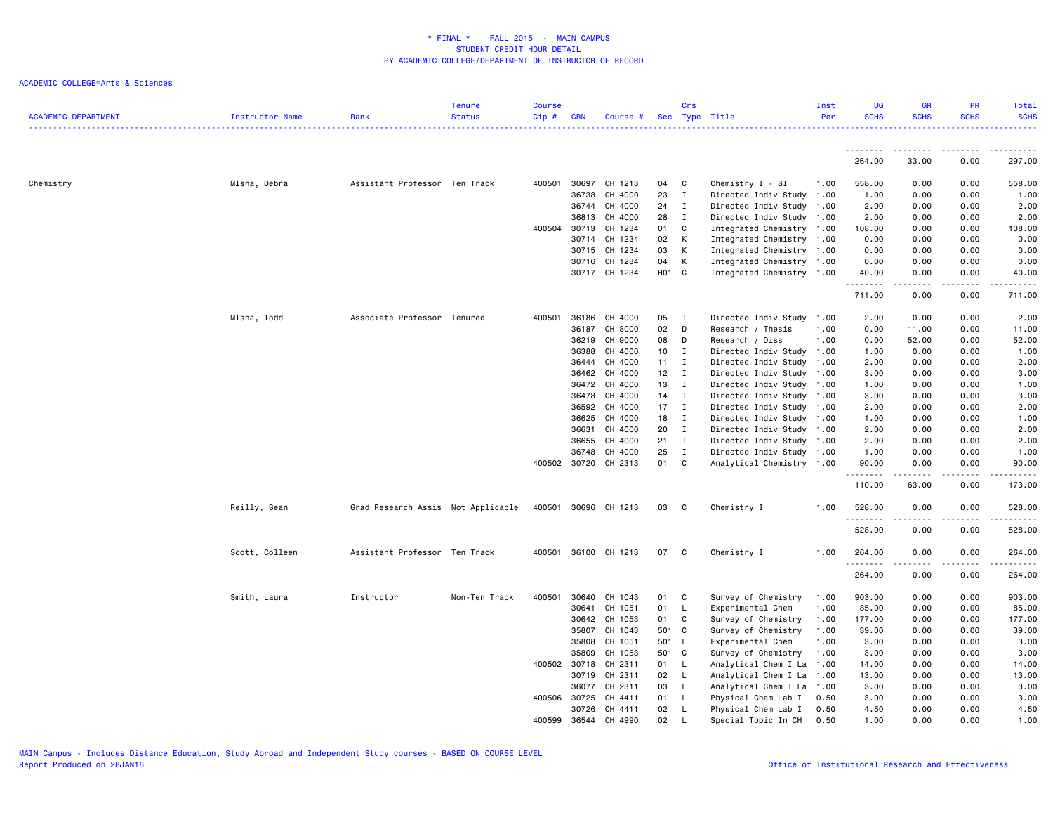# * FINAL * FALL 2015 - MAIN CAMPUS
## STUDENT CREDIT HOUR DETAIL
## BY ACADEMIC COLLEGE/DEPARTMENT OF INSTRUCTOR OF RECORD

ACADEMIC COLLEGE=Arts & Sciences

| ACADEMIC DEPARTMENT | Instructor Name | Rank | Tenure Status | Course Cip # | CRN | Course # | Sec | Crs Type | Title | Inst Per | UG SCHS | GR SCHS | PR SCHS | Total SCHS |
|---|---|---|---|---|---|---|---|---|---|---|---|---|---|---|
| | | | | | | | | | | | 264.00 | 33.00 | 0.00 | 297.00 |
| Chemistry | Mlsna, Debra | Assistant Professor | Ten Track | 400501 | 30697 | CH 1213 | 04 | C | Chemistry I - SI | 1.00 | 558.00 | 0.00 | 0.00 | 558.00 |
| | | | | | 36738 | CH 4000 | 23 | I | Directed Indiv Study | 1.00 | 1.00 | 0.00 | 0.00 | 1.00 |
| | | | | | 36744 | CH 4000 | 24 | I | Directed Indiv Study | 1.00 | 2.00 | 0.00 | 0.00 | 2.00 |
| | | | | | 36813 | CH 4000 | 28 | I | Directed Indiv Study | 1.00 | 2.00 | 0.00 | 0.00 | 2.00 |
| | | | | 400504 | 30713 | CH 1234 | 01 | C | Integrated Chemistry | 1.00 | 108.00 | 0.00 | 0.00 | 108.00 |
| | | | | | 30714 | CH 1234 | 02 | K | Integrated Chemistry | 1.00 | 0.00 | 0.00 | 0.00 | 0.00 |
| | | | | | 30715 | CH 1234 | 03 | K | Integrated Chemistry | 1.00 | 0.00 | 0.00 | 0.00 | 0.00 |
| | | | | | 30716 | CH 1234 | 04 | K | Integrated Chemistry | 1.00 | 0.00 | 0.00 | 0.00 | 0.00 |
| | | | | | 30717 | CH 1234 | H01 | C | Integrated Chemistry | 1.00 | 40.00 | 0.00 | 0.00 | 40.00 |
| | | | | | | | | | | | 711.00 | 0.00 | 0.00 | 711.00 |
| | Mlsna, Todd | Associate Professor | Tenured | 400501 | 36186 | CH 4000 | 05 | I | Directed Indiv Study | 1.00 | 2.00 | 0.00 | 0.00 | 2.00 |
| | | | | | 36187 | CH 8000 | 02 | D | Research / Thesis | 1.00 | 0.00 | 11.00 | 0.00 | 11.00 |
| | | | | | 36219 | CH 9000 | 08 | D | Research / Diss | 1.00 | 0.00 | 52.00 | 0.00 | 52.00 |
| | | | | | 36388 | CH 4000 | 10 | I | Directed Indiv Study | 1.00 | 1.00 | 0.00 | 0.00 | 1.00 |
| | | | | | 36444 | CH 4000 | 11 | I | Directed Indiv Study | 1.00 | 2.00 | 0.00 | 0.00 | 2.00 |
| | | | | | 36462 | CH 4000 | 12 | I | Directed Indiv Study | 1.00 | 3.00 | 0.00 | 0.00 | 3.00 |
| | | | | | 36472 | CH 4000 | 13 | I | Directed Indiv Study | 1.00 | 1.00 | 0.00 | 0.00 | 1.00 |
| | | | | | 36478 | CH 4000 | 14 | I | Directed Indiv Study | 1.00 | 3.00 | 0.00 | 0.00 | 3.00 |
| | | | | | 36592 | CH 4000 | 17 | I | Directed Indiv Study | 1.00 | 2.00 | 0.00 | 0.00 | 2.00 |
| | | | | | 36625 | CH 4000 | 18 | I | Directed Indiv Study | 1.00 | 1.00 | 0.00 | 0.00 | 1.00 |
| | | | | | 36631 | CH 4000 | 20 | I | Directed Indiv Study | 1.00 | 2.00 | 0.00 | 0.00 | 2.00 |
| | | | | | 36655 | CH 4000 | 21 | I | Directed Indiv Study | 1.00 | 2.00 | 0.00 | 0.00 | 2.00 |
| | | | | | 36748 | CH 4000 | 25 | I | Directed Indiv Study | 1.00 | 1.00 | 0.00 | 0.00 | 1.00 |
| | | | | 400502 | 30720 | CH 2313 | 01 | C | Analytical Chemistry | 1.00 | 90.00 | 0.00 | 0.00 | 90.00 |
| | | | | | | | | | | | 110.00 | 63.00 | 0.00 | 173.00 |
| | Reilly, Sean | Grad Research Assis | Not Applicable | 400501 | 30696 | CH 1213 | 03 | C | Chemistry I | 1.00 | 528.00 | 0.00 | 0.00 | 528.00 |
| | | | | | | | | | | | 528.00 | 0.00 | 0.00 | 528.00 |
| | Scott, Colleen | Assistant Professor | Ten Track | 400501 | 36100 | CH 1213 | 07 | C | Chemistry I | 1.00 | 264.00 | 0.00 | 0.00 | 264.00 |
| | | | | | | | | | | | 264.00 | 0.00 | 0.00 | 264.00 |
| | Smith, Laura | Instructor | Non-Ten Track | 400501 | 30640 | CH 1043 | 01 | C | Survey of Chemistry | 1.00 | 903.00 | 0.00 | 0.00 | 903.00 |
| | | | | | 30641 | CH 1051 | 01 | L | Experimental Chem | 1.00 | 85.00 | 0.00 | 0.00 | 85.00 |
| | | | | | 30642 | CH 1053 | 01 | C | Survey of Chemistry | 1.00 | 177.00 | 0.00 | 0.00 | 177.00 |
| | | | | | 35807 | CH 1043 | 501 | C | Survey of Chemistry | 1.00 | 39.00 | 0.00 | 0.00 | 39.00 |
| | | | | | 35808 | CH 1051 | 501 | L | Experimental Chem | 1.00 | 3.00 | 0.00 | 0.00 | 3.00 |
| | | | | | 35809 | CH 1053 | 501 | C | Survey of Chemistry | 1.00 | 3.00 | 0.00 | 0.00 | 3.00 |
| | | | | 400502 | 30718 | CH 2311 | 01 | L | Analytical Chem I La | 1.00 | 14.00 | 0.00 | 0.00 | 14.00 |
| | | | | | 30719 | CH 2311 | 02 | L | Analytical Chem I La | 1.00 | 13.00 | 0.00 | 0.00 | 13.00 |
| | | | | | 36077 | CH 2311 | 03 | L | Analytical Chem I La | 1.00 | 3.00 | 0.00 | 0.00 | 3.00 |
| | | | | 400506 | 30725 | CH 4411 | 01 | L | Physical Chem Lab I | 0.50 | 3.00 | 0.00 | 0.00 | 3.00 |
| | | | | | 30726 | CH 4411 | 02 | L | Physical Chem Lab I | 0.50 | 4.50 | 0.00 | 0.00 | 4.50 |
| | | | | 400599 | 36544 | CH 4990 | 02 | L | Special Topic In CH | 0.50 | 1.00 | 0.00 | 0.00 | 1.00 |

MAIN Campus - Includes Distance Education, Study Abroad and Independent Study courses - BASED ON COURSE LEVEL
Report Produced on 28JAN16

Office of Institutional Research and Effectiveness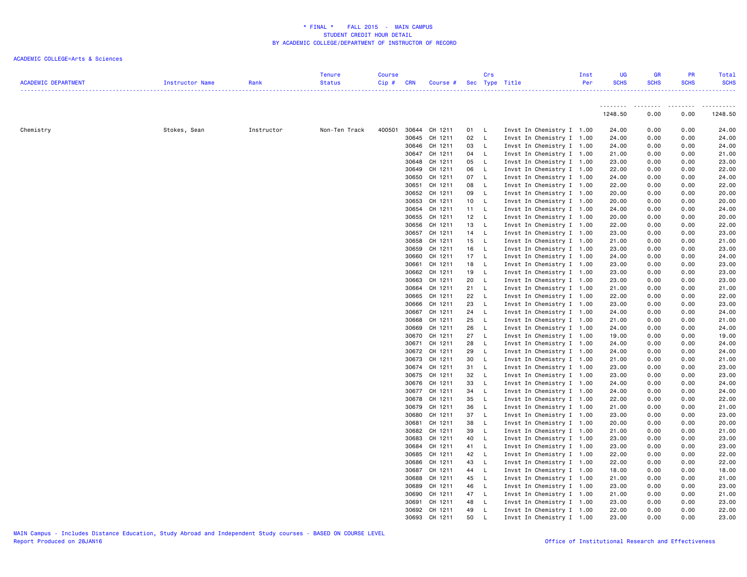# * FINAL * FALL 2015 - MAIN CAMPUS
## STUDENT CREDIT HOUR DETAIL
## BY ACADEMIC COLLEGE/DEPARTMENT OF INSTRUCTOR OF RECORD

ACADEMIC COLLEGE=Arts & Sciences

| ACADEMIC DEPARTMENT | Instructor Name | Rank | Tenure Status | Course Cip # | CRN | Course # | Sec | Crs Type | Title | Inst Per | UG SCHS | GR SCHS | PR SCHS | Total SCHS |
|---|---|---|---|---|---|---|---|---|---|---|---|---|---|---|
| | | | | | | | | | | | 1248.50 | 0.00 | 0.00 | 1248.50 |
| Chemistry | Stokes, Sean | Instructor | Non-Ten Track | 400501 | 30644 | CH 1211 | 01 | L | Invst In Chemistry I | 1.00 | 24.00 | 0.00 | 0.00 | 24.00 |
| | | | | | 30645 | CH 1211 | 02 | L | Invst In Chemistry I | 1.00 | 24.00 | 0.00 | 0.00 | 24.00 |
| | | | | | 30646 | CH 1211 | 03 | L | Invst In Chemistry I | 1.00 | 24.00 | 0.00 | 0.00 | 24.00 |
| | | | | | 30647 | CH 1211 | 04 | L | Invst In Chemistry I | 1.00 | 21.00 | 0.00 | 0.00 | 21.00 |
| | | | | | 30648 | CH 1211 | 05 | L | Invst In Chemistry I | 1.00 | 23.00 | 0.00 | 0.00 | 23.00 |
| | | | | | 30649 | CH 1211 | 06 | L | Invst In Chemistry I | 1.00 | 22.00 | 0.00 | 0.00 | 22.00 |
| | | | | | 30650 | CH 1211 | 07 | L | Invst In Chemistry I | 1.00 | 24.00 | 0.00 | 0.00 | 24.00 |
| | | | | | 30651 | CH 1211 | 08 | L | Invst In Chemistry I | 1.00 | 22.00 | 0.00 | 0.00 | 22.00 |
| | | | | | 30652 | CH 1211 | 09 | L | Invst In Chemistry I | 1.00 | 20.00 | 0.00 | 0.00 | 20.00 |
| | | | | | 30653 | CH 1211 | 10 | L | Invst In Chemistry I | 1.00 | 20.00 | 0.00 | 0.00 | 20.00 |
| | | | | | 30654 | CH 1211 | 11 | L | Invst In Chemistry I | 1.00 | 24.00 | 0.00 | 0.00 | 24.00 |
| | | | | | 30655 | CH 1211 | 12 | L | Invst In Chemistry I | 1.00 | 20.00 | 0.00 | 0.00 | 20.00 |
| | | | | | 30656 | CH 1211 | 13 | L | Invst In Chemistry I | 1.00 | 22.00 | 0.00 | 0.00 | 22.00 |
| | | | | | 30657 | CH 1211 | 14 | L | Invst In Chemistry I | 1.00 | 23.00 | 0.00 | 0.00 | 23.00 |
| | | | | | 30658 | CH 1211 | 15 | L | Invst In Chemistry I | 1.00 | 21.00 | 0.00 | 0.00 | 21.00 |
| | | | | | 30659 | CH 1211 | 16 | L | Invst In Chemistry I | 1.00 | 23.00 | 0.00 | 0.00 | 23.00 |
| | | | | | 30660 | CH 1211 | 17 | L | Invst In Chemistry I | 1.00 | 24.00 | 0.00 | 0.00 | 24.00 |
| | | | | | 30661 | CH 1211 | 18 | L | Invst In Chemistry I | 1.00 | 23.00 | 0.00 | 0.00 | 23.00 |
| | | | | | 30662 | CH 1211 | 19 | L | Invst In Chemistry I | 1.00 | 23.00 | 0.00 | 0.00 | 23.00 |
| | | | | | 30663 | CH 1211 | 20 | L | Invst In Chemistry I | 1.00 | 23.00 | 0.00 | 0.00 | 23.00 |
| | | | | | 30664 | CH 1211 | 21 | L | Invst In Chemistry I | 1.00 | 21.00 | 0.00 | 0.00 | 21.00 |
| | | | | | 30665 | CH 1211 | 22 | L | Invst In Chemistry I | 1.00 | 22.00 | 0.00 | 0.00 | 22.00 |
| | | | | | 30666 | CH 1211 | 23 | L | Invst In Chemistry I | 1.00 | 23.00 | 0.00 | 0.00 | 23.00 |
| | | | | | 30667 | CH 1211 | 24 | L | Invst In Chemistry I | 1.00 | 24.00 | 0.00 | 0.00 | 24.00 |
| | | | | | 30668 | CH 1211 | 25 | L | Invst In Chemistry I | 1.00 | 21.00 | 0.00 | 0.00 | 21.00 |
| | | | | | 30669 | CH 1211 | 26 | L | Invst In Chemistry I | 1.00 | 24.00 | 0.00 | 0.00 | 24.00 |
| | | | | | 30670 | CH 1211 | 27 | L | Invst In Chemistry I | 1.00 | 19.00 | 0.00 | 0.00 | 19.00 |
| | | | | | 30671 | CH 1211 | 28 | L | Invst In Chemistry I | 1.00 | 24.00 | 0.00 | 0.00 | 24.00 |
| | | | | | 30672 | CH 1211 | 29 | L | Invst In Chemistry I | 1.00 | 24.00 | 0.00 | 0.00 | 24.00 |
| | | | | | 30673 | CH 1211 | 30 | L | Invst In Chemistry I | 1.00 | 21.00 | 0.00 | 0.00 | 21.00 |
| | | | | | 30674 | CH 1211 | 31 | L | Invst In Chemistry I | 1.00 | 23.00 | 0.00 | 0.00 | 23.00 |
| | | | | | 30675 | CH 1211 | 32 | L | Invst In Chemistry I | 1.00 | 23.00 | 0.00 | 0.00 | 23.00 |
| | | | | | 30676 | CH 1211 | 33 | L | Invst In Chemistry I | 1.00 | 24.00 | 0.00 | 0.00 | 24.00 |
| | | | | | 30677 | CH 1211 | 34 | L | Invst In Chemistry I | 1.00 | 24.00 | 0.00 | 0.00 | 24.00 |
| | | | | | 30678 | CH 1211 | 35 | L | Invst In Chemistry I | 1.00 | 22.00 | 0.00 | 0.00 | 22.00 |
| | | | | | 30679 | CH 1211 | 36 | L | Invst In Chemistry I | 1.00 | 21.00 | 0.00 | 0.00 | 21.00 |
| | | | | | 30680 | CH 1211 | 37 | L | Invst In Chemistry I | 1.00 | 23.00 | 0.00 | 0.00 | 23.00 |
| | | | | | 30681 | CH 1211 | 38 | L | Invst In Chemistry I | 1.00 | 20.00 | 0.00 | 0.00 | 20.00 |
| | | | | | 30682 | CH 1211 | 39 | L | Invst In Chemistry I | 1.00 | 21.00 | 0.00 | 0.00 | 21.00 |
| | | | | | 30683 | CH 1211 | 40 | L | Invst In Chemistry I | 1.00 | 23.00 | 0.00 | 0.00 | 23.00 |
| | | | | | 30684 | CH 1211 | 41 | L | Invst In Chemistry I | 1.00 | 23.00 | 0.00 | 0.00 | 23.00 |
| | | | | | 30685 | CH 1211 | 42 | L | Invst In Chemistry I | 1.00 | 22.00 | 0.00 | 0.00 | 22.00 |
| | | | | | 30686 | CH 1211 | 43 | L | Invst In Chemistry I | 1.00 | 22.00 | 0.00 | 0.00 | 22.00 |
| | | | | | 30687 | CH 1211 | 44 | L | Invst In Chemistry I | 1.00 | 18.00 | 0.00 | 0.00 | 18.00 |
| | | | | | 30688 | CH 1211 | 45 | L | Invst In Chemistry I | 1.00 | 21.00 | 0.00 | 0.00 | 21.00 |
| | | | | | 30689 | CH 1211 | 46 | L | Invst In Chemistry I | 1.00 | 23.00 | 0.00 | 0.00 | 23.00 |
| | | | | | 30690 | CH 1211 | 47 | L | Invst In Chemistry I | 1.00 | 21.00 | 0.00 | 0.00 | 21.00 |
| | | | | | 30691 | CH 1211 | 48 | L | Invst In Chemistry I | 1.00 | 23.00 | 0.00 | 0.00 | 23.00 |
| | | | | | 30692 | CH 1211 | 49 | L | Invst In Chemistry I | 1.00 | 22.00 | 0.00 | 0.00 | 22.00 |
| | | | | | 30693 | CH 1211 | 50 | L | Invst In Chemistry I | 1.00 | 23.00 | 0.00 | 0.00 | 23.00 |

MAIN Campus - Includes Distance Education, Study Abroad and Independent Study courses - BASED ON COURSE LEVEL
Report Produced on 28JAN16

Office of Institutional Research and Effectiveness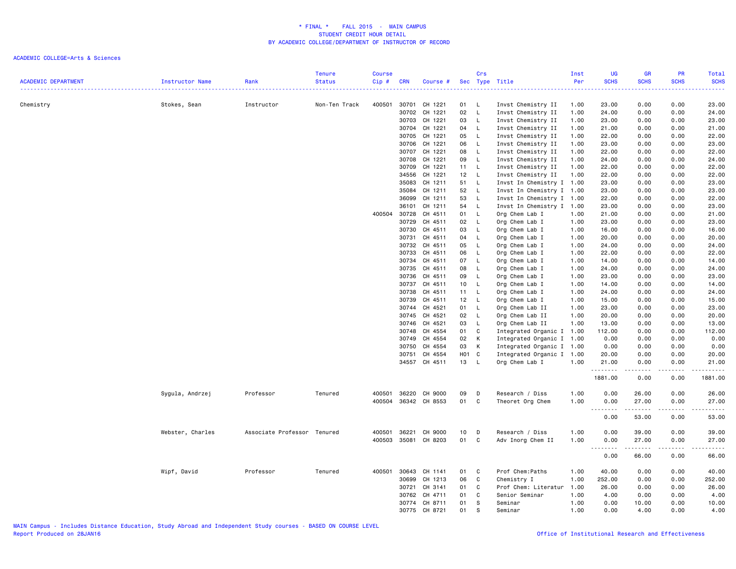# * FINAL * FALL 2015 - MAIN CAMPUS
## STUDENT CREDIT HOUR DETAIL
## BY ACADEMIC COLLEGE/DEPARTMENT OF INSTRUCTOR OF RECORD

ACADEMIC COLLEGE=Arts & Sciences

| ACADEMIC DEPARTMENT | Instructor Name | Rank | Tenure Status | Course Cip # | CRN | Course # | Sec | Crs Type | Title | Inst Per | UG SCHS | GR SCHS | PR SCHS | Total SCHS |
|---|---|---|---|---|---|---|---|---|---|---|---|---|---|---|
| Chemistry | Stokes, Sean | Instructor | Non-Ten Track | 400501 | 30701 | CH 1221 | 01 | L | Invst Chemistry II | 1.00 | 23.00 | 0.00 | 0.00 | 23.00 |
| | | | | | 30702 | CH 1221 | 02 | L | Invst Chemistry II | 1.00 | 24.00 | 0.00 | 0.00 | 24.00 |
| | | | | | 30703 | CH 1221 | 03 | L | Invst Chemistry II | 1.00 | 23.00 | 0.00 | 0.00 | 23.00 |
| | | | | | 30704 | CH 1221 | 04 | L | Invst Chemistry II | 1.00 | 21.00 | 0.00 | 0.00 | 21.00 |
| | | | | | 30705 | CH 1221 | 05 | L | Invst Chemistry II | 1.00 | 22.00 | 0.00 | 0.00 | 22.00 |
| | | | | | 30706 | CH 1221 | 06 | L | Invst Chemistry II | 1.00 | 23.00 | 0.00 | 0.00 | 23.00 |
| | | | | | 30707 | CH 1221 | 08 | L | Invst Chemistry II | 1.00 | 22.00 | 0.00 | 0.00 | 22.00 |
| | | | | | 30708 | CH 1221 | 09 | L | Invst Chemistry II | 1.00 | 24.00 | 0.00 | 0.00 | 24.00 |
| | | | | | 30709 | CH 1221 | 11 | L | Invst Chemistry II | 1.00 | 22.00 | 0.00 | 0.00 | 22.00 |
| | | | | | 34556 | CH 1221 | 12 | L | Invst Chemistry II | 1.00 | 22.00 | 0.00 | 0.00 | 22.00 |
| | | | | | 35083 | CH 1211 | 51 | L | Invst In Chemistry I | 1.00 | 23.00 | 0.00 | 0.00 | 23.00 |
| | | | | | 35084 | CH 1211 | 52 | L | Invst In Chemistry I | 1.00 | 23.00 | 0.00 | 0.00 | 23.00 |
| | | | | | 36099 | CH 1211 | 53 | L | Invst In Chemistry I | 1.00 | 22.00 | 0.00 | 0.00 | 22.00 |
| | | | | | 36101 | CH 1211 | 54 | L | Invst In Chemistry I | 1.00 | 23.00 | 0.00 | 0.00 | 23.00 |
| | | | | 400504 | 30728 | CH 4511 | 01 | L | Org Chem Lab I | 1.00 | 21.00 | 0.00 | 0.00 | 21.00 |
| | | | | | 30729 | CH 4511 | 02 | L | Org Chem Lab I | 1.00 | 23.00 | 0.00 | 0.00 | 23.00 |
| | | | | | 30730 | CH 4511 | 03 | L | Org Chem Lab I | 1.00 | 16.00 | 0.00 | 0.00 | 16.00 |
| | | | | | 30731 | CH 4511 | 04 | L | Org Chem Lab I | 1.00 | 20.00 | 0.00 | 0.00 | 20.00 |
| | | | | | 30732 | CH 4511 | 05 | L | Org Chem Lab I | 1.00 | 24.00 | 0.00 | 0.00 | 24.00 |
| | | | | | 30733 | CH 4511 | 06 | L | Org Chem Lab I | 1.00 | 22.00 | 0.00 | 0.00 | 22.00 |
| | | | | | 30734 | CH 4511 | 07 | L | Org Chem Lab I | 1.00 | 14.00 | 0.00 | 0.00 | 14.00 |
| | | | | | 30735 | CH 4511 | 08 | L | Org Chem Lab I | 1.00 | 24.00 | 0.00 | 0.00 | 24.00 |
| | | | | | 30736 | CH 4511 | 09 | L | Org Chem Lab I | 1.00 | 23.00 | 0.00 | 0.00 | 23.00 |
| | | | | | 30737 | CH 4511 | 10 | L | Org Chem Lab I | 1.00 | 14.00 | 0.00 | 0.00 | 14.00 |
| | | | | | 30738 | CH 4511 | 11 | L | Org Chem Lab I | 1.00 | 24.00 | 0.00 | 0.00 | 24.00 |
| | | | | | 30739 | CH 4511 | 12 | L | Org Chem Lab I | 1.00 | 15.00 | 0.00 | 0.00 | 15.00 |
| | | | | | 30744 | CH 4521 | 01 | L | Org Chem Lab II | 1.00 | 23.00 | 0.00 | 0.00 | 23.00 |
| | | | | | 30745 | CH 4521 | 02 | L | Org Chem Lab II | 1.00 | 20.00 | 0.00 | 0.00 | 20.00 |
| | | | | | 30746 | CH 4521 | 03 | L | Org Chem Lab II | 1.00 | 13.00 | 0.00 | 0.00 | 13.00 |
| | | | | | 30748 | CH 4554 | 01 | C | Integrated Organic I | 1.00 | 112.00 | 0.00 | 0.00 | 112.00 |
| | | | | | 30749 | CH 4554 | 02 | K | Integrated Organic I | 1.00 | 0.00 | 0.00 | 0.00 | 0.00 |
| | | | | | 30750 | CH 4554 | 03 | K | Integrated Organic I | 1.00 | 0.00 | 0.00 | 0.00 | 0.00 |
| | | | | | 30751 | CH 4554 | H01 | C | Integrated Organic I | 1.00 | 20.00 | 0.00 | 0.00 | 20.00 |
| | | | | | 34557 | CH 4511 | 13 | L | Org Chem Lab I | 1.00 | 21.00 | 0.00 | 0.00 | 21.00 |
| | | | | | | | | | | | 1881.00 | 0.00 | 0.00 | 1881.00 |
| | Sygula, Andrzej | Professor | Tenured | 400501 | 36220 | CH 9000 | 09 | D | Research / Diss | 1.00 | 0.00 | 26.00 | 0.00 | 26.00 |
| | | | | 400504 | 36342 | CH 8553 | 01 | C | Theoret Org Chem | 1.00 | 0.00 | 27.00 | 0.00 | 27.00 |
| | | | | | | | | | | | 0.00 | 53.00 | 0.00 | 53.00 |
| | Webster, Charles | Associate Professor | Tenured | 400501 | 36221 | CH 9000 | 10 | D | Research / Diss | 1.00 | 0.00 | 39.00 | 0.00 | 39.00 |
| | | | | 400503 | 35081 | CH 8203 | 01 | C | Adv Inorg Chem II | 1.00 | 0.00 | 27.00 | 0.00 | 27.00 |
| | | | | | | | | | | | 0.00 | 66.00 | 0.00 | 66.00 |
| | Wipf, David | Professor | Tenured | 400501 | 30643 | CH 1141 | 01 | C | Prof Chem:Paths | 1.00 | 40.00 | 0.00 | 0.00 | 40.00 |
| | | | | | 30699 | CH 1213 | 06 | C | Chemistry I | 1.00 | 252.00 | 0.00 | 0.00 | 252.00 |
| | | | | | 30721 | CH 3141 | 01 | C | Prof Chem: Literatur | 1.00 | 26.00 | 0.00 | 0.00 | 26.00 |
| | | | | | 30762 | CH 4711 | 01 | C | Senior Seminar | 1.00 | 4.00 | 0.00 | 0.00 | 4.00 |
| | | | | | 30774 | CH 8711 | 01 | S | Seminar | 1.00 | 0.00 | 10.00 | 0.00 | 10.00 |
| | | | | | 30775 | CH 8721 | 01 | S | Seminar | 1.00 | 0.00 | 4.00 | 0.00 | 4.00 |

MAIN Campus - Includes Distance Education, Study Abroad and Independent Study courses - BASED ON COURSE LEVEL
Report Produced on 28JAN16

Office of Institutional Research and Effectiveness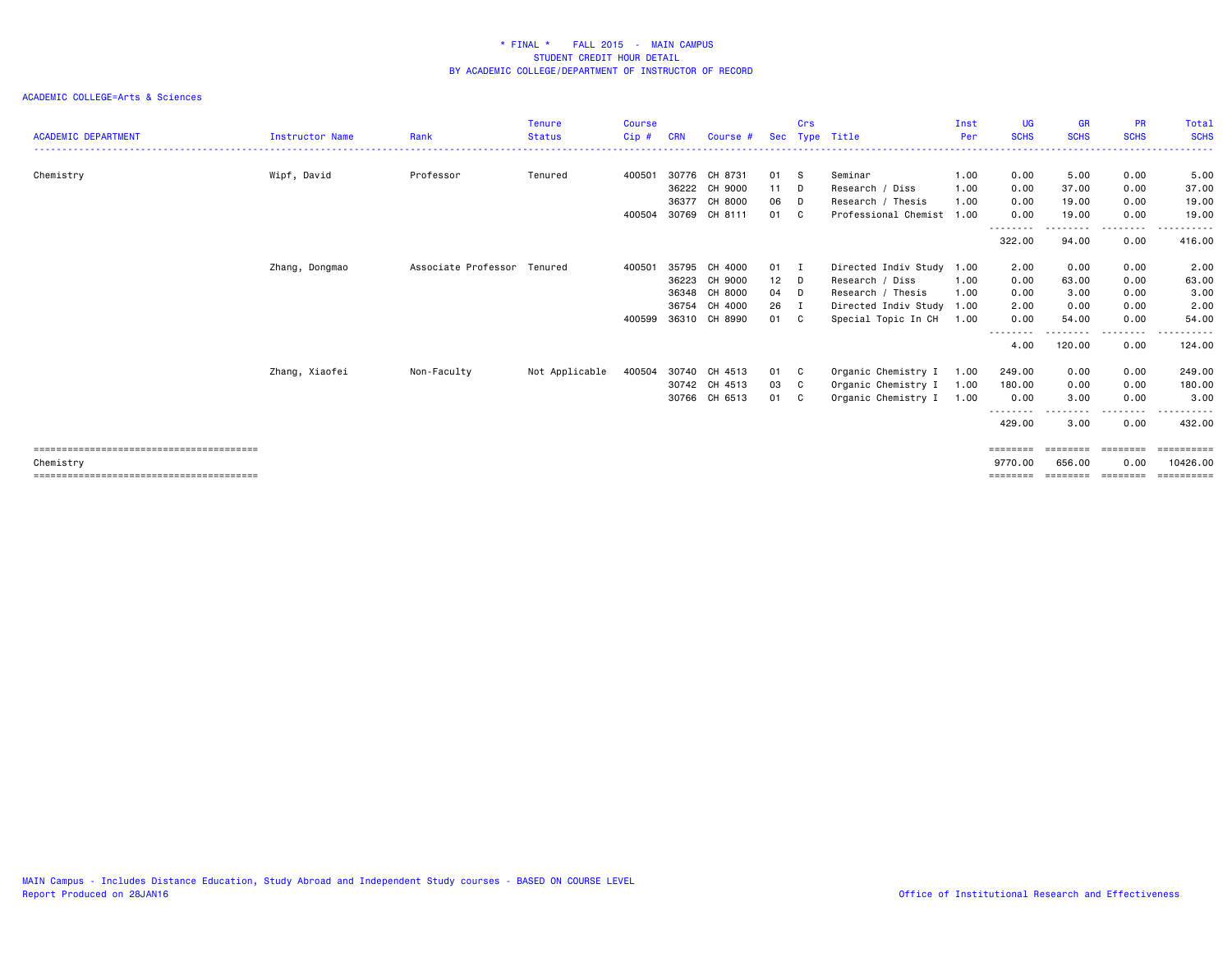# * FINAL * FALL 2015 - MAIN CAMPUS
## STUDENT CREDIT HOUR DETAIL
## BY ACADEMIC COLLEGE/DEPARTMENT OF INSTRUCTOR OF RECORD

ACADEMIC COLLEGE=Arts & Sciences

| ACADEMIC DEPARTMENT | Instructor Name | Rank | Tenure Status | Course Cip # | CRN | Course # | Sec | Crs Type | Title | Inst Per | UG SCHS | GR SCHS | PR SCHS | Total SCHS |
|---|---|---|---|---|---|---|---|---|---|---|---|---|---|---|
| Chemistry | Wipf, David | Professor | Tenured | 400501 | 30776 | CH 8731 | 01 | S | Seminar | 1.00 | 0.00 | 5.00 | 0.00 | 5.00 |
| | | | | | 36222 | CH 9000 | 11 | D | Research / Diss | 1.00 | 0.00 | 37.00 | 0.00 | 37.00 |
| | | | | | 36377 | CH 8000 | 06 | D | Research / Thesis | 1.00 | 0.00 | 19.00 | 0.00 | 19.00 |
| | | | | 400504 | 30769 | CH 8111 | 01 | C | Professional Chemist | 1.00 | 0.00 | 19.00 | 0.00 | 19.00 |
| | | | | | | | | | | | 322.00 | 94.00 | 0.00 | 416.00 |
| | Zhang, Dongmao | Associate Professor | Tenured | 400501 | 35795 | CH 4000 | 01 | I | Directed Indiv Study | 1.00 | 2.00 | 0.00 | 0.00 | 2.00 |
| | | | | | 36223 | CH 9000 | 12 | D | Research / Diss | 1.00 | 0.00 | 63.00 | 0.00 | 63.00 |
| | | | | | 36348 | CH 8000 | 04 | D | Research / Thesis | 1.00 | 0.00 | 3.00 | 0.00 | 3.00 |
| | | | | | 36754 | CH 4000 | 26 | I | Directed Indiv Study | 1.00 | 2.00 | 0.00 | 0.00 | 2.00 |
| | | | | 400599 | 36310 | CH 8990 | 01 | C | Special Topic In CH | 1.00 | 0.00 | 54.00 | 0.00 | 54.00 |
| | | | | | | | | | | | 4.00 | 120.00 | 0.00 | 124.00 |
| | Zhang, Xiaofei | Non-Faculty | Not Applicable | 400504 | 30740 | CH 4513 | 01 | C | Organic Chemistry I | 1.00 | 249.00 | 0.00 | 0.00 | 249.00 |
| | | | | | 30742 | CH 4513 | 03 | C | Organic Chemistry I | 1.00 | 180.00 | 0.00 | 0.00 | 180.00 |
| | | | | | 30766 | CH 6513 | 01 | C | Organic Chemistry I | 1.00 | 0.00 | 3.00 | 0.00 | 3.00 |
| | | | | | | | | | | | 429.00 | 3.00 | 0.00 | 432.00 |
| Chemistry | | | | | | | | | | | 9770.00 | 656.00 | 0.00 | 10426.00 |

MAIN Campus - Includes Distance Education, Study Abroad and Independent Study courses - BASED ON COURSE LEVEL
Report Produced on 28JAN16

Office of Institutional Research and Effectiveness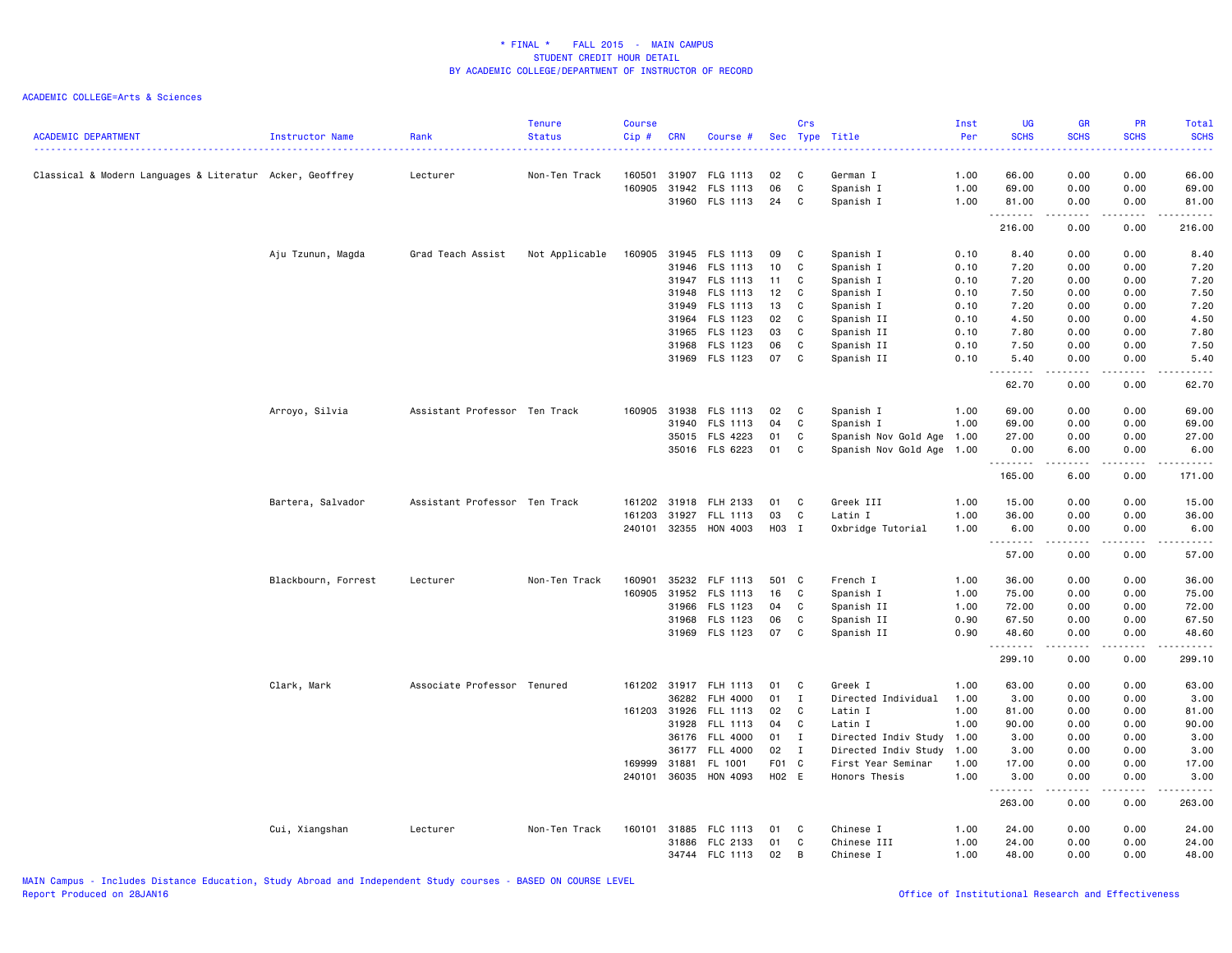# * FINAL * FALL 2015 - MAIN CAMPUS
## STUDENT CREDIT HOUR DETAIL
## BY ACADEMIC COLLEGE/DEPARTMENT OF INSTRUCTOR OF RECORD

ACADEMIC COLLEGE=Arts & Sciences

| ACADEMIC DEPARTMENT | Instructor Name | Rank | Tenure Status | Course Cip # | CRN | Course # | Sec | Crs Type | Title | Inst Per | UG SCHS | GR SCHS | PR SCHS | Total SCHS |
|---|---|---|---|---|---|---|---|---|---|---|---|---|---|---|
| Classical & Modern Languages & Literatur | Acker, Geoffrey | Lecturer | Non-Ten Track | 160501 | 31907 | FLG 1113 | 02 | C | German I | 1.00 | 66.00 | 0.00 | 0.00 | 66.00 |
| | | | | 160905 | 31942 | FLS 1113 | 06 | C | Spanish I | 1.00 | 69.00 | 0.00 | 0.00 | 69.00 |
| | | | | | 31960 | FLS 1113 | 24 | C | Spanish I | 1.00 | 81.00 | 0.00 | 0.00 | 81.00 |
| | | | | | | | | | | | 216.00 | 0.00 | 0.00 | 216.00 |
| | Aju Tzunun, Magda | Grad Teach Assist | Not Applicable | 160905 | 31945 | FLS 1113 | 09 | C | Spanish I | 0.10 | 8.40 | 0.00 | 0.00 | 8.40 |
| | | | | | 31946 | FLS 1113 | 10 | C | Spanish I | 0.10 | 7.20 | 0.00 | 0.00 | 7.20 |
| | | | | | 31947 | FLS 1113 | 11 | C | Spanish I | 0.10 | 7.20 | 0.00 | 0.00 | 7.20 |
| | | | | | 31948 | FLS 1113 | 12 | C | Spanish I | 0.10 | 7.50 | 0.00 | 0.00 | 7.50 |
| | | | | | 31949 | FLS 1113 | 13 | C | Spanish I | 0.10 | 7.20 | 0.00 | 0.00 | 7.20 |
| | | | | | 31964 | FLS 1123 | 02 | C | Spanish II | 0.10 | 4.50 | 0.00 | 0.00 | 4.50 |
| | | | | | 31965 | FLS 1123 | 03 | C | Spanish II | 0.10 | 7.80 | 0.00 | 0.00 | 7.80 |
| | | | | | 31968 | FLS 1123 | 06 | C | Spanish II | 0.10 | 7.50 | 0.00 | 0.00 | 7.50 |
| | | | | | 31969 | FLS 1123 | 07 | C | Spanish II | 0.10 | 5.40 | 0.00 | 0.00 | 5.40 |
| | | | | | | | | | | | 62.70 | 0.00 | 0.00 | 62.70 |
| | Arroyo, Silvia | Assistant Professor | Ten Track | 160905 | 31938 | FLS 1113 | 02 | C | Spanish I | 1.00 | 69.00 | 0.00 | 0.00 | 69.00 |
| | | | | | 31940 | FLS 1113 | 04 | C | Spanish I | 1.00 | 69.00 | 0.00 | 0.00 | 69.00 |
| | | | | | 35015 | FLS 4223 | 01 | C | Spanish Nov Gold Age | 1.00 | 27.00 | 0.00 | 0.00 | 27.00 |
| | | | | | 35016 | FLS 6223 | 01 | C | Spanish Nov Gold Age | 1.00 | 0.00 | 6.00 | 0.00 | 6.00 |
| | | | | | | | | | | | 165.00 | 6.00 | 0.00 | 171.00 |
| | Bartera, Salvador | Assistant Professor | Ten Track | 161202 | 31918 | FLH 2133 | 01 | C | Greek III | 1.00 | 15.00 | 0.00 | 0.00 | 15.00 |
| | | | | 161203 | 31927 | FLL 1113 | 03 | C | Latin I | 1.00 | 36.00 | 0.00 | 0.00 | 36.00 |
| | | | | 240101 | 32355 | HON 4003 | H03 | I | Oxbridge Tutorial | 1.00 | 6.00 | 0.00 | 0.00 | 6.00 |
| | | | | | | | | | | | 57.00 | 0.00 | 0.00 | 57.00 |
| | Blackbourn, Forrest | Lecturer | Non-Ten Track | 160901 | 35232 | FLF 1113 | 501 | C | French I | 1.00 | 36.00 | 0.00 | 0.00 | 36.00 |
| | | | | 160905 | 31952 | FLS 1113 | 16 | C | Spanish I | 1.00 | 75.00 | 0.00 | 0.00 | 75.00 |
| | | | | | 31966 | FLS 1123 | 04 | C | Spanish II | 1.00 | 72.00 | 0.00 | 0.00 | 72.00 |
| | | | | | 31968 | FLS 1123 | 06 | C | Spanish II | 0.90 | 67.50 | 0.00 | 0.00 | 67.50 |
| | | | | | 31969 | FLS 1123 | 07 | C | Spanish II | 0.90 | 48.60 | 0.00 | 0.00 | 48.60 |
| | | | | | | | | | | | 299.10 | 0.00 | 0.00 | 299.10 |
| | Clark, Mark | Associate Professor | Tenured | 161202 | 31917 | FLH 1113 | 01 | C | Greek I | 1.00 | 63.00 | 0.00 | 0.00 | 63.00 |
| | | | | | 36282 | FLH 4000 | 01 | I | Directed Individual | 1.00 | 3.00 | 0.00 | 0.00 | 3.00 |
| | | | | 161203 | 31926 | FLL 1113 | 02 | C | Latin I | 1.00 | 81.00 | 0.00 | 0.00 | 81.00 |
| | | | | | 31928 | FLL 1113 | 04 | C | Latin I | 1.00 | 90.00 | 0.00 | 0.00 | 90.00 |
| | | | | | 36176 | FLL 4000 | 01 | I | Directed Indiv Study | 1.00 | 3.00 | 0.00 | 0.00 | 3.00 |
| | | | | | 36177 | FLL 4000 | 02 | I | Directed Indiv Study | 1.00 | 3.00 | 0.00 | 0.00 | 3.00 |
| | | | | 169999 | 31881 | FL 1001 | F01 | C | First Year Seminar | 1.00 | 17.00 | 0.00 | 0.00 | 17.00 |
| | | | | 240101 | 36035 | HON 4093 | H02 | E | Honors Thesis | 1.00 | 3.00 | 0.00 | 0.00 | 3.00 |
| | | | | | | | | | | | 263.00 | 0.00 | 0.00 | 263.00 |
| | Cui, Xiangshan | Lecturer | Non-Ten Track | 160101 | 31885 | FLC 1113 | 01 | C | Chinese I | 1.00 | 24.00 | 0.00 | 0.00 | 24.00 |
| | | | | | 31886 | FLC 2133 | 01 | C | Chinese III | 1.00 | 24.00 | 0.00 | 0.00 | 24.00 |
| | | | | | 34744 | FLC 1113 | 02 | B | Chinese I | 1.00 | 48.00 | 0.00 | 0.00 | 48.00 |

MAIN Campus - Includes Distance Education, Study Abroad and Independent Study courses - BASED ON COURSE LEVEL
Report Produced on 28JAN16

Office of Institutional Research and Effectiveness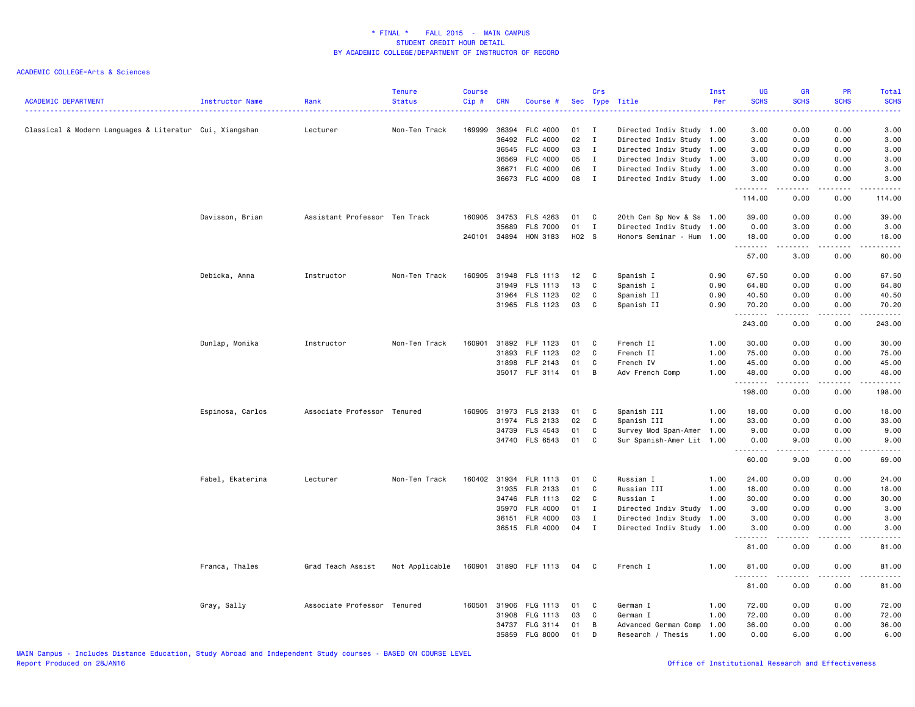\* FINAL \*    FALL 2015  -  MAIN CAMPUS
STUDENT CREDIT HOUR DETAIL
BY ACADEMIC COLLEGE/DEPARTMENT OF INSTRUCTOR OF RECORD

ACADEMIC COLLEGE=Arts & Sciences

| ACADEMIC DEPARTMENT | Instructor Name | Rank | Tenure Status | Course Cip # | CRN | Course # | Sec | Crs Type | Title | Inst Per | UG SCHS | GR SCHS | PR SCHS | Total SCHS |
|---|---|---|---|---|---|---|---|---|---|---|---|---|---|---|
| Classical & Modern Languages & Literatur | Cui, Xiangshan | Lecturer | Non-Ten Track | 169999 | 36394 | FLC 4000 | 01 | I | Directed Indiv Study | 1.00 | 3.00 | 0.00 | 0.00 | 3.00 |
| | | | | | 36492 | FLC 4000 | 02 | I | Directed Indiv Study | 1.00 | 3.00 | 0.00 | 0.00 | 3.00 |
| | | | | | 36545 | FLC 4000 | 03 | I | Directed Indiv Study | 1.00 | 3.00 | 0.00 | 0.00 | 3.00 |
| | | | | | 36569 | FLC 4000 | 05 | I | Directed Indiv Study | 1.00 | 3.00 | 0.00 | 0.00 | 3.00 |
| | | | | | 36671 | FLC 4000 | 06 | I | Directed Indiv Study | 1.00 | 3.00 | 0.00 | 0.00 | 3.00 |
| | | | | | 36673 | FLC 4000 | 08 | I | Directed Indiv Study | 1.00 | 3.00 | 0.00 | 0.00 | 3.00 |
| | | | | | | | | | | | 114.00 | 0.00 | 0.00 | 114.00 |
| | Davisson, Brian | Assistant Professor | Ten Track | 160905 | 34753 | FLS 4263 | 01 | C | 20th Cen Sp Nov & Ss | 1.00 | 39.00 | 0.00 | 0.00 | 39.00 |
| | | | | | 35689 | FLS 7000 | 01 | I | Directed Indiv Study | 1.00 | 0.00 | 3.00 | 0.00 | 3.00 |
| | | | | 240101 | 34894 | HON 3183 | H02 | S | Honors Seminar - Hum | 1.00 | 18.00 | 0.00 | 0.00 | 18.00 |
| | | | | | | | | | | | 57.00 | 3.00 | 0.00 | 60.00 |
| | Debicka, Anna | Instructor | Non-Ten Track | 160905 | 31948 | FLS 1113 | 12 | C | Spanish I | 0.90 | 67.50 | 0.00 | 0.00 | 67.50 |
| | | | | | 31949 | FLS 1113 | 13 | C | Spanish I | 0.90 | 64.80 | 0.00 | 0.00 | 64.80 |
| | | | | | 31964 | FLS 1123 | 02 | C | Spanish II | 0.90 | 40.50 | 0.00 | 0.00 | 40.50 |
| | | | | | 31965 | FLS 1123 | 03 | C | Spanish II | 0.90 | 70.20 | 0.00 | 0.00 | 70.20 |
| | | | | | | | | | | | 243.00 | 0.00 | 0.00 | 243.00 |
| | Dunlap, Monika | Instructor | Non-Ten Track | 160901 | 31892 | FLF 1123 | 01 | C | French II | 1.00 | 30.00 | 0.00 | 0.00 | 30.00 |
| | | | | | 31893 | FLF 1123 | 02 | C | French II | 1.00 | 75.00 | 0.00 | 0.00 | 75.00 |
| | | | | | 31898 | FLF 2143 | 01 | C | French IV | 1.00 | 45.00 | 0.00 | 0.00 | 45.00 |
| | | | | | 35017 | FLF 3114 | 01 | B | Adv French Comp | 1.00 | 48.00 | 0.00 | 0.00 | 48.00 |
| | | | | | | | | | | | 198.00 | 0.00 | 0.00 | 198.00 |
| | Espinosa, Carlos | Associate Professor | Tenured | 160905 | 31973 | FLS 2133 | 01 | C | Spanish III | 1.00 | 18.00 | 0.00 | 0.00 | 18.00 |
| | | | | | 31974 | FLS 2133 | 02 | C | Spanish III | 1.00 | 33.00 | 0.00 | 0.00 | 33.00 |
| | | | | | 34739 | FLS 4543 | 01 | C | Survey Mod Span-Amer | 1.00 | 9.00 | 0.00 | 0.00 | 9.00 |
| | | | | | 34740 | FLS 6543 | 01 | C | Sur Spanish-Amer Lit | 1.00 | 0.00 | 9.00 | 0.00 | 9.00 |
| | | | | | | | | | | | 60.00 | 9.00 | 0.00 | 69.00 |
| | Fabel, Ekaterina | Lecturer | Non-Ten Track | 160402 | 31934 | FLR 1113 | 01 | C | Russian I | 1.00 | 24.00 | 0.00 | 0.00 | 24.00 |
| | | | | | 31935 | FLR 2133 | 01 | C | Russian III | 1.00 | 18.00 | 0.00 | 0.00 | 18.00 |
| | | | | | 34746 | FLR 1113 | 02 | C | Russian I | 1.00 | 30.00 | 0.00 | 0.00 | 30.00 |
| | | | | | 35970 | FLR 4000 | 01 | I | Directed Indiv Study | 1.00 | 3.00 | 0.00 | 0.00 | 3.00 |
| | | | | | 36151 | FLR 4000 | 03 | I | Directed Indiv Study | 1.00 | 3.00 | 0.00 | 0.00 | 3.00 |
| | | | | | 36515 | FLR 4000 | 04 | I | Directed Indiv Study | 1.00 | 3.00 | 0.00 | 0.00 | 3.00 |
| | | | | | | | | | | | 81.00 | 0.00 | 0.00 | 81.00 |
| | Franca, Thales | Grad Teach Assist | Not Applicable | 160901 | 31890 | FLF 1113 | 04 | C | French I | 1.00 | 81.00 | 0.00 | 0.00 | 81.00 |
| | | | | | | | | | | | 81.00 | 0.00 | 0.00 | 81.00 |
| | Gray, Sally | Associate Professor | Tenured | 160501 | 31906 | FLG 1113 | 01 | C | German I | 1.00 | 72.00 | 0.00 | 0.00 | 72.00 |
| | | | | | 31908 | FLG 1113 | 03 | C | German I | 1.00 | 72.00 | 0.00 | 0.00 | 72.00 |
| | | | | | 34737 | FLG 3114 | 01 | B | Advanced German Comp | 1.00 | 36.00 | 0.00 | 0.00 | 36.00 |
| | | | | | 35859 | FLG 8000 | 01 | D | Research / Thesis | 1.00 | 0.00 | 6.00 | 0.00 | 6.00 |

MAIN Campus - Includes Distance Education, Study Abroad and Independent Study courses - BASED ON COURSE LEVEL
Report Produced on 28JAN16

Office of Institutional Research and Effectiveness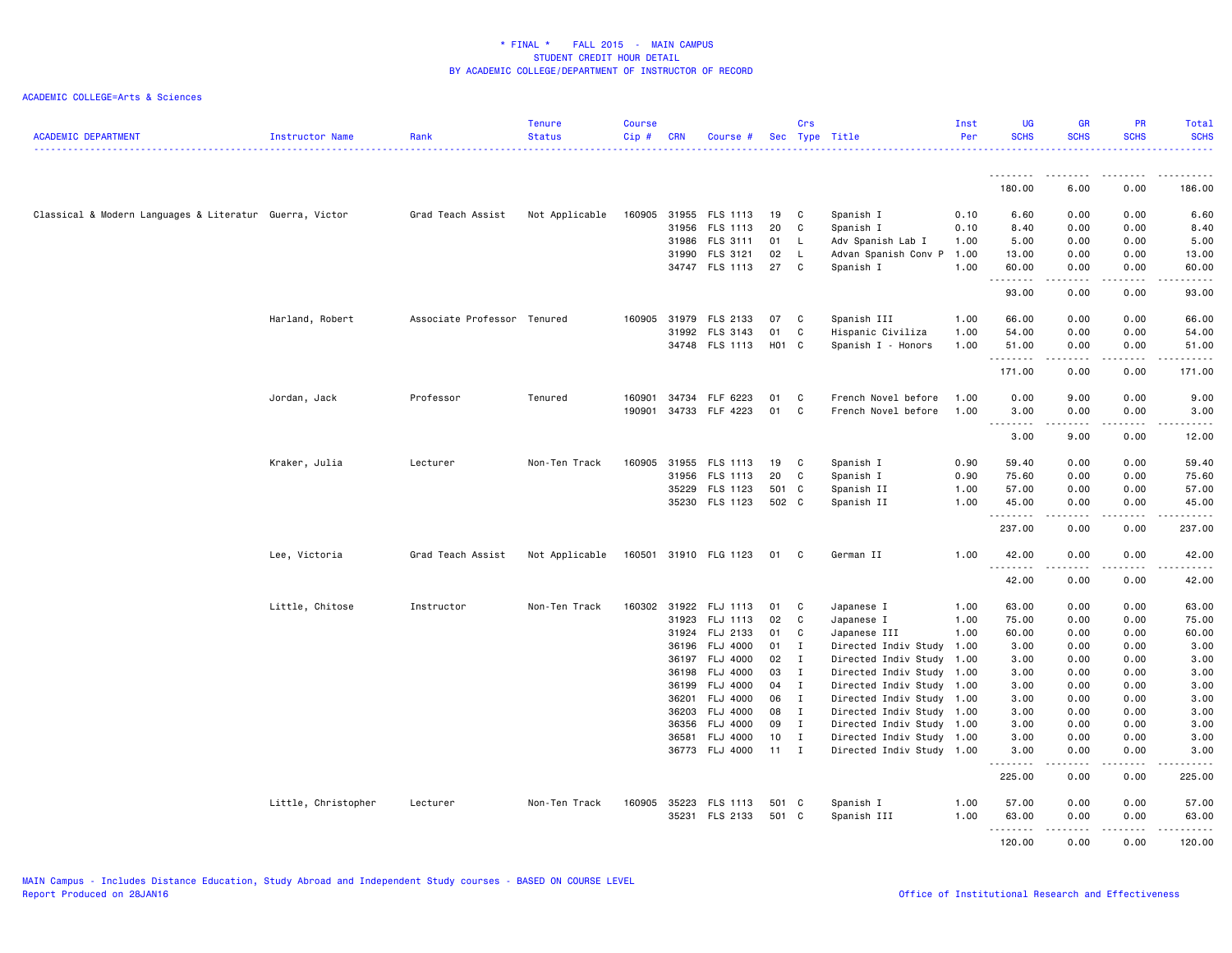# * FINAL * FALL 2015 - MAIN CAMPUS
## STUDENT CREDIT HOUR DETAIL
## BY ACADEMIC COLLEGE/DEPARTMENT OF INSTRUCTOR OF RECORD

ACADEMIC COLLEGE=Arts & Sciences

| ACADEMIC DEPARTMENT | Instructor Name | Rank | Tenure Status | Course Cip # | CRN | Course # | Sec | Crs Type | Title | Inst Per | UG SCHS | GR SCHS | PR SCHS | Total SCHS |
|---|---|---|---|---|---|---|---|---|---|---|---|---|---|---|
| | | | | | | | | | | | 180.00 | 6.00 | 0.00 | 186.00 |
| Classical & Modern Languages & Literatur | Guerra, Victor | Grad Teach Assist | Not Applicable | 160905 | 31955 | FLS 1113 | 19 | C | Spanish I | 0.10 | 6.60 | 0.00 | 0.00 | 6.60 |
| | | | | | 31956 | FLS 1113 | 20 | C | Spanish I | 0.10 | 8.40 | 0.00 | 0.00 | 8.40 |
| | | | | | 31986 | FLS 3111 | 01 | L | Adv Spanish Lab I | 1.00 | 5.00 | 0.00 | 0.00 | 5.00 |
| | | | | | 31990 | FLS 3121 | 02 | L | Advan Spanish Conv P | 1.00 | 13.00 | 0.00 | 0.00 | 13.00 |
| | | | | | 34747 | FLS 1113 | 27 | C | Spanish I | 1.00 | 60.00 | 0.00 | 0.00 | 60.00 |
| | | | | | | | | | | | 93.00 | 0.00 | 0.00 | 93.00 |
| | Harland, Robert | Associate Professor | Tenured | 160905 | 31979 | FLS 2133 | 07 | C | Spanish III | 1.00 | 66.00 | 0.00 | 0.00 | 66.00 |
| | | | | | 31992 | FLS 3143 | 01 | C | Hispanic Civiliza | 1.00 | 54.00 | 0.00 | 0.00 | 54.00 |
| | | | | | 34748 | FLS 1113 | H01 | C | Spanish I - Honors | 1.00 | 51.00 | 0.00 | 0.00 | 51.00 |
| | | | | | | | | | | | 171.00 | 0.00 | 0.00 | 171.00 |
| | Jordan, Jack | Professor | Tenured | 160901 | 34734 | FLF 6223 | 01 | C | French Novel before | 1.00 | 0.00 | 9.00 | 0.00 | 9.00 |
| | | | | 190901 | 34733 | FLF 4223 | 01 | C | French Novel before | 1.00 | 3.00 | 0.00 | 0.00 | 3.00 |
| | | | | | | | | | | | 3.00 | 9.00 | 0.00 | 12.00 |
| | Kraker, Julia | Lecturer | Non-Ten Track | 160905 | 31955 | FLS 1113 | 19 | C | Spanish I | 0.90 | 59.40 | 0.00 | 0.00 | 59.40 |
| | | | | | 31956 | FLS 1113 | 20 | C | Spanish I | 0.90 | 75.60 | 0.00 | 0.00 | 75.60 |
| | | | | | 35229 | FLS 1123 | 501 | C | Spanish II | 1.00 | 57.00 | 0.00 | 0.00 | 57.00 |
| | | | | | 35230 | FLS 1123 | 502 | C | Spanish II | 1.00 | 45.00 | 0.00 | 0.00 | 45.00 |
| | | | | | | | | | | | 237.00 | 0.00 | 0.00 | 237.00 |
| | Lee, Victoria | Grad Teach Assist | Not Applicable | 160501 | 31910 | FLG 1123 | 01 | C | German II | 1.00 | 42.00 | 0.00 | 0.00 | 42.00 |
| | | | | | | | | | | | 42.00 | 0.00 | 0.00 | 42.00 |
| | Little, Chitose | Instructor | Non-Ten Track | 160302 | 31922 | FLJ 1113 | 01 | C | Japanese I | 1.00 | 63.00 | 0.00 | 0.00 | 63.00 |
| | | | | | 31923 | FLJ 1113 | 02 | C | Japanese I | 1.00 | 75.00 | 0.00 | 0.00 | 75.00 |
| | | | | | 31924 | FLJ 2133 | 01 | C | Japanese III | 1.00 | 60.00 | 0.00 | 0.00 | 60.00 |
| | | | | | 36196 | FLJ 4000 | 01 | I | Directed Indiv Study | 1.00 | 3.00 | 0.00 | 0.00 | 3.00 |
| | | | | | 36197 | FLJ 4000 | 02 | I | Directed Indiv Study | 1.00 | 3.00 | 0.00 | 0.00 | 3.00 |
| | | | | | 36198 | FLJ 4000 | 03 | I | Directed Indiv Study | 1.00 | 3.00 | 0.00 | 0.00 | 3.00 |
| | | | | | 36199 | FLJ 4000 | 04 | I | Directed Indiv Study | 1.00 | 3.00 | 0.00 | 0.00 | 3.00 |
| | | | | | 36201 | FLJ 4000 | 06 | I | Directed Indiv Study | 1.00 | 3.00 | 0.00 | 0.00 | 3.00 |
| | | | | | 36203 | FLJ 4000 | 08 | I | Directed Indiv Study | 1.00 | 3.00 | 0.00 | 0.00 | 3.00 |
| | | | | | 36356 | FLJ 4000 | 09 | I | Directed Indiv Study | 1.00 | 3.00 | 0.00 | 0.00 | 3.00 |
| | | | | | 36581 | FLJ 4000 | 10 | I | Directed Indiv Study | 1.00 | 3.00 | 0.00 | 0.00 | 3.00 |
| | | | | | 36773 | FLJ 4000 | 11 | I | Directed Indiv Study | 1.00 | 3.00 | 0.00 | 0.00 | 3.00 |
| | | | | | | | | | | | 225.00 | 0.00 | 0.00 | 225.00 |
| | Little, Christopher | Lecturer | Non-Ten Track | 160905 | 35223 | FLS 1113 | 501 | C | Spanish I | 1.00 | 57.00 | 0.00 | 0.00 | 57.00 |
| | | | | | 35231 | FLS 2133 | 501 | C | Spanish III | 1.00 | 63.00 | 0.00 | 0.00 | 63.00 |
| | | | | | | | | | | | 120.00 | 0.00 | 0.00 | 120.00 |

MAIN Campus - Includes Distance Education, Study Abroad and Independent Study courses - BASED ON COURSE LEVEL
Report Produced on 28JAN16

Office of Institutional Research and Effectiveness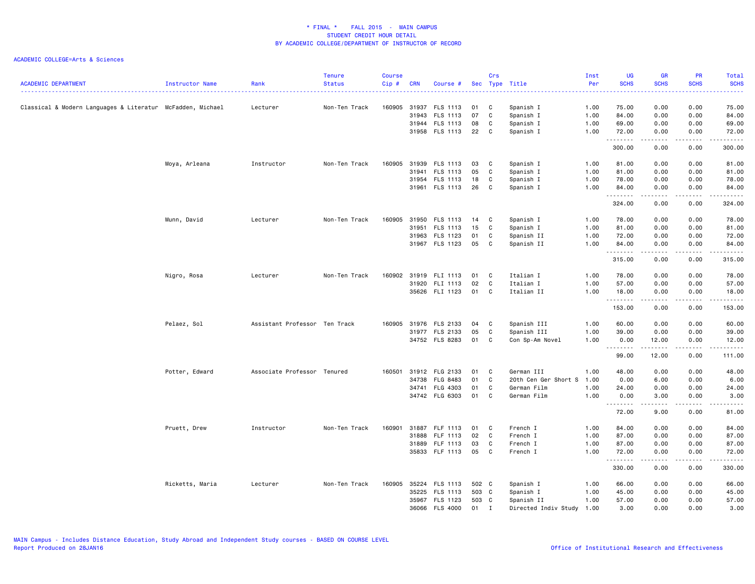\* FINAL \* FALL 2015 - MAIN CAMPUS
STUDENT CREDIT HOUR DETAIL
BY ACADEMIC COLLEGE/DEPARTMENT OF INSTRUCTOR OF RECORD

ACADEMIC COLLEGE=Arts & Sciences

| ACADEMIC DEPARTMENT | Instructor Name | Rank | Tenure Status | Course Cip # | CRN | Course # | Sec | Crs Type | Title | Inst Per | UG SCHS | GR SCHS | PR SCHS | Total SCHS |
|---|---|---|---|---|---|---|---|---|---|---|---|---|---|---|
| Classical & Modern Languages & Literatur | McFadden, Michael | Lecturer | Non-Ten Track | 160905 | 31937 | FLS 1113 | 01 | C | Spanish I | 1.00 | 75.00 | 0.00 | 0.00 | 75.00 |
| | | | | | 31943 | FLS 1113 | 07 | C | Spanish I | 1.00 | 84.00 | 0.00 | 0.00 | 84.00 |
| | | | | | 31944 | FLS 1113 | 08 | C | Spanish I | 1.00 | 69.00 | 0.00 | 0.00 | 69.00 |
| | | | | | 31958 | FLS 1113 | 22 | C | Spanish I | 1.00 | 72.00 | 0.00 | 0.00 | 72.00 |
| | | | | | | | | | | | 300.00 | 0.00 | 0.00 | 300.00 |
| | Moya, Arleana | Instructor | Non-Ten Track | 160905 | 31939 | FLS 1113 | 03 | C | Spanish I | 1.00 | 81.00 | 0.00 | 0.00 | 81.00 |
| | | | | | 31941 | FLS 1113 | 05 | C | Spanish I | 1.00 | 81.00 | 0.00 | 0.00 | 81.00 |
| | | | | | 31954 | FLS 1113 | 18 | C | Spanish I | 1.00 | 78.00 | 0.00 | 0.00 | 78.00 |
| | | | | | 31961 | FLS 1113 | 26 | C | Spanish I | 1.00 | 84.00 | 0.00 | 0.00 | 84.00 |
| | | | | | | | | | | | 324.00 | 0.00 | 0.00 | 324.00 |
| | Munn, David | Lecturer | Non-Ten Track | 160905 | 31950 | FLS 1113 | 14 | C | Spanish I | 1.00 | 78.00 | 0.00 | 0.00 | 78.00 |
| | | | | | 31951 | FLS 1113 | 15 | C | Spanish I | 1.00 | 81.00 | 0.00 | 0.00 | 81.00 |
| | | | | | 31963 | FLS 1123 | 01 | C | Spanish II | 1.00 | 72.00 | 0.00 | 0.00 | 72.00 |
| | | | | | 31967 | FLS 1123 | 05 | C | Spanish II | 1.00 | 84.00 | 0.00 | 0.00 | 84.00 |
| | | | | | | | | | | | 315.00 | 0.00 | 0.00 | 315.00 |
| | Nigro, Rosa | Lecturer | Non-Ten Track | 160902 | 31919 | FLI 1113 | 01 | C | Italian I | 1.00 | 78.00 | 0.00 | 0.00 | 78.00 |
| | | | | | 31920 | FLI 1113 | 02 | C | Italian I | 1.00 | 57.00 | 0.00 | 0.00 | 57.00 |
| | | | | | 35626 | FLI 1123 | 01 | C | Italian II | 1.00 | 18.00 | 0.00 | 0.00 | 18.00 |
| | | | | | | | | | | | 153.00 | 0.00 | 0.00 | 153.00 |
| | Pelaez, Sol | Assistant Professor | Ten Track | 160905 | 31976 | FLS 2133 | 04 | C | Spanish III | 1.00 | 60.00 | 0.00 | 0.00 | 60.00 |
| | | | | | 31977 | FLS 2133 | 05 | C | Spanish III | 1.00 | 39.00 | 0.00 | 0.00 | 39.00 |
| | | | | | 34752 | FLS 8283 | 01 | C | Con Sp-Am Novel | 1.00 | 0.00 | 12.00 | 0.00 | 12.00 |
| | | | | | | | | | | | 99.00 | 12.00 | 0.00 | 111.00 |
| | Potter, Edward | Associate Professor | Tenured | 160501 | 31912 | FLG 2133 | 01 | C | German III | 1.00 | 48.00 | 0.00 | 0.00 | 48.00 |
| | | | | | 34738 | FLG 8483 | 01 | C | 20th Cen Ger Short S | 1.00 | 0.00 | 6.00 | 0.00 | 6.00 |
| | | | | | 34741 | FLG 4303 | 01 | C | German Film | 1.00 | 24.00 | 0.00 | 0.00 | 24.00 |
| | | | | | 34742 | FLG 6303 | 01 | C | German Film | 1.00 | 0.00 | 3.00 | 0.00 | 3.00 |
| | | | | | | | | | | | 72.00 | 9.00 | 0.00 | 81.00 |
| | Pruett, Drew | Instructor | Non-Ten Track | 160901 | 31887 | FLF 1113 | 01 | C | French I | 1.00 | 84.00 | 0.00 | 0.00 | 84.00 |
| | | | | | 31888 | FLF 1113 | 02 | C | French I | 1.00 | 87.00 | 0.00 | 0.00 | 87.00 |
| | | | | | 31889 | FLF 1113 | 03 | C | French I | 1.00 | 87.00 | 0.00 | 0.00 | 87.00 |
| | | | | | 35833 | FLF 1113 | 05 | C | French I | 1.00 | 72.00 | 0.00 | 0.00 | 72.00 |
| | | | | | | | | | | | 330.00 | 0.00 | 0.00 | 330.00 |
| | Ricketts, Maria | Lecturer | Non-Ten Track | 160905 | 35224 | FLS 1113 | 502 | C | Spanish I | 1.00 | 66.00 | 0.00 | 0.00 | 66.00 |
| | | | | | 35225 | FLS 1113 | 503 | C | Spanish I | 1.00 | 45.00 | 0.00 | 0.00 | 45.00 |
| | | | | | 35967 | FLS 1123 | 503 | C | Spanish II | 1.00 | 57.00 | 0.00 | 0.00 | 57.00 |
| | | | | | 36066 | FLS 4000 | 01 | I | Directed Indiv Study | 1.00 | 3.00 | 0.00 | 0.00 | 3.00 |

MAIN Campus - Includes Distance Education, Study Abroad and Independent Study courses - BASED ON COURSE LEVEL
Report Produced on 28JAN16

Office of Institutional Research and Effectiveness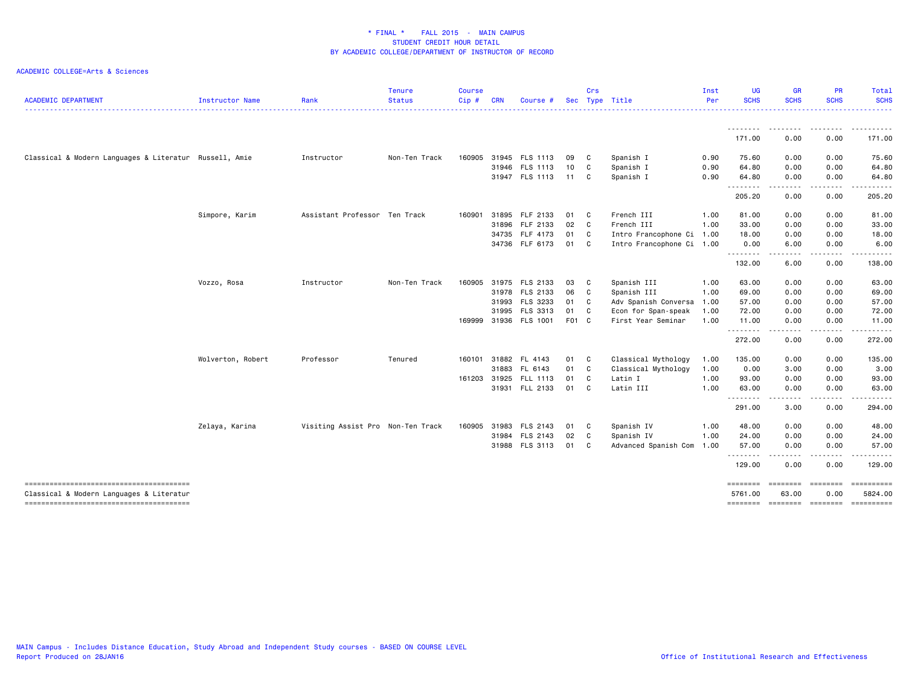# * FINAL * FALL 2015 - MAIN CAMPUS
## STUDENT CREDIT HOUR DETAIL
## BY ACADEMIC COLLEGE/DEPARTMENT OF INSTRUCTOR OF RECORD

ACADEMIC COLLEGE=Arts & Sciences

| ACADEMIC DEPARTMENT | Instructor Name | Rank | Tenure Status | Course Cip # | CRN | Course # | Sec | Crs Type | Title | Inst Per | UG SCHS | GR SCHS | PR SCHS | Total SCHS |
|---|---|---|---|---|---|---|---|---|---|---|---|---|---|---|
| | | | | | | | | | | | 171.00 | 0.00 | 0.00 | 171.00 |
| Classical & Modern Languages & Literatur | Russell, Amie | Instructor | Non-Ten Track | 160905 | 31945 | FLS 1113 | 09 | C | Spanish I | 0.90 | 75.60 | 0.00 | 0.00 | 75.60 |
| | | | | | 31946 | FLS 1113 | 10 | C | Spanish I | 0.90 | 64.80 | 0.00 | 0.00 | 64.80 |
| | | | | | 31947 | FLS 1113 | 11 | C | Spanish I | 0.90 | 64.80 | 0.00 | 0.00 | 64.80 |
| | | | | | | | | | | | 205.20 | 0.00 | 0.00 | 205.20 |
| | Simpore, Karim | Assistant Professor | Ten Track | 160901 | 31895 | FLF 2133 | 01 | C | French III | 1.00 | 81.00 | 0.00 | 0.00 | 81.00 |
| | | | | | 31896 | FLF 2133 | 02 | C | French III | 1.00 | 33.00 | 0.00 | 0.00 | 33.00 |
| | | | | | 34735 | FLF 4173 | 01 | C | Intro Francophone Ci | 1.00 | 18.00 | 0.00 | 0.00 | 18.00 |
| | | | | | 34736 | FLF 6173 | 01 | C | Intro Francophone Ci | 1.00 | 0.00 | 6.00 | 0.00 | 6.00 |
| | | | | | | | | | | | 132.00 | 6.00 | 0.00 | 138.00 |
| | Vozzo, Rosa | Instructor | Non-Ten Track | 160905 | 31975 | FLS 2133 | 03 | C | Spanish III | 1.00 | 63.00 | 0.00 | 0.00 | 63.00 |
| | | | | | 31978 | FLS 2133 | 06 | C | Spanish III | 1.00 | 69.00 | 0.00 | 0.00 | 69.00 |
| | | | | | 31993 | FLS 3233 | 01 | C | Adv Spanish Conversa | 1.00 | 57.00 | 0.00 | 0.00 | 57.00 |
| | | | | | 31995 | FLS 3313 | 01 | C | Econ for Span-speak | 1.00 | 72.00 | 0.00 | 0.00 | 72.00 |
| | | | | 169999 | 31936 | FLS 1001 | F01 | C | First Year Seminar | 1.00 | 11.00 | 0.00 | 0.00 | 11.00 |
| | | | | | | | | | | | 272.00 | 0.00 | 0.00 | 272.00 |
| | Wolverton, Robert | Professor | Tenured | 160101 | 31882 | FL 4143 | 01 | C | Classical Mythology | 1.00 | 135.00 | 0.00 | 0.00 | 135.00 |
| | | | | | 31883 | FL 6143 | 01 | C | Classical Mythology | 1.00 | 0.00 | 3.00 | 0.00 | 3.00 |
| | | | | 161203 | 31925 | FLL 1113 | 01 | C | Latin I | 1.00 | 93.00 | 0.00 | 0.00 | 93.00 |
| | | | | | 31931 | FLL 2133 | 01 | C | Latin III | 1.00 | 63.00 | 0.00 | 0.00 | 63.00 |
| | | | | | | | | | | | 291.00 | 3.00 | 0.00 | 294.00 |
| | Zelaya, Karina | Visiting Assist Pro | Non-Ten Track | 160905 | 31983 | FLS 2143 | 01 | C | Spanish IV | 1.00 | 48.00 | 0.00 | 0.00 | 48.00 |
| | | | | | 31984 | FLS 2143 | 02 | C | Spanish IV | 1.00 | 24.00 | 0.00 | 0.00 | 24.00 |
| | | | | | 31988 | FLS 3113 | 01 | C | Advanced Spanish Com | 1.00 | 57.00 | 0.00 | 0.00 | 57.00 |
| | | | | | | | | | | | 129.00 | 0.00 | 0.00 | 129.00 |
| Classical & Modern Languages & Literatur | | | | | | | | | | | 5761.00 | 63.00 | 0.00 | 5824.00 |

MAIN Campus - Includes Distance Education, Study Abroad and Independent Study courses - BASED ON COURSE LEVEL
Report Produced on 28JAN16

Office of Institutional Research and Effectiveness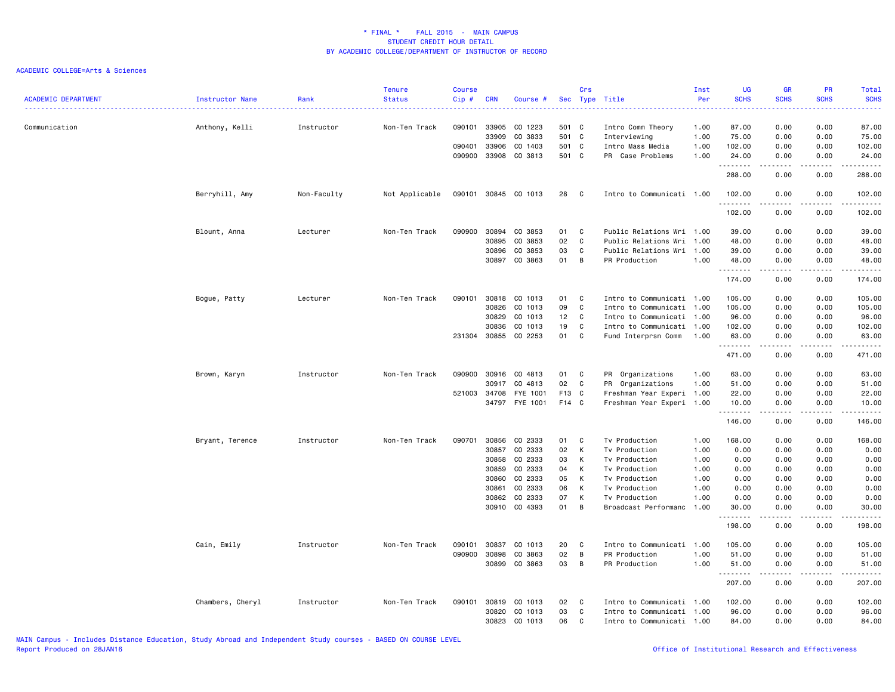# * FINAL * FALL 2015 - MAIN CAMPUS
## STUDENT CREDIT HOUR DETAIL
## BY ACADEMIC COLLEGE/DEPARTMENT OF INSTRUCTOR OF RECORD

ACADEMIC COLLEGE=Arts & Sciences

| ACADEMIC DEPARTMENT | Instructor Name | Rank | Tenure Status | Course Cip # | CRN | Course # | Sec | Crs Type | Title | Inst Per | UG SCHS | GR SCHS | PR SCHS | Total SCHS |
|---|---|---|---|---|---|---|---|---|---|---|---|---|---|---|
| Communication | Anthony, Kelli | Instructor | Non-Ten Track | 090101 | 33905 | CO 1223 | 501 | C | Intro Comm Theory | 1.00 | 87.00 | 0.00 | 0.00 | 87.00 |
| | | | | | 33909 | CO 3833 | 501 | C | Interviewing | 1.00 | 75.00 | 0.00 | 0.00 | 75.00 |
| | | | | 090401 | 33906 | CO 1403 | 501 | C | Intro Mass Media | 1.00 | 102.00 | 0.00 | 0.00 | 102.00 |
| | | | | 090900 | 33908 | CO 3813 | 501 | C | PR Case Problems | 1.00 | 24.00 | 0.00 | 0.00 | 24.00 |
| | | | | | | | | | | | 288.00 | 0.00 | 0.00 | 288.00 |
| | Berryhill, Amy | Non-Faculty | Not Applicable | 090101 | 30845 | CO 1013 | 28 | C | Intro to Communicati | 1.00 | 102.00 | 0.00 | 0.00 | 102.00 |
| | | | | | | | | | | | 102.00 | 0.00 | 0.00 | 102.00 |
| | Blount, Anna | Lecturer | Non-Ten Track | 090900 | 30894 | CO 3853 | 01 | C | Public Relations Wri | 1.00 | 39.00 | 0.00 | 0.00 | 39.00 |
| | | | | | 30895 | CO 3853 | 02 | C | Public Relations Wri | 1.00 | 48.00 | 0.00 | 0.00 | 48.00 |
| | | | | | 30896 | CO 3853 | 03 | C | Public Relations Wri | 1.00 | 39.00 | 0.00 | 0.00 | 39.00 |
| | | | | | 30897 | CO 3863 | 01 | B | PR Production | 1.00 | 48.00 | 0.00 | 0.00 | 48.00 |
| | | | | | | | | | | | 174.00 | 0.00 | 0.00 | 174.00 |
| | Bogue, Patty | Lecturer | Non-Ten Track | 090101 | 30818 | CO 1013 | 01 | C | Intro to Communicati | 1.00 | 105.00 | 0.00 | 0.00 | 105.00 |
| | | | | | 30826 | CO 1013 | 09 | C | Intro to Communicati | 1.00 | 105.00 | 0.00 | 0.00 | 105.00 |
| | | | | | 30829 | CO 1013 | 12 | C | Intro to Communicati | 1.00 | 96.00 | 0.00 | 0.00 | 96.00 |
| | | | | | 30836 | CO 1013 | 19 | C | Intro to Communicati | 1.00 | 102.00 | 0.00 | 0.00 | 102.00 |
| | | | | 231304 | 30855 | CO 2253 | 01 | C | Fund Interprsn Comm | 1.00 | 63.00 | 0.00 | 0.00 | 63.00 |
| | | | | | | | | | | | 471.00 | 0.00 | 0.00 | 471.00 |
| | Brown, Karyn | Instructor | Non-Ten Track | 090900 | 30916 | CO 4813 | 01 | C | PR Organizations | 1.00 | 63.00 | 0.00 | 0.00 | 63.00 |
| | | | | | 30917 | CO 4813 | 02 | C | PR Organizations | 1.00 | 51.00 | 0.00 | 0.00 | 51.00 |
| | | | | 521003 | 34708 | FYE 1001 | F13 | C | Freshman Year Experi | 1.00 | 22.00 | 0.00 | 0.00 | 22.00 |
| | | | | | 34797 | FYE 1001 | F14 | C | Freshman Year Experi | 1.00 | 10.00 | 0.00 | 0.00 | 10.00 |
| | | | | | | | | | | | 146.00 | 0.00 | 0.00 | 146.00 |
| | Bryant, Terence | Instructor | Non-Ten Track | 090701 | 30856 | CO 2333 | 01 | C | Tv Production | 1.00 | 168.00 | 0.00 | 0.00 | 168.00 |
| | | | | | 30857 | CO 2333 | 02 | K | Tv Production | 1.00 | 0.00 | 0.00 | 0.00 | 0.00 |
| | | | | | 30858 | CO 2333 | 03 | K | Tv Production | 1.00 | 0.00 | 0.00 | 0.00 | 0.00 |
| | | | | | 30859 | CO 2333 | 04 | K | Tv Production | 1.00 | 0.00 | 0.00 | 0.00 | 0.00 |
| | | | | | 30860 | CO 2333 | 05 | K | Tv Production | 1.00 | 0.00 | 0.00 | 0.00 | 0.00 |
| | | | | | 30861 | CO 2333 | 06 | K | Tv Production | 1.00 | 0.00 | 0.00 | 0.00 | 0.00 |
| | | | | | 30862 | CO 2333 | 07 | K | Tv Production | 1.00 | 0.00 | 0.00 | 0.00 | 0.00 |
| | | | | | 30910 | CO 4393 | 01 | B | Broadcast Performanc | 1.00 | 30.00 | 0.00 | 0.00 | 30.00 |
| | | | | | | | | | | | 198.00 | 0.00 | 0.00 | 198.00 |
| | Cain, Emily | Instructor | Non-Ten Track | 090101 | 30837 | CO 1013 | 20 | C | Intro to Communicati | 1.00 | 105.00 | 0.00 | 0.00 | 105.00 |
| | | | | 090900 | 30898 | CO 3863 | 02 | B | PR Production | 1.00 | 51.00 | 0.00 | 0.00 | 51.00 |
| | | | | | 30899 | CO 3863 | 03 | B | PR Production | 1.00 | 51.00 | 0.00 | 0.00 | 51.00 |
| | | | | | | | | | | | 207.00 | 0.00 | 0.00 | 207.00 |
| | Chambers, Cheryl | Instructor | Non-Ten Track | 090101 | 30819 | CO 1013 | 02 | C | Intro to Communicati | 1.00 | 102.00 | 0.00 | 0.00 | 102.00 |
| | | | | | 30820 | CO 1013 | 03 | C | Intro to Communicati | 1.00 | 96.00 | 0.00 | 0.00 | 96.00 |
| | | | | | 30823 | CO 1013 | 06 | C | Intro to Communicati | 1.00 | 84.00 | 0.00 | 0.00 | 84.00 |

MAIN Campus - Includes Distance Education, Study Abroad and Independent Study courses - BASED ON COURSE LEVEL
Report Produced on 28JAN16

Office of Institutional Research and Effectiveness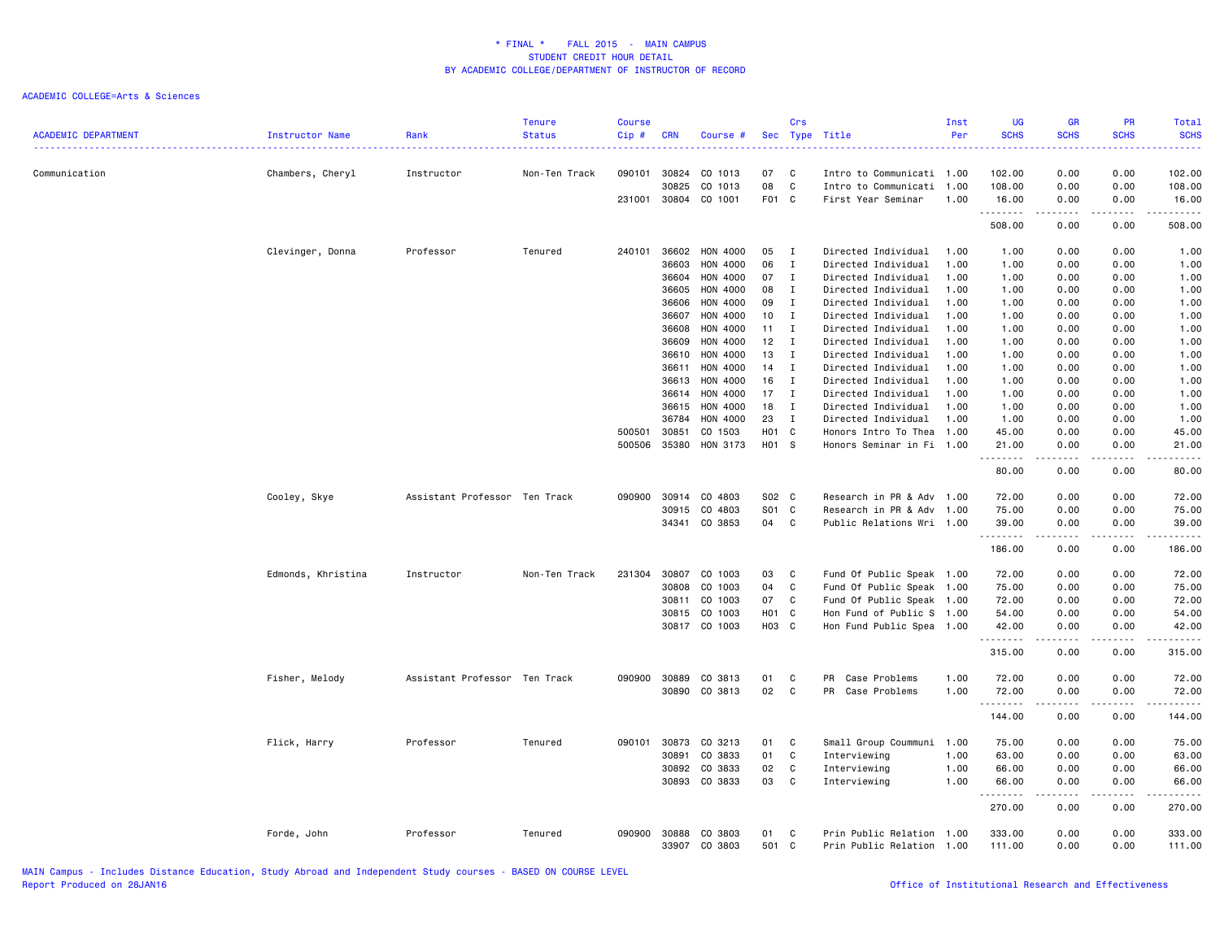* FINAL * FALL 2015 - MAIN CAMPUS
STUDENT CREDIT HOUR DETAIL
BY ACADEMIC COLLEGE/DEPARTMENT OF INSTRUCTOR OF RECORD

ACADEMIC COLLEGE=Arts & Sciences

| ACADEMIC DEPARTMENT | Instructor Name | Rank | Tenure Status | Course Cip # | CRN | Course # | Sec | Crs Type | Title | Inst Per | UG SCHS | GR SCHS | PR SCHS | Total SCHS |
|---|---|---|---|---|---|---|---|---|---|---|---|---|---|---|
| Communication | Chambers, Cheryl | Instructor | Non-Ten Track | 090101 | 30824 | CO 1013 | 07 | C | Intro to Communicati | 1.00 | 102.00 | 0.00 | 0.00 | 102.00 |
| | | | | | 30825 | CO 1013 | 08 | C | Intro to Communicati | 1.00 | 108.00 | 0.00 | 0.00 | 108.00 |
| | | | | 231001 | 30804 | CO 1001 | F01 | C | First Year Seminar | 1.00 | 16.00 | 0.00 | 0.00 | 16.00 |
| | | | | | | | | | | | 508.00 | 0.00 | 0.00 | 508.00 |
| | Clevinger, Donna | Professor | Tenured | 240101 | 36602 | HON 4000 | 05 | I | Directed Individual | 1.00 | 1.00 | 0.00 | 0.00 | 1.00 |
| | | | | | 36603 | HON 4000 | 06 | I | Directed Individual | 1.00 | 1.00 | 0.00 | 0.00 | 1.00 |
| | | | | | 36604 | HON 4000 | 07 | I | Directed Individual | 1.00 | 1.00 | 0.00 | 0.00 | 1.00 |
| | | | | | 36605 | HON 4000 | 08 | I | Directed Individual | 1.00 | 1.00 | 0.00 | 0.00 | 1.00 |
| | | | | | 36606 | HON 4000 | 09 | I | Directed Individual | 1.00 | 1.00 | 0.00 | 0.00 | 1.00 |
| | | | | | 36607 | HON 4000 | 10 | I | Directed Individual | 1.00 | 1.00 | 0.00 | 0.00 | 1.00 |
| | | | | | 36608 | HON 4000 | 11 | I | Directed Individual | 1.00 | 1.00 | 0.00 | 0.00 | 1.00 |
| | | | | | 36609 | HON 4000 | 12 | I | Directed Individual | 1.00 | 1.00 | 0.00 | 0.00 | 1.00 |
| | | | | | 36610 | HON 4000 | 13 | I | Directed Individual | 1.00 | 1.00 | 0.00 | 0.00 | 1.00 |
| | | | | | 36611 | HON 4000 | 14 | I | Directed Individual | 1.00 | 1.00 | 0.00 | 0.00 | 1.00 |
| | | | | | 36613 | HON 4000 | 16 | I | Directed Individual | 1.00 | 1.00 | 0.00 | 0.00 | 1.00 |
| | | | | | 36614 | HON 4000 | 17 | I | Directed Individual | 1.00 | 1.00 | 0.00 | 0.00 | 1.00 |
| | | | | | 36615 | HON 4000 | 18 | I | Directed Individual | 1.00 | 1.00 | 0.00 | 0.00 | 1.00 |
| | | | | | 36784 | HON 4000 | 23 | I | Directed Individual | 1.00 | 1.00 | 0.00 | 0.00 | 1.00 |
| | | | | 500501 | 30851 | CO 1503 | H01 | C | Honors Intro To Thea | 1.00 | 45.00 | 0.00 | 0.00 | 45.00 |
| | | | | 500506 | 35380 | HON 3173 | H01 | S | Honors Seminar in Fi | 1.00 | 21.00 | 0.00 | 0.00 | 21.00 |
| | | | | | | | | | | | 80.00 | 0.00 | 0.00 | 80.00 |
| | Cooley, Skye | Assistant Professor | Ten Track | 090900 | 30914 | CO 4803 | S02 | C | Research in PR & Adv | 1.00 | 72.00 | 0.00 | 0.00 | 72.00 |
| | | | | | 30915 | CO 4803 | S01 | C | Research in PR & Adv | 1.00 | 75.00 | 0.00 | 0.00 | 75.00 |
| | | | | | 34341 | CO 3853 | 04 | C | Public Relations Wri | 1.00 | 39.00 | 0.00 | 0.00 | 39.00 |
| | | | | | | | | | | | 186.00 | 0.00 | 0.00 | 186.00 |
| | Edmonds, Khristina | Instructor | Non-Ten Track | 231304 | 30807 | CO 1003 | 03 | C | Fund Of Public Speak | 1.00 | 72.00 | 0.00 | 0.00 | 72.00 |
| | | | | | 30808 | CO 1003 | 04 | C | Fund Of Public Speak | 1.00 | 75.00 | 0.00 | 0.00 | 75.00 |
| | | | | | 30811 | CO 1003 | 07 | C | Fund Of Public Speak | 1.00 | 72.00 | 0.00 | 0.00 | 72.00 |
| | | | | | 30815 | CO 1003 | H01 | C | Hon Fund of Public S | 1.00 | 54.00 | 0.00 | 0.00 | 54.00 |
| | | | | | 30817 | CO 1003 | H03 | C | Hon Fund Public Spea | 1.00 | 42.00 | 0.00 | 0.00 | 42.00 |
| | | | | | | | | | | | 315.00 | 0.00 | 0.00 | 315.00 |
| | Fisher, Melody | Assistant Professor | Ten Track | 090900 | 30889 | CO 3813 | 01 | C | PR Case Problems | 1.00 | 72.00 | 0.00 | 0.00 | 72.00 |
| | | | | | 30890 | CO 3813 | 02 | C | PR Case Problems | 1.00 | 72.00 | 0.00 | 0.00 | 72.00 |
| | | | | | | | | | | | 144.00 | 0.00 | 0.00 | 144.00 |
| | Flick, Harry | Professor | Tenured | 090101 | 30873 | CO 3213 | 01 | C | Small Group Coummuni | 1.00 | 75.00 | 0.00 | 0.00 | 75.00 |
| | | | | | 30891 | CO 3833 | 01 | C | Interviewing | 1.00 | 63.00 | 0.00 | 0.00 | 63.00 |
| | | | | | 30892 | CO 3833 | 02 | C | Interviewing | 1.00 | 66.00 | 0.00 | 0.00 | 66.00 |
| | | | | | 30893 | CO 3833 | 03 | C | Interviewing | 1.00 | 66.00 | 0.00 | 0.00 | 66.00 |
| | | | | | | | | | | | 270.00 | 0.00 | 0.00 | 270.00 |
| | Forde, John | Professor | Tenured | 090900 | 30888 | CO 3803 | 01 | C | Prin Public Relation | 1.00 | 333.00 | 0.00 | 0.00 | 333.00 |
| | | | | | 33907 | CO 3803 | 501 | C | Prin Public Relation | 1.00 | 111.00 | 0.00 | 0.00 | 111.00 |

MAIN Campus - Includes Distance Education, Study Abroad and Independent Study courses - BASED ON COURSE LEVEL
Report Produced on 28JAN16

Office of Institutional Research and Effectiveness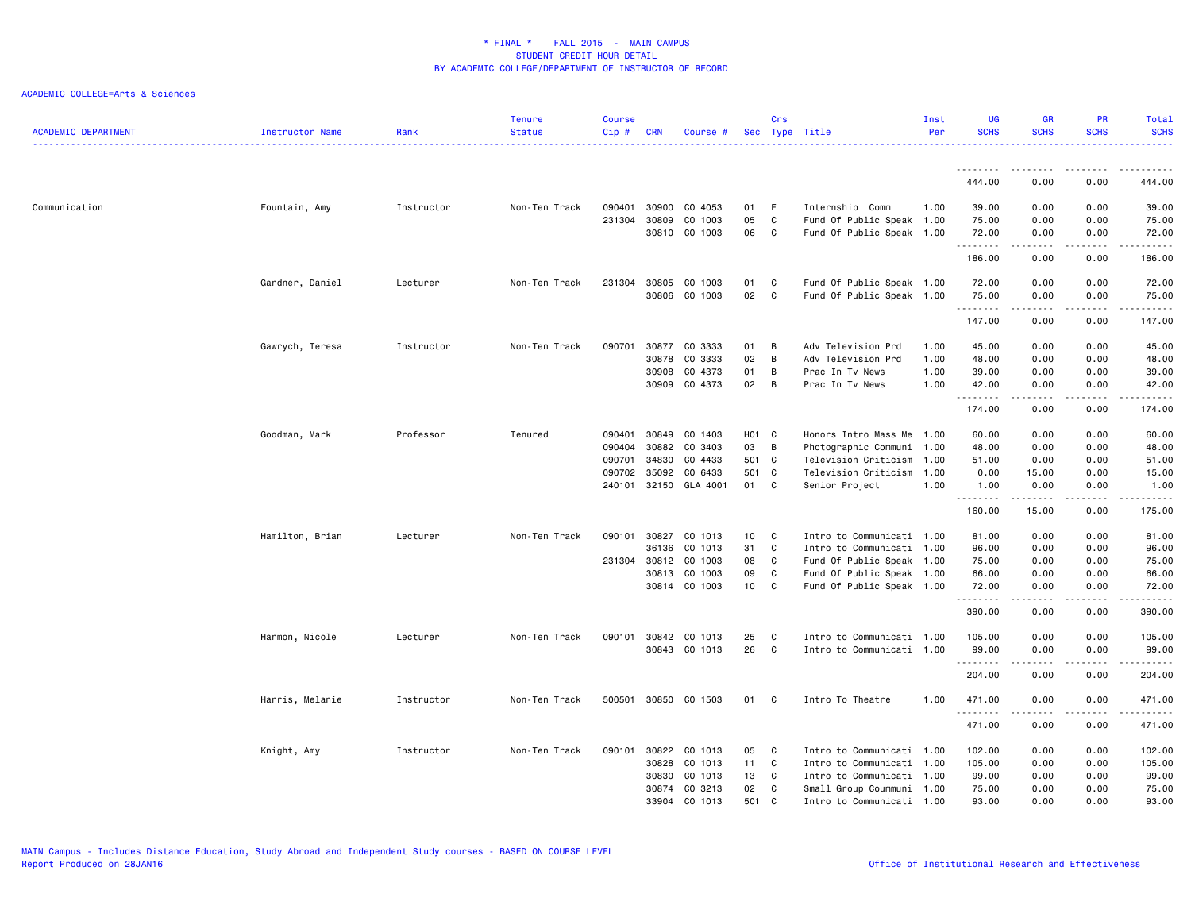* FINAL * FALL 2015 - MAIN CAMPUS
STUDENT CREDIT HOUR DETAIL
BY ACADEMIC COLLEGE/DEPARTMENT OF INSTRUCTOR OF RECORD

ACADEMIC COLLEGE=Arts & Sciences

| ACADEMIC DEPARTMENT | Instructor Name | Rank | Tenure Status | Course Cip # | CRN | Course # | Sec | Crs Type | Title | Inst Per | UG SCHS | GR SCHS | PR SCHS | Total SCHS |
|---|---|---|---|---|---|---|---|---|---|---|---|---|---|---|
| | | | | | | | | | | | 444.00 | 0.00 | 0.00 | 444.00 |
| Communication | Fountain, Amy | Instructor | Non-Ten Track | 090401 | 30900 | CO 4053 | 01 | E | Internship Comm | 1.00 | 39.00 | 0.00 | 0.00 | 39.00 |
| | | | | 231304 | 30809 | CO 1003 | 05 | C | Fund Of Public Speak | 1.00 | 75.00 | 0.00 | 0.00 | 75.00 |
| | | | | | 30810 | CO 1003 | 06 | C | Fund Of Public Speak | 1.00 | 72.00 | 0.00 | 0.00 | 72.00 |
| | | | | | | | | | | | 186.00 | 0.00 | 0.00 | 186.00 |
| | Gardner, Daniel | Lecturer | Non-Ten Track | 231304 | 30805 | CO 1003 | 01 | C | Fund Of Public Speak | 1.00 | 72.00 | 0.00 | 0.00 | 72.00 |
| | | | | | 30806 | CO 1003 | 02 | C | Fund Of Public Speak | 1.00 | 75.00 | 0.00 | 0.00 | 75.00 |
| | | | | | | | | | | | 147.00 | 0.00 | 0.00 | 147.00 |
| | Gawrych, Teresa | Instructor | Non-Ten Track | 090701 | 30877 | CO 3333 | 01 | B | Adv Television Prd | 1.00 | 45.00 | 0.00 | 0.00 | 45.00 |
| | | | | | 30878 | CO 3333 | 02 | B | Adv Television Prd | 1.00 | 48.00 | 0.00 | 0.00 | 48.00 |
| | | | | | 30908 | CO 4373 | 01 | B | Prac In Tv News | 1.00 | 39.00 | 0.00 | 0.00 | 39.00 |
| | | | | | 30909 | CO 4373 | 02 | B | Prac In Tv News | 1.00 | 42.00 | 0.00 | 0.00 | 42.00 |
| | | | | | | | | | | | 174.00 | 0.00 | 0.00 | 174.00 |
| | Goodman, Mark | Professor | Tenured | 090401 | 30849 | CO 1403 | H01 | C | Honors Intro Mass Me | 1.00 | 60.00 | 0.00 | 0.00 | 60.00 |
| | | | | 090404 | 30882 | CO 3403 | 03 | B | Photographic Communi | 1.00 | 48.00 | 0.00 | 0.00 | 48.00 |
| | | | | 090701 | 34830 | CO 4433 | 501 | C | Television Criticism | 1.00 | 51.00 | 0.00 | 0.00 | 51.00 |
| | | | | 090702 | 35092 | CO 6433 | 501 | C | Television Criticism | 1.00 | 0.00 | 15.00 | 0.00 | 15.00 |
| | | | | 240101 | 32150 | GLA 4001 | 01 | C | Senior Project | 1.00 | 1.00 | 0.00 | 0.00 | 1.00 |
| | | | | | | | | | | | 160.00 | 15.00 | 0.00 | 175.00 |
| | Hamilton, Brian | Lecturer | Non-Ten Track | 090101 | 30827 | CO 1013 | 10 | C | Intro to Communicati | 1.00 | 81.00 | 0.00 | 0.00 | 81.00 |
| | | | | | 36136 | CO 1013 | 31 | C | Intro to Communicati | 1.00 | 96.00 | 0.00 | 0.00 | 96.00 |
| | | | | 231304 | 30812 | CO 1003 | 08 | C | Fund Of Public Speak | 1.00 | 75.00 | 0.00 | 0.00 | 75.00 |
| | | | | | 30813 | CO 1003 | 09 | C | Fund Of Public Speak | 1.00 | 66.00 | 0.00 | 0.00 | 66.00 |
| | | | | | 30814 | CO 1003 | 10 | C | Fund Of Public Speak | 1.00 | 72.00 | 0.00 | 0.00 | 72.00 |
| | | | | | | | | | | | 390.00 | 0.00 | 0.00 | 390.00 |
| | Harmon, Nicole | Lecturer | Non-Ten Track | 090101 | 30842 | CO 1013 | 25 | C | Intro to Communicati | 1.00 | 105.00 | 0.00 | 0.00 | 105.00 |
| | | | | | 30843 | CO 1013 | 26 | C | Intro to Communicati | 1.00 | 99.00 | 0.00 | 0.00 | 99.00 |
| | | | | | | | | | | | 204.00 | 0.00 | 0.00 | 204.00 |
| | Harris, Melanie | Instructor | Non-Ten Track | 500501 | 30850 | CO 1503 | 01 | C | Intro To Theatre | 1.00 | 471.00 | 0.00 | 0.00 | 471.00 |
| | | | | | | | | | | | 471.00 | 0.00 | 0.00 | 471.00 |
| | Knight, Amy | Instructor | Non-Ten Track | 090101 | 30822 | CO 1013 | 05 | C | Intro to Communicati | 1.00 | 102.00 | 0.00 | 0.00 | 102.00 |
| | | | | | 30828 | CO 1013 | 11 | C | Intro to Communicati | 1.00 | 105.00 | 0.00 | 0.00 | 105.00 |
| | | | | | 30830 | CO 1013 | 13 | C | Intro to Communicati | 1.00 | 99.00 | 0.00 | 0.00 | 99.00 |
| | | | | | 30874 | CO 3213 | 02 | C | Small Group Coummuni | 1.00 | 75.00 | 0.00 | 0.00 | 75.00 |
| | | | | | 33904 | CO 1013 | 501 | C | Intro to Communicati | 1.00 | 93.00 | 0.00 | 0.00 | 93.00 |

MAIN Campus - Includes Distance Education, Study Abroad and Independent Study courses - BASED ON COURSE LEVEL
Report Produced on 28JAN16

Office of Institutional Research and Effectiveness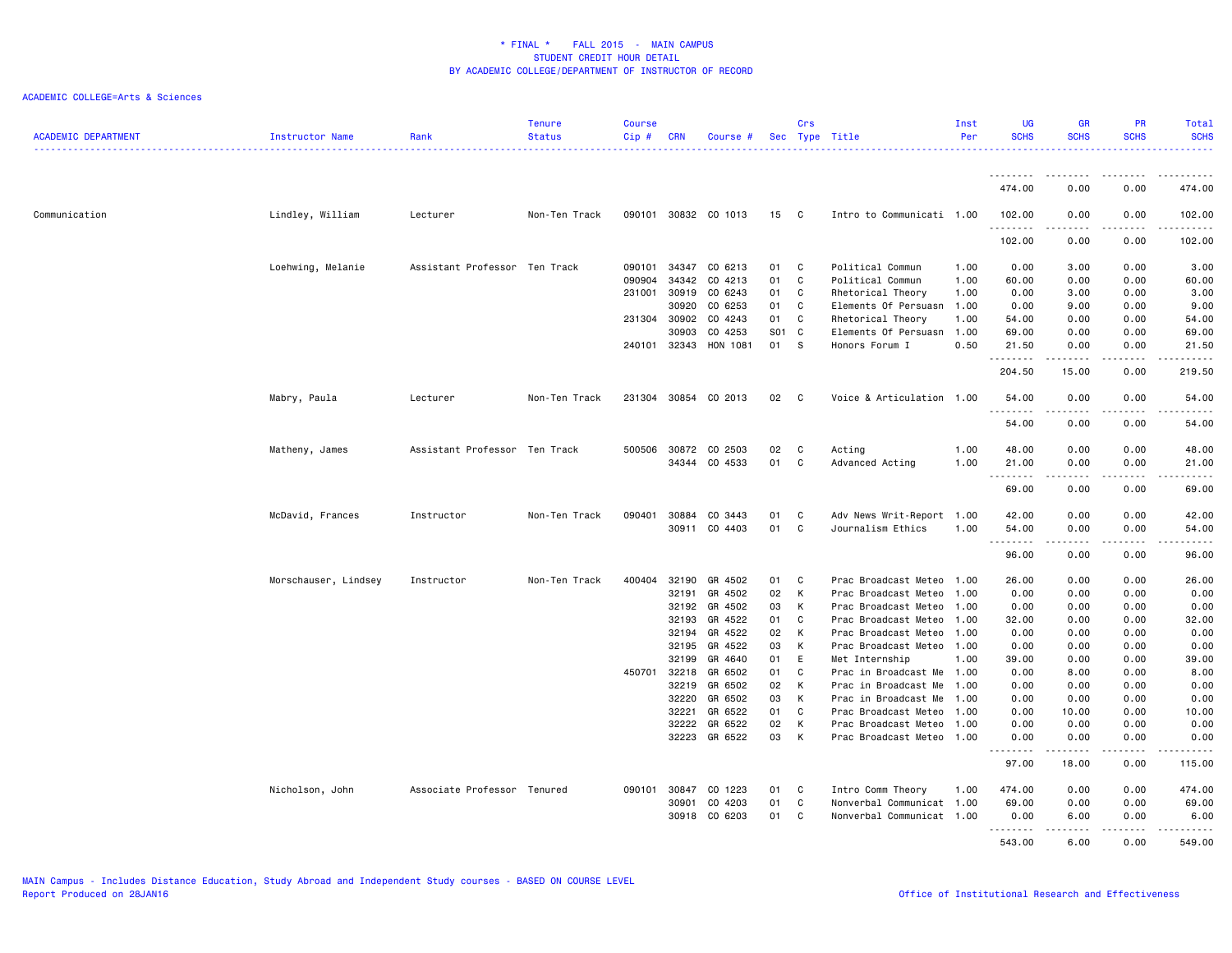# * FINAL * FALL 2015 - MAIN CAMPUS
## STUDENT CREDIT HOUR DETAIL
## BY ACADEMIC COLLEGE/DEPARTMENT OF INSTRUCTOR OF RECORD

ACADEMIC COLLEGE=Arts & Sciences

| ACADEMIC DEPARTMENT | Instructor Name | Rank | Tenure Status | Course Cip # | CRN | Course # | Sec | Crs Type | Title | Inst Per | UG SCHS | GR SCHS | PR SCHS | Total SCHS |
|---|---|---|---|---|---|---|---|---|---|---|---|---|---|---|
| | | | | | | | | | | | 474.00 | 0.00 | 0.00 | 474.00 |
| Communication | Lindley, William | Lecturer | Non-Ten Track | 090101 | 30832 | CO 1013 | 15 | C | Intro to Communicati | 1.00 | 102.00 | 0.00 | 0.00 | 102.00 |
| | | | | | | | | | | | 102.00 | 0.00 | 0.00 | 102.00 |
| | Loehwing, Melanie | Assistant Professor | Ten Track | 090101 | 34347 | CO 6213 | 01 | C | Political Commun | 1.00 | 0.00 | 3.00 | 0.00 | 3.00 |
| | | | | 090904 | 34342 | CO 4213 | 01 | C | Political Commun | 1.00 | 60.00 | 0.00 | 0.00 | 60.00 |
| | | | | 231001 | 30919 | CO 6243 | 01 | C | Rhetorical Theory | 1.00 | 0.00 | 3.00 | 0.00 | 3.00 |
| | | | | | 30920 | CO 6253 | 01 | C | Elements Of Persuasn | 1.00 | 0.00 | 9.00 | 0.00 | 9.00 |
| | | | | 231304 | 30902 | CO 4243 | 01 | C | Rhetorical Theory | 1.00 | 54.00 | 0.00 | 0.00 | 54.00 |
| | | | | | 30903 | CO 4253 | S01 | C | Elements Of Persuasn | 1.00 | 69.00 | 0.00 | 0.00 | 69.00 |
| | | | | 240101 | 32343 | HON 1081 | 01 | S | Honors Forum I | 0.50 | 21.50 | 0.00 | 0.00 | 21.50 |
| | | | | | | | | | | | 204.50 | 15.00 | 0.00 | 219.50 |
| | Mabry, Paula | Lecturer | Non-Ten Track | 231304 | 30854 | CO 2013 | 02 | C | Voice & Articulation | 1.00 | 54.00 | 0.00 | 0.00 | 54.00 |
| | | | | | | | | | | | 54.00 | 0.00 | 0.00 | 54.00 |
| | Matheny, James | Assistant Professor | Ten Track | 500506 | 30872 | CO 2503 | 02 | C | Acting | 1.00 | 48.00 | 0.00 | 0.00 | 48.00 |
| | | | | | 34344 | CO 4533 | 01 | C | Advanced Acting | 1.00 | 21.00 | 0.00 | 0.00 | 21.00 |
| | | | | | | | | | | | 69.00 | 0.00 | 0.00 | 69.00 |
| | McDavid, Frances | Instructor | Non-Ten Track | 090401 | 30884 | CO 3443 | 01 | C | Adv News Writ-Report | 1.00 | 42.00 | 0.00 | 0.00 | 42.00 |
| | | | | | 30911 | CO 4403 | 01 | C | Journalism Ethics | 1.00 | 54.00 | 0.00 | 0.00 | 54.00 |
| | | | | | | | | | | | 96.00 | 0.00 | 0.00 | 96.00 |
| | Morschauser, Lindsey | Instructor | Non-Ten Track | 400404 | 32190 | GR 4502 | 01 | C | Prac Broadcast Meteo | 1.00 | 26.00 | 0.00 | 0.00 | 26.00 |
| | | | | | 32191 | GR 4502 | 02 | K | Prac Broadcast Meteo | 1.00 | 0.00 | 0.00 | 0.00 | 0.00 |
| | | | | | 32192 | GR 4502 | 03 | K | Prac Broadcast Meteo | 1.00 | 0.00 | 0.00 | 0.00 | 0.00 |
| | | | | | 32193 | GR 4522 | 01 | C | Prac Broadcast Meteo | 1.00 | 32.00 | 0.00 | 0.00 | 32.00 |
| | | | | | 32194 | GR 4522 | 02 | K | Prac Broadcast Meteo | 1.00 | 0.00 | 0.00 | 0.00 | 0.00 |
| | | | | | 32195 | GR 4522 | 03 | K | Prac Broadcast Meteo | 1.00 | 0.00 | 0.00 | 0.00 | 0.00 |
| | | | | | 32199 | GR 4640 | 01 | E | Met Internship | 1.00 | 39.00 | 0.00 | 0.00 | 39.00 |
| | | | | 450701 | 32218 | GR 6502 | 01 | C | Prac in Broadcast Me | 1.00 | 0.00 | 8.00 | 0.00 | 8.00 |
| | | | | | 32219 | GR 6502 | 02 | K | Prac in Broadcast Me | 1.00 | 0.00 | 0.00 | 0.00 | 0.00 |
| | | | | | 32220 | GR 6502 | 03 | K | Prac in Broadcast Me | 1.00 | 0.00 | 0.00 | 0.00 | 0.00 |
| | | | | | 32221 | GR 6522 | 01 | C | Prac Broadcast Meteo | 1.00 | 0.00 | 10.00 | 0.00 | 10.00 |
| | | | | | 32222 | GR 6522 | 02 | K | Prac Broadcast Meteo | 1.00 | 0.00 | 0.00 | 0.00 | 0.00 |
| | | | | | 32223 | GR 6522 | 03 | K | Prac Broadcast Meteo | 1.00 | 0.00 | 0.00 | 0.00 | 0.00 |
| | | | | | | | | | | | 97.00 | 18.00 | 0.00 | 115.00 |
| | Nicholson, John | Associate Professor | Tenured | 090101 | 30847 | CO 1223 | 01 | C | Intro Comm Theory | 1.00 | 474.00 | 0.00 | 0.00 | 474.00 |
| | | | | | 30901 | CO 4203 | 01 | C | Nonverbal Communicat | 1.00 | 69.00 | 0.00 | 0.00 | 69.00 |
| | | | | | 30918 | CO 6203 | 01 | C | Nonverbal Communicat | 1.00 | 0.00 | 6.00 | 0.00 | 6.00 |
| | | | | | | | | | | | 543.00 | 6.00 | 0.00 | 549.00 |

MAIN Campus - Includes Distance Education, Study Abroad and Independent Study courses - BASED ON COURSE LEVEL
Report Produced on 28JAN16

Office of Institutional Research and Effectiveness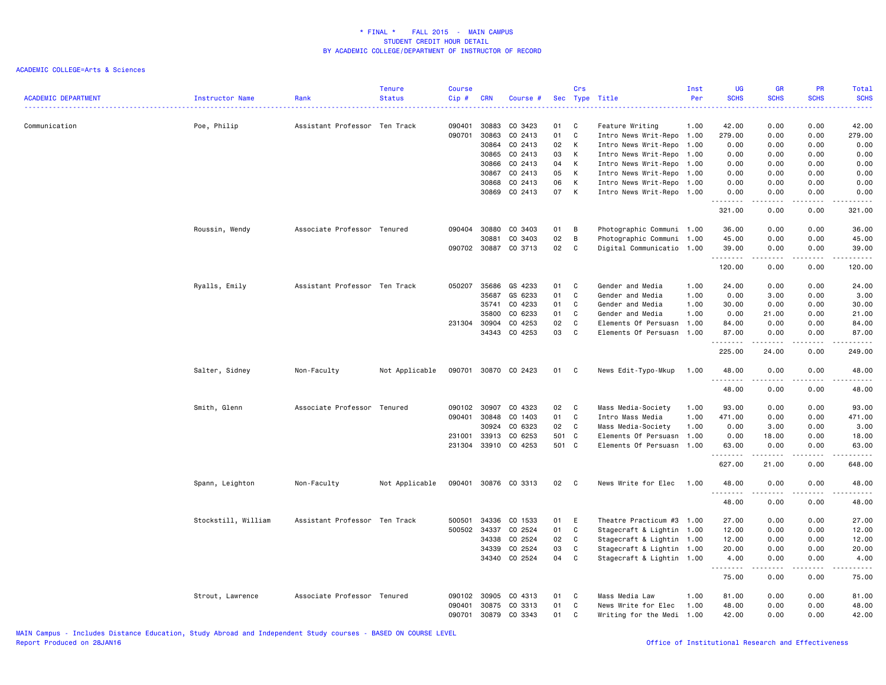# * FINAL * FALL 2015 - MAIN CAMPUS
## STUDENT CREDIT HOUR DETAIL
## BY ACADEMIC COLLEGE/DEPARTMENT OF INSTRUCTOR OF RECORD

ACADEMIC COLLEGE=Arts & Sciences

| ACADEMIC DEPARTMENT | Instructor Name | Rank | Tenure Status | Course Cip # | CRN | Course # | Sec | Crs Type | Title | Inst Per | UG SCHS | GR SCHS | PR SCHS | Total SCHS |
|---|---|---|---|---|---|---|---|---|---|---|---|---|---|---|
| Communication | Poe, Philip | Assistant Professor | Ten Track | 090401 | 30883 | CO 3423 | 01 | C | Feature Writing | 1.00 | 42.00 | 0.00 | 0.00 | 42.00 |
| | | | | 090701 | 30863 | CO 2413 | 01 | C | Intro News Writ-Repo | 1.00 | 279.00 | 0.00 | 0.00 | 279.00 |
| | | | | | 30864 | CO 2413 | 02 | K | Intro News Writ-Repo | 1.00 | 0.00 | 0.00 | 0.00 | 0.00 |
| | | | | | 30865 | CO 2413 | 03 | K | Intro News Writ-Repo | 1.00 | 0.00 | 0.00 | 0.00 | 0.00 |
| | | | | | 30866 | CO 2413 | 04 | K | Intro News Writ-Repo | 1.00 | 0.00 | 0.00 | 0.00 | 0.00 |
| | | | | | 30867 | CO 2413 | 05 | K | Intro News Writ-Repo | 1.00 | 0.00 | 0.00 | 0.00 | 0.00 |
| | | | | | 30868 | CO 2413 | 06 | K | Intro News Writ-Repo | 1.00 | 0.00 | 0.00 | 0.00 | 0.00 |
| | | | | | 30869 | CO 2413 | 07 | K | Intro News Writ-Repo | 1.00 | 0.00 | 0.00 | 0.00 | 0.00 |
| | | | | | | | | | | | 321.00 | 0.00 | 0.00 | 321.00 |
| | Roussin, Wendy | Associate Professor | Tenured | 090404 | 30880 | CO 3403 | 01 | B | Photographic Communi | 1.00 | 36.00 | 0.00 | 0.00 | 36.00 |
| | | | | | 30881 | CO 3403 | 02 | B | Photographic Communi | 1.00 | 45.00 | 0.00 | 0.00 | 45.00 |
| | | | | 090702 | 30887 | CO 3713 | 02 | C | Digital Communicatio | 1.00 | 39.00 | 0.00 | 0.00 | 39.00 |
| | | | | | | | | | | | 120.00 | 0.00 | 0.00 | 120.00 |
| | Ryalls, Emily | Assistant Professor | Ten Track | 050207 | 35686 | GS 4233 | 01 | C | Gender and Media | 1.00 | 24.00 | 0.00 | 0.00 | 24.00 |
| | | | | | 35687 | GS 6233 | 01 | C | Gender and Media | 1.00 | 0.00 | 3.00 | 0.00 | 3.00 |
| | | | | | 35741 | CO 4233 | 01 | C | Gender and Media | 1.00 | 30.00 | 0.00 | 0.00 | 30.00 |
| | | | | | 35800 | CO 6233 | 01 | C | Gender and Media | 1.00 | 0.00 | 21.00 | 0.00 | 21.00 |
| | | | | 231304 | 30904 | CO 4253 | 02 | C | Elements Of Persuasn | 1.00 | 84.00 | 0.00 | 0.00 | 84.00 |
| | | | | | 34343 | CO 4253 | 03 | C | Elements Of Persuasn | 1.00 | 87.00 | 0.00 | 0.00 | 87.00 |
| | | | | | | | | | | | 225.00 | 24.00 | 0.00 | 249.00 |
| | Salter, Sidney | Non-Faculty | Not Applicable | 090701 | 30870 | CO 2423 | 01 | C | News Edit-Typo-Mkup | 1.00 | 48.00 | 0.00 | 0.00 | 48.00 |
| | | | | | | | | | | | 48.00 | 0.00 | 0.00 | 48.00 |
| | Smith, Glenn | Associate Professor | Tenured | 090102 | 30907 | CO 4323 | 02 | C | Mass Media-Society | 1.00 | 93.00 | 0.00 | 0.00 | 93.00 |
| | | | | 090401 | 30848 | CO 1403 | 01 | C | Intro Mass Media | 1.00 | 471.00 | 0.00 | 0.00 | 471.00 |
| | | | | | 30924 | CO 6323 | 02 | C | Mass Media-Society | 1.00 | 0.00 | 3.00 | 0.00 | 3.00 |
| | | | | 231001 | 33913 | CO 6253 | 501 | C | Elements Of Persuasn | 1.00 | 0.00 | 18.00 | 0.00 | 18.00 |
| | | | | 231304 | 33910 | CO 4253 | 501 | C | Elements Of Persuasn | 1.00 | 63.00 | 0.00 | 0.00 | 63.00 |
| | | | | | | | | | | | 627.00 | 21.00 | 0.00 | 648.00 |
| | Spann, Leighton | Non-Faculty | Not Applicable | 090401 | 30876 | CO 3313 | 02 | C | News Write for Elec | 1.00 | 48.00 | 0.00 | 0.00 | 48.00 |
| | | | | | | | | | | | 48.00 | 0.00 | 0.00 | 48.00 |
| | Stockstill, William | Assistant Professor | Ten Track | 500501 | 34336 | CO 1533 | 01 | E | Theatre Practicum #3 | 1.00 | 27.00 | 0.00 | 0.00 | 27.00 |
| | | | | 500502 | 34337 | CO 2524 | 01 | C | Stagecraft & Lightin | 1.00 | 12.00 | 0.00 | 0.00 | 12.00 |
| | | | | | 34338 | CO 2524 | 02 | C | Stagecraft & Lightin | 1.00 | 12.00 | 0.00 | 0.00 | 12.00 |
| | | | | | 34339 | CO 2524 | 03 | C | Stagecraft & Lightin | 1.00 | 20.00 | 0.00 | 0.00 | 20.00 |
| | | | | | 34340 | CO 2524 | 04 | C | Stagecraft & Lightin | 1.00 | 4.00 | 0.00 | 0.00 | 4.00 |
| | | | | | | | | | | | 75.00 | 0.00 | 0.00 | 75.00 |
| | Strout, Lawrence | Associate Professor | Tenured | 090102 | 30905 | CO 4313 | 01 | C | Mass Media Law | 1.00 | 81.00 | 0.00 | 0.00 | 81.00 |
| | | | | 090401 | 30875 | CO 3313 | 01 | C | News Write for Elec | 1.00 | 48.00 | 0.00 | 0.00 | 48.00 |
| | | | | 090701 | 30879 | CO 3343 | 01 | C | Writing for the Medi | 1.00 | 42.00 | 0.00 | 0.00 | 42.00 |

MAIN Campus - Includes Distance Education, Study Abroad and Independent Study courses - BASED ON COURSE LEVEL
Report Produced on 28JAN16

Office of Institutional Research and Effectiveness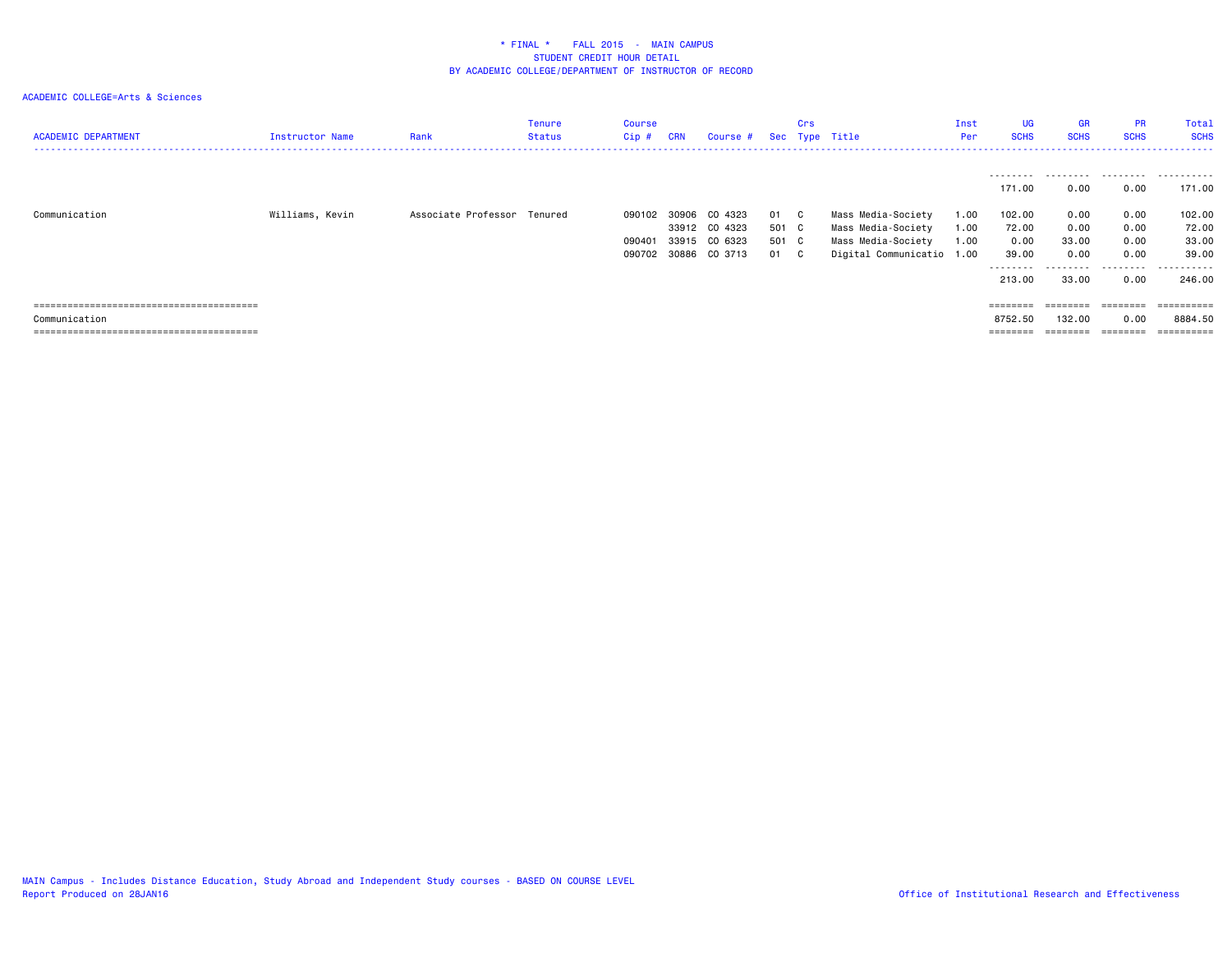# \* FINAL \* FALL 2015 - MAIN CAMPUS
## STUDENT CREDIT HOUR DETAIL
## BY ACADEMIC COLLEGE/DEPARTMENT OF INSTRUCTOR OF RECORD

ACADEMIC COLLEGE=Arts & Sciences

| ACADEMIC DEPARTMENT | Instructor Name | Rank | Tenure Status | Course Cip # | CRN | Course # | Sec | Crs Type | Title | Inst Per | UG SCHS | GR SCHS | PR SCHS | Total SCHS |
|---|---|---|---|---|---|---|---|---|---|---|---|---|---|---|
| | | | | | | | | | | | 171.00 | 0.00 | 0.00 | 171.00 |
| Communication | Williams, Kevin | Associate Professor | Tenured | 090102 | 30906 | CO 4323 | 01 | C | Mass Media-Society | 1.00 | 102.00 | 0.00 | 0.00 | 102.00 |
| | | | | | 33912 | CO 4323 | 501 | C | Mass Media-Society | 1.00 | 72.00 | 0.00 | 0.00 | 72.00 |
| | | | | 090401 | 33915 | CO 6323 | 501 | C | Mass Media-Society | 1.00 | 0.00 | 33.00 | 0.00 | 33.00 |
| | | | | 090702 | 30886 | CO 3713 | 01 | C | Digital Communicatio | 1.00 | 39.00 | 0.00 | 0.00 | 39.00 |
| | | | | | | | | | | | 213.00 | 33.00 | 0.00 | 246.00 |
| Communication | | | | | | | | | | | 8752.50 | 132.00 | 0.00 | 8884.50 |

MAIN Campus - Includes Distance Education, Study Abroad and Independent Study courses - BASED ON COURSE LEVEL
Report Produced on 28JAN16

Office of Institutional Research and Effectiveness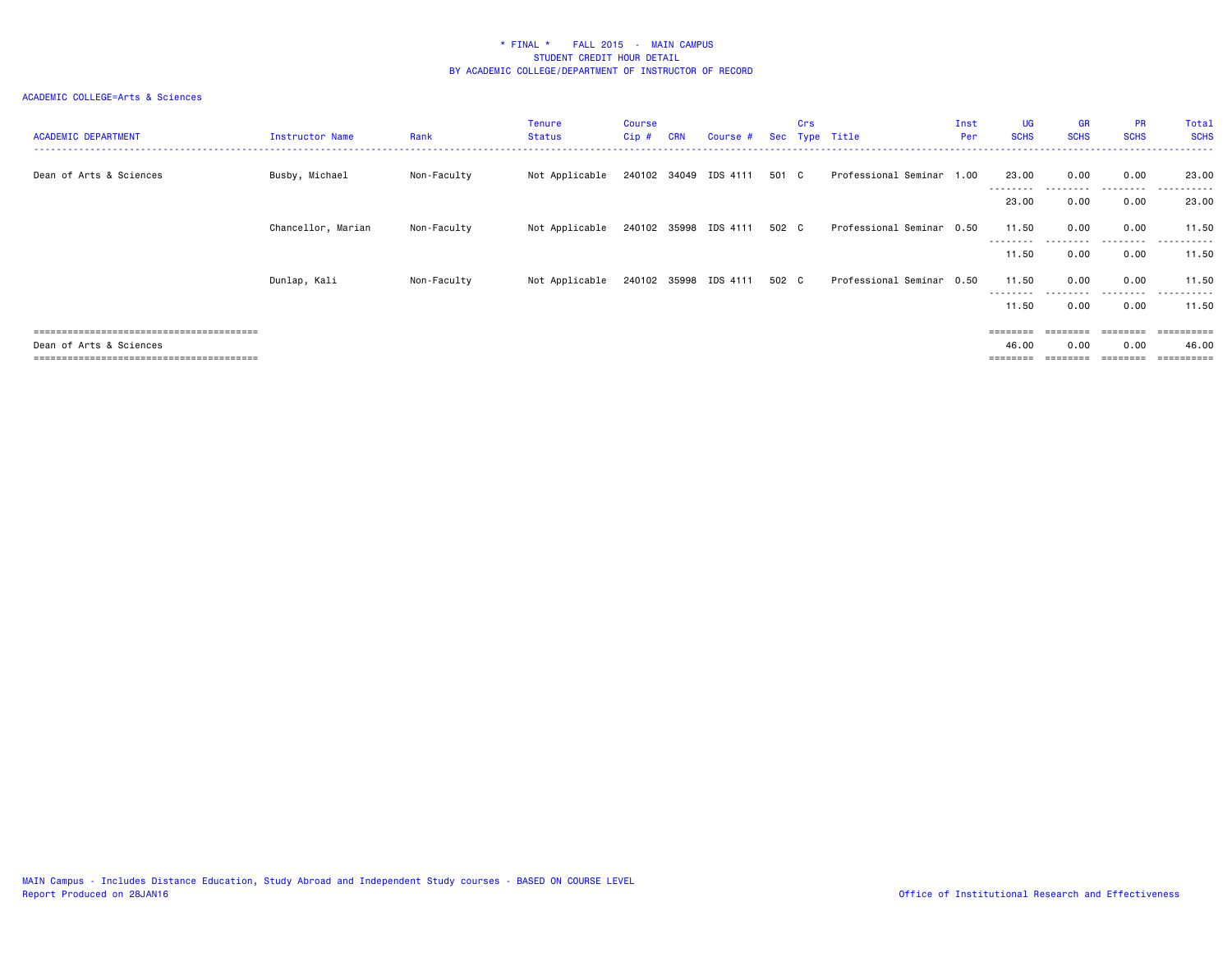# * FINAL * FALL 2015 - MAIN CAMPUS
## STUDENT CREDIT HOUR DETAIL
## BY ACADEMIC COLLEGE/DEPARTMENT OF INSTRUCTOR OF RECORD

ACADEMIC COLLEGE=Arts & Sciences

| ACADEMIC DEPARTMENT | Instructor Name | Rank | Tenure Status | Course Cip # | CRN | Course # | Sec | Crs Type | Title | Inst Per | UG SCHS | GR SCHS | PR SCHS | Total SCHS |
|---|---|---|---|---|---|---|---|---|---|---|---|---|---|---|
| Dean of Arts & Sciences | Busby, Michael | Non-Faculty | Not Applicable | 240102 | 34049 | IDS 4111 | 501 | C | Professional Seminar | 1.00 | 23.00 | 0.00 | 0.00 | 23.00 |
| | | | | | | | | | | | 23.00 | 0.00 | 0.00 | 23.00 |
| | Chancellor, Marian | Non-Faculty | Not Applicable | 240102 | 35998 | IDS 4111 | 502 | C | Professional Seminar | 0.50 | 11.50 | 0.00 | 0.00 | 11.50 |
| | | | | | | | | | | | 11.50 | 0.00 | 0.00 | 11.50 |
| | Dunlap, Kali | Non-Faculty | Not Applicable | 240102 | 35998 | IDS 4111 | 502 | C | Professional Seminar | 0.50 | 11.50 | 0.00 | 0.00 | 11.50 |
| | | | | | | | | | | | 11.50 | 0.00 | 0.00 | 11.50 |
| Dean of Arts & Sciences | | | | | | | | | | | 46.00 | 0.00 | 0.00 | 46.00 |

MAIN Campus - Includes Distance Education, Study Abroad and Independent Study courses - BASED ON COURSE LEVEL
Report Produced on 28JAN16

Office of Institutional Research and Effectiveness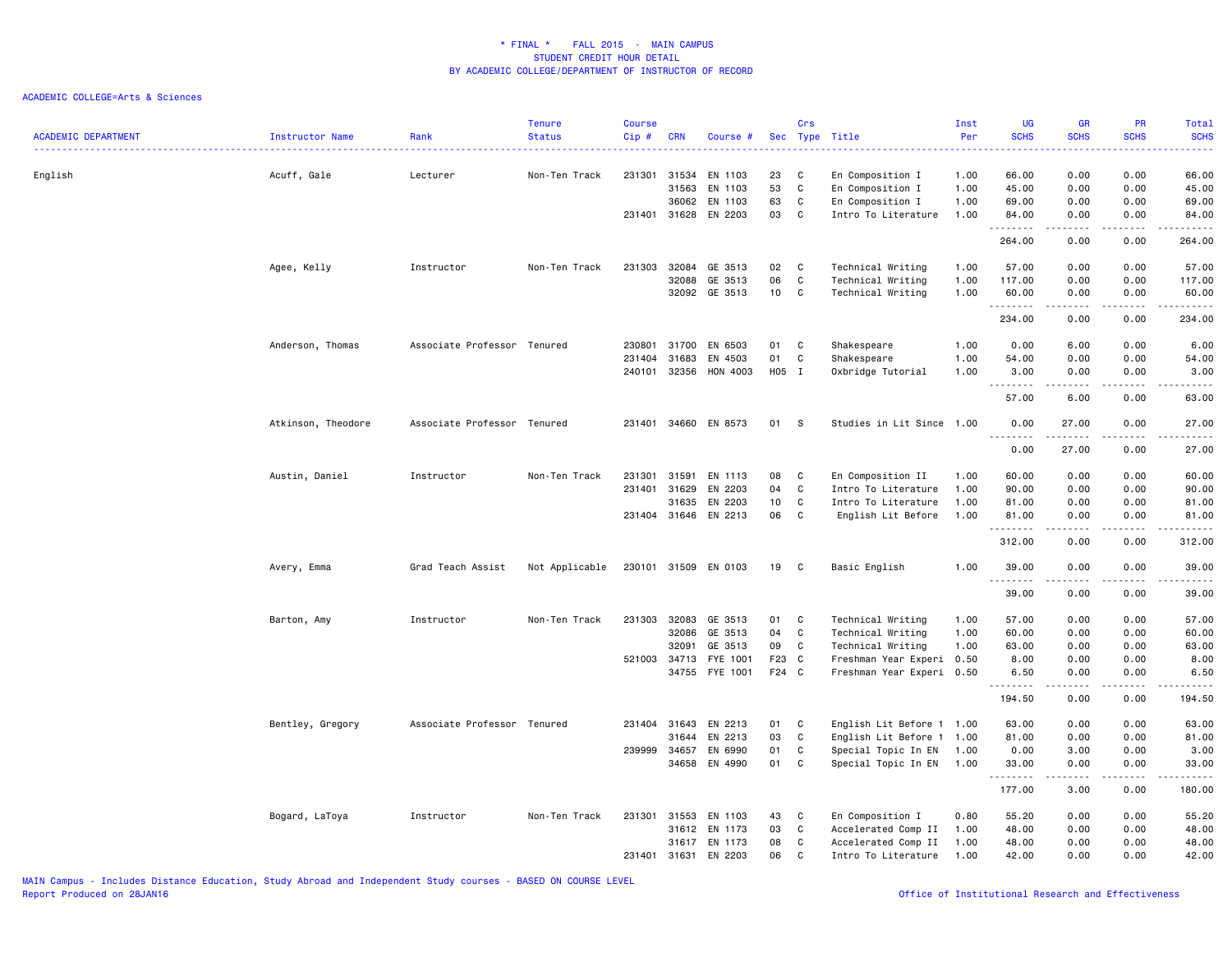\* FINAL \*    FALL 2015  -  MAIN CAMPUS
STUDENT CREDIT HOUR DETAIL
BY ACADEMIC COLLEGE/DEPARTMENT OF INSTRUCTOR OF RECORD

ACADEMIC COLLEGE=Arts & Sciences

| ACADEMIC DEPARTMENT | Instructor Name | Rank | Tenure Status | Course Cip # | CRN | Course # | Sec | Crs Type | Title | Inst Per | UG SCHS | GR SCHS | PR SCHS | Total SCHS |
|---|---|---|---|---|---|---|---|---|---|---|---|---|---|---|
| English | Acuff, Gale | Lecturer | Non-Ten Track | 231301 | 31534 | EN 1103 | 23 | C | En Composition I | 1.00 | 66.00 | 0.00 | 0.00 | 66.00 |
| | | | | | 31563 | EN 1103 | 53 | C | En Composition I | 1.00 | 45.00 | 0.00 | 0.00 | 45.00 |
| | | | | | 36062 | EN 1103 | 63 | C | En Composition I | 1.00 | 69.00 | 0.00 | 0.00 | 69.00 |
| | | | | 231401 | 31628 | EN 2203 | 03 | C | Intro To Literature | 1.00 | 84.00 | 0.00 | 0.00 | 84.00 |
| | | | | | | | | | | | 264.00 | 0.00 | 0.00 | 264.00 |
| | Agee, Kelly | Instructor | Non-Ten Track | 231303 | 32084 | GE 3513 | 02 | C | Technical Writing | 1.00 | 57.00 | 0.00 | 0.00 | 57.00 |
| | | | | | 32088 | GE 3513 | 06 | C | Technical Writing | 1.00 | 117.00 | 0.00 | 0.00 | 117.00 |
| | | | | | 32092 | GE 3513 | 10 | C | Technical Writing | 1.00 | 60.00 | 0.00 | 0.00 | 60.00 |
| | | | | | | | | | | | 234.00 | 0.00 | 0.00 | 234.00 |
| | Anderson, Thomas | Associate Professor | Tenured | 230801 | 31700 | EN 6503 | 01 | C | Shakespeare | 1.00 | 0.00 | 6.00 | 0.00 | 6.00 |
| | | | | 231404 | 31683 | EN 4503 | 01 | C | Shakespeare | 1.00 | 54.00 | 0.00 | 0.00 | 54.00 |
| | | | | 240101 | 32356 | HON 4003 | H05 | I | Oxbridge Tutorial | 1.00 | 3.00 | 0.00 | 0.00 | 3.00 |
| | | | | | | | | | | | 57.00 | 6.00 | 0.00 | 63.00 |
| | Atkinson, Theodore | Associate Professor | Tenured | 231401 | 34660 | EN 8573 | 01 | S | Studies in Lit Since | 1.00 | 0.00 | 27.00 | 0.00 | 27.00 |
| | | | | | | | | | | | 0.00 | 27.00 | 0.00 | 27.00 |
| | Austin, Daniel | Instructor | Non-Ten Track | 231301 | 31591 | EN 1113 | 08 | C | En Composition II | 1.00 | 60.00 | 0.00 | 0.00 | 60.00 |
| | | | | 231401 | 31629 | EN 2203 | 04 | C | Intro To Literature | 1.00 | 90.00 | 0.00 | 0.00 | 90.00 |
| | | | | | 31635 | EN 2203 | 10 | C | Intro To Literature | 1.00 | 81.00 | 0.00 | 0.00 | 81.00 |
| | | | | 231404 | 31646 | EN 2213 | 06 | C | English Lit Before | 1.00 | 81.00 | 0.00 | 0.00 | 81.00 |
| | | | | | | | | | | | 312.00 | 0.00 | 0.00 | 312.00 |
| | Avery, Emma | Grad Teach Assist | Not Applicable | 230101 | 31509 | EN 0103 | 19 | C | Basic English | 1.00 | 39.00 | 0.00 | 0.00 | 39.00 |
| | | | | | | | | | | | 39.00 | 0.00 | 0.00 | 39.00 |
| | Barton, Amy | Instructor | Non-Ten Track | 231303 | 32083 | GE 3513 | 01 | C | Technical Writing | 1.00 | 57.00 | 0.00 | 0.00 | 57.00 |
| | | | | | 32086 | GE 3513 | 04 | C | Technical Writing | 1.00 | 60.00 | 0.00 | 0.00 | 60.00 |
| | | | | | 32091 | GE 3513 | 09 | C | Technical Writing | 1.00 | 63.00 | 0.00 | 0.00 | 63.00 |
| | | | | 521003 | 34713 | FYE 1001 | F23 | C | Freshman Year Experi | 0.50 | 8.00 | 0.00 | 0.00 | 8.00 |
| | | | | | 34755 | FYE 1001 | F24 | C | Freshman Year Experi | 0.50 | 6.50 | 0.00 | 0.00 | 6.50 |
| | | | | | | | | | | | 194.50 | 0.00 | 0.00 | 194.50 |
| | Bentley, Gregory | Associate Professor | Tenured | 231404 | 31643 | EN 2213 | 01 | C | English Lit Before 1 | 1.00 | 63.00 | 0.00 | 0.00 | 63.00 |
| | | | | | 31644 | EN 2213 | 03 | C | English Lit Before 1 | 1.00 | 81.00 | 0.00 | 0.00 | 81.00 |
| | | | | 239999 | 34657 | EN 6990 | 01 | C | Special Topic In EN | 1.00 | 0.00 | 3.00 | 0.00 | 3.00 |
| | | | | | 34658 | EN 4990 | 01 | C | Special Topic In EN | 1.00 | 33.00 | 0.00 | 0.00 | 33.00 |
| | | | | | | | | | | | 177.00 | 3.00 | 0.00 | 180.00 |
| | Bogard, LaToya | Instructor | Non-Ten Track | 231301 | 31553 | EN 1103 | 43 | C | En Composition I | 0.80 | 55.20 | 0.00 | 0.00 | 55.20 |
| | | | | | 31612 | EN 1173 | 03 | C | Accelerated Comp II | 1.00 | 48.00 | 0.00 | 0.00 | 48.00 |
| | | | | | 31617 | EN 1173 | 08 | C | Accelerated Comp II | 1.00 | 48.00 | 0.00 | 0.00 | 48.00 |
| | | | | 231401 | 31631 | EN 2203 | 06 | C | Intro To Literature | 1.00 | 42.00 | 0.00 | 0.00 | 42.00 |

MAIN Campus - Includes Distance Education, Study Abroad and Independent Study courses - BASED ON COURSE LEVEL
Report Produced on 28JAN16

Office of Institutional Research and Effectiveness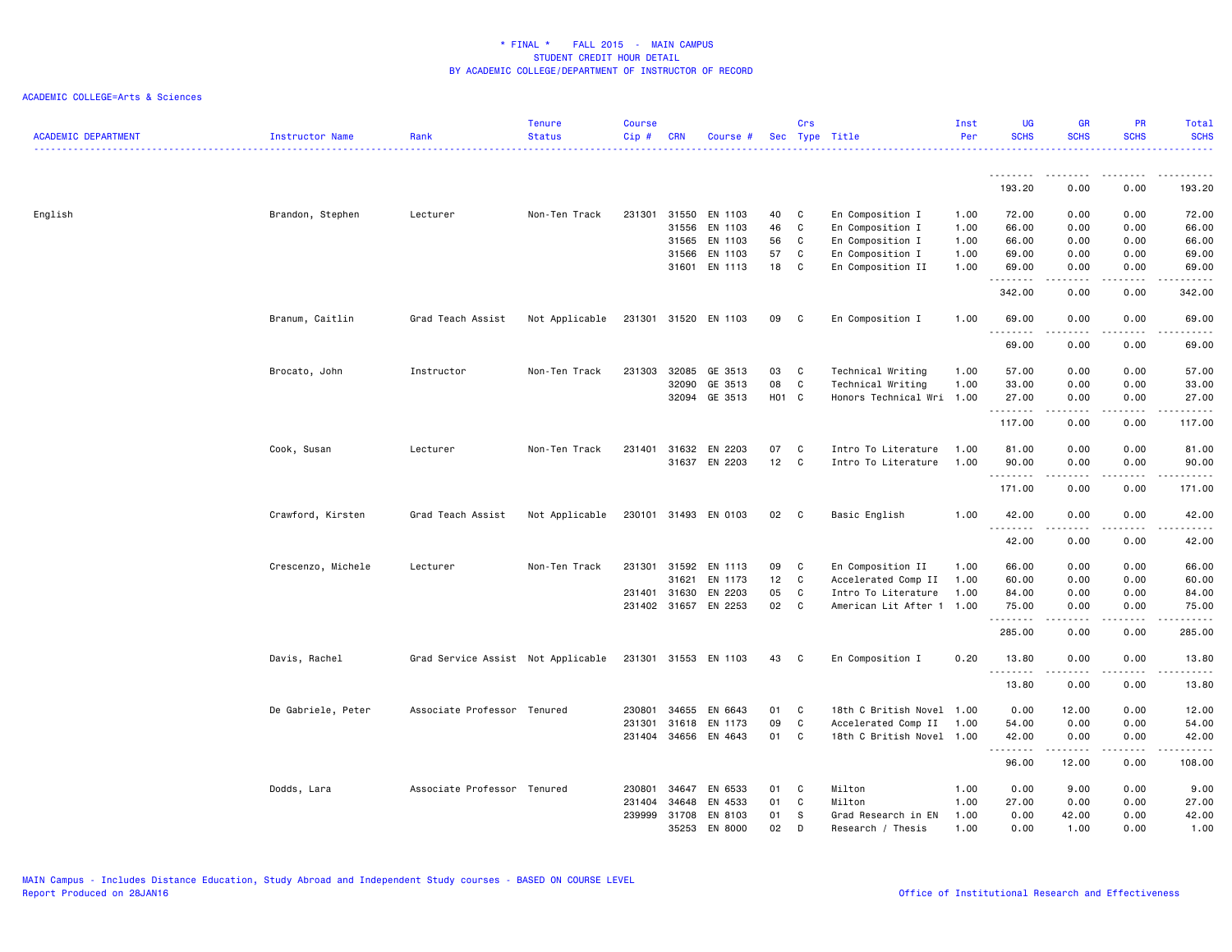# * FINAL * FALL 2015 - MAIN CAMPUS
## STUDENT CREDIT HOUR DETAIL
## BY ACADEMIC COLLEGE/DEPARTMENT OF INSTRUCTOR OF RECORD

ACADEMIC COLLEGE=Arts & Sciences

| ACADEMIC DEPARTMENT | Instructor Name | Rank | Tenure Status | Course Cip # | CRN | Course # | Sec | Crs Type | Title | Inst Per | UG SCHS | GR SCHS | PR SCHS | Total SCHS |
|---|---|---|---|---|---|---|---|---|---|---|---|---|---|---|
| | | | | | | | | | | | 193.20 | 0.00 | 0.00 | 193.20 |
| English | Brandon, Stephen | Lecturer | Non-Ten Track | 231301 | 31550 | EN 1103 | 40 | C | En Composition I | 1.00 | 72.00 | 0.00 | 0.00 | 72.00 |
| | | | | | 31556 | EN 1103 | 46 | C | En Composition I | 1.00 | 66.00 | 0.00 | 0.00 | 66.00 |
| | | | | | 31565 | EN 1103 | 56 | C | En Composition I | 1.00 | 66.00 | 0.00 | 0.00 | 66.00 |
| | | | | | 31566 | EN 1103 | 57 | C | En Composition I | 1.00 | 69.00 | 0.00 | 0.00 | 69.00 |
| | | | | | 31601 | EN 1113 | 18 | C | En Composition II | 1.00 | 69.00 | 0.00 | 0.00 | 69.00 |
| | | | | | | | | | | | 342.00 | 0.00 | 0.00 | 342.00 |
| | Branum, Caitlin | Grad Teach Assist | Not Applicable | 231301 | 31520 | EN 1103 | 09 | C | En Composition I | 1.00 | 69.00 | 0.00 | 0.00 | 69.00 |
| | | | | | | | | | | | 69.00 | 0.00 | 0.00 | 69.00 |
| | Brocato, John | Instructor | Non-Ten Track | 231303 | 32085 | GE 3513 | 03 | C | Technical Writing | 1.00 | 57.00 | 0.00 | 0.00 | 57.00 |
| | | | | | 32090 | GE 3513 | 08 | C | Technical Writing | 1.00 | 33.00 | 0.00 | 0.00 | 33.00 |
| | | | | | 32094 | GE 3513 | H01 | C | Honors Technical Wri | 1.00 | 27.00 | 0.00 | 0.00 | 27.00 |
| | | | | | | | | | | | 117.00 | 0.00 | 0.00 | 117.00 |
| | Cook, Susan | Lecturer | Non-Ten Track | 231401 | 31632 | EN 2203 | 07 | C | Intro To Literature | 1.00 | 81.00 | 0.00 | 0.00 | 81.00 |
| | | | | | 31637 | EN 2203 | 12 | C | Intro To Literature | 1.00 | 90.00 | 0.00 | 0.00 | 90.00 |
| | | | | | | | | | | | 171.00 | 0.00 | 0.00 | 171.00 |
| | Crawford, Kirsten | Grad Teach Assist | Not Applicable | 230101 | 31493 | EN 0103 | 02 | C | Basic English | 1.00 | 42.00 | 0.00 | 0.00 | 42.00 |
| | | | | | | | | | | | 42.00 | 0.00 | 0.00 | 42.00 |
| | Crescenzo, Michele | Lecturer | Non-Ten Track | 231301 | 31592 | EN 1113 | 09 | C | En Composition II | 1.00 | 66.00 | 0.00 | 0.00 | 66.00 |
| | | | | | 31621 | EN 1173 | 12 | C | Accelerated Comp II | 1.00 | 60.00 | 0.00 | 0.00 | 60.00 |
| | | | | 231401 | 31630 | EN 2203 | 05 | C | Intro To Literature | 1.00 | 84.00 | 0.00 | 0.00 | 84.00 |
| | | | | 231402 | 31657 | EN 2253 | 02 | C | American Lit After 1 | 1.00 | 75.00 | 0.00 | 0.00 | 75.00 |
| | | | | | | | | | | | 285.00 | 0.00 | 0.00 | 285.00 |
| | Davis, Rachel | Grad Service Assist | Not Applicable | 231301 | 31553 | EN 1103 | 43 | C | En Composition I | 0.20 | 13.80 | 0.00 | 0.00 | 13.80 |
| | | | | | | | | | | | 13.80 | 0.00 | 0.00 | 13.80 |
| | De Gabriele, Peter | Associate Professor | Tenured | 230801 | 34655 | EN 6643 | 01 | C | 18th C British Novel | 1.00 | 0.00 | 12.00 | 0.00 | 12.00 |
| | | | | 231301 | 31618 | EN 1173 | 09 | C | Accelerated Comp II | 1.00 | 54.00 | 0.00 | 0.00 | 54.00 |
| | | | | 231404 | 34656 | EN 4643 | 01 | C | 18th C British Novel | 1.00 | 42.00 | 0.00 | 0.00 | 42.00 |
| | | | | | | | | | | | 96.00 | 12.00 | 0.00 | 108.00 |
| | Dodds, Lara | Associate Professor | Tenured | 230801 | 34647 | EN 6533 | 01 | C | Milton | 1.00 | 0.00 | 9.00 | 0.00 | 9.00 |
| | | | | 231404 | 34648 | EN 4533 | 01 | C | Milton | 1.00 | 27.00 | 0.00 | 0.00 | 27.00 |
| | | | | 239999 | 31708 | EN 8103 | 01 | S | Grad Research in EN | 1.00 | 0.00 | 42.00 | 0.00 | 42.00 |
| | | | | | 35253 | EN 8000 | 02 | D | Research / Thesis | 1.00 | 0.00 | 1.00 | 0.00 | 1.00 |

MAIN Campus - Includes Distance Education, Study Abroad and Independent Study courses - BASED ON COURSE LEVEL
Report Produced on 28JAN16

Office of Institutional Research and Effectiveness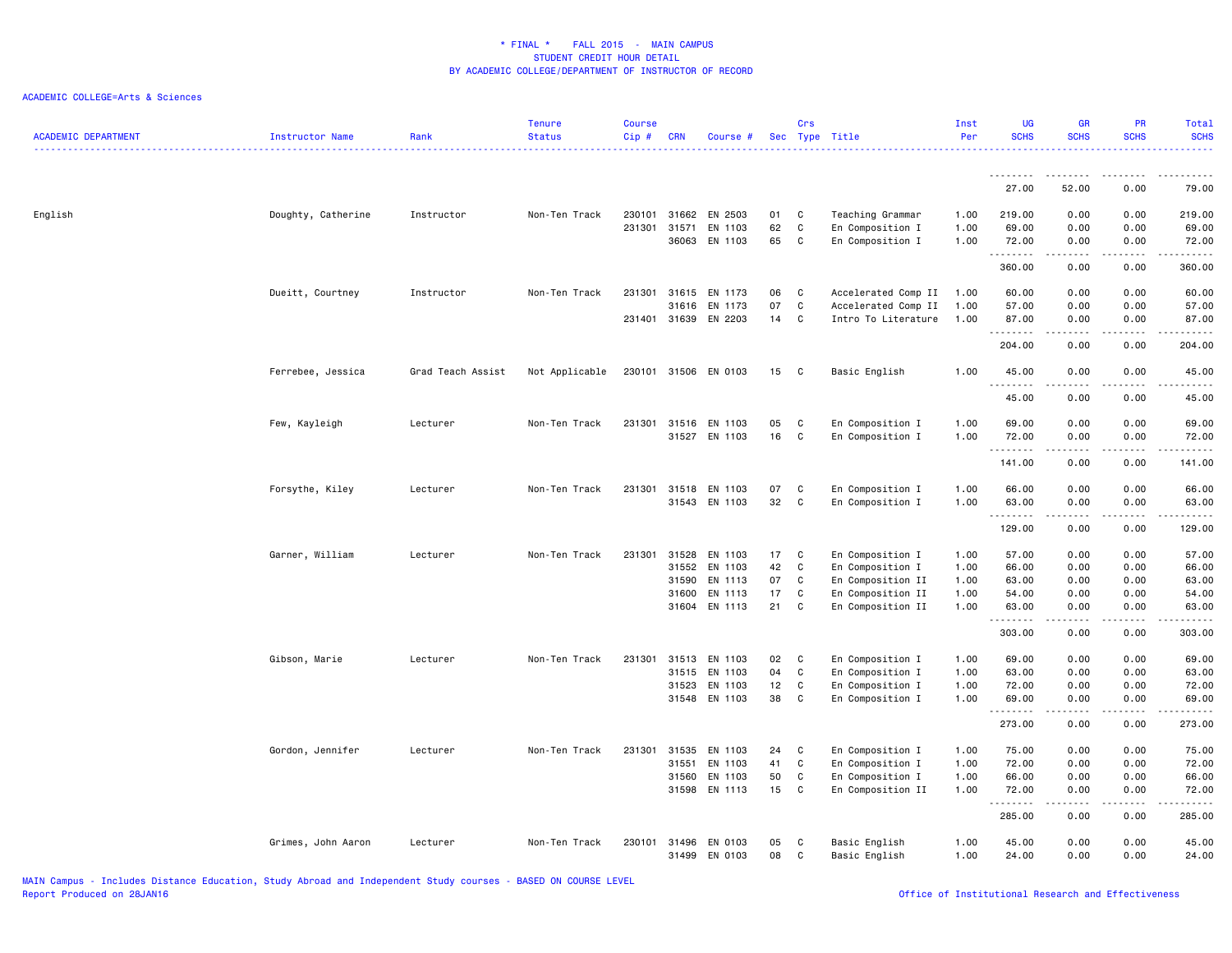# * FINAL * FALL 2015 - MAIN CAMPUS
## STUDENT CREDIT HOUR DETAIL
## BY ACADEMIC COLLEGE/DEPARTMENT OF INSTRUCTOR OF RECORD

ACADEMIC COLLEGE=Arts & Sciences

| ACADEMIC DEPARTMENT | Instructor Name | Rank | Tenure Status | Course Cip # | CRN | Course # | Sec | Crs Type | Title | Inst Per | UG SCHS | GR SCHS | PR SCHS | Total SCHS |
|---|---|---|---|---|---|---|---|---|---|---|---|---|---|---|
| | | | | | | | | | | | 27.00 | 52.00 | 0.00 | 79.00 |
| English | Doughty, Catherine | Instructor | Non-Ten Track | 230101 | 31662 | EN 2503 | 01 | C | Teaching Grammar | 1.00 | 219.00 | 0.00 | 0.00 | 219.00 |
| | | | | 231301 | 31571 | EN 1103 | 62 | C | En Composition I | 1.00 | 69.00 | 0.00 | 0.00 | 69.00 |
| | | | | | 36063 | EN 1103 | 65 | C | En Composition I | 1.00 | 72.00 | 0.00 | 0.00 | 72.00 |
| | | | | | | | | | | | 360.00 | 0.00 | 0.00 | 360.00 |
| | Dueitt, Courtney | Instructor | Non-Ten Track | 231301 | 31615 | EN 1173 | 06 | C | Accelerated Comp II | 1.00 | 60.00 | 0.00 | 0.00 | 60.00 |
| | | | | | 31616 | EN 1173 | 07 | C | Accelerated Comp II | 1.00 | 57.00 | 0.00 | 0.00 | 57.00 |
| | | | | 231401 | 31639 | EN 2203 | 14 | C | Intro To Literature | 1.00 | 87.00 | 0.00 | 0.00 | 87.00 |
| | | | | | | | | | | | 204.00 | 0.00 | 0.00 | 204.00 |
| | Ferrebee, Jessica | Grad Teach Assist | Not Applicable | 230101 | 31506 | EN 0103 | 15 | C | Basic English | 1.00 | 45.00 | 0.00 | 0.00 | 45.00 |
| | | | | | | | | | | | 45.00 | 0.00 | 0.00 | 45.00 |
| | Few, Kayleigh | Lecturer | Non-Ten Track | 231301 | 31516 | EN 1103 | 05 | C | En Composition I | 1.00 | 69.00 | 0.00 | 0.00 | 69.00 |
| | | | | | 31527 | EN 1103 | 16 | C | En Composition I | 1.00 | 72.00 | 0.00 | 0.00 | 72.00 |
| | | | | | | | | | | | 141.00 | 0.00 | 0.00 | 141.00 |
| | Forsythe, Kiley | Lecturer | Non-Ten Track | 231301 | 31518 | EN 1103 | 07 | C | En Composition I | 1.00 | 66.00 | 0.00 | 0.00 | 66.00 |
| | | | | | 31543 | EN 1103 | 32 | C | En Composition I | 1.00 | 63.00 | 0.00 | 0.00 | 63.00 |
| | | | | | | | | | | | 129.00 | 0.00 | 0.00 | 129.00 |
| | Garner, William | Lecturer | Non-Ten Track | 231301 | 31528 | EN 1103 | 17 | C | En Composition I | 1.00 | 57.00 | 0.00 | 0.00 | 57.00 |
| | | | | | 31552 | EN 1103 | 42 | C | En Composition I | 1.00 | 66.00 | 0.00 | 0.00 | 66.00 |
| | | | | | 31590 | EN 1113 | 07 | C | En Composition II | 1.00 | 63.00 | 0.00 | 0.00 | 63.00 |
| | | | | | 31600 | EN 1113 | 17 | C | En Composition II | 1.00 | 54.00 | 0.00 | 0.00 | 54.00 |
| | | | | | 31604 | EN 1113 | 21 | C | En Composition II | 1.00 | 63.00 | 0.00 | 0.00 | 63.00 |
| | | | | | | | | | | | 303.00 | 0.00 | 0.00 | 303.00 |
| | Gibson, Marie | Lecturer | Non-Ten Track | 231301 | 31513 | EN 1103 | 02 | C | En Composition I | 1.00 | 69.00 | 0.00 | 0.00 | 69.00 |
| | | | | | 31515 | EN 1103 | 04 | C | En Composition I | 1.00 | 63.00 | 0.00 | 0.00 | 63.00 |
| | | | | | 31523 | EN 1103 | 12 | C | En Composition I | 1.00 | 72.00 | 0.00 | 0.00 | 72.00 |
| | | | | | 31548 | EN 1103 | 38 | C | En Composition I | 1.00 | 69.00 | 0.00 | 0.00 | 69.00 |
| | | | | | | | | | | | 273.00 | 0.00 | 0.00 | 273.00 |
| | Gordon, Jennifer | Lecturer | Non-Ten Track | 231301 | 31535 | EN 1103 | 24 | C | En Composition I | 1.00 | 75.00 | 0.00 | 0.00 | 75.00 |
| | | | | | 31551 | EN 1103 | 41 | C | En Composition I | 1.00 | 72.00 | 0.00 | 0.00 | 72.00 |
| | | | | | 31560 | EN 1103 | 50 | C | En Composition I | 1.00 | 66.00 | 0.00 | 0.00 | 66.00 |
| | | | | | 31598 | EN 1113 | 15 | C | En Composition II | 1.00 | 72.00 | 0.00 | 0.00 | 72.00 |
| | | | | | | | | | | | 285.00 | 0.00 | 0.00 | 285.00 |
| | Grimes, John Aaron | Lecturer | Non-Ten Track | 230101 | 31496 | EN 0103 | 05 | C | Basic English | 1.00 | 45.00 | 0.00 | 0.00 | 45.00 |
| | | | | | 31499 | EN 0103 | 08 | C | Basic English | 1.00 | 24.00 | 0.00 | 0.00 | 24.00 |

MAIN Campus - Includes Distance Education, Study Abroad and Independent Study courses - BASED ON COURSE LEVEL
Report Produced on 28JAN16

Office of Institutional Research and Effectiveness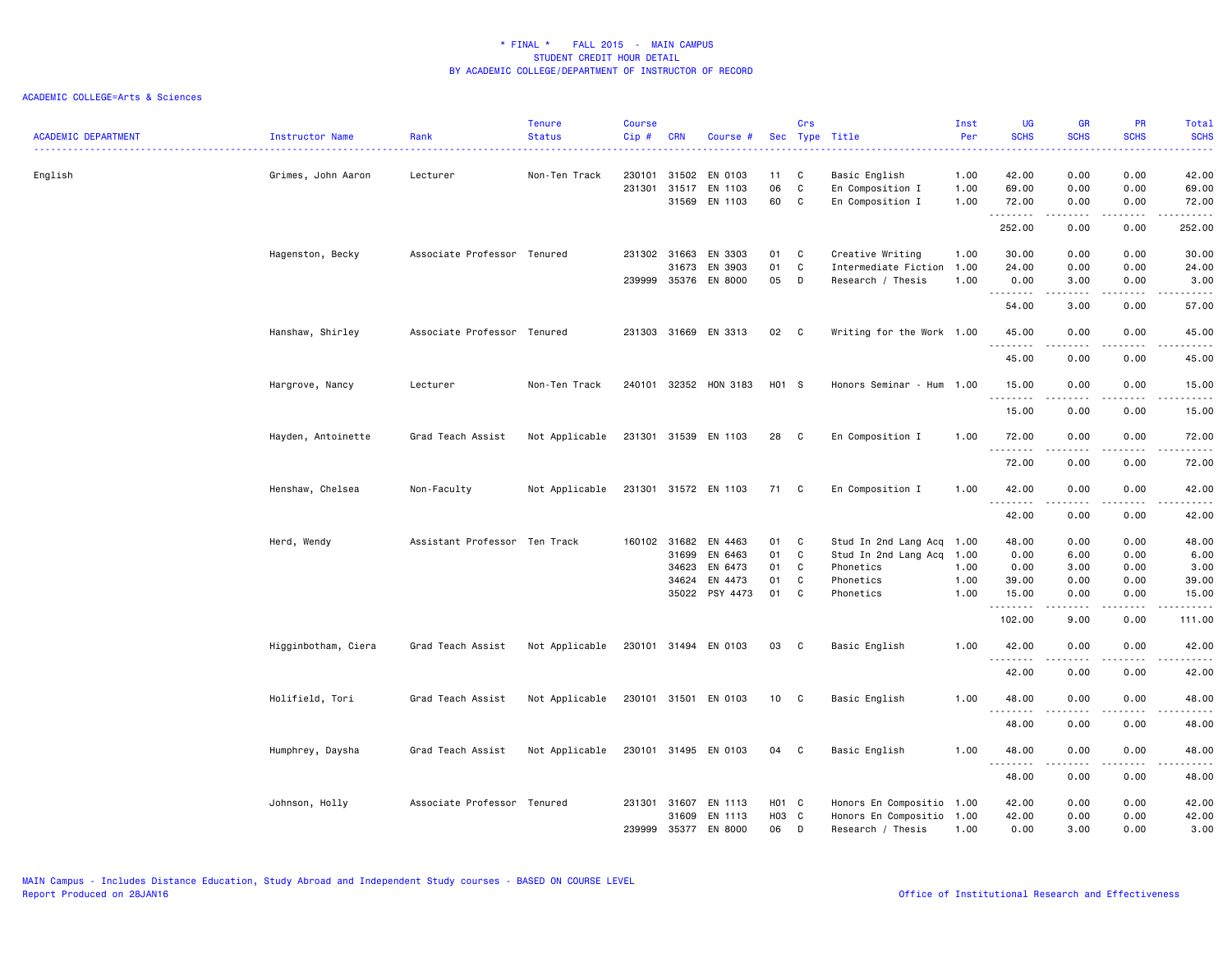\* FINAL \*    FALL 2015  -  MAIN CAMPUS
STUDENT CREDIT HOUR DETAIL
BY ACADEMIC COLLEGE/DEPARTMENT OF INSTRUCTOR OF RECORD

ACADEMIC COLLEGE=Arts & Sciences

| ACADEMIC DEPARTMENT | Instructor Name | Rank | Tenure Status | Course Cip # | CRN | Course # | Sec | Crs Type | Title | Inst Per | UG SCHS | GR SCHS | PR SCHS | Total SCHS |
|---|---|---|---|---|---|---|---|---|---|---|---|---|---|---|
| English | Grimes, John Aaron | Lecturer | Non-Ten Track | 230101 | 31502 | EN 0103 | 11 | C | Basic English | 1.00 | 42.00 | 0.00 | 0.00 | 42.00 |
| | | | | 231301 | 31517 | EN 1103 | 06 | C | En Composition I | 1.00 | 69.00 | 0.00 | 0.00 | 69.00 |
| | | | | | 31569 | EN 1103 | 60 | C | En Composition I | 1.00 | 72.00 | 0.00 | 0.00 | 72.00 |
| | | | | | | | | | | | 252.00 | 0.00 | 0.00 | 252.00 |
| | Hagenston, Becky | Associate Professor | Tenured | 231302 | 31663 | EN 3303 | 01 | C | Creative Writing | 1.00 | 30.00 | 0.00 | 0.00 | 30.00 |
| | | | | | 31673 | EN 3903 | 01 | C | Intermediate Fiction | 1.00 | 24.00 | 0.00 | 0.00 | 24.00 |
| | | | | 239999 | 35376 | EN 8000 | 05 | D | Research / Thesis | 1.00 | 0.00 | 3.00 | 0.00 | 3.00 |
| | | | | | | | | | | | 54.00 | 3.00 | 0.00 | 57.00 |
| | Hanshaw, Shirley | Associate Professor | Tenured | 231303 | 31669 | EN 3313 | 02 | C | Writing for the Work | 1.00 | 45.00 | 0.00 | 0.00 | 45.00 |
| | | | | | | | | | | | 45.00 | 0.00 | 0.00 | 45.00 |
| | Hargrove, Nancy | Lecturer | Non-Ten Track | 240101 | 32352 | HON 3183 | H01 | S | Honors Seminar - Hum | 1.00 | 15.00 | 0.00 | 0.00 | 15.00 |
| | | | | | | | | | | | 15.00 | 0.00 | 0.00 | 15.00 |
| | Hayden, Antoinette | Grad Teach Assist | Not Applicable | 231301 | 31539 | EN 1103 | 28 | C | En Composition I | 1.00 | 72.00 | 0.00 | 0.00 | 72.00 |
| | | | | | | | | | | | 72.00 | 0.00 | 0.00 | 72.00 |
| | Henshaw, Chelsea | Non-Faculty | Not Applicable | 231301 | 31572 | EN 1103 | 71 | C | En Composition I | 1.00 | 42.00 | 0.00 | 0.00 | 42.00 |
| | | | | | | | | | | | 42.00 | 0.00 | 0.00 | 42.00 |
| | Herd, Wendy | Assistant Professor | Ten Track | 160102 | 31682 | EN 4463 | 01 | C | Stud In 2nd Lang Acq | 1.00 | 48.00 | 0.00 | 0.00 | 48.00 |
| | | | | | 31699 | EN 6463 | 01 | C | Stud In 2nd Lang Acq | 1.00 | 0.00 | 6.00 | 0.00 | 6.00 |
| | | | | | 34623 | EN 6473 | 01 | C | Phonetics | 1.00 | 0.00 | 3.00 | 0.00 | 3.00 |
| | | | | | 34624 | EN 4473 | 01 | C | Phonetics | 1.00 | 39.00 | 0.00 | 0.00 | 39.00 |
| | | | | | 35022 | PSY 4473 | 01 | C | Phonetics | 1.00 | 15.00 | 0.00 | 0.00 | 15.00 |
| | | | | | | | | | | | 102.00 | 9.00 | 0.00 | 111.00 |
| | Higginbotham, Ciera | Grad Teach Assist | Not Applicable | 230101 | 31494 | EN 0103 | 03 | C | Basic English | 1.00 | 42.00 | 0.00 | 0.00 | 42.00 |
| | | | | | | | | | | | 42.00 | 0.00 | 0.00 | 42.00 |
| | Holifield, Tori | Grad Teach Assist | Not Applicable | 230101 | 31501 | EN 0103 | 10 | C | Basic English | 1.00 | 48.00 | 0.00 | 0.00 | 48.00 |
| | | | | | | | | | | | 48.00 | 0.00 | 0.00 | 48.00 |
| | Humphrey, Daysha | Grad Teach Assist | Not Applicable | 230101 | 31495 | EN 0103 | 04 | C | Basic English | 1.00 | 48.00 | 0.00 | 0.00 | 48.00 |
| | | | | | | | | | | | 48.00 | 0.00 | 0.00 | 48.00 |
| | Johnson, Holly | Associate Professor | Tenured | 231301 | 31607 | EN 1113 | H01 | C | Honors En Compositio | 1.00 | 42.00 | 0.00 | 0.00 | 42.00 |
| | | | | | 31609 | EN 1113 | H03 | C | Honors En Compositio | 1.00 | 42.00 | 0.00 | 0.00 | 42.00 |
| | | | | 239999 | 35377 | EN 8000 | 06 | D | Research / Thesis | 1.00 | 0.00 | 3.00 | 0.00 | 3.00 |

MAIN Campus - Includes Distance Education, Study Abroad and Independent Study courses - BASED ON COURSE LEVEL
Report Produced on 28JAN16    Office of Institutional Research and Effectiveness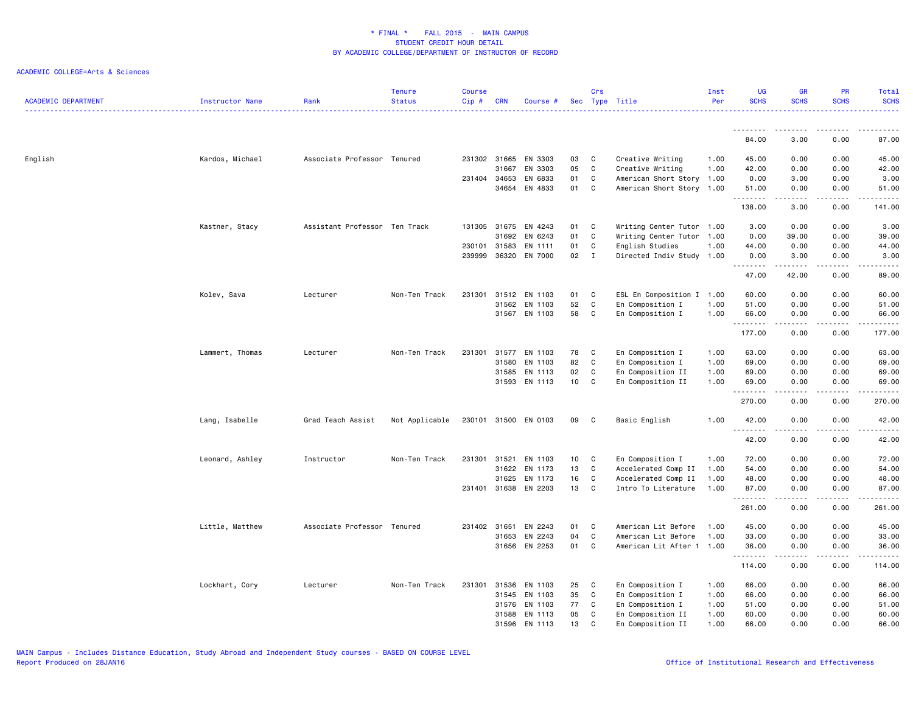\* FINAL \*    FALL 2015  -  MAIN CAMPUS
STUDENT CREDIT HOUR DETAIL
BY ACADEMIC COLLEGE/DEPARTMENT OF INSTRUCTOR OF RECORD

ACADEMIC COLLEGE=Arts & Sciences

| ACADEMIC DEPARTMENT | Instructor Name | Rank | Tenure Status | Course Cip # | CRN | Course # | Sec | Crs Type | Title | Inst Per | UG SCHS | GR SCHS | PR SCHS | Total SCHS |
|---|---|---|---|---|---|---|---|---|---|---|---|---|---|---|
| | | | | | | | | | | | 84.00 | 3.00 | 0.00 | 87.00 |
| English | Kardos, Michael | Associate Professor | Tenured | 231302 | 31665 | EN 3303 | 03 | C | Creative Writing | 1.00 | 45.00 | 0.00 | 0.00 | 45.00 |
| | | | | | 31667 | EN 3303 | 05 | C | Creative Writing | 1.00 | 42.00 | 0.00 | 0.00 | 42.00 |
| | | | | 231404 | 34653 | EN 6833 | 01 | C | American Short Story | 1.00 | 0.00 | 3.00 | 0.00 | 3.00 |
| | | | | | 34654 | EN 4833 | 01 | C | American Short Story | 1.00 | 51.00 | 0.00 | 0.00 | 51.00 |
| | | | | | | | | | | | 138.00 | 3.00 | 0.00 | 141.00 |
| | Kastner, Stacy | Assistant Professor | Ten Track | 131305 | 31675 | EN 4243 | 01 | C | Writing Center Tutor | 1.00 | 3.00 | 0.00 | 0.00 | 3.00 |
| | | | | | 31692 | EN 6243 | 01 | C | Writing Center Tutor | 1.00 | 0.00 | 39.00 | 0.00 | 39.00 |
| | | | | 230101 | 31583 | EN 1111 | 01 | C | English Studies | 1.00 | 44.00 | 0.00 | 0.00 | 44.00 |
| | | | | 239999 | 36320 | EN 7000 | 02 | I | Directed Indiv Study | 1.00 | 0.00 | 3.00 | 0.00 | 3.00 |
| | | | | | | | | | | | 47.00 | 42.00 | 0.00 | 89.00 |
| | Kolev, Sava | Lecturer | Non-Ten Track | 231301 | 31512 | EN 1103 | 01 | C | ESL En Composition I | 1.00 | 60.00 | 0.00 | 0.00 | 60.00 |
| | | | | | 31562 | EN 1103 | 52 | C | En Composition I | 1.00 | 51.00 | 0.00 | 0.00 | 51.00 |
| | | | | | 31567 | EN 1103 | 58 | C | En Composition I | 1.00 | 66.00 | 0.00 | 0.00 | 66.00 |
| | | | | | | | | | | | 177.00 | 0.00 | 0.00 | 177.00 |
| | Lammert, Thomas | Lecturer | Non-Ten Track | 231301 | 31577 | EN 1103 | 78 | C | En Composition I | 1.00 | 63.00 | 0.00 | 0.00 | 63.00 |
| | | | | | 31580 | EN 1103 | 82 | C | En Composition I | 1.00 | 69.00 | 0.00 | 0.00 | 69.00 |
| | | | | | 31585 | EN 1113 | 02 | C | En Composition II | 1.00 | 69.00 | 0.00 | 0.00 | 69.00 |
| | | | | | 31593 | EN 1113 | 10 | C | En Composition II | 1.00 | 69.00 | 0.00 | 0.00 | 69.00 |
| | | | | | | | | | | | 270.00 | 0.00 | 0.00 | 270.00 |
| | Lang, Isabelle | Grad Teach Assist | Not Applicable | 230101 | 31500 | EN 0103 | 09 | C | Basic English | 1.00 | 42.00 | 0.00 | 0.00 | 42.00 |
| | | | | | | | | | | | 42.00 | 0.00 | 0.00 | 42.00 |
| | Leonard, Ashley | Instructor | Non-Ten Track | 231301 | 31521 | EN 1103 | 10 | C | En Composition I | 1.00 | 72.00 | 0.00 | 0.00 | 72.00 |
| | | | | | 31622 | EN 1173 | 13 | C | Accelerated Comp II | 1.00 | 54.00 | 0.00 | 0.00 | 54.00 |
| | | | | | 31625 | EN 1173 | 16 | C | Accelerated Comp II | 1.00 | 48.00 | 0.00 | 0.00 | 48.00 |
| | | | | 231401 | 31638 | EN 2203 | 13 | C | Intro To Literature | 1.00 | 87.00 | 0.00 | 0.00 | 87.00 |
| | | | | | | | | | | | 261.00 | 0.00 | 0.00 | 261.00 |
| | Little, Matthew | Associate Professor | Tenured | 231402 | 31651 | EN 2243 | 01 | C | American Lit Before | 1.00 | 45.00 | 0.00 | 0.00 | 45.00 |
| | | | | | 31653 | EN 2243 | 04 | C | American Lit Before | 1.00 | 33.00 | 0.00 | 0.00 | 33.00 |
| | | | | | 31656 | EN 2253 | 01 | C | American Lit After 1 | 1.00 | 36.00 | 0.00 | 0.00 | 36.00 |
| | | | | | | | | | | | 114.00 | 0.00 | 0.00 | 114.00 |
| | Lockhart, Cory | Lecturer | Non-Ten Track | 231301 | 31536 | EN 1103 | 25 | C | En Composition I | 1.00 | 66.00 | 0.00 | 0.00 | 66.00 |
| | | | | | 31545 | EN 1103 | 35 | C | En Composition I | 1.00 | 66.00 | 0.00 | 0.00 | 66.00 |
| | | | | | 31576 | EN 1103 | 77 | C | En Composition I | 1.00 | 51.00 | 0.00 | 0.00 | 51.00 |
| | | | | | 31588 | EN 1113 | 05 | C | En Composition II | 1.00 | 60.00 | 0.00 | 0.00 | 60.00 |
| | | | | | 31596 | EN 1113 | 13 | C | En Composition II | 1.00 | 66.00 | 0.00 | 0.00 | 66.00 |

MAIN Campus - Includes Distance Education, Study Abroad and Independent Study courses - BASED ON COURSE LEVEL
Report Produced on 28JAN16

Office of Institutional Research and Effectiveness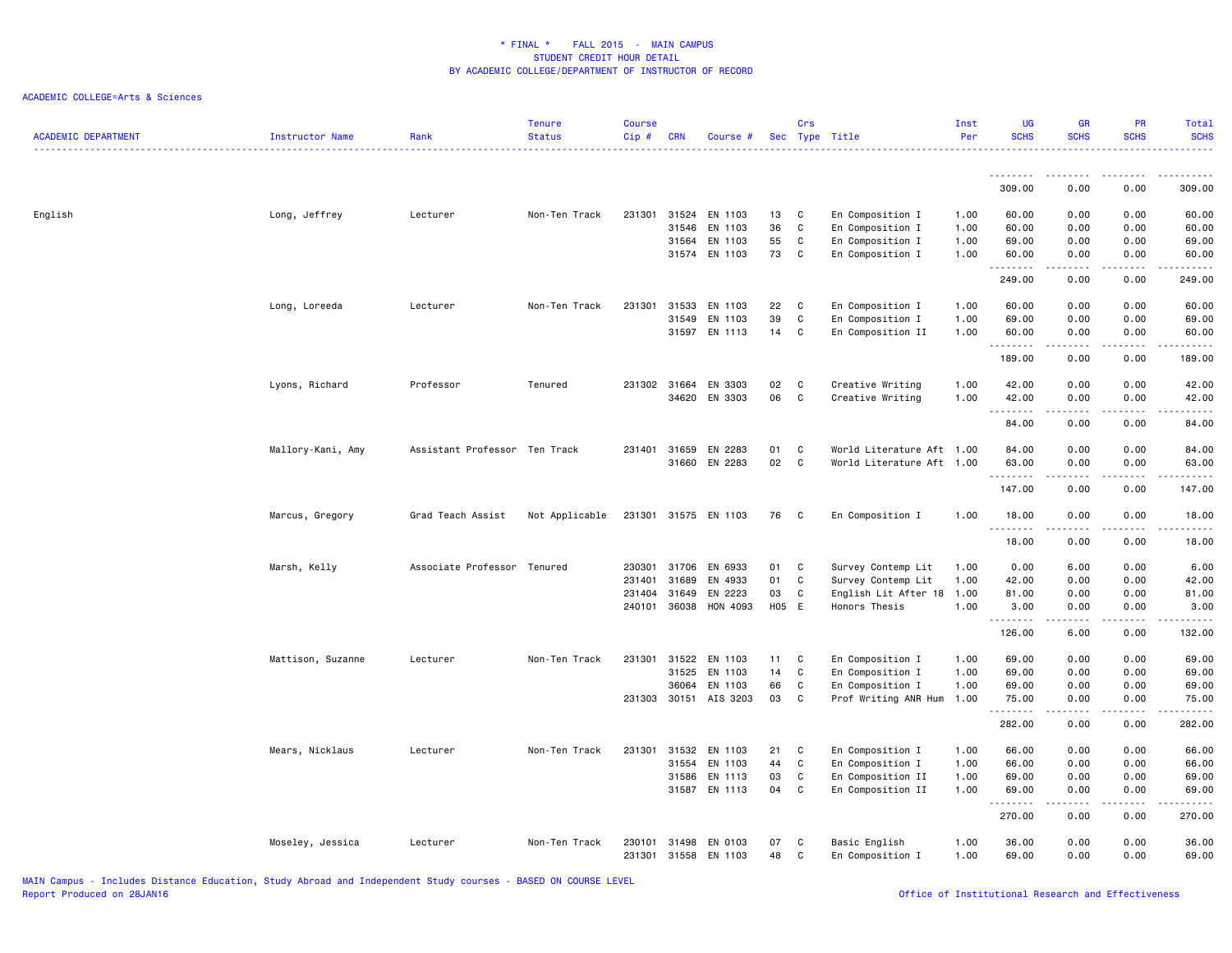* FINAL * FALL 2015 - MAIN CAMPUS
STUDENT CREDIT HOUR DETAIL
BY ACADEMIC COLLEGE/DEPARTMENT OF INSTRUCTOR OF RECORD

ACADEMIC COLLEGE=Arts & Sciences

| ACADEMIC DEPARTMENT | Instructor Name | Rank | Tenure Status | Course Cip # | CRN | Course # | Sec | Crs Type | Title | Inst Per | UG SCHS | GR SCHS | PR SCHS | Total SCHS |
|---|---|---|---|---|---|---|---|---|---|---|---|---|---|---|
| | | | | | | | | | | | 309.00 | 0.00 | 0.00 | 309.00 |
| English | Long, Jeffrey | Lecturer | Non-Ten Track | 231301 | 31524 | EN 1103 | 13 | C | En Composition I | 1.00 | 60.00 | 0.00 | 0.00 | 60.00 |
| | | | | | 31546 | EN 1103 | 36 | C | En Composition I | 1.00 | 60.00 | 0.00 | 0.00 | 60.00 |
| | | | | | 31564 | EN 1103 | 55 | C | En Composition I | 1.00 | 69.00 | 0.00 | 0.00 | 69.00 |
| | | | | | 31574 | EN 1103 | 73 | C | En Composition I | 1.00 | 60.00 | 0.00 | 0.00 | 60.00 |
| | | | | | | | | | | | 249.00 | 0.00 | 0.00 | 249.00 |
| | Long, Loreeda | Lecturer | Non-Ten Track | 231301 | 31533 | EN 1103 | 22 | C | En Composition I | 1.00 | 60.00 | 0.00 | 0.00 | 60.00 |
| | | | | | 31549 | EN 1103 | 39 | C | En Composition I | 1.00 | 69.00 | 0.00 | 0.00 | 69.00 |
| | | | | | 31597 | EN 1113 | 14 | C | En Composition II | 1.00 | 60.00 | 0.00 | 0.00 | 60.00 |
| | | | | | | | | | | | 189.00 | 0.00 | 0.00 | 189.00 |
| | Lyons, Richard | Professor | Tenured | 231302 | 31664 | EN 3303 | 02 | C | Creative Writing | 1.00 | 42.00 | 0.00 | 0.00 | 42.00 |
| | | | | | 34620 | EN 3303 | 06 | C | Creative Writing | 1.00 | 42.00 | 0.00 | 0.00 | 42.00 |
| | | | | | | | | | | | 84.00 | 0.00 | 0.00 | 84.00 |
| | Mallory-Kani, Amy | Assistant Professor | Ten Track | 231401 | 31659 | EN 2283 | 01 | C | World Literature Aft | 1.00 | 84.00 | 0.00 | 0.00 | 84.00 |
| | | | | | 31660 | EN 2283 | 02 | C | World Literature Aft | 1.00 | 63.00 | 0.00 | 0.00 | 63.00 |
| | | | | | | | | | | | 147.00 | 0.00 | 0.00 | 147.00 |
| | Marcus, Gregory | Grad Teach Assist | Not Applicable | 231301 | 31575 | EN 1103 | 76 | C | En Composition I | 1.00 | 18.00 | 0.00 | 0.00 | 18.00 |
| | | | | | | | | | | | 18.00 | 0.00 | 0.00 | 18.00 |
| | Marsh, Kelly | Associate Professor | Tenured | 230301 | 31706 | EN 6933 | 01 | C | Survey Contemp Lit | 1.00 | 0.00 | 6.00 | 0.00 | 6.00 |
| | | | | 231401 | 31689 | EN 4933 | 01 | C | Survey Contemp Lit | 1.00 | 42.00 | 0.00 | 0.00 | 42.00 |
| | | | | 231404 | 31649 | EN 2223 | 03 | C | English Lit After 18 | 1.00 | 81.00 | 0.00 | 0.00 | 81.00 |
| | | | | 240101 | 36038 | HON 4093 | H05 | E | Honors Thesis | 1.00 | 3.00 | 0.00 | 0.00 | 3.00 |
| | | | | | | | | | | | 126.00 | 6.00 | 0.00 | 132.00 |
| | Mattison, Suzanne | Lecturer | Non-Ten Track | 231301 | 31522 | EN 1103 | 11 | C | En Composition I | 1.00 | 69.00 | 0.00 | 0.00 | 69.00 |
| | | | | | 31525 | EN 1103 | 14 | C | En Composition I | 1.00 | 69.00 | 0.00 | 0.00 | 69.00 |
| | | | | | 36064 | EN 1103 | 66 | C | En Composition I | 1.00 | 69.00 | 0.00 | 0.00 | 69.00 |
| | | | | 231303 | 30151 | AIS 3203 | 03 | C | Prof Writing ANR Hum | 1.00 | 75.00 | 0.00 | 0.00 | 75.00 |
| | | | | | | | | | | | 282.00 | 0.00 | 0.00 | 282.00 |
| | Mears, Nicklaus | Lecturer | Non-Ten Track | 231301 | 31532 | EN 1103 | 21 | C | En Composition I | 1.00 | 66.00 | 0.00 | 0.00 | 66.00 |
| | | | | | 31554 | EN 1103 | 44 | C | En Composition I | 1.00 | 66.00 | 0.00 | 0.00 | 66.00 |
| | | | | | 31586 | EN 1113 | 03 | C | En Composition II | 1.00 | 69.00 | 0.00 | 0.00 | 69.00 |
| | | | | | 31587 | EN 1113 | 04 | C | En Composition II | 1.00 | 69.00 | 0.00 | 0.00 | 69.00 |
| | | | | | | | | | | | 270.00 | 0.00 | 0.00 | 270.00 |
| | Moseley, Jessica | Lecturer | Non-Ten Track | 230101 | 31498 | EN 0103 | 07 | C | Basic English | 1.00 | 36.00 | 0.00 | 0.00 | 36.00 |
| | | | | 231301 | 31558 | EN 1103 | 48 | C | En Composition I | 1.00 | 69.00 | 0.00 | 0.00 | 69.00 |

MAIN Campus - Includes Distance Education, Study Abroad and Independent Study courses - BASED ON COURSE LEVEL
Report Produced on 28JAN16

Office of Institutional Research and Effectiveness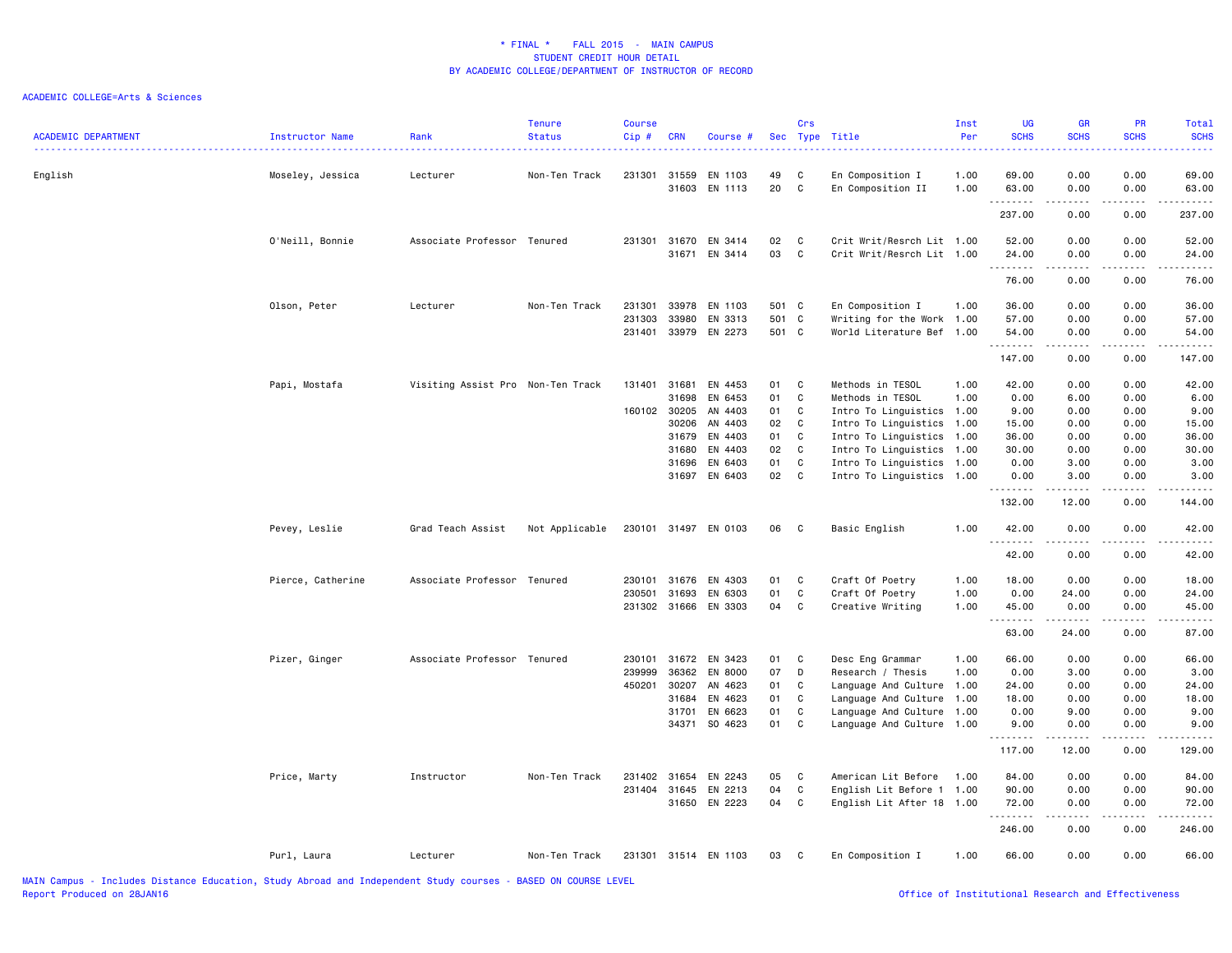# * FINAL * FALL 2015 - MAIN CAMPUS
## STUDENT CREDIT HOUR DETAIL
## BY ACADEMIC COLLEGE/DEPARTMENT OF INSTRUCTOR OF RECORD

ACADEMIC COLLEGE=Arts & Sciences

| ACADEMIC DEPARTMENT | Instructor Name | Rank | Tenure Status | Course Cip # | CRN | Course # | Sec | Crs Type | Title | Inst Per | UG SCHS | GR SCHS | PR SCHS | Total SCHS |
|---|---|---|---|---|---|---|---|---|---|---|---|---|---|---|
| English | Moseley, Jessica | Lecturer | Non-Ten Track | 231301 | 31559 | EN 1103 | 49 | C | En Composition I | 1.00 | 69.00 | 0.00 | 0.00 | 69.00 |
| | | | | | 31603 | EN 1113 | 20 | C | En Composition II | 1.00 | 63.00 | 0.00 | 0.00 | 63.00 |
| | | | | | | | | | | | 237.00 | 0.00 | 0.00 | 237.00 |
| | O'Neill, Bonnie | Associate Professor | Tenured | 231301 | 31670 | EN 3414 | 02 | C | Crit Writ/Resrch Lit | 1.00 | 52.00 | 0.00 | 0.00 | 52.00 |
| | | | | | 31671 | EN 3414 | 03 | C | Crit Writ/Resrch Lit | 1.00 | 24.00 | 0.00 | 0.00 | 24.00 |
| | | | | | | | | | | | 76.00 | 0.00 | 0.00 | 76.00 |
| | Olson, Peter | Lecturer | Non-Ten Track | 231301 | 33978 | EN 1103 | 501 | C | En Composition I | 1.00 | 36.00 | 0.00 | 0.00 | 36.00 |
| | | | | 231303 | 33980 | EN 3313 | 501 | C | Writing for the Work | 1.00 | 57.00 | 0.00 | 0.00 | 57.00 |
| | | | | 231401 | 33979 | EN 2273 | 501 | C | World Literature Bef | 1.00 | 54.00 | 0.00 | 0.00 | 54.00 |
| | | | | | | | | | | | 147.00 | 0.00 | 0.00 | 147.00 |
| | Papi, Mostafa | Visiting Assist Pro | Non-Ten Track | 131401 | 31681 | EN 4453 | 01 | C | Methods in TESOL | 1.00 | 42.00 | 0.00 | 0.00 | 42.00 |
| | | | | | 31698 | EN 6453 | 01 | C | Methods in TESOL | 1.00 | 0.00 | 6.00 | 0.00 | 6.00 |
| | | | | 160102 | 30205 | AN 4403 | 01 | C | Intro To Linguistics | 1.00 | 9.00 | 0.00 | 0.00 | 9.00 |
| | | | | | 30206 | AN 4403 | 02 | C | Intro To Linguistics | 1.00 | 15.00 | 0.00 | 0.00 | 15.00 |
| | | | | | 31679 | EN 4403 | 01 | C | Intro To Linguistics | 1.00 | 36.00 | 0.00 | 0.00 | 36.00 |
| | | | | | 31680 | EN 4403 | 02 | C | Intro To Linguistics | 1.00 | 30.00 | 0.00 | 0.00 | 30.00 |
| | | | | | 31696 | EN 6403 | 01 | C | Intro To Linguistics | 1.00 | 0.00 | 3.00 | 0.00 | 3.00 |
| | | | | | 31697 | EN 6403 | 02 | C | Intro To Linguistics | 1.00 | 0.00 | 3.00 | 0.00 | 3.00 |
| | | | | | | | | | | | 132.00 | 12.00 | 0.00 | 144.00 |
| | Pevey, Leslie | Grad Teach Assist | Not Applicable | 230101 | 31497 | EN 0103 | 06 | C | Basic English | 1.00 | 42.00 | 0.00 | 0.00 | 42.00 |
| | | | | | | | | | | | 42.00 | 0.00 | 0.00 | 42.00 |
| | Pierce, Catherine | Associate Professor | Tenured | 230101 | 31676 | EN 4303 | 01 | C | Craft Of Poetry | 1.00 | 18.00 | 0.00 | 0.00 | 18.00 |
| | | | | 230501 | 31693 | EN 6303 | 01 | C | Craft Of Poetry | 1.00 | 0.00 | 24.00 | 0.00 | 24.00 |
| | | | | 231302 | 31666 | EN 3303 | 04 | C | Creative Writing | 1.00 | 45.00 | 0.00 | 0.00 | 45.00 |
| | | | | | | | | | | | 63.00 | 24.00 | 0.00 | 87.00 |
| | Pizer, Ginger | Associate Professor | Tenured | 230101 | 31672 | EN 3423 | 01 | C | Desc Eng Grammar | 1.00 | 66.00 | 0.00 | 0.00 | 66.00 |
| | | | | 239999 | 36362 | EN 8000 | 07 | D | Research / Thesis | 1.00 | 0.00 | 3.00 | 0.00 | 3.00 |
| | | | | 450201 | 30207 | AN 4623 | 01 | C | Language And Culture | 1.00 | 24.00 | 0.00 | 0.00 | 24.00 |
| | | | | | 31684 | EN 4623 | 01 | C | Language And Culture | 1.00 | 18.00 | 0.00 | 0.00 | 18.00 |
| | | | | | 31701 | EN 6623 | 01 | C | Language And Culture | 1.00 | 0.00 | 9.00 | 0.00 | 9.00 |
| | | | | | 34371 | SO 4623 | 01 | C | Language And Culture | 1.00 | 9.00 | 0.00 | 0.00 | 9.00 |
| | | | | | | | | | | | 117.00 | 12.00 | 0.00 | 129.00 |
| | Price, Marty | Instructor | Non-Ten Track | 231402 | 31654 | EN 2243 | 05 | C | American Lit Before | 1.00 | 84.00 | 0.00 | 0.00 | 84.00 |
| | | | | 231404 | 31645 | EN 2213 | 04 | C | English Lit Before 1 | 1.00 | 90.00 | 0.00 | 0.00 | 90.00 |
| | | | | | 31650 | EN 2223 | 04 | C | English Lit After 18 | 1.00 | 72.00 | 0.00 | 0.00 | 72.00 |
| | | | | | | | | | | | 246.00 | 0.00 | 0.00 | 246.00 |
| | Purl, Laura | Lecturer | Non-Ten Track | 231301 | 31514 | EN 1103 | 03 | C | En Composition I | 1.00 | 66.00 | 0.00 | 0.00 | 66.00 |

MAIN Campus - Includes Distance Education, Study Abroad and Independent Study courses - BASED ON COURSE LEVEL
Report Produced on 28JAN16

Office of Institutional Research and Effectiveness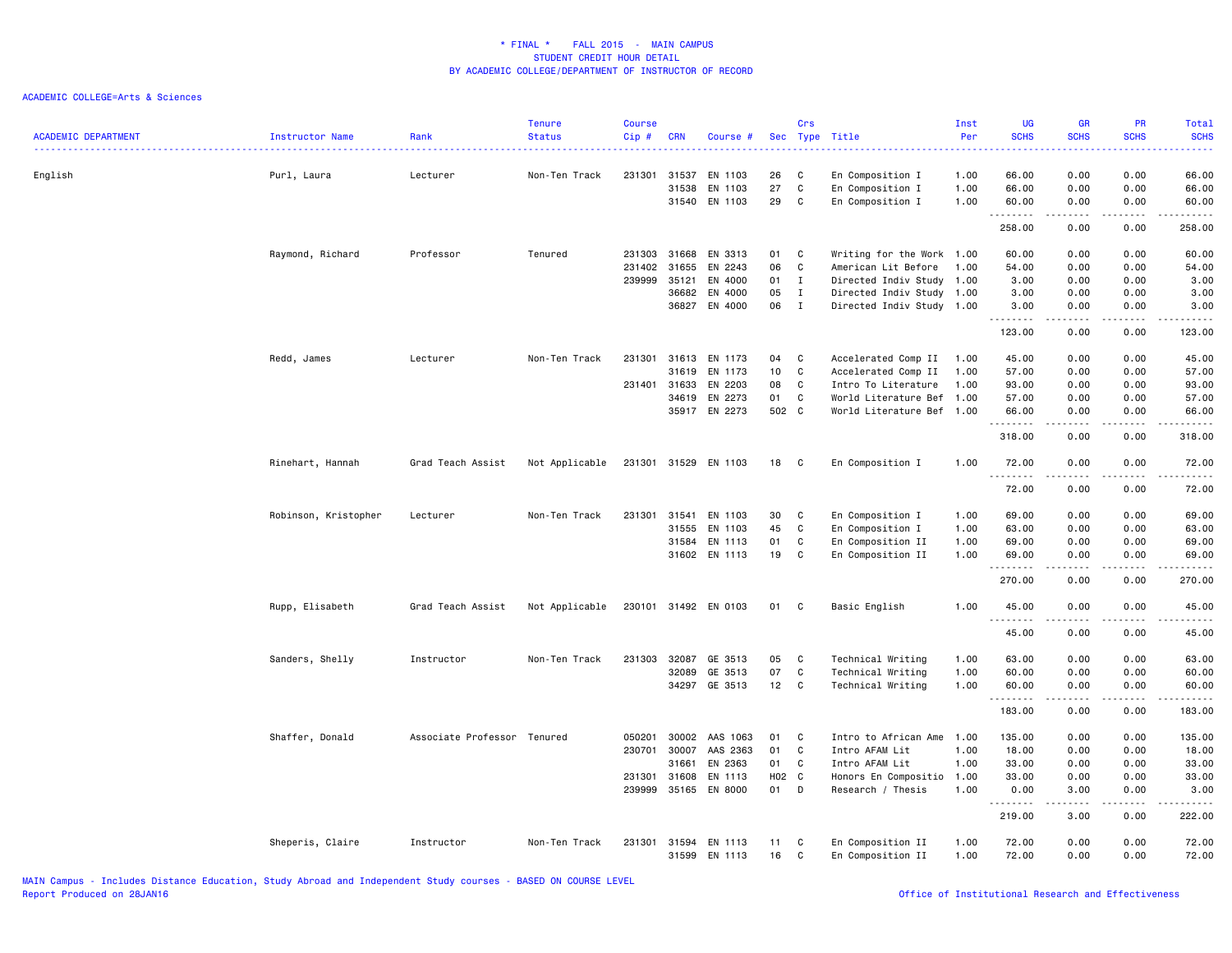* FINAL * FALL 2015 - MAIN CAMPUS
STUDENT CREDIT HOUR DETAIL
BY ACADEMIC COLLEGE/DEPARTMENT OF INSTRUCTOR OF RECORD

ACADEMIC COLLEGE=Arts & Sciences

| ACADEMIC DEPARTMENT | Instructor Name | Rank | Tenure Status | Course Cip # | CRN | Course # | Sec | Crs Type | Title | Inst Per | UG SCHS | GR SCHS | PR SCHS | Total SCHS |
|---|---|---|---|---|---|---|---|---|---|---|---|---|---|---|
| English | Purl, Laura | Lecturer | Non-Ten Track | 231301 | 31537 | EN 1103 | 26 | C | En Composition I | 1.00 | 66.00 | 0.00 | 0.00 | 66.00 |
| | | | | | 31538 | EN 1103 | 27 | C | En Composition I | 1.00 | 66.00 | 0.00 | 0.00 | 66.00 |
| | | | | | 31540 | EN 1103 | 29 | C | En Composition I | 1.00 | 60.00 | 0.00 | 0.00 | 60.00 |
| | | | | | | | | | | | 258.00 | 0.00 | 0.00 | 258.00 |
| | Raymond, Richard | Professor | Tenured | 231303 | 31668 | EN 3313 | 01 | C | Writing for the Work | 1.00 | 60.00 | 0.00 | 0.00 | 60.00 |
| | | | | 231402 | 31655 | EN 2243 | 06 | C | American Lit Before | 1.00 | 54.00 | 0.00 | 0.00 | 54.00 |
| | | | | 239999 | 35121 | EN 4000 | 01 | I | Directed Indiv Study | 1.00 | 3.00 | 0.00 | 0.00 | 3.00 |
| | | | | | 36682 | EN 4000 | 05 | I | Directed Indiv Study | 1.00 | 3.00 | 0.00 | 0.00 | 3.00 |
| | | | | | 36827 | EN 4000 | 06 | I | Directed Indiv Study | 1.00 | 3.00 | 0.00 | 0.00 | 3.00 |
| | | | | | | | | | | | 123.00 | 0.00 | 0.00 | 123.00 |
| | Redd, James | Lecturer | Non-Ten Track | 231301 | 31613 | EN 1173 | 04 | C | Accelerated Comp II | 1.00 | 45.00 | 0.00 | 0.00 | 45.00 |
| | | | | | 31619 | EN 1173 | 10 | C | Accelerated Comp II | 1.00 | 57.00 | 0.00 | 0.00 | 57.00 |
| | | | | 231401 | 31633 | EN 2203 | 08 | C | Intro To Literature | 1.00 | 93.00 | 0.00 | 0.00 | 93.00 |
| | | | | | 34619 | EN 2273 | 01 | C | World Literature Bef | 1.00 | 57.00 | 0.00 | 0.00 | 57.00 |
| | | | | | 35917 | EN 2273 | 502 | C | World Literature Bef | 1.00 | 66.00 | 0.00 | 0.00 | 66.00 |
| | | | | | | | | | | | 318.00 | 0.00 | 0.00 | 318.00 |
| | Rinehart, Hannah | Grad Teach Assist | Not Applicable | 231301 | 31529 | EN 1103 | 18 | C | En Composition I | 1.00 | 72.00 | 0.00 | 0.00 | 72.00 |
| | | | | | | | | | | | 72.00 | 0.00 | 0.00 | 72.00 |
| | Robinson, Kristopher | Lecturer | Non-Ten Track | 231301 | 31541 | EN 1103 | 30 | C | En Composition I | 1.00 | 69.00 | 0.00 | 0.00 | 69.00 |
| | | | | | 31555 | EN 1103 | 45 | C | En Composition I | 1.00 | 63.00 | 0.00 | 0.00 | 63.00 |
| | | | | | 31584 | EN 1113 | 01 | C | En Composition II | 1.00 | 69.00 | 0.00 | 0.00 | 69.00 |
| | | | | | 31602 | EN 1113 | 19 | C | En Composition II | 1.00 | 69.00 | 0.00 | 0.00 | 69.00 |
| | | | | | | | | | | | 270.00 | 0.00 | 0.00 | 270.00 |
| | Rupp, Elisabeth | Grad Teach Assist | Not Applicable | 230101 | 31492 | EN 0103 | 01 | C | Basic English | 1.00 | 45.00 | 0.00 | 0.00 | 45.00 |
| | | | | | | | | | | | 45.00 | 0.00 | 0.00 | 45.00 |
| | Sanders, Shelly | Instructor | Non-Ten Track | 231303 | 32087 | GE 3513 | 05 | C | Technical Writing | 1.00 | 63.00 | 0.00 | 0.00 | 63.00 |
| | | | | | 32089 | GE 3513 | 07 | C | Technical Writing | 1.00 | 60.00 | 0.00 | 0.00 | 60.00 |
| | | | | | 34297 | GE 3513 | 12 | C | Technical Writing | 1.00 | 60.00 | 0.00 | 0.00 | 60.00 |
| | | | | | | | | | | | 183.00 | 0.00 | 0.00 | 183.00 |
| | Shaffer, Donald | Associate Professor | Tenured | 050201 | 30002 | AAS 1063 | 01 | C | Intro to African Ame | 1.00 | 135.00 | 0.00 | 0.00 | 135.00 |
| | | | | 230701 | 30007 | AAS 2363 | 01 | C | Intro AFAM Lit | 1.00 | 18.00 | 0.00 | 0.00 | 18.00 |
| | | | | | 31661 | EN 2363 | 01 | C | Intro AFAM Lit | 1.00 | 33.00 | 0.00 | 0.00 | 33.00 |
| | | | | 231301 | 31608 | EN 1113 | H02 | C | Honors En Compositio | 1.00 | 33.00 | 0.00 | 0.00 | 33.00 |
| | | | | 239999 | 35165 | EN 8000 | 01 | D | Research / Thesis | 1.00 | 0.00 | 3.00 | 0.00 | 3.00 |
| | | | | | | | | | | | 219.00 | 3.00 | 0.00 | 222.00 |
| | Sheperis, Claire | Instructor | Non-Ten Track | 231301 | 31594 | EN 1113 | 11 | C | En Composition II | 1.00 | 72.00 | 0.00 | 0.00 | 72.00 |
| | | | | | 31599 | EN 1113 | 16 | C | En Composition II | 1.00 | 72.00 | 0.00 | 0.00 | 72.00 |

MAIN Campus - Includes Distance Education, Study Abroad and Independent Study courses - BASED ON COURSE LEVEL
Report Produced on 28JAN16

Office of Institutional Research and Effectiveness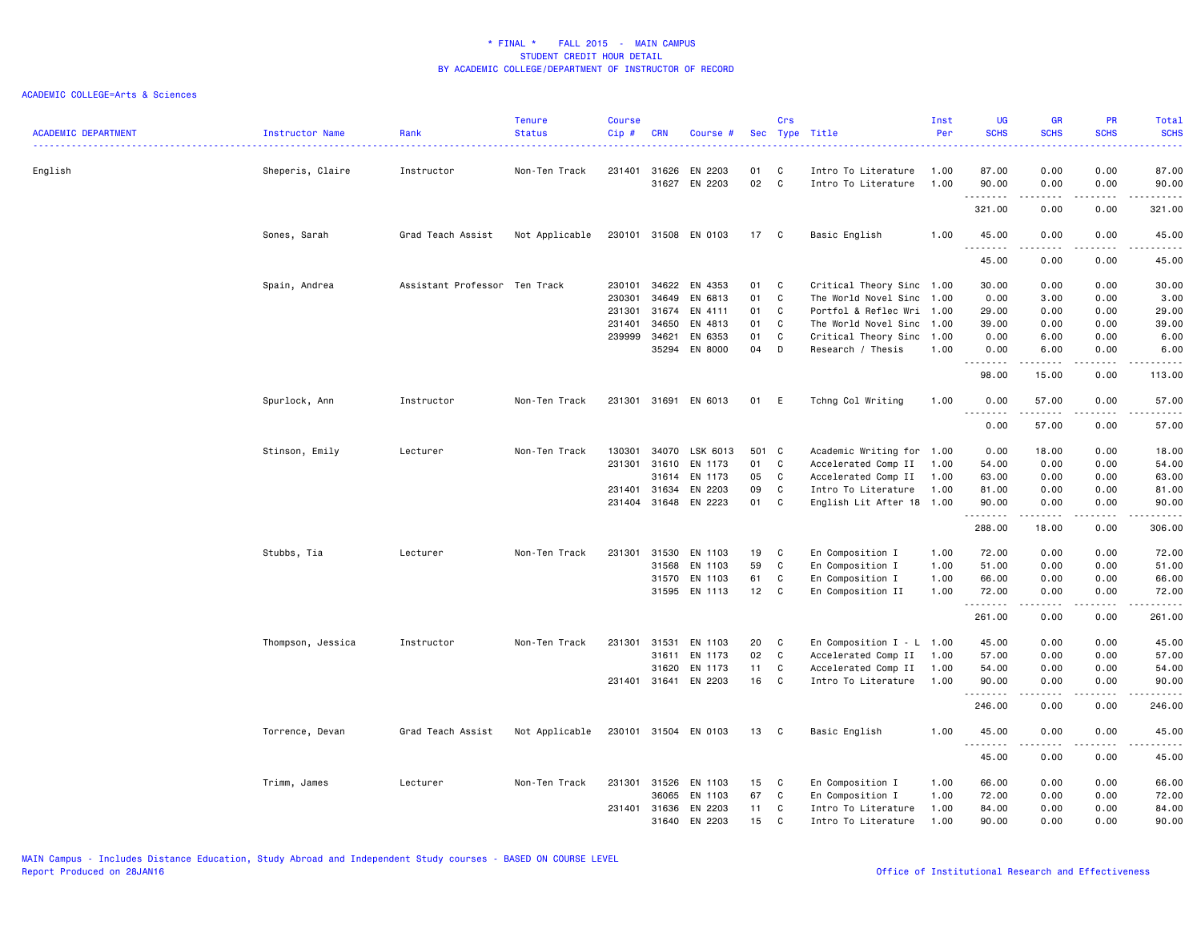# * FINAL * FALL 2015 - MAIN CAMPUS
## STUDENT CREDIT HOUR DETAIL
## BY ACADEMIC COLLEGE/DEPARTMENT OF INSTRUCTOR OF RECORD

ACADEMIC COLLEGE=Arts & Sciences

| ACADEMIC DEPARTMENT | Instructor Name | Rank | Tenure Status | Course Cip # | CRN | Course # | Sec | Crs Type | Title | Inst Per | UG SCHS | GR SCHS | PR SCHS | Total SCHS |
|---|---|---|---|---|---|---|---|---|---|---|---|---|---|---|
| English | Sheperis, Claire | Instructor | Non-Ten Track | 231401 | 31626 | EN 2203 | 01 | C | Intro To Literature | 1.00 | 87.00 | 0.00 | 0.00 | 87.00 |
| | | | | | 31627 | EN 2203 | 02 | C | Intro To Literature | 1.00 | 90.00 | 0.00 | 0.00 | 90.00 |
| | | | | | | | | | | | 321.00 | 0.00 | 0.00 | 321.00 |
| | Sones, Sarah | Grad Teach Assist | Not Applicable | 230101 | 31508 | EN 0103 | 17 | C | Basic English | 1.00 | 45.00 | 0.00 | 0.00 | 45.00 |
| | | | | | | | | | | | 45.00 | 0.00 | 0.00 | 45.00 |
| | Spain, Andrea | Assistant Professor | Ten Track | 230101 | 34622 | EN 4353 | 01 | C | Critical Theory Sinc | 1.00 | 30.00 | 0.00 | 0.00 | 30.00 |
| | | | | 230301 | 34649 | EN 6813 | 01 | C | The World Novel Sinc | 1.00 | 0.00 | 3.00 | 0.00 | 3.00 |
| | | | | 231301 | 31674 | EN 4111 | 01 | C | Portfol & Reflec Wri | 1.00 | 29.00 | 0.00 | 0.00 | 29.00 |
| | | | | 231401 | 34650 | EN 4813 | 01 | C | The World Novel Sinc | 1.00 | 39.00 | 0.00 | 0.00 | 39.00 |
| | | | | 239999 | 34621 | EN 6353 | 01 | C | Critical Theory Sinc | 1.00 | 0.00 | 6.00 | 0.00 | 6.00 |
| | | | | | 35294 | EN 8000 | 04 | D | Research / Thesis | 1.00 | 0.00 | 6.00 | 0.00 | 6.00 |
| | | | | | | | | | | | 98.00 | 15.00 | 0.00 | 113.00 |
| | Spurlock, Ann | Instructor | Non-Ten Track | 231301 | 31691 | EN 6013 | 01 | E | Tchng Col Writing | 1.00 | 0.00 | 57.00 | 0.00 | 57.00 |
| | | | | | | | | | | | 0.00 | 57.00 | 0.00 | 57.00 |
| | Stinson, Emily | Lecturer | Non-Ten Track | 130301 | 34070 | LSK 6013 | 501 | C | Academic Writing for | 1.00 | 0.00 | 18.00 | 0.00 | 18.00 |
| | | | | 231301 | 31610 | EN 1173 | 01 | C | Accelerated Comp II | 1.00 | 54.00 | 0.00 | 0.00 | 54.00 |
| | | | | | 31614 | EN 1173 | 05 | C | Accelerated Comp II | 1.00 | 63.00 | 0.00 | 0.00 | 63.00 |
| | | | | 231401 | 31634 | EN 2203 | 09 | C | Intro To Literature | 1.00 | 81.00 | 0.00 | 0.00 | 81.00 |
| | | | | 231404 | 31648 | EN 2223 | 01 | C | English Lit After 18 | 1.00 | 90.00 | 0.00 | 0.00 | 90.00 |
| | | | | | | | | | | | 288.00 | 18.00 | 0.00 | 306.00 |
| | Stubbs, Tia | Lecturer | Non-Ten Track | 231301 | 31530 | EN 1103 | 19 | C | En Composition I | 1.00 | 72.00 | 0.00 | 0.00 | 72.00 |
| | | | | | 31568 | EN 1103 | 59 | C | En Composition I | 1.00 | 51.00 | 0.00 | 0.00 | 51.00 |
| | | | | | 31570 | EN 1103 | 61 | C | En Composition I | 1.00 | 66.00 | 0.00 | 0.00 | 66.00 |
| | | | | | 31595 | EN 1113 | 12 | C | En Composition II | 1.00 | 72.00 | 0.00 | 0.00 | 72.00 |
| | | | | | | | | | | | 261.00 | 0.00 | 0.00 | 261.00 |
| | Thompson, Jessica | Instructor | Non-Ten Track | 231301 | 31531 | EN 1103 | 20 | C | En Composition I - L | 1.00 | 45.00 | 0.00 | 0.00 | 45.00 |
| | | | | | 31611 | EN 1173 | 02 | C | Accelerated Comp II | 1.00 | 57.00 | 0.00 | 0.00 | 57.00 |
| | | | | | 31620 | EN 1173 | 11 | C | Accelerated Comp II | 1.00 | 54.00 | 0.00 | 0.00 | 54.00 |
| | | | | 231401 | 31641 | EN 2203 | 16 | C | Intro To Literature | 1.00 | 90.00 | 0.00 | 0.00 | 90.00 |
| | | | | | | | | | | | 246.00 | 0.00 | 0.00 | 246.00 |
| | Torrence, Devan | Grad Teach Assist | Not Applicable | 230101 | 31504 | EN 0103 | 13 | C | Basic English | 1.00 | 45.00 | 0.00 | 0.00 | 45.00 |
| | | | | | | | | | | | 45.00 | 0.00 | 0.00 | 45.00 |
| | Trimm, James | Lecturer | Non-Ten Track | 231301 | 31526 | EN 1103 | 15 | C | En Composition I | 1.00 | 66.00 | 0.00 | 0.00 | 66.00 |
| | | | | | 36065 | EN 1103 | 67 | C | En Composition I | 1.00 | 72.00 | 0.00 | 0.00 | 72.00 |
| | | | | 231401 | 31636 | EN 2203 | 11 | C | Intro To Literature | 1.00 | 84.00 | 0.00 | 0.00 | 84.00 |
| | | | | | 31640 | EN 2203 | 15 | C | Intro To Literature | 1.00 | 90.00 | 0.00 | 0.00 | 90.00 |

MAIN Campus - Includes Distance Education, Study Abroad and Independent Study courses - BASED ON COURSE LEVEL
Report Produced on 28JAN16

Office of Institutional Research and Effectiveness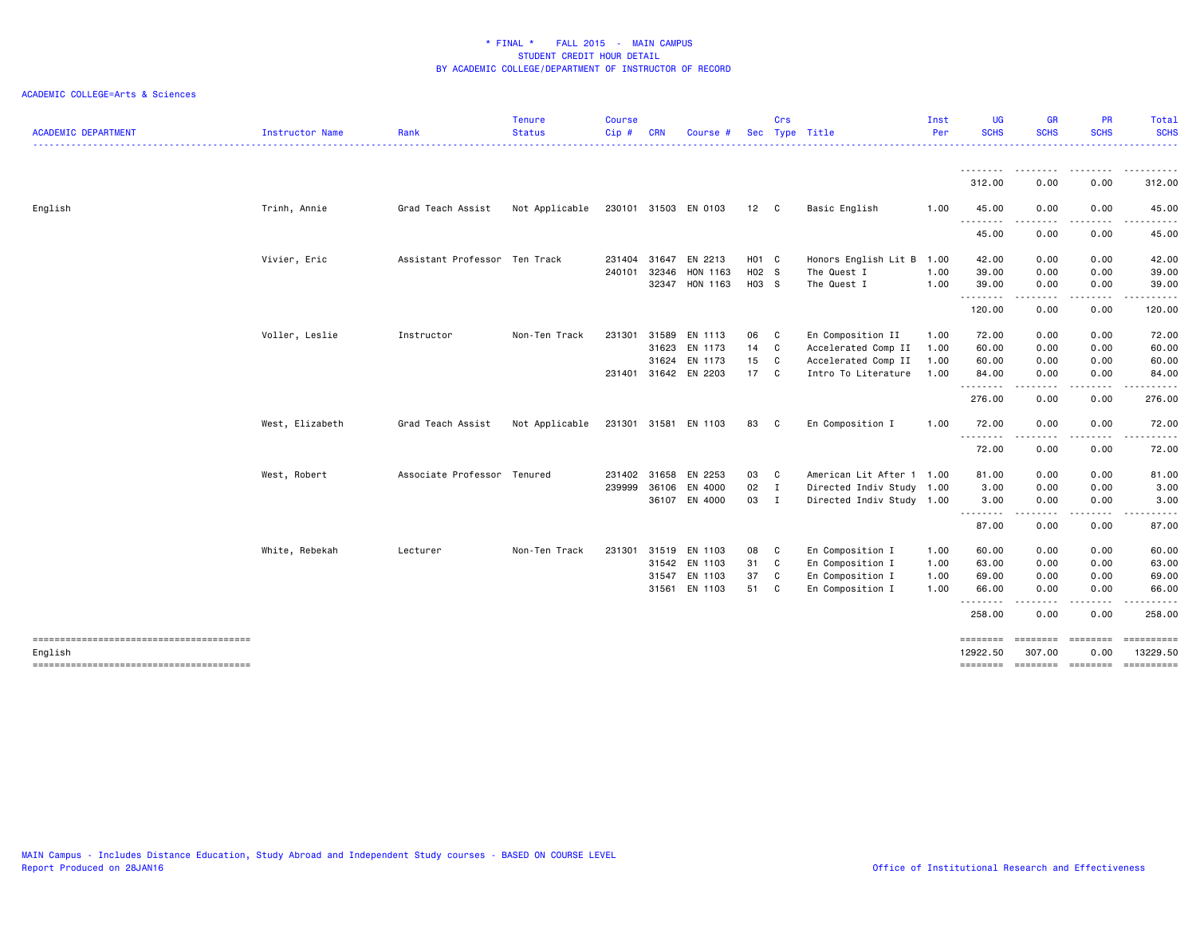# * FINAL * FALL 2015 - MAIN CAMPUS
## STUDENT CREDIT HOUR DETAIL
## BY ACADEMIC COLLEGE/DEPARTMENT OF INSTRUCTOR OF RECORD

ACADEMIC COLLEGE=Arts & Sciences

| ACADEMIC DEPARTMENT | Instructor Name | Rank | Tenure Status | Course Cip # | CRN | Course # | Sec | Crs Type | Title | Inst Per | UG SCHS | GR SCHS | PR SCHS | Total SCHS |
|---|---|---|---|---|---|---|---|---|---|---|---|---|---|---|
| | | | | | | | | | | | 312.00 | 0.00 | 0.00 | 312.00 |
| English | Trinh, Annie | Grad Teach Assist | Not Applicable | 230101 | 31503 | EN 0103 | 12 | C | Basic English | 1.00 | 45.00 | 0.00 | 0.00 | 45.00 |
| | | | | | | | | | | | 45.00 | 0.00 | 0.00 | 45.00 |
| | Vivier, Eric | Assistant Professor | Ten Track | 231404 | 31647 | EN 2213 | H01 | C | Honors English Lit B | 1.00 | 42.00 | 0.00 | 0.00 | 42.00 |
| | | | | 240101 | 32346 | HON 1163 | H02 | S | The Quest I | 1.00 | 39.00 | 0.00 | 0.00 | 39.00 |
| | | | | | 32347 | HON 1163 | H03 | S | The Quest I | 1.00 | 39.00 | 0.00 | 0.00 | 39.00 |
| | | | | | | | | | | | 120.00 | 0.00 | 0.00 | 120.00 |
| | Voller, Leslie | Instructor | Non-Ten Track | 231301 | 31589 | EN 1113 | 06 | C | En Composition II | 1.00 | 72.00 | 0.00 | 0.00 | 72.00 |
| | | | | | 31623 | EN 1173 | 14 | C | Accelerated Comp II | 1.00 | 60.00 | 0.00 | 0.00 | 60.00 |
| | | | | | 31624 | EN 1173 | 15 | C | Accelerated Comp II | 1.00 | 60.00 | 0.00 | 0.00 | 60.00 |
| | | | | 231401 | 31642 | EN 2203 | 17 | C | Intro To Literature | 1.00 | 84.00 | 0.00 | 0.00 | 84.00 |
| | | | | | | | | | | | 276.00 | 0.00 | 0.00 | 276.00 |
| | West, Elizabeth | Grad Teach Assist | Not Applicable | 231301 | 31581 | EN 1103 | 83 | C | En Composition I | 1.00 | 72.00 | 0.00 | 0.00 | 72.00 |
| | | | | | | | | | | | 72.00 | 0.00 | 0.00 | 72.00 |
| | West, Robert | Associate Professor | Tenured | 231402 | 31658 | EN 2253 | 03 | C | American Lit After 1 | 1.00 | 81.00 | 0.00 | 0.00 | 81.00 |
| | | | | 239999 | 36106 | EN 4000 | 02 | I | Directed Indiv Study | 1.00 | 3.00 | 0.00 | 0.00 | 3.00 |
| | | | | | 36107 | EN 4000 | 03 | I | Directed Indiv Study | 1.00 | 3.00 | 0.00 | 0.00 | 3.00 |
| | | | | | | | | | | | 87.00 | 0.00 | 0.00 | 87.00 |
| | White, Rebekah | Lecturer | Non-Ten Track | 231301 | 31519 | EN 1103 | 08 | C | En Composition I | 1.00 | 60.00 | 0.00 | 0.00 | 60.00 |
| | | | | | 31542 | EN 1103 | 31 | C | En Composition I | 1.00 | 63.00 | 0.00 | 0.00 | 63.00 |
| | | | | | 31547 | EN 1103 | 37 | C | En Composition I | 1.00 | 69.00 | 0.00 | 0.00 | 69.00 |
| | | | | | 31561 | EN 1103 | 51 | C | En Composition I | 1.00 | 66.00 | 0.00 | 0.00 | 66.00 |
| | | | | | | | | | | | 258.00 | 0.00 | 0.00 | 258.00 |
| English | | | | | | | | | | | 12922.50 | 307.00 | 0.00 | 13229.50 |

MAIN Campus - Includes Distance Education, Study Abroad and Independent Study courses - BASED ON COURSE LEVEL
Report Produced on 28JAN16

Office of Institutional Research and Effectiveness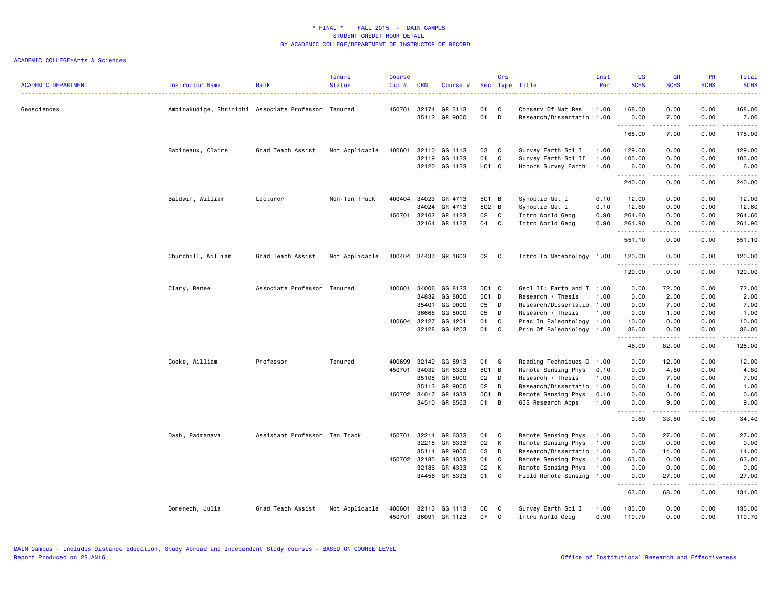# * FINAL * FALL 2015 - MAIN CAMPUS
## STUDENT CREDIT HOUR DETAIL
## BY ACADEMIC COLLEGE/DEPARTMENT OF INSTRUCTOR OF RECORD

ACADEMIC COLLEGE=Arts & Sciences

| ACADEMIC DEPARTMENT | Instructor Name | Rank | Tenure Status | Course Cip # | CRN | Course # | Sec | Crs Type | Title | Inst Per | UG SCHS | GR SCHS | PR SCHS | Total SCHS |
|---|---|---|---|---|---|---|---|---|---|---|---|---|---|---|
| Geosciences | Ambinakudige, Shrinidhi | Associate Professor | Tenured | 450701 | 32174 | GR 3113 | 01 | C | Conserv Of Nat Res | 1.00 | 168.00 | 0.00 | 0.00 | 168.00 |
| | | | | | 35112 | GR 9000 | 01 | D | Research/Dissertatio | 1.00 | 0.00 | 7.00 | 0.00 | 7.00 |
| | | | | | | | | | | | 168.00 | 7.00 | 0.00 | 175.00 |
| | Babineaux, Claire | Grad Teach Assist | Not Applicable | 400601 | 32110 | GG 1113 | 03 | C | Survey Earth Sci I | 1.00 | 129.00 | 0.00 | 0.00 | 129.00 |
| | | | | | 32119 | GG 1123 | 01 | C | Survey Earth Sci II | 1.00 | 105.00 | 0.00 | 0.00 | 105.00 |
| | | | | | 32120 | GG 1123 | H01 | C | Honors Survey Earth | 1.00 | 6.00 | 0.00 | 0.00 | 6.00 |
| | | | | | | | | | | | 240.00 | 0.00 | 0.00 | 240.00 |
| | Baldwin, William | Lecturer | Non-Ten Track | 400404 | 34023 | GR 4713 | 501 | B | Synoptic Met I | 0.10 | 12.00 | 0.00 | 0.00 | 12.00 |
| | | | | | 34024 | GR 4713 | 502 | B | Synoptic Met I | 0.10 | 12.60 | 0.00 | 0.00 | 12.60 |
| | | | | 450701 | 32162 | GR 1123 | 02 | C | Intro World Geog | 0.90 | 264.60 | 0.00 | 0.00 | 264.60 |
| | | | | | 32164 | GR 1123 | 04 | C | Intro World Geog | 0.90 | 261.90 | 0.00 | 0.00 | 261.90 |
| | | | | | | | | | | | 551.10 | 0.00 | 0.00 | 551.10 |
| | Churchill, William | Grad Teach Assist | Not Applicable | 400404 | 34437 | GR 1603 | 02 | C | Intro To Meteorology | 1.00 | 120.00 | 0.00 | 0.00 | 120.00 |
| | | | | | | | | | | | 120.00 | 0.00 | 0.00 | 120.00 |
| | Clary, Renee | Associate Professor | Tenured | 400601 | 34006 | GG 8123 | 501 | C | Geol II: Earth and T | 1.00 | 0.00 | 72.00 | 0.00 | 72.00 |
| | | | | | 34832 | GG 8000 | 501 | D | Research / Thesis | 1.00 | 0.00 | 2.00 | 0.00 | 2.00 |
| | | | | | 35401 | GG 9000 | 05 | D | Research/Dissertatio | 1.00 | 0.00 | 7.00 | 0.00 | 7.00 |
| | | | | | 36668 | GG 8000 | 05 | D | Research / Thesis | 1.00 | 0.00 | 1.00 | 0.00 | 1.00 |
| | | | | 400604 | 32127 | GG 4201 | 01 | C | Prac In Paleontology | 1.00 | 10.00 | 0.00 | 0.00 | 10.00 |
| | | | | | 32128 | GG 4203 | 01 | C | Prin Of Paleobiology | 1.00 | 36.00 | 0.00 | 0.00 | 36.00 |
| | | | | | | | | | | | 46.00 | 82.00 | 0.00 | 128.00 |
| | Cooke, William | Professor | Tenured | 400699 | 32149 | GG 8913 | 01 | S | Reading Techniques G | 1.00 | 0.00 | 12.00 | 0.00 | 12.00 |
| | | | | 450701 | 34032 | GR 6333 | 501 | B | Remote Sensing Phys | 0.10 | 0.00 | 4.80 | 0.00 | 4.80 |
| | | | | | 35105 | GR 8000 | 02 | D | Research / Thesis | 1.00 | 0.00 | 7.00 | 0.00 | 7.00 |
| | | | | | 35113 | GR 9000 | 02 | D | Research/Dissertatio | 1.00 | 0.00 | 1.00 | 0.00 | 1.00 |
| | | | | 450702 | 34017 | GR 4333 | 501 | B | Remote Sensing Phys | 0.10 | 0.60 | 0.00 | 0.00 | 0.60 |
| | | | | | 34510 | GR 8563 | 01 | B | GIS Research Apps | 1.00 | 0.00 | 9.00 | 0.00 | 9.00 |
| | | | | | | | | | | | 0.60 | 33.80 | 0.00 | 34.40 |
| | Dash, Padmanava | Assistant Professor | Ten Track | 450701 | 32214 | GR 6333 | 01 | C | Remote Sensing Phys | 1.00 | 0.00 | 27.00 | 0.00 | 27.00 |
| | | | | | 32215 | GR 6333 | 02 | K | Remote Sensing Phys | 1.00 | 0.00 | 0.00 | 0.00 | 0.00 |
| | | | | | 35114 | GR 9000 | 03 | D | Research/Dissertatio | 1.00 | 0.00 | 14.00 | 0.00 | 14.00 |
| | | | | 450702 | 32185 | GR 4333 | 01 | C | Remote Sensing Phys | 1.00 | 63.00 | 0.00 | 0.00 | 63.00 |
| | | | | | 32186 | GR 4333 | 02 | K | Remote Sensing Phys | 1.00 | 0.00 | 0.00 | 0.00 | 0.00 |
| | | | | | 34456 | GR 8333 | 01 | C | Field Remote Sensing | 1.00 | 0.00 | 27.00 | 0.00 | 27.00 |
| | | | | | | | | | | | 63.00 | 68.00 | 0.00 | 131.00 |
| | Domenech, Julia | Grad Teach Assist | Not Applicable | 400601 | 32113 | GG 1113 | 06 | C | Survey Earth Sci I | 1.00 | 135.00 | 0.00 | 0.00 | 135.00 |
| | | | | 450701 | 36091 | GR 1123 | 07 | C | Intro World Geog | 0.90 | 110.70 | 0.00 | 0.00 | 110.70 |

MAIN Campus - Includes Distance Education, Study Abroad and Independent Study courses - BASED ON COURSE LEVEL
Report Produced on 28JAN16

Office of Institutional Research and Effectiveness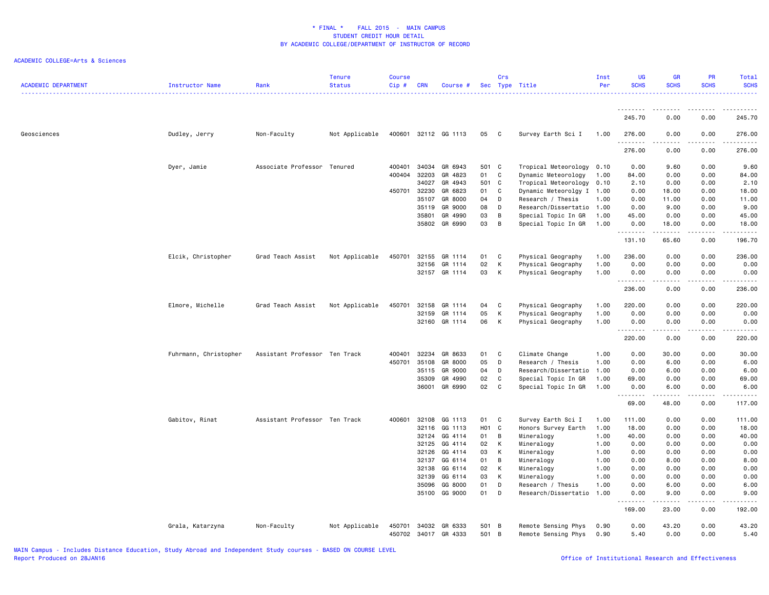# * FINAL * FALL 2015 - MAIN CAMPUS
## STUDENT CREDIT HOUR DETAIL
## BY ACADEMIC COLLEGE/DEPARTMENT OF INSTRUCTOR OF RECORD

ACADEMIC COLLEGE=Arts & Sciences

| ACADEMIC DEPARTMENT | Instructor Name | Rank | Tenure Status | Course Cip # | CRN | Course # | Sec | Crs Type | Title | Inst Per | UG SCHS | GR SCHS | PR SCHS | Total SCHS |
|---|---|---|---|---|---|---|---|---|---|---|---|---|---|---|
| | | | | | | | | | | | 245.70 | 0.00 | 0.00 | 245.70 |
| Geosciences | Dudley, Jerry | Non-Faculty | Not Applicable | 400601 | 32112 | GG 1113 | 05 | C | Survey Earth Sci I | 1.00 | 276.00 | 0.00 | 0.00 | 276.00 |
| | | | | | | | | | | | 276.00 | 0.00 | 0.00 | 276.00 |
| | Dyer, Jamie | Associate Professor | Tenured | 400401 | 34034 | GR 6943 | 501 | C | Tropical Meteorology | 0.10 | 0.00 | 9.60 | 0.00 | 9.60 |
| | | | | 400404 | 32203 | GR 4823 | 01 | C | Dynamic Meteorology | 1.00 | 84.00 | 0.00 | 0.00 | 84.00 |
| | | | | | 34027 | GR 4943 | 501 | C | Tropical Meteorology | 0.10 | 2.10 | 0.00 | 0.00 | 2.10 |
| | | | | 450701 | 32230 | GR 6823 | 01 | C | Dynamic Meteorolgy I | 1.00 | 0.00 | 18.00 | 0.00 | 18.00 |
| | | | | | 35107 | GR 8000 | 04 | D | Research / Thesis | 1.00 | 0.00 | 11.00 | 0.00 | 11.00 |
| | | | | | 35119 | GR 9000 | 08 | D | Research/Dissertatio | 1.00 | 0.00 | 9.00 | 0.00 | 9.00 |
| | | | | | 35801 | GR 4990 | 03 | B | Special Topic In GR | 1.00 | 45.00 | 0.00 | 0.00 | 45.00 |
| | | | | | 35802 | GR 6990 | 03 | B | Special Topic In GR | 1.00 | 0.00 | 18.00 | 0.00 | 18.00 |
| | | | | | | | | | | | 131.10 | 65.60 | 0.00 | 196.70 |
| | Elcik, Christopher | Grad Teach Assist | Not Applicable | 450701 | 32155 | GR 1114 | 01 | C | Physical Geography | 1.00 | 236.00 | 0.00 | 0.00 | 236.00 |
| | | | | | 32156 | GR 1114 | 02 | K | Physical Geography | 1.00 | 0.00 | 0.00 | 0.00 | 0.00 |
| | | | | | 32157 | GR 1114 | 03 | K | Physical Geography | 1.00 | 0.00 | 0.00 | 0.00 | 0.00 |
| | | | | | | | | | | | 236.00 | 0.00 | 0.00 | 236.00 |
| | Elmore, Michelle | Grad Teach Assist | Not Applicable | 450701 | 32158 | GR 1114 | 04 | C | Physical Geography | 1.00 | 220.00 | 0.00 | 0.00 | 220.00 |
| | | | | | 32159 | GR 1114 | 05 | K | Physical Geography | 1.00 | 0.00 | 0.00 | 0.00 | 0.00 |
| | | | | | 32160 | GR 1114 | 06 | K | Physical Geography | 1.00 | 0.00 | 0.00 | 0.00 | 0.00 |
| | | | | | | | | | | | 220.00 | 0.00 | 0.00 | 220.00 |
| | Fuhrmann, Christopher | Assistant Professor | Ten Track | 400401 | 32234 | GR 8633 | 01 | C | Climate Change | 1.00 | 0.00 | 30.00 | 0.00 | 30.00 |
| | | | | 450701 | 35108 | GR 8000 | 05 | D | Research / Thesis | 1.00 | 0.00 | 6.00 | 0.00 | 6.00 |
| | | | | | 35115 | GR 9000 | 04 | D | Research/Dissertatio | 1.00 | 0.00 | 6.00 | 0.00 | 6.00 |
| | | | | | 35309 | GR 4990 | 02 | C | Special Topic In GR | 1.00 | 69.00 | 0.00 | 0.00 | 69.00 |
| | | | | | 36001 | GR 6990 | 02 | C | Special Topic In GR | 1.00 | 0.00 | 6.00 | 0.00 | 6.00 |
| | | | | | | | | | | | 69.00 | 48.00 | 0.00 | 117.00 |
| | Gabitov, Rinat | Assistant Professor | Ten Track | 400601 | 32108 | GG 1113 | 01 | C | Survey Earth Sci I | 1.00 | 111.00 | 0.00 | 0.00 | 111.00 |
| | | | | | 32116 | GG 1113 | H01 | C | Honors Survey Earth | 1.00 | 18.00 | 0.00 | 0.00 | 18.00 |
| | | | | | 32124 | GG 4114 | 01 | B | Mineralogy | 1.00 | 40.00 | 0.00 | 0.00 | 40.00 |
| | | | | | 32125 | GG 4114 | 02 | K | Mineralogy | 1.00 | 0.00 | 0.00 | 0.00 | 0.00 |
| | | | | | 32126 | GG 4114 | 03 | K | Mineralogy | 1.00 | 0.00 | 0.00 | 0.00 | 0.00 |
| | | | | | 32137 | GG 6114 | 01 | B | Mineralogy | 1.00 | 0.00 | 8.00 | 0.00 | 8.00 |
| | | | | | 32138 | GG 6114 | 02 | K | Mineralogy | 1.00 | 0.00 | 0.00 | 0.00 | 0.00 |
| | | | | | 32139 | GG 6114 | 03 | K | Mineralogy | 1.00 | 0.00 | 0.00 | 0.00 | 0.00 |
| | | | | | 35096 | GG 8000 | 01 | D | Research / Thesis | 1.00 | 0.00 | 6.00 | 0.00 | 6.00 |
| | | | | | 35100 | GG 9000 | 01 | D | Research/Dissertatio | 1.00 | 0.00 | 9.00 | 0.00 | 9.00 |
| | | | | | | | | | | | 169.00 | 23.00 | 0.00 | 192.00 |
| | Grala, Katarzyna | Non-Faculty | Not Applicable | 450701 | 34032 | GR 6333 | 501 | B | Remote Sensing Phys | 0.90 | 0.00 | 43.20 | 0.00 | 43.20 |
| | | | | 450702 | 34017 | GR 4333 | 501 | B | Remote Sensing Phys | 0.90 | 5.40 | 0.00 | 0.00 | 5.40 |

MAIN Campus - Includes Distance Education, Study Abroad and Independent Study courses - BASED ON COURSE LEVEL
Report Produced on 28JAN16

Office of Institutional Research and Effectiveness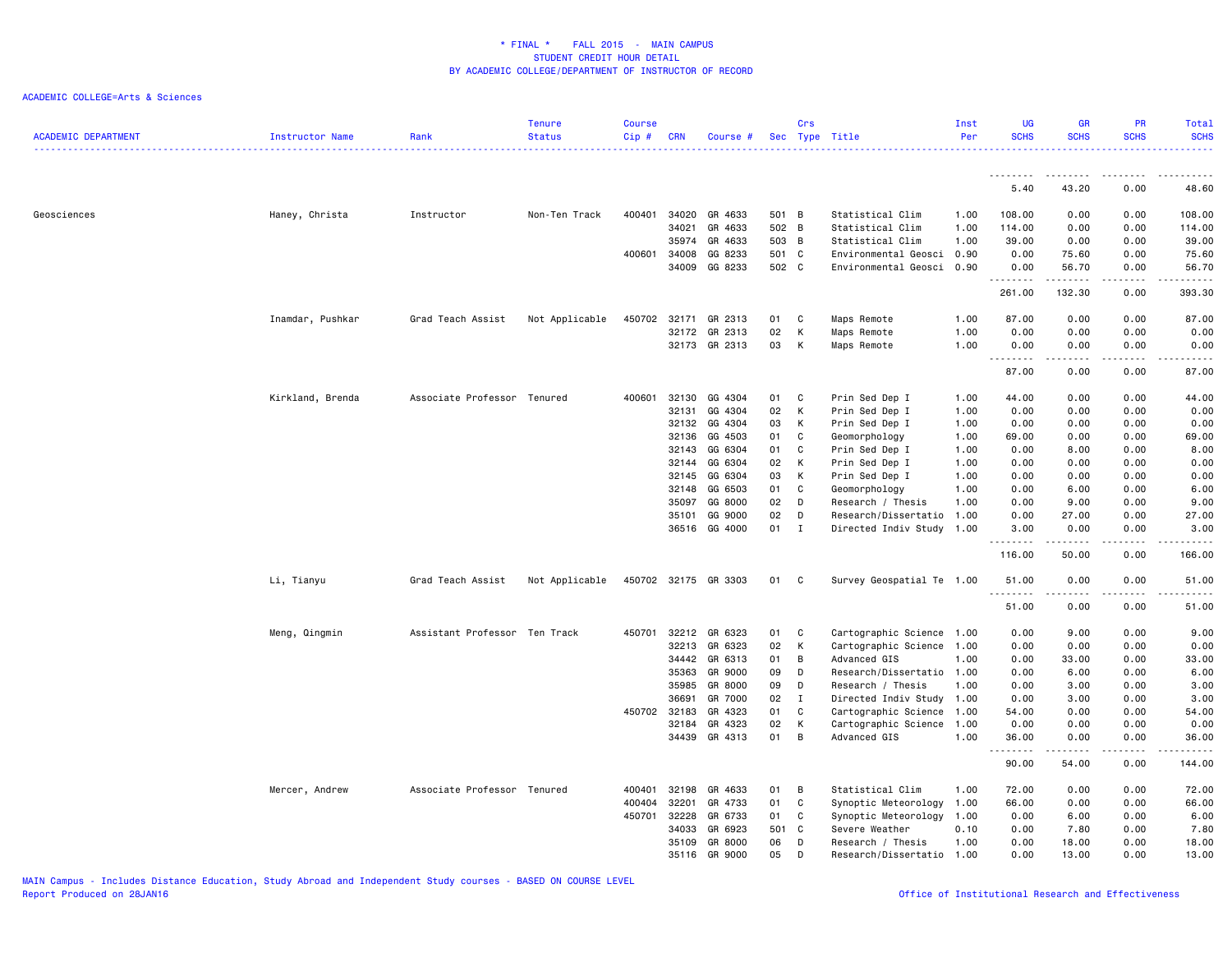* FINAL * FALL 2015 - MAIN CAMPUS
STUDENT CREDIT HOUR DETAIL
BY ACADEMIC COLLEGE/DEPARTMENT OF INSTRUCTOR OF RECORD

ACADEMIC COLLEGE=Arts & Sciences

| ACADEMIC DEPARTMENT | Instructor Name | Rank | Tenure Status | Course Cip # | CRN | Course # | Sec | Crs Type | Title | Inst Per | UG SCHS | GR SCHS | PR SCHS | Total SCHS |
|---|---|---|---|---|---|---|---|---|---|---|---|---|---|---|
| | | | | | | | | | | | 5.40 | 43.20 | 0.00 | 48.60 |
| Geosciences | Haney, Christa | Instructor | Non-Ten Track | 400401 | 34020 | GR 4633 | 501 | B | Statistical Clim | 1.00 | 108.00 | 0.00 | 0.00 | 108.00 |
| | | | | | 34021 | GR 4633 | 502 | B | Statistical Clim | 1.00 | 114.00 | 0.00 | 0.00 | 114.00 |
| | | | | | 35974 | GR 4633 | 503 | B | Statistical Clim | 1.00 | 39.00 | 0.00 | 0.00 | 39.00 |
| | | | | 400601 | 34008 | GG 8233 | 501 | C | Environmental Geosci | 0.90 | 0.00 | 75.60 | 0.00 | 75.60 |
| | | | | | 34009 | GG 8233 | 502 | C | Environmental Geosci | 0.90 | 0.00 | 56.70 | 0.00 | 56.70 |
| | | | | | | | | | | | 261.00 | 132.30 | 0.00 | 393.30 |
| | Inamdar, Pushkar | Grad Teach Assist | Not Applicable | 450702 | 32171 | GR 2313 | 01 | C | Maps Remote | 1.00 | 87.00 | 0.00 | 0.00 | 87.00 |
| | | | | | 32172 | GR 2313 | 02 | K | Maps Remote | 1.00 | 0.00 | 0.00 | 0.00 | 0.00 |
| | | | | | 32173 | GR 2313 | 03 | K | Maps Remote | 1.00 | 0.00 | 0.00 | 0.00 | 0.00 |
| | | | | | | | | | | | 87.00 | 0.00 | 0.00 | 87.00 |
| | Kirkland, Brenda | Associate Professor | Tenured | 400601 | 32130 | GG 4304 | 01 | C | Prin Sed Dep I | 1.00 | 44.00 | 0.00 | 0.00 | 44.00 |
| | | | | | 32131 | GG 4304 | 02 | K | Prin Sed Dep I | 1.00 | 0.00 | 0.00 | 0.00 | 0.00 |
| | | | | | 32132 | GG 4304 | 03 | K | Prin Sed Dep I | 1.00 | 0.00 | 0.00 | 0.00 | 0.00 |
| | | | | | 32136 | GG 4503 | 01 | C | Geomorphology | 1.00 | 69.00 | 0.00 | 0.00 | 69.00 |
| | | | | | 32143 | GG 6304 | 01 | C | Prin Sed Dep I | 1.00 | 0.00 | 8.00 | 0.00 | 8.00 |
| | | | | | 32144 | GG 6304 | 02 | K | Prin Sed Dep I | 1.00 | 0.00 | 0.00 | 0.00 | 0.00 |
| | | | | | 32145 | GG 6304 | 03 | K | Prin Sed Dep I | 1.00 | 0.00 | 0.00 | 0.00 | 0.00 |
| | | | | | 32148 | GG 6503 | 01 | C | Geomorphology | 1.00 | 0.00 | 6.00 | 0.00 | 6.00 |
| | | | | | 35097 | GG 8000 | 02 | D | Research / Thesis | 1.00 | 0.00 | 9.00 | 0.00 | 9.00 |
| | | | | | 35101 | GG 9000 | 02 | D | Research/Dissertatio | 1.00 | 0.00 | 27.00 | 0.00 | 27.00 |
| | | | | | 36516 | GG 4000 | 01 | I | Directed Indiv Study | 1.00 | 3.00 | 0.00 | 0.00 | 3.00 |
| | | | | | | | | | | | 116.00 | 50.00 | 0.00 | 166.00 |
| | Li, Tianyu | Grad Teach Assist | Not Applicable | 450702 | 32175 | GR 3303 | 01 | C | Survey Geospatial Te | 1.00 | 51.00 | 0.00 | 0.00 | 51.00 |
| | | | | | | | | | | | 51.00 | 0.00 | 0.00 | 51.00 |
| | Meng, Qingmin | Assistant Professor | Ten Track | 450701 | 32212 | GR 6323 | 01 | C | Cartographic Science | 1.00 | 0.00 | 9.00 | 0.00 | 9.00 |
| | | | | | 32213 | GR 6323 | 02 | K | Cartographic Science | 1.00 | 0.00 | 0.00 | 0.00 | 0.00 |
| | | | | | 34442 | GR 6313 | 01 | B | Advanced GIS | 1.00 | 0.00 | 33.00 | 0.00 | 33.00 |
| | | | | | 35363 | GR 9000 | 09 | D | Research/Dissertatio | 1.00 | 0.00 | 6.00 | 0.00 | 6.00 |
| | | | | | 35985 | GR 8000 | 09 | D | Research / Thesis | 1.00 | 0.00 | 3.00 | 0.00 | 3.00 |
| | | | | | 36691 | GR 7000 | 02 | I | Directed Indiv Study | 1.00 | 0.00 | 3.00 | 0.00 | 3.00 |
| | | | | 450702 | 32183 | GR 4323 | 01 | C | Cartographic Science | 1.00 | 54.00 | 0.00 | 0.00 | 54.00 |
| | | | | | 32184 | GR 4323 | 02 | K | Cartographic Science | 1.00 | 0.00 | 0.00 | 0.00 | 0.00 |
| | | | | | 34439 | GR 4313 | 01 | B | Advanced GIS | 1.00 | 36.00 | 0.00 | 0.00 | 36.00 |
| | | | | | | | | | | | 90.00 | 54.00 | 0.00 | 144.00 |
| | Mercer, Andrew | Associate Professor | Tenured | 400401 | 32198 | GR 4633 | 01 | B | Statistical Clim | 1.00 | 72.00 | 0.00 | 0.00 | 72.00 |
| | | | | 400404 | 32201 | GR 4733 | 01 | C | Synoptic Meteorology | 1.00 | 66.00 | 0.00 | 0.00 | 66.00 |
| | | | | 450701 | 32228 | GR 6733 | 01 | C | Synoptic Meteorology | 1.00 | 0.00 | 6.00 | 0.00 | 6.00 |
| | | | | | 34033 | GR 6923 | 501 | C | Severe Weather | 0.10 | 0.00 | 7.80 | 0.00 | 7.80 |
| | | | | | 35109 | GR 8000 | 06 | D | Research / Thesis | 1.00 | 0.00 | 18.00 | 0.00 | 18.00 |
| | | | | | 35116 | GR 9000 | 05 | D | Research/Dissertatio | 1.00 | 0.00 | 13.00 | 0.00 | 13.00 |

MAIN Campus - Includes Distance Education, Study Abroad and Independent Study courses - BASED ON COURSE LEVEL
Report Produced on 28JAN16

Office of Institutional Research and Effectiveness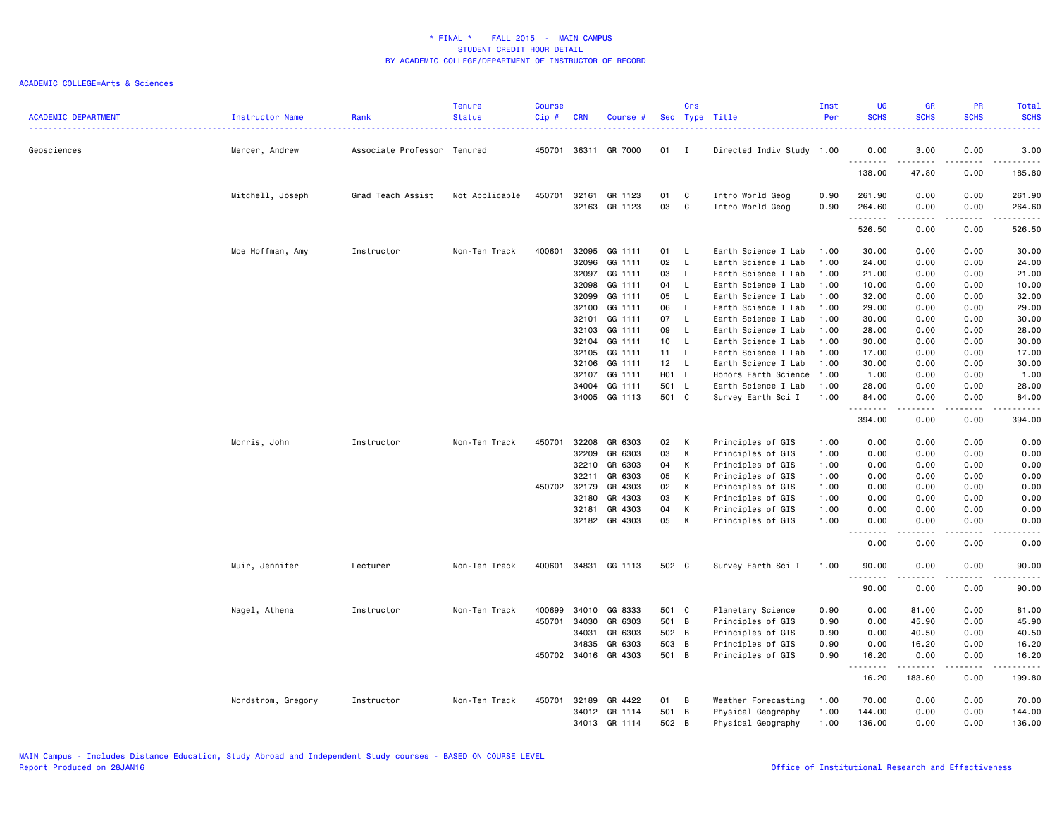\* FINAL \*    FALL 2015  -  MAIN CAMPUS
STUDENT CREDIT HOUR DETAIL
BY ACADEMIC COLLEGE/DEPARTMENT OF INSTRUCTOR OF RECORD

ACADEMIC COLLEGE=Arts & Sciences

| ACADEMIC DEPARTMENT | Instructor Name | Rank | Tenure Status | Course Cip # | CRN | Course # | Sec | Crs Type | Title | Inst Per | UG SCHS | GR SCHS | PR SCHS | Total SCHS |
|---|---|---|---|---|---|---|---|---|---|---|---|---|---|---|
| Geosciences | Mercer, Andrew | Associate Professor | Tenured | 450701 | 36311 | GR 7000 | 01 | I | Directed Indiv Study | 1.00 | 0.00 | 3.00 | 0.00 | 3.00 |
| | | | | | | | | | | | 138.00 | 47.80 | 0.00 | 185.80 |
| | Mitchell, Joseph | Grad Teach Assist | Not Applicable | 450701 | 32161 | GR 1123 | 01 | C | Intro World Geog | 0.90 | 261.90 | 0.00 | 0.00 | 261.90 |
| | | | | | 32163 | GR 1123 | 03 | C | Intro World Geog | 0.90 | 264.60 | 0.00 | 0.00 | 264.60 |
| | | | | | | | | | | | 526.50 | 0.00 | 0.00 | 526.50 |
| | Moe Hoffman, Amy | Instructor | Non-Ten Track | 400601 | 32095 | GG 1111 | 01 | L | Earth Science I Lab | 1.00 | 30.00 | 0.00 | 0.00 | 30.00 |
| | | | | | 32096 | GG 1111 | 02 | L | Earth Science I Lab | 1.00 | 24.00 | 0.00 | 0.00 | 24.00 |
| | | | | | 32097 | GG 1111 | 03 | L | Earth Science I Lab | 1.00 | 21.00 | 0.00 | 0.00 | 21.00 |
| | | | | | 32098 | GG 1111 | 04 | L | Earth Science I Lab | 1.00 | 10.00 | 0.00 | 0.00 | 10.00 |
| | | | | | 32099 | GG 1111 | 05 | L | Earth Science I Lab | 1.00 | 32.00 | 0.00 | 0.00 | 32.00 |
| | | | | | 32100 | GG 1111 | 06 | L | Earth Science I Lab | 1.00 | 29.00 | 0.00 | 0.00 | 29.00 |
| | | | | | 32101 | GG 1111 | 07 | L | Earth Science I Lab | 1.00 | 30.00 | 0.00 | 0.00 | 30.00 |
| | | | | | 32103 | GG 1111 | 09 | L | Earth Science I Lab | 1.00 | 28.00 | 0.00 | 0.00 | 28.00 |
| | | | | | 32104 | GG 1111 | 10 | L | Earth Science I Lab | 1.00 | 30.00 | 0.00 | 0.00 | 30.00 |
| | | | | | 32105 | GG 1111 | 11 | L | Earth Science I Lab | 1.00 | 17.00 | 0.00 | 0.00 | 17.00 |
| | | | | | 32106 | GG 1111 | 12 | L | Earth Science I Lab | 1.00 | 30.00 | 0.00 | 0.00 | 30.00 |
| | | | | | 32107 | GG 1111 | H01 | L | Honors Earth Science | 1.00 | 1.00 | 0.00 | 0.00 | 1.00 |
| | | | | | 34004 | GG 1111 | 501 | L | Earth Science I Lab | 1.00 | 28.00 | 0.00 | 0.00 | 28.00 |
| | | | | | 34005 | GG 1113 | 501 | C | Survey Earth Sci I | 1.00 | 84.00 | 0.00 | 0.00 | 84.00 |
| | | | | | | | | | | | 394.00 | 0.00 | 0.00 | 394.00 |
| | Morris, John | Instructor | Non-Ten Track | 450701 | 32208 | GR 6303 | 02 | K | Principles of GIS | 1.00 | 0.00 | 0.00 | 0.00 | 0.00 |
| | | | | | 32209 | GR 6303 | 03 | K | Principles of GIS | 1.00 | 0.00 | 0.00 | 0.00 | 0.00 |
| | | | | | 32210 | GR 6303 | 04 | K | Principles of GIS | 1.00 | 0.00 | 0.00 | 0.00 | 0.00 |
| | | | | | 32211 | GR 6303 | 05 | K | Principles of GIS | 1.00 | 0.00 | 0.00 | 0.00 | 0.00 |
| | | | | 450702 | 32179 | GR 4303 | 02 | K | Principles of GIS | 1.00 | 0.00 | 0.00 | 0.00 | 0.00 |
| | | | | | 32180 | GR 4303 | 03 | K | Principles of GIS | 1.00 | 0.00 | 0.00 | 0.00 | 0.00 |
| | | | | | 32181 | GR 4303 | 04 | K | Principles of GIS | 1.00 | 0.00 | 0.00 | 0.00 | 0.00 |
| | | | | | 32182 | GR 4303 | 05 | K | Principles of GIS | 1.00 | 0.00 | 0.00 | 0.00 | 0.00 |
| | | | | | | | | | | | 0.00 | 0.00 | 0.00 | 0.00 |
| | Muir, Jennifer | Lecturer | Non-Ten Track | 400601 | 34831 | GG 1113 | 502 | C | Survey Earth Sci I | 1.00 | 90.00 | 0.00 | 0.00 | 90.00 |
| | | | | | | | | | | | 90.00 | 0.00 | 0.00 | 90.00 |
| | Nagel, Athena | Instructor | Non-Ten Track | 400699 | 34010 | GG 8333 | 501 | C | Planetary Science | 0.90 | 0.00 | 81.00 | 0.00 | 81.00 |
| | | | | 450701 | 34030 | GR 6303 | 501 | B | Principles of GIS | 0.90 | 0.00 | 45.90 | 0.00 | 45.90 |
| | | | | | 34031 | GR 6303 | 502 | B | Principles of GIS | 0.90 | 0.00 | 40.50 | 0.00 | 40.50 |
| | | | | | 34835 | GR 6303 | 503 | B | Principles of GIS | 0.90 | 0.00 | 16.20 | 0.00 | 16.20 |
| | | | | 450702 | 34016 | GR 4303 | 501 | B | Principles of GIS | 0.90 | 16.20 | 0.00 | 0.00 | 16.20 |
| | | | | | | | | | | | 16.20 | 183.60 | 0.00 | 199.80 |
| | Nordstrom, Gregory | Instructor | Non-Ten Track | 450701 | 32189 | GR 4422 | 01 | B | Weather Forecasting | 1.00 | 70.00 | 0.00 | 0.00 | 70.00 |
| | | | | | 34012 | GR 1114 | 501 | B | Physical Geography | 1.00 | 144.00 | 0.00 | 0.00 | 144.00 |
| | | | | | 34013 | GR 1114 | 502 | B | Physical Geography | 1.00 | 136.00 | 0.00 | 0.00 | 136.00 |

MAIN Campus - Includes Distance Education, Study Abroad and Independent Study courses - BASED ON COURSE LEVEL
Report Produced on 28JAN16    Office of Institutional Research and Effectiveness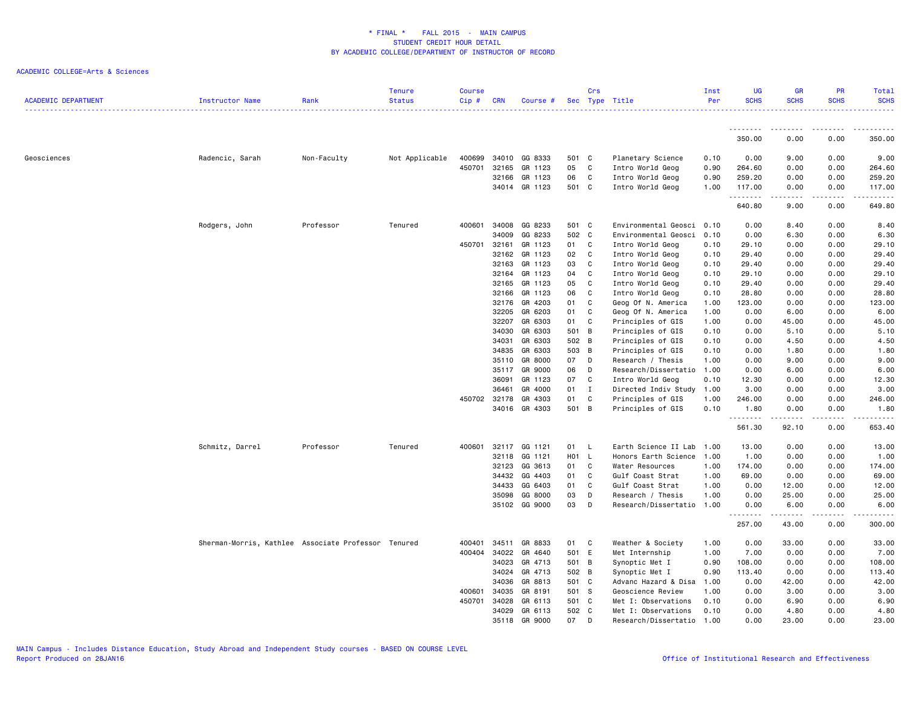# * FINAL * FALL 2015 - MAIN CAMPUS
## STUDENT CREDIT HOUR DETAIL
## BY ACADEMIC COLLEGE/DEPARTMENT OF INSTRUCTOR OF RECORD

ACADEMIC COLLEGE=Arts & Sciences

| ACADEMIC DEPARTMENT | Instructor Name | Rank | Tenure Status | Course Cip # | CRN | Course # | Sec | Crs Type | Title | Inst Per | UG SCHS | GR SCHS | PR SCHS | Total SCHS |
|---|---|---|---|---|---|---|---|---|---|---|---|---|---|---|
| | | | | | | | | | | | 350.00 | 0.00 | 0.00 | 350.00 |
| Geosciences | Radencic, Sarah | Non-Faculty | Not Applicable | 400699 | 34010 | GG 8333 | 501 | C | Planetary Science | 0.10 | 0.00 | 9.00 | 0.00 | 9.00 |
| | | | | 450701 | 32165 | GR 1123 | 05 | C | Intro World Geog | 0.90 | 264.60 | 0.00 | 0.00 | 264.60 |
| | | | | | 32166 | GR 1123 | 06 | C | Intro World Geog | 0.90 | 259.20 | 0.00 | 0.00 | 259.20 |
| | | | | | 34014 | GR 1123 | 501 | C | Intro World Geog | 1.00 | 117.00 | 0.00 | 0.00 | 117.00 |
| | | | | | | | | | | | 640.80 | 9.00 | 0.00 | 649.80 |
| | Rodgers, John | Professor | Tenured | 400601 | 34008 | GG 8233 | 501 | C | Environmental Geosci | 0.10 | 0.00 | 8.40 | 0.00 | 8.40 |
| | | | | | 34009 | GG 8233 | 502 | C | Environmental Geosci | 0.10 | 0.00 | 6.30 | 0.00 | 6.30 |
| | | | | 450701 | 32161 | GR 1123 | 01 | C | Intro World Geog | 0.10 | 29.10 | 0.00 | 0.00 | 29.10 |
| | | | | | 32162 | GR 1123 | 02 | C | Intro World Geog | 0.10 | 29.40 | 0.00 | 0.00 | 29.40 |
| | | | | | 32163 | GR 1123 | 03 | C | Intro World Geog | 0.10 | 29.40 | 0.00 | 0.00 | 29.40 |
| | | | | | 32164 | GR 1123 | 04 | C | Intro World Geog | 0.10 | 29.10 | 0.00 | 0.00 | 29.10 |
| | | | | | 32165 | GR 1123 | 05 | C | Intro World Geog | 0.10 | 29.40 | 0.00 | 0.00 | 29.40 |
| | | | | | 32166 | GR 1123 | 06 | C | Intro World Geog | 0.10 | 28.80 | 0.00 | 0.00 | 28.80 |
| | | | | | 32176 | GR 4203 | 01 | C | Geog Of N. America | 1.00 | 123.00 | 0.00 | 0.00 | 123.00 |
| | | | | | 32205 | GR 6203 | 01 | C | Geog Of N. America | 1.00 | 0.00 | 6.00 | 0.00 | 6.00 |
| | | | | | 32207 | GR 6303 | 01 | C | Principles of GIS | 1.00 | 0.00 | 45.00 | 0.00 | 45.00 |
| | | | | | 34030 | GR 6303 | 501 | B | Principles of GIS | 0.10 | 0.00 | 5.10 | 0.00 | 5.10 |
| | | | | | 34031 | GR 6303 | 502 | B | Principles of GIS | 0.10 | 0.00 | 4.50 | 0.00 | 4.50 |
| | | | | | 34835 | GR 6303 | 503 | B | Principles of GIS | 0.10 | 0.00 | 1.80 | 0.00 | 1.80 |
| | | | | | 35110 | GR 8000 | 07 | D | Research / Thesis | 1.00 | 0.00 | 9.00 | 0.00 | 9.00 |
| | | | | | 35117 | GR 9000 | 06 | D | Research/Dissertatio | 1.00 | 0.00 | 6.00 | 0.00 | 6.00 |
| | | | | | 36091 | GR 1123 | 07 | C | Intro World Geog | 0.10 | 12.30 | 0.00 | 0.00 | 12.30 |
| | | | | | 36461 | GR 4000 | 01 | I | Directed Indiv Study | 1.00 | 3.00 | 0.00 | 0.00 | 3.00 |
| | | | | 450702 | 32178 | GR 4303 | 01 | C | Principles of GIS | 1.00 | 246.00 | 0.00 | 0.00 | 246.00 |
| | | | | | 34016 | GR 4303 | 501 | B | Principles of GIS | 0.10 | 1.80 | 0.00 | 0.00 | 1.80 |
| | | | | | | | | | | | 561.30 | 92.10 | 0.00 | 653.40 |
| | Schmitz, Darrel | Professor | Tenured | 400601 | 32117 | GG 1121 | 01 | L | Earth Science II Lab | 1.00 | 13.00 | 0.00 | 0.00 | 13.00 |
| | | | | | 32118 | GG 1121 | H01 | L | Honors Earth Science | 1.00 | 1.00 | 0.00 | 0.00 | 1.00 |
| | | | | | 32123 | GG 3613 | 01 | C | Water Resources | 1.00 | 174.00 | 0.00 | 0.00 | 174.00 |
| | | | | | 34432 | GG 4403 | 01 | C | Gulf Coast Strat | 1.00 | 69.00 | 0.00 | 0.00 | 69.00 |
| | | | | | 34433 | GG 6403 | 01 | C | Gulf Coast Strat | 1.00 | 0.00 | 12.00 | 0.00 | 12.00 |
| | | | | | 35098 | GG 8000 | 03 | D | Research / Thesis | 1.00 | 0.00 | 25.00 | 0.00 | 25.00 |
| | | | | | 35102 | GG 9000 | 03 | D | Research/Dissertatio | 1.00 | 0.00 | 6.00 | 0.00 | 6.00 |
| | | | | | | | | | | | 257.00 | 43.00 | 0.00 | 300.00 |
| | Sherman-Morris, Kathlee | Associate Professor | Tenured | 400401 | 34511 | GR 8833 | 01 | C | Weather & Society | 1.00 | 0.00 | 33.00 | 0.00 | 33.00 |
| | | | | 400404 | 34022 | GR 4640 | 501 | E | Met Internship | 1.00 | 7.00 | 0.00 | 0.00 | 7.00 |
| | | | | | 34023 | GR 4713 | 501 | B | Synoptic Met I | 0.90 | 108.00 | 0.00 | 0.00 | 108.00 |
| | | | | | 34024 | GR 4713 | 502 | B | Synoptic Met I | 0.90 | 113.40 | 0.00 | 0.00 | 113.40 |
| | | | | | 34036 | GR 8813 | 501 | C | Advanc Hazard & Disa | 1.00 | 0.00 | 42.00 | 0.00 | 42.00 |
| | | | | 400601 | 34035 | GR 8191 | 501 | S | Geoscience Review | 1.00 | 0.00 | 3.00 | 0.00 | 3.00 |
| | | | | 450701 | 34028 | GR 6113 | 501 | C | Met I: Observations | 0.10 | 0.00 | 6.90 | 0.00 | 6.90 |
| | | | | | 34029 | GR 6113 | 502 | C | Met I: Observations | 0.10 | 0.00 | 4.80 | 0.00 | 4.80 |
| | | | | | 35118 | GR 9000 | 07 | D | Research/Dissertatio | 1.00 | 0.00 | 23.00 | 0.00 | 23.00 |

MAIN Campus - Includes Distance Education, Study Abroad and Independent Study courses - BASED ON COURSE LEVEL
Report Produced on 28JAN16

Office of Institutional Research and Effectiveness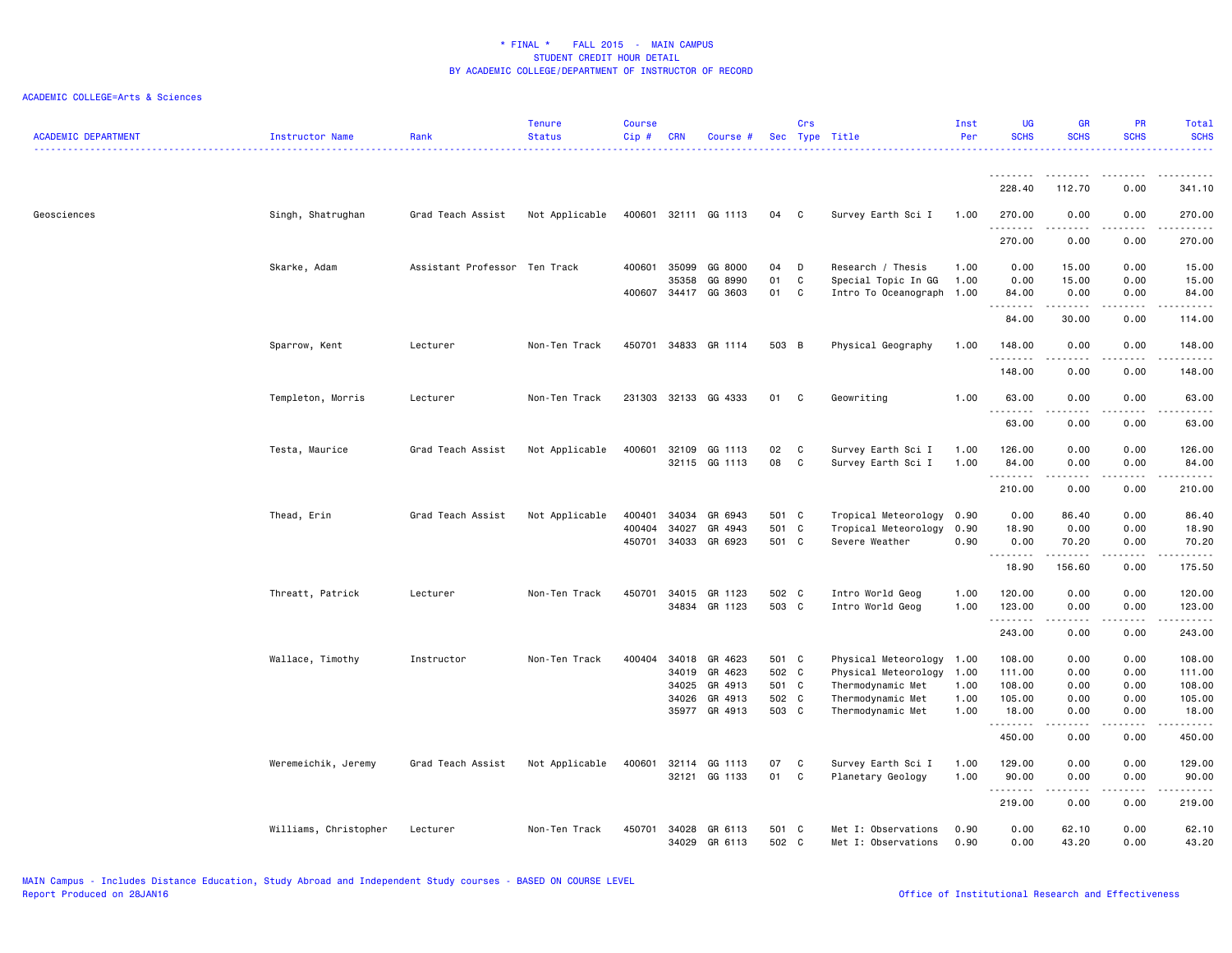* FINAL * FALL 2015 - MAIN CAMPUS
STUDENT CREDIT HOUR DETAIL
BY ACADEMIC COLLEGE/DEPARTMENT OF INSTRUCTOR OF RECORD

ACADEMIC COLLEGE=Arts & Sciences

| ACADEMIC DEPARTMENT | Instructor Name | Rank | Tenure Status | Course Cip # | CRN | Course # | Sec | Crs Type | Title | Inst Per | UG SCHS | GR SCHS | PR SCHS | Total SCHS |
|---|---|---|---|---|---|---|---|---|---|---|---|---|---|---|
| | | | | | | | | | | | 228.40 | 112.70 | 0.00 | 341.10 |
| Geosciences | Singh, Shatrughan | Grad Teach Assist | Not Applicable | 400601 | 32111 | GG 1113 | 04 | C | Survey Earth Sci I | 1.00 | 270.00 | 0.00 | 0.00 | 270.00 |
| | | | | | | | | | | | 270.00 | 0.00 | 0.00 | 270.00 |
| | Skarke, Adam | Assistant Professor | Ten Track | 400601 | 35099 | GG 8000 | 04 | D | Research / Thesis | 1.00 | 0.00 | 15.00 | 0.00 | 15.00 |
| | | | | | 35358 | GG 8990 | 01 | C | Special Topic In GG | 1.00 | 0.00 | 15.00 | 0.00 | 15.00 |
| | | | | 400607 | 34417 | GG 3603 | 01 | C | Intro To Oceanograph | 1.00 | 84.00 | 0.00 | 0.00 | 84.00 |
| | | | | | | | | | | | 84.00 | 30.00 | 0.00 | 114.00 |
| | Sparrow, Kent | Lecturer | Non-Ten Track | 450701 | 34833 | GR 1114 | 503 | B | Physical Geography | 1.00 | 148.00 | 0.00 | 0.00 | 148.00 |
| | | | | | | | | | | | 148.00 | 0.00 | 0.00 | 148.00 |
| | Templeton, Morris | Lecturer | Non-Ten Track | 231303 | 32133 | GG 4333 | 01 | C | Geowriting | 1.00 | 63.00 | 0.00 | 0.00 | 63.00 |
| | | | | | | | | | | | 63.00 | 0.00 | 0.00 | 63.00 |
| | Testa, Maurice | Grad Teach Assist | Not Applicable | 400601 | 32109 | GG 1113 | 02 | C | Survey Earth Sci I | 1.00 | 126.00 | 0.00 | 0.00 | 126.00 |
| | | | | | 32115 | GG 1113 | 08 | C | Survey Earth Sci I | 1.00 | 84.00 | 0.00 | 0.00 | 84.00 |
| | | | | | | | | | | | 210.00 | 0.00 | 0.00 | 210.00 |
| | Thead, Erin | Grad Teach Assist | Not Applicable | 400401 | 34034 | GR 6943 | 501 | C | Tropical Meteorology | 0.90 | 0.00 | 86.40 | 0.00 | 86.40 |
| | | | | 400404 | 34027 | GR 4943 | 501 | C | Tropical Meteorology | 0.90 | 18.90 | 0.00 | 0.00 | 18.90 |
| | | | | 450701 | 34033 | GR 6923 | 501 | C | Severe Weather | 0.90 | 0.00 | 70.20 | 0.00 | 70.20 |
| | | | | | | | | | | | 18.90 | 156.60 | 0.00 | 175.50 |
| | Threatt, Patrick | Lecturer | Non-Ten Track | 450701 | 34015 | GR 1123 | 502 | C | Intro World Geog | 1.00 | 120.00 | 0.00 | 0.00 | 120.00 |
| | | | | | 34834 | GR 1123 | 503 | C | Intro World Geog | 1.00 | 123.00 | 0.00 | 0.00 | 123.00 |
| | | | | | | | | | | | 243.00 | 0.00 | 0.00 | 243.00 |
| | Wallace, Timothy | Instructor | Non-Ten Track | 400404 | 34018 | GR 4623 | 501 | C | Physical Meteorology | 1.00 | 108.00 | 0.00 | 0.00 | 108.00 |
| | | | | | 34019 | GR 4623 | 502 | C | Physical Meteorology | 1.00 | 111.00 | 0.00 | 0.00 | 111.00 |
| | | | | | 34025 | GR 4913 | 501 | C | Thermodynamic Met | 1.00 | 108.00 | 0.00 | 0.00 | 108.00 |
| | | | | | 34026 | GR 4913 | 502 | C | Thermodynamic Met | 1.00 | 105.00 | 0.00 | 0.00 | 105.00 |
| | | | | | 35977 | GR 4913 | 503 | C | Thermodynamic Met | 1.00 | 18.00 | 0.00 | 0.00 | 18.00 |
| | | | | | | | | | | | 450.00 | 0.00 | 0.00 | 450.00 |
| | Weremeichik, Jeremy | Grad Teach Assist | Not Applicable | 400601 | 32114 | GG 1113 | 07 | C | Survey Earth Sci I | 1.00 | 129.00 | 0.00 | 0.00 | 129.00 |
| | | | | | 32121 | GG 1133 | 01 | C | Planetary Geology | 1.00 | 90.00 | 0.00 | 0.00 | 90.00 |
| | | | | | | | | | | | 219.00 | 0.00 | 0.00 | 219.00 |
| | Williams, Christopher | Lecturer | Non-Ten Track | 450701 | 34028 | GR 6113 | 501 | C | Met I: Observations | 0.90 | 0.00 | 62.10 | 0.00 | 62.10 |
| | | | | | 34029 | GR 6113 | 502 | C | Met I: Observations | 0.90 | 0.00 | 43.20 | 0.00 | 43.20 |

MAIN Campus - Includes Distance Education, Study Abroad and Independent Study courses - BASED ON COURSE LEVEL
Report Produced on 28JAN16

Office of Institutional Research and Effectiveness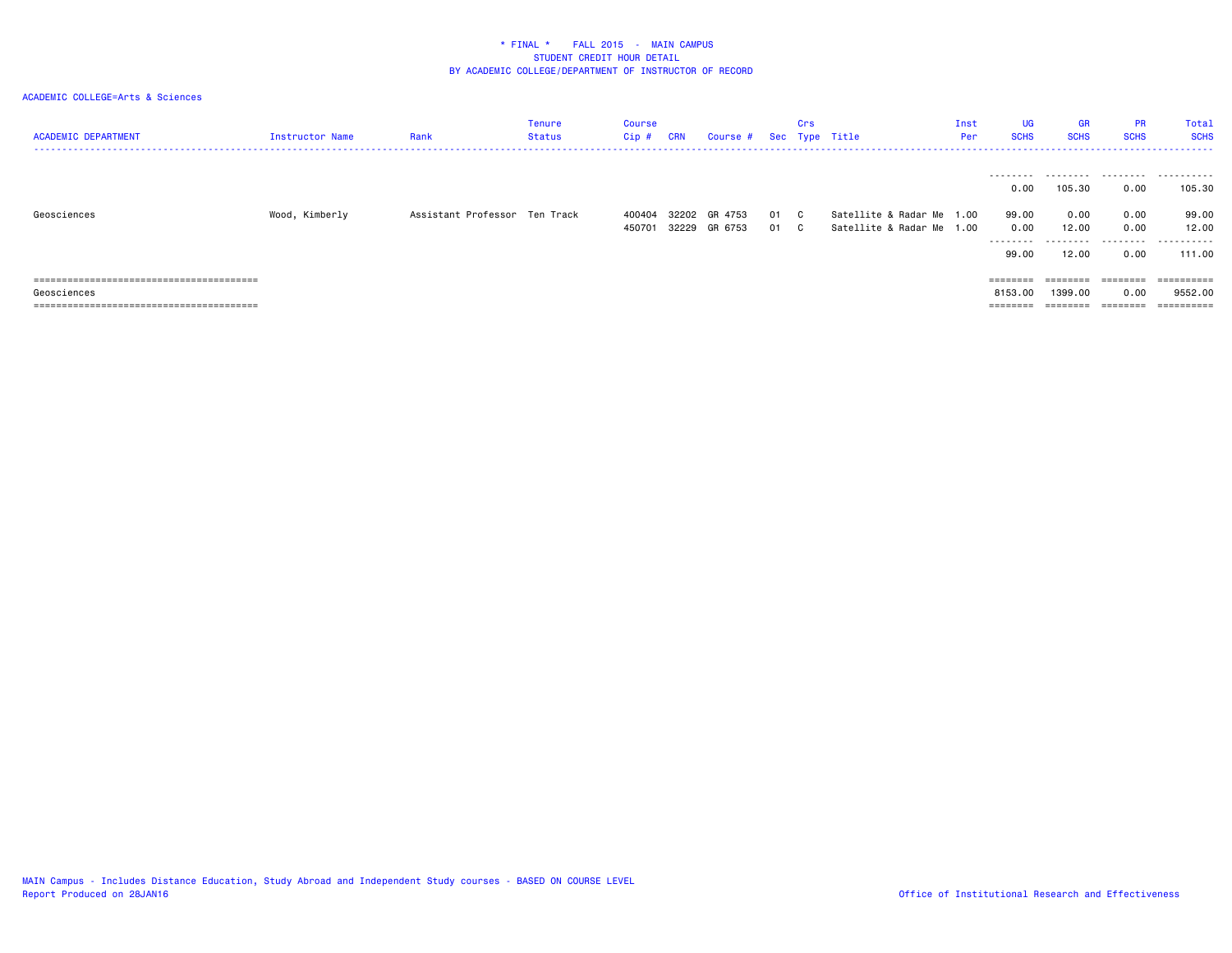# * FINAL * FALL 2015 - MAIN CAMPUS
## STUDENT CREDIT HOUR DETAIL
## BY ACADEMIC COLLEGE/DEPARTMENT OF INSTRUCTOR OF RECORD

ACADEMIC COLLEGE=Arts & Sciences

| ACADEMIC DEPARTMENT | Instructor Name | Rank | Tenure Status | Course Cip # | CRN | Course # | Sec | Crs Type | Title | Inst Per | UG SCHS | GR SCHS | PR SCHS | Total SCHS |
|---|---|---|---|---|---|---|---|---|---|---|---|---|---|---|
| | | | | | | | | | | | 0.00 | 105.30 | 0.00 | 105.30 |
| Geosciences | Wood, Kimberly | Assistant Professor | Ten Track | 400404 | 32202 | GR 4753 | 01 | C | Satellite & Radar Me | 1.00 | 99.00 | 0.00 | 0.00 | 99.00 |
| | | | | 450701 | 32229 | GR 6753 | 01 | C | Satellite & Radar Me | 1.00 | 0.00 | 12.00 | 0.00 | 12.00 |
| | | | | | | | | | | | 99.00 | 12.00 | 0.00 | 111.00 |
| Geosciences | | | | | | | | | | | 8153.00 | 1399.00 | 0.00 | 9552.00 |

MAIN Campus - Includes Distance Education, Study Abroad and Independent Study courses - BASED ON COURSE LEVEL
Report Produced on 28JAN16

Office of Institutional Research and Effectiveness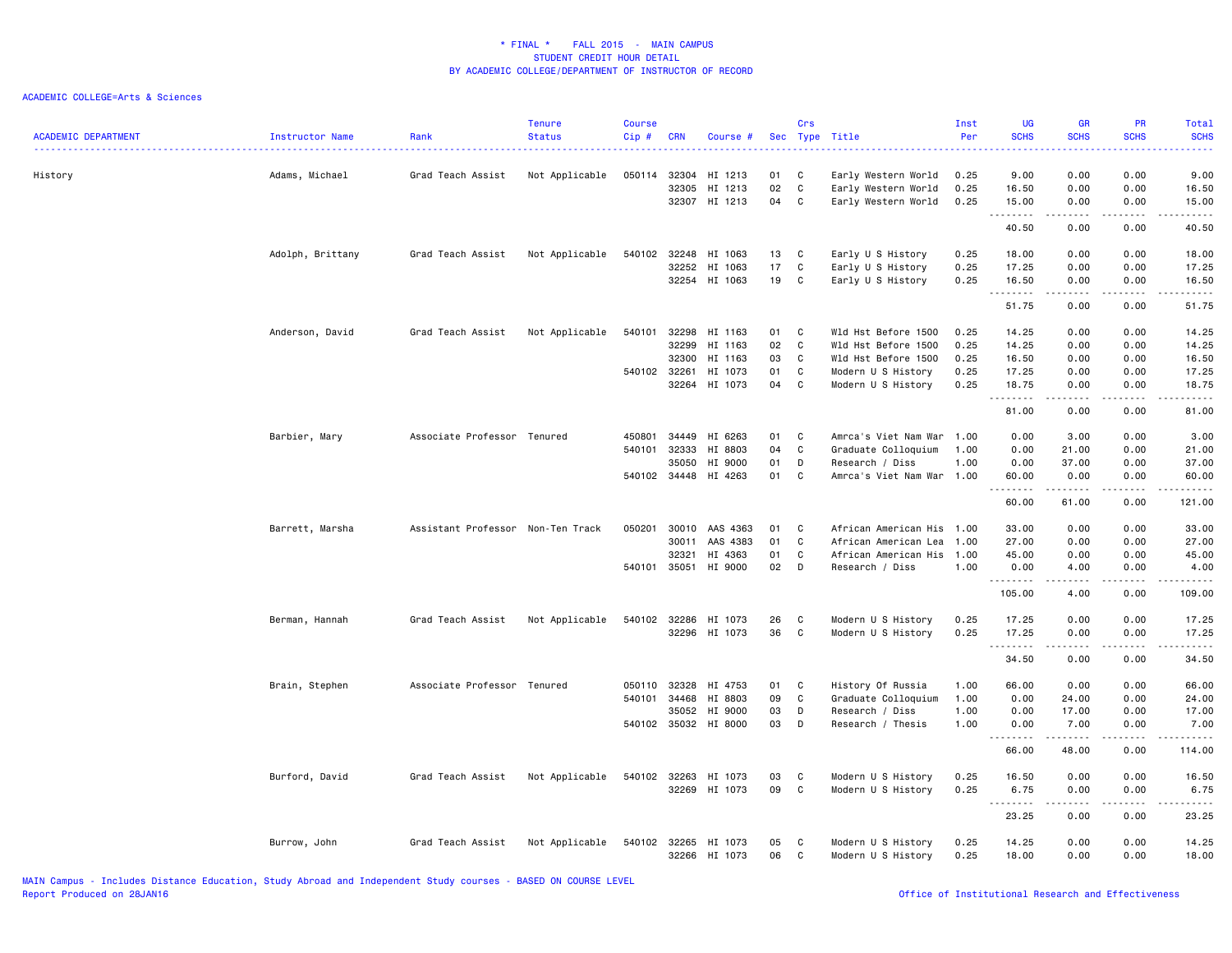# * FINAL * FALL 2015 - MAIN CAMPUS
## STUDENT CREDIT HOUR DETAIL
## BY ACADEMIC COLLEGE/DEPARTMENT OF INSTRUCTOR OF RECORD

ACADEMIC COLLEGE=Arts & Sciences

| ACADEMIC DEPARTMENT | Instructor Name | Rank | Tenure Status | Course Cip # | CRN | Course # | Sec | Crs Type | Title | Inst Per | UG SCHS | GR SCHS | PR SCHS | Total SCHS |
|---|---|---|---|---|---|---|---|---|---|---|---|---|---|---|
| History | Adams, Michael | Grad Teach Assist | Not Applicable | 050114 | 32304 | HI 1213 | 01 | C | Early Western World | 0.25 | 9.00 | 0.00 | 0.00 | 9.00 |
| | | | | | 32305 | HI 1213 | 02 | C | Early Western World | 0.25 | 16.50 | 0.00 | 0.00 | 16.50 |
| | | | | | 32307 | HI 1213 | 04 | C | Early Western World | 0.25 | 15.00 | 0.00 | 0.00 | 15.00 |
| | | | | | | | | | | | 40.50 | 0.00 | 0.00 | 40.50 |
| | Adolph, Brittany | Grad Teach Assist | Not Applicable | 540102 | 32248 | HI 1063 | 13 | C | Early U S History | 0.25 | 18.00 | 0.00 | 0.00 | 18.00 |
| | | | | | 32252 | HI 1063 | 17 | C | Early U S History | 0.25 | 17.25 | 0.00 | 0.00 | 17.25 |
| | | | | | 32254 | HI 1063 | 19 | C | Early U S History | 0.25 | 16.50 | 0.00 | 0.00 | 16.50 |
| | | | | | | | | | | | 51.75 | 0.00 | 0.00 | 51.75 |
| | Anderson, David | Grad Teach Assist | Not Applicable | 540101 | 32298 | HI 1163 | 01 | C | Wld Hst Before 1500 | 0.25 | 14.25 | 0.00 | 0.00 | 14.25 |
| | | | | | 32299 | HI 1163 | 02 | C | Wld Hst Before 1500 | 0.25 | 14.25 | 0.00 | 0.00 | 14.25 |
| | | | | | 32300 | HI 1163 | 03 | C | Wld Hst Before 1500 | 0.25 | 16.50 | 0.00 | 0.00 | 16.50 |
| | | | | 540102 | 32261 | HI 1073 | 01 | C | Modern U S History | 0.25 | 17.25 | 0.00 | 0.00 | 17.25 |
| | | | | | 32264 | HI 1073 | 04 | C | Modern U S History | 0.25 | 18.75 | 0.00 | 0.00 | 18.75 |
| | | | | | | | | | | | 81.00 | 0.00 | 0.00 | 81.00 |
| | Barbier, Mary | Associate Professor | Tenured | 450801 | 34449 | HI 6263 | 01 | C | Amrca's Viet Nam War | 1.00 | 0.00 | 3.00 | 0.00 | 3.00 |
| | | | | 540101 | 32333 | HI 8803 | 04 | C | Graduate Colloquium | 1.00 | 0.00 | 21.00 | 0.00 | 21.00 |
| | | | | | 35050 | HI 9000 | 01 | D | Research / Diss | 1.00 | 0.00 | 37.00 | 0.00 | 37.00 |
| | | | | 540102 | 34448 | HI 4263 | 01 | C | Amrca's Viet Nam War | 1.00 | 60.00 | 0.00 | 0.00 | 60.00 |
| | | | | | | | | | | | 60.00 | 61.00 | 0.00 | 121.00 |
| | Barrett, Marsha | Assistant Professor | Non-Ten Track | 050201 | 30010 | AAS 4363 | 01 | C | African American His | 1.00 | 33.00 | 0.00 | 0.00 | 33.00 |
| | | | | | 30011 | AAS 4383 | 01 | C | African American Lea | 1.00 | 27.00 | 0.00 | 0.00 | 27.00 |
| | | | | | 32321 | HI 4363 | 01 | C | African American His | 1.00 | 45.00 | 0.00 | 0.00 | 45.00 |
| | | | | 540101 | 35051 | HI 9000 | 02 | D | Research / Diss | 1.00 | 0.00 | 4.00 | 0.00 | 4.00 |
| | | | | | | | | | | | 105.00 | 4.00 | 0.00 | 109.00 |
| | Berman, Hannah | Grad Teach Assist | Not Applicable | 540102 | 32286 | HI 1073 | 26 | C | Modern U S History | 0.25 | 17.25 | 0.00 | 0.00 | 17.25 |
| | | | | | 32296 | HI 1073 | 36 | C | Modern U S History | 0.25 | 17.25 | 0.00 | 0.00 | 17.25 |
| | | | | | | | | | | | 34.50 | 0.00 | 0.00 | 34.50 |
| | Brain, Stephen | Associate Professor | Tenured | 050110 | 32328 | HI 4753 | 01 | C | History Of Russia | 1.00 | 66.00 | 0.00 | 0.00 | 66.00 |
| | | | | 540101 | 34468 | HI 8803 | 09 | C | Graduate Colloquium | 1.00 | 0.00 | 24.00 | 0.00 | 24.00 |
| | | | | | 35052 | HI 9000 | 03 | D | Research / Diss | 1.00 | 0.00 | 17.00 | 0.00 | 17.00 |
| | | | | 540102 | 35032 | HI 8000 | 03 | D | Research / Thesis | 1.00 | 0.00 | 7.00 | 0.00 | 7.00 |
| | | | | | | | | | | | 66.00 | 48.00 | 0.00 | 114.00 |
| | Burford, David | Grad Teach Assist | Not Applicable | 540102 | 32263 | HI 1073 | 03 | C | Modern U S History | 0.25 | 16.50 | 0.00 | 0.00 | 16.50 |
| | | | | | 32269 | HI 1073 | 09 | C | Modern U S History | 0.25 | 6.75 | 0.00 | 0.00 | 6.75 |
| | | | | | | | | | | | 23.25 | 0.00 | 0.00 | 23.25 |
| | Burrow, John | Grad Teach Assist | Not Applicable | 540102 | 32265 | HI 1073 | 05 | C | Modern U S History | 0.25 | 14.25 | 0.00 | 0.00 | 14.25 |
| | | | | | 32266 | HI 1073 | 06 | C | Modern U S History | 0.25 | 18.00 | 0.00 | 0.00 | 18.00 |

MAIN Campus - Includes Distance Education, Study Abroad and Independent Study courses - BASED ON COURSE LEVEL
Report Produced on 28JAN16

Office of Institutional Research and Effectiveness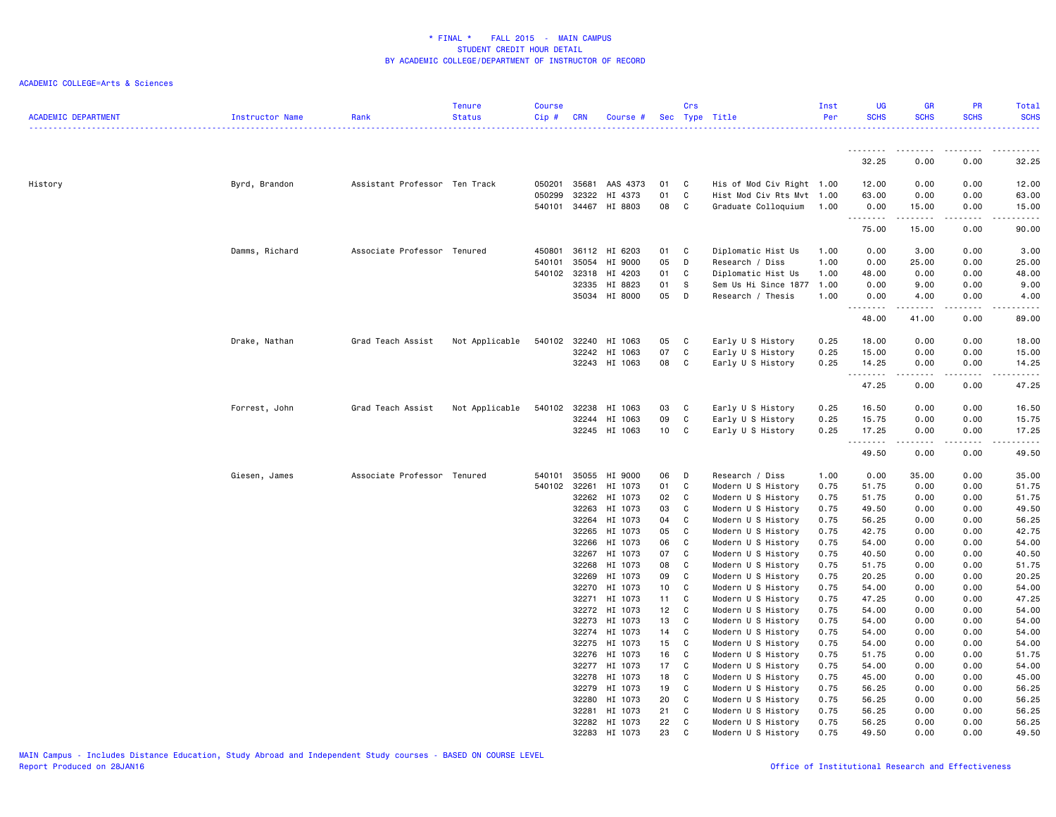**\* FINAL \* FALL 2015 - MAIN CAMPUS**
**STUDENT CREDIT HOUR DETAIL**
**BY ACADEMIC COLLEGE/DEPARTMENT OF INSTRUCTOR OF RECORD**

ACADEMIC COLLEGE=Arts & Sciences

| ACADEMIC DEPARTMENT | Instructor Name | Rank | Tenure Status | Course Cip # | CRN | Course # | Sec | Crs Type | Title | Inst Per | UG SCHS | GR SCHS | PR SCHS | Total SCHS |
|---|---|---|---|---|---|---|---|---|---|---|---|---|---|---|
| | | | | | | | | | | | 32.25 | 0.00 | 0.00 | 32.25 |
| History | Byrd, Brandon | Assistant Professor | Ten Track | 050201 | 35681 | AAS 4373 | 01 | C | His of Mod Civ Right | 1.00 | 12.00 | 0.00 | 0.00 | 12.00 |
| | | | | 050299 | 32322 | HI 4373 | 01 | C | Hist Mod Civ Rts Mvt | 1.00 | 63.00 | 0.00 | 0.00 | 63.00 |
| | | | | 540101 | 34467 | HI 8803 | 08 | C | Graduate Colloquium | 1.00 | 0.00 | 15.00 | 0.00 | 15.00 |
| | | | | | | | | | | | 75.00 | 15.00 | 0.00 | 90.00 |
| | Damms, Richard | Associate Professor | Tenured | 450801 | 36112 | HI 6203 | 01 | C | Diplomatic Hist Us | 1.00 | 0.00 | 3.00 | 0.00 | 3.00 |
| | | | | 540101 | 35054 | HI 9000 | 05 | D | Research / Diss | 1.00 | 0.00 | 25.00 | 0.00 | 25.00 |
| | | | | 540102 | 32318 | HI 4203 | 01 | C | Diplomatic Hist Us | 1.00 | 48.00 | 0.00 | 0.00 | 48.00 |
| | | | | | 32335 | HI 8823 | 01 | S | Sem Us Hi Since 1877 | 1.00 | 0.00 | 9.00 | 0.00 | 9.00 |
| | | | | | 35034 | HI 8000 | 05 | D | Research / Thesis | 1.00 | 0.00 | 4.00 | 0.00 | 4.00 |
| | | | | | | | | | | | 48.00 | 41.00 | 0.00 | 89.00 |
| | Drake, Nathan | Grad Teach Assist | Not Applicable | 540102 | 32240 | HI 1063 | 05 | C | Early U S History | 0.25 | 18.00 | 0.00 | 0.00 | 18.00 |
| | | | | | 32242 | HI 1063 | 07 | C | Early U S History | 0.25 | 15.00 | 0.00 | 0.00 | 15.00 |
| | | | | | 32243 | HI 1063 | 08 | C | Early U S History | 0.25 | 14.25 | 0.00 | 0.00 | 14.25 |
| | | | | | | | | | | | 47.25 | 0.00 | 0.00 | 47.25 |
| | Forrest, John | Grad Teach Assist | Not Applicable | 540102 | 32238 | HI 1063 | 03 | C | Early U S History | 0.25 | 16.50 | 0.00 | 0.00 | 16.50 |
| | | | | | 32244 | HI 1063 | 09 | C | Early U S History | 0.25 | 15.75 | 0.00 | 0.00 | 15.75 |
| | | | | | 32245 | HI 1063 | 10 | C | Early U S History | 0.25 | 17.25 | 0.00 | 0.00 | 17.25 |
| | | | | | | | | | | | 49.50 | 0.00 | 0.00 | 49.50 |
| | Giesen, James | Associate Professor | Tenured | 540101 | 35055 | HI 9000 | 06 | D | Research / Diss | 1.00 | 0.00 | 35.00 | 0.00 | 35.00 |
| | | | | 540102 | 32261 | HI 1073 | 01 | C | Modern U S History | 0.75 | 51.75 | 0.00 | 0.00 | 51.75 |
| | | | | | 32262 | HI 1073 | 02 | C | Modern U S History | 0.75 | 51.75 | 0.00 | 0.00 | 51.75 |
| | | | | | 32263 | HI 1073 | 03 | C | Modern U S History | 0.75 | 49.50 | 0.00 | 0.00 | 49.50 |
| | | | | | 32264 | HI 1073 | 04 | C | Modern U S History | 0.75 | 56.25 | 0.00 | 0.00 | 56.25 |
| | | | | | 32265 | HI 1073 | 05 | C | Modern U S History | 0.75 | 42.75 | 0.00 | 0.00 | 42.75 |
| | | | | | 32266 | HI 1073 | 06 | C | Modern U S History | 0.75 | 54.00 | 0.00 | 0.00 | 54.00 |
| | | | | | 32267 | HI 1073 | 07 | C | Modern U S History | 0.75 | 40.50 | 0.00 | 0.00 | 40.50 |
| | | | | | 32268 | HI 1073 | 08 | C | Modern U S History | 0.75 | 51.75 | 0.00 | 0.00 | 51.75 |
| | | | | | 32269 | HI 1073 | 09 | C | Modern U S History | 0.75 | 20.25 | 0.00 | 0.00 | 20.25 |
| | | | | | 32270 | HI 1073 | 10 | C | Modern U S History | 0.75 | 54.00 | 0.00 | 0.00 | 54.00 |
| | | | | | 32271 | HI 1073 | 11 | C | Modern U S History | 0.75 | 47.25 | 0.00 | 0.00 | 47.25 |
| | | | | | 32272 | HI 1073 | 12 | C | Modern U S History | 0.75 | 54.00 | 0.00 | 0.00 | 54.00 |
| | | | | | 32273 | HI 1073 | 13 | C | Modern U S History | 0.75 | 54.00 | 0.00 | 0.00 | 54.00 |
| | | | | | 32274 | HI 1073 | 14 | C | Modern U S History | 0.75 | 54.00 | 0.00 | 0.00 | 54.00 |
| | | | | | 32275 | HI 1073 | 15 | C | Modern U S History | 0.75 | 54.00 | 0.00 | 0.00 | 54.00 |
| | | | | | 32276 | HI 1073 | 16 | C | Modern U S History | 0.75 | 51.75 | 0.00 | 0.00 | 51.75 |
| | | | | | 32277 | HI 1073 | 17 | C | Modern U S History | 0.75 | 54.00 | 0.00 | 0.00 | 54.00 |
| | | | | | 32278 | HI 1073 | 18 | C | Modern U S History | 0.75 | 45.00 | 0.00 | 0.00 | 45.00 |
| | | | | | 32279 | HI 1073 | 19 | C | Modern U S History | 0.75 | 56.25 | 0.00 | 0.00 | 56.25 |
| | | | | | 32280 | HI 1073 | 20 | C | Modern U S History | 0.75 | 56.25 | 0.00 | 0.00 | 56.25 |
| | | | | | 32281 | HI 1073 | 21 | C | Modern U S History | 0.75 | 56.25 | 0.00 | 0.00 | 56.25 |
| | | | | | 32282 | HI 1073 | 22 | C | Modern U S History | 0.75 | 56.25 | 0.00 | 0.00 | 56.25 |
| | | | | | 32283 | HI 1073 | 23 | C | Modern U S History | 0.75 | 49.50 | 0.00 | 0.00 | 49.50 |

MAIN Campus - Includes Distance Education, Study Abroad and Independent Study courses - BASED ON COURSE LEVEL
Report Produced on 28JAN16

Office of Institutional Research and Effectiveness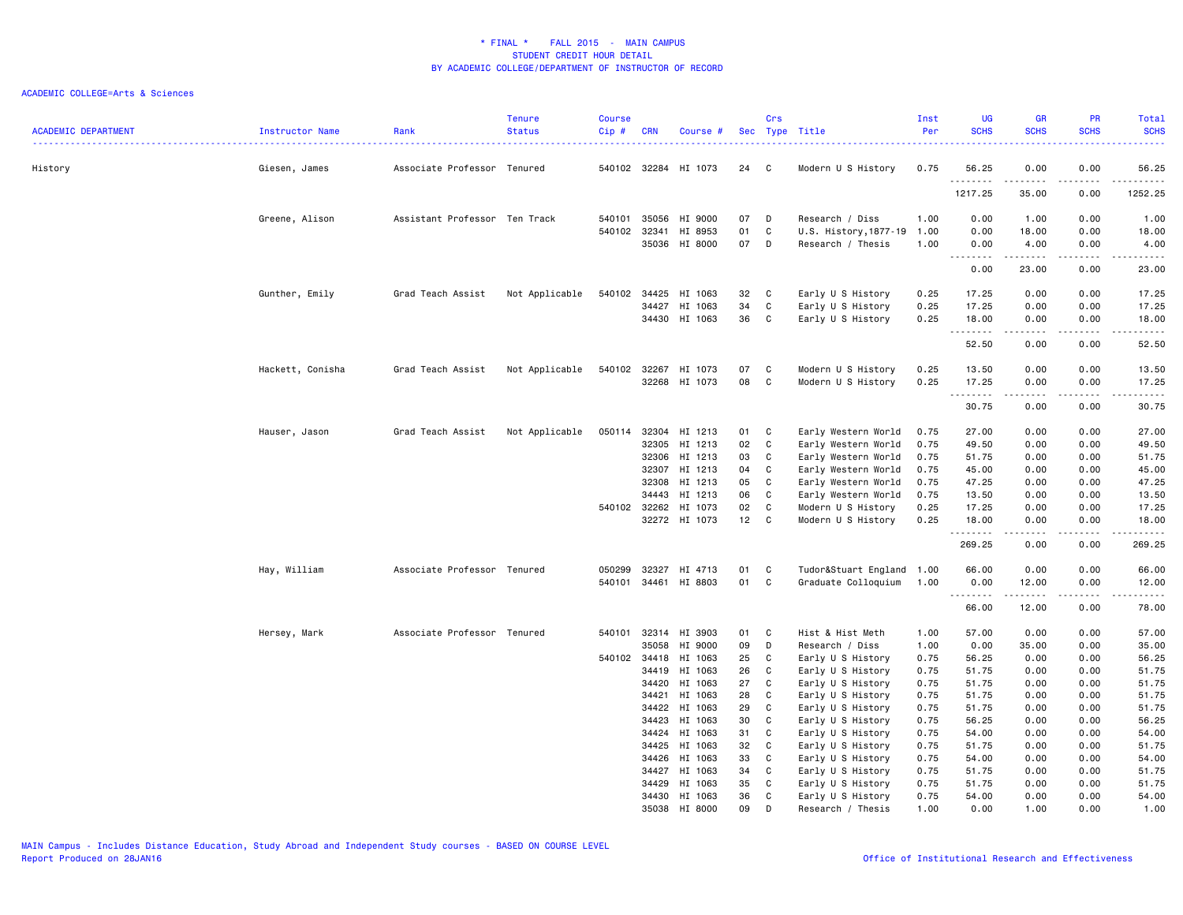* FINAL * FALL 2015 - MAIN CAMPUS
STUDENT CREDIT HOUR DETAIL
BY ACADEMIC COLLEGE/DEPARTMENT OF INSTRUCTOR OF RECORD

ACADEMIC COLLEGE=Arts & Sciences

| ACADEMIC DEPARTMENT | Instructor Name | Rank | Tenure Status | Course Cip # | CRN | Course # | Sec | Crs Type | Title | Inst Per | UG SCHS | GR SCHS | PR SCHS | Total SCHS |
|---|---|---|---|---|---|---|---|---|---|---|---|---|---|---|
| History | Giesen, James | Associate Professor | Tenured | 540102 | 32284 | HI 1073 | 24 | C | Modern U S History | 0.75 | 56.25 | 0.00 | 0.00 | 56.25 |
| | | | | | | | | | | | 1217.25 | 35.00 | 0.00 | 1252.25 |
| | Greene, Alison | Assistant Professor | Ten Track | 540101 | 35056 | HI 9000 | 07 | D | Research / Diss | 1.00 | 0.00 | 1.00 | 0.00 | 1.00 |
| | | | | 540102 | 32341 | HI 8953 | 01 | C | U.S. History,1877-19 | 1.00 | 0.00 | 18.00 | 0.00 | 18.00 |
| | | | | | 35036 | HI 8000 | 07 | D | Research / Thesis | 1.00 | 0.00 | 4.00 | 0.00 | 4.00 |
| | | | | | | | | | | | 0.00 | 23.00 | 0.00 | 23.00 |
| | Gunther, Emily | Grad Teach Assist | Not Applicable | 540102 | 34425 | HI 1063 | 32 | C | Early U S History | 0.25 | 17.25 | 0.00 | 0.00 | 17.25 |
| | | | | | 34427 | HI 1063 | 34 | C | Early U S History | 0.25 | 17.25 | 0.00 | 0.00 | 17.25 |
| | | | | | 34430 | HI 1063 | 36 | C | Early U S History | 0.25 | 18.00 | 0.00 | 0.00 | 18.00 |
| | | | | | | | | | | | 52.50 | 0.00 | 0.00 | 52.50 |
| | Hackett, Conisha | Grad Teach Assist | Not Applicable | 540102 | 32267 | HI 1073 | 07 | C | Modern U S History | 0.25 | 13.50 | 0.00 | 0.00 | 13.50 |
| | | | | | 32268 | HI 1073 | 08 | C | Modern U S History | 0.25 | 17.25 | 0.00 | 0.00 | 17.25 |
| | | | | | | | | | | | 30.75 | 0.00 | 0.00 | 30.75 |
| | Hauser, Jason | Grad Teach Assist | Not Applicable | 050114 | 32304 | HI 1213 | 01 | C | Early Western World | 0.75 | 27.00 | 0.00 | 0.00 | 27.00 |
| | | | | | 32305 | HI 1213 | 02 | C | Early Western World | 0.75 | 49.50 | 0.00 | 0.00 | 49.50 |
| | | | | | 32306 | HI 1213 | 03 | C | Early Western World | 0.75 | 51.75 | 0.00 | 0.00 | 51.75 |
| | | | | | 32307 | HI 1213 | 04 | C | Early Western World | 0.75 | 45.00 | 0.00 | 0.00 | 45.00 |
| | | | | | 32308 | HI 1213 | 05 | C | Early Western World | 0.75 | 47.25 | 0.00 | 0.00 | 47.25 |
| | | | | | 34443 | HI 1213 | 06 | C | Early Western World | 0.75 | 13.50 | 0.00 | 0.00 | 13.50 |
| | | | | 540102 | 32262 | HI 1073 | 02 | C | Modern U S History | 0.25 | 17.25 | 0.00 | 0.00 | 17.25 |
| | | | | | 32272 | HI 1073 | 12 | C | Modern U S History | 0.25 | 18.00 | 0.00 | 0.00 | 18.00 |
| | | | | | | | | | | | 269.25 | 0.00 | 0.00 | 269.25 |
| | Hay, William | Associate Professor | Tenured | 050299 | 32327 | HI 4713 | 01 | C | Tudor&Stuart England | 1.00 | 66.00 | 0.00 | 0.00 | 66.00 |
| | | | | 540101 | 34461 | HI 8803 | 01 | C | Graduate Colloquium | 1.00 | 0.00 | 12.00 | 0.00 | 12.00 |
| | | | | | | | | | | | 66.00 | 12.00 | 0.00 | 78.00 |
| | Hersey, Mark | Associate Professor | Tenured | 540101 | 32314 | HI 3903 | 01 | C | Hist & Hist Meth | 1.00 | 57.00 | 0.00 | 0.00 | 57.00 |
| | | | | | 35058 | HI 9000 | 09 | D | Research / Diss | 1.00 | 0.00 | 35.00 | 0.00 | 35.00 |
| | | | | 540102 | 34418 | HI 1063 | 25 | C | Early U S History | 0.75 | 56.25 | 0.00 | 0.00 | 56.25 |
| | | | | | 34419 | HI 1063 | 26 | C | Early U S History | 0.75 | 51.75 | 0.00 | 0.00 | 51.75 |
| | | | | | 34420 | HI 1063 | 27 | C | Early U S History | 0.75 | 51.75 | 0.00 | 0.00 | 51.75 |
| | | | | | 34421 | HI 1063 | 28 | C | Early U S History | 0.75 | 51.75 | 0.00 | 0.00 | 51.75 |
| | | | | | 34422 | HI 1063 | 29 | C | Early U S History | 0.75 | 51.75 | 0.00 | 0.00 | 51.75 |
| | | | | | 34423 | HI 1063 | 30 | C | Early U S History | 0.75 | 56.25 | 0.00 | 0.00 | 56.25 |
| | | | | | 34424 | HI 1063 | 31 | C | Early U S History | 0.75 | 54.00 | 0.00 | 0.00 | 54.00 |
| | | | | | 34425 | HI 1063 | 32 | C | Early U S History | 0.75 | 51.75 | 0.00 | 0.00 | 51.75 |
| | | | | | 34426 | HI 1063 | 33 | C | Early U S History | 0.75 | 54.00 | 0.00 | 0.00 | 54.00 |
| | | | | | 34427 | HI 1063 | 34 | C | Early U S History | 0.75 | 51.75 | 0.00 | 0.00 | 51.75 |
| | | | | | 34429 | HI 1063 | 35 | C | Early U S History | 0.75 | 51.75 | 0.00 | 0.00 | 51.75 |
| | | | | | 34430 | HI 1063 | 36 | C | Early U S History | 0.75 | 54.00 | 0.00 | 0.00 | 54.00 |
| | | | | | 35038 | HI 8000 | 09 | D | Research / Thesis | 1.00 | 0.00 | 1.00 | 0.00 | 1.00 |

MAIN Campus - Includes Distance Education, Study Abroad and Independent Study courses - BASED ON COURSE LEVEL
Report Produced on 28JAN16

Office of Institutional Research and Effectiveness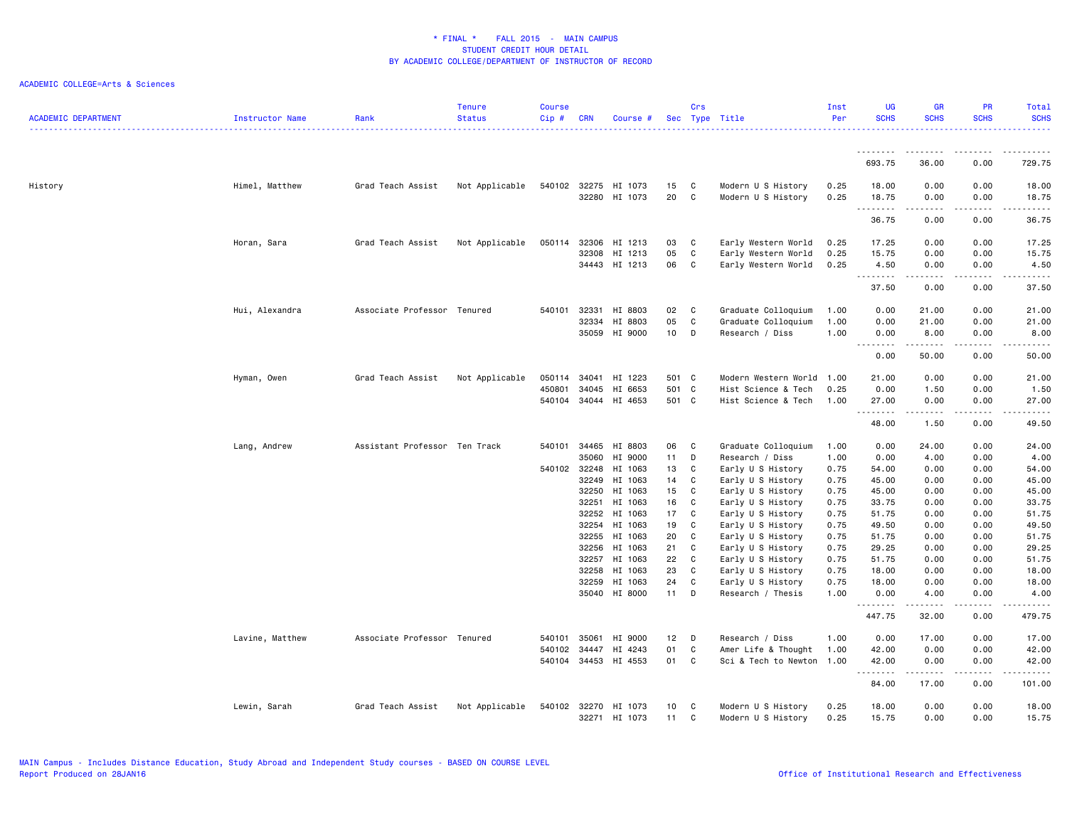# * FINAL * FALL 2015 - MAIN CAMPUS
## STUDENT CREDIT HOUR DETAIL
## BY ACADEMIC COLLEGE/DEPARTMENT OF INSTRUCTOR OF RECORD

ACADEMIC COLLEGE=Arts & Sciences

| ACADEMIC DEPARTMENT | Instructor Name | Rank | Tenure Status | Course Cip # | CRN | Course # | Sec | Crs Type | Title | Inst Per | UG SCHS | GR SCHS | PR SCHS | Total SCHS |
|---|---|---|---|---|---|---|---|---|---|---|---|---|---|---|
| | | | | | | | | | | | 693.75 | 36.00 | 0.00 | 729.75 |
| History | Himel, Matthew | Grad Teach Assist | Not Applicable | 540102 | 32275 | HI 1073 | 15 | C | Modern U S History | 0.25 | 18.00 | 0.00 | 0.00 | 18.00 |
| | | | | | 32280 | HI 1073 | 20 | C | Modern U S History | 0.25 | 18.75 | 0.00 | 0.00 | 18.75 |
| | | | | | | | | | | | 36.75 | 0.00 | 0.00 | 36.75 |
| | Horan, Sara | Grad Teach Assist | Not Applicable | 050114 | 32306 | HI 1213 | 03 | C | Early Western World | 0.25 | 17.25 | 0.00 | 0.00 | 17.25 |
| | | | | | 32308 | HI 1213 | 05 | C | Early Western World | 0.25 | 15.75 | 0.00 | 0.00 | 15.75 |
| | | | | | 34443 | HI 1213 | 06 | C | Early Western World | 0.25 | 4.50 | 0.00 | 0.00 | 4.50 |
| | | | | | | | | | | | 37.50 | 0.00 | 0.00 | 37.50 |
| | Hui, Alexandra | Associate Professor | Tenured | 540101 | 32331 | HI 8803 | 02 | C | Graduate Colloquium | 1.00 | 0.00 | 21.00 | 0.00 | 21.00 |
| | | | | | 32334 | HI 8803 | 05 | C | Graduate Colloquium | 1.00 | 0.00 | 21.00 | 0.00 | 21.00 |
| | | | | | 35059 | HI 9000 | 10 | D | Research / Diss | 1.00 | 0.00 | 8.00 | 0.00 | 8.00 |
| | | | | | | | | | | | 0.00 | 50.00 | 0.00 | 50.00 |
| | Hyman, Owen | Grad Teach Assist | Not Applicable | 050114 | 34041 | HI 1223 | 501 | C | Modern Western World | 1.00 | 21.00 | 0.00 | 0.00 | 21.00 |
| | | | | 450801 | 34045 | HI 6653 | 501 | C | Hist Science & Tech | 0.25 | 0.00 | 1.50 | 0.00 | 1.50 |
| | | | | 540104 | 34044 | HI 4653 | 501 | C | Hist Science & Tech | 1.00 | 27.00 | 0.00 | 0.00 | 27.00 |
| | | | | | | | | | | | 48.00 | 1.50 | 0.00 | 49.50 |
| | Lang, Andrew | Assistant Professor | Ten Track | 540101 | 34465 | HI 8803 | 06 | C | Graduate Colloquium | 1.00 | 0.00 | 24.00 | 0.00 | 24.00 |
| | | | | | 35060 | HI 9000 | 11 | D | Research / Diss | 1.00 | 0.00 | 4.00 | 0.00 | 4.00 |
| | | | | 540102 | 32248 | HI 1063 | 13 | C | Early U S History | 0.75 | 54.00 | 0.00 | 0.00 | 54.00 |
| | | | | | 32249 | HI 1063 | 14 | C | Early U S History | 0.75 | 45.00 | 0.00 | 0.00 | 45.00 |
| | | | | | 32250 | HI 1063 | 15 | C | Early U S History | 0.75 | 45.00 | 0.00 | 0.00 | 45.00 |
| | | | | | 32251 | HI 1063 | 16 | C | Early U S History | 0.75 | 33.75 | 0.00 | 0.00 | 33.75 |
| | | | | | 32252 | HI 1063 | 17 | C | Early U S History | 0.75 | 51.75 | 0.00 | 0.00 | 51.75 |
| | | | | | 32254 | HI 1063 | 19 | C | Early U S History | 0.75 | 49.50 | 0.00 | 0.00 | 49.50 |
| | | | | | 32255 | HI 1063 | 20 | C | Early U S History | 0.75 | 51.75 | 0.00 | 0.00 | 51.75 |
| | | | | | 32256 | HI 1063 | 21 | C | Early U S History | 0.75 | 29.25 | 0.00 | 0.00 | 29.25 |
| | | | | | 32257 | HI 1063 | 22 | C | Early U S History | 0.75 | 51.75 | 0.00 | 0.00 | 51.75 |
| | | | | | 32258 | HI 1063 | 23 | C | Early U S History | 0.75 | 18.00 | 0.00 | 0.00 | 18.00 |
| | | | | | 32259 | HI 1063 | 24 | C | Early U S History | 0.75 | 18.00 | 0.00 | 0.00 | 18.00 |
| | | | | | 35040 | HI 8000 | 11 | D | Research / Thesis | 1.00 | 0.00 | 4.00 | 0.00 | 4.00 |
| | | | | | | | | | | | 447.75 | 32.00 | 0.00 | 479.75 |
| | Lavine, Matthew | Associate Professor | Tenured | 540101 | 35061 | HI 9000 | 12 | D | Research / Diss | 1.00 | 0.00 | 17.00 | 0.00 | 17.00 |
| | | | | 540102 | 34447 | HI 4243 | 01 | C | Amer Life & Thought | 1.00 | 42.00 | 0.00 | 0.00 | 42.00 |
| | | | | 540104 | 34453 | HI 4553 | 01 | C | Sci & Tech to Newton | 1.00 | 42.00 | 0.00 | 0.00 | 42.00 |
| | | | | | | | | | | | 84.00 | 17.00 | 0.00 | 101.00 |
| | Lewin, Sarah | Grad Teach Assist | Not Applicable | 540102 | 32270 | HI 1073 | 10 | C | Modern U S History | 0.25 | 18.00 | 0.00 | 0.00 | 18.00 |
| | | | | | 32271 | HI 1073 | 11 | C | Modern U S History | 0.25 | 15.75 | 0.00 | 0.00 | 15.75 |

MAIN Campus - Includes Distance Education, Study Abroad and Independent Study courses - BASED ON COURSE LEVEL
Report Produced on 28JAN16

Office of Institutional Research and Effectiveness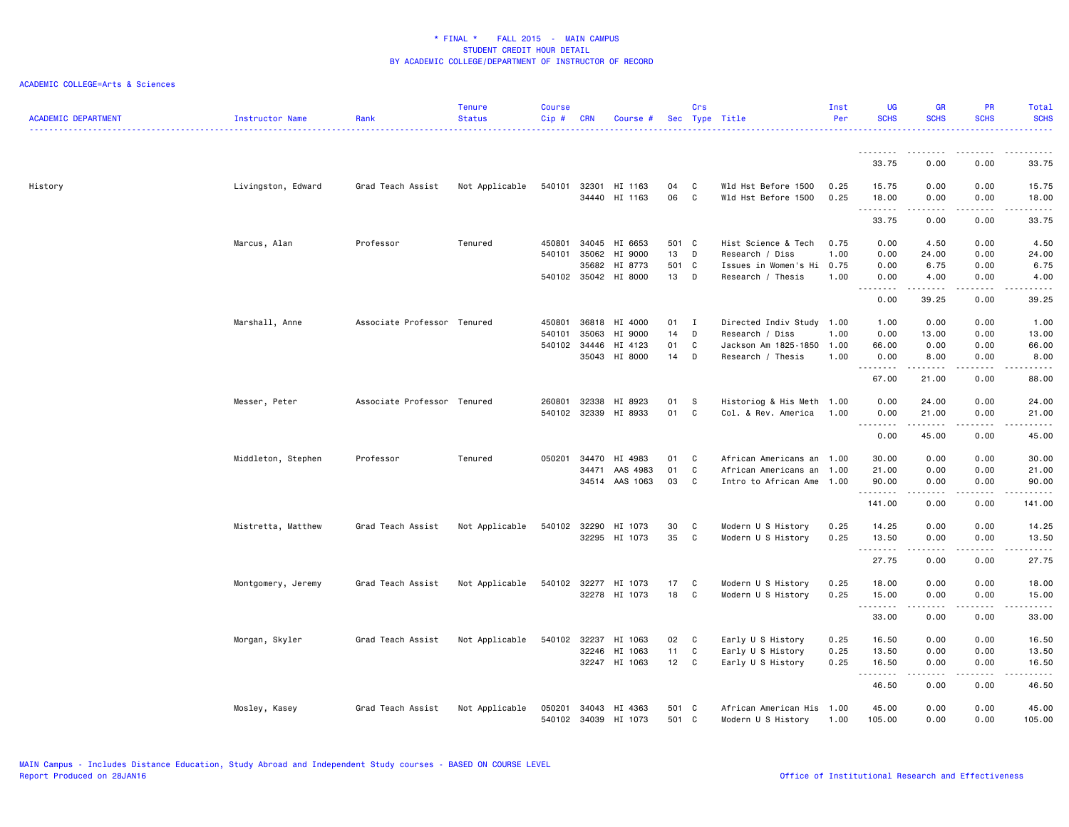**ACADEMIC COLLEGE=Arts & Sciences**

| ACADEMIC DEPARTMENT | Instructor Name | Rank | Tenure Status | Course Cip # | CRN | Course # | Sec | Crs Type | Title | Inst Per | UG SCHS | GR SCHS | PR SCHS | Total SCHS |
|---|---|---|---|---|---|---|---|---|---|---|---|---|---|---|
| | | | | | | | | | | | 33.75 | 0.00 | 0.00 | 33.75 |
| History | Livingston, Edward | Grad Teach Assist | Not Applicable | 540101 | 32301 | HI 1163 | 04 | C | Wld Hst Before 1500 | 0.25 | 15.75 | 0.00 | 0.00 | 15.75 |
| | | | | | 34440 | HI 1163 | 06 | C | Wld Hst Before 1500 | 0.25 | 18.00 | 0.00 | 0.00 | 18.00 |
| | | | | | | | | | | | 33.75 | 0.00 | 0.00 | 33.75 |
| | Marcus, Alan | Professor | Tenured | 450801 | 34045 | HI 6653 | 501 | C | Hist Science & Tech | 0.75 | 0.00 | 4.50 | 0.00 | 4.50 |
| | | | | 540101 | 35062 | HI 9000 | 13 | D | Research / Diss | 1.00 | 0.00 | 24.00 | 0.00 | 24.00 |
| | | | | | 35682 | HI 8773 | 501 | C | Issues in Women's Hi | 0.75 | 0.00 | 6.75 | 0.00 | 6.75 |
| | | | | 540102 | 35042 | HI 8000 | 13 | D | Research / Thesis | 1.00 | 0.00 | 4.00 | 0.00 | 4.00 |
| | | | | | | | | | | | 0.00 | 39.25 | 0.00 | 39.25 |
| | Marshall, Anne | Associate Professor | Tenured | 450801 | 36818 | HI 4000 | 01 | I | Directed Indiv Study | 1.00 | 1.00 | 0.00 | 0.00 | 1.00 |
| | | | | 540101 | 35063 | HI 9000 | 14 | D | Research / Diss | 1.00 | 0.00 | 13.00 | 0.00 | 13.00 |
| | | | | 540102 | 34446 | HI 4123 | 01 | C | Jackson Am 1825-1850 | 1.00 | 66.00 | 0.00 | 0.00 | 66.00 |
| | | | | | 35043 | HI 8000 | 14 | D | Research / Thesis | 1.00 | 0.00 | 8.00 | 0.00 | 8.00 |
| | | | | | | | | | | | 67.00 | 21.00 | 0.00 | 88.00 |
| | Messer, Peter | Associate Professor | Tenured | 260801 | 32338 | HI 8923 | 01 | S | Historiog & His Meth | 1.00 | 0.00 | 24.00 | 0.00 | 24.00 |
| | | | | 540102 | 32339 | HI 8933 | 01 | C | Col. & Rev. America | 1.00 | 0.00 | 21.00 | 0.00 | 21.00 |
| | | | | | | | | | | | 0.00 | 45.00 | 0.00 | 45.00 |
| | Middleton, Stephen | Professor | Tenured | 050201 | 34470 | HI 4983 | 01 | C | African Americans an | 1.00 | 30.00 | 0.00 | 0.00 | 30.00 |
| | | | | | 34471 | AAS 4983 | 01 | C | African Americans an | 1.00 | 21.00 | 0.00 | 0.00 | 21.00 |
| | | | | | 34514 | AAS 1063 | 03 | C | Intro to African Ame | 1.00 | 90.00 | 0.00 | 0.00 | 90.00 |
| | | | | | | | | | | | 141.00 | 0.00 | 0.00 | 141.00 |
| | Mistretta, Matthew | Grad Teach Assist | Not Applicable | 540102 | 32290 | HI 1073 | 30 | C | Modern U S History | 0.25 | 14.25 | 0.00 | 0.00 | 14.25 |
| | | | | | 32295 | HI 1073 | 35 | C | Modern U S History | 0.25 | 13.50 | 0.00 | 0.00 | 13.50 |
| | | | | | | | | | | | 27.75 | 0.00 | 0.00 | 27.75 |
| | Montgomery, Jeremy | Grad Teach Assist | Not Applicable | 540102 | 32277 | HI 1073 | 17 | C | Modern U S History | 0.25 | 18.00 | 0.00 | 0.00 | 18.00 |
| | | | | | 32278 | HI 1073 | 18 | C | Modern U S History | 0.25 | 15.00 | 0.00 | 0.00 | 15.00 |
| | | | | | | | | | | | 33.00 | 0.00 | 0.00 | 33.00 |
| | Morgan, Skyler | Grad Teach Assist | Not Applicable | 540102 | 32237 | HI 1063 | 02 | C | Early U S History | 0.25 | 16.50 | 0.00 | 0.00 | 16.50 |
| | | | | | 32246 | HI 1063 | 11 | C | Early U S History | 0.25 | 13.50 | 0.00 | 0.00 | 13.50 |
| | | | | | 32247 | HI 1063 | 12 | C | Early U S History | 0.25 | 16.50 | 0.00 | 0.00 | 16.50 |
| | | | | | | | | | | | 46.50 | 0.00 | 0.00 | 46.50 |
| | Mosley, Kasey | Grad Teach Assist | Not Applicable | 050201 | 34043 | HI 4363 | 501 | C | African American His | 1.00 | 45.00 | 0.00 | 0.00 | 45.00 |
| | | | | 540102 | 34039 | HI 1073 | 501 | C | Modern U S History | 1.00 | 105.00 | 0.00 | 0.00 | 105.00 |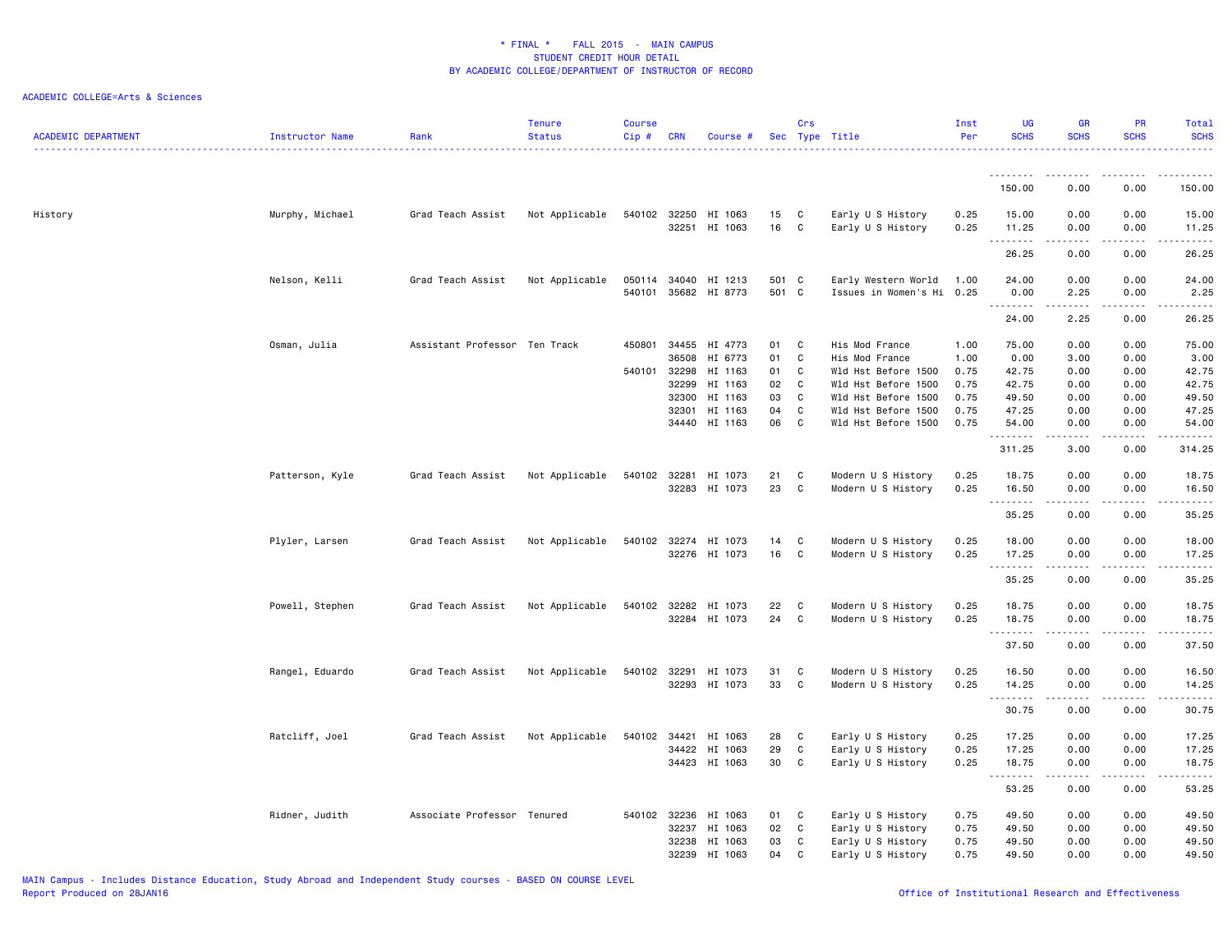# * FINAL * FALL 2015 - MAIN CAMPUS
## STUDENT CREDIT HOUR DETAIL
## BY ACADEMIC COLLEGE/DEPARTMENT OF INSTRUCTOR OF RECORD

ACADEMIC COLLEGE=Arts & Sciences

| ACADEMIC DEPARTMENT | Instructor Name | Rank | Tenure Status | Course Cip # | CRN | Course # | Sec | Crs Type | Title | Inst Per | UG SCHS | GR SCHS | PR SCHS | Total SCHS |
|---|---|---|---|---|---|---|---|---|---|---|---|---|---|---|
| | | | | | | | | | | | 150.00 | 0.00 | 0.00 | 150.00 |
| History | Murphy, Michael | Grad Teach Assist | Not Applicable | 540102 | 32250 | HI 1063 | 15 | C | Early U S History | 0.25 | 15.00 | 0.00 | 0.00 | 15.00 |
| | | | | | 32251 | HI 1063 | 16 | C | Early U S History | 0.25 | 11.25 | 0.00 | 0.00 | 11.25 |
| | | | | | | | | | | | 26.25 | 0.00 | 0.00 | 26.25 |
| | Nelson, Kelli | Grad Teach Assist | Not Applicable | 050114 | 34040 | HI 1213 | 501 | C | Early Western World | 1.00 | 24.00 | 0.00 | 0.00 | 24.00 |
| | | | | 540101 | 35682 | HI 8773 | 501 | C | Issues in Women's Hi | 0.25 | 0.00 | 2.25 | 0.00 | 2.25 |
| | | | | | | | | | | | 24.00 | 2.25 | 0.00 | 26.25 |
| | Osman, Julia | Assistant Professor | Ten Track | 450801 | 34455 | HI 4773 | 01 | C | His Mod France | 1.00 | 75.00 | 0.00 | 0.00 | 75.00 |
| | | | | | 36508 | HI 6773 | 01 | C | His Mod France | 1.00 | 0.00 | 3.00 | 0.00 | 3.00 |
| | | | | 540101 | 32298 | HI 1163 | 01 | C | Wld Hst Before 1500 | 0.75 | 42.75 | 0.00 | 0.00 | 42.75 |
| | | | | | 32299 | HI 1163 | 02 | C | Wld Hst Before 1500 | 0.75 | 42.75 | 0.00 | 0.00 | 42.75 |
| | | | | | 32300 | HI 1163 | 03 | C | Wld Hst Before 1500 | 0.75 | 49.50 | 0.00 | 0.00 | 49.50 |
| | | | | | 32301 | HI 1163 | 04 | C | Wld Hst Before 1500 | 0.75 | 47.25 | 0.00 | 0.00 | 47.25 |
| | | | | | 34440 | HI 1163 | 06 | C | Wld Hst Before 1500 | 0.75 | 54.00 | 0.00 | 0.00 | 54.00 |
| | | | | | | | | | | | 311.25 | 3.00 | 0.00 | 314.25 |
| | Patterson, Kyle | Grad Teach Assist | Not Applicable | 540102 | 32281 | HI 1073 | 21 | C | Modern U S History | 0.25 | 18.75 | 0.00 | 0.00 | 18.75 |
| | | | | | 32283 | HI 1073 | 23 | C | Modern U S History | 0.25 | 16.50 | 0.00 | 0.00 | 16.50 |
| | | | | | | | | | | | 35.25 | 0.00 | 0.00 | 35.25 |
| | Plyler, Larsen | Grad Teach Assist | Not Applicable | 540102 | 32274 | HI 1073 | 14 | C | Modern U S History | 0.25 | 18.00 | 0.00 | 0.00 | 18.00 |
| | | | | | 32276 | HI 1073 | 16 | C | Modern U S History | 0.25 | 17.25 | 0.00 | 0.00 | 17.25 |
| | | | | | | | | | | | 35.25 | 0.00 | 0.00 | 35.25 |
| | Powell, Stephen | Grad Teach Assist | Not Applicable | 540102 | 32282 | HI 1073 | 22 | C | Modern U S History | 0.25 | 18.75 | 0.00 | 0.00 | 18.75 |
| | | | | | 32284 | HI 1073 | 24 | C | Modern U S History | 0.25 | 18.75 | 0.00 | 0.00 | 18.75 |
| | | | | | | | | | | | 37.50 | 0.00 | 0.00 | 37.50 |
| | Rangel, Eduardo | Grad Teach Assist | Not Applicable | 540102 | 32291 | HI 1073 | 31 | C | Modern U S History | 0.25 | 16.50 | 0.00 | 0.00 | 16.50 |
| | | | | | 32293 | HI 1073 | 33 | C | Modern U S History | 0.25 | 14.25 | 0.00 | 0.00 | 14.25 |
| | | | | | | | | | | | 30.75 | 0.00 | 0.00 | 30.75 |
| | Ratcliff, Joel | Grad Teach Assist | Not Applicable | 540102 | 34421 | HI 1063 | 28 | C | Early U S History | 0.25 | 17.25 | 0.00 | 0.00 | 17.25 |
| | | | | | 34422 | HI 1063 | 29 | C | Early U S History | 0.25 | 17.25 | 0.00 | 0.00 | 17.25 |
| | | | | | 34423 | HI 1063 | 30 | C | Early U S History | 0.25 | 18.75 | 0.00 | 0.00 | 18.75 |
| | | | | | | | | | | | 53.25 | 0.00 | 0.00 | 53.25 |
| | Ridner, Judith | Associate Professor | Tenured | 540102 | 32236 | HI 1063 | 01 | C | Early U S History | 0.75 | 49.50 | 0.00 | 0.00 | 49.50 |
| | | | | | 32237 | HI 1063 | 02 | C | Early U S History | 0.75 | 49.50 | 0.00 | 0.00 | 49.50 |
| | | | | | 32238 | HI 1063 | 03 | C | Early U S History | 0.75 | 49.50 | 0.00 | 0.00 | 49.50 |
| | | | | | 32239 | HI 1063 | 04 | C | Early U S History | 0.75 | 49.50 | 0.00 | 0.00 | 49.50 |

MAIN Campus - Includes Distance Education, Study Abroad and Independent Study courses - BASED ON COURSE LEVEL
Report Produced on 28JAN16

Office of Institutional Research and Effectiveness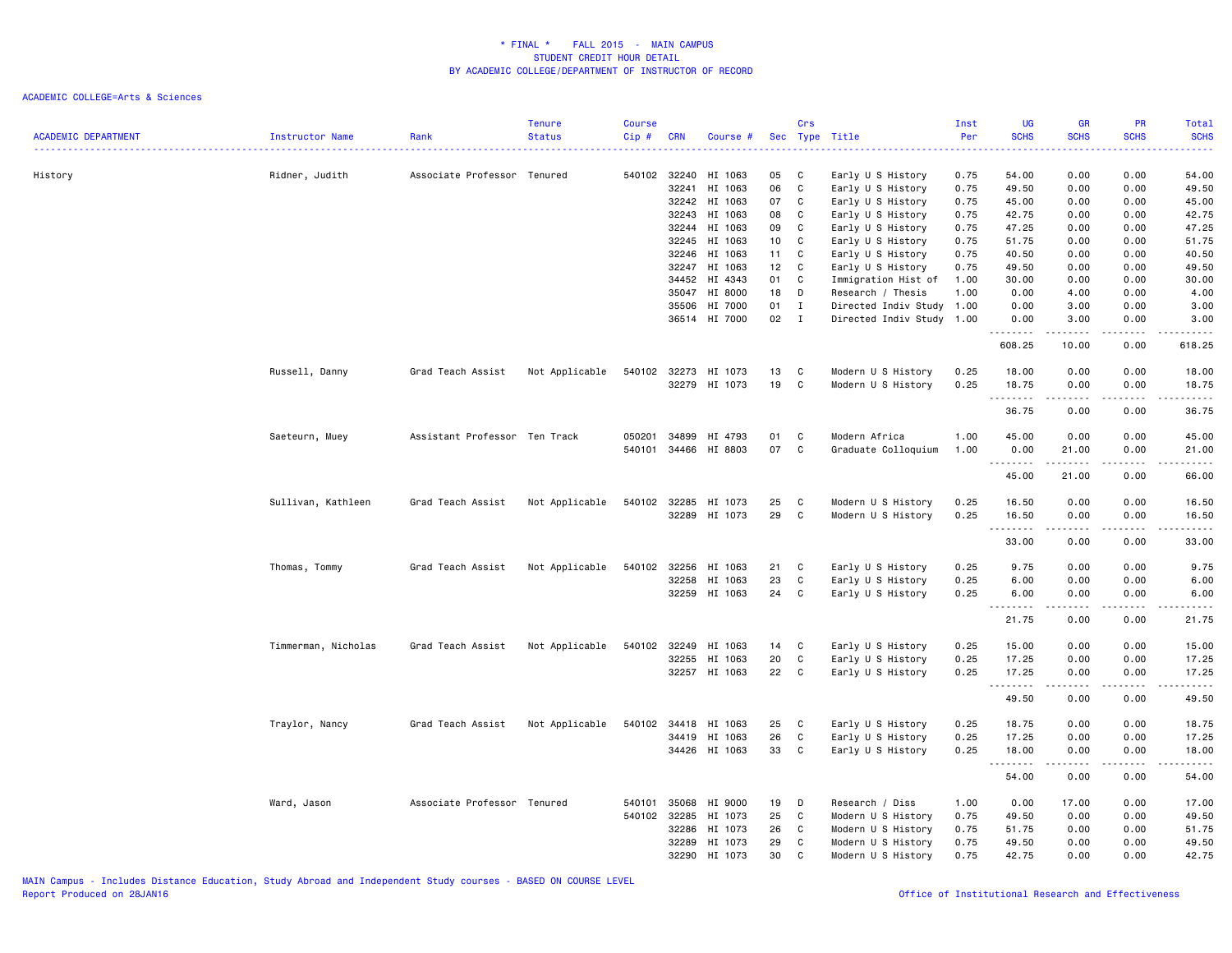\* FINAL \*    FALL 2015  -  MAIN CAMPUS
STUDENT CREDIT HOUR DETAIL
BY ACADEMIC COLLEGE/DEPARTMENT OF INSTRUCTOR OF RECORD

ACADEMIC COLLEGE=Arts & Sciences

| ACADEMIC DEPARTMENT | Instructor Name | Rank | Tenure Status | Course Cip # | CRN | Course # | Sec | Crs Type | Title | Inst Per | UG SCHS | GR SCHS | PR SCHS | Total SCHS |
|---|---|---|---|---|---|---|---|---|---|---|---|---|---|---|
| History | Ridner, Judith | Associate Professor | Tenured | 540102 | 32240 | HI 1063 | 05 | C | Early U S History | 0.75 | 54.00 | 0.00 | 0.00 | 54.00 |
| | | | | | 32241 | HI 1063 | 06 | C | Early U S History | 0.75 | 49.50 | 0.00 | 0.00 | 49.50 |
| | | | | | 32242 | HI 1063 | 07 | C | Early U S History | 0.75 | 45.00 | 0.00 | 0.00 | 45.00 |
| | | | | | 32243 | HI 1063 | 08 | C | Early U S History | 0.75 | 42.75 | 0.00 | 0.00 | 42.75 |
| | | | | | 32244 | HI 1063 | 09 | C | Early U S History | 0.75 | 47.25 | 0.00 | 0.00 | 47.25 |
| | | | | | 32245 | HI 1063 | 10 | C | Early U S History | 0.75 | 51.75 | 0.00 | 0.00 | 51.75 |
| | | | | | 32246 | HI 1063 | 11 | C | Early U S History | 0.75 | 40.50 | 0.00 | 0.00 | 40.50 |
| | | | | | 32247 | HI 1063 | 12 | C | Early U S History | 0.75 | 49.50 | 0.00 | 0.00 | 49.50 |
| | | | | | 34452 | HI 4343 | 01 | C | Immigration Hist of | 1.00 | 30.00 | 0.00 | 0.00 | 30.00 |
| | | | | | 35047 | HI 8000 | 18 | D | Research / Thesis | 1.00 | 0.00 | 4.00 | 0.00 | 4.00 |
| | | | | | 35506 | HI 7000 | 01 | I | Directed Indiv Study | 1.00 | 0.00 | 3.00 | 0.00 | 3.00 |
| | | | | | 36514 | HI 7000 | 02 | I | Directed Indiv Study | 1.00 | 0.00 | 3.00 | 0.00 | 3.00 |
| | | | | | | | | | | | 608.25 | 10.00 | 0.00 | 618.25 |
| | Russell, Danny | Grad Teach Assist | Not Applicable | 540102 | 32273 | HI 1073 | 13 | C | Modern U S History | 0.25 | 18.00 | 0.00 | 0.00 | 18.00 |
| | | | | | 32279 | HI 1073 | 19 | C | Modern U S History | 0.25 | 18.75 | 0.00 | 0.00 | 18.75 |
| | | | | | | | | | | | 36.75 | 0.00 | 0.00 | 36.75 |
| | Saeteurn, Muey | Assistant Professor | Ten Track | 050201 | 34899 | HI 4793 | 01 | C | Modern Africa | 1.00 | 45.00 | 0.00 | 0.00 | 45.00 |
| | | | | 540101 | 34466 | HI 8803 | 07 | C | Graduate Colloquium | 1.00 | 0.00 | 21.00 | 0.00 | 21.00 |
| | | | | | | | | | | | 45.00 | 21.00 | 0.00 | 66.00 |
| | Sullivan, Kathleen | Grad Teach Assist | Not Applicable | 540102 | 32285 | HI 1073 | 25 | C | Modern U S History | 0.25 | 16.50 | 0.00 | 0.00 | 16.50 |
| | | | | | 32289 | HI 1073 | 29 | C | Modern U S History | 0.25 | 16.50 | 0.00 | 0.00 | 16.50 |
| | | | | | | | | | | | 33.00 | 0.00 | 0.00 | 33.00 |
| | Thomas, Tommy | Grad Teach Assist | Not Applicable | 540102 | 32256 | HI 1063 | 21 | C | Early U S History | 0.25 | 9.75 | 0.00 | 0.00 | 9.75 |
| | | | | | 32258 | HI 1063 | 23 | C | Early U S History | 0.25 | 6.00 | 0.00 | 0.00 | 6.00 |
| | | | | | 32259 | HI 1063 | 24 | C | Early U S History | 0.25 | 6.00 | 0.00 | 0.00 | 6.00 |
| | | | | | | | | | | | 21.75 | 0.00 | 0.00 | 21.75 |
| | Timmerman, Nicholas | Grad Teach Assist | Not Applicable | 540102 | 32249 | HI 1063 | 14 | C | Early U S History | 0.25 | 15.00 | 0.00 | 0.00 | 15.00 |
| | | | | | 32255 | HI 1063 | 20 | C | Early U S History | 0.25 | 17.25 | 0.00 | 0.00 | 17.25 |
| | | | | | 32257 | HI 1063 | 22 | C | Early U S History | 0.25 | 17.25 | 0.00 | 0.00 | 17.25 |
| | | | | | | | | | | | 49.50 | 0.00 | 0.00 | 49.50 |
| | Traylor, Nancy | Grad Teach Assist | Not Applicable | 540102 | 34418 | HI 1063 | 25 | C | Early U S History | 0.25 | 18.75 | 0.00 | 0.00 | 18.75 |
| | | | | | 34419 | HI 1063 | 26 | C | Early U S History | 0.25 | 17.25 | 0.00 | 0.00 | 17.25 |
| | | | | | 34426 | HI 1063 | 33 | C | Early U S History | 0.25 | 18.00 | 0.00 | 0.00 | 18.00 |
| | | | | | | | | | | | 54.00 | 0.00 | 0.00 | 54.00 |
| | Ward, Jason | Associate Professor | Tenured | 540101 | 35068 | HI 9000 | 19 | D | Research / Diss | 1.00 | 0.00 | 17.00 | 0.00 | 17.00 |
| | | | | 540102 | 32285 | HI 1073 | 25 | C | Modern U S History | 0.75 | 49.50 | 0.00 | 0.00 | 49.50 |
| | | | | | 32286 | HI 1073 | 26 | C | Modern U S History | 0.75 | 51.75 | 0.00 | 0.00 | 51.75 |
| | | | | | 32289 | HI 1073 | 29 | C | Modern U S History | 0.75 | 49.50 | 0.00 | 0.00 | 49.50 |
| | | | | | 32290 | HI 1073 | 30 | C | Modern U S History | 0.75 | 42.75 | 0.00 | 0.00 | 42.75 |

MAIN Campus - Includes Distance Education, Study Abroad and Independent Study courses - BASED ON COURSE LEVEL
Report Produced on 28JAN16

Office of Institutional Research and Effectiveness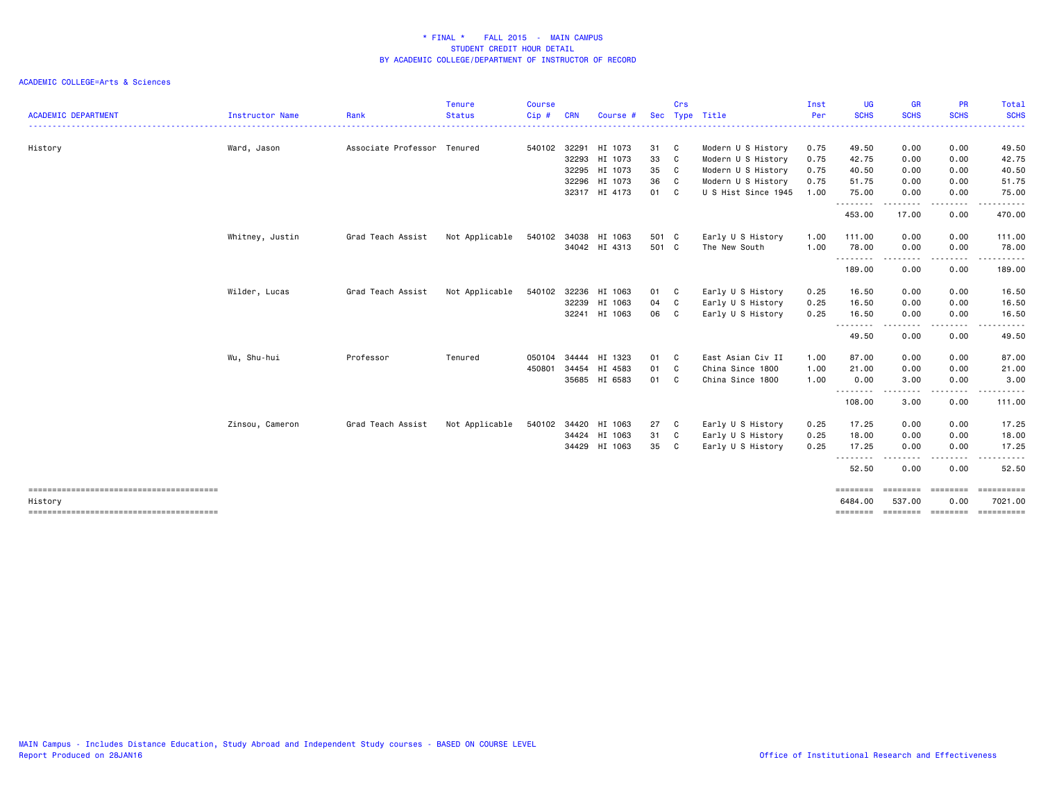# * FINAL * FALL 2015 - MAIN CAMPUS
## STUDENT CREDIT HOUR DETAIL
## BY ACADEMIC COLLEGE/DEPARTMENT OF INSTRUCTOR OF RECORD

ACADEMIC COLLEGE=Arts & Sciences

| ACADEMIC DEPARTMENT | Instructor Name | Rank | Tenure Status | Course Cip # | CRN | Course # | Sec | Crs Type | Title | Inst Per | UG SCHS | GR SCHS | PR SCHS | Total SCHS |
|---|---|---|---|---|---|---|---|---|---|---|---|---|---|---|
| History | Ward, Jason | Associate Professor | Tenured | 540102 | 32291 | HI 1073 | 31 | C | Modern U S History | 0.75 | 49.50 | 0.00 | 0.00 | 49.50 |
| | | | | | 32293 | HI 1073 | 33 | C | Modern U S History | 0.75 | 42.75 | 0.00 | 0.00 | 42.75 |
| | | | | | 32295 | HI 1073 | 35 | C | Modern U S History | 0.75 | 40.50 | 0.00 | 0.00 | 40.50 |
| | | | | | 32296 | HI 1073 | 36 | C | Modern U S History | 0.75 | 51.75 | 0.00 | 0.00 | 51.75 |
| | | | | | 32317 | HI 4173 | 01 | C | U S Hist Since 1945 | 1.00 | 75.00 | 0.00 | 0.00 | 75.00 |
| | | | | | | | | | | | 453.00 | 17.00 | 0.00 | 470.00 |
| | Whitney, Justin | Grad Teach Assist | Not Applicable | 540102 | 34038 | HI 1063 | 501 | C | Early U S History | 1.00 | 111.00 | 0.00 | 0.00 | 111.00 |
| | | | | | 34042 | HI 4313 | 501 | C | The New South | 1.00 | 78.00 | 0.00 | 0.00 | 78.00 |
| | | | | | | | | | | | 189.00 | 0.00 | 0.00 | 189.00 |
| | Wilder, Lucas | Grad Teach Assist | Not Applicable | 540102 | 32236 | HI 1063 | 01 | C | Early U S History | 0.25 | 16.50 | 0.00 | 0.00 | 16.50 |
| | | | | | 32239 | HI 1063 | 04 | C | Early U S History | 0.25 | 16.50 | 0.00 | 0.00 | 16.50 |
| | | | | | 32241 | HI 1063 | 06 | C | Early U S History | 0.25 | 16.50 | 0.00 | 0.00 | 16.50 |
| | | | | | | | | | | | 49.50 | 0.00 | 0.00 | 49.50 |
| | Wu, Shu-hui | Professor | Tenured | 050104 | 34444 | HI 1323 | 01 | C | East Asian Civ II | 1.00 | 87.00 | 0.00 | 0.00 | 87.00 |
| | | | | 450801 | 34454 | HI 4583 | 01 | C | China Since 1800 | 1.00 | 21.00 | 0.00 | 0.00 | 21.00 |
| | | | | | 35685 | HI 6583 | 01 | C | China Since 1800 | 1.00 | 0.00 | 3.00 | 0.00 | 3.00 |
| | | | | | | | | | | | 108.00 | 3.00 | 0.00 | 111.00 |
| | Zinsou, Cameron | Grad Teach Assist | Not Applicable | 540102 | 34420 | HI 1063 | 27 | C | Early U S History | 0.25 | 17.25 | 0.00 | 0.00 | 17.25 |
| | | | | | 34424 | HI 1063 | 31 | C | Early U S History | 0.25 | 18.00 | 0.00 | 0.00 | 18.00 |
| | | | | | 34429 | HI 1063 | 35 | C | Early U S History | 0.25 | 17.25 | 0.00 | 0.00 | 17.25 |
| | | | | | | | | | | | 52.50 | 0.00 | 0.00 | 52.50 |
| History | | | | | | | | | | | 6484.00 | 537.00 | 0.00 | 7021.00 |

MAIN Campus - Includes Distance Education, Study Abroad and Independent Study courses - BASED ON COURSE LEVEL
Report Produced on 28JAN16

Office of Institutional Research and Effectiveness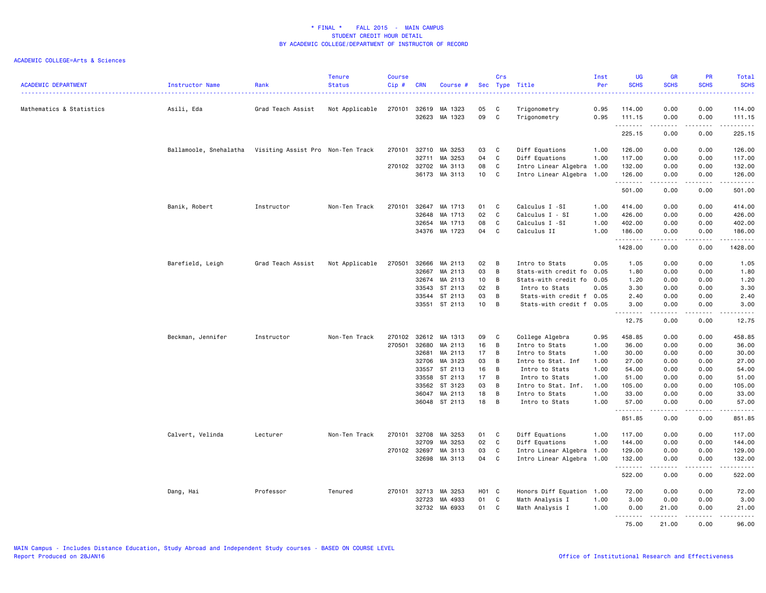# * FINAL * FALL 2015 - MAIN CAMPUS
## STUDENT CREDIT HOUR DETAIL
## BY ACADEMIC COLLEGE/DEPARTMENT OF INSTRUCTOR OF RECORD

ACADEMIC COLLEGE=Arts & Sciences

| ACADEMIC DEPARTMENT | Instructor Name | Rank | Tenure Status | Course Cip # | CRN | Course # | Sec | Crs Type | Title | Inst Per | UG SCHS | GR SCHS | PR SCHS | Total SCHS |
|---|---|---|---|---|---|---|---|---|---|---|---|---|---|---|
| Mathematics & Statistics | Asili, Eda | Grad Teach Assist | Not Applicable | 270101 | 32619 | MA 1323 | 05 | C | Trigonometry | 0.95 | 114.00 | 0.00 | 0.00 | 114.00 |
| | | | | | 32623 | MA 1323 | 09 | C | Trigonometry | 0.95 | 111.15 | 0.00 | 0.00 | 111.15 |
| | | | | | | | | | | | 225.15 | 0.00 | 0.00 | 225.15 |
| | Ballamoole, Snehalatha | Visiting Assist Pro | Non-Ten Track | 270101 | 32710 | MA 3253 | 03 | C | Diff Equations | 1.00 | 126.00 | 0.00 | 0.00 | 126.00 |
| | | | | | 32711 | MA 3253 | 04 | C | Diff Equations | 1.00 | 117.00 | 0.00 | 0.00 | 117.00 |
| | | | | 270102 | 32702 | MA 3113 | 08 | C | Intro Linear Algebra | 1.00 | 132.00 | 0.00 | 0.00 | 132.00 |
| | | | | | 36173 | MA 3113 | 10 | C | Intro Linear Algebra | 1.00 | 126.00 | 0.00 | 0.00 | 126.00 |
| | | | | | | | | | | | 501.00 | 0.00 | 0.00 | 501.00 |
| | Banik, Robert | Instructor | Non-Ten Track | 270101 | 32647 | MA 1713 | 01 | C | Calculus I -SI | 1.00 | 414.00 | 0.00 | 0.00 | 414.00 |
| | | | | | 32648 | MA 1713 | 02 | C | Calculus I - SI | 1.00 | 426.00 | 0.00 | 0.00 | 426.00 |
| | | | | | 32654 | MA 1713 | 08 | C | Calculus I -SI | 1.00 | 402.00 | 0.00 | 0.00 | 402.00 |
| | | | | | 34376 | MA 1723 | 04 | C | Calculus II | 1.00 | 186.00 | 0.00 | 0.00 | 186.00 |
| | | | | | | | | | | | 1428.00 | 0.00 | 0.00 | 1428.00 |
| | Barefield, Leigh | Grad Teach Assist | Not Applicable | 270501 | 32666 | MA 2113 | 02 | B | Intro to Stats | 0.05 | 1.05 | 0.00 | 0.00 | 1.05 |
| | | | | | 32667 | MA 2113 | 03 | B | Stats-with credit fo | 0.05 | 1.80 | 0.00 | 0.00 | 1.80 |
| | | | | | 32674 | MA 2113 | 10 | B | Stats-with credit fo | 0.05 | 1.20 | 0.00 | 0.00 | 1.20 |
| | | | | | 33543 | ST 2113 | 02 | B | Intro to Stats | 0.05 | 3.30 | 0.00 | 0.00 | 3.30 |
| | | | | | 33544 | ST 2113 | 03 | B | Stats-with credit f | 0.05 | 2.40 | 0.00 | 0.00 | 2.40 |
| | | | | | 33551 | ST 2113 | 10 | B | Stats-with credit f | 0.05 | 3.00 | 0.00 | 0.00 | 3.00 |
| | | | | | | | | | | | 12.75 | 0.00 | 0.00 | 12.75 |
| | Beckman, Jennifer | Instructor | Non-Ten Track | 270102 | 32612 | MA 1313 | 09 | C | College Algebra | 0.95 | 458.85 | 0.00 | 0.00 | 458.85 |
| | | | | 270501 | 32680 | MA 2113 | 16 | B | Intro to Stats | 1.00 | 36.00 | 0.00 | 0.00 | 36.00 |
| | | | | | 32681 | MA 2113 | 17 | B | Intro to Stats | 1.00 | 30.00 | 0.00 | 0.00 | 30.00 |
| | | | | | 32706 | MA 3123 | 03 | B | Intro to Stat. Inf | 1.00 | 27.00 | 0.00 | 0.00 | 27.00 |
| | | | | | 33557 | ST 2113 | 16 | B | Intro to Stats | 1.00 | 54.00 | 0.00 | 0.00 | 54.00 |
| | | | | | 33558 | ST 2113 | 17 | B | Intro to Stats | 1.00 | 51.00 | 0.00 | 0.00 | 51.00 |
| | | | | | 33562 | ST 3123 | 03 | B | Intro to Stat. Inf. | 1.00 | 105.00 | 0.00 | 0.00 | 105.00 |
| | | | | | 36047 | MA 2113 | 18 | B | Intro to Stats | 1.00 | 33.00 | 0.00 | 0.00 | 33.00 |
| | | | | | 36048 | ST 2113 | 18 | B | Intro to Stats | 1.00 | 57.00 | 0.00 | 0.00 | 57.00 |
| | | | | | | | | | | | 851.85 | 0.00 | 0.00 | 851.85 |
| | Calvert, Velinda | Lecturer | Non-Ten Track | 270101 | 32708 | MA 3253 | 01 | C | Diff Equations | 1.00 | 117.00 | 0.00 | 0.00 | 117.00 |
| | | | | | 32709 | MA 3253 | 02 | C | Diff Equations | 1.00 | 144.00 | 0.00 | 0.00 | 144.00 |
| | | | | 270102 | 32697 | MA 3113 | 03 | C | Intro Linear Algebra | 1.00 | 129.00 | 0.00 | 0.00 | 129.00 |
| | | | | | 32698 | MA 3113 | 04 | C | Intro Linear Algebra | 1.00 | 132.00 | 0.00 | 0.00 | 132.00 |
| | | | | | | | | | | | 522.00 | 0.00 | 0.00 | 522.00 |
| | Dang, Hai | Professor | Tenured | 270101 | 32713 | MA 3253 | H01 | C | Honors Diff Equation | 1.00 | 72.00 | 0.00 | 0.00 | 72.00 |
| | | | | | 32723 | MA 4933 | 01 | C | Math Analysis I | 1.00 | 3.00 | 0.00 | 0.00 | 3.00 |
| | | | | | 32732 | MA 6933 | 01 | C | Math Analysis I | 1.00 | 0.00 | 21.00 | 0.00 | 21.00 |
| | | | | | | | | | | | 75.00 | 21.00 | 0.00 | 96.00 |

MAIN Campus - Includes Distance Education, Study Abroad and Independent Study courses - BASED ON COURSE LEVEL
Report Produced on 28JAN16

Office of Institutional Research and Effectiveness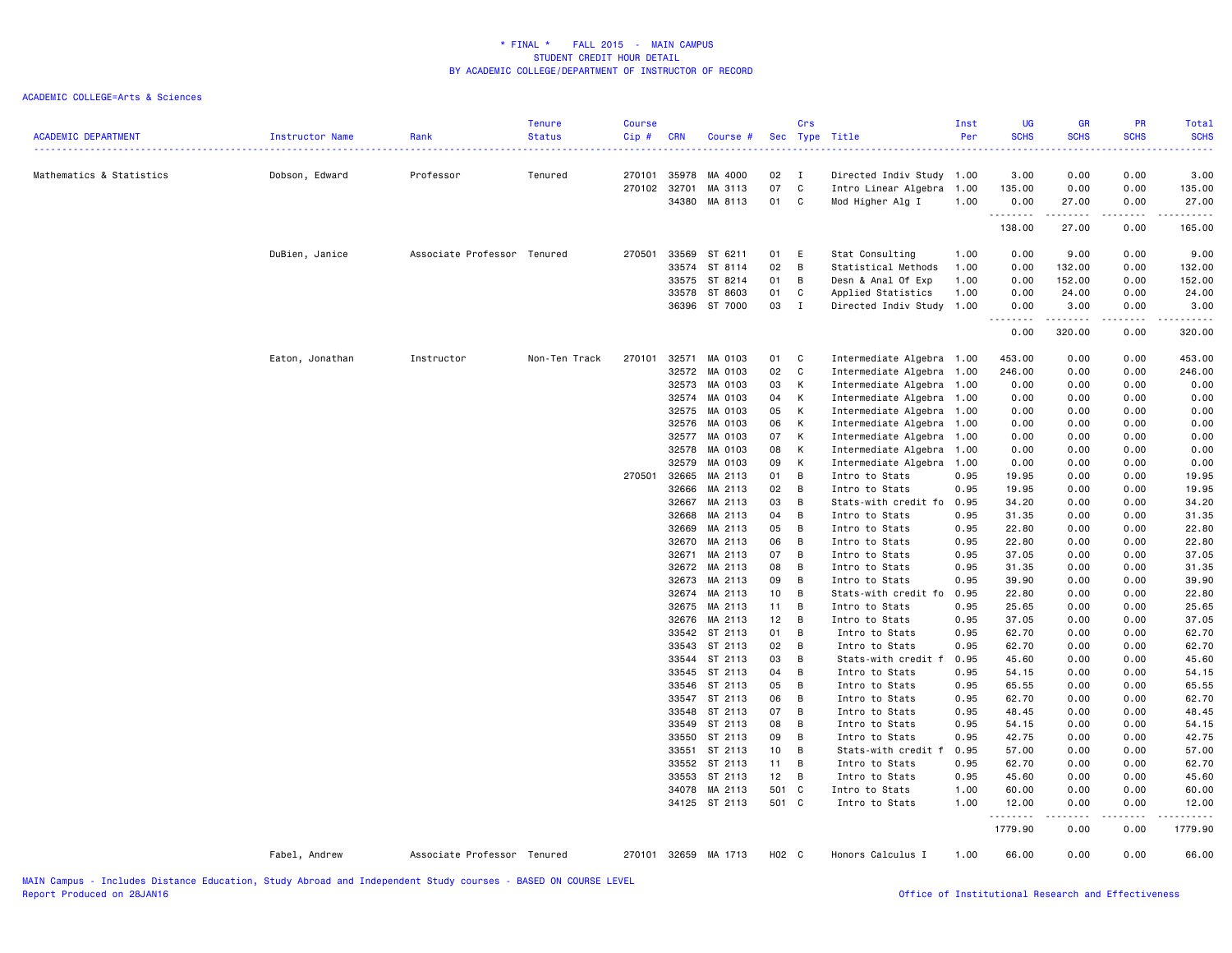\* FINAL \*    FALL 2015  -  MAIN CAMPUS
STUDENT CREDIT HOUR DETAIL
BY ACADEMIC COLLEGE/DEPARTMENT OF INSTRUCTOR OF RECORD

ACADEMIC COLLEGE=Arts & Sciences

| ACADEMIC DEPARTMENT | Instructor Name | Rank | Tenure Status | Course Cip # | CRN | Course # | Sec | Crs Type | Title | Inst Per | UG SCHS | GR SCHS | PR SCHS | Total SCHS |
|---|---|---|---|---|---|---|---|---|---|---|---|---|---|---|
| Mathematics & Statistics | Dobson, Edward | Professor | Tenured | 270101 | 35978 | MA 4000 | 02 | I | Directed Indiv Study | 1.00 | 3.00 | 0.00 | 0.00 | 3.00 |
| | | | | 270102 | 32701 | MA 3113 | 07 | C | Intro Linear Algebra | 1.00 | 135.00 | 0.00 | 0.00 | 135.00 |
| | | | | | 34380 | MA 8113 | 01 | C | Mod Higher Alg I | 1.00 | 0.00 | 27.00 | 0.00 | 27.00 |
| | | | | | | | | | | | 138.00 | 27.00 | 0.00 | 165.00 |
| | DuBien, Janice | Associate Professor | Tenured | 270501 | 33569 | ST 6211 | 01 | E | Stat Consulting | 1.00 | 0.00 | 9.00 | 0.00 | 9.00 |
| | | | | | 33574 | ST 8114 | 02 | B | Statistical Methods | 1.00 | 0.00 | 132.00 | 0.00 | 132.00 |
| | | | | | 33575 | ST 8214 | 01 | B | Desn & Anal Of Exp | 1.00 | 0.00 | 152.00 | 0.00 | 152.00 |
| | | | | | 33578 | ST 8603 | 01 | C | Applied Statistics | 1.00 | 0.00 | 24.00 | 0.00 | 24.00 |
| | | | | | 36396 | ST 7000 | 03 | I | Directed Indiv Study | 1.00 | 0.00 | 3.00 | 0.00 | 3.00 |
| | | | | | | | | | | | 0.00 | 320.00 | 0.00 | 320.00 |
| | Eaton, Jonathan | Instructor | Non-Ten Track | 270101 | 32571 | MA 0103 | 01 | C | Intermediate Algebra | 1.00 | 453.00 | 0.00 | 0.00 | 453.00 |
| | | | | | 32572 | MA 0103 | 02 | C | Intermediate Algebra | 1.00 | 246.00 | 0.00 | 0.00 | 246.00 |
| | | | | | 32573 | MA 0103 | 03 | K | Intermediate Algebra | 1.00 | 0.00 | 0.00 | 0.00 | 0.00 |
| | | | | | 32574 | MA 0103 | 04 | K | Intermediate Algebra | 1.00 | 0.00 | 0.00 | 0.00 | 0.00 |
| | | | | | 32575 | MA 0103 | 05 | K | Intermediate Algebra | 1.00 | 0.00 | 0.00 | 0.00 | 0.00 |
| | | | | | 32576 | MA 0103 | 06 | K | Intermediate Algebra | 1.00 | 0.00 | 0.00 | 0.00 | 0.00 |
| | | | | | 32577 | MA 0103 | 07 | K | Intermediate Algebra | 1.00 | 0.00 | 0.00 | 0.00 | 0.00 |
| | | | | | 32578 | MA 0103 | 08 | K | Intermediate Algebra | 1.00 | 0.00 | 0.00 | 0.00 | 0.00 |
| | | | | | 32579 | MA 0103 | 09 | K | Intermediate Algebra | 1.00 | 0.00 | 0.00 | 0.00 | 0.00 |
| | | | | 270501 | 32665 | MA 2113 | 01 | B | Intro to Stats | 0.95 | 19.95 | 0.00 | 0.00 | 19.95 |
| | | | | | 32666 | MA 2113 | 02 | B | Intro to Stats | 0.95 | 19.95 | 0.00 | 0.00 | 19.95 |
| | | | | | 32667 | MA 2113 | 03 | B | Stats-with credit fo | 0.95 | 34.20 | 0.00 | 0.00 | 34.20 |
| | | | | | 32668 | MA 2113 | 04 | B | Intro to Stats | 0.95 | 31.35 | 0.00 | 0.00 | 31.35 |
| | | | | | 32669 | MA 2113 | 05 | B | Intro to Stats | 0.95 | 22.80 | 0.00 | 0.00 | 22.80 |
| | | | | | 32670 | MA 2113 | 06 | B | Intro to Stats | 0.95 | 22.80 | 0.00 | 0.00 | 22.80 |
| | | | | | 32671 | MA 2113 | 07 | B | Intro to Stats | 0.95 | 37.05 | 0.00 | 0.00 | 37.05 |
| | | | | | 32672 | MA 2113 | 08 | B | Intro to Stats | 0.95 | 31.35 | 0.00 | 0.00 | 31.35 |
| | | | | | 32673 | MA 2113 | 09 | B | Intro to Stats | 0.95 | 39.90 | 0.00 | 0.00 | 39.90 |
| | | | | | 32674 | MA 2113 | 10 | B | Stats-with credit fo | 0.95 | 22.80 | 0.00 | 0.00 | 22.80 |
| | | | | | 32675 | MA 2113 | 11 | B | Intro to Stats | 0.95 | 25.65 | 0.00 | 0.00 | 25.65 |
| | | | | | 32676 | MA 2113 | 12 | B | Intro to Stats | 0.95 | 37.05 | 0.00 | 0.00 | 37.05 |
| | | | | | 33542 | ST 2113 | 01 | B | Intro to Stats | 0.95 | 62.70 | 0.00 | 0.00 | 62.70 |
| | | | | | 33543 | ST 2113 | 02 | B | Intro to Stats | 0.95 | 62.70 | 0.00 | 0.00 | 62.70 |
| | | | | | 33544 | ST 2113 | 03 | B | Stats-with credit f | 0.95 | 45.60 | 0.00 | 0.00 | 45.60 |
| | | | | | 33545 | ST 2113 | 04 | B | Intro to Stats | 0.95 | 54.15 | 0.00 | 0.00 | 54.15 |
| | | | | | 33546 | ST 2113 | 05 | B | Intro to Stats | 0.95 | 65.55 | 0.00 | 0.00 | 65.55 |
| | | | | | 33547 | ST 2113 | 06 | B | Intro to Stats | 0.95 | 62.70 | 0.00 | 0.00 | 62.70 |
| | | | | | 33548 | ST 2113 | 07 | B | Intro to Stats | 0.95 | 48.45 | 0.00 | 0.00 | 48.45 |
| | | | | | 33549 | ST 2113 | 08 | B | Intro to Stats | 0.95 | 54.15 | 0.00 | 0.00 | 54.15 |
| | | | | | 33550 | ST 2113 | 09 | B | Intro to Stats | 0.95 | 42.75 | 0.00 | 0.00 | 42.75 |
| | | | | | 33551 | ST 2113 | 10 | B | Stats-with credit f | 0.95 | 57.00 | 0.00 | 0.00 | 57.00 |
| | | | | | 33552 | ST 2113 | 11 | B | Intro to Stats | 0.95 | 62.70 | 0.00 | 0.00 | 62.70 |
| | | | | | 33553 | ST 2113 | 12 | B | Intro to Stats | 0.95 | 45.60 | 0.00 | 0.00 | 45.60 |
| | | | | | 34078 | MA 2113 | 501 | C | Intro to Stats | 1.00 | 60.00 | 0.00 | 0.00 | 60.00 |
| | | | | | 34125 | ST 2113 | 501 | C | Intro to Stats | 1.00 | 12.00 | 0.00 | 0.00 | 12.00 |
| | | | | | | | | | | | 1779.90 | 0.00 | 0.00 | 1779.90 |
| | Fabel, Andrew | Associate Professor | Tenured | 270101 | 32659 | MA 1713 | H02 | C | Honors Calculus I | 1.00 | 66.00 | 0.00 | 0.00 | 66.00 |

MAIN Campus - Includes Distance Education, Study Abroad and Independent Study courses - BASED ON COURSE LEVEL
Report Produced on 28JAN16
Office of Institutional Research and Effectiveness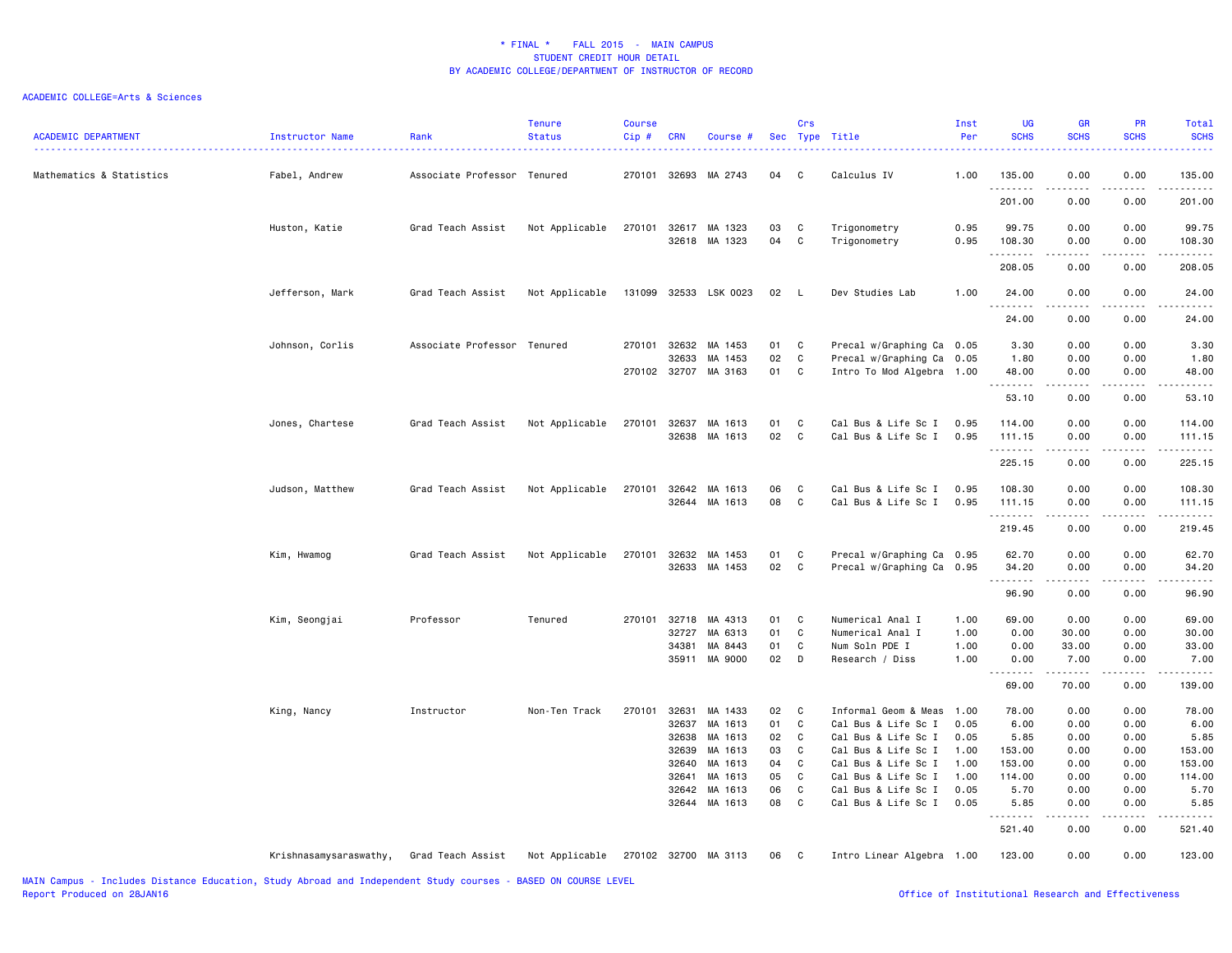\* FINAL \*    FALL 2015  -  MAIN CAMPUS
STUDENT CREDIT HOUR DETAIL
BY ACADEMIC COLLEGE/DEPARTMENT OF INSTRUCTOR OF RECORD

ACADEMIC COLLEGE=Arts & Sciences

| ACADEMIC DEPARTMENT | Instructor Name | Rank | Tenure Status | Course Cip # | CRN | Course # | Sec | Crs Type | Title | Inst Per | UG SCHS | GR SCHS | PR SCHS | Total SCHS |
|---|---|---|---|---|---|---|---|---|---|---|---|---|---|---|
| Mathematics & Statistics | Fabel, Andrew | Associate Professor | Tenured | 270101 | 32693 | MA 2743 | 04 | C | Calculus IV | 1.00 | 135.00 | 0.00 | 0.00 | 135.00 |
| | | | | | | | | | | | 201.00 | 0.00 | 0.00 | 201.00 |
| | Huston, Katie | Grad Teach Assist | Not Applicable | 270101 | 32617 | MA 1323 | 03 | C | Trigonometry | 0.95 | 99.75 | 0.00 | 0.00 | 99.75 |
| | | | | | 32618 | MA 1323 | 04 | C | Trigonometry | 0.95 | 108.30 | 0.00 | 0.00 | 108.30 |
| | | | | | | | | | | | 208.05 | 0.00 | 0.00 | 208.05 |
| | Jefferson, Mark | Grad Teach Assist | Not Applicable | 131099 | 32533 | LSK 0023 | 02 | L | Dev Studies Lab | 1.00 | 24.00 | 0.00 | 0.00 | 24.00 |
| | | | | | | | | | | | 24.00 | 0.00 | 0.00 | 24.00 |
| | Johnson, Corlis | Associate Professor | Tenured | 270101 | 32632 | MA 1453 | 01 | C | Precal w/Graphing Ca | 0.05 | 3.30 | 0.00 | 0.00 | 3.30 |
| | | | | | 32633 | MA 1453 | 02 | C | Precal w/Graphing Ca | 0.05 | 1.80 | 0.00 | 0.00 | 1.80 |
| | | | | 270102 | 32707 | MA 3163 | 01 | C | Intro To Mod Algebra | 1.00 | 48.00 | 0.00 | 0.00 | 48.00 |
| | | | | | | | | | | | 53.10 | 0.00 | 0.00 | 53.10 |
| | Jones, Chartese | Grad Teach Assist | Not Applicable | 270101 | 32637 | MA 1613 | 01 | C | Cal Bus & Life Sc I | 0.95 | 114.00 | 0.00 | 0.00 | 114.00 |
| | | | | | 32638 | MA 1613 | 02 | C | Cal Bus & Life Sc I | 0.95 | 111.15 | 0.00 | 0.00 | 111.15 |
| | | | | | | | | | | | 225.15 | 0.00 | 0.00 | 225.15 |
| | Judson, Matthew | Grad Teach Assist | Not Applicable | 270101 | 32642 | MA 1613 | 06 | C | Cal Bus & Life Sc I | 0.95 | 108.30 | 0.00 | 0.00 | 108.30 |
| | | | | | 32644 | MA 1613 | 08 | C | Cal Bus & Life Sc I | 0.95 | 111.15 | 0.00 | 0.00 | 111.15 |
| | | | | | | | | | | | 219.45 | 0.00 | 0.00 | 219.45 |
| | Kim, Hwamog | Grad Teach Assist | Not Applicable | 270101 | 32632 | MA 1453 | 01 | C | Precal w/Graphing Ca | 0.95 | 62.70 | 0.00 | 0.00 | 62.70 |
| | | | | | 32633 | MA 1453 | 02 | C | Precal w/Graphing Ca | 0.95 | 34.20 | 0.00 | 0.00 | 34.20 |
| | | | | | | | | | | | 96.90 | 0.00 | 0.00 | 96.90 |
| | Kim, Seongjai | Professor | Tenured | 270101 | 32718 | MA 4313 | 01 | C | Numerical Anal I | 1.00 | 69.00 | 0.00 | 0.00 | 69.00 |
| | | | | | 32727 | MA 6313 | 01 | C | Numerical Anal I | 1.00 | 0.00 | 30.00 | 0.00 | 30.00 |
| | | | | | 34381 | MA 8443 | 01 | C | Num Soln PDE I | 1.00 | 0.00 | 33.00 | 0.00 | 33.00 |
| | | | | | 35911 | MA 9000 | 02 | D | Research / Diss | 1.00 | 0.00 | 7.00 | 0.00 | 7.00 |
| | | | | | | | | | | | 69.00 | 70.00 | 0.00 | 139.00 |
| | King, Nancy | Instructor | Non-Ten Track | 270101 | 32631 | MA 1433 | 02 | C | Informal Geom & Meas | 1.00 | 78.00 | 0.00 | 0.00 | 78.00 |
| | | | | | 32637 | MA 1613 | 01 | C | Cal Bus & Life Sc I | 0.05 | 6.00 | 0.00 | 0.00 | 6.00 |
| | | | | | 32638 | MA 1613 | 02 | C | Cal Bus & Life Sc I | 0.05 | 5.85 | 0.00 | 0.00 | 5.85 |
| | | | | | 32639 | MA 1613 | 03 | C | Cal Bus & Life Sc I | 1.00 | 153.00 | 0.00 | 0.00 | 153.00 |
| | | | | | 32640 | MA 1613 | 04 | C | Cal Bus & Life Sc I | 1.00 | 153.00 | 0.00 | 0.00 | 153.00 |
| | | | | | 32641 | MA 1613 | 05 | C | Cal Bus & Life Sc I | 1.00 | 114.00 | 0.00 | 0.00 | 114.00 |
| | | | | | 32642 | MA 1613 | 06 | C | Cal Bus & Life Sc I | 0.05 | 5.70 | 0.00 | 0.00 | 5.70 |
| | | | | | 32644 | MA 1613 | 08 | C | Cal Bus & Life Sc I | 0.05 | 5.85 | 0.00 | 0.00 | 5.85 |
| | | | | | | | | | | | 521.40 | 0.00 | 0.00 | 521.40 |
| | Krishnasamysaraswathy, | Grad Teach Assist | Not Applicable | 270102 | 32700 | MA 3113 | 06 | C | Intro Linear Algebra | 1.00 | 123.00 | 0.00 | 0.00 | 123.00 |

MAIN Campus - Includes Distance Education, Study Abroad and Independent Study courses - BASED ON COURSE LEVEL
Report Produced on 28JAN16

Office of Institutional Research and Effectiveness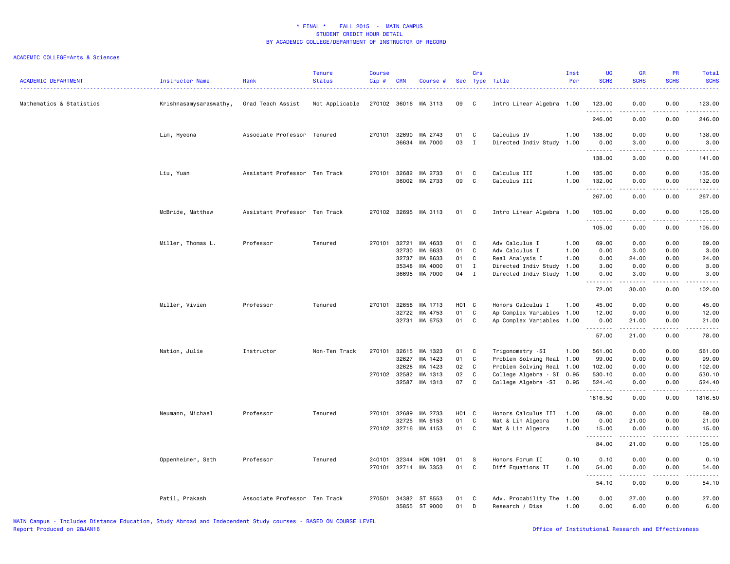\* FINAL \*    FALL 2015  -  MAIN CAMPUS
STUDENT CREDIT HOUR DETAIL
BY ACADEMIC COLLEGE/DEPARTMENT OF INSTRUCTOR OF RECORD

ACADEMIC COLLEGE=Arts & Sciences

| ACADEMIC DEPARTMENT | Instructor Name | Rank | Tenure Status | Course Cip # | CRN | Course # | Sec | Crs Type | Title | Inst Per | UG SCHS | GR SCHS | PR SCHS | Total SCHS |
|---|---|---|---|---|---|---|---|---|---|---|---|---|---|---|
| Mathematics & Statistics | Krishnasamysaraswathy, | Grad Teach Assist | Not Applicable | 270102 | 36016 | MA 3113 | 09 | C | Intro Linear Algebra | 1.00 | 123.00 | 0.00 | 0.00 | 123.00 |
| | | | | | | | | | | | 246.00 | 0.00 | 0.00 | 246.00 |
| | Lim, Hyeona | Associate Professor | Tenured | 270101 | 32690 | MA 2743 | 01 | C | Calculus IV | 1.00 | 138.00 | 0.00 | 0.00 | 138.00 |
| | | | | | 36634 | MA 7000 | 03 | I | Directed Indiv Study | 1.00 | 0.00 | 3.00 | 0.00 | 3.00 |
| | | | | | | | | | | | 138.00 | 3.00 | 0.00 | 141.00 |
| | Liu, Yuan | Assistant Professor | Ten Track | 270101 | 32682 | MA 2733 | 01 | C | Calculus III | 1.00 | 135.00 | 0.00 | 0.00 | 135.00 |
| | | | | | 36002 | MA 2733 | 09 | C | Calculus III | 1.00 | 132.00 | 0.00 | 0.00 | 132.00 |
| | | | | | | | | | | | 267.00 | 0.00 | 0.00 | 267.00 |
| | McBride, Matthew | Assistant Professor | Ten Track | 270102 | 32695 | MA 3113 | 01 | C | Intro Linear Algebra | 1.00 | 105.00 | 0.00 | 0.00 | 105.00 |
| | | | | | | | | | | | 105.00 | 0.00 | 0.00 | 105.00 |
| | Miller, Thomas L. | Professor | Tenured | 270101 | 32721 | MA 4633 | 01 | C | Adv Calculus I | 1.00 | 69.00 | 0.00 | 0.00 | 69.00 |
| | | | | | 32730 | MA 6633 | 01 | C | Adv Calculus I | 1.00 | 0.00 | 3.00 | 0.00 | 3.00 |
| | | | | | 32737 | MA 8633 | 01 | C | Real Analysis I | 1.00 | 0.00 | 24.00 | 0.00 | 24.00 |
| | | | | | 35348 | MA 4000 | 01 | I | Directed Indiv Study | 1.00 | 3.00 | 0.00 | 0.00 | 3.00 |
| | | | | | 36695 | MA 7000 | 04 | I | Directed Indiv Study | 1.00 | 0.00 | 3.00 | 0.00 | 3.00 |
| | | | | | | | | | | | 72.00 | 30.00 | 0.00 | 102.00 |
| | Miller, Vivien | Professor | Tenured | 270101 | 32658 | MA 1713 | H01 | C | Honors Calculus I | 1.00 | 45.00 | 0.00 | 0.00 | 45.00 |
| | | | | | 32722 | MA 4753 | 01 | C | Ap Complex Variables | 1.00 | 12.00 | 0.00 | 0.00 | 12.00 |
| | | | | | 32731 | MA 6753 | 01 | C | Ap Complex Variables | 1.00 | 0.00 | 21.00 | 0.00 | 21.00 |
| | | | | | | | | | | | 57.00 | 21.00 | 0.00 | 78.00 |
| | Nation, Julie | Instructor | Non-Ten Track | 270101 | 32615 | MA 1323 | 01 | C | Trigonometry -SI | 1.00 | 561.00 | 0.00 | 0.00 | 561.00 |
| | | | | | 32627 | MA 1423 | 01 | C | Problem Solving Real | 1.00 | 99.00 | 0.00 | 0.00 | 99.00 |
| | | | | | 32628 | MA 1423 | 02 | C | Problem Solving Real | 1.00 | 102.00 | 0.00 | 0.00 | 102.00 |
| | | | | 270102 | 32582 | MA 1313 | 02 | C | College Algebra - SI | 0.95 | 530.10 | 0.00 | 0.00 | 530.10 |
| | | | | | 32587 | MA 1313 | 07 | C | College Algebra -SI | 0.95 | 524.40 | 0.00 | 0.00 | 524.40 |
| | | | | | | | | | | | 1816.50 | 0.00 | 0.00 | 1816.50 |
| | Neumann, Michael | Professor | Tenured | 270101 | 32689 | MA 2733 | H01 | C | Honors Calculus III | 1.00 | 69.00 | 0.00 | 0.00 | 69.00 |
| | | | | | 32725 | MA 6153 | 01 | C | Mat & Lin Algebra | 1.00 | 0.00 | 21.00 | 0.00 | 21.00 |
| | | | | 270102 | 32716 | MA 4153 | 01 | C | Mat & Lin Algebra | 1.00 | 15.00 | 0.00 | 0.00 | 15.00 |
| | | | | | | | | | | | 84.00 | 21.00 | 0.00 | 105.00 |
| | Oppenheimer, Seth | Professor | Tenured | 240101 | 32344 | HON 1091 | 01 | S | Honors Forum II | 0.10 | 0.10 | 0.00 | 0.00 | 0.10 |
| | | | | 270101 | 32714 | MA 3353 | 01 | C | Diff Equations II | 1.00 | 54.00 | 0.00 | 0.00 | 54.00 |
| | | | | | | | | | | | 54.10 | 0.00 | 0.00 | 54.10 |
| | Patil, Prakash | Associate Professor | Ten Track | 270501 | 34382 | ST 8553 | 01 | C | Adv. Probability The | 1.00 | 0.00 | 27.00 | 0.00 | 27.00 |
| | | | | | 35855 | ST 9000 | 01 | D | Research / Diss | 1.00 | 0.00 | 6.00 | 0.00 | 6.00 |

MAIN Campus - Includes Distance Education, Study Abroad and Independent Study courses - BASED ON COURSE LEVEL
Report Produced on 28JAN16

Office of Institutional Research and Effectiveness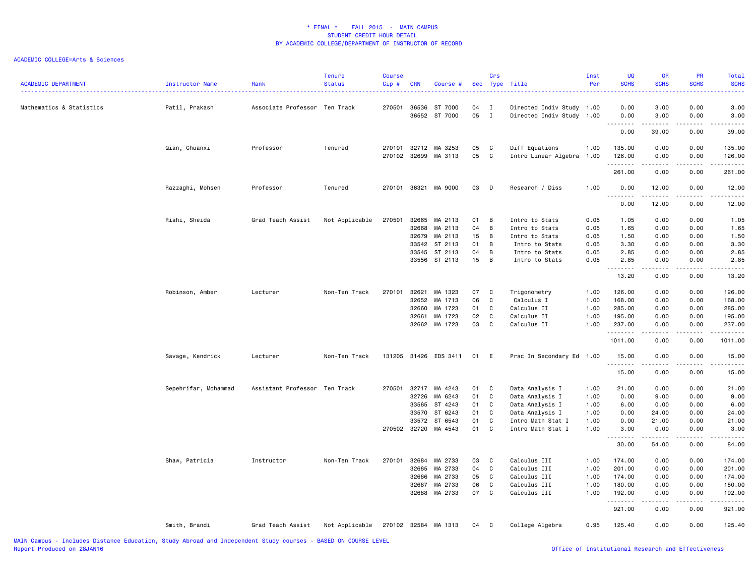\* FINAL \* FALL 2015 - MAIN CAMPUS
STUDENT CREDIT HOUR DETAIL
BY ACADEMIC COLLEGE/DEPARTMENT OF INSTRUCTOR OF RECORD

ACADEMIC COLLEGE=Arts & Sciences

| ACADEMIC DEPARTMENT | Instructor Name | Rank | Tenure Status | Course Cip # | CRN | Course # | Sec | Crs Type | Title | Inst Per | UG SCHS | GR SCHS | PR SCHS | Total SCHS |
|---|---|---|---|---|---|---|---|---|---|---|---|---|---|---|
| Mathematics & Statistics | Patil, Prakash | Associate Professor | Ten Track | 270501 | 36536 | ST 7000 | 04 | I | Directed Indiv Study | 1.00 | 0.00 | 3.00 | 0.00 | 3.00 |
| | | | | | 36552 | ST 7000 | 05 | I | Directed Indiv Study | 1.00 | 0.00 | 3.00 | 0.00 | 3.00 |
| | | | | | | | | | | | 0.00 | 39.00 | 0.00 | 39.00 |
| | Qian, Chuanxi | Professor | Tenured | 270101 | 32712 | MA 3253 | 05 | C | Diff Equations | 1.00 | 135.00 | 0.00 | 0.00 | 135.00 |
| | | | | 270102 | 32699 | MA 3113 | 05 | C | Intro Linear Algebra | 1.00 | 126.00 | 0.00 | 0.00 | 126.00 |
| | | | | | | | | | | | 261.00 | 0.00 | 0.00 | 261.00 |
| | Razzaghi, Mohsen | Professor | Tenured | 270101 | 36321 | MA 9000 | 03 | D | Research / Diss | 1.00 | 0.00 | 12.00 | 0.00 | 12.00 |
| | | | | | | | | | | | 0.00 | 12.00 | 0.00 | 12.00 |
| | Riahi, Sheida | Grad Teach Assist | Not Applicable | 270501 | 32665 | MA 2113 | 01 | B | Intro to Stats | 0.05 | 1.05 | 0.00 | 0.00 | 1.05 |
| | | | | | 32668 | MA 2113 | 04 | B | Intro to Stats | 0.05 | 1.65 | 0.00 | 0.00 | 1.65 |
| | | | | | 32679 | MA 2113 | 15 | B | Intro to Stats | 0.05 | 1.50 | 0.00 | 0.00 | 1.50 |
| | | | | | 33542 | ST 2113 | 01 | B | Intro to Stats | 0.05 | 3.30 | 0.00 | 0.00 | 3.30 |
| | | | | | 33545 | ST 2113 | 04 | B | Intro to Stats | 0.05 | 2.85 | 0.00 | 0.00 | 2.85 |
| | | | | | 33556 | ST 2113 | 15 | B | Intro to Stats | 0.05 | 2.85 | 0.00 | 0.00 | 2.85 |
| | | | | | | | | | | | 13.20 | 0.00 | 0.00 | 13.20 |
| | Robinson, Amber | Lecturer | Non-Ten Track | 270101 | 32621 | MA 1323 | 07 | C | Trigonometry | 1.00 | 126.00 | 0.00 | 0.00 | 126.00 |
| | | | | | 32652 | MA 1713 | 06 | C | Calculus I | 1.00 | 168.00 | 0.00 | 0.00 | 168.00 |
| | | | | | 32660 | MA 1723 | 01 | C | Calculus II | 1.00 | 285.00 | 0.00 | 0.00 | 285.00 |
| | | | | | 32661 | MA 1723 | 02 | C | Calculus II | 1.00 | 195.00 | 0.00 | 0.00 | 195.00 |
| | | | | | 32662 | MA 1723 | 03 | C | Calculus II | 1.00 | 237.00 | 0.00 | 0.00 | 237.00 |
| | | | | | | | | | | | 1011.00 | 0.00 | 0.00 | 1011.00 |
| | Savage, Kendrick | Lecturer | Non-Ten Track | 131205 | 31426 | EDS 3411 | 01 | E | Prac In Secondary Ed | 1.00 | 15.00 | 0.00 | 0.00 | 15.00 |
| | | | | | | | | | | | 15.00 | 0.00 | 0.00 | 15.00 |
| | Sepehrifar, Mohammad | Assistant Professor | Ten Track | 270501 | 32717 | MA 4243 | 01 | C | Data Analysis I | 1.00 | 21.00 | 0.00 | 0.00 | 21.00 |
| | | | | | 32726 | MA 6243 | 01 | C | Data Analysis I | 1.00 | 0.00 | 9.00 | 0.00 | 9.00 |
| | | | | | 33565 | ST 4243 | 01 | C | Data Analysis I | 1.00 | 6.00 | 0.00 | 0.00 | 6.00 |
| | | | | | 33570 | ST 6243 | 01 | C | Data Analysis I | 1.00 | 0.00 | 24.00 | 0.00 | 24.00 |
| | | | | | 33572 | ST 6543 | 01 | C | Intro Math Stat I | 1.00 | 0.00 | 21.00 | 0.00 | 21.00 |
| | | | | 270502 | 32720 | MA 4543 | 01 | C | Intro Math Stat I | 1.00 | 3.00 | 0.00 | 0.00 | 3.00 |
| | | | | | | | | | | | 30.00 | 54.00 | 0.00 | 84.00 |
| | Shaw, Patricia | Instructor | Non-Ten Track | 270101 | 32684 | MA 2733 | 03 | C | Calculus III | 1.00 | 174.00 | 0.00 | 0.00 | 174.00 |
| | | | | | 32685 | MA 2733 | 04 | C | Calculus III | 1.00 | 201.00 | 0.00 | 0.00 | 201.00 |
| | | | | | 32686 | MA 2733 | 05 | C | Calculus III | 1.00 | 174.00 | 0.00 | 0.00 | 174.00 |
| | | | | | 32687 | MA 2733 | 06 | C | Calculus III | 1.00 | 180.00 | 0.00 | 0.00 | 180.00 |
| | | | | | 32688 | MA 2733 | 07 | C | Calculus III | 1.00 | 192.00 | 0.00 | 0.00 | 192.00 |
| | | | | | | | | | | | 921.00 | 0.00 | 0.00 | 921.00 |
| | Smith, Brandi | Grad Teach Assist | Not Applicable | 270102 | 32584 | MA 1313 | 04 | C | College Algebra | 0.95 | 125.40 | 0.00 | 0.00 | 125.40 |

MAIN Campus - Includes Distance Education, Study Abroad and Independent Study courses - BASED ON COURSE LEVEL
Report Produced on 28JAN16

Office of Institutional Research and Effectiveness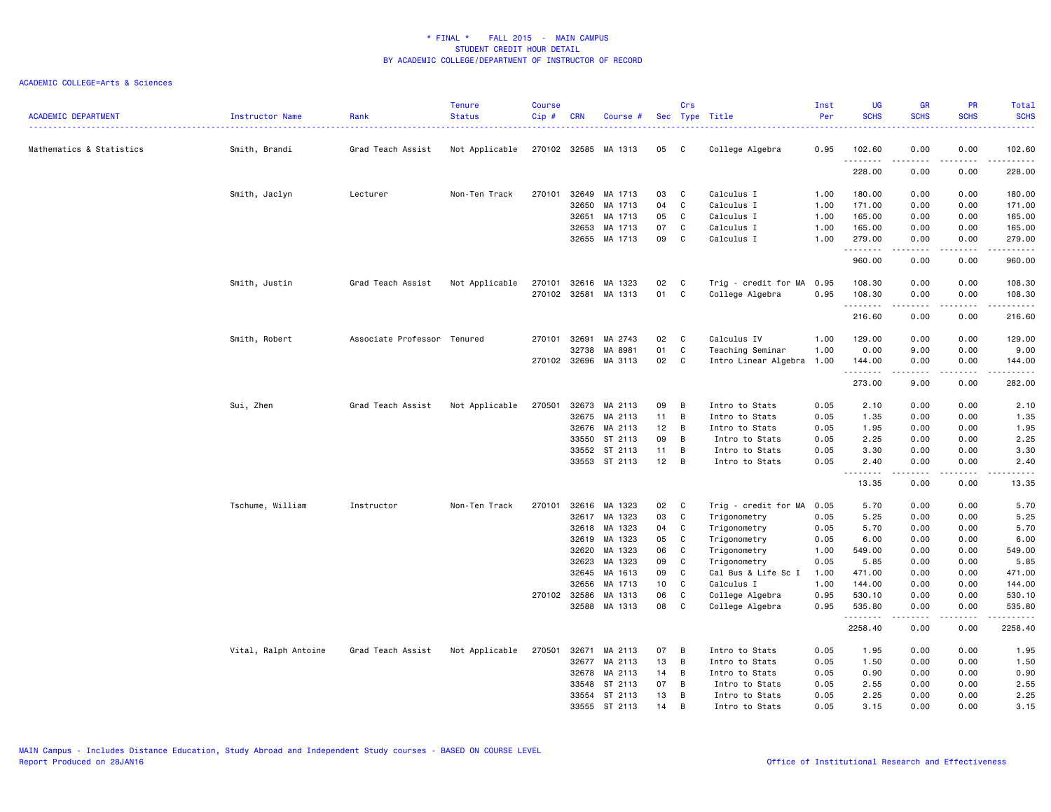# * FINAL * FALL 2015 - MAIN CAMPUS
## STUDENT CREDIT HOUR DETAIL
## BY ACADEMIC COLLEGE/DEPARTMENT OF INSTRUCTOR OF RECORD

ACADEMIC COLLEGE=Arts & Sciences

| ACADEMIC DEPARTMENT | Instructor Name | Rank | Tenure Status | Course Cip # | CRN | Course # | Sec | Crs Type | Title | Inst Per | UG SCHS | GR SCHS | PR SCHS | Total SCHS |
|---|---|---|---|---|---|---|---|---|---|---|---|---|---|---|
| Mathematics & Statistics | Smith, Brandi | Grad Teach Assist | Not Applicable | 270102 | 32585 | MA 1313 | 05 | C | College Algebra | 0.95 | 102.60 | 0.00 | 0.00 | 102.60 |
| | | | | | | | | | | | 228.00 | 0.00 | 0.00 | 228.00 |
| | Smith, Jaclyn | Lecturer | Non-Ten Track | 270101 | 32649 | MA 1713 | 03 | C | Calculus I | 1.00 | 180.00 | 0.00 | 0.00 | 180.00 |
| | | | | | 32650 | MA 1713 | 04 | C | Calculus I | 1.00 | 171.00 | 0.00 | 0.00 | 171.00 |
| | | | | | 32651 | MA 1713 | 05 | C | Calculus I | 1.00 | 165.00 | 0.00 | 0.00 | 165.00 |
| | | | | | 32653 | MA 1713 | 07 | C | Calculus I | 1.00 | 165.00 | 0.00 | 0.00 | 165.00 |
| | | | | | 32655 | MA 1713 | 09 | C | Calculus I | 1.00 | 279.00 | 0.00 | 0.00 | 279.00 |
| | | | | | | | | | | | 960.00 | 0.00 | 0.00 | 960.00 |
| | Smith, Justin | Grad Teach Assist | Not Applicable | 270101 | 32616 | MA 1323 | 02 | C | Trig - credit for MA | 0.95 | 108.30 | 0.00 | 0.00 | 108.30 |
| | | | | 270102 | 32581 | MA 1313 | 01 | C | College Algebra | 0.95 | 108.30 | 0.00 | 0.00 | 108.30 |
| | | | | | | | | | | | 216.60 | 0.00 | 0.00 | 216.60 |
| | Smith, Robert | Associate Professor | Tenured | 270101 | 32691 | MA 2743 | 02 | C | Calculus IV | 1.00 | 129.00 | 0.00 | 0.00 | 129.00 |
| | | | | | 32738 | MA 8981 | 01 | C | Teaching Seminar | 1.00 | 0.00 | 9.00 | 0.00 | 9.00 |
| | | | | 270102 | 32696 | MA 3113 | 02 | C | Intro Linear Algebra | 1.00 | 144.00 | 0.00 | 0.00 | 144.00 |
| | | | | | | | | | | | 273.00 | 9.00 | 0.00 | 282.00 |
| | Sui, Zhen | Grad Teach Assist | Not Applicable | 270501 | 32673 | MA 2113 | 09 | B | Intro to Stats | 0.05 | 2.10 | 0.00 | 0.00 | 2.10 |
| | | | | | 32675 | MA 2113 | 11 | B | Intro to Stats | 0.05 | 1.35 | 0.00 | 0.00 | 1.35 |
| | | | | | 32676 | MA 2113 | 12 | B | Intro to Stats | 0.05 | 1.95 | 0.00 | 0.00 | 1.95 |
| | | | | | 33550 | ST 2113 | 09 | B | Intro to Stats | 0.05 | 2.25 | 0.00 | 0.00 | 2.25 |
| | | | | | 33552 | ST 2113 | 11 | B | Intro to Stats | 0.05 | 3.30 | 0.00 | 0.00 | 3.30 |
| | | | | | 33553 | ST 2113 | 12 | B | Intro to Stats | 0.05 | 2.40 | 0.00 | 0.00 | 2.40 |
| | | | | | | | | | | | 13.35 | 0.00 | 0.00 | 13.35 |
| | Tschume, William | Instructor | Non-Ten Track | 270101 | 32616 | MA 1323 | 02 | C | Trig - credit for MA | 0.05 | 5.70 | 0.00 | 0.00 | 5.70 |
| | | | | | 32617 | MA 1323 | 03 | C | Trigonometry | 0.05 | 5.25 | 0.00 | 0.00 | 5.25 |
| | | | | | 32618 | MA 1323 | 04 | C | Trigonometry | 0.05 | 5.70 | 0.00 | 0.00 | 5.70 |
| | | | | | 32619 | MA 1323 | 05 | C | Trigonometry | 0.05 | 6.00 | 0.00 | 0.00 | 6.00 |
| | | | | | 32620 | MA 1323 | 06 | C | Trigonometry | 1.00 | 549.00 | 0.00 | 0.00 | 549.00 |
| | | | | | 32623 | MA 1323 | 09 | C | Trigonometry | 0.05 | 5.85 | 0.00 | 0.00 | 5.85 |
| | | | | | 32645 | MA 1613 | 09 | C | Cal Bus & Life Sc I | 1.00 | 471.00 | 0.00 | 0.00 | 471.00 |
| | | | | | 32656 | MA 1713 | 10 | C | Calculus I | 1.00 | 144.00 | 0.00 | 0.00 | 144.00 |
| | | | | 270102 | 32586 | MA 1313 | 06 | C | College Algebra | 0.95 | 530.10 | 0.00 | 0.00 | 530.10 |
| | | | | | 32588 | MA 1313 | 08 | C | College Algebra | 0.95 | 535.80 | 0.00 | 0.00 | 535.80 |
| | | | | | | | | | | | 2258.40 | 0.00 | 0.00 | 2258.40 |
| | Vital, Ralph Antoine | Grad Teach Assist | Not Applicable | 270501 | 32671 | MA 2113 | 07 | B | Intro to Stats | 0.05 | 1.95 | 0.00 | 0.00 | 1.95 |
| | | | | | 32677 | MA 2113 | 13 | B | Intro to Stats | 0.05 | 1.50 | 0.00 | 0.00 | 1.50 |
| | | | | | 32678 | MA 2113 | 14 | B | Intro to Stats | 0.05 | 0.90 | 0.00 | 0.00 | 0.90 |
| | | | | | 33548 | ST 2113 | 07 | B | Intro to Stats | 0.05 | 2.55 | 0.00 | 0.00 | 2.55 |
| | | | | | 33554 | ST 2113 | 13 | B | Intro to Stats | 0.05 | 2.25 | 0.00 | 0.00 | 2.25 |
| | | | | | 33555 | ST 2113 | 14 | B | Intro to Stats | 0.05 | 3.15 | 0.00 | 0.00 | 3.15 |

MAIN Campus - Includes Distance Education, Study Abroad and Independent Study courses - BASED ON COURSE LEVEL
Report Produced on 28JAN16

Office of Institutional Research and Effectiveness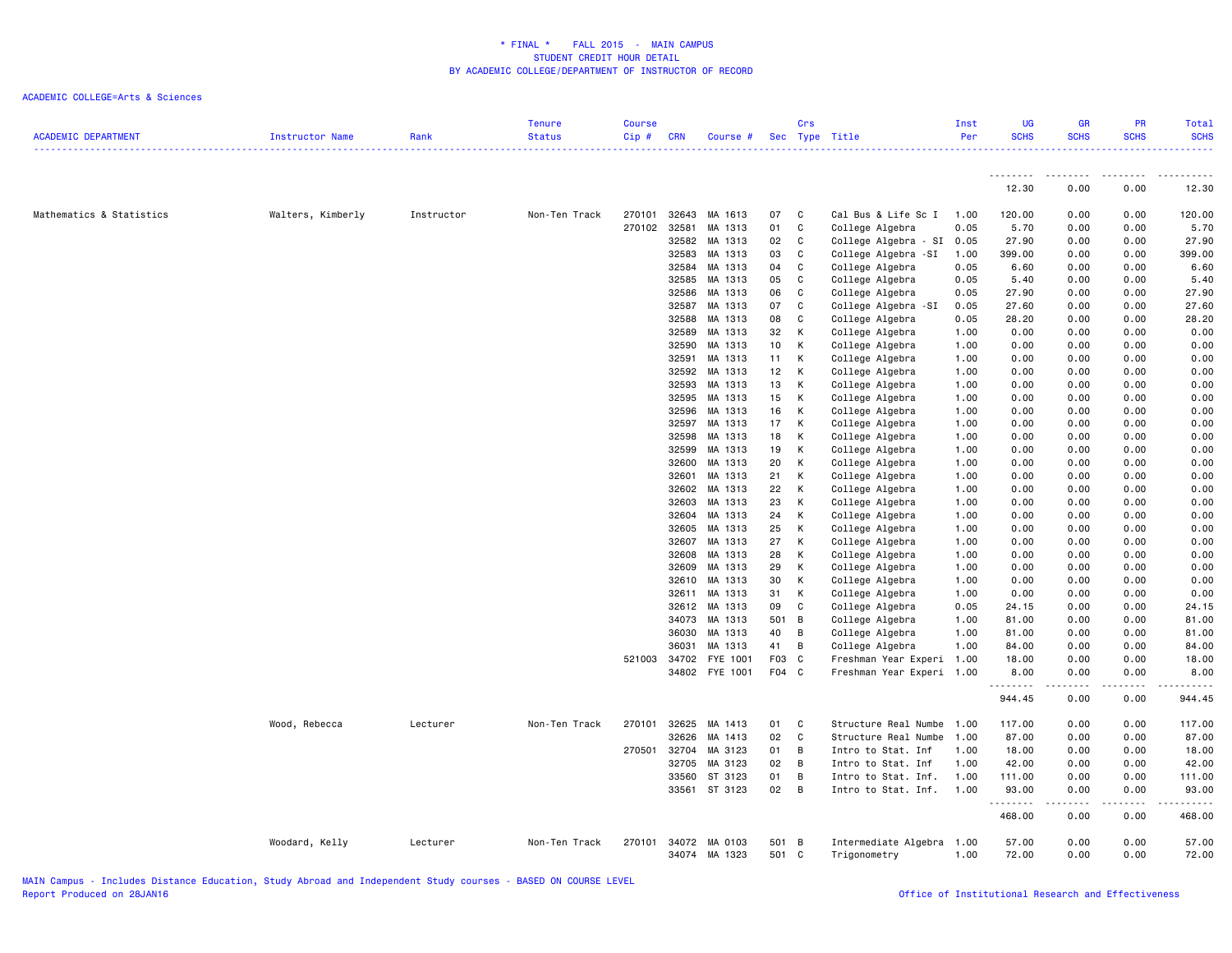# * FINAL * FALL 2015 - MAIN CAMPUS
## STUDENT CREDIT HOUR DETAIL
## BY ACADEMIC COLLEGE/DEPARTMENT OF INSTRUCTOR OF RECORD

ACADEMIC COLLEGE=Arts & Sciences

| ACADEMIC DEPARTMENT | Instructor Name | Rank | Tenure Status | Course Cip # | CRN | Course # | Sec | Crs Type | Title | Inst Per | UG SCHS | GR SCHS | PR SCHS | Total SCHS |
|---|---|---|---|---|---|---|---|---|---|---|---|---|---|---|
| | | | | | | | | | | | 12.30 | 0.00 | 0.00 | 12.30 |
| Mathematics & Statistics | Walters, Kimberly | Instructor | Non-Ten Track | 270101 | 32643 | MA 1613 | 07 | C | Cal Bus & Life Sc I | 1.00 | 120.00 | 0.00 | 0.00 | 120.00 |
| | | | | 270102 | 32581 | MA 1313 | 01 | C | College Algebra | 0.05 | 5.70 | 0.00 | 0.00 | 5.70 |
| | | | | | 32582 | MA 1313 | 02 | C | College Algebra - SI | 0.05 | 27.90 | 0.00 | 0.00 | 27.90 |
| | | | | | 32583 | MA 1313 | 03 | C | College Algebra -SI | 1.00 | 399.00 | 0.00 | 0.00 | 399.00 |
| | | | | | 32584 | MA 1313 | 04 | C | College Algebra | 0.05 | 6.60 | 0.00 | 0.00 | 6.60 |
| | | | | | 32585 | MA 1313 | 05 | C | College Algebra | 0.05 | 5.40 | 0.00 | 0.00 | 5.40 |
| | | | | | 32586 | MA 1313 | 06 | C | College Algebra | 0.05 | 27.90 | 0.00 | 0.00 | 27.90 |
| | | | | | 32587 | MA 1313 | 07 | C | College Algebra -SI | 0.05 | 27.60 | 0.00 | 0.00 | 27.60 |
| | | | | | 32588 | MA 1313 | 08 | C | College Algebra | 0.05 | 28.20 | 0.00 | 0.00 | 28.20 |
| | | | | | 32589 | MA 1313 | 32 | K | College Algebra | 1.00 | 0.00 | 0.00 | 0.00 | 0.00 |
| | | | | | 32590 | MA 1313 | 10 | K | College Algebra | 1.00 | 0.00 | 0.00 | 0.00 | 0.00 |
| | | | | | 32591 | MA 1313 | 11 | K | College Algebra | 1.00 | 0.00 | 0.00 | 0.00 | 0.00 |
| | | | | | 32592 | MA 1313 | 12 | K | College Algebra | 1.00 | 0.00 | 0.00 | 0.00 | 0.00 |
| | | | | | 32593 | MA 1313 | 13 | K | College Algebra | 1.00 | 0.00 | 0.00 | 0.00 | 0.00 |
| | | | | | 32595 | MA 1313 | 15 | K | College Algebra | 1.00 | 0.00 | 0.00 | 0.00 | 0.00 |
| | | | | | 32596 | MA 1313 | 16 | K | College Algebra | 1.00 | 0.00 | 0.00 | 0.00 | 0.00 |
| | | | | | 32597 | MA 1313 | 17 | K | College Algebra | 1.00 | 0.00 | 0.00 | 0.00 | 0.00 |
| | | | | | 32598 | MA 1313 | 18 | K | College Algebra | 1.00 | 0.00 | 0.00 | 0.00 | 0.00 |
| | | | | | 32599 | MA 1313 | 19 | K | College Algebra | 1.00 | 0.00 | 0.00 | 0.00 | 0.00 |
| | | | | | 32600 | MA 1313 | 20 | K | College Algebra | 1.00 | 0.00 | 0.00 | 0.00 | 0.00 |
| | | | | | 32601 | MA 1313 | 21 | K | College Algebra | 1.00 | 0.00 | 0.00 | 0.00 | 0.00 |
| | | | | | 32602 | MA 1313 | 22 | K | College Algebra | 1.00 | 0.00 | 0.00 | 0.00 | 0.00 |
| | | | | | 32603 | MA 1313 | 23 | K | College Algebra | 1.00 | 0.00 | 0.00 | 0.00 | 0.00 |
| | | | | | 32604 | MA 1313 | 24 | K | College Algebra | 1.00 | 0.00 | 0.00 | 0.00 | 0.00 |
| | | | | | 32605 | MA 1313 | 25 | K | College Algebra | 1.00 | 0.00 | 0.00 | 0.00 | 0.00 |
| | | | | | 32607 | MA 1313 | 27 | K | College Algebra | 1.00 | 0.00 | 0.00 | 0.00 | 0.00 |
| | | | | | 32608 | MA 1313 | 28 | K | College Algebra | 1.00 | 0.00 | 0.00 | 0.00 | 0.00 |
| | | | | | 32609 | MA 1313 | 29 | K | College Algebra | 1.00 | 0.00 | 0.00 | 0.00 | 0.00 |
| | | | | | 32610 | MA 1313 | 30 | K | College Algebra | 1.00 | 0.00 | 0.00 | 0.00 | 0.00 |
| | | | | | 32611 | MA 1313 | 31 | K | College Algebra | 1.00 | 0.00 | 0.00 | 0.00 | 0.00 |
| | | | | | 32612 | MA 1313 | 09 | C | College Algebra | 0.05 | 24.15 | 0.00 | 0.00 | 24.15 |
| | | | | | 34073 | MA 1313 | 501 | B | College Algebra | 1.00 | 81.00 | 0.00 | 0.00 | 81.00 |
| | | | | | 36030 | MA 1313 | 40 | B | College Algebra | 1.00 | 81.00 | 0.00 | 0.00 | 81.00 |
| | | | | | 36031 | MA 1313 | 41 | B | College Algebra | 1.00 | 84.00 | 0.00 | 0.00 | 84.00 |
| | | | | 521003 | 34702 | FYE 1001 | F03 | C | Freshman Year Experi | 1.00 | 18.00 | 0.00 | 0.00 | 18.00 |
| | | | | | 34802 | FYE 1001 | F04 | C | Freshman Year Experi | 1.00 | 8.00 | 0.00 | 0.00 | 8.00 |
| | | | | | | | | | | | 944.45 | 0.00 | 0.00 | 944.45 |
| | Wood, Rebecca | Lecturer | Non-Ten Track | 270101 | 32625 | MA 1413 | 01 | C | Structure Real Numbe | 1.00 | 117.00 | 0.00 | 0.00 | 117.00 |
| | | | | | 32626 | MA 1413 | 02 | C | Structure Real Numbe | 1.00 | 87.00 | 0.00 | 0.00 | 87.00 |
| | | | | 270501 | 32704 | MA 3123 | 01 | B | Intro to Stat. Inf | 1.00 | 18.00 | 0.00 | 0.00 | 18.00 |
| | | | | | 32705 | MA 3123 | 02 | B | Intro to Stat. Inf | 1.00 | 42.00 | 0.00 | 0.00 | 42.00 |
| | | | | | 33560 | ST 3123 | 01 | B | Intro to Stat. Inf. | 1.00 | 111.00 | 0.00 | 0.00 | 111.00 |
| | | | | | 33561 | ST 3123 | 02 | B | Intro to Stat. Inf. | 1.00 | 93.00 | 0.00 | 0.00 | 93.00 |
| | | | | | | | | | | | 468.00 | 0.00 | 0.00 | 468.00 |
| | Woodard, Kelly | Lecturer | Non-Ten Track | 270101 | 34072 | MA 0103 | 501 | B | Intermediate Algebra | 1.00 | 57.00 | 0.00 | 0.00 | 57.00 |
| | | | | | 34074 | MA 1323 | 501 | C | Trigonometry | 1.00 | 72.00 | 0.00 | 0.00 | 72.00 |

MAIN Campus - Includes Distance Education, Study Abroad and Independent Study courses - BASED ON COURSE LEVEL
Report Produced on 28JAN16

Office of Institutional Research and Effectiveness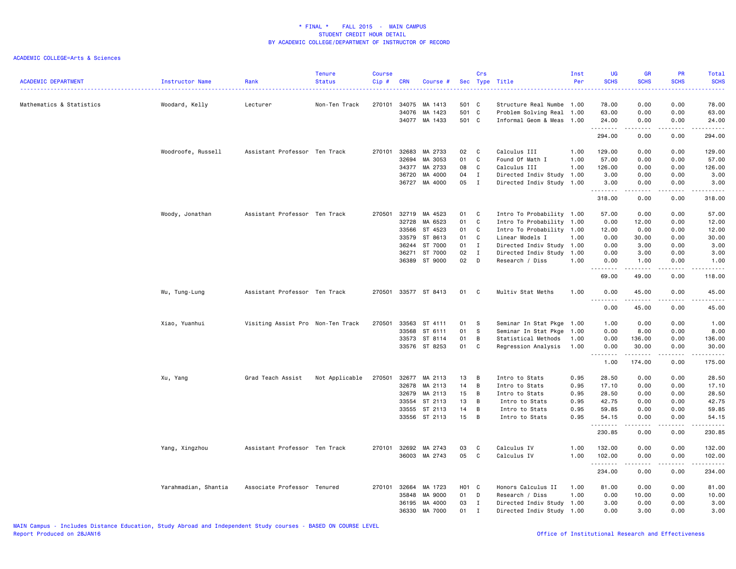\* FINAL \*    FALL 2015  -  MAIN CAMPUS
STUDENT CREDIT HOUR DETAIL
BY ACADEMIC COLLEGE/DEPARTMENT OF INSTRUCTOR OF RECORD

ACADEMIC COLLEGE=Arts & Sciences

| ACADEMIC DEPARTMENT | Instructor Name | Rank | Tenure Status | Course Cip # | CRN | Course # | Sec | Crs Type | Title | Inst Per | UG SCHS | GR SCHS | PR SCHS | Total SCHS |
|---|---|---|---|---|---|---|---|---|---|---|---|---|---|---|
| Mathematics & Statistics | Woodard, Kelly | Lecturer | Non-Ten Track | 270101 | 34075 | MA 1413 | 501 | C | Structure Real Numbe | 1.00 | 78.00 | 0.00 | 0.00 | 78.00 |
| | | | | | 34076 | MA 1423 | 501 | C | Problem Solving Real | 1.00 | 63.00 | 0.00 | 0.00 | 63.00 |
| | | | | | 34077 | MA 1433 | 501 | C | Informal Geom & Meas | 1.00 | 24.00 | 0.00 | 0.00 | 24.00 |
| | | | | | | | | | | | 294.00 | 0.00 | 0.00 | 294.00 |
| | Woodroofe, Russell | Assistant Professor | Ten Track | 270101 | 32683 | MA 2733 | 02 | C | Calculus III | 1.00 | 129.00 | 0.00 | 0.00 | 129.00 |
| | | | | | 32694 | MA 3053 | 01 | C | Found Of Math I | 1.00 | 57.00 | 0.00 | 0.00 | 57.00 |
| | | | | | 34377 | MA 2733 | 08 | C | Calculus III | 1.00 | 126.00 | 0.00 | 0.00 | 126.00 |
| | | | | | 36720 | MA 4000 | 04 | I | Directed Indiv Study | 1.00 | 3.00 | 0.00 | 0.00 | 3.00 |
| | | | | | 36727 | MA 4000 | 05 | I | Directed Indiv Study | 1.00 | 3.00 | 0.00 | 0.00 | 3.00 |
| | | | | | | | | | | | 318.00 | 0.00 | 0.00 | 318.00 |
| | Woody, Jonathan | Assistant Professor | Ten Track | 270501 | 32719 | MA 4523 | 01 | C | Intro To Probability | 1.00 | 57.00 | 0.00 | 0.00 | 57.00 |
| | | | | | 32728 | MA 6523 | 01 | C | Intro To Probability | 1.00 | 0.00 | 12.00 | 0.00 | 12.00 |
| | | | | | 33566 | ST 4523 | 01 | C | Intro To Probability | 1.00 | 12.00 | 0.00 | 0.00 | 12.00 |
| | | | | | 33579 | ST 8613 | 01 | C | Linear Models I | 1.00 | 0.00 | 30.00 | 0.00 | 30.00 |
| | | | | | 36244 | ST 7000 | 01 | I | Directed Indiv Study | 1.00 | 0.00 | 3.00 | 0.00 | 3.00 |
| | | | | | 36271 | ST 7000 | 02 | I | Directed Indiv Study | 1.00 | 0.00 | 3.00 | 0.00 | 3.00 |
| | | | | | 36389 | ST 9000 | 02 | D | Research / Diss | 1.00 | 0.00 | 1.00 | 0.00 | 1.00 |
| | | | | | | | | | | | 69.00 | 49.00 | 0.00 | 118.00 |
| | Wu, Tung-Lung | Assistant Professor | Ten Track | 270501 | 33577 | ST 8413 | 01 | C | Multiv Stat Meths | 1.00 | 0.00 | 45.00 | 0.00 | 45.00 |
| | | | | | | | | | | | 0.00 | 45.00 | 0.00 | 45.00 |
| | Xiao, Yuanhui | Visiting Assist Pro | Non-Ten Track | 270501 | 33563 | ST 4111 | 01 | S | Seminar In Stat Pkge | 1.00 | 1.00 | 0.00 | 0.00 | 1.00 |
| | | | | | 33568 | ST 6111 | 01 | S | Seminar In Stat Pkge | 1.00 | 0.00 | 8.00 | 0.00 | 8.00 |
| | | | | | 33573 | ST 8114 | 01 | B | Statistical Methods | 1.00 | 0.00 | 136.00 | 0.00 | 136.00 |
| | | | | | 33576 | ST 8253 | 01 | C | Regression Analysis | 1.00 | 0.00 | 30.00 | 0.00 | 30.00 |
| | | | | | | | | | | | 1.00 | 174.00 | 0.00 | 175.00 |
| | Xu, Yang | Grad Teach Assist | Not Applicable | 270501 | 32677 | MA 2113 | 13 | B | Intro to Stats | 0.95 | 28.50 | 0.00 | 0.00 | 28.50 |
| | | | | | 32678 | MA 2113 | 14 | B | Intro to Stats | 0.95 | 17.10 | 0.00 | 0.00 | 17.10 |
| | | | | | 32679 | MA 2113 | 15 | B | Intro to Stats | 0.95 | 28.50 | 0.00 | 0.00 | 28.50 |
| | | | | | 33554 | ST 2113 | 13 | B | Intro to Stats | 0.95 | 42.75 | 0.00 | 0.00 | 42.75 |
| | | | | | 33555 | ST 2113 | 14 | B | Intro to Stats | 0.95 | 59.85 | 0.00 | 0.00 | 59.85 |
| | | | | | 33556 | ST 2113 | 15 | B | Intro to Stats | 0.95 | 54.15 | 0.00 | 0.00 | 54.15 |
| | | | | | | | | | | | 230.85 | 0.00 | 0.00 | 230.85 |
| | Yang, Xingzhou | Assistant Professor | Ten Track | 270101 | 32692 | MA 2743 | 03 | C | Calculus IV | 1.00 | 132.00 | 0.00 | 0.00 | 132.00 |
| | | | | | 36003 | MA 2743 | 05 | C | Calculus IV | 1.00 | 102.00 | 0.00 | 0.00 | 102.00 |
| | | | | | | | | | | | 234.00 | 0.00 | 0.00 | 234.00 |
| | Yarahmadian, Shantia | Associate Professor | Tenured | 270101 | 32664 | MA 1723 | H01 | C | Honors Calculus II | 1.00 | 81.00 | 0.00 | 0.00 | 81.00 |
| | | | | | 35848 | MA 9000 | 01 | D | Research / Diss | 1.00 | 0.00 | 10.00 | 0.00 | 10.00 |
| | | | | | 36195 | MA 4000 | 03 | I | Directed Indiv Study | 1.00 | 3.00 | 0.00 | 0.00 | 3.00 |
| | | | | | 36330 | MA 7000 | 01 | I | Directed Indiv Study | 1.00 | 0.00 | 3.00 | 0.00 | 3.00 |

MAIN Campus - Includes Distance Education, Study Abroad and Independent Study courses - BASED ON COURSE LEVEL
Report Produced on 28JAN16

Office of Institutional Research and Effectiveness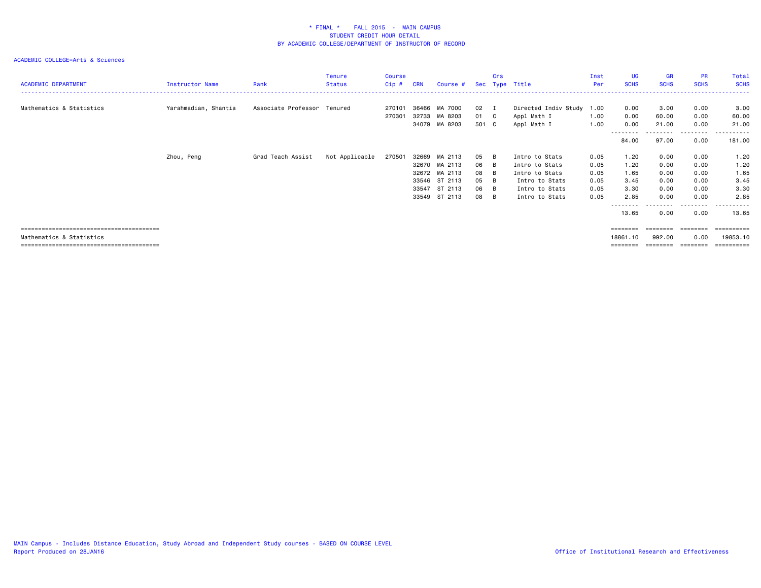# * FINAL * FALL 2015 - MAIN CAMPUS
## STUDENT CREDIT HOUR DETAIL
### BY ACADEMIC COLLEGE/DEPARTMENT OF INSTRUCTOR OF RECORD

ACADEMIC COLLEGE=Arts & Sciences

| ACADEMIC DEPARTMENT | Instructor Name | Rank | Tenure Status | Course Cip # | CRN | Course # | Sec | Crs Type | Title | Inst Per | UG SCHS | GR SCHS | PR SCHS | Total SCHS |
|---|---|---|---|---|---|---|---|---|---|---|---|---|---|---|
| Mathematics & Statistics | Yarahmadian, Shantia | Associate Professor | Tenured | 270101 | 36466 | MA 7000 | 02 | I | Directed Indiv Study | 1.00 | 0.00 | 3.00 | 0.00 | 3.00 |
| | | | | 270301 | 32733 | MA 8203 | 01 | C | Appl Math I | 1.00 | 0.00 | 60.00 | 0.00 | 60.00 |
| | | | | | 34079 | MA 8203 | 501 | C | Appl Math I | 1.00 | 0.00 | 21.00 | 0.00 | 21.00 |
| | | | | | | | | | | | 84.00 | 97.00 | 0.00 | 181.00 |
| | Zhou, Peng | Grad Teach Assist | Not Applicable | 270501 | 32669 | MA 2113 | 05 | B | Intro to Stats | 0.05 | 1.20 | 0.00 | 0.00 | 1.20 |
| | | | | | 32670 | MA 2113 | 06 | B | Intro to Stats | 0.05 | 1.20 | 0.00 | 0.00 | 1.20 |
| | | | | | 32672 | MA 2113 | 08 | B | Intro to Stats | 0.05 | 1.65 | 0.00 | 0.00 | 1.65 |
| | | | | | 33546 | ST 2113 | 05 | B | Intro to Stats | 0.05 | 3.45 | 0.00 | 0.00 | 3.45 |
| | | | | | 33547 | ST 2113 | 06 | B | Intro to Stats | 0.05 | 3.30 | 0.00 | 0.00 | 3.30 |
| | | | | | 33549 | ST 2113 | 08 | B | Intro to Stats | 0.05 | 2.85 | 0.00 | 0.00 | 2.85 |
| | | | | | | | | | | | 13.65 | 0.00 | 0.00 | 13.65 |
| Mathematics & Statistics | | | | | | | | | | | 18861.10 | 992.00 | 0.00 | 19853.10 |

MAIN Campus - Includes Distance Education, Study Abroad and Independent Study courses - BASED ON COURSE LEVEL
Report Produced on 28JAN16

Office of Institutional Research and Effectiveness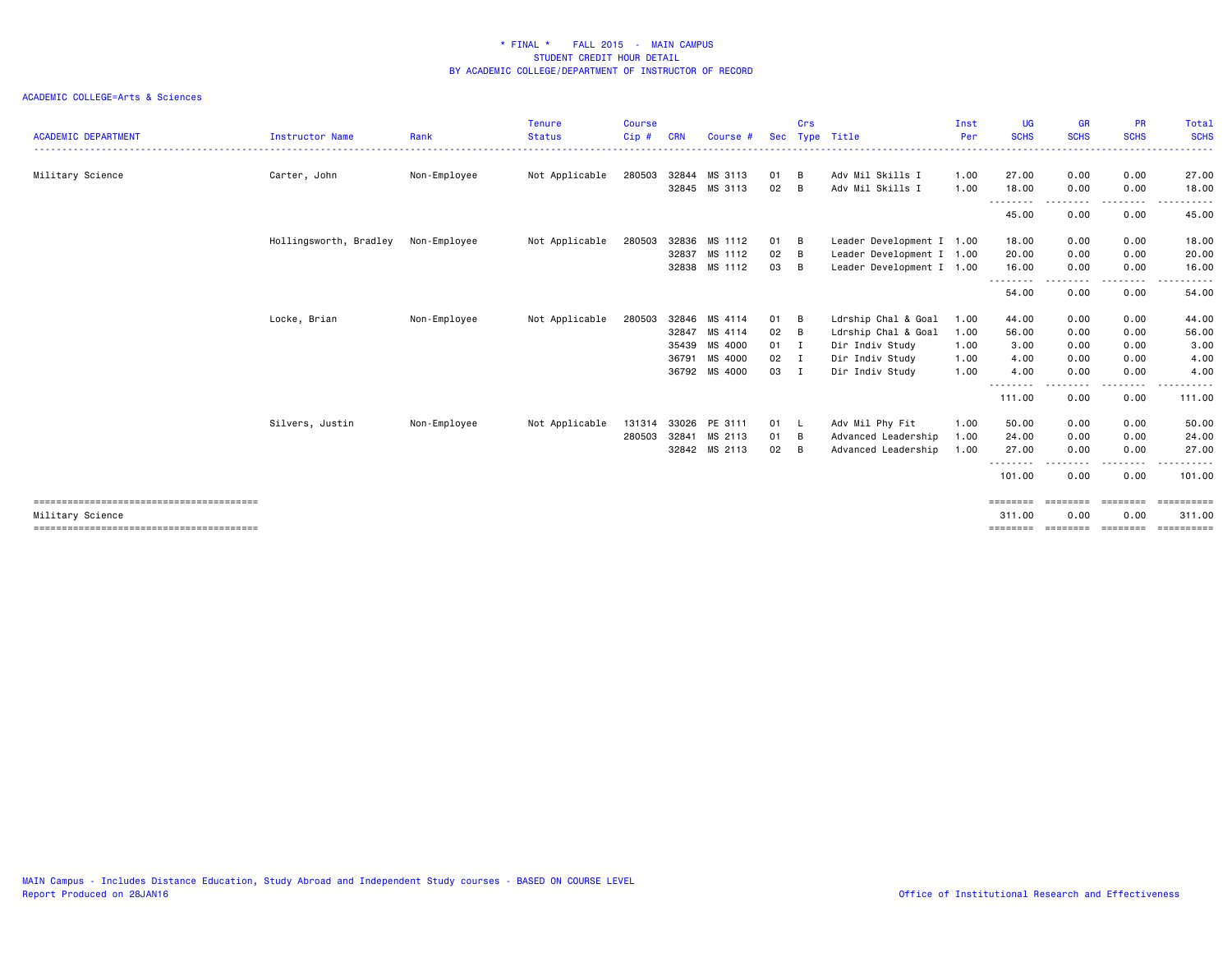# * FINAL * FALL 2015 - MAIN CAMPUS
## STUDENT CREDIT HOUR DETAIL
## BY ACADEMIC COLLEGE/DEPARTMENT OF INSTRUCTOR OF RECORD

ACADEMIC COLLEGE=Arts & Sciences

| ACADEMIC DEPARTMENT | Instructor Name | Rank | Tenure Status | Course Cip # | CRN | Course # | Sec | Crs Type | Title | Inst Per | UG SCHS | GR SCHS | PR SCHS | Total SCHS |
|---|---|---|---|---|---|---|---|---|---|---|---|---|---|---|
| Military Science | Carter, John | Non-Employee | Not Applicable | 280503 | 32844 | MS 3113 | 01 | B | Adv Mil Skills I | 1.00 | 27.00 | 0.00 | 0.00 | 27.00 |
| | | | | | 32845 | MS 3113 | 02 | B | Adv Mil Skills I | 1.00 | 18.00 | 0.00 | 0.00 | 18.00 |
| | | | | | | | | | | | 45.00 | 0.00 | 0.00 | 45.00 |
| | Hollingsworth, Bradley | Non-Employee | Not Applicable | 280503 | 32836 | MS 1112 | 01 | B | Leader Development I | 1.00 | 18.00 | 0.00 | 0.00 | 18.00 |
| | | | | | 32837 | MS 1112 | 02 | B | Leader Development I | 1.00 | 20.00 | 0.00 | 0.00 | 20.00 |
| | | | | | 32838 | MS 1112 | 03 | B | Leader Development I | 1.00 | 16.00 | 0.00 | 0.00 | 16.00 |
| | | | | | | | | | | | 54.00 | 0.00 | 0.00 | 54.00 |
| | Locke, Brian | Non-Employee | Not Applicable | 280503 | 32846 | MS 4114 | 01 | B | Ldrship Chal & Goal | 1.00 | 44.00 | 0.00 | 0.00 | 44.00 |
| | | | | | 32847 | MS 4114 | 02 | B | Ldrship Chal & Goal | 1.00 | 56.00 | 0.00 | 0.00 | 56.00 |
| | | | | | 35439 | MS 4000 | 01 | I | Dir Indiv Study | 1.00 | 3.00 | 0.00 | 0.00 | 3.00 |
| | | | | | 36791 | MS 4000 | 02 | I | Dir Indiv Study | 1.00 | 4.00 | 0.00 | 0.00 | 4.00 |
| | | | | | 36792 | MS 4000 | 03 | I | Dir Indiv Study | 1.00 | 4.00 | 0.00 | 0.00 | 4.00 |
| | | | | | | | | | | | 111.00 | 0.00 | 0.00 | 111.00 |
| | Silvers, Justin | Non-Employee | Not Applicable | 131314 | 33026 | PE 3111 | 01 | L | Adv Mil Phy Fit | 1.00 | 50.00 | 0.00 | 0.00 | 50.00 |
| | | | | 280503 | 32841 | MS 2113 | 01 | B | Advanced Leadership | 1.00 | 24.00 | 0.00 | 0.00 | 24.00 |
| | | | | | 32842 | MS 2113 | 02 | B | Advanced Leadership | 1.00 | 27.00 | 0.00 | 0.00 | 27.00 |
| | | | | | | | | | | | 101.00 | 0.00 | 0.00 | 101.00 |
| Military Science | | | | | | | | | | | 311.00 | 0.00 | 0.00 | 311.00 |

MAIN Campus - Includes Distance Education, Study Abroad and Independent Study courses - BASED ON COURSE LEVEL
Report Produced on 28JAN16

Office of Institutional Research and Effectiveness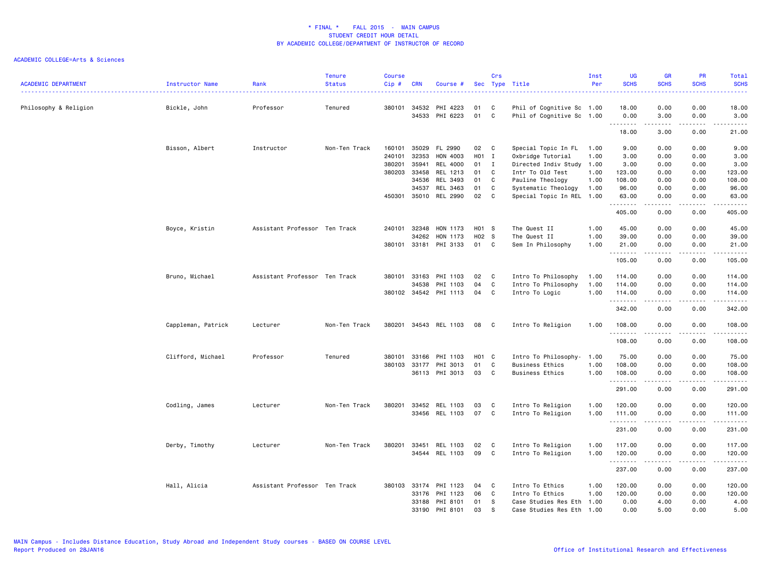# * FINAL * FALL 2015 - MAIN CAMPUS
## STUDENT CREDIT HOUR DETAIL
## BY ACADEMIC COLLEGE/DEPARTMENT OF INSTRUCTOR OF RECORD

ACADEMIC COLLEGE=Arts & Sciences

| ACADEMIC DEPARTMENT | Instructor Name | Rank | Tenure Status | Course Cip # | CRN | Course # | Sec | Crs Type | Title | Inst Per | UG SCHS | GR SCHS | PR SCHS | Total SCHS |
|---|---|---|---|---|---|---|---|---|---|---|---|---|---|---|
| Philosophy & Religion | Bickle, John | Professor | Tenured | 380101 | 34532 | PHI 4223 | 01 | C | Phil of Cognitive Sc | 1.00 | 18.00 | 0.00 | 0.00 | 18.00 |
| | | | | | 34533 | PHI 6223 | 01 | C | Phil of Cognitive Sc | 1.00 | 0.00 | 3.00 | 0.00 | 3.00 |
| | | | | | | | | | | | 18.00 | 3.00 | 0.00 | 21.00 |
| | Bisson, Albert | Instructor | Non-Ten Track | 160101 | 35029 | FL 2990 | 02 | C | Special Topic In FL | 1.00 | 9.00 | 0.00 | 0.00 | 9.00 |
| | | | | 240101 | 32353 | HON 4003 | H01 | I | Oxbridge Tutorial | 1.00 | 3.00 | 0.00 | 0.00 | 3.00 |
| | | | | 380201 | 35941 | REL 4000 | 01 | I | Directed Indiv Study | 1.00 | 3.00 | 0.00 | 0.00 | 3.00 |
| | | | | 380203 | 33458 | REL 1213 | 01 | C | Intr To Old Test | 1.00 | 123.00 | 0.00 | 0.00 | 123.00 |
| | | | | | 34536 | REL 3493 | 01 | C | Pauline Theology | 1.00 | 108.00 | 0.00 | 0.00 | 108.00 |
| | | | | | 34537 | REL 3463 | 01 | C | Systematic Theology | 1.00 | 96.00 | 0.00 | 0.00 | 96.00 |
| | | | | 450301 | 35010 | REL 2990 | 02 | C | Special Topic In REL | 1.00 | 63.00 | 0.00 | 0.00 | 63.00 |
| | | | | | | | | | | | 405.00 | 0.00 | 0.00 | 405.00 |
| | Boyce, Kristin | Assistant Professor | Ten Track | 240101 | 32348 | HON 1173 | H01 | S | The Quest II | 1.00 | 45.00 | 0.00 | 0.00 | 45.00 |
| | | | | | 34262 | HON 1173 | H02 | S | The Quest II | 1.00 | 39.00 | 0.00 | 0.00 | 39.00 |
| | | | | 380101 | 33181 | PHI 3133 | 01 | C | Sem In Philosophy | 1.00 | 21.00 | 0.00 | 0.00 | 21.00 |
| | | | | | | | | | | | 105.00 | 0.00 | 0.00 | 105.00 |
| | Bruno, Michael | Assistant Professor | Ten Track | 380101 | 33163 | PHI 1103 | 02 | C | Intro To Philosophy | 1.00 | 114.00 | 0.00 | 0.00 | 114.00 |
| | | | | | 34538 | PHI 1103 | 04 | C | Intro To Philosophy | 1.00 | 114.00 | 0.00 | 0.00 | 114.00 |
| | | | | 380102 | 34542 | PHI 1113 | 04 | C | Intro To Logic | 1.00 | 114.00 | 0.00 | 0.00 | 114.00 |
| | | | | | | | | | | | 342.00 | 0.00 | 0.00 | 342.00 |
| | Cappleman, Patrick | Lecturer | Non-Ten Track | 380201 | 34543 | REL 1103 | 08 | C | Intro To Religion | 1.00 | 108.00 | 0.00 | 0.00 | 108.00 |
| | | | | | | | | | | | 108.00 | 0.00 | 0.00 | 108.00 |
| | Clifford, Michael | Professor | Tenured | 380101 | 33166 | PHI 1103 | H01 | C | Intro To Philosophy- | 1.00 | 75.00 | 0.00 | 0.00 | 75.00 |
| | | | | 380103 | 33177 | PHI 3013 | 01 | C | Business Ethics | 1.00 | 108.00 | 0.00 | 0.00 | 108.00 |
| | | | | | 36113 | PHI 3013 | 03 | C | Business Ethics | 1.00 | 108.00 | 0.00 | 0.00 | 108.00 |
| | | | | | | | | | | | 291.00 | 0.00 | 0.00 | 291.00 |
| | Codling, James | Lecturer | Non-Ten Track | 380201 | 33452 | REL 1103 | 03 | C | Intro To Religion | 1.00 | 120.00 | 0.00 | 0.00 | 120.00 |
| | | | | | 33456 | REL 1103 | 07 | C | Intro To Religion | 1.00 | 111.00 | 0.00 | 0.00 | 111.00 |
| | | | | | | | | | | | 231.00 | 0.00 | 0.00 | 231.00 |
| | Derby, Timothy | Lecturer | Non-Ten Track | 380201 | 33451 | REL 1103 | 02 | C | Intro To Religion | 1.00 | 117.00 | 0.00 | 0.00 | 117.00 |
| | | | | | 34544 | REL 1103 | 09 | C | Intro To Religion | 1.00 | 120.00 | 0.00 | 0.00 | 120.00 |
| | | | | | | | | | | | 237.00 | 0.00 | 0.00 | 237.00 |
| | Hall, Alicia | Assistant Professor | Ten Track | 380103 | 33174 | PHI 1123 | 04 | C | Intro To Ethics | 1.00 | 120.00 | 0.00 | 0.00 | 120.00 |
| | | | | | 33176 | PHI 1123 | 06 | C | Intro To Ethics | 1.00 | 120.00 | 0.00 | 0.00 | 120.00 |
| | | | | | 33188 | PHI 8101 | 01 | S | Case Studies Res Eth | 1.00 | 0.00 | 4.00 | 0.00 | 4.00 |
| | | | | | 33190 | PHI 8101 | 03 | S | Case Studies Res Eth | 1.00 | 0.00 | 5.00 | 0.00 | 5.00 |

MAIN Campus - Includes Distance Education, Study Abroad and Independent Study courses - BASED ON COURSE LEVEL
Report Produced on 28JAN16

Office of Institutional Research and Effectiveness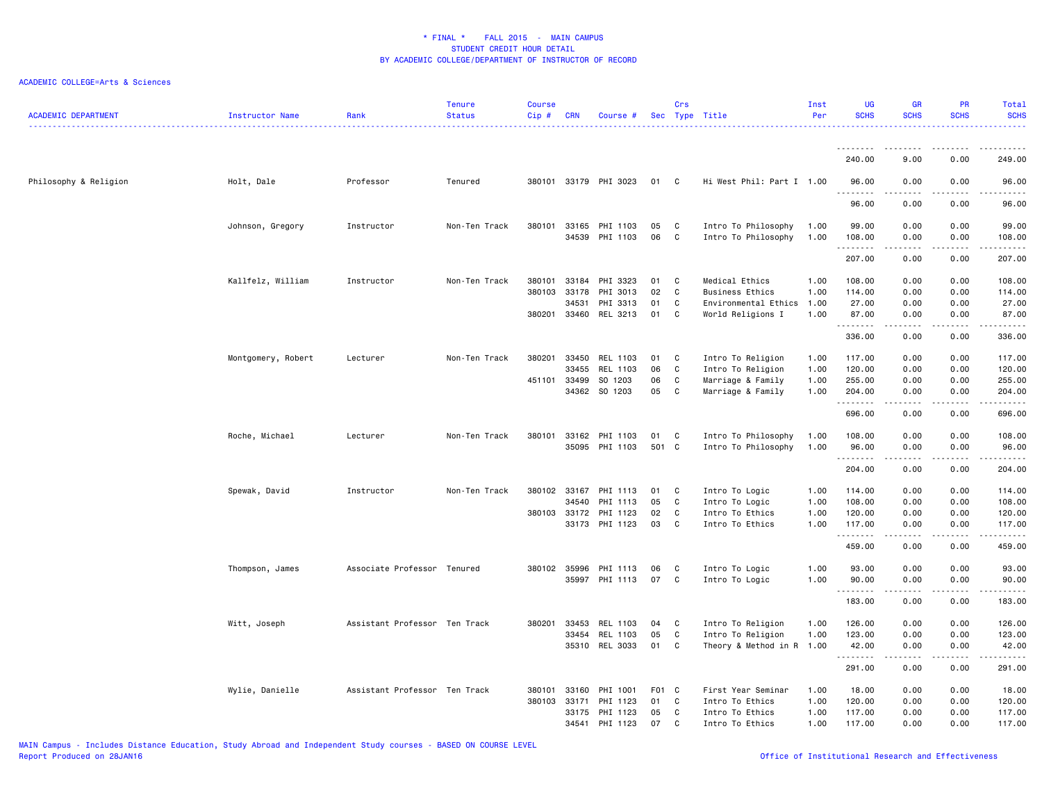# * FINAL * FALL 2015 - MAIN CAMPUS
## STUDENT CREDIT HOUR DETAIL
## BY ACADEMIC COLLEGE/DEPARTMENT OF INSTRUCTOR OF RECORD

ACADEMIC COLLEGE=Arts & Sciences

| ACADEMIC DEPARTMENT | Instructor Name | Rank | Tenure Status | Course Cip # | CRN | Course # | Sec | Crs Type | Title | Inst Per | UG SCHS | GR SCHS | PR SCHS | Total SCHS |
|---|---|---|---|---|---|---|---|---|---|---|---|---|---|---|
| | | | | | | | | | | | 240.00 | 9.00 | 0.00 | 249.00 |
| Philosophy & Religion | Holt, Dale | Professor | Tenured | 380101 | 33179 | PHI 3023 | 01 | C | Hi West Phil: Part I | 1.00 | 96.00 | 0.00 | 0.00 | 96.00 |
| | | | | | | | | | | | 96.00 | 0.00 | 0.00 | 96.00 |
| | Johnson, Gregory | Instructor | Non-Ten Track | 380101 | 33165 | PHI 1103 | 05 | C | Intro To Philosophy | 1.00 | 99.00 | 0.00 | 0.00 | 99.00 |
| | | | | | 34539 | PHI 1103 | 06 | C | Intro To Philosophy | 1.00 | 108.00 | 0.00 | 0.00 | 108.00 |
| | | | | | | | | | | | 207.00 | 0.00 | 0.00 | 207.00 |
| | Kallfelz, William | Instructor | Non-Ten Track | 380101 | 33184 | PHI 3323 | 01 | C | Medical Ethics | 1.00 | 108.00 | 0.00 | 0.00 | 108.00 |
| | | | | 380103 | 33178 | PHI 3013 | 02 | C | Business Ethics | 1.00 | 114.00 | 0.00 | 0.00 | 114.00 |
| | | | | | 34531 | PHI 3313 | 01 | C | Environmental Ethics | 1.00 | 27.00 | 0.00 | 0.00 | 27.00 |
| | | | | 380201 | 33460 | REL 3213 | 01 | C | World Religions I | 1.00 | 87.00 | 0.00 | 0.00 | 87.00 |
| | | | | | | | | | | | 336.00 | 0.00 | 0.00 | 336.00 |
| | Montgomery, Robert | Lecturer | Non-Ten Track | 380201 | 33450 | REL 1103 | 01 | C | Intro To Religion | 1.00 | 117.00 | 0.00 | 0.00 | 117.00 |
| | | | | | 33455 | REL 1103 | 06 | C | Intro To Religion | 1.00 | 120.00 | 0.00 | 0.00 | 120.00 |
| | | | | 451101 | 33499 | SO 1203 | 06 | C | Marriage & Family | 1.00 | 255.00 | 0.00 | 0.00 | 255.00 |
| | | | | | 34362 | SO 1203 | 05 | C | Marriage & Family | 1.00 | 204.00 | 0.00 | 0.00 | 204.00 |
| | | | | | | | | | | | 696.00 | 0.00 | 0.00 | 696.00 |
| | Roche, Michael | Lecturer | Non-Ten Track | 380101 | 33162 | PHI 1103 | 01 | C | Intro To Philosophy | 1.00 | 108.00 | 0.00 | 0.00 | 108.00 |
| | | | | | 35095 | PHI 1103 | 501 | C | Intro To Philosophy | 1.00 | 96.00 | 0.00 | 0.00 | 96.00 |
| | | | | | | | | | | | 204.00 | 0.00 | 0.00 | 204.00 |
| | Spewak, David | Instructor | Non-Ten Track | 380102 | 33167 | PHI 1113 | 01 | C | Intro To Logic | 1.00 | 114.00 | 0.00 | 0.00 | 114.00 |
| | | | | | 34540 | PHI 1113 | 05 | C | Intro To Logic | 1.00 | 108.00 | 0.00 | 0.00 | 108.00 |
| | | | | 380103 | 33172 | PHI 1123 | 02 | C | Intro To Ethics | 1.00 | 120.00 | 0.00 | 0.00 | 120.00 |
| | | | | | 33173 | PHI 1123 | 03 | C | Intro To Ethics | 1.00 | 117.00 | 0.00 | 0.00 | 117.00 |
| | | | | | | | | | | | 459.00 | 0.00 | 0.00 | 459.00 |
| | Thompson, James | Associate Professor | Tenured | 380102 | 35996 | PHI 1113 | 06 | C | Intro To Logic | 1.00 | 93.00 | 0.00 | 0.00 | 93.00 |
| | | | | | 35997 | PHI 1113 | 07 | C | Intro To Logic | 1.00 | 90.00 | 0.00 | 0.00 | 90.00 |
| | | | | | | | | | | | 183.00 | 0.00 | 0.00 | 183.00 |
| | Witt, Joseph | Assistant Professor | Ten Track | 380201 | 33453 | REL 1103 | 04 | C | Intro To Religion | 1.00 | 126.00 | 0.00 | 0.00 | 126.00 |
| | | | | | 33454 | REL 1103 | 05 | C | Intro To Religion | 1.00 | 123.00 | 0.00 | 0.00 | 123.00 |
| | | | | | 35310 | REL 3033 | 01 | C | Theory & Method in R | 1.00 | 42.00 | 0.00 | 0.00 | 42.00 |
| | | | | | | | | | | | 291.00 | 0.00 | 0.00 | 291.00 |
| | Wylie, Danielle | Assistant Professor | Ten Track | 380101 | 33160 | PHI 1001 | F01 | C | First Year Seminar | 1.00 | 18.00 | 0.00 | 0.00 | 18.00 |
| | | | | 380103 | 33171 | PHI 1123 | 01 | C | Intro To Ethics | 1.00 | 120.00 | 0.00 | 0.00 | 120.00 |
| | | | | | 33175 | PHI 1123 | 05 | C | Intro To Ethics | 1.00 | 117.00 | 0.00 | 0.00 | 117.00 |
| | | | | | 34541 | PHI 1123 | 07 | C | Intro To Ethics | 1.00 | 117.00 | 0.00 | 0.00 | 117.00 |

MAIN Campus - Includes Distance Education, Study Abroad and Independent Study courses - BASED ON COURSE LEVEL
Report Produced on 28JAN16

Office of Institutional Research and Effectiveness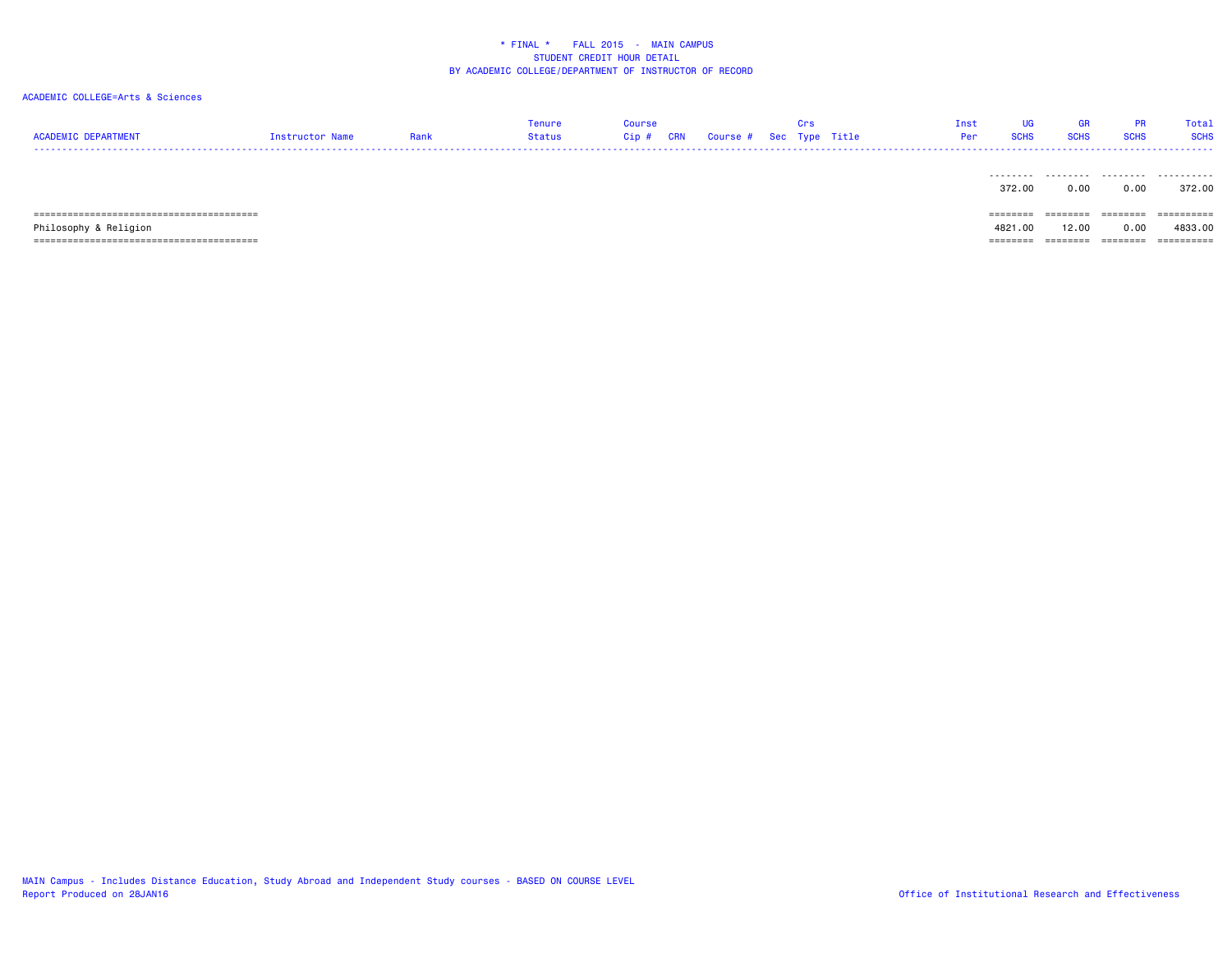\* FINAL \* FALL 2015 - MAIN CAMPUS
STUDENT CREDIT HOUR DETAIL
BY ACADEMIC COLLEGE/DEPARTMENT OF INSTRUCTOR OF RECORD

ACADEMIC COLLEGE=Arts & Sciences

| ACADEMIC DEPARTMENT | Instructor Name | Rank | Tenure Status | Course Cip # | CRN | Course # | Sec | Crs Type | Title | Inst Per | UG SCHS | GR SCHS | PR SCHS | Total SCHS |
|---|---|---|---|---|---|---|---|---|---|---|---|---|---|---|
| | | | | | | | | | | | 372.00 | 0.00 | 0.00 | 372.00 |
| Philosophy & Religion | | | | | | | | | | | 4821.00 | 12.00 | 0.00 | 4833.00 |

MAIN Campus - Includes Distance Education, Study Abroad and Independent Study courses - BASED ON COURSE LEVEL
Report Produced on 28JAN16

Office of Institutional Research and Effectiveness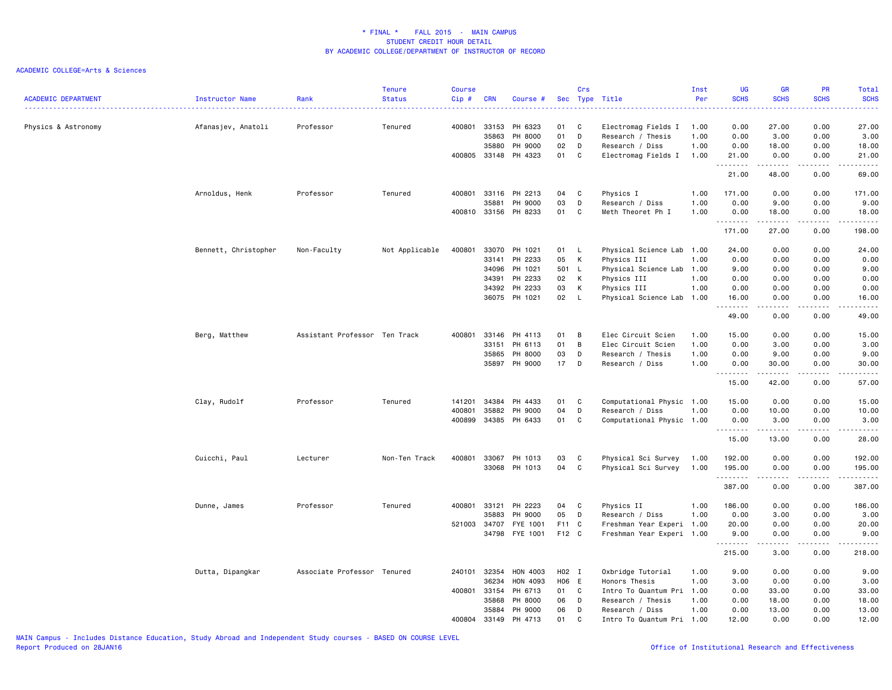**\* FINAL \* FALL 2015 - MAIN CAMPUS**
**STUDENT CREDIT HOUR DETAIL**
**BY ACADEMIC COLLEGE/DEPARTMENT OF INSTRUCTOR OF RECORD**

ACADEMIC COLLEGE=Arts & Sciences

| ACADEMIC DEPARTMENT | Instructor Name | Rank | Tenure Status | Course Cip # | CRN | Course # | Sec | Crs Type | Title | Inst Per | UG SCHS | GR SCHS | PR SCHS | Total SCHS |
|---|---|---|---|---|---|---|---|---|---|---|---|---|---|---|
| Physics & Astronomy | Afanasjev, Anatoli | Professor | Tenured | 400801 | 33153 | PH 6323 | 01 | C | Electromag Fields I | 1.00 | 0.00 | 27.00 | 0.00 | 27.00 |
| | | | | | 35863 | PH 8000 | 01 | D | Research / Thesis | 1.00 | 0.00 | 3.00 | 0.00 | 3.00 |
| | | | | | 35880 | PH 9000 | 02 | D | Research / Diss | 1.00 | 0.00 | 18.00 | 0.00 | 18.00 |
| | | | | 400805 | 33148 | PH 4323 | 01 | C | Electromag Fields I | 1.00 | 21.00 | 0.00 | 0.00 | 21.00 |
| | | | | | | | | | | | 21.00 | 48.00 | 0.00 | 69.00 |
| | Arnoldus, Henk | Professor | Tenured | 400801 | 33116 | PH 2213 | 04 | C | Physics I | 1.00 | 171.00 | 0.00 | 0.00 | 171.00 |
| | | | | | 35881 | PH 9000 | 03 | D | Research / Diss | 1.00 | 0.00 | 9.00 | 0.00 | 9.00 |
| | | | | 400810 | 33156 | PH 8233 | 01 | C | Meth Theoret Ph I | 1.00 | 0.00 | 18.00 | 0.00 | 18.00 |
| | | | | | | | | | | | 171.00 | 27.00 | 0.00 | 198.00 |
| | Bennett, Christopher | Non-Faculty | Not Applicable | 400801 | 33070 | PH 1021 | 01 | L | Physical Science Lab | 1.00 | 24.00 | 0.00 | 0.00 | 24.00 |
| | | | | | 33141 | PH 2233 | 05 | K | Physics III | 1.00 | 0.00 | 0.00 | 0.00 | 0.00 |
| | | | | | 34096 | PH 1021 | 501 | L | Physical Science Lab | 1.00 | 9.00 | 0.00 | 0.00 | 9.00 |
| | | | | | 34391 | PH 2233 | 02 | K | Physics III | 1.00 | 0.00 | 0.00 | 0.00 | 0.00 |
| | | | | | 34392 | PH 2233 | 03 | K | Physics III | 1.00 | 0.00 | 0.00 | 0.00 | 0.00 |
| | | | | | 36075 | PH 1021 | 02 | L | Physical Science Lab | 1.00 | 16.00 | 0.00 | 0.00 | 16.00 |
| | | | | | | | | | | | 49.00 | 0.00 | 0.00 | 49.00 |
| | Berg, Matthew | Assistant Professor | Ten Track | 400801 | 33146 | PH 4113 | 01 | B | Elec Circuit Scien | 1.00 | 15.00 | 0.00 | 0.00 | 15.00 |
| | | | | | 33151 | PH 6113 | 01 | B | Elec Circuit Scien | 1.00 | 0.00 | 3.00 | 0.00 | 3.00 |
| | | | | | 35865 | PH 8000 | 03 | D | Research / Thesis | 1.00 | 0.00 | 9.00 | 0.00 | 9.00 |
| | | | | | 35897 | PH 9000 | 17 | D | Research / Diss | 1.00 | 0.00 | 30.00 | 0.00 | 30.00 |
| | | | | | | | | | | | 15.00 | 42.00 | 0.00 | 57.00 |
| | Clay, Rudolf | Professor | Tenured | 141201 | 34384 | PH 4433 | 01 | C | Computational Physic | 1.00 | 15.00 | 0.00 | 0.00 | 15.00 |
| | | | | 400801 | 35882 | PH 9000 | 04 | D | Research / Diss | 1.00 | 0.00 | 10.00 | 0.00 | 10.00 |
| | | | | 400899 | 34385 | PH 6433 | 01 | C | Computational Physic | 1.00 | 0.00 | 3.00 | 0.00 | 3.00 |
| | | | | | | | | | | | 15.00 | 13.00 | 0.00 | 28.00 |
| | Cuicchi, Paul | Lecturer | Non-Ten Track | 400801 | 33067 | PH 1013 | 03 | C | Physical Sci Survey | 1.00 | 192.00 | 0.00 | 0.00 | 192.00 |
| | | | | | 33068 | PH 1013 | 04 | C | Physical Sci Survey | 1.00 | 195.00 | 0.00 | 0.00 | 195.00 |
| | | | | | | | | | | | 387.00 | 0.00 | 0.00 | 387.00 |
| | Dunne, James | Professor | Tenured | 400801 | 33121 | PH 2223 | 04 | C | Physics II | 1.00 | 186.00 | 0.00 | 0.00 | 186.00 |
| | | | | | 35883 | PH 9000 | 05 | D | Research / Diss | 1.00 | 0.00 | 3.00 | 0.00 | 3.00 |
| | | | | 521003 | 34707 | FYE 1001 | F11 | C | Freshman Year Experi | 1.00 | 20.00 | 0.00 | 0.00 | 20.00 |
| | | | | | 34798 | FYE 1001 | F12 | C | Freshman Year Experi | 1.00 | 9.00 | 0.00 | 0.00 | 9.00 |
| | | | | | | | | | | | 215.00 | 3.00 | 0.00 | 218.00 |
| | Dutta, Dipangkar | Associate Professor | Tenured | 240101 | 32354 | HON 4003 | H02 | I | Oxbridge Tutorial | 1.00 | 9.00 | 0.00 | 0.00 | 9.00 |
| | | | | | 36234 | HON 4093 | H06 | E | Honors Thesis | 1.00 | 3.00 | 0.00 | 0.00 | 3.00 |
| | | | | 400801 | 33154 | PH 6713 | 01 | C | Intro To Quantum Pri | 1.00 | 0.00 | 33.00 | 0.00 | 33.00 |
| | | | | | 35868 | PH 8000 | 06 | D | Research / Thesis | 1.00 | 0.00 | 18.00 | 0.00 | 18.00 |
| | | | | | 35884 | PH 9000 | 06 | D | Research / Diss | 1.00 | 0.00 | 13.00 | 0.00 | 13.00 |
| | | | | 400804 | 33149 | PH 4713 | 01 | C | Intro To Quantum Pri | 1.00 | 12.00 | 0.00 | 0.00 | 12.00 |

MAIN Campus - Includes Distance Education, Study Abroad and Independent Study courses - BASED ON COURSE LEVEL
Report Produced on 28JAN16

Office of Institutional Research and Effectiveness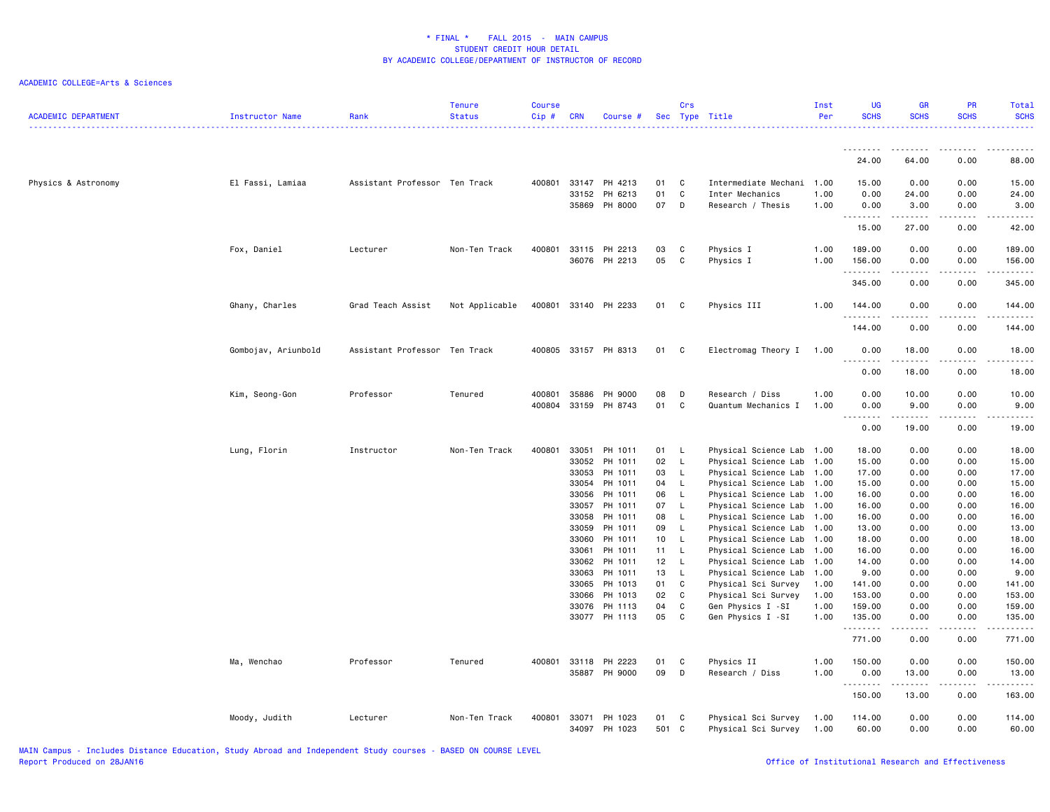# * FINAL * FALL 2015 - MAIN CAMPUS
## STUDENT CREDIT HOUR DETAIL
## BY ACADEMIC COLLEGE/DEPARTMENT OF INSTRUCTOR OF RECORD

ACADEMIC COLLEGE=Arts & Sciences

| ACADEMIC DEPARTMENT | Instructor Name | Rank | Tenure Status | Course Cip # | CRN | Course # | Sec | Crs Type | Title | Inst Per | UG SCHS | GR SCHS | PR SCHS | Total SCHS |
|---|---|---|---|---|---|---|---|---|---|---|---|---|---|---|
| | | | | | | | | | | | 24.00 | 64.00 | 0.00 | 88.00 |
| Physics & Astronomy | El Fassi, Lamiaa | Assistant Professor | Ten Track | 400801 | 33147 | PH 4213 | 01 | C | Intermediate Mechani | 1.00 | 15.00 | 0.00 | 0.00 | 15.00 |
| | | | | | 33152 | PH 6213 | 01 | C | Inter Mechanics | 1.00 | 0.00 | 24.00 | 0.00 | 24.00 |
| | | | | | 35869 | PH 8000 | 07 | D | Research / Thesis | 1.00 | 0.00 | 3.00 | 0.00 | 3.00 |
| | | | | | | | | | | | 15.00 | 27.00 | 0.00 | 42.00 |
| | Fox, Daniel | Lecturer | Non-Ten Track | 400801 | 33115 | PH 2213 | 03 | C | Physics I | 1.00 | 189.00 | 0.00 | 0.00 | 189.00 |
| | | | | | 36076 | PH 2213 | 05 | C | Physics I | 1.00 | 156.00 | 0.00 | 0.00 | 156.00 |
| | | | | | | | | | | | 345.00 | 0.00 | 0.00 | 345.00 |
| | Ghany, Charles | Grad Teach Assist | Not Applicable | 400801 | 33140 | PH 2233 | 01 | C | Physics III | 1.00 | 144.00 | 0.00 | 0.00 | 144.00 |
| | | | | | | | | | | | 144.00 | 0.00 | 0.00 | 144.00 |
| | Gombojav, Ariunbold | Assistant Professor | Ten Track | 400805 | 33157 | PH 8313 | 01 | C | Electromag Theory I | 1.00 | 0.00 | 18.00 | 0.00 | 18.00 |
| | | | | | | | | | | | 0.00 | 18.00 | 0.00 | 18.00 |
| | Kim, Seong-Gon | Professor | Tenured | 400801 | 35886 | PH 9000 | 08 | D | Research / Diss | 1.00 | 0.00 | 10.00 | 0.00 | 10.00 |
| | | | | 400804 | 33159 | PH 8743 | 01 | C | Quantum Mechanics I | 1.00 | 0.00 | 9.00 | 0.00 | 9.00 |
| | | | | | | | | | | | 0.00 | 19.00 | 0.00 | 19.00 |
| | Lung, Florin | Instructor | Non-Ten Track | 400801 | 33051 | PH 1011 | 01 | L | Physical Science Lab | 1.00 | 18.00 | 0.00 | 0.00 | 18.00 |
| | | | | | 33052 | PH 1011 | 02 | L | Physical Science Lab | 1.00 | 15.00 | 0.00 | 0.00 | 15.00 |
| | | | | | 33053 | PH 1011 | 03 | L | Physical Science Lab | 1.00 | 17.00 | 0.00 | 0.00 | 17.00 |
| | | | | | 33054 | PH 1011 | 04 | L | Physical Science Lab | 1.00 | 15.00 | 0.00 | 0.00 | 15.00 |
| | | | | | 33056 | PH 1011 | 06 | L | Physical Science Lab | 1.00 | 16.00 | 0.00 | 0.00 | 16.00 |
| | | | | | 33057 | PH 1011 | 07 | L | Physical Science Lab | 1.00 | 16.00 | 0.00 | 0.00 | 16.00 |
| | | | | | 33058 | PH 1011 | 08 | L | Physical Science Lab | 1.00 | 16.00 | 0.00 | 0.00 | 16.00 |
| | | | | | 33059 | PH 1011 | 09 | L | Physical Science Lab | 1.00 | 13.00 | 0.00 | 0.00 | 13.00 |
| | | | | | 33060 | PH 1011 | 10 | L | Physical Science Lab | 1.00 | 18.00 | 0.00 | 0.00 | 18.00 |
| | | | | | 33061 | PH 1011 | 11 | L | Physical Science Lab | 1.00 | 16.00 | 0.00 | 0.00 | 16.00 |
| | | | | | 33062 | PH 1011 | 12 | L | Physical Science Lab | 1.00 | 14.00 | 0.00 | 0.00 | 14.00 |
| | | | | | 33063 | PH 1011 | 13 | L | Physical Science Lab | 1.00 | 9.00 | 0.00 | 0.00 | 9.00 |
| | | | | | 33065 | PH 1013 | 01 | C | Physical Sci Survey | 1.00 | 141.00 | 0.00 | 0.00 | 141.00 |
| | | | | | 33066 | PH 1013 | 02 | C | Physical Sci Survey | 1.00 | 153.00 | 0.00 | 0.00 | 153.00 |
| | | | | | 33076 | PH 1113 | 04 | C | Gen Physics I -SI | 1.00 | 159.00 | 0.00 | 0.00 | 159.00 |
| | | | | | 33077 | PH 1113 | 05 | C | Gen Physics I -SI | 1.00 | 135.00 | 0.00 | 0.00 | 135.00 |
| | | | | | | | | | | | 771.00 | 0.00 | 0.00 | 771.00 |
| | Ma, Wenchao | Professor | Tenured | 400801 | 33118 | PH 2223 | 01 | C | Physics II | 1.00 | 150.00 | 0.00 | 0.00 | 150.00 |
| | | | | | 35887 | PH 9000 | 09 | D | Research / Diss | 1.00 | 0.00 | 13.00 | 0.00 | 13.00 |
| | | | | | | | | | | | 150.00 | 13.00 | 0.00 | 163.00 |
| | Moody, Judith | Lecturer | Non-Ten Track | 400801 | 33071 | PH 1023 | 01 | C | Physical Sci Survey | 1.00 | 114.00 | 0.00 | 0.00 | 114.00 |
| | | | | | 34097 | PH 1023 | 501 | C | Physical Sci Survey | 1.00 | 60.00 | 0.00 | 0.00 | 60.00 |

MAIN Campus - Includes Distance Education, Study Abroad and Independent Study courses - BASED ON COURSE LEVEL
Report Produced on 28JAN16

Office of Institutional Research and Effectiveness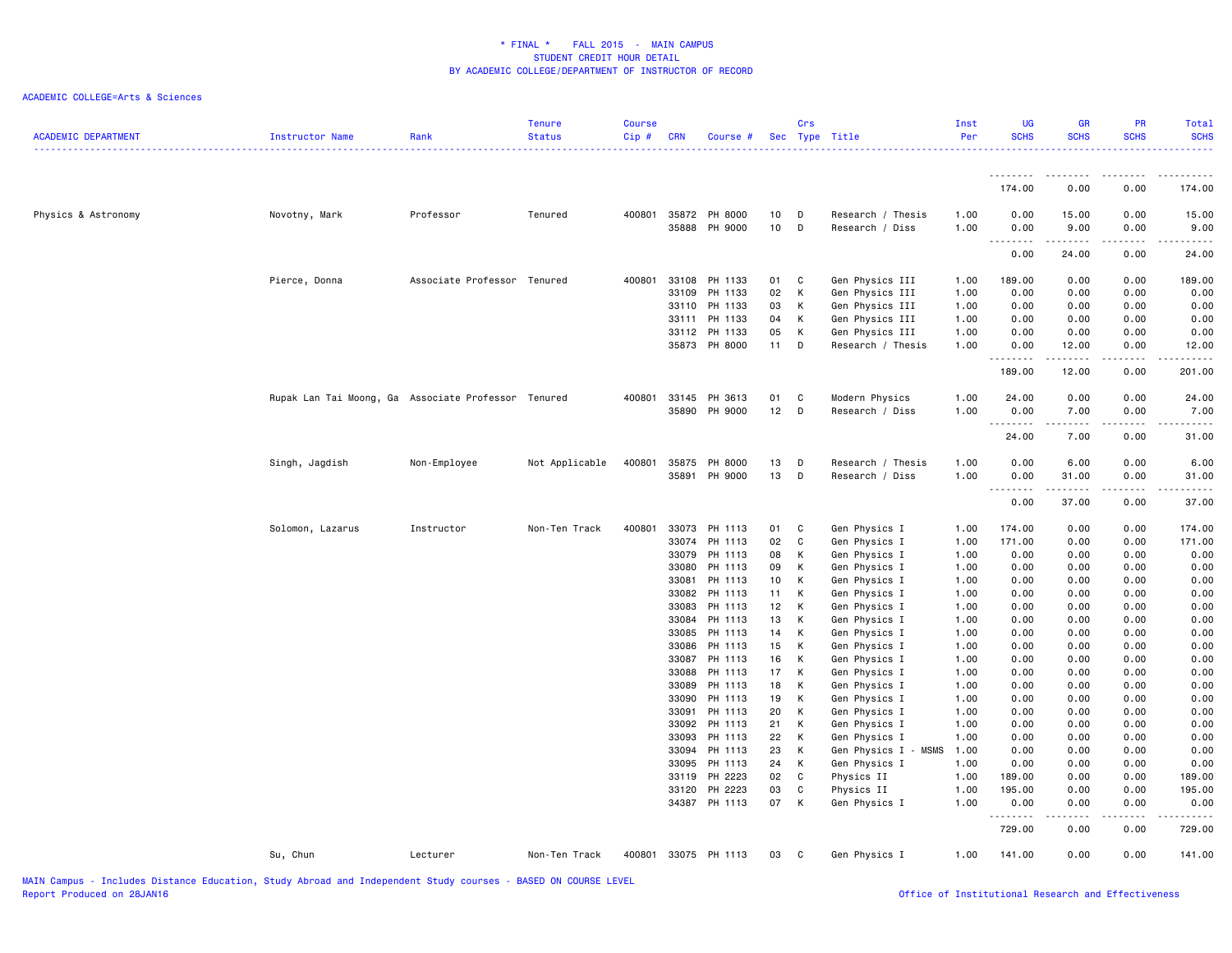# * FINAL * FALL 2015 - MAIN CAMPUS
## STUDENT CREDIT HOUR DETAIL
## BY ACADEMIC COLLEGE/DEPARTMENT OF INSTRUCTOR OF RECORD

ACADEMIC COLLEGE=Arts & Sciences

| ACADEMIC DEPARTMENT | Instructor Name | Rank | Tenure Status | Course Cip # | CRN | Course # | Sec | Crs Type | Title | Inst Per | UG SCHS | GR SCHS | PR SCHS | Total SCHS |
|---|---|---|---|---|---|---|---|---|---|---|---|---|---|---|
| | | | | | | | | | | | 174.00 | 0.00 | 0.00 | 174.00 |
| Physics & Astronomy | Novotny, Mark | Professor | Tenured | 400801 | 35872 | PH 8000 | 10 | D | Research / Thesis | 1.00 | 0.00 | 15.00 | 0.00 | 15.00 |
| | | | | | 35888 | PH 9000 | 10 | D | Research / Diss | 1.00 | 0.00 | 9.00 | 0.00 | 9.00 |
| | | | | | | | | | | | 0.00 | 24.00 | 0.00 | 24.00 |
| | Pierce, Donna | Associate Professor | Tenured | 400801 | 33108 | PH 1133 | 01 | C | Gen Physics III | 1.00 | 189.00 | 0.00 | 0.00 | 189.00 |
| | | | | | 33109 | PH 1133 | 02 | K | Gen Physics III | 1.00 | 0.00 | 0.00 | 0.00 | 0.00 |
| | | | | | 33110 | PH 1133 | 03 | K | Gen Physics III | 1.00 | 0.00 | 0.00 | 0.00 | 0.00 |
| | | | | | 33111 | PH 1133 | 04 | K | Gen Physics III | 1.00 | 0.00 | 0.00 | 0.00 | 0.00 |
| | | | | | 33112 | PH 1133 | 05 | K | Gen Physics III | 1.00 | 0.00 | 0.00 | 0.00 | 0.00 |
| | | | | | 35873 | PH 8000 | 11 | D | Research / Thesis | 1.00 | 0.00 | 12.00 | 0.00 | 12.00 |
| | | | | | | | | | | | 189.00 | 12.00 | 0.00 | 201.00 |
| | Rupak Lan Tai Moong, Ga | Associate Professor | Tenured | 400801 | 33145 | PH 3613 | 01 | C | Modern Physics | 1.00 | 24.00 | 0.00 | 0.00 | 24.00 |
| | | | | | 35890 | PH 9000 | 12 | D | Research / Diss | 1.00 | 0.00 | 7.00 | 0.00 | 7.00 |
| | | | | | | | | | | | 24.00 | 7.00 | 0.00 | 31.00 |
| | Singh, Jagdish | Non-Employee | Not Applicable | 400801 | 35875 | PH 8000 | 13 | D | Research / Thesis | 1.00 | 0.00 | 6.00 | 0.00 | 6.00 |
| | | | | | 35891 | PH 9000 | 13 | D | Research / Diss | 1.00 | 0.00 | 31.00 | 0.00 | 31.00 |
| | | | | | | | | | | | 0.00 | 37.00 | 0.00 | 37.00 |
| | Solomon, Lazarus | Instructor | Non-Ten Track | 400801 | 33073 | PH 1113 | 01 | C | Gen Physics I | 1.00 | 174.00 | 0.00 | 0.00 | 174.00 |
| | | | | | 33074 | PH 1113 | 02 | C | Gen Physics I | 1.00 | 171.00 | 0.00 | 0.00 | 171.00 |
| | | | | | 33079 | PH 1113 | 08 | K | Gen Physics I | 1.00 | 0.00 | 0.00 | 0.00 | 0.00 |
| | | | | | 33080 | PH 1113 | 09 | K | Gen Physics I | 1.00 | 0.00 | 0.00 | 0.00 | 0.00 |
| | | | | | 33081 | PH 1113 | 10 | K | Gen Physics I | 1.00 | 0.00 | 0.00 | 0.00 | 0.00 |
| | | | | | 33082 | PH 1113 | 11 | K | Gen Physics I | 1.00 | 0.00 | 0.00 | 0.00 | 0.00 |
| | | | | | 33083 | PH 1113 | 12 | K | Gen Physics I | 1.00 | 0.00 | 0.00 | 0.00 | 0.00 |
| | | | | | 33084 | PH 1113 | 13 | K | Gen Physics I | 1.00 | 0.00 | 0.00 | 0.00 | 0.00 |
| | | | | | 33085 | PH 1113 | 14 | K | Gen Physics I | 1.00 | 0.00 | 0.00 | 0.00 | 0.00 |
| | | | | | 33086 | PH 1113 | 15 | K | Gen Physics I | 1.00 | 0.00 | 0.00 | 0.00 | 0.00 |
| | | | | | 33087 | PH 1113 | 16 | K | Gen Physics I | 1.00 | 0.00 | 0.00 | 0.00 | 0.00 |
| | | | | | 33088 | PH 1113 | 17 | K | Gen Physics I | 1.00 | 0.00 | 0.00 | 0.00 | 0.00 |
| | | | | | 33089 | PH 1113 | 18 | K | Gen Physics I | 1.00 | 0.00 | 0.00 | 0.00 | 0.00 |
| | | | | | 33090 | PH 1113 | 19 | K | Gen Physics I | 1.00 | 0.00 | 0.00 | 0.00 | 0.00 |
| | | | | | 33091 | PH 1113 | 20 | K | Gen Physics I | 1.00 | 0.00 | 0.00 | 0.00 | 0.00 |
| | | | | | 33092 | PH 1113 | 21 | K | Gen Physics I | 1.00 | 0.00 | 0.00 | 0.00 | 0.00 |
| | | | | | 33093 | PH 1113 | 22 | K | Gen Physics I | 1.00 | 0.00 | 0.00 | 0.00 | 0.00 |
| | | | | | 33094 | PH 1113 | 23 | K | Gen Physics I - MSMS | 1.00 | 0.00 | 0.00 | 0.00 | 0.00 |
| | | | | | 33095 | PH 1113 | 24 | K | Gen Physics I | 1.00 | 0.00 | 0.00 | 0.00 | 0.00 |
| | | | | | 33119 | PH 2223 | 02 | C | Physics II | 1.00 | 189.00 | 0.00 | 0.00 | 189.00 |
| | | | | | 33120 | PH 2223 | 03 | C | Physics II | 1.00 | 195.00 | 0.00 | 0.00 | 195.00 |
| | | | | | 34387 | PH 1113 | 07 | K | Gen Physics I | 1.00 | 0.00 | 0.00 | 0.00 | 0.00 |
| | | | | | | | | | | | 729.00 | 0.00 | 0.00 | 729.00 |
| | Su, Chun | Lecturer | Non-Ten Track | 400801 | 33075 | PH 1113 | 03 | C | Gen Physics I | 1.00 | 141.00 | 0.00 | 0.00 | 141.00 |

MAIN Campus - Includes Distance Education, Study Abroad and Independent Study courses - BASED ON COURSE LEVEL
Report Produced on 28JAN16

Office of Institutional Research and Effectiveness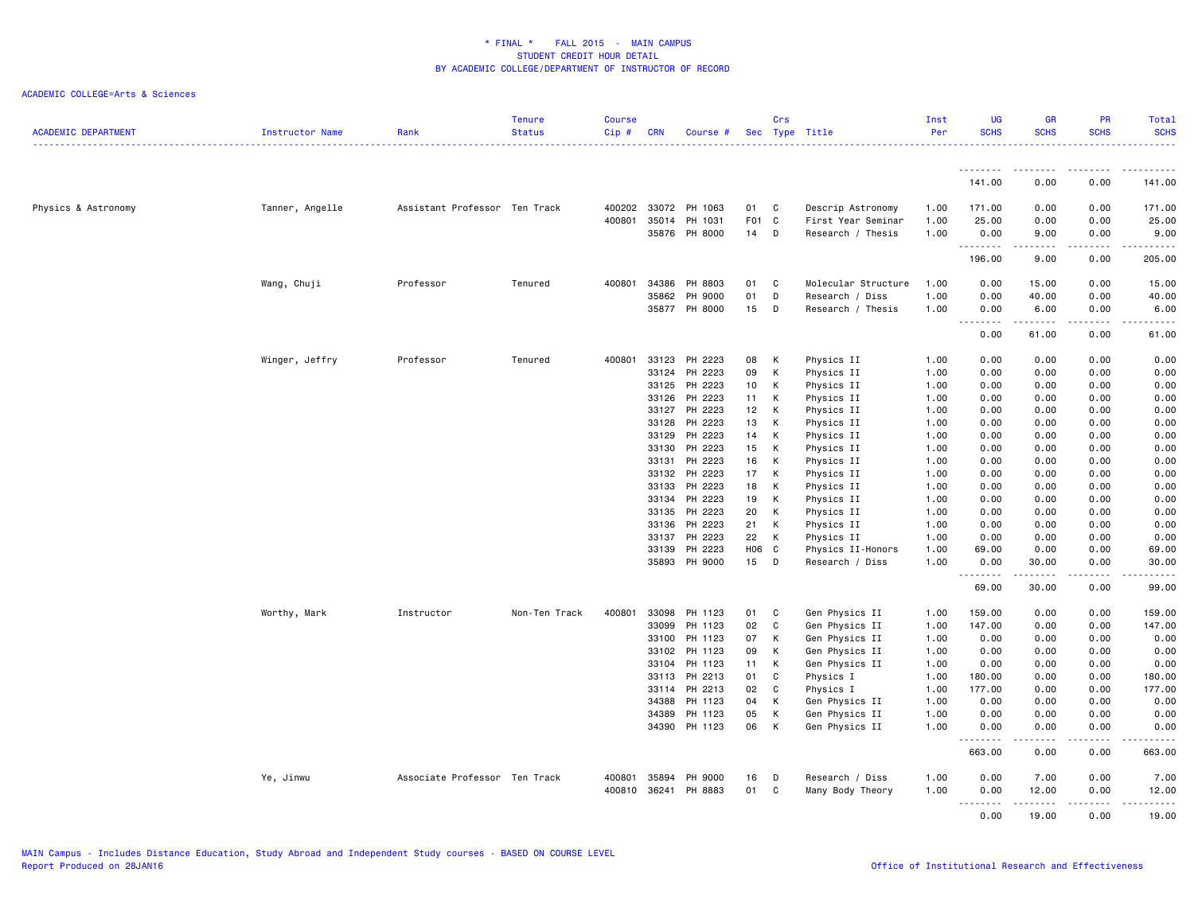\* FINAL \* FALL 2015 - MAIN CAMPUS
STUDENT CREDIT HOUR DETAIL
BY ACADEMIC COLLEGE/DEPARTMENT OF INSTRUCTOR OF RECORD

ACADEMIC COLLEGE=Arts & Sciences

| ACADEMIC DEPARTMENT | Instructor Name | Rank | Tenure Status | Course Cip # | CRN | Course # | Sec | Crs Type | Title | Inst Per | UG SCHS | GR SCHS | PR SCHS | Total SCHS |
|---|---|---|---|---|---|---|---|---|---|---|---|---|---|---|
| | | | | | | | | | | | 141.00 | 0.00 | 0.00 | 141.00 |
| Physics & Astronomy | Tanner, Angelle | Assistant Professor | Ten Track | 400202 | 33072 | PH 1063 | 01 | C | Descrip Astronomy | 1.00 | 171.00 | 0.00 | 0.00 | 171.00 |
| | | | | 400801 | 35014 | PH 1031 | F01 | C | First Year Seminar | 1.00 | 25.00 | 0.00 | 0.00 | 25.00 |
| | | | | | 35876 | PH 8000 | 14 | D | Research / Thesis | 1.00 | 0.00 | 9.00 | 0.00 | 9.00 |
| | | | | | | | | | | | 196.00 | 9.00 | 0.00 | 205.00 |
| | Wang, Chuji | Professor | Tenured | 400801 | 34386 | PH 8803 | 01 | C | Molecular Structure | 1.00 | 0.00 | 15.00 | 0.00 | 15.00 |
| | | | | | 35862 | PH 9000 | 01 | D | Research / Diss | 1.00 | 0.00 | 40.00 | 0.00 | 40.00 |
| | | | | | 35877 | PH 8000 | 15 | D | Research / Thesis | 1.00 | 0.00 | 6.00 | 0.00 | 6.00 |
| | | | | | | | | | | | 0.00 | 61.00 | 0.00 | 61.00 |
| | Winger, Jeffry | Professor | Tenured | 400801 | 33123 | PH 2223 | 08 | K | Physics II | 1.00 | 0.00 | 0.00 | 0.00 | 0.00 |
| | | | | | 33124 | PH 2223 | 09 | K | Physics II | 1.00 | 0.00 | 0.00 | 0.00 | 0.00 |
| | | | | | 33125 | PH 2223 | 10 | K | Physics II | 1.00 | 0.00 | 0.00 | 0.00 | 0.00 |
| | | | | | 33126 | PH 2223 | 11 | K | Physics II | 1.00 | 0.00 | 0.00 | 0.00 | 0.00 |
| | | | | | 33127 | PH 2223 | 12 | K | Physics II | 1.00 | 0.00 | 0.00 | 0.00 | 0.00 |
| | | | | | 33128 | PH 2223 | 13 | K | Physics II | 1.00 | 0.00 | 0.00 | 0.00 | 0.00 |
| | | | | | 33129 | PH 2223 | 14 | K | Physics II | 1.00 | 0.00 | 0.00 | 0.00 | 0.00 |
| | | | | | 33130 | PH 2223 | 15 | K | Physics II | 1.00 | 0.00 | 0.00 | 0.00 | 0.00 |
| | | | | | 33131 | PH 2223 | 16 | K | Physics II | 1.00 | 0.00 | 0.00 | 0.00 | 0.00 |
| | | | | | 33132 | PH 2223 | 17 | K | Physics II | 1.00 | 0.00 | 0.00 | 0.00 | 0.00 |
| | | | | | 33133 | PH 2223 | 18 | K | Physics II | 1.00 | 0.00 | 0.00 | 0.00 | 0.00 |
| | | | | | 33134 | PH 2223 | 19 | K | Physics II | 1.00 | 0.00 | 0.00 | 0.00 | 0.00 |
| | | | | | 33135 | PH 2223 | 20 | K | Physics II | 1.00 | 0.00 | 0.00 | 0.00 | 0.00 |
| | | | | | 33136 | PH 2223 | 21 | K | Physics II | 1.00 | 0.00 | 0.00 | 0.00 | 0.00 |
| | | | | | 33137 | PH 2223 | 22 | K | Physics II | 1.00 | 0.00 | 0.00 | 0.00 | 0.00 |
| | | | | | 33139 | PH 2223 | H06 | C | Physics II-Honors | 1.00 | 69.00 | 0.00 | 0.00 | 69.00 |
| | | | | | 35893 | PH 9000 | 15 | D | Research / Diss | 1.00 | 0.00 | 30.00 | 0.00 | 30.00 |
| | | | | | | | | | | | 69.00 | 30.00 | 0.00 | 99.00 |
| | Worthy, Mark | Instructor | Non-Ten Track | 400801 | 33098 | PH 1123 | 01 | C | Gen Physics II | 1.00 | 159.00 | 0.00 | 0.00 | 159.00 |
| | | | | | 33099 | PH 1123 | 02 | C | Gen Physics II | 1.00 | 147.00 | 0.00 | 0.00 | 147.00 |
| | | | | | 33100 | PH 1123 | 07 | K | Gen Physics II | 1.00 | 0.00 | 0.00 | 0.00 | 0.00 |
| | | | | | 33102 | PH 1123 | 09 | K | Gen Physics II | 1.00 | 0.00 | 0.00 | 0.00 | 0.00 |
| | | | | | 33104 | PH 1123 | 11 | K | Gen Physics II | 1.00 | 0.00 | 0.00 | 0.00 | 0.00 |
| | | | | | 33113 | PH 2213 | 01 | C | Physics I | 1.00 | 180.00 | 0.00 | 0.00 | 180.00 |
| | | | | | 33114 | PH 2213 | 02 | C | Physics I | 1.00 | 177.00 | 0.00 | 0.00 | 177.00 |
| | | | | | 34388 | PH 1123 | 04 | K | Gen Physics II | 1.00 | 0.00 | 0.00 | 0.00 | 0.00 |
| | | | | | 34389 | PH 1123 | 05 | K | Gen Physics II | 1.00 | 0.00 | 0.00 | 0.00 | 0.00 |
| | | | | | 34390 | PH 1123 | 06 | K | Gen Physics II | 1.00 | 0.00 | 0.00 | 0.00 | 0.00 |
| | | | | | | | | | | | 663.00 | 0.00 | 0.00 | 663.00 |
| | Ye, Jinwu | Associate Professor | Ten Track | 400801 | 35894 | PH 9000 | 16 | D | Research / Diss | 1.00 | 0.00 | 7.00 | 0.00 | 7.00 |
| | | | | 400810 | 36241 | PH 8883 | 01 | C | Many Body Theory | 1.00 | 0.00 | 12.00 | 0.00 | 12.00 |
| | | | | | | | | | | | 0.00 | 19.00 | 0.00 | 19.00 |

MAIN Campus - Includes Distance Education, Study Abroad and Independent Study courses - BASED ON COURSE LEVEL
Report Produced on 28JAN16

Office of Institutional Research and Effectiveness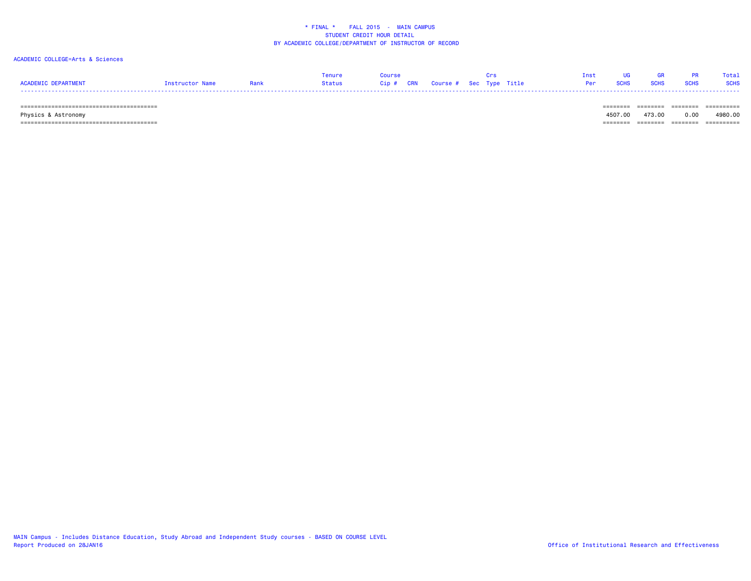* FINAL * FALL 2015 - MAIN CAMPUS
STUDENT CREDIT HOUR DETAIL
BY ACADEMIC COLLEGE/DEPARTMENT OF INSTRUCTOR OF RECORD

ACADEMIC COLLEGE=Arts & Sciences

| ACADEMIC DEPARTMENT | Instructor Name | Rank | Tenure Status | Course Cip # | CRN | Course # | Sec | Crs Type | Title | Inst Per | UG SCHS | GR SCHS | PR SCHS | Total SCHS |
|---|---|---|---|---|---|---|---|---|---|---|---|---|---|---|
| Physics & Astronomy | | | | | | | | | | | 4507.00 | 473.00 | 0.00 | 4980.00 |

MAIN Campus - Includes Distance Education, Study Abroad and Independent Study courses - BASED ON COURSE LEVEL
Report Produced on 28JAN16

Office of Institutional Research and Effectiveness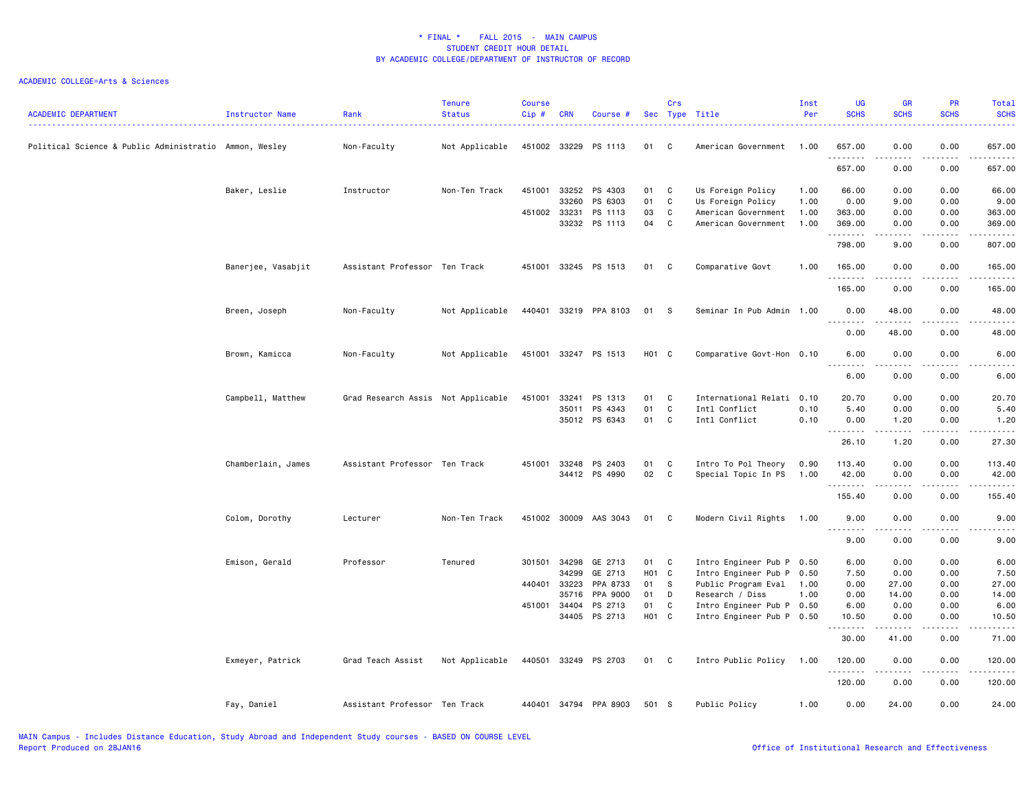* FINAL * FALL 2015 - MAIN CAMPUS
STUDENT CREDIT HOUR DETAIL
BY ACADEMIC COLLEGE/DEPARTMENT OF INSTRUCTOR OF RECORD

ACADEMIC COLLEGE=Arts & Sciences

| ACADEMIC DEPARTMENT | Instructor Name | Rank | Tenure Status | Course Cip # | CRN | Course # | Sec | Crs Type | Title | Inst Per | UG SCHS | GR SCHS | PR SCHS | Total SCHS |
|---|---|---|---|---|---|---|---|---|---|---|---|---|---|---|
| Political Science & Public Administratio | Ammon, Wesley | Non-Faculty | Not Applicable | 451002 | 33229 | PS 1113 | 01 | C | American Government | 1.00 | 657.00 | 0.00 | 0.00 | 657.00 |
| | | | | | | | | | | | 657.00 | 0.00 | 0.00 | 657.00 |
| | Baker, Leslie | Instructor | Non-Ten Track | 451001 | 33252 | PS 4303 | 01 | C | Us Foreign Policy | 1.00 | 66.00 | 0.00 | 0.00 | 66.00 |
| | | | | | 33260 | PS 6303 | 01 | C | Us Foreign Policy | 1.00 | 0.00 | 9.00 | 0.00 | 9.00 |
| | | | | 451002 | 33231 | PS 1113 | 03 | C | American Government | 1.00 | 363.00 | 0.00 | 0.00 | 363.00 |
| | | | | | 33232 | PS 1113 | 04 | C | American Government | 1.00 | 369.00 | 0.00 | 0.00 | 369.00 |
| | | | | | | | | | | | 798.00 | 9.00 | 0.00 | 807.00 |
| | Banerjee, Vasabjit | Assistant Professor | Ten Track | 451001 | 33245 | PS 1513 | 01 | C | Comparative Govt | 1.00 | 165.00 | 0.00 | 0.00 | 165.00 |
| | | | | | | | | | | | 165.00 | 0.00 | 0.00 | 165.00 |
| | Breen, Joseph | Non-Faculty | Not Applicable | 440401 | 33219 | PPA 8103 | 01 | S | Seminar In Pub Admin | 1.00 | 0.00 | 48.00 | 0.00 | 48.00 |
| | | | | | | | | | | | 0.00 | 48.00 | 0.00 | 48.00 |
| | Brown, Kamicca | Non-Faculty | Not Applicable | 451001 | 33247 | PS 1513 | H01 | C | Comparative Govt-Hon | 0.10 | 6.00 | 0.00 | 0.00 | 6.00 |
| | | | | | | | | | | | 6.00 | 0.00 | 0.00 | 6.00 |
| | Campbell, Matthew | Grad Research Assis | Not Applicable | 451001 | 33241 | PS 1313 | 01 | C | International Relati | 0.10 | 20.70 | 0.00 | 0.00 | 20.70 |
| | | | | | 35011 | PS 4343 | 01 | C | Intl Conflict | 0.10 | 5.40 | 0.00 | 0.00 | 5.40 |
| | | | | | 35012 | PS 6343 | 01 | C | Intl Conflict | 0.10 | 0.00 | 1.20 | 0.00 | 1.20 |
| | | | | | | | | | | | 26.10 | 1.20 | 0.00 | 27.30 |
| | Chamberlain, James | Assistant Professor | Ten Track | 451001 | 33248 | PS 2403 | 01 | C | Intro To Pol Theory | 0.90 | 113.40 | 0.00 | 0.00 | 113.40 |
| | | | | | 34412 | PS 4990 | 02 | C | Special Topic In PS | 1.00 | 42.00 | 0.00 | 0.00 | 42.00 |
| | | | | | | | | | | | 155.40 | 0.00 | 0.00 | 155.40 |
| | Colom, Dorothy | Lecturer | Non-Ten Track | 451002 | 30009 | AAS 3043 | 01 | C | Modern Civil Rights | 1.00 | 9.00 | 0.00 | 0.00 | 9.00 |
| | | | | | | | | | | | 9.00 | 0.00 | 0.00 | 9.00 |
| | Emison, Gerald | Professor | Tenured | 301501 | 34298 | GE 2713 | 01 | C | Intro Engineer Pub P | 0.50 | 6.00 | 0.00 | 0.00 | 6.00 |
| | | | | | 34299 | GE 2713 | H01 | C | Intro Engineer Pub P | 0.50 | 7.50 | 0.00 | 0.00 | 7.50 |
| | | | | 440401 | 33223 | PPA 8733 | 01 | S | Public Program Eval | 1.00 | 0.00 | 27.00 | 0.00 | 27.00 |
| | | | | | 35716 | PPA 9000 | 01 | D | Research / Diss | 1.00 | 0.00 | 14.00 | 0.00 | 14.00 |
| | | | | 451001 | 34404 | PS 2713 | 01 | C | Intro Engineer Pub P | 0.50 | 6.00 | 0.00 | 0.00 | 6.00 |
| | | | | | 34405 | PS 2713 | H01 | C | Intro Engineer Pub P | 0.50 | 10.50 | 0.00 | 0.00 | 10.50 |
| | | | | | | | | | | | 30.00 | 41.00 | 0.00 | 71.00 |
| | Exmeyer, Patrick | Grad Teach Assist | Not Applicable | 440501 | 33249 | PS 2703 | 01 | C | Intro Public Policy | 1.00 | 120.00 | 0.00 | 0.00 | 120.00 |
| | | | | | | | | | | | 120.00 | 0.00 | 0.00 | 120.00 |
| | Fay, Daniel | Assistant Professor | Ten Track | 440401 | 34794 | PPA 8903 | 501 | S | Public Policy | 1.00 | 0.00 | 24.00 | 0.00 | 24.00 |

MAIN Campus - Includes Distance Education, Study Abroad and Independent Study courses - BASED ON COURSE LEVEL
Report Produced on 28JAN16

Office of Institutional Research and Effectiveness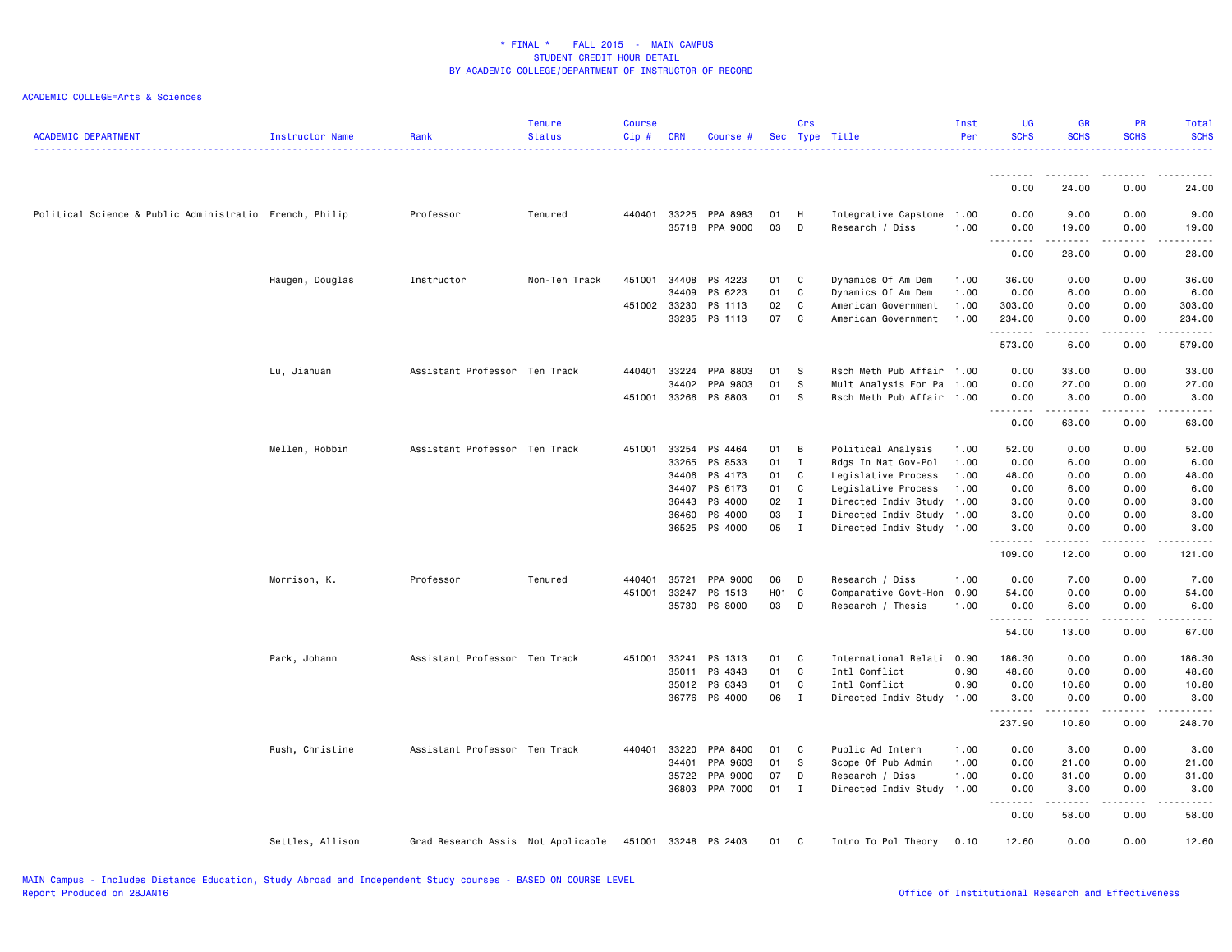* FINAL * FALL 2015 - MAIN CAMPUS
STUDENT CREDIT HOUR DETAIL
BY ACADEMIC COLLEGE/DEPARTMENT OF INSTRUCTOR OF RECORD

ACADEMIC COLLEGE=Arts & Sciences

| ACADEMIC DEPARTMENT | Instructor Name | Rank | Tenure Status | Course Cip # | CRN | Course # | Sec | Crs Type | Title | Inst Per | UG SCHS | GR SCHS | PR SCHS | Total SCHS |
|---|---|---|---|---|---|---|---|---|---|---|---|---|---|---|
| | | | | | | | | | | | 0.00 | 24.00 | 0.00 | 24.00 |
| Political Science & Public Administratio | French, Philip | Professor | Tenured | 440401 | 33225 | PPA 8983 | 01 | H | Integrative Capstone | 1.00 | 0.00 | 9.00 | 0.00 | 9.00 |
| | | | | | 35718 | PPA 9000 | 03 | D | Research / Diss | 1.00 | 0.00 | 19.00 | 0.00 | 19.00 |
| | | | | | | | | | | | 0.00 | 28.00 | 0.00 | 28.00 |
| | Haugen, Douglas | Instructor | Non-Ten Track | 451001 | 34408 | PS 4223 | 01 | C | Dynamics Of Am Dem | 1.00 | 36.00 | 0.00 | 0.00 | 36.00 |
| | | | | | 34409 | PS 6223 | 01 | C | Dynamics Of Am Dem | 1.00 | 0.00 | 6.00 | 0.00 | 6.00 |
| | | | | 451002 | 33230 | PS 1113 | 02 | C | American Government | 1.00 | 303.00 | 0.00 | 0.00 | 303.00 |
| | | | | | 33235 | PS 1113 | 07 | C | American Government | 1.00 | 234.00 | 0.00 | 0.00 | 234.00 |
| | | | | | | | | | | | 573.00 | 6.00 | 0.00 | 579.00 |
| | Lu, Jiahuan | Assistant Professor | Ten Track | 440401 | 33224 | PPA 8803 | 01 | S | Rsch Meth Pub Affair | 1.00 | 0.00 | 33.00 | 0.00 | 33.00 |
| | | | | | 34402 | PPA 9803 | 01 | S | Mult Analysis For Pa | 1.00 | 0.00 | 27.00 | 0.00 | 27.00 |
| | | | | 451001 | 33266 | PS 8803 | 01 | S | Rsch Meth Pub Affair | 1.00 | 0.00 | 3.00 | 0.00 | 3.00 |
| | | | | | | | | | | | 0.00 | 63.00 | 0.00 | 63.00 |
| | Mellen, Robbin | Assistant Professor | Ten Track | 451001 | 33254 | PS 4464 | 01 | B | Political Analysis | 1.00 | 52.00 | 0.00 | 0.00 | 52.00 |
| | | | | | 33265 | PS 8533 | 01 | I | Rdgs In Nat Gov-Pol | 1.00 | 0.00 | 6.00 | 0.00 | 6.00 |
| | | | | | 34406 | PS 4173 | 01 | C | Legislative Process | 1.00 | 48.00 | 0.00 | 0.00 | 48.00 |
| | | | | | 34407 | PS 6173 | 01 | C | Legislative Process | 1.00 | 0.00 | 6.00 | 0.00 | 6.00 |
| | | | | | 36443 | PS 4000 | 02 | I | Directed Indiv Study | 1.00 | 3.00 | 0.00 | 0.00 | 3.00 |
| | | | | | 36460 | PS 4000 | 03 | I | Directed Indiv Study | 1.00 | 3.00 | 0.00 | 0.00 | 3.00 |
| | | | | | 36525 | PS 4000 | 05 | I | Directed Indiv Study | 1.00 | 3.00 | 0.00 | 0.00 | 3.00 |
| | | | | | | | | | | | 109.00 | 12.00 | 0.00 | 121.00 |
| | Morrison, K. | Professor | Tenured | 440401 | 35721 | PPA 9000 | 06 | D | Research / Diss | 1.00 | 0.00 | 7.00 | 0.00 | 7.00 |
| | | | | 451001 | 33247 | PS 1513 | H01 | C | Comparative Govt-Hon | 0.90 | 54.00 | 0.00 | 0.00 | 54.00 |
| | | | | | 35730 | PS 8000 | 03 | D | Research / Thesis | 1.00 | 0.00 | 6.00 | 0.00 | 6.00 |
| | | | | | | | | | | | 54.00 | 13.00 | 0.00 | 67.00 |
| | Park, Johann | Assistant Professor | Ten Track | 451001 | 33241 | PS 1313 | 01 | C | International Relati | 0.90 | 186.30 | 0.00 | 0.00 | 186.30 |
| | | | | | 35011 | PS 4343 | 01 | C | Intl Conflict | 0.90 | 48.60 | 0.00 | 0.00 | 48.60 |
| | | | | | 35012 | PS 6343 | 01 | C | Intl Conflict | 0.90 | 0.00 | 10.80 | 0.00 | 10.80 |
| | | | | | 36776 | PS 4000 | 06 | I | Directed Indiv Study | 1.00 | 3.00 | 0.00 | 0.00 | 3.00 |
| | | | | | | | | | | | 237.90 | 10.80 | 0.00 | 248.70 |
| | Rush, Christine | Assistant Professor | Ten Track | 440401 | 33220 | PPA 8400 | 01 | C | Public Ad Intern | 1.00 | 0.00 | 3.00 | 0.00 | 3.00 |
| | | | | | 34401 | PPA 9603 | 01 | S | Scope Of Pub Admin | 1.00 | 0.00 | 21.00 | 0.00 | 21.00 |
| | | | | | 35722 | PPA 9000 | 07 | D | Research / Diss | 1.00 | 0.00 | 31.00 | 0.00 | 31.00 |
| | | | | | 36803 | PPA 7000 | 01 | I | Directed Indiv Study | 1.00 | 0.00 | 3.00 | 0.00 | 3.00 |
| | | | | | | | | | | | 0.00 | 58.00 | 0.00 | 58.00 |
| | Settles, Allison | Grad Research Assis | Not Applicable | 451001 | 33248 | PS 2403 | 01 | C | Intro To Pol Theory | 0.10 | 12.60 | 0.00 | 0.00 | 12.60 |

MAIN Campus - Includes Distance Education, Study Abroad and Independent Study courses - BASED ON COURSE LEVEL
Report Produced on 28JAN16

Office of Institutional Research and Effectiveness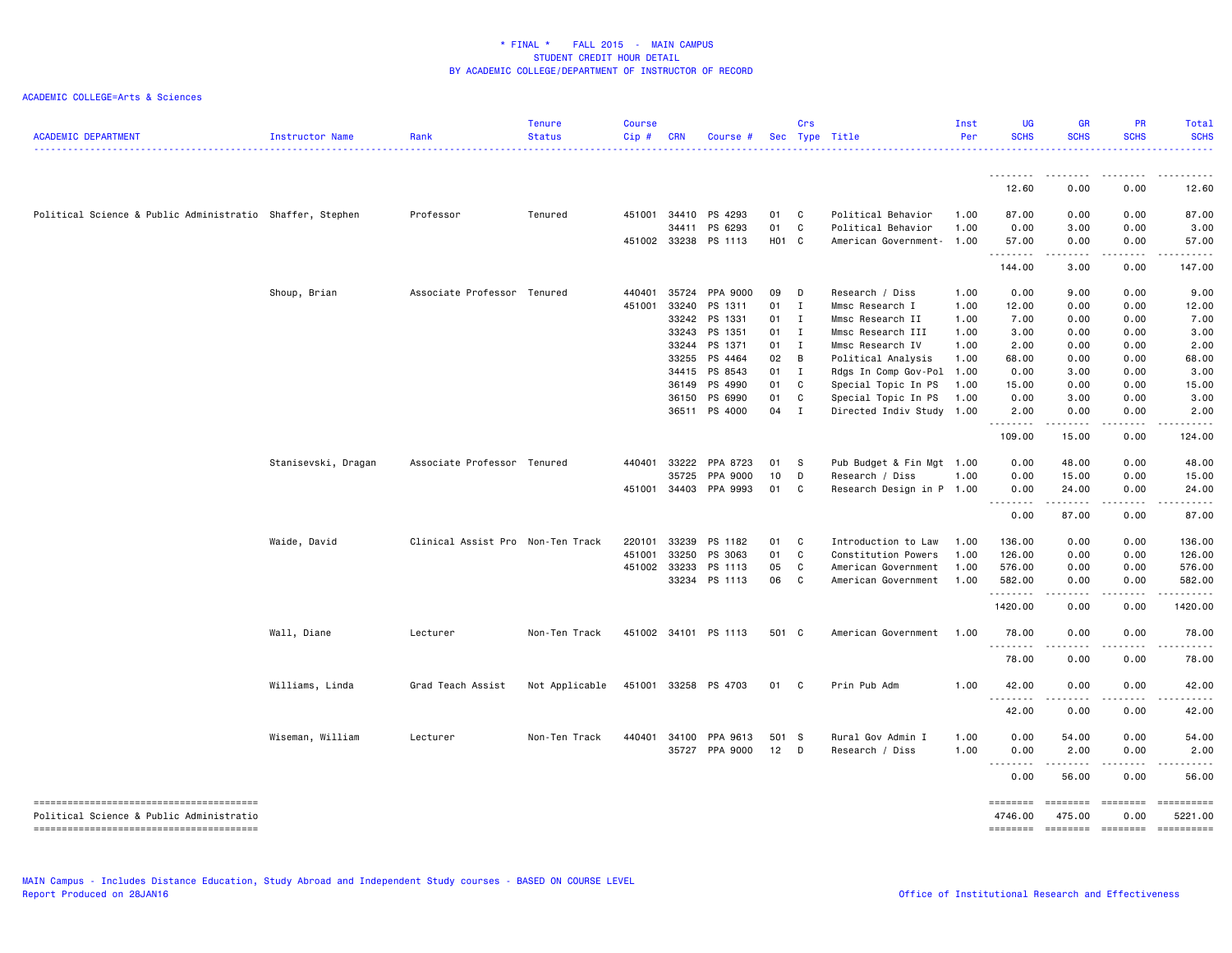# * FINAL * FALL 2015 - MAIN CAMPUS
## STUDENT CREDIT HOUR DETAIL
## BY ACADEMIC COLLEGE/DEPARTMENT OF INSTRUCTOR OF RECORD

ACADEMIC COLLEGE=Arts & Sciences

| ACADEMIC DEPARTMENT | Instructor Name | Rank | Tenure Status | Course Cip # | CRN | Course # | Sec | Crs Type | Title | Inst Per | UG SCHS | GR SCHS | PR SCHS | Total SCHS |
|---|---|---|---|---|---|---|---|---|---|---|---|---|---|---|
| | | | | | | | | | | | 12.60 | 0.00 | 0.00 | 12.60 |
| Political Science & Public Administratio | Shaffer, Stephen | Professor | Tenured | 451001 | 34410 | PS 4293 | 01 | C | Political Behavior | 1.00 | 87.00 | 0.00 | 0.00 | 87.00 |
| | | | | | 34411 | PS 6293 | 01 | C | Political Behavior | 1.00 | 0.00 | 3.00 | 0.00 | 3.00 |
| | | | | 451002 | 33238 | PS 1113 | H01 | C | American Government- | 1.00 | 57.00 | 0.00 | 0.00 | 57.00 |
| | | | | | | | | | | | 144.00 | 3.00 | 0.00 | 147.00 |
| | Shoup, Brian | Associate Professor | Tenured | 440401 | 35724 | PPA 9000 | 09 | D | Research / Diss | 1.00 | 0.00 | 9.00 | 0.00 | 9.00 |
| | | | | 451001 | 33240 | PS 1311 | 01 | I | Mmsc Research I | 1.00 | 12.00 | 0.00 | 0.00 | 12.00 |
| | | | | | 33242 | PS 1331 | 01 | I | Mmsc Research II | 1.00 | 7.00 | 0.00 | 0.00 | 7.00 |
| | | | | | 33243 | PS 1351 | 01 | I | Mmsc Research III | 1.00 | 3.00 | 0.00 | 0.00 | 3.00 |
| | | | | | 33244 | PS 1371 | 01 | I | Mmsc Research IV | 1.00 | 2.00 | 0.00 | 0.00 | 2.00 |
| | | | | | 33255 | PS 4464 | 02 | B | Political Analysis | 1.00 | 68.00 | 0.00 | 0.00 | 68.00 |
| | | | | | 34415 | PS 8543 | 01 | I | Rdgs In Comp Gov-Pol | 1.00 | 0.00 | 3.00 | 0.00 | 3.00 |
| | | | | | 36149 | PS 4990 | 01 | C | Special Topic In PS | 1.00 | 15.00 | 0.00 | 0.00 | 15.00 |
| | | | | | 36150 | PS 6990 | 01 | C | Special Topic In PS | 1.00 | 0.00 | 3.00 | 0.00 | 3.00 |
| | | | | | 36511 | PS 4000 | 04 | I | Directed Indiv Study | 1.00 | 2.00 | 0.00 | 0.00 | 2.00 |
| | | | | | | | | | | | 109.00 | 15.00 | 0.00 | 124.00 |
| | Stanisevski, Dragan | Associate Professor | Tenured | 440401 | 33222 | PPA 8723 | 01 | S | Pub Budget & Fin Mgt | 1.00 | 0.00 | 48.00 | 0.00 | 48.00 |
| | | | | | 35725 | PPA 9000 | 10 | D | Research / Diss | 1.00 | 0.00 | 15.00 | 0.00 | 15.00 |
| | | | | 451001 | 34403 | PPA 9993 | 01 | C | Research Design in P | 1.00 | 0.00 | 24.00 | 0.00 | 24.00 |
| | | | | | | | | | | | 0.00 | 87.00 | 0.00 | 87.00 |
| | Waide, David | Clinical Assist Pro | Non-Ten Track | 220101 | 33239 | PS 1182 | 01 | C | Introduction to Law | 1.00 | 136.00 | 0.00 | 0.00 | 136.00 |
| | | | | 451001 | 33250 | PS 3063 | 01 | C | Constitution Powers | 1.00 | 126.00 | 0.00 | 0.00 | 126.00 |
| | | | | 451002 | 33233 | PS 1113 | 05 | C | American Government | 1.00 | 576.00 | 0.00 | 0.00 | 576.00 |
| | | | | | 33234 | PS 1113 | 06 | C | American Government | 1.00 | 582.00 | 0.00 | 0.00 | 582.00 |
| | | | | | | | | | | | 1420.00 | 0.00 | 0.00 | 1420.00 |
| | Wall, Diane | Lecturer | Non-Ten Track | 451002 | 34101 | PS 1113 | 501 | C | American Government | 1.00 | 78.00 | 0.00 | 0.00 | 78.00 |
| | | | | | | | | | | | 78.00 | 0.00 | 0.00 | 78.00 |
| | Williams, Linda | Grad Teach Assist | Not Applicable | 451001 | 33258 | PS 4703 | 01 | C | Prin Pub Adm | 1.00 | 42.00 | 0.00 | 0.00 | 42.00 |
| | | | | | | | | | | | 42.00 | 0.00 | 0.00 | 42.00 |
| | Wiseman, William | Lecturer | Non-Ten Track | 440401 | 34100 | PPA 9613 | 501 | S | Rural Gov Admin I | 1.00 | 0.00 | 54.00 | 0.00 | 54.00 |
| | | | | | 35727 | PPA 9000 | 12 | D | Research / Diss | 1.00 | 0.00 | 2.00 | 0.00 | 2.00 |
| | | | | | | | | | | | 0.00 | 56.00 | 0.00 | 56.00 |
| Political Science & Public Administratio | | | | | | | | | | | 4746.00 | 475.00 | 0.00 | 5221.00 |

MAIN Campus - Includes Distance Education, Study Abroad and Independent Study courses - BASED ON COURSE LEVEL
Report Produced on 28JAN16

Office of Institutional Research and Effectiveness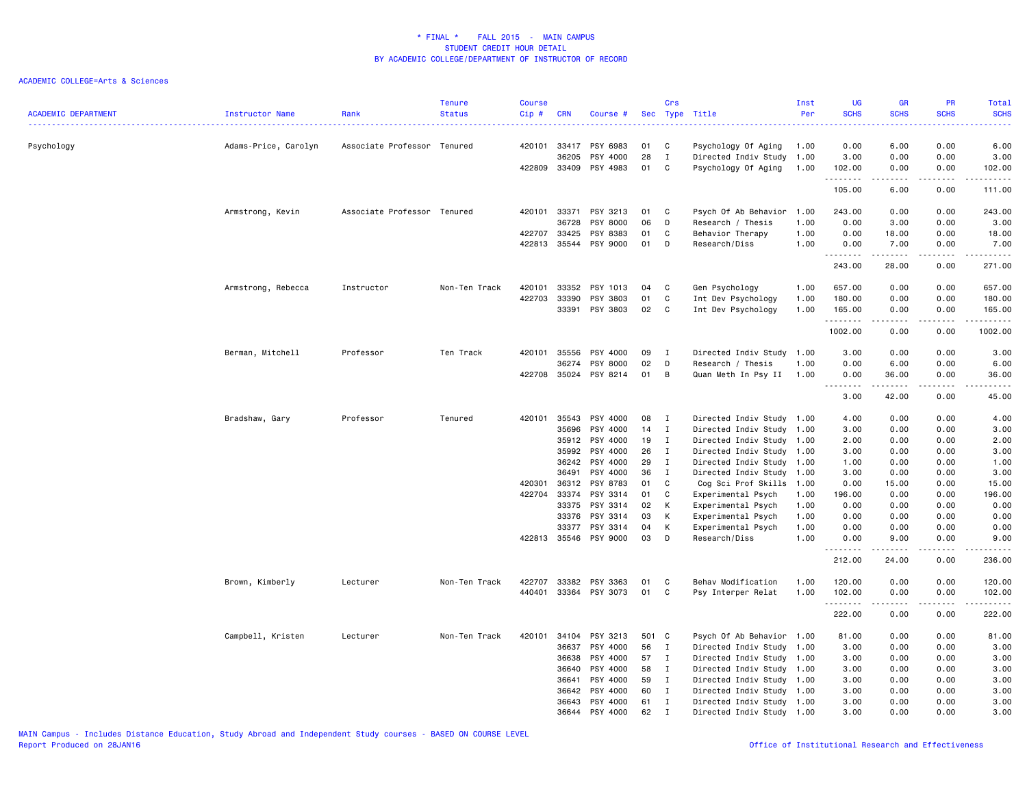# * FINAL * FALL 2015 - MAIN CAMPUS
## STUDENT CREDIT HOUR DETAIL
## BY ACADEMIC COLLEGE/DEPARTMENT OF INSTRUCTOR OF RECORD

ACADEMIC COLLEGE=Arts & Sciences

| ACADEMIC DEPARTMENT | Instructor Name | Rank | Tenure Status | Course Cip # | CRN | Course # | Sec | Crs Type | Title | Inst Per | UG SCHS | GR SCHS | PR SCHS | Total SCHS |
|---|---|---|---|---|---|---|---|---|---|---|---|---|---|---|
| Psychology | Adams-Price, Carolyn | Associate Professor | Tenured | 420101 | 33417 | PSY 6983 | 01 | C | Psychology Of Aging | 1.00 | 0.00 | 6.00 | 0.00 | 6.00 |
| | | | | | 36205 | PSY 4000 | 28 | I | Directed Indiv Study | 1.00 | 3.00 | 0.00 | 0.00 | 3.00 |
| | | | | 422809 | 33409 | PSY 4983 | 01 | C | Psychology Of Aging | 1.00 | 102.00 | 0.00 | 0.00 | 102.00 |
| | | | | | | | | | | | 105.00 | 6.00 | 0.00 | 111.00 |
| | Armstrong, Kevin | Associate Professor | Tenured | 420101 | 33371 | PSY 3213 | 01 | C | Psych Of Ab Behavior | 1.00 | 243.00 | 0.00 | 0.00 | 243.00 |
| | | | | | 36728 | PSY 8000 | 06 | D | Research / Thesis | 1.00 | 0.00 | 3.00 | 0.00 | 3.00 |
| | | | | 422707 | 33425 | PSY 8383 | 01 | C | Behavior Therapy | 1.00 | 0.00 | 18.00 | 0.00 | 18.00 |
| | | | | 422813 | 35544 | PSY 9000 | 01 | D | Research/Diss | 1.00 | 0.00 | 7.00 | 0.00 | 7.00 |
| | | | | | | | | | | | 243.00 | 28.00 | 0.00 | 271.00 |
| | Armstrong, Rebecca | Instructor | Non-Ten Track | 420101 | 33352 | PSY 1013 | 04 | C | Gen Psychology | 1.00 | 657.00 | 0.00 | 0.00 | 657.00 |
| | | | | 422703 | 33390 | PSY 3803 | 01 | C | Int Dev Psychology | 1.00 | 180.00 | 0.00 | 0.00 | 180.00 |
| | | | | | 33391 | PSY 3803 | 02 | C | Int Dev Psychology | 1.00 | 165.00 | 0.00 | 0.00 | 165.00 |
| | | | | | | | | | | | 1002.00 | 0.00 | 0.00 | 1002.00 |
| | Berman, Mitchell | Professor | Ten Track | 420101 | 35556 | PSY 4000 | 09 | I | Directed Indiv Study | 1.00 | 3.00 | 0.00 | 0.00 | 3.00 |
| | | | | | 36274 | PSY 8000 | 02 | D | Research / Thesis | 1.00 | 0.00 | 6.00 | 0.00 | 6.00 |
| | | | | 422708 | 35024 | PSY 8214 | 01 | B | Quan Meth In Psy II | 1.00 | 0.00 | 36.00 | 0.00 | 36.00 |
| | | | | | | | | | | | 3.00 | 42.00 | 0.00 | 45.00 |
| | Bradshaw, Gary | Professor | Tenured | 420101 | 35543 | PSY 4000 | 08 | I | Directed Indiv Study | 1.00 | 4.00 | 0.00 | 0.00 | 4.00 |
| | | | | | 35696 | PSY 4000 | 14 | I | Directed Indiv Study | 1.00 | 3.00 | 0.00 | 0.00 | 3.00 |
| | | | | | 35912 | PSY 4000 | 19 | I | Directed Indiv Study | 1.00 | 2.00 | 0.00 | 0.00 | 2.00 |
| | | | | | 35992 | PSY 4000 | 26 | I | Directed Indiv Study | 1.00 | 3.00 | 0.00 | 0.00 | 3.00 |
| | | | | | 36242 | PSY 4000 | 29 | I | Directed Indiv Study | 1.00 | 1.00 | 0.00 | 0.00 | 1.00 |
| | | | | | 36491 | PSY 4000 | 36 | I | Directed Indiv Study | 1.00 | 3.00 | 0.00 | 0.00 | 3.00 |
| | | | | 420301 | 36312 | PSY 8783 | 01 | C | Cog Sci Prof Skills | 1.00 | 0.00 | 15.00 | 0.00 | 15.00 |
| | | | | 422704 | 33374 | PSY 3314 | 01 | C | Experimental Psych | 1.00 | 196.00 | 0.00 | 0.00 | 196.00 |
| | | | | | 33375 | PSY 3314 | 02 | K | Experimental Psych | 1.00 | 0.00 | 0.00 | 0.00 | 0.00 |
| | | | | | 33376 | PSY 3314 | 03 | K | Experimental Psych | 1.00 | 0.00 | 0.00 | 0.00 | 0.00 |
| | | | | | 33377 | PSY 3314 | 04 | K | Experimental Psych | 1.00 | 0.00 | 0.00 | 0.00 | 0.00 |
| | | | | 422813 | 35546 | PSY 9000 | 03 | D | Research/Diss | 1.00 | 0.00 | 9.00 | 0.00 | 9.00 |
| | | | | | | | | | | | 212.00 | 24.00 | 0.00 | 236.00 |
| | Brown, Kimberly | Lecturer | Non-Ten Track | 422707 | 33382 | PSY 3363 | 01 | C | Behav Modification | 1.00 | 120.00 | 0.00 | 0.00 | 120.00 |
| | | | | 440401 | 33364 | PSY 3073 | 01 | C | Psy Interper Relat | 1.00 | 102.00 | 0.00 | 0.00 | 102.00 |
| | | | | | | | | | | | 222.00 | 0.00 | 0.00 | 222.00 |
| | Campbell, Kristen | Lecturer | Non-Ten Track | 420101 | 34104 | PSY 3213 | 501 | C | Psych Of Ab Behavior | 1.00 | 81.00 | 0.00 | 0.00 | 81.00 |
| | | | | | 36637 | PSY 4000 | 56 | I | Directed Indiv Study | 1.00 | 3.00 | 0.00 | 0.00 | 3.00 |
| | | | | | 36638 | PSY 4000 | 57 | I | Directed Indiv Study | 1.00 | 3.00 | 0.00 | 0.00 | 3.00 |
| | | | | | 36640 | PSY 4000 | 58 | I | Directed Indiv Study | 1.00 | 3.00 | 0.00 | 0.00 | 3.00 |
| | | | | | 36641 | PSY 4000 | 59 | I | Directed Indiv Study | 1.00 | 3.00 | 0.00 | 0.00 | 3.00 |
| | | | | | 36642 | PSY 4000 | 60 | I | Directed Indiv Study | 1.00 | 3.00 | 0.00 | 0.00 | 3.00 |
| | | | | | 36643 | PSY 4000 | 61 | I | Directed Indiv Study | 1.00 | 3.00 | 0.00 | 0.00 | 3.00 |
| | | | | | 36644 | PSY 4000 | 62 | I | Directed Indiv Study | 1.00 | 3.00 | 0.00 | 0.00 | 3.00 |

MAIN Campus - Includes Distance Education, Study Abroad and Independent Study courses - BASED ON COURSE LEVEL
Report Produced on 28JAN16

Office of Institutional Research and Effectiveness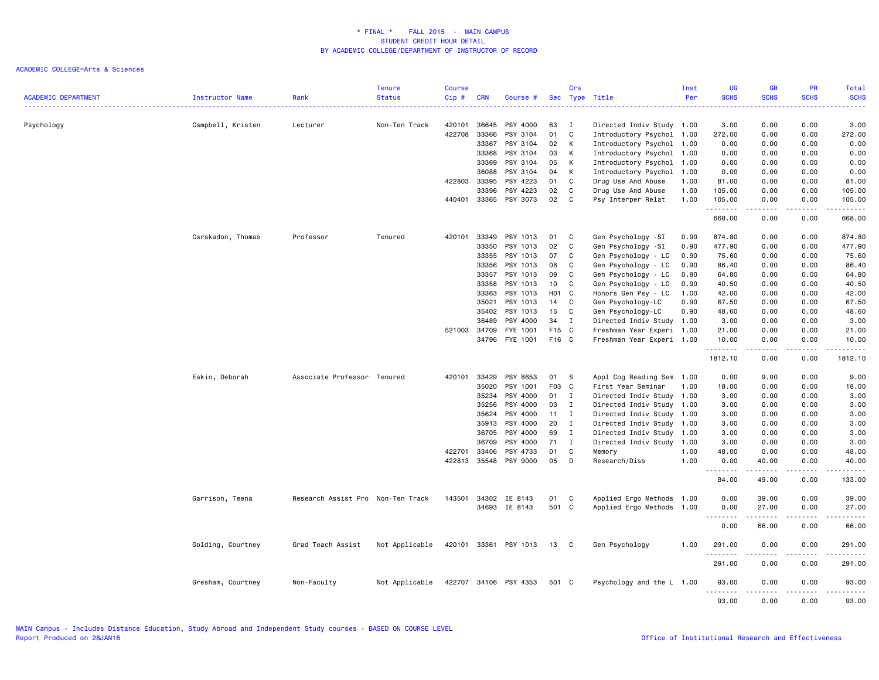\* FINAL \*    FALL 2015  -  MAIN CAMPUS
STUDENT CREDIT HOUR DETAIL
BY ACADEMIC COLLEGE/DEPARTMENT OF INSTRUCTOR OF RECORD

ACADEMIC COLLEGE=Arts & Sciences

| ACADEMIC DEPARTMENT | Instructor Name | Rank | Tenure Status | Course Cip # | CRN | Course # | Sec | Crs Type | Title | Inst Per | UG SCHS | GR SCHS | PR SCHS | Total SCHS |
|---|---|---|---|---|---|---|---|---|---|---|---|---|---|---|
| Psychology | Campbell, Kristen | Lecturer | Non-Ten Track | 420101 | 36645 | PSY 4000 | 63 | I | Directed Indiv Study | 1.00 | 3.00 | 0.00 | 0.00 | 3.00 |
| | | | | 422708 | 33366 | PSY 3104 | 01 | C | Introductory Psychol | 1.00 | 272.00 | 0.00 | 0.00 | 272.00 |
| | | | | | 33367 | PSY 3104 | 02 | K | Introductory Psychol | 1.00 | 0.00 | 0.00 | 0.00 | 0.00 |
| | | | | | 33368 | PSY 3104 | 03 | K | Introductory Psychol | 1.00 | 0.00 | 0.00 | 0.00 | 0.00 |
| | | | | | 33369 | PSY 3104 | 05 | K | Introductory Psychol | 1.00 | 0.00 | 0.00 | 0.00 | 0.00 |
| | | | | | 36088 | PSY 3104 | 04 | K | Introductory Psychol | 1.00 | 0.00 | 0.00 | 0.00 | 0.00 |
| | | | | 422803 | 33395 | PSY 4223 | 01 | C | Drug Use And Abuse | 1.00 | 81.00 | 0.00 | 0.00 | 81.00 |
| | | | | | 33396 | PSY 4223 | 02 | C | Drug Use And Abuse | 1.00 | 105.00 | 0.00 | 0.00 | 105.00 |
| | | | | 440401 | 33365 | PSY 3073 | 02 | C | Psy Interper Relat | 1.00 | 105.00 | 0.00 | 0.00 | 105.00 |
| | | | | | | | | | | | 668.00 | 0.00 | 0.00 | 668.00 |
| | Carskadon, Thomas | Professor | Tenured | 420101 | 33349 | PSY 1013 | 01 | C | Gen Psychology -SI | 0.90 | 874.80 | 0.00 | 0.00 | 874.80 |
| | | | | | 33350 | PSY 1013 | 02 | C | Gen Psychology -SI | 0.90 | 477.90 | 0.00 | 0.00 | 477.90 |
| | | | | | 33355 | PSY 1013 | 07 | C | Gen Psychology - LC | 0.90 | 75.60 | 0.00 | 0.00 | 75.60 |
| | | | | | 33356 | PSY 1013 | 08 | C | Gen Psychology - LC | 0.90 | 86.40 | 0.00 | 0.00 | 86.40 |
| | | | | | 33357 | PSY 1013 | 09 | C | Gen Psychology - LC | 0.90 | 64.80 | 0.00 | 0.00 | 64.80 |
| | | | | | 33358 | PSY 1013 | 10 | C | Gen Psychology - LC | 0.90 | 40.50 | 0.00 | 0.00 | 40.50 |
| | | | | | 33363 | PSY 1013 | H01 | C | Honors Gen Psy - LC | 1.00 | 42.00 | 0.00 | 0.00 | 42.00 |
| | | | | | 35021 | PSY 1013 | 14 | C | Gen Psychology-LC | 0.90 | 67.50 | 0.00 | 0.00 | 67.50 |
| | | | | | 35402 | PSY 1013 | 15 | C | Gen Psychology-LC | 0.90 | 48.60 | 0.00 | 0.00 | 48.60 |
| | | | | | 36489 | PSY 4000 | 34 | I | Directed Indiv Study | 1.00 | 3.00 | 0.00 | 0.00 | 3.00 |
| | | | | 521003 | 34709 | FYE 1001 | F15 | C | Freshman Year Experi | 1.00 | 21.00 | 0.00 | 0.00 | 21.00 |
| | | | | | 34796 | FYE 1001 | F16 | C | Freshman Year Experi | 1.00 | 10.00 | 0.00 | 0.00 | 10.00 |
| | | | | | | | | | | | 1812.10 | 0.00 | 0.00 | 1812.10 |
| | Eakin, Deborah | Associate Professor | Tenured | 420101 | 33429 | PSY 8653 | 01 | S | Appl Cog Reading Sem | 1.00 | 0.00 | 9.00 | 0.00 | 9.00 |
| | | | | | 35020 | PSY 1001 | F03 | C | First Year Seminar | 1.00 | 18.00 | 0.00 | 0.00 | 18.00 |
| | | | | | 35234 | PSY 4000 | 01 | I | Directed Indiv Study | 1.00 | 3.00 | 0.00 | 0.00 | 3.00 |
| | | | | | 35256 | PSY 4000 | 03 | I | Directed Indiv Study | 1.00 | 3.00 | 0.00 | 0.00 | 3.00 |
| | | | | | 35624 | PSY 4000 | 11 | I | Directed Indiv Study | 1.00 | 3.00 | 0.00 | 0.00 | 3.00 |
| | | | | | 35913 | PSY 4000 | 20 | I | Directed Indiv Study | 1.00 | 3.00 | 0.00 | 0.00 | 3.00 |
| | | | | | 36705 | PSY 4000 | 69 | I | Directed Indiv Study | 1.00 | 3.00 | 0.00 | 0.00 | 3.00 |
| | | | | | 36709 | PSY 4000 | 71 | I | Directed Indiv Study | 1.00 | 3.00 | 0.00 | 0.00 | 3.00 |
| | | | | 422701 | 33406 | PSY 4733 | 01 | C | Memory | 1.00 | 48.00 | 0.00 | 0.00 | 48.00 |
| | | | | 422813 | 35548 | PSY 9000 | 05 | D | Research/Diss | 1.00 | 0.00 | 40.00 | 0.00 | 40.00 |
| | | | | | | | | | | | 84.00 | 49.00 | 0.00 | 133.00 |
| | Garrison, Teena | Research Assist Pro | Non-Ten Track | 143501 | 34302 | IE 8143 | 01 | C | Applied Ergo Methods | 1.00 | 0.00 | 39.00 | 0.00 | 39.00 |
| | | | | | 34693 | IE 8143 | 501 | C | Applied Ergo Methods | 1.00 | 0.00 | 27.00 | 0.00 | 27.00 |
| | | | | | | | | | | | 0.00 | 66.00 | 0.00 | 66.00 |
| | Golding, Courtney | Grad Teach Assist | Not Applicable | 420101 | 33361 | PSY 1013 | 13 | C | Gen Psychology | 1.00 | 291.00 | 0.00 | 0.00 | 291.00 |
| | | | | | | | | | | | 291.00 | 0.00 | 0.00 | 291.00 |
| | Gresham, Courtney | Non-Faculty | Not Applicable | 422707 | 34106 | PSY 4353 | 501 | C | Psychology and the L | 1.00 | 93.00 | 0.00 | 0.00 | 93.00 |
| | | | | | | | | | | | 93.00 | 0.00 | 0.00 | 93.00 |

MAIN Campus - Includes Distance Education, Study Abroad and Independent Study courses - BASED ON COURSE LEVEL
Report Produced on 28JAN16

Office of Institutional Research and Effectiveness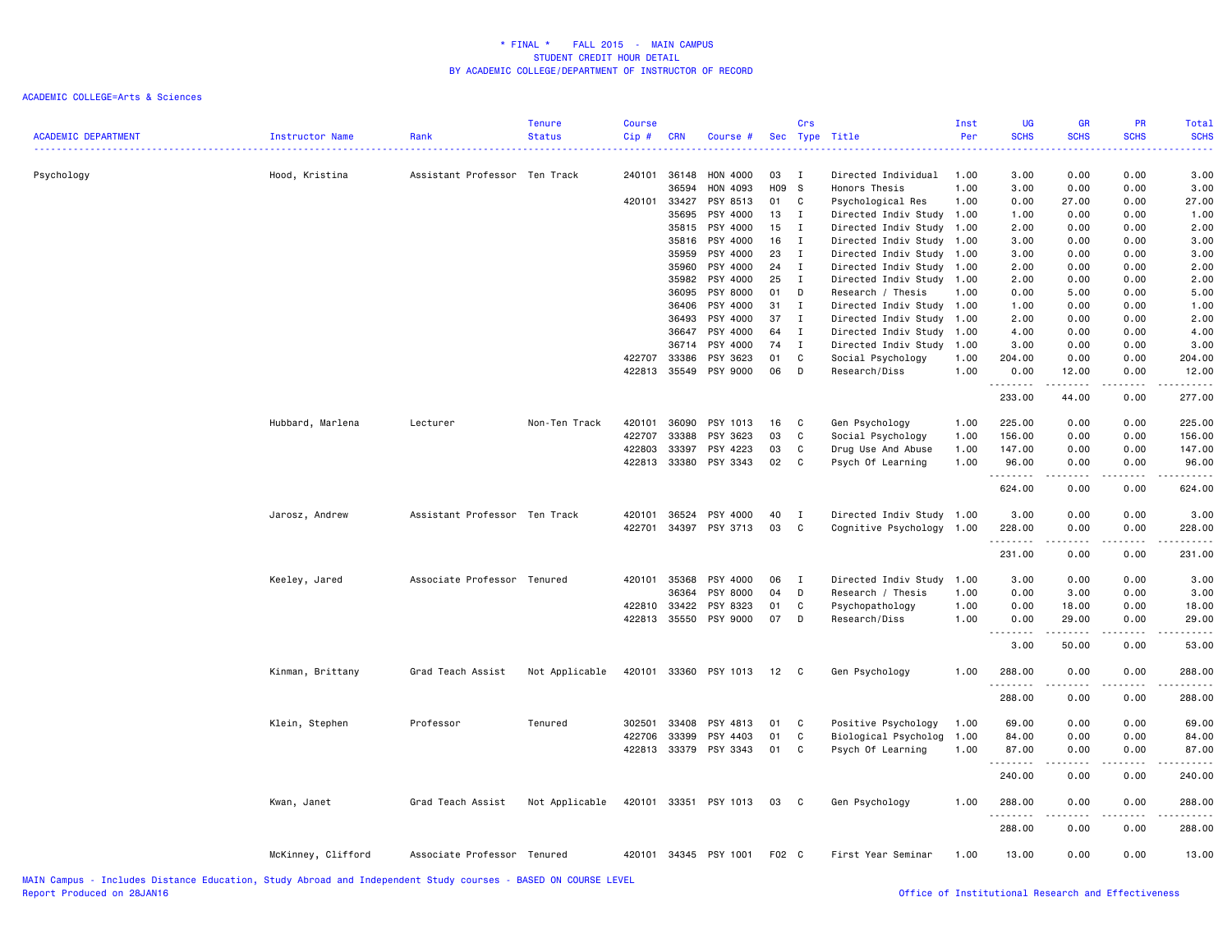# * FINAL * FALL 2015 - MAIN CAMPUS
## STUDENT CREDIT HOUR DETAIL
## BY ACADEMIC COLLEGE/DEPARTMENT OF INSTRUCTOR OF RECORD

ACADEMIC COLLEGE=Arts & Sciences

| ACADEMIC DEPARTMENT | Instructor Name | Rank | Tenure Status | Course Cip # | CRN | Course # | Sec | Crs Type | Title | Inst Per | UG SCHS | GR SCHS | PR SCHS | Total SCHS |
|---|---|---|---|---|---|---|---|---|---|---|---|---|---|---|
| Psychology | Hood, Kristina | Assistant Professor | Ten Track | 240101 | 36148 | HON 4000 | 03 | I | Directed Individual | 1.00 | 3.00 | 0.00 | 0.00 | 3.00 |
| | | | | | 36594 | HON 4093 | H09 | S | Honors Thesis | 1.00 | 3.00 | 0.00 | 0.00 | 3.00 |
| | | | | 420101 | 33427 | PSY 8513 | 01 | C | Psychological Res | 1.00 | 0.00 | 27.00 | 0.00 | 27.00 |
| | | | | | 35695 | PSY 4000 | 13 | I | Directed Indiv Study | 1.00 | 1.00 | 0.00 | 0.00 | 1.00 |
| | | | | | 35815 | PSY 4000 | 15 | I | Directed Indiv Study | 1.00 | 2.00 | 0.00 | 0.00 | 2.00 |
| | | | | | 35816 | PSY 4000 | 16 | I | Directed Indiv Study | 1.00 | 3.00 | 0.00 | 0.00 | 3.00 |
| | | | | | 35959 | PSY 4000 | 23 | I | Directed Indiv Study | 1.00 | 3.00 | 0.00 | 0.00 | 3.00 |
| | | | | | 35960 | PSY 4000 | 24 | I | Directed Indiv Study | 1.00 | 2.00 | 0.00 | 0.00 | 2.00 |
| | | | | | 35982 | PSY 4000 | 25 | I | Directed Indiv Study | 1.00 | 2.00 | 0.00 | 0.00 | 2.00 |
| | | | | | 36095 | PSY 8000 | 01 | D | Research / Thesis | 1.00 | 0.00 | 5.00 | 0.00 | 5.00 |
| | | | | | 36406 | PSY 4000 | 31 | I | Directed Indiv Study | 1.00 | 1.00 | 0.00 | 0.00 | 1.00 |
| | | | | | 36493 | PSY 4000 | 37 | I | Directed Indiv Study | 1.00 | 2.00 | 0.00 | 0.00 | 2.00 |
| | | | | | 36647 | PSY 4000 | 64 | I | Directed Indiv Study | 1.00 | 4.00 | 0.00 | 0.00 | 4.00 |
| | | | | | 36714 | PSY 4000 | 74 | I | Directed Indiv Study | 1.00 | 3.00 | 0.00 | 0.00 | 3.00 |
| | | | | 422707 | 33386 | PSY 3623 | 01 | C | Social Psychology | 1.00 | 204.00 | 0.00 | 0.00 | 204.00 |
| | | | | 422813 | 35549 | PSY 9000 | 06 | D | Research/Diss | 1.00 | 0.00 | 12.00 | 0.00 | 12.00 |
| | | | | | | | | | | | 233.00 | 44.00 | 0.00 | 277.00 |
| | Hubbard, Marlena | Lecturer | Non-Ten Track | 420101 | 36090 | PSY 1013 | 16 | C | Gen Psychology | 1.00 | 225.00 | 0.00 | 0.00 | 225.00 |
| | | | | 422707 | 33388 | PSY 3623 | 03 | C | Social Psychology | 1.00 | 156.00 | 0.00 | 0.00 | 156.00 |
| | | | | 422803 | 33397 | PSY 4223 | 03 | C | Drug Use And Abuse | 1.00 | 147.00 | 0.00 | 0.00 | 147.00 |
| | | | | 422813 | 33380 | PSY 3343 | 02 | C | Psych Of Learning | 1.00 | 96.00 | 0.00 | 0.00 | 96.00 |
| | | | | | | | | | | | 624.00 | 0.00 | 0.00 | 624.00 |
| | Jarosz, Andrew | Assistant Professor | Ten Track | 420101 | 36524 | PSY 4000 | 40 | I | Directed Indiv Study | 1.00 | 3.00 | 0.00 | 0.00 | 3.00 |
| | | | | 422701 | 34397 | PSY 3713 | 03 | C | Cognitive Psychology | 1.00 | 228.00 | 0.00 | 0.00 | 228.00 |
| | | | | | | | | | | | 231.00 | 0.00 | 0.00 | 231.00 |
| | Keeley, Jared | Associate Professor | Tenured | 420101 | 35368 | PSY 4000 | 06 | I | Directed Indiv Study | 1.00 | 3.00 | 0.00 | 0.00 | 3.00 |
| | | | | | 36364 | PSY 8000 | 04 | D | Research / Thesis | 1.00 | 0.00 | 3.00 | 0.00 | 3.00 |
| | | | | 422810 | 33422 | PSY 8323 | 01 | C | Psychopathology | 1.00 | 0.00 | 18.00 | 0.00 | 18.00 |
| | | | | 422813 | 35550 | PSY 9000 | 07 | D | Research/Diss | 1.00 | 0.00 | 29.00 | 0.00 | 29.00 |
| | | | | | | | | | | | 3.00 | 50.00 | 0.00 | 53.00 |
| | Kinman, Brittany | Grad Teach Assist | Not Applicable | 420101 | 33360 | PSY 1013 | 12 | C | Gen Psychology | 1.00 | 288.00 | 0.00 | 0.00 | 288.00 |
| | | | | | | | | | | | 288.00 | 0.00 | 0.00 | 288.00 |
| | Klein, Stephen | Professor | Tenured | 302501 | 33408 | PSY 4813 | 01 | C | Positive Psychology | 1.00 | 69.00 | 0.00 | 0.00 | 69.00 |
| | | | | 422706 | 33399 | PSY 4403 | 01 | C | Biological Psycholog | 1.00 | 84.00 | 0.00 | 0.00 | 84.00 |
| | | | | 422813 | 33379 | PSY 3343 | 01 | C | Psych Of Learning | 1.00 | 87.00 | 0.00 | 0.00 | 87.00 |
| | | | | | | | | | | | 240.00 | 0.00 | 0.00 | 240.00 |
| | Kwan, Janet | Grad Teach Assist | Not Applicable | 420101 | 33351 | PSY 1013 | 03 | C | Gen Psychology | 1.00 | 288.00 | 0.00 | 0.00 | 288.00 |
| | | | | | | | | | | | 288.00 | 0.00 | 0.00 | 288.00 |
| | McKinney, Clifford | Associate Professor | Tenured | 420101 | 34345 | PSY 1001 | F02 | C | First Year Seminar | 1.00 | 13.00 | 0.00 | 0.00 | 13.00 |

MAIN Campus - Includes Distance Education, Study Abroad and Independent Study courses - BASED ON COURSE LEVEL
Report Produced on 28JAN16 — Office of Institutional Research and Effectiveness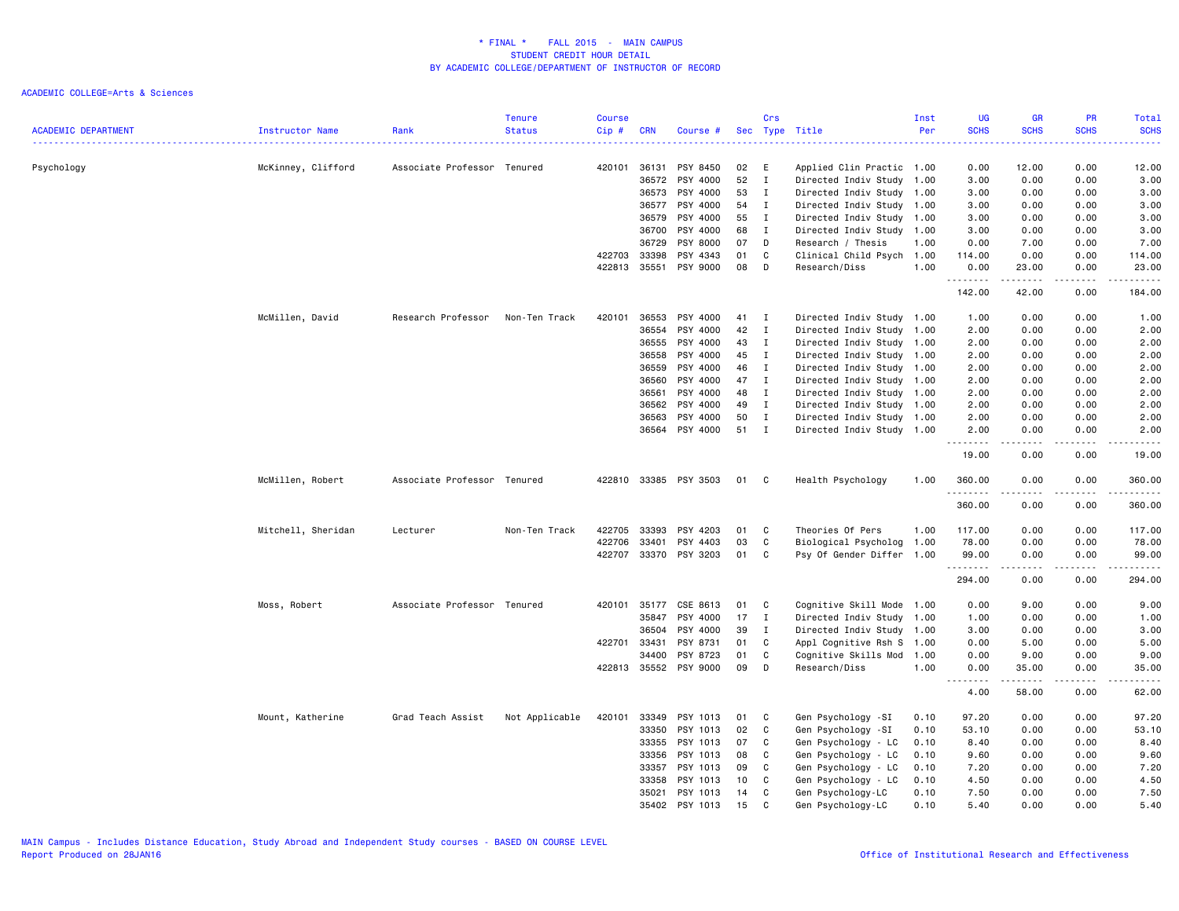\* FINAL \*    FALL 2015  -  MAIN CAMPUS
STUDENT CREDIT HOUR DETAIL
BY ACADEMIC COLLEGE/DEPARTMENT OF INSTRUCTOR OF RECORD

ACADEMIC COLLEGE=Arts & Sciences

| ACADEMIC DEPARTMENT | Instructor Name | Rank | Tenure Status | Course Cip # | CRN | Course # | Sec | Crs Type | Title | Inst Per | UG SCHS | GR SCHS | PR SCHS | Total SCHS |
|---|---|---|---|---|---|---|---|---|---|---|---|---|---|---|
| Psychology | McKinney, Clifford | Associate Professor | Tenured | 420101 | 36131 | PSY 8450 | 02 | E | Applied Clin Practic | 1.00 | 0.00 | 12.00 | 0.00 | 12.00 |
| | | | | | 36572 | PSY 4000 | 52 | I | Directed Indiv Study | 1.00 | 3.00 | 0.00 | 0.00 | 3.00 |
| | | | | | 36573 | PSY 4000 | 53 | I | Directed Indiv Study | 1.00 | 3.00 | 0.00 | 0.00 | 3.00 |
| | | | | | 36577 | PSY 4000 | 54 | I | Directed Indiv Study | 1.00 | 3.00 | 0.00 | 0.00 | 3.00 |
| | | | | | 36579 | PSY 4000 | 55 | I | Directed Indiv Study | 1.00 | 3.00 | 0.00 | 0.00 | 3.00 |
| | | | | | 36700 | PSY 4000 | 68 | I | Directed Indiv Study | 1.00 | 3.00 | 0.00 | 0.00 | 3.00 |
| | | | | | 36729 | PSY 8000 | 07 | D | Research / Thesis | 1.00 | 0.00 | 7.00 | 0.00 | 7.00 |
| | | | | 422703 | 33398 | PSY 4343 | 01 | C | Clinical Child Psych | 1.00 | 114.00 | 0.00 | 0.00 | 114.00 |
| | | | | 422813 | 35551 | PSY 9000 | 08 | D | Research/Diss | 1.00 | 0.00 | 23.00 | 0.00 | 23.00 |
| | | | | | | | | | | | 142.00 | 42.00 | 0.00 | 184.00 |
| | McMillen, David | Research Professor | Non-Ten Track | 420101 | 36553 | PSY 4000 | 41 | I | Directed Indiv Study | 1.00 | 1.00 | 0.00 | 0.00 | 1.00 |
| | | | | | 36554 | PSY 4000 | 42 | I | Directed Indiv Study | 1.00 | 2.00 | 0.00 | 0.00 | 2.00 |
| | | | | | 36555 | PSY 4000 | 43 | I | Directed Indiv Study | 1.00 | 2.00 | 0.00 | 0.00 | 2.00 |
| | | | | | 36558 | PSY 4000 | 45 | I | Directed Indiv Study | 1.00 | 2.00 | 0.00 | 0.00 | 2.00 |
| | | | | | 36559 | PSY 4000 | 46 | I | Directed Indiv Study | 1.00 | 2.00 | 0.00 | 0.00 | 2.00 |
| | | | | | 36560 | PSY 4000 | 47 | I | Directed Indiv Study | 1.00 | 2.00 | 0.00 | 0.00 | 2.00 |
| | | | | | 36561 | PSY 4000 | 48 | I | Directed Indiv Study | 1.00 | 2.00 | 0.00 | 0.00 | 2.00 |
| | | | | | 36562 | PSY 4000 | 49 | I | Directed Indiv Study | 1.00 | 2.00 | 0.00 | 0.00 | 2.00 |
| | | | | | 36563 | PSY 4000 | 50 | I | Directed Indiv Study | 1.00 | 2.00 | 0.00 | 0.00 | 2.00 |
| | | | | | 36564 | PSY 4000 | 51 | I | Directed Indiv Study | 1.00 | 2.00 | 0.00 | 0.00 | 2.00 |
| | | | | | | | | | | | 19.00 | 0.00 | 0.00 | 19.00 |
| | McMillen, Robert | Associate Professor | Tenured | 422810 | 33385 | PSY 3503 | 01 | C | Health Psychology | 1.00 | 360.00 | 0.00 | 0.00 | 360.00 |
| | | | | | | | | | | | 360.00 | 0.00 | 0.00 | 360.00 |
| | Mitchell, Sheridan | Lecturer | Non-Ten Track | 422705 | 33393 | PSY 4203 | 01 | C | Theories Of Pers | 1.00 | 117.00 | 0.00 | 0.00 | 117.00 |
| | | | | 422706 | 33401 | PSY 4403 | 03 | C | Biological Psycholog | 1.00 | 78.00 | 0.00 | 0.00 | 78.00 |
| | | | | 422707 | 33370 | PSY 3203 | 01 | C | Psy Of Gender Differ | 1.00 | 99.00 | 0.00 | 0.00 | 99.00 |
| | | | | | | | | | | | 294.00 | 0.00 | 0.00 | 294.00 |
| | Moss, Robert | Associate Professor | Tenured | 420101 | 35177 | CSE 8613 | 01 | C | Cognitive Skill Mode | 1.00 | 0.00 | 9.00 | 0.00 | 9.00 |
| | | | | | 35847 | PSY 4000 | 17 | I | Directed Indiv Study | 1.00 | 1.00 | 0.00 | 0.00 | 1.00 |
| | | | | | 36504 | PSY 4000 | 39 | I | Directed Indiv Study | 1.00 | 3.00 | 0.00 | 0.00 | 3.00 |
| | | | | 422701 | 33431 | PSY 8731 | 01 | C | Appl Cognitive Rsh S | 1.00 | 0.00 | 5.00 | 0.00 | 5.00 |
| | | | | | 34400 | PSY 8723 | 01 | C | Cognitive Skills Mod | 1.00 | 0.00 | 9.00 | 0.00 | 9.00 |
| | | | | 422813 | 35552 | PSY 9000 | 09 | D | Research/Diss | 1.00 | 0.00 | 35.00 | 0.00 | 35.00 |
| | | | | | | | | | | | 4.00 | 58.00 | 0.00 | 62.00 |
| | Mount, Katherine | Grad Teach Assist | Not Applicable | 420101 | 33349 | PSY 1013 | 01 | C | Gen Psychology -SI | 0.10 | 97.20 | 0.00 | 0.00 | 97.20 |
| | | | | | 33350 | PSY 1013 | 02 | C | Gen Psychology -SI | 0.10 | 53.10 | 0.00 | 0.00 | 53.10 |
| | | | | | 33355 | PSY 1013 | 07 | C | Gen Psychology - LC | 0.10 | 8.40 | 0.00 | 0.00 | 8.40 |
| | | | | | 33356 | PSY 1013 | 08 | C | Gen Psychology - LC | 0.10 | 9.60 | 0.00 | 0.00 | 9.60 |
| | | | | | 33357 | PSY 1013 | 09 | C | Gen Psychology - LC | 0.10 | 7.20 | 0.00 | 0.00 | 7.20 |
| | | | | | 33358 | PSY 1013 | 10 | C | Gen Psychology - LC | 0.10 | 4.50 | 0.00 | 0.00 | 4.50 |
| | | | | | 35021 | PSY 1013 | 14 | C | Gen Psychology-LC | 0.10 | 7.50 | 0.00 | 0.00 | 7.50 |
| | | | | | 35402 | PSY 1013 | 15 | C | Gen Psychology-LC | 0.10 | 5.40 | 0.00 | 0.00 | 5.40 |

MAIN Campus - Includes Distance Education, Study Abroad and Independent Study courses - BASED ON COURSE LEVEL
Report Produced on 28JAN16    Office of Institutional Research and Effectiveness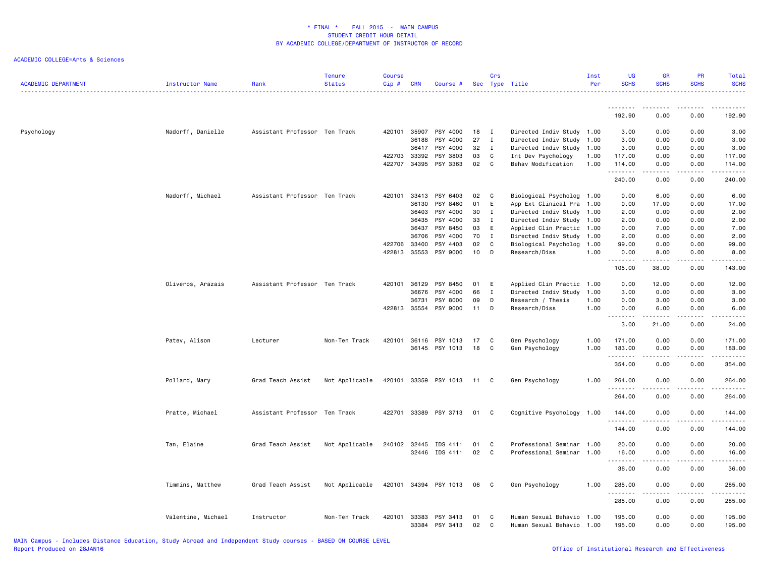**\* FINAL \* FALL 2015 - MAIN CAMPUS**
**STUDENT CREDIT HOUR DETAIL**
**BY ACADEMIC COLLEGE/DEPARTMENT OF INSTRUCTOR OF RECORD**

ACADEMIC COLLEGE=Arts & Sciences

| ACADEMIC DEPARTMENT | Instructor Name | Rank | Tenure Status | Course Cip # | CRN | Course # | Sec | Crs Type | Title | Inst Per | UG SCHS | GR SCHS | PR SCHS | Total SCHS |
|---|---|---|---|---|---|---|---|---|---|---|---|---|---|---|
| | | | | | | | | | | | 192.90 | 0.00 | 0.00 | 192.90 |
| Psychology | Nadorff, Danielle | Assistant Professor | Ten Track | 420101 | 35907 | PSY 4000 | 18 | I | Directed Indiv Study | 1.00 | 3.00 | 0.00 | 0.00 | 3.00 |
| | | | | | 36188 | PSY 4000 | 27 | I | Directed Indiv Study | 1.00 | 3.00 | 0.00 | 0.00 | 3.00 |
| | | | | | 36417 | PSY 4000 | 32 | I | Directed Indiv Study | 1.00 | 3.00 | 0.00 | 0.00 | 3.00 |
| | | | | 422703 | 33392 | PSY 3803 | 03 | C | Int Dev Psychology | 1.00 | 117.00 | 0.00 | 0.00 | 117.00 |
| | | | | 422707 | 34395 | PSY 3363 | 02 | C | Behav Modification | 1.00 | 114.00 | 0.00 | 0.00 | 114.00 |
| | | | | | | | | | | | 240.00 | 0.00 | 0.00 | 240.00 |
| | Nadorff, Michael | Assistant Professor | Ten Track | 420101 | 33413 | PSY 6403 | 02 | C | Biological Psycholog | 1.00 | 0.00 | 6.00 | 0.00 | 6.00 |
| | | | | | 36130 | PSY 8460 | 01 | E | App Ext Clinical Pra | 1.00 | 0.00 | 17.00 | 0.00 | 17.00 |
| | | | | | 36403 | PSY 4000 | 30 | I | Directed Indiv Study | 1.00 | 2.00 | 0.00 | 0.00 | 2.00 |
| | | | | | 36435 | PSY 4000 | 33 | I | Directed Indiv Study | 1.00 | 2.00 | 0.00 | 0.00 | 2.00 |
| | | | | | 36437 | PSY 8450 | 03 | E | Applied Clin Practic | 1.00 | 0.00 | 7.00 | 0.00 | 7.00 |
| | | | | | 36706 | PSY 4000 | 70 | I | Directed Indiv Study | 1.00 | 2.00 | 0.00 | 0.00 | 2.00 |
| | | | | 422706 | 33400 | PSY 4403 | 02 | C | Biological Psycholog | 1.00 | 99.00 | 0.00 | 0.00 | 99.00 |
| | | | | 422813 | 35553 | PSY 9000 | 10 | D | Research/Diss | 1.00 | 0.00 | 8.00 | 0.00 | 8.00 |
| | | | | | | | | | | | 105.00 | 38.00 | 0.00 | 143.00 |
| | Oliveros, Arazais | Assistant Professor | Ten Track | 420101 | 36129 | PSY 8450 | 01 | E | Applied Clin Practic | 1.00 | 0.00 | 12.00 | 0.00 | 12.00 |
| | | | | | 36676 | PSY 4000 | 66 | I | Directed Indiv Study | 1.00 | 3.00 | 0.00 | 0.00 | 3.00 |
| | | | | | 36731 | PSY 8000 | 09 | D | Research / Thesis | 1.00 | 0.00 | 3.00 | 0.00 | 3.00 |
| | | | | 422813 | 35554 | PSY 9000 | 11 | D | Research/Diss | 1.00 | 0.00 | 6.00 | 0.00 | 6.00 |
| | | | | | | | | | | | 3.00 | 21.00 | 0.00 | 24.00 |
| | Patev, Alison | Lecturer | Non-Ten Track | 420101 | 36116 | PSY 1013 | 17 | C | Gen Psychology | 1.00 | 171.00 | 0.00 | 0.00 | 171.00 |
| | | | | | 36145 | PSY 1013 | 18 | C | Gen Psychology | 1.00 | 183.00 | 0.00 | 0.00 | 183.00 |
| | | | | | | | | | | | 354.00 | 0.00 | 0.00 | 354.00 |
| | Pollard, Mary | Grad Teach Assist | Not Applicable | 420101 | 33359 | PSY 1013 | 11 | C | Gen Psychology | 1.00 | 264.00 | 0.00 | 0.00 | 264.00 |
| | | | | | | | | | | | 264.00 | 0.00 | 0.00 | 264.00 |
| | Pratte, Michael | Assistant Professor | Ten Track | 422701 | 33389 | PSY 3713 | 01 | C | Cognitive Psychology | 1.00 | 144.00 | 0.00 | 0.00 | 144.00 |
| | | | | | | | | | | | 144.00 | 0.00 | 0.00 | 144.00 |
| | Tan, Elaine | Grad Teach Assist | Not Applicable | 240102 | 32445 | IDS 4111 | 01 | C | Professional Seminar | 1.00 | 20.00 | 0.00 | 0.00 | 20.00 |
| | | | | | 32446 | IDS 4111 | 02 | C | Professional Seminar | 1.00 | 16.00 | 0.00 | 0.00 | 16.00 |
| | | | | | | | | | | | 36.00 | 0.00 | 0.00 | 36.00 |
| | Timmins, Matthew | Grad Teach Assist | Not Applicable | 420101 | 34394 | PSY 1013 | 06 | C | Gen Psychology | 1.00 | 285.00 | 0.00 | 0.00 | 285.00 |
| | | | | | | | | | | | 285.00 | 0.00 | 0.00 | 285.00 |
| | Valentine, Michael | Instructor | Non-Ten Track | 420101 | 33383 | PSY 3413 | 01 | C | Human Sexual Behavio | 1.00 | 195.00 | 0.00 | 0.00 | 195.00 |
| | | | | | 33384 | PSY 3413 | 02 | C | Human Sexual Behavio | 1.00 | 195.00 | 0.00 | 0.00 | 195.00 |

MAIN Campus - Includes Distance Education, Study Abroad and Independent Study courses - BASED ON COURSE LEVEL
Report Produced on 28JAN16

Office of Institutional Research and Effectiveness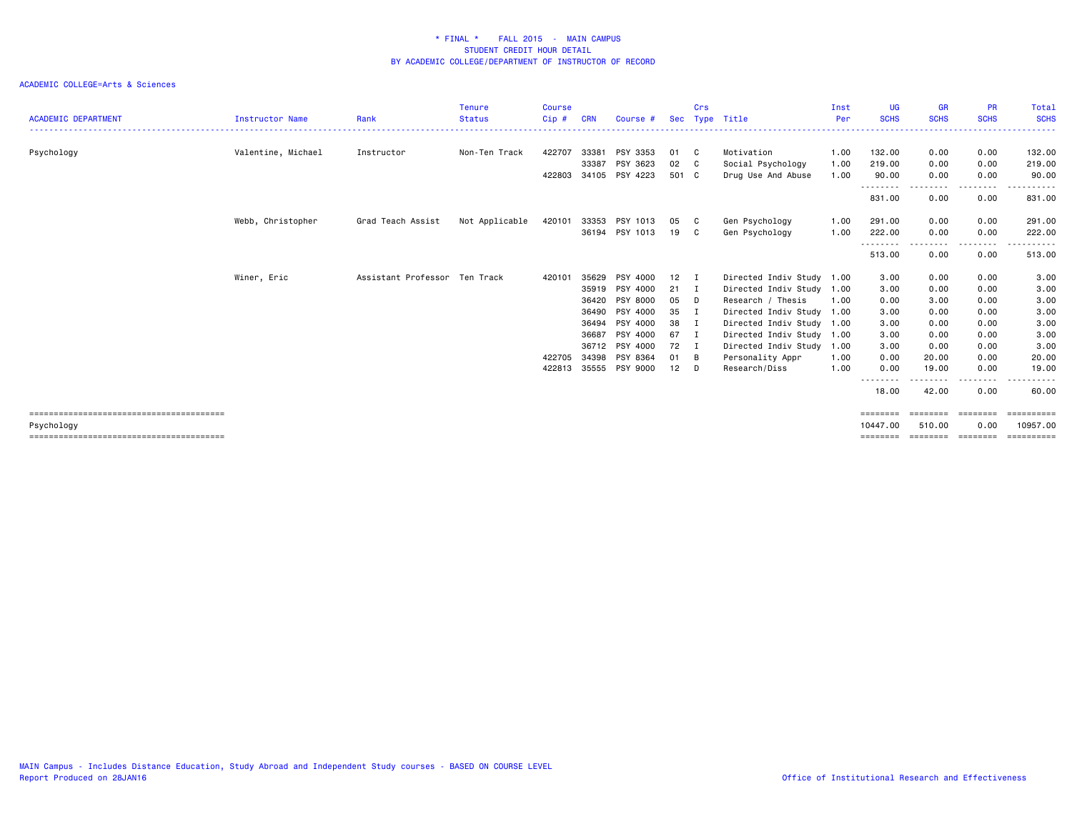# * FINAL * FALL 2015 - MAIN CAMPUS
## STUDENT CREDIT HOUR DETAIL
## BY ACADEMIC COLLEGE/DEPARTMENT OF INSTRUCTOR OF RECORD

ACADEMIC COLLEGE=Arts & Sciences

| ACADEMIC DEPARTMENT | Instructor Name | Rank | Tenure Status | Course Cip # | CRN | Course # | Sec | Crs Type | Title | Inst Per | UG SCHS | GR SCHS | PR SCHS | Total SCHS |
|---|---|---|---|---|---|---|---|---|---|---|---|---|---|---|
| Psychology | Valentine, Michael | Instructor | Non-Ten Track | 422707 | 33381 | PSY 3353 | 01 | C | Motivation | 1.00 | 132.00 | 0.00 | 0.00 | 132.00 |
| | | | | | 33387 | PSY 3623 | 02 | C | Social Psychology | 1.00 | 219.00 | 0.00 | 0.00 | 219.00 |
| | | | | 422803 | 34105 | PSY 4223 | 501 | C | Drug Use And Abuse | 1.00 | 90.00 | 0.00 | 0.00 | 90.00 |
| | | | | | | | | | | | 831.00 | 0.00 | 0.00 | 831.00 |
| | Webb, Christopher | Grad Teach Assist | Not Applicable | 420101 | 33353 | PSY 1013 | 05 | C | Gen Psychology | 1.00 | 291.00 | 0.00 | 0.00 | 291.00 |
| | | | | | 36194 | PSY 1013 | 19 | C | Gen Psychology | 1.00 | 222.00 | 0.00 | 0.00 | 222.00 |
| | | | | | | | | | | | 513.00 | 0.00 | 0.00 | 513.00 |
| | Winer, Eric | Assistant Professor | Ten Track | 420101 | 35629 | PSY 4000 | 12 | I | Directed Indiv Study | 1.00 | 3.00 | 0.00 | 0.00 | 3.00 |
| | | | | | 35919 | PSY 4000 | 21 | I | Directed Indiv Study | 1.00 | 3.00 | 0.00 | 0.00 | 3.00 |
| | | | | | 36420 | PSY 8000 | 05 | D | Research / Thesis | 1.00 | 0.00 | 3.00 | 0.00 | 3.00 |
| | | | | | 36490 | PSY 4000 | 35 | I | Directed Indiv Study | 1.00 | 3.00 | 0.00 | 0.00 | 3.00 |
| | | | | | 36494 | PSY 4000 | 38 | I | Directed Indiv Study | 1.00 | 3.00 | 0.00 | 0.00 | 3.00 |
| | | | | | 36687 | PSY 4000 | 67 | I | Directed Indiv Study | 1.00 | 3.00 | 0.00 | 0.00 | 3.00 |
| | | | | | 36712 | PSY 4000 | 72 | I | Directed Indiv Study | 1.00 | 3.00 | 0.00 | 0.00 | 3.00 |
| | | | | 422705 | 34398 | PSY 8364 | 01 | B | Personality Appr | 1.00 | 0.00 | 20.00 | 0.00 | 20.00 |
| | | | | 422813 | 35555 | PSY 9000 | 12 | D | Research/Diss | 1.00 | 0.00 | 19.00 | 0.00 | 19.00 |
| | | | | | | | | | | | 18.00 | 42.00 | 0.00 | 60.00 |
| Psychology | | | | | | | | | | | 10447.00 | 510.00 | 0.00 | 10957.00 |

MAIN Campus - Includes Distance Education, Study Abroad and Independent Study courses - BASED ON COURSE LEVEL
Report Produced on 28JAN16

Office of Institutional Research and Effectiveness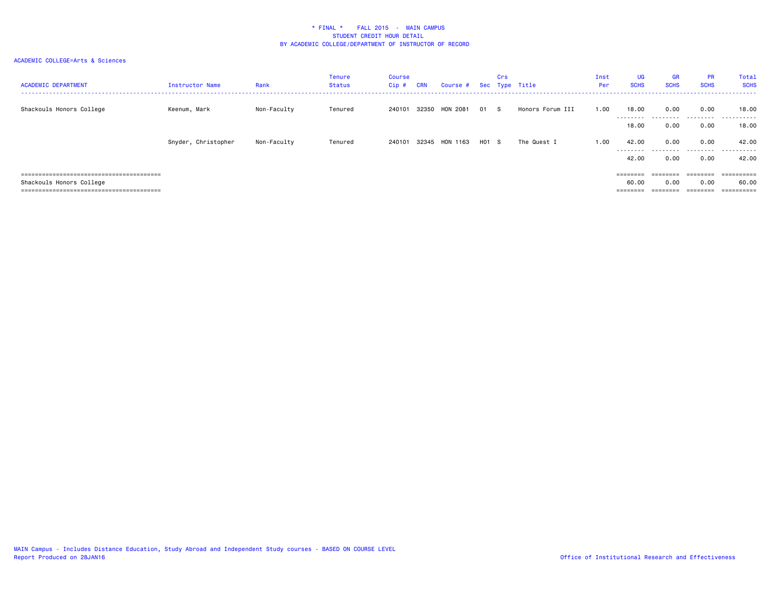\* FINAL \*    FALL 2015  -  MAIN CAMPUS
STUDENT CREDIT HOUR DETAIL
BY ACADEMIC COLLEGE/DEPARTMENT OF INSTRUCTOR OF RECORD

ACADEMIC COLLEGE=Arts & Sciences

| ACADEMIC DEPARTMENT | Instructor Name | Rank | Tenure Status | Course Cip # | CRN | Course # | Sec | Crs Type | Title | Inst Per | UG SCHS | GR SCHS | PR SCHS | Total SCHS |
|---|---|---|---|---|---|---|---|---|---|---|---|---|---|---|
| Shackouls Honors College | Keenum, Mark | Non-Faculty | Tenured | 240101 | 32350 | HON 2081 | 01 | S | Honors Forum III | 1.00 | 18.00 | 0.00 | 0.00 | 18.00 |
| | | | | | | | | | | | 18.00 | 0.00 | 0.00 | 18.00 |
| | Snyder, Christopher | Non-Faculty | Tenured | 240101 | 32345 | HON 1163 | H01 | S | The Quest I | 1.00 | 42.00 | 0.00 | 0.00 | 42.00 |
| | | | | | | | | | | | 42.00 | 0.00 | 0.00 | 42.00 |
| Shackouls Honors College | | | | | | | | | | | 60.00 | 0.00 | 0.00 | 60.00 |

MAIN Campus - Includes Distance Education, Study Abroad and Independent Study courses - BASED ON COURSE LEVEL
Report Produced on 28JAN16

Office of Institutional Research and Effectiveness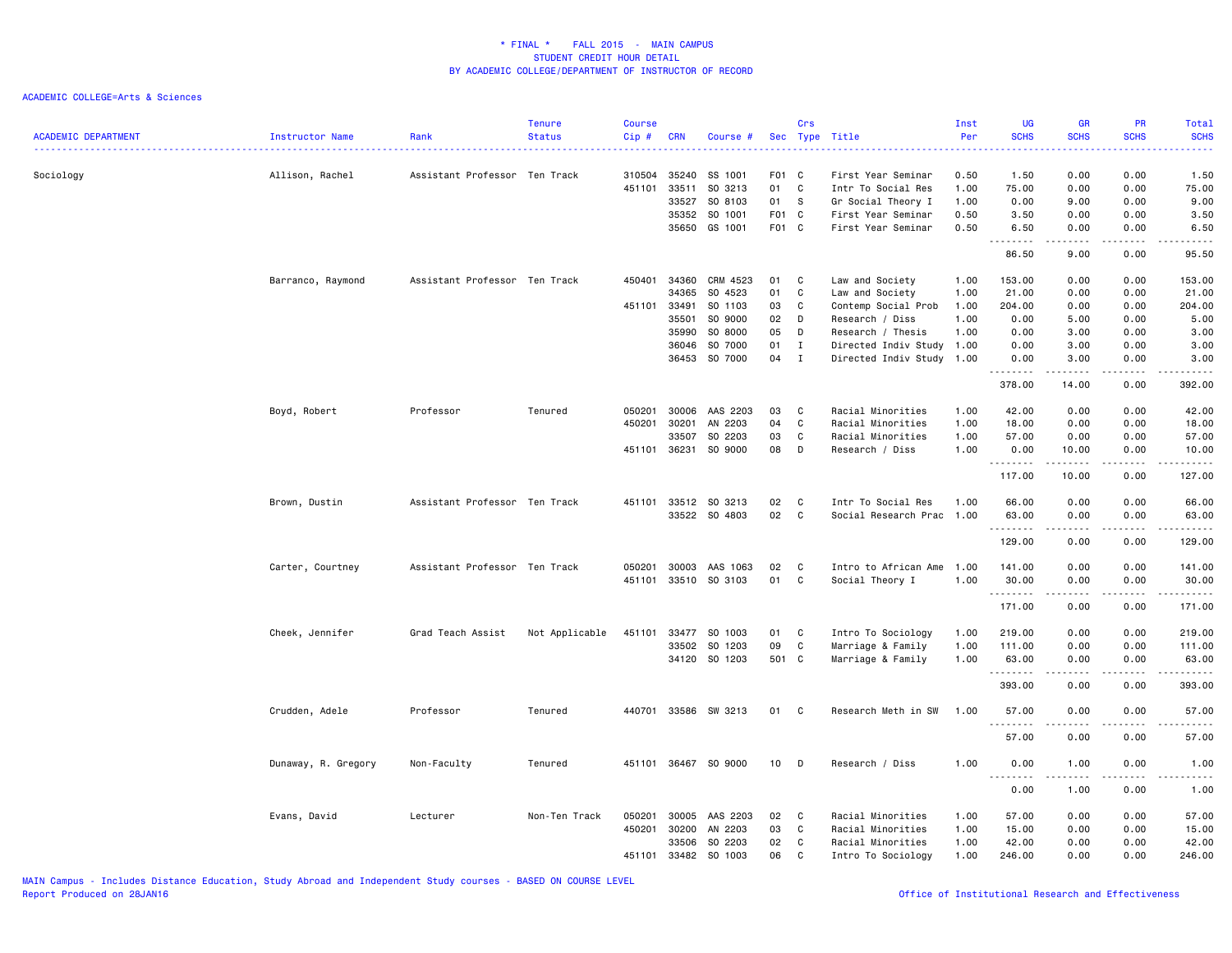# * FINAL * FALL 2015 - MAIN CAMPUS
## STUDENT CREDIT HOUR DETAIL
## BY ACADEMIC COLLEGE/DEPARTMENT OF INSTRUCTOR OF RECORD

ACADEMIC COLLEGE=Arts & Sciences

| ACADEMIC DEPARTMENT | Instructor Name | Rank | Tenure Status | Course Cip # | CRN | Course # | Sec | Crs Type | Title | Inst Per | UG SCHS | GR SCHS | PR SCHS | Total SCHS |
|---|---|---|---|---|---|---|---|---|---|---|---|---|---|---|
| Sociology | Allison, Rachel | Assistant Professor | Ten Track | 310504 | 35240 | SS 1001 | F01 | C | First Year Seminar | 0.50 | 1.50 | 0.00 | 0.00 | 1.50 |
| | | | | 451101 | 33511 | SO 3213 | 01 | C | Intr To Social Res | 1.00 | 75.00 | 0.00 | 0.00 | 75.00 |
| | | | | | 33527 | SO 8103 | 01 | S | Gr Social Theory I | 1.00 | 0.00 | 9.00 | 0.00 | 9.00 |
| | | | | | 35352 | SO 1001 | F01 | C | First Year Seminar | 0.50 | 3.50 | 0.00 | 0.00 | 3.50 |
| | | | | | 35650 | GS 1001 | F01 | C | First Year Seminar | 0.50 | 6.50 | 0.00 | 0.00 | 6.50 |
| | | | | | | | | | | | 86.50 | 9.00 | 0.00 | 95.50 |
| | Barranco, Raymond | Assistant Professor | Ten Track | 450401 | 34360 | CRM 4523 | 01 | C | Law and Society | 1.00 | 153.00 | 0.00 | 0.00 | 153.00 |
| | | | | | 34365 | SO 4523 | 01 | C | Law and Society | 1.00 | 21.00 | 0.00 | 0.00 | 21.00 |
| | | | | 451101 | 33491 | SO 1103 | 03 | C | Contemp Social Prob | 1.00 | 204.00 | 0.00 | 0.00 | 204.00 |
| | | | | | 35501 | SO 9000 | 02 | D | Research / Diss | 1.00 | 0.00 | 5.00 | 0.00 | 5.00 |
| | | | | | 35990 | SO 8000 | 05 | D | Research / Thesis | 1.00 | 0.00 | 3.00 | 0.00 | 3.00 |
| | | | | | 36046 | SO 7000 | 01 | I | Directed Indiv Study | 1.00 | 0.00 | 3.00 | 0.00 | 3.00 |
| | | | | | 36453 | SO 7000 | 04 | I | Directed Indiv Study | 1.00 | 0.00 | 3.00 | 0.00 | 3.00 |
| | | | | | | | | | | | 378.00 | 14.00 | 0.00 | 392.00 |
| | Boyd, Robert | Professor | Tenured | 050201 | 30006 | AAS 2203 | 03 | C | Racial Minorities | 1.00 | 42.00 | 0.00 | 0.00 | 42.00 |
| | | | | 450201 | 30201 | AN 2203 | 04 | C | Racial Minorities | 1.00 | 18.00 | 0.00 | 0.00 | 18.00 |
| | | | | | 33507 | SO 2203 | 03 | C | Racial Minorities | 1.00 | 57.00 | 0.00 | 0.00 | 57.00 |
| | | | | 451101 | 36231 | SO 9000 | 08 | D | Research / Diss | 1.00 | 0.00 | 10.00 | 0.00 | 10.00 |
| | | | | | | | | | | | 117.00 | 10.00 | 0.00 | 127.00 |
| | Brown, Dustin | Assistant Professor | Ten Track | 451101 | 33512 | SO 3213 | 02 | C | Intr To Social Res | 1.00 | 66.00 | 0.00 | 0.00 | 66.00 |
| | | | | | 33522 | SO 4803 | 02 | C | Social Research Prac | 1.00 | 63.00 | 0.00 | 0.00 | 63.00 |
| | | | | | | | | | | | 129.00 | 0.00 | 0.00 | 129.00 |
| | Carter, Courtney | Assistant Professor | Ten Track | 050201 | 30003 | AAS 1063 | 02 | C | Intro to African Ame | 1.00 | 141.00 | 0.00 | 0.00 | 141.00 |
| | | | | 451101 | 33510 | SO 3103 | 01 | C | Social Theory I | 1.00 | 30.00 | 0.00 | 0.00 | 30.00 |
| | | | | | | | | | | | 171.00 | 0.00 | 0.00 | 171.00 |
| | Cheek, Jennifer | Grad Teach Assist | Not Applicable | 451101 | 33477 | SO 1003 | 01 | C | Intro To Sociology | 1.00 | 219.00 | 0.00 | 0.00 | 219.00 |
| | | | | | 33502 | SO 1203 | 09 | C | Marriage & Family | 1.00 | 111.00 | 0.00 | 0.00 | 111.00 |
| | | | | | 34120 | SO 1203 | 501 | C | Marriage & Family | 1.00 | 63.00 | 0.00 | 0.00 | 63.00 |
| | | | | | | | | | | | 393.00 | 0.00 | 0.00 | 393.00 |
| | Crudden, Adele | Professor | Tenured | 440701 | 33586 | SW 3213 | 01 | C | Research Meth in SW | 1.00 | 57.00 | 0.00 | 0.00 | 57.00 |
| | | | | | | | | | | | 57.00 | 0.00 | 0.00 | 57.00 |
| | Dunaway, R. Gregory | Non-Faculty | Tenured | 451101 | 36467 | SO 9000 | 10 | D | Research / Diss | 1.00 | 0.00 | 1.00 | 0.00 | 1.00 |
| | | | | | | | | | | | 0.00 | 1.00 | 0.00 | 1.00 |
| | Evans, David | Lecturer | Non-Ten Track | 050201 | 30005 | AAS 2203 | 02 | C | Racial Minorities | 1.00 | 57.00 | 0.00 | 0.00 | 57.00 |
| | | | | 450201 | 30200 | AN 2203 | 03 | C | Racial Minorities | 1.00 | 15.00 | 0.00 | 0.00 | 15.00 |
| | | | | | 33506 | SO 2203 | 02 | C | Racial Minorities | 1.00 | 42.00 | 0.00 | 0.00 | 42.00 |
| | | | | 451101 | 33482 | SO 1003 | 06 | C | Intro To Sociology | 1.00 | 246.00 | 0.00 | 0.00 | 246.00 |

MAIN Campus - Includes Distance Education, Study Abroad and Independent Study courses - BASED ON COURSE LEVEL
Report Produced on 28JAN16

Office of Institutional Research and Effectiveness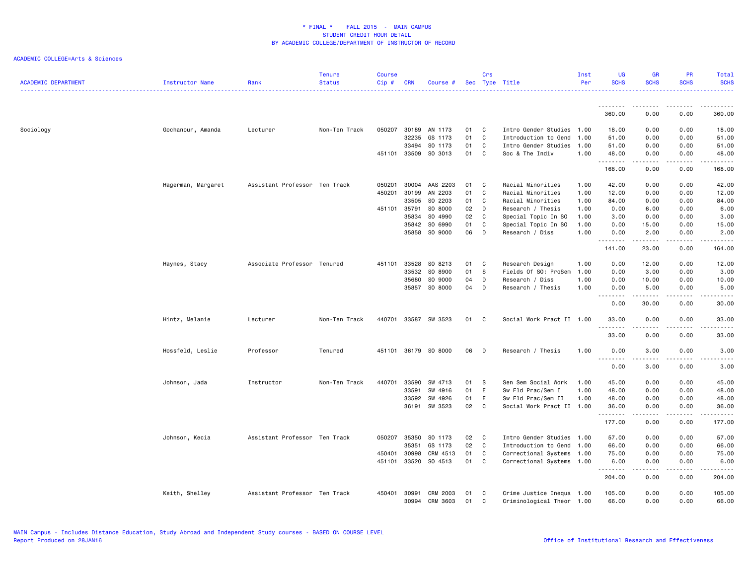# * FINAL * FALL 2015 - MAIN CAMPUS
## STUDENT CREDIT HOUR DETAIL
## BY ACADEMIC COLLEGE/DEPARTMENT OF INSTRUCTOR OF RECORD

ACADEMIC COLLEGE=Arts & Sciences

| ACADEMIC DEPARTMENT | Instructor Name | Rank | Tenure Status | Course Cip # | CRN | Course # | Sec | Crs Type | Title | Inst Per | UG SCHS | GR SCHS | PR SCHS | Total SCHS |
|---|---|---|---|---|---|---|---|---|---|---|---|---|---|---|
| | | | | | | | | | | | 360.00 | 0.00 | 0.00 | 360.00 |
| Sociology | Gochanour, Amanda | Lecturer | Non-Ten Track | 050207 | 30189 | AN 1173 | 01 | C | Intro Gender Studies | 1.00 | 18.00 | 0.00 | 0.00 | 18.00 |
| | | | | | 32235 | GS 1173 | 01 | C | Introduction to Gend | 1.00 | 51.00 | 0.00 | 0.00 | 51.00 |
| | | | | | 33494 | SO 1173 | 01 | C | Intro Gender Studies | 1.00 | 51.00 | 0.00 | 0.00 | 51.00 |
| | | | | 451101 | 33509 | SO 3013 | 01 | C | Soc & The Indiv | 1.00 | 48.00 | 0.00 | 0.00 | 48.00 |
| | | | | | | | | | | | 168.00 | 0.00 | 0.00 | 168.00 |
| | Hagerman, Margaret | Assistant Professor | Ten Track | 050201 | 30004 | AAS 2203 | 01 | C | Racial Minorities | 1.00 | 42.00 | 0.00 | 0.00 | 42.00 |
| | | | | 450201 | 30199 | AN 2203 | 01 | C | Racial Minorities | 1.00 | 12.00 | 0.00 | 0.00 | 12.00 |
| | | | | | 33505 | SO 2203 | 01 | C | Racial Minorities | 1.00 | 84.00 | 0.00 | 0.00 | 84.00 |
| | | | | 451101 | 35791 | SO 8000 | 02 | D | Research / Thesis | 1.00 | 0.00 | 6.00 | 0.00 | 6.00 |
| | | | | | 35834 | SO 4990 | 02 | C | Special Topic In SO | 1.00 | 3.00 | 0.00 | 0.00 | 3.00 |
| | | | | | 35842 | SO 6990 | 01 | C | Special Topic In SO | 1.00 | 0.00 | 15.00 | 0.00 | 15.00 |
| | | | | | 35858 | SO 9000 | 06 | D | Research / Diss | 1.00 | 0.00 | 2.00 | 0.00 | 2.00 |
| | | | | | | | | | | | 141.00 | 23.00 | 0.00 | 164.00 |
| | Haynes, Stacy | Associate Professor | Tenured | 451101 | 33528 | SO 8213 | 01 | C | Research Design | 1.00 | 0.00 | 12.00 | 0.00 | 12.00 |
| | | | | | 33532 | SO 8900 | 01 | S | Fields Of SO: ProSem | 1.00 | 0.00 | 3.00 | 0.00 | 3.00 |
| | | | | | 35680 | SO 9000 | 04 | D | Research / Diss | 1.00 | 0.00 | 10.00 | 0.00 | 10.00 |
| | | | | | 35857 | SO 8000 | 04 | D | Research / Thesis | 1.00 | 0.00 | 5.00 | 0.00 | 5.00 |
| | | | | | | | | | | | 0.00 | 30.00 | 0.00 | 30.00 |
| | Hintz, Melanie | Lecturer | Non-Ten Track | 440701 | 33587 | SW 3523 | 01 | C | Social Work Pract II | 1.00 | 33.00 | 0.00 | 0.00 | 33.00 |
| | | | | | | | | | | | 33.00 | 0.00 | 0.00 | 33.00 |
| | Hossfeld, Leslie | Professor | Tenured | 451101 | 36179 | SO 8000 | 06 | D | Research / Thesis | 1.00 | 0.00 | 3.00 | 0.00 | 3.00 |
| | | | | | | | | | | | 0.00 | 3.00 | 0.00 | 3.00 |
| | Johnson, Jada | Instructor | Non-Ten Track | 440701 | 33590 | SW 4713 | 01 | S | Sen Sem Social Work | 1.00 | 45.00 | 0.00 | 0.00 | 45.00 |
| | | | | | 33591 | SW 4916 | 01 | E | Sw Fld Prac/Sem I | 1.00 | 48.00 | 0.00 | 0.00 | 48.00 |
| | | | | | 33592 | SW 4926 | 01 | E | Sw Fld Prac/Sem II | 1.00 | 48.00 | 0.00 | 0.00 | 48.00 |
| | | | | | 36191 | SW 3523 | 02 | C | Social Work Pract II | 1.00 | 36.00 | 0.00 | 0.00 | 36.00 |
| | | | | | | | | | | | 177.00 | 0.00 | 0.00 | 177.00 |
| | Johnson, Kecia | Assistant Professor | Ten Track | 050207 | 35350 | SO 1173 | 02 | C | Intro Gender Studies | 1.00 | 57.00 | 0.00 | 0.00 | 57.00 |
| | | | | | 35351 | GS 1173 | 02 | C | Introduction to Gend | 1.00 | 66.00 | 0.00 | 0.00 | 66.00 |
| | | | | 450401 | 30998 | CRM 4513 | 01 | C | Correctional Systems | 1.00 | 75.00 | 0.00 | 0.00 | 75.00 |
| | | | | 451101 | 33520 | SO 4513 | 01 | C | Correctional Systems | 1.00 | 6.00 | 0.00 | 0.00 | 6.00 |
| | | | | | | | | | | | 204.00 | 0.00 | 0.00 | 204.00 |
| | Keith, Shelley | Assistant Professor | Ten Track | 450401 | 30991 | CRM 2003 | 01 | C | Crime Justice Inequa | 1.00 | 105.00 | 0.00 | 0.00 | 105.00 |
| | | | | | 30994 | CRM 3603 | 01 | C | Criminological Theor | 1.00 | 66.00 | 0.00 | 0.00 | 66.00 |

MAIN Campus - Includes Distance Education, Study Abroad and Independent Study courses - BASED ON COURSE LEVEL
Report Produced on 28JAN16

Office of Institutional Research and Effectiveness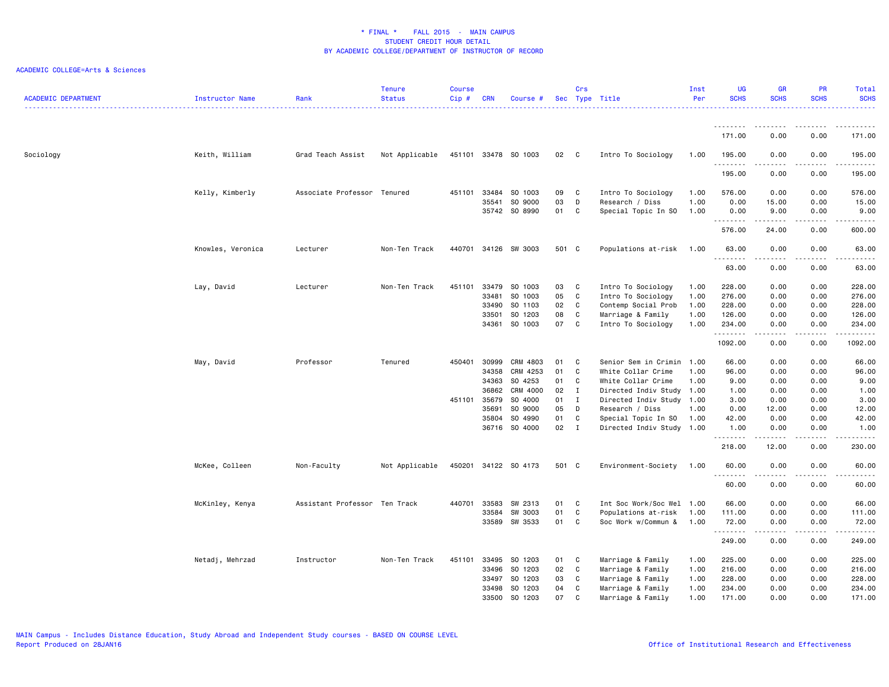# * FINAL * FALL 2015 - MAIN CAMPUS
## STUDENT CREDIT HOUR DETAIL
## BY ACADEMIC COLLEGE/DEPARTMENT OF INSTRUCTOR OF RECORD

ACADEMIC COLLEGE=Arts & Sciences

| ACADEMIC DEPARTMENT | Instructor Name | Rank | Tenure Status | Course Cip # | CRN | Course # | Sec | Crs Type | Title | Inst Per | UG SCHS | GR SCHS | PR SCHS | Total SCHS |
|---|---|---|---|---|---|---|---|---|---|---|---|---|---|---|
| | | | | | | | | | | | 171.00 | 0.00 | 0.00 | 171.00 |
| Sociology | Keith, William | Grad Teach Assist | Not Applicable | 451101 | 33478 | SO 1003 | 02 | C | Intro To Sociology | 1.00 | 195.00 | 0.00 | 0.00 | 195.00 |
| | | | | | | | | | | | 195.00 | 0.00 | 0.00 | 195.00 |
| | Kelly, Kimberly | Associate Professor | Tenured | 451101 | 33484 | SO 1003 | 09 | C | Intro To Sociology | 1.00 | 576.00 | 0.00 | 0.00 | 576.00 |
| | | | | | 35541 | SO 9000 | 03 | D | Research / Diss | 1.00 | 0.00 | 15.00 | 0.00 | 15.00 |
| | | | | | 35742 | SO 8990 | 01 | C | Special Topic In SO | 1.00 | 0.00 | 9.00 | 0.00 | 9.00 |
| | | | | | | | | | | | 576.00 | 24.00 | 0.00 | 600.00 |
| | Knowles, Veronica | Lecturer | Non-Ten Track | 440701 | 34126 | SW 3003 | 501 | C | Populations at-risk | 1.00 | 63.00 | 0.00 | 0.00 | 63.00 |
| | | | | | | | | | | | 63.00 | 0.00 | 0.00 | 63.00 |
| | Lay, David | Lecturer | Non-Ten Track | 451101 | 33479 | SO 1003 | 03 | C | Intro To Sociology | 1.00 | 228.00 | 0.00 | 0.00 | 228.00 |
| | | | | | 33481 | SO 1003 | 05 | C | Intro To Sociology | 1.00 | 276.00 | 0.00 | 0.00 | 276.00 |
| | | | | | 33490 | SO 1103 | 02 | C | Contemp Social Prob | 1.00 | 228.00 | 0.00 | 0.00 | 228.00 |
| | | | | | 33501 | SO 1203 | 08 | C | Marriage & Family | 1.00 | 126.00 | 0.00 | 0.00 | 126.00 |
| | | | | | 34361 | SO 1003 | 07 | C | Intro To Sociology | 1.00 | 234.00 | 0.00 | 0.00 | 234.00 |
| | | | | | | | | | | | 1092.00 | 0.00 | 0.00 | 1092.00 |
| | May, David | Professor | Tenured | 450401 | 30999 | CRM 4803 | 01 | C | Senior Sem in Crimin | 1.00 | 66.00 | 0.00 | 0.00 | 66.00 |
| | | | | | 34358 | CRM 4253 | 01 | C | White Collar Crime | 1.00 | 96.00 | 0.00 | 0.00 | 96.00 |
| | | | | | 34363 | SO 4253 | 01 | C | White Collar Crime | 1.00 | 9.00 | 0.00 | 0.00 | 9.00 |
| | | | | | 36862 | CRM 4000 | 02 | I | Directed Indiv Study | 1.00 | 1.00 | 0.00 | 0.00 | 1.00 |
| | | | | 451101 | 35679 | SO 4000 | 01 | I | Directed Indiv Study | 1.00 | 3.00 | 0.00 | 0.00 | 3.00 |
| | | | | | 35691 | SO 9000 | 05 | D | Research / Diss | 1.00 | 0.00 | 12.00 | 0.00 | 12.00 |
| | | | | | 35804 | SO 4990 | 01 | C | Special Topic In SO | 1.00 | 42.00 | 0.00 | 0.00 | 42.00 |
| | | | | | 36716 | SO 4000 | 02 | I | Directed Indiv Study | 1.00 | 1.00 | 0.00 | 0.00 | 1.00 |
| | | | | | | | | | | | 218.00 | 12.00 | 0.00 | 230.00 |
| | McKee, Colleen | Non-Faculty | Not Applicable | 450201 | 34122 | SO 4173 | 501 | C | Environment-Society | 1.00 | 60.00 | 0.00 | 0.00 | 60.00 |
| | | | | | | | | | | | 60.00 | 0.00 | 0.00 | 60.00 |
| | McKinley, Kenya | Assistant Professor | Ten Track | 440701 | 33583 | SW 2313 | 01 | C | Int Soc Work/Soc Wel | 1.00 | 66.00 | 0.00 | 0.00 | 66.00 |
| | | | | | 33584 | SW 3003 | 01 | C | Populations at-risk | 1.00 | 111.00 | 0.00 | 0.00 | 111.00 |
| | | | | | 33589 | SW 3533 | 01 | C | Soc Work w/Commun & | 1.00 | 72.00 | 0.00 | 0.00 | 72.00 |
| | | | | | | | | | | | 249.00 | 0.00 | 0.00 | 249.00 |
| | Netadj, Mehrzad | Instructor | Non-Ten Track | 451101 | 33495 | SO 1203 | 01 | C | Marriage & Family | 1.00 | 225.00 | 0.00 | 0.00 | 225.00 |
| | | | | | 33496 | SO 1203 | 02 | C | Marriage & Family | 1.00 | 216.00 | 0.00 | 0.00 | 216.00 |
| | | | | | 33497 | SO 1203 | 03 | C | Marriage & Family | 1.00 | 228.00 | 0.00 | 0.00 | 228.00 |
| | | | | | 33498 | SO 1203 | 04 | C | Marriage & Family | 1.00 | 234.00 | 0.00 | 0.00 | 234.00 |
| | | | | | 33500 | SO 1203 | 07 | C | Marriage & Family | 1.00 | 171.00 | 0.00 | 0.00 | 171.00 |

MAIN Campus - Includes Distance Education, Study Abroad and Independent Study courses - BASED ON COURSE LEVEL
Report Produced on 28JAN16

Office of Institutional Research and Effectiveness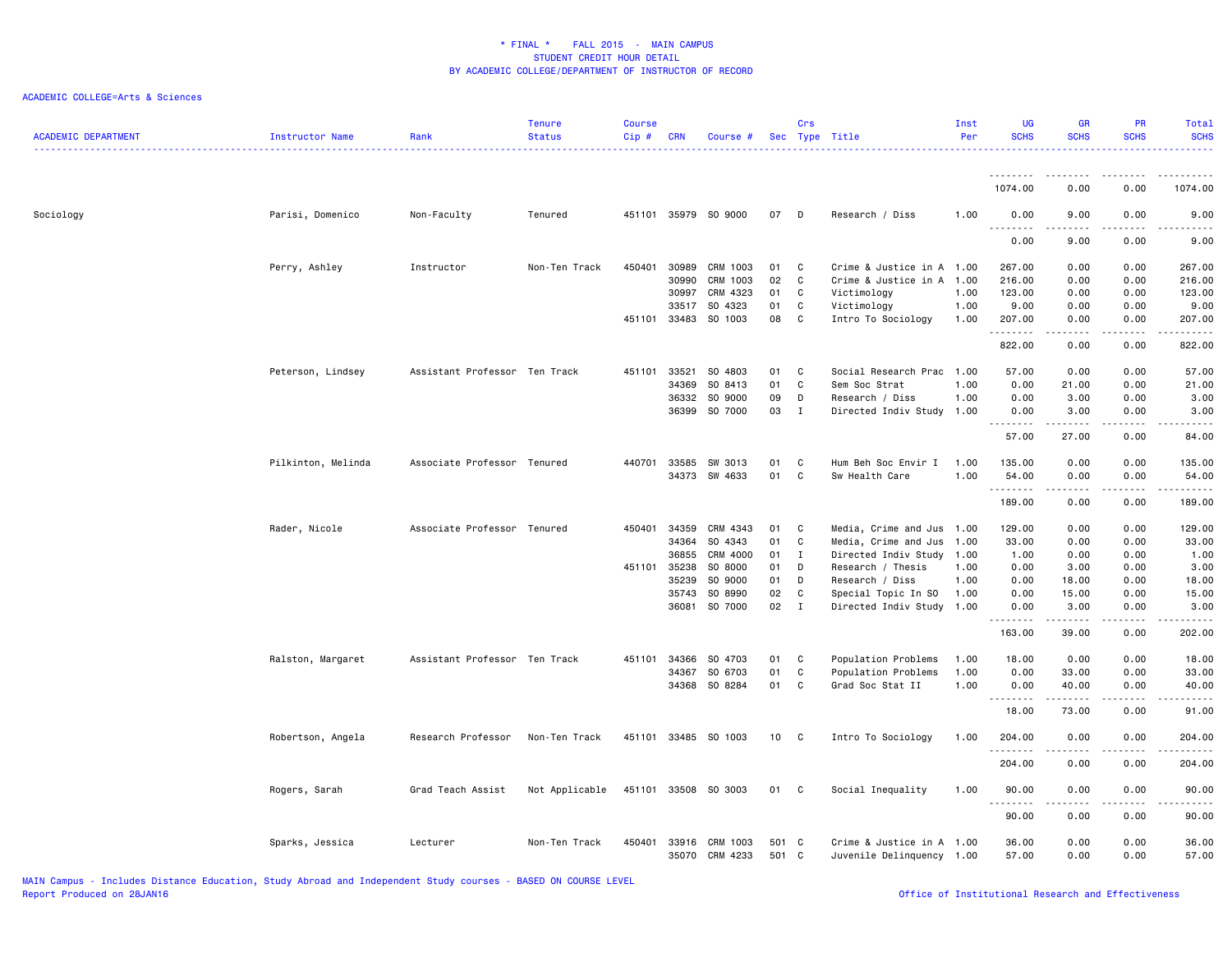# * FINAL * FALL 2015 - MAIN CAMPUS
## STUDENT CREDIT HOUR DETAIL
## BY ACADEMIC COLLEGE/DEPARTMENT OF INSTRUCTOR OF RECORD

ACADEMIC COLLEGE=Arts & Sciences

| ACADEMIC DEPARTMENT | Instructor Name | Rank | Tenure Status | Course Cip # | CRN | Course # | Sec | Crs Type | Title | Inst Per | UG SCHS | GR SCHS | PR SCHS | Total SCHS |
|---|---|---|---|---|---|---|---|---|---|---|---|---|---|---|
| | | | | | | | | | | | 1074.00 | 0.00 | 0.00 | 1074.00 |
| Sociology | Parisi, Domenico | Non-Faculty | Tenured | 451101 | 35979 | SO 9000 | 07 | D | Research / Diss | 1.00 | 0.00 | 9.00 | 0.00 | 9.00 |
| | | | | | | | | | | | 0.00 | 9.00 | 0.00 | 9.00 |
| | Perry, Ashley | Instructor | Non-Ten Track | 450401 | 30989 | CRM 1003 | 01 | C | Crime & Justice in A | 1.00 | 267.00 | 0.00 | 0.00 | 267.00 |
| | | | | | 30990 | CRM 1003 | 02 | C | Crime & Justice in A | 1.00 | 216.00 | 0.00 | 0.00 | 216.00 |
| | | | | | 30997 | CRM 4323 | 01 | C | Victimology | 1.00 | 123.00 | 0.00 | 0.00 | 123.00 |
| | | | | | 33517 | SO 4323 | 01 | C | Victimology | 1.00 | 9.00 | 0.00 | 0.00 | 9.00 |
| | | | | 451101 | 33483 | SO 1003 | 08 | C | Intro To Sociology | 1.00 | 207.00 | 0.00 | 0.00 | 207.00 |
| | | | | | | | | | | | 822.00 | 0.00 | 0.00 | 822.00 |
| | Peterson, Lindsey | Assistant Professor | Ten Track | 451101 | 33521 | SO 4803 | 01 | C | Social Research Prac | 1.00 | 57.00 | 0.00 | 0.00 | 57.00 |
| | | | | | 34369 | SO 8413 | 01 | C | Sem Soc Strat | 1.00 | 0.00 | 21.00 | 0.00 | 21.00 |
| | | | | | 36332 | SO 9000 | 09 | D | Research / Diss | 1.00 | 0.00 | 3.00 | 0.00 | 3.00 |
| | | | | | 36399 | SO 7000 | 03 | I | Directed Indiv Study | 1.00 | 0.00 | 3.00 | 0.00 | 3.00 |
| | | | | | | | | | | | 57.00 | 27.00 | 0.00 | 84.00 |
| | Pilkinton, Melinda | Associate Professor | Tenured | 440701 | 33585 | SW 3013 | 01 | C | Hum Beh Soc Envir I | 1.00 | 135.00 | 0.00 | 0.00 | 135.00 |
| | | | | | 34373 | SW 4633 | 01 | C | Sw Health Care | 1.00 | 54.00 | 0.00 | 0.00 | 54.00 |
| | | | | | | | | | | | 189.00 | 0.00 | 0.00 | 189.00 |
| | Rader, Nicole | Associate Professor | Tenured | 450401 | 34359 | CRM 4343 | 01 | C | Media, Crime and Jus | 1.00 | 129.00 | 0.00 | 0.00 | 129.00 |
| | | | | | 34364 | SO 4343 | 01 | C | Media, Crime and Jus | 1.00 | 33.00 | 0.00 | 0.00 | 33.00 |
| | | | | | 36855 | CRM 4000 | 01 | I | Directed Indiv Study | 1.00 | 1.00 | 0.00 | 0.00 | 1.00 |
| | | | | 451101 | 35238 | SO 8000 | 01 | D | Research / Thesis | 1.00 | 0.00 | 3.00 | 0.00 | 3.00 |
| | | | | | 35239 | SO 9000 | 01 | D | Research / Diss | 1.00 | 0.00 | 18.00 | 0.00 | 18.00 |
| | | | | | 35743 | SO 8990 | 02 | C | Special Topic In SO | 1.00 | 0.00 | 15.00 | 0.00 | 15.00 |
| | | | | | 36081 | SO 7000 | 02 | I | Directed Indiv Study | 1.00 | 0.00 | 3.00 | 0.00 | 3.00 |
| | | | | | | | | | | | 163.00 | 39.00 | 0.00 | 202.00 |
| | Ralston, Margaret | Assistant Professor | Ten Track | 451101 | 34366 | SO 4703 | 01 | C | Population Problems | 1.00 | 18.00 | 0.00 | 0.00 | 18.00 |
| | | | | | 34367 | SO 6703 | 01 | C | Population Problems | 1.00 | 0.00 | 33.00 | 0.00 | 33.00 |
| | | | | | 34368 | SO 8284 | 01 | C | Grad Soc Stat II | 1.00 | 0.00 | 40.00 | 0.00 | 40.00 |
| | | | | | | | | | | | 18.00 | 73.00 | 0.00 | 91.00 |
| | Robertson, Angela | Research Professor | Non-Ten Track | 451101 | 33485 | SO 1003 | 10 | C | Intro To Sociology | 1.00 | 204.00 | 0.00 | 0.00 | 204.00 |
| | | | | | | | | | | | 204.00 | 0.00 | 0.00 | 204.00 |
| | Rogers, Sarah | Grad Teach Assist | Not Applicable | 451101 | 33508 | SO 3003 | 01 | C | Social Inequality | 1.00 | 90.00 | 0.00 | 0.00 | 90.00 |
| | | | | | | | | | | | 90.00 | 0.00 | 0.00 | 90.00 |
| | Sparks, Jessica | Lecturer | Non-Ten Track | 450401 | 33916 | CRM 1003 | 501 | C | Crime & Justice in A | 1.00 | 36.00 | 0.00 | 0.00 | 36.00 |
| | | | | | 35070 | CRM 4233 | 501 | C | Juvenile Delinquency | 1.00 | 57.00 | 0.00 | 0.00 | 57.00 |

MAIN Campus - Includes Distance Education, Study Abroad and Independent Study courses - BASED ON COURSE LEVEL
Report Produced on 28JAN16

Office of Institutional Research and Effectiveness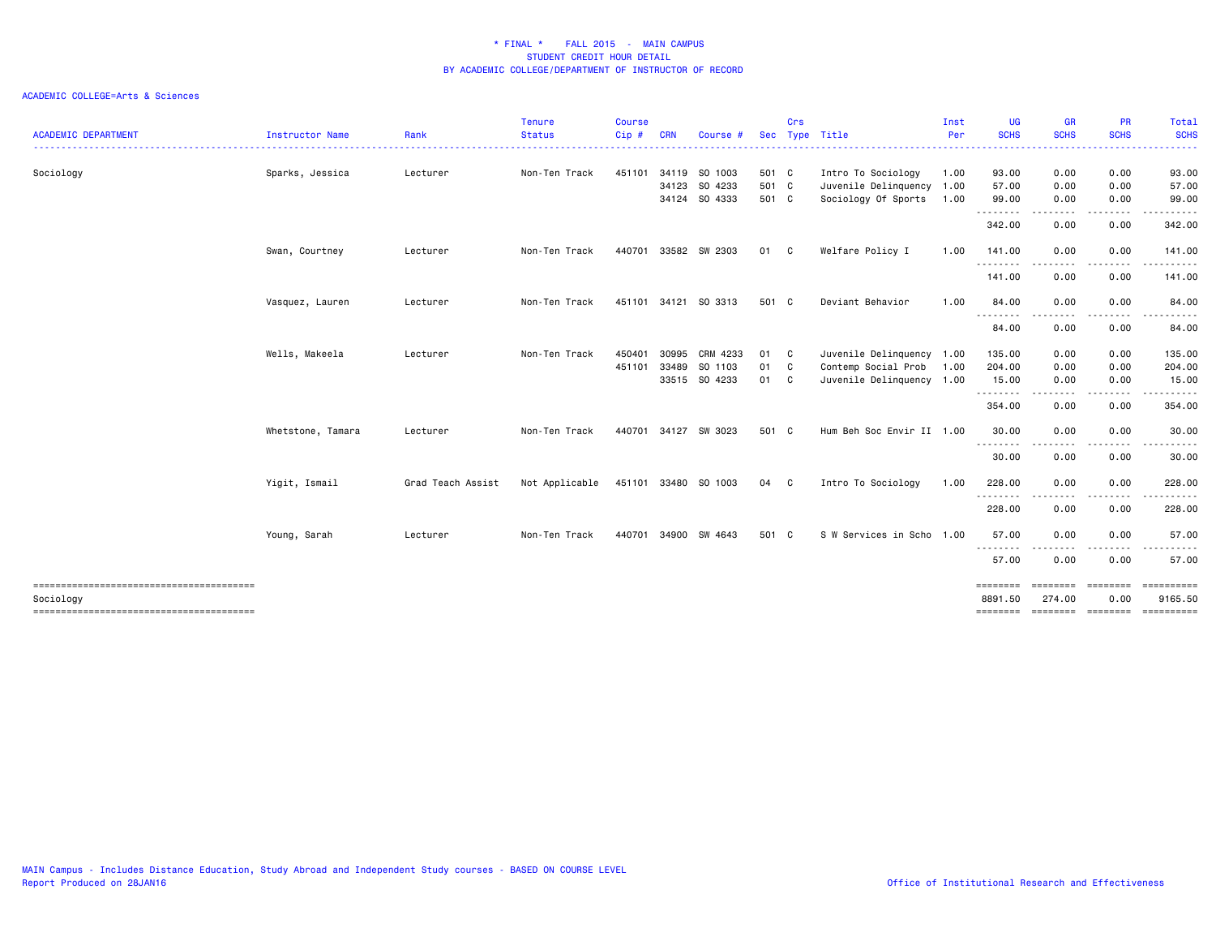# * FINAL * FALL 2015 - MAIN CAMPUS
## STUDENT CREDIT HOUR DETAIL
## BY ACADEMIC COLLEGE/DEPARTMENT OF INSTRUCTOR OF RECORD

ACADEMIC COLLEGE=Arts & Sciences

| ACADEMIC DEPARTMENT | Instructor Name | Rank | Tenure Status | Course Cip # | CRN | Course # | Sec | Crs Type | Title | Inst Per | UG SCHS | GR SCHS | PR SCHS | Total SCHS |
|---|---|---|---|---|---|---|---|---|---|---|---|---|---|---|
| Sociology | Sparks, Jessica | Lecturer | Non-Ten Track | 451101 | 34119 | SO 1003 | 501 | C | Intro To Sociology | 1.00 | 93.00 | 0.00 | 0.00 | 93.00 |
| | | | | | 34123 | SO 4233 | 501 | C | Juvenile Delinquency | 1.00 | 57.00 | 0.00 | 0.00 | 57.00 |
| | | | | | 34124 | SO 4333 | 501 | C | Sociology Of Sports | 1.00 | 99.00 | 0.00 | 0.00 | 99.00 |
| | | | | | | | | | | | 342.00 | 0.00 | 0.00 | 342.00 |
| | Swan, Courtney | Lecturer | Non-Ten Track | 440701 | 33582 | SW 2303 | 01 | C | Welfare Policy I | 1.00 | 141.00 | 0.00 | 0.00 | 141.00 |
| | | | | | | | | | | | 141.00 | 0.00 | 0.00 | 141.00 |
| | Vasquez, Lauren | Lecturer | Non-Ten Track | 451101 | 34121 | SO 3313 | 501 | C | Deviant Behavior | 1.00 | 84.00 | 0.00 | 0.00 | 84.00 |
| | | | | | | | | | | | 84.00 | 0.00 | 0.00 | 84.00 |
| | Wells, Makeela | Lecturer | Non-Ten Track | 450401 | 30995 | CRM 4233 | 01 | C | Juvenile Delinquency | 1.00 | 135.00 | 0.00 | 0.00 | 135.00 |
| | | | | 451101 | 33489 | SO 1103 | 01 | C | Contemp Social Prob | 1.00 | 204.00 | 0.00 | 0.00 | 204.00 |
| | | | | | 33515 | SO 4233 | 01 | C | Juvenile Delinquency | 1.00 | 15.00 | 0.00 | 0.00 | 15.00 |
| | | | | | | | | | | | 354.00 | 0.00 | 0.00 | 354.00 |
| | Whetstone, Tamara | Lecturer | Non-Ten Track | 440701 | 34127 | SW 3023 | 501 | C | Hum Beh Soc Envir II | 1.00 | 30.00 | 0.00 | 0.00 | 30.00 |
| | | | | | | | | | | | 30.00 | 0.00 | 0.00 | 30.00 |
| | Yigit, Ismail | Grad Teach Assist | Not Applicable | 451101 | 33480 | SO 1003 | 04 | C | Intro To Sociology | 1.00 | 228.00 | 0.00 | 0.00 | 228.00 |
| | | | | | | | | | | | 228.00 | 0.00 | 0.00 | 228.00 |
| | Young, Sarah | Lecturer | Non-Ten Track | 440701 | 34900 | SW 4643 | 501 | C | S W Services in Scho | 1.00 | 57.00 | 0.00 | 0.00 | 57.00 |
| | | | | | | | | | | | 57.00 | 0.00 | 0.00 | 57.00 |
| Sociology | | | | | | | | | | | 8891.50 | 274.00 | 0.00 | 9165.50 |

MAIN Campus - Includes Distance Education, Study Abroad and Independent Study courses - BASED ON COURSE LEVEL
Report Produced on 28JAN16

Office of Institutional Research and Effectiveness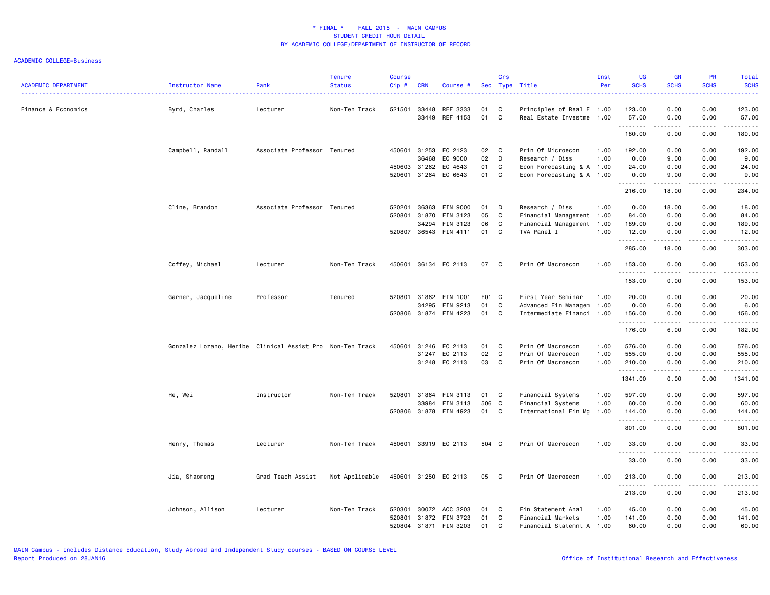# * FINAL * FALL 2015 - MAIN CAMPUS
## STUDENT CREDIT HOUR DETAIL
## BY ACADEMIC COLLEGE/DEPARTMENT OF INSTRUCTOR OF RECORD

ACADEMIC COLLEGE=Business

| ACADEMIC DEPARTMENT | Instructor Name | Rank | Tenure Status | Course Cip # | CRN | Course # | Sec | Crs Type | Title | Inst Per | UG SCHS | GR SCHS | PR SCHS | Total SCHS |
|---|---|---|---|---|---|---|---|---|---|---|---|---|---|---|
| Finance & Economics | Byrd, Charles | Lecturer | Non-Ten Track | 521501 | 33448 | REF 3333 | 01 | C | Principles of Real E | 1.00 | 123.00 | 0.00 | 0.00 | 123.00 |
| | | | | | 33449 | REF 4153 | 01 | C | Real Estate Investme | 1.00 | 57.00 | 0.00 | 0.00 | 57.00 |
| | | | | | | | | | | | 180.00 | 0.00 | 0.00 | 180.00 |
| | Campbell, Randall | Associate Professor | Tenured | 450601 | 31253 | EC 2123 | 02 | C | Prin Of Microecon | 1.00 | 192.00 | 0.00 | 0.00 | 192.00 |
| | | | | | 36468 | EC 9000 | 02 | D | Research / Diss | 1.00 | 0.00 | 9.00 | 0.00 | 9.00 |
| | | | | 450603 | 31262 | EC 4643 | 01 | C | Econ Forecasting & A | 1.00 | 24.00 | 0.00 | 0.00 | 24.00 |
| | | | | 520601 | 31264 | EC 6643 | 01 | C | Econ Forecasting & A | 1.00 | 0.00 | 9.00 | 0.00 | 9.00 |
| | | | | | | | | | | | 216.00 | 18.00 | 0.00 | 234.00 |
| | Cline, Brandon | Associate Professor | Tenured | 520201 | 36363 | FIN 9000 | 01 | D | Research / Diss | 1.00 | 0.00 | 18.00 | 0.00 | 18.00 |
| | | | | 520801 | 31870 | FIN 3123 | 05 | C | Financial Management | 1.00 | 84.00 | 0.00 | 0.00 | 84.00 |
| | | | | | 34294 | FIN 3123 | 06 | C | Financial Management | 1.00 | 189.00 | 0.00 | 0.00 | 189.00 |
| | | | | 520807 | 36543 | FIN 4111 | 01 | C | TVA Panel I | 1.00 | 12.00 | 0.00 | 0.00 | 12.00 |
| | | | | | | | | | | | 285.00 | 18.00 | 0.00 | 303.00 |
| | Coffey, Michael | Lecturer | Non-Ten Track | 450601 | 36134 | EC 2113 | 07 | C | Prin Of Macroecon | 1.00 | 153.00 | 0.00 | 0.00 | 153.00 |
| | | | | | | | | | | | 153.00 | 0.00 | 0.00 | 153.00 |
| | Garner, Jacqueline | Professor | Tenured | 520801 | 31862 | FIN 1001 | F01 | C | First Year Seminar | 1.00 | 20.00 | 0.00 | 0.00 | 20.00 |
| | | | | | 34295 | FIN 9213 | 01 | C | Advanced Fin Managem | 1.00 | 0.00 | 6.00 | 0.00 | 6.00 |
| | | | | 520806 | 31874 | FIN 4223 | 01 | C | Intermediate Financi | 1.00 | 156.00 | 0.00 | 0.00 | 156.00 |
| | | | | | | | | | | | 176.00 | 6.00 | 0.00 | 182.00 |
| | Gonzalez Lozano, Heribe | Clinical Assist Pro | Non-Ten Track | 450601 | 31246 | EC 2113 | 01 | C | Prin Of Macroecon | 1.00 | 576.00 | 0.00 | 0.00 | 576.00 |
| | | | | | 31247 | EC 2113 | 02 | C | Prin Of Macroecon | 1.00 | 555.00 | 0.00 | 0.00 | 555.00 |
| | | | | | 31248 | EC 2113 | 03 | C | Prin Of Macroecon | 1.00 | 210.00 | 0.00 | 0.00 | 210.00 |
| | | | | | | | | | | | 1341.00 | 0.00 | 0.00 | 1341.00 |
| | He, Wei | Instructor | Non-Ten Track | 520801 | 31864 | FIN 3113 | 01 | C | Financial Systems | 1.00 | 597.00 | 0.00 | 0.00 | 597.00 |
| | | | | | 33984 | FIN 3113 | 506 | C | Financial Systems | 1.00 | 60.00 | 0.00 | 0.00 | 60.00 |
| | | | | 520806 | 31878 | FIN 4923 | 01 | C | International Fin Mg | 1.00 | 144.00 | 0.00 | 0.00 | 144.00 |
| | | | | | | | | | | | 801.00 | 0.00 | 0.00 | 801.00 |
| | Henry, Thomas | Lecturer | Non-Ten Track | 450601 | 33919 | EC 2113 | 504 | C | Prin Of Macroecon | 1.00 | 33.00 | 0.00 | 0.00 | 33.00 |
| | | | | | | | | | | | 33.00 | 0.00 | 0.00 | 33.00 |
| | Jia, Shaomeng | Grad Teach Assist | Not Applicable | 450601 | 31250 | EC 2113 | 05 | C | Prin Of Macroecon | 1.00 | 213.00 | 0.00 | 0.00 | 213.00 |
| | | | | | | | | | | | 213.00 | 0.00 | 0.00 | 213.00 |
| | Johnson, Allison | Lecturer | Non-Ten Track | 520301 | 30072 | ACC 3203 | 01 | C | Fin Statement Anal | 1.00 | 45.00 | 0.00 | 0.00 | 45.00 |
| | | | | 520801 | 31872 | FIN 3723 | 01 | C | Financial Markets | 1.00 | 141.00 | 0.00 | 0.00 | 141.00 |
| | | | | 520804 | 31871 | FIN 3203 | 01 | C | Financial Statemnt A | 1.00 | 60.00 | 0.00 | 0.00 | 60.00 |

MAIN Campus - Includes Distance Education, Study Abroad and Independent Study courses - BASED ON COURSE LEVEL
Report Produced on 28JAN16

Office of Institutional Research and Effectiveness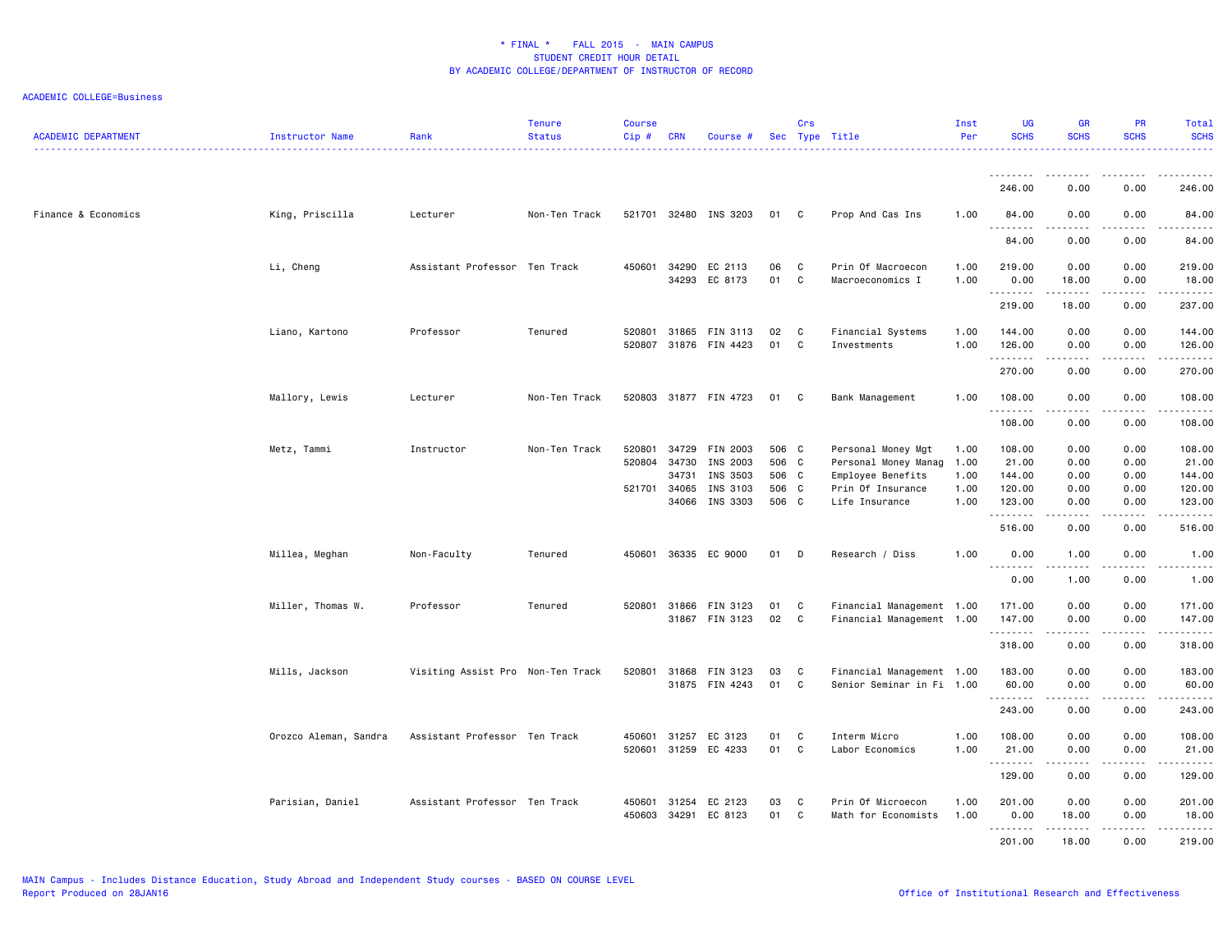* FINAL * FALL 2015 - MAIN CAMPUS
STUDENT CREDIT HOUR DETAIL
BY ACADEMIC COLLEGE/DEPARTMENT OF INSTRUCTOR OF RECORD

ACADEMIC COLLEGE=Business

| ACADEMIC DEPARTMENT | Instructor Name | Rank | Tenure Status | Course Cip # | CRN | Course # | Sec | Crs Type | Title | Inst Per | UG SCHS | GR SCHS | PR SCHS | Total SCHS |
|---|---|---|---|---|---|---|---|---|---|---|---|---|---|---|
| | | | | | | | | | | | 246.00 | 0.00 | 0.00 | 246.00 |
| Finance & Economics | King, Priscilla | Lecturer | Non-Ten Track | 521701 | 32480 | INS 3203 | 01 | C | Prop And Cas Ins | 1.00 | 84.00 | 0.00 | 0.00 | 84.00 |
| | | | | | | | | | | | 84.00 | 0.00 | 0.00 | 84.00 |
| | Li, Cheng | Assistant Professor | Ten Track | 450601 | 34290 | EC 2113 | 06 | C | Prin Of Macroecon | 1.00 | 219.00 | 0.00 | 0.00 | 219.00 |
| | | | | | 34293 | EC 8173 | 01 | C | Macroeconomics I | 1.00 | 0.00 | 18.00 | 0.00 | 18.00 |
| | | | | | | | | | | | 219.00 | 18.00 | 0.00 | 237.00 |
| | Liano, Kartono | Professor | Tenured | 520801 | 31865 | FIN 3113 | 02 | C | Financial Systems | 1.00 | 144.00 | 0.00 | 0.00 | 144.00 |
| | | | | 520807 | 31876 | FIN 4423 | 01 | C | Investments | 1.00 | 126.00 | 0.00 | 0.00 | 126.00 |
| | | | | | | | | | | | 270.00 | 0.00 | 0.00 | 270.00 |
| | Mallory, Lewis | Lecturer | Non-Ten Track | 520803 | 31877 | FIN 4723 | 01 | C | Bank Management | 1.00 | 108.00 | 0.00 | 0.00 | 108.00 |
| | | | | | | | | | | | 108.00 | 0.00 | 0.00 | 108.00 |
| | Metz, Tammi | Instructor | Non-Ten Track | 520801 | 34729 | FIN 2003 | 506 | C | Personal Money Mgt | 1.00 | 108.00 | 0.00 | 0.00 | 108.00 |
| | | | | 520804 | 34730 | INS 2003 | 506 | C | Personal Money Manag | 1.00 | 21.00 | 0.00 | 0.00 | 21.00 |
| | | | | | 34731 | INS 3503 | 506 | C | Employee Benefits | 1.00 | 144.00 | 0.00 | 0.00 | 144.00 |
| | | | | 521701 | 34065 | INS 3103 | 506 | C | Prin Of Insurance | 1.00 | 120.00 | 0.00 | 0.00 | 120.00 |
| | | | | | 34066 | INS 3303 | 506 | C | Life Insurance | 1.00 | 123.00 | 0.00 | 0.00 | 123.00 |
| | | | | | | | | | | | 516.00 | 0.00 | 0.00 | 516.00 |
| | Millea, Meghan | Non-Faculty | Tenured | 450601 | 36335 | EC 9000 | 01 | D | Research / Diss | 1.00 | 0.00 | 1.00 | 0.00 | 1.00 |
| | | | | | | | | | | | 0.00 | 1.00 | 0.00 | 1.00 |
| | Miller, Thomas W. | Professor | Tenured | 520801 | 31866 | FIN 3123 | 01 | C | Financial Management | 1.00 | 171.00 | 0.00 | 0.00 | 171.00 |
| | | | | | 31867 | FIN 3123 | 02 | C | Financial Management | 1.00 | 147.00 | 0.00 | 0.00 | 147.00 |
| | | | | | | | | | | | 318.00 | 0.00 | 0.00 | 318.00 |
| | Mills, Jackson | Visiting Assist Pro | Non-Ten Track | 520801 | 31868 | FIN 3123 | 03 | C | Financial Management | 1.00 | 183.00 | 0.00 | 0.00 | 183.00 |
| | | | | | 31875 | FIN 4243 | 01 | C | Senior Seminar in Fi | 1.00 | 60.00 | 0.00 | 0.00 | 60.00 |
| | | | | | | | | | | | 243.00 | 0.00 | 0.00 | 243.00 |
| | Orozco Aleman, Sandra | Assistant Professor | Ten Track | 450601 | 31257 | EC 3123 | 01 | C | Interm Micro | 1.00 | 108.00 | 0.00 | 0.00 | 108.00 |
| | | | | 520601 | 31259 | EC 4233 | 01 | C | Labor Economics | 1.00 | 21.00 | 0.00 | 0.00 | 21.00 |
| | | | | | | | | | | | 129.00 | 0.00 | 0.00 | 129.00 |
| | Parisian, Daniel | Assistant Professor | Ten Track | 450601 | 31254 | EC 2123 | 03 | C | Prin Of Microecon | 1.00 | 201.00 | 0.00 | 0.00 | 201.00 |
| | | | | 450603 | 34291 | EC 8123 | 01 | C | Math for Economists | 1.00 | 0.00 | 18.00 | 0.00 | 18.00 |
| | | | | | | | | | | | 201.00 | 18.00 | 0.00 | 219.00 |

MAIN Campus - Includes Distance Education, Study Abroad and Independent Study courses - BASED ON COURSE LEVEL
Report Produced on 28JAN16 | Office of Institutional Research and Effectiveness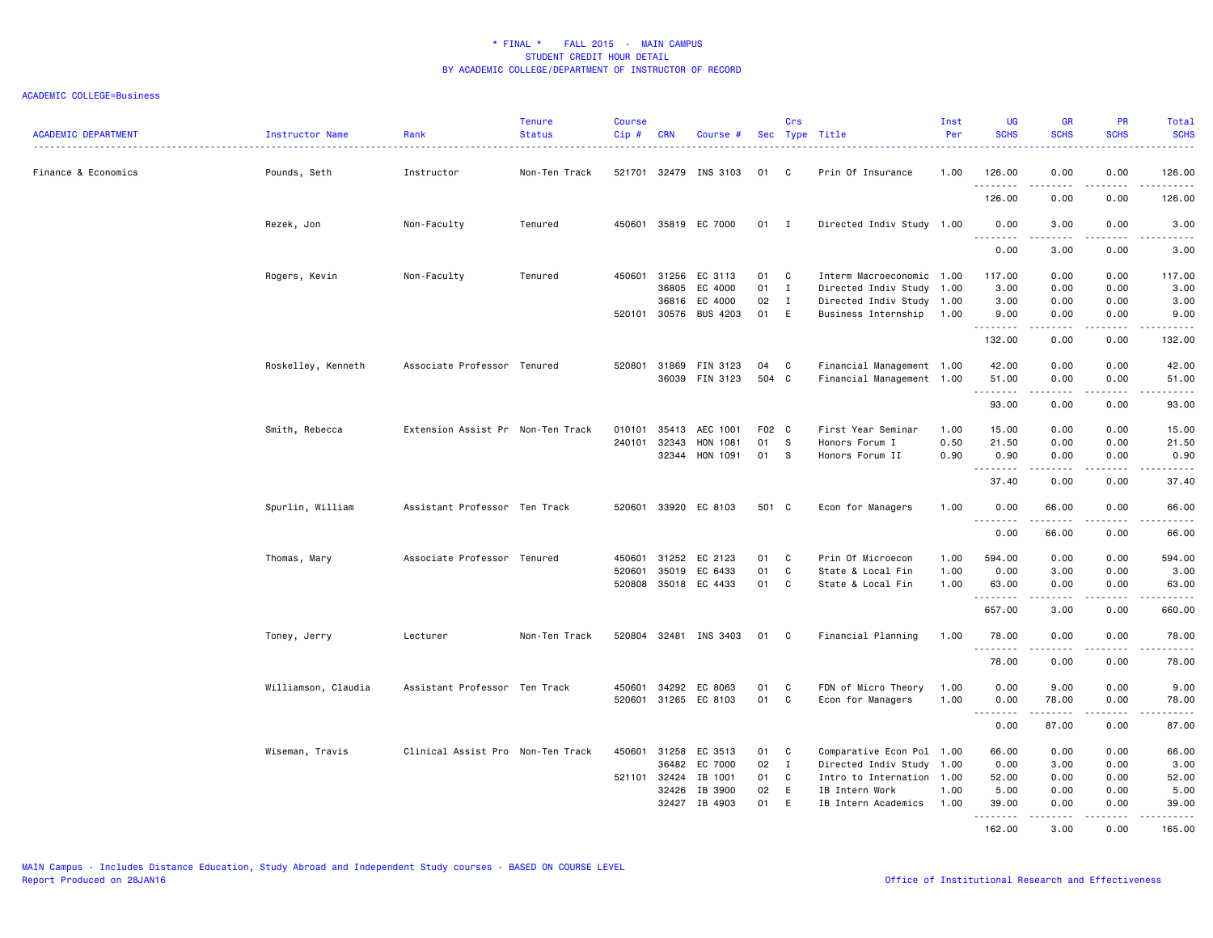# * FINAL * FALL 2015 - MAIN CAMPUS
## STUDENT CREDIT HOUR DETAIL
## BY ACADEMIC COLLEGE/DEPARTMENT OF INSTRUCTOR OF RECORD

ACADEMIC COLLEGE=Business

| ACADEMIC DEPARTMENT | Instructor Name | Rank | Tenure Status | Course Cip # | CRN | Course # | Sec | Crs Type | Title | Inst Per | UG SCHS | GR SCHS | PR SCHS | Total SCHS |
|---|---|---|---|---|---|---|---|---|---|---|---|---|---|---|
| Finance & Economics | Pounds, Seth | Instructor | Non-Ten Track | 521701 | 32479 | INS 3103 | 01 | C | Prin Of Insurance | 1.00 | 126.00 | 0.00 | 0.00 | 126.00 |
| | | | | | | | | | | | 126.00 | 0.00 | 0.00 | 126.00 |
| | Rezek, Jon | Non-Faculty | Tenured | 450601 | 35819 | EC 7000 | 01 | I | Directed Indiv Study | 1.00 | 0.00 | 3.00 | 0.00 | 3.00 |
| | | | | | | | | | | | 0.00 | 3.00 | 0.00 | 3.00 |
| | Rogers, Kevin | Non-Faculty | Tenured | 450601 | 31256 | EC 3113 | 01 | C | Interm Macroeconomic | 1.00 | 117.00 | 0.00 | 0.00 | 117.00 |
| | | | | | 36805 | EC 4000 | 01 | I | Directed Indiv Study | 1.00 | 3.00 | 0.00 | 0.00 | 3.00 |
| | | | | | 36816 | EC 4000 | 02 | I | Directed Indiv Study | 1.00 | 3.00 | 0.00 | 0.00 | 3.00 |
| | | | | 520101 | 30576 | BUS 4203 | 01 | E | Business Internship | 1.00 | 9.00 | 0.00 | 0.00 | 9.00 |
| | | | | | | | | | | | 132.00 | 0.00 | 0.00 | 132.00 |
| | Roskelley, Kenneth | Associate Professor | Tenured | 520801 | 31869 | FIN 3123 | 04 | C | Financial Management | 1.00 | 42.00 | 0.00 | 0.00 | 42.00 |
| | | | | | 36039 | FIN 3123 | 504 | C | Financial Management | 1.00 | 51.00 | 0.00 | 0.00 | 51.00 |
| | | | | | | | | | | | 93.00 | 0.00 | 0.00 | 93.00 |
| | Smith, Rebecca | Extension Assist Pr | Non-Ten Track | 010101 | 35413 | AEC 1001 | F02 | C | First Year Seminar | 1.00 | 15.00 | 0.00 | 0.00 | 15.00 |
| | | | | 240101 | 32343 | HON 1081 | 01 | S | Honors Forum I | 0.50 | 21.50 | 0.00 | 0.00 | 21.50 |
| | | | | | 32344 | HON 1091 | 01 | S | Honors Forum II | 0.90 | 0.90 | 0.00 | 0.00 | 0.90 |
| | | | | | | | | | | | 37.40 | 0.00 | 0.00 | 37.40 |
| | Spurlin, William | Assistant Professor | Ten Track | 520601 | 33920 | EC 8103 | 501 | C | Econ for Managers | 1.00 | 0.00 | 66.00 | 0.00 | 66.00 |
| | | | | | | | | | | | 0.00 | 66.00 | 0.00 | 66.00 |
| | Thomas, Mary | Associate Professor | Tenured | 450601 | 31252 | EC 2123 | 01 | C | Prin Of Microecon | 1.00 | 594.00 | 0.00 | 0.00 | 594.00 |
| | | | | 520601 | 35019 | EC 6433 | 01 | C | State & Local Fin | 1.00 | 0.00 | 3.00 | 0.00 | 3.00 |
| | | | | 520808 | 35018 | EC 4433 | 01 | C | State & Local Fin | 1.00 | 63.00 | 0.00 | 0.00 | 63.00 |
| | | | | | | | | | | | 657.00 | 3.00 | 0.00 | 660.00 |
| | Toney, Jerry | Lecturer | Non-Ten Track | 520804 | 32481 | INS 3403 | 01 | C | Financial Planning | 1.00 | 78.00 | 0.00 | 0.00 | 78.00 |
| | | | | | | | | | | | 78.00 | 0.00 | 0.00 | 78.00 |
| | Williamson, Claudia | Assistant Professor | Ten Track | 450601 | 34292 | EC 8063 | 01 | C | FDN of Micro Theory | 1.00 | 0.00 | 9.00 | 0.00 | 9.00 |
| | | | | 520601 | 31265 | EC 8103 | 01 | C | Econ for Managers | 1.00 | 0.00 | 78.00 | 0.00 | 78.00 |
| | | | | | | | | | | | 0.00 | 87.00 | 0.00 | 87.00 |
| | Wiseman, Travis | Clinical Assist Pro | Non-Ten Track | 450601 | 31258 | EC 3513 | 01 | C | Comparative Econ Pol | 1.00 | 66.00 | 0.00 | 0.00 | 66.00 |
| | | | | | 36482 | EC 7000 | 02 | I | Directed Indiv Study | 1.00 | 0.00 | 3.00 | 0.00 | 3.00 |
| | | | | 521101 | 32424 | IB 1001 | 01 | C | Intro to Internation | 1.00 | 52.00 | 0.00 | 0.00 | 52.00 |
| | | | | | 32426 | IB 3900 | 02 | E | IB Intern Work | 1.00 | 5.00 | 0.00 | 0.00 | 5.00 |
| | | | | | 32427 | IB 4903 | 01 | E | IB Intern Academics | 1.00 | 39.00 | 0.00 | 0.00 | 39.00 |
| | | | | | | | | | | | 162.00 | 3.00 | 0.00 | 165.00 |

MAIN Campus - Includes Distance Education, Study Abroad and Independent Study courses - BASED ON COURSE LEVEL
Report Produced on 28JAN16

Office of Institutional Research and Effectiveness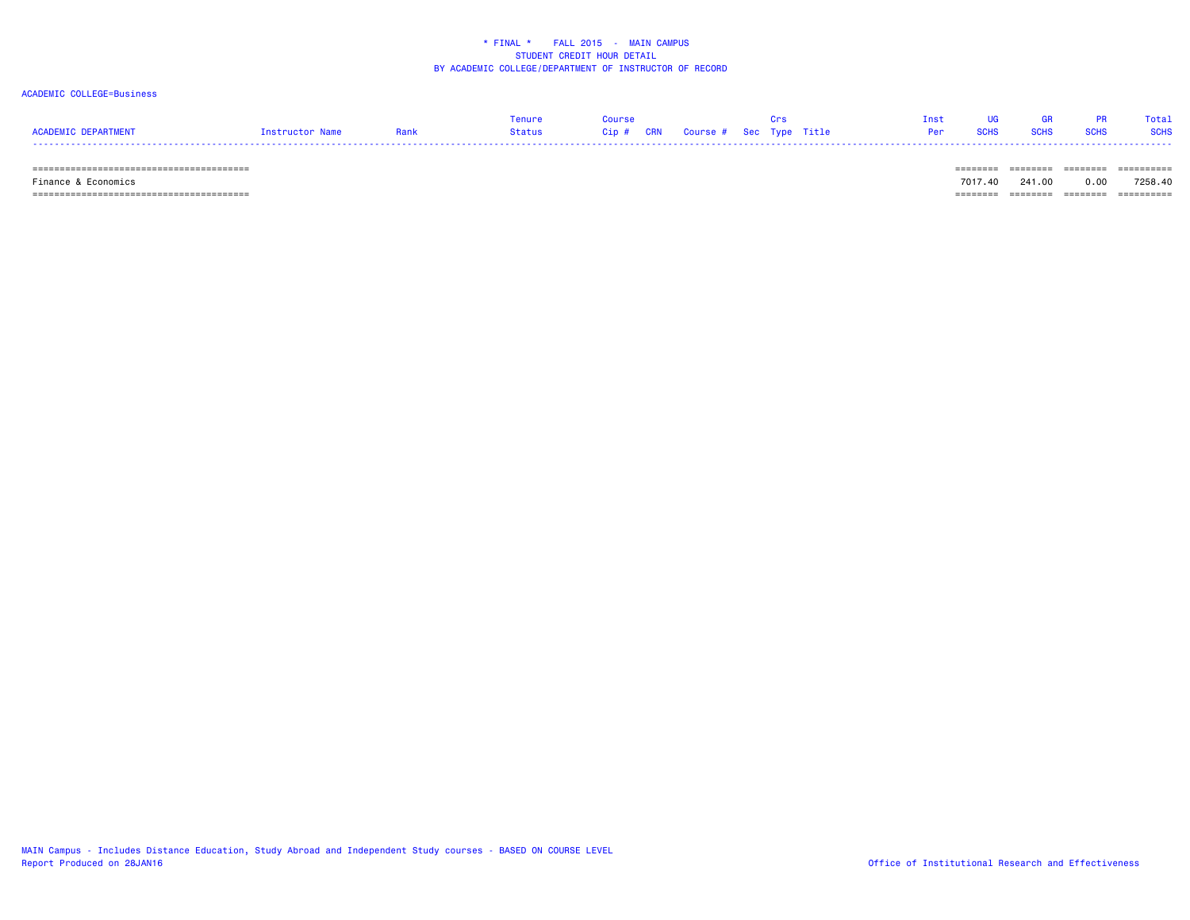\* FINAL \* FALL 2015 - MAIN CAMPUS
STUDENT CREDIT HOUR DETAIL
BY ACADEMIC COLLEGE/DEPARTMENT OF INSTRUCTOR OF RECORD

ACADEMIC COLLEGE=Business

| ACADEMIC DEPARTMENT | Instructor Name | Rank | Tenure Status | Course Cip # | CRN | Course # | Sec | Crs Type | Title | Inst Per | UG SCHS | GR SCHS | PR SCHS | Total SCHS |
|---|---|---|---|---|---|---|---|---|---|---|---|---|---|---|
| Finance & Economics | | | | | | | | | | | 7017.40 | 241.00 | 0.00 | 7258.40 |

MAIN Campus - Includes Distance Education, Study Abroad and Independent Study courses - BASED ON COURSE LEVEL
Report Produced on 28JAN16

Office of Institutional Research and Effectiveness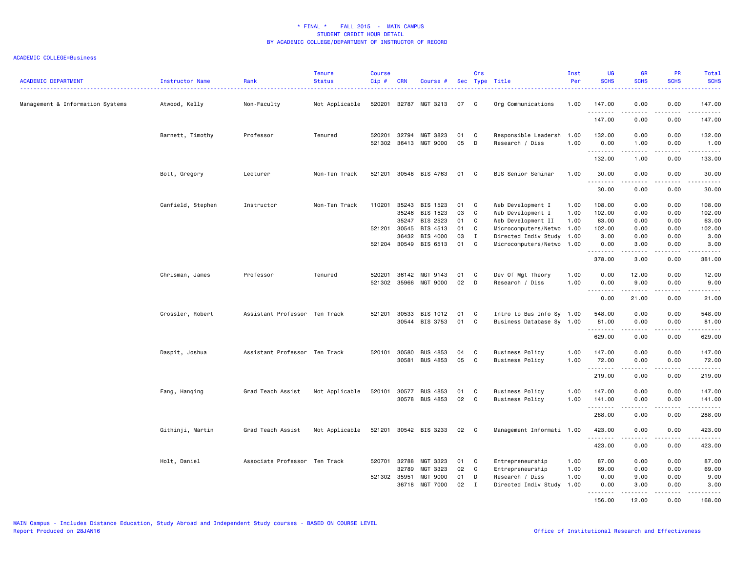\* FINAL \*    FALL 2015  -  MAIN CAMPUS
STUDENT CREDIT HOUR DETAIL
BY ACADEMIC COLLEGE/DEPARTMENT OF INSTRUCTOR OF RECORD

ACADEMIC COLLEGE=Business

| ACADEMIC DEPARTMENT | Instructor Name | Rank | Tenure Status | Course Cip # | CRN | Course # | Sec | Crs Type | Title | Inst Per | UG SCHS | GR SCHS | PR SCHS | Total SCHS |
|---|---|---|---|---|---|---|---|---|---|---|---|---|---|---|
| Management & Information Systems | Atwood, Kelly | Non-Faculty | Not Applicable | 520201 | 32787 | MGT 3213 | 07 | C | Org Communications | 1.00 | 147.00 | 0.00 | 0.00 | 147.00 |
| | | | | | | | | | | | 147.00 | 0.00 | 0.00 | 147.00 |
| | Barnett, Timothy | Professor | Tenured | 520201 | 32794 | MGT 3823 | 01 | C | Responsible Leadersh | 1.00 | 132.00 | 0.00 | 0.00 | 132.00 |
| | | | | 521302 | 36413 | MGT 9000 | 05 | D | Research / Diss | 1.00 | 0.00 | 1.00 | 0.00 | 1.00 |
| | | | | | | | | | | | 132.00 | 1.00 | 0.00 | 133.00 |
| | Bott, Gregory | Lecturer | Non-Ten Track | 521201 | 30548 | BIS 4763 | 01 | C | BIS Senior Seminar | 1.00 | 30.00 | 0.00 | 0.00 | 30.00 |
| | | | | | | | | | | | 30.00 | 0.00 | 0.00 | 30.00 |
| | Canfield, Stephen | Instructor | Non-Ten Track | 110201 | 35243 | BIS 1523 | 01 | C | Web Development I | 1.00 | 108.00 | 0.00 | 0.00 | 108.00 |
| | | | | | 35246 | BIS 1523 | 03 | C | Web Development I | 1.00 | 102.00 | 0.00 | 0.00 | 102.00 |
| | | | | | 35247 | BIS 2523 | 01 | C | Web Development II | 1.00 | 63.00 | 0.00 | 0.00 | 63.00 |
| | | | | 521201 | 30545 | BIS 4513 | 01 | C | Microcomputers/Netwo | 1.00 | 102.00 | 0.00 | 0.00 | 102.00 |
| | | | | | 36432 | BIS 4000 | 03 | I | Directed Indiv Study | 1.00 | 3.00 | 0.00 | 0.00 | 3.00 |
| | | | | 521204 | 30549 | BIS 6513 | 01 | C | Microcomputers/Netwo | 1.00 | 0.00 | 3.00 | 0.00 | 3.00 |
| | | | | | | | | | | | 378.00 | 3.00 | 0.00 | 381.00 |
| | Chrisman, James | Professor | Tenured | 520201 | 36142 | MGT 9143 | 01 | C | Dev Of Mgt Theory | 1.00 | 0.00 | 12.00 | 0.00 | 12.00 |
| | | | | 521302 | 35966 | MGT 9000 | 02 | D | Research / Diss | 1.00 | 0.00 | 9.00 | 0.00 | 9.00 |
| | | | | | | | | | | | 0.00 | 21.00 | 0.00 | 21.00 |
| | Crossler, Robert | Assistant Professor | Ten Track | 521201 | 30533 | BIS 1012 | 01 | C | Intro to Bus Info Sy | 1.00 | 548.00 | 0.00 | 0.00 | 548.00 |
| | | | | | 30544 | BIS 3753 | 01 | C | Business Database Sy | 1.00 | 81.00 | 0.00 | 0.00 | 81.00 |
| | | | | | | | | | | | 629.00 | 0.00 | 0.00 | 629.00 |
| | Daspit, Joshua | Assistant Professor | Ten Track | 520101 | 30580 | BUS 4853 | 04 | C | Business Policy | 1.00 | 147.00 | 0.00 | 0.00 | 147.00 |
| | | | | | 30581 | BUS 4853 | 05 | C | Business Policy | 1.00 | 72.00 | 0.00 | 0.00 | 72.00 |
| | | | | | | | | | | | 219.00 | 0.00 | 0.00 | 219.00 |
| | Fang, Hanqing | Grad Teach Assist | Not Applicable | 520101 | 30577 | BUS 4853 | 01 | C | Business Policy | 1.00 | 147.00 | 0.00 | 0.00 | 147.00 |
| | | | | | 30578 | BUS 4853 | 02 | C | Business Policy | 1.00 | 141.00 | 0.00 | 0.00 | 141.00 |
| | | | | | | | | | | | 288.00 | 0.00 | 0.00 | 288.00 |
| | Githinji, Martin | Grad Teach Assist | Not Applicable | 521201 | 30542 | BIS 3233 | 02 | C | Management Informati | 1.00 | 423.00 | 0.00 | 0.00 | 423.00 |
| | | | | | | | | | | | 423.00 | 0.00 | 0.00 | 423.00 |
| | Holt, Daniel | Associate Professor | Ten Track | 520701 | 32788 | MGT 3323 | 01 | C | Entrepreneurship | 1.00 | 87.00 | 0.00 | 0.00 | 87.00 |
| | | | | | 32789 | MGT 3323 | 02 | C | Entrepreneurship | 1.00 | 69.00 | 0.00 | 0.00 | 69.00 |
| | | | | 521302 | 35951 | MGT 9000 | 01 | D | Research / Diss | 1.00 | 0.00 | 9.00 | 0.00 | 9.00 |
| | | | | | 36718 | MGT 7000 | 02 | I | Directed Indiv Study | 1.00 | 0.00 | 3.00 | 0.00 | 3.00 |
| | | | | | | | | | | | 156.00 | 12.00 | 0.00 | 168.00 |

MAIN Campus - Includes Distance Education, Study Abroad and Independent Study courses - BASED ON COURSE LEVEL
Report Produced on 28JAN16
Office of Institutional Research and Effectiveness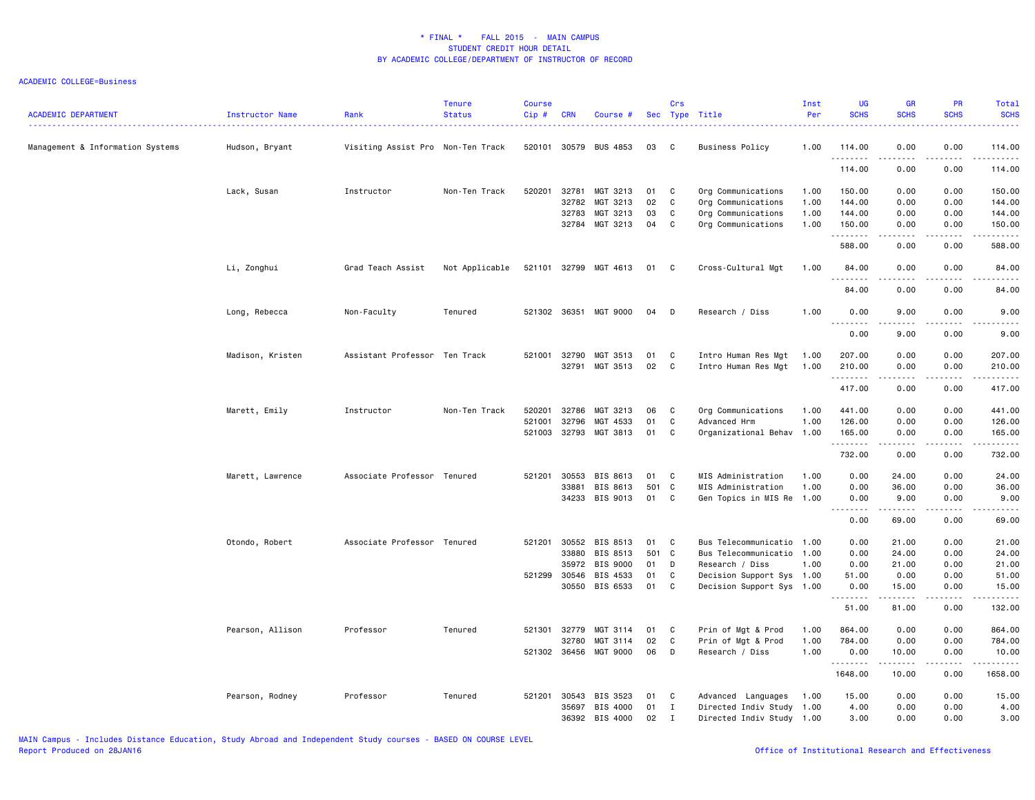# * FINAL * FALL 2015 - MAIN CAMPUS
## STUDENT CREDIT HOUR DETAIL
### BY ACADEMIC COLLEGE/DEPARTMENT OF INSTRUCTOR OF RECORD

ACADEMIC COLLEGE=Business

| ACADEMIC DEPARTMENT | Instructor Name | Rank | Tenure Status | Course Cip # | CRN | Course # | Sec | Crs Type | Title | Inst Per | UG SCHS | GR SCHS | PR SCHS | Total SCHS |
|---|---|---|---|---|---|---|---|---|---|---|---|---|---|---|
| Management & Information Systems | Hudson, Bryant | Visiting Assist Pro | Non-Ten Track | 520101 | 30579 | BUS 4853 | 03 | C | Business Policy | 1.00 | 114.00 | 0.00 | 0.00 | 114.00 |
| | | | | | | | | | | | 114.00 | 0.00 | 0.00 | 114.00 |
| | Lack, Susan | Instructor | Non-Ten Track | 520201 | 32781 | MGT 3213 | 01 | C | Org Communications | 1.00 | 150.00 | 0.00 | 0.00 | 150.00 |
| | | | | | 32782 | MGT 3213 | 02 | C | Org Communications | 1.00 | 144.00 | 0.00 | 0.00 | 144.00 |
| | | | | | 32783 | MGT 3213 | 03 | C | Org Communications | 1.00 | 144.00 | 0.00 | 0.00 | 144.00 |
| | | | | | 32784 | MGT 3213 | 04 | C | Org Communications | 1.00 | 150.00 | 0.00 | 0.00 | 150.00 |
| | | | | | | | | | | | 588.00 | 0.00 | 0.00 | 588.00 |
| | Li, Zonghui | Grad Teach Assist | Not Applicable | 521101 | 32799 | MGT 4613 | 01 | C | Cross-Cultural Mgt | 1.00 | 84.00 | 0.00 | 0.00 | 84.00 |
| | | | | | | | | | | | 84.00 | 0.00 | 0.00 | 84.00 |
| | Long, Rebecca | Non-Faculty | Tenured | 521302 | 36351 | MGT 9000 | 04 | D | Research / Diss | 1.00 | 0.00 | 9.00 | 0.00 | 9.00 |
| | | | | | | | | | | | 0.00 | 9.00 | 0.00 | 9.00 |
| | Madison, Kristen | Assistant Professor | Ten Track | 521001 | 32790 | MGT 3513 | 01 | C | Intro Human Res Mgt | 1.00 | 207.00 | 0.00 | 0.00 | 207.00 |
| | | | | | 32791 | MGT 3513 | 02 | C | Intro Human Res Mgt | 1.00 | 210.00 | 0.00 | 0.00 | 210.00 |
| | | | | | | | | | | | 417.00 | 0.00 | 0.00 | 417.00 |
| | Marett, Emily | Instructor | Non-Ten Track | 520201 | 32786 | MGT 3213 | 06 | C | Org Communications | 1.00 | 441.00 | 0.00 | 0.00 | 441.00 |
| | | | | 521001 | 32796 | MGT 4533 | 01 | C | Advanced Hrm | 1.00 | 126.00 | 0.00 | 0.00 | 126.00 |
| | | | | 521003 | 32793 | MGT 3813 | 01 | C | Organizational Behav | 1.00 | 165.00 | 0.00 | 0.00 | 165.00 |
| | | | | | | | | | | | 732.00 | 0.00 | 0.00 | 732.00 |
| | Marett, Lawrence | Associate Professor | Tenured | 521201 | 30553 | BIS 8613 | 01 | C | MIS Administration | 1.00 | 0.00 | 24.00 | 0.00 | 24.00 |
| | | | | | 33881 | BIS 8613 | 501 | C | MIS Administration | 1.00 | 0.00 | 36.00 | 0.00 | 36.00 |
| | | | | | 34233 | BIS 9013 | 01 | C | Gen Topics in MIS Re | 1.00 | 0.00 | 9.00 | 0.00 | 9.00 |
| | | | | | | | | | | | 0.00 | 69.00 | 0.00 | 69.00 |
| | Otondo, Robert | Associate Professor | Tenured | 521201 | 30552 | BIS 8513 | 01 | C | Bus Telecommunicatio | 1.00 | 0.00 | 21.00 | 0.00 | 21.00 |
| | | | | | 33880 | BIS 8513 | 501 | C | Bus Telecommunicatio | 1.00 | 0.00 | 24.00 | 0.00 | 24.00 |
| | | | | | 35972 | BIS 9000 | 01 | D | Research / Diss | 1.00 | 0.00 | 21.00 | 0.00 | 21.00 |
| | | | | 521299 | 30546 | BIS 4533 | 01 | C | Decision Support Sys | 1.00 | 51.00 | 0.00 | 0.00 | 51.00 |
| | | | | | 30550 | BIS 6533 | 01 | C | Decision Support Sys | 1.00 | 0.00 | 15.00 | 0.00 | 15.00 |
| | | | | | | | | | | | 51.00 | 81.00 | 0.00 | 132.00 |
| | Pearson, Allison | Professor | Tenured | 521301 | 32779 | MGT 3114 | 01 | C | Prin of Mgt & Prod | 1.00 | 864.00 | 0.00 | 0.00 | 864.00 |
| | | | | | 32780 | MGT 3114 | 02 | C | Prin of Mgt & Prod | 1.00 | 784.00 | 0.00 | 0.00 | 784.00 |
| | | | | 521302 | 36456 | MGT 9000 | 06 | D | Research / Diss | 1.00 | 0.00 | 10.00 | 0.00 | 10.00 |
| | | | | | | | | | | | 1648.00 | 10.00 | 0.00 | 1658.00 |
| | Pearson, Rodney | Professor | Tenured | 521201 | 30543 | BIS 3523 | 01 | C | Advanced Languages | 1.00 | 15.00 | 0.00 | 0.00 | 15.00 |
| | | | | | 35697 | BIS 4000 | 01 | I | Directed Indiv Study | 1.00 | 4.00 | 0.00 | 0.00 | 4.00 |
| | | | | | 36392 | BIS 4000 | 02 | I | Directed Indiv Study | 1.00 | 3.00 | 0.00 | 0.00 | 3.00 |

MAIN Campus - Includes Distance Education, Study Abroad and Independent Study courses - BASED ON COURSE LEVEL
Report Produced on 28JAN16 Office of Institutional Research and Effectiveness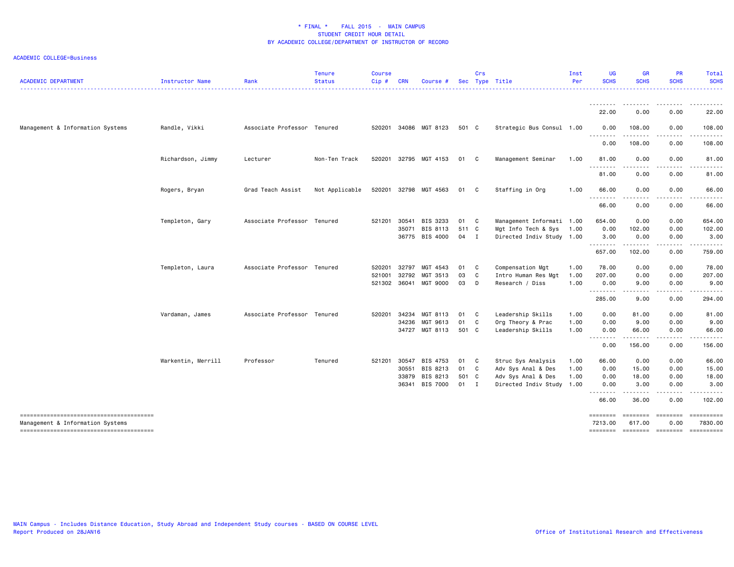# * FINAL * FALL 2015 - MAIN CAMPUS
## STUDENT CREDIT HOUR DETAIL
## BY ACADEMIC COLLEGE/DEPARTMENT OF INSTRUCTOR OF RECORD

ACADEMIC COLLEGE=Business

| ACADEMIC DEPARTMENT | Instructor Name | Rank | Tenure Status | Course Cip # | CRN | Course # | Sec | Crs Type | Title | Inst Per | UG SCHS | GR SCHS | PR SCHS | Total SCHS |
|---|---|---|---|---|---|---|---|---|---|---|---|---|---|---|
| | | | | | | | | | | | 22.00 | 0.00 | 0.00 | 22.00 |
| Management & Information Systems | Randle, Vikki | Associate Professor | Tenured | 520201 | 34086 | MGT 8123 | 501 | C | Strategic Bus Consul | 1.00 | 0.00 | 108.00 | 0.00 | 108.00 |
| | | | | | | | | | | | 0.00 | 108.00 | 0.00 | 108.00 |
| | Richardson, Jimmy | Lecturer | Non-Ten Track | 520201 | 32795 | MGT 4153 | 01 | C | Management Seminar | 1.00 | 81.00 | 0.00 | 0.00 | 81.00 |
| | | | | | | | | | | | 81.00 | 0.00 | 0.00 | 81.00 |
| | Rogers, Bryan | Grad Teach Assist | Not Applicable | 520201 | 32798 | MGT 4563 | 01 | C | Staffing in Org | 1.00 | 66.00 | 0.00 | 0.00 | 66.00 |
| | | | | | | | | | | | 66.00 | 0.00 | 0.00 | 66.00 |
| | Templeton, Gary | Associate Professor | Tenured | 521201 | 30541 | BIS 3233 | 01 | C | Management Informati | 1.00 | 654.00 | 0.00 | 0.00 | 654.00 |
| | | | | | 35071 | BIS 8113 | 511 | C | Mgt Info Tech & Sys | 1.00 | 0.00 | 102.00 | 0.00 | 102.00 |
| | | | | | 36775 | BIS 4000 | 04 | I | Directed Indiv Study | 1.00 | 3.00 | 0.00 | 0.00 | 3.00 |
| | | | | | | | | | | | 657.00 | 102.00 | 0.00 | 759.00 |
| | Templeton, Laura | Associate Professor | Tenured | 520201 | 32797 | MGT 4543 | 01 | C | Compensation Mgt | 1.00 | 78.00 | 0.00 | 0.00 | 78.00 |
| | | | | 521001 | 32792 | MGT 3513 | 03 | C | Intro Human Res Mgt | 1.00 | 207.00 | 0.00 | 0.00 | 207.00 |
| | | | | 521302 | 36041 | MGT 9000 | 03 | D | Research / Diss | 1.00 | 0.00 | 9.00 | 0.00 | 9.00 |
| | | | | | | | | | | | 285.00 | 9.00 | 0.00 | 294.00 |
| | Vardaman, James | Associate Professor | Tenured | 520201 | 34234 | MGT 8113 | 01 | C | Leadership Skills | 1.00 | 0.00 | 81.00 | 0.00 | 81.00 |
| | | | | | 34236 | MGT 9613 | 01 | C | Org Theory & Prac | 1.00 | 0.00 | 9.00 | 0.00 | 9.00 |
| | | | | | 34727 | MGT 8113 | 501 | C | Leadership Skills | 1.00 | 0.00 | 66.00 | 0.00 | 66.00 |
| | | | | | | | | | | | 0.00 | 156.00 | 0.00 | 156.00 |
| | Warkentin, Merrill | Professor | Tenured | 521201 | 30547 | BIS 4753 | 01 | C | Struc Sys Analysis | 1.00 | 66.00 | 0.00 | 0.00 | 66.00 |
| | | | | | 30551 | BIS 8213 | 01 | C | Adv Sys Anal & Des | 1.00 | 0.00 | 15.00 | 0.00 | 15.00 |
| | | | | | 33879 | BIS 8213 | 501 | C | Adv Sys Anal & Des | 1.00 | 0.00 | 18.00 | 0.00 | 18.00 |
| | | | | | 36341 | BIS 7000 | 01 | I | Directed Indiv Study | 1.00 | 0.00 | 3.00 | 0.00 | 3.00 |
| | | | | | | | | | | | 66.00 | 36.00 | 0.00 | 102.00 |
| Management & Information Systems | | | | | | | | | | | 7213.00 | 617.00 | 0.00 | 7830.00 |

MAIN Campus - Includes Distance Education, Study Abroad and Independent Study courses - BASED ON COURSE LEVEL
Report Produced on 28JAN16

Office of Institutional Research and Effectiveness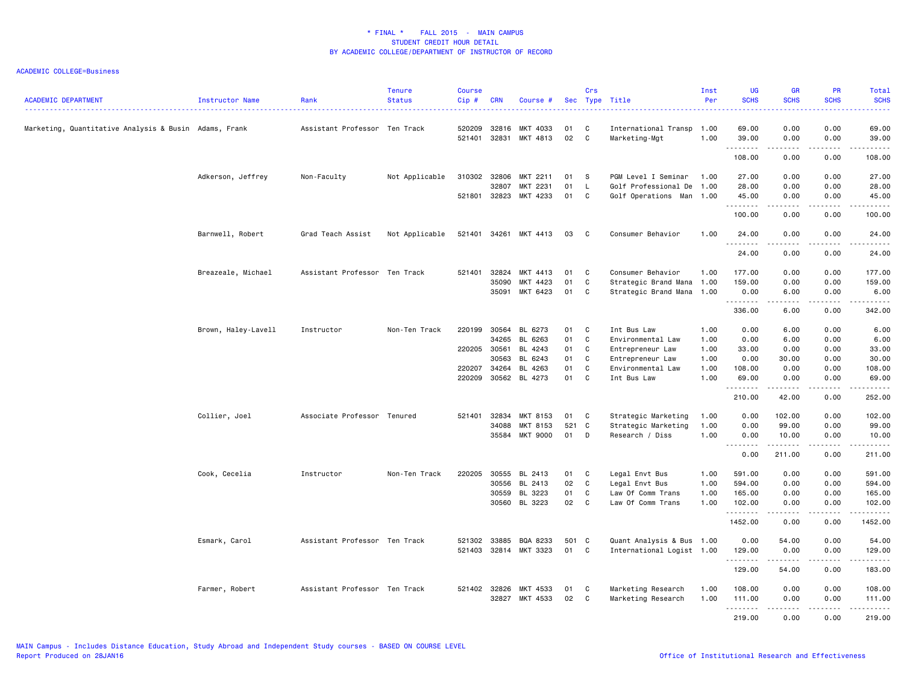\* FINAL \*    FALL 2015  -  MAIN CAMPUS
STUDENT CREDIT HOUR DETAIL
BY ACADEMIC COLLEGE/DEPARTMENT OF INSTRUCTOR OF RECORD

ACADEMIC COLLEGE=Business

| ACADEMIC DEPARTMENT | Instructor Name | Rank | Tenure Status | Course Cip # | CRN | Course # | Sec | Crs Type | Title | Inst Per | UG SCHS | GR SCHS | PR SCHS | Total SCHS |
|---|---|---|---|---|---|---|---|---|---|---|---|---|---|---|
| Marketing, Quantitative Analysis & Busin | Adams, Frank | Assistant Professor | Ten Track | 520209 | 32816 | MKT 4033 | 01 | C | International Transp | 1.00 | 69.00 | 0.00 | 0.00 | 69.00 |
| | | | | 521401 | 32831 | MKT 4813 | 02 | C | Marketing-Mgt | 1.00 | 39.00 | 0.00 | 0.00 | 39.00 |
| | | | | | | | | | | | 108.00 | 0.00 | 0.00 | 108.00 |
| | Adkerson, Jeffrey | Non-Faculty | Not Applicable | 310302 | 32806 | MKT 2211 | 01 | S | PGM Level I Seminar | 1.00 | 27.00 | 0.00 | 0.00 | 27.00 |
| | | | | | 32807 | MKT 2231 | 01 | L | Golf Professional De | 1.00 | 28.00 | 0.00 | 0.00 | 28.00 |
| | | | | 521801 | 32823 | MKT 4233 | 01 | C | Golf Operations Man | 1.00 | 45.00 | 0.00 | 0.00 | 45.00 |
| | | | | | | | | | | | 100.00 | 0.00 | 0.00 | 100.00 |
| | Barnwell, Robert | Grad Teach Assist | Not Applicable | 521401 | 34261 | MKT 4413 | 03 | C | Consumer Behavior | 1.00 | 24.00 | 0.00 | 0.00 | 24.00 |
| | | | | | | | | | | | 24.00 | 0.00 | 0.00 | 24.00 |
| | Breazeale, Michael | Assistant Professor | Ten Track | 521401 | 32824 | MKT 4413 | 01 | C | Consumer Behavior | 1.00 | 177.00 | 0.00 | 0.00 | 177.00 |
| | | | | | 35090 | MKT 4423 | 01 | C | Strategic Brand Mana | 1.00 | 159.00 | 0.00 | 0.00 | 159.00 |
| | | | | | 35091 | MKT 6423 | 01 | C | Strategic Brand Mana | 1.00 | 0.00 | 6.00 | 0.00 | 6.00 |
| | | | | | | | | | | | 336.00 | 6.00 | 0.00 | 342.00 |
| | Brown, Haley-Lavell | Instructor | Non-Ten Track | 220199 | 30564 | BL 6273 | 01 | C | Int Bus Law | 1.00 | 0.00 | 6.00 | 0.00 | 6.00 |
| | | | | | 34265 | BL 6263 | 01 | C | Environmental Law | 1.00 | 0.00 | 6.00 | 0.00 | 6.00 |
| | | | | 220205 | 30561 | BL 4243 | 01 | C | Entrepreneur Law | 1.00 | 33.00 | 0.00 | 0.00 | 33.00 |
| | | | | | 30563 | BL 6243 | 01 | C | Entrepreneur Law | 1.00 | 0.00 | 30.00 | 0.00 | 30.00 |
| | | | | 220207 | 34264 | BL 4263 | 01 | C | Environmental Law | 1.00 | 108.00 | 0.00 | 0.00 | 108.00 |
| | | | | 220209 | 30562 | BL 4273 | 01 | C | Int Bus Law | 1.00 | 69.00 | 0.00 | 0.00 | 69.00 |
| | | | | | | | | | | | 210.00 | 42.00 | 0.00 | 252.00 |
| | Collier, Joel | Associate Professor | Tenured | 521401 | 32834 | MKT 8153 | 01 | C | Strategic Marketing | 1.00 | 0.00 | 102.00 | 0.00 | 102.00 |
| | | | | | 34088 | MKT 8153 | 521 | C | Strategic Marketing | 1.00 | 0.00 | 99.00 | 0.00 | 99.00 |
| | | | | | 35584 | MKT 9000 | 01 | D | Research / Diss | 1.00 | 0.00 | 10.00 | 0.00 | 10.00 |
| | | | | | | | | | | | 0.00 | 211.00 | 0.00 | 211.00 |
| | Cook, Cecelia | Instructor | Non-Ten Track | 220205 | 30555 | BL 2413 | 01 | C | Legal Envt Bus | 1.00 | 591.00 | 0.00 | 0.00 | 591.00 |
| | | | | | 30556 | BL 2413 | 02 | C | Legal Envt Bus | 1.00 | 594.00 | 0.00 | 0.00 | 594.00 |
| | | | | | 30559 | BL 3223 | 01 | C | Law Of Comm Trans | 1.00 | 165.00 | 0.00 | 0.00 | 165.00 |
| | | | | | 30560 | BL 3223 | 02 | C | Law Of Comm Trans | 1.00 | 102.00 | 0.00 | 0.00 | 102.00 |
| | | | | | | | | | | | 1452.00 | 0.00 | 0.00 | 1452.00 |
| | Esmark, Carol | Assistant Professor | Ten Track | 521302 | 33885 | BQA 8233 | 501 | C | Quant Analysis & Bus | 1.00 | 0.00 | 54.00 | 0.00 | 54.00 |
| | | | | 521403 | 32814 | MKT 3323 | 01 | C | International Logist | 1.00 | 129.00 | 0.00 | 0.00 | 129.00 |
| | | | | | | | | | | | 129.00 | 54.00 | 0.00 | 183.00 |
| | Farmer, Robert | Assistant Professor | Ten Track | 521402 | 32826 | MKT 4533 | 01 | C | Marketing Research | 1.00 | 108.00 | 0.00 | 0.00 | 108.00 |
| | | | | | 32827 | MKT 4533 | 02 | C | Marketing Research | 1.00 | 111.00 | 0.00 | 0.00 | 111.00 |
| | | | | | | | | | | | 219.00 | 0.00 | 0.00 | 219.00 |

MAIN Campus - Includes Distance Education, Study Abroad and Independent Study courses - BASED ON COURSE LEVEL
Report Produced on 28JAN16

Office of Institutional Research and Effectiveness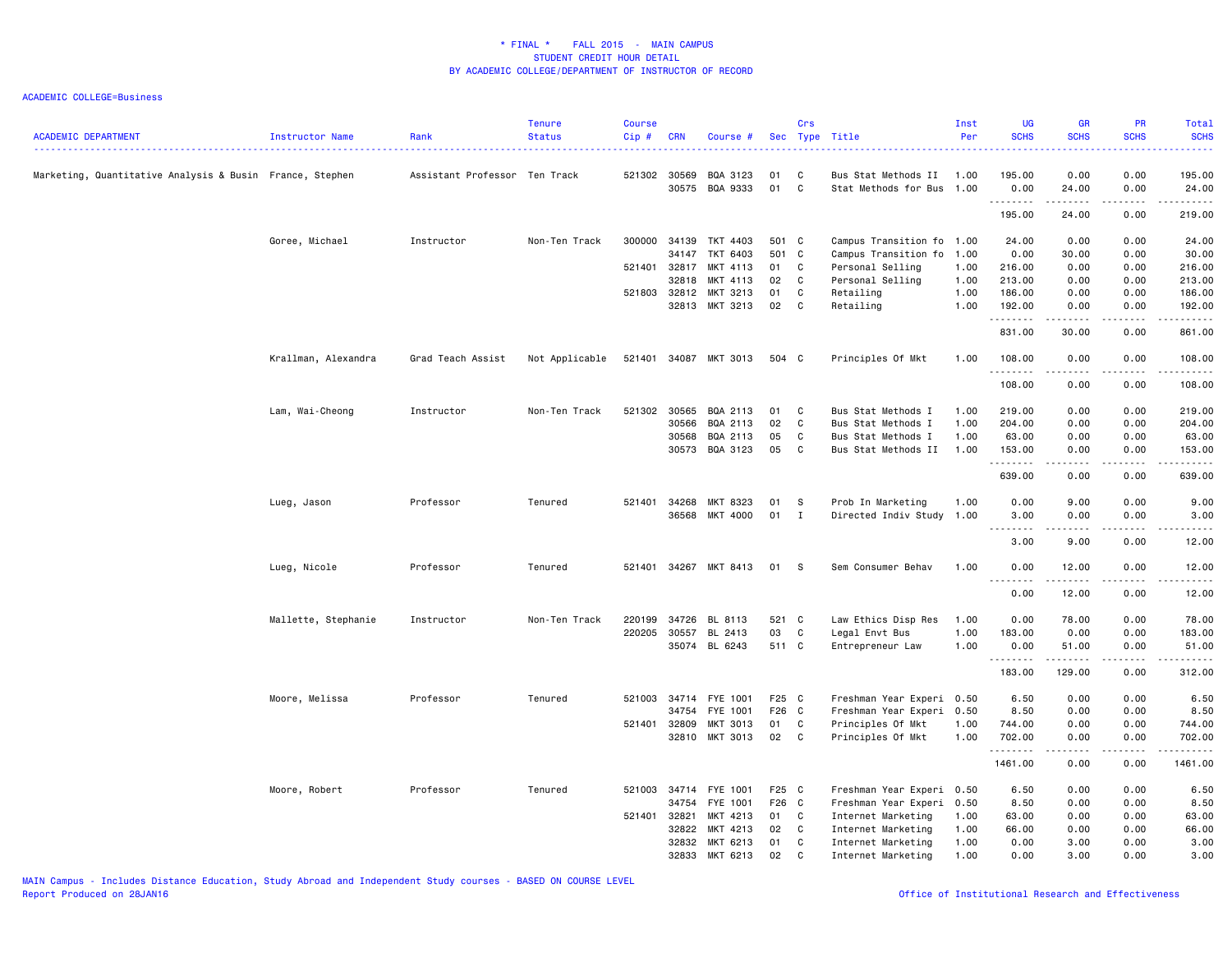# * FINAL * FALL 2015 - MAIN CAMPUS
## STUDENT CREDIT HOUR DETAIL
## BY ACADEMIC COLLEGE/DEPARTMENT OF INSTRUCTOR OF RECORD

ACADEMIC COLLEGE=Business

| ACADEMIC DEPARTMENT | Instructor Name | Rank | Tenure Status | Course Cip # | CRN | Course # | Sec | Crs Type | Title | Inst Per | UG SCHS | GR SCHS | PR SCHS | Total SCHS |
|---|---|---|---|---|---|---|---|---|---|---|---|---|---|---|
| Marketing, Quantitative Analysis & Busin | France, Stephen | Assistant Professor | Ten Track | 521302 | 30569 | BQA 3123 | 01 | C | Bus Stat Methods II | 1.00 | 195.00 | 0.00 | 0.00 | 195.00 |
| | | | | | 30575 | BQA 9333 | 01 | C | Stat Methods for Bus | 1.00 | 0.00 | 24.00 | 0.00 | 24.00 |
| | | | | | | | | | | | 195.00 | 24.00 | 0.00 | 219.00 |
| | Goree, Michael | Instructor | Non-Ten Track | 300000 | 34139 | TKT 4403 | 501 | C | Campus Transition fo | 1.00 | 24.00 | 0.00 | 0.00 | 24.00 |
| | | | | | 34147 | TKT 6403 | 501 | C | Campus Transition fo | 1.00 | 0.00 | 30.00 | 0.00 | 30.00 |
| | | | | 521401 | 32817 | MKT 4113 | 01 | C | Personal Selling | 1.00 | 216.00 | 0.00 | 0.00 | 216.00 |
| | | | | | 32818 | MKT 4113 | 02 | C | Personal Selling | 1.00 | 213.00 | 0.00 | 0.00 | 213.00 |
| | | | | 521803 | 32812 | MKT 3213 | 01 | C | Retailing | 1.00 | 186.00 | 0.00 | 0.00 | 186.00 |
| | | | | | 32813 | MKT 3213 | 02 | C | Retailing | 1.00 | 192.00 | 0.00 | 0.00 | 192.00 |
| | | | | | | | | | | | 831.00 | 30.00 | 0.00 | 861.00 |
| | Krallman, Alexandra | Grad Teach Assist | Not Applicable | 521401 | 34087 | MKT 3013 | 504 | C | Principles Of Mkt | 1.00 | 108.00 | 0.00 | 0.00 | 108.00 |
| | | | | | | | | | | | 108.00 | 0.00 | 0.00 | 108.00 |
| | Lam, Wai-Cheong | Instructor | Non-Ten Track | 521302 | 30565 | BQA 2113 | 01 | C | Bus Stat Methods I | 1.00 | 219.00 | 0.00 | 0.00 | 219.00 |
| | | | | | 30566 | BQA 2113 | 02 | C | Bus Stat Methods I | 1.00 | 204.00 | 0.00 | 0.00 | 204.00 |
| | | | | | 30568 | BQA 2113 | 05 | C | Bus Stat Methods I | 1.00 | 63.00 | 0.00 | 0.00 | 63.00 |
| | | | | | 30573 | BQA 3123 | 05 | C | Bus Stat Methods II | 1.00 | 153.00 | 0.00 | 0.00 | 153.00 |
| | | | | | | | | | | | 639.00 | 0.00 | 0.00 | 639.00 |
| | Lueg, Jason | Professor | Tenured | 521401 | 34268 | MKT 8323 | 01 | S | Prob In Marketing | 1.00 | 0.00 | 9.00 | 0.00 | 9.00 |
| | | | | | 36568 | MKT 4000 | 01 | I | Directed Indiv Study | 1.00 | 3.00 | 0.00 | 0.00 | 3.00 |
| | | | | | | | | | | | 3.00 | 9.00 | 0.00 | 12.00 |
| | Lueg, Nicole | Professor | Tenured | 521401 | 34267 | MKT 8413 | 01 | S | Sem Consumer Behav | 1.00 | 0.00 | 12.00 | 0.00 | 12.00 |
| | | | | | | | | | | | 0.00 | 12.00 | 0.00 | 12.00 |
| | Mallette, Stephanie | Instructor | Non-Ten Track | 220199 | 34726 | BL 8113 | 521 | C | Law Ethics Disp Res | 1.00 | 0.00 | 78.00 | 0.00 | 78.00 |
| | | | | 220205 | 30557 | BL 2413 | 03 | C | Legal Envt Bus | 1.00 | 183.00 | 0.00 | 0.00 | 183.00 |
| | | | | | 35074 | BL 6243 | 511 | C | Entrepreneur Law | 1.00 | 0.00 | 51.00 | 0.00 | 51.00 |
| | | | | | | | | | | | 183.00 | 129.00 | 0.00 | 312.00 |
| | Moore, Melissa | Professor | Tenured | 521003 | 34714 | FYE 1001 | F25 | C | Freshman Year Experi | 0.50 | 6.50 | 0.00 | 0.00 | 6.50 |
| | | | | | 34754 | FYE 1001 | F26 | C | Freshman Year Experi | 0.50 | 8.50 | 0.00 | 0.00 | 8.50 |
| | | | | 521401 | 32809 | MKT 3013 | 01 | C | Principles Of Mkt | 1.00 | 744.00 | 0.00 | 0.00 | 744.00 |
| | | | | | 32810 | MKT 3013 | 02 | C | Principles Of Mkt | 1.00 | 702.00 | 0.00 | 0.00 | 702.00 |
| | | | | | | | | | | | 1461.00 | 0.00 | 0.00 | 1461.00 |
| | Moore, Robert | Professor | Tenured | 521003 | 34714 | FYE 1001 | F25 | C | Freshman Year Experi | 0.50 | 6.50 | 0.00 | 0.00 | 6.50 |
| | | | | | 34754 | FYE 1001 | F26 | C | Freshman Year Experi | 0.50 | 8.50 | 0.00 | 0.00 | 8.50 |
| | | | | 521401 | 32821 | MKT 4213 | 01 | C | Internet Marketing | 1.00 | 63.00 | 0.00 | 0.00 | 63.00 |
| | | | | | 32822 | MKT 4213 | 02 | C | Internet Marketing | 1.00 | 66.00 | 0.00 | 0.00 | 66.00 |
| | | | | | 32832 | MKT 6213 | 01 | C | Internet Marketing | 1.00 | 0.00 | 3.00 | 0.00 | 3.00 |
| | | | | | 32833 | MKT 6213 | 02 | C | Internet Marketing | 1.00 | 0.00 | 3.00 | 0.00 | 3.00 |

MAIN Campus - Includes Distance Education, Study Abroad and Independent Study courses - BASED ON COURSE LEVEL
Report Produced on 28JAN16

Office of Institutional Research and Effectiveness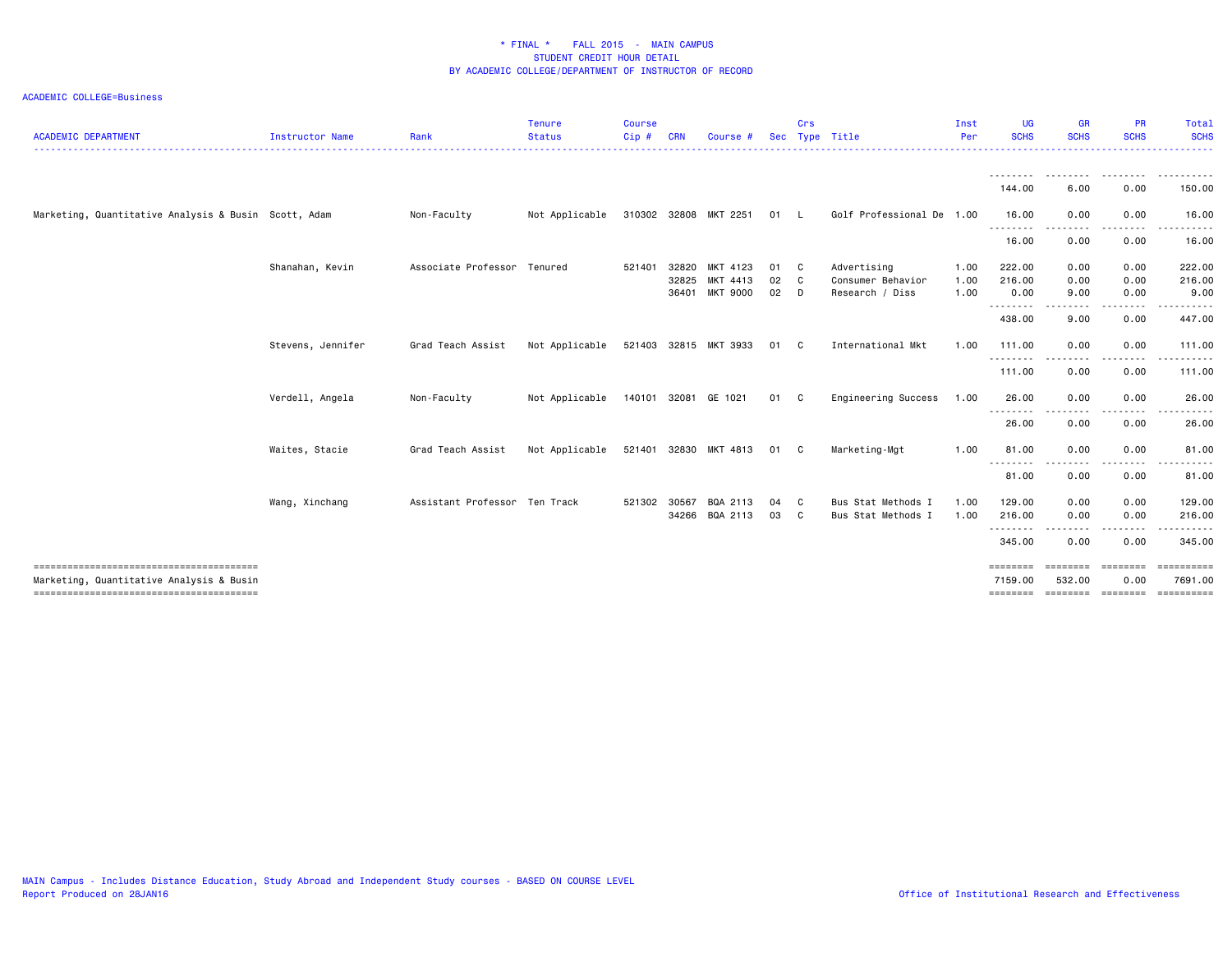# * FINAL * FALL 2015 - MAIN CAMPUS
## STUDENT CREDIT HOUR DETAIL
## BY ACADEMIC COLLEGE/DEPARTMENT OF INSTRUCTOR OF RECORD

ACADEMIC COLLEGE=Business

| ACADEMIC DEPARTMENT | Instructor Name | Rank | Tenure Status | Course Cip # | CRN | Course # | Sec | Crs Type | Title | Inst Per | UG SCHS | GR SCHS | PR SCHS | Total SCHS |
|---|---|---|---|---|---|---|---|---|---|---|---|---|---|---|
| | | | | | | | | | | | 144.00 | 6.00 | 0.00 | 150.00 |
| Marketing, Quantitative Analysis & Busin | Scott, Adam | Non-Faculty | Not Applicable | 310302 | 32808 | MKT 2251 | 01 | L | Golf Professional De | 1.00 | 16.00 | 0.00 | 0.00 | 16.00 |
| | | | | | | | | | | | 16.00 | 0.00 | 0.00 | 16.00 |
| | Shanahan, Kevin | Associate Professor | Tenured | 521401 | 32820 | MKT 4123 | 01 | C | Advertising | 1.00 | 222.00 | 0.00 | 0.00 | 222.00 |
| | | | | | 32825 | MKT 4413 | 02 | C | Consumer Behavior | 1.00 | 216.00 | 0.00 | 0.00 | 216.00 |
| | | | | | 36401 | MKT 9000 | 02 | D | Research / Diss | 1.00 | 0.00 | 9.00 | 0.00 | 9.00 |
| | | | | | | | | | | | 438.00 | 9.00 | 0.00 | 447.00 |
| | Stevens, Jennifer | Grad Teach Assist | Not Applicable | 521403 | 32815 | MKT 3933 | 01 | C | International Mkt | 1.00 | 111.00 | 0.00 | 0.00 | 111.00 |
| | | | | | | | | | | | 111.00 | 0.00 | 0.00 | 111.00 |
| | Verdell, Angela | Non-Faculty | Not Applicable | 140101 | 32081 | GE 1021 | 01 | C | Engineering Success | 1.00 | 26.00 | 0.00 | 0.00 | 26.00 |
| | | | | | | | | | | | 26.00 | 0.00 | 0.00 | 26.00 |
| | Waites, Stacie | Grad Teach Assist | Not Applicable | 521401 | 32830 | MKT 4813 | 01 | C | Marketing-Mgt | 1.00 | 81.00 | 0.00 | 0.00 | 81.00 |
| | | | | | | | | | | | 81.00 | 0.00 | 0.00 | 81.00 |
| | Wang, Xinchang | Assistant Professor | Ten Track | 521302 | 30567 | BQA 2113 | 04 | C | Bus Stat Methods I | 1.00 | 129.00 | 0.00 | 0.00 | 129.00 |
| | | | | | 34266 | BQA 2113 | 03 | C | Bus Stat Methods I | 1.00 | 216.00 | 0.00 | 0.00 | 216.00 |
| | | | | | | | | | | | 345.00 | 0.00 | 0.00 | 345.00 |
| Marketing, Quantitative Analysis & Busin | | | | | | | | | | | 7159.00 | 532.00 | 0.00 | 7691.00 |

MAIN Campus - Includes Distance Education, Study Abroad and Independent Study courses - BASED ON COURSE LEVEL
Report Produced on 28JAN16

Office of Institutional Research and Effectiveness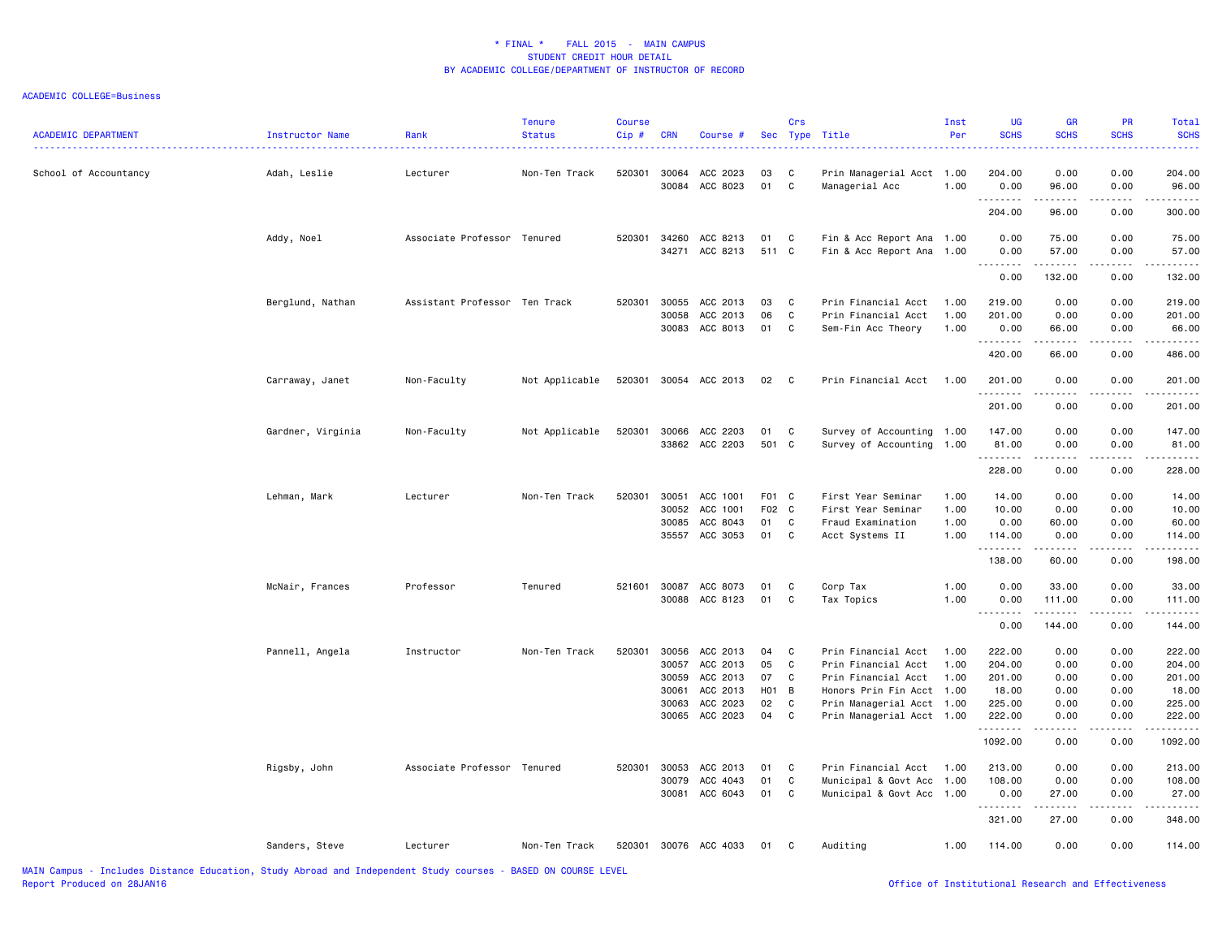# * FINAL * FALL 2015 - MAIN CAMPUS
## STUDENT CREDIT HOUR DETAIL
## BY ACADEMIC COLLEGE/DEPARTMENT OF INSTRUCTOR OF RECORD

ACADEMIC COLLEGE=Business

| ACADEMIC DEPARTMENT | Instructor Name | Rank | Tenure Status | Course Cip # | CRN | Course # | Sec | Crs Type | Title | Inst Per | UG SCHS | GR SCHS | PR SCHS | Total SCHS |
|---|---|---|---|---|---|---|---|---|---|---|---|---|---|---|
| School of Accountancy | Adah, Leslie | Lecturer | Non-Ten Track | 520301 | 30064 | ACC 2023 | 03 | C | Prin Managerial Acct | 1.00 | 204.00 | 0.00 | 0.00 | 204.00 |
| | | | | | 30084 | ACC 8023 | 01 | C | Managerial Acc | 1.00 | 0.00 | 96.00 | 0.00 | 96.00 |
| | | | | | | | | | | | 204.00 | 96.00 | 0.00 | 300.00 |
| | Addy, Noel | Associate Professor | Tenured | 520301 | 34260 | ACC 8213 | 01 | C | Fin & Acc Report Ana | 1.00 | 0.00 | 75.00 | 0.00 | 75.00 |
| | | | | | 34271 | ACC 8213 | 511 | C | Fin & Acc Report Ana | 1.00 | 0.00 | 57.00 | 0.00 | 57.00 |
| | | | | | | | | | | | 0.00 | 132.00 | 0.00 | 132.00 |
| | Berglund, Nathan | Assistant Professor | Ten Track | 520301 | 30055 | ACC 2013 | 03 | C | Prin Financial Acct | 1.00 | 219.00 | 0.00 | 0.00 | 219.00 |
| | | | | | 30058 | ACC 2013 | 06 | C | Prin Financial Acct | 1.00 | 201.00 | 0.00 | 0.00 | 201.00 |
| | | | | | 30083 | ACC 8013 | 01 | C | Sem-Fin Acc Theory | 1.00 | 0.00 | 66.00 | 0.00 | 66.00 |
| | | | | | | | | | | | 420.00 | 66.00 | 0.00 | 486.00 |
| | Carraway, Janet | Non-Faculty | Not Applicable | 520301 | 30054 | ACC 2013 | 02 | C | Prin Financial Acct | 1.00 | 201.00 | 0.00 | 0.00 | 201.00 |
| | | | | | | | | | | | 201.00 | 0.00 | 0.00 | 201.00 |
| | Gardner, Virginia | Non-Faculty | Not Applicable | 520301 | 30066 | ACC 2203 | 01 | C | Survey of Accounting | 1.00 | 147.00 | 0.00 | 0.00 | 147.00 |
| | | | | | 33862 | ACC 2203 | 501 | C | Survey of Accounting | 1.00 | 81.00 | 0.00 | 0.00 | 81.00 |
| | | | | | | | | | | | 228.00 | 0.00 | 0.00 | 228.00 |
| | Lehman, Mark | Lecturer | Non-Ten Track | 520301 | 30051 | ACC 1001 | F01 | C | First Year Seminar | 1.00 | 14.00 | 0.00 | 0.00 | 14.00 |
| | | | | | 30052 | ACC 1001 | F02 | C | First Year Seminar | 1.00 | 10.00 | 0.00 | 0.00 | 10.00 |
| | | | | | 30085 | ACC 8043 | 01 | C | Fraud Examination | 1.00 | 0.00 | 60.00 | 0.00 | 60.00 |
| | | | | | 35557 | ACC 3053 | 01 | C | Acct Systems II | 1.00 | 114.00 | 0.00 | 0.00 | 114.00 |
| | | | | | | | | | | | 138.00 | 60.00 | 0.00 | 198.00 |
| | McNair, Frances | Professor | Tenured | 521601 | 30087 | ACC 8073 | 01 | C | Corp Tax | 1.00 | 0.00 | 33.00 | 0.00 | 33.00 |
| | | | | | 30088 | ACC 8123 | 01 | C | Tax Topics | 1.00 | 0.00 | 111.00 | 0.00 | 111.00 |
| | | | | | | | | | | | 0.00 | 144.00 | 0.00 | 144.00 |
| | Pannell, Angela | Instructor | Non-Ten Track | 520301 | 30056 | ACC 2013 | 04 | C | Prin Financial Acct | 1.00 | 222.00 | 0.00 | 0.00 | 222.00 |
| | | | | | 30057 | ACC 2013 | 05 | C | Prin Financial Acct | 1.00 | 204.00 | 0.00 | 0.00 | 204.00 |
| | | | | | 30059 | ACC 2013 | 07 | C | Prin Financial Acct | 1.00 | 201.00 | 0.00 | 0.00 | 201.00 |
| | | | | | 30061 | ACC 2013 | H01 | B | Honors Prin Fin Acct | 1.00 | 18.00 | 0.00 | 0.00 | 18.00 |
| | | | | | 30063 | ACC 2023 | 02 | C | Prin Managerial Acct | 1.00 | 225.00 | 0.00 | 0.00 | 225.00 |
| | | | | | 30065 | ACC 2023 | 04 | C | Prin Managerial Acct | 1.00 | 222.00 | 0.00 | 0.00 | 222.00 |
| | | | | | | | | | | | 1092.00 | 0.00 | 0.00 | 1092.00 |
| | Rigsby, John | Associate Professor | Tenured | 520301 | 30053 | ACC 2013 | 01 | C | Prin Financial Acct | 1.00 | 213.00 | 0.00 | 0.00 | 213.00 |
| | | | | | 30079 | ACC 4043 | 01 | C | Municipal & Govt Acc | 1.00 | 108.00 | 0.00 | 0.00 | 108.00 |
| | | | | | 30081 | ACC 6043 | 01 | C | Municipal & Govt Acc | 1.00 | 0.00 | 27.00 | 0.00 | 27.00 |
| | | | | | | | | | | | 321.00 | 27.00 | 0.00 | 348.00 |
| | Sanders, Steve | Lecturer | Non-Ten Track | 520301 | 30076 | ACC 4033 | 01 | C | Auditing | 1.00 | 114.00 | 0.00 | 0.00 | 114.00 |

MAIN Campus - Includes Distance Education, Study Abroad and Independent Study courses - BASED ON COURSE LEVEL
Report Produced on 28JAN16

Office of Institutional Research and Effectiveness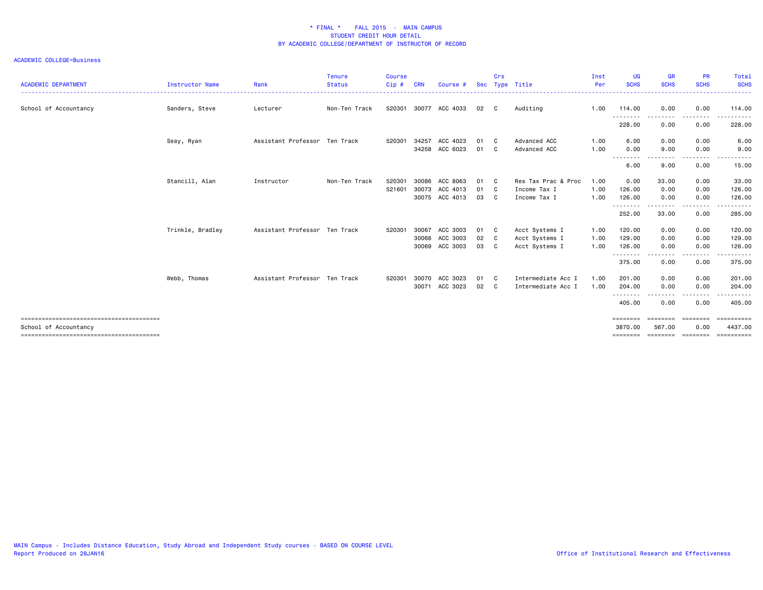**\* FINAL \*   FALL 2015 - MAIN CAMPUS**
**STUDENT CREDIT HOUR DETAIL**
**BY ACADEMIC COLLEGE/DEPARTMENT OF INSTRUCTOR OF RECORD**

ACADEMIC COLLEGE=Business

| ACADEMIC DEPARTMENT | Instructor Name | Rank | Tenure Status | Course Cip # | CRN | Course # | Sec | Crs Type | Title | Inst Per | UG SCHS | GR SCHS | PR SCHS | Total SCHS |
|---|---|---|---|---|---|---|---|---|---|---|---|---|---|---|
| School of Accountancy | Sanders, Steve | Lecturer | Non-Ten Track | 520301 | 30077 | ACC 4033 | 02 | C | Auditing | 1.00 | 114.00 | 0.00 | 0.00 | 114.00 |
| | | | | | | | | | | | 228.00 | 0.00 | 0.00 | 228.00 |
| | Seay, Ryan | Assistant Professor | Ten Track | 520301 | 34257 | ACC 4023 | 01 | C | Advanced ACC | 1.00 | 6.00 | 0.00 | 0.00 | 6.00 |
| | | | | | 34258 | ACC 6023 | 01 | C | Advanced ACC | 1.00 | 0.00 | 9.00 | 0.00 | 9.00 |
| | | | | | | | | | | | 6.00 | 9.00 | 0.00 | 15.00 |
| | Stancill, Alan | Instructor | Non-Ten Track | 520301 | 30086 | ACC 8063 | 01 | C | Res Tax Prac & Proc | 1.00 | 0.00 | 33.00 | 0.00 | 33.00 |
| | | | | 521601 | 30073 | ACC 4013 | 01 | C | Income Tax I | 1.00 | 126.00 | 0.00 | 0.00 | 126.00 |
| | | | | | 30075 | ACC 4013 | 03 | C | Income Tax I | 1.00 | 126.00 | 0.00 | 0.00 | 126.00 |
| | | | | | | | | | | | 252.00 | 33.00 | 0.00 | 285.00 |
| | Trinkle, Bradley | Assistant Professor | Ten Track | 520301 | 30067 | ACC 3003 | 01 | C | Acct Systems I | 1.00 | 120.00 | 0.00 | 0.00 | 120.00 |
| | | | | | 30068 | ACC 3003 | 02 | C | Acct Systems I | 1.00 | 129.00 | 0.00 | 0.00 | 129.00 |
| | | | | | 30069 | ACC 3003 | 03 | C | Acct Systems I | 1.00 | 126.00 | 0.00 | 0.00 | 126.00 |
| | | | | | | | | | | | 375.00 | 0.00 | 0.00 | 375.00 |
| | Webb, Thomas | Assistant Professor | Ten Track | 520301 | 30070 | ACC 3023 | 01 | C | Intermediate Acc I | 1.00 | 201.00 | 0.00 | 0.00 | 201.00 |
| | | | | | 30071 | ACC 3023 | 02 | C | Intermediate Acc I | 1.00 | 204.00 | 0.00 | 0.00 | 204.00 |
| | | | | | | | | | | | 405.00 | 0.00 | 0.00 | 405.00 |
| School of Accountancy | | | | | | | | | | | 3870.00 | 567.00 | 0.00 | 4437.00 |

MAIN Campus - Includes Distance Education, Study Abroad and Independent Study courses - BASED ON COURSE LEVEL
Report Produced on 28JAN16

Office of Institutional Research and Effectiveness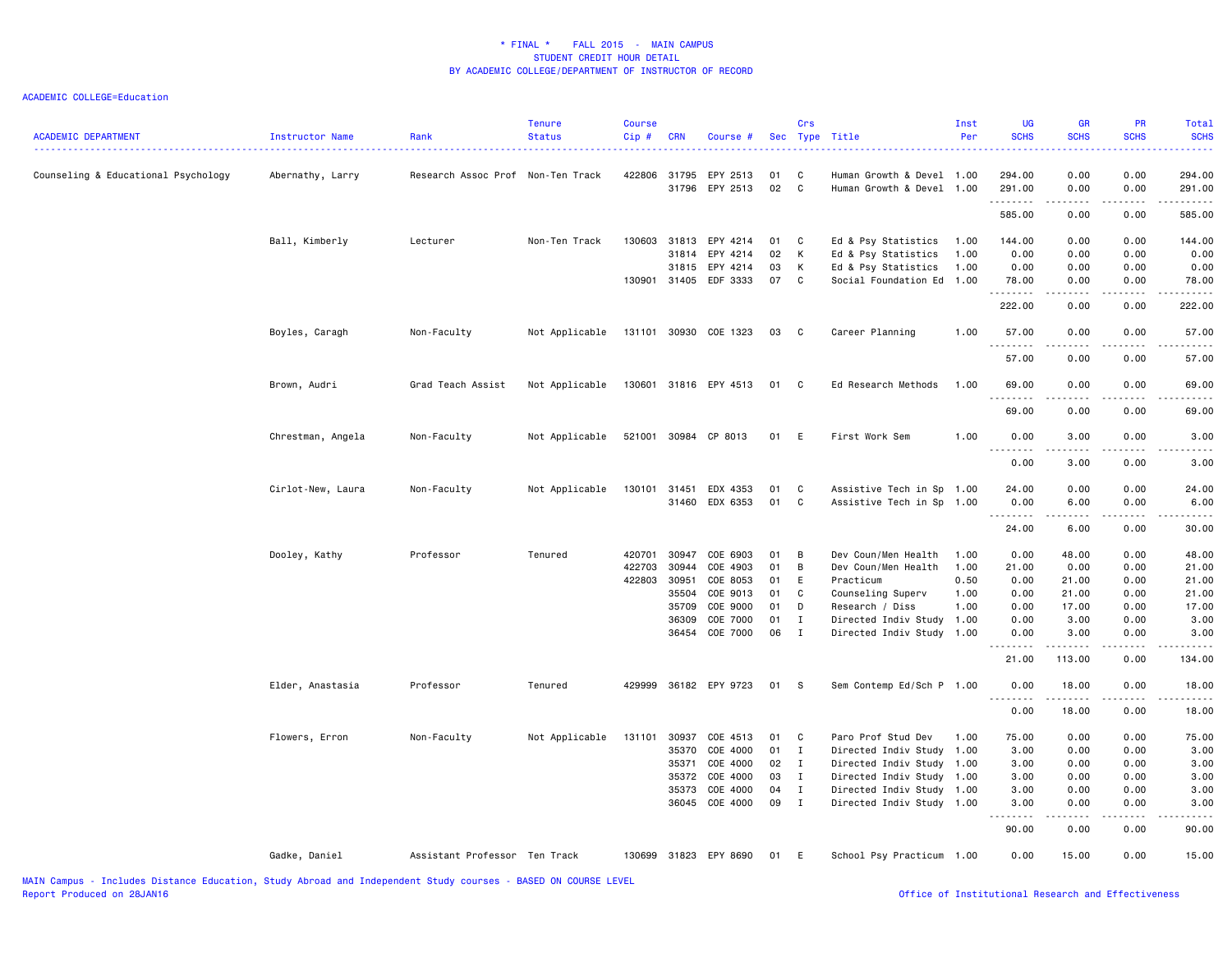\* FINAL \*    FALL 2015  -  MAIN CAMPUS
STUDENT CREDIT HOUR DETAIL
BY ACADEMIC COLLEGE/DEPARTMENT OF INSTRUCTOR OF RECORD

ACADEMIC COLLEGE=Education

| ACADEMIC DEPARTMENT | Instructor Name | Rank | Tenure Status | Course Cip # | CRN | Course # | Sec | Crs Type | Title | Inst Per | UG SCHS | GR SCHS | PR SCHS | Total SCHS |
|---|---|---|---|---|---|---|---|---|---|---|---|---|---|---|
| Counseling & Educational Psychology | Abernathy, Larry | Research Assoc Prof | Non-Ten Track | 422806 | 31795 | EPY 2513 | 01 | C | Human Growth & Devel | 1.00 | 294.00 | 0.00 | 0.00 | 294.00 |
| | | | | | 31796 | EPY 2513 | 02 | C | Human Growth & Devel | 1.00 | 291.00 | 0.00 | 0.00 | 291.00 |
| | | | | | | | | | | | 585.00 | 0.00 | 0.00 | 585.00 |
| | Ball, Kimberly | Lecturer | Non-Ten Track | 130603 | 31813 | EPY 4214 | 01 | C | Ed & Psy Statistics | 1.00 | 144.00 | 0.00 | 0.00 | 144.00 |
| | | | | | 31814 | EPY 4214 | 02 | K | Ed & Psy Statistics | 1.00 | 0.00 | 0.00 | 0.00 | 0.00 |
| | | | | | 31815 | EPY 4214 | 03 | K | Ed & Psy Statistics | 1.00 | 0.00 | 0.00 | 0.00 | 0.00 |
| | | | | 130901 | 31405 | EDF 3333 | 07 | C | Social Foundation Ed | 1.00 | 78.00 | 0.00 | 0.00 | 78.00 |
| | | | | | | | | | | | 222.00 | 0.00 | 0.00 | 222.00 |
| | Boyles, Caragh | Non-Faculty | Not Applicable | 131101 | 30930 | COE 1323 | 03 | C | Career Planning | 1.00 | 57.00 | 0.00 | 0.00 | 57.00 |
| | | | | | | | | | | | 57.00 | 0.00 | 0.00 | 57.00 |
| | Brown, Audri | Grad Teach Assist | Not Applicable | 130601 | 31816 | EPY 4513 | 01 | C | Ed Research Methods | 1.00 | 69.00 | 0.00 | 0.00 | 69.00 |
| | | | | | | | | | | | 69.00 | 0.00 | 0.00 | 69.00 |
| | Chrestman, Angela | Non-Faculty | Not Applicable | 521001 | 30984 | CP 8013 | 01 | E | First Work Sem | 1.00 | 0.00 | 3.00 | 0.00 | 3.00 |
| | | | | | | | | | | | 0.00 | 3.00 | 0.00 | 3.00 |
| | Cirlot-New, Laura | Non-Faculty | Not Applicable | 130101 | 31451 | EDX 4353 | 01 | C | Assistive Tech in Sp | 1.00 | 24.00 | 0.00 | 0.00 | 24.00 |
| | | | | | 31460 | EDX 6353 | 01 | C | Assistive Tech in Sp | 1.00 | 0.00 | 6.00 | 0.00 | 6.00 |
| | | | | | | | | | | | 24.00 | 6.00 | 0.00 | 30.00 |
| | Dooley, Kathy | Professor | Tenured | 420701 | 30947 | COE 6903 | 01 | B | Dev Coun/Men Health | 1.00 | 0.00 | 48.00 | 0.00 | 48.00 |
| | | | | 422703 | 30944 | COE 4903 | 01 | B | Dev Coun/Men Health | 1.00 | 21.00 | 0.00 | 0.00 | 21.00 |
| | | | | 422803 | 30951 | COE 8053 | 01 | E | Practicum | 0.50 | 0.00 | 21.00 | 0.00 | 21.00 |
| | | | | | 35504 | COE 9013 | 01 | C | Counseling Superv | 1.00 | 0.00 | 21.00 | 0.00 | 21.00 |
| | | | | | 35709 | COE 9000 | 01 | D | Research / Diss | 1.00 | 0.00 | 17.00 | 0.00 | 17.00 |
| | | | | | 36309 | COE 7000 | 01 | I | Directed Indiv Study | 1.00 | 0.00 | 3.00 | 0.00 | 3.00 |
| | | | | | 36454 | COE 7000 | 06 | I | Directed Indiv Study | 1.00 | 0.00 | 3.00 | 0.00 | 3.00 |
| | | | | | | | | | | | 21.00 | 113.00 | 0.00 | 134.00 |
| | Elder, Anastasia | Professor | Tenured | 429999 | 36182 | EPY 9723 | 01 | S | Sem Contemp Ed/Sch P | 1.00 | 0.00 | 18.00 | 0.00 | 18.00 |
| | | | | | | | | | | | 0.00 | 18.00 | 0.00 | 18.00 |
| | Flowers, Erron | Non-Faculty | Not Applicable | 131101 | 30937 | COE 4513 | 01 | C | Paro Prof Stud Dev | 1.00 | 75.00 | 0.00 | 0.00 | 75.00 |
| | | | | | 35370 | COE 4000 | 01 | I | Directed Indiv Study | 1.00 | 3.00 | 0.00 | 0.00 | 3.00 |
| | | | | | 35371 | COE 4000 | 02 | I | Directed Indiv Study | 1.00 | 3.00 | 0.00 | 0.00 | 3.00 |
| | | | | | 35372 | COE 4000 | 03 | I | Directed Indiv Study | 1.00 | 3.00 | 0.00 | 0.00 | 3.00 |
| | | | | | 35373 | COE 4000 | 04 | I | Directed Indiv Study | 1.00 | 3.00 | 0.00 | 0.00 | 3.00 |
| | | | | | 36045 | COE 4000 | 09 | I | Directed Indiv Study | 1.00 | 3.00 | 0.00 | 0.00 | 3.00 |
| | | | | | | | | | | | 90.00 | 0.00 | 0.00 | 90.00 |
| | Gadke, Daniel | Assistant Professor | Ten Track | 130699 | 31823 | EPY 8690 | 01 | E | School Psy Practicum | 1.00 | 0.00 | 15.00 | 0.00 | 15.00 |

MAIN Campus - Includes Distance Education, Study Abroad and Independent Study courses - BASED ON COURSE LEVEL
Report Produced on 28JAN16
Office of Institutional Research and Effectiveness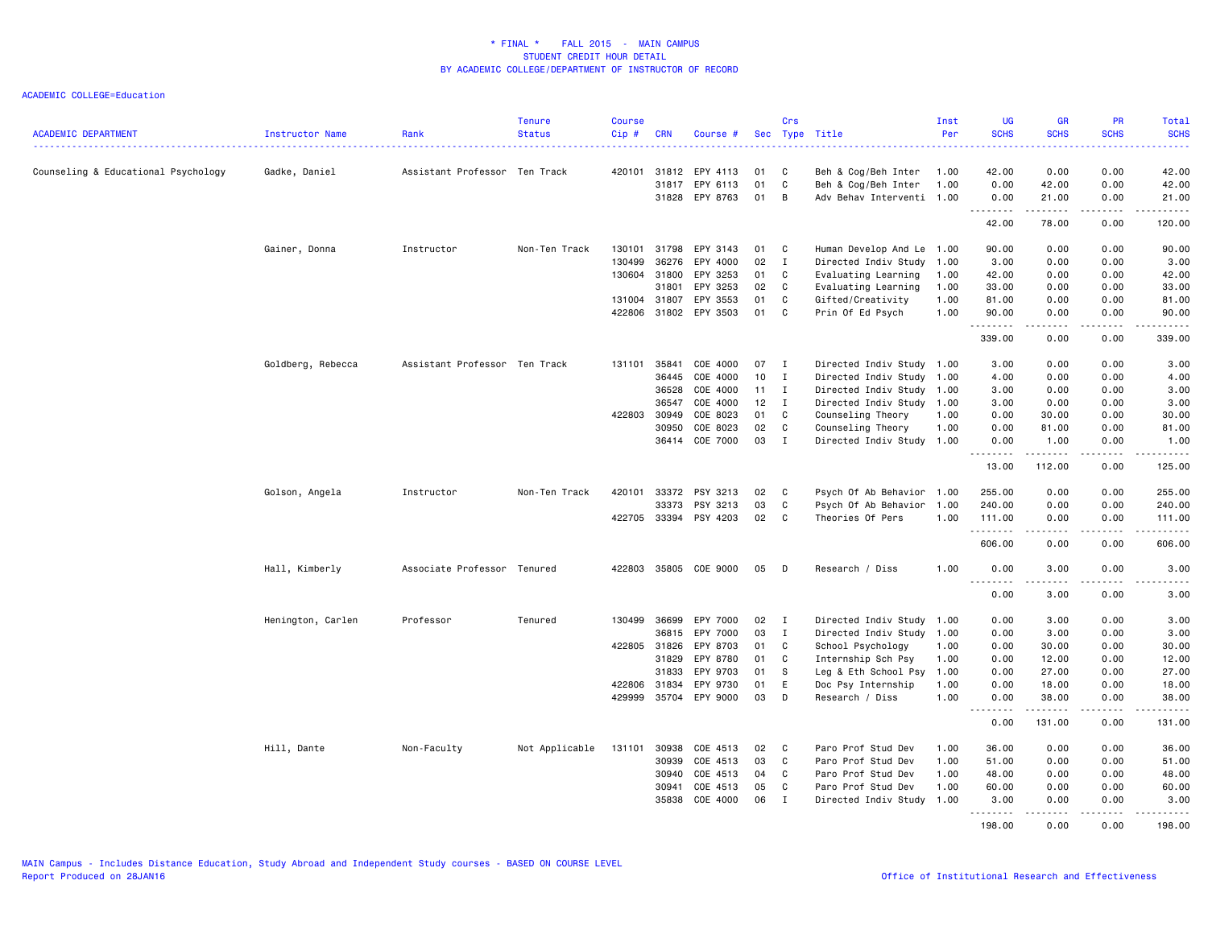\* FINAL \*    FALL 2015  -  MAIN CAMPUS
STUDENT CREDIT HOUR DETAIL
BY ACADEMIC COLLEGE/DEPARTMENT OF INSTRUCTOR OF RECORD

ACADEMIC COLLEGE=Education

| ACADEMIC DEPARTMENT | Instructor Name | Rank | Tenure Status | Course Cip # | CRN | Course # | Sec | Crs Type | Title | Inst Per | UG SCHS | GR SCHS | PR SCHS | Total SCHS |
|---|---|---|---|---|---|---|---|---|---|---|---|---|---|---|
| Counseling & Educational Psychology | Gadke, Daniel | Assistant Professor | Ten Track | 420101 | 31812 | EPY 4113 | 01 | C | Beh & Cog/Beh Inter | 1.00 | 42.00 | 0.00 | 0.00 | 42.00 |
| | | | | | 31817 | EPY 6113 | 01 | C | Beh & Cog/Beh Inter | 1.00 | 0.00 | 42.00 | 0.00 | 42.00 |
| | | | | | 31828 | EPY 8763 | 01 | B | Adv Behav Interventi | 1.00 | 0.00 | 21.00 | 0.00 | 21.00 |
| | | | | | | | | | | | 42.00 | 78.00 | 0.00 | 120.00 |
| | Gainer, Donna | Instructor | Non-Ten Track | 130101 | 31798 | EPY 3143 | 01 | C | Human Develop And Le | 1.00 | 90.00 | 0.00 | 0.00 | 90.00 |
| | | | | 130499 | 36276 | EPY 4000 | 02 | I | Directed Indiv Study | 1.00 | 3.00 | 0.00 | 0.00 | 3.00 |
| | | | | 130604 | 31800 | EPY 3253 | 01 | C | Evaluating Learning | 1.00 | 42.00 | 0.00 | 0.00 | 42.00 |
| | | | | | 31801 | EPY 3253 | 02 | C | Evaluating Learning | 1.00 | 33.00 | 0.00 | 0.00 | 33.00 |
| | | | | 131004 | 31807 | EPY 3553 | 01 | C | Gifted/Creativity | 1.00 | 81.00 | 0.00 | 0.00 | 81.00 |
| | | | | 422806 | 31802 | EPY 3503 | 01 | C | Prin Of Ed Psych | 1.00 | 90.00 | 0.00 | 0.00 | 90.00 |
| | | | | | | | | | | | 339.00 | 0.00 | 0.00 | 339.00 |
| | Goldberg, Rebecca | Assistant Professor | Ten Track | 131101 | 35841 | COE 4000 | 07 | I | Directed Indiv Study | 1.00 | 3.00 | 0.00 | 0.00 | 3.00 |
| | | | | | 36445 | COE 4000 | 10 | I | Directed Indiv Study | 1.00 | 4.00 | 0.00 | 0.00 | 4.00 |
| | | | | | 36528 | COE 4000 | 11 | I | Directed Indiv Study | 1.00 | 3.00 | 0.00 | 0.00 | 3.00 |
| | | | | | 36547 | COE 4000 | 12 | I | Directed Indiv Study | 1.00 | 3.00 | 0.00 | 0.00 | 3.00 |
| | | | | 422803 | 30949 | COE 8023 | 01 | C | Counseling Theory | 1.00 | 0.00 | 30.00 | 0.00 | 30.00 |
| | | | | | 30950 | COE 8023 | 02 | C | Counseling Theory | 1.00 | 0.00 | 81.00 | 0.00 | 81.00 |
| | | | | | 36414 | COE 7000 | 03 | I | Directed Indiv Study | 1.00 | 0.00 | 1.00 | 0.00 | 1.00 |
| | | | | | | | | | | | 13.00 | 112.00 | 0.00 | 125.00 |
| | Golson, Angela | Instructor | Non-Ten Track | 420101 | 33372 | PSY 3213 | 02 | C | Psych Of Ab Behavior | 1.00 | 255.00 | 0.00 | 0.00 | 255.00 |
| | | | | | 33373 | PSY 3213 | 03 | C | Psych Of Ab Behavior | 1.00 | 240.00 | 0.00 | 0.00 | 240.00 |
| | | | | 422705 | 33394 | PSY 4203 | 02 | C | Theories Of Pers | 1.00 | 111.00 | 0.00 | 0.00 | 111.00 |
| | | | | | | | | | | | 606.00 | 0.00 | 0.00 | 606.00 |
| | Hall, Kimberly | Associate Professor | Tenured | 422803 | 35805 | COE 9000 | 05 | D | Research / Diss | 1.00 | 0.00 | 3.00 | 0.00 | 3.00 |
| | | | | | | | | | | | 0.00 | 3.00 | 0.00 | 3.00 |
| | Henington, Carlen | Professor | Tenured | 130499 | 36699 | EPY 7000 | 02 | I | Directed Indiv Study | 1.00 | 0.00 | 3.00 | 0.00 | 3.00 |
| | | | | | 36815 | EPY 7000 | 03 | I | Directed Indiv Study | 1.00 | 0.00 | 3.00 | 0.00 | 3.00 |
| | | | | 422805 | 31826 | EPY 8703 | 01 | C | School Psychology | 1.00 | 0.00 | 30.00 | 0.00 | 30.00 |
| | | | | | 31829 | EPY 8780 | 01 | C | Internship Sch Psy | 1.00 | 0.00 | 12.00 | 0.00 | 12.00 |
| | | | | | 31833 | EPY 9703 | 01 | S | Leg & Eth School Psy | 1.00 | 0.00 | 27.00 | 0.00 | 27.00 |
| | | | | 422806 | 31834 | EPY 9730 | 01 | E | Doc Psy Internship | 1.00 | 0.00 | 18.00 | 0.00 | 18.00 |
| | | | | 429999 | 35704 | EPY 9000 | 03 | D | Research / Diss | 1.00 | 0.00 | 38.00 | 0.00 | 38.00 |
| | | | | | | | | | | | 0.00 | 131.00 | 0.00 | 131.00 |
| | Hill, Dante | Non-Faculty | Not Applicable | 131101 | 30938 | COE 4513 | 02 | C | Paro Prof Stud Dev | 1.00 | 36.00 | 0.00 | 0.00 | 36.00 |
| | | | | | 30939 | COE 4513 | 03 | C | Paro Prof Stud Dev | 1.00 | 51.00 | 0.00 | 0.00 | 51.00 |
| | | | | | 30940 | COE 4513 | 04 | C | Paro Prof Stud Dev | 1.00 | 48.00 | 0.00 | 0.00 | 48.00 |
| | | | | | 30941 | COE 4513 | 05 | C | Paro Prof Stud Dev | 1.00 | 60.00 | 0.00 | 0.00 | 60.00 |
| | | | | | 35838 | COE 4000 | 06 | I | Directed Indiv Study | 1.00 | 3.00 | 0.00 | 0.00 | 3.00 |
| | | | | | | | | | | | 198.00 | 0.00 | 0.00 | 198.00 |

MAIN Campus - Includes Distance Education, Study Abroad and Independent Study courses - BASED ON COURSE LEVEL
Report Produced on 28JAN16
Office of Institutional Research and Effectiveness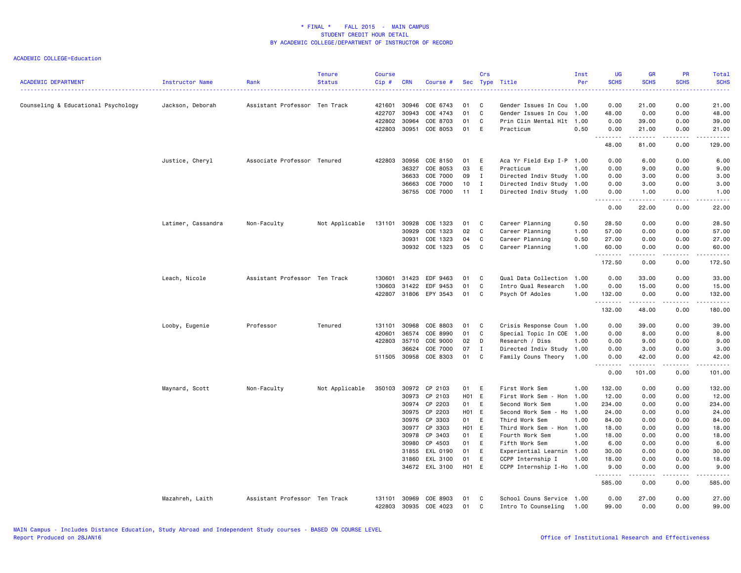\* FINAL \* FALL 2015 - MAIN CAMPUS
STUDENT CREDIT HOUR DETAIL
BY ACADEMIC COLLEGE/DEPARTMENT OF INSTRUCTOR OF RECORD

ACADEMIC COLLEGE=Education

| ACADEMIC DEPARTMENT | Instructor Name | Rank | Tenure Status | Course Cip # | CRN | Course # | Sec | Crs Type | Title | Inst Per | UG SCHS | GR SCHS | PR SCHS | Total SCHS |
|---|---|---|---|---|---|---|---|---|---|---|---|---|---|---|
| Counseling & Educational Psychology | Jackson, Deborah | Assistant Professor | Ten Track | 421601 | 30946 | COE 6743 | 01 | C | Gender Issues In Cou | 1.00 | 0.00 | 21.00 | 0.00 | 21.00 |
| | | | | 422707 | 30943 | COE 4743 | 01 | C | Gender Issues In Cou | 1.00 | 48.00 | 0.00 | 0.00 | 48.00 |
| | | | | 422802 | 30964 | COE 8703 | 01 | C | Prin Clin Mental Hlt | 1.00 | 0.00 | 39.00 | 0.00 | 39.00 |
| | | | | 422803 | 30951 | COE 8053 | 01 | E | Practicum | 0.50 | 0.00 | 21.00 | 0.00 | 21.00 |
| | | | | | | | | | | | 48.00 | 81.00 | 0.00 | 129.00 |
| | Justice, Cheryl | Associate Professor | Tenured | 422803 | 30956 | COE 8150 | 01 | E | Aca Yr Field Exp I-P | 1.00 | 0.00 | 6.00 | 0.00 | 6.00 |
| | | | | | 36327 | COE 8053 | 03 | E | Practicum | 1.00 | 0.00 | 9.00 | 0.00 | 9.00 |
| | | | | | 36633 | COE 7000 | 09 | I | Directed Indiv Study | 1.00 | 0.00 | 3.00 | 0.00 | 3.00 |
| | | | | | 36663 | COE 7000 | 10 | I | Directed Indiv Study | 1.00 | 0.00 | 3.00 | 0.00 | 3.00 |
| | | | | | 36755 | COE 7000 | 11 | I | Directed Indiv Study | 1.00 | 0.00 | 1.00 | 0.00 | 1.00 |
| | | | | | | | | | | | 0.00 | 22.00 | 0.00 | 22.00 |
| | Latimer, Cassandra | Non-Faculty | Not Applicable | 131101 | 30928 | COE 1323 | 01 | C | Career Planning | 0.50 | 28.50 | 0.00 | 0.00 | 28.50 |
| | | | | | 30929 | COE 1323 | 02 | C | Career Planning | 1.00 | 57.00 | 0.00 | 0.00 | 57.00 |
| | | | | | 30931 | COE 1323 | 04 | C | Career Planning | 0.50 | 27.00 | 0.00 | 0.00 | 27.00 |
| | | | | | 30932 | COE 1323 | 05 | C | Career Planning | 1.00 | 60.00 | 0.00 | 0.00 | 60.00 |
| | | | | | | | | | | | 172.50 | 0.00 | 0.00 | 172.50 |
| | Leach, Nicole | Assistant Professor | Ten Track | 130601 | 31423 | EDF 9463 | 01 | C | Qual Data Collection | 1.00 | 0.00 | 33.00 | 0.00 | 33.00 |
| | | | | 130603 | 31422 | EDF 9453 | 01 | C | Intro Qual Research | 1.00 | 0.00 | 15.00 | 0.00 | 15.00 |
| | | | | 422807 | 31806 | EPY 3543 | 01 | C | Psych Of Adoles | 1.00 | 132.00 | 0.00 | 0.00 | 132.00 |
| | | | | | | | | | | | 132.00 | 48.00 | 0.00 | 180.00 |
| | Looby, Eugenie | Professor | Tenured | 131101 | 30968 | COE 8803 | 01 | C | Crisis Response Coun | 1.00 | 0.00 | 39.00 | 0.00 | 39.00 |
| | | | | 420601 | 36574 | COE 8990 | 01 | C | Special Topic In COE | 1.00 | 0.00 | 8.00 | 0.00 | 8.00 |
| | | | | 422803 | 35710 | COE 9000 | 02 | D | Research / Diss | 1.00 | 0.00 | 9.00 | 0.00 | 9.00 |
| | | | | | 36624 | COE 7000 | 07 | I | Directed Indiv Study | 1.00 | 0.00 | 3.00 | 0.00 | 3.00 |
| | | | | 511505 | 30958 | COE 8303 | 01 | C | Family Couns Theory | 1.00 | 0.00 | 42.00 | 0.00 | 42.00 |
| | | | | | | | | | | | 0.00 | 101.00 | 0.00 | 101.00 |
| | Maynard, Scott | Non-Faculty | Not Applicable | 350103 | 30972 | CP 2103 | 01 | E | First Work Sem | 1.00 | 132.00 | 0.00 | 0.00 | 132.00 |
| | | | | | 30973 | CP 2103 | H01 | E | First Work Sem - Hon | 1.00 | 12.00 | 0.00 | 0.00 | 12.00 |
| | | | | | 30974 | CP 2203 | 01 | E | Second Work Sem | 1.00 | 234.00 | 0.00 | 0.00 | 234.00 |
| | | | | | 30975 | CP 2203 | H01 | E | Second Work Sem - Ho | 1.00 | 24.00 | 0.00 | 0.00 | 24.00 |
| | | | | | 30976 | CP 3303 | 01 | E | Third Work Sem | 1.00 | 84.00 | 0.00 | 0.00 | 84.00 |
| | | | | | 30977 | CP 3303 | H01 | E | Third Work Sem - Hon | 1.00 | 18.00 | 0.00 | 0.00 | 18.00 |
| | | | | | 30978 | CP 3403 | 01 | E | Fourth Work Sem | 1.00 | 18.00 | 0.00 | 0.00 | 18.00 |
| | | | | | 30980 | CP 4503 | 01 | E | Fifth Work Sem | 1.00 | 6.00 | 0.00 | 0.00 | 6.00 |
| | | | | | 31855 | EXL 0190 | 01 | E | Experiential Learnin | 1.00 | 30.00 | 0.00 | 0.00 | 30.00 |
| | | | | | 31860 | EXL 3100 | 01 | E | CCPP Internship I | 1.00 | 18.00 | 0.00 | 0.00 | 18.00 |
| | | | | | 34672 | EXL 3100 | H01 | E | CCPP Internship I-Ho | 1.00 | 9.00 | 0.00 | 0.00 | 9.00 |
| | | | | | | | | | | | 585.00 | 0.00 | 0.00 | 585.00 |
| | Mazahreh, Laith | Assistant Professor | Ten Track | 131101 | 30969 | COE 8903 | 01 | C | School Couns Service | 1.00 | 0.00 | 27.00 | 0.00 | 27.00 |
| | | | | 422803 | 30935 | COE 4023 | 01 | C | Intro To Counseling | 1.00 | 99.00 | 0.00 | 0.00 | 99.00 |

MAIN Campus - Includes Distance Education, Study Abroad and Independent Study courses - BASED ON COURSE LEVEL
Report Produced on 28JAN16

Office of Institutional Research and Effectiveness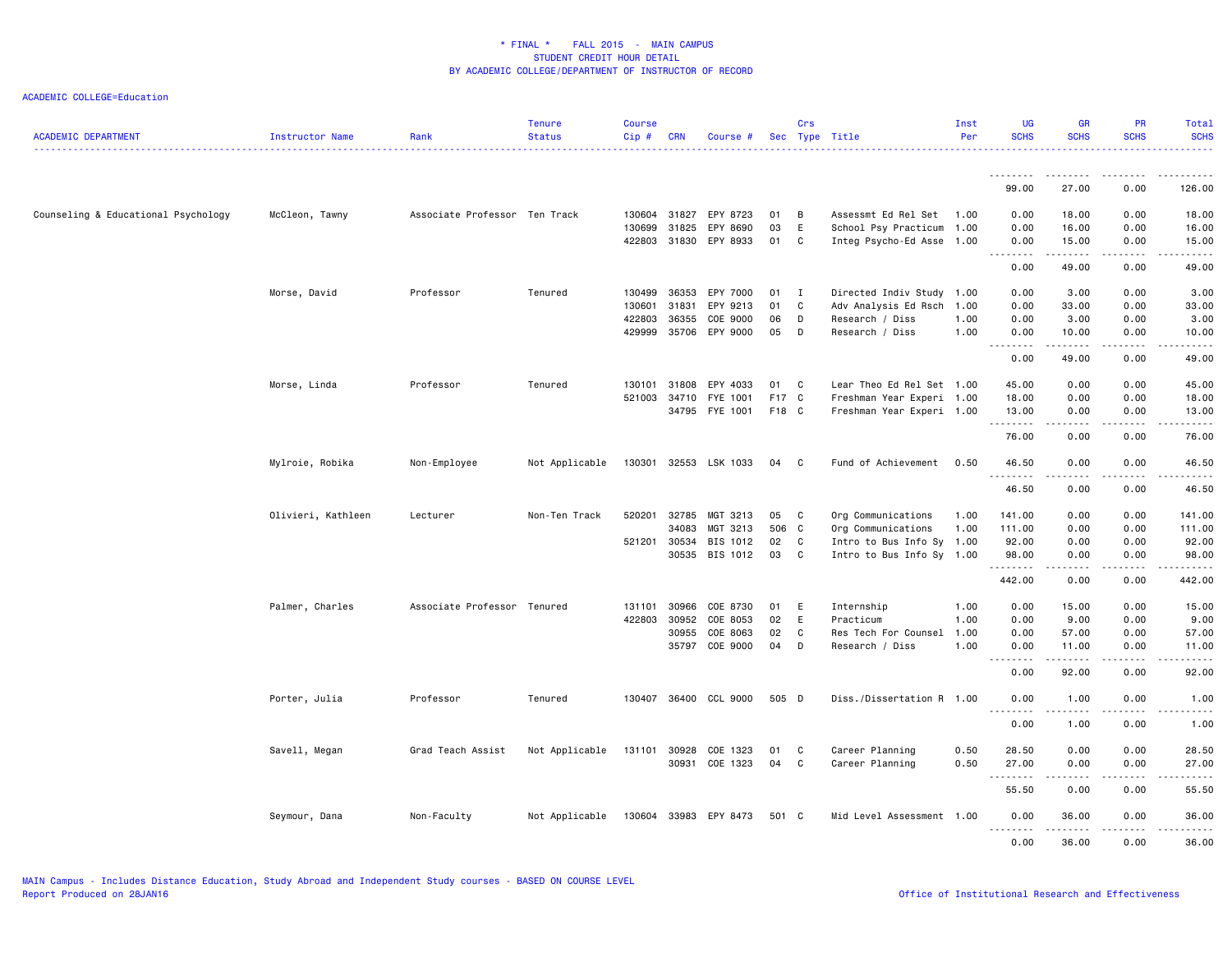* FINAL * FALL 2015 - MAIN CAMPUS
STUDENT CREDIT HOUR DETAIL
BY ACADEMIC COLLEGE/DEPARTMENT OF INSTRUCTOR OF RECORD

ACADEMIC COLLEGE=Education

| ACADEMIC DEPARTMENT | Instructor Name | Rank | Tenure Status | Course Cip # | CRN | Course # | Sec | Crs Type | Title | Inst Per | UG SCHS | GR SCHS | PR SCHS | Total SCHS |
|---|---|---|---|---|---|---|---|---|---|---|---|---|---|---|
| | | | | | | | | | | | 99.00 | 27.00 | 0.00 | 126.00 |
| Counseling & Educational Psychology | McCleon, Tawny | Associate Professor | Ten Track | 130604 | 31827 | EPY 8723 | 01 | B | Assessmt Ed Rel Set | 1.00 | 0.00 | 18.00 | 0.00 | 18.00 |
| | | | | 130699 | 31825 | EPY 8690 | 03 | E | School Psy Practicum | 1.00 | 0.00 | 16.00 | 0.00 | 16.00 |
| | | | | 422803 | 31830 | EPY 8933 | 01 | C | Integ Psycho-Ed Asse | 1.00 | 0.00 | 15.00 | 0.00 | 15.00 |
| | | | | | | | | | | | 0.00 | 49.00 | 0.00 | 49.00 |
| | Morse, David | Professor | Tenured | 130499 | 36353 | EPY 7000 | 01 | I | Directed Indiv Study | 1.00 | 0.00 | 3.00 | 0.00 | 3.00 |
| | | | | 130601 | 31831 | EPY 9213 | 01 | C | Adv Analysis Ed Rsch | 1.00 | 0.00 | 33.00 | 0.00 | 33.00 |
| | | | | 422803 | 36355 | COE 9000 | 06 | D | Research / Diss | 1.00 | 0.00 | 3.00 | 0.00 | 3.00 |
| | | | | 429999 | 35706 | EPY 9000 | 05 | D | Research / Diss | 1.00 | 0.00 | 10.00 | 0.00 | 10.00 |
| | | | | | | | | | | | 0.00 | 49.00 | 0.00 | 49.00 |
| | Morse, Linda | Professor | Tenured | 130101 | 31808 | EPY 4033 | 01 | C | Lear Theo Ed Rel Set | 1.00 | 45.00 | 0.00 | 0.00 | 45.00 |
| | | | | 521003 | 34710 | FYE 1001 | F17 | C | Freshman Year Experi | 1.00 | 18.00 | 0.00 | 0.00 | 18.00 |
| | | | | | 34795 | FYE 1001 | F18 | C | Freshman Year Experi | 1.00 | 13.00 | 0.00 | 0.00 | 13.00 |
| | | | | | | | | | | | 76.00 | 0.00 | 0.00 | 76.00 |
| | Mylroie, Robika | Non-Employee | Not Applicable | 130301 | 32553 | LSK 1033 | 04 | C | Fund of Achievement | 0.50 | 46.50 | 0.00 | 0.00 | 46.50 |
| | | | | | | | | | | | 46.50 | 0.00 | 0.00 | 46.50 |
| | Olivieri, Kathleen | Lecturer | Non-Ten Track | 520201 | 32785 | MGT 3213 | 05 | C | Org Communications | 1.00 | 141.00 | 0.00 | 0.00 | 141.00 |
| | | | | | 34083 | MGT 3213 | 506 | C | Org Communications | 1.00 | 111.00 | 0.00 | 0.00 | 111.00 |
| | | | | 521201 | 30534 | BIS 1012 | 02 | C | Intro to Bus Info Sy | 1.00 | 92.00 | 0.00 | 0.00 | 92.00 |
| | | | | | 30535 | BIS 1012 | 03 | C | Intro to Bus Info Sy | 1.00 | 98.00 | 0.00 | 0.00 | 98.00 |
| | | | | | | | | | | | 442.00 | 0.00 | 0.00 | 442.00 |
| | Palmer, Charles | Associate Professor | Tenured | 131101 | 30966 | COE 8730 | 01 | E | Internship | 1.00 | 0.00 | 15.00 | 0.00 | 15.00 |
| | | | | 422803 | 30952 | COE 8053 | 02 | E | Practicum | 1.00 | 0.00 | 9.00 | 0.00 | 9.00 |
| | | | | | 30955 | COE 8063 | 02 | C | Res Tech For Counsel | 1.00 | 0.00 | 57.00 | 0.00 | 57.00 |
| | | | | | 35797 | COE 9000 | 04 | D | Research / Diss | 1.00 | 0.00 | 11.00 | 0.00 | 11.00 |
| | | | | | | | | | | | 0.00 | 92.00 | 0.00 | 92.00 |
| | Porter, Julia | Professor | Tenured | 130407 | 36400 | CCL 9000 | 505 | D | Diss./Dissertation R | 1.00 | 0.00 | 1.00 | 0.00 | 1.00 |
| | | | | | | | | | | | 0.00 | 1.00 | 0.00 | 1.00 |
| | Savell, Megan | Grad Teach Assist | Not Applicable | 131101 | 30928 | COE 1323 | 01 | C | Career Planning | 0.50 | 28.50 | 0.00 | 0.00 | 28.50 |
| | | | | | 30931 | COE 1323 | 04 | C | Career Planning | 0.50 | 27.00 | 0.00 | 0.00 | 27.00 |
| | | | | | | | | | | | 55.50 | 0.00 | 0.00 | 55.50 |
| | Seymour, Dana | Non-Faculty | Not Applicable | 130604 | 33983 | EPY 8473 | 501 | C | Mid Level Assessment | 1.00 | 0.00 | 36.00 | 0.00 | 36.00 |
| | | | | | | | | | | | 0.00 | 36.00 | 0.00 | 36.00 |

MAIN Campus - Includes Distance Education, Study Abroad and Independent Study courses - BASED ON COURSE LEVEL
Report Produced on 28JAN16

Office of Institutional Research and Effectiveness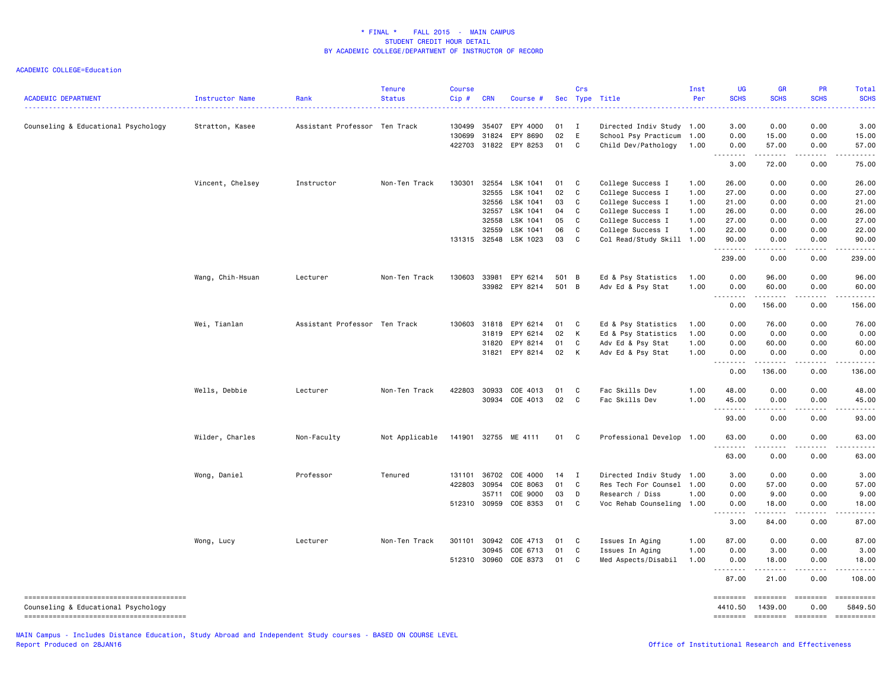\* FINAL \*    FALL 2015  -  MAIN CAMPUS
STUDENT CREDIT HOUR DETAIL
BY ACADEMIC COLLEGE/DEPARTMENT OF INSTRUCTOR OF RECORD

ACADEMIC COLLEGE=Education

| ACADEMIC DEPARTMENT | Instructor Name | Rank | Tenure Status | Course Cip # | CRN | Course # | Sec | Crs Type | Title | Inst Per | UG SCHS | GR SCHS | PR SCHS | Total SCHS |
|---|---|---|---|---|---|---|---|---|---|---|---|---|---|---|
| Counseling & Educational Psychology | Stratton, Kasee | Assistant Professor | Ten Track | 130499 | 35407 | EPY 4000 | 01 | I | Directed Indiv Study | 1.00 | 3.00 | 0.00 | 0.00 | 3.00 |
| | | | | 130699 | 31824 | EPY 8690 | 02 | E | School Psy Practicum | 1.00 | 0.00 | 15.00 | 0.00 | 15.00 |
| | | | | 422703 | 31822 | EPY 8253 | 01 | C | Child Dev/Pathology | 1.00 | 0.00 | 57.00 | 0.00 | 57.00 |
| | | | | | | | | | | | 3.00 | 72.00 | 0.00 | 75.00 |
| | Vincent, Chelsey | Instructor | Non-Ten Track | 130301 | 32554 | LSK 1041 | 01 | C | College Success I | 1.00 | 26.00 | 0.00 | 0.00 | 26.00 |
| | | | | | 32555 | LSK 1041 | 02 | C | College Success I | 1.00 | 27.00 | 0.00 | 0.00 | 27.00 |
| | | | | | 32556 | LSK 1041 | 03 | C | College Success I | 1.00 | 21.00 | 0.00 | 0.00 | 21.00 |
| | | | | | 32557 | LSK 1041 | 04 | C | College Success I | 1.00 | 26.00 | 0.00 | 0.00 | 26.00 |
| | | | | | 32558 | LSK 1041 | 05 | C | College Success I | 1.00 | 27.00 | 0.00 | 0.00 | 27.00 |
| | | | | | 32559 | LSK 1041 | 06 | C | College Success I | 1.00 | 22.00 | 0.00 | 0.00 | 22.00 |
| | | | | 131315 | 32548 | LSK 1023 | 03 | C | Col Read/Study Skill | 1.00 | 90.00 | 0.00 | 0.00 | 90.00 |
| | | | | | | | | | | | 239.00 | 0.00 | 0.00 | 239.00 |
| | Wang, Chih-Hsuan | Lecturer | Non-Ten Track | 130603 | 33981 | EPY 6214 | 501 | B | Ed & Psy Statistics | 1.00 | 0.00 | 96.00 | 0.00 | 96.00 |
| | | | | | 33982 | EPY 8214 | 501 | B | Adv Ed & Psy Stat | 1.00 | 0.00 | 60.00 | 0.00 | 60.00 |
| | | | | | | | | | | | 0.00 | 156.00 | 0.00 | 156.00 |
| | Wei, Tianlan | Assistant Professor | Ten Track | 130603 | 31818 | EPY 6214 | 01 | C | Ed & Psy Statistics | 1.00 | 0.00 | 76.00 | 0.00 | 76.00 |
| | | | | | 31819 | EPY 6214 | 02 | K | Ed & Psy Statistics | 1.00 | 0.00 | 0.00 | 0.00 | 0.00 |
| | | | | | 31820 | EPY 8214 | 01 | C | Adv Ed & Psy Stat | 1.00 | 0.00 | 60.00 | 0.00 | 60.00 |
| | | | | | 31821 | EPY 8214 | 02 | K | Adv Ed & Psy Stat | 1.00 | 0.00 | 0.00 | 0.00 | 0.00 |
| | | | | | | | | | | | 0.00 | 136.00 | 0.00 | 136.00 |
| | Wells, Debbie | Lecturer | Non-Ten Track | 422803 | 30933 | COE 4013 | 01 | C | Fac Skills Dev | 1.00 | 48.00 | 0.00 | 0.00 | 48.00 |
| | | | | | 30934 | COE 4013 | 02 | C | Fac Skills Dev | 1.00 | 45.00 | 0.00 | 0.00 | 45.00 |
| | | | | | | | | | | | 93.00 | 0.00 | 0.00 | 93.00 |
| | Wilder, Charles | Non-Faculty | Not Applicable | 141901 | 32755 | ME 4111 | 01 | C | Professional Develop | 1.00 | 63.00 | 0.00 | 0.00 | 63.00 |
| | | | | | | | | | | | 63.00 | 0.00 | 0.00 | 63.00 |
| | Wong, Daniel | Professor | Tenured | 131101 | 36702 | COE 4000 | 14 | I | Directed Indiv Study | 1.00 | 3.00 | 0.00 | 0.00 | 3.00 |
| | | | | 422803 | 30954 | COE 8063 | 01 | C | Res Tech For Counsel | 1.00 | 0.00 | 57.00 | 0.00 | 57.00 |
| | | | | | 35711 | COE 9000 | 03 | D | Research / Diss | 1.00 | 0.00 | 9.00 | 0.00 | 9.00 |
| | | | | 512310 | 30959 | COE 8353 | 01 | C | Voc Rehab Counseling | 1.00 | 0.00 | 18.00 | 0.00 | 18.00 |
| | | | | | | | | | | | 3.00 | 84.00 | 0.00 | 87.00 |
| | Wong, Lucy | Lecturer | Non-Ten Track | 301101 | 30942 | COE 4713 | 01 | C | Issues In Aging | 1.00 | 87.00 | 0.00 | 0.00 | 87.00 |
| | | | | | 30945 | COE 6713 | 01 | C | Issues In Aging | 1.00 | 0.00 | 3.00 | 0.00 | 3.00 |
| | | | | 512310 | 30960 | COE 8373 | 01 | C | Med Aspects/Disabil | 1.00 | 0.00 | 18.00 | 0.00 | 18.00 |
| | | | | | | | | | | | 87.00 | 21.00 | 0.00 | 108.00 |
| Counseling & Educational Psychology | | | | | | | | | | | 4410.50 | 1439.00 | 0.00 | 5849.50 |

MAIN Campus - Includes Distance Education, Study Abroad and Independent Study courses - BASED ON COURSE LEVEL
Report Produced on 28JAN16

Office of Institutional Research and Effectiveness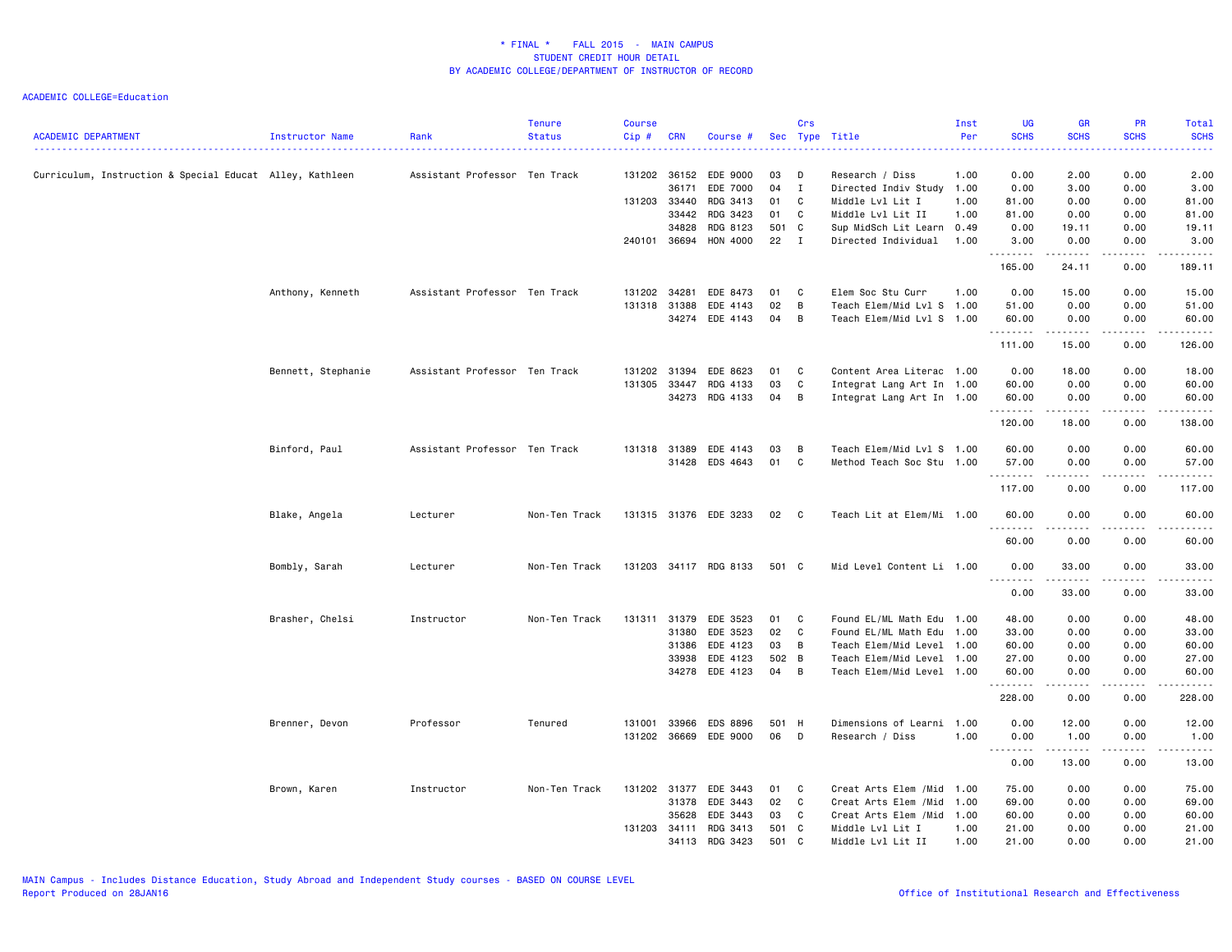# * FINAL * FALL 2015 - MAIN CAMPUS
## STUDENT CREDIT HOUR DETAIL
## BY ACADEMIC COLLEGE/DEPARTMENT OF INSTRUCTOR OF RECORD

ACADEMIC COLLEGE=Education

| ACADEMIC DEPARTMENT | Instructor Name | Rank | Tenure Status | Course Cip # | CRN | Course # | Sec | Crs Type | Title | Inst Per | UG SCHS | GR SCHS | PR SCHS | Total SCHS |
|---|---|---|---|---|---|---|---|---|---|---|---|---|---|---|
| Curriculum, Instruction & Special Educat | Alley, Kathleen | Assistant Professor | Ten Track | 131202 | 36152 | EDE 9000 | 03 | D | Research / Diss | 1.00 | 0.00 | 2.00 | 0.00 | 2.00 |
| | | | | | 36171 | EDE 7000 | 04 | I | Directed Indiv Study | 1.00 | 0.00 | 3.00 | 0.00 | 3.00 |
| | | | | 131203 | 33440 | RDG 3413 | 01 | C | Middle Lvl Lit I | 1.00 | 81.00 | 0.00 | 0.00 | 81.00 |
| | | | | | 33442 | RDG 3423 | 01 | C | Middle Lvl Lit II | 1.00 | 81.00 | 0.00 | 0.00 | 81.00 |
| | | | | | 34828 | RDG 8123 | 501 | C | Sup MidSch Lit Learn | 0.49 | 0.00 | 19.11 | 0.00 | 19.11 |
| | | | | 240101 | 36694 | HON 4000 | 22 | I | Directed Individual | 1.00 | 3.00 | 0.00 | 0.00 | 3.00 |
| | | | | | | | | | | | 165.00 | 24.11 | 0.00 | 189.11 |
| | Anthony, Kenneth | Assistant Professor | Ten Track | 131202 | 34281 | EDE 8473 | 01 | C | Elem Soc Stu Curr | 1.00 | 0.00 | 15.00 | 0.00 | 15.00 |
| | | | | 131318 | 31388 | EDE 4143 | 02 | B | Teach Elem/Mid Lvl S | 1.00 | 51.00 | 0.00 | 0.00 | 51.00 |
| | | | | | 34274 | EDE 4143 | 04 | B | Teach Elem/Mid Lvl S | 1.00 | 60.00 | 0.00 | 0.00 | 60.00 |
| | | | | | | | | | | | 111.00 | 15.00 | 0.00 | 126.00 |
| | Bennett, Stephanie | Assistant Professor | Ten Track | 131202 | 31394 | EDE 8623 | 01 | C | Content Area Literac | 1.00 | 0.00 | 18.00 | 0.00 | 18.00 |
| | | | | 131305 | 33447 | RDG 4133 | 03 | C | Integrat Lang Art In | 1.00 | 60.00 | 0.00 | 0.00 | 60.00 |
| | | | | | 34273 | RDG 4133 | 04 | B | Integrat Lang Art In | 1.00 | 60.00 | 0.00 | 0.00 | 60.00 |
| | | | | | | | | | | | 120.00 | 18.00 | 0.00 | 138.00 |
| | Binford, Paul | Assistant Professor | Ten Track | 131318 | 31389 | EDE 4143 | 03 | B | Teach Elem/Mid Lvl S | 1.00 | 60.00 | 0.00 | 0.00 | 60.00 |
| | | | | | 31428 | EDS 4643 | 01 | C | Method Teach Soc Stu | 1.00 | 57.00 | 0.00 | 0.00 | 57.00 |
| | | | | | | | | | | | 117.00 | 0.00 | 0.00 | 117.00 |
| | Blake, Angela | Lecturer | Non-Ten Track | 131315 | 31376 | EDE 3233 | 02 | C | Teach Lit at Elem/Mi | 1.00 | 60.00 | 0.00 | 0.00 | 60.00 |
| | | | | | | | | | | | 60.00 | 0.00 | 0.00 | 60.00 |
| | Bombly, Sarah | Lecturer | Non-Ten Track | 131203 | 34117 | RDG 8133 | 501 | C | Mid Level Content Li | 1.00 | 0.00 | 33.00 | 0.00 | 33.00 |
| | | | | | | | | | | | 0.00 | 33.00 | 0.00 | 33.00 |
| | Brasher, Chelsi | Instructor | Non-Ten Track | 131311 | 31379 | EDE 3523 | 01 | C | Found EL/ML Math Edu | 1.00 | 48.00 | 0.00 | 0.00 | 48.00 |
| | | | | | 31380 | EDE 3523 | 02 | C | Found EL/ML Math Edu | 1.00 | 33.00 | 0.00 | 0.00 | 33.00 |
| | | | | | 31386 | EDE 4123 | 03 | B | Teach Elem/Mid Level | 1.00 | 60.00 | 0.00 | 0.00 | 60.00 |
| | | | | | 33938 | EDE 4123 | 502 | B | Teach Elem/Mid Level | 1.00 | 27.00 | 0.00 | 0.00 | 27.00 |
| | | | | | 34278 | EDE 4123 | 04 | B | Teach Elem/Mid Level | 1.00 | 60.00 | 0.00 | 0.00 | 60.00 |
| | | | | | | | | | | | 228.00 | 0.00 | 0.00 | 228.00 |
| | Brenner, Devon | Professor | Tenured | 131001 | 33966 | EDS 8896 | 501 | H | Dimensions of Learni | 1.00 | 0.00 | 12.00 | 0.00 | 12.00 |
| | | | | 131202 | 36669 | EDE 9000 | 06 | D | Research / Diss | 1.00 | 0.00 | 1.00 | 0.00 | 1.00 |
| | | | | | | | | | | | 0.00 | 13.00 | 0.00 | 13.00 |
| | Brown, Karen | Instructor | Non-Ten Track | 131202 | 31377 | EDE 3443 | 01 | C | Creat Arts Elem /Mid | 1.00 | 75.00 | 0.00 | 0.00 | 75.00 |
| | | | | | 31378 | EDE 3443 | 02 | C | Creat Arts Elem /Mid | 1.00 | 69.00 | 0.00 | 0.00 | 69.00 |
| | | | | | 35628 | EDE 3443 | 03 | C | Creat Arts Elem /Mid | 1.00 | 60.00 | 0.00 | 0.00 | 60.00 |
| | | | | 131203 | 34111 | RDG 3413 | 501 | C | Middle Lvl Lit I | 1.00 | 21.00 | 0.00 | 0.00 | 21.00 |
| | | | | | 34113 | RDG 3423 | 501 | C | Middle Lvl Lit II | 1.00 | 21.00 | 0.00 | 0.00 | 21.00 |

MAIN Campus - Includes Distance Education, Study Abroad and Independent Study courses - BASED ON COURSE LEVEL
Report Produced on 28JAN16

Office of Institutional Research and Effectiveness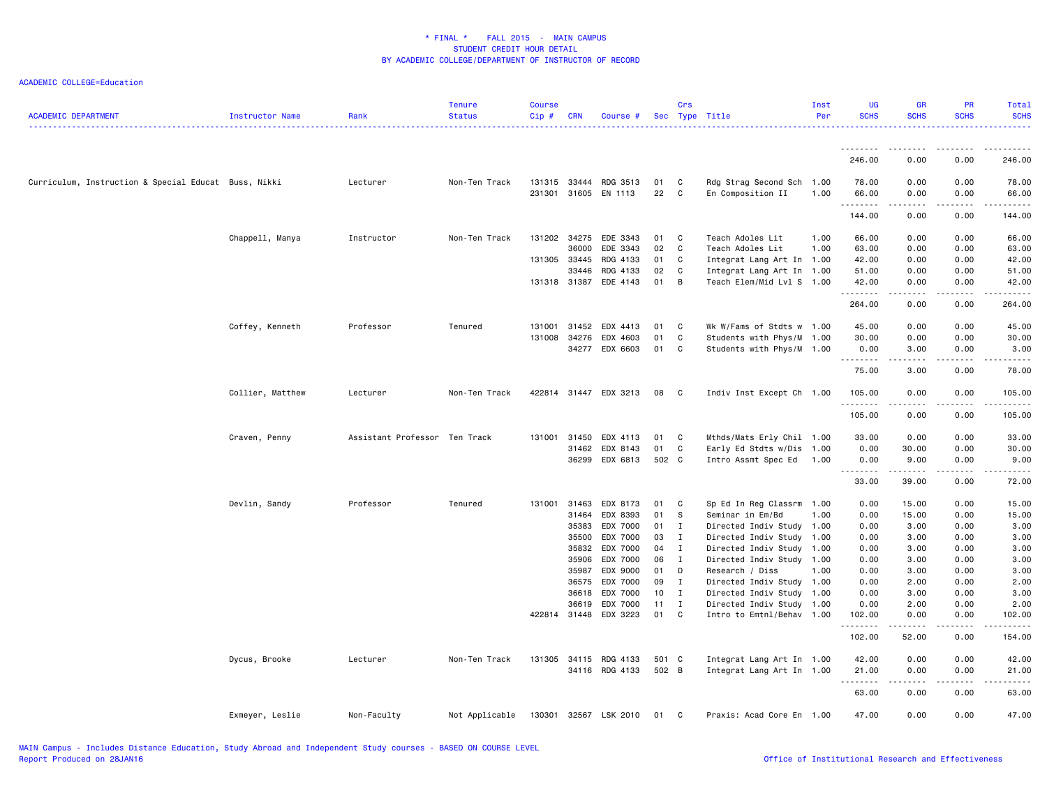* FINAL * FALL 2015 - MAIN CAMPUS
STUDENT CREDIT HOUR DETAIL
BY ACADEMIC COLLEGE/DEPARTMENT OF INSTRUCTOR OF RECORD

ACADEMIC COLLEGE=Education

| ACADEMIC DEPARTMENT | Instructor Name | Rank | Tenure Status | Course Cip # | CRN | Course # | Sec | Crs Type | Title | Inst Per | UG SCHS | GR SCHS | PR SCHS | Total SCHS |
|---|---|---|---|---|---|---|---|---|---|---|---|---|---|---|
| | | | | | | | | | | | 246.00 | 0.00 | 0.00 | 246.00 |
| Curriculum, Instruction & Special Educat | Buss, Nikki | Lecturer | Non-Ten Track | 131315 | 33444 | RDG 3513 | 01 | C | Rdg Strag Second Sch | 1.00 | 78.00 | 0.00 | 0.00 | 78.00 |
| | | | | 231301 | 31605 | EN 1113 | 22 | C | En Composition II | 1.00 | 66.00 | 0.00 | 0.00 | 66.00 |
| | | | | | | | | | | | 144.00 | 0.00 | 0.00 | 144.00 |
| | Chappell, Manya | Instructor | Non-Ten Track | 131202 | 34275 | EDE 3343 | 01 | C | Teach Adoles Lit | 1.00 | 66.00 | 0.00 | 0.00 | 66.00 |
| | | | | | 36000 | EDE 3343 | 02 | C | Teach Adoles Lit | 1.00 | 63.00 | 0.00 | 0.00 | 63.00 |
| | | | | 131305 | 33445 | RDG 4133 | 01 | C | Integrat Lang Art In | 1.00 | 42.00 | 0.00 | 0.00 | 42.00 |
| | | | | | 33446 | RDG 4133 | 02 | C | Integrat Lang Art In | 1.00 | 51.00 | 0.00 | 0.00 | 51.00 |
| | | | | 131318 | 31387 | EDE 4143 | 01 | B | Teach Elem/Mid Lvl S | 1.00 | 42.00 | 0.00 | 0.00 | 42.00 |
| | | | | | | | | | | | 264.00 | 0.00 | 0.00 | 264.00 |
| | Coffey, Kenneth | Professor | Tenured | 131001 | 31452 | EDX 4413 | 01 | C | Wk W/Fams of Stdts w | 1.00 | 45.00 | 0.00 | 0.00 | 45.00 |
| | | | | 131008 | 34276 | EDX 4603 | 01 | C | Students with Phys/M | 1.00 | 30.00 | 0.00 | 0.00 | 30.00 |
| | | | | | 34277 | EDX 6603 | 01 | C | Students with Phys/M | 1.00 | 0.00 | 3.00 | 0.00 | 3.00 |
| | | | | | | | | | | | 75.00 | 3.00 | 0.00 | 78.00 |
| | Collier, Matthew | Lecturer | Non-Ten Track | 422814 | 31447 | EDX 3213 | 08 | C | Indiv Inst Except Ch | 1.00 | 105.00 | 0.00 | 0.00 | 105.00 |
| | | | | | | | | | | | 105.00 | 0.00 | 0.00 | 105.00 |
| | Craven, Penny | Assistant Professor | Ten Track | 131001 | 31450 | EDX 4113 | 01 | C | Mthds/Mats Erly Chil | 1.00 | 33.00 | 0.00 | 0.00 | 33.00 |
| | | | | | 31462 | EDX 8143 | 01 | C | Early Ed Stdts w/Dis | 1.00 | 0.00 | 30.00 | 0.00 | 30.00 |
| | | | | | 36299 | EDX 6813 | 502 | C | Intro Assmt Spec Ed | 1.00 | 0.00 | 9.00 | 0.00 | 9.00 |
| | | | | | | | | | | | 33.00 | 39.00 | 0.00 | 72.00 |
| | Devlin, Sandy | Professor | Tenured | 131001 | 31463 | EDX 8173 | 01 | C | Sp Ed In Reg Classrm | 1.00 | 0.00 | 15.00 | 0.00 | 15.00 |
| | | | | | 31464 | EDX 8393 | 01 | S | Seminar in Em/Bd | 1.00 | 0.00 | 15.00 | 0.00 | 15.00 |
| | | | | | 35383 | EDX 7000 | 01 | I | Directed Indiv Study | 1.00 | 0.00 | 3.00 | 0.00 | 3.00 |
| | | | | | 35500 | EDX 7000 | 03 | I | Directed Indiv Study | 1.00 | 0.00 | 3.00 | 0.00 | 3.00 |
| | | | | | 35832 | EDX 7000 | 04 | I | Directed Indiv Study | 1.00 | 0.00 | 3.00 | 0.00 | 3.00 |
| | | | | | 35906 | EDX 7000 | 06 | I | Directed Indiv Study | 1.00 | 0.00 | 3.00 | 0.00 | 3.00 |
| | | | | | 35987 | EDX 9000 | 01 | D | Research / Diss | 1.00 | 0.00 | 3.00 | 0.00 | 3.00 |
| | | | | | 36575 | EDX 7000 | 09 | I | Directed Indiv Study | 1.00 | 0.00 | 2.00 | 0.00 | 2.00 |
| | | | | | 36618 | EDX 7000 | 10 | I | Directed Indiv Study | 1.00 | 0.00 | 3.00 | 0.00 | 3.00 |
| | | | | | 36619 | EDX 7000 | 11 | I | Directed Indiv Study | 1.00 | 0.00 | 2.00 | 0.00 | 2.00 |
| | | | | 422814 | 31448 | EDX 3223 | 01 | C | Intro to Emtnl/Behav | 1.00 | 102.00 | 0.00 | 0.00 | 102.00 |
| | | | | | | | | | | | 102.00 | 52.00 | 0.00 | 154.00 |
| | Dycus, Brooke | Lecturer | Non-Ten Track | 131305 | 34115 | RDG 4133 | 501 | C | Integrat Lang Art In | 1.00 | 42.00 | 0.00 | 0.00 | 42.00 |
| | | | | | 34116 | RDG 4133 | 502 | B | Integrat Lang Art In | 1.00 | 21.00 | 0.00 | 0.00 | 21.00 |
| | | | | | | | | | | | 63.00 | 0.00 | 0.00 | 63.00 |
| | Exmeyer, Leslie | Non-Faculty | Not Applicable | 130301 | 32567 | LSK 2010 | 01 | C | Praxis: Acad Core En | 1.00 | 47.00 | 0.00 | 0.00 | 47.00 |

MAIN Campus - Includes Distance Education, Study Abroad and Independent Study courses - BASED ON COURSE LEVEL
Report Produced on 28JAN16

Office of Institutional Research and Effectiveness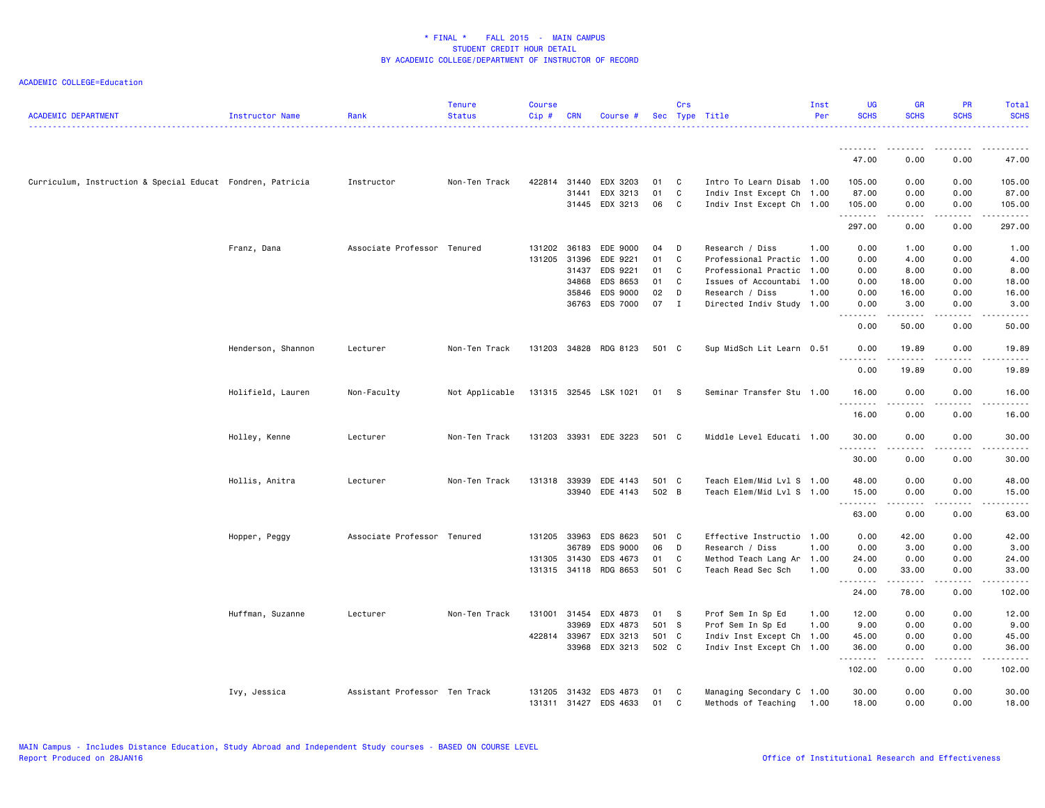# * FINAL * FALL 2015 - MAIN CAMPUS
## STUDENT CREDIT HOUR DETAIL
### BY ACADEMIC COLLEGE/DEPARTMENT OF INSTRUCTOR OF RECORD

ACADEMIC COLLEGE=Education

| ACADEMIC DEPARTMENT | Instructor Name | Rank | Tenure Status | Course Cip # | CRN | Course # | Sec | Crs Type | Title | Inst Per | UG SCHS | GR SCHS | PR SCHS | Total SCHS |
|---|---|---|---|---|---|---|---|---|---|---|---|---|---|---|
| | | | | | | | | | | | 47.00 | 0.00 | 0.00 | 47.00 |
| Curriculum, Instruction & Special Educat | Fondren, Patricia | Instructor | Non-Ten Track | 422814 | 31440 | EDX 3203 | 01 | C | Intro To Learn Disab | 1.00 | 105.00 | 0.00 | 0.00 | 105.00 |
| | | | | | 31441 | EDX 3213 | 01 | C | Indiv Inst Except Ch | 1.00 | 87.00 | 0.00 | 0.00 | 87.00 |
| | | | | | 31445 | EDX 3213 | 06 | C | Indiv Inst Except Ch | 1.00 | 105.00 | 0.00 | 0.00 | 105.00 |
| | | | | | | | | | | | 297.00 | 0.00 | 0.00 | 297.00 |
| | Franz, Dana | Associate Professor | Tenured | 131202 | 36183 | EDE 9000 | 04 | D | Research / Diss | 1.00 | 0.00 | 1.00 | 0.00 | 1.00 |
| | | | | 131205 | 31396 | EDE 9221 | 01 | C | Professional Practic | 1.00 | 0.00 | 4.00 | 0.00 | 4.00 |
| | | | | | 31437 | EDS 9221 | 01 | C | Professional Practic | 1.00 | 0.00 | 8.00 | 0.00 | 8.00 |
| | | | | | 34868 | EDS 8653 | 01 | C | Issues of Accountabi | 1.00 | 0.00 | 18.00 | 0.00 | 18.00 |
| | | | | | 35846 | EDS 9000 | 02 | D | Research / Diss | 1.00 | 0.00 | 16.00 | 0.00 | 16.00 |
| | | | | | 36763 | EDS 7000 | 07 | I | Directed Indiv Study | 1.00 | 0.00 | 3.00 | 0.00 | 3.00 |
| | | | | | | | | | | | 0.00 | 50.00 | 0.00 | 50.00 |
| | Henderson, Shannon | Lecturer | Non-Ten Track | 131203 | 34828 | RDG 8123 | 501 | C | Sup MidSch Lit Learn | 0.51 | 0.00 | 19.89 | 0.00 | 19.89 |
| | | | | | | | | | | | 0.00 | 19.89 | 0.00 | 19.89 |
| | Holifield, Lauren | Non-Faculty | Not Applicable | 131315 | 32545 | LSK 1021 | 01 | S | Seminar Transfer Stu | 1.00 | 16.00 | 0.00 | 0.00 | 16.00 |
| | | | | | | | | | | | 16.00 | 0.00 | 0.00 | 16.00 |
| | Holley, Kenne | Lecturer | Non-Ten Track | 131203 | 33931 | EDE 3223 | 501 | C | Middle Level Educati | 1.00 | 30.00 | 0.00 | 0.00 | 30.00 |
| | | | | | | | | | | | 30.00 | 0.00 | 0.00 | 30.00 |
| | Hollis, Anitra | Lecturer | Non-Ten Track | 131318 | 33939 | EDE 4143 | 501 | C | Teach Elem/Mid Lvl S | 1.00 | 48.00 | 0.00 | 0.00 | 48.00 |
| | | | | | 33940 | EDE 4143 | 502 | B | Teach Elem/Mid Lvl S | 1.00 | 15.00 | 0.00 | 0.00 | 15.00 |
| | | | | | | | | | | | 63.00 | 0.00 | 0.00 | 63.00 |
| | Hopper, Peggy | Associate Professor | Tenured | 131205 | 33963 | EDS 8623 | 501 | C | Effective Instructio | 1.00 | 0.00 | 42.00 | 0.00 | 42.00 |
| | | | | | 36789 | EDS 9000 | 06 | D | Research / Diss | 1.00 | 0.00 | 3.00 | 0.00 | 3.00 |
| | | | | 131305 | 31430 | EDS 4673 | 01 | C | Method Teach Lang Ar | 1.00 | 24.00 | 0.00 | 0.00 | 24.00 |
| | | | | 131315 | 34118 | RDG 8653 | 501 | C | Teach Read Sec Sch | 1.00 | 0.00 | 33.00 | 0.00 | 33.00 |
| | | | | | | | | | | | 24.00 | 78.00 | 0.00 | 102.00 |
| | Huffman, Suzanne | Lecturer | Non-Ten Track | 131001 | 31454 | EDX 4873 | 01 | S | Prof Sem In Sp Ed | 1.00 | 12.00 | 0.00 | 0.00 | 12.00 |
| | | | | | 33969 | EDX 4873 | 501 | S | Prof Sem In Sp Ed | 1.00 | 9.00 | 0.00 | 0.00 | 9.00 |
| | | | | 422814 | 33967 | EDX 3213 | 501 | C | Indiv Inst Except Ch | 1.00 | 45.00 | 0.00 | 0.00 | 45.00 |
| | | | | | 33968 | EDX 3213 | 502 | C | Indiv Inst Except Ch | 1.00 | 36.00 | 0.00 | 0.00 | 36.00 |
| | | | | | | | | | | | 102.00 | 0.00 | 0.00 | 102.00 |
| | Ivy, Jessica | Assistant Professor | Ten Track | 131205 | 31432 | EDS 4873 | 01 | C | Managing Secondary C | 1.00 | 30.00 | 0.00 | 0.00 | 30.00 |
| | | | | 131311 | 31427 | EDS 4633 | 01 | C | Methods of Teaching | 1.00 | 18.00 | 0.00 | 0.00 | 18.00 |

MAIN Campus - Includes Distance Education, Study Abroad and Independent Study courses - BASED ON COURSE LEVEL
Report Produced on 28JAN16

Office of Institutional Research and Effectiveness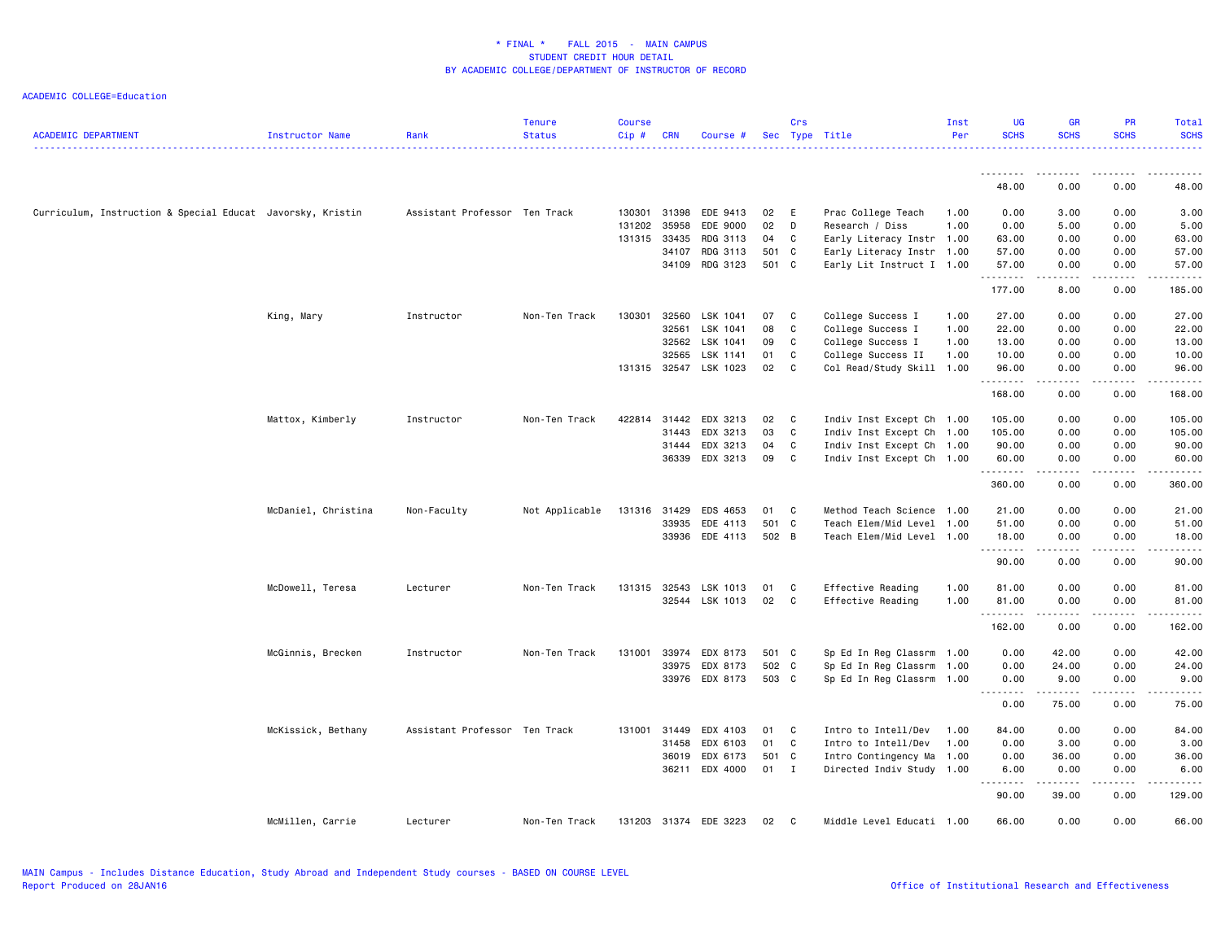# * FINAL * FALL 2015 - MAIN CAMPUS
## STUDENT CREDIT HOUR DETAIL
### BY ACADEMIC COLLEGE/DEPARTMENT OF INSTRUCTOR OF RECORD

ACADEMIC COLLEGE=Education

| ACADEMIC DEPARTMENT | Instructor Name | Rank | Tenure Status | Course Cip # | CRN | Course # | Sec | Crs Type | Title | Inst Per | UG SCHS | GR SCHS | PR SCHS | Total SCHS |
|---|---|---|---|---|---|---|---|---|---|---|---|---|---|---|
| | | | | | | | | | | | 48.00 | 0.00 | 0.00 | 48.00 |
| Curriculum, Instruction & Special Educat | Javorsky, Kristin | Assistant Professor | Ten Track | 130301 | 31398 | EDE 9413 | 02 | E | Prac College Teach | 1.00 | 0.00 | 3.00 | 0.00 | 3.00 |
| | | | | 131202 | 35958 | EDE 9000 | 02 | D | Research / Diss | 1.00 | 0.00 | 5.00 | 0.00 | 5.00 |
| | | | | 131315 | 33435 | RDG 3113 | 04 | C | Early Literacy Instr | 1.00 | 63.00 | 0.00 | 0.00 | 63.00 |
| | | | | | 34107 | RDG 3113 | 501 | C | Early Literacy Instr | 1.00 | 57.00 | 0.00 | 0.00 | 57.00 |
| | | | | | 34109 | RDG 3123 | 501 | C | Early Lit Instruct I | 1.00 | 57.00 | 0.00 | 0.00 | 57.00 |
| | | | | | | | | | | | 177.00 | 8.00 | 0.00 | 185.00 |
| | King, Mary | Instructor | Non-Ten Track | 130301 | 32560 | LSK 1041 | 07 | C | College Success I | 1.00 | 27.00 | 0.00 | 0.00 | 27.00 |
| | | | | | 32561 | LSK 1041 | 08 | C | College Success I | 1.00 | 22.00 | 0.00 | 0.00 | 22.00 |
| | | | | | 32562 | LSK 1041 | 09 | C | College Success I | 1.00 | 13.00 | 0.00 | 0.00 | 13.00 |
| | | | | | 32565 | LSK 1141 | 01 | C | College Success II | 1.00 | 10.00 | 0.00 | 0.00 | 10.00 |
| | | | | 131315 | 32547 | LSK 1023 | 02 | C | Col Read/Study Skill | 1.00 | 96.00 | 0.00 | 0.00 | 96.00 |
| | | | | | | | | | | | 168.00 | 0.00 | 0.00 | 168.00 |
| | Mattox, Kimberly | Instructor | Non-Ten Track | 422814 | 31442 | EDX 3213 | 02 | C | Indiv Inst Except Ch | 1.00 | 105.00 | 0.00 | 0.00 | 105.00 |
| | | | | | 31443 | EDX 3213 | 03 | C | Indiv Inst Except Ch | 1.00 | 105.00 | 0.00 | 0.00 | 105.00 |
| | | | | | 31444 | EDX 3213 | 04 | C | Indiv Inst Except Ch | 1.00 | 90.00 | 0.00 | 0.00 | 90.00 |
| | | | | | 36339 | EDX 3213 | 09 | C | Indiv Inst Except Ch | 1.00 | 60.00 | 0.00 | 0.00 | 60.00 |
| | | | | | | | | | | | 360.00 | 0.00 | 0.00 | 360.00 |
| | McDaniel, Christina | Non-Faculty | Not Applicable | 131316 | 31429 | EDS 4653 | 01 | C | Method Teach Science | 1.00 | 21.00 | 0.00 | 0.00 | 21.00 |
| | | | | | 33935 | EDE 4113 | 501 | C | Teach Elem/Mid Level | 1.00 | 51.00 | 0.00 | 0.00 | 51.00 |
| | | | | | 33936 | EDE 4113 | 502 | B | Teach Elem/Mid Level | 1.00 | 18.00 | 0.00 | 0.00 | 18.00 |
| | | | | | | | | | | | 90.00 | 0.00 | 0.00 | 90.00 |
| | McDowell, Teresa | Lecturer | Non-Ten Track | 131315 | 32543 | LSK 1013 | 01 | C | Effective Reading | 1.00 | 81.00 | 0.00 | 0.00 | 81.00 |
| | | | | | 32544 | LSK 1013 | 02 | C | Effective Reading | 1.00 | 81.00 | 0.00 | 0.00 | 81.00 |
| | | | | | | | | | | | 162.00 | 0.00 | 0.00 | 162.00 |
| | McGinnis, Brecken | Instructor | Non-Ten Track | 131001 | 33974 | EDX 8173 | 501 | C | Sp Ed In Reg Classrm | 1.00 | 0.00 | 42.00 | 0.00 | 42.00 |
| | | | | | 33975 | EDX 8173 | 502 | C | Sp Ed In Reg Classrm | 1.00 | 0.00 | 24.00 | 0.00 | 24.00 |
| | | | | | 33976 | EDX 8173 | 503 | C | Sp Ed In Reg Classrm | 1.00 | 0.00 | 9.00 | 0.00 | 9.00 |
| | | | | | | | | | | | 0.00 | 75.00 | 0.00 | 75.00 |
| | McKissick, Bethany | Assistant Professor | Ten Track | 131001 | 31449 | EDX 4103 | 01 | C | Intro to Intell/Dev | 1.00 | 84.00 | 0.00 | 0.00 | 84.00 |
| | | | | | 31458 | EDX 6103 | 01 | C | Intro to Intell/Dev | 1.00 | 0.00 | 3.00 | 0.00 | 3.00 |
| | | | | | 36019 | EDX 6173 | 501 | C | Intro Contingency Ma | 1.00 | 0.00 | 36.00 | 0.00 | 36.00 |
| | | | | | 36211 | EDX 4000 | 01 | I | Directed Indiv Study | 1.00 | 6.00 | 0.00 | 0.00 | 6.00 |
| | | | | | | | | | | | 90.00 | 39.00 | 0.00 | 129.00 |
| | McMillen, Carrie | Lecturer | Non-Ten Track | 131203 | 31374 | EDE 3223 | 02 | C | Middle Level Educati | 1.00 | 66.00 | 0.00 | 0.00 | 66.00 |

MAIN Campus - Includes Distance Education, Study Abroad and Independent Study courses - BASED ON COURSE LEVEL
Report Produced on 28JAN16

Office of Institutional Research and Effectiveness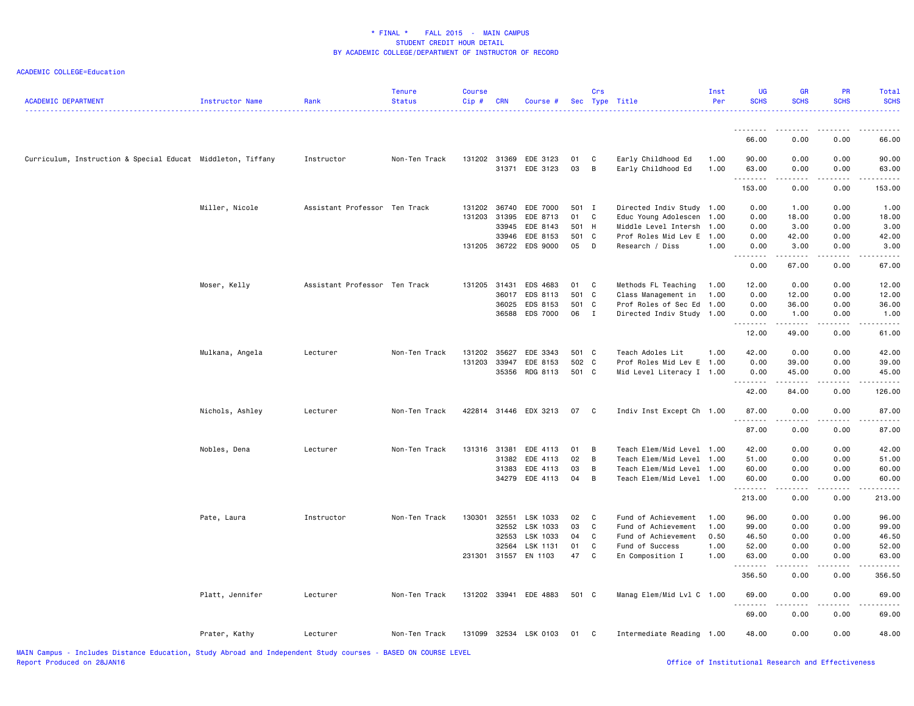# * FINAL * FALL 2015 - MAIN CAMPUS
## STUDENT CREDIT HOUR DETAIL
## BY ACADEMIC COLLEGE/DEPARTMENT OF INSTRUCTOR OF RECORD

ACADEMIC COLLEGE=Education

| ACADEMIC DEPARTMENT | Instructor Name | Rank | Tenure Status | Course Cip # | CRN | Course # | Sec | Crs Type | Title | Inst Per | UG SCHS | GR SCHS | PR SCHS | Total SCHS |
|---|---|---|---|---|---|---|---|---|---|---|---|---|---|---|
| | | | | | | | | | | | 66.00 | 0.00 | 0.00 | 66.00 |
| Curriculum, Instruction & Special Educat | Middleton, Tiffany | Instructor | Non-Ten Track | 131202 | 31369 | EDE 3123 | 01 | C | Early Childhood Ed | 1.00 | 90.00 | 0.00 | 0.00 | 90.00 |
| | | | | | 31371 | EDE 3123 | 03 | B | Early Childhood Ed | 1.00 | 63.00 | 0.00 | 0.00 | 63.00 |
| | | | | | | | | | | | 153.00 | 0.00 | 0.00 | 153.00 |
| | Miller, Nicole | Assistant Professor | Ten Track | 131202 | 36740 | EDE 7000 | 501 | I | Directed Indiv Study | 1.00 | 0.00 | 1.00 | 0.00 | 1.00 |
| | | | | 131203 | 31395 | EDE 8713 | 01 | C | Educ Young Adolescen | 1.00 | 0.00 | 18.00 | 0.00 | 18.00 |
| | | | | | 33945 | EDE 8143 | 501 | H | Middle Level Intersh | 1.00 | 0.00 | 3.00 | 0.00 | 3.00 |
| | | | | | 33946 | EDE 8153 | 501 | C | Prof Roles Mid Lev E | 1.00 | 0.00 | 42.00 | 0.00 | 42.00 |
| | | | | 131205 | 36722 | EDS 9000 | 05 | D | Research / Diss | 1.00 | 0.00 | 3.00 | 0.00 | 3.00 |
| | | | | | | | | | | | 0.00 | 67.00 | 0.00 | 67.00 |
| | Moser, Kelly | Assistant Professor | Ten Track | 131205 | 31431 | EDS 4683 | 01 | C | Methods FL Teaching | 1.00 | 12.00 | 0.00 | 0.00 | 12.00 |
| | | | | | 36017 | EDS 8113 | 501 | C | Class Management in | 1.00 | 0.00 | 12.00 | 0.00 | 12.00 |
| | | | | | 36025 | EDS 8153 | 501 | C | Prof Roles of Sec Ed | 1.00 | 0.00 | 36.00 | 0.00 | 36.00 |
| | | | | | 36588 | EDS 7000 | 06 | I | Directed Indiv Study | 1.00 | 0.00 | 1.00 | 0.00 | 1.00 |
| | | | | | | | | | | | 12.00 | 49.00 | 0.00 | 61.00 |
| | Mulkana, Angela | Lecturer | Non-Ten Track | 131202 | 35627 | EDE 3343 | 501 | C | Teach Adoles Lit | 1.00 | 42.00 | 0.00 | 0.00 | 42.00 |
| | | | | 131203 | 33947 | EDE 8153 | 502 | C | Prof Roles Mid Lev E | 1.00 | 0.00 | 39.00 | 0.00 | 39.00 |
| | | | | | 35356 | RDG 8113 | 501 | C | Mid Level Literacy I | 1.00 | 0.00 | 45.00 | 0.00 | 45.00 |
| | | | | | | | | | | | 42.00 | 84.00 | 0.00 | 126.00 |
| | Nichols, Ashley | Lecturer | Non-Ten Track | 422814 | 31446 | EDX 3213 | 07 | C | Indiv Inst Except Ch | 1.00 | 87.00 | 0.00 | 0.00 | 87.00 |
| | | | | | | | | | | | 87.00 | 0.00 | 0.00 | 87.00 |
| | Nobles, Dena | Lecturer | Non-Ten Track | 131316 | 31381 | EDE 4113 | 01 | B | Teach Elem/Mid Level | 1.00 | 42.00 | 0.00 | 0.00 | 42.00 |
| | | | | | 31382 | EDE 4113 | 02 | B | Teach Elem/Mid Level | 1.00 | 51.00 | 0.00 | 0.00 | 51.00 |
| | | | | | 31383 | EDE 4113 | 03 | B | Teach Elem/Mid Level | 1.00 | 60.00 | 0.00 | 0.00 | 60.00 |
| | | | | | 34279 | EDE 4113 | 04 | B | Teach Elem/Mid Level | 1.00 | 60.00 | 0.00 | 0.00 | 60.00 |
| | | | | | | | | | | | 213.00 | 0.00 | 0.00 | 213.00 |
| | Pate, Laura | Instructor | Non-Ten Track | 130301 | 32551 | LSK 1033 | 02 | C | Fund of Achievement | 1.00 | 96.00 | 0.00 | 0.00 | 96.00 |
| | | | | | 32552 | LSK 1033 | 03 | C | Fund of Achievement | 1.00 | 99.00 | 0.00 | 0.00 | 99.00 |
| | | | | | 32553 | LSK 1033 | 04 | C | Fund of Achievement | 0.50 | 46.50 | 0.00 | 0.00 | 46.50 |
| | | | | | 32564 | LSK 1131 | 01 | C | Fund of Success | 1.00 | 52.00 | 0.00 | 0.00 | 52.00 |
| | | | | 231301 | 31557 | EN 1103 | 47 | C | En Composition I | 1.00 | 63.00 | 0.00 | 0.00 | 63.00 |
| | | | | | | | | | | | 356.50 | 0.00 | 0.00 | 356.50 |
| | Platt, Jennifer | Lecturer | Non-Ten Track | 131202 | 33941 | EDE 4883 | 501 | C | Manag Elem/Mid Lvl C | 1.00 | 69.00 | 0.00 | 0.00 | 69.00 |
| | | | | | | | | | | | 69.00 | 0.00 | 0.00 | 69.00 |
| | Prater, Kathy | Lecturer | Non-Ten Track | 131099 | 32534 | LSK 0103 | 01 | C | Intermediate Reading | 1.00 | 48.00 | 0.00 | 0.00 | 48.00 |

MAIN Campus - Includes Distance Education, Study Abroad and Independent Study courses - BASED ON COURSE LEVEL
Report Produced on 28JAN16

Office of Institutional Research and Effectiveness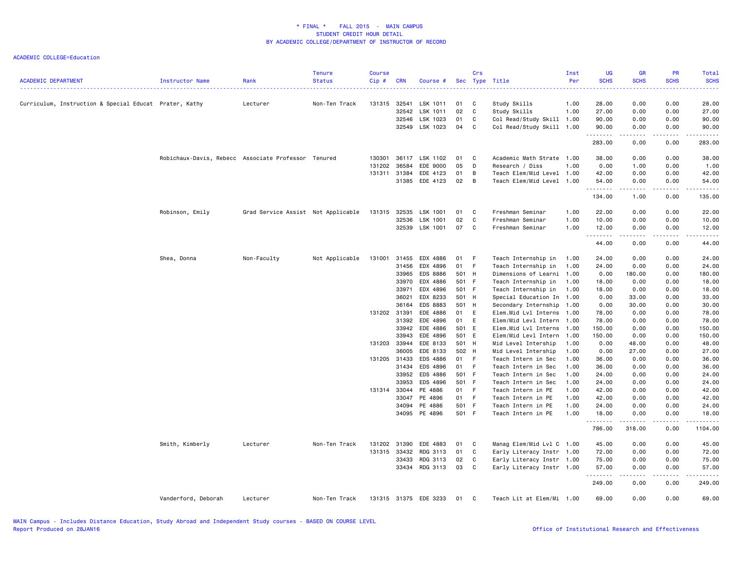# * FINAL * FALL 2015 - MAIN CAMPUS
## STUDENT CREDIT HOUR DETAIL
## BY ACADEMIC COLLEGE/DEPARTMENT OF INSTRUCTOR OF RECORD

ACADEMIC COLLEGE=Education

| ACADEMIC DEPARTMENT | Instructor Name | Rank | Tenure Status | Course Cip # | CRN | Course # | Sec | Crs Type | Title | Inst Per | UG SCHS | GR SCHS | PR SCHS | Total SCHS |
|---|---|---|---|---|---|---|---|---|---|---|---|---|---|---|
| Curriculum, Instruction & Special Educat | Prater, Kathy | Lecturer | Non-Ten Track | 131315 | 32541 | LSK 1011 | 01 | C | Study Skills | 1.00 | 28.00 | 0.00 | 0.00 | 28.00 |
| | | | | | 32542 | LSK 1011 | 02 | C | Study Skills | 1.00 | 27.00 | 0.00 | 0.00 | 27.00 |
| | | | | | 32546 | LSK 1023 | 01 | C | Col Read/Study Skill | 1.00 | 90.00 | 0.00 | 0.00 | 90.00 |
| | | | | | 32549 | LSK 1023 | 04 | C | Col Read/Study Skill | 1.00 | 90.00 | 0.00 | 0.00 | 90.00 |
| | | | | | | | | | | | 283.00 | 0.00 | 0.00 | 283.00 |
| | Robichaux-Davis, Rebecc | Associate Professor | Tenured | 130301 | 36117 | LSK 1102 | 01 | C | Academic Math Strate | 1.00 | 38.00 | 0.00 | 0.00 | 38.00 |
| | | | | 131202 | 36584 | EDE 9000 | 05 | D | Research / Diss | 1.00 | 0.00 | 1.00 | 0.00 | 1.00 |
| | | | | 131311 | 31384 | EDE 4123 | 01 | B | Teach Elem/Mid Level | 1.00 | 42.00 | 0.00 | 0.00 | 42.00 |
| | | | | | 31385 | EDE 4123 | 02 | B | Teach Elem/Mid Level | 1.00 | 54.00 | 0.00 | 0.00 | 54.00 |
| | | | | | | | | | | | 134.00 | 1.00 | 0.00 | 135.00 |
| | Robinson, Emily | Grad Service Assist | Not Applicable | 131315 | 32535 | LSK 1001 | 01 | C | Freshman Seminar | 1.00 | 22.00 | 0.00 | 0.00 | 22.00 |
| | | | | | 32536 | LSK 1001 | 02 | C | Freshman Seminar | 1.00 | 10.00 | 0.00 | 0.00 | 10.00 |
| | | | | | 32539 | LSK 1001 | 07 | C | Freshman Seminar | 1.00 | 12.00 | 0.00 | 0.00 | 12.00 |
| | | | | | | | | | | | 44.00 | 0.00 | 0.00 | 44.00 |
| | Shea, Donna | Non-Faculty | Not Applicable | 131001 | 31455 | EDX 4886 | 01 | F | Teach Internship in | 1.00 | 24.00 | 0.00 | 0.00 | 24.00 |
| | | | | | 31456 | EDX 4896 | 01 | F | Teach Internship in | 1.00 | 24.00 | 0.00 | 0.00 | 24.00 |
| | | | | | 33965 | EDS 8886 | 501 | H | Dimensions of Learni | 1.00 | 0.00 | 180.00 | 0.00 | 180.00 |
| | | | | | 33970 | EDX 4886 | 501 | F | Teach Internship in | 1.00 | 18.00 | 0.00 | 0.00 | 18.00 |
| | | | | | 33971 | EDX 4896 | 501 | F | Teach Internship in | 1.00 | 18.00 | 0.00 | 0.00 | 18.00 |
| | | | | | 36021 | EDX 8233 | 501 | H | Special Education In | 1.00 | 0.00 | 33.00 | 0.00 | 33.00 |
| | | | | | 36164 | EDS 8883 | 501 | H | Secondary Internship | 1.00 | 0.00 | 30.00 | 0.00 | 30.00 |
| | | | | 131202 | 31391 | EDE 4886 | 01 | E | Elem.Mid Lvl Interns | 1.00 | 78.00 | 0.00 | 0.00 | 78.00 |
| | | | | | 31392 | EDE 4896 | 01 | E | Elem/Mid Levl Intern | 1.00 | 78.00 | 0.00 | 0.00 | 78.00 |
| | | | | | 33942 | EDE 4886 | 501 | E | Elem.Mid Lvl Interns | 1.00 | 150.00 | 0.00 | 0.00 | 150.00 |
| | | | | | 33943 | EDE 4896 | 501 | E | Elem/Mid Levl Intern | 1.00 | 150.00 | 0.00 | 0.00 | 150.00 |
| | | | | 131203 | 33944 | EDE 8133 | 501 | H | Mid Level Intership | 1.00 | 0.00 | 48.00 | 0.00 | 48.00 |
| | | | | | 36005 | EDE 8133 | 502 | H | Mid Level Intership | 1.00 | 0.00 | 27.00 | 0.00 | 27.00 |
| | | | | 131205 | 31433 | EDS 4886 | 01 | F | Teach Intern in Sec | 1.00 | 36.00 | 0.00 | 0.00 | 36.00 |
| | | | | | 31434 | EDS 4896 | 01 | F | Teach Intern in Sec | 1.00 | 36.00 | 0.00 | 0.00 | 36.00 |
| | | | | | 33952 | EDS 4886 | 501 | F | Teach Intern in Sec | 1.00 | 24.00 | 0.00 | 0.00 | 24.00 |
| | | | | | 33953 | EDS 4896 | 501 | F | Teach Intern in Sec | 1.00 | 24.00 | 0.00 | 0.00 | 24.00 |
| | | | | 131314 | 33044 | PE 4886 | 01 | F | Teach Intern in PE | 1.00 | 42.00 | 0.00 | 0.00 | 42.00 |
| | | | | | 33047 | PE 4896 | 01 | F | Teach Intern in PE | 1.00 | 42.00 | 0.00 | 0.00 | 42.00 |
| | | | | | 34094 | PE 4886 | 501 | F | Teach Intern in PE | 1.00 | 24.00 | 0.00 | 0.00 | 24.00 |
| | | | | | 34095 | PE 4896 | 501 | F | Teach Intern in PE | 1.00 | 18.00 | 0.00 | 0.00 | 18.00 |
| | | | | | | | | | | | 786.00 | 318.00 | 0.00 | 1104.00 |
| | Smith, Kimberly | Lecturer | Non-Ten Track | 131202 | 31390 | EDE 4883 | 01 | C | Manag Elem/Mid Lvl C | 1.00 | 45.00 | 0.00 | 0.00 | 45.00 |
| | | | | 131315 | 33432 | RDG 3113 | 01 | C | Early Literacy Instr | 1.00 | 72.00 | 0.00 | 0.00 | 72.00 |
| | | | | | 33433 | RDG 3113 | 02 | C | Early Literacy Instr | 1.00 | 75.00 | 0.00 | 0.00 | 75.00 |
| | | | | | 33434 | RDG 3113 | 03 | C | Early Literacy Instr | 1.00 | 57.00 | 0.00 | 0.00 | 57.00 |
| | | | | | | | | | | | 249.00 | 0.00 | 0.00 | 249.00 |
| | Vanderford, Deborah | Lecturer | Non-Ten Track | 131315 | 31375 | EDE 3233 | 01 | C | Teach Lit at Elem/Mi | 1.00 | 69.00 | 0.00 | 0.00 | 69.00 |

MAIN Campus - Includes Distance Education, Study Abroad and Independent Study courses - BASED ON COURSE LEVEL
Report Produced on 28JAN16

Office of Institutional Research and Effectiveness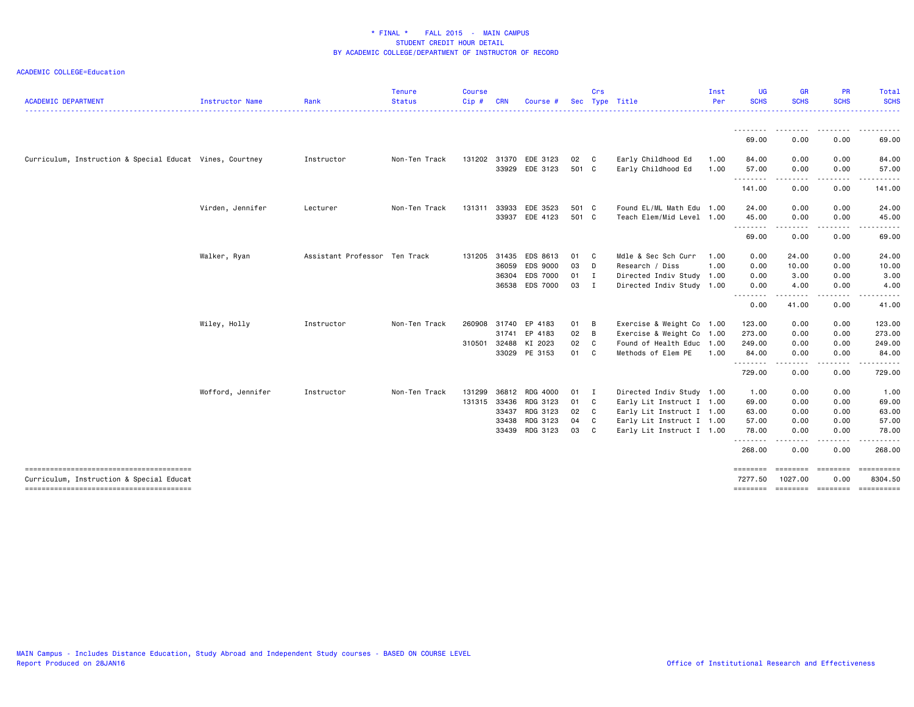* FINAL * FALL 2015 - MAIN CAMPUS
STUDENT CREDIT HOUR DETAIL
BY ACADEMIC COLLEGE/DEPARTMENT OF INSTRUCTOR OF RECORD

ACADEMIC COLLEGE=Education

| ACADEMIC DEPARTMENT | Instructor Name | Rank | Tenure Status | Course Cip # | CRN | Course # | Sec | Crs Type | Title | Inst Per | UG SCHS | GR SCHS | PR SCHS | Total SCHS |
|---|---|---|---|---|---|---|---|---|---|---|---|---|---|---|
| | | | | | | | | | | | 69.00 | 0.00 | 0.00 | 69.00 |
| Curriculum, Instruction & Special Educat | Vines, Courtney | Instructor | Non-Ten Track | 131202 | 31370 | EDE 3123 | 02 | C | Early Childhood Ed | 1.00 | 84.00 | 0.00 | 0.00 | 84.00 |
| | | | | | 33929 | EDE 3123 | 501 | C | Early Childhood Ed | 1.00 | 57.00 | 0.00 | 0.00 | 57.00 |
| | | | | | | | | | | | 141.00 | 0.00 | 0.00 | 141.00 |
| | Virden, Jennifer | Lecturer | Non-Ten Track | 131311 | 33933 | EDE 3523 | 501 | C | Found EL/ML Math Edu | 1.00 | 24.00 | 0.00 | 0.00 | 24.00 |
| | | | | | 33937 | EDE 4123 | 501 | C | Teach Elem/Mid Level | 1.00 | 45.00 | 0.00 | 0.00 | 45.00 |
| | | | | | | | | | | | 69.00 | 0.00 | 0.00 | 69.00 |
| | Walker, Ryan | Assistant Professor | Ten Track | 131205 | 31435 | EDS 8613 | 01 | C | Mdle & Sec Sch Curr | 1.00 | 0.00 | 24.00 | 0.00 | 24.00 |
| | | | | | 36059 | EDS 9000 | 03 | D | Research / Diss | 1.00 | 0.00 | 10.00 | 0.00 | 10.00 |
| | | | | | 36304 | EDS 7000 | 01 | I | Directed Indiv Study | 1.00 | 0.00 | 3.00 | 0.00 | 3.00 |
| | | | | | 36538 | EDS 7000 | 03 | I | Directed Indiv Study | 1.00 | 0.00 | 4.00 | 0.00 | 4.00 |
| | | | | | | | | | | | 0.00 | 41.00 | 0.00 | 41.00 |
| | Wiley, Holly | Instructor | Non-Ten Track | 260908 | 31740 | EP 4183 | 01 | B | Exercise & Weight Co | 1.00 | 123.00 | 0.00 | 0.00 | 123.00 |
| | | | | | 31741 | EP 4183 | 02 | B | Exercise & Weight Co | 1.00 | 273.00 | 0.00 | 0.00 | 273.00 |
| | | | | 310501 | 32488 | KI 2023 | 02 | C | Found of Health Educ | 1.00 | 249.00 | 0.00 | 0.00 | 249.00 |
| | | | | | 33029 | PE 3153 | 01 | C | Methods of Elem PE | 1.00 | 84.00 | 0.00 | 0.00 | 84.00 |
| | | | | | | | | | | | 729.00 | 0.00 | 0.00 | 729.00 |
| | Wofford, Jennifer | Instructor | Non-Ten Track | 131299 | 36812 | RDG 4000 | 01 | I | Directed Indiv Study | 1.00 | 1.00 | 0.00 | 0.00 | 1.00 |
| | | | | 131315 | 33436 | RDG 3123 | 01 | C | Early Lit Instruct I | 1.00 | 69.00 | 0.00 | 0.00 | 69.00 |
| | | | | | 33437 | RDG 3123 | 02 | C | Early Lit Instruct I | 1.00 | 63.00 | 0.00 | 0.00 | 63.00 |
| | | | | | 33438 | RDG 3123 | 04 | C | Early Lit Instruct I | 1.00 | 57.00 | 0.00 | 0.00 | 57.00 |
| | | | | | 33439 | RDG 3123 | 03 | C | Early Lit Instruct I | 1.00 | 78.00 | 0.00 | 0.00 | 78.00 |
| | | | | | | | | | | | 268.00 | 0.00 | 0.00 | 268.00 |
| Curriculum, Instruction & Special Educat | | | | | | | | | | | 7277.50 | 1027.00 | 0.00 | 8304.50 |

MAIN Campus - Includes Distance Education, Study Abroad and Independent Study courses - BASED ON COURSE LEVEL
Report Produced on 28JAN16

Office of Institutional Research and Effectiveness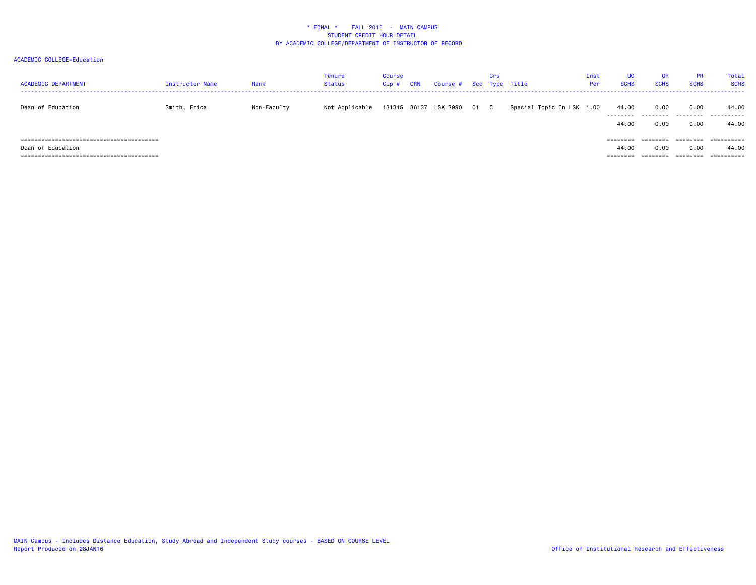\* FINAL \*    FALL 2015 - MAIN CAMPUS
STUDENT CREDIT HOUR DETAIL
BY ACADEMIC COLLEGE/DEPARTMENT OF INSTRUCTOR OF RECORD

ACADEMIC COLLEGE=Education

| ACADEMIC DEPARTMENT | Instructor Name | Rank | Tenure Status | Course Cip # | CRN | Course # | Sec | Crs Type | Title | Inst Per | UG SCHS | GR SCHS | PR SCHS | Total SCHS |
|---|---|---|---|---|---|---|---|---|---|---|---|---|---|---|
| Dean of Education | Smith, Erica | Non-Faculty | Not Applicable | 131315 | 36137 | LSK 2990 | 01 | C | Special Topic In LSK | 1.00 | 44.00 | 0.00 | 0.00 | 44.00 |
| | | | | | | | | | | | 44.00 | 0.00 | 0.00 | 44.00 |
| Dean of Education | | | | | | | | | | | 44.00 | 0.00 | 0.00 | 44.00 |

MAIN Campus - Includes Distance Education, Study Abroad and Independent Study courses - BASED ON COURSE LEVEL
Report Produced on 28JAN16

Office of Institutional Research and Effectiveness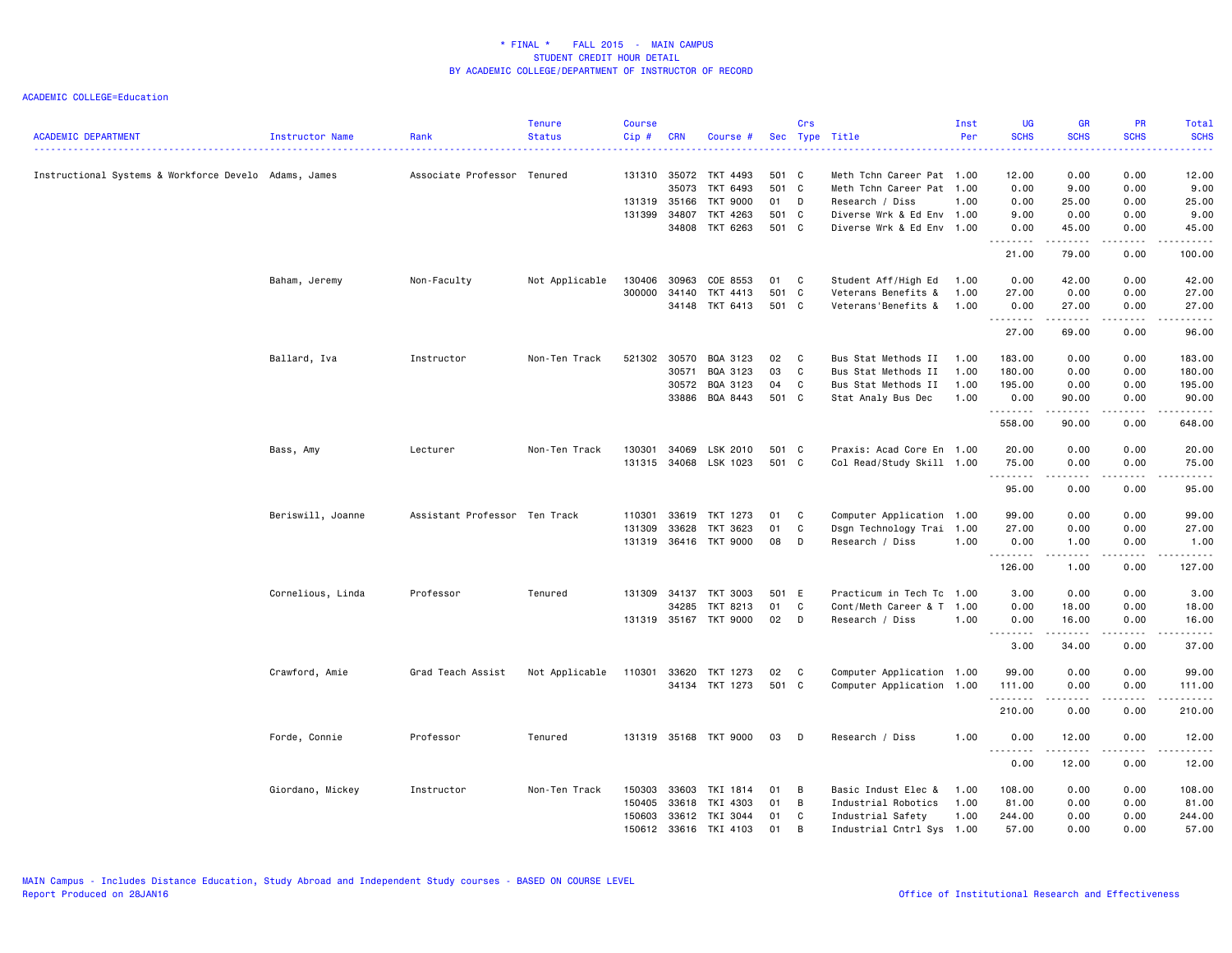\* FINAL \* FALL 2015 - MAIN CAMPUS
STUDENT CREDIT HOUR DETAIL
BY ACADEMIC COLLEGE/DEPARTMENT OF INSTRUCTOR OF RECORD

ACADEMIC COLLEGE=Education

| ACADEMIC DEPARTMENT | Instructor Name | Rank | Tenure Status | Course Cip # | CRN | Course # | Sec | Crs Type | Title | Inst Per | UG SCHS | GR SCHS | PR SCHS | Total SCHS |
|---|---|---|---|---|---|---|---|---|---|---|---|---|---|---|
| Instructional Systems & Workforce Develo | Adams, James | Associate Professor | Tenured | 131310 | 35072 | TKT 4493 | 501 | C | Meth Tchn Career Pat | 1.00 | 12.00 | 0.00 | 0.00 | 12.00 |
| | | | | | 35073 | TKT 6493 | 501 | C | Meth Tchn Career Pat | 1.00 | 0.00 | 9.00 | 0.00 | 9.00 |
| | | | | 131319 | 35166 | TKT 9000 | 01 | D | Research / Diss | 1.00 | 0.00 | 25.00 | 0.00 | 25.00 |
| | | | | 131399 | 34807 | TKT 4263 | 501 | C | Diverse Wrk & Ed Env | 1.00 | 9.00 | 0.00 | 0.00 | 9.00 |
| | | | | | 34808 | TKT 6263 | 501 | C | Diverse Wrk & Ed Env | 1.00 | 0.00 | 45.00 | 0.00 | 45.00 |
| | | | | | | | | | | | 21.00 | 79.00 | 0.00 | 100.00 |
| | Baham, Jeremy | Non-Faculty | Not Applicable | 130406 | 30963 | COE 8553 | 01 | C | Student Aff/High Ed | 1.00 | 0.00 | 42.00 | 0.00 | 42.00 |
| | | | | 300000 | 34140 | TKT 4413 | 501 | C | Veterans Benefits & | 1.00 | 27.00 | 0.00 | 0.00 | 27.00 |
| | | | | | 34148 | TKT 6413 | 501 | C | Veterans'Benefits & | 1.00 | 0.00 | 27.00 | 0.00 | 27.00 |
| | | | | | | | | | | | 27.00 | 69.00 | 0.00 | 96.00 |
| | Ballard, Iva | Instructor | Non-Ten Track | 521302 | 30570 | BQA 3123 | 02 | C | Bus Stat Methods II | 1.00 | 183.00 | 0.00 | 0.00 | 183.00 |
| | | | | | 30571 | BQA 3123 | 03 | C | Bus Stat Methods II | 1.00 | 180.00 | 0.00 | 0.00 | 180.00 |
| | | | | | 30572 | BQA 3123 | 04 | C | Bus Stat Methods II | 1.00 | 195.00 | 0.00 | 0.00 | 195.00 |
| | | | | | 33886 | BQA 8443 | 501 | C | Stat Analy Bus Dec | 1.00 | 0.00 | 90.00 | 0.00 | 90.00 |
| | | | | | | | | | | | 558.00 | 90.00 | 0.00 | 648.00 |
| | Bass, Amy | Lecturer | Non-Ten Track | 130301 | 34069 | LSK 2010 | 501 | C | Praxis: Acad Core En | 1.00 | 20.00 | 0.00 | 0.00 | 20.00 |
| | | | | 131315 | 34068 | LSK 1023 | 501 | C | Col Read/Study Skill | 1.00 | 75.00 | 0.00 | 0.00 | 75.00 |
| | | | | | | | | | | | 95.00 | 0.00 | 0.00 | 95.00 |
| | Beriswill, Joanne | Assistant Professor | Ten Track | 110301 | 33619 | TKT 1273 | 01 | C | Computer Application | 1.00 | 99.00 | 0.00 | 0.00 | 99.00 |
| | | | | 131309 | 33628 | TKT 3623 | 01 | C | Dsgn Technology Trai | 1.00 | 27.00 | 0.00 | 0.00 | 27.00 |
| | | | | 131319 | 36416 | TKT 9000 | 08 | D | Research / Diss | 1.00 | 0.00 | 1.00 | 0.00 | 1.00 |
| | | | | | | | | | | | 126.00 | 1.00 | 0.00 | 127.00 |
| | Cornelious, Linda | Professor | Tenured | 131309 | 34137 | TKT 3003 | 501 | E | Practicum in Tech Tc | 1.00 | 3.00 | 0.00 | 0.00 | 3.00 |
| | | | | | 34285 | TKT 8213 | 01 | C | Cont/Meth Career & T | 1.00 | 0.00 | 18.00 | 0.00 | 18.00 |
| | | | | 131319 | 35167 | TKT 9000 | 02 | D | Research / Diss | 1.00 | 0.00 | 16.00 | 0.00 | 16.00 |
| | | | | | | | | | | | 3.00 | 34.00 | 0.00 | 37.00 |
| | Crawford, Amie | Grad Teach Assist | Not Applicable | 110301 | 33620 | TKT 1273 | 02 | C | Computer Application | 1.00 | 99.00 | 0.00 | 0.00 | 99.00 |
| | | | | | 34134 | TKT 1273 | 501 | C | Computer Application | 1.00 | 111.00 | 0.00 | 0.00 | 111.00 |
| | | | | | | | | | | | 210.00 | 0.00 | 0.00 | 210.00 |
| | Forde, Connie | Professor | Tenured | 131319 | 35168 | TKT 9000 | 03 | D | Research / Diss | 1.00 | 0.00 | 12.00 | 0.00 | 12.00 |
| | | | | | | | | | | | 0.00 | 12.00 | 0.00 | 12.00 |
| | Giordano, Mickey | Instructor | Non-Ten Track | 150303 | 33603 | TKI 1814 | 01 | B | Basic Indust Elec & | 1.00 | 108.00 | 0.00 | 0.00 | 108.00 |
| | | | | 150405 | 33618 | TKI 4303 | 01 | B | Industrial Robotics | 1.00 | 81.00 | 0.00 | 0.00 | 81.00 |
| | | | | 150603 | 33612 | TKI 3044 | 01 | C | Industrial Safety | 1.00 | 244.00 | 0.00 | 0.00 | 244.00 |
| | | | | 150612 | 33616 | TKI 4103 | 01 | B | Industrial Cntrl Sys | 1.00 | 57.00 | 0.00 | 0.00 | 57.00 |

MAIN Campus - Includes Distance Education, Study Abroad and Independent Study courses - BASED ON COURSE LEVEL
Report Produced on 28JAN16

Office of Institutional Research and Effectiveness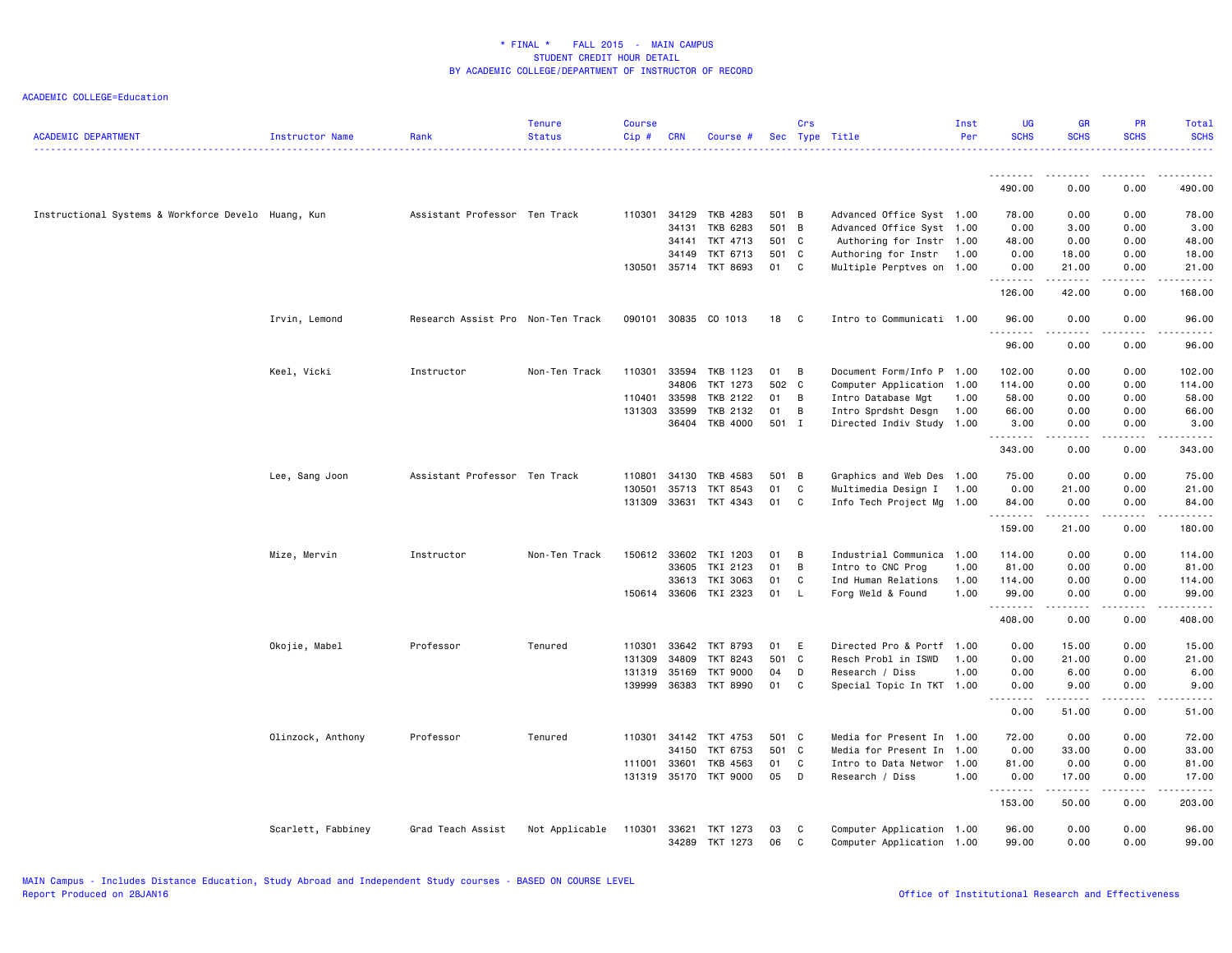# * FINAL * FALL 2015 - MAIN CAMPUS
## STUDENT CREDIT HOUR DETAIL
## BY ACADEMIC COLLEGE/DEPARTMENT OF INSTRUCTOR OF RECORD

ACADEMIC COLLEGE=Education

| ACADEMIC DEPARTMENT | Instructor Name | Rank | Tenure Status | Course Cip # | CRN | Course # | Sec | Crs Type | Title | Inst Per | UG SCHS | GR SCHS | PR SCHS | Total SCHS |
|---|---|---|---|---|---|---|---|---|---|---|---|---|---|---|
| | | | | | | | | | | | 490.00 | 0.00 | 0.00 | 490.00 |
| Instructional Systems & Workforce Develo | Huang, Kun | Assistant Professor | Ten Track | 110301 | 34129 | TKB 4283 | 501 | B | Advanced Office Syst | 1.00 | 78.00 | 0.00 | 0.00 | 78.00 |
| | | | | | 34131 | TKB 6283 | 501 | B | Advanced Office Syst | 1.00 | 0.00 | 3.00 | 0.00 | 3.00 |
| | | | | | 34141 | TKT 4713 | 501 | C | Authoring for Instr | 1.00 | 48.00 | 0.00 | 0.00 | 48.00 |
| | | | | | 34149 | TKT 6713 | 501 | C | Authoring for Instr | 1.00 | 0.00 | 18.00 | 0.00 | 18.00 |
| | | | | 130501 | 35714 | TKT 8693 | 01 | C | Multiple Perptves on | 1.00 | 0.00 | 21.00 | 0.00 | 21.00 |
| | | | | | | | | | | | 126.00 | 42.00 | 0.00 | 168.00 |
| | Irvin, Lemond | Research Assist Pro | Non-Ten Track | 090101 | 30835 | CO 1013 | 18 | C | Intro to Communicati | 1.00 | 96.00 | 0.00 | 0.00 | 96.00 |
| | | | | | | | | | | | 96.00 | 0.00 | 0.00 | 96.00 |
| | Keel, Vicki | Instructor | Non-Ten Track | 110301 | 33594 | TKB 1123 | 01 | B | Document Form/Info P | 1.00 | 102.00 | 0.00 | 0.00 | 102.00 |
| | | | | | 34806 | TKT 1273 | 502 | C | Computer Application | 1.00 | 114.00 | 0.00 | 0.00 | 114.00 |
| | | | | 110401 | 33598 | TKB 2122 | 01 | B | Intro Database Mgt | 1.00 | 58.00 | 0.00 | 0.00 | 58.00 |
| | | | | 131303 | 33599 | TKB 2132 | 01 | B | Intro Sprdsht Desgn | 1.00 | 66.00 | 0.00 | 0.00 | 66.00 |
| | | | | | 36404 | TKB 4000 | 501 | I | Directed Indiv Study | 1.00 | 3.00 | 0.00 | 0.00 | 3.00 |
| | | | | | | | | | | | 343.00 | 0.00 | 0.00 | 343.00 |
| | Lee, Sang Joon | Assistant Professor | Ten Track | 110801 | 34130 | TKB 4583 | 501 | B | Graphics and Web Des | 1.00 | 75.00 | 0.00 | 0.00 | 75.00 |
| | | | | 130501 | 35713 | TKT 8543 | 01 | C | Multimedia Design I | 1.00 | 0.00 | 21.00 | 0.00 | 21.00 |
| | | | | 131309 | 33631 | TKT 4343 | 01 | C | Info Tech Project Mg | 1.00 | 84.00 | 0.00 | 0.00 | 84.00 |
| | | | | | | | | | | | 159.00 | 21.00 | 0.00 | 180.00 |
| | Mize, Mervin | Instructor | Non-Ten Track | 150612 | 33602 | TKI 1203 | 01 | B | Industrial Communica | 1.00 | 114.00 | 0.00 | 0.00 | 114.00 |
| | | | | | 33605 | TKI 2123 | 01 | B | Intro to CNC Prog | 1.00 | 81.00 | 0.00 | 0.00 | 81.00 |
| | | | | | 33613 | TKI 3063 | 01 | C | Ind Human Relations | 1.00 | 114.00 | 0.00 | 0.00 | 114.00 |
| | | | | 150614 | 33606 | TKI 2323 | 01 | L | Forg Weld & Found | 1.00 | 99.00 | 0.00 | 0.00 | 99.00 |
| | | | | | | | | | | | 408.00 | 0.00 | 0.00 | 408.00 |
| | Okojie, Mabel | Professor | Tenured | 110301 | 33642 | TKT 8793 | 01 | E | Directed Pro & Portf | 1.00 | 0.00 | 15.00 | 0.00 | 15.00 |
| | | | | 131309 | 34809 | TKT 8243 | 501 | C | Resch Probl in ISWD | 1.00 | 0.00 | 21.00 | 0.00 | 21.00 |
| | | | | 131319 | 35169 | TKT 9000 | 04 | D | Research / Diss | 1.00 | 0.00 | 6.00 | 0.00 | 6.00 |
| | | | | 139999 | 36383 | TKT 8990 | 01 | C | Special Topic In TKT | 1.00 | 0.00 | 9.00 | 0.00 | 9.00 |
| | | | | | | | | | | | 0.00 | 51.00 | 0.00 | 51.00 |
| | Olinzock, Anthony | Professor | Tenured | 110301 | 34142 | TKT 4753 | 501 | C | Media for Present In | 1.00 | 72.00 | 0.00 | 0.00 | 72.00 |
| | | | | | 34150 | TKT 6753 | 501 | C | Media for Present In | 1.00 | 0.00 | 33.00 | 0.00 | 33.00 |
| | | | | 111001 | 33601 | TKB 4563 | 01 | C | Intro to Data Networ | 1.00 | 81.00 | 0.00 | 0.00 | 81.00 |
| | | | | 131319 | 35170 | TKT 9000 | 05 | D | Research / Diss | 1.00 | 0.00 | 17.00 | 0.00 | 17.00 |
| | | | | | | | | | | | 153.00 | 50.00 | 0.00 | 203.00 |
| | Scarlett, Fabbiney | Grad Teach Assist | Not Applicable | 110301 | 33621 | TKT 1273 | 03 | C | Computer Application | 1.00 | 96.00 | 0.00 | 0.00 | 96.00 |
| | | | | | 34289 | TKT 1273 | 06 | C | Computer Application | 1.00 | 99.00 | 0.00 | 0.00 | 99.00 |

MAIN Campus - Includes Distance Education, Study Abroad and Independent Study courses - BASED ON COURSE LEVEL
Report Produced on 28JAN16

Office of Institutional Research and Effectiveness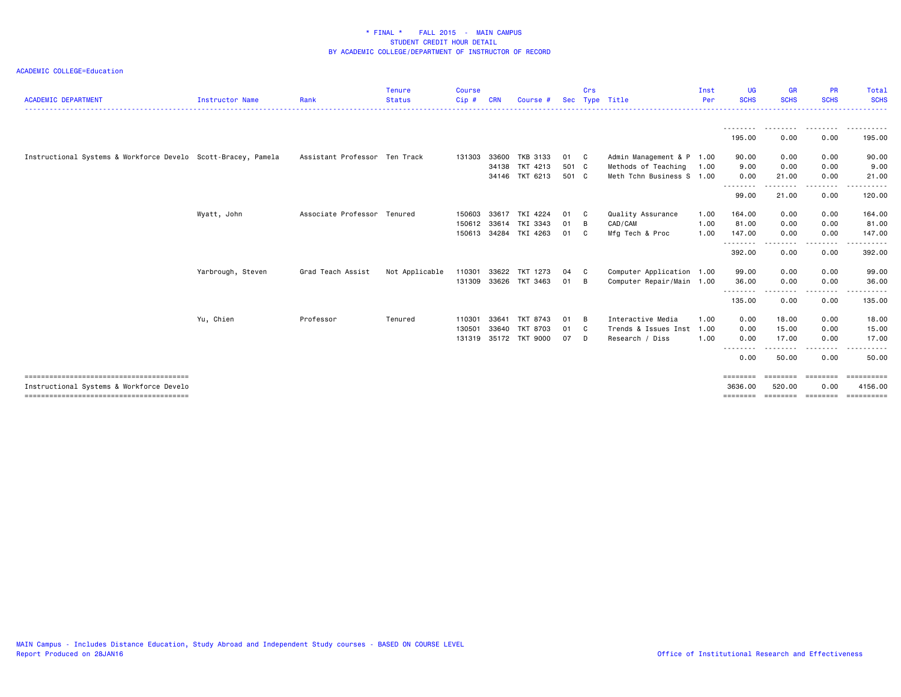\* FINAL \*    FALL 2015  -  MAIN CAMPUS
STUDENT CREDIT HOUR DETAIL
BY ACADEMIC COLLEGE/DEPARTMENT OF INSTRUCTOR OF RECORD

ACADEMIC COLLEGE=Education

| ACADEMIC DEPARTMENT | Instructor Name | Rank | Tenure Status | Course Cip # | CRN | Course # | Sec | Crs Type | Title | Inst Per | UG SCHS | GR SCHS | PR SCHS | Total SCHS |
|---|---|---|---|---|---|---|---|---|---|---|---|---|---|---|
| | | | | | | | | | | | 195.00 | 0.00 | 0.00 | 195.00 |
| Instructional Systems & Workforce Develo | Scott-Bracey, Pamela | Assistant Professor | Ten Track | 131303 | 33600 | TKB 3133 | 01 | C | Admin Management & P | 1.00 | 90.00 | 0.00 | 0.00 | 90.00 |
| | | | | | 34138 | TKT 4213 | 501 | C | Methods of Teaching | 1.00 | 9.00 | 0.00 | 0.00 | 9.00 |
| | | | | | 34146 | TKT 6213 | 501 | C | Meth Tchn Business S | 1.00 | 0.00 | 21.00 | 0.00 | 21.00 |
| | | | | | | | | | | | 99.00 | 21.00 | 0.00 | 120.00 |
| | Wyatt, John | Associate Professor | Tenured | 150603 | 33617 | TKI 4224 | 01 | C | Quality Assurance | 1.00 | 164.00 | 0.00 | 0.00 | 164.00 |
| | | | | 150612 | 33614 | TKI 3343 | 01 | B | CAD/CAM | 1.00 | 81.00 | 0.00 | 0.00 | 81.00 |
| | | | | 150613 | 34284 | TKI 4263 | 01 | C | Mfg Tech & Proc | 1.00 | 147.00 | 0.00 | 0.00 | 147.00 |
| | | | | | | | | | | | 392.00 | 0.00 | 0.00 | 392.00 |
| | Yarbrough, Steven | Grad Teach Assist | Not Applicable | 110301 | 33622 | TKT 1273 | 04 | C | Computer Application | 1.00 | 99.00 | 0.00 | 0.00 | 99.00 |
| | | | | 131309 | 33626 | TKT 3463 | 01 | B | Computer Repair/Main | 1.00 | 36.00 | 0.00 | 0.00 | 36.00 |
| | | | | | | | | | | | 135.00 | 0.00 | 0.00 | 135.00 |
| | Yu, Chien | Professor | Tenured | 110301 | 33641 | TKT 8743 | 01 | B | Interactive Media | 1.00 | 0.00 | 18.00 | 0.00 | 18.00 |
| | | | | 130501 | 33640 | TKT 8703 | 01 | C | Trends & Issues Inst | 1.00 | 0.00 | 15.00 | 0.00 | 15.00 |
| | | | | 131319 | 35172 | TKT 9000 | 07 | D | Research / Diss | 1.00 | 0.00 | 17.00 | 0.00 | 17.00 |
| | | | | | | | | | | | 0.00 | 50.00 | 0.00 | 50.00 |
| Instructional Systems & Workforce Develo | | | | | | | | | | | 3636.00 | 520.00 | 0.00 | 4156.00 |

MAIN Campus - Includes Distance Education, Study Abroad and Independent Study courses - BASED ON COURSE LEVEL
Report Produced on 28JAN16

Office of Institutional Research and Effectiveness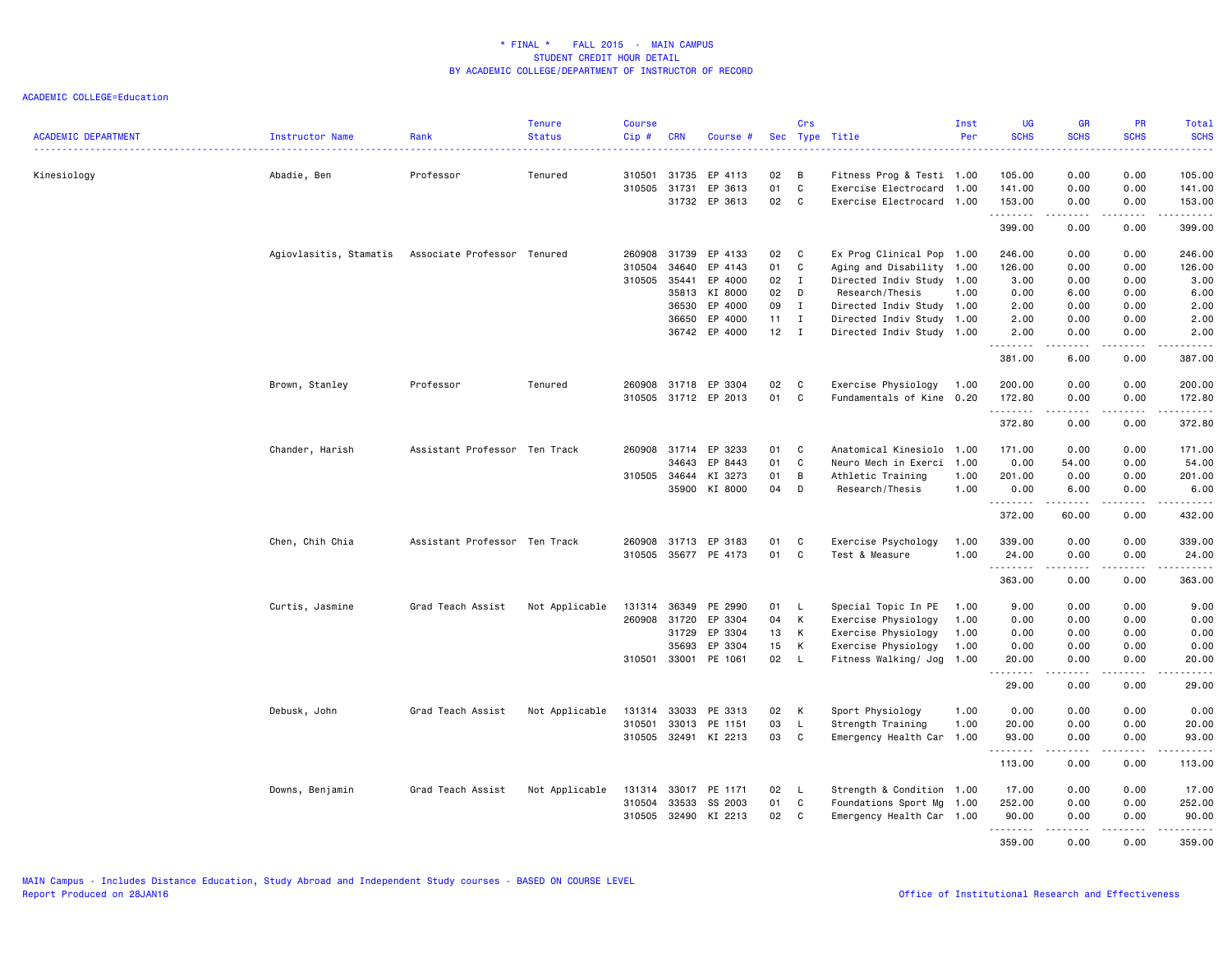# * FINAL * FALL 2015 - MAIN CAMPUS
## STUDENT CREDIT HOUR DETAIL
## BY ACADEMIC COLLEGE/DEPARTMENT OF INSTRUCTOR OF RECORD

ACADEMIC COLLEGE=Education

| ACADEMIC DEPARTMENT | Instructor Name | Rank | Tenure Status | Course Cip # | CRN | Course # | Sec | Crs Type | Title | Inst Per | UG SCHS | GR SCHS | PR SCHS | Total SCHS |
|---|---|---|---|---|---|---|---|---|---|---|---|---|---|---|
| Kinesiology | Abadie, Ben | Professor | Tenured | 310501 | 31735 | EP 4113 | 02 | B | Fitness Prog & Testi | 1.00 | 105.00 | 0.00 | 0.00 | 105.00 |
| | | | | 310505 | 31731 | EP 3613 | 01 | C | Exercise Electrocard | 1.00 | 141.00 | 0.00 | 0.00 | 141.00 |
| | | | | | 31732 | EP 3613 | 02 | C | Exercise Electrocard | 1.00 | 153.00 | 0.00 | 0.00 | 153.00 |
| | | | | | | | | | | | 399.00 | 0.00 | 0.00 | 399.00 |
| | Agiovlasitis, Stamatis | Associate Professor | Tenured | 260908 | 31739 | EP 4133 | 02 | C | Ex Prog Clinical Pop | 1.00 | 246.00 | 0.00 | 0.00 | 246.00 |
| | | | | 310504 | 34640 | EP 4143 | 01 | C | Aging and Disability | 1.00 | 126.00 | 0.00 | 0.00 | 126.00 |
| | | | | 310505 | 35441 | EP 4000 | 02 | I | Directed Indiv Study | 1.00 | 3.00 | 0.00 | 0.00 | 3.00 |
| | | | | | 35813 | KI 8000 | 02 | D | Research/Thesis | 1.00 | 0.00 | 6.00 | 0.00 | 6.00 |
| | | | | | 36530 | EP 4000 | 09 | I | Directed Indiv Study | 1.00 | 2.00 | 0.00 | 0.00 | 2.00 |
| | | | | | 36650 | EP 4000 | 11 | I | Directed Indiv Study | 1.00 | 2.00 | 0.00 | 0.00 | 2.00 |
| | | | | | 36742 | EP 4000 | 12 | I | Directed Indiv Study | 1.00 | 2.00 | 0.00 | 0.00 | 2.00 |
| | | | | | | | | | | | 381.00 | 6.00 | 0.00 | 387.00 |
| | Brown, Stanley | Professor | Tenured | 260908 | 31718 | EP 3304 | 02 | C | Exercise Physiology | 1.00 | 200.00 | 0.00 | 0.00 | 200.00 |
| | | | | 310505 | 31712 | EP 2013 | 01 | C | Fundamentals of Kine | 0.20 | 172.80 | 0.00 | 0.00 | 172.80 |
| | | | | | | | | | | | 372.80 | 0.00 | 0.00 | 372.80 |
| | Chander, Harish | Assistant Professor | Ten Track | 260908 | 31714 | EP 3233 | 01 | C | Anatomical Kinesiolo | 1.00 | 171.00 | 0.00 | 0.00 | 171.00 |
| | | | | | 34643 | EP 8443 | 01 | C | Neuro Mech in Exerci | 1.00 | 0.00 | 54.00 | 0.00 | 54.00 |
| | | | | 310505 | 34644 | KI 3273 | 01 | B | Athletic Training | 1.00 | 201.00 | 0.00 | 0.00 | 201.00 |
| | | | | | 35900 | KI 8000 | 04 | D | Research/Thesis | 1.00 | 0.00 | 6.00 | 0.00 | 6.00 |
| | | | | | | | | | | | 372.00 | 60.00 | 0.00 | 432.00 |
| | Chen, Chih Chia | Assistant Professor | Ten Track | 260908 | 31713 | EP 3183 | 01 | C | Exercise Psychology | 1.00 | 339.00 | 0.00 | 0.00 | 339.00 |
| | | | | 310505 | 35677 | PE 4173 | 01 | C | Test & Measure | 1.00 | 24.00 | 0.00 | 0.00 | 24.00 |
| | | | | | | | | | | | 363.00 | 0.00 | 0.00 | 363.00 |
| | Curtis, Jasmine | Grad Teach Assist | Not Applicable | 131314 | 36349 | PE 2990 | 01 | L | Special Topic In PE | 1.00 | 9.00 | 0.00 | 0.00 | 9.00 |
| | | | | 260908 | 31720 | EP 3304 | 04 | K | Exercise Physiology | 1.00 | 0.00 | 0.00 | 0.00 | 0.00 |
| | | | | | 31729 | EP 3304 | 13 | K | Exercise Physiology | 1.00 | 0.00 | 0.00 | 0.00 | 0.00 |
| | | | | | 35693 | EP 3304 | 15 | K | Exercise Physiology | 1.00 | 0.00 | 0.00 | 0.00 | 0.00 |
| | | | | 310501 | 33001 | PE 1061 | 02 | L | Fitness Walking/ Jog | 1.00 | 20.00 | 0.00 | 0.00 | 20.00 |
| | | | | | | | | | | | 29.00 | 0.00 | 0.00 | 29.00 |
| | Debusk, John | Grad Teach Assist | Not Applicable | 131314 | 33033 | PE 3313 | 02 | K | Sport Physiology | 1.00 | 0.00 | 0.00 | 0.00 | 0.00 |
| | | | | 310501 | 33013 | PE 1151 | 03 | L | Strength Training | 1.00 | 20.00 | 0.00 | 0.00 | 20.00 |
| | | | | 310505 | 32491 | KI 2213 | 03 | C | Emergency Health Car | 1.00 | 93.00 | 0.00 | 0.00 | 93.00 |
| | | | | | | | | | | | 113.00 | 0.00 | 0.00 | 113.00 |
| | Downs, Benjamin | Grad Teach Assist | Not Applicable | 131314 | 33017 | PE 1171 | 02 | L | Strength & Condition | 1.00 | 17.00 | 0.00 | 0.00 | 17.00 |
| | | | | 310504 | 33533 | SS 2003 | 01 | C | Foundations Sport Mg | 1.00 | 252.00 | 0.00 | 0.00 | 252.00 |
| | | | | 310505 | 32490 | KI 2213 | 02 | C | Emergency Health Car | 1.00 | 90.00 | 0.00 | 0.00 | 90.00 |
| | | | | | | | | | | | 359.00 | 0.00 | 0.00 | 359.00 |

MAIN Campus - Includes Distance Education, Study Abroad and Independent Study courses - BASED ON COURSE LEVEL
Report Produced on 28JAN16

Office of Institutional Research and Effectiveness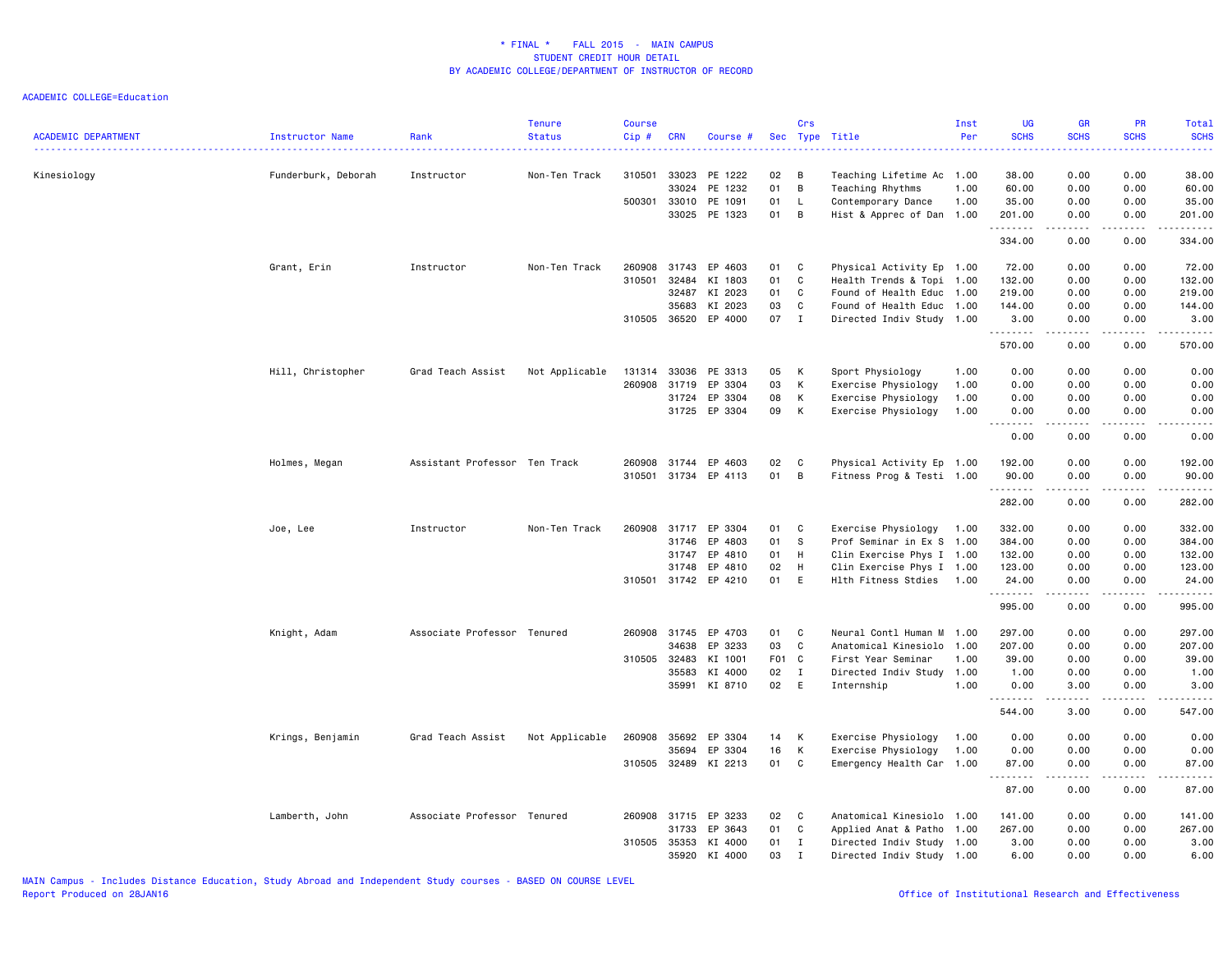# * FINAL * FALL 2015 - MAIN CAMPUS
## STUDENT CREDIT HOUR DETAIL
## BY ACADEMIC COLLEGE/DEPARTMENT OF INSTRUCTOR OF RECORD

ACADEMIC COLLEGE=Education

| ACADEMIC DEPARTMENT | Instructor Name | Rank | Tenure Status | Course Cip # | CRN | Course # | Sec | Crs Type | Title | Inst Per | UG SCHS | GR SCHS | PR SCHS | Total SCHS |
|---|---|---|---|---|---|---|---|---|---|---|---|---|---|---|
| Kinesiology | Funderburk, Deborah | Instructor | Non-Ten Track | 310501 | 33023 | PE 1222 | 02 | B | Teaching Lifetime Ac | 1.00 | 38.00 | 0.00 | 0.00 | 38.00 |
| | | | | | 33024 | PE 1232 | 01 | B | Teaching Rhythms | 1.00 | 60.00 | 0.00 | 0.00 | 60.00 |
| | | | | 500301 | 33010 | PE 1091 | 01 | L | Contemporary Dance | 1.00 | 35.00 | 0.00 | 0.00 | 35.00 |
| | | | | | 33025 | PE 1323 | 01 | B | Hist & Apprec of Dan | 1.00 | 201.00 | 0.00 | 0.00 | 201.00 |
| | | | | | | | | | | | 334.00 | 0.00 | 0.00 | 334.00 |
| | Grant, Erin | Instructor | Non-Ten Track | 260908 | 31743 | EP 4603 | 01 | C | Physical Activity Ep | 1.00 | 72.00 | 0.00 | 0.00 | 72.00 |
| | | | | 310501 | 32484 | KI 1803 | 01 | C | Health Trends & Topi | 1.00 | 132.00 | 0.00 | 0.00 | 132.00 |
| | | | | | 32487 | KI 2023 | 01 | C | Found of Health Educ | 1.00 | 219.00 | 0.00 | 0.00 | 219.00 |
| | | | | | 35683 | KI 2023 | 03 | C | Found of Health Educ | 1.00 | 144.00 | 0.00 | 0.00 | 144.00 |
| | | | | 310505 | 36520 | EP 4000 | 07 | I | Directed Indiv Study | 1.00 | 3.00 | 0.00 | 0.00 | 3.00 |
| | | | | | | | | | | | 570.00 | 0.00 | 0.00 | 570.00 |
| | Hill, Christopher | Grad Teach Assist | Not Applicable | 131314 | 33036 | PE 3313 | 05 | K | Sport Physiology | 1.00 | 0.00 | 0.00 | 0.00 | 0.00 |
| | | | | 260908 | 31719 | EP 3304 | 03 | K | Exercise Physiology | 1.00 | 0.00 | 0.00 | 0.00 | 0.00 |
| | | | | | 31724 | EP 3304 | 08 | K | Exercise Physiology | 1.00 | 0.00 | 0.00 | 0.00 | 0.00 |
| | | | | | 31725 | EP 3304 | 09 | K | Exercise Physiology | 1.00 | 0.00 | 0.00 | 0.00 | 0.00 |
| | | | | | | | | | | | 0.00 | 0.00 | 0.00 | 0.00 |
| | Holmes, Megan | Assistant Professor | Ten Track | 260908 | 31744 | EP 4603 | 02 | C | Physical Activity Ep | 1.00 | 192.00 | 0.00 | 0.00 | 192.00 |
| | | | | 310501 | 31734 | EP 4113 | 01 | B | Fitness Prog & Testi | 1.00 | 90.00 | 0.00 | 0.00 | 90.00 |
| | | | | | | | | | | | 282.00 | 0.00 | 0.00 | 282.00 |
| | Joe, Lee | Instructor | Non-Ten Track | 260908 | 31717 | EP 3304 | 01 | C | Exercise Physiology | 1.00 | 332.00 | 0.00 | 0.00 | 332.00 |
| | | | | | 31746 | EP 4803 | 01 | S | Prof Seminar in Ex S | 1.00 | 384.00 | 0.00 | 0.00 | 384.00 |
| | | | | | 31747 | EP 4810 | 01 | H | Clin Exercise Phys I | 1.00 | 132.00 | 0.00 | 0.00 | 132.00 |
| | | | | | 31748 | EP 4810 | 02 | H | Clin Exercise Phys I | 1.00 | 123.00 | 0.00 | 0.00 | 123.00 |
| | | | | 310501 | 31742 | EP 4210 | 01 | E | Hlth Fitness Stdies | 1.00 | 24.00 | 0.00 | 0.00 | 24.00 |
| | | | | | | | | | | | 995.00 | 0.00 | 0.00 | 995.00 |
| | Knight, Adam | Associate Professor | Tenured | 260908 | 31745 | EP 4703 | 01 | C | Neural Contl Human M | 1.00 | 297.00 | 0.00 | 0.00 | 297.00 |
| | | | | | 34638 | EP 3233 | 03 | C | Anatomical Kinesiolo | 1.00 | 207.00 | 0.00 | 0.00 | 207.00 |
| | | | | 310505 | 32483 | KI 1001 | F01 | C | First Year Seminar | 1.00 | 39.00 | 0.00 | 0.00 | 39.00 |
| | | | | | 35583 | KI 4000 | 02 | I | Directed Indiv Study | 1.00 | 1.00 | 0.00 | 0.00 | 1.00 |
| | | | | | 35991 | KI 8710 | 02 | E | Internship | 1.00 | 0.00 | 3.00 | 0.00 | 3.00 |
| | | | | | | | | | | | 544.00 | 3.00 | 0.00 | 547.00 |
| | Krings, Benjamin | Grad Teach Assist | Not Applicable | 260908 | 35692 | EP 3304 | 14 | K | Exercise Physiology | 1.00 | 0.00 | 0.00 | 0.00 | 0.00 |
| | | | | | 35694 | EP 3304 | 16 | K | Exercise Physiology | 1.00 | 0.00 | 0.00 | 0.00 | 0.00 |
| | | | | 310505 | 32489 | KI 2213 | 01 | C | Emergency Health Car | 1.00 | 87.00 | 0.00 | 0.00 | 87.00 |
| | | | | | | | | | | | 87.00 | 0.00 | 0.00 | 87.00 |
| | Lamberth, John | Associate Professor | Tenured | 260908 | 31715 | EP 3233 | 02 | C | Anatomical Kinesiolo | 1.00 | 141.00 | 0.00 | 0.00 | 141.00 |
| | | | | | 31733 | EP 3643 | 01 | C | Applied Anat & Patho | 1.00 | 267.00 | 0.00 | 0.00 | 267.00 |
| | | | | 310505 | 35353 | KI 4000 | 01 | I | Directed Indiv Study | 1.00 | 3.00 | 0.00 | 0.00 | 3.00 |
| | | | | | 35920 | KI 4000 | 03 | I | Directed Indiv Study | 1.00 | 6.00 | 0.00 | 0.00 | 6.00 |

MAIN Campus - Includes Distance Education, Study Abroad and Independent Study courses - BASED ON COURSE LEVEL
Report Produced on 28JAN16

Office of Institutional Research and Effectiveness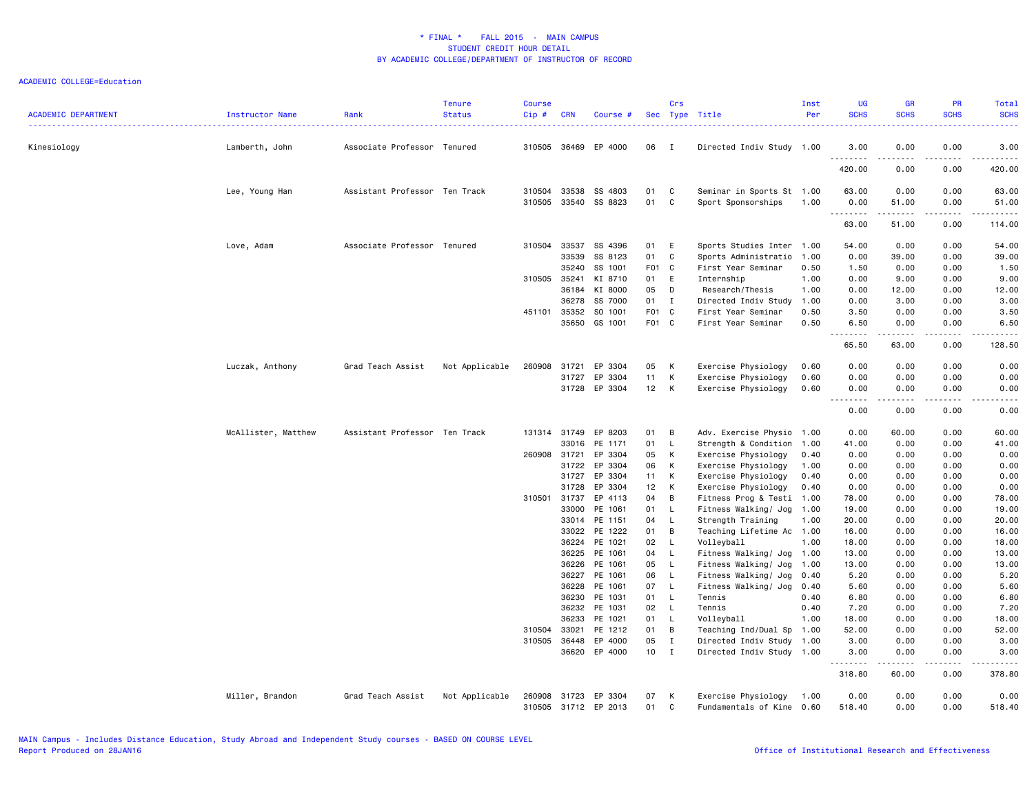# * FINAL * FALL 2015 - MAIN CAMPUS
## STUDENT CREDIT HOUR DETAIL
## BY ACADEMIC COLLEGE/DEPARTMENT OF INSTRUCTOR OF RECORD

ACADEMIC COLLEGE=Education

| ACADEMIC DEPARTMENT | Instructor Name | Rank | Tenure Status | Course Cip # | CRN | Course # | Sec | Crs Type | Title | Inst Per | UG SCHS | GR SCHS | PR SCHS | Total SCHS |
|---|---|---|---|---|---|---|---|---|---|---|---|---|---|---|
| Kinesiology | Lamberth, John | Associate Professor | Tenured | 310505 | 36469 | EP 4000 | 06 | I | Directed Indiv Study | 1.00 | 3.00 | 0.00 | 0.00 | 3.00 |
| | | | | | | | | | | | 420.00 | 0.00 | 0.00 | 420.00 |
| | Lee, Young Han | Assistant Professor | Ten Track | 310504 | 33538 | SS 4803 | 01 | C | Seminar in Sports St | 1.00 | 63.00 | 0.00 | 0.00 | 63.00 |
| | | | | 310505 | 33540 | SS 8823 | 01 | C | Sport Sponsorships | 1.00 | 0.00 | 51.00 | 0.00 | 51.00 |
| | | | | | | | | | | | 63.00 | 51.00 | 0.00 | 114.00 |
| | Love, Adam | Associate Professor | Tenured | 310504 | 33537 | SS 4396 | 01 | E | Sports Studies Inter | 1.00 | 54.00 | 0.00 | 0.00 | 54.00 |
| | | | | | 33539 | SS 8123 | 01 | C | Sports Administratio | 1.00 | 0.00 | 39.00 | 0.00 | 39.00 |
| | | | | | 35240 | SS 1001 | F01 | C | First Year Seminar | 0.50 | 1.50 | 0.00 | 0.00 | 1.50 |
| | | | | 310505 | 35241 | KI 8710 | 01 | E | Internship | 1.00 | 0.00 | 9.00 | 0.00 | 9.00 |
| | | | | | 36184 | KI 8000 | 05 | D | Research/Thesis | 1.00 | 0.00 | 12.00 | 0.00 | 12.00 |
| | | | | | 36278 | SS 7000 | 01 | I | Directed Indiv Study | 1.00 | 0.00 | 3.00 | 0.00 | 3.00 |
| | | | | 451101 | 35352 | SO 1001 | F01 | C | First Year Seminar | 0.50 | 3.50 | 0.00 | 0.00 | 3.50 |
| | | | | | 35650 | GS 1001 | F01 | C | First Year Seminar | 0.50 | 6.50 | 0.00 | 0.00 | 6.50 |
| | | | | | | | | | | | 65.50 | 63.00 | 0.00 | 128.50 |
| | Luczak, Anthony | Grad Teach Assist | Not Applicable | 260908 | 31721 | EP 3304 | 05 | K | Exercise Physiology | 0.60 | 0.00 | 0.00 | 0.00 | 0.00 |
| | | | | | 31727 | EP 3304 | 11 | K | Exercise Physiology | 0.60 | 0.00 | 0.00 | 0.00 | 0.00 |
| | | | | | 31728 | EP 3304 | 12 | K | Exercise Physiology | 0.60 | 0.00 | 0.00 | 0.00 | 0.00 |
| | | | | | | | | | | | 0.00 | 0.00 | 0.00 | 0.00 |
| | McAllister, Matthew | Assistant Professor | Ten Track | 131314 | 31749 | EP 8203 | 01 | B | Adv. Exercise Physio | 1.00 | 0.00 | 60.00 | 0.00 | 60.00 |
| | | | | | 33016 | PE 1171 | 01 | L | Strength & Condition | 1.00 | 41.00 | 0.00 | 0.00 | 41.00 |
| | | | | 260908 | 31721 | EP 3304 | 05 | K | Exercise Physiology | 0.40 | 0.00 | 0.00 | 0.00 | 0.00 |
| | | | | | 31722 | EP 3304 | 06 | K | Exercise Physiology | 1.00 | 0.00 | 0.00 | 0.00 | 0.00 |
| | | | | | 31727 | EP 3304 | 11 | K | Exercise Physiology | 0.40 | 0.00 | 0.00 | 0.00 | 0.00 |
| | | | | | 31728 | EP 3304 | 12 | K | Exercise Physiology | 0.40 | 0.00 | 0.00 | 0.00 | 0.00 |
| | | | | 310501 | 31737 | EP 4113 | 04 | B | Fitness Prog & Testi | 1.00 | 78.00 | 0.00 | 0.00 | 78.00 |
| | | | | | 33000 | PE 1061 | 01 | L | Fitness Walking/ Jog | 1.00 | 19.00 | 0.00 | 0.00 | 19.00 |
| | | | | | 33014 | PE 1151 | 04 | L | Strength Training | 1.00 | 20.00 | 0.00 | 0.00 | 20.00 |
| | | | | | 33022 | PE 1222 | 01 | B | Teaching Lifetime Ac | 1.00 | 16.00 | 0.00 | 0.00 | 16.00 |
| | | | | | 36224 | PE 1021 | 02 | L | Volleyball | 1.00 | 18.00 | 0.00 | 0.00 | 18.00 |
| | | | | | 36225 | PE 1061 | 04 | L | Fitness Walking/ Jog | 1.00 | 13.00 | 0.00 | 0.00 | 13.00 |
| | | | | | 36226 | PE 1061 | 05 | L | Fitness Walking/ Jog | 1.00 | 13.00 | 0.00 | 0.00 | 13.00 |
| | | | | | 36227 | PE 1061 | 06 | L | Fitness Walking/ Jog | 0.40 | 5.20 | 0.00 | 0.00 | 5.20 |
| | | | | | 36228 | PE 1061 | 07 | L | Fitness Walking/ Jog | 0.40 | 5.60 | 0.00 | 0.00 | 5.60 |
| | | | | | 36230 | PE 1031 | 01 | L | Tennis | 0.40 | 6.80 | 0.00 | 0.00 | 6.80 |
| | | | | | 36232 | PE 1031 | 02 | L | Tennis | 0.40 | 7.20 | 0.00 | 0.00 | 7.20 |
| | | | | | 36233 | PE 1021 | 01 | L | Volleyball | 1.00 | 18.00 | 0.00 | 0.00 | 18.00 |
| | | | | 310504 | 33021 | PE 1212 | 01 | B | Teaching Ind/Dual Sp | 1.00 | 52.00 | 0.00 | 0.00 | 52.00 |
| | | | | 310505 | 36448 | EP 4000 | 05 | I | Directed Indiv Study | 1.00 | 3.00 | 0.00 | 0.00 | 3.00 |
| | | | | | 36620 | EP 4000 | 10 | I | Directed Indiv Study | 1.00 | 3.00 | 0.00 | 0.00 | 3.00 |
| | | | | | | | | | | | 318.80 | 60.00 | 0.00 | 378.80 |
| | Miller, Brandon | Grad Teach Assist | Not Applicable | 260908 | 31723 | EP 3304 | 07 | K | Exercise Physiology | 1.00 | 0.00 | 0.00 | 0.00 | 0.00 |
| | | | | 310505 | 31712 | EP 2013 | 01 | C | Fundamentals of Kine | 0.60 | 518.40 | 0.00 | 0.00 | 518.40 |

MAIN Campus - Includes Distance Education, Study Abroad and Independent Study courses - BASED ON COURSE LEVEL
Report Produced on 28JAN16

Office of Institutional Research and Effectiveness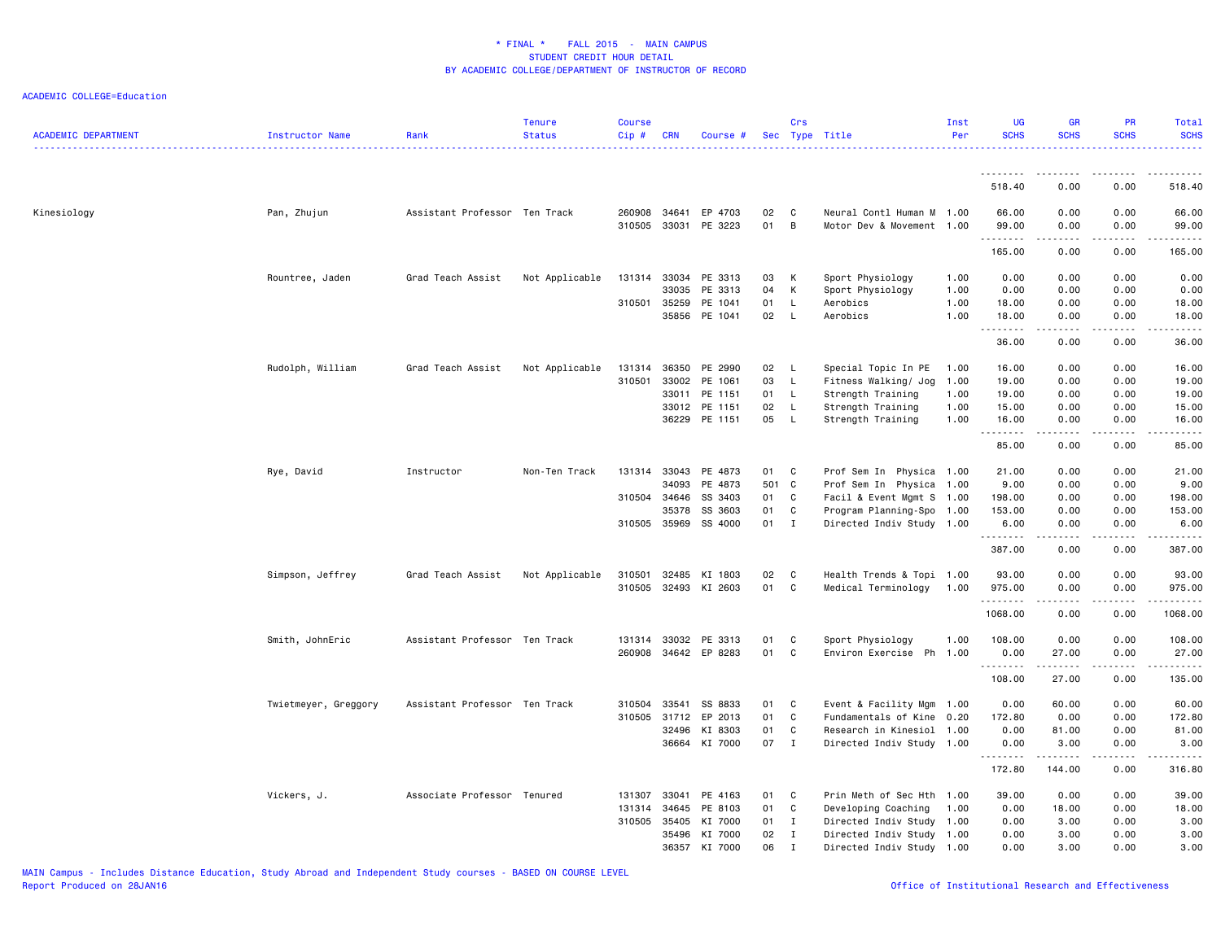# * FINAL * FALL 2015 - MAIN CAMPUS
## STUDENT CREDIT HOUR DETAIL
## BY ACADEMIC COLLEGE/DEPARTMENT OF INSTRUCTOR OF RECORD

ACADEMIC COLLEGE=Education

| ACADEMIC DEPARTMENT | Instructor Name | Rank | Tenure Status | Course Cip # | CRN | Course # | Sec | Crs Type | Title | Inst Per | UG SCHS | GR SCHS | PR SCHS | Total SCHS |
|---|---|---|---|---|---|---|---|---|---|---|---|---|---|---|
| | | | | | | | | | | | 518.40 | 0.00 | 0.00 | 518.40 |
| Kinesiology | Pan, Zhujun | Assistant Professor | Ten Track | 260908 | 34641 | EP 4703 | 02 | C | Neural Contl Human M | 1.00 | 66.00 | 0.00 | 0.00 | 66.00 |
| | | | | 310505 | 33031 | PE 3223 | 01 | B | Motor Dev & Movement | 1.00 | 99.00 | 0.00 | 0.00 | 99.00 |
| | | | | | | | | | | | 165.00 | 0.00 | 0.00 | 165.00 |
| | Rountree, Jaden | Grad Teach Assist | Not Applicable | 131314 | 33034 | PE 3313 | 03 | K | Sport Physiology | 1.00 | 0.00 | 0.00 | 0.00 | 0.00 |
| | | | | | 33035 | PE 3313 | 04 | K | Sport Physiology | 1.00 | 0.00 | 0.00 | 0.00 | 0.00 |
| | | | | 310501 | 35259 | PE 1041 | 01 | L | Aerobics | 1.00 | 18.00 | 0.00 | 0.00 | 18.00 |
| | | | | | 35856 | PE 1041 | 02 | L | Aerobics | 1.00 | 18.00 | 0.00 | 0.00 | 18.00 |
| | | | | | | | | | | | 36.00 | 0.00 | 0.00 | 36.00 |
| | Rudolph, William | Grad Teach Assist | Not Applicable | 131314 | 36350 | PE 2990 | 02 | L | Special Topic In PE | 1.00 | 16.00 | 0.00 | 0.00 | 16.00 |
| | | | | 310501 | 33002 | PE 1061 | 03 | L | Fitness Walking/ Jog | 1.00 | 19.00 | 0.00 | 0.00 | 19.00 |
| | | | | | 33011 | PE 1151 | 01 | L | Strength Training | 1.00 | 19.00 | 0.00 | 0.00 | 19.00 |
| | | | | | 33012 | PE 1151 | 02 | L | Strength Training | 1.00 | 15.00 | 0.00 | 0.00 | 15.00 |
| | | | | | 36229 | PE 1151 | 05 | L | Strength Training | 1.00 | 16.00 | 0.00 | 0.00 | 16.00 |
| | | | | | | | | | | | 85.00 | 0.00 | 0.00 | 85.00 |
| | Rye, David | Instructor | Non-Ten Track | 131314 | 33043 | PE 4873 | 01 | C | Prof Sem In Physica | 1.00 | 21.00 | 0.00 | 0.00 | 21.00 |
| | | | | | 34093 | PE 4873 | 501 | C | Prof Sem In Physica | 1.00 | 9.00 | 0.00 | 0.00 | 9.00 |
| | | | | 310504 | 34646 | SS 3403 | 01 | C | Facil & Event Mgmt S | 1.00 | 198.00 | 0.00 | 0.00 | 198.00 |
| | | | | | 35378 | SS 3603 | 01 | C | Program Planning-Spo | 1.00 | 153.00 | 0.00 | 0.00 | 153.00 |
| | | | | 310505 | 35969 | SS 4000 | 01 | I | Directed Indiv Study | 1.00 | 6.00 | 0.00 | 0.00 | 6.00 |
| | | | | | | | | | | | 387.00 | 0.00 | 0.00 | 387.00 |
| | Simpson, Jeffrey | Grad Teach Assist | Not Applicable | 310501 | 32485 | KI 1803 | 02 | C | Health Trends & Topi | 1.00 | 93.00 | 0.00 | 0.00 | 93.00 |
| | | | | 310505 | 32493 | KI 2603 | 01 | C | Medical Terminology | 1.00 | 975.00 | 0.00 | 0.00 | 975.00 |
| | | | | | | | | | | | 1068.00 | 0.00 | 0.00 | 1068.00 |
| | Smith, JohnEric | Assistant Professor | Ten Track | 131314 | 33032 | PE 3313 | 01 | C | Sport Physiology | 1.00 | 108.00 | 0.00 | 0.00 | 108.00 |
| | | | | 260908 | 34642 | EP 8283 | 01 | C | Environ Exercise Ph | 1.00 | 0.00 | 27.00 | 0.00 | 27.00 |
| | | | | | | | | | | | 108.00 | 27.00 | 0.00 | 135.00 |
| | Twietmeyer, Greggory | Assistant Professor | Ten Track | 310504 | 33541 | SS 8833 | 01 | C | Event & Facility Mgm | 1.00 | 0.00 | 60.00 | 0.00 | 60.00 |
| | | | | 310505 | 31712 | EP 2013 | 01 | C | Fundamentals of Kine | 0.20 | 172.80 | 0.00 | 0.00 | 172.80 |
| | | | | | 32496 | KI 8303 | 01 | C | Research in Kinesiol | 1.00 | 0.00 | 81.00 | 0.00 | 81.00 |
| | | | | | 36664 | KI 7000 | 07 | I | Directed Indiv Study | 1.00 | 0.00 | 3.00 | 0.00 | 3.00 |
| | | | | | | | | | | | 172.80 | 144.00 | 0.00 | 316.80 |
| | Vickers, J. | Associate Professor | Tenured | 131307 | 33041 | PE 4163 | 01 | C | Prin Meth of Sec Hth | 1.00 | 39.00 | 0.00 | 0.00 | 39.00 |
| | | | | 131314 | 34645 | PE 8103 | 01 | C | Developing Coaching | 1.00 | 0.00 | 18.00 | 0.00 | 18.00 |
| | | | | 310505 | 35405 | KI 7000 | 01 | I | Directed Indiv Study | 1.00 | 0.00 | 3.00 | 0.00 | 3.00 |
| | | | | | 35496 | KI 7000 | 02 | I | Directed Indiv Study | 1.00 | 0.00 | 3.00 | 0.00 | 3.00 |
| | | | | | 36357 | KI 7000 | 06 | I | Directed Indiv Study | 1.00 | 0.00 | 3.00 | 0.00 | 3.00 |

MAIN Campus - Includes Distance Education, Study Abroad and Independent Study courses - BASED ON COURSE LEVEL
Report Produced on 28JAN16

Office of Institutional Research and Effectiveness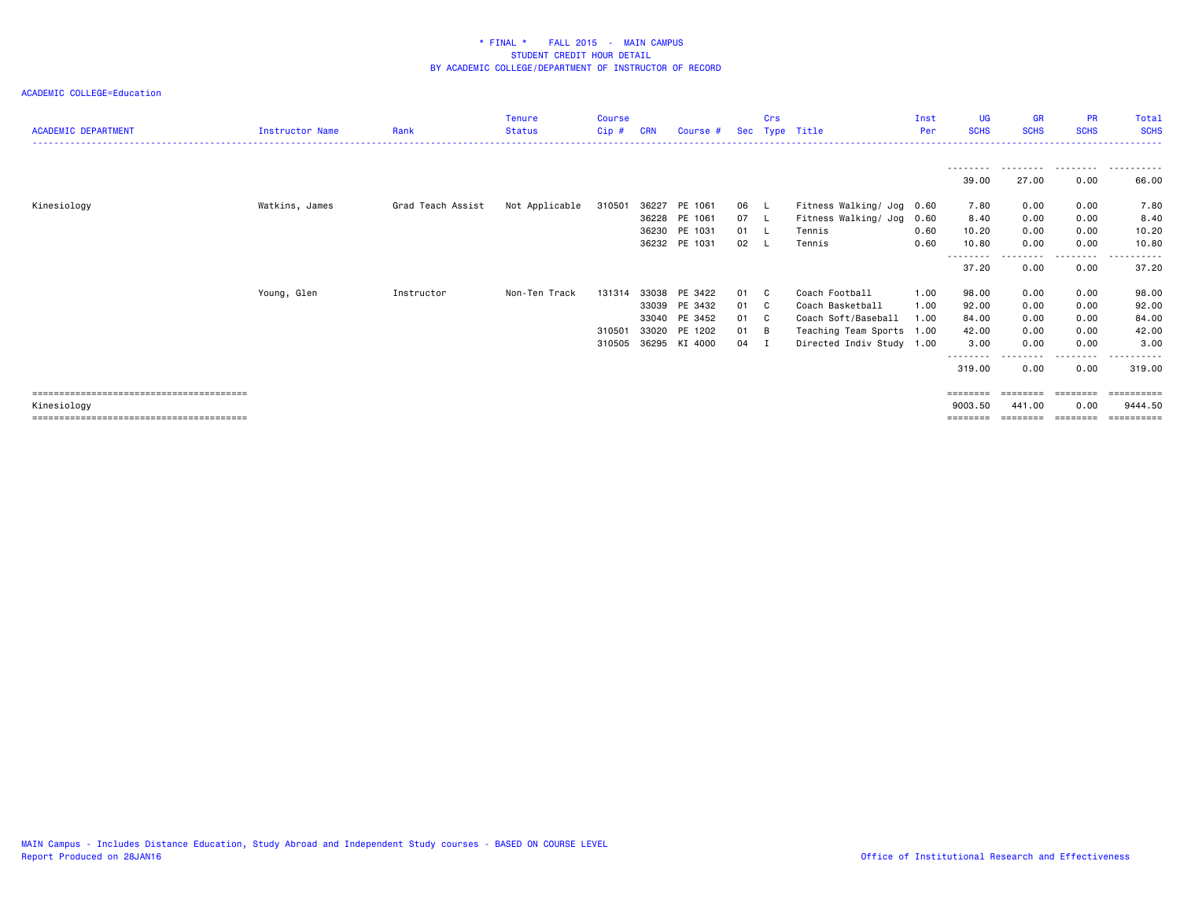# * FINAL * FALL 2015 - MAIN CAMPUS
## STUDENT CREDIT HOUR DETAIL
## BY ACADEMIC COLLEGE/DEPARTMENT OF INSTRUCTOR OF RECORD

ACADEMIC COLLEGE=Education

| ACADEMIC DEPARTMENT | Instructor Name | Rank | Tenure Status | Course Cip # | CRN | Course # | Sec | Crs Type | Title | Inst Per | UG SCHS | GR SCHS | PR SCHS | Total SCHS |
|---|---|---|---|---|---|---|---|---|---|---|---|---|---|---|
| | | | | | | | | | | | 39.00 | 27.00 | 0.00 | 66.00 |
| Kinesiology | Watkins, James | Grad Teach Assist | Not Applicable | 310501 | 36227 | PE 1061 | 06 | L | Fitness Walking/ Jog | 0.60 | 7.80 | 0.00 | 0.00 | 7.80 |
| | | | | | 36228 | PE 1061 | 07 | L | Fitness Walking/ Jog | 0.60 | 8.40 | 0.00 | 0.00 | 8.40 |
| | | | | | 36230 | PE 1031 | 01 | L | Tennis | 0.60 | 10.20 | 0.00 | 0.00 | 10.20 |
| | | | | | 36232 | PE 1031 | 02 | L | Tennis | 0.60 | 10.80 | 0.00 | 0.00 | 10.80 |
| | | | | | | | | | | | 37.20 | 0.00 | 0.00 | 37.20 |
| | Young, Glen | Instructor | Non-Ten Track | 131314 | 33038 | PE 3422 | 01 | C | Coach Football | 1.00 | 98.00 | 0.00 | 0.00 | 98.00 |
| | | | | | 33039 | PE 3432 | 01 | C | Coach Basketball | 1.00 | 92.00 | 0.00 | 0.00 | 92.00 |
| | | | | | 33040 | PE 3452 | 01 | C | Coach Soft/Baseball | 1.00 | 84.00 | 0.00 | 0.00 | 84.00 |
| | | | | 310501 | 33020 | PE 1202 | 01 | B | Teaching Team Sports | 1.00 | 42.00 | 0.00 | 0.00 | 42.00 |
| | | | | 310505 | 36295 | KI 4000 | 04 | I | Directed Indiv Study | 1.00 | 3.00 | 0.00 | 0.00 | 3.00 |
| | | | | | | | | | | | 319.00 | 0.00 | 0.00 | 319.00 |
| Kinesiology | | | | | | | | | | | 9003.50 | 441.00 | 0.00 | 9444.50 |

MAIN Campus - Includes Distance Education, Study Abroad and Independent Study courses - BASED ON COURSE LEVEL
Report Produced on 28JAN16

Office of Institutional Research and Effectiveness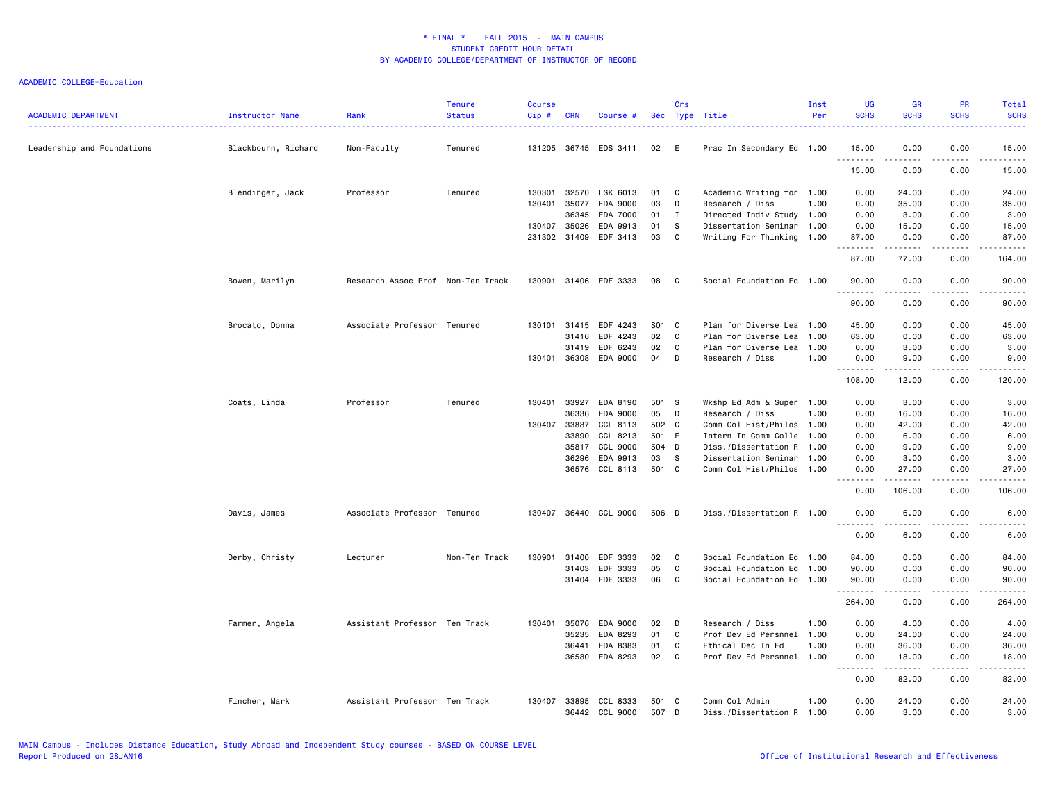# * FINAL * FALL 2015 - MAIN CAMPUS
## STUDENT CREDIT HOUR DETAIL
## BY ACADEMIC COLLEGE/DEPARTMENT OF INSTRUCTOR OF RECORD

ACADEMIC COLLEGE=Education

| ACADEMIC DEPARTMENT | Instructor Name | Rank | Tenure Status | Course Cip # | CRN | Course # | Sec | Crs Type | Title | Inst Per | UG SCHS | GR SCHS | PR SCHS | Total SCHS |
|---|---|---|---|---|---|---|---|---|---|---|---|---|---|---|
| Leadership and Foundations | Blackbourn, Richard | Non-Faculty | Tenured | 131205 | 36745 | EDS 3411 | 02 | E | Prac In Secondary Ed | 1.00 | 15.00 | 0.00 | 0.00 | 15.00 |
| | | | | | | | | | | | 15.00 | 0.00 | 0.00 | 15.00 |
| | Blendinger, Jack | Professor | Tenured | 130301 | 32570 | LSK 6013 | 01 | C | Academic Writing for | 1.00 | 0.00 | 24.00 | 0.00 | 24.00 |
| | | | | 130401 | 35077 | EDA 9000 | 03 | D | Research / Diss | 1.00 | 0.00 | 35.00 | 0.00 | 35.00 |
| | | | | | 36345 | EDA 7000 | 01 | I | Directed Indiv Study | 1.00 | 0.00 | 3.00 | 0.00 | 3.00 |
| | | | | 130407 | 35026 | EDA 9913 | 01 | S | Dissertation Seminar | 1.00 | 0.00 | 15.00 | 0.00 | 15.00 |
| | | | | 231302 | 31409 | EDF 3413 | 03 | C | Writing For Thinking | 1.00 | 87.00 | 0.00 | 0.00 | 87.00 |
| | | | | | | | | | | | 87.00 | 77.00 | 0.00 | 164.00 |
| | Bowen, Marilyn | Research Assoc Prof | Non-Ten Track | 130901 | 31406 | EDF 3333 | 08 | C | Social Foundation Ed | 1.00 | 90.00 | 0.00 | 0.00 | 90.00 |
| | | | | | | | | | | | 90.00 | 0.00 | 0.00 | 90.00 |
| | Brocato, Donna | Associate Professor | Tenured | 130101 | 31415 | EDF 4243 | S01 | C | Plan for Diverse Lea | 1.00 | 45.00 | 0.00 | 0.00 | 45.00 |
| | | | | | 31416 | EDF 4243 | 02 | C | Plan for Diverse Lea | 1.00 | 63.00 | 0.00 | 0.00 | 63.00 |
| | | | | | 31419 | EDF 6243 | 02 | C | Plan for Diverse Lea | 1.00 | 0.00 | 3.00 | 0.00 | 3.00 |
| | | | | 130401 | 36308 | EDA 9000 | 04 | D | Research / Diss | 1.00 | 0.00 | 9.00 | 0.00 | 9.00 |
| | | | | | | | | | | | 108.00 | 12.00 | 0.00 | 120.00 |
| | Coats, Linda | Professor | Tenured | 130401 | 33927 | EDA 8190 | 501 | S | Wkshp Ed Adm & Super | 1.00 | 0.00 | 3.00 | 0.00 | 3.00 |
| | | | | | 36336 | EDA 9000 | 05 | D | Research / Diss | 1.00 | 0.00 | 16.00 | 0.00 | 16.00 |
| | | | | 130407 | 33887 | CCL 8113 | 502 | C | Comm Col Hist/Philos | 1.00 | 0.00 | 42.00 | 0.00 | 42.00 |
| | | | | | 33890 | CCL 8213 | 501 | E | Intern In Comm Colle | 1.00 | 0.00 | 6.00 | 0.00 | 6.00 |
| | | | | | 35817 | CCL 9000 | 504 | D | Diss./Dissertation R | 1.00 | 0.00 | 9.00 | 0.00 | 9.00 |
| | | | | | 36296 | EDA 9913 | 03 | S | Dissertation Seminar | 1.00 | 0.00 | 3.00 | 0.00 | 3.00 |
| | | | | | 36576 | CCL 8113 | 501 | C | Comm Col Hist/Philos | 1.00 | 0.00 | 27.00 | 0.00 | 27.00 |
| | | | | | | | | | | | 0.00 | 106.00 | 0.00 | 106.00 |
| | Davis, James | Associate Professor | Tenured | 130407 | 36440 | CCL 9000 | 506 | D | Diss./Dissertation R | 1.00 | 0.00 | 6.00 | 0.00 | 6.00 |
| | | | | | | | | | | | 0.00 | 6.00 | 0.00 | 6.00 |
| | Derby, Christy | Lecturer | Non-Ten Track | 130901 | 31400 | EDF 3333 | 02 | C | Social Foundation Ed | 1.00 | 84.00 | 0.00 | 0.00 | 84.00 |
| | | | | | 31403 | EDF 3333 | 05 | C | Social Foundation Ed | 1.00 | 90.00 | 0.00 | 0.00 | 90.00 |
| | | | | | 31404 | EDF 3333 | 06 | C | Social Foundation Ed | 1.00 | 90.00 | 0.00 | 0.00 | 90.00 |
| | | | | | | | | | | | 264.00 | 0.00 | 0.00 | 264.00 |
| | Farmer, Angela | Assistant Professor | Ten Track | 130401 | 35076 | EDA 9000 | 02 | D | Research / Diss | 1.00 | 0.00 | 4.00 | 0.00 | 4.00 |
| | | | | | 35235 | EDA 8293 | 01 | C | Prof Dev Ed Persnnel | 1.00 | 0.00 | 24.00 | 0.00 | 24.00 |
| | | | | | 36441 | EDA 8383 | 01 | C | Ethical Dec In Ed | 1.00 | 0.00 | 36.00 | 0.00 | 36.00 |
| | | | | | 36580 | EDA 8293 | 02 | C | Prof Dev Ed Persnnel | 1.00 | 0.00 | 18.00 | 0.00 | 18.00 |
| | | | | | | | | | | | 0.00 | 82.00 | 0.00 | 82.00 |
| | Fincher, Mark | Assistant Professor | Ten Track | 130407 | 33895 | CCL 8333 | 501 | C | Comm Col Admin | 1.00 | 0.00 | 24.00 | 0.00 | 24.00 |
| | | | | | 36442 | CCL 9000 | 507 | D | Diss./Dissertation R | 1.00 | 0.00 | 3.00 | 0.00 | 3.00 |

MAIN Campus - Includes Distance Education, Study Abroad and Independent Study courses - BASED ON COURSE LEVEL
Report Produced on 28JAN16

Office of Institutional Research and Effectiveness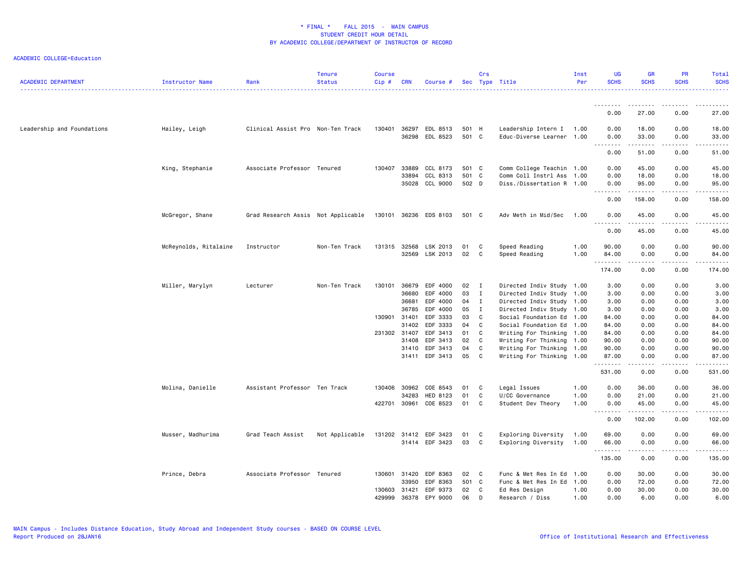# * FINAL * FALL 2015 - MAIN CAMPUS
## STUDENT CREDIT HOUR DETAIL
## BY ACADEMIC COLLEGE/DEPARTMENT OF INSTRUCTOR OF RECORD

ACADEMIC COLLEGE=Education

| ACADEMIC DEPARTMENT | Instructor Name | Rank | Tenure Status | Course Cip # | CRN | Course # | Sec | Crs Type | Title | Inst Per | UG SCHS | GR SCHS | PR SCHS | Total SCHS |
|---|---|---|---|---|---|---|---|---|---|---|---|---|---|---|
| | | | | | | | | | | | 0.00 | 27.00 | 0.00 | 27.00 |
| Leadership and Foundations | Hailey, Leigh | Clinical Assist Pro | Non-Ten Track | 130401 | 36297 | EDL 8513 | 501 | H | Leadership Intern I | 1.00 | 0.00 | 18.00 | 0.00 | 18.00 |
| | | | | | 36298 | EDL 8523 | 501 | C | Educ-Diverse Learner | 1.00 | 0.00 | 33.00 | 0.00 | 33.00 |
| | | | | | | | | | | | 0.00 | 51.00 | 0.00 | 51.00 |
| | King, Stephanie | Associate Professor | Tenured | 130407 | 33889 | CCL 8173 | 501 | C | Comm College Teachin | 1.00 | 0.00 | 45.00 | 0.00 | 45.00 |
| | | | | | 33894 | CCL 8313 | 501 | C | Comm Coll Instrl Ass | 1.00 | 0.00 | 18.00 | 0.00 | 18.00 |
| | | | | | 35028 | CCL 9000 | 502 | D | Diss./Dissertation R | 1.00 | 0.00 | 95.00 | 0.00 | 95.00 |
| | | | | | | | | | | | 0.00 | 158.00 | 0.00 | 158.00 |
| | McGregor, Shane | Grad Research Assis | Not Applicable | 130101 | 36236 | EDS 8103 | 501 | C | Adv Meth in Mid/Sec | 1.00 | 0.00 | 45.00 | 0.00 | 45.00 |
| | | | | | | | | | | | 0.00 | 45.00 | 0.00 | 45.00 |
| | McReynolds, Ritalaine | Instructor | Non-Ten Track | 131315 | 32568 | LSK 2013 | 01 | C | Speed Reading | 1.00 | 90.00 | 0.00 | 0.00 | 90.00 |
| | | | | | 32569 | LSK 2013 | 02 | C | Speed Reading | 1.00 | 84.00 | 0.00 | 0.00 | 84.00 |
| | | | | | | | | | | | 174.00 | 0.00 | 0.00 | 174.00 |
| | Miller, Marylyn | Lecturer | Non-Ten Track | 130101 | 36679 | EDF 4000 | 02 | I | Directed Indiv Study | 1.00 | 3.00 | 0.00 | 0.00 | 3.00 |
| | | | | | 36680 | EDF 4000 | 03 | I | Directed Indiv Study | 1.00 | 3.00 | 0.00 | 0.00 | 3.00 |
| | | | | | 36681 | EDF 4000 | 04 | I | Directed Indiv Study | 1.00 | 3.00 | 0.00 | 0.00 | 3.00 |
| | | | | | 36785 | EDF 4000 | 05 | I | Directed Indiv Study | 1.00 | 3.00 | 0.00 | 0.00 | 3.00 |
| | | | | 130901 | 31401 | EDF 3333 | 03 | C | Social Foundation Ed | 1.00 | 84.00 | 0.00 | 0.00 | 84.00 |
| | | | | | 31402 | EDF 3333 | 04 | C | Social Foundation Ed | 1.00 | 84.00 | 0.00 | 0.00 | 84.00 |
| | | | | 231302 | 31407 | EDF 3413 | 01 | C | Writing For Thinking | 1.00 | 84.00 | 0.00 | 0.00 | 84.00 |
| | | | | | 31408 | EDF 3413 | 02 | C | Writing For Thinking | 1.00 | 90.00 | 0.00 | 0.00 | 90.00 |
| | | | | | 31410 | EDF 3413 | 04 | C | Writing For Thinking | 1.00 | 90.00 | 0.00 | 0.00 | 90.00 |
| | | | | | 31411 | EDF 3413 | 05 | C | Writing For Thinking | 1.00 | 87.00 | 0.00 | 0.00 | 87.00 |
| | | | | | | | | | | | 531.00 | 0.00 | 0.00 | 531.00 |
| | Molina, Danielle | Assistant Professor | Ten Track | 130406 | 30962 | COE 8543 | 01 | C | Legal Issues | 1.00 | 0.00 | 36.00 | 0.00 | 36.00 |
| | | | | | 34283 | HED 8123 | 01 | C | U/CC Governance | 1.00 | 0.00 | 21.00 | 0.00 | 21.00 |
| | | | | 422701 | 30961 | COE 8523 | 01 | C | Student Dev Theory | 1.00 | 0.00 | 45.00 | 0.00 | 45.00 |
| | | | | | | | | | | | 0.00 | 102.00 | 0.00 | 102.00 |
| | Musser, Madhurima | Grad Teach Assist | Not Applicable | 131202 | 31412 | EDF 3423 | 01 | C | Exploring Diversity | 1.00 | 69.00 | 0.00 | 0.00 | 69.00 |
| | | | | | 31414 | EDF 3423 | 03 | C | Exploring Diversity | 1.00 | 66.00 | 0.00 | 0.00 | 66.00 |
| | | | | | | | | | | | 135.00 | 0.00 | 0.00 | 135.00 |
| | Prince, Debra | Associate Professor | Tenured | 130601 | 31420 | EDF 8363 | 02 | C | Func & Met Res In Ed | 1.00 | 0.00 | 30.00 | 0.00 | 30.00 |
| | | | | | 33950 | EDF 8363 | 501 | C | Func & Met Res In Ed | 1.00 | 0.00 | 72.00 | 0.00 | 72.00 |
| | | | | 130603 | 31421 | EDF 9373 | 02 | C | Ed Res Design | 1.00 | 0.00 | 30.00 | 0.00 | 30.00 |
| | | | | 429999 | 36378 | EPY 9000 | 06 | D | Research / Diss | 1.00 | 0.00 | 6.00 | 0.00 | 6.00 |

MAIN Campus - Includes Distance Education, Study Abroad and Independent Study courses - BASED ON COURSE LEVEL
Report Produced on 28JAN16

Office of Institutional Research and Effectiveness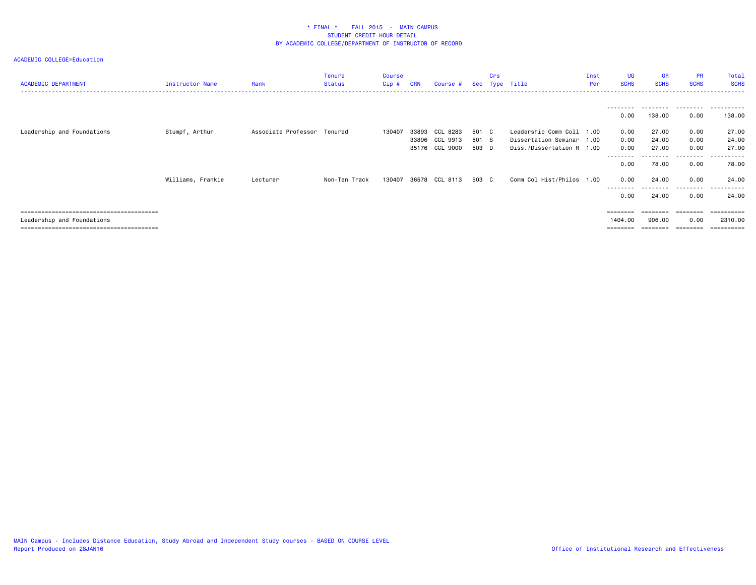# * FINAL * FALL 2015 - MAIN CAMPUS
## STUDENT CREDIT HOUR DETAIL
## BY ACADEMIC COLLEGE/DEPARTMENT OF INSTRUCTOR OF RECORD

ACADEMIC COLLEGE=Education

| ACADEMIC DEPARTMENT | Instructor Name | Rank | Tenure Status | Course Cip # | CRN | Course # | Sec | Crs Type | Title | Inst Per | UG SCHS | GR SCHS | PR SCHS | Total SCHS |
|---|---|---|---|---|---|---|---|---|---|---|---|---|---|---|
| | | | | | | | | | | | 0.00 | 138.00 | 0.00 | 138.00 |
| Leadership and Foundations | Stumpf, Arthur | Associate Professor | Tenured | 130407 | 33893 | CCL 8283 | 501 | C | Leadership Comm Coll | 1.00 | 0.00 | 27.00 | 0.00 | 27.00 |
| | | | | | 33896 | CCL 9913 | 501 | S | Dissertation Seminar | 1.00 | 0.00 | 24.00 | 0.00 | 24.00 |
| | | | | | 35176 | CCL 9000 | 503 | D | Diss./Dissertation R | 1.00 | 0.00 | 27.00 | 0.00 | 27.00 |
| | | | | | | | | | | | 0.00 | 78.00 | 0.00 | 78.00 |
| | Williams, Frankie | Lecturer | Non-Ten Track | 130407 | 36578 | CCL 8113 | 503 | C | Comm Col Hist/Philos | 1.00 | 0.00 | 24.00 | 0.00 | 24.00 |
| | | | | | | | | | | | 0.00 | 24.00 | 0.00 | 24.00 |
| Leadership and Foundations | | | | | | | | | | | 1404.00 | 906.00 | 0.00 | 2310.00 |

MAIN Campus - Includes Distance Education, Study Abroad and Independent Study courses - BASED ON COURSE LEVEL
Report Produced on 28JAN16

Office of Institutional Research and Effectiveness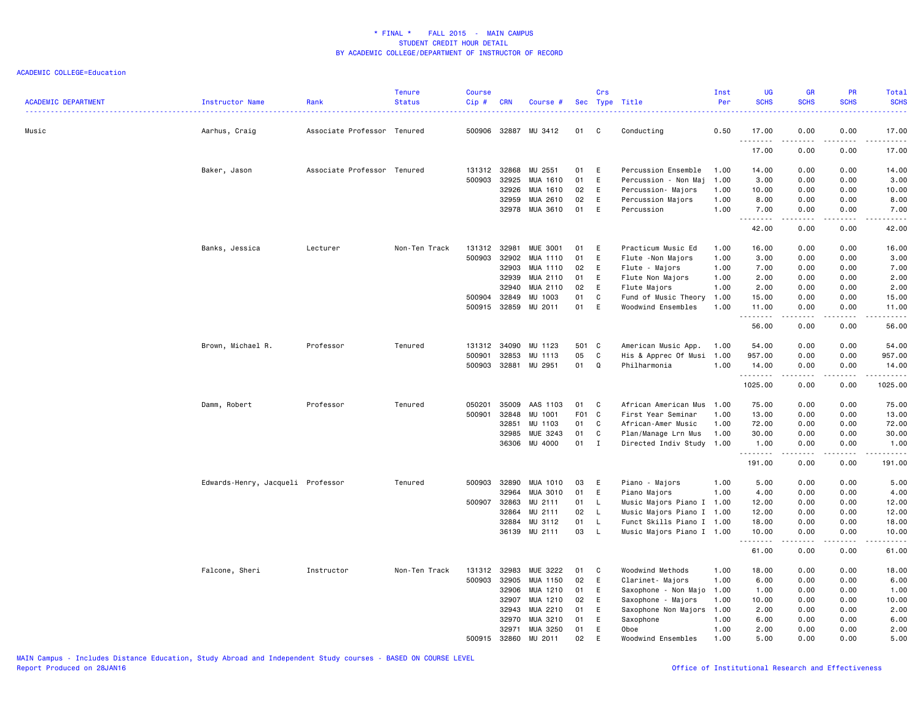\* FINAL \*    FALL 2015  -  MAIN CAMPUS
STUDENT CREDIT HOUR DETAIL
BY ACADEMIC COLLEGE/DEPARTMENT OF INSTRUCTOR OF RECORD

ACADEMIC COLLEGE=Education

| ACADEMIC DEPARTMENT | Instructor Name | Rank | Tenure Status | Course Cip # | CRN | Course # | Sec | Crs Type | Title | Inst Per | UG SCHS | GR SCHS | PR SCHS | Total SCHS |
|---|---|---|---|---|---|---|---|---|---|---|---|---|---|---|
| Music | Aarhus, Craig | Associate Professor | Tenured | 500906 | 32887 | MU 3412 | 01 | C | Conducting | 0.50 | 17.00 | 0.00 | 0.00 | 17.00 |
| | | | | | | | | | | | 17.00 | 0.00 | 0.00 | 17.00 |
| | Baker, Jason | Associate Professor | Tenured | 131312 | 32868 | MU 2551 | 01 | E | Percussion Ensemble | 1.00 | 14.00 | 0.00 | 0.00 | 14.00 |
| | | | | 500903 | 32925 | MUA 1610 | 01 | E | Percussion - Non Maj | 1.00 | 3.00 | 0.00 | 0.00 | 3.00 |
| | | | | | 32926 | MUA 1610 | 02 | E | Percussion- Majors | 1.00 | 10.00 | 0.00 | 0.00 | 10.00 |
| | | | | | 32959 | MUA 2610 | 02 | E | Percussion Majors | 1.00 | 8.00 | 0.00 | 0.00 | 8.00 |
| | | | | | 32978 | MUA 3610 | 01 | E | Percussion | 1.00 | 7.00 | 0.00 | 0.00 | 7.00 |
| | | | | | | | | | | | 42.00 | 0.00 | 0.00 | 42.00 |
| | Banks, Jessica | Lecturer | Non-Ten Track | 131312 | 32981 | MUE 3001 | 01 | E | Practicum Music Ed | 1.00 | 16.00 | 0.00 | 0.00 | 16.00 |
| | | | | 500903 | 32902 | MUA 1110 | 01 | E | Flute -Non Majors | 1.00 | 3.00 | 0.00 | 0.00 | 3.00 |
| | | | | | 32903 | MUA 1110 | 02 | E | Flute - Majors | 1.00 | 7.00 | 0.00 | 0.00 | 7.00 |
| | | | | | 32939 | MUA 2110 | 01 | E | Flute Non Majors | 1.00 | 2.00 | 0.00 | 0.00 | 2.00 |
| | | | | | 32940 | MUA 2110 | 02 | E | Flute Majors | 1.00 | 2.00 | 0.00 | 0.00 | 2.00 |
| | | | | 500904 | 32849 | MU 1003 | 01 | C | Fund of Music Theory | 1.00 | 15.00 | 0.00 | 0.00 | 15.00 |
| | | | | 500915 | 32859 | MU 2011 | 01 | E | Woodwind Ensembles | 1.00 | 11.00 | 0.00 | 0.00 | 11.00 |
| | | | | | | | | | | | 56.00 | 0.00 | 0.00 | 56.00 |
| | Brown, Michael R. | Professor | Tenured | 131312 | 34090 | MU 1123 | 501 | C | American Music App. | 1.00 | 54.00 | 0.00 | 0.00 | 54.00 |
| | | | | 500901 | 32853 | MU 1113 | 05 | C | His & Apprec Of Musi | 1.00 | 957.00 | 0.00 | 0.00 | 957.00 |
| | | | | 500903 | 32881 | MU 2951 | 01 | Q | Philharmonia | 1.00 | 14.00 | 0.00 | 0.00 | 14.00 |
| | | | | | | | | | | | 1025.00 | 0.00 | 0.00 | 1025.00 |
| | Damm, Robert | Professor | Tenured | 050201 | 35009 | AAS 1103 | 01 | C | African American Mus | 1.00 | 75.00 | 0.00 | 0.00 | 75.00 |
| | | | | 500901 | 32848 | MU 1001 | F01 | C | First Year Seminar | 1.00 | 13.00 | 0.00 | 0.00 | 13.00 |
| | | | | | 32851 | MU 1103 | 01 | C | African-Amer Music | 1.00 | 72.00 | 0.00 | 0.00 | 72.00 |
| | | | | | 32985 | MUE 3243 | 01 | C | Plan/Manage Lrn Mus | 1.00 | 30.00 | 0.00 | 0.00 | 30.00 |
| | | | | | 36306 | MU 4000 | 01 | I | Directed Indiv Study | 1.00 | 1.00 | 0.00 | 0.00 | 1.00 |
| | | | | | | | | | | | 191.00 | 0.00 | 0.00 | 191.00 |
| | Edwards-Henry, Jacqueli | Professor | Tenured | 500903 | 32890 | MUA 1010 | 03 | E | Piano - Majors | 1.00 | 5.00 | 0.00 | 0.00 | 5.00 |
| | | | | | 32964 | MUA 3010 | 01 | E | Piano Majors | 1.00 | 4.00 | 0.00 | 0.00 | 4.00 |
| | | | | 500907 | 32863 | MU 2111 | 01 | L | Music Majors Piano I | 1.00 | 12.00 | 0.00 | 0.00 | 12.00 |
| | | | | | 32864 | MU 2111 | 02 | L | Music Majors Piano I | 1.00 | 12.00 | 0.00 | 0.00 | 12.00 |
| | | | | | 32884 | MU 3112 | 01 | L | Funct Skills Piano I | 1.00 | 18.00 | 0.00 | 0.00 | 18.00 |
| | | | | | 36139 | MU 2111 | 03 | L | Music Majors Piano I | 1.00 | 10.00 | 0.00 | 0.00 | 10.00 |
| | | | | | | | | | | | 61.00 | 0.00 | 0.00 | 61.00 |
| | Falcone, Sheri | Instructor | Non-Ten Track | 131312 | 32983 | MUE 3222 | 01 | C | Woodwind Methods | 1.00 | 18.00 | 0.00 | 0.00 | 18.00 |
| | | | | 500903 | 32905 | MUA 1150 | 02 | E | Clarinet- Majors | 1.00 | 6.00 | 0.00 | 0.00 | 6.00 |
| | | | | | 32906 | MUA 1210 | 01 | E | Saxophone - Non Majo | 1.00 | 1.00 | 0.00 | 0.00 | 1.00 |
| | | | | | 32907 | MUA 1210 | 02 | E | Saxophone - Majors | 1.00 | 10.00 | 0.00 | 0.00 | 10.00 |
| | | | | | 32943 | MUA 2210 | 01 | E | Saxophone Non Majors | 1.00 | 2.00 | 0.00 | 0.00 | 2.00 |
| | | | | | 32970 | MUA 3210 | 01 | E | Saxophone | 1.00 | 6.00 | 0.00 | 0.00 | 6.00 |
| | | | | | 32971 | MUA 3250 | 01 | E | Oboe | 1.00 | 2.00 | 0.00 | 0.00 | 2.00 |
| | | | | 500915 | 32860 | MU 2011 | 02 | E | Woodwind Ensembles | 1.00 | 5.00 | 0.00 | 0.00 | 5.00 |

MAIN Campus - Includes Distance Education, Study Abroad and Independent Study courses - BASED ON COURSE LEVEL
Report Produced on 28JAN16

Office of Institutional Research and Effectiveness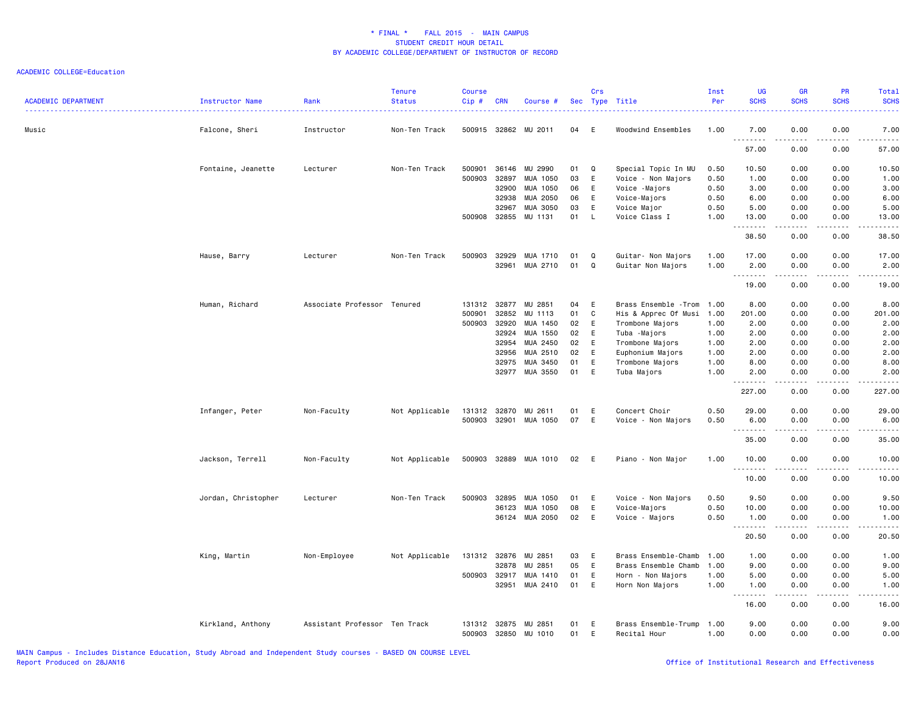* FINAL * FALL 2015 - MAIN CAMPUS
STUDENT CREDIT HOUR DETAIL
BY ACADEMIC COLLEGE/DEPARTMENT OF INSTRUCTOR OF RECORD

ACADEMIC COLLEGE=Education

| ACADEMIC DEPARTMENT | Instructor Name | Rank | Tenure Status | Course Cip # | CRN | Course # | Sec | Crs Type | Title | Inst Per | UG SCHS | GR SCHS | PR SCHS | Total SCHS |
|---|---|---|---|---|---|---|---|---|---|---|---|---|---|---|
| Music | Falcone, Sheri | Instructor | Non-Ten Track | 500915 | 32862 | MU 2011 | 04 | E | Woodwind Ensembles | 1.00 | 7.00 | 0.00 | 0.00 | 7.00 |
| | | | | | | | | | | | 57.00 | 0.00 | 0.00 | 57.00 |
| | Fontaine, Jeanette | Lecturer | Non-Ten Track | 500901 | 36146 | MU 2990 | 01 | Q | Special Topic In MU | 0.50 | 10.50 | 0.00 | 0.00 | 10.50 |
| | | | | 500903 | 32897 | MUA 1050 | 03 | E | Voice - Non Majors | 0.50 | 1.00 | 0.00 | 0.00 | 1.00 |
| | | | | | 32900 | MUA 1050 | 06 | E | Voice -Majors | 0.50 | 3.00 | 0.00 | 0.00 | 3.00 |
| | | | | | 32938 | MUA 2050 | 06 | E | Voice-Majors | 0.50 | 6.00 | 0.00 | 0.00 | 6.00 |
| | | | | | 32967 | MUA 3050 | 03 | E | Voice Major | 0.50 | 5.00 | 0.00 | 0.00 | 5.00 |
| | | | | 500908 | 32855 | MU 1131 | 01 | L | Voice Class I | 1.00 | 13.00 | 0.00 | 0.00 | 13.00 |
| | | | | | | | | | | | 38.50 | 0.00 | 0.00 | 38.50 |
| | Hause, Barry | Lecturer | Non-Ten Track | 500903 | 32929 | MUA 1710 | 01 | Q | Guitar- Non Majors | 1.00 | 17.00 | 0.00 | 0.00 | 17.00 |
| | | | | | 32961 | MUA 2710 | 01 | Q | Guitar Non Majors | 1.00 | 2.00 | 0.00 | 0.00 | 2.00 |
| | | | | | | | | | | | 19.00 | 0.00 | 0.00 | 19.00 |
| | Human, Richard | Associate Professor | Tenured | 131312 | 32877 | MU 2851 | 04 | E | Brass Ensemble -Trom | 1.00 | 8.00 | 0.00 | 0.00 | 8.00 |
| | | | | 500901 | 32852 | MU 1113 | 01 | C | His & Apprec Of Musi | 1.00 | 201.00 | 0.00 | 0.00 | 201.00 |
| | | | | 500903 | 32920 | MUA 1450 | 02 | E | Trombone Majors | 1.00 | 2.00 | 0.00 | 0.00 | 2.00 |
| | | | | | 32924 | MUA 1550 | 02 | E | Tuba -Majors | 1.00 | 2.00 | 0.00 | 0.00 | 2.00 |
| | | | | | 32954 | MUA 2450 | 02 | E | Trombone Majors | 1.00 | 2.00 | 0.00 | 0.00 | 2.00 |
| | | | | | 32956 | MUA 2510 | 02 | E | Euphonium Majors | 1.00 | 2.00 | 0.00 | 0.00 | 2.00 |
| | | | | | 32975 | MUA 3450 | 01 | E | Trombone Majors | 1.00 | 8.00 | 0.00 | 0.00 | 8.00 |
| | | | | | 32977 | MUA 3550 | 01 | E | Tuba Majors | 1.00 | 2.00 | 0.00 | 0.00 | 2.00 |
| | | | | | | | | | | | 227.00 | 0.00 | 0.00 | 227.00 |
| | Infanger, Peter | Non-Faculty | Not Applicable | 131312 | 32870 | MU 2611 | 01 | E | Concert Choir | 0.50 | 29.00 | 0.00 | 0.00 | 29.00 |
| | | | | 500903 | 32901 | MUA 1050 | 07 | E | Voice - Non Majors | 0.50 | 6.00 | 0.00 | 0.00 | 6.00 |
| | | | | | | | | | | | 35.00 | 0.00 | 0.00 | 35.00 |
| | Jackson, Terrell | Non-Faculty | Not Applicable | 500903 | 32889 | MUA 1010 | 02 | E | Piano - Non Major | 1.00 | 10.00 | 0.00 | 0.00 | 10.00 |
| | | | | | | | | | | | 10.00 | 0.00 | 0.00 | 10.00 |
| | Jordan, Christopher | Lecturer | Non-Ten Track | 500903 | 32895 | MUA 1050 | 01 | E | Voice - Non Majors | 0.50 | 9.50 | 0.00 | 0.00 | 9.50 |
| | | | | | 36123 | MUA 1050 | 08 | E | Voice-Majors | 0.50 | 10.00 | 0.00 | 0.00 | 10.00 |
| | | | | | 36124 | MUA 2050 | 02 | E | Voice - Majors | 0.50 | 1.00 | 0.00 | 0.00 | 1.00 |
| | | | | | | | | | | | 20.50 | 0.00 | 0.00 | 20.50 |
| | King, Martin | Non-Employee | Not Applicable | 131312 | 32876 | MU 2851 | 03 | E | Brass Ensemble-Chamb | 1.00 | 1.00 | 0.00 | 0.00 | 1.00 |
| | | | | | 32878 | MU 2851 | 05 | E | Brass Ensemble Chamb | 1.00 | 9.00 | 0.00 | 0.00 | 9.00 |
| | | | | 500903 | 32917 | MUA 1410 | 01 | E | Horn - Non Majors | 1.00 | 5.00 | 0.00 | 0.00 | 5.00 |
| | | | | | 32951 | MUA 2410 | 01 | E | Horn Non Majors | 1.00 | 1.00 | 0.00 | 0.00 | 1.00 |
| | | | | | | | | | | | 16.00 | 0.00 | 0.00 | 16.00 |
| | Kirkland, Anthony | Assistant Professor | Ten Track | 131312 | 32875 | MU 2851 | 01 | E | Brass Ensemble-Trump | 1.00 | 9.00 | 0.00 | 0.00 | 9.00 |
| | | | | 500903 | 32850 | MU 1010 | 01 | E | Recital Hour | 1.00 | 0.00 | 0.00 | 0.00 | 0.00 |

MAIN Campus - Includes Distance Education, Study Abroad and Independent Study courses - BASED ON COURSE LEVEL
Report Produced on 28JAN16 Office of Institutional Research and Effectiveness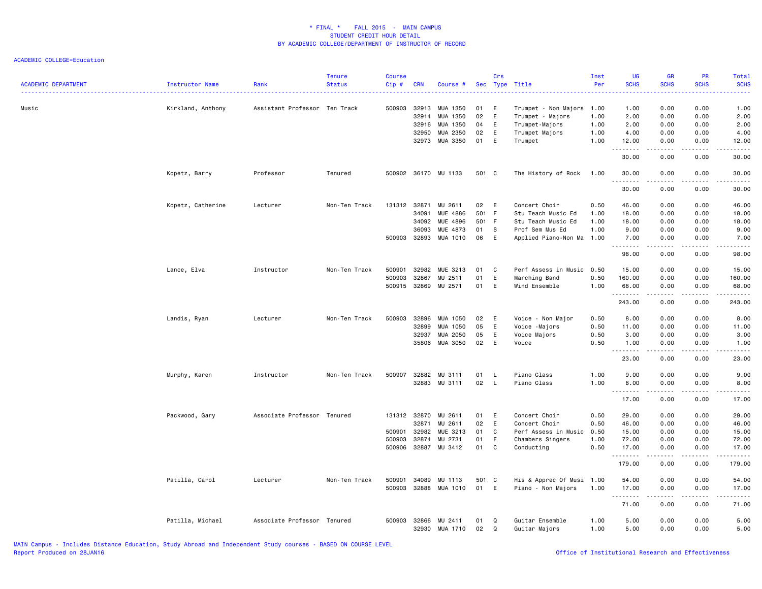* FINAL * FALL 2015 - MAIN CAMPUS
STUDENT CREDIT HOUR DETAIL
BY ACADEMIC COLLEGE/DEPARTMENT OF INSTRUCTOR OF RECORD

ACADEMIC COLLEGE=Education

| ACADEMIC DEPARTMENT | Instructor Name | Rank | Tenure Status | Course Cip # | CRN | Course # | Sec | Crs Type | Title | Inst Per | UG SCHS | GR SCHS | PR SCHS | Total SCHS |
|---|---|---|---|---|---|---|---|---|---|---|---|---|---|---|
| Music | Kirkland, Anthony | Assistant Professor | Ten Track | 500903 | 32913 | MUA 1350 | 01 | E | Trumpet - Non Majors | 1.00 | 1.00 | 0.00 | 0.00 | 1.00 |
| | | | | | 32914 | MUA 1350 | 02 | E | Trumpet - Majors | 1.00 | 2.00 | 0.00 | 0.00 | 2.00 |
| | | | | | 32916 | MUA 1350 | 04 | E | Trumpet-Majors | 1.00 | 2.00 | 0.00 | 0.00 | 2.00 |
| | | | | | 32950 | MUA 2350 | 02 | E | Trumpet Majors | 1.00 | 4.00 | 0.00 | 0.00 | 4.00 |
| | | | | | 32973 | MUA 3350 | 01 | E | Trumpet | 1.00 | 12.00 | 0.00 | 0.00 | 12.00 |
| | | | | | | | | | | | 30.00 | 0.00 | 0.00 | 30.00 |
| | Kopetz, Barry | Professor | Tenured | 500902 | 36170 | MU 1133 | 501 | C | The History of Rock | 1.00 | 30.00 | 0.00 | 0.00 | 30.00 |
| | | | | | | | | | | | 30.00 | 0.00 | 0.00 | 30.00 |
| | Kopetz, Catherine | Lecturer | Non-Ten Track | 131312 | 32871 | MU 2611 | 02 | E | Concert Choir | 0.50 | 46.00 | 0.00 | 0.00 | 46.00 |
| | | | | | 34091 | MUE 4886 | 501 | F | Stu Teach Music Ed | 1.00 | 18.00 | 0.00 | 0.00 | 18.00 |
| | | | | | 34092 | MUE 4896 | 501 | F | Stu Teach Music Ed | 1.00 | 18.00 | 0.00 | 0.00 | 18.00 |
| | | | | | 36093 | MUE 4873 | 01 | S | Prof Sem Mus Ed | 1.00 | 9.00 | 0.00 | 0.00 | 9.00 |
| | | | | 500903 | 32893 | MUA 1010 | 06 | E | Applied Piano-Non Ma | 1.00 | 7.00 | 0.00 | 0.00 | 7.00 |
| | | | | | | | | | | | 98.00 | 0.00 | 0.00 | 98.00 |
| | Lance, Elva | Instructor | Non-Ten Track | 500901 | 32982 | MUE 3213 | 01 | C | Perf Assess in Music | 0.50 | 15.00 | 0.00 | 0.00 | 15.00 |
| | | | | 500903 | 32867 | MU 2511 | 01 | E | Marching Band | 0.50 | 160.00 | 0.00 | 0.00 | 160.00 |
| | | | | 500915 | 32869 | MU 2571 | 01 | E | Wind Ensemble | 1.00 | 68.00 | 0.00 | 0.00 | 68.00 |
| | | | | | | | | | | | 243.00 | 0.00 | 0.00 | 243.00 |
| | Landis, Ryan | Lecturer | Non-Ten Track | 500903 | 32896 | MUA 1050 | 02 | E | Voice - Non Major | 0.50 | 8.00 | 0.00 | 0.00 | 8.00 |
| | | | | | 32899 | MUA 1050 | 05 | E | Voice -Majors | 0.50 | 11.00 | 0.00 | 0.00 | 11.00 |
| | | | | | 32937 | MUA 2050 | 05 | E | Voice Majors | 0.50 | 3.00 | 0.00 | 0.00 | 3.00 |
| | | | | | 35806 | MUA 3050 | 02 | E | Voice | 0.50 | 1.00 | 0.00 | 0.00 | 1.00 |
| | | | | | | | | | | | 23.00 | 0.00 | 0.00 | 23.00 |
| | Murphy, Karen | Instructor | Non-Ten Track | 500907 | 32882 | MU 3111 | 01 | L | Piano Class | 1.00 | 9.00 | 0.00 | 0.00 | 9.00 |
| | | | | | 32883 | MU 3111 | 02 | L | Piano Class | 1.00 | 8.00 | 0.00 | 0.00 | 8.00 |
| | | | | | | | | | | | 17.00 | 0.00 | 0.00 | 17.00 |
| | Packwood, Gary | Associate Professor | Tenured | 131312 | 32870 | MU 2611 | 01 | E | Concert Choir | 0.50 | 29.00 | 0.00 | 0.00 | 29.00 |
| | | | | | 32871 | MU 2611 | 02 | E | Concert Choir | 0.50 | 46.00 | 0.00 | 0.00 | 46.00 |
| | | | | 500901 | 32982 | MUE 3213 | 01 | C | Perf Assess in Music | 0.50 | 15.00 | 0.00 | 0.00 | 15.00 |
| | | | | 500903 | 32874 | MU 2731 | 01 | E | Chambers Singers | 1.00 | 72.00 | 0.00 | 0.00 | 72.00 |
| | | | | 500906 | 32887 | MU 3412 | 01 | C | Conducting | 0.50 | 17.00 | 0.00 | 0.00 | 17.00 |
| | | | | | | | | | | | 179.00 | 0.00 | 0.00 | 179.00 |
| | Patilla, Carol | Lecturer | Non-Ten Track | 500901 | 34089 | MU 1113 | 501 | C | His & Apprec Of Musi | 1.00 | 54.00 | 0.00 | 0.00 | 54.00 |
| | | | | 500903 | 32888 | MUA 1010 | 01 | E | Piano - Non Majors | 1.00 | 17.00 | 0.00 | 0.00 | 17.00 |
| | | | | | | | | | | | 71.00 | 0.00 | 0.00 | 71.00 |
| | Patilla, Michael | Associate Professor | Tenured | 500903 | 32866 | MU 2411 | 01 | Q | Guitar Ensemble | 1.00 | 5.00 | 0.00 | 0.00 | 5.00 |
| | | | | | 32930 | MUA 1710 | 02 | Q | Guitar Majors | 1.00 | 5.00 | 0.00 | 0.00 | 5.00 |

MAIN Campus - Includes Distance Education, Study Abroad and Independent Study courses - BASED ON COURSE LEVEL
Report Produced on 28JAN16

Office of Institutional Research and Effectiveness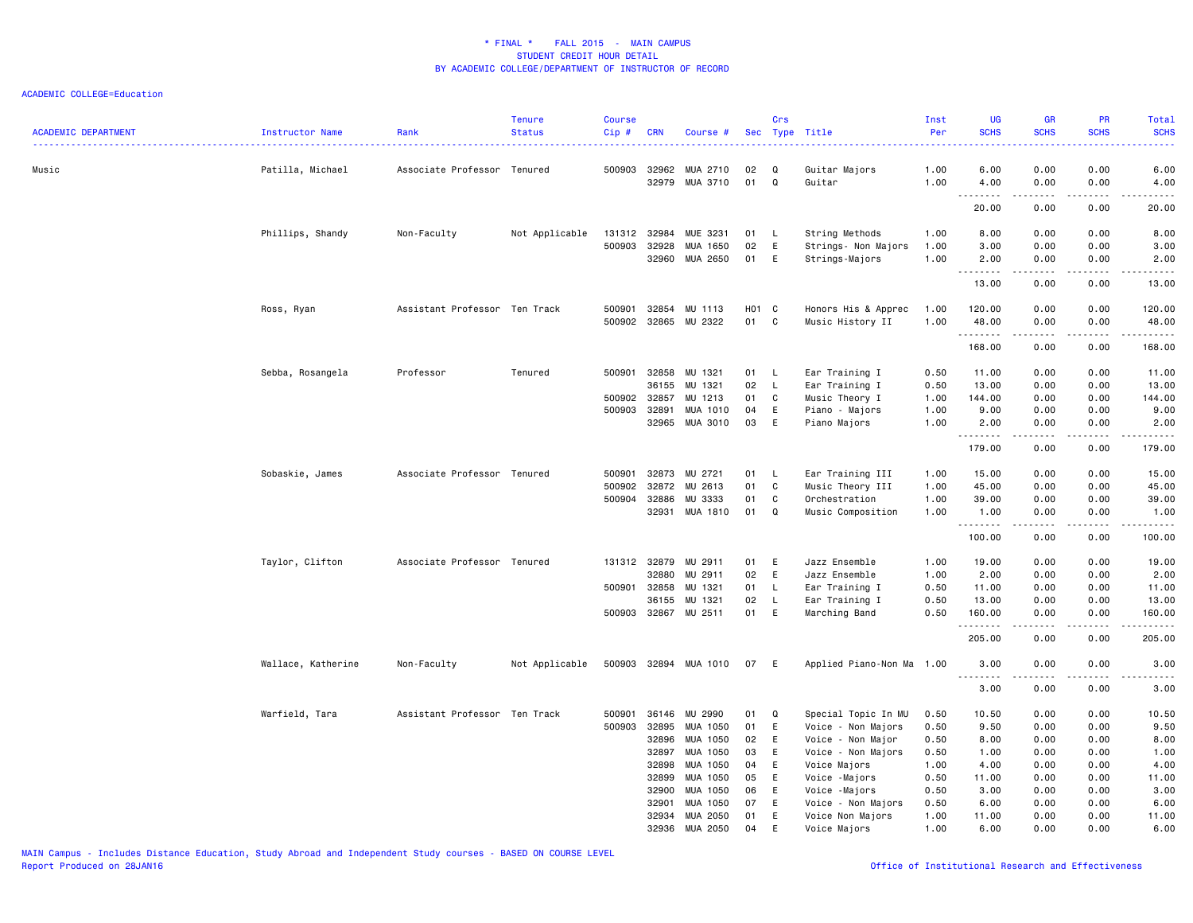* FINAL * FALL 2015 - MAIN CAMPUS
STUDENT CREDIT HOUR DETAIL
BY ACADEMIC COLLEGE/DEPARTMENT OF INSTRUCTOR OF RECORD

ACADEMIC COLLEGE=Education

| ACADEMIC DEPARTMENT | Instructor Name | Rank | Tenure Status | Course Cip # | CRN | Course # | Sec | Crs Type | Title | Inst Per | UG SCHS | GR SCHS | PR SCHS | Total SCHS |
|---|---|---|---|---|---|---|---|---|---|---|---|---|---|---|
| Music | Patilla, Michael | Associate Professor | Tenured | 500903 | 32962 | MUA 2710 | 02 | Q | Guitar Majors | 1.00 | 6.00 | 0.00 | 0.00 | 6.00 |
| | | | | | 32979 | MUA 3710 | 01 | Q | Guitar | 1.00 | 4.00 | 0.00 | 0.00 | 4.00 |
| | | | | | | | | | | | 20.00 | 0.00 | 0.00 | 20.00 |
| | Phillips, Shandy | Non-Faculty | Not Applicable | 131312 | 32984 | MUE 3231 | 01 | L | String Methods | 1.00 | 8.00 | 0.00 | 0.00 | 8.00 |
| | | | | 500903 | 32928 | MUA 1650 | 02 | E | Strings- Non Majors | 1.00 | 3.00 | 0.00 | 0.00 | 3.00 |
| | | | | | 32960 | MUA 2650 | 01 | E | Strings-Majors | 1.00 | 2.00 | 0.00 | 0.00 | 2.00 |
| | | | | | | | | | | | 13.00 | 0.00 | 0.00 | 13.00 |
| | Ross, Ryan | Assistant Professor | Ten Track | 500901 | 32854 | MU 1113 | H01 | C | Honors His & Apprec | 1.00 | 120.00 | 0.00 | 0.00 | 120.00 |
| | | | | 500902 | 32865 | MU 2322 | 01 | C | Music History II | 1.00 | 48.00 | 0.00 | 0.00 | 48.00 |
| | | | | | | | | | | | 168.00 | 0.00 | 0.00 | 168.00 |
| | Sebba, Rosangela | Professor | Tenured | 500901 | 32858 | MU 1321 | 01 | L | Ear Training I | 0.50 | 11.00 | 0.00 | 0.00 | 11.00 |
| | | | | | 36155 | MU 1321 | 02 | L | Ear Training I | 0.50 | 13.00 | 0.00 | 0.00 | 13.00 |
| | | | | 500902 | 32857 | MU 1213 | 01 | C | Music Theory I | 1.00 | 144.00 | 0.00 | 0.00 | 144.00 |
| | | | | 500903 | 32891 | MUA 1010 | 04 | E | Piano - Majors | 1.00 | 9.00 | 0.00 | 0.00 | 9.00 |
| | | | | | 32965 | MUA 3010 | 03 | E | Piano Majors | 1.00 | 2.00 | 0.00 | 0.00 | 2.00 |
| | | | | | | | | | | | 179.00 | 0.00 | 0.00 | 179.00 |
| | Sobaskie, James | Associate Professor | Tenured | 500901 | 32873 | MU 2721 | 01 | L | Ear Training III | 1.00 | 15.00 | 0.00 | 0.00 | 15.00 |
| | | | | 500902 | 32872 | MU 2613 | 01 | C | Music Theory III | 1.00 | 45.00 | 0.00 | 0.00 | 45.00 |
| | | | | 500904 | 32886 | MU 3333 | 01 | C | Orchestration | 1.00 | 39.00 | 0.00 | 0.00 | 39.00 |
| | | | | | 32931 | MUA 1810 | 01 | Q | Music Composition | 1.00 | 1.00 | 0.00 | 0.00 | 1.00 |
| | | | | | | | | | | | 100.00 | 0.00 | 0.00 | 100.00 |
| | Taylor, Clifton | Associate Professor | Tenured | 131312 | 32879 | MU 2911 | 01 | E | Jazz Ensemble | 1.00 | 19.00 | 0.00 | 0.00 | 19.00 |
| | | | | | 32880 | MU 2911 | 02 | E | Jazz Ensemble | 1.00 | 2.00 | 0.00 | 0.00 | 2.00 |
| | | | | 500901 | 32858 | MU 1321 | 01 | L | Ear Training I | 0.50 | 11.00 | 0.00 | 0.00 | 11.00 |
| | | | | | 36155 | MU 1321 | 02 | L | Ear Training I | 0.50 | 13.00 | 0.00 | 0.00 | 13.00 |
| | | | | 500903 | 32867 | MU 2511 | 01 | E | Marching Band | 0.50 | 160.00 | 0.00 | 0.00 | 160.00 |
| | | | | | | | | | | | 205.00 | 0.00 | 0.00 | 205.00 |
| | Wallace, Katherine | Non-Faculty | Not Applicable | 500903 | 32894 | MUA 1010 | 07 | E | Applied Piano-Non Ma | 1.00 | 3.00 | 0.00 | 0.00 | 3.00 |
| | | | | | | | | | | | 3.00 | 0.00 | 0.00 | 3.00 |
| | Warfield, Tara | Assistant Professor | Ten Track | 500901 | 36146 | MU 2990 | 01 | Q | Special Topic In MU | 0.50 | 10.50 | 0.00 | 0.00 | 10.50 |
| | | | | 500903 | 32895 | MUA 1050 | 01 | E | Voice - Non Majors | 0.50 | 9.50 | 0.00 | 0.00 | 9.50 |
| | | | | | 32896 | MUA 1050 | 02 | E | Voice - Non Major | 0.50 | 8.00 | 0.00 | 0.00 | 8.00 |
| | | | | | 32897 | MUA 1050 | 03 | E | Voice - Non Majors | 0.50 | 1.00 | 0.00 | 0.00 | 1.00 |
| | | | | | 32898 | MUA 1050 | 04 | E | Voice Majors | 1.00 | 4.00 | 0.00 | 0.00 | 4.00 |
| | | | | | 32899 | MUA 1050 | 05 | E | Voice -Majors | 0.50 | 11.00 | 0.00 | 0.00 | 11.00 |
| | | | | | 32900 | MUA 1050 | 06 | E | Voice -Majors | 0.50 | 3.00 | 0.00 | 0.00 | 3.00 |
| | | | | | 32901 | MUA 1050 | 07 | E | Voice - Non Majors | 0.50 | 6.00 | 0.00 | 0.00 | 6.00 |
| | | | | | 32934 | MUA 2050 | 01 | E | Voice Non Majors | 1.00 | 11.00 | 0.00 | 0.00 | 11.00 |
| | | | | | 32936 | MUA 2050 | 04 | E | Voice Majors | 1.00 | 6.00 | 0.00 | 0.00 | 6.00 |

MAIN Campus - Includes Distance Education, Study Abroad and Independent Study courses - BASED ON COURSE LEVEL
Report Produced on 28JAN16

Office of Institutional Research and Effectiveness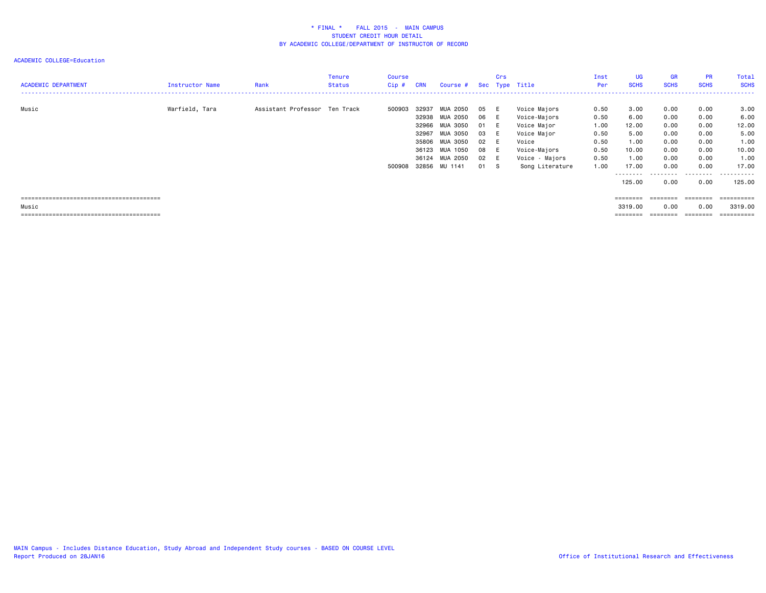# * FINAL * FALL 2015 - MAIN CAMPUS
## STUDENT CREDIT HOUR DETAIL
## BY ACADEMIC COLLEGE/DEPARTMENT OF INSTRUCTOR OF RECORD

ACADEMIC COLLEGE=Education

| ACADEMIC DEPARTMENT | Instructor Name | Rank | Tenure Status | Course Cip # | CRN | Course # | Sec | Crs Type | Title | Inst Per | UG SCHS | GR SCHS | PR SCHS | Total SCHS |
|---|---|---|---|---|---|---|---|---|---|---|---|---|---|---|
| Music | Warfield, Tara | Assistant Professor | Ten Track | 500903 | 32937 | MUA 2050 | 05 | E | Voice Majors | 0.50 | 3.00 | 0.00 | 0.00 | 3.00 |
| | | | | | 32938 | MUA 2050 | 06 | E | Voice-Majors | 0.50 | 6.00 | 0.00 | 0.00 | 6.00 |
| | | | | | 32966 | MUA 3050 | 01 | E | Voice Major | 1.00 | 12.00 | 0.00 | 0.00 | 12.00 |
| | | | | | 32967 | MUA 3050 | 03 | E | Voice Major | 0.50 | 5.00 | 0.00 | 0.00 | 5.00 |
| | | | | | 35806 | MUA 3050 | 02 | E | Voice | 0.50 | 1.00 | 0.00 | 0.00 | 1.00 |
| | | | | | 36123 | MUA 1050 | 08 | E | Voice-Majors | 0.50 | 10.00 | 0.00 | 0.00 | 10.00 |
| | | | | | 36124 | MUA 2050 | 02 | E | Voice - Majors | 0.50 | 1.00 | 0.00 | 0.00 | 1.00 |
| | | | | 500908 | 32856 | MU 1141 | 01 | S | Song Literature | 1.00 | 17.00 | 0.00 | 0.00 | 17.00 |
| | | | | | | | | | | | 125.00 | 0.00 | 0.00 | 125.00 |
| Music | | | | | | | | | | | 3319.00 | 0.00 | 0.00 | 3319.00 |

MAIN Campus - Includes Distance Education, Study Abroad and Independent Study courses - BASED ON COURSE LEVEL
Report Produced on 28JAN16

Office of Institutional Research and Effectiveness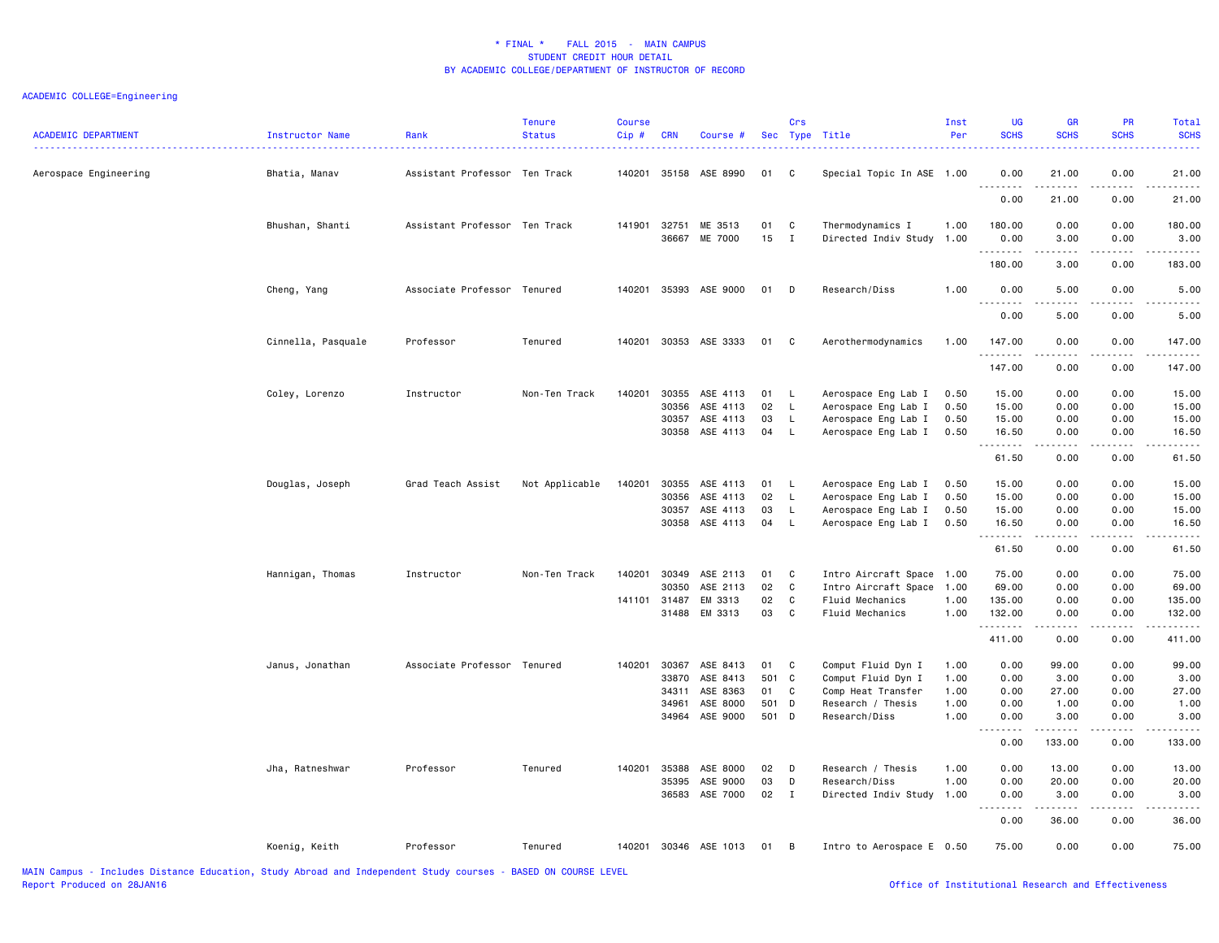* FINAL * FALL 2015 - MAIN CAMPUS
STUDENT CREDIT HOUR DETAIL
BY ACADEMIC COLLEGE/DEPARTMENT OF INSTRUCTOR OF RECORD

ACADEMIC COLLEGE=Engineering

| ACADEMIC DEPARTMENT | Instructor Name | Rank | Tenure Status | Course Cip # | CRN | Course # | Sec | Crs Type | Title | Inst Per | UG SCHS | GR SCHS | PR SCHS | Total SCHS |
|---|---|---|---|---|---|---|---|---|---|---|---|---|---|---|
| Aerospace Engineering | Bhatia, Manav | Assistant Professor | Ten Track | 140201 | 35158 | ASE 8990 | 01 | C | Special Topic In ASE | 1.00 | 0.00 | 21.00 | 0.00 | 21.00 |
| | | | | | | | | | | | 0.00 | 21.00 | 0.00 | 21.00 |
| | Bhushan, Shanti | Assistant Professor | Ten Track | 141901 | 32751 | ME 3513 | 01 | C | Thermodynamics I | 1.00 | 180.00 | 0.00 | 0.00 | 180.00 |
| | | | | | 36667 | ME 7000 | 15 | I | Directed Indiv Study | 1.00 | 0.00 | 3.00 | 0.00 | 3.00 |
| | | | | | | | | | | | 180.00 | 3.00 | 0.00 | 183.00 |
| | Cheng, Yang | Associate Professor | Tenured | 140201 | 35393 | ASE 9000 | 01 | D | Research/Diss | 1.00 | 0.00 | 5.00 | 0.00 | 5.00 |
| | | | | | | | | | | | 0.00 | 5.00 | 0.00 | 5.00 |
| | Cinnella, Pasquale | Professor | Tenured | 140201 | 30353 | ASE 3333 | 01 | C | Aerothermodynamics | 1.00 | 147.00 | 0.00 | 0.00 | 147.00 |
| | | | | | | | | | | | 147.00 | 0.00 | 0.00 | 147.00 |
| | Coley, Lorenzo | Instructor | Non-Ten Track | 140201 | 30355 | ASE 4113 | 01 | L | Aerospace Eng Lab I | 0.50 | 15.00 | 0.00 | 0.00 | 15.00 |
| | | | | | 30356 | ASE 4113 | 02 | L | Aerospace Eng Lab I | 0.50 | 15.00 | 0.00 | 0.00 | 15.00 |
| | | | | | 30357 | ASE 4113 | 03 | L | Aerospace Eng Lab I | 0.50 | 15.00 | 0.00 | 0.00 | 15.00 |
| | | | | | 30358 | ASE 4113 | 04 | L | Aerospace Eng Lab I | 0.50 | 16.50 | 0.00 | 0.00 | 16.50 |
| | | | | | | | | | | | 61.50 | 0.00 | 0.00 | 61.50 |
| | Douglas, Joseph | Grad Teach Assist | Not Applicable | 140201 | 30355 | ASE 4113 | 01 | L | Aerospace Eng Lab I | 0.50 | 15.00 | 0.00 | 0.00 | 15.00 |
| | | | | | 30356 | ASE 4113 | 02 | L | Aerospace Eng Lab I | 0.50 | 15.00 | 0.00 | 0.00 | 15.00 |
| | | | | | 30357 | ASE 4113 | 03 | L | Aerospace Eng Lab I | 0.50 | 15.00 | 0.00 | 0.00 | 15.00 |
| | | | | | 30358 | ASE 4113 | 04 | L | Aerospace Eng Lab I | 0.50 | 16.50 | 0.00 | 0.00 | 16.50 |
| | | | | | | | | | | | 61.50 | 0.00 | 0.00 | 61.50 |
| | Hannigan, Thomas | Instructor | Non-Ten Track | 140201 | 30349 | ASE 2113 | 01 | C | Intro Aircraft Space | 1.00 | 75.00 | 0.00 | 0.00 | 75.00 |
| | | | | | 30350 | ASE 2113 | 02 | C | Intro Aircraft Space | 1.00 | 69.00 | 0.00 | 0.00 | 69.00 |
| | | | | 141101 | 31487 | EM 3313 | 02 | C | Fluid Mechanics | 1.00 | 135.00 | 0.00 | 0.00 | 135.00 |
| | | | | | 31488 | EM 3313 | 03 | C | Fluid Mechanics | 1.00 | 132.00 | 0.00 | 0.00 | 132.00 |
| | | | | | | | | | | | 411.00 | 0.00 | 0.00 | 411.00 |
| | Janus, Jonathan | Associate Professor | Tenured | 140201 | 30367 | ASE 8413 | 01 | C | Comput Fluid Dyn I | 1.00 | 0.00 | 99.00 | 0.00 | 99.00 |
| | | | | | 33870 | ASE 8413 | 501 | C | Comput Fluid Dyn I | 1.00 | 0.00 | 3.00 | 0.00 | 3.00 |
| | | | | | 34311 | ASE 8363 | 01 | C | Comp Heat Transfer | 1.00 | 0.00 | 27.00 | 0.00 | 27.00 |
| | | | | | 34961 | ASE 8000 | 501 | D | Research / Thesis | 1.00 | 0.00 | 1.00 | 0.00 | 1.00 |
| | | | | | 34964 | ASE 9000 | 501 | D | Research/Diss | 1.00 | 0.00 | 3.00 | 0.00 | 3.00 |
| | | | | | | | | | | | 0.00 | 133.00 | 0.00 | 133.00 |
| | Jha, Ratneshwar | Professor | Tenured | 140201 | 35388 | ASE 8000 | 02 | D | Research / Thesis | 1.00 | 0.00 | 13.00 | 0.00 | 13.00 |
| | | | | | 35395 | ASE 9000 | 03 | D | Research/Diss | 1.00 | 0.00 | 20.00 | 0.00 | 20.00 |
| | | | | | 36583 | ASE 7000 | 02 | I | Directed Indiv Study | 1.00 | 0.00 | 3.00 | 0.00 | 3.00 |
| | | | | | | | | | | | 0.00 | 36.00 | 0.00 | 36.00 |
| | Koenig, Keith | Professor | Tenured | 140201 | 30346 | ASE 1013 | 01 | B | Intro to Aerospace E | 0.50 | 75.00 | 0.00 | 0.00 | 75.00 |

MAIN Campus - Includes Distance Education, Study Abroad and Independent Study courses - BASED ON COURSE LEVEL
Report Produced on 28JAN16

Office of Institutional Research and Effectiveness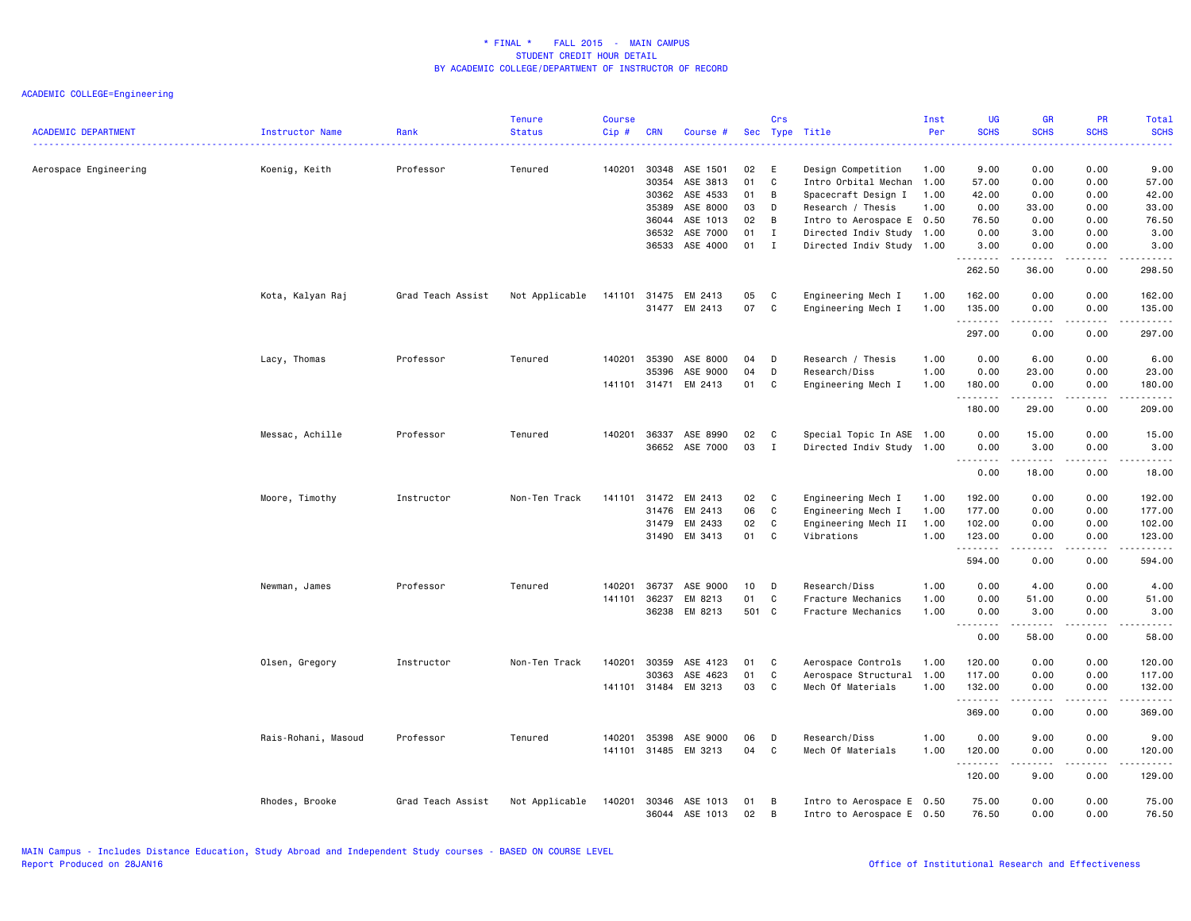* FINAL * FALL 2015 - MAIN CAMPUS
STUDENT CREDIT HOUR DETAIL
BY ACADEMIC COLLEGE/DEPARTMENT OF INSTRUCTOR OF RECORD

ACADEMIC COLLEGE=Engineering

| ACADEMIC DEPARTMENT | Instructor Name | Rank | Tenure Status | Course Cip # | CRN | Course # | Sec | Crs Type | Title | Inst Per | UG SCHS | GR SCHS | PR SCHS | Total SCHS |
|---|---|---|---|---|---|---|---|---|---|---|---|---|---|---|
| Aerospace Engineering | Koenig, Keith | Professor | Tenured | 140201 | 30348 | ASE 1501 | 02 | E | Design Competition | 1.00 | 9.00 | 0.00 | 0.00 | 9.00 |
| | | | | | 30354 | ASE 3813 | 01 | C | Intro Orbital Mechan | 1.00 | 57.00 | 0.00 | 0.00 | 57.00 |
| | | | | | 30362 | ASE 4533 | 01 | B | Spacecraft Design I | 1.00 | 42.00 | 0.00 | 0.00 | 42.00 |
| | | | | | 35389 | ASE 8000 | 03 | D | Research / Thesis | 1.00 | 0.00 | 33.00 | 0.00 | 33.00 |
| | | | | | 36044 | ASE 1013 | 02 | B | Intro to Aerospace E | 0.50 | 76.50 | 0.00 | 0.00 | 76.50 |
| | | | | | 36532 | ASE 7000 | 01 | I | Directed Indiv Study | 1.00 | 0.00 | 3.00 | 0.00 | 3.00 |
| | | | | | 36533 | ASE 4000 | 01 | I | Directed Indiv Study | 1.00 | 3.00 | 0.00 | 0.00 | 3.00 |
| | | | | | | | | | | | 262.50 | 36.00 | 0.00 | 298.50 |
| | Kota, Kalyan Raj | Grad Teach Assist | Not Applicable | 141101 | 31475 | EM 2413 | 05 | C | Engineering Mech I | 1.00 | 162.00 | 0.00 | 0.00 | 162.00 |
| | | | | | 31477 | EM 2413 | 07 | C | Engineering Mech I | 1.00 | 135.00 | 0.00 | 0.00 | 135.00 |
| | | | | | | | | | | | 297.00 | 0.00 | 0.00 | 297.00 |
| | Lacy, Thomas | Professor | Tenured | 140201 | 35390 | ASE 8000 | 04 | D | Research / Thesis | 1.00 | 0.00 | 6.00 | 0.00 | 6.00 |
| | | | | | 35396 | ASE 9000 | 04 | D | Research/Diss | 1.00 | 0.00 | 23.00 | 0.00 | 23.00 |
| | | | | 141101 | 31471 | EM 2413 | 01 | C | Engineering Mech I | 1.00 | 180.00 | 0.00 | 0.00 | 180.00 |
| | | | | | | | | | | | 180.00 | 29.00 | 0.00 | 209.00 |
| | Messac, Achille | Professor | Tenured | 140201 | 36337 | ASE 8990 | 02 | C | Special Topic In ASE | 1.00 | 0.00 | 15.00 | 0.00 | 15.00 |
| | | | | | 36652 | ASE 7000 | 03 | I | Directed Indiv Study | 1.00 | 0.00 | 3.00 | 0.00 | 3.00 |
| | | | | | | | | | | | 0.00 | 18.00 | 0.00 | 18.00 |
| | Moore, Timothy | Instructor | Non-Ten Track | 141101 | 31472 | EM 2413 | 02 | C | Engineering Mech I | 1.00 | 192.00 | 0.00 | 0.00 | 192.00 |
| | | | | | 31476 | EM 2413 | 06 | C | Engineering Mech I | 1.00 | 177.00 | 0.00 | 0.00 | 177.00 |
| | | | | | 31479 | EM 2433 | 02 | C | Engineering Mech II | 1.00 | 102.00 | 0.00 | 0.00 | 102.00 |
| | | | | | 31490 | EM 3413 | 01 | C | Vibrations | 1.00 | 123.00 | 0.00 | 0.00 | 123.00 |
| | | | | | | | | | | | 594.00 | 0.00 | 0.00 | 594.00 |
| | Newman, James | Professor | Tenured | 140201 | 36737 | ASE 9000 | 10 | D | Research/Diss | 1.00 | 0.00 | 4.00 | 0.00 | 4.00 |
| | | | | 141101 | 36237 | EM 8213 | 01 | C | Fracture Mechanics | 1.00 | 0.00 | 51.00 | 0.00 | 51.00 |
| | | | | | 36238 | EM 8213 | 501 | C | Fracture Mechanics | 1.00 | 0.00 | 3.00 | 0.00 | 3.00 |
| | | | | | | | | | | | 0.00 | 58.00 | 0.00 | 58.00 |
| | Olsen, Gregory | Instructor | Non-Ten Track | 140201 | 30359 | ASE 4123 | 01 | C | Aerospace Controls | 1.00 | 120.00 | 0.00 | 0.00 | 120.00 |
| | | | | | 30363 | ASE 4623 | 01 | C | Aerospace Structural | 1.00 | 117.00 | 0.00 | 0.00 | 117.00 |
| | | | | 141101 | 31484 | EM 3213 | 03 | C | Mech Of Materials | 1.00 | 132.00 | 0.00 | 0.00 | 132.00 |
| | | | | | | | | | | | 369.00 | 0.00 | 0.00 | 369.00 |
| | Rais-Rohani, Masoud | Professor | Tenured | 140201 | 35398 | ASE 9000 | 06 | D | Research/Diss | 1.00 | 0.00 | 9.00 | 0.00 | 9.00 |
| | | | | 141101 | 31485 | EM 3213 | 04 | C | Mech Of Materials | 1.00 | 120.00 | 0.00 | 0.00 | 120.00 |
| | | | | | | | | | | | 120.00 | 9.00 | 0.00 | 129.00 |
| | Rhodes, Brooke | Grad Teach Assist | Not Applicable | 140201 | 30346 | ASE 1013 | 01 | B | Intro to Aerospace E | 0.50 | 75.00 | 0.00 | 0.00 | 75.00 |
| | | | | | 36044 | ASE 1013 | 02 | B | Intro to Aerospace E | 0.50 | 76.50 | 0.00 | 0.00 | 76.50 |

MAIN Campus - Includes Distance Education, Study Abroad and Independent Study courses - BASED ON COURSE LEVEL
Report Produced on 28JAN16

Office of Institutional Research and Effectiveness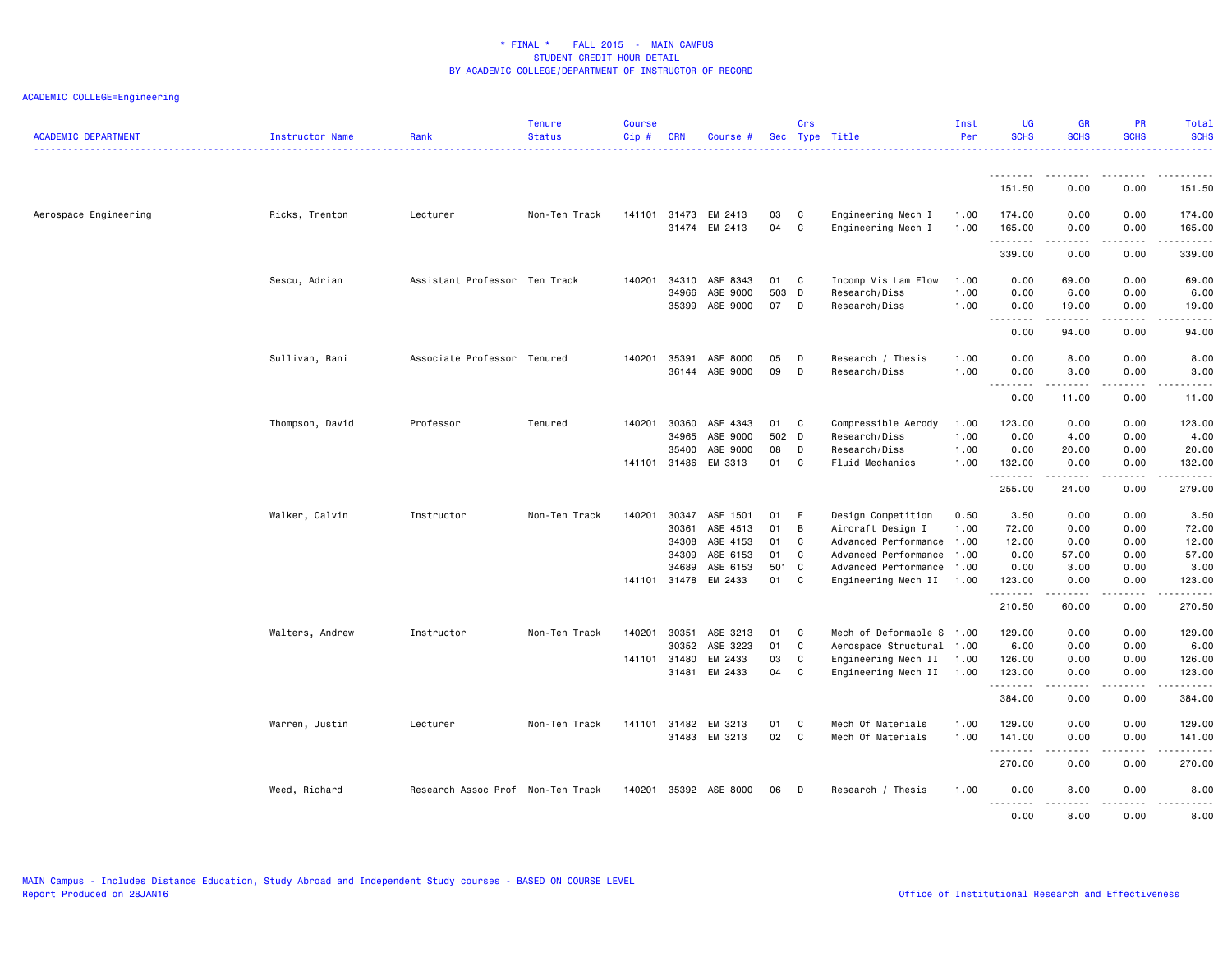# * FINAL * FALL 2015 - MAIN CAMPUS
## STUDENT CREDIT HOUR DETAIL
### BY ACADEMIC COLLEGE/DEPARTMENT OF INSTRUCTOR OF RECORD

ACADEMIC COLLEGE=Engineering

| ACADEMIC DEPARTMENT | Instructor Name | Rank | Tenure Status | Course Cip # | CRN | Course # | Sec | Crs Type | Title | Inst Per | UG SCHS | GR SCHS | PR SCHS | Total SCHS |
|---|---|---|---|---|---|---|---|---|---|---|---|---|---|---|
| | | | | | | | | | | | 151.50 | 0.00 | 0.00 | 151.50 |
| Aerospace Engineering | Ricks, Trenton | Lecturer | Non-Ten Track | 141101 | 31473 | EM 2413 | 03 | C | Engineering Mech I | 1.00 | 174.00 | 0.00 | 0.00 | 174.00 |
| | | | | | 31474 | EM 2413 | 04 | C | Engineering Mech I | 1.00 | 165.00 | 0.00 | 0.00 | 165.00 |
| | | | | | | | | | | | 339.00 | 0.00 | 0.00 | 339.00 |
| | Sescu, Adrian | Assistant Professor | Ten Track | 140201 | 34310 | ASE 8343 | 01 | C | Incomp Vis Lam Flow | 1.00 | 0.00 | 69.00 | 0.00 | 69.00 |
| | | | | | 34966 | ASE 9000 | 503 | D | Research/Diss | 1.00 | 0.00 | 6.00 | 0.00 | 6.00 |
| | | | | | 35399 | ASE 9000 | 07 | D | Research/Diss | 1.00 | 0.00 | 19.00 | 0.00 | 19.00 |
| | | | | | | | | | | | 0.00 | 94.00 | 0.00 | 94.00 |
| | Sullivan, Rani | Associate Professor | Tenured | 140201 | 35391 | ASE 8000 | 05 | D | Research / Thesis | 1.00 | 0.00 | 8.00 | 0.00 | 8.00 |
| | | | | | 36144 | ASE 9000 | 09 | D | Research/Diss | 1.00 | 0.00 | 3.00 | 0.00 | 3.00 |
| | | | | | | | | | | | 0.00 | 11.00 | 0.00 | 11.00 |
| | Thompson, David | Professor | Tenured | 140201 | 30360 | ASE 4343 | 01 | C | Compressible Aerody | 1.00 | 123.00 | 0.00 | 0.00 | 123.00 |
| | | | | | 34965 | ASE 9000 | 502 | D | Research/Diss | 1.00 | 0.00 | 4.00 | 0.00 | 4.00 |
| | | | | | 35400 | ASE 9000 | 08 | D | Research/Diss | 1.00 | 0.00 | 20.00 | 0.00 | 20.00 |
| | | | | 141101 | 31486 | EM 3313 | 01 | C | Fluid Mechanics | 1.00 | 132.00 | 0.00 | 0.00 | 132.00 |
| | | | | | | | | | | | 255.00 | 24.00 | 0.00 | 279.00 |
| | Walker, Calvin | Instructor | Non-Ten Track | 140201 | 30347 | ASE 1501 | 01 | E | Design Competition | 0.50 | 3.50 | 0.00 | 0.00 | 3.50 |
| | | | | | 30361 | ASE 4513 | 01 | B | Aircraft Design I | 1.00 | 72.00 | 0.00 | 0.00 | 72.00 |
| | | | | | 34308 | ASE 4153 | 01 | C | Advanced Performance | 1.00 | 12.00 | 0.00 | 0.00 | 12.00 |
| | | | | | 34309 | ASE 6153 | 01 | C | Advanced Performance | 1.00 | 0.00 | 57.00 | 0.00 | 57.00 |
| | | | | | 34689 | ASE 6153 | 501 | C | Advanced Performance | 1.00 | 0.00 | 3.00 | 0.00 | 3.00 |
| | | | | 141101 | 31478 | EM 2433 | 01 | C | Engineering Mech II | 1.00 | 123.00 | 0.00 | 0.00 | 123.00 |
| | | | | | | | | | | | 210.50 | 60.00 | 0.00 | 270.50 |
| | Walters, Andrew | Instructor | Non-Ten Track | 140201 | 30351 | ASE 3213 | 01 | C | Mech of Deformable S | 1.00 | 129.00 | 0.00 | 0.00 | 129.00 |
| | | | | | 30352 | ASE 3223 | 01 | C | Aerospace Structural | 1.00 | 6.00 | 0.00 | 0.00 | 6.00 |
| | | | | 141101 | 31480 | EM 2433 | 03 | C | Engineering Mech II | 1.00 | 126.00 | 0.00 | 0.00 | 126.00 |
| | | | | | 31481 | EM 2433 | 04 | C | Engineering Mech II | 1.00 | 123.00 | 0.00 | 0.00 | 123.00 |
| | | | | | | | | | | | 384.00 | 0.00 | 0.00 | 384.00 |
| | Warren, Justin | Lecturer | Non-Ten Track | 141101 | 31482 | EM 3213 | 01 | C | Mech Of Materials | 1.00 | 129.00 | 0.00 | 0.00 | 129.00 |
| | | | | | 31483 | EM 3213 | 02 | C | Mech Of Materials | 1.00 | 141.00 | 0.00 | 0.00 | 141.00 |
| | | | | | | | | | | | 270.00 | 0.00 | 0.00 | 270.00 |
| | Weed, Richard | Research Assoc Prof | Non-Ten Track | 140201 | 35392 | ASE 8000 | 06 | D | Research / Thesis | 1.00 | 0.00 | 8.00 | 0.00 | 8.00 |
| | | | | | | | | | | | 0.00 | 8.00 | 0.00 | 8.00 |

MAIN Campus - Includes Distance Education, Study Abroad and Independent Study courses - BASED ON COURSE LEVEL
Report Produced on 28JAN16

Office of Institutional Research and Effectiveness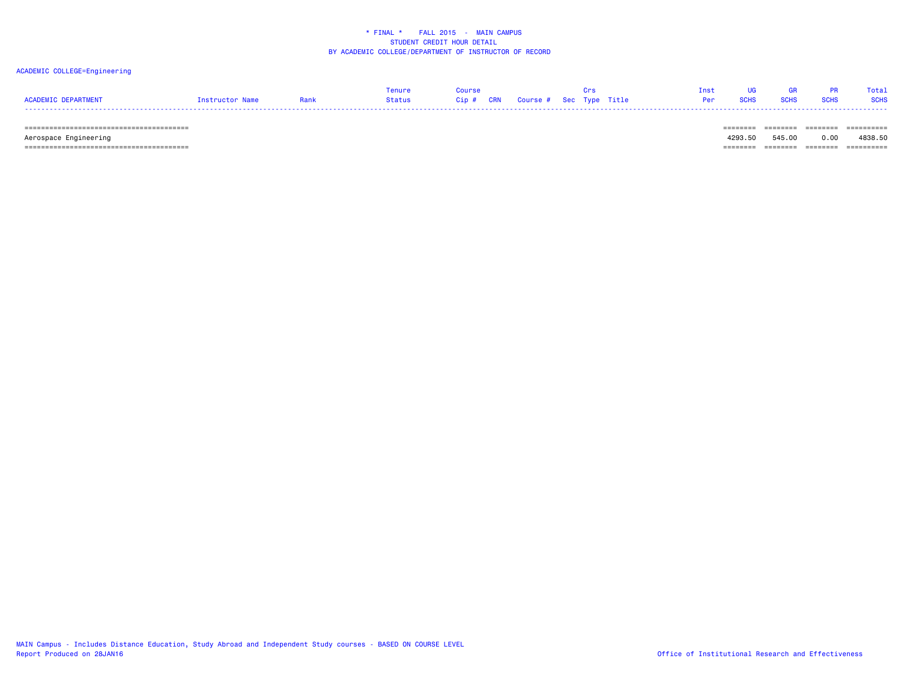\* FINAL \*    FALL 2015  -  MAIN CAMPUS
STUDENT CREDIT HOUR DETAIL
BY ACADEMIC COLLEGE/DEPARTMENT OF INSTRUCTOR OF RECORD

ACADEMIC COLLEGE=Engineering

| ACADEMIC DEPARTMENT | Instructor Name | Rank | Tenure Status | Course Cip # | CRN | Course # | Sec | Crs Type | Title | Inst Per | UG SCHS | GR SCHS | PR SCHS | Total SCHS |
|---|---|---|---|---|---|---|---|---|---|---|---|---|---|---|
| Aerospace Engineering | | | | | | | | | | | 4293.50 | 545.00 | 0.00 | 4838.50 |

MAIN Campus - Includes Distance Education, Study Abroad and Independent Study courses - BASED ON COURSE LEVEL
Report Produced on 28JAN16

Office of Institutional Research and Effectiveness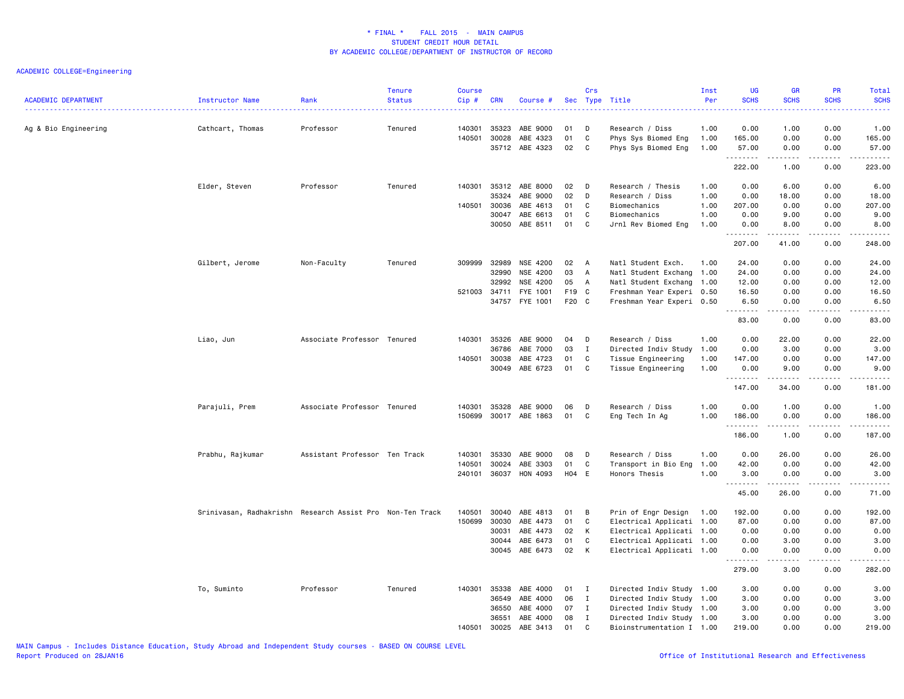# * FINAL * FALL 2015 - MAIN CAMPUS
## STUDENT CREDIT HOUR DETAIL
## BY ACADEMIC COLLEGE/DEPARTMENT OF INSTRUCTOR OF RECORD

ACADEMIC COLLEGE=Engineering

| ACADEMIC DEPARTMENT | Instructor Name | Rank | Tenure Status | Course Cip # | CRN | Course # | Sec | Crs Type | Title | Inst Per | UG SCHS | GR SCHS | PR SCHS | Total SCHS |
|---|---|---|---|---|---|---|---|---|---|---|---|---|---|---|
| Ag & Bio Engineering | Cathcart, Thomas | Professor | Tenured | 140301 | 35323 | ABE 9000 | 01 | D | Research / Diss | 1.00 | 0.00 | 1.00 | 0.00 | 1.00 |
| | | | | 140501 | 30028 | ABE 4323 | 01 | C | Phys Sys Biomed Eng | 1.00 | 165.00 | 0.00 | 0.00 | 165.00 |
| | | | | | 35712 | ABE 4323 | 02 | C | Phys Sys Biomed Eng | 1.00 | 57.00 | 0.00 | 0.00 | 57.00 |
| | | | | | | | | | | | 222.00 | 1.00 | 0.00 | 223.00 |
| | Elder, Steven | Professor | Tenured | 140301 | 35312 | ABE 8000 | 02 | D | Research / Thesis | 1.00 | 0.00 | 6.00 | 0.00 | 6.00 |
| | | | | | 35324 | ABE 9000 | 02 | D | Research / Diss | 1.00 | 0.00 | 18.00 | 0.00 | 18.00 |
| | | | | 140501 | 30036 | ABE 4613 | 01 | C | Biomechanics | 1.00 | 207.00 | 0.00 | 0.00 | 207.00 |
| | | | | | 30047 | ABE 6613 | 01 | C | Biomechanics | 1.00 | 0.00 | 9.00 | 0.00 | 9.00 |
| | | | | | 30050 | ABE 8511 | 01 | C | Jrnl Rev Biomed Eng | 1.00 | 0.00 | 8.00 | 0.00 | 8.00 |
| | | | | | | | | | | | 207.00 | 41.00 | 0.00 | 248.00 |
| | Gilbert, Jerome | Non-Faculty | Tenured | 309999 | 32989 | NSE 4200 | 02 | A | Natl Student Exch. | 1.00 | 24.00 | 0.00 | 0.00 | 24.00 |
| | | | | | 32990 | NSE 4200 | 03 | A | Natl Student Exchang | 1.00 | 24.00 | 0.00 | 0.00 | 24.00 |
| | | | | | 32992 | NSE 4200 | 05 | A | Natl Student Exchang | 1.00 | 12.00 | 0.00 | 0.00 | 12.00 |
| | | | | 521003 | 34711 | FYE 1001 | F19 | C | Freshman Year Experi | 0.50 | 16.50 | 0.00 | 0.00 | 16.50 |
| | | | | | 34757 | FYE 1001 | F20 | C | Freshman Year Experi | 0.50 | 6.50 | 0.00 | 0.00 | 6.50 |
| | | | | | | | | | | | 83.00 | 0.00 | 0.00 | 83.00 |
| | Liao, Jun | Associate Professor | Tenured | 140301 | 35326 | ABE 9000 | 04 | D | Research / Diss | 1.00 | 0.00 | 22.00 | 0.00 | 22.00 |
| | | | | | 36786 | ABE 7000 | 03 | I | Directed Indiv Study | 1.00 | 0.00 | 3.00 | 0.00 | 3.00 |
| | | | | 140501 | 30038 | ABE 4723 | 01 | C | Tissue Engineering | 1.00 | 147.00 | 0.00 | 0.00 | 147.00 |
| | | | | | 30049 | ABE 6723 | 01 | C | Tissue Engineering | 1.00 | 0.00 | 9.00 | 0.00 | 9.00 |
| | | | | | | | | | | | 147.00 | 34.00 | 0.00 | 181.00 |
| | Parajuli, Prem | Associate Professor | Tenured | 140301 | 35328 | ABE 9000 | 06 | D | Research / Diss | 1.00 | 0.00 | 1.00 | 0.00 | 1.00 |
| | | | | 150699 | 30017 | ABE 1863 | 01 | C | Eng Tech In Ag | 1.00 | 186.00 | 0.00 | 0.00 | 186.00 |
| | | | | | | | | | | | 186.00 | 1.00 | 0.00 | 187.00 |
| | Prabhu, Rajkumar | Assistant Professor | Ten Track | 140301 | 35330 | ABE 9000 | 08 | D | Research / Diss | 1.00 | 0.00 | 26.00 | 0.00 | 26.00 |
| | | | | 140501 | 30024 | ABE 3303 | 01 | C | Transport in Bio Eng | 1.00 | 42.00 | 0.00 | 0.00 | 42.00 |
| | | | | 240101 | 36037 | HON 4093 | H04 | E | Honors Thesis | 1.00 | 3.00 | 0.00 | 0.00 | 3.00 |
| | | | | | | | | | | | 45.00 | 26.00 | 0.00 | 71.00 |
| | Srinivasan, Radhakrishn | Research Assist Pro | Non-Ten Track | 140501 | 30040 | ABE 4813 | 01 | B | Prin of Engr Design | 1.00 | 192.00 | 0.00 | 0.00 | 192.00 |
| | | | | 150699 | 30030 | ABE 4473 | 01 | C | Electrical Applicati | 1.00 | 87.00 | 0.00 | 0.00 | 87.00 |
| | | | | | 30031 | ABE 4473 | 02 | K | Electrical Applicati | 1.00 | 0.00 | 0.00 | 0.00 | 0.00 |
| | | | | | 30044 | ABE 6473 | 01 | C | Electrical Applicati | 1.00 | 0.00 | 3.00 | 0.00 | 3.00 |
| | | | | | 30045 | ABE 6473 | 02 | K | Electrical Applicati | 1.00 | 0.00 | 0.00 | 0.00 | 0.00 |
| | | | | | | | | | | | 279.00 | 3.00 | 0.00 | 282.00 |
| | To, Suminto | Professor | Tenured | 140301 | 35338 | ABE 4000 | 01 | I | Directed Indiv Study | 1.00 | 3.00 | 0.00 | 0.00 | 3.00 |
| | | | | | 36549 | ABE 4000 | 06 | I | Directed Indiv Study | 1.00 | 3.00 | 0.00 | 0.00 | 3.00 |
| | | | | | 36550 | ABE 4000 | 07 | I | Directed Indiv Study | 1.00 | 3.00 | 0.00 | 0.00 | 3.00 |
| | | | | | 36551 | ABE 4000 | 08 | I | Directed Indiv Study | 1.00 | 3.00 | 0.00 | 0.00 | 3.00 |
| | | | | 140501 | 30025 | ABE 3413 | 01 | C | Bioinstrumentation I | 1.00 | 219.00 | 0.00 | 0.00 | 219.00 |

MAIN Campus - Includes Distance Education, Study Abroad and Independent Study courses - BASED ON COURSE LEVEL
Report Produced on 28JAN16

Office of Institutional Research and Effectiveness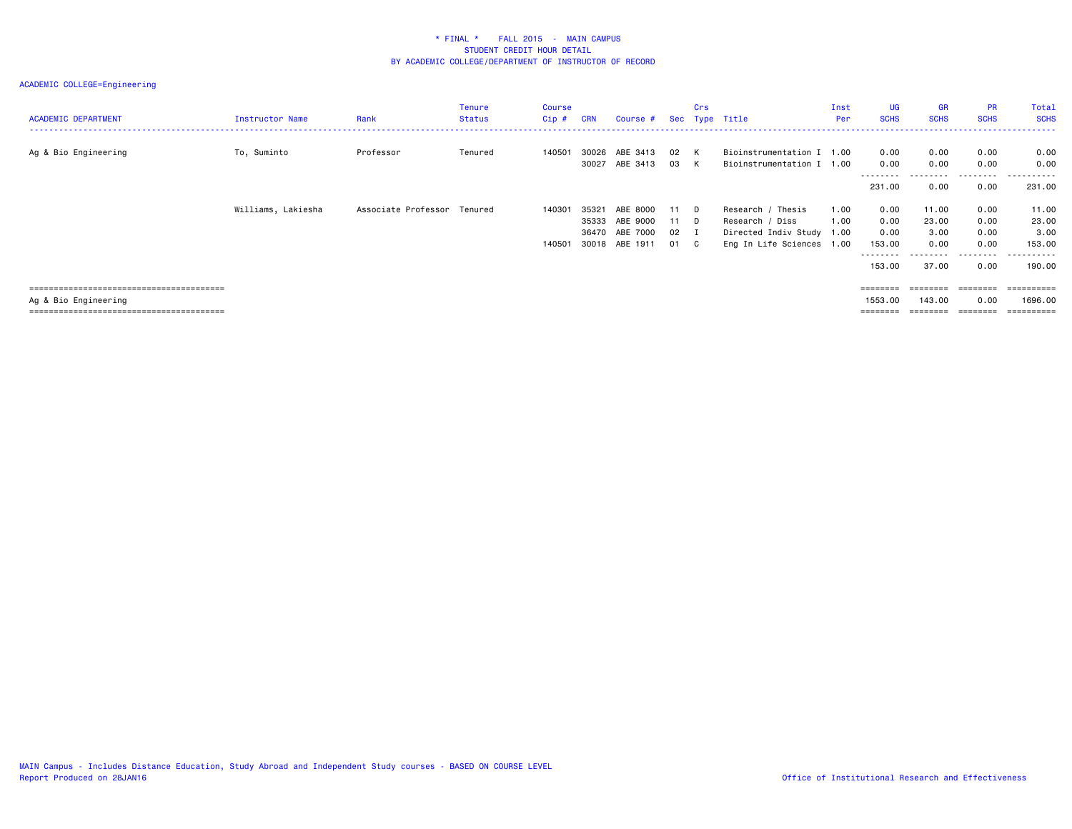# * FINAL * FALL 2015 - MAIN CAMPUS
## STUDENT CREDIT HOUR DETAIL
## BY ACADEMIC COLLEGE/DEPARTMENT OF INSTRUCTOR OF RECORD

ACADEMIC COLLEGE=Engineering

| ACADEMIC DEPARTMENT | Instructor Name | Rank | Tenure Status | Course Cip # | CRN | Course # | Sec | Crs Type | Title | Inst Per | UG SCHS | GR SCHS | PR SCHS | Total SCHS |
|---|---|---|---|---|---|---|---|---|---|---|---|---|---|---|
| Ag & Bio Engineering | To, Suminto | Professor | Tenured | 140501 | 30026 | ABE 3413 | 02 | K | Bioinstrumentation I | 1.00 | 0.00 | 0.00 | 0.00 | 0.00 |
| | | | | | 30027 | ABE 3413 | 03 | K | Bioinstrumentation I | 1.00 | 0.00 | 0.00 | 0.00 | 0.00 |
| | | | | | | | | | | | 231.00 | 0.00 | 0.00 | 231.00 |
| | Williams, Lakiesha | Associate Professor | Tenured | 140301 | 35321 | ABE 8000 | 11 | D | Research / Thesis | 1.00 | 0.00 | 11.00 | 0.00 | 11.00 |
| | | | | | 35333 | ABE 9000 | 11 | D | Research / Diss | 1.00 | 0.00 | 23.00 | 0.00 | 23.00 |
| | | | | | 36470 | ABE 7000 | 02 | I | Directed Indiv Study | 1.00 | 0.00 | 3.00 | 0.00 | 3.00 |
| | | | | 140501 | 30018 | ABE 1911 | 01 | C | Eng In Life Sciences | 1.00 | 153.00 | 0.00 | 0.00 | 153.00 |
| | | | | | | | | | | | 153.00 | 37.00 | 0.00 | 190.00 |
| Ag & Bio Engineering | | | | | | | | | | | 1553.00 | 143.00 | 0.00 | 1696.00 |

MAIN Campus - Includes Distance Education, Study Abroad and Independent Study courses - BASED ON COURSE LEVEL
Report Produced on 28JAN16

Office of Institutional Research and Effectiveness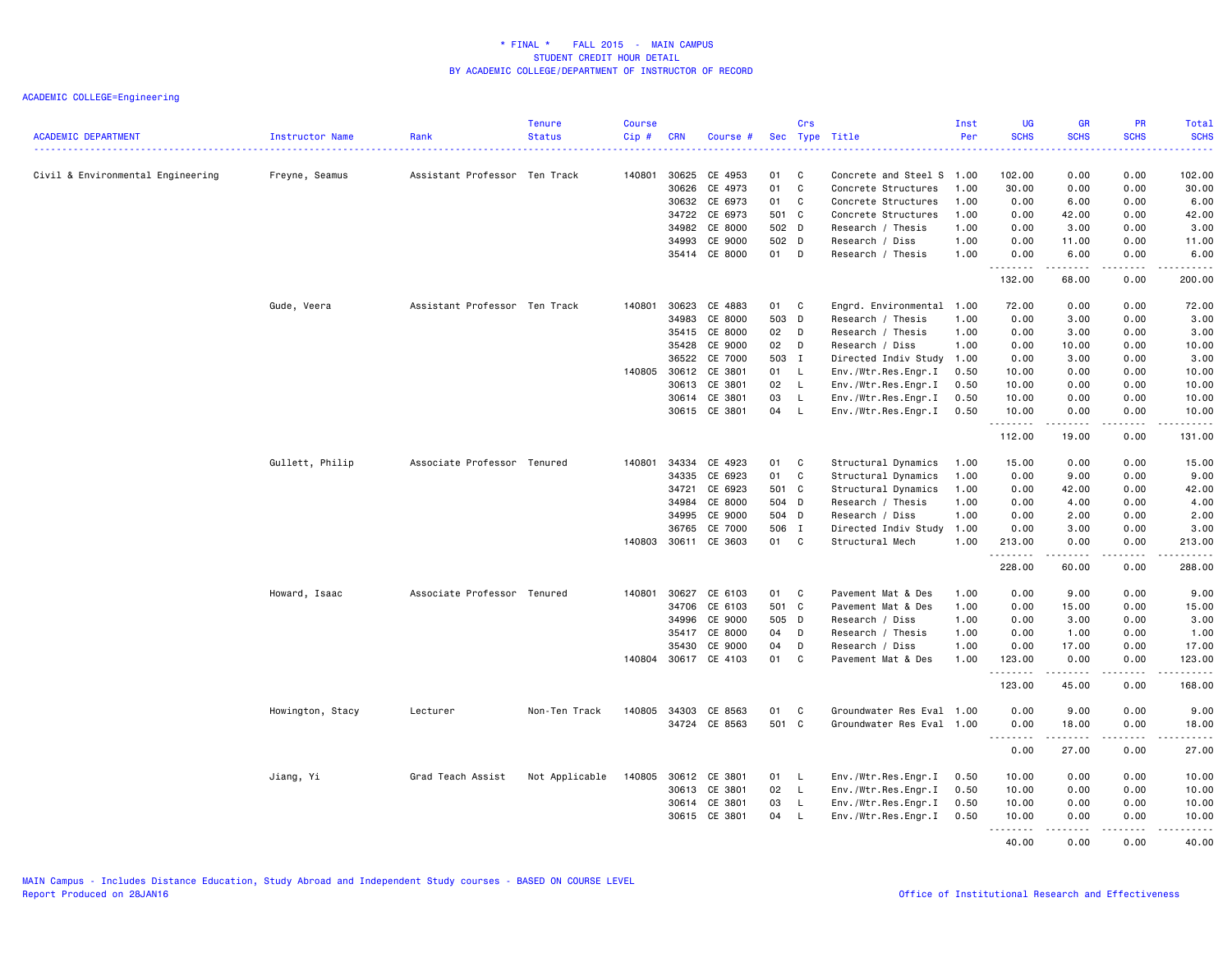* FINAL * FALL 2015 - MAIN CAMPUS
STUDENT CREDIT HOUR DETAIL
BY ACADEMIC COLLEGE/DEPARTMENT OF INSTRUCTOR OF RECORD

ACADEMIC COLLEGE=Engineering

| ACADEMIC DEPARTMENT | Instructor Name | Rank | Tenure Status | Course Cip # | CRN | Course # | Sec | Crs Type | Title | Inst Per | UG SCHS | GR SCHS | PR SCHS | Total SCHS |
|---|---|---|---|---|---|---|---|---|---|---|---|---|---|---|
| Civil & Environmental Engineering | Freyne, Seamus | Assistant Professor | Ten Track | 140801 | 30625 | CE 4953 | 01 | C | Concrete and Steel S | 1.00 | 102.00 | 0.00 | 0.00 | 102.00 |
| | | | | | 30626 | CE 4973 | 01 | C | Concrete Structures | 1.00 | 30.00 | 0.00 | 0.00 | 30.00 |
| | | | | | 30632 | CE 6973 | 01 | C | Concrete Structures | 1.00 | 0.00 | 6.00 | 0.00 | 6.00 |
| | | | | | 34722 | CE 6973 | 501 | C | Concrete Structures | 1.00 | 0.00 | 42.00 | 0.00 | 42.00 |
| | | | | | 34982 | CE 8000 | 502 | D | Research / Thesis | 1.00 | 0.00 | 3.00 | 0.00 | 3.00 |
| | | | | | 34993 | CE 9000 | 502 | D | Research / Diss | 1.00 | 0.00 | 11.00 | 0.00 | 11.00 |
| | | | | | 35414 | CE 8000 | 01 | D | Research / Thesis | 1.00 | 0.00 | 6.00 | 0.00 | 6.00 |
| | | | | | | | | | | | 132.00 | 68.00 | 0.00 | 200.00 |
| | Gude, Veera | Assistant Professor | Ten Track | 140801 | 30623 | CE 4883 | 01 | C | Engrd. Environmental | 1.00 | 72.00 | 0.00 | 0.00 | 72.00 |
| | | | | | 34983 | CE 8000 | 503 | D | Research / Thesis | 1.00 | 0.00 | 3.00 | 0.00 | 3.00 |
| | | | | | 35415 | CE 8000 | 02 | D | Research / Thesis | 1.00 | 0.00 | 3.00 | 0.00 | 3.00 |
| | | | | | 35428 | CE 9000 | 02 | D | Research / Diss | 1.00 | 0.00 | 10.00 | 0.00 | 10.00 |
| | | | | | 36522 | CE 7000 | 503 | I | Directed Indiv Study | 1.00 | 0.00 | 3.00 | 0.00 | 3.00 |
| | | | | 140805 | 30612 | CE 3801 | 01 | L | Env./Wtr.Res.Engr.I | 0.50 | 10.00 | 0.00 | 0.00 | 10.00 |
| | | | | | 30613 | CE 3801 | 02 | L | Env./Wtr.Res.Engr.I | 0.50 | 10.00 | 0.00 | 0.00 | 10.00 |
| | | | | | 30614 | CE 3801 | 03 | L | Env./Wtr.Res.Engr.I | 0.50 | 10.00 | 0.00 | 0.00 | 10.00 |
| | | | | | 30615 | CE 3801 | 04 | L | Env./Wtr.Res.Engr.I | 0.50 | 10.00 | 0.00 | 0.00 | 10.00 |
| | | | | | | | | | | | 112.00 | 19.00 | 0.00 | 131.00 |
| | Gullett, Philip | Associate Professor | Tenured | 140801 | 34334 | CE 4923 | 01 | C | Structural Dynamics | 1.00 | 15.00 | 0.00 | 0.00 | 15.00 |
| | | | | | 34335 | CE 6923 | 01 | C | Structural Dynamics | 1.00 | 0.00 | 9.00 | 0.00 | 9.00 |
| | | | | | 34721 | CE 6923 | 501 | C | Structural Dynamics | 1.00 | 0.00 | 42.00 | 0.00 | 42.00 |
| | | | | | 34984 | CE 8000 | 504 | D | Research / Thesis | 1.00 | 0.00 | 4.00 | 0.00 | 4.00 |
| | | | | | 34995 | CE 9000 | 504 | D | Research / Diss | 1.00 | 0.00 | 2.00 | 0.00 | 2.00 |
| | | | | | 36765 | CE 7000 | 506 | I | Directed Indiv Study | 1.00 | 0.00 | 3.00 | 0.00 | 3.00 |
| | | | | 140803 | 30611 | CE 3603 | 01 | C | Structural Mech | 1.00 | 213.00 | 0.00 | 0.00 | 213.00 |
| | | | | | | | | | | | 228.00 | 60.00 | 0.00 | 288.00 |
| | Howard, Isaac | Associate Professor | Tenured | 140801 | 30627 | CE 6103 | 01 | C | Pavement Mat & Des | 1.00 | 0.00 | 9.00 | 0.00 | 9.00 |
| | | | | | 34706 | CE 6103 | 501 | C | Pavement Mat & Des | 1.00 | 0.00 | 15.00 | 0.00 | 15.00 |
| | | | | | 34996 | CE 9000 | 505 | D | Research / Diss | 1.00 | 0.00 | 3.00 | 0.00 | 3.00 |
| | | | | | 35417 | CE 8000 | 04 | D | Research / Thesis | 1.00 | 0.00 | 1.00 | 0.00 | 1.00 |
| | | | | | 35430 | CE 9000 | 04 | D | Research / Diss | 1.00 | 0.00 | 17.00 | 0.00 | 17.00 |
| | | | | 140804 | 30617 | CE 4103 | 01 | C | Pavement Mat & Des | 1.00 | 123.00 | 0.00 | 0.00 | 123.00 |
| | | | | | | | | | | | 123.00 | 45.00 | 0.00 | 168.00 |
| | Howington, Stacy | Lecturer | Non-Ten Track | 140805 | 34303 | CE 8563 | 01 | C | Groundwater Res Eval | 1.00 | 0.00 | 9.00 | 0.00 | 9.00 |
| | | | | | 34724 | CE 8563 | 501 | C | Groundwater Res Eval | 1.00 | 0.00 | 18.00 | 0.00 | 18.00 |
| | | | | | | | | | | | 0.00 | 27.00 | 0.00 | 27.00 |
| | Jiang, Yi | Grad Teach Assist | Not Applicable | 140805 | 30612 | CE 3801 | 01 | L | Env./Wtr.Res.Engr.I | 0.50 | 10.00 | 0.00 | 0.00 | 10.00 |
| | | | | | 30613 | CE 3801 | 02 | L | Env./Wtr.Res.Engr.I | 0.50 | 10.00 | 0.00 | 0.00 | 10.00 |
| | | | | | 30614 | CE 3801 | 03 | L | Env./Wtr.Res.Engr.I | 0.50 | 10.00 | 0.00 | 0.00 | 10.00 |
| | | | | | 30615 | CE 3801 | 04 | L | Env./Wtr.Res.Engr.I | 0.50 | 10.00 | 0.00 | 0.00 | 10.00 |
| | | | | | | | | | | | 40.00 | 0.00 | 0.00 | 40.00 |

MAIN Campus - Includes Distance Education, Study Abroad and Independent Study courses - BASED ON COURSE LEVEL
Report Produced on 28JAN16

Office of Institutional Research and Effectiveness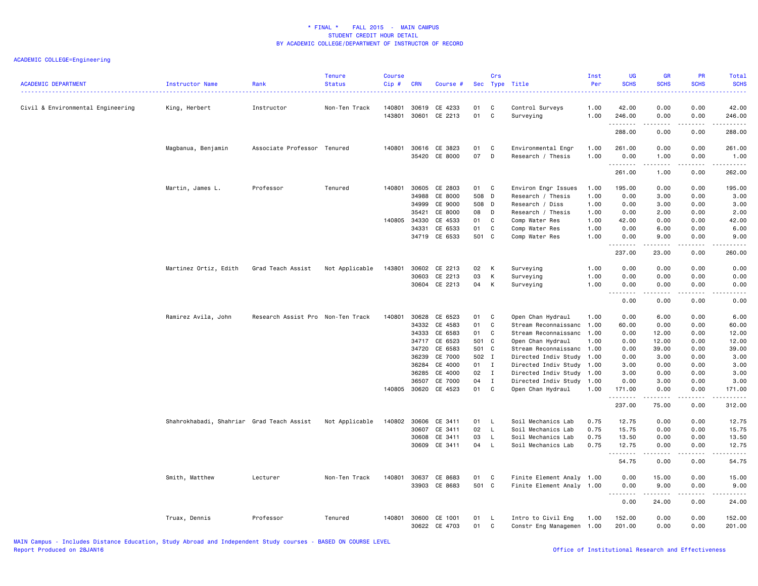# * FINAL * FALL 2015 - MAIN CAMPUS
## STUDENT CREDIT HOUR DETAIL
## BY ACADEMIC COLLEGE/DEPARTMENT OF INSTRUCTOR OF RECORD

ACADEMIC COLLEGE=Engineering

| ACADEMIC DEPARTMENT | Instructor Name | Rank | Tenure Status | Course Cip # | CRN | Course # | Sec | Crs Type | Title | Inst Per | UG SCHS | GR SCHS | PR SCHS | Total SCHS |
|---|---|---|---|---|---|---|---|---|---|---|---|---|---|---|
| Civil & Environmental Engineering | King, Herbert | Instructor | Non-Ten Track | 140801 | 30619 | CE 4233 | 01 | C | Control Surveys | 1.00 | 42.00 | 0.00 | 0.00 | 42.00 |
| | | | | 143801 | 30601 | CE 2213 | 01 | C | Surveying | 1.00 | 246.00 | 0.00 | 0.00 | 246.00 |
| | | | | | | | | | | | 288.00 | 0.00 | 0.00 | 288.00 |
| | Magbanua, Benjamin | Associate Professor | Tenured | 140801 | 30616 | CE 3823 | 01 | C | Environmental Engr | 1.00 | 261.00 | 0.00 | 0.00 | 261.00 |
| | | | | | 35420 | CE 8000 | 07 | D | Research / Thesis | 1.00 | 0.00 | 1.00 | 0.00 | 1.00 |
| | | | | | | | | | | | 261.00 | 1.00 | 0.00 | 262.00 |
| | Martin, James L. | Professor | Tenured | 140801 | 30605 | CE 2803 | 01 | C | Environ Engr Issues | 1.00 | 195.00 | 0.00 | 0.00 | 195.00 |
| | | | | | 34988 | CE 8000 | 508 | D | Research / Thesis | 1.00 | 0.00 | 3.00 | 0.00 | 3.00 |
| | | | | | 34999 | CE 9000 | 508 | D | Research / Diss | 1.00 | 0.00 | 3.00 | 0.00 | 3.00 |
| | | | | | 35421 | CE 8000 | 08 | D | Research / Thesis | 1.00 | 0.00 | 2.00 | 0.00 | 2.00 |
| | | | | 140805 | 34330 | CE 4533 | 01 | C | Comp Water Res | 1.00 | 42.00 | 0.00 | 0.00 | 42.00 |
| | | | | | 34331 | CE 6533 | 01 | C | Comp Water Res | 1.00 | 0.00 | 6.00 | 0.00 | 6.00 |
| | | | | | 34719 | CE 6533 | 501 | C | Comp Water Res | 1.00 | 0.00 | 9.00 | 0.00 | 9.00 |
| | | | | | | | | | | | 237.00 | 23.00 | 0.00 | 260.00 |
| | Martinez Ortiz, Edith | Grad Teach Assist | Not Applicable | 143801 | 30602 | CE 2213 | 02 | K | Surveying | 1.00 | 0.00 | 0.00 | 0.00 | 0.00 |
| | | | | | 30603 | CE 2213 | 03 | K | Surveying | 1.00 | 0.00 | 0.00 | 0.00 | 0.00 |
| | | | | | 30604 | CE 2213 | 04 | K | Surveying | 1.00 | 0.00 | 0.00 | 0.00 | 0.00 |
| | | | | | | | | | | | 0.00 | 0.00 | 0.00 | 0.00 |
| | Ramirez Avila, John | Research Assist Pro | Non-Ten Track | 140801 | 30628 | CE 6523 | 01 | C | Open Chan Hydraul | 1.00 | 0.00 | 6.00 | 0.00 | 6.00 |
| | | | | | 34332 | CE 4583 | 01 | C | Stream Reconnaissanc | 1.00 | 60.00 | 0.00 | 0.00 | 60.00 |
| | | | | | 34333 | CE 6583 | 01 | C | Stream Reconnaissanc | 1.00 | 0.00 | 12.00 | 0.00 | 12.00 |
| | | | | | 34717 | CE 6523 | 501 | C | Open Chan Hydraul | 1.00 | 0.00 | 12.00 | 0.00 | 12.00 |
| | | | | | 34720 | CE 6583 | 501 | C | Stream Reconnaissanc | 1.00 | 0.00 | 39.00 | 0.00 | 39.00 |
| | | | | | 36239 | CE 7000 | 502 | I | Directed Indiv Study | 1.00 | 0.00 | 3.00 | 0.00 | 3.00 |
| | | | | | 36284 | CE 4000 | 01 | I | Directed Indiv Study | 1.00 | 3.00 | 0.00 | 0.00 | 3.00 |
| | | | | | 36285 | CE 4000 | 02 | I | Directed Indiv Study | 1.00 | 3.00 | 0.00 | 0.00 | 3.00 |
| | | | | | 36507 | CE 7000 | 04 | I | Directed Indiv Study | 1.00 | 0.00 | 3.00 | 0.00 | 3.00 |
| | | | | 140805 | 30620 | CE 4523 | 01 | C | Open Chan Hydraul | 1.00 | 171.00 | 0.00 | 0.00 | 171.00 |
| | | | | | | | | | | | 237.00 | 75.00 | 0.00 | 312.00 |
| | Shahrokhabadi, Shahriar | Grad Teach Assist | Not Applicable | 140802 | 30606 | CE 3411 | 01 | L | Soil Mechanics Lab | 0.75 | 12.75 | 0.00 | 0.00 | 12.75 |
| | | | | | 30607 | CE 3411 | 02 | L | Soil Mechanics Lab | 0.75 | 15.75 | 0.00 | 0.00 | 15.75 |
| | | | | | 30608 | CE 3411 | 03 | L | Soil Mechanics Lab | 0.75 | 13.50 | 0.00 | 0.00 | 13.50 |
| | | | | | 30609 | CE 3411 | 04 | L | Soil Mechanics Lab | 0.75 | 12.75 | 0.00 | 0.00 | 12.75 |
| | | | | | | | | | | | 54.75 | 0.00 | 0.00 | 54.75 |
| | Smith, Matthew | Lecturer | Non-Ten Track | 140801 | 30637 | CE 8683 | 01 | C | Finite Element Analy | 1.00 | 0.00 | 15.00 | 0.00 | 15.00 |
| | | | | | 33903 | CE 8683 | 501 | C | Finite Element Analy | 1.00 | 0.00 | 9.00 | 0.00 | 9.00 |
| | | | | | | | | | | | 0.00 | 24.00 | 0.00 | 24.00 |
| | Truax, Dennis | Professor | Tenured | 140801 | 30600 | CE 1001 | 01 | L | Intro to Civil Eng | 1.00 | 152.00 | 0.00 | 0.00 | 152.00 |
| | | | | | 30622 | CE 4703 | 01 | C | Constr Eng Managemen | 1.00 | 201.00 | 0.00 | 0.00 | 201.00 |

MAIN Campus - Includes Distance Education, Study Abroad and Independent Study courses - BASED ON COURSE LEVEL
Report Produced on 28JAN16

Office of Institutional Research and Effectiveness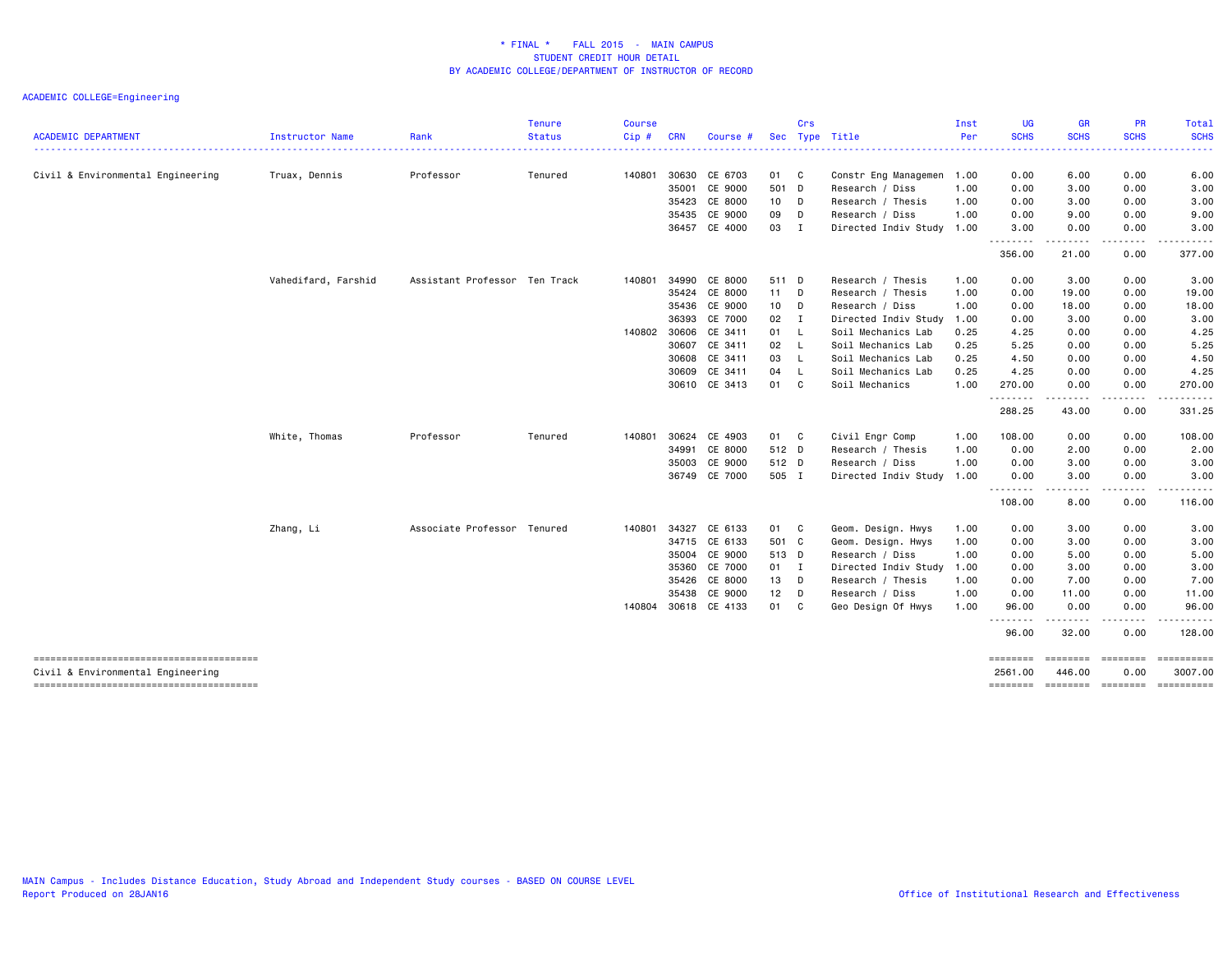* FINAL * FALL 2015 - MAIN CAMPUS
STUDENT CREDIT HOUR DETAIL
BY ACADEMIC COLLEGE/DEPARTMENT OF INSTRUCTOR OF RECORD

ACADEMIC COLLEGE=Engineering

| ACADEMIC DEPARTMENT | Instructor Name | Rank | Tenure Status | Course Cip # | CRN | Course # | Sec | Crs Type | Title | Inst Per | UG SCHS | GR SCHS | PR SCHS | Total SCHS |
|---|---|---|---|---|---|---|---|---|---|---|---|---|---|---|
| Civil & Environmental Engineering | Truax, Dennis | Professor | Tenured | 140801 | 30630 | CE 6703 | 01 | C | Constr Eng Managemen | 1.00 | 0.00 | 6.00 | 0.00 | 6.00 |
| | | | | | 35001 | CE 9000 | 501 | D | Research / Diss | 1.00 | 0.00 | 3.00 | 0.00 | 3.00 |
| | | | | | 35423 | CE 8000 | 10 | D | Research / Thesis | 1.00 | 0.00 | 3.00 | 0.00 | 3.00 |
| | | | | | 35435 | CE 9000 | 09 | D | Research / Diss | 1.00 | 0.00 | 9.00 | 0.00 | 9.00 |
| | | | | | 36457 | CE 4000 | 03 | I | Directed Indiv Study | 1.00 | 3.00 | 0.00 | 0.00 | 3.00 |
| | | | | | | | | | | | 356.00 | 21.00 | 0.00 | 377.00 |
| | Vahedifard, Farshid | Assistant Professor | Ten Track | 140801 | 34990 | CE 8000 | 511 | D | Research / Thesis | 1.00 | 0.00 | 3.00 | 0.00 | 3.00 |
| | | | | | 35424 | CE 8000 | 11 | D | Research / Thesis | 1.00 | 0.00 | 19.00 | 0.00 | 19.00 |
| | | | | | 35436 | CE 9000 | 10 | D | Research / Diss | 1.00 | 0.00 | 18.00 | 0.00 | 18.00 |
| | | | | | 36393 | CE 7000 | 02 | I | Directed Indiv Study | 1.00 | 0.00 | 3.00 | 0.00 | 3.00 |
| | | | | 140802 | 30606 | CE 3411 | 01 | L | Soil Mechanics Lab | 0.25 | 4.25 | 0.00 | 0.00 | 4.25 |
| | | | | | 30607 | CE 3411 | 02 | L | Soil Mechanics Lab | 0.25 | 5.25 | 0.00 | 0.00 | 5.25 |
| | | | | | 30608 | CE 3411 | 03 | L | Soil Mechanics Lab | 0.25 | 4.50 | 0.00 | 0.00 | 4.50 |
| | | | | | 30609 | CE 3411 | 04 | L | Soil Mechanics Lab | 0.25 | 4.25 | 0.00 | 0.00 | 4.25 |
| | | | | | 30610 | CE 3413 | 01 | C | Soil Mechanics | 1.00 | 270.00 | 0.00 | 0.00 | 270.00 |
| | | | | | | | | | | | 288.25 | 43.00 | 0.00 | 331.25 |
| | White, Thomas | Professor | Tenured | 140801 | 30624 | CE 4903 | 01 | C | Civil Engr Comp | 1.00 | 108.00 | 0.00 | 0.00 | 108.00 |
| | | | | | 34991 | CE 8000 | 512 | D | Research / Thesis | 1.00 | 0.00 | 2.00 | 0.00 | 2.00 |
| | | | | | 35003 | CE 9000 | 512 | D | Research / Diss | 1.00 | 0.00 | 3.00 | 0.00 | 3.00 |
| | | | | | 36749 | CE 7000 | 505 | I | Directed Indiv Study | 1.00 | 0.00 | 3.00 | 0.00 | 3.00 |
| | | | | | | | | | | | 108.00 | 8.00 | 0.00 | 116.00 |
| | Zhang, Li | Associate Professor | Tenured | 140801 | 34327 | CE 6133 | 01 | C | Geom. Design. Hwys | 1.00 | 0.00 | 3.00 | 0.00 | 3.00 |
| | | | | | 34715 | CE 6133 | 501 | C | Geom. Design. Hwys | 1.00 | 0.00 | 3.00 | 0.00 | 3.00 |
| | | | | | 35004 | CE 9000 | 513 | D | Research / Diss | 1.00 | 0.00 | 5.00 | 0.00 | 5.00 |
| | | | | | 35360 | CE 7000 | 01 | I | Directed Indiv Study | 1.00 | 0.00 | 3.00 | 0.00 | 3.00 |
| | | | | | 35426 | CE 8000 | 13 | D | Research / Thesis | 1.00 | 0.00 | 7.00 | 0.00 | 7.00 |
| | | | | | 35438 | CE 9000 | 12 | D | Research / Diss | 1.00 | 0.00 | 11.00 | 0.00 | 11.00 |
| | | | | 140804 | 30618 | CE 4133 | 01 | C | Geo Design Of Hwys | 1.00 | 96.00 | 0.00 | 0.00 | 96.00 |
| | | | | | | | | | | | 96.00 | 32.00 | 0.00 | 128.00 |
| Civil & Environmental Engineering | | | | | | | | | | | 2561.00 | 446.00 | 0.00 | 3007.00 |

MAIN Campus - Includes Distance Education, Study Abroad and Independent Study courses - BASED ON COURSE LEVEL
Report Produced on 28JAN16

Office of Institutional Research and Effectiveness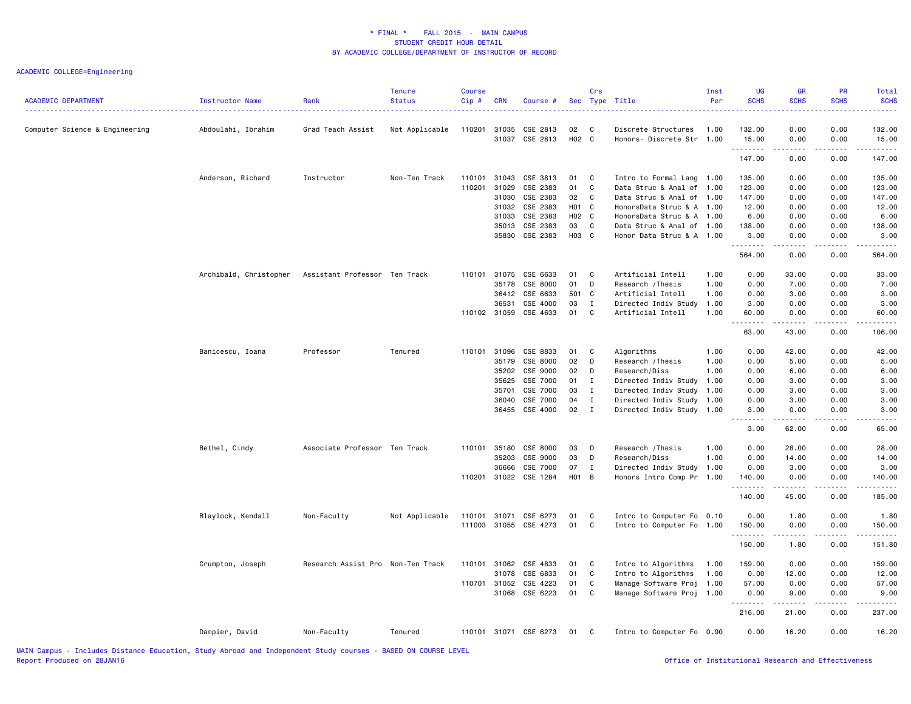\* FINAL \*    FALL 2015  -  MAIN CAMPUS
STUDENT CREDIT HOUR DETAIL
BY ACADEMIC COLLEGE/DEPARTMENT OF INSTRUCTOR OF RECORD

ACADEMIC COLLEGE=Engineering

| ACADEMIC DEPARTMENT | Instructor Name | Rank | Tenure Status | Course Cip # | CRN | Course # | Sec | Crs Type | Title | Inst Per | UG SCHS | GR SCHS | PR SCHS | Total SCHS |
|---|---|---|---|---|---|---|---|---|---|---|---|---|---|---|
| Computer Science & Engineering | Abdoulahi, Ibrahim | Grad Teach Assist | Not Applicable | 110201 | 31035 | CSE 2813 | 02 | C | Discrete Structures | 1.00 | 132.00 | 0.00 | 0.00 | 132.00 |
| | | | | | 31037 | CSE 2813 | H02 | C | Honors- Discrete Str | 1.00 | 15.00 | 0.00 | 0.00 | 15.00 |
| | | | | | | | | | | | 147.00 | 0.00 | 0.00 | 147.00 |
| | Anderson, Richard | Instructor | Non-Ten Track | 110101 | 31043 | CSE 3813 | 01 | C | Intro to Formal Lang | 1.00 | 135.00 | 0.00 | 0.00 | 135.00 |
| | | | | 110201 | 31029 | CSE 2383 | 01 | C | Data Struc & Anal of | 1.00 | 123.00 | 0.00 | 0.00 | 123.00 |
| | | | | | 31030 | CSE 2383 | 02 | C | Data Struc & Anal of | 1.00 | 147.00 | 0.00 | 0.00 | 147.00 |
| | | | | | 31032 | CSE 2383 | H01 | C | HonorsData Struc & A | 1.00 | 12.00 | 0.00 | 0.00 | 12.00 |
| | | | | | 31033 | CSE 2383 | H02 | C | HonorsData Struc & A | 1.00 | 6.00 | 0.00 | 0.00 | 6.00 |
| | | | | | 35013 | CSE 2383 | 03 | C | Data Struc & Anal of | 1.00 | 138.00 | 0.00 | 0.00 | 138.00 |
| | | | | | 35830 | CSE 2383 | H03 | C | Honor Data Struc & A | 1.00 | 3.00 | 0.00 | 0.00 | 3.00 |
| | | | | | | | | | | | 564.00 | 0.00 | 0.00 | 564.00 |
| | Archibald, Christopher | Assistant Professor | Ten Track | 110101 | 31075 | CSE 6633 | 01 | C | Artificial Intell | 1.00 | 0.00 | 33.00 | 0.00 | 33.00 |
| | | | | | 35178 | CSE 8000 | 01 | D | Research /Thesis | 1.00 | 0.00 | 7.00 | 0.00 | 7.00 |
| | | | | | 36412 | CSE 6633 | 501 | C | Artificial Intell | 1.00 | 0.00 | 3.00 | 0.00 | 3.00 |
| | | | | | 36531 | CSE 4000 | 03 | I | Directed Indiv Study | 1.00 | 3.00 | 0.00 | 0.00 | 3.00 |
| | | | | 110102 | 31059 | CSE 4633 | 01 | C | Artificial Intell | 1.00 | 60.00 | 0.00 | 0.00 | 60.00 |
| | | | | | | | | | | | 63.00 | 43.00 | 0.00 | 106.00 |
| | Banicescu, Ioana | Professor | Tenured | 110101 | 31096 | CSE 8833 | 01 | C | Algorithms | 1.00 | 0.00 | 42.00 | 0.00 | 42.00 |
| | | | | | 35179 | CSE 8000 | 02 | D | Research /Thesis | 1.00 | 0.00 | 5.00 | 0.00 | 5.00 |
| | | | | | 35202 | CSE 9000 | 02 | D | Research/Diss | 1.00 | 0.00 | 6.00 | 0.00 | 6.00 |
| | | | | | 35625 | CSE 7000 | 01 | I | Directed Indiv Study | 1.00 | 0.00 | 3.00 | 0.00 | 3.00 |
| | | | | | 35701 | CSE 7000 | 03 | I | Directed Indiv Study | 1.00 | 0.00 | 3.00 | 0.00 | 3.00 |
| | | | | | 36040 | CSE 7000 | 04 | I | Directed Indiv Study | 1.00 | 0.00 | 3.00 | 0.00 | 3.00 |
| | | | | | 36455 | CSE 4000 | 02 | I | Directed Indiv Study | 1.00 | 3.00 | 0.00 | 0.00 | 3.00 |
| | | | | | | | | | | | 3.00 | 62.00 | 0.00 | 65.00 |
| | Bethel, Cindy | Associate Professor | Ten Track | 110101 | 35180 | CSE 8000 | 03 | D | Research /Thesis | 1.00 | 0.00 | 28.00 | 0.00 | 28.00 |
| | | | | | 35203 | CSE 9000 | 03 | D | Research/Diss | 1.00 | 0.00 | 14.00 | 0.00 | 14.00 |
| | | | | | 36666 | CSE 7000 | 07 | I | Directed Indiv Study | 1.00 | 0.00 | 3.00 | 0.00 | 3.00 |
| | | | | 110201 | 31022 | CSE 1284 | H01 | B | Honors Intro Comp Pr | 1.00 | 140.00 | 0.00 | 0.00 | 140.00 |
| | | | | | | | | | | | 140.00 | 45.00 | 0.00 | 185.00 |
| | Blaylock, Kendall | Non-Faculty | Not Applicable | 110101 | 31071 | CSE 6273 | 01 | C | Intro to Computer Fo | 0.10 | 0.00 | 1.80 | 0.00 | 1.80 |
| | | | | 111003 | 31055 | CSE 4273 | 01 | C | Intro to Computer Fo | 1.00 | 150.00 | 0.00 | 0.00 | 150.00 |
| | | | | | | | | | | | 150.00 | 1.80 | 0.00 | 151.80 |
| | Crumpton, Joseph | Research Assist Pro | Non-Ten Track | 110101 | 31062 | CSE 4833 | 01 | C | Intro to Algorithms | 1.00 | 159.00 | 0.00 | 0.00 | 159.00 |
| | | | | | 31078 | CSE 6833 | 01 | C | Intro to Algorithms | 1.00 | 0.00 | 12.00 | 0.00 | 12.00 |
| | | | | 110701 | 31052 | CSE 4223 | 01 | C | Manage Software Proj | 1.00 | 57.00 | 0.00 | 0.00 | 57.00 |
| | | | | | 31068 | CSE 6223 | 01 | C | Manage Software Proj | 1.00 | 0.00 | 9.00 | 0.00 | 9.00 |
| | | | | | | | | | | | 216.00 | 21.00 | 0.00 | 237.00 |
| | Dampier, David | Non-Faculty | Tenured | 110101 | 31071 | CSE 6273 | 01 | C | Intro to Computer Fo | 0.90 | 0.00 | 16.20 | 0.00 | 16.20 |

MAIN Campus - Includes Distance Education, Study Abroad and Independent Study courses - BASED ON COURSE LEVEL
Report Produced on 28JAN16

Office of Institutional Research and Effectiveness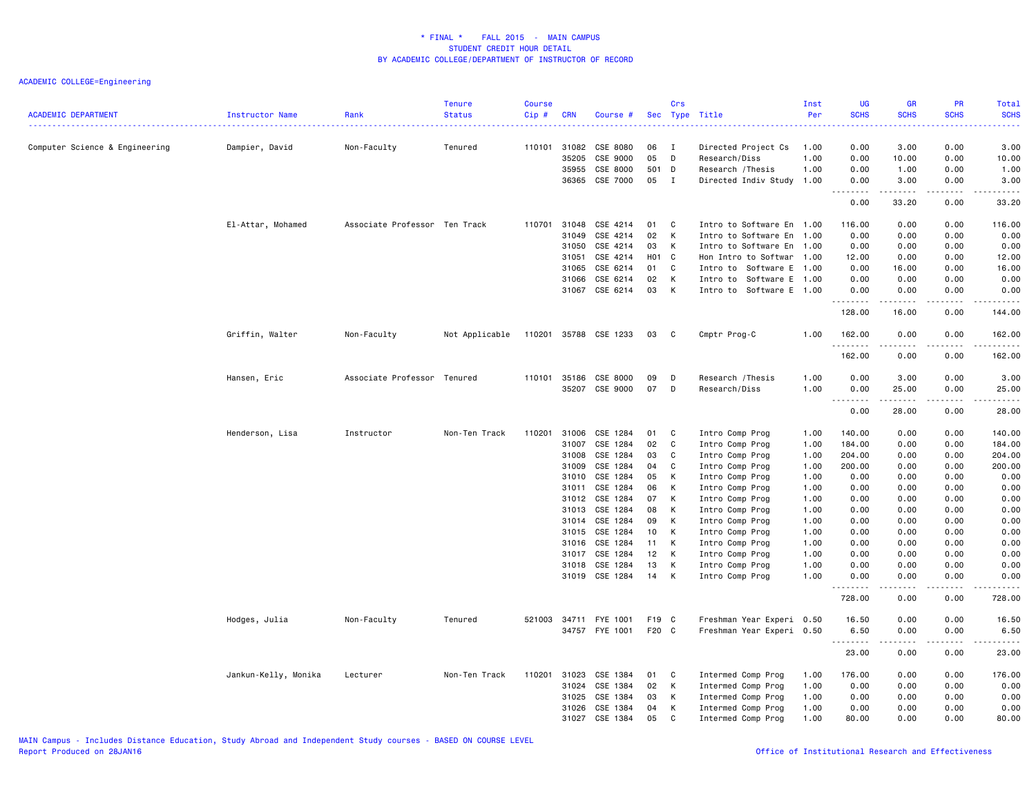\* FINAL \* FALL 2015 - MAIN CAMPUS
STUDENT CREDIT HOUR DETAIL
BY ACADEMIC COLLEGE/DEPARTMENT OF INSTRUCTOR OF RECORD

ACADEMIC COLLEGE=Engineering

| ACADEMIC DEPARTMENT | Instructor Name | Rank | Tenure Status | Course Cip # | CRN | Course # | Sec | Crs Type | Title | Inst Per | UG SCHS | GR SCHS | PR SCHS | Total SCHS |
|---|---|---|---|---|---|---|---|---|---|---|---|---|---|---|
| Computer Science & Engineering | Dampier, David | Non-Faculty | Tenured | 110101 | 31082 | CSE 8080 | 06 | I | Directed Project Cs | 1.00 | 0.00 | 3.00 | 0.00 | 3.00 |
| | | | | | 35205 | CSE 9000 | 05 | D | Research/Diss | 1.00 | 0.00 | 10.00 | 0.00 | 10.00 |
| | | | | | 35955 | CSE 8000 | 501 | D | Research /Thesis | 1.00 | 0.00 | 1.00 | 0.00 | 1.00 |
| | | | | | 36365 | CSE 7000 | 05 | I | Directed Indiv Study | 1.00 | 0.00 | 3.00 | 0.00 | 3.00 |
| | | | | | | | | | | | 0.00 | 33.20 | 0.00 | 33.20 |
| | El-Attar, Mohamed | Associate Professor | Ten Track | 110701 | 31048 | CSE 4214 | 01 | C | Intro to Software En | 1.00 | 116.00 | 0.00 | 0.00 | 116.00 |
| | | | | | 31049 | CSE 4214 | 02 | K | Intro to Software En | 1.00 | 0.00 | 0.00 | 0.00 | 0.00 |
| | | | | | 31050 | CSE 4214 | 03 | K | Intro to Software En | 1.00 | 0.00 | 0.00 | 0.00 | 0.00 |
| | | | | | 31051 | CSE 4214 | H01 | C | Hon Intro to Softwar | 1.00 | 12.00 | 0.00 | 0.00 | 12.00 |
| | | | | | 31065 | CSE 6214 | 01 | C | Intro to Software E | 1.00 | 0.00 | 16.00 | 0.00 | 16.00 |
| | | | | | 31066 | CSE 6214 | 02 | K | Intro to Software E | 1.00 | 0.00 | 0.00 | 0.00 | 0.00 |
| | | | | | 31067 | CSE 6214 | 03 | K | Intro to Software E | 1.00 | 0.00 | 0.00 | 0.00 | 0.00 |
| | | | | | | | | | | | 128.00 | 16.00 | 0.00 | 144.00 |
| | Griffin, Walter | Non-Faculty | Not Applicable | 110201 | 35788 | CSE 1233 | 03 | C | Cmptr Prog-C | 1.00 | 162.00 | 0.00 | 0.00 | 162.00 |
| | | | | | | | | | | | 162.00 | 0.00 | 0.00 | 162.00 |
| | Hansen, Eric | Associate Professor | Tenured | 110101 | 35186 | CSE 8000 | 09 | D | Research /Thesis | 1.00 | 0.00 | 3.00 | 0.00 | 3.00 |
| | | | | | 35207 | CSE 9000 | 07 | D | Research/Diss | 1.00 | 0.00 | 25.00 | 0.00 | 25.00 |
| | | | | | | | | | | | 0.00 | 28.00 | 0.00 | 28.00 |
| | Henderson, Lisa | Instructor | Non-Ten Track | 110201 | 31006 | CSE 1284 | 01 | C | Intro Comp Prog | 1.00 | 140.00 | 0.00 | 0.00 | 140.00 |
| | | | | | 31007 | CSE 1284 | 02 | C | Intro Comp Prog | 1.00 | 184.00 | 0.00 | 0.00 | 184.00 |
| | | | | | 31008 | CSE 1284 | 03 | C | Intro Comp Prog | 1.00 | 204.00 | 0.00 | 0.00 | 204.00 |
| | | | | | 31009 | CSE 1284 | 04 | C | Intro Comp Prog | 1.00 | 200.00 | 0.00 | 0.00 | 200.00 |
| | | | | | 31010 | CSE 1284 | 05 | K | Intro Comp Prog | 1.00 | 0.00 | 0.00 | 0.00 | 0.00 |
| | | | | | 31011 | CSE 1284 | 06 | K | Intro Comp Prog | 1.00 | 0.00 | 0.00 | 0.00 | 0.00 |
| | | | | | 31012 | CSE 1284 | 07 | K | Intro Comp Prog | 1.00 | 0.00 | 0.00 | 0.00 | 0.00 |
| | | | | | 31013 | CSE 1284 | 08 | K | Intro Comp Prog | 1.00 | 0.00 | 0.00 | 0.00 | 0.00 |
| | | | | | 31014 | CSE 1284 | 09 | K | Intro Comp Prog | 1.00 | 0.00 | 0.00 | 0.00 | 0.00 |
| | | | | | 31015 | CSE 1284 | 10 | K | Intro Comp Prog | 1.00 | 0.00 | 0.00 | 0.00 | 0.00 |
| | | | | | 31016 | CSE 1284 | 11 | K | Intro Comp Prog | 1.00 | 0.00 | 0.00 | 0.00 | 0.00 |
| | | | | | 31017 | CSE 1284 | 12 | K | Intro Comp Prog | 1.00 | 0.00 | 0.00 | 0.00 | 0.00 |
| | | | | | 31018 | CSE 1284 | 13 | K | Intro Comp Prog | 1.00 | 0.00 | 0.00 | 0.00 | 0.00 |
| | | | | | 31019 | CSE 1284 | 14 | K | Intro Comp Prog | 1.00 | 0.00 | 0.00 | 0.00 | 0.00 |
| | | | | | | | | | | | 728.00 | 0.00 | 0.00 | 728.00 |
| | Hodges, Julia | Non-Faculty | Tenured | 521003 | 34711 | FYE 1001 | F19 | C | Freshman Year Experi | 0.50 | 16.50 | 0.00 | 0.00 | 16.50 |
| | | | | | 34757 | FYE 1001 | F20 | C | Freshman Year Experi | 0.50 | 6.50 | 0.00 | 0.00 | 6.50 |
| | | | | | | | | | | | 23.00 | 0.00 | 0.00 | 23.00 |
| | Jankun-Kelly, Monika | Lecturer | Non-Ten Track | 110201 | 31023 | CSE 1384 | 01 | C | Intermed Comp Prog | 1.00 | 176.00 | 0.00 | 0.00 | 176.00 |
| | | | | | 31024 | CSE 1384 | 02 | K | Intermed Comp Prog | 1.00 | 0.00 | 0.00 | 0.00 | 0.00 |
| | | | | | 31025 | CSE 1384 | 03 | K | Intermed Comp Prog | 1.00 | 0.00 | 0.00 | 0.00 | 0.00 |
| | | | | | 31026 | CSE 1384 | 04 | K | Intermed Comp Prog | 1.00 | 0.00 | 0.00 | 0.00 | 0.00 |
| | | | | | 31027 | CSE 1384 | 05 | C | Intermed Comp Prog | 1.00 | 80.00 | 0.00 | 0.00 | 80.00 |

MAIN Campus - Includes Distance Education, Study Abroad and Independent Study courses - BASED ON COURSE LEVEL
Report Produced on 28JAN16

Office of Institutional Research and Effectiveness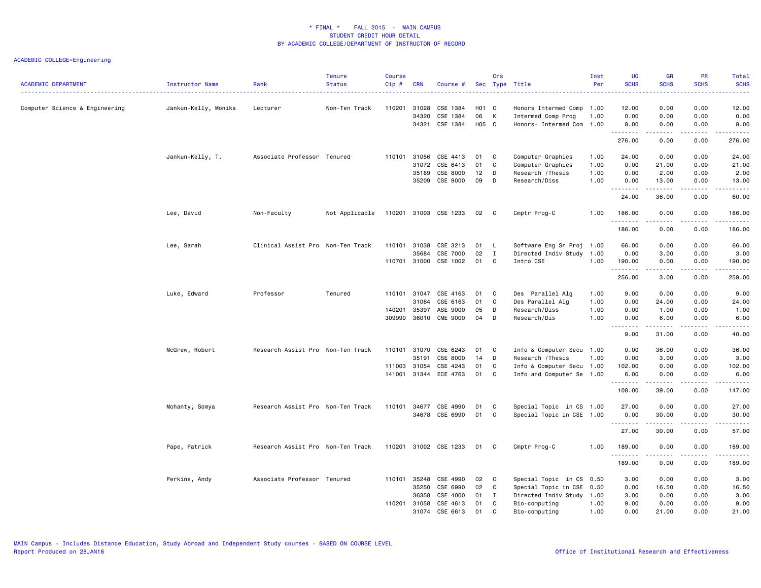\* FINAL \*    FALL 2015  -  MAIN CAMPUS
STUDENT CREDIT HOUR DETAIL
BY ACADEMIC COLLEGE/DEPARTMENT OF INSTRUCTOR OF RECORD

ACADEMIC COLLEGE=Engineering

| ACADEMIC DEPARTMENT | Instructor Name | Rank | Tenure Status | Course Cip # | CRN | Course # | Sec | Crs Type | Title | Inst Per | UG SCHS | GR SCHS | PR SCHS | Total SCHS |
|---|---|---|---|---|---|---|---|---|---|---|---|---|---|---|
| Computer Science & Engineering | Jankun-Kelly, Monika | Lecturer | Non-Ten Track | 110201 | 31028 | CSE 1384 | H01 | C | Honors Intermed Comp | 1.00 | 12.00 | 0.00 | 0.00 | 12.00 |
| | | | | | 34320 | CSE 1384 | 06 | K | Intermed Comp Prog | 1.00 | 0.00 | 0.00 | 0.00 | 0.00 |
| | | | | | 34321 | CSE 1384 | H05 | C | Honors- Intermed Com | 1.00 | 8.00 | 0.00 | 0.00 | 8.00 |
| | | | | | | | | | | | 276.00 | 0.00 | 0.00 | 276.00 |
| | Jankun-Kelly, T. | Associate Professor | Tenured | 110101 | 31056 | CSE 4413 | 01 | C | Computer Graphics | 1.00 | 24.00 | 0.00 | 0.00 | 24.00 |
| | | | | | 31072 | CSE 6413 | 01 | C | Computer Graphics | 1.00 | 0.00 | 21.00 | 0.00 | 21.00 |
| | | | | | 35189 | CSE 8000 | 12 | D | Research /Thesis | 1.00 | 0.00 | 2.00 | 0.00 | 2.00 |
| | | | | | 35209 | CSE 9000 | 09 | D | Research/Diss | 1.00 | 0.00 | 13.00 | 0.00 | 13.00 |
| | | | | | | | | | | | 24.00 | 36.00 | 0.00 | 60.00 |
| | Lee, David | Non-Faculty | Not Applicable | 110201 | 31003 | CSE 1233 | 02 | C | Cmptr Prog-C | 1.00 | 186.00 | 0.00 | 0.00 | 186.00 |
| | | | | | | | | | | | 186.00 | 0.00 | 0.00 | 186.00 |
| | Lee, Sarah | Clinical Assist Pro | Non-Ten Track | 110101 | 31038 | CSE 3213 | 01 | L | Software Eng Sr Proj | 1.00 | 66.00 | 0.00 | 0.00 | 66.00 |
| | | | | | 35684 | CSE 7000 | 02 | I | Directed Indiv Study | 1.00 | 0.00 | 3.00 | 0.00 | 3.00 |
| | | | | 110701 | 31000 | CSE 1002 | 01 | C | Intro CSE | 1.00 | 190.00 | 0.00 | 0.00 | 190.00 |
| | | | | | | | | | | | 256.00 | 3.00 | 0.00 | 259.00 |
| | Luke, Edward | Professor | Tenured | 110101 | 31047 | CSE 4163 | 01 | C | Des  Parallel Alg | 1.00 | 9.00 | 0.00 | 0.00 | 9.00 |
| | | | | | 31064 | CSE 6163 | 01 | C | Des Parallel Alg | 1.00 | 0.00 | 24.00 | 0.00 | 24.00 |
| | | | | 140201 | 35397 | ASE 9000 | 05 | D | Research/Diss | 1.00 | 0.00 | 1.00 | 0.00 | 1.00 |
| | | | | 309999 | 36010 | CME 9000 | 04 | D | Research/Dis | 1.00 | 0.00 | 6.00 | 0.00 | 6.00 |
| | | | | | | | | | | | 9.00 | 31.00 | 0.00 | 40.00 |
| | McGrew, Robert | Research Assist Pro | Non-Ten Track | 110101 | 31070 | CSE 6243 | 01 | C | Info & Computer Secu | 1.00 | 0.00 | 36.00 | 0.00 | 36.00 |
| | | | | | 35191 | CSE 8000 | 14 | D | Research /Thesis | 1.00 | 0.00 | 3.00 | 0.00 | 3.00 |
| | | | | 111003 | 31054 | CSE 4243 | 01 | C | Info & Computer Secu | 1.00 | 102.00 | 0.00 | 0.00 | 102.00 |
| | | | | 141001 | 31344 | ECE 4763 | 01 | C | Info and Computer Se | 1.00 | 6.00 | 0.00 | 0.00 | 6.00 |
| | | | | | | | | | | | 108.00 | 39.00 | 0.00 | 147.00 |
| | Mohanty, Somya | Research Assist Pro | Non-Ten Track | 110101 | 34677 | CSE 4990 | 01 | C | Special Topic  in CS | 1.00 | 27.00 | 0.00 | 0.00 | 27.00 |
| | | | | | 34678 | CSE 6990 | 01 | C | Special Topic in CSE | 1.00 | 0.00 | 30.00 | 0.00 | 30.00 |
| | | | | | | | | | | | 27.00 | 30.00 | 0.00 | 57.00 |
| | Pape, Patrick | Research Assist Pro | Non-Ten Track | 110201 | 31002 | CSE 1233 | 01 | C | Cmptr Prog-C | 1.00 | 189.00 | 0.00 | 0.00 | 189.00 |
| | | | | | | | | | | | 189.00 | 0.00 | 0.00 | 189.00 |
| | Perkins, Andy | Associate Professor | Tenured | 110101 | 35248 | CSE 4990 | 02 | C | Special Topic  in CS | 0.50 | 3.00 | 0.00 | 0.00 | 3.00 |
| | | | | | 35250 | CSE 6990 | 02 | C | Special Topic in CSE | 0.50 | 0.00 | 16.50 | 0.00 | 16.50 |
| | | | | | 36358 | CSE 4000 | 01 | I | Directed Indiv Study | 1.00 | 3.00 | 0.00 | 0.00 | 3.00 |
| | | | | 110201 | 31058 | CSE 4613 | 01 | C | Bio-computing | 1.00 | 9.00 | 0.00 | 0.00 | 9.00 |
| | | | | | 31074 | CSE 6613 | 01 | C | Bio-computing | 1.00 | 0.00 | 21.00 | 0.00 | 21.00 |

MAIN Campus - Includes Distance Education, Study Abroad and Independent Study courses - BASED ON COURSE LEVEL
Report Produced on 28JAN16    Office of Institutional Research and Effectiveness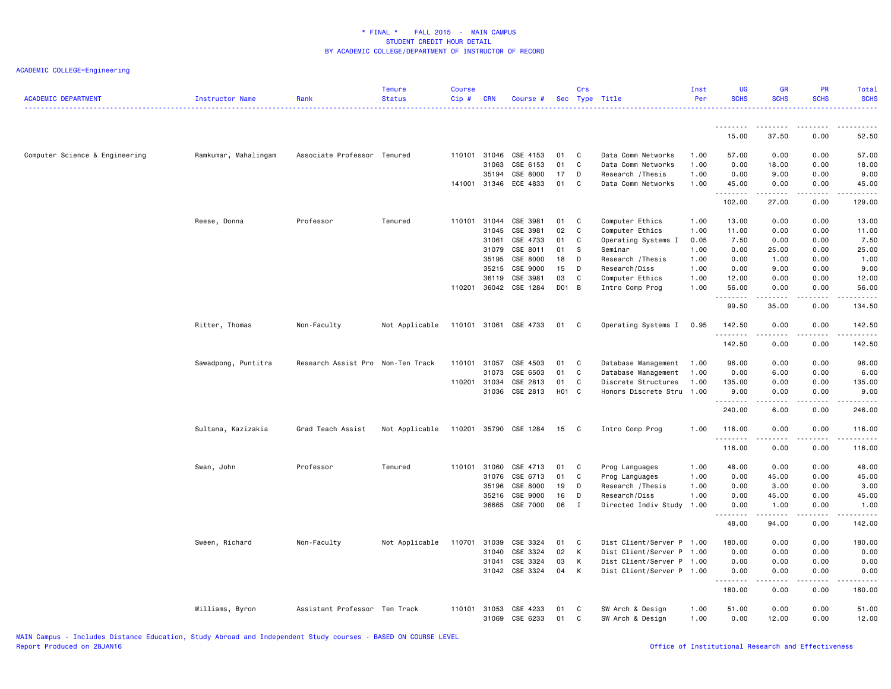# * FINAL * FALL 2015 - MAIN CAMPUS
## STUDENT CREDIT HOUR DETAIL
## BY ACADEMIC COLLEGE/DEPARTMENT OF INSTRUCTOR OF RECORD

ACADEMIC COLLEGE=Engineering

| ACADEMIC DEPARTMENT | Instructor Name | Rank | Tenure Status | Course Cip # | CRN | Course # | Sec | Crs Type | Title | Inst Per | UG SCHS | GR SCHS | PR SCHS | Total SCHS |
|---|---|---|---|---|---|---|---|---|---|---|---|---|---|---|
| | | | | | | | | | | | 15.00 | 37.50 | 0.00 | 52.50 |
| Computer Science & Engineering | Ramkumar, Mahalingam | Associate Professor | Tenured | 110101 | 31046 | CSE 4153 | 01 | C | Data Comm Networks | 1.00 | 57.00 | 0.00 | 0.00 | 57.00 |
| | | | | | 31063 | CSE 6153 | 01 | C | Data Comm Networks | 1.00 | 0.00 | 18.00 | 0.00 | 18.00 |
| | | | | | 35194 | CSE 8000 | 17 | D | Research /Thesis | 1.00 | 0.00 | 9.00 | 0.00 | 9.00 |
| | | | | 141001 | 31346 | ECE 4833 | 01 | C | Data Comm Networks | 1.00 | 45.00 | 0.00 | 0.00 | 45.00 |
| | | | | | | | | | | | 102.00 | 27.00 | 0.00 | 129.00 |
| | Reese, Donna | Professor | Tenured | 110101 | 31044 | CSE 3981 | 01 | C | Computer Ethics | 1.00 | 13.00 | 0.00 | 0.00 | 13.00 |
| | | | | | 31045 | CSE 3981 | 02 | C | Computer Ethics | 1.00 | 11.00 | 0.00 | 0.00 | 11.00 |
| | | | | | 31061 | CSE 4733 | 01 | C | Operating Systems I | 0.05 | 7.50 | 0.00 | 0.00 | 7.50 |
| | | | | | 31079 | CSE 8011 | 01 | S | Seminar | 1.00 | 0.00 | 25.00 | 0.00 | 25.00 |
| | | | | | 35195 | CSE 8000 | 18 | D | Research /Thesis | 1.00 | 0.00 | 1.00 | 0.00 | 1.00 |
| | | | | | 35215 | CSE 9000 | 15 | D | Research/Diss | 1.00 | 0.00 | 9.00 | 0.00 | 9.00 |
| | | | | | 36119 | CSE 3981 | 03 | C | Computer Ethics | 1.00 | 12.00 | 0.00 | 0.00 | 12.00 |
| | | | | 110201 | 36042 | CSE 1284 | D01 | B | Intro Comp Prog | 1.00 | 56.00 | 0.00 | 0.00 | 56.00 |
| | | | | | | | | | | | 99.50 | 35.00 | 0.00 | 134.50 |
| | Ritter, Thomas | Non-Faculty | Not Applicable | 110101 | 31061 | CSE 4733 | 01 | C | Operating Systems I | 0.95 | 142.50 | 0.00 | 0.00 | 142.50 |
| | | | | | | | | | | | 142.50 | 0.00 | 0.00 | 142.50 |
| | Sawadpong, Puntitra | Research Assist Pro | Non-Ten Track | 110101 | 31057 | CSE 4503 | 01 | C | Database Management | 1.00 | 96.00 | 0.00 | 0.00 | 96.00 |
| | | | | | 31073 | CSE 6503 | 01 | C | Database Management | 1.00 | 0.00 | 6.00 | 0.00 | 6.00 |
| | | | | 110201 | 31034 | CSE 2813 | 01 | C | Discrete Structures | 1.00 | 135.00 | 0.00 | 0.00 | 135.00 |
| | | | | | 31036 | CSE 2813 | H01 | C | Honors Discrete Stru | 1.00 | 9.00 | 0.00 | 0.00 | 9.00 |
| | | | | | | | | | | | 240.00 | 6.00 | 0.00 | 246.00 |
| | Sultana, Kazizakia | Grad Teach Assist | Not Applicable | 110201 | 35790 | CSE 1284 | 15 | C | Intro Comp Prog | 1.00 | 116.00 | 0.00 | 0.00 | 116.00 |
| | | | | | | | | | | | 116.00 | 0.00 | 0.00 | 116.00 |
| | Swan, John | Professor | Tenured | 110101 | 31060 | CSE 4713 | 01 | C | Prog Languages | 1.00 | 48.00 | 0.00 | 0.00 | 48.00 |
| | | | | | 31076 | CSE 6713 | 01 | C | Prog Languages | 1.00 | 0.00 | 45.00 | 0.00 | 45.00 |
| | | | | | 35196 | CSE 8000 | 19 | D | Research /Thesis | 1.00 | 0.00 | 3.00 | 0.00 | 3.00 |
| | | | | | 35216 | CSE 9000 | 16 | D | Research/Diss | 1.00 | 0.00 | 45.00 | 0.00 | 45.00 |
| | | | | | 36665 | CSE 7000 | 06 | I | Directed Indiv Study | 1.00 | 0.00 | 1.00 | 0.00 | 1.00 |
| | | | | | | | | | | | 48.00 | 94.00 | 0.00 | 142.00 |
| | Sween, Richard | Non-Faculty | Not Applicable | 110701 | 31039 | CSE 3324 | 01 | C | Dist Client/Server P | 1.00 | 180.00 | 0.00 | 0.00 | 180.00 |
| | | | | | 31040 | CSE 3324 | 02 | K | Dist Client/Server P | 1.00 | 0.00 | 0.00 | 0.00 | 0.00 |
| | | | | | 31041 | CSE 3324 | 03 | K | Dist Client/Server P | 1.00 | 0.00 | 0.00 | 0.00 | 0.00 |
| | | | | | 31042 | CSE 3324 | 04 | K | Dist Client/Server P | 1.00 | 0.00 | 0.00 | 0.00 | 0.00 |
| | | | | | | | | | | | 180.00 | 0.00 | 0.00 | 180.00 |
| | Williams, Byron | Assistant Professor | Ten Track | 110101 | 31053 | CSE 4233 | 01 | C | SW Arch & Design | 1.00 | 51.00 | 0.00 | 0.00 | 51.00 |
| | | | | | 31069 | CSE 6233 | 01 | C | SW Arch & Design | 1.00 | 0.00 | 12.00 | 0.00 | 12.00 |

MAIN Campus - Includes Distance Education, Study Abroad and Independent Study courses - BASED ON COURSE LEVEL
Report Produced on 28JAN16

Office of Institutional Research and Effectiveness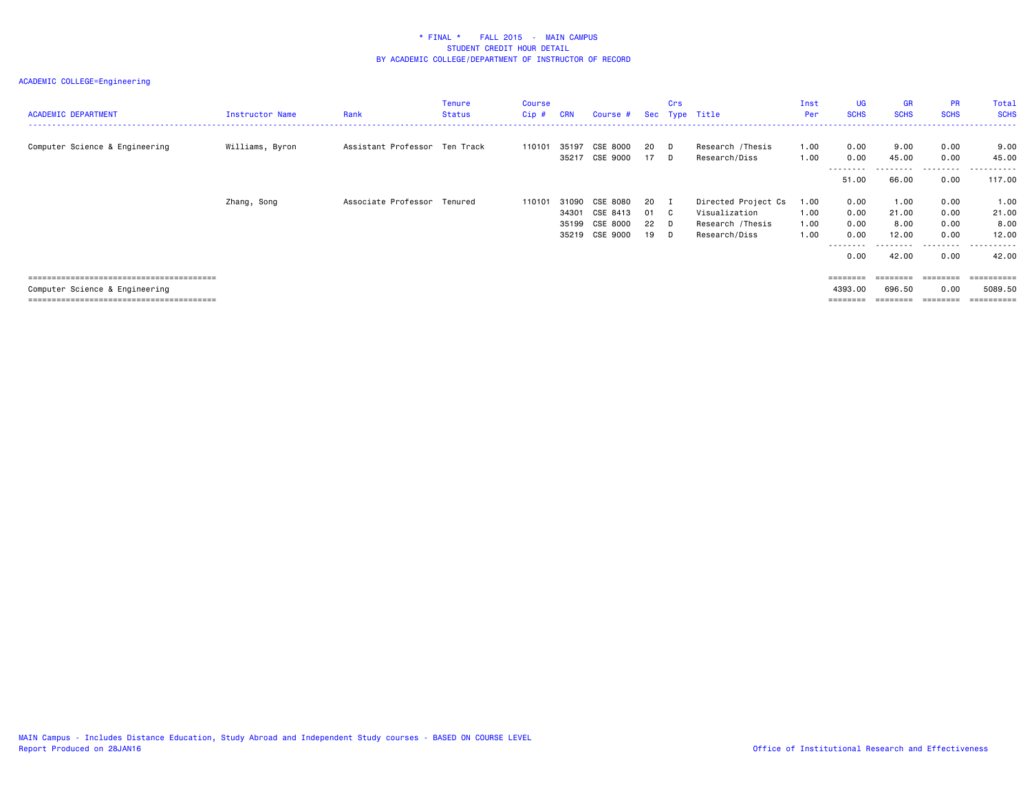# * FINAL * FALL 2015 - MAIN CAMPUS
## STUDENT CREDIT HOUR DETAIL
## BY ACADEMIC COLLEGE/DEPARTMENT OF INSTRUCTOR OF RECORD

ACADEMIC COLLEGE=Engineering

| ACADEMIC DEPARTMENT | Instructor Name | Rank | Tenure Status | Course Cip # | CRN | Course # | Sec | Crs Type | Title | Inst Per | UG SCHS | GR SCHS | PR SCHS | Total SCHS |
|---|---|---|---|---|---|---|---|---|---|---|---|---|---|---|
| Computer Science & Engineering | Williams, Byron | Assistant Professor | Ten Track | 110101 | 35197 | CSE 8000 | 20 | D | Research /Thesis | 1.00 | 0.00 | 9.00 | 0.00 | 9.00 |
| | | | | | 35217 | CSE 9000 | 17 | D | Research/Diss | 1.00 | 0.00 | 45.00 | 0.00 | 45.00 |
| | | | | | | | | | | | 51.00 | 66.00 | 0.00 | 117.00 |
| | Zhang, Song | Associate Professor | Tenured | 110101 | 31090 | CSE 8080 | 20 | I | Directed Project Cs | 1.00 | 0.00 | 1.00 | 0.00 | 1.00 |
| | | | | | 34301 | CSE 8413 | 01 | C | Visualization | 1.00 | 0.00 | 21.00 | 0.00 | 21.00 |
| | | | | | 35199 | CSE 8000 | 22 | D | Research /Thesis | 1.00 | 0.00 | 8.00 | 0.00 | 8.00 |
| | | | | | 35219 | CSE 9000 | 19 | D | Research/Diss | 1.00 | 0.00 | 12.00 | 0.00 | 12.00 |
| | | | | | | | | | | | 0.00 | 42.00 | 0.00 | 42.00 |
| Computer Science & Engineering | | | | | | | | | | | 4393.00 | 696.50 | 0.00 | 5089.50 |

MAIN Campus - Includes Distance Education, Study Abroad and Independent Study courses - BASED ON COURSE LEVEL
Report Produced on 28JAN16

Office of Institutional Research and Effectiveness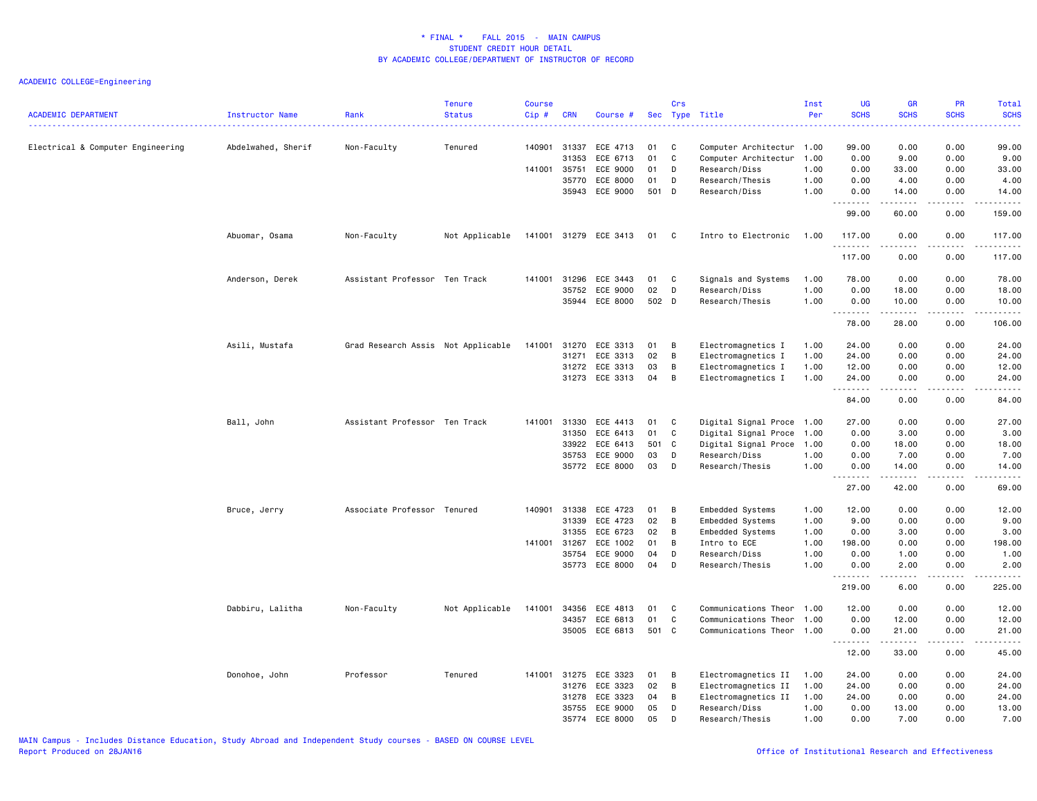# * FINAL * FALL 2015 - MAIN CAMPUS
## STUDENT CREDIT HOUR DETAIL
## BY ACADEMIC COLLEGE/DEPARTMENT OF INSTRUCTOR OF RECORD

ACADEMIC COLLEGE=Engineering

| ACADEMIC DEPARTMENT | Instructor Name | Rank | Tenure Status | Course Cip # | CRN | Course # | Sec | Crs Type | Title | Inst Per | UG SCHS | GR SCHS | PR SCHS | Total SCHS |
|---|---|---|---|---|---|---|---|---|---|---|---|---|---|---|
| Electrical & Computer Engineering | Abdelwahed, Sherif | Non-Faculty | Tenured | 140901 | 31337 | ECE 4713 | 01 | C | Computer Architectur | 1.00 | 99.00 | 0.00 | 0.00 | 99.00 |
| | | | | | 31353 | ECE 6713 | 01 | C | Computer Architectur | 1.00 | 0.00 | 9.00 | 0.00 | 9.00 |
| | | | | 141001 | 35751 | ECE 9000 | 01 | D | Research/Diss | 1.00 | 0.00 | 33.00 | 0.00 | 33.00 |
| | | | | | 35770 | ECE 8000 | 01 | D | Research/Thesis | 1.00 | 0.00 | 4.00 | 0.00 | 4.00 |
| | | | | | 35943 | ECE 9000 | 501 | D | Research/Diss | 1.00 | 0.00 | 14.00 | 0.00 | 14.00 |
| | | | | | | | | | | | 99.00 | 60.00 | 0.00 | 159.00 |
| | Abuomar, Osama | Non-Faculty | Not Applicable | 141001 | 31279 | ECE 3413 | 01 | C | Intro to Electronic | 1.00 | 117.00 | 0.00 | 0.00 | 117.00 |
| | | | | | | | | | | | 117.00 | 0.00 | 0.00 | 117.00 |
| | Anderson, Derek | Assistant Professor | Ten Track | 141001 | 31296 | ECE 3443 | 01 | C | Signals and Systems | 1.00 | 78.00 | 0.00 | 0.00 | 78.00 |
| | | | | | 35752 | ECE 9000 | 02 | D | Research/Diss | 1.00 | 0.00 | 18.00 | 0.00 | 18.00 |
| | | | | | 35944 | ECE 8000 | 502 | D | Research/Thesis | 1.00 | 0.00 | 10.00 | 0.00 | 10.00 |
| | | | | | | | | | | | 78.00 | 28.00 | 0.00 | 106.00 |
| | Asili, Mustafa | Grad Research Assis | Not Applicable | 141001 | 31270 | ECE 3313 | 01 | B | Electromagnetics I | 1.00 | 24.00 | 0.00 | 0.00 | 24.00 |
| | | | | | 31271 | ECE 3313 | 02 | B | Electromagnetics I | 1.00 | 24.00 | 0.00 | 0.00 | 24.00 |
| | | | | | 31272 | ECE 3313 | 03 | B | Electromagnetics I | 1.00 | 12.00 | 0.00 | 0.00 | 12.00 |
| | | | | | 31273 | ECE 3313 | 04 | B | Electromagnetics I | 1.00 | 24.00 | 0.00 | 0.00 | 24.00 |
| | | | | | | | | | | | 84.00 | 0.00 | 0.00 | 84.00 |
| | Ball, John | Assistant Professor | Ten Track | 141001 | 31330 | ECE 4413 | 01 | C | Digital Signal Proce | 1.00 | 27.00 | 0.00 | 0.00 | 27.00 |
| | | | | | 31350 | ECE 6413 | 01 | C | Digital Signal Proce | 1.00 | 0.00 | 3.00 | 0.00 | 3.00 |
| | | | | | 33922 | ECE 6413 | 501 | C | Digital Signal Proce | 1.00 | 0.00 | 18.00 | 0.00 | 18.00 |
| | | | | | 35753 | ECE 9000 | 03 | D | Research/Diss | 1.00 | 0.00 | 7.00 | 0.00 | 7.00 |
| | | | | | 35772 | ECE 8000 | 03 | D | Research/Thesis | 1.00 | 0.00 | 14.00 | 0.00 | 14.00 |
| | | | | | | | | | | | 27.00 | 42.00 | 0.00 | 69.00 |
| | Bruce, Jerry | Associate Professor | Tenured | 140901 | 31338 | ECE 4723 | 01 | B | Embedded Systems | 1.00 | 12.00 | 0.00 | 0.00 | 12.00 |
| | | | | | 31339 | ECE 4723 | 02 | B | Embedded Systems | 1.00 | 9.00 | 0.00 | 0.00 | 9.00 |
| | | | | | 31355 | ECE 6723 | 02 | B | Embedded Systems | 1.00 | 0.00 | 3.00 | 0.00 | 3.00 |
| | | | | 141001 | 31267 | ECE 1002 | 01 | B | Intro to ECE | 1.00 | 198.00 | 0.00 | 0.00 | 198.00 |
| | | | | | 35754 | ECE 9000 | 04 | D | Research/Diss | 1.00 | 0.00 | 1.00 | 0.00 | 1.00 |
| | | | | | 35773 | ECE 8000 | 04 | D | Research/Thesis | 1.00 | 0.00 | 2.00 | 0.00 | 2.00 |
| | | | | | | | | | | | 219.00 | 6.00 | 0.00 | 225.00 |
| | Dabbiru, Lalitha | Non-Faculty | Not Applicable | 141001 | 34356 | ECE 4813 | 01 | C | Communications Theor | 1.00 | 12.00 | 0.00 | 0.00 | 12.00 |
| | | | | | 34357 | ECE 6813 | 01 | C | Communications Theor | 1.00 | 0.00 | 12.00 | 0.00 | 12.00 |
| | | | | | 35005 | ECE 6813 | 501 | C | Communications Theor | 1.00 | 0.00 | 21.00 | 0.00 | 21.00 |
| | | | | | | | | | | | 12.00 | 33.00 | 0.00 | 45.00 |
| | Donohoe, John | Professor | Tenured | 141001 | 31275 | ECE 3323 | 01 | B | Electromagnetics II | 1.00 | 24.00 | 0.00 | 0.00 | 24.00 |
| | | | | | 31276 | ECE 3323 | 02 | B | Electromagnetics II | 1.00 | 24.00 | 0.00 | 0.00 | 24.00 |
| | | | | | 31278 | ECE 3323 | 04 | B | Electromagnetics II | 1.00 | 24.00 | 0.00 | 0.00 | 24.00 |
| | | | | | 35755 | ECE 9000 | 05 | D | Research/Diss | 1.00 | 0.00 | 13.00 | 0.00 | 13.00 |
| | | | | | 35774 | ECE 8000 | 05 | D | Research/Thesis | 1.00 | 0.00 | 7.00 | 0.00 | 7.00 |

MAIN Campus - Includes Distance Education, Study Abroad and Independent Study courses - BASED ON COURSE LEVEL
Report Produced on 28JAN16

Office of Institutional Research and Effectiveness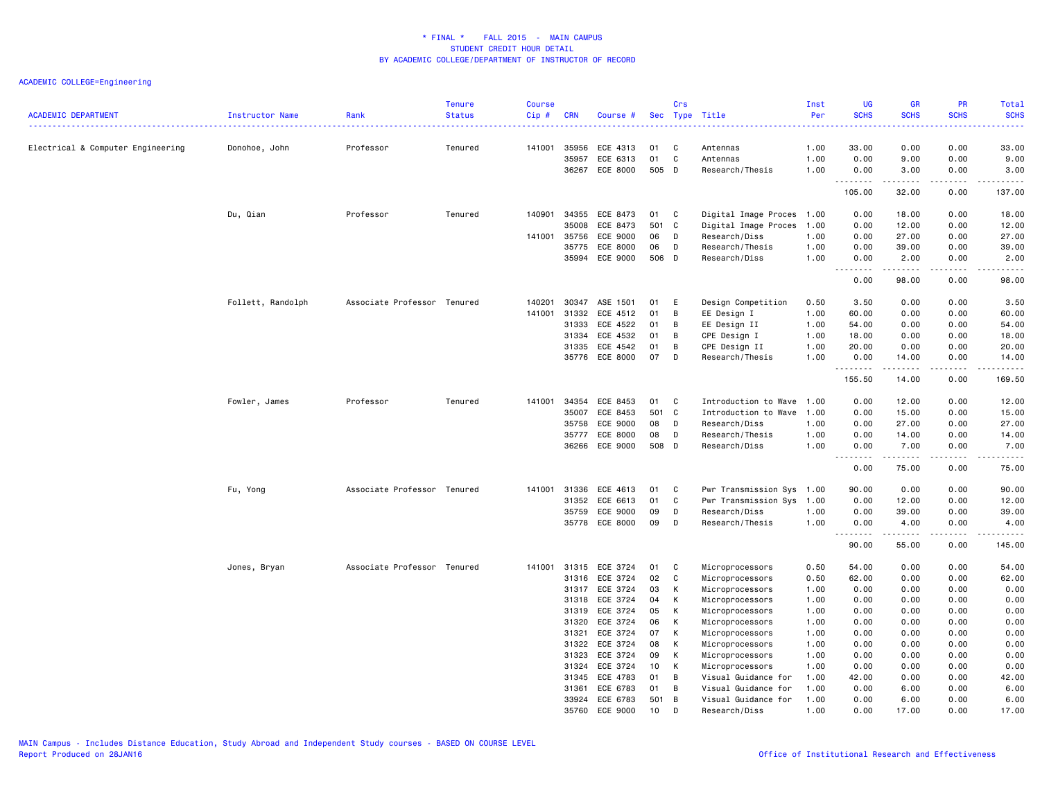# * FINAL * FALL 2015 - MAIN CAMPUS
## STUDENT CREDIT HOUR DETAIL
## BY ACADEMIC COLLEGE/DEPARTMENT OF INSTRUCTOR OF RECORD

ACADEMIC COLLEGE=Engineering

| ACADEMIC DEPARTMENT | Instructor Name | Rank | Tenure Status | Course Cip # | CRN | Course # | Sec | Crs Type | Title | Inst Per | UG SCHS | GR SCHS | PR SCHS | Total SCHS |
|---|---|---|---|---|---|---|---|---|---|---|---|---|---|---|
| Electrical & Computer Engineering | Donohoe, John | Professor | Tenured | 141001 | 35956 | ECE 4313 | 01 | C | Antennas | 1.00 | 33.00 | 0.00 | 0.00 | 33.00 |
| | | | | | 35957 | ECE 6313 | 01 | C | Antennas | 1.00 | 0.00 | 9.00 | 0.00 | 9.00 |
| | | | | | 36267 | ECE 8000 | 505 | D | Research/Thesis | 1.00 | 0.00 | 3.00 | 0.00 | 3.00 |
| | | | | | | | | | | | 105.00 | 32.00 | 0.00 | 137.00 |
| | Du, Qian | Professor | Tenured | 140901 | 34355 | ECE 8473 | 01 | C | Digital Image Proces | 1.00 | 0.00 | 18.00 | 0.00 | 18.00 |
| | | | | | 35008 | ECE 8473 | 501 | C | Digital Image Proces | 1.00 | 0.00 | 12.00 | 0.00 | 12.00 |
| | | | | 141001 | 35756 | ECE 9000 | 06 | D | Research/Diss | 1.00 | 0.00 | 27.00 | 0.00 | 27.00 |
| | | | | | 35775 | ECE 8000 | 06 | D | Research/Thesis | 1.00 | 0.00 | 39.00 | 0.00 | 39.00 |
| | | | | | 35994 | ECE 9000 | 506 | D | Research/Diss | 1.00 | 0.00 | 2.00 | 0.00 | 2.00 |
| | | | | | | | | | | | 0.00 | 98.00 | 0.00 | 98.00 |
| | Follett, Randolph | Associate Professor | Tenured | 140201 | 30347 | ASE 1501 | 01 | E | Design Competition | 0.50 | 3.50 | 0.00 | 0.00 | 3.50 |
| | | | | 141001 | 31332 | ECE 4512 | 01 | B | EE Design I | 1.00 | 60.00 | 0.00 | 0.00 | 60.00 |
| | | | | | 31333 | ECE 4522 | 01 | B | EE Design II | 1.00 | 54.00 | 0.00 | 0.00 | 54.00 |
| | | | | | 31334 | ECE 4532 | 01 | B | CPE Design I | 1.00 | 18.00 | 0.00 | 0.00 | 18.00 |
| | | | | | 31335 | ECE 4542 | 01 | B | CPE Design II | 1.00 | 20.00 | 0.00 | 0.00 | 20.00 |
| | | | | | 35776 | ECE 8000 | 07 | D | Research/Thesis | 1.00 | 0.00 | 14.00 | 0.00 | 14.00 |
| | | | | | | | | | | | 155.50 | 14.00 | 0.00 | 169.50 |
| | Fowler, James | Professor | Tenured | 141001 | 34354 | ECE 8453 | 01 | C | Introduction to Wave | 1.00 | 0.00 | 12.00 | 0.00 | 12.00 |
| | | | | | 35007 | ECE 8453 | 501 | C | Introduction to Wave | 1.00 | 0.00 | 15.00 | 0.00 | 15.00 |
| | | | | | 35758 | ECE 9000 | 08 | D | Research/Diss | 1.00 | 0.00 | 27.00 | 0.00 | 27.00 |
| | | | | | 35777 | ECE 8000 | 08 | D | Research/Thesis | 1.00 | 0.00 | 14.00 | 0.00 | 14.00 |
| | | | | | 36266 | ECE 9000 | 508 | D | Research/Diss | 1.00 | 0.00 | 7.00 | 0.00 | 7.00 |
| | | | | | | | | | | | 0.00 | 75.00 | 0.00 | 75.00 |
| | Fu, Yong | Associate Professor | Tenured | 141001 | 31336 | ECE 4613 | 01 | C | Pwr Transmission Sys | 1.00 | 90.00 | 0.00 | 0.00 | 90.00 |
| | | | | | 31352 | ECE 6613 | 01 | C | Pwr Transmission Sys | 1.00 | 0.00 | 12.00 | 0.00 | 12.00 |
| | | | | | 35759 | ECE 9000 | 09 | D | Research/Diss | 1.00 | 0.00 | 39.00 | 0.00 | 39.00 |
| | | | | | 35778 | ECE 8000 | 09 | D | Research/Thesis | 1.00 | 0.00 | 4.00 | 0.00 | 4.00 |
| | | | | | | | | | | | 90.00 | 55.00 | 0.00 | 145.00 |
| | Jones, Bryan | Associate Professor | Tenured | 141001 | 31315 | ECE 3724 | 01 | C | Microprocessors | 0.50 | 54.00 | 0.00 | 0.00 | 54.00 |
| | | | | | 31316 | ECE 3724 | 02 | C | Microprocessors | 0.50 | 62.00 | 0.00 | 0.00 | 62.00 |
| | | | | | 31317 | ECE 3724 | 03 | K | Microprocessors | 1.00 | 0.00 | 0.00 | 0.00 | 0.00 |
| | | | | | 31318 | ECE 3724 | 04 | K | Microprocessors | 1.00 | 0.00 | 0.00 | 0.00 | 0.00 |
| | | | | | 31319 | ECE 3724 | 05 | K | Microprocessors | 1.00 | 0.00 | 0.00 | 0.00 | 0.00 |
| | | | | | 31320 | ECE 3724 | 06 | K | Microprocessors | 1.00 | 0.00 | 0.00 | 0.00 | 0.00 |
| | | | | | 31321 | ECE 3724 | 07 | K | Microprocessors | 1.00 | 0.00 | 0.00 | 0.00 | 0.00 |
| | | | | | 31322 | ECE 3724 | 08 | K | Microprocessors | 1.00 | 0.00 | 0.00 | 0.00 | 0.00 |
| | | | | | 31323 | ECE 3724 | 09 | K | Microprocessors | 1.00 | 0.00 | 0.00 | 0.00 | 0.00 |
| | | | | | 31324 | ECE 3724 | 10 | K | Microprocessors | 1.00 | 0.00 | 0.00 | 0.00 | 0.00 |
| | | | | | 31345 | ECE 4783 | 01 | B | Visual Guidance for | 1.00 | 42.00 | 0.00 | 0.00 | 42.00 |
| | | | | | 31361 | ECE 6783 | 01 | B | Visual Guidance for | 1.00 | 0.00 | 6.00 | 0.00 | 6.00 |
| | | | | | 33924 | ECE 6783 | 501 | B | Visual Guidance for | 1.00 | 0.00 | 6.00 | 0.00 | 6.00 |
| | | | | | 35760 | ECE 9000 | 10 | D | Research/Diss | 1.00 | 0.00 | 17.00 | 0.00 | 17.00 |

MAIN Campus - Includes Distance Education, Study Abroad and Independent Study courses - BASED ON COURSE LEVEL
Report Produced on 28JAN16

Office of Institutional Research and Effectiveness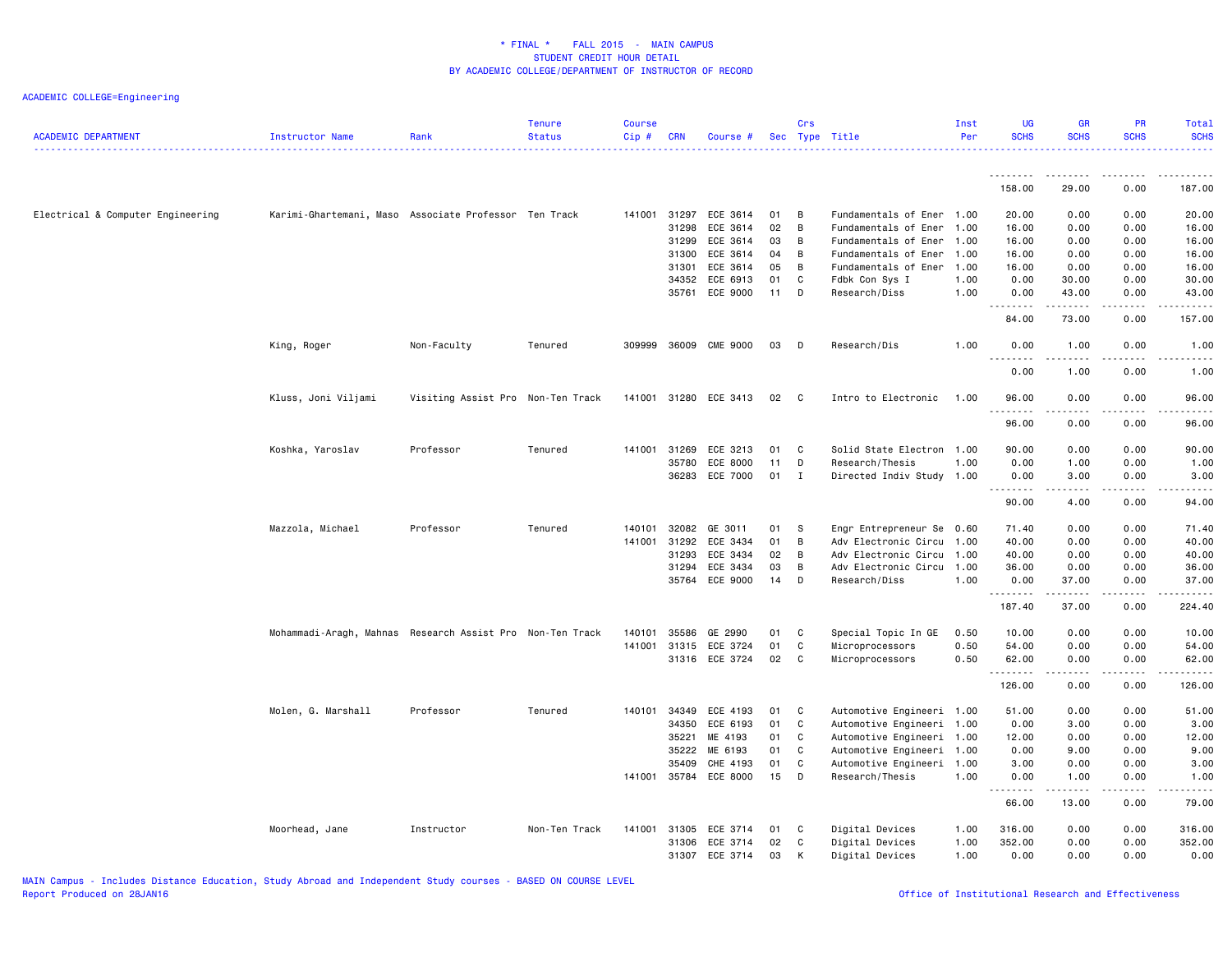* FINAL * FALL 2015 - MAIN CAMPUS
STUDENT CREDIT HOUR DETAIL
BY ACADEMIC COLLEGE/DEPARTMENT OF INSTRUCTOR OF RECORD

ACADEMIC COLLEGE=Engineering

| ACADEMIC DEPARTMENT | Instructor Name | Rank | Tenure Status | Course Cip # | CRN | Course # | Sec | Crs Type | Title | Inst Per | UG SCHS | GR SCHS | PR SCHS | Total SCHS |
|---|---|---|---|---|---|---|---|---|---|---|---|---|---|---|
| | | | | | | | | | | | 158.00 | 29.00 | 0.00 | 187.00 |
| Electrical & Computer Engineering | Karimi-Ghartemani, Maso | Associate Professor | Ten Track | 141001 | 31297 | ECE 3614 | 01 | B | Fundamentals of Ener | 1.00 | 20.00 | 0.00 | 0.00 | 20.00 |
| | | | | | 31298 | ECE 3614 | 02 | B | Fundamentals of Ener | 1.00 | 16.00 | 0.00 | 0.00 | 16.00 |
| | | | | | 31299 | ECE 3614 | 03 | B | Fundamentals of Ener | 1.00 | 16.00 | 0.00 | 0.00 | 16.00 |
| | | | | | 31300 | ECE 3614 | 04 | B | Fundamentals of Ener | 1.00 | 16.00 | 0.00 | 0.00 | 16.00 |
| | | | | | 31301 | ECE 3614 | 05 | B | Fundamentals of Ener | 1.00 | 16.00 | 0.00 | 0.00 | 16.00 |
| | | | | | 34352 | ECE 6913 | 01 | C | Fdbk Con Sys I | 1.00 | 0.00 | 30.00 | 0.00 | 30.00 |
| | | | | | 35761 | ECE 9000 | 11 | D | Research/Diss | 1.00 | 0.00 | 43.00 | 0.00 | 43.00 |
| | | | | | | | | | | | 84.00 | 73.00 | 0.00 | 157.00 |
| | King, Roger | Non-Faculty | Tenured | 309999 | 36009 | CME 9000 | 03 | D | Research/Dis | 1.00 | 0.00 | 1.00 | 0.00 | 1.00 |
| | | | | | | | | | | | 0.00 | 1.00 | 0.00 | 1.00 |
| | Kluss, Joni Viljami | Visiting Assist Pro | Non-Ten Track | 141001 | 31280 | ECE 3413 | 02 | C | Intro to Electronic | 1.00 | 96.00 | 0.00 | 0.00 | 96.00 |
| | | | | | | | | | | | 96.00 | 0.00 | 0.00 | 96.00 |
| | Koshka, Yaroslav | Professor | Tenured | 141001 | 31269 | ECE 3213 | 01 | C | Solid State Electron | 1.00 | 90.00 | 0.00 | 0.00 | 90.00 |
| | | | | | 35780 | ECE 8000 | 11 | D | Research/Thesis | 1.00 | 0.00 | 1.00 | 0.00 | 1.00 |
| | | | | | 36283 | ECE 7000 | 01 | I | Directed Indiv Study | 1.00 | 0.00 | 3.00 | 0.00 | 3.00 |
| | | | | | | | | | | | 90.00 | 4.00 | 0.00 | 94.00 |
| | Mazzola, Michael | Professor | Tenured | 140101 | 32082 | GE 3011 | 01 | S | Engr Entrepreneur Se | 0.60 | 71.40 | 0.00 | 0.00 | 71.40 |
| | | | | 141001 | 31292 | ECE 3434 | 01 | B | Adv Electronic Circu | 1.00 | 40.00 | 0.00 | 0.00 | 40.00 |
| | | | | | 31293 | ECE 3434 | 02 | B | Adv Electronic Circu | 1.00 | 40.00 | 0.00 | 0.00 | 40.00 |
| | | | | | 31294 | ECE 3434 | 03 | B | Adv Electronic Circu | 1.00 | 36.00 | 0.00 | 0.00 | 36.00 |
| | | | | | 35764 | ECE 9000 | 14 | D | Research/Diss | 1.00 | 0.00 | 37.00 | 0.00 | 37.00 |
| | | | | | | | | | | | 187.40 | 37.00 | 0.00 | 224.40 |
| | Mohammadi-Aragh, Mahnas | Research Assist Pro | Non-Ten Track | 140101 | 35586 | GE 2990 | 01 | C | Special Topic In GE | 0.50 | 10.00 | 0.00 | 0.00 | 10.00 |
| | | | | 141001 | 31315 | ECE 3724 | 01 | C | Microprocessors | 0.50 | 54.00 | 0.00 | 0.00 | 54.00 |
| | | | | | 31316 | ECE 3724 | 02 | C | Microprocessors | 0.50 | 62.00 | 0.00 | 0.00 | 62.00 |
| | | | | | | | | | | | 126.00 | 0.00 | 0.00 | 126.00 |
| | Molen, G. Marshall | Professor | Tenured | 140101 | 34349 | ECE 4193 | 01 | C | Automotive Engineeri | 1.00 | 51.00 | 0.00 | 0.00 | 51.00 |
| | | | | | 34350 | ECE 6193 | 01 | C | Automotive Engineeri | 1.00 | 0.00 | 3.00 | 0.00 | 3.00 |
| | | | | | 35221 | ME 4193 | 01 | C | Automotive Engineeri | 1.00 | 12.00 | 0.00 | 0.00 | 12.00 |
| | | | | | 35222 | ME 6193 | 01 | C | Automotive Engineeri | 1.00 | 0.00 | 9.00 | 0.00 | 9.00 |
| | | | | | 35409 | CHE 4193 | 01 | C | Automotive Engineeri | 1.00 | 3.00 | 0.00 | 0.00 | 3.00 |
| | | | | 141001 | 35784 | ECE 8000 | 15 | D | Research/Thesis | 1.00 | 0.00 | 1.00 | 0.00 | 1.00 |
| | | | | | | | | | | | 66.00 | 13.00 | 0.00 | 79.00 |
| | Moorhead, Jane | Instructor | Non-Ten Track | 141001 | 31305 | ECE 3714 | 01 | C | Digital Devices | 1.00 | 316.00 | 0.00 | 0.00 | 316.00 |
| | | | | | 31306 | ECE 3714 | 02 | C | Digital Devices | 1.00 | 352.00 | 0.00 | 0.00 | 352.00 |
| | | | | | 31307 | ECE 3714 | 03 | K | Digital Devices | 1.00 | 0.00 | 0.00 | 0.00 | 0.00 |

MAIN Campus - Includes Distance Education, Study Abroad and Independent Study courses - BASED ON COURSE LEVEL
Report Produced on 28JAN16

Office of Institutional Research and Effectiveness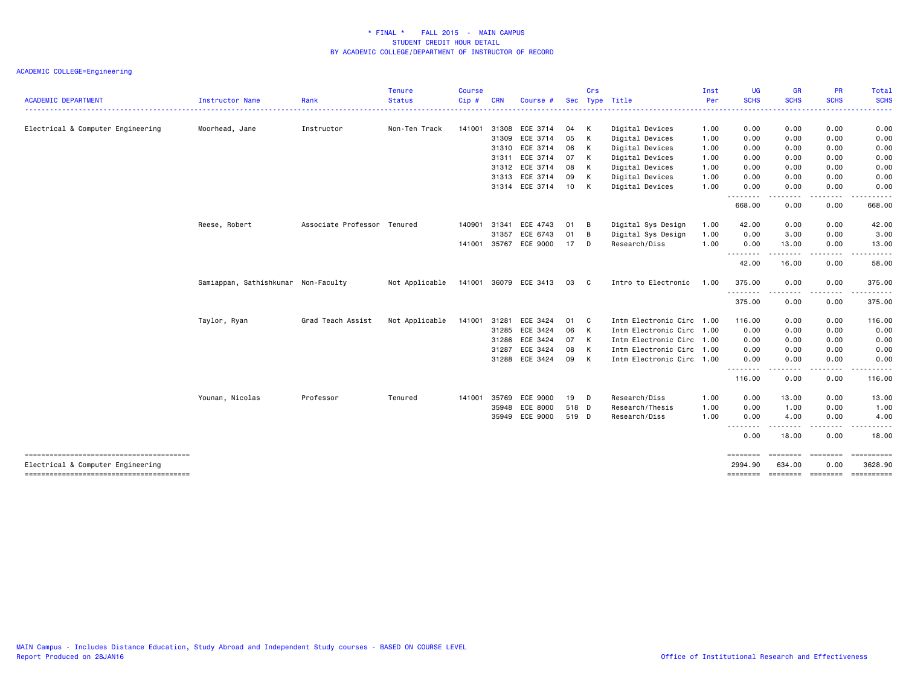\* FINAL \*    FALL 2015  -  MAIN CAMPUS
STUDENT CREDIT HOUR DETAIL
BY ACADEMIC COLLEGE/DEPARTMENT OF INSTRUCTOR OF RECORD

ACADEMIC COLLEGE=Engineering

| ACADEMIC DEPARTMENT | Instructor Name | Rank | Tenure Status | Course Cip # | CRN | Course # | Sec | Crs Type | Title | Inst Per | UG SCHS | GR SCHS | PR SCHS | Total SCHS |
|---|---|---|---|---|---|---|---|---|---|---|---|---|---|---|
| Electrical & Computer Engineering | Moorhead, Jane | Instructor | Non-Ten Track | 141001 | 31308 | ECE 3714 | 04 | K | Digital Devices | 1.00 | 0.00 | 0.00 | 0.00 | 0.00 |
| | | | | | 31309 | ECE 3714 | 05 | K | Digital Devices | 1.00 | 0.00 | 0.00 | 0.00 | 0.00 |
| | | | | | 31310 | ECE 3714 | 06 | K | Digital Devices | 1.00 | 0.00 | 0.00 | 0.00 | 0.00 |
| | | | | | 31311 | ECE 3714 | 07 | K | Digital Devices | 1.00 | 0.00 | 0.00 | 0.00 | 0.00 |
| | | | | | 31312 | ECE 3714 | 08 | K | Digital Devices | 1.00 | 0.00 | 0.00 | 0.00 | 0.00 |
| | | | | | 31313 | ECE 3714 | 09 | K | Digital Devices | 1.00 | 0.00 | 0.00 | 0.00 | 0.00 |
| | | | | | 31314 | ECE 3714 | 10 | K | Digital Devices | 1.00 | 0.00 | 0.00 | 0.00 | 0.00 |
| | | | | | | | | | | | 668.00 | 0.00 | 0.00 | 668.00 |
| | Reese, Robert | Associate Professor | Tenured | 140901 | 31341 | ECE 4743 | 01 | B | Digital Sys Design | 1.00 | 42.00 | 0.00 | 0.00 | 42.00 |
| | | | | | 31357 | ECE 6743 | 01 | B | Digital Sys Design | 1.00 | 0.00 | 3.00 | 0.00 | 3.00 |
| | | | | 141001 | 35767 | ECE 9000 | 17 | D | Research/Diss | 1.00 | 0.00 | 13.00 | 0.00 | 13.00 |
| | | | | | | | | | | | 42.00 | 16.00 | 0.00 | 58.00 |
| | Samiappan, Sathishkumar | Non-Faculty | Not Applicable | 141001 | 36079 | ECE 3413 | 03 | C | Intro to Electronic | 1.00 | 375.00 | 0.00 | 0.00 | 375.00 |
| | | | | | | | | | | | 375.00 | 0.00 | 0.00 | 375.00 |
| | Taylor, Ryan | Grad Teach Assist | Not Applicable | 141001 | 31281 | ECE 3424 | 01 | C | Intm Electronic Circ | 1.00 | 116.00 | 0.00 | 0.00 | 116.00 |
| | | | | | 31285 | ECE 3424 | 06 | K | Intm Electronic Circ | 1.00 | 0.00 | 0.00 | 0.00 | 0.00 |
| | | | | | 31286 | ECE 3424 | 07 | K | Intm Electronic Circ | 1.00 | 0.00 | 0.00 | 0.00 | 0.00 |
| | | | | | 31287 | ECE 3424 | 08 | K | Intm Electronic Circ | 1.00 | 0.00 | 0.00 | 0.00 | 0.00 |
| | | | | | 31288 | ECE 3424 | 09 | K | Intm Electronic Circ | 1.00 | 0.00 | 0.00 | 0.00 | 0.00 |
| | | | | | | | | | | | 116.00 | 0.00 | 0.00 | 116.00 |
| | Younan, Nicolas | Professor | Tenured | 141001 | 35769 | ECE 9000 | 19 | D | Research/Diss | 1.00 | 0.00 | 13.00 | 0.00 | 13.00 |
| | | | | | 35948 | ECE 8000 | 518 | D | Research/Thesis | 1.00 | 0.00 | 1.00 | 0.00 | 1.00 |
| | | | | | 35949 | ECE 9000 | 519 | D | Research/Diss | 1.00 | 0.00 | 4.00 | 0.00 | 4.00 |
| | | | | | | | | | | | 0.00 | 18.00 | 0.00 | 18.00 |
| Electrical & Computer Engineering | | | | | | | | | | | 2994.90 | 634.00 | 0.00 | 3628.90 |

MAIN Campus - Includes Distance Education, Study Abroad and Independent Study courses - BASED ON COURSE LEVEL
Report Produced on 28JAN16

Office of Institutional Research and Effectiveness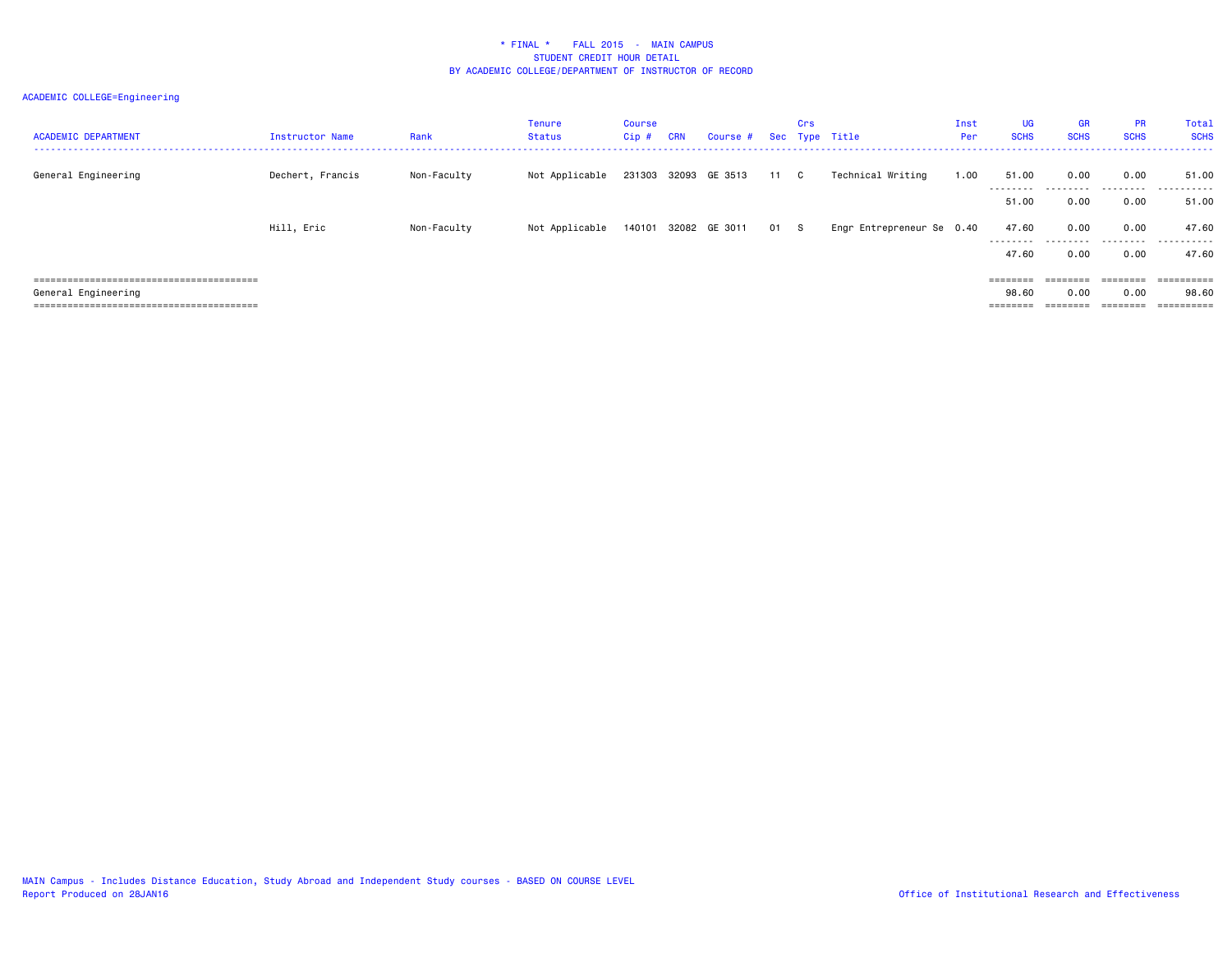# * FINAL * FALL 2015 - MAIN CAMPUS
## STUDENT CREDIT HOUR DETAIL
## BY ACADEMIC COLLEGE/DEPARTMENT OF INSTRUCTOR OF RECORD

ACADEMIC COLLEGE=Engineering

| ACADEMIC DEPARTMENT | Instructor Name | Rank | Tenure Status | Course Cip # | CRN | Course # | Sec | Crs Type | Title | Inst Per | UG SCHS | GR SCHS | PR SCHS | Total SCHS |
|---|---|---|---|---|---|---|---|---|---|---|---|---|---|---|
| General Engineering | Dechert, Francis | Non-Faculty | Not Applicable | 231303 | 32093 | GE 3513 | 11 | C | Technical Writing | 1.00 | 51.00 | 0.00 | 0.00 | 51.00 |
| | | | | | | | | | | | 51.00 | 0.00 | 0.00 | 51.00 |
| | Hill, Eric | Non-Faculty | Not Applicable | 140101 | 32082 | GE 3011 | 01 | S | Engr Entrepreneur Se | 0.40 | 47.60 | 0.00 | 0.00 | 47.60 |
| | | | | | | | | | | | 47.60 | 0.00 | 0.00 | 47.60 |
| General Engineering | | | | | | | | | | | 98.60 | 0.00 | 0.00 | 98.60 |

MAIN Campus - Includes Distance Education, Study Abroad and Independent Study courses - BASED ON COURSE LEVEL
Report Produced on 28JAN16

Office of Institutional Research and Effectiveness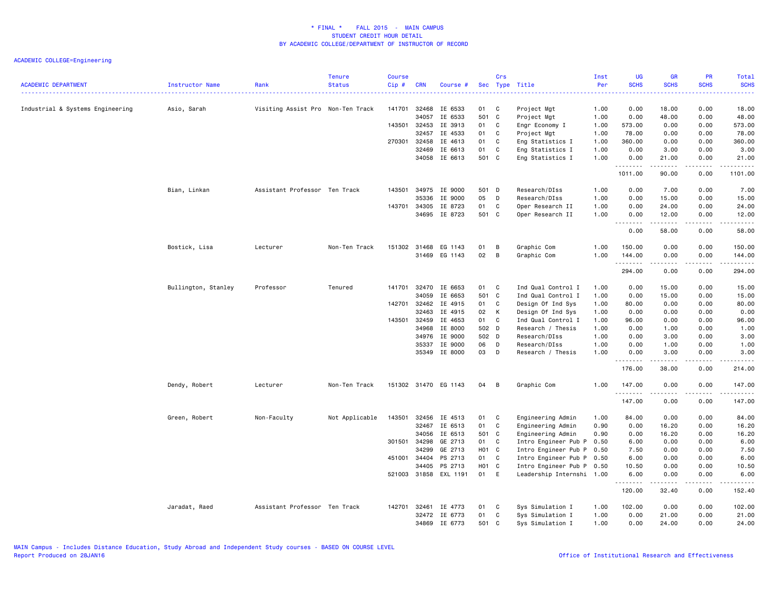# * FINAL * FALL 2015 - MAIN CAMPUS
## STUDENT CREDIT HOUR DETAIL
## BY ACADEMIC COLLEGE/DEPARTMENT OF INSTRUCTOR OF RECORD

ACADEMIC COLLEGE=Engineering

| ACADEMIC DEPARTMENT | Instructor Name | Rank | Tenure Status | Course Cip # | CRN | Course # | Sec | Crs Type | Title | Inst Per | UG SCHS | GR SCHS | PR SCHS | Total SCHS |
|---|---|---|---|---|---|---|---|---|---|---|---|---|---|---|
| Industrial & Systems Engineering | Asio, Sarah | Visiting Assist Pro | Non-Ten Track | 141701 | 32468 | IE 6533 | 01 | C | Project Mgt | 1.00 | 0.00 | 18.00 | 0.00 | 18.00 |
| | | | | | 34057 | IE 6533 | 501 | C | Project Mgt | 1.00 | 0.00 | 48.00 | 0.00 | 48.00 |
| | | | | 143501 | 32453 | IE 3913 | 01 | C | Engr Economy I | 1.00 | 573.00 | 0.00 | 0.00 | 573.00 |
| | | | | | 32457 | IE 4533 | 01 | C | Project Mgt | 1.00 | 78.00 | 0.00 | 0.00 | 78.00 |
| | | | | 270301 | 32458 | IE 4613 | 01 | C | Eng Statistics I | 1.00 | 360.00 | 0.00 | 0.00 | 360.00 |
| | | | | | 32469 | IE 6613 | 01 | C | Eng Statistics I | 1.00 | 0.00 | 3.00 | 0.00 | 3.00 |
| | | | | | 34058 | IE 6613 | 501 | C | Eng Statistics I | 1.00 | 0.00 | 21.00 | 0.00 | 21.00 |
| | | | | | | | | | | | 1011.00 | 90.00 | 0.00 | 1101.00 |
| | Bian, Linkan | Assistant Professor | Ten Track | 143501 | 34975 | IE 9000 | 501 | D | Research/DIss | 1.00 | 0.00 | 7.00 | 0.00 | 7.00 |
| | | | | | 35336 | IE 9000 | 05 | D | Research/DIss | 1.00 | 0.00 | 15.00 | 0.00 | 15.00 |
| | | | | 143701 | 34305 | IE 8723 | 01 | C | Oper Research II | 1.00 | 0.00 | 24.00 | 0.00 | 24.00 |
| | | | | | 34695 | IE 8723 | 501 | C | Oper Research II | 1.00 | 0.00 | 12.00 | 0.00 | 12.00 |
| | | | | | | | | | | | 0.00 | 58.00 | 0.00 | 58.00 |
| | Bostick, Lisa | Lecturer | Non-Ten Track | 151302 | 31468 | EG 1143 | 01 | B | Graphic Com | 1.00 | 150.00 | 0.00 | 0.00 | 150.00 |
| | | | | | 31469 | EG 1143 | 02 | B | Graphic Com | 1.00 | 144.00 | 0.00 | 0.00 | 144.00 |
| | | | | | | | | | | | 294.00 | 0.00 | 0.00 | 294.00 |
| | Bullington, Stanley | Professor | Tenured | 141701 | 32470 | IE 6653 | 01 | C | Ind Qual Control I | 1.00 | 0.00 | 15.00 | 0.00 | 15.00 |
| | | | | | 34059 | IE 6653 | 501 | C | Ind Qual Control I | 1.00 | 0.00 | 15.00 | 0.00 | 15.00 |
| | | | | 142701 | 32462 | IE 4915 | 01 | C | Design Of Ind Sys | 1.00 | 80.00 | 0.00 | 0.00 | 80.00 |
| | | | | | 32463 | IE 4915 | 02 | K | Design Of Ind Sys | 1.00 | 0.00 | 0.00 | 0.00 | 0.00 |
| | | | | 143501 | 32459 | IE 4653 | 01 | C | Ind Qual Control I | 1.00 | 96.00 | 0.00 | 0.00 | 96.00 |
| | | | | | 34968 | IE 8000 | 502 | D | Research / Thesis | 1.00 | 0.00 | 1.00 | 0.00 | 1.00 |
| | | | | | 34976 | IE 9000 | 502 | D | Research/DIss | 1.00 | 0.00 | 3.00 | 0.00 | 3.00 |
| | | | | | 35337 | IE 9000 | 06 | D | Research/DIss | 1.00 | 0.00 | 1.00 | 0.00 | 1.00 |
| | | | | | 35349 | IE 8000 | 03 | D | Research / Thesis | 1.00 | 0.00 | 3.00 | 0.00 | 3.00 |
| | | | | | | | | | | | 176.00 | 38.00 | 0.00 | 214.00 |
| | Dendy, Robert | Lecturer | Non-Ten Track | 151302 | 31470 | EG 1143 | 04 | B | Graphic Com | 1.00 | 147.00 | 0.00 | 0.00 | 147.00 |
| | | | | | | | | | | | 147.00 | 0.00 | 0.00 | 147.00 |
| | Green, Robert | Non-Faculty | Not Applicable | 143501 | 32456 | IE 4513 | 01 | C | Engineering Admin | 1.00 | 84.00 | 0.00 | 0.00 | 84.00 |
| | | | | | 32467 | IE 6513 | 01 | C | Engineering Admin | 0.90 | 0.00 | 16.20 | 0.00 | 16.20 |
| | | | | | 34056 | IE 6513 | 501 | C | Engineering Admin | 0.90 | 0.00 | 16.20 | 0.00 | 16.20 |
| | | | | 301501 | 34298 | GE 2713 | 01 | C | Intro Engineer Pub P | 0.50 | 6.00 | 0.00 | 0.00 | 6.00 |
| | | | | | 34299 | GE 2713 | H01 | C | Intro Engineer Pub P | 0.50 | 7.50 | 0.00 | 0.00 | 7.50 |
| | | | | 451001 | 34404 | PS 2713 | 01 | C | Intro Engineer Pub P | 0.50 | 6.00 | 0.00 | 0.00 | 6.00 |
| | | | | | 34405 | PS 2713 | H01 | C | Intro Engineer Pub P | 0.50 | 10.50 | 0.00 | 0.00 | 10.50 |
| | | | | 521003 | 31858 | EXL 1191 | 01 | E | Leadership Internshi | 1.00 | 6.00 | 0.00 | 0.00 | 6.00 |
| | | | | | | | | | | | 120.00 | 32.40 | 0.00 | 152.40 |
| | Jaradat, Raed | Assistant Professor | Ten Track | 142701 | 32461 | IE 4773 | 01 | C | Sys Simulation I | 1.00 | 102.00 | 0.00 | 0.00 | 102.00 |
| | | | | | 32472 | IE 6773 | 01 | C | Sys Simulation I | 1.00 | 0.00 | 21.00 | 0.00 | 21.00 |
| | | | | | 34869 | IE 6773 | 501 | C | Sys Simulation I | 1.00 | 0.00 | 24.00 | 0.00 | 24.00 |

MAIN Campus - Includes Distance Education, Study Abroad and Independent Study courses - BASED ON COURSE LEVEL
Report Produced on 28JAN16

Office of Institutional Research and Effectiveness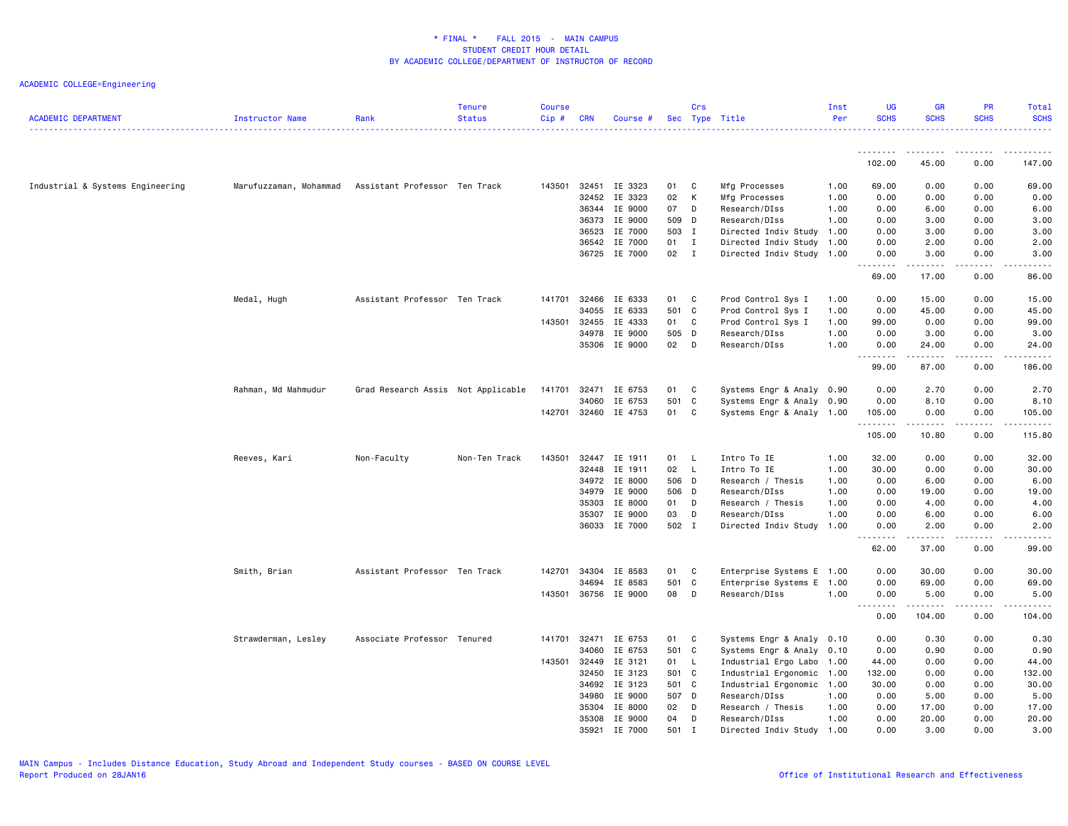# * FINAL * FALL 2015 - MAIN CAMPUS
## STUDENT CREDIT HOUR DETAIL
## BY ACADEMIC COLLEGE/DEPARTMENT OF INSTRUCTOR OF RECORD

ACADEMIC COLLEGE=Engineering

| ACADEMIC DEPARTMENT | Instructor Name | Rank | Tenure Status | Course Cip # | CRN | Course # | Sec | Crs Type | Title | Inst Per | UG SCHS | GR SCHS | PR SCHS | Total SCHS |
|---|---|---|---|---|---|---|---|---|---|---|---|---|---|---|
| | | | | | | | | | | | 102.00 | 45.00 | 0.00 | 147.00 |
| Industrial & Systems Engineering | Marufuzzaman, Mohammad | Assistant Professor | Ten Track | 143501 | 32451 | IE 3323 | 01 | C | Mfg Processes | 1.00 | 69.00 | 0.00 | 0.00 | 69.00 |
| | | | | | 32452 | IE 3323 | 02 | K | Mfg Processes | 1.00 | 0.00 | 0.00 | 0.00 | 0.00 |
| | | | | | 36344 | IE 9000 | 07 | D | Research/DIss | 1.00 | 0.00 | 6.00 | 0.00 | 6.00 |
| | | | | | 36373 | IE 9000 | 509 | D | Research/DIss | 1.00 | 0.00 | 3.00 | 0.00 | 3.00 |
| | | | | | 36523 | IE 7000 | 503 | I | Directed Indiv Study | 1.00 | 0.00 | 3.00 | 0.00 | 3.00 |
| | | | | | 36542 | IE 7000 | 01 | I | Directed Indiv Study | 1.00 | 0.00 | 2.00 | 0.00 | 2.00 |
| | | | | | 36725 | IE 7000 | 02 | I | Directed Indiv Study | 1.00 | 0.00 | 3.00 | 0.00 | 3.00 |
| | | | | | | | | | | | 69.00 | 17.00 | 0.00 | 86.00 |
| | Medal, Hugh | Assistant Professor | Ten Track | 141701 | 32466 | IE 6333 | 01 | C | Prod Control Sys I | 1.00 | 0.00 | 15.00 | 0.00 | 15.00 |
| | | | | | 34055 | IE 6333 | 501 | C | Prod Control Sys I | 1.00 | 0.00 | 45.00 | 0.00 | 45.00 |
| | | | | 143501 | 32455 | IE 4333 | 01 | C | Prod Control Sys I | 1.00 | 99.00 | 0.00 | 0.00 | 99.00 |
| | | | | | 34978 | IE 9000 | 505 | D | Research/DIss | 1.00 | 0.00 | 3.00 | 0.00 | 3.00 |
| | | | | | 35306 | IE 9000 | 02 | D | Research/DIss | 1.00 | 0.00 | 24.00 | 0.00 | 24.00 |
| | | | | | | | | | | | 99.00 | 87.00 | 0.00 | 186.00 |
| | Rahman, Md Mahmudur | Grad Research Assis | Not Applicable | 141701 | 32471 | IE 6753 | 01 | C | Systems Engr & Analy | 0.90 | 0.00 | 2.70 | 0.00 | 2.70 |
| | | | | | 34060 | IE 6753 | 501 | C | Systems Engr & Analy | 0.90 | 0.00 | 8.10 | 0.00 | 8.10 |
| | | | | 142701 | 32460 | IE 4753 | 01 | C | Systems Engr & Analy | 1.00 | 105.00 | 0.00 | 0.00 | 105.00 |
| | | | | | | | | | | | 105.00 | 10.80 | 0.00 | 115.80 |
| | Reeves, Kari | Non-Faculty | Non-Ten Track | 143501 | 32447 | IE 1911 | 01 | L | Intro To IE | 1.00 | 32.00 | 0.00 | 0.00 | 32.00 |
| | | | | | 32448 | IE 1911 | 02 | L | Intro To IE | 1.00 | 30.00 | 0.00 | 0.00 | 30.00 |
| | | | | | 34972 | IE 8000 | 506 | D | Research / Thesis | 1.00 | 0.00 | 6.00 | 0.00 | 6.00 |
| | | | | | 34979 | IE 9000 | 506 | D | Research/DIss | 1.00 | 0.00 | 19.00 | 0.00 | 19.00 |
| | | | | | 35303 | IE 8000 | 01 | D | Research / Thesis | 1.00 | 0.00 | 4.00 | 0.00 | 4.00 |
| | | | | | 35307 | IE 9000 | 03 | D | Research/DIss | 1.00 | 0.00 | 6.00 | 0.00 | 6.00 |
| | | | | | 36033 | IE 7000 | 502 | I | Directed Indiv Study | 1.00 | 0.00 | 2.00 | 0.00 | 2.00 |
| | | | | | | | | | | | 62.00 | 37.00 | 0.00 | 99.00 |
| | Smith, Brian | Assistant Professor | Ten Track | 142701 | 34304 | IE 8583 | 01 | C | Enterprise Systems E | 1.00 | 0.00 | 30.00 | 0.00 | 30.00 |
| | | | | | 34694 | IE 8583 | 501 | C | Enterprise Systems E | 1.00 | 0.00 | 69.00 | 0.00 | 69.00 |
| | | | | 143501 | 36756 | IE 9000 | 08 | D | Research/DIss | 1.00 | 0.00 | 5.00 | 0.00 | 5.00 |
| | | | | | | | | | | | 0.00 | 104.00 | 0.00 | 104.00 |
| | Strawderman, Lesley | Associate Professor | Tenured | 141701 | 32471 | IE 6753 | 01 | C | Systems Engr & Analy | 0.10 | 0.00 | 0.30 | 0.00 | 0.30 |
| | | | | | 34060 | IE 6753 | 501 | C | Systems Engr & Analy | 0.10 | 0.00 | 0.90 | 0.00 | 0.90 |
| | | | | 143501 | 32449 | IE 3121 | 01 | L | Industrial Ergo Labo | 1.00 | 44.00 | 0.00 | 0.00 | 44.00 |
| | | | | | 32450 | IE 3123 | S01 | C | Industrial Ergonomic | 1.00 | 132.00 | 0.00 | 0.00 | 132.00 |
| | | | | | 34692 | IE 3123 | 501 | C | Industrial Ergonomic | 1.00 | 30.00 | 0.00 | 0.00 | 30.00 |
| | | | | | 34980 | IE 9000 | 507 | D | Research/DIss | 1.00 | 0.00 | 5.00 | 0.00 | 5.00 |
| | | | | | 35304 | IE 8000 | 02 | D | Research / Thesis | 1.00 | 0.00 | 17.00 | 0.00 | 17.00 |
| | | | | | 35308 | IE 9000 | 04 | D | Research/DIss | 1.00 | 0.00 | 20.00 | 0.00 | 20.00 |
| | | | | | 35921 | IE 7000 | 501 | I | Directed Indiv Study | 1.00 | 0.00 | 3.00 | 0.00 | 3.00 |

MAIN Campus - Includes Distance Education, Study Abroad and Independent Study courses - BASED ON COURSE LEVEL
Report Produced on 28JAN16

Office of Institutional Research and Effectiveness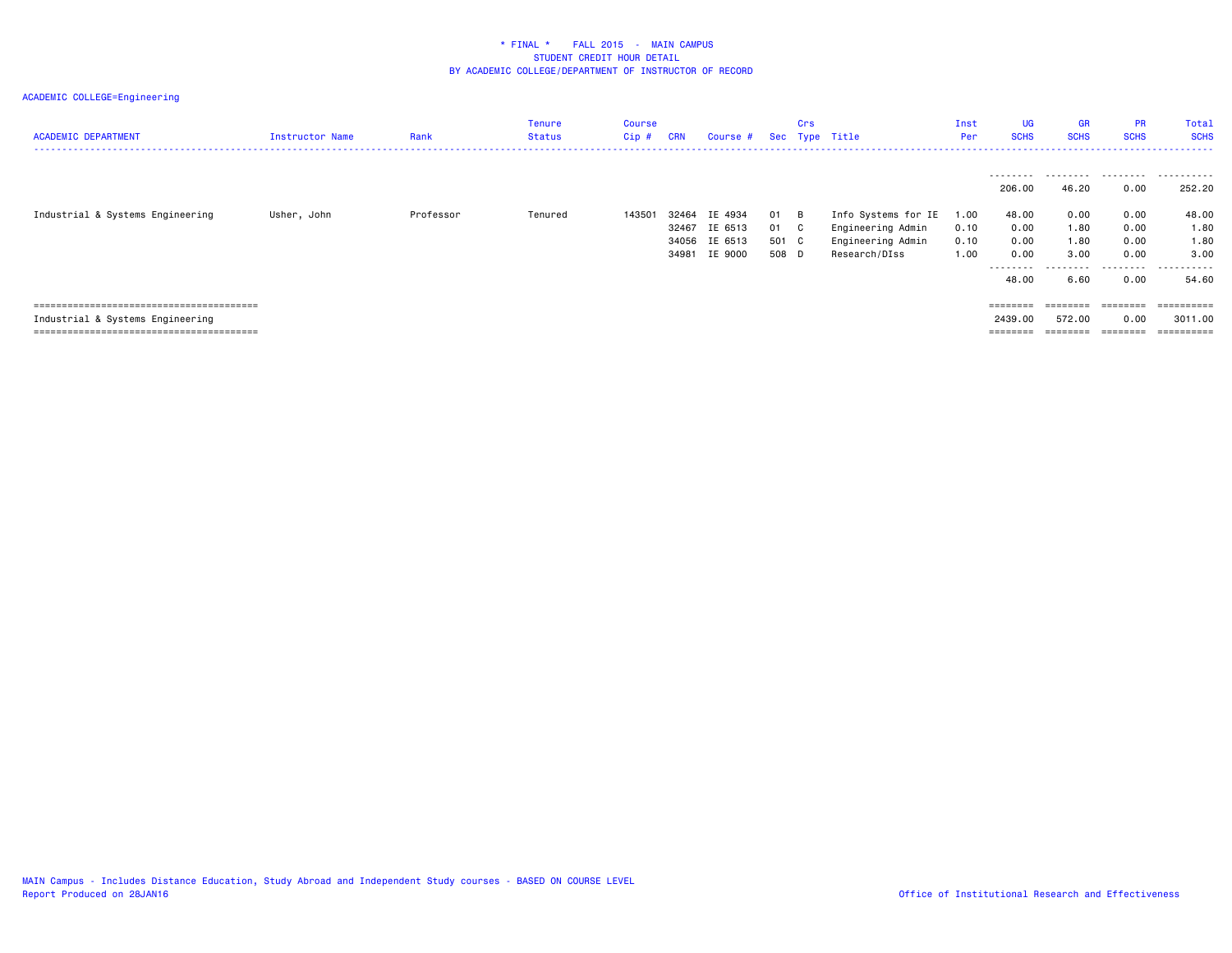\* FINAL \*    FALL 2015  -  MAIN CAMPUS
STUDENT CREDIT HOUR DETAIL
BY ACADEMIC COLLEGE/DEPARTMENT OF INSTRUCTOR OF RECORD

ACADEMIC COLLEGE=Engineering

| ACADEMIC DEPARTMENT | Instructor Name | Rank | Tenure Status | Course Cip # | CRN | Course # | Sec | Crs Type | Title | Inst Per | UG SCHS | GR SCHS | PR SCHS | Total SCHS |
|---|---|---|---|---|---|---|---|---|---|---|---|---|---|---|
| | | | | | | | | | | | 206.00 | 46.20 | 0.00 | 252.20 |
| Industrial & Systems Engineering | Usher, John | Professor | Tenured | 143501 | 32464 | IE 4934 | 01 | B | Info Systems for IE | 1.00 | 48.00 | 0.00 | 0.00 | 48.00 |
| | | | | | 32467 | IE 6513 | 01 | C | Engineering Admin | 0.10 | 0.00 | 1.80 | 0.00 | 1.80 |
| | | | | | 34056 | IE 6513 | 501 | C | Engineering Admin | 0.10 | 0.00 | 1.80 | 0.00 | 1.80 |
| | | | | | 34981 | IE 9000 | 508 | D | Research/DIss | 1.00 | 0.00 | 3.00 | 0.00 | 3.00 |
| | | | | | | | | | | | 48.00 | 6.60 | 0.00 | 54.60 |
| Industrial & Systems Engineering | | | | | | | | | | | 2439.00 | 572.00 | 0.00 | 3011.00 |

MAIN Campus - Includes Distance Education, Study Abroad and Independent Study courses - BASED ON COURSE LEVEL
Report Produced on 28JAN16

Office of Institutional Research and Effectiveness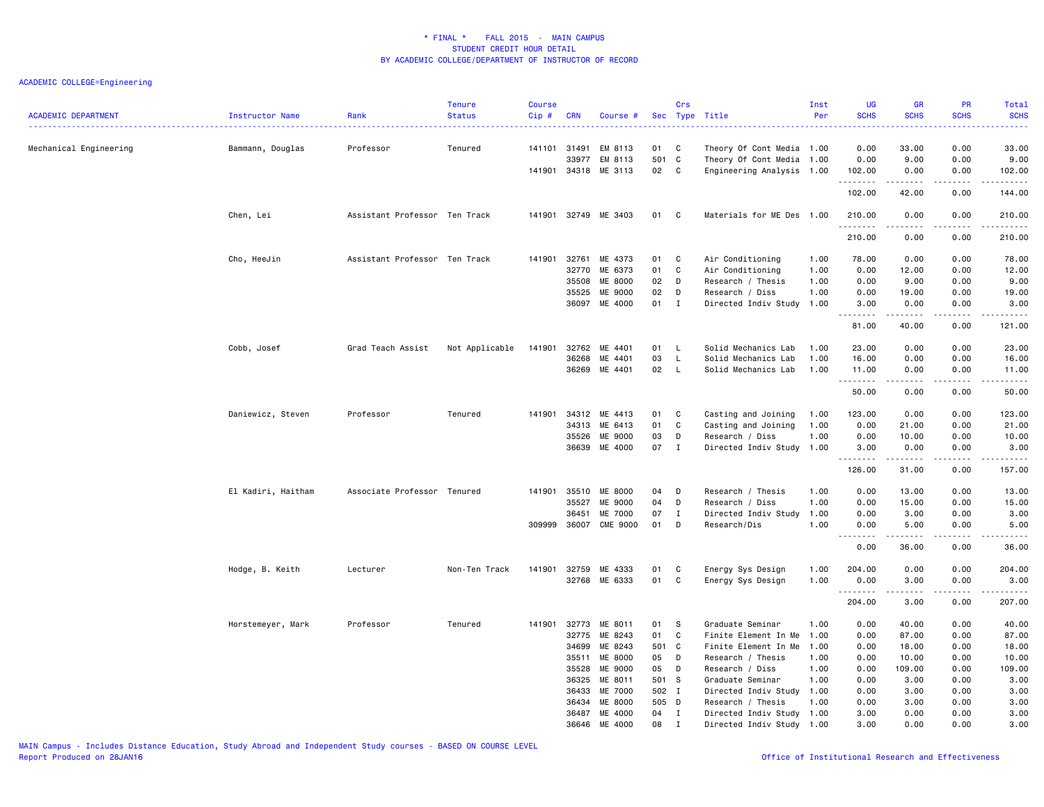# * FINAL * FALL 2015 - MAIN CAMPUS
## STUDENT CREDIT HOUR DETAIL
## BY ACADEMIC COLLEGE/DEPARTMENT OF INSTRUCTOR OF RECORD

ACADEMIC COLLEGE=Engineering

| ACADEMIC DEPARTMENT | Instructor Name | Rank | Tenure Status | Course Cip # | CRN | Course # | Sec | Crs Type | Title | Inst Per | UG SCHS | GR SCHS | PR SCHS | Total SCHS |
|---|---|---|---|---|---|---|---|---|---|---|---|---|---|---|
| Mechanical Engineering | Bammann, Douglas | Professor | Tenured | 141101 | 31491 | EM 8113 | 01 | C | Theory Of Cont Media | 1.00 | 0.00 | 33.00 | 0.00 | 33.00 |
| | | | | | 33977 | EM 8113 | 501 | C | Theory Of Cont Media | 1.00 | 0.00 | 9.00 | 0.00 | 9.00 |
| | | | | 141901 | 34318 | ME 3113 | 02 | C | Engineering Analysis | 1.00 | 102.00 | 0.00 | 0.00 | 102.00 |
| | | | | | | | | | | | 102.00 | 42.00 | 0.00 | 144.00 |
| | Chen, Lei | Assistant Professor | Ten Track | 141901 | 32749 | ME 3403 | 01 | C | Materials for ME Des | 1.00 | 210.00 | 0.00 | 0.00 | 210.00 |
| | | | | | | | | | | | 210.00 | 0.00 | 0.00 | 210.00 |
| | Cho, HeeJin | Assistant Professor | Ten Track | 141901 | 32761 | ME 4373 | 01 | C | Air Conditioning | 1.00 | 78.00 | 0.00 | 0.00 | 78.00 |
| | | | | | 32770 | ME 6373 | 01 | C | Air Conditioning | 1.00 | 0.00 | 12.00 | 0.00 | 12.00 |
| | | | | | 35508 | ME 8000 | 02 | D | Research / Thesis | 1.00 | 0.00 | 9.00 | 0.00 | 9.00 |
| | | | | | 35525 | ME 9000 | 02 | D | Research / Diss | 1.00 | 0.00 | 19.00 | 0.00 | 19.00 |
| | | | | | 36097 | ME 4000 | 01 | I | Directed Indiv Study | 1.00 | 3.00 | 0.00 | 0.00 | 3.00 |
| | | | | | | | | | | | 81.00 | 40.00 | 0.00 | 121.00 |
| | Cobb, Josef | Grad Teach Assist | Not Applicable | 141901 | 32762 | ME 4401 | 01 | L | Solid Mechanics Lab | 1.00 | 23.00 | 0.00 | 0.00 | 23.00 |
| | | | | | 36268 | ME 4401 | 03 | L | Solid Mechanics Lab | 1.00 | 16.00 | 0.00 | 0.00 | 16.00 |
| | | | | | 36269 | ME 4401 | 02 | L | Solid Mechanics Lab | 1.00 | 11.00 | 0.00 | 0.00 | 11.00 |
| | | | | | | | | | | | 50.00 | 0.00 | 0.00 | 50.00 |
| | Daniewicz, Steven | Professor | Tenured | 141901 | 34312 | ME 4413 | 01 | C | Casting and Joining | 1.00 | 123.00 | 0.00 | 0.00 | 123.00 |
| | | | | | 34313 | ME 6413 | 01 | C | Casting and Joining | 1.00 | 0.00 | 21.00 | 0.00 | 21.00 |
| | | | | | 35526 | ME 9000 | 03 | D | Research / Diss | 1.00 | 0.00 | 10.00 | 0.00 | 10.00 |
| | | | | | 36639 | ME 4000 | 07 | I | Directed Indiv Study | 1.00 | 3.00 | 0.00 | 0.00 | 3.00 |
| | | | | | | | | | | | 126.00 | 31.00 | 0.00 | 157.00 |
| | El Kadiri, Haitham | Associate Professor | Tenured | 141901 | 35510 | ME 8000 | 04 | D | Research / Thesis | 1.00 | 0.00 | 13.00 | 0.00 | 13.00 |
| | | | | | 35527 | ME 9000 | 04 | D | Research / Diss | 1.00 | 0.00 | 15.00 | 0.00 | 15.00 |
| | | | | | 36451 | ME 7000 | 07 | I | Directed Indiv Study | 1.00 | 0.00 | 3.00 | 0.00 | 3.00 |
| | | | | 309999 | 36007 | CME 9000 | 01 | D | Research/Dis | 1.00 | 0.00 | 5.00 | 0.00 | 5.00 |
| | | | | | | | | | | | 0.00 | 36.00 | 0.00 | 36.00 |
| | Hodge, B. Keith | Lecturer | Non-Ten Track | 141901 | 32759 | ME 4333 | 01 | C | Energy Sys Design | 1.00 | 204.00 | 0.00 | 0.00 | 204.00 |
| | | | | | 32768 | ME 6333 | 01 | C | Energy Sys Design | 1.00 | 0.00 | 3.00 | 0.00 | 3.00 |
| | | | | | | | | | | | 204.00 | 3.00 | 0.00 | 207.00 |
| | Horstemeyer, Mark | Professor | Tenured | 141901 | 32773 | ME 8011 | 01 | S | Graduate Seminar | 1.00 | 0.00 | 40.00 | 0.00 | 40.00 |
| | | | | | 32775 | ME 8243 | 01 | C | Finite Element In Me | 1.00 | 0.00 | 87.00 | 0.00 | 87.00 |
| | | | | | 34699 | ME 8243 | 501 | C | Finite Element In Me | 1.00 | 0.00 | 18.00 | 0.00 | 18.00 |
| | | | | | 35511 | ME 8000 | 05 | D | Research / Thesis | 1.00 | 0.00 | 10.00 | 0.00 | 10.00 |
| | | | | | 35528 | ME 9000 | 05 | D | Research / Diss | 1.00 | 0.00 | 109.00 | 0.00 | 109.00 |
| | | | | | 36325 | ME 8011 | 501 | S | Graduate Seminar | 1.00 | 0.00 | 3.00 | 0.00 | 3.00 |
| | | | | | 36433 | ME 7000 | 502 | I | Directed Indiv Study | 1.00 | 0.00 | 3.00 | 0.00 | 3.00 |
| | | | | | 36434 | ME 8000 | 505 | D | Research / Thesis | 1.00 | 0.00 | 3.00 | 0.00 | 3.00 |
| | | | | | 36487 | ME 4000 | 04 | I | Directed Indiv Study | 1.00 | 3.00 | 0.00 | 0.00 | 3.00 |
| | | | | | 36646 | ME 4000 | 08 | I | Directed Indiv Study | 1.00 | 3.00 | 0.00 | 0.00 | 3.00 |

MAIN Campus - Includes Distance Education, Study Abroad and Independent Study courses - BASED ON COURSE LEVEL
Report Produced on 28JAN16

Office of Institutional Research and Effectiveness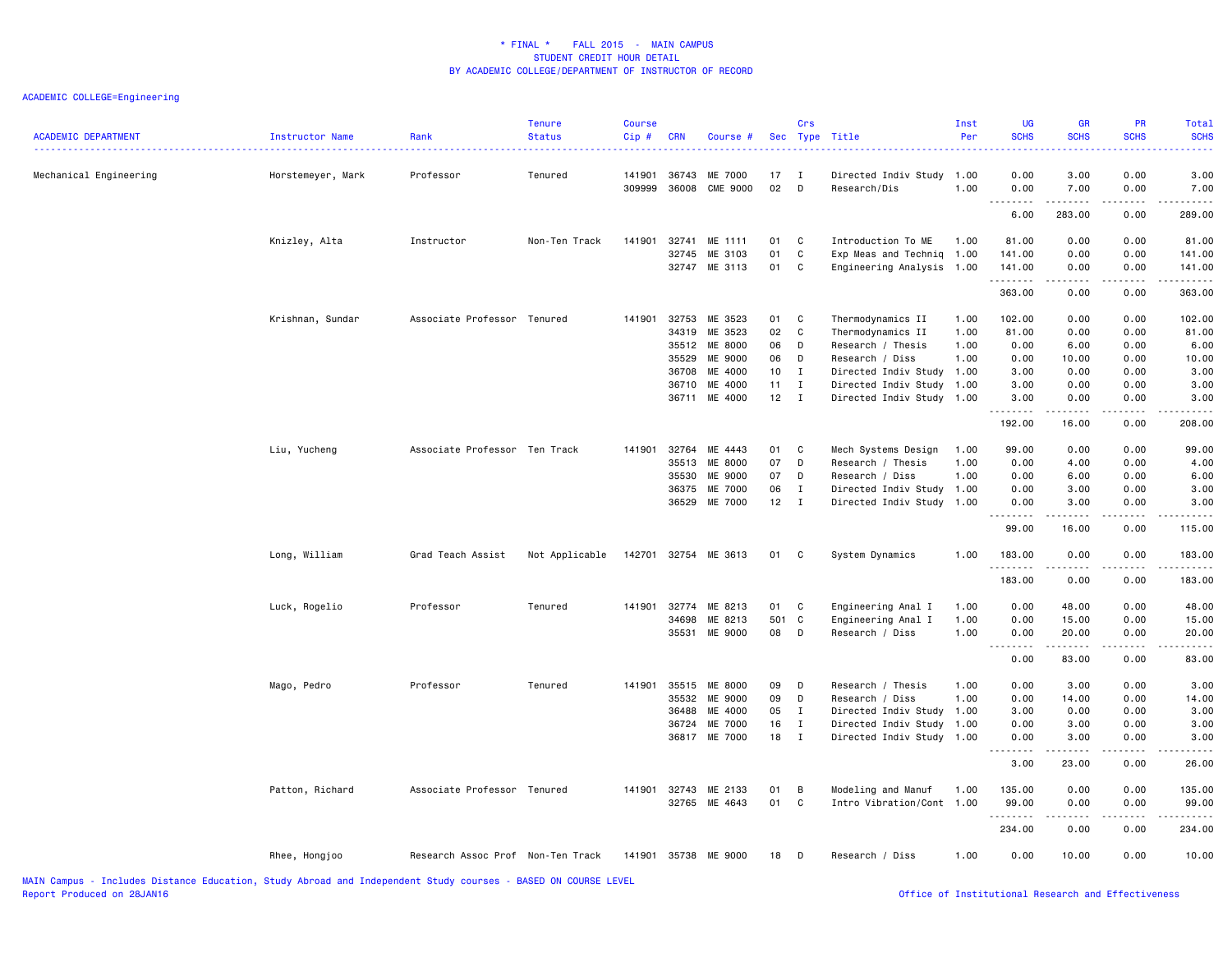* FINAL * FALL 2015 - MAIN CAMPUS
STUDENT CREDIT HOUR DETAIL
BY ACADEMIC COLLEGE/DEPARTMENT OF INSTRUCTOR OF RECORD

ACADEMIC COLLEGE=Engineering

| ACADEMIC DEPARTMENT | Instructor Name | Rank | Tenure Status | Course Cip # | CRN | Course # | Sec | Crs Type | Title | Inst Per | UG SCHS | GR SCHS | PR SCHS | Total SCHS |
|---|---|---|---|---|---|---|---|---|---|---|---|---|---|---|
| Mechanical Engineering | Horstemeyer, Mark | Professor | Tenured | 141901 | 36743 | ME 7000 | 17 | I | Directed Indiv Study | 1.00 | 0.00 | 3.00 | 0.00 | 3.00 |
| | | | | 309999 | 36008 | CME 9000 | 02 | D | Research/Dis | 1.00 | 0.00 | 7.00 | 0.00 | 7.00 |
| | | | | | | | | | | | 6.00 | 283.00 | 0.00 | 289.00 |
| | Knizley, Alta | Instructor | Non-Ten Track | 141901 | 32741 | ME 1111 | 01 | C | Introduction To ME | 1.00 | 81.00 | 0.00 | 0.00 | 81.00 |
| | | | | | 32745 | ME 3103 | 01 | C | Exp Meas and Techniq | 1.00 | 141.00 | 0.00 | 0.00 | 141.00 |
| | | | | | 32747 | ME 3113 | 01 | C | Engineering Analysis | 1.00 | 141.00 | 0.00 | 0.00 | 141.00 |
| | | | | | | | | | | | 363.00 | 0.00 | 0.00 | 363.00 |
| | Krishnan, Sundar | Associate Professor | Tenured | 141901 | 32753 | ME 3523 | 01 | C | Thermodynamics II | 1.00 | 102.00 | 0.00 | 0.00 | 102.00 |
| | | | | | 34319 | ME 3523 | 02 | C | Thermodynamics II | 1.00 | 81.00 | 0.00 | 0.00 | 81.00 |
| | | | | | 35512 | ME 8000 | 06 | D | Research / Thesis | 1.00 | 0.00 | 6.00 | 0.00 | 6.00 |
| | | | | | 35529 | ME 9000 | 06 | D | Research / Diss | 1.00 | 0.00 | 10.00 | 0.00 | 10.00 |
| | | | | | 36708 | ME 4000 | 10 | I | Directed Indiv Study | 1.00 | 3.00 | 0.00 | 0.00 | 3.00 |
| | | | | | 36710 | ME 4000 | 11 | I | Directed Indiv Study | 1.00 | 3.00 | 0.00 | 0.00 | 3.00 |
| | | | | | 36711 | ME 4000 | 12 | I | Directed Indiv Study | 1.00 | 3.00 | 0.00 | 0.00 | 3.00 |
| | | | | | | | | | | | 192.00 | 16.00 | 0.00 | 208.00 |
| | Liu, Yucheng | Associate Professor | Ten Track | 141901 | 32764 | ME 4443 | 01 | C | Mech Systems Design | 1.00 | 99.00 | 0.00 | 0.00 | 99.00 |
| | | | | | 35513 | ME 8000 | 07 | D | Research / Thesis | 1.00 | 0.00 | 4.00 | 0.00 | 4.00 |
| | | | | | 35530 | ME 9000 | 07 | D | Research / Diss | 1.00 | 0.00 | 6.00 | 0.00 | 6.00 |
| | | | | | 36375 | ME 7000 | 06 | I | Directed Indiv Study | 1.00 | 0.00 | 3.00 | 0.00 | 3.00 |
| | | | | | 36529 | ME 7000 | 12 | I | Directed Indiv Study | 1.00 | 0.00 | 3.00 | 0.00 | 3.00 |
| | | | | | | | | | | | 99.00 | 16.00 | 0.00 | 115.00 |
| | Long, William | Grad Teach Assist | Not Applicable | 142701 | 32754 | ME 3613 | 01 | C | System Dynamics | 1.00 | 183.00 | 0.00 | 0.00 | 183.00 |
| | | | | | | | | | | | 183.00 | 0.00 | 0.00 | 183.00 |
| | Luck, Rogelio | Professor | Tenured | 141901 | 32774 | ME 8213 | 01 | C | Engineering Anal I | 1.00 | 0.00 | 48.00 | 0.00 | 48.00 |
| | | | | | 34698 | ME 8213 | 501 | C | Engineering Anal I | 1.00 | 0.00 | 15.00 | 0.00 | 15.00 |
| | | | | | 35531 | ME 9000 | 08 | D | Research / Diss | 1.00 | 0.00 | 20.00 | 0.00 | 20.00 |
| | | | | | | | | | | | 0.00 | 83.00 | 0.00 | 83.00 |
| | Mago, Pedro | Professor | Tenured | 141901 | 35515 | ME 8000 | 09 | D | Research / Thesis | 1.00 | 0.00 | 3.00 | 0.00 | 3.00 |
| | | | | | 35532 | ME 9000 | 09 | D | Research / Diss | 1.00 | 0.00 | 14.00 | 0.00 | 14.00 |
| | | | | | 36488 | ME 4000 | 05 | I | Directed Indiv Study | 1.00 | 3.00 | 0.00 | 0.00 | 3.00 |
| | | | | | 36724 | ME 7000 | 16 | I | Directed Indiv Study | 1.00 | 0.00 | 3.00 | 0.00 | 3.00 |
| | | | | | 36817 | ME 7000 | 18 | I | Directed Indiv Study | 1.00 | 0.00 | 3.00 | 0.00 | 3.00 |
| | | | | | | | | | | | 3.00 | 23.00 | 0.00 | 26.00 |
| | Patton, Richard | Associate Professor | Tenured | 141901 | 32743 | ME 2133 | 01 | B | Modeling and Manuf | 1.00 | 135.00 | 0.00 | 0.00 | 135.00 |
| | | | | | 32765 | ME 4643 | 01 | C | Intro Vibration/Cont | 1.00 | 99.00 | 0.00 | 0.00 | 99.00 |
| | | | | | | | | | | | 234.00 | 0.00 | 0.00 | 234.00 |
| | Rhee, Hongjoo | Research Assoc Prof | Non-Ten Track | 141901 | 35738 | ME 9000 | 18 | D | Research / Diss | 1.00 | 0.00 | 10.00 | 0.00 | 10.00 |

MAIN Campus - Includes Distance Education, Study Abroad and Independent Study courses - BASED ON COURSE LEVEL
Report Produced on 28JAN16

Office of Institutional Research and Effectiveness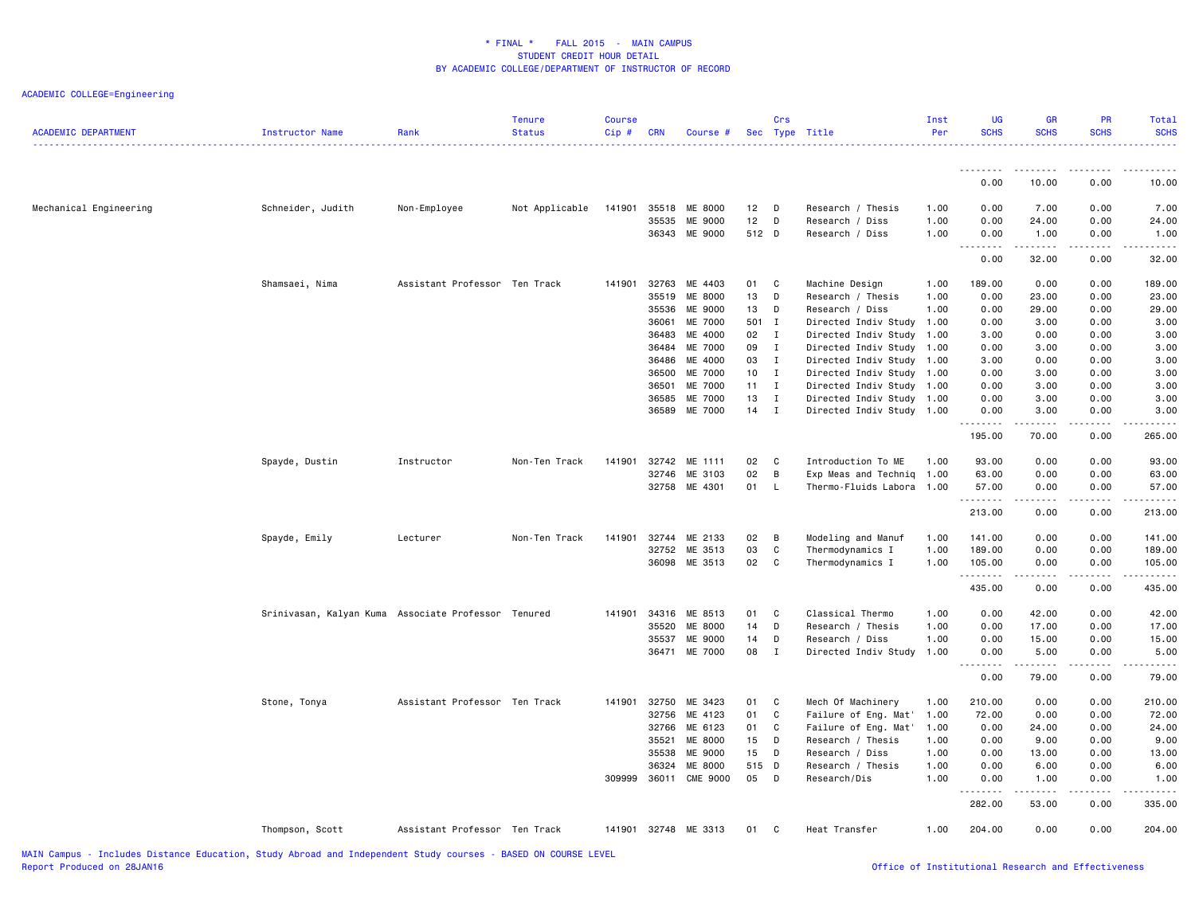\* FINAL \* FALL 2015 - MAIN CAMPUS
STUDENT CREDIT HOUR DETAIL
BY ACADEMIC COLLEGE/DEPARTMENT OF INSTRUCTOR OF RECORD

ACADEMIC COLLEGE=Engineering

| ACADEMIC DEPARTMENT | Instructor Name | Rank | Tenure Status | Course Cip # | CRN | Course # | Sec | Crs Type | Title | Inst Per | UG SCHS | GR SCHS | PR SCHS | Total SCHS |
|---|---|---|---|---|---|---|---|---|---|---|---|---|---|---|
| | | | | | | | | | | | 0.00 | 10.00 | 0.00 | 10.00 |
| Mechanical Engineering | Schneider, Judith | Non-Employee | Not Applicable | 141901 | 35518 | ME 8000 | 12 | D | Research / Thesis | 1.00 | 0.00 | 7.00 | 0.00 | 7.00 |
| | | | | | 35535 | ME 9000 | 12 | D | Research / Diss | 1.00 | 0.00 | 24.00 | 0.00 | 24.00 |
| | | | | | 36343 | ME 9000 | 512 | D | Research / Diss | 1.00 | 0.00 | 1.00 | 0.00 | 1.00 |
| | | | | | | | | | | | 0.00 | 32.00 | 0.00 | 32.00 |
| | Shamsaei, Nima | Assistant Professor | Ten Track | 141901 | 32763 | ME 4403 | 01 | C | Machine Design | 1.00 | 189.00 | 0.00 | 0.00 | 189.00 |
| | | | | | 35519 | ME 8000 | 13 | D | Research / Thesis | 1.00 | 0.00 | 23.00 | 0.00 | 23.00 |
| | | | | | 35536 | ME 9000 | 13 | D | Research / Diss | 1.00 | 0.00 | 29.00 | 0.00 | 29.00 |
| | | | | | 36061 | ME 7000 | 501 | I | Directed Indiv Study | 1.00 | 0.00 | 3.00 | 0.00 | 3.00 |
| | | | | | 36483 | ME 4000 | 02 | I | Directed Indiv Study | 1.00 | 3.00 | 0.00 | 0.00 | 3.00 |
| | | | | | 36484 | ME 7000 | 09 | I | Directed Indiv Study | 1.00 | 0.00 | 3.00 | 0.00 | 3.00 |
| | | | | | 36486 | ME 4000 | 03 | I | Directed Indiv Study | 1.00 | 3.00 | 0.00 | 0.00 | 3.00 |
| | | | | | 36500 | ME 7000 | 10 | I | Directed Indiv Study | 1.00 | 0.00 | 3.00 | 0.00 | 3.00 |
| | | | | | 36501 | ME 7000 | 11 | I | Directed Indiv Study | 1.00 | 0.00 | 3.00 | 0.00 | 3.00 |
| | | | | | 36585 | ME 7000 | 13 | I | Directed Indiv Study | 1.00 | 0.00 | 3.00 | 0.00 | 3.00 |
| | | | | | 36589 | ME 7000 | 14 | I | Directed Indiv Study | 1.00 | 0.00 | 3.00 | 0.00 | 3.00 |
| | | | | | | | | | | | 195.00 | 70.00 | 0.00 | 265.00 |
| | Spayde, Dustin | Instructor | Non-Ten Track | 141901 | 32742 | ME 1111 | 02 | C | Introduction To ME | 1.00 | 93.00 | 0.00 | 0.00 | 93.00 |
| | | | | | 32746 | ME 3103 | 02 | B | Exp Meas and Techniq | 1.00 | 63.00 | 0.00 | 0.00 | 63.00 |
| | | | | | 32758 | ME 4301 | 01 | L | Thermo-Fluids Labora | 1.00 | 57.00 | 0.00 | 0.00 | 57.00 |
| | | | | | | | | | | | 213.00 | 0.00 | 0.00 | 213.00 |
| | Spayde, Emily | Lecturer | Non-Ten Track | 141901 | 32744 | ME 2133 | 02 | B | Modeling and Manuf | 1.00 | 141.00 | 0.00 | 0.00 | 141.00 |
| | | | | | 32752 | ME 3513 | 03 | C | Thermodynamics I | 1.00 | 189.00 | 0.00 | 0.00 | 189.00 |
| | | | | | 36098 | ME 3513 | 02 | C | Thermodynamics I | 1.00 | 105.00 | 0.00 | 0.00 | 105.00 |
| | | | | | | | | | | | 435.00 | 0.00 | 0.00 | 435.00 |
| | Srinivasan, Kalyan Kuma | Associate Professor | Tenured | 141901 | 34316 | ME 8513 | 01 | C | Classical Thermo | 1.00 | 0.00 | 42.00 | 0.00 | 42.00 |
| | | | | | 35520 | ME 8000 | 14 | D | Research / Thesis | 1.00 | 0.00 | 17.00 | 0.00 | 17.00 |
| | | | | | 35537 | ME 9000 | 14 | D | Research / Diss | 1.00 | 0.00 | 15.00 | 0.00 | 15.00 |
| | | | | | 36471 | ME 7000 | 08 | I | Directed Indiv Study | 1.00 | 0.00 | 5.00 | 0.00 | 5.00 |
| | | | | | | | | | | | 0.00 | 79.00 | 0.00 | 79.00 |
| | Stone, Tonya | Assistant Professor | Ten Track | 141901 | 32750 | ME 3423 | 01 | C | Mech Of Machinery | 1.00 | 210.00 | 0.00 | 0.00 | 210.00 |
| | | | | | 32756 | ME 4123 | 01 | C | Failure of Eng. Mat' | 1.00 | 72.00 | 0.00 | 0.00 | 72.00 |
| | | | | | 32766 | ME 6123 | 01 | C | Failure of Eng. Mat' | 1.00 | 0.00 | 24.00 | 0.00 | 24.00 |
| | | | | | 35521 | ME 8000 | 15 | D | Research / Thesis | 1.00 | 0.00 | 9.00 | 0.00 | 9.00 |
| | | | | | 35538 | ME 9000 | 15 | D | Research / Diss | 1.00 | 0.00 | 13.00 | 0.00 | 13.00 |
| | | | | | 36324 | ME 8000 | 515 | D | Research / Thesis | 1.00 | 0.00 | 6.00 | 0.00 | 6.00 |
| | | | | 309999 | 36011 | CME 9000 | 05 | D | Research/Dis | 1.00 | 0.00 | 1.00 | 0.00 | 1.00 |
| | | | | | | | | | | | 282.00 | 53.00 | 0.00 | 335.00 |
| | Thompson, Scott | Assistant Professor | Ten Track | 141901 | 32748 | ME 3313 | 01 | C | Heat Transfer | 1.00 | 204.00 | 0.00 | 0.00 | 204.00 |

MAIN Campus - Includes Distance Education, Study Abroad and Independent Study courses - BASED ON COURSE LEVEL
Report Produced on 28JAN16
Office of Institutional Research and Effectiveness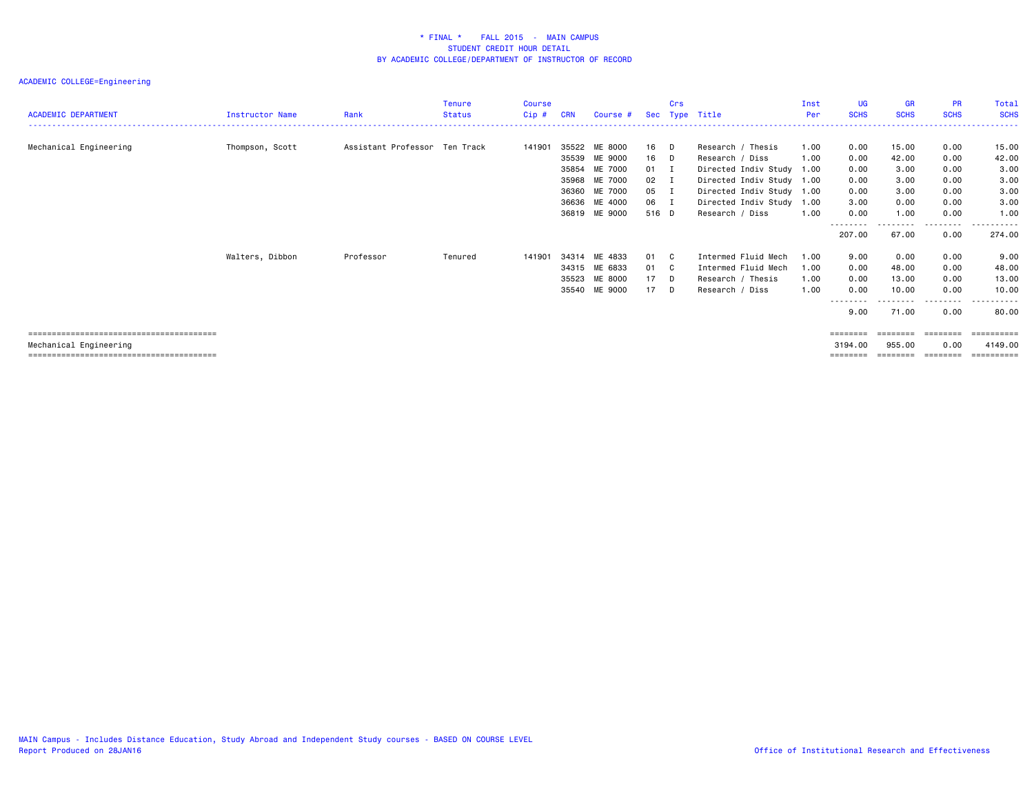# * FINAL * FALL 2015 - MAIN CAMPUS
## STUDENT CREDIT HOUR DETAIL
## BY ACADEMIC COLLEGE/DEPARTMENT OF INSTRUCTOR OF RECORD

ACADEMIC COLLEGE=Engineering

| ACADEMIC DEPARTMENT | Instructor Name | Rank | Tenure Status | Course Cip # | CRN | Course # | Sec | Crs Type | Title | Inst Per | UG SCHS | GR SCHS | PR SCHS | Total SCHS |
|---|---|---|---|---|---|---|---|---|---|---|---|---|---|---|
| Mechanical Engineering | Thompson, Scott | Assistant Professor | Ten Track | 141901 | 35522 | ME 8000 | 16 | D | Research / Thesis | 1.00 | 0.00 | 15.00 | 0.00 | 15.00 |
| | | | | | 35539 | ME 9000 | 16 | D | Research / Diss | 1.00 | 0.00 | 42.00 | 0.00 | 42.00 |
| | | | | | 35854 | ME 7000 | 01 | I | Directed Indiv Study | 1.00 | 0.00 | 3.00 | 0.00 | 3.00 |
| | | | | | 35968 | ME 7000 | 02 | I | Directed Indiv Study | 1.00 | 0.00 | 3.00 | 0.00 | 3.00 |
| | | | | | 36360 | ME 7000 | 05 | I | Directed Indiv Study | 1.00 | 0.00 | 3.00 | 0.00 | 3.00 |
| | | | | | 36636 | ME 4000 | 06 | I | Directed Indiv Study | 1.00 | 3.00 | 0.00 | 0.00 | 3.00 |
| | | | | | 36819 | ME 9000 | 516 | D | Research / Diss | 1.00 | 0.00 | 1.00 | 0.00 | 1.00 |
| | | | | | | | | | | | 207.00 | 67.00 | 0.00 | 274.00 |
| | Walters, Dibbon | Professor | Tenured | 141901 | 34314 | ME 4833 | 01 | C | Intermed Fluid Mech | 1.00 | 9.00 | 0.00 | 0.00 | 9.00 |
| | | | | | 34315 | ME 6833 | 01 | C | Intermed Fluid Mech | 1.00 | 0.00 | 48.00 | 0.00 | 48.00 |
| | | | | | 35523 | ME 8000 | 17 | D | Research / Thesis | 1.00 | 0.00 | 13.00 | 0.00 | 13.00 |
| | | | | | 35540 | ME 9000 | 17 | D | Research / Diss | 1.00 | 0.00 | 10.00 | 0.00 | 10.00 |
| | | | | | | | | | | | 9.00 | 71.00 | 0.00 | 80.00 |
| Mechanical Engineering | | | | | | | | | | | 3194.00 | 955.00 | 0.00 | 4149.00 |

MAIN Campus - Includes Distance Education, Study Abroad and Independent Study courses - BASED ON COURSE LEVEL
Report Produced on 28JAN16

Office of Institutional Research and Effectiveness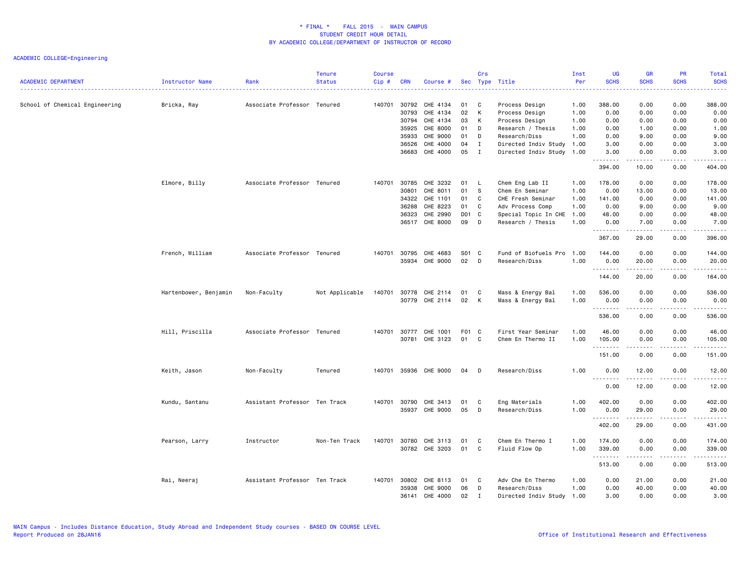\* FINAL \*    FALL 2015 - MAIN CAMPUS
STUDENT CREDIT HOUR DETAIL
BY ACADEMIC COLLEGE/DEPARTMENT OF INSTRUCTOR OF RECORD

ACADEMIC COLLEGE=Engineering

| ACADEMIC DEPARTMENT | Instructor Name | Rank | Tenure Status | Course Cip # | CRN | Course # | Sec | Crs Type | Title | Inst Per | UG SCHS | GR SCHS | PR SCHS | Total SCHS |
|---|---|---|---|---|---|---|---|---|---|---|---|---|---|---|
| School of Chemical Engineering | Bricka, Ray | Associate Professor | Tenured | 140701 | 30792 | CHE 4134 | 01 | C | Process Design | 1.00 | 388.00 | 0.00 | 0.00 | 388.00 |
| | | | | | 30793 | CHE 4134 | 02 | K | Process Design | 1.00 | 0.00 | 0.00 | 0.00 | 0.00 |
| | | | | | 30794 | CHE 4134 | 03 | K | Process Design | 1.00 | 0.00 | 0.00 | 0.00 | 0.00 |
| | | | | | 35925 | CHE 8000 | 01 | D | Research / Thesis | 1.00 | 0.00 | 1.00 | 0.00 | 1.00 |
| | | | | | 35933 | CHE 9000 | 01 | D | Research/Diss | 1.00 | 0.00 | 9.00 | 0.00 | 9.00 |
| | | | | | 36526 | CHE 4000 | 04 | I | Directed Indiv Study | 1.00 | 3.00 | 0.00 | 0.00 | 3.00 |
| | | | | | 36683 | CHE 4000 | 05 | I | Directed Indiv Study | 1.00 | 3.00 | 0.00 | 0.00 | 3.00 |
| | | | | | | | | | | | 394.00 | 10.00 | 0.00 | 404.00 |
| | Elmore, Billy | Associate Professor | Tenured | 140701 | 30785 | CHE 3232 | 01 | L | Chem Eng Lab II | 1.00 | 178.00 | 0.00 | 0.00 | 178.00 |
| | | | | | 30801 | CHE 8011 | 01 | S | Chem En Seminar | 1.00 | 0.00 | 13.00 | 0.00 | 13.00 |
| | | | | | 34322 | CHE 1101 | 01 | C | CHE Fresh Seminar | 1.00 | 141.00 | 0.00 | 0.00 | 141.00 |
| | | | | | 36288 | CHE 8223 | 01 | C | Adv Process Comp | 1.00 | 0.00 | 9.00 | 0.00 | 9.00 |
| | | | | | 36323 | CHE 2990 | D01 | C | Special Topic In CHE | 1.00 | 48.00 | 0.00 | 0.00 | 48.00 |
| | | | | | 36517 | CHE 8000 | 09 | D | Research / Thesis | 1.00 | 0.00 | 7.00 | 0.00 | 7.00 |
| | | | | | | | | | | | 367.00 | 29.00 | 0.00 | 396.00 |
| | French, William | Associate Professor | Tenured | 140701 | 30795 | CHE 4683 | S01 | C | Fund of Biofuels Pro | 1.00 | 144.00 | 0.00 | 0.00 | 144.00 |
| | | | | | 35934 | CHE 9000 | 02 | D | Research/Diss | 1.00 | 0.00 | 20.00 | 0.00 | 20.00 |
| | | | | | | | | | | | 144.00 | 20.00 | 0.00 | 164.00 |
| | Hartenbower, Benjamin | Non-Faculty | Not Applicable | 140701 | 30778 | CHE 2114 | 01 | C | Mass & Energy Bal | 1.00 | 536.00 | 0.00 | 0.00 | 536.00 |
| | | | | | 30779 | CHE 2114 | 02 | K | Mass & Energy Bal | 1.00 | 0.00 | 0.00 | 0.00 | 0.00 |
| | | | | | | | | | | | 536.00 | 0.00 | 0.00 | 536.00 |
| | Hill, Priscilla | Associate Professor | Tenured | 140701 | 30777 | CHE 1001 | F01 | C | First Year Seminar | 1.00 | 46.00 | 0.00 | 0.00 | 46.00 |
| | | | | | 30781 | CHE 3123 | 01 | C | Chem En Thermo II | 1.00 | 105.00 | 0.00 | 0.00 | 105.00 |
| | | | | | | | | | | | 151.00 | 0.00 | 0.00 | 151.00 |
| | Keith, Jason | Non-Faculty | Tenured | 140701 | 35936 | CHE 9000 | 04 | D | Research/Diss | 1.00 | 0.00 | 12.00 | 0.00 | 12.00 |
| | | | | | | | | | | | 0.00 | 12.00 | 0.00 | 12.00 |
| | Kundu, Santanu | Assistant Professor | Ten Track | 140701 | 30790 | CHE 3413 | 01 | C | Eng Materials | 1.00 | 402.00 | 0.00 | 0.00 | 402.00 |
| | | | | | 35937 | CHE 9000 | 05 | D | Research/Diss | 1.00 | 0.00 | 29.00 | 0.00 | 29.00 |
| | | | | | | | | | | | 402.00 | 29.00 | 0.00 | 431.00 |
| | Pearson, Larry | Instructor | Non-Ten Track | 140701 | 30780 | CHE 3113 | 01 | C | Chem En Thermo I | 1.00 | 174.00 | 0.00 | 0.00 | 174.00 |
| | | | | | 30782 | CHE 3203 | 01 | C | Fluid Flow Op | 1.00 | 339.00 | 0.00 | 0.00 | 339.00 |
| | | | | | | | | | | | 513.00 | 0.00 | 0.00 | 513.00 |
| | Rai, Neeraj | Assistant Professor | Ten Track | 140701 | 30802 | CHE 8113 | 01 | C | Adv Che En Thermo | 1.00 | 0.00 | 21.00 | 0.00 | 21.00 |
| | | | | | 35938 | CHE 9000 | 06 | D | Research/Diss | 1.00 | 0.00 | 40.00 | 0.00 | 40.00 |
| | | | | | 36141 | CHE 4000 | 02 | I | Directed Indiv Study | 1.00 | 3.00 | 0.00 | 0.00 | 3.00 |

MAIN Campus - Includes Distance Education, Study Abroad and Independent Study courses - BASED ON COURSE LEVEL
Report Produced on 28JAN16

Office of Institutional Research and Effectiveness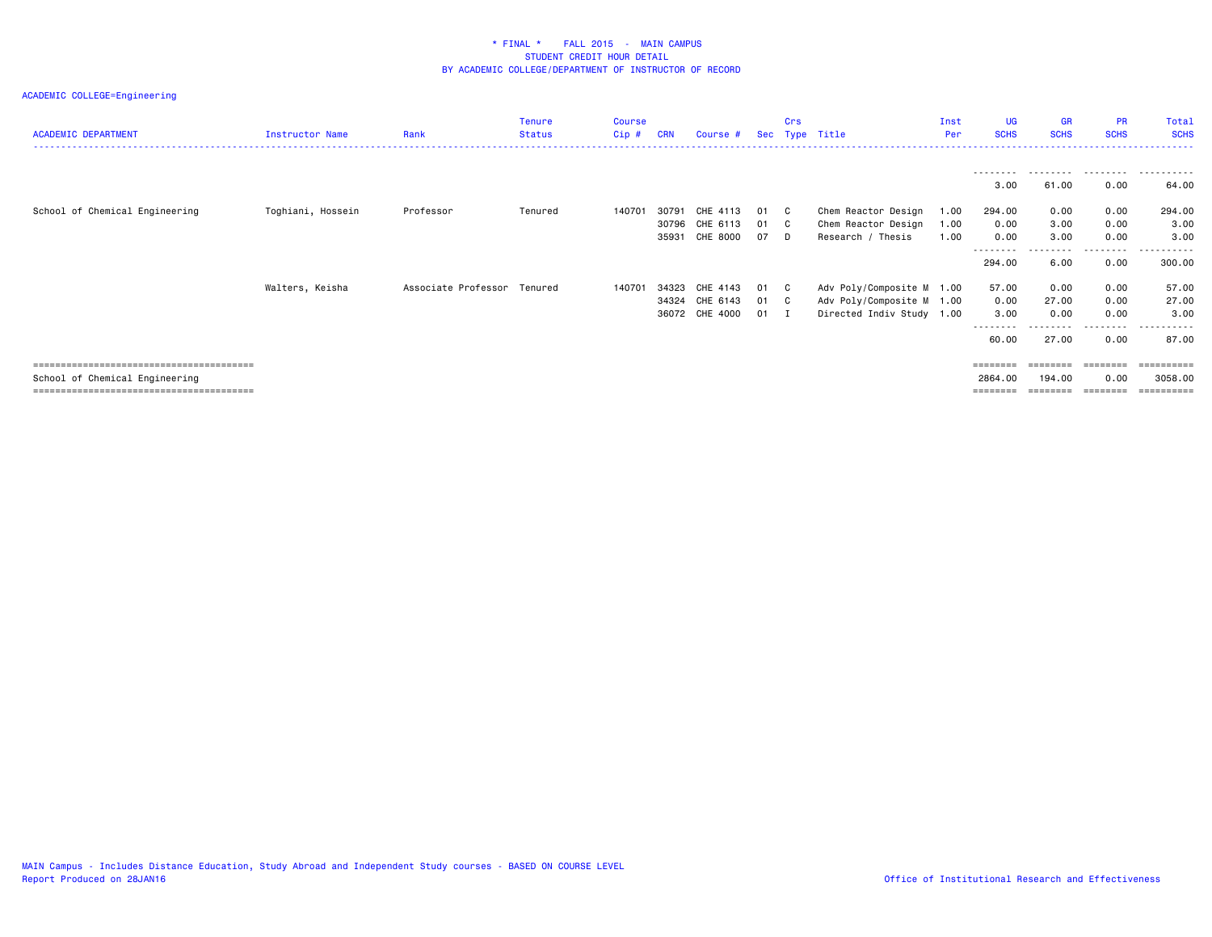**\* FINAL \* FALL 2015 - MAIN CAMPUS**
**STUDENT CREDIT HOUR DETAIL**
**BY ACADEMIC COLLEGE/DEPARTMENT OF INSTRUCTOR OF RECORD**

ACADEMIC COLLEGE=Engineering

| ACADEMIC DEPARTMENT | Instructor Name | Rank | Tenure Status | Course Cip # | CRN | Course # | Sec | Crs Type | Title | Inst Per | UG SCHS | GR SCHS | PR SCHS | Total SCHS |
|---|---|---|---|---|---|---|---|---|---|---|---|---|---|---|
| | | | | | | | | | | | 3.00 | 61.00 | 0.00 | 64.00 |
| School of Chemical Engineering | Toghiani, Hossein | Professor | Tenured | 140701 | 30791 | CHE 4113 | 01 | C | Chem Reactor Design | 1.00 | 294.00 | 0.00 | 0.00 | 294.00 |
| | | | | | 30796 | CHE 6113 | 01 | C | Chem Reactor Design | 1.00 | 0.00 | 3.00 | 0.00 | 3.00 |
| | | | | | 35931 | CHE 8000 | 07 | D | Research / Thesis | 1.00 | 0.00 | 3.00 | 0.00 | 3.00 |
| | | | | | | | | | | | 294.00 | 6.00 | 0.00 | 300.00 |
| | Walters, Keisha | Associate Professor | Tenured | 140701 | 34323 | CHE 4143 | 01 | C | Adv Poly/Composite M | 1.00 | 57.00 | 0.00 | 0.00 | 57.00 |
| | | | | | 34324 | CHE 6143 | 01 | C | Adv Poly/Composite M | 1.00 | 0.00 | 27.00 | 0.00 | 27.00 |
| | | | | | 36072 | CHE 4000 | 01 | I | Directed Indiv Study | 1.00 | 3.00 | 0.00 | 0.00 | 3.00 |
| | | | | | | | | | | | 60.00 | 27.00 | 0.00 | 87.00 |
| School of Chemical Engineering | | | | | | | | | | | 2864.00 | 194.00 | 0.00 | 3058.00 |

MAIN Campus - Includes Distance Education, Study Abroad and Independent Study courses - BASED ON COURSE LEVEL
Report Produced on 28JAN16

Office of Institutional Research and Effectiveness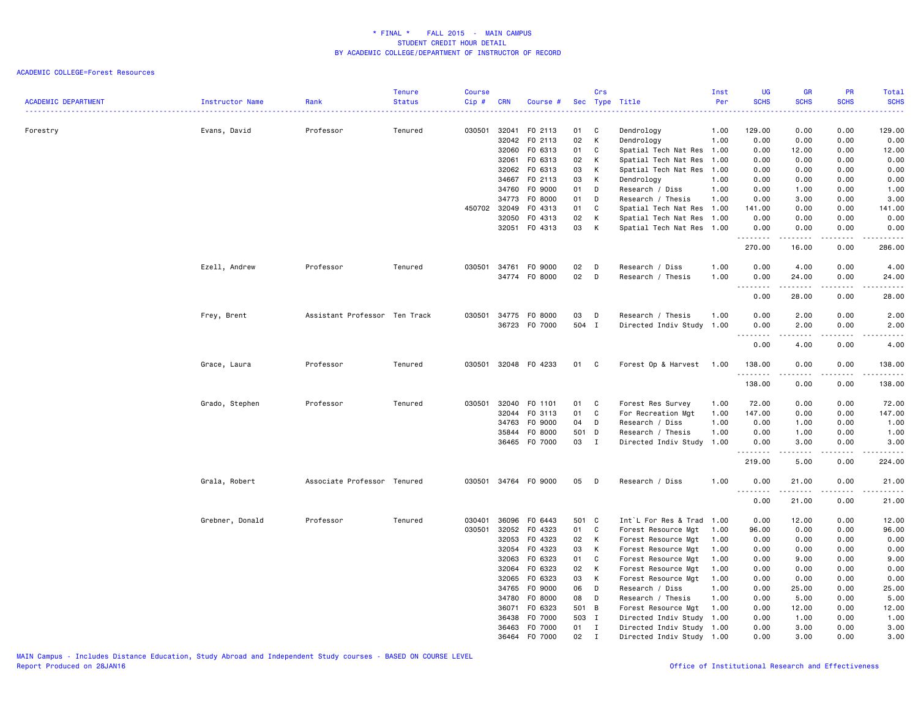\* FINAL \*    FALL 2015  -  MAIN CAMPUS
STUDENT CREDIT HOUR DETAIL
BY ACADEMIC COLLEGE/DEPARTMENT OF INSTRUCTOR OF RECORD

ACADEMIC COLLEGE=Forest Resources

| ACADEMIC DEPARTMENT | Instructor Name | Rank | Tenure Status | Course Cip # | CRN | Course # | Sec | Crs Type | Title | Inst Per | UG SCHS | GR SCHS | PR SCHS | Total SCHS |
|---|---|---|---|---|---|---|---|---|---|---|---|---|---|---|
| Forestry | Evans, David | Professor | Tenured | 030501 | 32041 | FO 2113 | 01 | C | Dendrology | 1.00 | 129.00 | 0.00 | 0.00 | 129.00 |
| | | | | | 32042 | FO 2113 | 02 | K | Dendrology | 1.00 | 0.00 | 0.00 | 0.00 | 0.00 |
| | | | | | 32060 | FO 6313 | 01 | C | Spatial Tech Nat Res | 1.00 | 0.00 | 12.00 | 0.00 | 12.00 |
| | | | | | 32061 | FO 6313 | 02 | K | Spatial Tech Nat Res | 1.00 | 0.00 | 0.00 | 0.00 | 0.00 |
| | | | | | 32062 | FO 6313 | 03 | K | Spatial Tech Nat Res | 1.00 | 0.00 | 0.00 | 0.00 | 0.00 |
| | | | | | 34667 | FO 2113 | 03 | K | Dendrology | 1.00 | 0.00 | 0.00 | 0.00 | 0.00 |
| | | | | | 34760 | FO 9000 | 01 | D | Research / Diss | 1.00 | 0.00 | 1.00 | 0.00 | 1.00 |
| | | | | | 34773 | FO 8000 | 01 | D | Research / Thesis | 1.00 | 0.00 | 3.00 | 0.00 | 3.00 |
| | | | | 450702 | 32049 | FO 4313 | 01 | C | Spatial Tech Nat Res | 1.00 | 141.00 | 0.00 | 0.00 | 141.00 |
| | | | | | 32050 | FO 4313 | 02 | K | Spatial Tech Nat Res | 1.00 | 0.00 | 0.00 | 0.00 | 0.00 |
| | | | | | 32051 | FO 4313 | 03 | K | Spatial Tech Nat Res | 1.00 | 0.00 | 0.00 | 0.00 | 0.00 |
| | | | | | | | | | | | 270.00 | 16.00 | 0.00 | 286.00 |
| | Ezell, Andrew | Professor | Tenured | 030501 | 34761 | FO 9000 | 02 | D | Research / Diss | 1.00 | 0.00 | 4.00 | 0.00 | 4.00 |
| | | | | | 34774 | FO 8000 | 02 | D | Research / Thesis | 1.00 | 0.00 | 24.00 | 0.00 | 24.00 |
| | | | | | | | | | | | 0.00 | 28.00 | 0.00 | 28.00 |
| | Frey, Brent | Assistant Professor | Ten Track | 030501 | 34775 | FO 8000 | 03 | D | Research / Thesis | 1.00 | 0.00 | 2.00 | 0.00 | 2.00 |
| | | | | | 36723 | FO 7000 | 504 | I | Directed Indiv Study | 1.00 | 0.00 | 2.00 | 0.00 | 2.00 |
| | | | | | | | | | | | 0.00 | 4.00 | 0.00 | 4.00 |
| | Grace, Laura | Professor | Tenured | 030501 | 32048 | FO 4233 | 01 | C | Forest Op & Harvest | 1.00 | 138.00 | 0.00 | 0.00 | 138.00 |
| | | | | | | | | | | | 138.00 | 0.00 | 0.00 | 138.00 |
| | Grado, Stephen | Professor | Tenured | 030501 | 32040 | FO 1101 | 01 | C | Forest Res Survey | 1.00 | 72.00 | 0.00 | 0.00 | 72.00 |
| | | | | | 32044 | FO 3113 | 01 | C | For Recreation Mgt | 1.00 | 147.00 | 0.00 | 0.00 | 147.00 |
| | | | | | 34763 | FO 9000 | 04 | D | Research / Diss | 1.00 | 0.00 | 1.00 | 0.00 | 1.00 |
| | | | | | 35844 | FO 8000 | 501 | D | Research / Thesis | 1.00 | 0.00 | 1.00 | 0.00 | 1.00 |
| | | | | | 36465 | FO 7000 | 03 | I | Directed Indiv Study | 1.00 | 0.00 | 3.00 | 0.00 | 3.00 |
| | | | | | | | | | | | 219.00 | 5.00 | 0.00 | 224.00 |
| | Grala, Robert | Associate Professor | Tenured | 030501 | 34764 | FO 9000 | 05 | D | Research / Diss | 1.00 | 0.00 | 21.00 | 0.00 | 21.00 |
| | | | | | | | | | | | 0.00 | 21.00 | 0.00 | 21.00 |
| | Grebner, Donald | Professor | Tenured | 030401 | 36096 | FO 6443 | 501 | C | Int`L For Res & Trad | 1.00 | 0.00 | 12.00 | 0.00 | 12.00 |
| | | | | 030501 | 32052 | FO 4323 | 01 | C | Forest Resource Mgt | 1.00 | 96.00 | 0.00 | 0.00 | 96.00 |
| | | | | | 32053 | FO 4323 | 02 | K | Forest Resource Mgt | 1.00 | 0.00 | 0.00 | 0.00 | 0.00 |
| | | | | | 32054 | FO 4323 | 03 | K | Forest Resource Mgt | 1.00 | 0.00 | 0.00 | 0.00 | 0.00 |
| | | | | | 32063 | FO 6323 | 01 | C | Forest Resource Mgt | 1.00 | 0.00 | 9.00 | 0.00 | 9.00 |
| | | | | | 32064 | FO 6323 | 02 | K | Forest Resource Mgt | 1.00 | 0.00 | 0.00 | 0.00 | 0.00 |
| | | | | | 32065 | FO 6323 | 03 | K | Forest Resource Mgt | 1.00 | 0.00 | 0.00 | 0.00 | 0.00 |
| | | | | | 34765 | FO 9000 | 06 | D | Research / Diss | 1.00 | 0.00 | 25.00 | 0.00 | 25.00 |
| | | | | | 34780 | FO 8000 | 08 | D | Research / Thesis | 1.00 | 0.00 | 5.00 | 0.00 | 5.00 |
| | | | | | 36071 | FO 6323 | 501 | B | Forest Resource Mgt | 1.00 | 0.00 | 12.00 | 0.00 | 12.00 |
| | | | | | 36438 | FO 7000 | 503 | I | Directed Indiv Study | 1.00 | 0.00 | 1.00 | 0.00 | 1.00 |
| | | | | | 36463 | FO 7000 | 01 | I | Directed Indiv Study | 1.00 | 0.00 | 3.00 | 0.00 | 3.00 |
| | | | | | 36464 | FO 7000 | 02 | I | Directed Indiv Study | 1.00 | 0.00 | 3.00 | 0.00 | 3.00 |

MAIN Campus - Includes Distance Education, Study Abroad and Independent Study courses - BASED ON COURSE LEVEL
Report Produced on 28JAN16

Office of Institutional Research and Effectiveness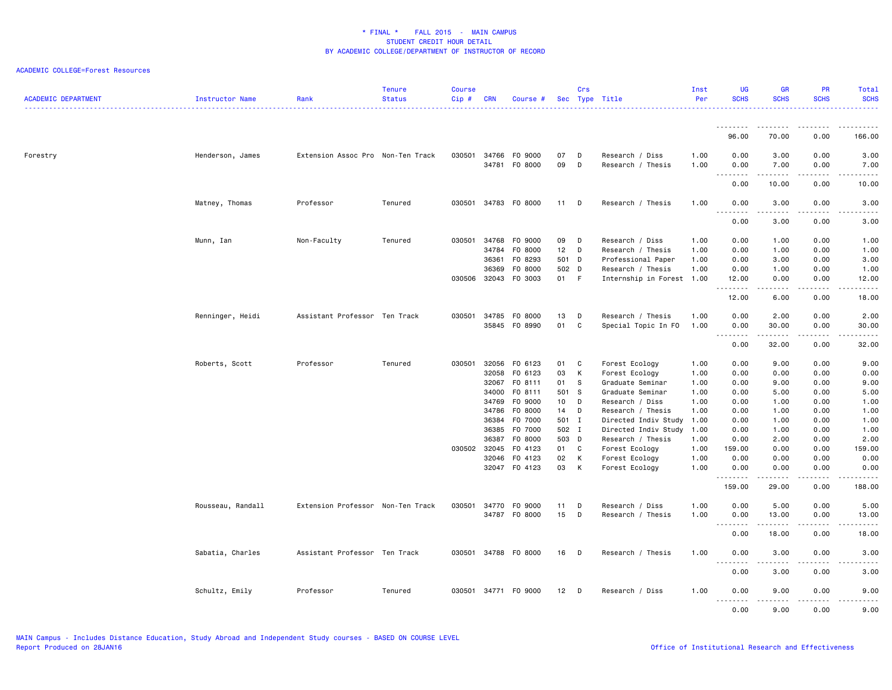\* FINAL \*    FALL 2015  -  MAIN CAMPUS
STUDENT CREDIT HOUR DETAIL
BY ACADEMIC COLLEGE/DEPARTMENT OF INSTRUCTOR OF RECORD

ACADEMIC COLLEGE=Forest Resources

| ACADEMIC DEPARTMENT | Instructor Name | Rank | Tenure Status | Course Cip # | CRN | Course # | Sec | Crs Type | Title | Inst Per | UG SCHS | GR SCHS | PR SCHS | Total SCHS |
|---|---|---|---|---|---|---|---|---|---|---|---|---|---|---|
| | | | | | | | | | | | 96.00 | 70.00 | 0.00 | 166.00 |
| Forestry | Henderson, James | Extension Assoc Pro | Non-Ten Track | 030501 | 34766 | FO 9000 | 07 | D | Research / Diss | 1.00 | 0.00 | 3.00 | 0.00 | 3.00 |
| | | | | | 34781 | FO 8000 | 09 | D | Research / Thesis | 1.00 | 0.00 | 7.00 | 0.00 | 7.00 |
| | | | | | | | | | | | 0.00 | 10.00 | 0.00 | 10.00 |
| | Matney, Thomas | Professor | Tenured | 030501 | 34783 | FO 8000 | 11 | D | Research / Thesis | 1.00 | 0.00 | 3.00 | 0.00 | 3.00 |
| | | | | | | | | | | | 0.00 | 3.00 | 0.00 | 3.00 |
| | Munn, Ian | Non-Faculty | Tenured | 030501 | 34768 | FO 9000 | 09 | D | Research / Diss | 1.00 | 0.00 | 1.00 | 0.00 | 1.00 |
| | | | | | 34784 | FO 8000 | 12 | D | Research / Thesis | 1.00 | 0.00 | 1.00 | 0.00 | 1.00 |
| | | | | | 36361 | FO 8293 | 501 | D | Professional Paper | 1.00 | 0.00 | 3.00 | 0.00 | 3.00 |
| | | | | | 36369 | FO 8000 | 502 | D | Research / Thesis | 1.00 | 0.00 | 1.00 | 0.00 | 1.00 |
| | | | | 030506 | 32043 | FO 3003 | 01 | F | Internship in Forest | 1.00 | 12.00 | 0.00 | 0.00 | 12.00 |
| | | | | | | | | | | | 12.00 | 6.00 | 0.00 | 18.00 |
| | Renninger, Heidi | Assistant Professor | Ten Track | 030501 | 34785 | FO 8000 | 13 | D | Research / Thesis | 1.00 | 0.00 | 2.00 | 0.00 | 2.00 |
| | | | | | 35845 | FO 8990 | 01 | C | Special Topic In FO | 1.00 | 0.00 | 30.00 | 0.00 | 30.00 |
| | | | | | | | | | | | 0.00 | 32.00 | 0.00 | 32.00 |
| | Roberts, Scott | Professor | Tenured | 030501 | 32056 | FO 6123 | 01 | C | Forest Ecology | 1.00 | 0.00 | 9.00 | 0.00 | 9.00 |
| | | | | | 32058 | FO 6123 | 03 | K | Forest Ecology | 1.00 | 0.00 | 0.00 | 0.00 | 0.00 |
| | | | | | 32067 | FO 8111 | 01 | S | Graduate Seminar | 1.00 | 0.00 | 9.00 | 0.00 | 9.00 |
| | | | | | 34000 | FO 8111 | 501 | S | Graduate Seminar | 1.00 | 0.00 | 5.00 | 0.00 | 5.00 |
| | | | | | 34769 | FO 9000 | 10 | D | Research / Diss | 1.00 | 0.00 | 1.00 | 0.00 | 1.00 |
| | | | | | 34786 | FO 8000 | 14 | D | Research / Thesis | 1.00 | 0.00 | 1.00 | 0.00 | 1.00 |
| | | | | | 36384 | FO 7000 | 501 | I | Directed Indiv Study | 1.00 | 0.00 | 1.00 | 0.00 | 1.00 |
| | | | | | 36385 | FO 7000 | 502 | I | Directed Indiv Study | 1.00 | 0.00 | 1.00 | 0.00 | 1.00 |
| | | | | | 36387 | FO 8000 | 503 | D | Research / Thesis | 1.00 | 0.00 | 2.00 | 0.00 | 2.00 |
| | | | | 030502 | 32045 | FO 4123 | 01 | C | Forest Ecology | 1.00 | 159.00 | 0.00 | 0.00 | 159.00 |
| | | | | | 32046 | FO 4123 | 02 | K | Forest Ecology | 1.00 | 0.00 | 0.00 | 0.00 | 0.00 |
| | | | | | 32047 | FO 4123 | 03 | K | Forest Ecology | 1.00 | 0.00 | 0.00 | 0.00 | 0.00 |
| | | | | | | | | | | | 159.00 | 29.00 | 0.00 | 188.00 |
| | Rousseau, Randall | Extension Professor | Non-Ten Track | 030501 | 34770 | FO 9000 | 11 | D | Research / Diss | 1.00 | 0.00 | 5.00 | 0.00 | 5.00 |
| | | | | | 34787 | FO 8000 | 15 | D | Research / Thesis | 1.00 | 0.00 | 13.00 | 0.00 | 13.00 |
| | | | | | | | | | | | 0.00 | 18.00 | 0.00 | 18.00 |
| | Sabatia, Charles | Assistant Professor | Ten Track | 030501 | 34788 | FO 8000 | 16 | D | Research / Thesis | 1.00 | 0.00 | 3.00 | 0.00 | 3.00 |
| | | | | | | | | | | | 0.00 | 3.00 | 0.00 | 3.00 |
| | Schultz, Emily | Professor | Tenured | 030501 | 34771 | FO 9000 | 12 | D | Research / Diss | 1.00 | 0.00 | 9.00 | 0.00 | 9.00 |
| | | | | | | | | | | | 0.00 | 9.00 | 0.00 | 9.00 |

MAIN Campus - Includes Distance Education, Study Abroad and Independent Study courses - BASED ON COURSE LEVEL
Report Produced on 28JAN16

Office of Institutional Research and Effectiveness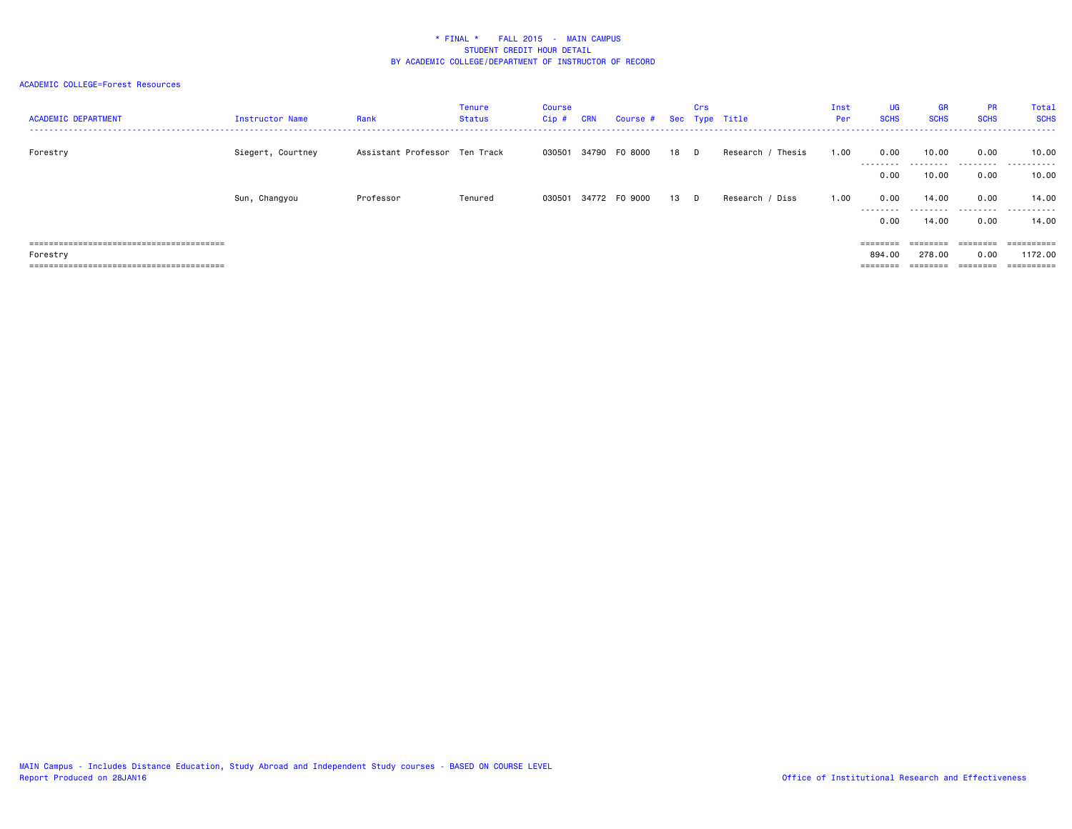\* FINAL \* FALL 2015 - MAIN CAMPUS
STUDENT CREDIT HOUR DETAIL
BY ACADEMIC COLLEGE/DEPARTMENT OF INSTRUCTOR OF RECORD

ACADEMIC COLLEGE=Forest Resources

| ACADEMIC DEPARTMENT | Instructor Name | Rank | Tenure Status | Course Cip # | CRN | Course # | Sec | Crs Type | Title | Inst Per | UG SCHS | GR SCHS | PR SCHS | Total SCHS |
|---|---|---|---|---|---|---|---|---|---|---|---|---|---|---|
| Forestry | Siegert, Courtney | Assistant Professor | Ten Track | 030501 | 34790 | FO 8000 | 18 | D | Research / Thesis | 1.00 | 0.00 | 10.00 | 0.00 | 10.00 |
| | | | | | | | | | | | 0.00 | 10.00 | 0.00 | 10.00 |
| | Sun, Changyou | Professor | Tenured | 030501 | 34772 | FO 9000 | 13 | D | Research / Diss | 1.00 | 0.00 | 14.00 | 0.00 | 14.00 |
| | | | | | | | | | | | 0.00 | 14.00 | 0.00 | 14.00 |
| Forestry | | | | | | | | | | | 894.00 | 278.00 | 0.00 | 1172.00 |

MAIN Campus - Includes Distance Education, Study Abroad and Independent Study courses - BASED ON COURSE LEVEL
Report Produced on 28JAN16

Office of Institutional Research and Effectiveness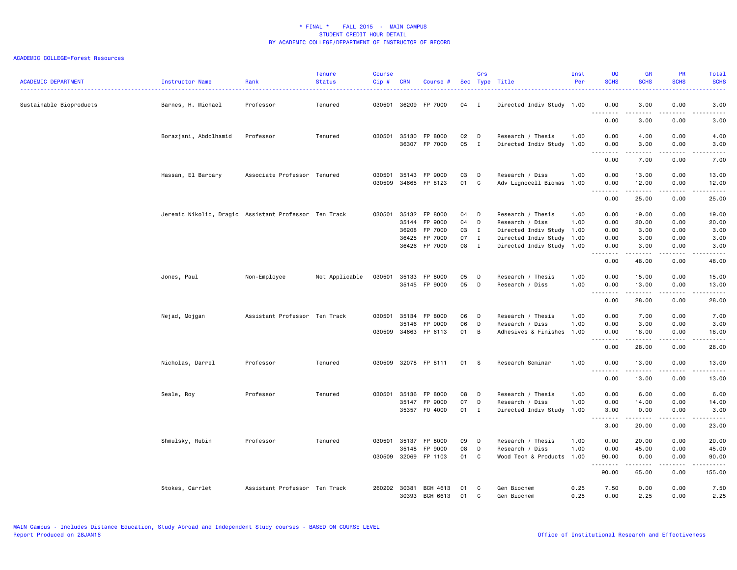* FINAL * FALL 2015 - MAIN CAMPUS
STUDENT CREDIT HOUR DETAIL
BY ACADEMIC COLLEGE/DEPARTMENT OF INSTRUCTOR OF RECORD

ACADEMIC COLLEGE=Forest Resources

| ACADEMIC DEPARTMENT | Instructor Name | Rank | Tenure Status | Course Cip # | CRN | Course # | Sec | Crs Type | Title | Inst Per | UG SCHS | GR SCHS | PR SCHS | Total SCHS |
|---|---|---|---|---|---|---|---|---|---|---|---|---|---|---|
| Sustainable Bioproducts | Barnes, H. Michael | Professor | Tenured | 030501 | 36209 | FP 7000 | 04 | I | Directed Indiv Study | 1.00 | 0.00 | 3.00 | 0.00 | 3.00 |
| | | | | | | | | | | | 0.00 | 3.00 | 0.00 | 3.00 |
| | Borazjani, Abdolhamid | Professor | Tenured | 030501 | 35130 | FP 8000 | 02 | D | Research / Thesis | 1.00 | 0.00 | 4.00 | 0.00 | 4.00 |
| | | | | | 36307 | FP 7000 | 05 | I | Directed Indiv Study | 1.00 | 0.00 | 3.00 | 0.00 | 3.00 |
| | | | | | | | | | | | 0.00 | 7.00 | 0.00 | 7.00 |
| | Hassan, El Barbary | Associate Professor | Tenured | 030501 | 35143 | FP 9000 | 03 | D | Research / Diss | 1.00 | 0.00 | 13.00 | 0.00 | 13.00 |
| | | | | 030509 | 34665 | FP 8123 | 01 | C | Adv Lignocell Biomas | 1.00 | 0.00 | 12.00 | 0.00 | 12.00 |
| | | | | | | | | | | | 0.00 | 25.00 | 0.00 | 25.00 |
| | Jeremic Nikolic, Dragic | Assistant Professor | Ten Track | 030501 | 35132 | FP 8000 | 04 | D | Research / Thesis | 1.00 | 0.00 | 19.00 | 0.00 | 19.00 |
| | | | | | 35144 | FP 9000 | 04 | D | Research / Diss | 1.00 | 0.00 | 20.00 | 0.00 | 20.00 |
| | | | | | 36208 | FP 7000 | 03 | I | Directed Indiv Study | 1.00 | 0.00 | 3.00 | 0.00 | 3.00 |
| | | | | | 36425 | FP 7000 | 07 | I | Directed Indiv Study | 1.00 | 0.00 | 3.00 | 0.00 | 3.00 |
| | | | | | 36426 | FP 7000 | 08 | I | Directed Indiv Study | 1.00 | 0.00 | 3.00 | 0.00 | 3.00 |
| | | | | | | | | | | | 0.00 | 48.00 | 0.00 | 48.00 |
| | Jones, Paul | Non-Employee | Not Applicable | 030501 | 35133 | FP 8000 | 05 | D | Research / Thesis | 1.00 | 0.00 | 15.00 | 0.00 | 15.00 |
| | | | | | 35145 | FP 9000 | 05 | D | Research / Diss | 1.00 | 0.00 | 13.00 | 0.00 | 13.00 |
| | | | | | | | | | | | 0.00 | 28.00 | 0.00 | 28.00 |
| | Nejad, Mojgan | Assistant Professor | Ten Track | 030501 | 35134 | FP 8000 | 06 | D | Research / Thesis | 1.00 | 0.00 | 7.00 | 0.00 | 7.00 |
| | | | | | 35146 | FP 9000 | 06 | D | Research / Diss | 1.00 | 0.00 | 3.00 | 0.00 | 3.00 |
| | | | | 030509 | 34663 | FP 6113 | 01 | B | Adhesives & Finishes | 1.00 | 0.00 | 18.00 | 0.00 | 18.00 |
| | | | | | | | | | | | 0.00 | 28.00 | 0.00 | 28.00 |
| | Nicholas, Darrel | Professor | Tenured | 030509 | 32078 | FP 8111 | 01 | S | Research Seminar | 1.00 | 0.00 | 13.00 | 0.00 | 13.00 |
| | | | | | | | | | | | 0.00 | 13.00 | 0.00 | 13.00 |
| | Seale, Roy | Professor | Tenured | 030501 | 35136 | FP 8000 | 08 | D | Research / Thesis | 1.00 | 0.00 | 6.00 | 0.00 | 6.00 |
| | | | | | 35147 | FP 9000 | 07 | D | Research / Diss | 1.00 | 0.00 | 14.00 | 0.00 | 14.00 |
| | | | | | 35357 | FO 4000 | 01 | I | Directed Indiv Study | 1.00 | 3.00 | 0.00 | 0.00 | 3.00 |
| | | | | | | | | | | | 3.00 | 20.00 | 0.00 | 23.00 |
| | Shmulsky, Rubin | Professor | Tenured | 030501 | 35137 | FP 8000 | 09 | D | Research / Thesis | 1.00 | 0.00 | 20.00 | 0.00 | 20.00 |
| | | | | | 35148 | FP 9000 | 08 | D | Research / Diss | 1.00 | 0.00 | 45.00 | 0.00 | 45.00 |
| | | | | 030509 | 32069 | FP 1103 | 01 | C | Wood Tech & Products | 1.00 | 90.00 | 0.00 | 0.00 | 90.00 |
| | | | | | | | | | | | 90.00 | 65.00 | 0.00 | 155.00 |
| | Stokes, Carrlet | Assistant Professor | Ten Track | 260202 | 30381 | BCH 4613 | 01 | C | Gen Biochem | 0.25 | 7.50 | 0.00 | 0.00 | 7.50 |
| | | | | | 30393 | BCH 6613 | 01 | C | Gen Biochem | 0.25 | 0.00 | 2.25 | 0.00 | 2.25 |

MAIN Campus - Includes Distance Education, Study Abroad and Independent Study courses - BASED ON COURSE LEVEL
Report Produced on 28JAN16

Office of Institutional Research and Effectiveness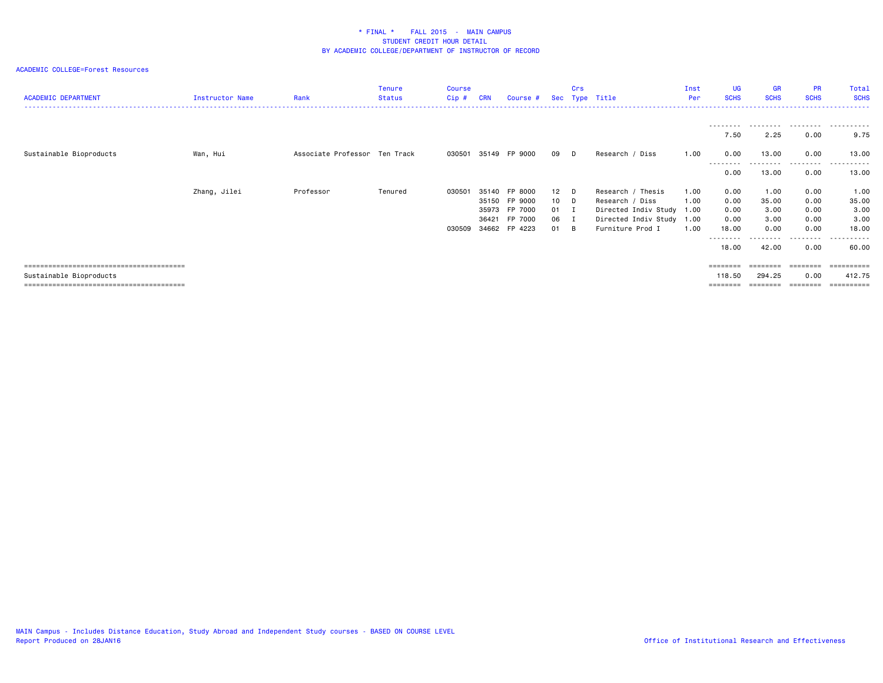\* FINAL \* FALL 2015 - MAIN CAMPUS
STUDENT CREDIT HOUR DETAIL
BY ACADEMIC COLLEGE/DEPARTMENT OF INSTRUCTOR OF RECORD

ACADEMIC COLLEGE=Forest Resources

| ACADEMIC DEPARTMENT | Instructor Name | Rank | Tenure Status | Course Cip # | CRN | Course # | Sec | Crs Type | Title | Inst Per | UG SCHS | GR SCHS | PR SCHS | Total SCHS |
|---|---|---|---|---|---|---|---|---|---|---|---|---|---|---|
| | | | | | | | | | | | 7.50 | 2.25 | 0.00 | 9.75 |
| Sustainable Bioproducts | Wan, Hui | Associate Professor | Ten Track | 030501 | 35149 | FP 9000 | 09 | D | Research / Diss | 1.00 | 0.00 | 13.00 | 0.00 | 13.00 |
| | | | | | | | | | | | 0.00 | 13.00 | 0.00 | 13.00 |
| | Zhang, Jilei | Professor | Tenured | 030501 | 35140 | FP 8000 | 12 | D | Research / Thesis | 1.00 | 0.00 | 1.00 | 0.00 | 1.00 |
| | | | | | 35150 | FP 9000 | 10 | D | Research / Diss | 1.00 | 0.00 | 35.00 | 0.00 | 35.00 |
| | | | | | 35973 | FP 7000 | 01 | I | Directed Indiv Study | 1.00 | 0.00 | 3.00 | 0.00 | 3.00 |
| | | | | | 36421 | FP 7000 | 06 | I | Directed Indiv Study | 1.00 | 0.00 | 3.00 | 0.00 | 3.00 |
| | | | | 030509 | 34662 | FP 4223 | 01 | B | Furniture Prod I | 1.00 | 18.00 | 0.00 | 0.00 | 18.00 |
| | | | | | | | | | | | 18.00 | 42.00 | 0.00 | 60.00 |
| Sustainable Bioproducts | | | | | | | | | | | 118.50 | 294.25 | 0.00 | 412.75 |

MAIN Campus - Includes Distance Education, Study Abroad and Independent Study courses - BASED ON COURSE LEVEL
Report Produced on 28JAN16

Office of Institutional Research and Effectiveness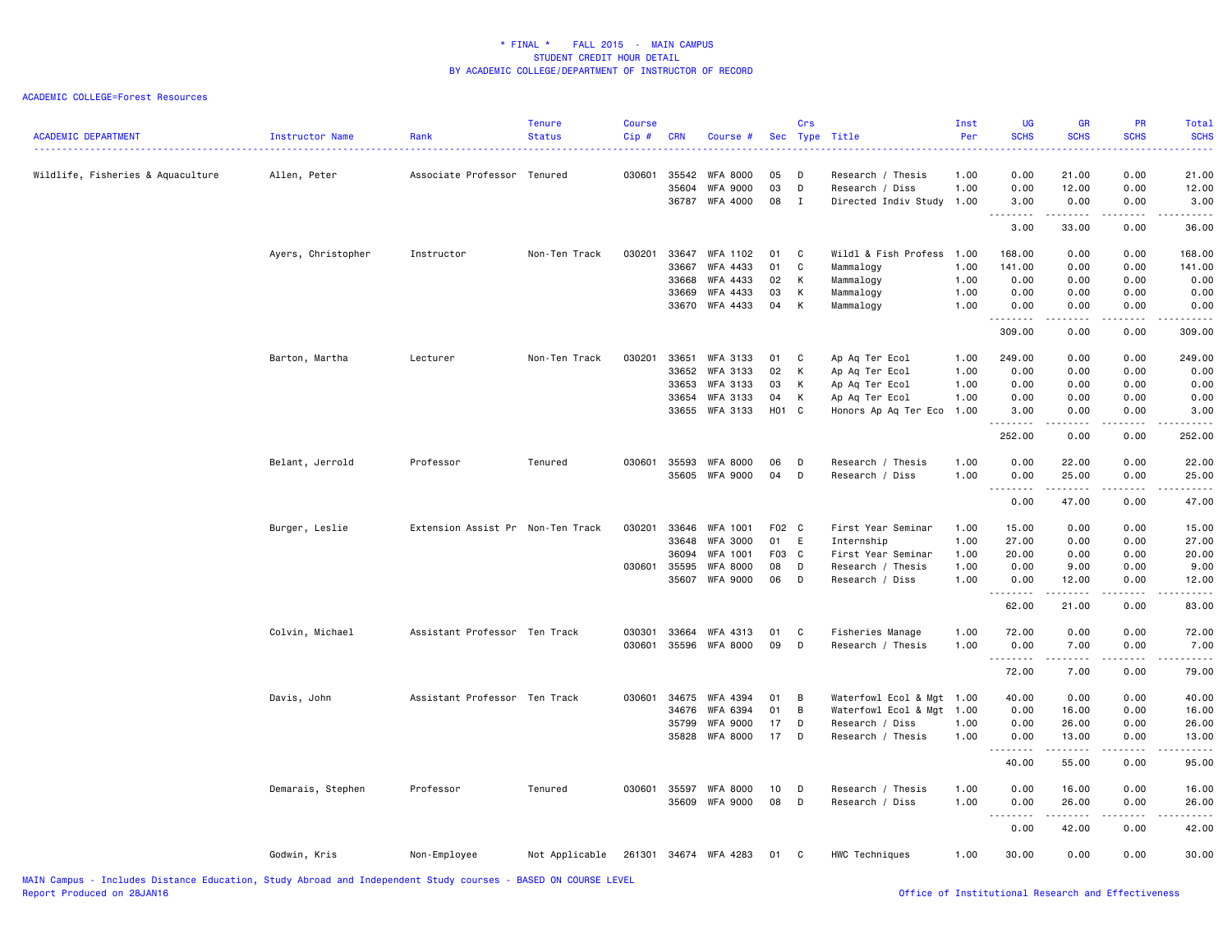* FINAL * FALL 2015 - MAIN CAMPUS
STUDENT CREDIT HOUR DETAIL
BY ACADEMIC COLLEGE/DEPARTMENT OF INSTRUCTOR OF RECORD

ACADEMIC COLLEGE=Forest Resources

| ACADEMIC DEPARTMENT | Instructor Name | Rank | Tenure Status | Course Cip # | CRN | Course # | Sec | Crs Type | Title | Inst Per | UG SCHS | GR SCHS | PR SCHS | Total SCHS |
|---|---|---|---|---|---|---|---|---|---|---|---|---|---|---|
| Wildlife, Fisheries & Aquaculture | Allen, Peter | Associate Professor | Tenured | 030601 | 35542 | WFA 8000 | 05 | D | Research / Thesis | 1.00 | 0.00 | 21.00 | 0.00 | 21.00 |
| | | | | | 35604 | WFA 9000 | 03 | D | Research / Diss | 1.00 | 0.00 | 12.00 | 0.00 | 12.00 |
| | | | | | 36787 | WFA 4000 | 08 | I | Directed Indiv Study | 1.00 | 3.00 | 0.00 | 0.00 | 3.00 |
| | | | | | | | | | | | 3.00 | 33.00 | 0.00 | 36.00 |
| | Ayers, Christopher | Instructor | Non-Ten Track | 030201 | 33647 | WFA 1102 | 01 | C | Wildl & Fish Profess | 1.00 | 168.00 | 0.00 | 0.00 | 168.00 |
| | | | | | 33667 | WFA 4433 | 01 | C | Mammalogy | 1.00 | 141.00 | 0.00 | 0.00 | 141.00 |
| | | | | | 33668 | WFA 4433 | 02 | K | Mammalogy | 1.00 | 0.00 | 0.00 | 0.00 | 0.00 |
| | | | | | 33669 | WFA 4433 | 03 | K | Mammalogy | 1.00 | 0.00 | 0.00 | 0.00 | 0.00 |
| | | | | | 33670 | WFA 4433 | 04 | K | Mammalogy | 1.00 | 0.00 | 0.00 | 0.00 | 0.00 |
| | | | | | | | | | | | 309.00 | 0.00 | 0.00 | 309.00 |
| | Barton, Martha | Lecturer | Non-Ten Track | 030201 | 33651 | WFA 3133 | 01 | C | Ap Aq Ter Ecol | 1.00 | 249.00 | 0.00 | 0.00 | 249.00 |
| | | | | | 33652 | WFA 3133 | 02 | K | Ap Aq Ter Ecol | 1.00 | 0.00 | 0.00 | 0.00 | 0.00 |
| | | | | | 33653 | WFA 3133 | 03 | K | Ap Aq Ter Ecol | 1.00 | 0.00 | 0.00 | 0.00 | 0.00 |
| | | | | | 33654 | WFA 3133 | 04 | K | Ap Aq Ter Ecol | 1.00 | 0.00 | 0.00 | 0.00 | 0.00 |
| | | | | | 33655 | WFA 3133 | H01 | C | Honors Ap Aq Ter Eco | 1.00 | 3.00 | 0.00 | 0.00 | 3.00 |
| | | | | | | | | | | | 252.00 | 0.00 | 0.00 | 252.00 |
| | Belant, Jerrold | Professor | Tenured | 030601 | 35593 | WFA 8000 | 06 | D | Research / Thesis | 1.00 | 0.00 | 22.00 | 0.00 | 22.00 |
| | | | | | 35605 | WFA 9000 | 04 | D | Research / Diss | 1.00 | 0.00 | 25.00 | 0.00 | 25.00 |
| | | | | | | | | | | | 0.00 | 47.00 | 0.00 | 47.00 |
| | Burger, Leslie | Extension Assist Pr | Non-Ten Track | 030201 | 33646 | WFA 1001 | F02 | C | First Year Seminar | 1.00 | 15.00 | 0.00 | 0.00 | 15.00 |
| | | | | | 33648 | WFA 3000 | 01 | E | Internship | 1.00 | 27.00 | 0.00 | 0.00 | 27.00 |
| | | | | | 36094 | WFA 1001 | F03 | C | First Year Seminar | 1.00 | 20.00 | 0.00 | 0.00 | 20.00 |
| | | | | 030601 | 35595 | WFA 8000 | 08 | D | Research / Thesis | 1.00 | 0.00 | 9.00 | 0.00 | 9.00 |
| | | | | | 35607 | WFA 9000 | 06 | D | Research / Diss | 1.00 | 0.00 | 12.00 | 0.00 | 12.00 |
| | | | | | | | | | | | 62.00 | 21.00 | 0.00 | 83.00 |
| | Colvin, Michael | Assistant Professor | Ten Track | 030301 | 33664 | WFA 4313 | 01 | C | Fisheries Manage | 1.00 | 72.00 | 0.00 | 0.00 | 72.00 |
| | | | | 030601 | 35596 | WFA 8000 | 09 | D | Research / Thesis | 1.00 | 0.00 | 7.00 | 0.00 | 7.00 |
| | | | | | | | | | | | 72.00 | 7.00 | 0.00 | 79.00 |
| | Davis, John | Assistant Professor | Ten Track | 030601 | 34675 | WFA 4394 | 01 | B | Waterfowl Ecol & Mgt | 1.00 | 40.00 | 0.00 | 0.00 | 40.00 |
| | | | | | 34676 | WFA 6394 | 01 | B | Waterfowl Ecol & Mgt | 1.00 | 0.00 | 16.00 | 0.00 | 16.00 |
| | | | | | 35799 | WFA 9000 | 17 | D | Research / Diss | 1.00 | 0.00 | 26.00 | 0.00 | 26.00 |
| | | | | | 35828 | WFA 8000 | 17 | D | Research / Thesis | 1.00 | 0.00 | 13.00 | 0.00 | 13.00 |
| | | | | | | | | | | | 40.00 | 55.00 | 0.00 | 95.00 |
| | Demarais, Stephen | Professor | Tenured | 030601 | 35597 | WFA 8000 | 10 | D | Research / Thesis | 1.00 | 0.00 | 16.00 | 0.00 | 16.00 |
| | | | | | 35609 | WFA 9000 | 08 | D | Research / Diss | 1.00 | 0.00 | 26.00 | 0.00 | 26.00 |
| | | | | | | | | | | | 0.00 | 42.00 | 0.00 | 42.00 |
| | Godwin, Kris | Non-Employee | Not Applicable | 261301 | 34674 | WFA 4283 | 01 | C | HWC Techniques | 1.00 | 30.00 | 0.00 | 0.00 | 30.00 |

MAIN Campus - Includes Distance Education, Study Abroad and Independent Study courses - BASED ON COURSE LEVEL
Report Produced on 28JAN16

Office of Institutional Research and Effectiveness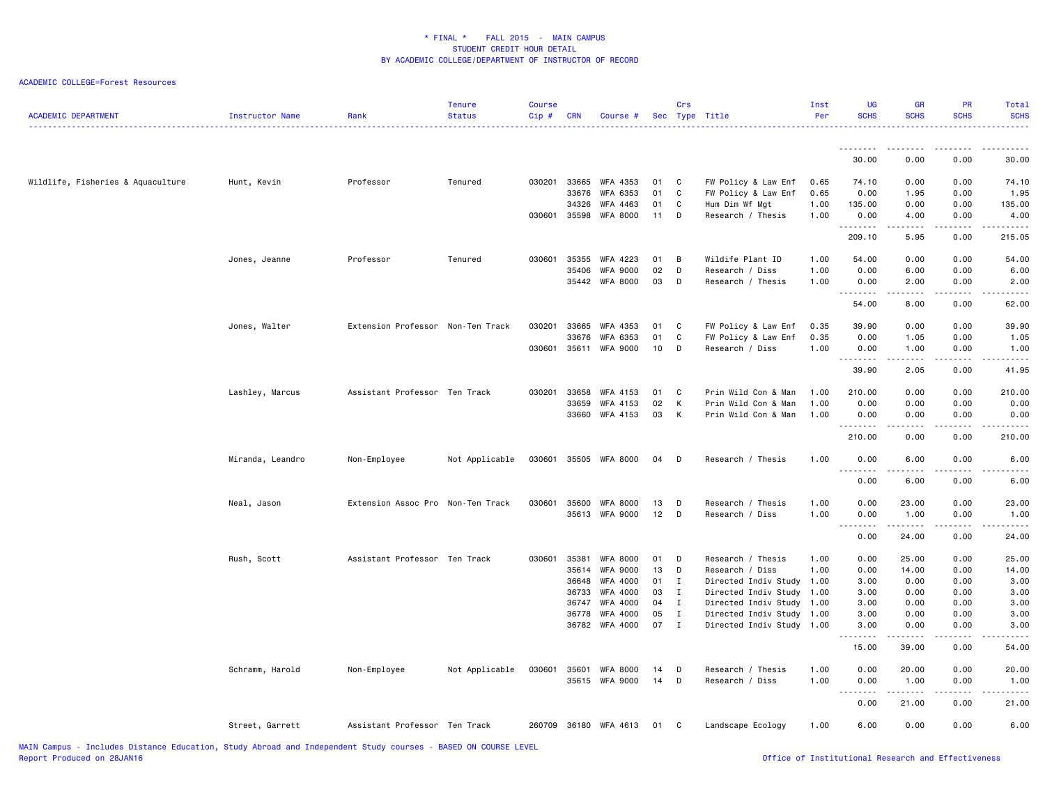* FINAL * FALL 2015 - MAIN CAMPUS
STUDENT CREDIT HOUR DETAIL
BY ACADEMIC COLLEGE/DEPARTMENT OF INSTRUCTOR OF RECORD

ACADEMIC COLLEGE=Forest Resources

| ACADEMIC DEPARTMENT | Instructor Name | Rank | Tenure Status | Course Cip # | CRN | Course # | Sec | Crs Type | Title | Inst Per | UG SCHS | GR SCHS | PR SCHS | Total SCHS |
|---|---|---|---|---|---|---|---|---|---|---|---|---|---|---|
| | | | | | | | | | | | 30.00 | 0.00 | 0.00 | 30.00 |
| Wildlife, Fisheries & Aquaculture | Hunt, Kevin | Professor | Tenured | 030201 | 33665 | WFA 4353 | 01 | C | FW Policy & Law Enf | 0.65 | 74.10 | 0.00 | 0.00 | 74.10 |
| | | | | | 33676 | WFA 6353 | 01 | C | FW Policy & Law Enf | 0.65 | 0.00 | 1.95 | 0.00 | 1.95 |
| | | | | | 34326 | WFA 4463 | 01 | C | Hum Dim Wf Mgt | 1.00 | 135.00 | 0.00 | 0.00 | 135.00 |
| | | | | 030601 | 35598 | WFA 8000 | 11 | D | Research / Thesis | 1.00 | 0.00 | 4.00 | 0.00 | 4.00 |
| | | | | | | | | | | | 209.10 | 5.95 | 0.00 | 215.05 |
| | Jones, Jeanne | Professor | Tenured | 030601 | 35355 | WFA 4223 | 01 | B | Wildife Plant ID | 1.00 | 54.00 | 0.00 | 0.00 | 54.00 |
| | | | | | 35406 | WFA 9000 | 02 | D | Research / Diss | 1.00 | 0.00 | 6.00 | 0.00 | 6.00 |
| | | | | | 35442 | WFA 8000 | 03 | D | Research / Thesis | 1.00 | 0.00 | 2.00 | 0.00 | 2.00 |
| | | | | | | | | | | | 54.00 | 8.00 | 0.00 | 62.00 |
| | Jones, Walter | Extension Professor | Non-Ten Track | 030201 | 33665 | WFA 4353 | 01 | C | FW Policy & Law Enf | 0.35 | 39.90 | 0.00 | 0.00 | 39.90 |
| | | | | | 33676 | WFA 6353 | 01 | C | FW Policy & Law Enf | 0.35 | 0.00 | 1.05 | 0.00 | 1.05 |
| | | | | 030601 | 35611 | WFA 9000 | 10 | D | Research / Diss | 1.00 | 0.00 | 1.00 | 0.00 | 1.00 |
| | | | | | | | | | | | 39.90 | 2.05 | 0.00 | 41.95 |
| | Lashley, Marcus | Assistant Professor | Ten Track | 030201 | 33658 | WFA 4153 | 01 | C | Prin Wild Con & Man | 1.00 | 210.00 | 0.00 | 0.00 | 210.00 |
| | | | | | 33659 | WFA 4153 | 02 | K | Prin Wild Con & Man | 1.00 | 0.00 | 0.00 | 0.00 | 0.00 |
| | | | | | 33660 | WFA 4153 | 03 | K | Prin Wild Con & Man | 1.00 | 0.00 | 0.00 | 0.00 | 0.00 |
| | | | | | | | | | | | 210.00 | 0.00 | 0.00 | 210.00 |
| | Miranda, Leandro | Non-Employee | Not Applicable | 030601 | 35505 | WFA 8000 | 04 | D | Research / Thesis | 1.00 | 0.00 | 6.00 | 0.00 | 6.00 |
| | | | | | | | | | | | 0.00 | 6.00 | 0.00 | 6.00 |
| | Neal, Jason | Extension Assoc Pro | Non-Ten Track | 030601 | 35600 | WFA 8000 | 13 | D | Research / Thesis | 1.00 | 0.00 | 23.00 | 0.00 | 23.00 |
| | | | | | 35613 | WFA 9000 | 12 | D | Research / Diss | 1.00 | 0.00 | 1.00 | 0.00 | 1.00 |
| | | | | | | | | | | | 0.00 | 24.00 | 0.00 | 24.00 |
| | Rush, Scott | Assistant Professor | Ten Track | 030601 | 35381 | WFA 8000 | 01 | D | Research / Thesis | 1.00 | 0.00 | 25.00 | 0.00 | 25.00 |
| | | | | | 35614 | WFA 9000 | 13 | D | Research / Diss | 1.00 | 0.00 | 14.00 | 0.00 | 14.00 |
| | | | | | 36648 | WFA 4000 | 01 | I | Directed Indiv Study | 1.00 | 3.00 | 0.00 | 0.00 | 3.00 |
| | | | | | 36733 | WFA 4000 | 03 | I | Directed Indiv Study | 1.00 | 3.00 | 0.00 | 0.00 | 3.00 |
| | | | | | 36747 | WFA 4000 | 04 | I | Directed Indiv Study | 1.00 | 3.00 | 0.00 | 0.00 | 3.00 |
| | | | | | 36778 | WFA 4000 | 05 | I | Directed Indiv Study | 1.00 | 3.00 | 0.00 | 0.00 | 3.00 |
| | | | | | 36782 | WFA 4000 | 07 | I | Directed Indiv Study | 1.00 | 3.00 | 0.00 | 0.00 | 3.00 |
| | | | | | | | | | | | 15.00 | 39.00 | 0.00 | 54.00 |
| | Schramm, Harold | Non-Employee | Not Applicable | 030601 | 35601 | WFA 8000 | 14 | D | Research / Thesis | 1.00 | 0.00 | 20.00 | 0.00 | 20.00 |
| | | | | | 35615 | WFA 9000 | 14 | D | Research / Diss | 1.00 | 0.00 | 1.00 | 0.00 | 1.00 |
| | | | | | | | | | | | 0.00 | 21.00 | 0.00 | 21.00 |
| | Street, Garrett | Assistant Professor | Ten Track | 260709 | 36180 | WFA 4613 | 01 | C | Landscape Ecology | 1.00 | 6.00 | 0.00 | 0.00 | 6.00 |

MAIN Campus - Includes Distance Education, Study Abroad and Independent Study courses - BASED ON COURSE LEVEL
Report Produced on 28JAN16

Office of Institutional Research and Effectiveness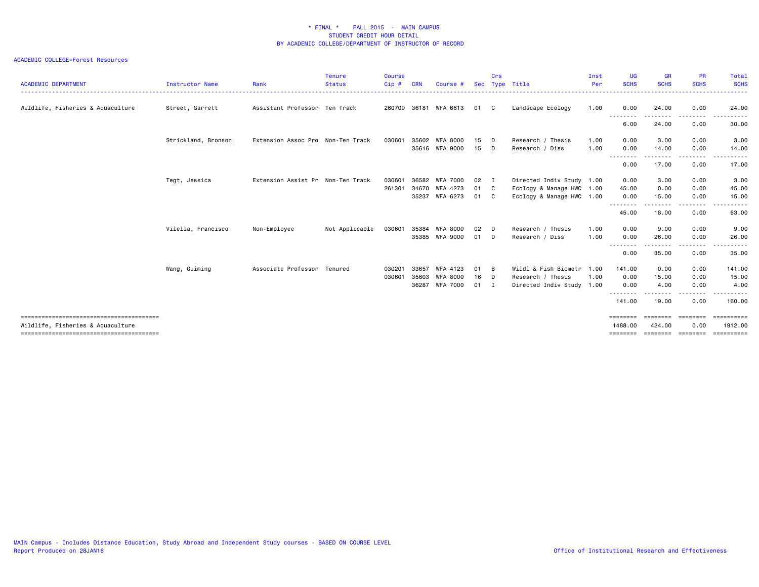* FINAL * FALL 2015 - MAIN CAMPUS
STUDENT CREDIT HOUR DETAIL
BY ACADEMIC COLLEGE/DEPARTMENT OF INSTRUCTOR OF RECORD

ACADEMIC COLLEGE=Forest Resources

| ACADEMIC DEPARTMENT | Instructor Name | Rank | Tenure Status | Course Cip # | CRN | Course # | Sec | Crs Type | Title | Inst Per | UG SCHS | GR SCHS | PR SCHS | Total SCHS |
|---|---|---|---|---|---|---|---|---|---|---|---|---|---|---|
| Wildlife, Fisheries & Aquaculture | Street, Garrett | Assistant Professor | Ten Track | 260709 | 36181 | WFA 6613 | 01 | C | Landscape Ecology | 1.00 | 0.00 | 24.00 | 0.00 | 24.00 |
| | | | | | | | | | | | 6.00 | 24.00 | 0.00 | 30.00 |
| | Strickland, Bronson | Extension Assoc Pro | Non-Ten Track | 030601 | 35602 | WFA 8000 | 15 | D | Research / Thesis | 1.00 | 0.00 | 3.00 | 0.00 | 3.00 |
| | | | | | 35616 | WFA 9000 | 15 | D | Research / Diss | 1.00 | 0.00 | 14.00 | 0.00 | 14.00 |
| | | | | | | | | | | | 0.00 | 17.00 | 0.00 | 17.00 |
| | Tegt, Jessica | Extension Assist Pr | Non-Ten Track | 030601 | 36582 | WFA 7000 | 02 | I | Directed Indiv Study | 1.00 | 0.00 | 3.00 | 0.00 | 3.00 |
| | | | | 261301 | 34670 | WFA 4273 | 01 | C | Ecology & Manage HWC | 1.00 | 45.00 | 0.00 | 0.00 | 45.00 |
| | | | | | 35237 | WFA 6273 | 01 | C | Ecology & Manage HWC | 1.00 | 0.00 | 15.00 | 0.00 | 15.00 |
| | | | | | | | | | | | 45.00 | 18.00 | 0.00 | 63.00 |
| | Vilella, Francisco | Non-Employee | Not Applicable | 030601 | 35384 | WFA 8000 | 02 | D | Research / Thesis | 1.00 | 0.00 | 9.00 | 0.00 | 9.00 |
| | | | | | 35385 | WFA 9000 | 01 | D | Research / Diss | 1.00 | 0.00 | 26.00 | 0.00 | 26.00 |
| | | | | | | | | | | | 0.00 | 35.00 | 0.00 | 35.00 |
| | Wang, Guiming | Associate Professor | Tenured | 030201 | 33657 | WFA 4123 | 01 | B | Wildl & Fish Biometr | 1.00 | 141.00 | 0.00 | 0.00 | 141.00 |
| | | | | 030601 | 35603 | WFA 8000 | 16 | D | Research / Thesis | 1.00 | 0.00 | 15.00 | 0.00 | 15.00 |
| | | | | | 36287 | WFA 7000 | 01 | I | Directed Indiv Study | 1.00 | 0.00 | 4.00 | 0.00 | 4.00 |
| | | | | | | | | | | | 141.00 | 19.00 | 0.00 | 160.00 |
| Wildlife, Fisheries & Aquaculture | | | | | | | | | | | 1488.00 | 424.00 | 0.00 | 1912.00 |

MAIN Campus - Includes Distance Education, Study Abroad and Independent Study courses - BASED ON COURSE LEVEL
Report Produced on 28JAN16

Office of Institutional Research and Effectiveness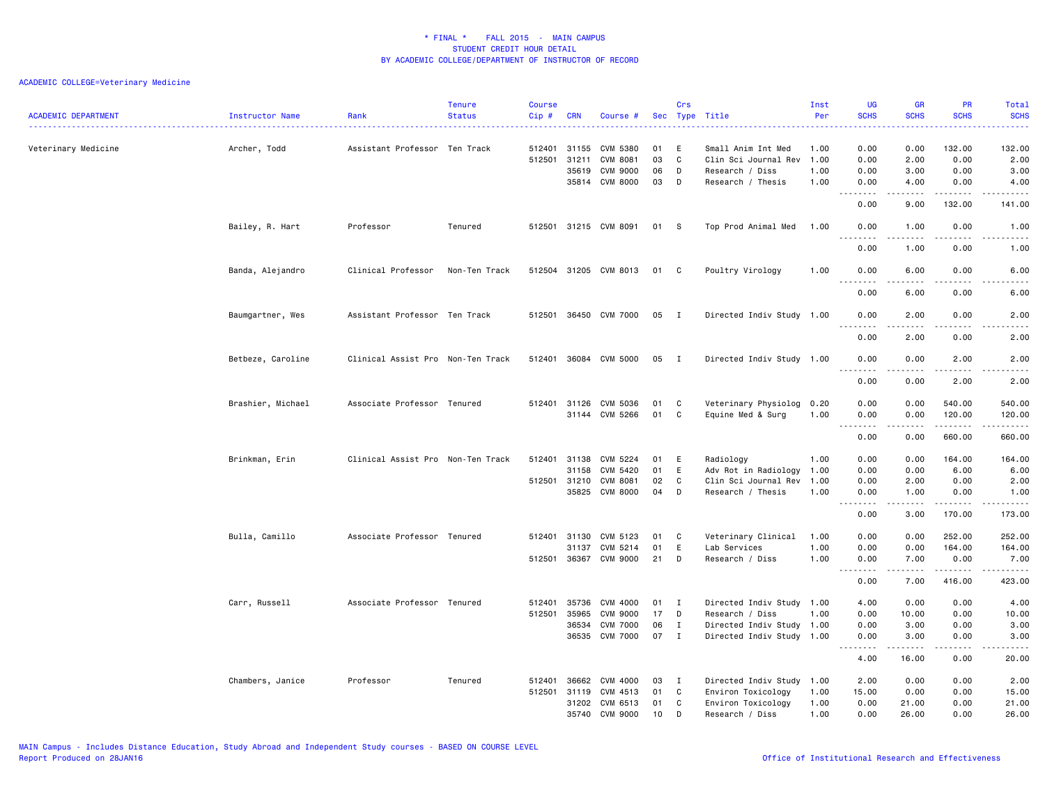* FINAL * FALL 2015 - MAIN CAMPUS
STUDENT CREDIT HOUR DETAIL
BY ACADEMIC COLLEGE/DEPARTMENT OF INSTRUCTOR OF RECORD

ACADEMIC COLLEGE=Veterinary Medicine

| ACADEMIC DEPARTMENT | Instructor Name | Rank | Tenure Status | Course Cip # | CRN | Course # | Sec | Crs Type | Title | Inst Per | UG SCHS | GR SCHS | PR SCHS | Total SCHS |
|---|---|---|---|---|---|---|---|---|---|---|---|---|---|---|
| Veterinary Medicine | Archer, Todd | Assistant Professor | Ten Track | 512401 | 31155 | CVM 5380 | 01 | E | Small Anim Int Med | 1.00 | 0.00 | 0.00 | 132.00 | 132.00 |
| | | | | 512501 | 31211 | CVM 8081 | 03 | C | Clin Sci Journal Rev | 1.00 | 0.00 | 2.00 | 0.00 | 2.00 |
| | | | | | 35619 | CVM 9000 | 06 | D | Research / Diss | 1.00 | 0.00 | 3.00 | 0.00 | 3.00 |
| | | | | | 35814 | CVM 8000 | 03 | D | Research / Thesis | 1.00 | 0.00 | 4.00 | 0.00 | 4.00 |
| | | | | | | | | | | | 0.00 | 9.00 | 132.00 | 141.00 |
| | Bailey, R. Hart | Professor | Tenured | 512501 | 31215 | CVM 8091 | 01 | S | Top Prod Animal Med | 1.00 | 0.00 | 1.00 | 0.00 | 1.00 |
| | | | | | | | | | | | 0.00 | 1.00 | 0.00 | 1.00 |
| | Banda, Alejandro | Clinical Professor | Non-Ten Track | 512504 | 31205 | CVM 8013 | 01 | C | Poultry Virology | 1.00 | 0.00 | 6.00 | 0.00 | 6.00 |
| | | | | | | | | | | | 0.00 | 6.00 | 0.00 | 6.00 |
| | Baumgartner, Wes | Assistant Professor | Ten Track | 512501 | 36450 | CVM 7000 | 05 | I | Directed Indiv Study | 1.00 | 0.00 | 2.00 | 0.00 | 2.00 |
| | | | | | | | | | | | 0.00 | 2.00 | 0.00 | 2.00 |
| | Betbeze, Caroline | Clinical Assist Pro | Non-Ten Track | 512401 | 36084 | CVM 5000 | 05 | I | Directed Indiv Study | 1.00 | 0.00 | 0.00 | 2.00 | 2.00 |
| | | | | | | | | | | | 0.00 | 0.00 | 2.00 | 2.00 |
| | Brashier, Michael | Associate Professor | Tenured | 512401 | 31126 | CVM 5036 | 01 | C | Veterinary Physiolog | 0.20 | 0.00 | 0.00 | 540.00 | 540.00 |
| | | | | | 31144 | CVM 5266 | 01 | C | Equine Med & Surg | 1.00 | 0.00 | 0.00 | 120.00 | 120.00 |
| | | | | | | | | | | | 0.00 | 0.00 | 660.00 | 660.00 |
| | Brinkman, Erin | Clinical Assist Pro | Non-Ten Track | 512401 | 31138 | CVM 5224 | 01 | E | Radiology | 1.00 | 0.00 | 0.00 | 164.00 | 164.00 |
| | | | | | 31158 | CVM 5420 | 01 | E | Adv Rot in Radiology | 1.00 | 0.00 | 0.00 | 6.00 | 6.00 |
| | | | | 512501 | 31210 | CVM 8081 | 02 | C | Clin Sci Journal Rev | 1.00 | 0.00 | 2.00 | 0.00 | 2.00 |
| | | | | | 35825 | CVM 8000 | 04 | D | Research / Thesis | 1.00 | 0.00 | 1.00 | 0.00 | 1.00 |
| | | | | | | | | | | | 0.00 | 3.00 | 170.00 | 173.00 |
| | Bulla, Camillo | Associate Professor | Tenured | 512401 | 31130 | CVM 5123 | 01 | C | Veterinary Clinical | 1.00 | 0.00 | 0.00 | 252.00 | 252.00 |
| | | | | | 31137 | CVM 5214 | 01 | E | Lab Services | 1.00 | 0.00 | 0.00 | 164.00 | 164.00 |
| | | | | 512501 | 36367 | CVM 9000 | 21 | D | Research / Diss | 1.00 | 0.00 | 7.00 | 0.00 | 7.00 |
| | | | | | | | | | | | 0.00 | 7.00 | 416.00 | 423.00 |
| | Carr, Russell | Associate Professor | Tenured | 512401 | 35736 | CVM 4000 | 01 | I | Directed Indiv Study | 1.00 | 4.00 | 0.00 | 0.00 | 4.00 |
| | | | | 512501 | 35965 | CVM 9000 | 17 | D | Research / Diss | 1.00 | 0.00 | 10.00 | 0.00 | 10.00 |
| | | | | | 36534 | CVM 7000 | 06 | I | Directed Indiv Study | 1.00 | 0.00 | 3.00 | 0.00 | 3.00 |
| | | | | | 36535 | CVM 7000 | 07 | I | Directed Indiv Study | 1.00 | 0.00 | 3.00 | 0.00 | 3.00 |
| | | | | | | | | | | | 4.00 | 16.00 | 0.00 | 20.00 |
| | Chambers, Janice | Professor | Tenured | 512401 | 36662 | CVM 4000 | 03 | I | Directed Indiv Study | 1.00 | 2.00 | 0.00 | 0.00 | 2.00 |
| | | | | 512501 | 31119 | CVM 4513 | 01 | C | Environ Toxicology | 1.00 | 15.00 | 0.00 | 0.00 | 15.00 |
| | | | | | 31202 | CVM 6513 | 01 | C | Environ Toxicology | 1.00 | 0.00 | 21.00 | 0.00 | 21.00 |
| | | | | | 35740 | CVM 9000 | 10 | D | Research / Diss | 1.00 | 0.00 | 26.00 | 0.00 | 26.00 |

MAIN Campus - Includes Distance Education, Study Abroad and Independent Study courses - BASED ON COURSE LEVEL
Report Produced on 28JAN16
Office of Institutional Research and Effectiveness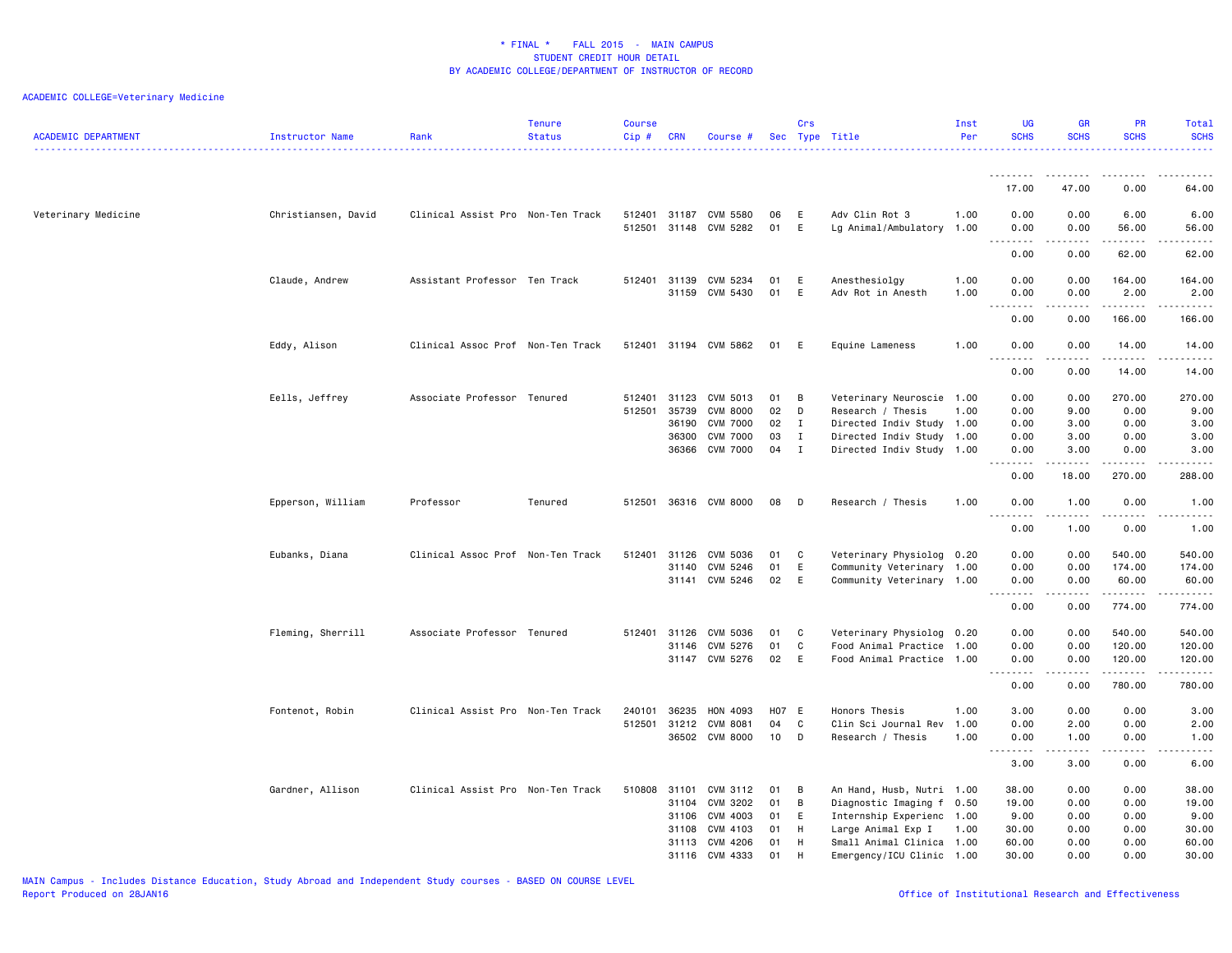* FINAL * FALL 2015 - MAIN CAMPUS
STUDENT CREDIT HOUR DETAIL
BY ACADEMIC COLLEGE/DEPARTMENT OF INSTRUCTOR OF RECORD

ACADEMIC COLLEGE=Veterinary Medicine

| ACADEMIC DEPARTMENT | Instructor Name | Rank | Tenure Status | Course Cip # | CRN | Course # | Sec | Crs Type | Title | Inst Per | UG SCHS | GR SCHS | PR SCHS | Total SCHS |
|---|---|---|---|---|---|---|---|---|---|---|---|---|---|---|
| | | | | | | | | | | | 17.00 | 47.00 | 0.00 | 64.00 |
| Veterinary Medicine | Christiansen, David | Clinical Assist Pro | Non-Ten Track | 512401 | 31187 | CVM 5580 | 06 | E | Adv Clin Rot 3 | 1.00 | 0.00 | 0.00 | 6.00 | 6.00 |
| | | | | 512501 | 31148 | CVM 5282 | 01 | E | Lg Animal/Ambulatory | 1.00 | 0.00 | 0.00 | 56.00 | 56.00 |
| | | | | | | | | | | | 0.00 | 0.00 | 62.00 | 62.00 |
| | Claude, Andrew | Assistant Professor | Ten Track | 512401 | 31139 | CVM 5234 | 01 | E | Anesthesiolgy | 1.00 | 0.00 | 0.00 | 164.00 | 164.00 |
| | | | | | 31159 | CVM 5430 | 01 | E | Adv Rot in Anesth | 1.00 | 0.00 | 0.00 | 2.00 | 2.00 |
| | | | | | | | | | | | 0.00 | 0.00 | 166.00 | 166.00 |
| | Eddy, Alison | Clinical Assoc Prof | Non-Ten Track | 512401 | 31194 | CVM 5862 | 01 | E | Equine Lameness | 1.00 | 0.00 | 0.00 | 14.00 | 14.00 |
| | | | | | | | | | | | 0.00 | 0.00 | 14.00 | 14.00 |
| | Eells, Jeffrey | Associate Professor | Tenured | 512401 | 31123 | CVM 5013 | 01 | B | Veterinary Neuroscie | 1.00 | 0.00 | 0.00 | 270.00 | 270.00 |
| | | | | 512501 | 35739 | CVM 8000 | 02 | D | Research / Thesis | 1.00 | 0.00 | 9.00 | 0.00 | 9.00 |
| | | | | | 36190 | CVM 7000 | 02 | I | Directed Indiv Study | 1.00 | 0.00 | 3.00 | 0.00 | 3.00 |
| | | | | | 36300 | CVM 7000 | 03 | I | Directed Indiv Study | 1.00 | 0.00 | 3.00 | 0.00 | 3.00 |
| | | | | | 36366 | CVM 7000 | 04 | I | Directed Indiv Study | 1.00 | 0.00 | 3.00 | 0.00 | 3.00 |
| | | | | | | | | | | | 0.00 | 18.00 | 270.00 | 288.00 |
| | Epperson, William | Professor | Tenured | 512501 | 36316 | CVM 8000 | 08 | D | Research / Thesis | 1.00 | 0.00 | 1.00 | 0.00 | 1.00 |
| | | | | | | | | | | | 0.00 | 1.00 | 0.00 | 1.00 |
| | Eubanks, Diana | Clinical Assoc Prof | Non-Ten Track | 512401 | 31126 | CVM 5036 | 01 | C | Veterinary Physiolog | 0.20 | 0.00 | 0.00 | 540.00 | 540.00 |
| | | | | | 31140 | CVM 5246 | 01 | E | Community Veterinary | 1.00 | 0.00 | 0.00 | 174.00 | 174.00 |
| | | | | | 31141 | CVM 5246 | 02 | E | Community Veterinary | 1.00 | 0.00 | 0.00 | 60.00 | 60.00 |
| | | | | | | | | | | | 0.00 | 0.00 | 774.00 | 774.00 |
| | Fleming, Sherrill | Associate Professor | Tenured | 512401 | 31126 | CVM 5036 | 01 | C | Veterinary Physiolog | 0.20 | 0.00 | 0.00 | 540.00 | 540.00 |
| | | | | | 31146 | CVM 5276 | 01 | C | Food Animal Practice | 1.00 | 0.00 | 0.00 | 120.00 | 120.00 |
| | | | | | 31147 | CVM 5276 | 02 | E | Food Animal Practice | 1.00 | 0.00 | 0.00 | 120.00 | 120.00 |
| | | | | | | | | | | | 0.00 | 0.00 | 780.00 | 780.00 |
| | Fontenot, Robin | Clinical Assist Pro | Non-Ten Track | 240101 | 36235 | HON 4093 | H07 | E | Honors Thesis | 1.00 | 3.00 | 0.00 | 0.00 | 3.00 |
| | | | | 512501 | 31212 | CVM 8081 | 04 | C | Clin Sci Journal Rev | 1.00 | 0.00 | 2.00 | 0.00 | 2.00 |
| | | | | | 36502 | CVM 8000 | 10 | D | Research / Thesis | 1.00 | 0.00 | 1.00 | 0.00 | 1.00 |
| | | | | | | | | | | | 3.00 | 3.00 | 0.00 | 6.00 |
| | Gardner, Allison | Clinical Assist Pro | Non-Ten Track | 510808 | 31101 | CVM 3112 | 01 | B | An Hand, Husb, Nutri | 1.00 | 38.00 | 0.00 | 0.00 | 38.00 |
| | | | | | 31104 | CVM 3202 | 01 | B | Diagnostic Imaging f | 0.50 | 19.00 | 0.00 | 0.00 | 19.00 |
| | | | | | 31106 | CVM 4003 | 01 | E | Internship Experienc | 1.00 | 9.00 | 0.00 | 0.00 | 9.00 |
| | | | | | 31108 | CVM 4103 | 01 | H | Large Animal Exp I | 1.00 | 30.00 | 0.00 | 0.00 | 30.00 |
| | | | | | 31113 | CVM 4206 | 01 | H | Small Animal Clinica | 1.00 | 60.00 | 0.00 | 0.00 | 60.00 |
| | | | | | 31116 | CVM 4333 | 01 | H | Emergency/ICU Clinic | 1.00 | 30.00 | 0.00 | 0.00 | 30.00 |

MAIN Campus - Includes Distance Education, Study Abroad and Independent Study courses - BASED ON COURSE LEVEL
Report Produced on 28JAN16

Office of Institutional Research and Effectiveness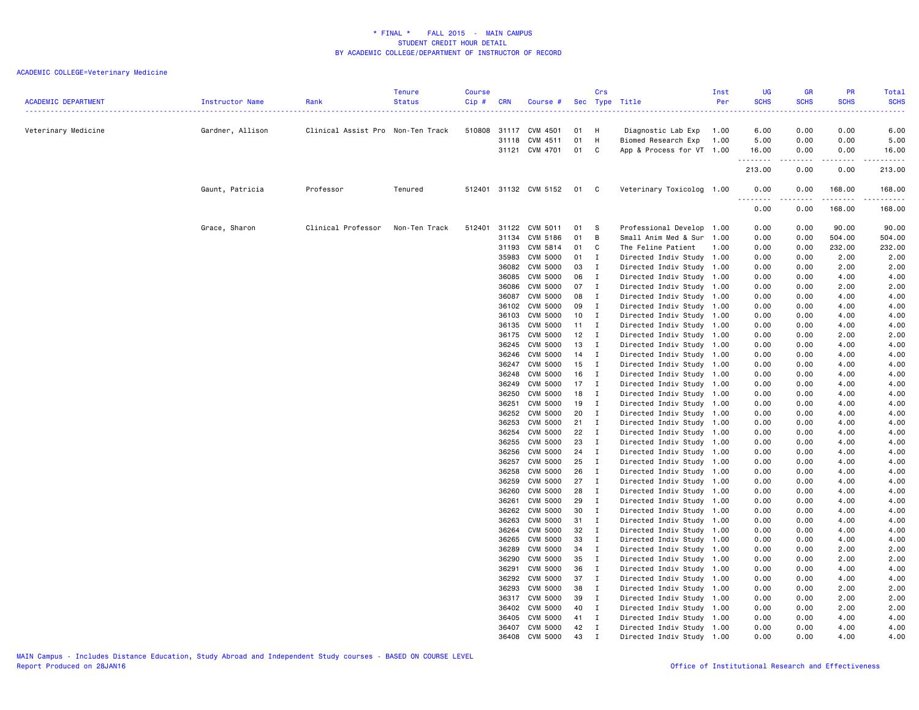# * FINAL * FALL 2015 - MAIN CAMPUS
## STUDENT CREDIT HOUR DETAIL
## BY ACADEMIC COLLEGE/DEPARTMENT OF INSTRUCTOR OF RECORD

ACADEMIC COLLEGE=Veterinary Medicine

| ACADEMIC DEPARTMENT | Instructor Name | Rank | Tenure Status | Course Cip # | CRN | Course # | Sec | Crs Type | Title | Inst Per | UG SCHS | GR SCHS | PR SCHS | Total SCHS |
|---|---|---|---|---|---|---|---|---|---|---|---|---|---|---|
| Veterinary Medicine | Gardner, Allison | Clinical Assist Pro | Non-Ten Track | 510808 | 31117 | CVM 4501 | 01 | H | Diagnostic Lab Exp | 1.00 | 6.00 | 0.00 | 0.00 | 6.00 |
| | | | | | 31118 | CVM 4511 | 01 | H | Biomed Research Exp | 1.00 | 5.00 | 0.00 | 0.00 | 5.00 |
| | | | | | 31121 | CVM 4701 | 01 | C | App & Process for VT | 1.00 | 16.00 | 0.00 | 0.00 | 16.00 |
| | | | | | | | | | | | 213.00 | 0.00 | 0.00 | 213.00 |
| | Gaunt, Patricia | Professor | Tenured | 512401 | 31132 | CVM 5152 | 01 | C | Veterinary Toxicolog | 1.00 | 0.00 | 0.00 | 168.00 | 168.00 |
| | | | | | | | | | | | 0.00 | 0.00 | 168.00 | 168.00 |
| | Grace, Sharon | Clinical Professor | Non-Ten Track | 512401 | 31122 | CVM 5011 | 01 | S | Professional Develop | 1.00 | 0.00 | 0.00 | 90.00 | 90.00 |
| | | | | | 31134 | CVM 5186 | 01 | B | Small Anim Med & Sur | 1.00 | 0.00 | 0.00 | 504.00 | 504.00 |
| | | | | | 31193 | CVM 5814 | 01 | C | The Feline Patient | 1.00 | 0.00 | 0.00 | 232.00 | 232.00 |
| | | | | | 35983 | CVM 5000 | 01 | I | Directed Indiv Study | 1.00 | 0.00 | 0.00 | 2.00 | 2.00 |
| | | | | | 36082 | CVM 5000 | 03 | I | Directed Indiv Study | 1.00 | 0.00 | 0.00 | 2.00 | 2.00 |
| | | | | | 36085 | CVM 5000 | 06 | I | Directed Indiv Study | 1.00 | 0.00 | 0.00 | 4.00 | 4.00 |
| | | | | | 36086 | CVM 5000 | 07 | I | Directed Indiv Study | 1.00 | 0.00 | 0.00 | 2.00 | 2.00 |
| | | | | | 36087 | CVM 5000 | 08 | I | Directed Indiv Study | 1.00 | 0.00 | 0.00 | 4.00 | 4.00 |
| | | | | | 36102 | CVM 5000 | 09 | I | Directed Indiv Study | 1.00 | 0.00 | 0.00 | 4.00 | 4.00 |
| | | | | | 36103 | CVM 5000 | 10 | I | Directed Indiv Study | 1.00 | 0.00 | 0.00 | 4.00 | 4.00 |
| | | | | | 36135 | CVM 5000 | 11 | I | Directed Indiv Study | 1.00 | 0.00 | 0.00 | 4.00 | 4.00 |
| | | | | | 36175 | CVM 5000 | 12 | I | Directed Indiv Study | 1.00 | 0.00 | 0.00 | 2.00 | 2.00 |
| | | | | | 36245 | CVM 5000 | 13 | I | Directed Indiv Study | 1.00 | 0.00 | 0.00 | 4.00 | 4.00 |
| | | | | | 36246 | CVM 5000 | 14 | I | Directed Indiv Study | 1.00 | 0.00 | 0.00 | 4.00 | 4.00 |
| | | | | | 36247 | CVM 5000 | 15 | I | Directed Indiv Study | 1.00 | 0.00 | 0.00 | 4.00 | 4.00 |
| | | | | | 36248 | CVM 5000 | 16 | I | Directed Indiv Study | 1.00 | 0.00 | 0.00 | 4.00 | 4.00 |
| | | | | | 36249 | CVM 5000 | 17 | I | Directed Indiv Study | 1.00 | 0.00 | 0.00 | 4.00 | 4.00 |
| | | | | | 36250 | CVM 5000 | 18 | I | Directed Indiv Study | 1.00 | 0.00 | 0.00 | 4.00 | 4.00 |
| | | | | | 36251 | CVM 5000 | 19 | I | Directed Indiv Study | 1.00 | 0.00 | 0.00 | 4.00 | 4.00 |
| | | | | | 36252 | CVM 5000 | 20 | I | Directed Indiv Study | 1.00 | 0.00 | 0.00 | 4.00 | 4.00 |
| | | | | | 36253 | CVM 5000 | 21 | I | Directed Indiv Study | 1.00 | 0.00 | 0.00 | 4.00 | 4.00 |
| | | | | | 36254 | CVM 5000 | 22 | I | Directed Indiv Study | 1.00 | 0.00 | 0.00 | 4.00 | 4.00 |
| | | | | | 36255 | CVM 5000 | 23 | I | Directed Indiv Study | 1.00 | 0.00 | 0.00 | 4.00 | 4.00 |
| | | | | | 36256 | CVM 5000 | 24 | I | Directed Indiv Study | 1.00 | 0.00 | 0.00 | 4.00 | 4.00 |
| | | | | | 36257 | CVM 5000 | 25 | I | Directed Indiv Study | 1.00 | 0.00 | 0.00 | 4.00 | 4.00 |
| | | | | | 36258 | CVM 5000 | 26 | I | Directed Indiv Study | 1.00 | 0.00 | 0.00 | 4.00 | 4.00 |
| | | | | | 36259 | CVM 5000 | 27 | I | Directed Indiv Study | 1.00 | 0.00 | 0.00 | 4.00 | 4.00 |
| | | | | | 36260 | CVM 5000 | 28 | I | Directed Indiv Study | 1.00 | 0.00 | 0.00 | 4.00 | 4.00 |
| | | | | | 36261 | CVM 5000 | 29 | I | Directed Indiv Study | 1.00 | 0.00 | 0.00 | 4.00 | 4.00 |
| | | | | | 36262 | CVM 5000 | 30 | I | Directed Indiv Study | 1.00 | 0.00 | 0.00 | 4.00 | 4.00 |
| | | | | | 36263 | CVM 5000 | 31 | I | Directed Indiv Study | 1.00 | 0.00 | 0.00 | 4.00 | 4.00 |
| | | | | | 36264 | CVM 5000 | 32 | I | Directed Indiv Study | 1.00 | 0.00 | 0.00 | 4.00 | 4.00 |
| | | | | | 36265 | CVM 5000 | 33 | I | Directed Indiv Study | 1.00 | 0.00 | 0.00 | 4.00 | 4.00 |
| | | | | | 36289 | CVM 5000 | 34 | I | Directed Indiv Study | 1.00 | 0.00 | 0.00 | 2.00 | 2.00 |
| | | | | | 36290 | CVM 5000 | 35 | I | Directed Indiv Study | 1.00 | 0.00 | 0.00 | 2.00 | 2.00 |
| | | | | | 36291 | CVM 5000 | 36 | I | Directed Indiv Study | 1.00 | 0.00 | 0.00 | 4.00 | 4.00 |
| | | | | | 36292 | CVM 5000 | 37 | I | Directed Indiv Study | 1.00 | 0.00 | 0.00 | 4.00 | 4.00 |
| | | | | | 36293 | CVM 5000 | 38 | I | Directed Indiv Study | 1.00 | 0.00 | 0.00 | 2.00 | 2.00 |
| | | | | | 36317 | CVM 5000 | 39 | I | Directed Indiv Study | 1.00 | 0.00 | 0.00 | 2.00 | 2.00 |
| | | | | | 36402 | CVM 5000 | 40 | I | Directed Indiv Study | 1.00 | 0.00 | 0.00 | 2.00 | 2.00 |
| | | | | | 36405 | CVM 5000 | 41 | I | Directed Indiv Study | 1.00 | 0.00 | 0.00 | 4.00 | 4.00 |
| | | | | | 36407 | CVM 5000 | 42 | I | Directed Indiv Study | 1.00 | 0.00 | 0.00 | 4.00 | 4.00 |
| | | | | | 36408 | CVM 5000 | 43 | I | Directed Indiv Study | 1.00 | 0.00 | 0.00 | 4.00 | 4.00 |

MAIN Campus - Includes Distance Education, Study Abroad and Independent Study courses - BASED ON COURSE LEVEL
Report Produced on 28JAN16

Office of Institutional Research and Effectiveness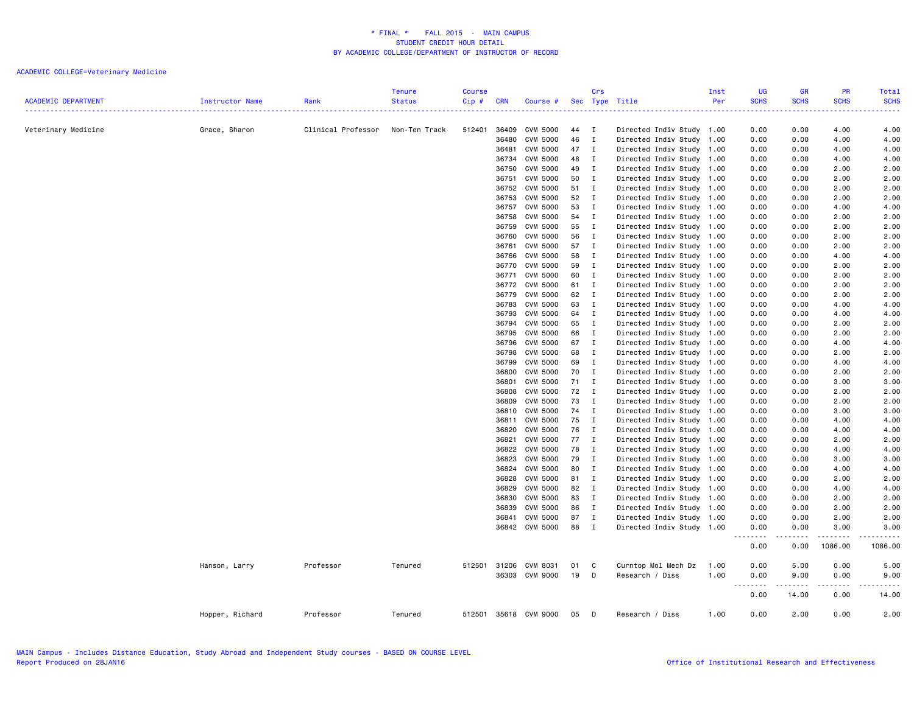# * FINAL * FALL 2015 - MAIN CAMPUS
## STUDENT CREDIT HOUR DETAIL
## BY ACADEMIC COLLEGE/DEPARTMENT OF INSTRUCTOR OF RECORD

ACADEMIC COLLEGE=Veterinary Medicine

| ACADEMIC DEPARTMENT | Instructor Name | Rank | Tenure Status | Course Cip # | CRN | Course # | Sec | Crs Type | Title | Inst Per | UG SCHS | GR SCHS | PR SCHS | Total SCHS |
|---|---|---|---|---|---|---|---|---|---|---|---|---|---|---|
| Veterinary Medicine | Grace, Sharon | Clinical Professor | Non-Ten Track | 512401 | 36409 | CVM 5000 | 44 | I | Directed Indiv Study | 1.00 | 0.00 | 0.00 | 4.00 | 4.00 |
| | | | | | 36480 | CVM 5000 | 46 | I | Directed Indiv Study | 1.00 | 0.00 | 0.00 | 4.00 | 4.00 |
| | | | | | 36481 | CVM 5000 | 47 | I | Directed Indiv Study | 1.00 | 0.00 | 0.00 | 4.00 | 4.00 |
| | | | | | 36734 | CVM 5000 | 48 | I | Directed Indiv Study | 1.00 | 0.00 | 0.00 | 4.00 | 4.00 |
| | | | | | 36750 | CVM 5000 | 49 | I | Directed Indiv Study | 1.00 | 0.00 | 0.00 | 2.00 | 2.00 |
| | | | | | 36751 | CVM 5000 | 50 | I | Directed Indiv Study | 1.00 | 0.00 | 0.00 | 2.00 | 2.00 |
| | | | | | 36752 | CVM 5000 | 51 | I | Directed Indiv Study | 1.00 | 0.00 | 0.00 | 2.00 | 2.00 |
| | | | | | 36753 | CVM 5000 | 52 | I | Directed Indiv Study | 1.00 | 0.00 | 0.00 | 2.00 | 2.00 |
| | | | | | 36757 | CVM 5000 | 53 | I | Directed Indiv Study | 1.00 | 0.00 | 0.00 | 4.00 | 4.00 |
| | | | | | 36758 | CVM 5000 | 54 | I | Directed Indiv Study | 1.00 | 0.00 | 0.00 | 2.00 | 2.00 |
| | | | | | 36759 | CVM 5000 | 55 | I | Directed Indiv Study | 1.00 | 0.00 | 0.00 | 2.00 | 2.00 |
| | | | | | 36760 | CVM 5000 | 56 | I | Directed Indiv Study | 1.00 | 0.00 | 0.00 | 2.00 | 2.00 |
| | | | | | 36761 | CVM 5000 | 57 | I | Directed Indiv Study | 1.00 | 0.00 | 0.00 | 2.00 | 2.00 |
| | | | | | 36766 | CVM 5000 | 58 | I | Directed Indiv Study | 1.00 | 0.00 | 0.00 | 4.00 | 4.00 |
| | | | | | 36770 | CVM 5000 | 59 | I | Directed Indiv Study | 1.00 | 0.00 | 0.00 | 2.00 | 2.00 |
| | | | | | 36771 | CVM 5000 | 60 | I | Directed Indiv Study | 1.00 | 0.00 | 0.00 | 2.00 | 2.00 |
| | | | | | 36772 | CVM 5000 | 61 | I | Directed Indiv Study | 1.00 | 0.00 | 0.00 | 2.00 | 2.00 |
| | | | | | 36779 | CVM 5000 | 62 | I | Directed Indiv Study | 1.00 | 0.00 | 0.00 | 2.00 | 2.00 |
| | | | | | 36783 | CVM 5000 | 63 | I | Directed Indiv Study | 1.00 | 0.00 | 0.00 | 4.00 | 4.00 |
| | | | | | 36793 | CVM 5000 | 64 | I | Directed Indiv Study | 1.00 | 0.00 | 0.00 | 4.00 | 4.00 |
| | | | | | 36794 | CVM 5000 | 65 | I | Directed Indiv Study | 1.00 | 0.00 | 0.00 | 2.00 | 2.00 |
| | | | | | 36795 | CVM 5000 | 66 | I | Directed Indiv Study | 1.00 | 0.00 | 0.00 | 2.00 | 2.00 |
| | | | | | 36796 | CVM 5000 | 67 | I | Directed Indiv Study | 1.00 | 0.00 | 0.00 | 4.00 | 4.00 |
| | | | | | 36798 | CVM 5000 | 68 | I | Directed Indiv Study | 1.00 | 0.00 | 0.00 | 2.00 | 2.00 |
| | | | | | 36799 | CVM 5000 | 69 | I | Directed Indiv Study | 1.00 | 0.00 | 0.00 | 4.00 | 4.00 |
| | | | | | 36800 | CVM 5000 | 70 | I | Directed Indiv Study | 1.00 | 0.00 | 0.00 | 2.00 | 2.00 |
| | | | | | 36801 | CVM 5000 | 71 | I | Directed Indiv Study | 1.00 | 0.00 | 0.00 | 3.00 | 3.00 |
| | | | | | 36808 | CVM 5000 | 72 | I | Directed Indiv Study | 1.00 | 0.00 | 0.00 | 2.00 | 2.00 |
| | | | | | 36809 | CVM 5000 | 73 | I | Directed Indiv Study | 1.00 | 0.00 | 0.00 | 2.00 | 2.00 |
| | | | | | 36810 | CVM 5000 | 74 | I | Directed Indiv Study | 1.00 | 0.00 | 0.00 | 3.00 | 3.00 |
| | | | | | 36811 | CVM 5000 | 75 | I | Directed Indiv Study | 1.00 | 0.00 | 0.00 | 4.00 | 4.00 |
| | | | | | 36820 | CVM 5000 | 76 | I | Directed Indiv Study | 1.00 | 0.00 | 0.00 | 4.00 | 4.00 |
| | | | | | 36821 | CVM 5000 | 77 | I | Directed Indiv Study | 1.00 | 0.00 | 0.00 | 2.00 | 2.00 |
| | | | | | 36822 | CVM 5000 | 78 | I | Directed Indiv Study | 1.00 | 0.00 | 0.00 | 4.00 | 4.00 |
| | | | | | 36823 | CVM 5000 | 79 | I | Directed Indiv Study | 1.00 | 0.00 | 0.00 | 3.00 | 3.00 |
| | | | | | 36824 | CVM 5000 | 80 | I | Directed Indiv Study | 1.00 | 0.00 | 0.00 | 4.00 | 4.00 |
| | | | | | 36828 | CVM 5000 | 81 | I | Directed Indiv Study | 1.00 | 0.00 | 0.00 | 2.00 | 2.00 |
| | | | | | 36829 | CVM 5000 | 82 | I | Directed Indiv Study | 1.00 | 0.00 | 0.00 | 4.00 | 4.00 |
| | | | | | 36830 | CVM 5000 | 83 | I | Directed Indiv Study | 1.00 | 0.00 | 0.00 | 2.00 | 2.00 |
| | | | | | 36839 | CVM 5000 | 86 | I | Directed Indiv Study | 1.00 | 0.00 | 0.00 | 2.00 | 2.00 |
| | | | | | 36841 | CVM 5000 | 87 | I | Directed Indiv Study | 1.00 | 0.00 | 0.00 | 2.00 | 2.00 |
| | | | | | 36842 | CVM 5000 | 88 | I | Directed Indiv Study | 1.00 | 0.00 | 0.00 | 3.00 | 3.00 |
| | | | | | | | | | | | 0.00 | 0.00 | 1086.00 | 1086.00 |
| | Hanson, Larry | Professor | Tenured | 512501 | 31206 | CVM 8031 | 01 | C | Curntop Mol Mech Dz | 1.00 | 0.00 | 5.00 | 0.00 | 5.00 |
| | | | | | 36303 | CVM 9000 | 19 | D | Research / Diss | 1.00 | 0.00 | 9.00 | 0.00 | 9.00 |
| | | | | | | | | | | | 0.00 | 14.00 | 0.00 | 14.00 |
| | Hopper, Richard | Professor | Tenured | 512501 | 35618 | CVM 9000 | 05 | D | Research / Diss | 1.00 | 0.00 | 2.00 | 0.00 | 2.00 |

MAIN Campus - Includes Distance Education, Study Abroad and Independent Study courses - BASED ON COURSE LEVEL
Report Produced on 28JAN16

Office of Institutional Research and Effectiveness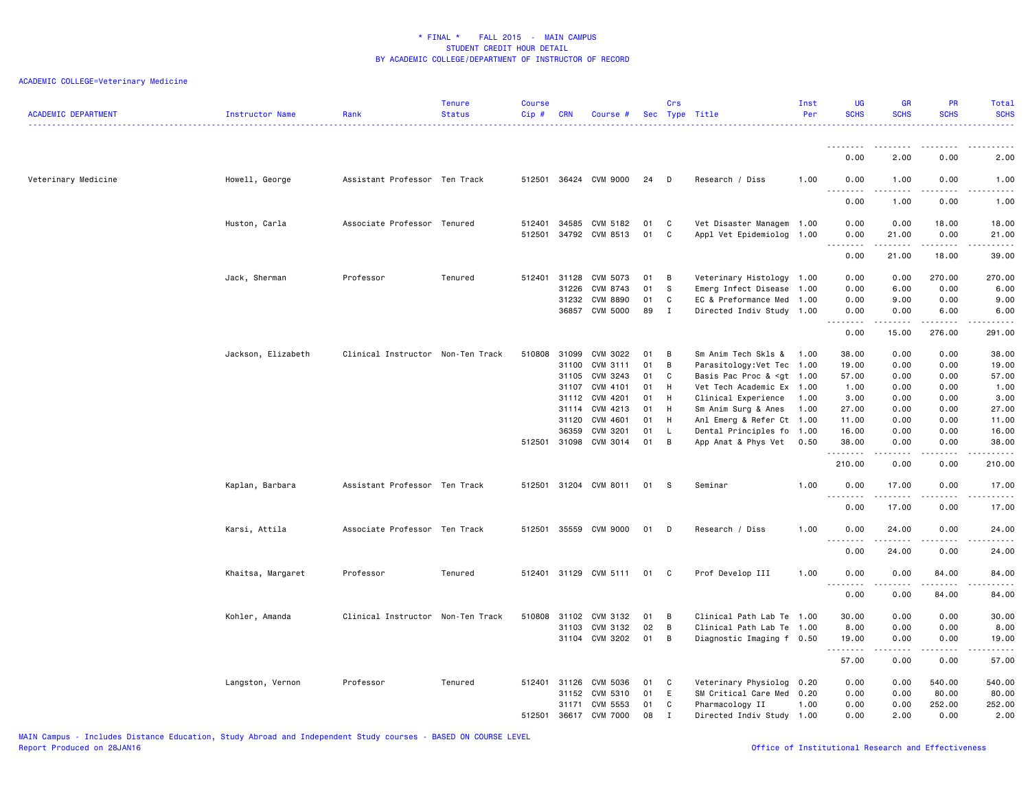# * FINAL * FALL 2015 - MAIN CAMPUS
## STUDENT CREDIT HOUR DETAIL
## BY ACADEMIC COLLEGE/DEPARTMENT OF INSTRUCTOR OF RECORD

ACADEMIC COLLEGE=Veterinary Medicine

| ACADEMIC DEPARTMENT | Instructor Name | Rank | Tenure Status | Course Cip # | CRN | Course # | Sec | Crs Type | Title | Inst Per | UG SCHS | GR SCHS | PR SCHS | Total SCHS |
|---|---|---|---|---|---|---|---|---|---|---|---|---|---|---|
| | | | | | | | | | | | 0.00 | 2.00 | 0.00 | 2.00 |
| Veterinary Medicine | Howell, George | Assistant Professor | Ten Track | 512501 | 36424 | CVM 9000 | 24 | D | Research / Diss | 1.00 | 0.00 | 1.00 | 0.00 | 1.00 |
| | | | | | | | | | | | 0.00 | 1.00 | 0.00 | 1.00 |
| | Huston, Carla | Associate Professor | Tenured | 512401 | 34585 | CVM 5182 | 01 | C | Vet Disaster Managem | 1.00 | 0.00 | 0.00 | 18.00 | 18.00 |
| | | | | 512501 | 34792 | CVM 8513 | 01 | C | Appl Vet Epidemiolog | 1.00 | 0.00 | 21.00 | 0.00 | 21.00 |
| | | | | | | | | | | | 0.00 | 21.00 | 18.00 | 39.00 |
| | Jack, Sherman | Professor | Tenured | 512401 | 31128 | CVM 5073 | 01 | B | Veterinary Histology | 1.00 | 0.00 | 0.00 | 270.00 | 270.00 |
| | | | | | 31226 | CVM 8743 | 01 | S | Emerg Infect Disease | 1.00 | 0.00 | 6.00 | 0.00 | 6.00 |
| | | | | | 31232 | CVM 8890 | 01 | C | EC & Preformance Med | 1.00 | 0.00 | 9.00 | 0.00 | 9.00 |
| | | | | | 36857 | CVM 5000 | 89 | I | Directed Indiv Study | 1.00 | 0.00 | 0.00 | 6.00 | 6.00 |
| | | | | | | | | | | | 0.00 | 15.00 | 276.00 | 291.00 |
| | Jackson, Elizabeth | Clinical Instructor | Non-Ten Track | 510808 | 31099 | CVM 3022 | 01 | B | Sm Anim Tech Skls & | 1.00 | 38.00 | 0.00 | 0.00 | 38.00 |
| | | | | | 31100 | CVM 3111 | 01 | B | Parasitology:Vet Tec | 1.00 | 19.00 | 0.00 | 0.00 | 19.00 |
| | | | | | 31105 | CVM 3243 | 01 | C | Basis Pac Proc & <gt | 1.00 | 57.00 | 0.00 | 0.00 | 57.00 |
| | | | | | 31107 | CVM 4101 | 01 | H | Vet Tech Academic Ex | 1.00 | 1.00 | 0.00 | 0.00 | 1.00 |
| | | | | | 31112 | CVM 4201 | 01 | H | Clinical Experience | 1.00 | 3.00 | 0.00 | 0.00 | 3.00 |
| | | | | | 31114 | CVM 4213 | 01 | H | Sm Anim Surg & Anes | 1.00 | 27.00 | 0.00 | 0.00 | 27.00 |
| | | | | | 31120 | CVM 4601 | 01 | H | Anl Emerg & Refer Ct | 1.00 | 11.00 | 0.00 | 0.00 | 11.00 |
| | | | | | 36359 | CVM 3201 | 01 | L | Dental Principles fo | 1.00 | 16.00 | 0.00 | 0.00 | 16.00 |
| | | | | 512501 | 31098 | CVM 3014 | 01 | B | App Anat & Phys Vet | 0.50 | 38.00 | 0.00 | 0.00 | 38.00 |
| | | | | | | | | | | | 210.00 | 0.00 | 0.00 | 210.00 |
| | Kaplan, Barbara | Assistant Professor | Ten Track | 512501 | 31204 | CVM 8011 | 01 | S | Seminar | 1.00 | 0.00 | 17.00 | 0.00 | 17.00 |
| | | | | | | | | | | | 0.00 | 17.00 | 0.00 | 17.00 |
| | Karsi, Attila | Associate Professor | Ten Track | 512501 | 35559 | CVM 9000 | 01 | D | Research / Diss | 1.00 | 0.00 | 24.00 | 0.00 | 24.00 |
| | | | | | | | | | | | 0.00 | 24.00 | 0.00 | 24.00 |
| | Khaitsa, Margaret | Professor | Tenured | 512401 | 31129 | CVM 5111 | 01 | C | Prof Develop III | 1.00 | 0.00 | 0.00 | 84.00 | 84.00 |
| | | | | | | | | | | | 0.00 | 0.00 | 84.00 | 84.00 |
| | Kohler, Amanda | Clinical Instructor | Non-Ten Track | 510808 | 31102 | CVM 3132 | 01 | B | Clinical Path Lab Te | 1.00 | 30.00 | 0.00 | 0.00 | 30.00 |
| | | | | | 31103 | CVM 3132 | 02 | B | Clinical Path Lab Te | 1.00 | 8.00 | 0.00 | 0.00 | 8.00 |
| | | | | | 31104 | CVM 3202 | 01 | B | Diagnostic Imaging f | 0.50 | 19.00 | 0.00 | 0.00 | 19.00 |
| | | | | | | | | | | | 57.00 | 0.00 | 0.00 | 57.00 |
| | Langston, Vernon | Professor | Tenured | 512401 | 31126 | CVM 5036 | 01 | C | Veterinary Physiolog | 0.20 | 0.00 | 0.00 | 540.00 | 540.00 |
| | | | | | 31152 | CVM 5310 | 01 | E | SM Critical Care Med | 0.20 | 0.00 | 0.00 | 80.00 | 80.00 |
| | | | | | 31171 | CVM 5553 | 01 | C | Pharmacology II | 1.00 | 0.00 | 0.00 | 252.00 | 252.00 |
| | | | | 512501 | 36617 | CVM 7000 | 08 | I | Directed Indiv Study | 1.00 | 0.00 | 2.00 | 0.00 | 2.00 |

MAIN Campus - Includes Distance Education, Study Abroad and Independent Study courses - BASED ON COURSE LEVEL
Report Produced on 28JAN16

Office of Institutional Research and Effectiveness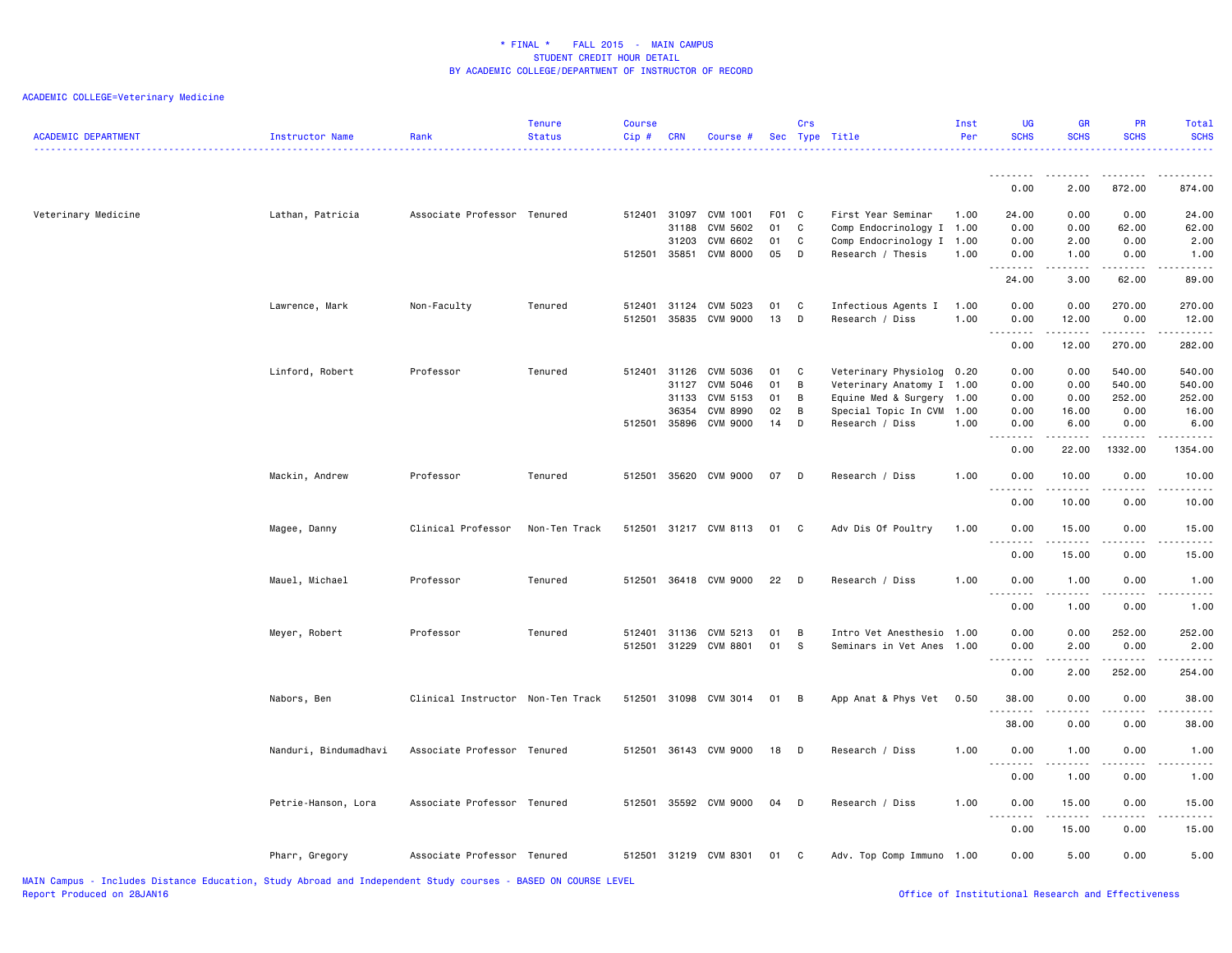# * FINAL * FALL 2015 - MAIN CAMPUS
## STUDENT CREDIT HOUR DETAIL
### BY ACADEMIC COLLEGE/DEPARTMENT OF INSTRUCTOR OF RECORD

ACADEMIC COLLEGE=Veterinary Medicine

| ACADEMIC DEPARTMENT | Instructor Name | Rank | Tenure Status | Course Cip # | CRN | Course # | Sec | Crs Type | Title | Inst Per | UG SCHS | GR SCHS | PR SCHS | Total SCHS |
|---|---|---|---|---|---|---|---|---|---|---|---|---|---|---|
| | | | | | | | | | | | 0.00 | 2.00 | 872.00 | 874.00 |
| Veterinary Medicine | Lathan, Patricia | Associate Professor | Tenured | 512401 | 31097 | CVM 1001 | F01 | C | First Year Seminar | 1.00 | 24.00 | 0.00 | 0.00 | 24.00 |
| | | | | | 31188 | CVM 5602 | 01 | C | Comp Endocrinology I | 1.00 | 0.00 | 0.00 | 62.00 | 62.00 |
| | | | | | 31203 | CVM 6602 | 01 | C | Comp Endocrinology I | 1.00 | 0.00 | 2.00 | 0.00 | 2.00 |
| | | | | 512501 | 35851 | CVM 8000 | 05 | D | Research / Thesis | 1.00 | 0.00 | 1.00 | 0.00 | 1.00 |
| | | | | | | | | | | | 24.00 | 3.00 | 62.00 | 89.00 |
| | Lawrence, Mark | Non-Faculty | Tenured | 512401 | 31124 | CVM 5023 | 01 | C | Infectious Agents I | 1.00 | 0.00 | 0.00 | 270.00 | 270.00 |
| | | | | 512501 | 35835 | CVM 9000 | 13 | D | Research / Diss | 1.00 | 0.00 | 12.00 | 0.00 | 12.00 |
| | | | | | | | | | | | 0.00 | 12.00 | 270.00 | 282.00 |
| | Linford, Robert | Professor | Tenured | 512401 | 31126 | CVM 5036 | 01 | C | Veterinary Physiolog | 0.20 | 0.00 | 0.00 | 540.00 | 540.00 |
| | | | | | 31127 | CVM 5046 | 01 | B | Veterinary Anatomy I | 1.00 | 0.00 | 0.00 | 540.00 | 540.00 |
| | | | | | 31133 | CVM 5153 | 01 | B | Equine Med & Surgery | 1.00 | 0.00 | 0.00 | 252.00 | 252.00 |
| | | | | | 36354 | CVM 8990 | 02 | B | Special Topic In CVM | 1.00 | 0.00 | 16.00 | 0.00 | 16.00 |
| | | | | 512501 | 35896 | CVM 9000 | 14 | D | Research / Diss | 1.00 | 0.00 | 6.00 | 0.00 | 6.00 |
| | | | | | | | | | | | 0.00 | 22.00 | 1332.00 | 1354.00 |
| | Mackin, Andrew | Professor | Tenured | 512501 | 35620 | CVM 9000 | 07 | D | Research / Diss | 1.00 | 0.00 | 10.00 | 0.00 | 10.00 |
| | | | | | | | | | | | 0.00 | 10.00 | 0.00 | 10.00 |
| | Magee, Danny | Clinical Professor | Non-Ten Track | 512501 | 31217 | CVM 8113 | 01 | C | Adv Dis Of Poultry | 1.00 | 0.00 | 15.00 | 0.00 | 15.00 |
| | | | | | | | | | | | 0.00 | 15.00 | 0.00 | 15.00 |
| | Mauel, Michael | Professor | Tenured | 512501 | 36418 | CVM 9000 | 22 | D | Research / Diss | 1.00 | 0.00 | 1.00 | 0.00 | 1.00 |
| | | | | | | | | | | | 0.00 | 1.00 | 0.00 | 1.00 |
| | Meyer, Robert | Professor | Tenured | 512401 | 31136 | CVM 5213 | 01 | B | Intro Vet Anesthesio | 1.00 | 0.00 | 0.00 | 252.00 | 252.00 |
| | | | | 512501 | 31229 | CVM 8801 | 01 | S | Seminars in Vet Anes | 1.00 | 0.00 | 2.00 | 0.00 | 2.00 |
| | | | | | | | | | | | 0.00 | 2.00 | 252.00 | 254.00 |
| | Nabors, Ben | Clinical Instructor | Non-Ten Track | 512501 | 31098 | CVM 3014 | 01 | B | App Anat & Phys Vet | 0.50 | 38.00 | 0.00 | 0.00 | 38.00 |
| | | | | | | | | | | | 38.00 | 0.00 | 0.00 | 38.00 |
| | Nanduri, Bindumadhavi | Associate Professor | Tenured | 512501 | 36143 | CVM 9000 | 18 | D | Research / Diss | 1.00 | 0.00 | 1.00 | 0.00 | 1.00 |
| | | | | | | | | | | | 0.00 | 1.00 | 0.00 | 1.00 |
| | Petrie-Hanson, Lora | Associate Professor | Tenured | 512501 | 35592 | CVM 9000 | 04 | D | Research / Diss | 1.00 | 0.00 | 15.00 | 0.00 | 15.00 |
| | | | | | | | | | | | 0.00 | 15.00 | 0.00 | 15.00 |
| | Pharr, Gregory | Associate Professor | Tenured | 512501 | 31219 | CVM 8301 | 01 | C | Adv. Top Comp Immuno | 1.00 | 0.00 | 5.00 | 0.00 | 5.00 |

MAIN Campus - Includes Distance Education, Study Abroad and Independent Study courses - BASED ON COURSE LEVEL
Report Produced on 28JAN16

Office of Institutional Research and Effectiveness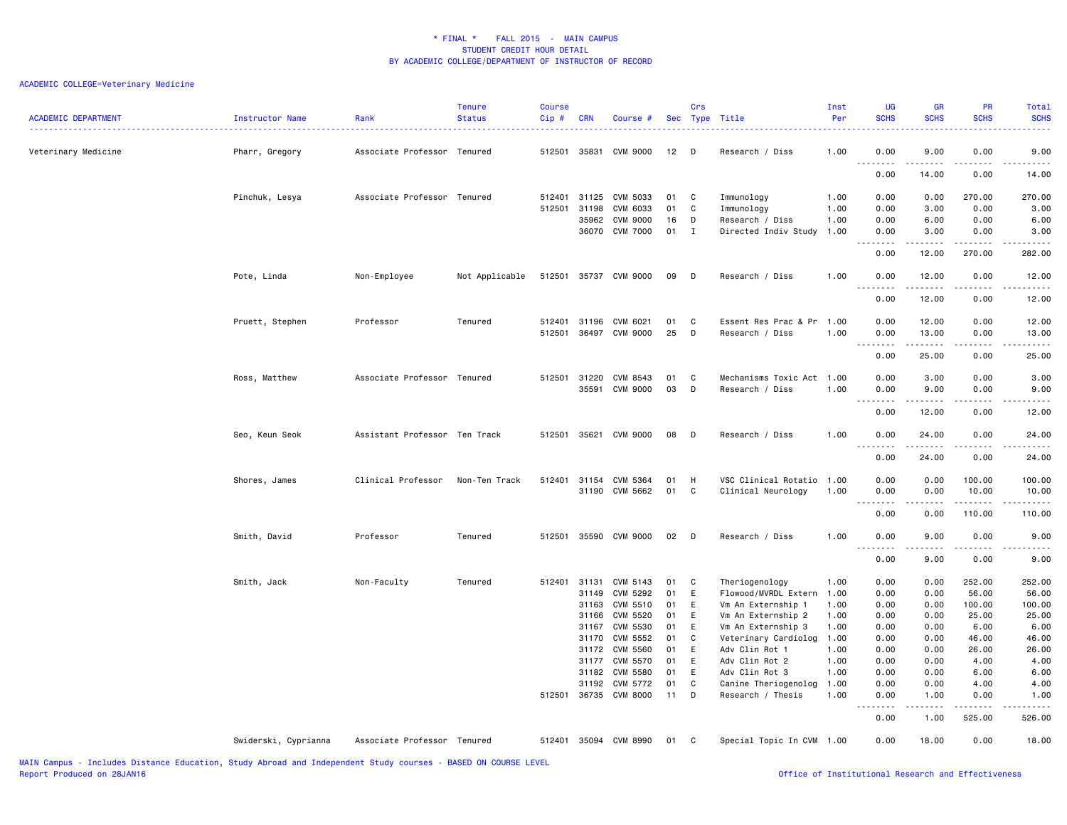* FINAL * FALL 2015 - MAIN CAMPUS
STUDENT CREDIT HOUR DETAIL
BY ACADEMIC COLLEGE/DEPARTMENT OF INSTRUCTOR OF RECORD

ACADEMIC COLLEGE=Veterinary Medicine

| ACADEMIC DEPARTMENT | Instructor Name | Rank | Tenure Status | Course Cip # | CRN | Course # | Sec | Crs Type | Title | Inst Per | UG SCHS | GR SCHS | PR SCHS | Total SCHS |
|---|---|---|---|---|---|---|---|---|---|---|---|---|---|---|
| Veterinary Medicine | Pharr, Gregory | Associate Professor | Tenured | 512501 | 35831 | CVM 9000 | 12 | D | Research / Diss | 1.00 | 0.00 | 9.00 | 0.00 | 9.00 |
| | | | | | | | | | | | 0.00 | 14.00 | 0.00 | 14.00 |
| | Pinchuk, Lesya | Associate Professor | Tenured | 512401 | 31125 | CVM 5033 | 01 | C | Immunology | 1.00 | 0.00 | 0.00 | 270.00 | 270.00 |
| | | | | 512501 | 31198 | CVM 6033 | 01 | C | Immunology | 1.00 | 0.00 | 3.00 | 0.00 | 3.00 |
| | | | | | 35962 | CVM 9000 | 16 | D | Research / Diss | 1.00 | 0.00 | 6.00 | 0.00 | 6.00 |
| | | | | | 36070 | CVM 7000 | 01 | I | Directed Indiv Study | 1.00 | 0.00 | 3.00 | 0.00 | 3.00 |
| | | | | | | | | | | | 0.00 | 12.00 | 270.00 | 282.00 |
| | Pote, Linda | Non-Employee | Not Applicable | 512501 | 35737 | CVM 9000 | 09 | D | Research / Diss | 1.00 | 0.00 | 12.00 | 0.00 | 12.00 |
| | | | | | | | | | | | 0.00 | 12.00 | 0.00 | 12.00 |
| | Pruett, Stephen | Professor | Tenured | 512401 | 31196 | CVM 6021 | 01 | C | Essent Res Prac & Pr | 1.00 | 0.00 | 12.00 | 0.00 | 12.00 |
| | | | | 512501 | 36497 | CVM 9000 | 25 | D | Research / Diss | 1.00 | 0.00 | 13.00 | 0.00 | 13.00 |
| | | | | | | | | | | | 0.00 | 25.00 | 0.00 | 25.00 |
| | Ross, Matthew | Associate Professor | Tenured | 512501 | 31220 | CVM 8543 | 01 | C | Mechanisms Toxic Act | 1.00 | 0.00 | 3.00 | 0.00 | 3.00 |
| | | | | | 35591 | CVM 9000 | 03 | D | Research / Diss | 1.00 | 0.00 | 9.00 | 0.00 | 9.00 |
| | | | | | | | | | | | 0.00 | 12.00 | 0.00 | 12.00 |
| | Seo, Keun Seok | Assistant Professor | Ten Track | 512501 | 35621 | CVM 9000 | 08 | D | Research / Diss | 1.00 | 0.00 | 24.00 | 0.00 | 24.00 |
| | | | | | | | | | | | 0.00 | 24.00 | 0.00 | 24.00 |
| | Shores, James | Clinical Professor | Non-Ten Track | 512401 | 31154 | CVM 5364 | 01 | H | VSC Clinical Rotatio | 1.00 | 0.00 | 0.00 | 100.00 | 100.00 |
| | | | | | 31190 | CVM 5662 | 01 | C | Clinical Neurology | 1.00 | 0.00 | 0.00 | 10.00 | 10.00 |
| | | | | | | | | | | | 0.00 | 0.00 | 110.00 | 110.00 |
| | Smith, David | Professor | Tenured | 512501 | 35590 | CVM 9000 | 02 | D | Research / Diss | 1.00 | 0.00 | 9.00 | 0.00 | 9.00 |
| | | | | | | | | | | | 0.00 | 9.00 | 0.00 | 9.00 |
| | Smith, Jack | Non-Faculty | Tenured | 512401 | 31131 | CVM 5143 | 01 | C | Theriogenology | 1.00 | 0.00 | 0.00 | 252.00 | 252.00 |
| | | | | | 31149 | CVM 5292 | 01 | E | Flowood/MVRDL Extern | 1.00 | 0.00 | 0.00 | 56.00 | 56.00 |
| | | | | | 31163 | CVM 5510 | 01 | E | Vm An Externship 1 | 1.00 | 0.00 | 0.00 | 100.00 | 100.00 |
| | | | | | 31166 | CVM 5520 | 01 | E | Vm An Externship 2 | 1.00 | 0.00 | 0.00 | 25.00 | 25.00 |
| | | | | | 31167 | CVM 5530 | 01 | E | Vm An Externship 3 | 1.00 | 0.00 | 0.00 | 6.00 | 6.00 |
| | | | | | 31170 | CVM 5552 | 01 | C | Veterinary Cardiolog | 1.00 | 0.00 | 0.00 | 46.00 | 46.00 |
| | | | | | 31172 | CVM 5560 | 01 | E | Adv Clin Rot 1 | 1.00 | 0.00 | 0.00 | 26.00 | 26.00 |
| | | | | | 31177 | CVM 5570 | 01 | E | Adv Clin Rot 2 | 1.00 | 0.00 | 0.00 | 4.00 | 4.00 |
| | | | | | 31182 | CVM 5580 | 01 | E | Adv Clin Rot 3 | 1.00 | 0.00 | 0.00 | 6.00 | 6.00 |
| | | | | | 31192 | CVM 5772 | 01 | C | Canine Theriogenolog | 1.00 | 0.00 | 0.00 | 4.00 | 4.00 |
| | | | | 512501 | 36735 | CVM 8000 | 11 | D | Research / Thesis | 1.00 | 0.00 | 1.00 | 0.00 | 1.00 |
| | | | | | | | | | | | 0.00 | 1.00 | 525.00 | 526.00 |
| | Swiderski, Cyprianna | Associate Professor | Tenured | 512401 | 35094 | CVM 8990 | 01 | C | Special Topic In CVM | 1.00 | 0.00 | 18.00 | 0.00 | 18.00 |

MAIN Campus - Includes Distance Education, Study Abroad and Independent Study courses - BASED ON COURSE LEVEL
Report Produced on 28JAN16

Office of Institutional Research and Effectiveness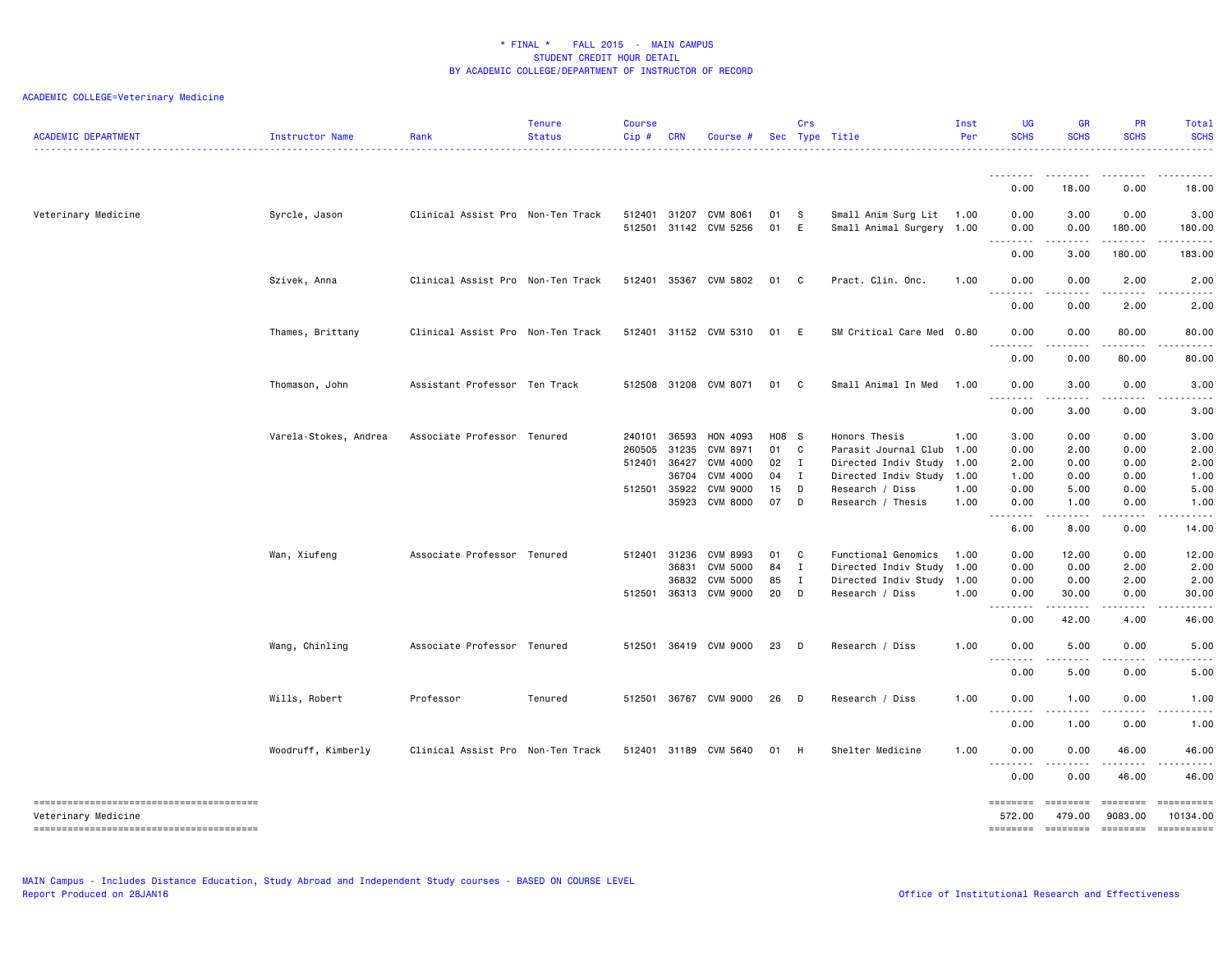# * FINAL * FALL 2015 - MAIN CAMPUS
## STUDENT CREDIT HOUR DETAIL
## BY ACADEMIC COLLEGE/DEPARTMENT OF INSTRUCTOR OF RECORD

ACADEMIC COLLEGE=Veterinary Medicine

| ACADEMIC DEPARTMENT | Instructor Name | Rank | Tenure Status | Course Cip # | CRN | Course # | Sec | Crs Type | Title | Inst Per | UG SCHS | GR SCHS | PR SCHS | Total SCHS |
|---|---|---|---|---|---|---|---|---|---|---|---|---|---|---|
| | | | | | | | | | | | 0.00 | 18.00 | 0.00 | 18.00 |
| Veterinary Medicine | Syrcle, Jason | Clinical Assist Pro | Non-Ten Track | 512401 | 31207 | CVM 8061 | 01 | S | Small Anim Surg Lit | 1.00 | 0.00 | 3.00 | 0.00 | 3.00 |
| | | | | 512501 | 31142 | CVM 5256 | 01 | E | Small Animal Surgery | 1.00 | 0.00 | 0.00 | 180.00 | 180.00 |
| | | | | | | | | | | | 0.00 | 3.00 | 180.00 | 183.00 |
| | Szivek, Anna | Clinical Assist Pro | Non-Ten Track | 512401 | 35367 | CVM 5802 | 01 | C | Pract. Clin. Onc. | 1.00 | 0.00 | 0.00 | 2.00 | 2.00 |
| | | | | | | | | | | | 0.00 | 0.00 | 2.00 | 2.00 |
| | Thames, Brittany | Clinical Assist Pro | Non-Ten Track | 512401 | 31152 | CVM 5310 | 01 | E | SM Critical Care Med | 0.80 | 0.00 | 0.00 | 80.00 | 80.00 |
| | | | | | | | | | | | 0.00 | 0.00 | 80.00 | 80.00 |
| | Thomason, John | Assistant Professor | Ten Track | 512508 | 31208 | CVM 8071 | 01 | C | Small Animal In Med | 1.00 | 0.00 | 3.00 | 0.00 | 3.00 |
| | | | | | | | | | | | 0.00 | 3.00 | 0.00 | 3.00 |
| | Varela-Stokes, Andrea | Associate Professor | Tenured | 240101 | 36593 | HON 4093 | H08 | S | Honors Thesis | 1.00 | 3.00 | 0.00 | 0.00 | 3.00 |
| | | | | 260505 | 31235 | CVM 8971 | 01 | C | Parasit Journal Club | 1.00 | 0.00 | 2.00 | 0.00 | 2.00 |
| | | | | 512401 | 36427 | CVM 4000 | 02 | I | Directed Indiv Study | 1.00 | 2.00 | 0.00 | 0.00 | 2.00 |
| | | | | | 36704 | CVM 4000 | 04 | I | Directed Indiv Study | 1.00 | 1.00 | 0.00 | 0.00 | 1.00 |
| | | | | 512501 | 35922 | CVM 9000 | 15 | D | Research / Diss | 1.00 | 0.00 | 5.00 | 0.00 | 5.00 |
| | | | | | 35923 | CVM 8000 | 07 | D | Research / Thesis | 1.00 | 0.00 | 1.00 | 0.00 | 1.00 |
| | | | | | | | | | | | 6.00 | 8.00 | 0.00 | 14.00 |
| | Wan, Xiufeng | Associate Professor | Tenured | 512401 | 31236 | CVM 8993 | 01 | C | Functional Genomics | 1.00 | 0.00 | 12.00 | 0.00 | 12.00 |
| | | | | | 36831 | CVM 5000 | 84 | I | Directed Indiv Study | 1.00 | 0.00 | 0.00 | 2.00 | 2.00 |
| | | | | | 36832 | CVM 5000 | 85 | I | Directed Indiv Study | 1.00 | 0.00 | 0.00 | 2.00 | 2.00 |
| | | | | 512501 | 36313 | CVM 9000 | 20 | D | Research / Diss | 1.00 | 0.00 | 30.00 | 0.00 | 30.00 |
| | | | | | | | | | | | 0.00 | 42.00 | 4.00 | 46.00 |
| | Wang, Chinling | Associate Professor | Tenured | 512501 | 36419 | CVM 9000 | 23 | D | Research / Diss | 1.00 | 0.00 | 5.00 | 0.00 | 5.00 |
| | | | | | | | | | | | 0.00 | 5.00 | 0.00 | 5.00 |
| | Wills, Robert | Professor | Tenured | 512501 | 36767 | CVM 9000 | 26 | D | Research / Diss | 1.00 | 0.00 | 1.00 | 0.00 | 1.00 |
| | | | | | | | | | | | 0.00 | 1.00 | 0.00 | 1.00 |
| | Woodruff, Kimberly | Clinical Assist Pro | Non-Ten Track | 512401 | 31189 | CVM 5640 | 01 | H | Shelter Medicine | 1.00 | 0.00 | 0.00 | 46.00 | 46.00 |
| | | | | | | | | | | | 0.00 | 0.00 | 46.00 | 46.00 |
| Veterinary Medicine | | | | | | | | | | | 572.00 | 479.00 | 9083.00 | 10134.00 |

MAIN Campus - Includes Distance Education, Study Abroad and Independent Study courses - BASED ON COURSE LEVEL
Report Produced on 28JAN16

Office of Institutional Research and Effectiveness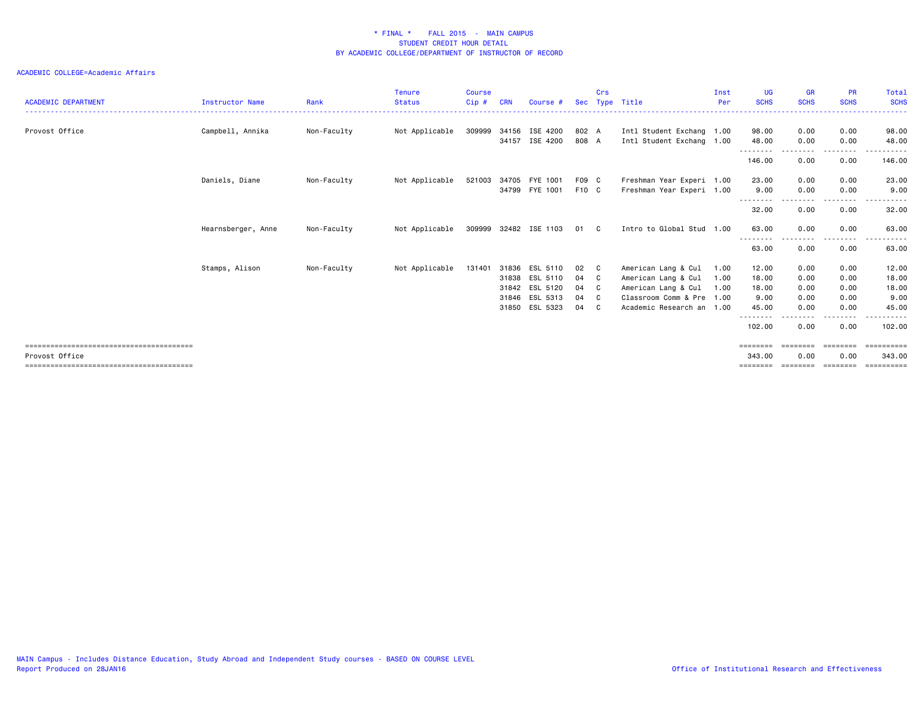# * FINAL * FALL 2015 - MAIN CAMPUS
## STUDENT CREDIT HOUR DETAIL
## BY ACADEMIC COLLEGE/DEPARTMENT OF INSTRUCTOR OF RECORD

ACADEMIC COLLEGE=Academic Affairs

| ACADEMIC DEPARTMENT | Instructor Name | Rank | Tenure Status | Course Cip # | CRN | Course # | Sec | Crs Type | Title | Inst Per | UG SCHS | GR SCHS | PR SCHS | Total SCHS |
|---|---|---|---|---|---|---|---|---|---|---|---|---|---|---|
| Provost Office | Campbell, Annika | Non-Faculty | Not Applicable | 309999 | 34156 | ISE 4200 | 802 | A | Intl Student Exchang | 1.00 | 98.00 | 0.00 | 0.00 | 98.00 |
| | | | | | 34157 | ISE 4200 | 808 | A | Intl Student Exchang | 1.00 | 48.00 | 0.00 | 0.00 | 48.00 |
| | | | | | | | | | | | 146.00 | 0.00 | 0.00 | 146.00 |
| | Daniels, Diane | Non-Faculty | Not Applicable | 521003 | 34705 | FYE 1001 | F09 | C | Freshman Year Experi | 1.00 | 23.00 | 0.00 | 0.00 | 23.00 |
| | | | | | 34799 | FYE 1001 | F10 | C | Freshman Year Experi | 1.00 | 9.00 | 0.00 | 0.00 | 9.00 |
| | | | | | | | | | | | 32.00 | 0.00 | 0.00 | 32.00 |
| | Hearnsberger, Anne | Non-Faculty | Not Applicable | 309999 | 32482 | ISE 1103 | 01 | C | Intro to Global Stud | 1.00 | 63.00 | 0.00 | 0.00 | 63.00 |
| | | | | | | | | | | | 63.00 | 0.00 | 0.00 | 63.00 |
| | Stamps, Alison | Non-Faculty | Not Applicable | 131401 | 31836 | ESL 5110 | 02 | C | American Lang & Cul | 1.00 | 12.00 | 0.00 | 0.00 | 12.00 |
| | | | | | 31838 | ESL 5110 | 04 | C | American Lang & Cul | 1.00 | 18.00 | 0.00 | 0.00 | 18.00 |
| | | | | | 31842 | ESL 5120 | 04 | C | American Lang & Cul | 1.00 | 18.00 | 0.00 | 0.00 | 18.00 |
| | | | | | 31846 | ESL 5313 | 04 | C | Classroom Comm & Pre | 1.00 | 9.00 | 0.00 | 0.00 | 9.00 |
| | | | | | 31850 | ESL 5323 | 04 | C | Academic Research an | 1.00 | 45.00 | 0.00 | 0.00 | 45.00 |
| | | | | | | | | | | | 102.00 | 0.00 | 0.00 | 102.00 |
| Provost Office | | | | | | | | | | | 343.00 | 0.00 | 0.00 | 343.00 |

MAIN Campus - Includes Distance Education, Study Abroad and Independent Study courses - BASED ON COURSE LEVEL
Report Produced on 28JAN16

Office of Institutional Research and Effectiveness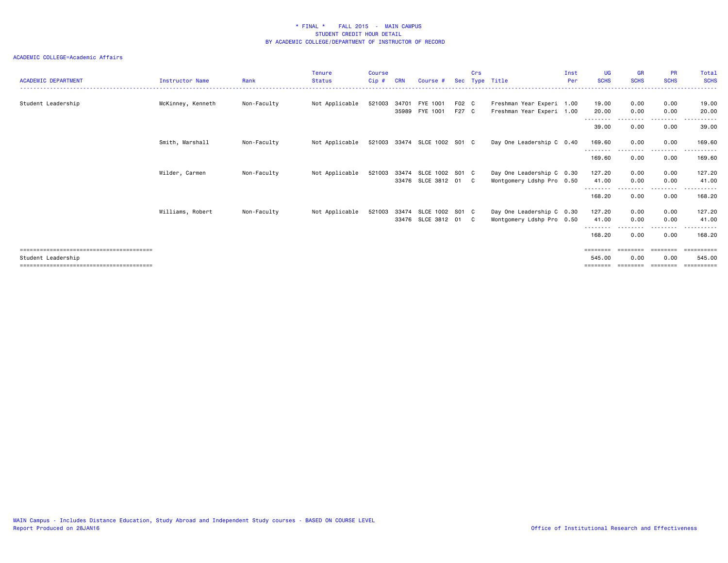\* FINAL \*    FALL 2015  -  MAIN CAMPUS
STUDENT CREDIT HOUR DETAIL
BY ACADEMIC COLLEGE/DEPARTMENT OF INSTRUCTOR OF RECORD

ACADEMIC COLLEGE=Academic Affairs

| ACADEMIC DEPARTMENT | Instructor Name | Rank | Tenure Status | Course Cip # | CRN | Course # | Sec | Crs Type | Title | Inst Per | UG SCHS | GR SCHS | PR SCHS | Total SCHS |
|---|---|---|---|---|---|---|---|---|---|---|---|---|---|---|
| Student Leadership | McKinney, Kenneth | Non-Faculty | Not Applicable | 521003 | 34701 | FYE 1001 | F02 | C | Freshman Year Experi | 1.00 | 19.00 | 0.00 | 0.00 | 19.00 |
| | | | | | 35989 | FYE 1001 | F27 | C | Freshman Year Experi | 1.00 | 20.00 | 0.00 | 0.00 | 20.00 |
| | | | | | | | | | | | 39.00 | 0.00 | 0.00 | 39.00 |
| | Smith, Marshall | Non-Faculty | Not Applicable | 521003 | 33474 | SLCE 1002 | S01 | C | Day One Leadership C | 0.40 | 169.60 | 0.00 | 0.00 | 169.60 |
| | | | | | | | | | | | 169.60 | 0.00 | 0.00 | 169.60 |
| | Wilder, Carmen | Non-Faculty | Not Applicable | 521003 | 33474 | SLCE 1002 | S01 | C | Day One Leadership C | 0.30 | 127.20 | 0.00 | 0.00 | 127.20 |
| | | | | | 33476 | SLCE 3812 | 01 | C | Montgomery Ldshp Pro | 0.50 | 41.00 | 0.00 | 0.00 | 41.00 |
| | | | | | | | | | | | 168.20 | 0.00 | 0.00 | 168.20 |
| | Williams, Robert | Non-Faculty | Not Applicable | 521003 | 33474 | SLCE 1002 | S01 | C | Day One Leadership C | 0.30 | 127.20 | 0.00 | 0.00 | 127.20 |
| | | | | | 33476 | SLCE 3812 | 01 | C | Montgomery Ldshp Pro | 0.50 | 41.00 | 0.00 | 0.00 | 41.00 |
| | | | | | | | | | | | 168.20 | 0.00 | 0.00 | 168.20 |
| Student Leadership | | | | | | | | | | | 545.00 | 0.00 | 0.00 | 545.00 |

MAIN Campus - Includes Distance Education, Study Abroad and Independent Study courses - BASED ON COURSE LEVEL
Report Produced on 28JAN16

Office of Institutional Research and Effectiveness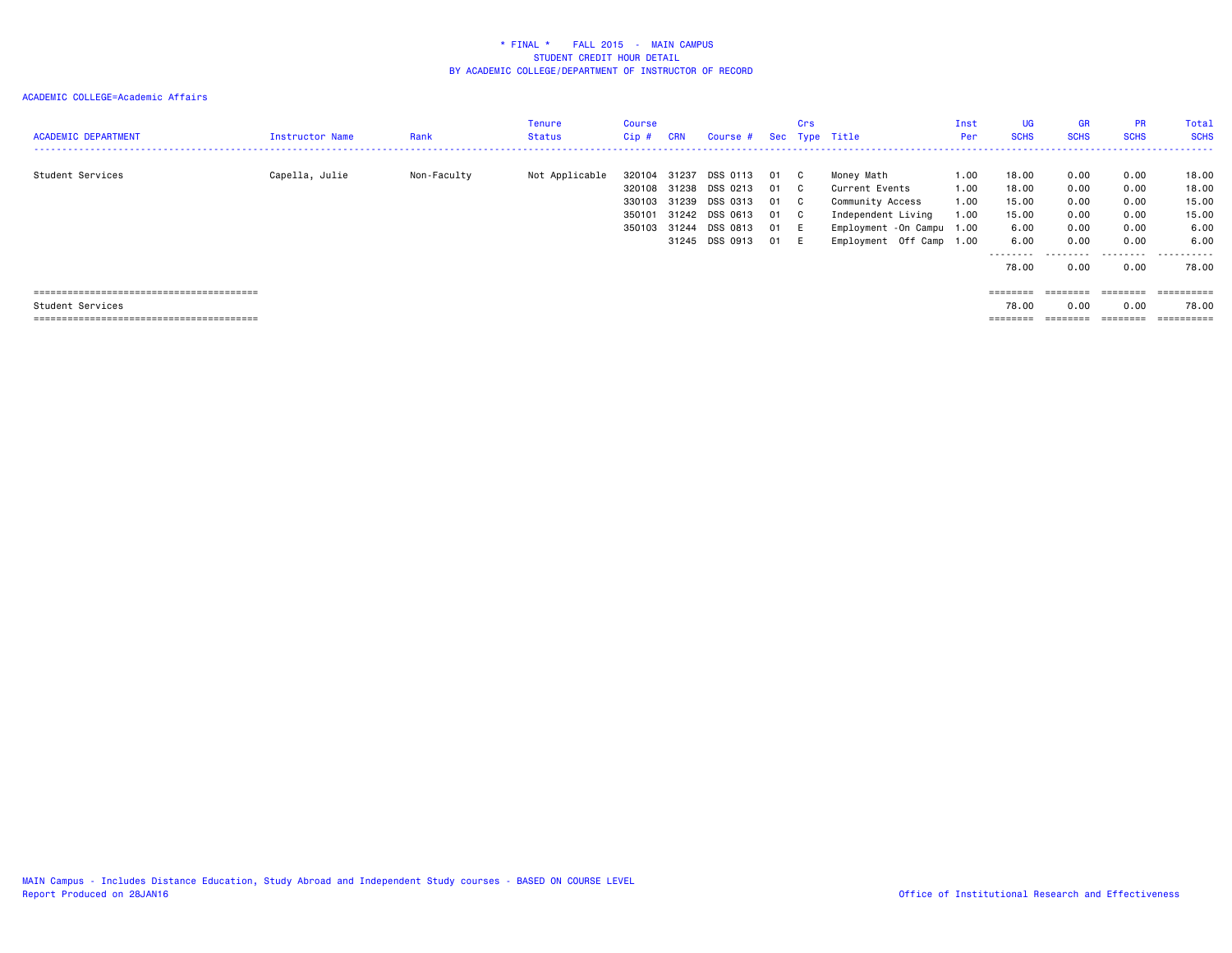* FINAL * FALL 2015 - MAIN CAMPUS
STUDENT CREDIT HOUR DETAIL
BY ACADEMIC COLLEGE/DEPARTMENT OF INSTRUCTOR OF RECORD

ACADEMIC COLLEGE=Academic Affairs

| ACADEMIC DEPARTMENT | Instructor Name | Rank | Tenure Status | Course Cip # | CRN | Course # | Sec | Crs Type | Title | Inst Per | UG SCHS | GR SCHS | PR SCHS | Total SCHS |
|---|---|---|---|---|---|---|---|---|---|---|---|---|---|---|
| Student Services | Capella, Julie | Non-Faculty | Not Applicable | 320104 | 31237 | DSS 0113 | 01 | C | Money Math | 1.00 | 18.00 | 0.00 | 0.00 | 18.00 |
| | | | | 320108 | 31238 | DSS 0213 | 01 | C | Current Events | 1.00 | 18.00 | 0.00 | 0.00 | 18.00 |
| | | | | 330103 | 31239 | DSS 0313 | 01 | C | Community Access | 1.00 | 15.00 | 0.00 | 0.00 | 15.00 |
| | | | | 350101 | 31242 | DSS 0613 | 01 | C | Independent Living | 1.00 | 15.00 | 0.00 | 0.00 | 15.00 |
| | | | | 350103 | 31244 | DSS 0813 | 01 | E | Employment -On Campu | 1.00 | 6.00 | 0.00 | 0.00 | 6.00 |
| | | | | | 31245 | DSS 0913 | 01 | E | Employment Off Camp | 1.00 | 6.00 | 0.00 | 0.00 | 6.00 |
| | | | | | | | | | | | 78.00 | 0.00 | 0.00 | 78.00 |
| Student Services | | | | | | | | | | | 78.00 | 0.00 | 0.00 | 78.00 |

MAIN Campus - Includes Distance Education, Study Abroad and Independent Study courses - BASED ON COURSE LEVEL
Report Produced on 28JAN16

Office of Institutional Research and Effectiveness